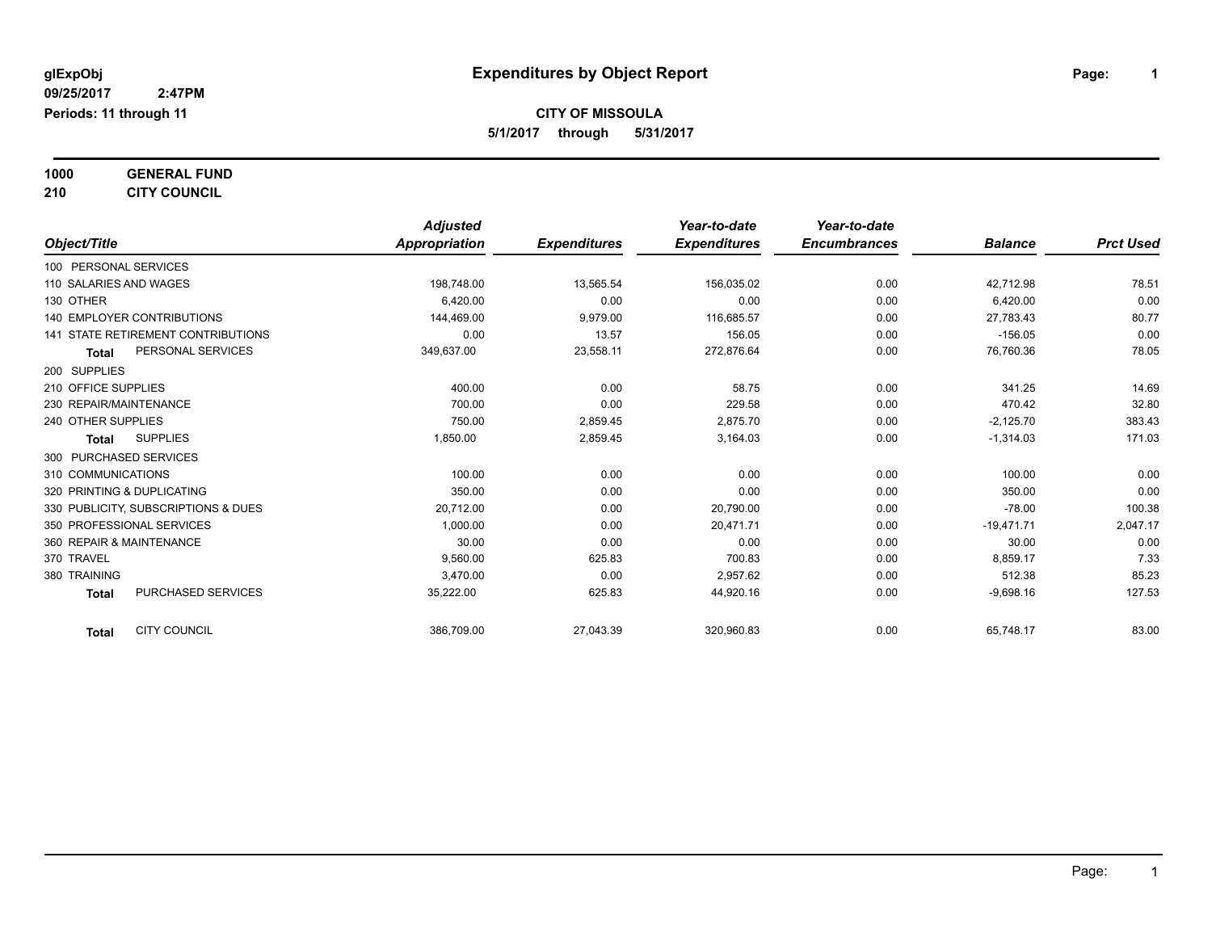**glExpObj**
**09/25/2017 2:47PM**
**Periods: 11 through 11**

# Expenditures by Object Report

**CITY OF MISSOULA**
**5/1/2017 through 5/31/2017**

**1000 GENERAL FUND**
**210 CITY COUNCIL**

| Object/Title | Adjusted Appropriation | Expenditures | Year-to-date Expenditures | Year-to-date Encumbrances | Balance | Prct Used |
|---|---|---|---|---|---|---|
| 100 PERSONAL SERVICES | | | | | | |
| 110 SALARIES AND WAGES | 198,748.00 | 13,565.54 | 156,035.02 | 0.00 | 42,712.98 | 78.51 |
| 130 OTHER | 6,420.00 | 0.00 | 0.00 | 0.00 | 6,420.00 | 0.00 |
| 140 EMPLOYER CONTRIBUTIONS | 144,469.00 | 9,979.00 | 116,685.57 | 0.00 | 27,783.43 | 80.77 |
| 141 STATE RETIREMENT CONTRIBUTIONS | 0.00 | 13.57 | 156.05 | 0.00 | -156.05 | 0.00 |
| **Total** PERSONAL SERVICES | 349,637.00 | 23,558.11 | 272,876.64 | 0.00 | 76,760.36 | 78.05 |
| 200 SUPPLIES | | | | | | |
| 210 OFFICE SUPPLIES | 400.00 | 0.00 | 58.75 | 0.00 | 341.25 | 14.69 |
| 230 REPAIR/MAINTENANCE | 700.00 | 0.00 | 229.58 | 0.00 | 470.42 | 32.80 |
| 240 OTHER SUPPLIES | 750.00 | 2,859.45 | 2,875.70 | 0.00 | -2,125.70 | 383.43 |
| **Total** SUPPLIES | 1,850.00 | 2,859.45 | 3,164.03 | 0.00 | -1,314.03 | 171.03 |
| 300 PURCHASED SERVICES | | | | | | |
| 310 COMMUNICATIONS | 100.00 | 0.00 | 0.00 | 0.00 | 100.00 | 0.00 |
| 320 PRINTING & DUPLICATING | 350.00 | 0.00 | 0.00 | 0.00 | 350.00 | 0.00 |
| 330 PUBLICITY, SUBSCRIPTIONS & DUES | 20,712.00 | 0.00 | 20,790.00 | 0.00 | -78.00 | 100.38 |
| 350 PROFESSIONAL SERVICES | 1,000.00 | 0.00 | 20,471.71 | 0.00 | -19,471.71 | 2,047.17 |
| 360 REPAIR & MAINTENANCE | 30.00 | 0.00 | 0.00 | 0.00 | 30.00 | 0.00 |
| 370 TRAVEL | 9,560.00 | 625.83 | 700.83 | 0.00 | 8,859.17 | 7.33 |
| 380 TRAINING | 3,470.00 | 0.00 | 2,957.62 | 0.00 | 512.38 | 85.23 |
| **Total** PURCHASED SERVICES | 35,222.00 | 625.83 | 44,920.16 | 0.00 | -9,698.16 | 127.53 |
| **Total** CITY COUNCIL | 386,709.00 | 27,043.39 | 320,960.83 | 0.00 | 65,748.17 | 83.00 |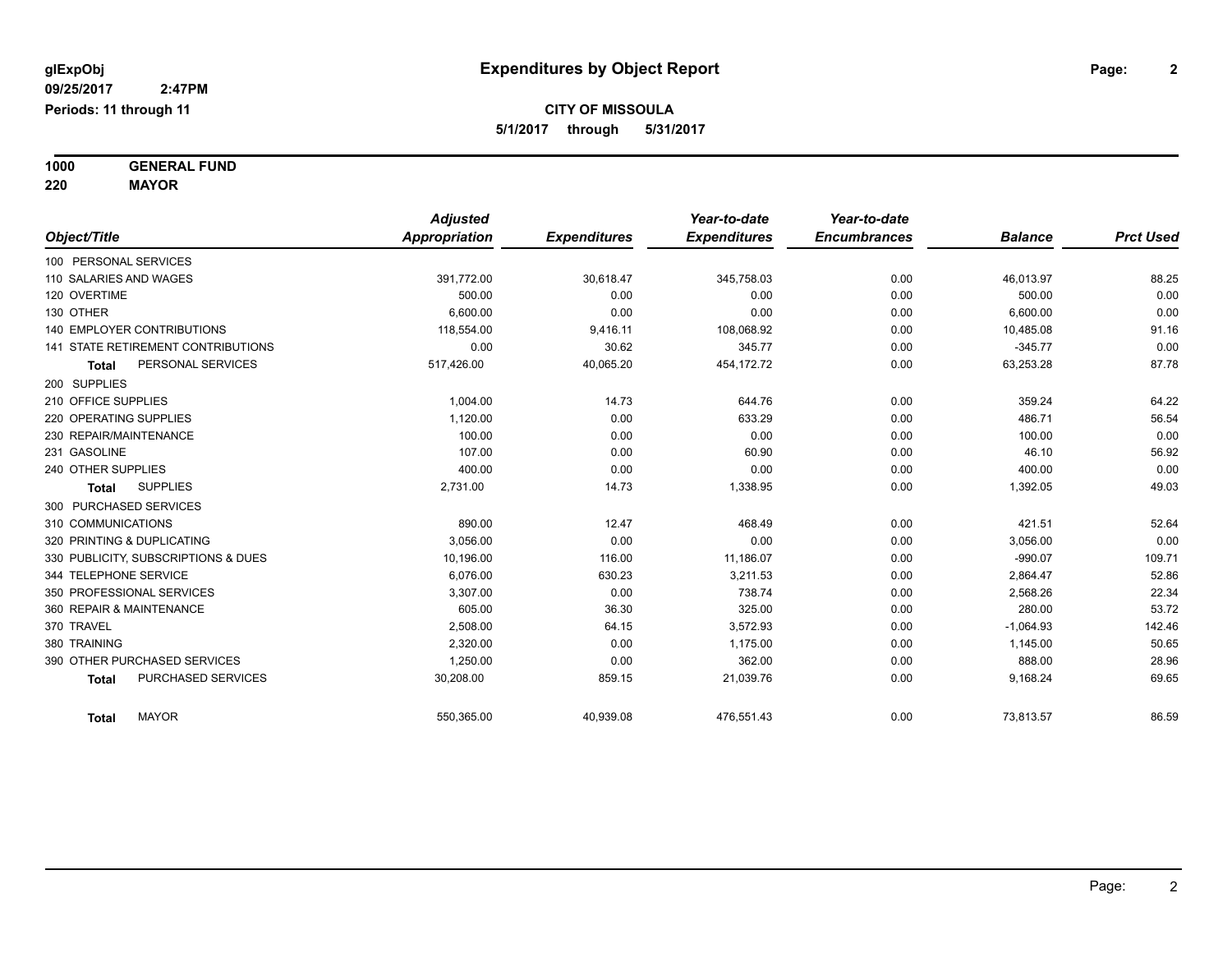**glExpObj**
**09/25/2017 2:47PM**
**Periods: 11 through 11**

# Expenditures by Object Report

## CITY OF MISSOULA

**5/1/2017 through 5/31/2017**

**1000 GENERAL FUND**
**220 MAYOR**

| Object/Title | Adjusted Appropriation | Expenditures | Year-to-date Expenditures | Year-to-date Encumbrances | Balance | Prct Used |
|---|---|---|---|---|---|---|
| 100 PERSONAL SERVICES | | | | | | |
| 110 SALARIES AND WAGES | 391,772.00 | 30,618.47 | 345,758.03 | 0.00 | 46,013.97 | 88.25 |
| 120 OVERTIME | 500.00 | 0.00 | 0.00 | 0.00 | 500.00 | 0.00 |
| 130 OTHER | 6,600.00 | 0.00 | 0.00 | 0.00 | 6,600.00 | 0.00 |
| 140 EMPLOYER CONTRIBUTIONS | 118,554.00 | 9,416.11 | 108,068.92 | 0.00 | 10,485.08 | 91.16 |
| 141 STATE RETIREMENT CONTRIBUTIONS | 0.00 | 30.62 | 345.77 | 0.00 | -345.77 | 0.00 |
| **Total** PERSONAL SERVICES | 517,426.00 | 40,065.20 | 454,172.72 | 0.00 | 63,253.28 | 87.78 |
| 200 SUPPLIES | | | | | | |
| 210 OFFICE SUPPLIES | 1,004.00 | 14.73 | 644.76 | 0.00 | 359.24 | 64.22 |
| 220 OPERATING SUPPLIES | 1,120.00 | 0.00 | 633.29 | 0.00 | 486.71 | 56.54 |
| 230 REPAIR/MAINTENANCE | 100.00 | 0.00 | 0.00 | 0.00 | 100.00 | 0.00 |
| 231 GASOLINE | 107.00 | 0.00 | 60.90 | 0.00 | 46.10 | 56.92 |
| 240 OTHER SUPPLIES | 400.00 | 0.00 | 0.00 | 0.00 | 400.00 | 0.00 |
| **Total** SUPPLIES | 2,731.00 | 14.73 | 1,338.95 | 0.00 | 1,392.05 | 49.03 |
| 300 PURCHASED SERVICES | | | | | | |
| 310 COMMUNICATIONS | 890.00 | 12.47 | 468.49 | 0.00 | 421.51 | 52.64 |
| 320 PRINTING & DUPLICATING | 3,056.00 | 0.00 | 0.00 | 0.00 | 3,056.00 | 0.00 |
| 330 PUBLICITY, SUBSCRIPTIONS & DUES | 10,196.00 | 116.00 | 11,186.07 | 0.00 | -990.07 | 109.71 |
| 344 TELEPHONE SERVICE | 6,076.00 | 630.23 | 3,211.53 | 0.00 | 2,864.47 | 52.86 |
| 350 PROFESSIONAL SERVICES | 3,307.00 | 0.00 | 738.74 | 0.00 | 2,568.26 | 22.34 |
| 360 REPAIR & MAINTENANCE | 605.00 | 36.30 | 325.00 | 0.00 | 280.00 | 53.72 |
| 370 TRAVEL | 2,508.00 | 64.15 | 3,572.93 | 0.00 | -1,064.93 | 142.46 |
| 380 TRAINING | 2,320.00 | 0.00 | 1,175.00 | 0.00 | 1,145.00 | 50.65 |
| 390 OTHER PURCHASED SERVICES | 1,250.00 | 0.00 | 362.00 | 0.00 | 888.00 | 28.96 |
| **Total** PURCHASED SERVICES | 30,208.00 | 859.15 | 21,039.76 | 0.00 | 9,168.24 | 69.65 |
| **Total** MAYOR | 550,365.00 | 40,939.08 | 476,551.43 | 0.00 | 73,813.57 | 86.59 |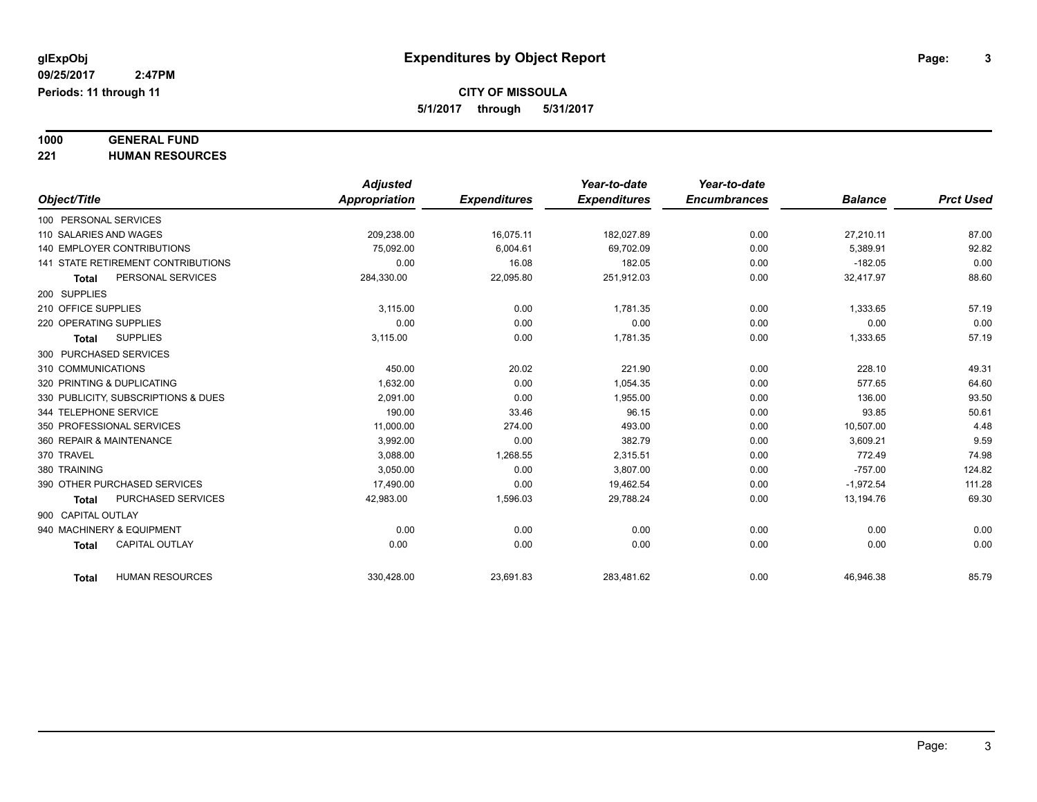**glExpObj** | **Expenditures by Object Report**

**09/25/2017 2:47PM**

**Periods: 11 through 11**

**CITY OF MISSOULA**

**5/1/2017 through 5/31/2017**

**1000 GENERAL FUND**

**221 HUMAN RESOURCES**

| Object/Title | Adjusted Appropriation | Expenditures | Year-to-date Expenditures | Year-to-date Encumbrances | Balance | Prct Used |
|---|---|---|---|---|---|---|
| 100 PERSONAL SERVICES | | | | | | |
| 110 SALARIES AND WAGES | 209,238.00 | 16,075.11 | 182,027.89 | 0.00 | 27,210.11 | 87.00 |
| 140 EMPLOYER CONTRIBUTIONS | 75,092.00 | 6,004.61 | 69,702.09 | 0.00 | 5,389.91 | 92.82 |
| 141 STATE RETIREMENT CONTRIBUTIONS | 0.00 | 16.08 | 182.05 | 0.00 | -182.05 | 0.00 |
| **Total** PERSONAL SERVICES | 284,330.00 | 22,095.80 | 251,912.03 | 0.00 | 32,417.97 | 88.60 |
| 200 SUPPLIES | | | | | | |
| 210 OFFICE SUPPLIES | 3,115.00 | 0.00 | 1,781.35 | 0.00 | 1,333.65 | 57.19 |
| 220 OPERATING SUPPLIES | 0.00 | 0.00 | 0.00 | 0.00 | 0.00 | 0.00 |
| **Total** SUPPLIES | 3,115.00 | 0.00 | 1,781.35 | 0.00 | 1,333.65 | 57.19 |
| 300 PURCHASED SERVICES | | | | | | |
| 310 COMMUNICATIONS | 450.00 | 20.02 | 221.90 | 0.00 | 228.10 | 49.31 |
| 320 PRINTING & DUPLICATING | 1,632.00 | 0.00 | 1,054.35 | 0.00 | 577.65 | 64.60 |
| 330 PUBLICITY, SUBSCRIPTIONS & DUES | 2,091.00 | 0.00 | 1,955.00 | 0.00 | 136.00 | 93.50 |
| 344 TELEPHONE SERVICE | 190.00 | 33.46 | 96.15 | 0.00 | 93.85 | 50.61 |
| 350 PROFESSIONAL SERVICES | 11,000.00 | 274.00 | 493.00 | 0.00 | 10,507.00 | 4.48 |
| 360 REPAIR & MAINTENANCE | 3,992.00 | 0.00 | 382.79 | 0.00 | 3,609.21 | 9.59 |
| 370 TRAVEL | 3,088.00 | 1,268.55 | 2,315.51 | 0.00 | 772.49 | 74.98 |
| 380 TRAINING | 3,050.00 | 0.00 | 3,807.00 | 0.00 | -757.00 | 124.82 |
| 390 OTHER PURCHASED SERVICES | 17,490.00 | 0.00 | 19,462.54 | 0.00 | -1,972.54 | 111.28 |
| **Total** PURCHASED SERVICES | 42,983.00 | 1,596.03 | 29,788.24 | 0.00 | 13,194.76 | 69.30 |
| 900 CAPITAL OUTLAY | | | | | | |
| 940 MACHINERY & EQUIPMENT | 0.00 | 0.00 | 0.00 | 0.00 | 0.00 | 0.00 |
| **Total** CAPITAL OUTLAY | 0.00 | 0.00 | 0.00 | 0.00 | 0.00 | 0.00 |
| **Total** HUMAN RESOURCES | 330,428.00 | 23,691.83 | 283,481.62 | 0.00 | 46,946.38 | 85.79 |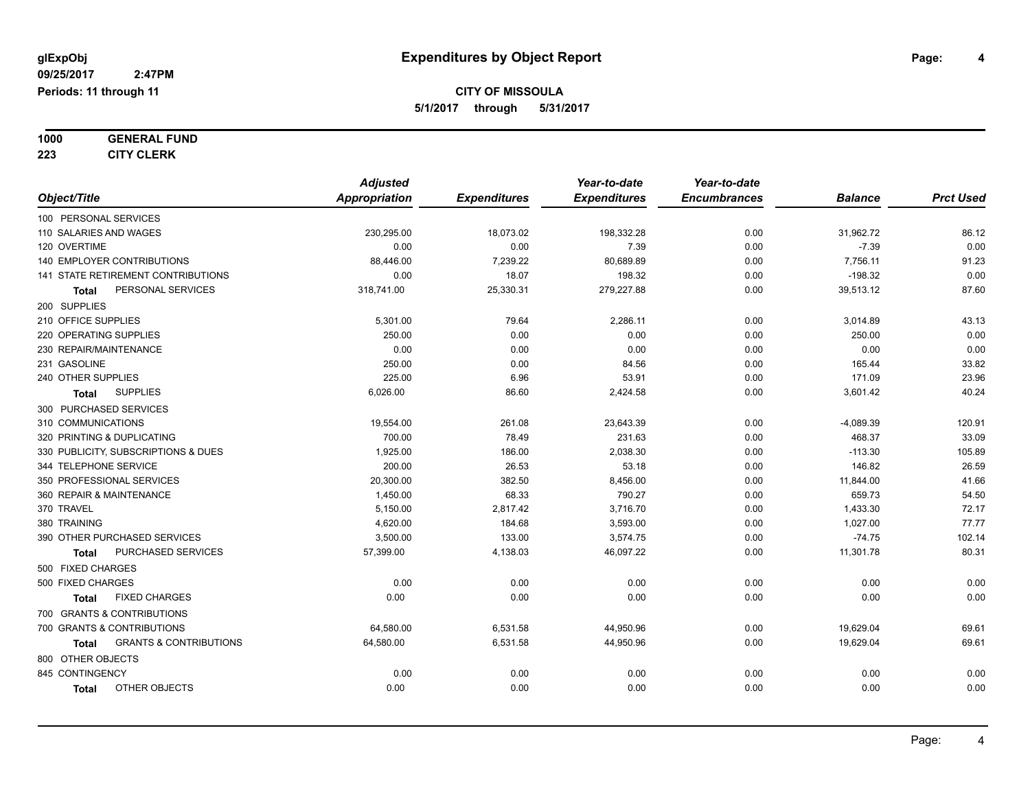# Expenditures by Object Report

glExpObj
09/25/2017 2:47PM
Periods: 11 through 11

**CITY OF MISSOULA**
**5/1/2017 through 5/31/2017**

**1000 GENERAL FUND**
**223 CITY CLERK**

| Object/Title | Adjusted Appropriation | Expenditures | Year-to-date Expenditures | Year-to-date Encumbrances | Balance | Prct Used |
|---|---|---|---|---|---|---|
| 100 PERSONAL SERVICES | | | | | | |
| 110 SALARIES AND WAGES | 230,295.00 | 18,073.02 | 198,332.28 | 0.00 | 31,962.72 | 86.12 |
| 120 OVERTIME | 0.00 | 0.00 | 7.39 | 0.00 | -7.39 | 0.00 |
| 140 EMPLOYER CONTRIBUTIONS | 88,446.00 | 7,239.22 | 80,689.89 | 0.00 | 7,756.11 | 91.23 |
| 141 STATE RETIREMENT CONTRIBUTIONS | 0.00 | 18.07 | 198.32 | 0.00 | -198.32 | 0.00 |
| **Total** PERSONAL SERVICES | 318,741.00 | 25,330.31 | 279,227.88 | 0.00 | 39,513.12 | 87.60 |
| 200 SUPPLIES | | | | | | |
| 210 OFFICE SUPPLIES | 5,301.00 | 79.64 | 2,286.11 | 0.00 | 3,014.89 | 43.13 |
| 220 OPERATING SUPPLIES | 250.00 | 0.00 | 0.00 | 0.00 | 250.00 | 0.00 |
| 230 REPAIR/MAINTENANCE | 0.00 | 0.00 | 0.00 | 0.00 | 0.00 | 0.00 |
| 231 GASOLINE | 250.00 | 0.00 | 84.56 | 0.00 | 165.44 | 33.82 |
| 240 OTHER SUPPLIES | 225.00 | 6.96 | 53.91 | 0.00 | 171.09 | 23.96 |
| **Total** SUPPLIES | 6,026.00 | 86.60 | 2,424.58 | 0.00 | 3,601.42 | 40.24 |
| 300 PURCHASED SERVICES | | | | | | |
| 310 COMMUNICATIONS | 19,554.00 | 261.08 | 23,643.39 | 0.00 | -4,089.39 | 120.91 |
| 320 PRINTING & DUPLICATING | 700.00 | 78.49 | 231.63 | 0.00 | 468.37 | 33.09 |
| 330 PUBLICITY, SUBSCRIPTIONS & DUES | 1,925.00 | 186.00 | 2,038.30 | 0.00 | -113.30 | 105.89 |
| 344 TELEPHONE SERVICE | 200.00 | 26.53 | 53.18 | 0.00 | 146.82 | 26.59 |
| 350 PROFESSIONAL SERVICES | 20,300.00 | 382.50 | 8,456.00 | 0.00 | 11,844.00 | 41.66 |
| 360 REPAIR & MAINTENANCE | 1,450.00 | 68.33 | 790.27 | 0.00 | 659.73 | 54.50 |
| 370 TRAVEL | 5,150.00 | 2,817.42 | 3,716.70 | 0.00 | 1,433.30 | 72.17 |
| 380 TRAINING | 4,620.00 | 184.68 | 3,593.00 | 0.00 | 1,027.00 | 77.77 |
| 390 OTHER PURCHASED SERVICES | 3,500.00 | 133.00 | 3,574.75 | 0.00 | -74.75 | 102.14 |
| **Total** PURCHASED SERVICES | 57,399.00 | 4,138.03 | 46,097.22 | 0.00 | 11,301.78 | 80.31 |
| 500 FIXED CHARGES | | | | | | |
| 500 FIXED CHARGES | 0.00 | 0.00 | 0.00 | 0.00 | 0.00 | 0.00 |
| **Total** FIXED CHARGES | 0.00 | 0.00 | 0.00 | 0.00 | 0.00 | 0.00 |
| 700 GRANTS & CONTRIBUTIONS | | | | | | |
| 700 GRANTS & CONTRIBUTIONS | 64,580.00 | 6,531.58 | 44,950.96 | 0.00 | 19,629.04 | 69.61 |
| **Total** GRANTS & CONTRIBUTIONS | 64,580.00 | 6,531.58 | 44,950.96 | 0.00 | 19,629.04 | 69.61 |
| 800 OTHER OBJECTS | | | | | | |
| 845 CONTINGENCY | 0.00 | 0.00 | 0.00 | 0.00 | 0.00 | 0.00 |
| **Total** OTHER OBJECTS | 0.00 | 0.00 | 0.00 | 0.00 | 0.00 | 0.00 |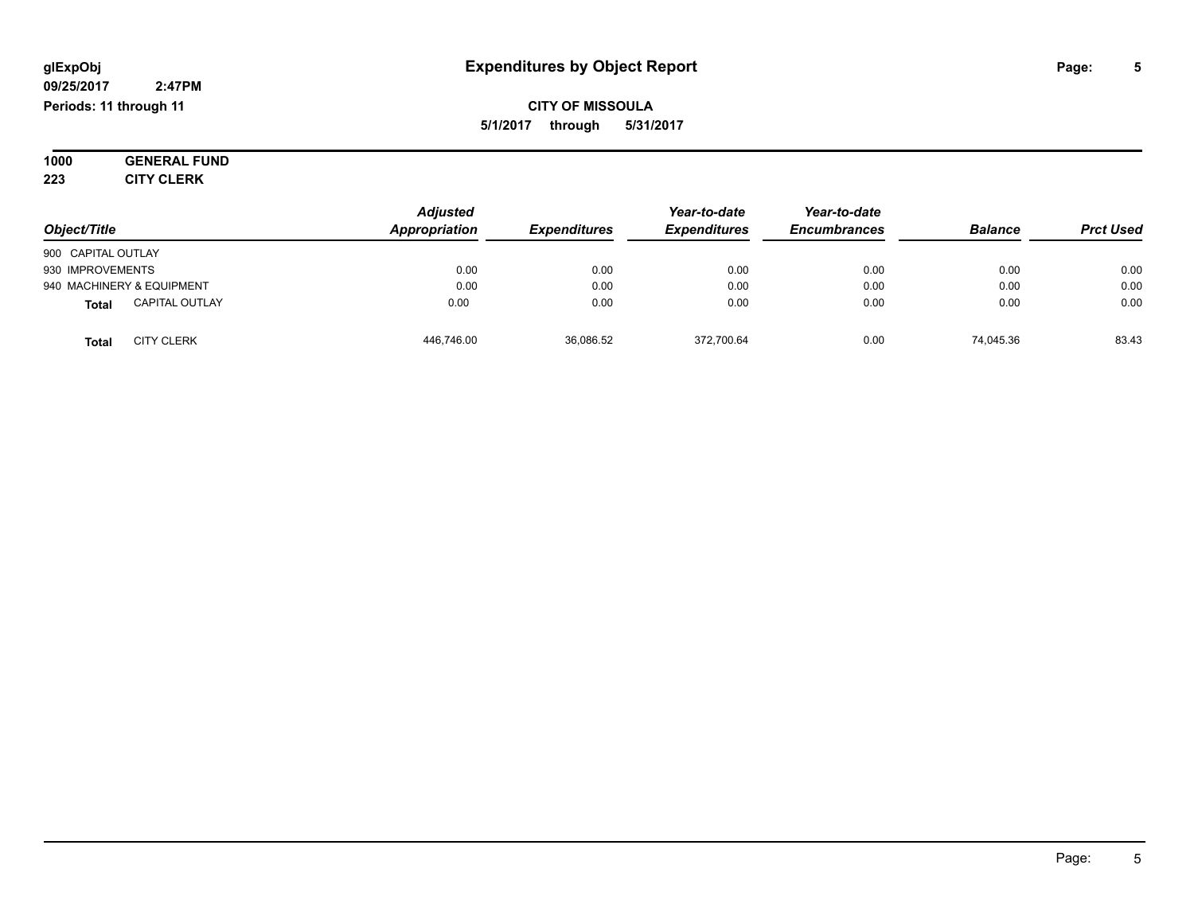**glExpObj** **Expenditures by Object Report**

**09/25/2017 2:47PM**

**Periods: 11 through 11**

**CITY OF MISSOULA**

**5/1/2017 through 5/31/2017**

**1000 GENERAL FUND**

**223 CITY CLERK**

| Object/Title | Adjusted Appropriation | Expenditures | Year-to-date Expenditures | Year-to-date Encumbrances | Balance | Prct Used |
|---|---|---|---|---|---|---|
| 900 CAPITAL OUTLAY | | | | | | |
| 930 IMPROVEMENTS | 0.00 | 0.00 | 0.00 | 0.00 | 0.00 | 0.00 |
| 940 MACHINERY & EQUIPMENT | 0.00 | 0.00 | 0.00 | 0.00 | 0.00 | 0.00 |
| **Total** CAPITAL OUTLAY | 0.00 | 0.00 | 0.00 | 0.00 | 0.00 | 0.00 |
| **Total** CITY CLERK | 446,746.00 | 36,086.52 | 372,700.64 | 0.00 | 74,045.36 | 83.43 |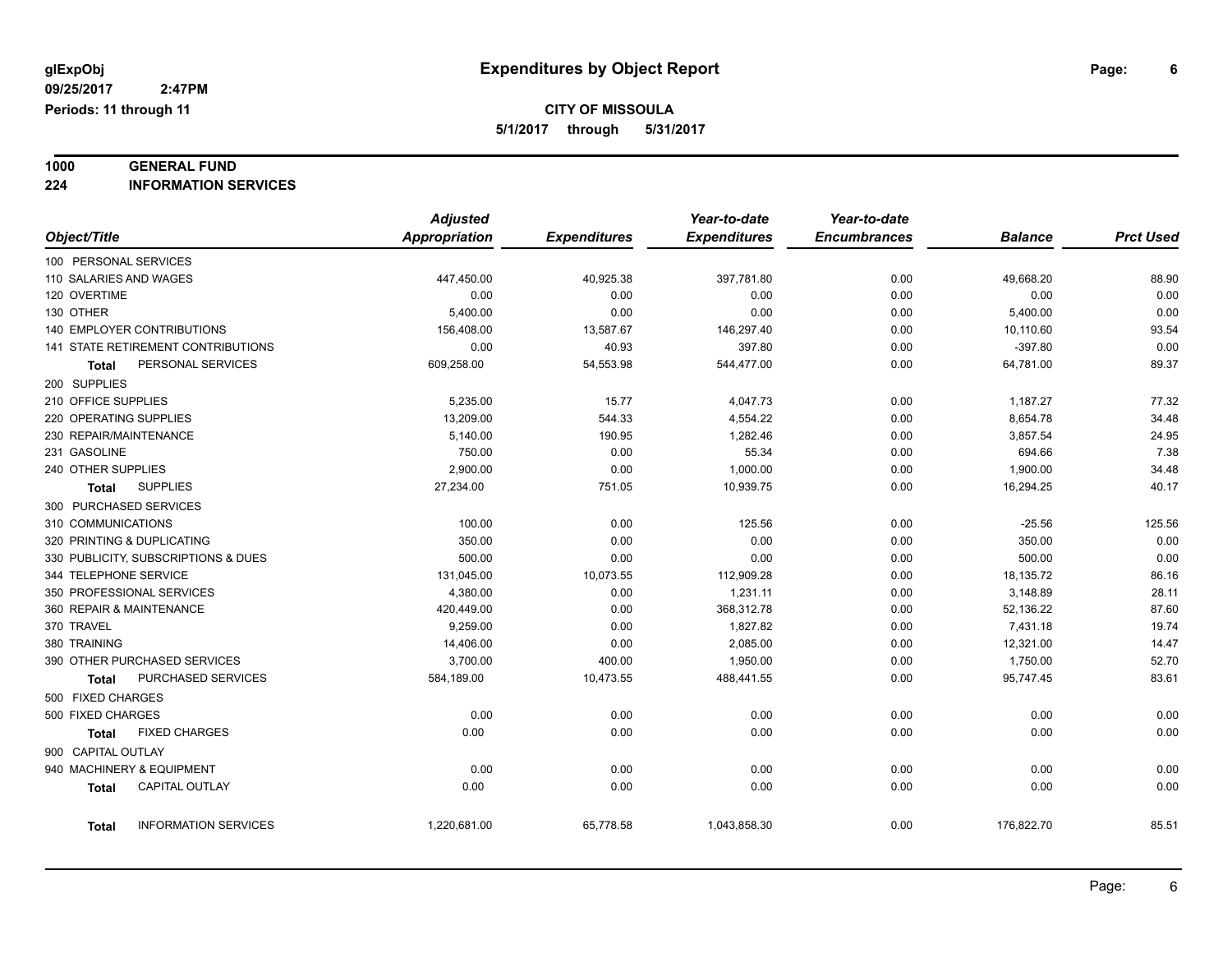**glExpObj** **Expenditures by Object Report**

**09/25/2017 2:47PM**

**Periods: 11 through 11**

**CITY OF MISSOULA**

**5/1/2017 through 5/31/2017**

## 1000 GENERAL FUND

## 224 INFORMATION SERVICES

| Object/Title | Adjusted Appropriation | Expenditures | Year-to-date Expenditures | Year-to-date Encumbrances | Balance | Prct Used |
|---|---|---|---|---|---|---|
| 100 PERSONAL SERVICES | | | | | | |
| 110 SALARIES AND WAGES | 447,450.00 | 40,925.38 | 397,781.80 | 0.00 | 49,668.20 | 88.90 |
| 120 OVERTIME | 0.00 | 0.00 | 0.00 | 0.00 | 0.00 | 0.00 |
| 130 OTHER | 5,400.00 | 0.00 | 0.00 | 0.00 | 5,400.00 | 0.00 |
| 140 EMPLOYER CONTRIBUTIONS | 156,408.00 | 13,587.67 | 146,297.40 | 0.00 | 10,110.60 | 93.54 |
| 141 STATE RETIREMENT CONTRIBUTIONS | 0.00 | 40.93 | 397.80 | 0.00 | -397.80 | 0.00 |
| **Total** PERSONAL SERVICES | 609,258.00 | 54,553.98 | 544,477.00 | 0.00 | 64,781.00 | 89.37 |
| 200 SUPPLIES | | | | | | |
| 210 OFFICE SUPPLIES | 5,235.00 | 15.77 | 4,047.73 | 0.00 | 1,187.27 | 77.32 |
| 220 OPERATING SUPPLIES | 13,209.00 | 544.33 | 4,554.22 | 0.00 | 8,654.78 | 34.48 |
| 230 REPAIR/MAINTENANCE | 5,140.00 | 190.95 | 1,282.46 | 0.00 | 3,857.54 | 24.95 |
| 231 GASOLINE | 750.00 | 0.00 | 55.34 | 0.00 | 694.66 | 7.38 |
| 240 OTHER SUPPLIES | 2,900.00 | 0.00 | 1,000.00 | 0.00 | 1,900.00 | 34.48 |
| **Total** SUPPLIES | 27,234.00 | 751.05 | 10,939.75 | 0.00 | 16,294.25 | 40.17 |
| 300 PURCHASED SERVICES | | | | | | |
| 310 COMMUNICATIONS | 100.00 | 0.00 | 125.56 | 0.00 | -25.56 | 125.56 |
| 320 PRINTING & DUPLICATING | 350.00 | 0.00 | 0.00 | 0.00 | 350.00 | 0.00 |
| 330 PUBLICITY, SUBSCRIPTIONS & DUES | 500.00 | 0.00 | 0.00 | 0.00 | 500.00 | 0.00 |
| 344 TELEPHONE SERVICE | 131,045.00 | 10,073.55 | 112,909.28 | 0.00 | 18,135.72 | 86.16 |
| 350 PROFESSIONAL SERVICES | 4,380.00 | 0.00 | 1,231.11 | 0.00 | 3,148.89 | 28.11 |
| 360 REPAIR & MAINTENANCE | 420,449.00 | 0.00 | 368,312.78 | 0.00 | 52,136.22 | 87.60 |
| 370 TRAVEL | 9,259.00 | 0.00 | 1,827.82 | 0.00 | 7,431.18 | 19.74 |
| 380 TRAINING | 14,406.00 | 0.00 | 2,085.00 | 0.00 | 12,321.00 | 14.47 |
| 390 OTHER PURCHASED SERVICES | 3,700.00 | 400.00 | 1,950.00 | 0.00 | 1,750.00 | 52.70 |
| **Total** PURCHASED SERVICES | 584,189.00 | 10,473.55 | 488,441.55 | 0.00 | 95,747.45 | 83.61 |
| 500 FIXED CHARGES | | | | | | |
| 500 FIXED CHARGES | 0.00 | 0.00 | 0.00 | 0.00 | 0.00 | 0.00 |
| **Total** FIXED CHARGES | 0.00 | 0.00 | 0.00 | 0.00 | 0.00 | 0.00 |
| 900 CAPITAL OUTLAY | | | | | | |
| 940 MACHINERY & EQUIPMENT | 0.00 | 0.00 | 0.00 | 0.00 | 0.00 | 0.00 |
| **Total** CAPITAL OUTLAY | 0.00 | 0.00 | 0.00 | 0.00 | 0.00 | 0.00 |
| **Total** INFORMATION SERVICES | 1,220,681.00 | 65,778.58 | 1,043,858.30 | 0.00 | 176,822.70 | 85.51 |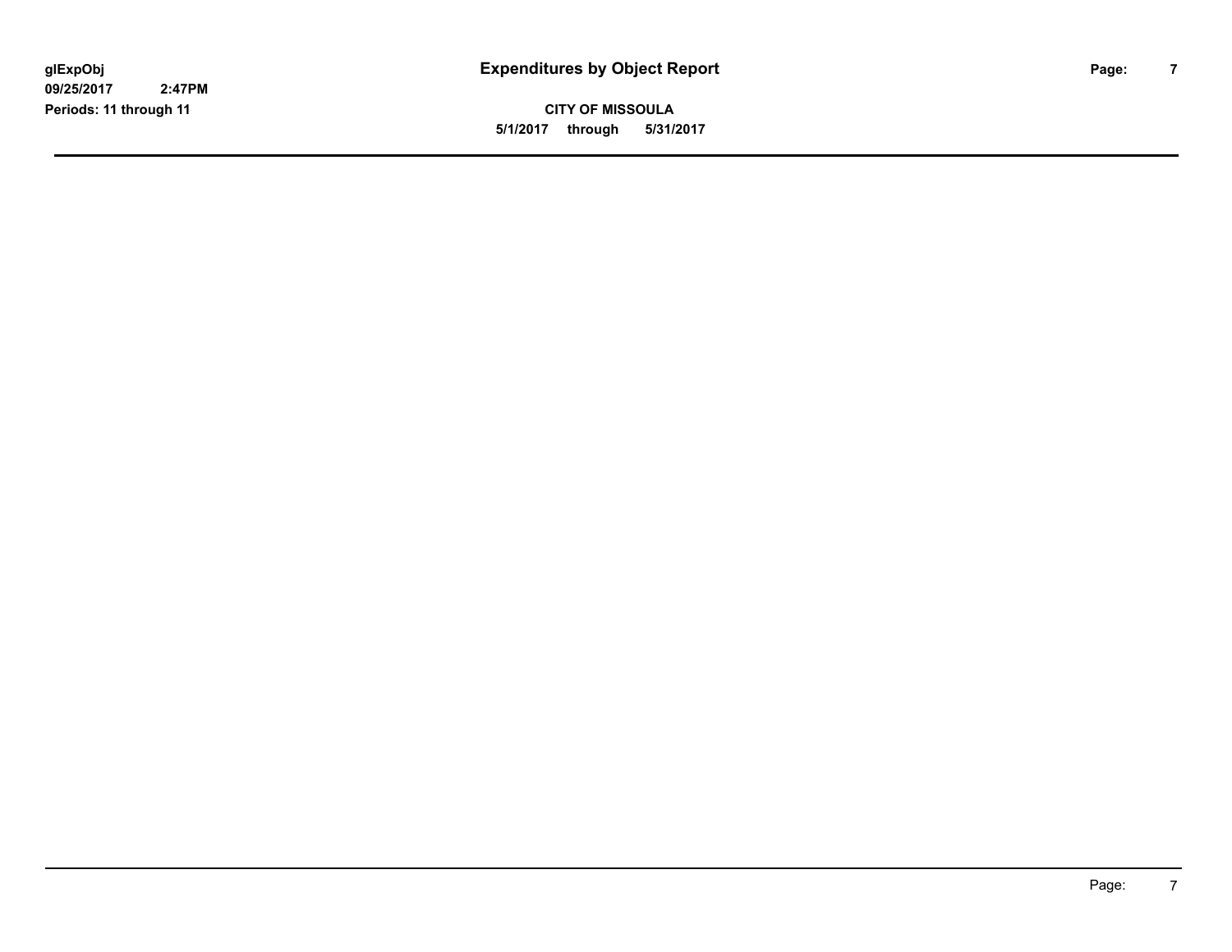glExpObj
09/25/2017 2:47PM
Periods: 11 through 11

# Expenditures by Object Report

CITY OF MISSOULA

5/1/2017 through 5/31/2017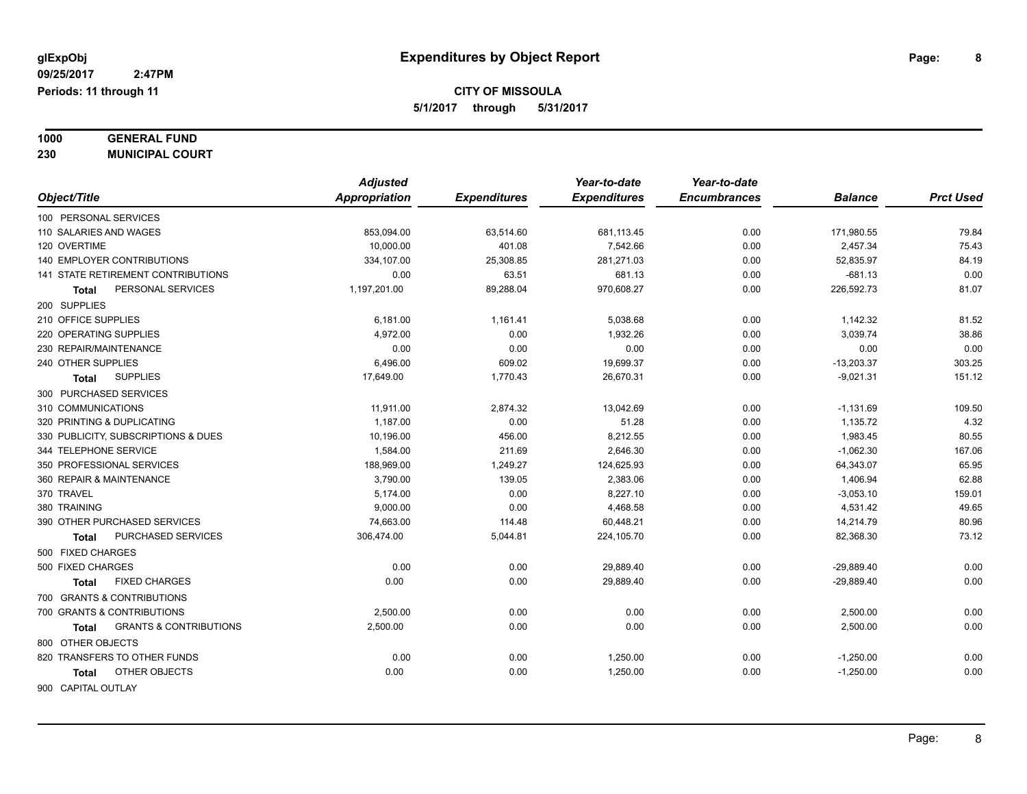glExpObj
09/25/2017 2:47PM
Periods: 11 through 11

# Expenditures by Object Report

**CITY OF MISSOULA**
**5/1/2017 through 5/31/2017**

**1000 GENERAL FUND**
**230 MUNICIPAL COURT**

| Object/Title | Adjusted Appropriation | Expenditures | Year-to-date Expenditures | Year-to-date Encumbrances | Balance | Prct Used |
|---|---|---|---|---|---|---|
| 100 PERSONAL SERVICES | | | | | | |
| 110 SALARIES AND WAGES | 853,094.00 | 63,514.60 | 681,113.45 | 0.00 | 171,980.55 | 79.84 |
| 120 OVERTIME | 10,000.00 | 401.08 | 7,542.66 | 0.00 | 2,457.34 | 75.43 |
| 140 EMPLOYER CONTRIBUTIONS | 334,107.00 | 25,308.85 | 281,271.03 | 0.00 | 52,835.97 | 84.19 |
| 141 STATE RETIREMENT CONTRIBUTIONS | 0.00 | 63.51 | 681.13 | 0.00 | -681.13 | 0.00 |
| **Total** PERSONAL SERVICES | 1,197,201.00 | 89,288.04 | 970,608.27 | 0.00 | 226,592.73 | 81.07 |
| 200 SUPPLIES | | | | | | |
| 210 OFFICE SUPPLIES | 6,181.00 | 1,161.41 | 5,038.68 | 0.00 | 1,142.32 | 81.52 |
| 220 OPERATING SUPPLIES | 4,972.00 | 0.00 | 1,932.26 | 0.00 | 3,039.74 | 38.86 |
| 230 REPAIR/MAINTENANCE | 0.00 | 0.00 | 0.00 | 0.00 | 0.00 | 0.00 |
| 240 OTHER SUPPLIES | 6,496.00 | 609.02 | 19,699.37 | 0.00 | -13,203.37 | 303.25 |
| **Total** SUPPLIES | 17,649.00 | 1,770.43 | 26,670.31 | 0.00 | -9,021.31 | 151.12 |
| 300 PURCHASED SERVICES | | | | | | |
| 310 COMMUNICATIONS | 11,911.00 | 2,874.32 | 13,042.69 | 0.00 | -1,131.69 | 109.50 |
| 320 PRINTING & DUPLICATING | 1,187.00 | 0.00 | 51.28 | 0.00 | 1,135.72 | 4.32 |
| 330 PUBLICITY, SUBSCRIPTIONS & DUES | 10,196.00 | 456.00 | 8,212.55 | 0.00 | 1,983.45 | 80.55 |
| 344 TELEPHONE SERVICE | 1,584.00 | 211.69 | 2,646.30 | 0.00 | -1,062.30 | 167.06 |
| 350 PROFESSIONAL SERVICES | 188,969.00 | 1,249.27 | 124,625.93 | 0.00 | 64,343.07 | 65.95 |
| 360 REPAIR & MAINTENANCE | 3,790.00 | 139.05 | 2,383.06 | 0.00 | 1,406.94 | 62.88 |
| 370 TRAVEL | 5,174.00 | 0.00 | 8,227.10 | 0.00 | -3,053.10 | 159.01 |
| 380 TRAINING | 9,000.00 | 0.00 | 4,468.58 | 0.00 | 4,531.42 | 49.65 |
| 390 OTHER PURCHASED SERVICES | 74,663.00 | 114.48 | 60,448.21 | 0.00 | 14,214.79 | 80.96 |
| **Total** PURCHASED SERVICES | 306,474.00 | 5,044.81 | 224,105.70 | 0.00 | 82,368.30 | 73.12 |
| 500 FIXED CHARGES | | | | | | |
| 500 FIXED CHARGES | 0.00 | 0.00 | 29,889.40 | 0.00 | -29,889.40 | 0.00 |
| **Total** FIXED CHARGES | 0.00 | 0.00 | 29,889.40 | 0.00 | -29,889.40 | 0.00 |
| 700 GRANTS & CONTRIBUTIONS | | | | | | |
| 700 GRANTS & CONTRIBUTIONS | 2,500.00 | 0.00 | 0.00 | 0.00 | 2,500.00 | 0.00 |
| **Total** GRANTS & CONTRIBUTIONS | 2,500.00 | 0.00 | 0.00 | 0.00 | 2,500.00 | 0.00 |
| 800 OTHER OBJECTS | | | | | | |
| 820 TRANSFERS TO OTHER FUNDS | 0.00 | 0.00 | 1,250.00 | 0.00 | -1,250.00 | 0.00 |
| **Total** OTHER OBJECTS | 0.00 | 0.00 | 1,250.00 | 0.00 | -1,250.00 | 0.00 |
| 900 CAPITAL OUTLAY | | | | | | |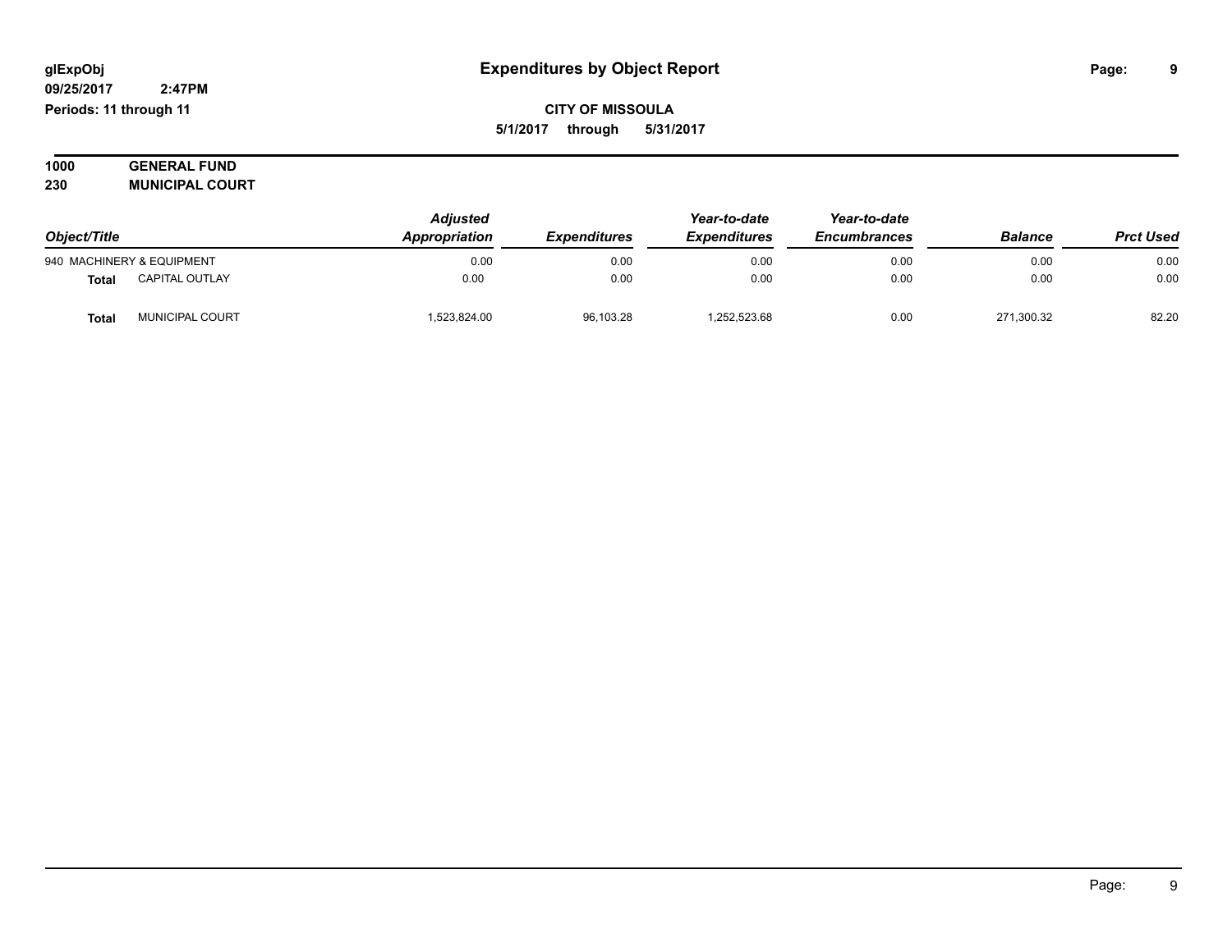# Expenditures by Object Report

glExpObj
09/25/2017 2:47PM
Periods: 11 through 11

**CITY OF MISSOULA**
**5/1/2017 through 5/31/2017**

**1000 GENERAL FUND**
**230 MUNICIPAL COURT**

| Object/Title | | Adjusted Appropriation | Expenditures | Year-to-date Expenditures | Year-to-date Encumbrances | Balance | Prct Used |
|---|---|---|---|---|---|---|---|
| 940 MACHINERY & EQUIPMENT | | 0.00 | 0.00 | 0.00 | 0.00 | 0.00 | 0.00 |
| **Total** | CAPITAL OUTLAY | 0.00 | 0.00 | 0.00 | 0.00 | 0.00 | 0.00 |
| **Total** | MUNICIPAL COURT | 1,523,824.00 | 96,103.28 | 1,252,523.68 | 0.00 | 271,300.32 | 82.20 |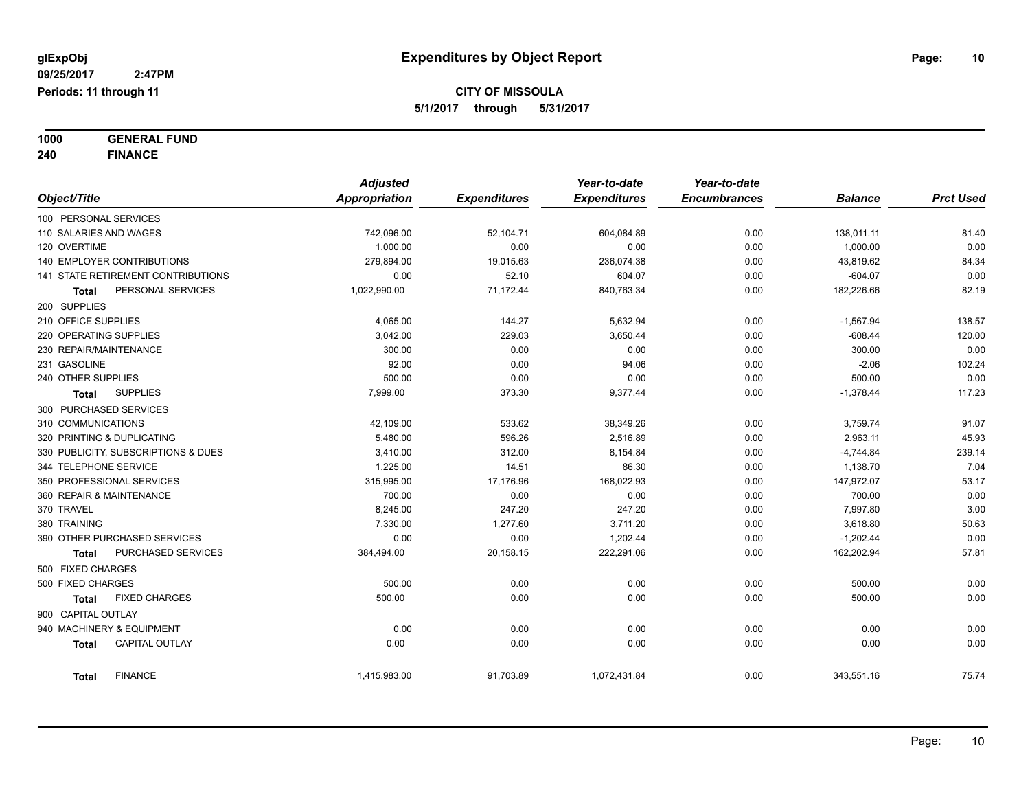glExpObj
09/25/2017 2:47PM
Periods: 11 through 11

# Expenditures by Object Report

**CITY OF MISSOULA**
**5/1/2017 through 5/31/2017**

**1000 GENERAL FUND**
**240 FINANCE**

| Object/Title | Adjusted Appropriation | Expenditures | Year-to-date Expenditures | Year-to-date Encumbrances | Balance | Prct Used |
|---|---|---|---|---|---|---|
| 100 PERSONAL SERVICES | | | | | | |
| 110 SALARIES AND WAGES | 742,096.00 | 52,104.71 | 604,084.89 | 0.00 | 138,011.11 | 81.40 |
| 120 OVERTIME | 1,000.00 | 0.00 | 0.00 | 0.00 | 1,000.00 | 0.00 |
| 140 EMPLOYER CONTRIBUTIONS | 279,894.00 | 19,015.63 | 236,074.38 | 0.00 | 43,819.62 | 84.34 |
| 141 STATE RETIREMENT CONTRIBUTIONS | 0.00 | 52.10 | 604.07 | 0.00 | -604.07 | 0.00 |
| **Total** PERSONAL SERVICES | 1,022,990.00 | 71,172.44 | 840,763.34 | 0.00 | 182,226.66 | 82.19 |
| 200 SUPPLIES | | | | | | |
| 210 OFFICE SUPPLIES | 4,065.00 | 144.27 | 5,632.94 | 0.00 | -1,567.94 | 138.57 |
| 220 OPERATING SUPPLIES | 3,042.00 | 229.03 | 3,650.44 | 0.00 | -608.44 | 120.00 |
| 230 REPAIR/MAINTENANCE | 300.00 | 0.00 | 0.00 | 0.00 | 300.00 | 0.00 |
| 231 GASOLINE | 92.00 | 0.00 | 94.06 | 0.00 | -2.06 | 102.24 |
| 240 OTHER SUPPLIES | 500.00 | 0.00 | 0.00 | 0.00 | 500.00 | 0.00 |
| **Total** SUPPLIES | 7,999.00 | 373.30 | 9,377.44 | 0.00 | -1,378.44 | 117.23 |
| 300 PURCHASED SERVICES | | | | | | |
| 310 COMMUNICATIONS | 42,109.00 | 533.62 | 38,349.26 | 0.00 | 3,759.74 | 91.07 |
| 320 PRINTING & DUPLICATING | 5,480.00 | 596.26 | 2,516.89 | 0.00 | 2,963.11 | 45.93 |
| 330 PUBLICITY, SUBSCRIPTIONS & DUES | 3,410.00 | 312.00 | 8,154.84 | 0.00 | -4,744.84 | 239.14 |
| 344 TELEPHONE SERVICE | 1,225.00 | 14.51 | 86.30 | 0.00 | 1,138.70 | 7.04 |
| 350 PROFESSIONAL SERVICES | 315,995.00 | 17,176.96 | 168,022.93 | 0.00 | 147,972.07 | 53.17 |
| 360 REPAIR & MAINTENANCE | 700.00 | 0.00 | 0.00 | 0.00 | 700.00 | 0.00 |
| 370 TRAVEL | 8,245.00 | 247.20 | 247.20 | 0.00 | 7,997.80 | 3.00 |
| 380 TRAINING | 7,330.00 | 1,277.60 | 3,711.20 | 0.00 | 3,618.80 | 50.63 |
| 390 OTHER PURCHASED SERVICES | 0.00 | 0.00 | 1,202.44 | 0.00 | -1,202.44 | 0.00 |
| **Total** PURCHASED SERVICES | 384,494.00 | 20,158.15 | 222,291.06 | 0.00 | 162,202.94 | 57.81 |
| 500 FIXED CHARGES | | | | | | |
| 500 FIXED CHARGES | 500.00 | 0.00 | 0.00 | 0.00 | 500.00 | 0.00 |
| **Total** FIXED CHARGES | 500.00 | 0.00 | 0.00 | 0.00 | 500.00 | 0.00 |
| 900 CAPITAL OUTLAY | | | | | | |
| 940 MACHINERY & EQUIPMENT | 0.00 | 0.00 | 0.00 | 0.00 | 0.00 | 0.00 |
| **Total** CAPITAL OUTLAY | 0.00 | 0.00 | 0.00 | 0.00 | 0.00 | 0.00 |
| **Total** FINANCE | 1,415,983.00 | 91,703.89 | 1,072,431.84 | 0.00 | 343,551.16 | 75.74 |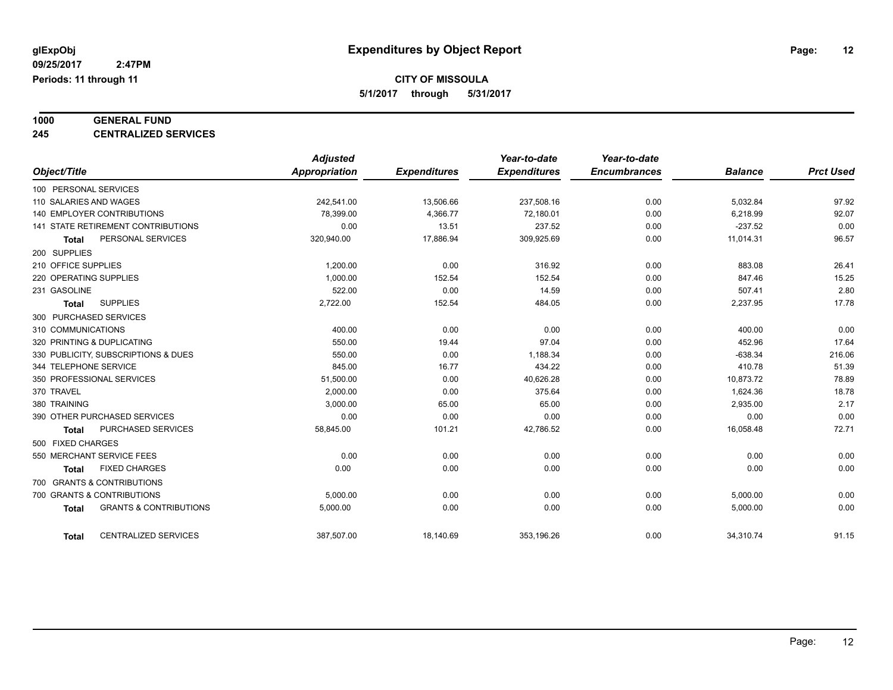**glExpObj**
**09/25/2017 2:47PM**
**Periods: 11 through 11**

# Expenditures by Object Report

**CITY OF MISSOULA**
**5/1/2017 through 5/31/2017**

**1000 GENERAL FUND**
**245 CENTRALIZED SERVICES**

| Object/Title | Adjusted Appropriation | Expenditures | Year-to-date Expenditures | Year-to-date Encumbrances | Balance | Prct Used |
|---|---|---|---|---|---|---|
| 100 PERSONAL SERVICES | | | | | | |
| 110 SALARIES AND WAGES | 242,541.00 | 13,506.66 | 237,508.16 | 0.00 | 5,032.84 | 97.92 |
| 140 EMPLOYER CONTRIBUTIONS | 78,399.00 | 4,366.77 | 72,180.01 | 0.00 | 6,218.99 | 92.07 |
| 141 STATE RETIREMENT CONTRIBUTIONS | 0.00 | 13.51 | 237.52 | 0.00 | -237.52 | 0.00 |
| **Total** PERSONAL SERVICES | 320,940.00 | 17,886.94 | 309,925.69 | 0.00 | 11,014.31 | 96.57 |
| 200 SUPPLIES | | | | | | |
| 210 OFFICE SUPPLIES | 1,200.00 | 0.00 | 316.92 | 0.00 | 883.08 | 26.41 |
| 220 OPERATING SUPPLIES | 1,000.00 | 152.54 | 152.54 | 0.00 | 847.46 | 15.25 |
| 231 GASOLINE | 522.00 | 0.00 | 14.59 | 0.00 | 507.41 | 2.80 |
| **Total** SUPPLIES | 2,722.00 | 152.54 | 484.05 | 0.00 | 2,237.95 | 17.78 |
| 300 PURCHASED SERVICES | | | | | | |
| 310 COMMUNICATIONS | 400.00 | 0.00 | 0.00 | 0.00 | 400.00 | 0.00 |
| 320 PRINTING & DUPLICATING | 550.00 | 19.44 | 97.04 | 0.00 | 452.96 | 17.64 |
| 330 PUBLICITY, SUBSCRIPTIONS & DUES | 550.00 | 0.00 | 1,188.34 | 0.00 | -638.34 | 216.06 |
| 344 TELEPHONE SERVICE | 845.00 | 16.77 | 434.22 | 0.00 | 410.78 | 51.39 |
| 350 PROFESSIONAL SERVICES | 51,500.00 | 0.00 | 40,626.28 | 0.00 | 10,873.72 | 78.89 |
| 370 TRAVEL | 2,000.00 | 0.00 | 375.64 | 0.00 | 1,624.36 | 18.78 |
| 380 TRAINING | 3,000.00 | 65.00 | 65.00 | 0.00 | 2,935.00 | 2.17 |
| 390 OTHER PURCHASED SERVICES | 0.00 | 0.00 | 0.00 | 0.00 | 0.00 | 0.00 |
| **Total** PURCHASED SERVICES | 58,845.00 | 101.21 | 42,786.52 | 0.00 | 16,058.48 | 72.71 |
| 500 FIXED CHARGES | | | | | | |
| 550 MERCHANT SERVICE FEES | 0.00 | 0.00 | 0.00 | 0.00 | 0.00 | 0.00 |
| **Total** FIXED CHARGES | 0.00 | 0.00 | 0.00 | 0.00 | 0.00 | 0.00 |
| 700 GRANTS & CONTRIBUTIONS | | | | | | |
| 700 GRANTS & CONTRIBUTIONS | 5,000.00 | 0.00 | 0.00 | 0.00 | 5,000.00 | 0.00 |
| **Total** GRANTS & CONTRIBUTIONS | 5,000.00 | 0.00 | 0.00 | 0.00 | 5,000.00 | 0.00 |
| **Total** CENTRALIZED SERVICES | 387,507.00 | 18,140.69 | 353,196.26 | 0.00 | 34,310.74 | 91.15 |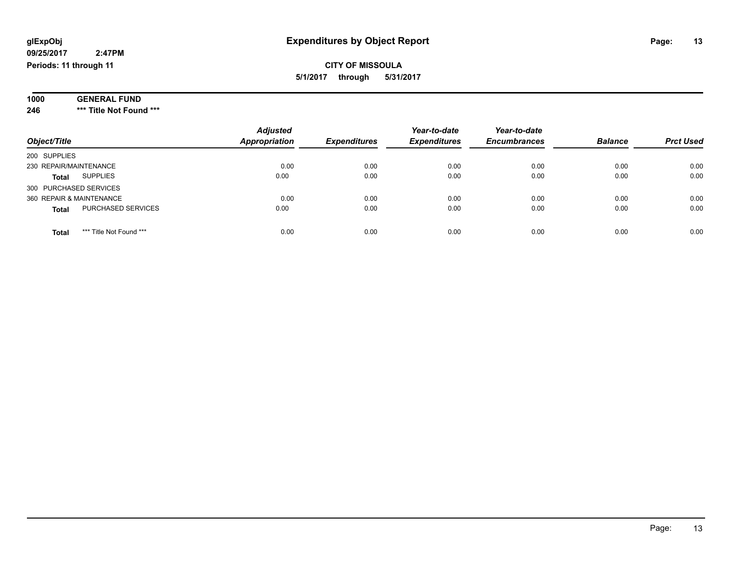**glExpObj** | **Expenditures by Object Report**

**09/25/2017 2:47PM**

**Periods: 11 through 11**

**CITY OF MISSOULA**

**5/1/2017 through 5/31/2017**

**1000 GENERAL FUND**

**246 *** Title Not Found *****

| Object/Title | Adjusted Appropriation | Expenditures | Year-to-date Expenditures | Year-to-date Encumbrances | Balance | Prct Used |
|---|---|---|---|---|---|---|
| 200 SUPPLIES | | | | | | |
| 230 REPAIR/MAINTENANCE | 0.00 | 0.00 | 0.00 | 0.00 | 0.00 | 0.00 |
| **Total** SUPPLIES | 0.00 | 0.00 | 0.00 | 0.00 | 0.00 | 0.00 |
| 300 PURCHASED SERVICES | | | | | | |
| 360 REPAIR & MAINTENANCE | 0.00 | 0.00 | 0.00 | 0.00 | 0.00 | 0.00 |
| **Total** PURCHASED SERVICES | 0.00 | 0.00 | 0.00 | 0.00 | 0.00 | 0.00 |
| **Total** *** Title Not Found *** | 0.00 | 0.00 | 0.00 | 0.00 | 0.00 | 0.00 |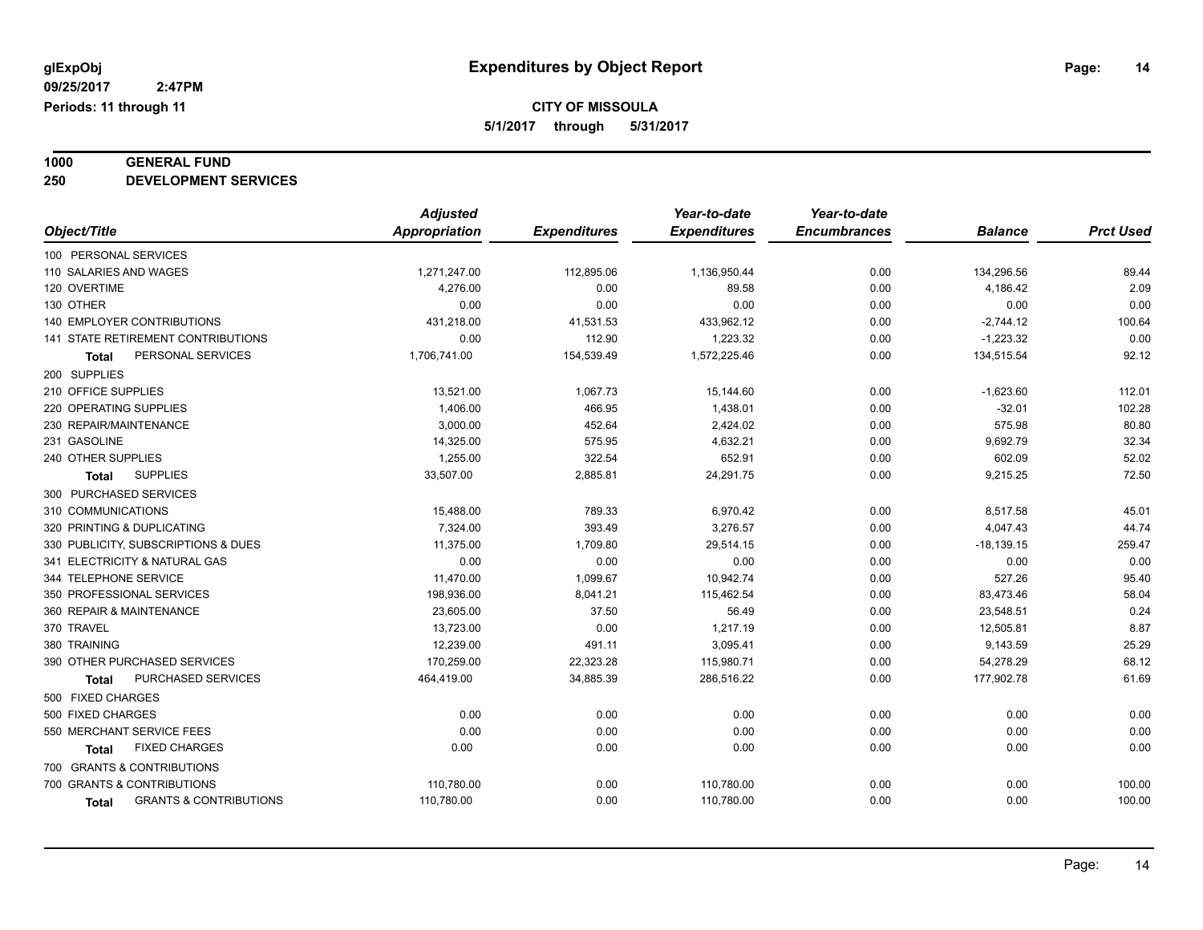glExpObj
09/25/2017 2:47PM
Periods: 11 through 11

# Expenditures by Object Report

**CITY OF MISSOULA**

**5/1/2017 through 5/31/2017**

**1000 GENERAL FUND**

**250 DEVELOPMENT SERVICES**

| Object/Title | Adjusted Appropriation | Expenditures | Year-to-date Expenditures | Year-to-date Encumbrances | Balance | Prct Used |
|---|---|---|---|---|---|---|
| 100 PERSONAL SERVICES | | | | | | |
| 110 SALARIES AND WAGES | 1,271,247.00 | 112,895.06 | 1,136,950.44 | 0.00 | 134,296.56 | 89.44 |
| 120 OVERTIME | 4,276.00 | 0.00 | 89.58 | 0.00 | 4,186.42 | 2.09 |
| 130 OTHER | 0.00 | 0.00 | 0.00 | 0.00 | 0.00 | 0.00 |
| 140 EMPLOYER CONTRIBUTIONS | 431,218.00 | 41,531.53 | 433,962.12 | 0.00 | -2,744.12 | 100.64 |
| 141 STATE RETIREMENT CONTRIBUTIONS | 0.00 | 112.90 | 1,223.32 | 0.00 | -1,223.32 | 0.00 |
| **Total** PERSONAL SERVICES | 1,706,741.00 | 154,539.49 | 1,572,225.46 | 0.00 | 134,515.54 | 92.12 |
| 200 SUPPLIES | | | | | | |
| 210 OFFICE SUPPLIES | 13,521.00 | 1,067.73 | 15,144.60 | 0.00 | -1,623.60 | 112.01 |
| 220 OPERATING SUPPLIES | 1,406.00 | 466.95 | 1,438.01 | 0.00 | -32.01 | 102.28 |
| 230 REPAIR/MAINTENANCE | 3,000.00 | 452.64 | 2,424.02 | 0.00 | 575.98 | 80.80 |
| 231 GASOLINE | 14,325.00 | 575.95 | 4,632.21 | 0.00 | 9,692.79 | 32.34 |
| 240 OTHER SUPPLIES | 1,255.00 | 322.54 | 652.91 | 0.00 | 602.09 | 52.02 |
| **Total** SUPPLIES | 33,507.00 | 2,885.81 | 24,291.75 | 0.00 | 9,215.25 | 72.50 |
| 300 PURCHASED SERVICES | | | | | | |
| 310 COMMUNICATIONS | 15,488.00 | 789.33 | 6,970.42 | 0.00 | 8,517.58 | 45.01 |
| 320 PRINTING & DUPLICATING | 7,324.00 | 393.49 | 3,276.57 | 0.00 | 4,047.43 | 44.74 |
| 330 PUBLICITY, SUBSCRIPTIONS & DUES | 11,375.00 | 1,709.80 | 29,514.15 | 0.00 | -18,139.15 | 259.47 |
| 341 ELECTRICITY & NATURAL GAS | 0.00 | 0.00 | 0.00 | 0.00 | 0.00 | 0.00 |
| 344 TELEPHONE SERVICE | 11,470.00 | 1,099.67 | 10,942.74 | 0.00 | 527.26 | 95.40 |
| 350 PROFESSIONAL SERVICES | 198,936.00 | 8,041.21 | 115,462.54 | 0.00 | 83,473.46 | 58.04 |
| 360 REPAIR & MAINTENANCE | 23,605.00 | 37.50 | 56.49 | 0.00 | 23,548.51 | 0.24 |
| 370 TRAVEL | 13,723.00 | 0.00 | 1,217.19 | 0.00 | 12,505.81 | 8.87 |
| 380 TRAINING | 12,239.00 | 491.11 | 3,095.41 | 0.00 | 9,143.59 | 25.29 |
| 390 OTHER PURCHASED SERVICES | 170,259.00 | 22,323.28 | 115,980.71 | 0.00 | 54,278.29 | 68.12 |
| **Total** PURCHASED SERVICES | 464,419.00 | 34,885.39 | 286,516.22 | 0.00 | 177,902.78 | 61.69 |
| 500 FIXED CHARGES | | | | | | |
| 500 FIXED CHARGES | 0.00 | 0.00 | 0.00 | 0.00 | 0.00 | 0.00 |
| 550 MERCHANT SERVICE FEES | 0.00 | 0.00 | 0.00 | 0.00 | 0.00 | 0.00 |
| **Total** FIXED CHARGES | 0.00 | 0.00 | 0.00 | 0.00 | 0.00 | 0.00 |
| 700 GRANTS & CONTRIBUTIONS | | | | | | |
| 700 GRANTS & CONTRIBUTIONS | 110,780.00 | 0.00 | 110,780.00 | 0.00 | 0.00 | 100.00 |
| **Total** GRANTS & CONTRIBUTIONS | 110,780.00 | 0.00 | 110,780.00 | 0.00 | 0.00 | 100.00 |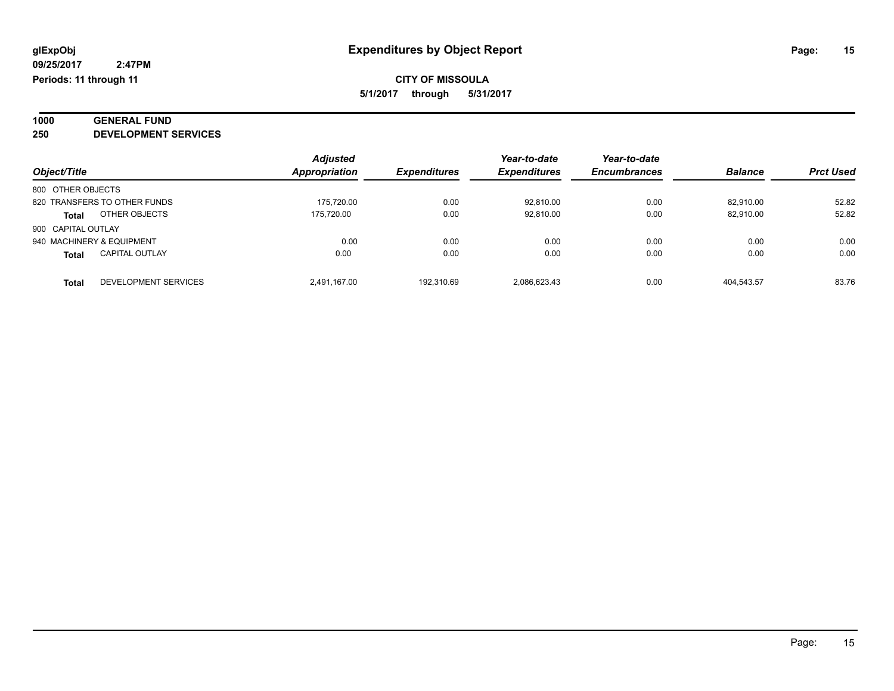glExpObj
09/25/2017 2:47PM
Periods: 11 through 11

# Expenditures by Object Report

**CITY OF MISSOULA**
**5/1/2017 through 5/31/2017**

## 1000 GENERAL FUND
## 250 DEVELOPMENT SERVICES

| Object/Title | Adjusted Appropriation | Expenditures | Year-to-date Expenditures | Year-to-date Encumbrances | Balance | Prct Used |
|---|---|---|---|---|---|---|
| 800 OTHER OBJECTS | | | | | | |
| 820 TRANSFERS TO OTHER FUNDS | 175,720.00 | 0.00 | 92,810.00 | 0.00 | 82,910.00 | 52.82 |
| **Total** OTHER OBJECTS | 175,720.00 | 0.00 | 92,810.00 | 0.00 | 82,910.00 | 52.82 |
| 900 CAPITAL OUTLAY | | | | | | |
| 940 MACHINERY & EQUIPMENT | 0.00 | 0.00 | 0.00 | 0.00 | 0.00 | 0.00 |
| **Total** CAPITAL OUTLAY | 0.00 | 0.00 | 0.00 | 0.00 | 0.00 | 0.00 |
| **Total** DEVELOPMENT SERVICES | 2,491,167.00 | 192,310.69 | 2,086,623.43 | 0.00 | 404,543.57 | 83.76 |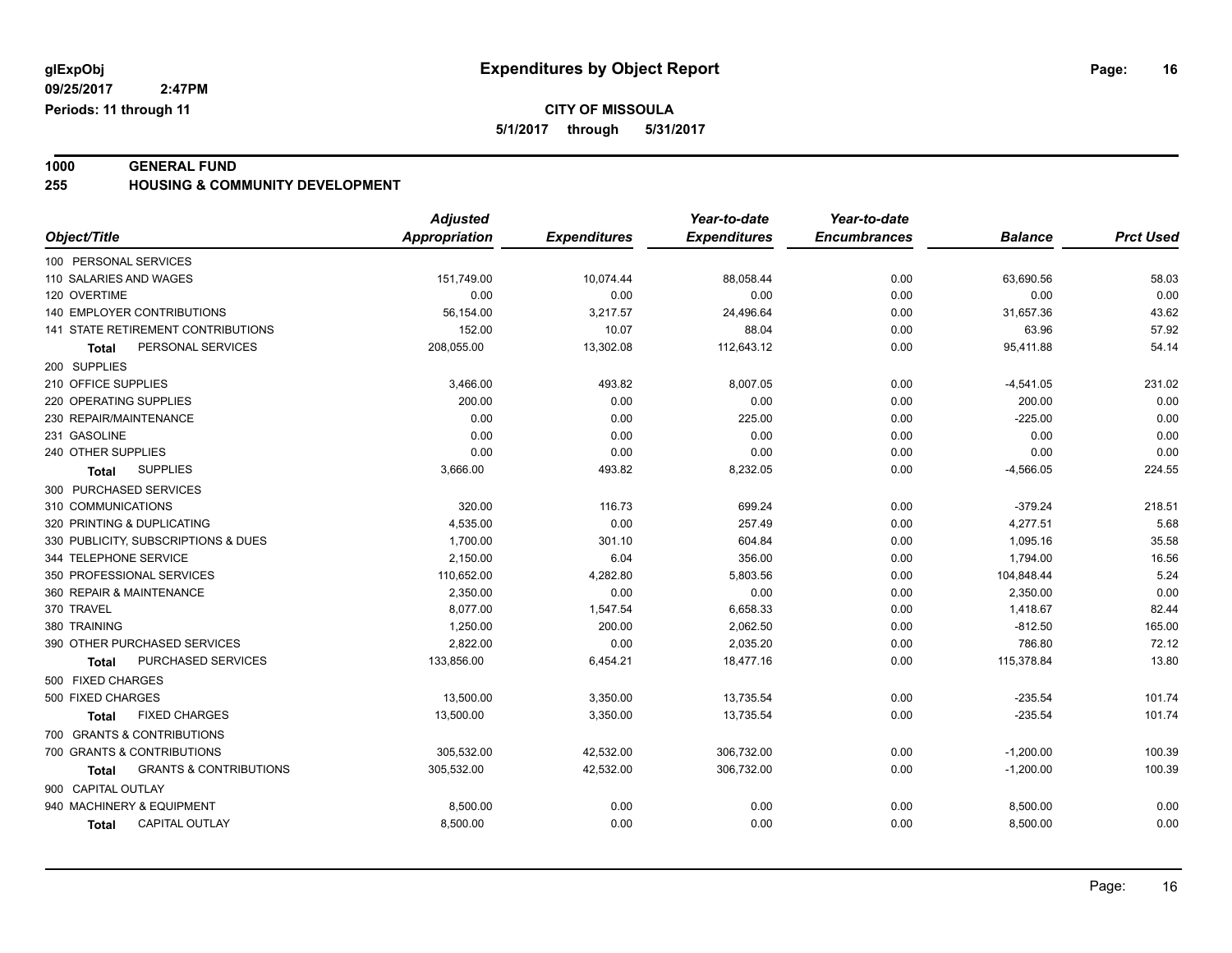# Expenditures by Object Report

glExpObj
09/25/2017 2:47PM
Periods: 11 through 11

**CITY OF MISSOULA**
5/1/2017 through 5/31/2017

## 1000 GENERAL FUND
## 255 HOUSING & COMMUNITY DEVELOPMENT

| Object/Title | Adjusted Appropriation | Expenditures | Year-to-date Expenditures | Year-to-date Encumbrances | Balance | Prct Used |
|---|---|---|---|---|---|---|
| 100 PERSONAL SERVICES | | | | | | |
| 110 SALARIES AND WAGES | 151,749.00 | 10,074.44 | 88,058.44 | 0.00 | 63,690.56 | 58.03 |
| 120 OVERTIME | 0.00 | 0.00 | 0.00 | 0.00 | 0.00 | 0.00 |
| 140 EMPLOYER CONTRIBUTIONS | 56,154.00 | 3,217.57 | 24,496.64 | 0.00 | 31,657.36 | 43.62 |
| 141 STATE RETIREMENT CONTRIBUTIONS | 152.00 | 10.07 | 88.04 | 0.00 | 63.96 | 57.92 |
| **Total** PERSONAL SERVICES | 208,055.00 | 13,302.08 | 112,643.12 | 0.00 | 95,411.88 | 54.14 |
| 200 SUPPLIES | | | | | | |
| 210 OFFICE SUPPLIES | 3,466.00 | 493.82 | 8,007.05 | 0.00 | -4,541.05 | 231.02 |
| 220 OPERATING SUPPLIES | 200.00 | 0.00 | 0.00 | 0.00 | 200.00 | 0.00 |
| 230 REPAIR/MAINTENANCE | 0.00 | 0.00 | 225.00 | 0.00 | -225.00 | 0.00 |
| 231 GASOLINE | 0.00 | 0.00 | 0.00 | 0.00 | 0.00 | 0.00 |
| 240 OTHER SUPPLIES | 0.00 | 0.00 | 0.00 | 0.00 | 0.00 | 0.00 |
| **Total** SUPPLIES | 3,666.00 | 493.82 | 8,232.05 | 0.00 | -4,566.05 | 224.55 |
| 300 PURCHASED SERVICES | | | | | | |
| 310 COMMUNICATIONS | 320.00 | 116.73 | 699.24 | 0.00 | -379.24 | 218.51 |
| 320 PRINTING & DUPLICATING | 4,535.00 | 0.00 | 257.49 | 0.00 | 4,277.51 | 5.68 |
| 330 PUBLICITY, SUBSCRIPTIONS & DUES | 1,700.00 | 301.10 | 604.84 | 0.00 | 1,095.16 | 35.58 |
| 344 TELEPHONE SERVICE | 2,150.00 | 6.04 | 356.00 | 0.00 | 1,794.00 | 16.56 |
| 350 PROFESSIONAL SERVICES | 110,652.00 | 4,282.80 | 5,803.56 | 0.00 | 104,848.44 | 5.24 |
| 360 REPAIR & MAINTENANCE | 2,350.00 | 0.00 | 0.00 | 0.00 | 2,350.00 | 0.00 |
| 370 TRAVEL | 8,077.00 | 1,547.54 | 6,658.33 | 0.00 | 1,418.67 | 82.44 |
| 380 TRAINING | 1,250.00 | 200.00 | 2,062.50 | 0.00 | -812.50 | 165.00 |
| 390 OTHER PURCHASED SERVICES | 2,822.00 | 0.00 | 2,035.20 | 0.00 | 786.80 | 72.12 |
| **Total** PURCHASED SERVICES | 133,856.00 | 6,454.21 | 18,477.16 | 0.00 | 115,378.84 | 13.80 |
| 500 FIXED CHARGES | | | | | | |
| 500 FIXED CHARGES | 13,500.00 | 3,350.00 | 13,735.54 | 0.00 | -235.54 | 101.74 |
| **Total** FIXED CHARGES | 13,500.00 | 3,350.00 | 13,735.54 | 0.00 | -235.54 | 101.74 |
| 700 GRANTS & CONTRIBUTIONS | | | | | | |
| 700 GRANTS & CONTRIBUTIONS | 305,532.00 | 42,532.00 | 306,732.00 | 0.00 | -1,200.00 | 100.39 |
| **Total** GRANTS & CONTRIBUTIONS | 305,532.00 | 42,532.00 | 306,732.00 | 0.00 | -1,200.00 | 100.39 |
| 900 CAPITAL OUTLAY | | | | | | |
| 940 MACHINERY & EQUIPMENT | 8,500.00 | 0.00 | 0.00 | 0.00 | 8,500.00 | 0.00 |
| **Total** CAPITAL OUTLAY | 8,500.00 | 0.00 | 0.00 | 0.00 | 8,500.00 | 0.00 |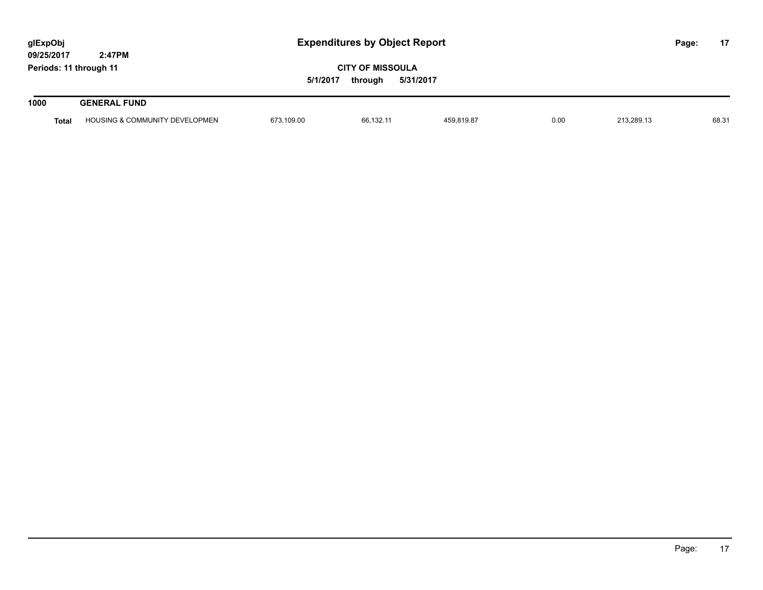**glExpObj**
**09/25/2017 2:47PM**
**Periods: 11 through 11**

# Expenditures by Object Report

**CITY OF MISSOULA**
**5/1/2017 through 5/31/2017**

## 1000 GENERAL FUND

| | | | | | | | |
|---|---|---|---|---|---|---|---|
| **Total** | HOUSING & COMMUNITY DEVELOPMEN | 673,109.00 | 66,132.11 | 459,819.87 | 0.00 | 213,289.13 | 68.31 |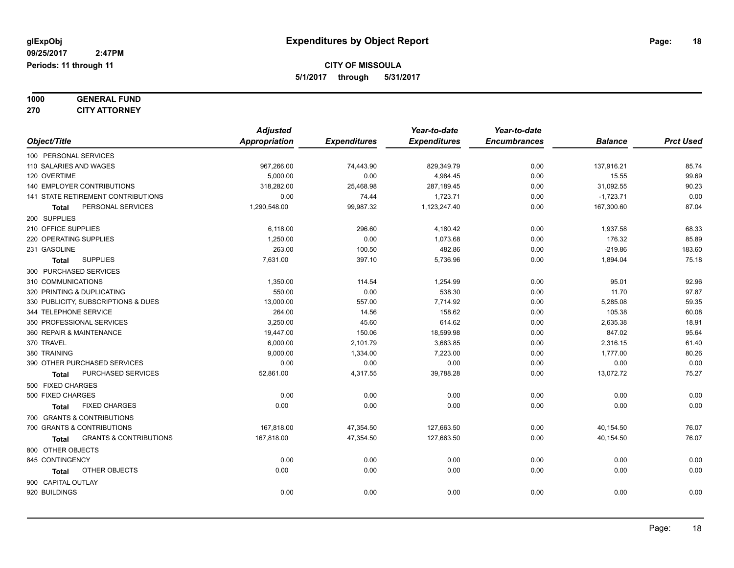glExpObj
09/25/2017 2:47PM
Periods: 11 through 11

# Expenditures by Object Report

**CITY OF MISSOULA**
**5/1/2017 through 5/31/2017**

**1000 GENERAL FUND**
**270 CITY ATTORNEY**

| Object/Title | Adjusted Appropriation | Expenditures | Year-to-date Expenditures | Year-to-date Encumbrances | Balance | Prct Used |
|---|---|---|---|---|---|---|
| 100 PERSONAL SERVICES | | | | | | |
| 110 SALARIES AND WAGES | 967,266.00 | 74,443.90 | 829,349.79 | 0.00 | 137,916.21 | 85.74 |
| 120 OVERTIME | 5,000.00 | 0.00 | 4,984.45 | 0.00 | 15.55 | 99.69 |
| 140 EMPLOYER CONTRIBUTIONS | 318,282.00 | 25,468.98 | 287,189.45 | 0.00 | 31,092.55 | 90.23 |
| 141 STATE RETIREMENT CONTRIBUTIONS | 0.00 | 74.44 | 1,723.71 | 0.00 | -1,723.71 | 0.00 |
| **Total** PERSONAL SERVICES | 1,290,548.00 | 99,987.32 | 1,123,247.40 | 0.00 | 167,300.60 | 87.04 |
| 200 SUPPLIES | | | | | | |
| 210 OFFICE SUPPLIES | 6,118.00 | 296.60 | 4,180.42 | 0.00 | 1,937.58 | 68.33 |
| 220 OPERATING SUPPLIES | 1,250.00 | 0.00 | 1,073.68 | 0.00 | 176.32 | 85.89 |
| 231 GASOLINE | 263.00 | 100.50 | 482.86 | 0.00 | -219.86 | 183.60 |
| **Total** SUPPLIES | 7,631.00 | 397.10 | 5,736.96 | 0.00 | 1,894.04 | 75.18 |
| 300 PURCHASED SERVICES | | | | | | |
| 310 COMMUNICATIONS | 1,350.00 | 114.54 | 1,254.99 | 0.00 | 95.01 | 92.96 |
| 320 PRINTING & DUPLICATING | 550.00 | 0.00 | 538.30 | 0.00 | 11.70 | 97.87 |
| 330 PUBLICITY, SUBSCRIPTIONS & DUES | 13,000.00 | 557.00 | 7,714.92 | 0.00 | 5,285.08 | 59.35 |
| 344 TELEPHONE SERVICE | 264.00 | 14.56 | 158.62 | 0.00 | 105.38 | 60.08 |
| 350 PROFESSIONAL SERVICES | 3,250.00 | 45.60 | 614.62 | 0.00 | 2,635.38 | 18.91 |
| 360 REPAIR & MAINTENANCE | 19,447.00 | 150.06 | 18,599.98 | 0.00 | 847.02 | 95.64 |
| 370 TRAVEL | 6,000.00 | 2,101.79 | 3,683.85 | 0.00 | 2,316.15 | 61.40 |
| 380 TRAINING | 9,000.00 | 1,334.00 | 7,223.00 | 0.00 | 1,777.00 | 80.26 |
| 390 OTHER PURCHASED SERVICES | 0.00 | 0.00 | 0.00 | 0.00 | 0.00 | 0.00 |
| **Total** PURCHASED SERVICES | 52,861.00 | 4,317.55 | 39,788.28 | 0.00 | 13,072.72 | 75.27 |
| 500 FIXED CHARGES | | | | | | |
| 500 FIXED CHARGES | 0.00 | 0.00 | 0.00 | 0.00 | 0.00 | 0.00 |
| **Total** FIXED CHARGES | 0.00 | 0.00 | 0.00 | 0.00 | 0.00 | 0.00 |
| 700 GRANTS & CONTRIBUTIONS | | | | | | |
| 700 GRANTS & CONTRIBUTIONS | 167,818.00 | 47,354.50 | 127,663.50 | 0.00 | 40,154.50 | 76.07 |
| **Total** GRANTS & CONTRIBUTIONS | 167,818.00 | 47,354.50 | 127,663.50 | 0.00 | 40,154.50 | 76.07 |
| 800 OTHER OBJECTS | | | | | | |
| 845 CONTINGENCY | 0.00 | 0.00 | 0.00 | 0.00 | 0.00 | 0.00 |
| **Total** OTHER OBJECTS | 0.00 | 0.00 | 0.00 | 0.00 | 0.00 | 0.00 |
| 900 CAPITAL OUTLAY | | | | | | |
| 920 BUILDINGS | 0.00 | 0.00 | 0.00 | 0.00 | 0.00 | 0.00 |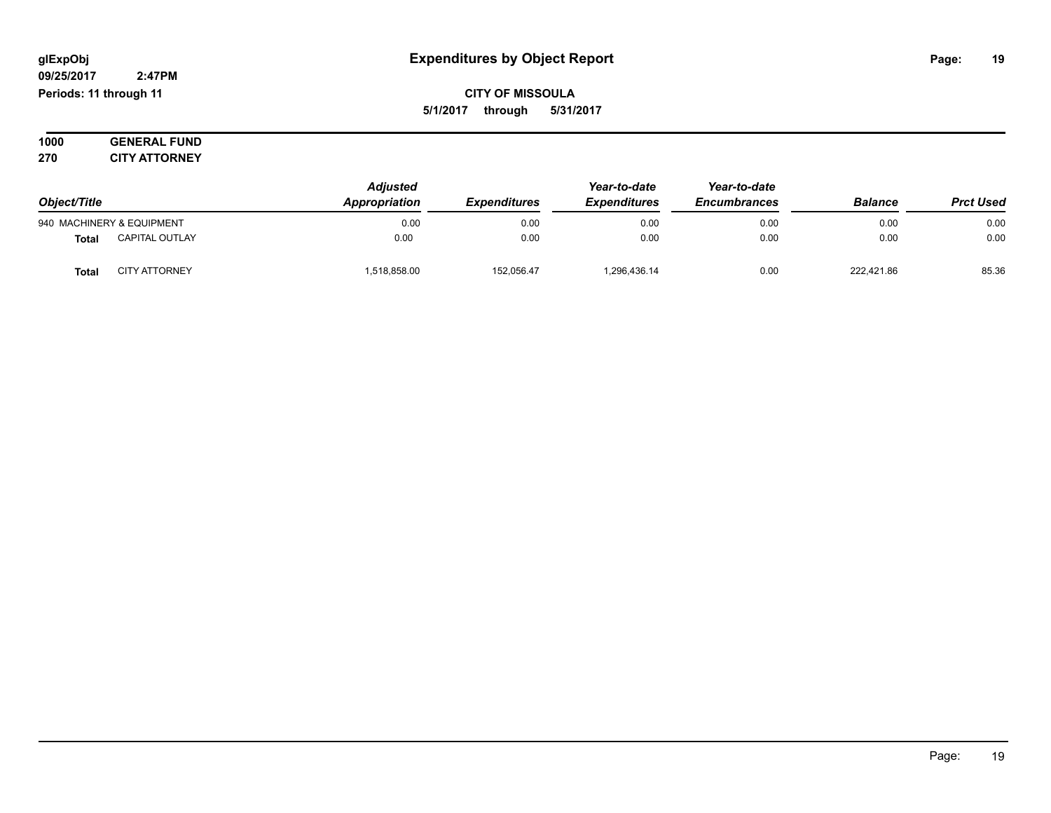# Expenditures by Object Report

glExpObj
09/25/2017 2:47PM
Periods: 11 through 11

**CITY OF MISSOULA**
**5/1/2017 through 5/31/2017**

**1000 GENERAL FUND**
**270 CITY ATTORNEY**

| Object/Title | | Adjusted Appropriation | Expenditures | Year-to-date Expenditures | Year-to-date Encumbrances | Balance | Prct Used |
|---|---|---|---|---|---|---|---|
| 940 MACHINERY & EQUIPMENT | | 0.00 | 0.00 | 0.00 | 0.00 | 0.00 | 0.00 |
| **Total** | CAPITAL OUTLAY | 0.00 | 0.00 | 0.00 | 0.00 | 0.00 | 0.00 |
| **Total** | CITY ATTORNEY | 1,518,858.00 | 152,056.47 | 1,296,436.14 | 0.00 | 222,421.86 | 85.36 |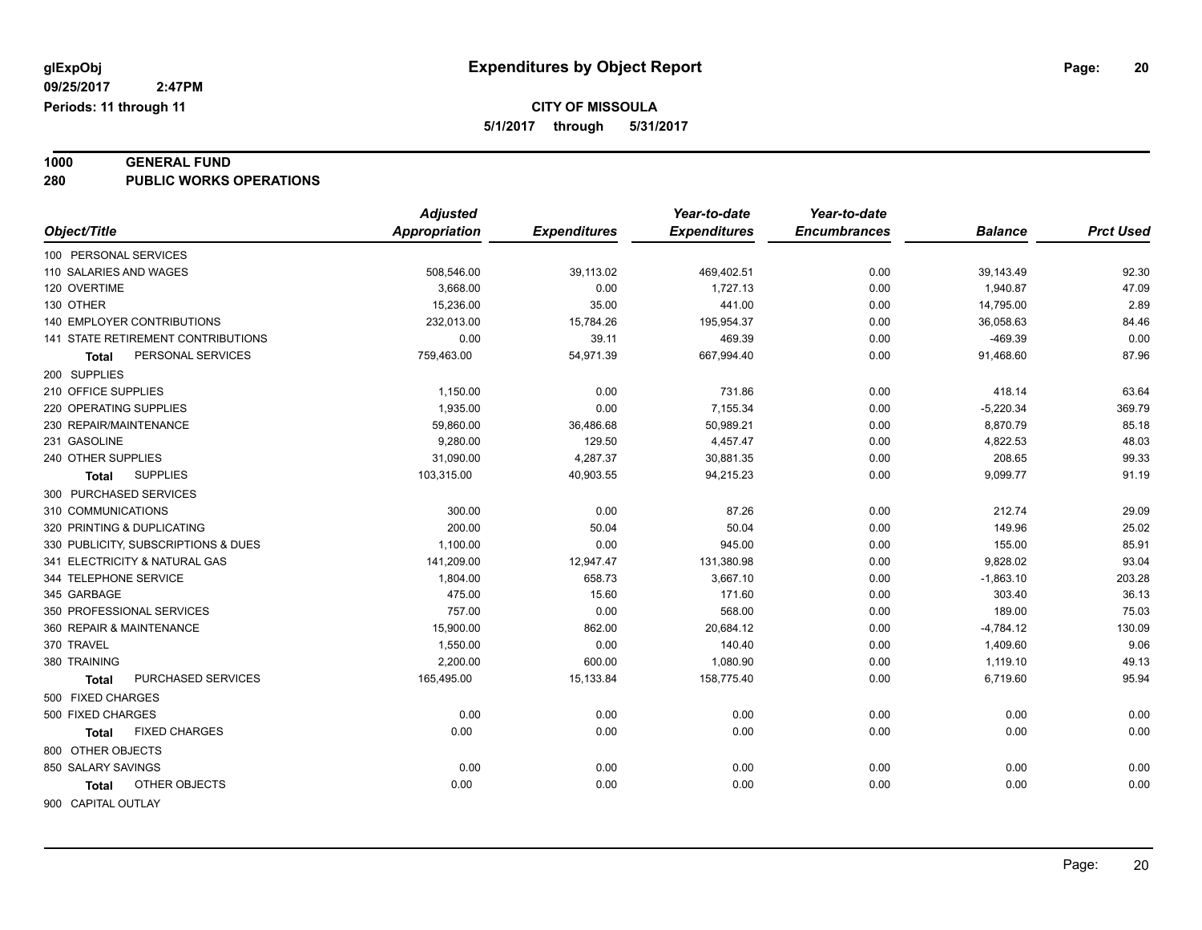glExpObj
09/25/2017 2:47PM
Periods: 11 through 11

# Expenditures by Object Report

**CITY OF MISSOULA**
**5/1/2017 through 5/31/2017**

## 1000 GENERAL FUND
## 280 PUBLIC WORKS OPERATIONS

| Object/Title | Adjusted Appropriation | Expenditures | Year-to-date Expenditures | Year-to-date Encumbrances | Balance | Prct Used |
|---|---|---|---|---|---|---|
| 100 PERSONAL SERVICES | | | | | | |
| 110 SALARIES AND WAGES | 508,546.00 | 39,113.02 | 469,402.51 | 0.00 | 39,143.49 | 92.30 |
| 120 OVERTIME | 3,668.00 | 0.00 | 1,727.13 | 0.00 | 1,940.87 | 47.09 |
| 130 OTHER | 15,236.00 | 35.00 | 441.00 | 0.00 | 14,795.00 | 2.89 |
| 140 EMPLOYER CONTRIBUTIONS | 232,013.00 | 15,784.26 | 195,954.37 | 0.00 | 36,058.63 | 84.46 |
| 141 STATE RETIREMENT CONTRIBUTIONS | 0.00 | 39.11 | 469.39 | 0.00 | -469.39 | 0.00 |
| **Total** PERSONAL SERVICES | 759,463.00 | 54,971.39 | 667,994.40 | 0.00 | 91,468.60 | 87.96 |
| 200 SUPPLIES | | | | | | |
| 210 OFFICE SUPPLIES | 1,150.00 | 0.00 | 731.86 | 0.00 | 418.14 | 63.64 |
| 220 OPERATING SUPPLIES | 1,935.00 | 0.00 | 7,155.34 | 0.00 | -5,220.34 | 369.79 |
| 230 REPAIR/MAINTENANCE | 59,860.00 | 36,486.68 | 50,989.21 | 0.00 | 8,870.79 | 85.18 |
| 231 GASOLINE | 9,280.00 | 129.50 | 4,457.47 | 0.00 | 4,822.53 | 48.03 |
| 240 OTHER SUPPLIES | 31,090.00 | 4,287.37 | 30,881.35 | 0.00 | 208.65 | 99.33 |
| **Total** SUPPLIES | 103,315.00 | 40,903.55 | 94,215.23 | 0.00 | 9,099.77 | 91.19 |
| 300 PURCHASED SERVICES | | | | | | |
| 310 COMMUNICATIONS | 300.00 | 0.00 | 87.26 | 0.00 | 212.74 | 29.09 |
| 320 PRINTING & DUPLICATING | 200.00 | 50.04 | 50.04 | 0.00 | 149.96 | 25.02 |
| 330 PUBLICITY, SUBSCRIPTIONS & DUES | 1,100.00 | 0.00 | 945.00 | 0.00 | 155.00 | 85.91 |
| 341 ELECTRICITY & NATURAL GAS | 141,209.00 | 12,947.47 | 131,380.98 | 0.00 | 9,828.02 | 93.04 |
| 344 TELEPHONE SERVICE | 1,804.00 | 658.73 | 3,667.10 | 0.00 | -1,863.10 | 203.28 |
| 345 GARBAGE | 475.00 | 15.60 | 171.60 | 0.00 | 303.40 | 36.13 |
| 350 PROFESSIONAL SERVICES | 757.00 | 0.00 | 568.00 | 0.00 | 189.00 | 75.03 |
| 360 REPAIR & MAINTENANCE | 15,900.00 | 862.00 | 20,684.12 | 0.00 | -4,784.12 | 130.09 |
| 370 TRAVEL | 1,550.00 | 0.00 | 140.40 | 0.00 | 1,409.60 | 9.06 |
| 380 TRAINING | 2,200.00 | 600.00 | 1,080.90 | 0.00 | 1,119.10 | 49.13 |
| **Total** PURCHASED SERVICES | 165,495.00 | 15,133.84 | 158,775.40 | 0.00 | 6,719.60 | 95.94 |
| 500 FIXED CHARGES | | | | | | |
| 500 FIXED CHARGES | 0.00 | 0.00 | 0.00 | 0.00 | 0.00 | 0.00 |
| **Total** FIXED CHARGES | 0.00 | 0.00 | 0.00 | 0.00 | 0.00 | 0.00 |
| 800 OTHER OBJECTS | | | | | | |
| 850 SALARY SAVINGS | 0.00 | 0.00 | 0.00 | 0.00 | 0.00 | 0.00 |
| **Total** OTHER OBJECTS | 0.00 | 0.00 | 0.00 | 0.00 | 0.00 | 0.00 |
| 900 CAPITAL OUTLAY | | | | | | |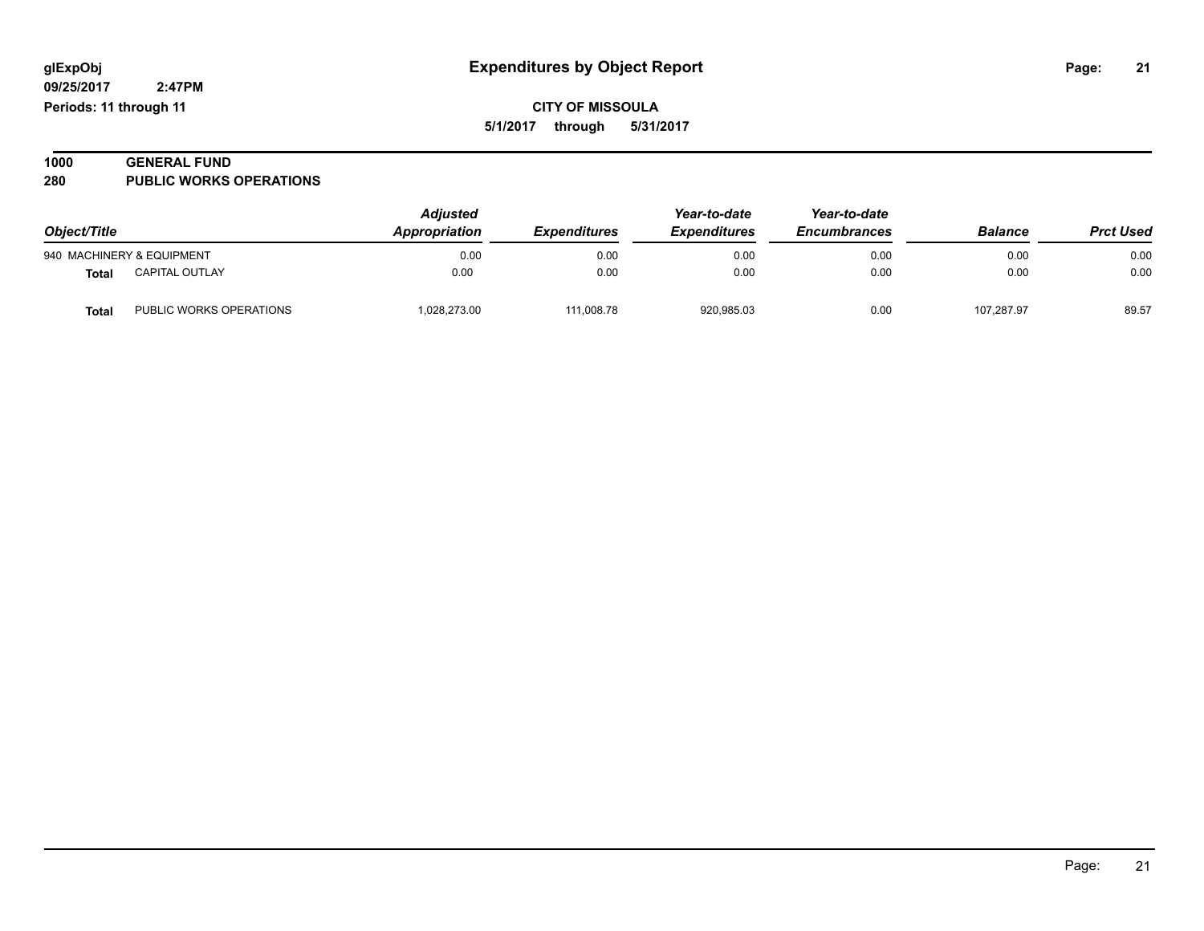# Expenditures by Object Report

glExpObj
09/25/2017 2:47PM
Periods: 11 through 11

**CITY OF MISSOULA**
**5/1/2017 through 5/31/2017**

## 1000 GENERAL FUND
## 280 PUBLIC WORKS OPERATIONS

| Object/Title | | Adjusted Appropriation | Expenditures | Year-to-date Expenditures | Year-to-date Encumbrances | Balance | Prct Used |
|---|---|---|---|---|---|---|---|
| 940 MACHINERY & EQUIPMENT | | 0.00 | 0.00 | 0.00 | 0.00 | 0.00 | 0.00 |
| **Total** | CAPITAL OUTLAY | 0.00 | 0.00 | 0.00 | 0.00 | 0.00 | 0.00 |
| **Total** | PUBLIC WORKS OPERATIONS | 1,028,273.00 | 111,008.78 | 920,985.03 | 0.00 | 107,287.97 | 89.57 |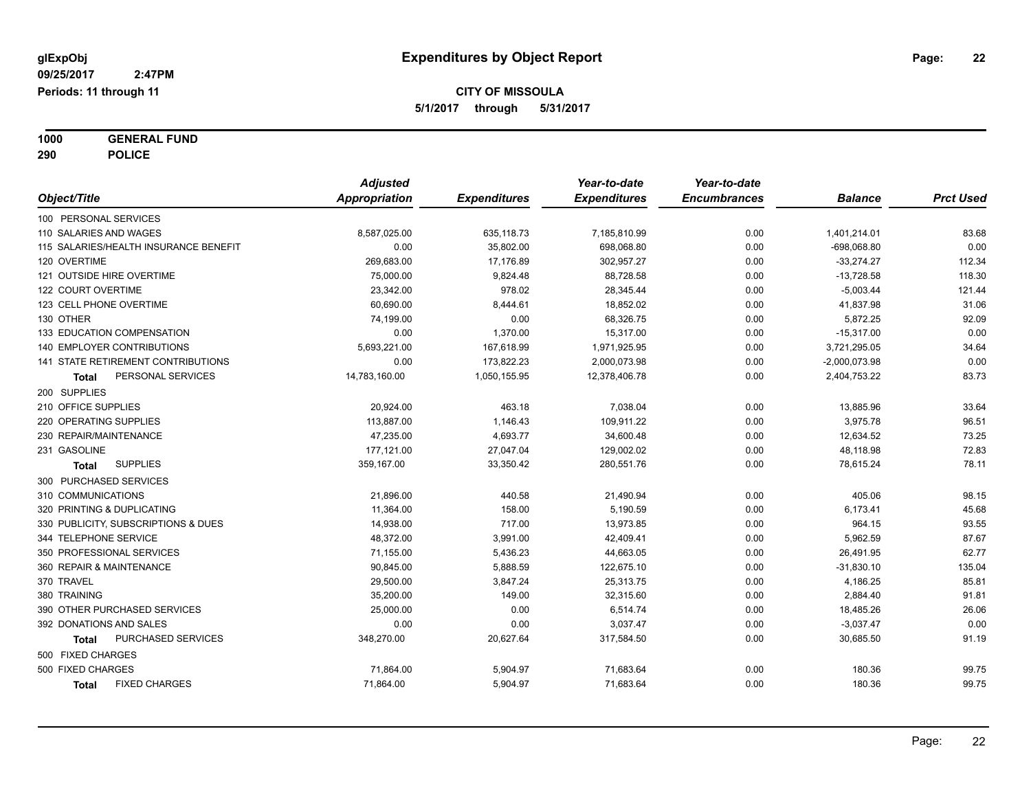**glExpObj**
**09/25/2017 2:47PM**
**Periods: 11 through 11**

# Expenditures by Object Report

**CITY OF MISSOULA**
**5/1/2017 through 5/31/2017**

**1000 GENERAL FUND**
**290 POLICE**

| Object/Title | Adjusted Appropriation | Expenditures | Year-to-date Expenditures | Year-to-date Encumbrances | Balance | Prct Used |
|---|---|---|---|---|---|---|
| 100 PERSONAL SERVICES | | | | | | |
| 110 SALARIES AND WAGES | 8,587,025.00 | 635,118.73 | 7,185,810.99 | 0.00 | 1,401,214.01 | 83.68 |
| 115 SALARIES/HEALTH INSURANCE BENEFIT | 0.00 | 35,802.00 | 698,068.80 | 0.00 | -698,068.80 | 0.00 |
| 120 OVERTIME | 269,683.00 | 17,176.89 | 302,957.27 | 0.00 | -33,274.27 | 112.34 |
| 121 OUTSIDE HIRE OVERTIME | 75,000.00 | 9,824.48 | 88,728.58 | 0.00 | -13,728.58 | 118.30 |
| 122 COURT OVERTIME | 23,342.00 | 978.02 | 28,345.44 | 0.00 | -5,003.44 | 121.44 |
| 123 CELL PHONE OVERTIME | 60,690.00 | 8,444.61 | 18,852.02 | 0.00 | 41,837.98 | 31.06 |
| 130 OTHER | 74,199.00 | 0.00 | 68,326.75 | 0.00 | 5,872.25 | 92.09 |
| 133 EDUCATION COMPENSATION | 0.00 | 1,370.00 | 15,317.00 | 0.00 | -15,317.00 | 0.00 |
| 140 EMPLOYER CONTRIBUTIONS | 5,693,221.00 | 167,618.99 | 1,971,925.95 | 0.00 | 3,721,295.05 | 34.64 |
| 141 STATE RETIREMENT CONTRIBUTIONS | 0.00 | 173,822.23 | 2,000,073.98 | 0.00 | -2,000,073.98 | 0.00 |
| **Total** PERSONAL SERVICES | 14,783,160.00 | 1,050,155.95 | 12,378,406.78 | 0.00 | 2,404,753.22 | 83.73 |
| 200 SUPPLIES | | | | | | |
| 210 OFFICE SUPPLIES | 20,924.00 | 463.18 | 7,038.04 | 0.00 | 13,885.96 | 33.64 |
| 220 OPERATING SUPPLIES | 113,887.00 | 1,146.43 | 109,911.22 | 0.00 | 3,975.78 | 96.51 |
| 230 REPAIR/MAINTENANCE | 47,235.00 | 4,693.77 | 34,600.48 | 0.00 | 12,634.52 | 73.25 |
| 231 GASOLINE | 177,121.00 | 27,047.04 | 129,002.02 | 0.00 | 48,118.98 | 72.83 |
| **Total** SUPPLIES | 359,167.00 | 33,350.42 | 280,551.76 | 0.00 | 78,615.24 | 78.11 |
| 300 PURCHASED SERVICES | | | | | | |
| 310 COMMUNICATIONS | 21,896.00 | 440.58 | 21,490.94 | 0.00 | 405.06 | 98.15 |
| 320 PRINTING & DUPLICATING | 11,364.00 | 158.00 | 5,190.59 | 0.00 | 6,173.41 | 45.68 |
| 330 PUBLICITY, SUBSCRIPTIONS & DUES | 14,938.00 | 717.00 | 13,973.85 | 0.00 | 964.15 | 93.55 |
| 344 TELEPHONE SERVICE | 48,372.00 | 3,991.00 | 42,409.41 | 0.00 | 5,962.59 | 87.67 |
| 350 PROFESSIONAL SERVICES | 71,155.00 | 5,436.23 | 44,663.05 | 0.00 | 26,491.95 | 62.77 |
| 360 REPAIR & MAINTENANCE | 90,845.00 | 5,888.59 | 122,675.10 | 0.00 | -31,830.10 | 135.04 |
| 370 TRAVEL | 29,500.00 | 3,847.24 | 25,313.75 | 0.00 | 4,186.25 | 85.81 |
| 380 TRAINING | 35,200.00 | 149.00 | 32,315.60 | 0.00 | 2,884.40 | 91.81 |
| 390 OTHER PURCHASED SERVICES | 25,000.00 | 0.00 | 6,514.74 | 0.00 | 18,485.26 | 26.06 |
| 392 DONATIONS AND SALES | 0.00 | 0.00 | 3,037.47 | 0.00 | -3,037.47 | 0.00 |
| **Total** PURCHASED SERVICES | 348,270.00 | 20,627.64 | 317,584.50 | 0.00 | 30,685.50 | 91.19 |
| 500 FIXED CHARGES | | | | | | |
| 500 FIXED CHARGES | 71,864.00 | 5,904.97 | 71,683.64 | 0.00 | 180.36 | 99.75 |
| **Total** FIXED CHARGES | 71,864.00 | 5,904.97 | 71,683.64 | 0.00 | 180.36 | 99.75 |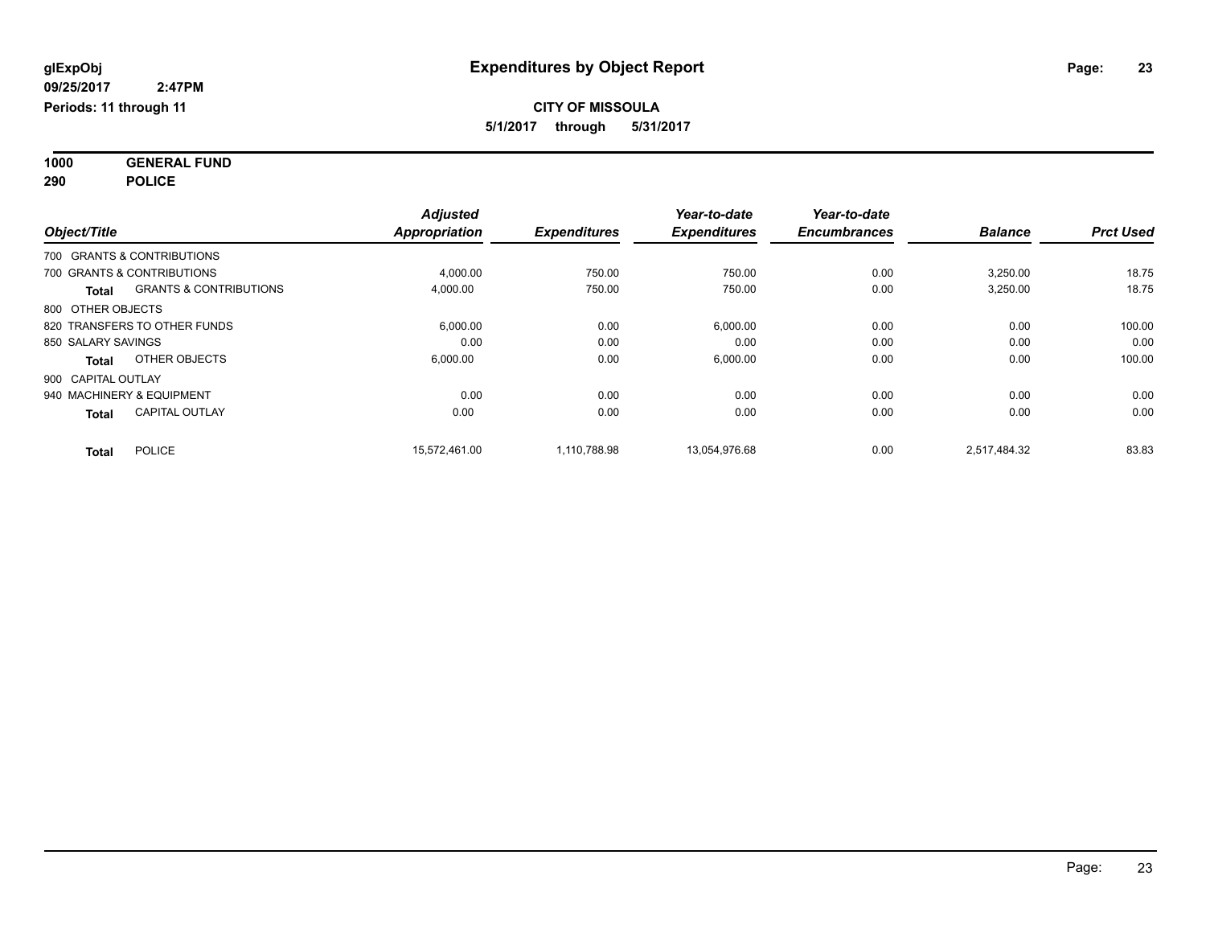**glExpObj**
**09/25/2017 2:47PM**
**Periods: 11 through 11**

# Expenditures by Object Report

**CITY OF MISSOULA**
**5/1/2017 through 5/31/2017**

**1000 GENERAL FUND**
**290 POLICE**

| Object/Title | | Adjusted Appropriation | Expenditures | Year-to-date Expenditures | Year-to-date Encumbrances | Balance | Prct Used |
|---|---|---|---|---|---|---|---|
| 700 GRANTS & CONTRIBUTIONS | | | | | | | |
| 700 GRANTS & CONTRIBUTIONS | | 4,000.00 | 750.00 | 750.00 | 0.00 | 3,250.00 | 18.75 |
| **Total** | GRANTS & CONTRIBUTIONS | 4,000.00 | 750.00 | 750.00 | 0.00 | 3,250.00 | 18.75 |
| 800 OTHER OBJECTS | | | | | | | |
| 820 TRANSFERS TO OTHER FUNDS | | 6,000.00 | 0.00 | 6,000.00 | 0.00 | 0.00 | 100.00 |
| 850 SALARY SAVINGS | | 0.00 | 0.00 | 0.00 | 0.00 | 0.00 | 0.00 |
| **Total** | OTHER OBJECTS | 6,000.00 | 0.00 | 6,000.00 | 0.00 | 0.00 | 100.00 |
| 900 CAPITAL OUTLAY | | | | | | | |
| 940 MACHINERY & EQUIPMENT | | 0.00 | 0.00 | 0.00 | 0.00 | 0.00 | 0.00 |
| **Total** | CAPITAL OUTLAY | 0.00 | 0.00 | 0.00 | 0.00 | 0.00 | 0.00 |
| **Total** | POLICE | 15,572,461.00 | 1,110,788.98 | 13,054,976.68 | 0.00 | 2,517,484.32 | 83.83 |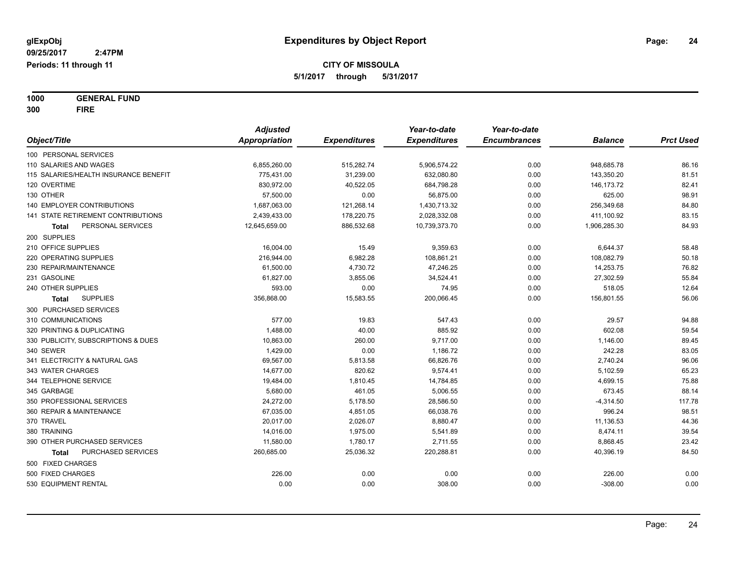# Expenditures by Object Report

glExpObj
09/25/2017 2:47PM
Periods: 11 through 11

**CITY OF MISSOULA**
**5/1/2017 through 5/31/2017**

**1000 GENERAL FUND**
**300 FIRE**

| Object/Title | Adjusted Appropriation | Expenditures | Year-to-date Expenditures | Year-to-date Encumbrances | Balance | Prct Used |
|---|---|---|---|---|---|---|
| 100 PERSONAL SERVICES | | | | | | |
| 110 SALARIES AND WAGES | 6,855,260.00 | 515,282.74 | 5,906,574.22 | 0.00 | 948,685.78 | 86.16 |
| 115 SALARIES/HEALTH INSURANCE BENEFIT | 775,431.00 | 31,239.00 | 632,080.80 | 0.00 | 143,350.20 | 81.51 |
| 120 OVERTIME | 830,972.00 | 40,522.05 | 684,798.28 | 0.00 | 146,173.72 | 82.41 |
| 130 OTHER | 57,500.00 | 0.00 | 56,875.00 | 0.00 | 625.00 | 98.91 |
| 140 EMPLOYER CONTRIBUTIONS | 1,687,063.00 | 121,268.14 | 1,430,713.32 | 0.00 | 256,349.68 | 84.80 |
| 141 STATE RETIREMENT CONTRIBUTIONS | 2,439,433.00 | 178,220.75 | 2,028,332.08 | 0.00 | 411,100.92 | 83.15 |
| **Total** PERSONAL SERVICES | 12,645,659.00 | 886,532.68 | 10,739,373.70 | 0.00 | 1,906,285.30 | 84.93 |
| 200 SUPPLIES | | | | | | |
| 210 OFFICE SUPPLIES | 16,004.00 | 15.49 | 9,359.63 | 0.00 | 6,644.37 | 58.48 |
| 220 OPERATING SUPPLIES | 216,944.00 | 6,982.28 | 108,861.21 | 0.00 | 108,082.79 | 50.18 |
| 230 REPAIR/MAINTENANCE | 61,500.00 | 4,730.72 | 47,246.25 | 0.00 | 14,253.75 | 76.82 |
| 231 GASOLINE | 61,827.00 | 3,855.06 | 34,524.41 | 0.00 | 27,302.59 | 55.84 |
| 240 OTHER SUPPLIES | 593.00 | 0.00 | 74.95 | 0.00 | 518.05 | 12.64 |
| **Total** SUPPLIES | 356,868.00 | 15,583.55 | 200,066.45 | 0.00 | 156,801.55 | 56.06 |
| 300 PURCHASED SERVICES | | | | | | |
| 310 COMMUNICATIONS | 577.00 | 19.83 | 547.43 | 0.00 | 29.57 | 94.88 |
| 320 PRINTING & DUPLICATING | 1,488.00 | 40.00 | 885.92 | 0.00 | 602.08 | 59.54 |
| 330 PUBLICITY, SUBSCRIPTIONS & DUES | 10,863.00 | 260.00 | 9,717.00 | 0.00 | 1,146.00 | 89.45 |
| 340 SEWER | 1,429.00 | 0.00 | 1,186.72 | 0.00 | 242.28 | 83.05 |
| 341 ELECTRICITY & NATURAL GAS | 69,567.00 | 5,813.58 | 66,826.76 | 0.00 | 2,740.24 | 96.06 |
| 343 WATER CHARGES | 14,677.00 | 820.62 | 9,574.41 | 0.00 | 5,102.59 | 65.23 |
| 344 TELEPHONE SERVICE | 19,484.00 | 1,810.45 | 14,784.85 | 0.00 | 4,699.15 | 75.88 |
| 345 GARBAGE | 5,680.00 | 461.05 | 5,006.55 | 0.00 | 673.45 | 88.14 |
| 350 PROFESSIONAL SERVICES | 24,272.00 | 5,178.50 | 28,586.50 | 0.00 | -4,314.50 | 117.78 |
| 360 REPAIR & MAINTENANCE | 67,035.00 | 4,851.05 | 66,038.76 | 0.00 | 996.24 | 98.51 |
| 370 TRAVEL | 20,017.00 | 2,026.07 | 8,880.47 | 0.00 | 11,136.53 | 44.36 |
| 380 TRAINING | 14,016.00 | 1,975.00 | 5,541.89 | 0.00 | 8,474.11 | 39.54 |
| 390 OTHER PURCHASED SERVICES | 11,580.00 | 1,780.17 | 2,711.55 | 0.00 | 8,868.45 | 23.42 |
| **Total** PURCHASED SERVICES | 260,685.00 | 25,036.32 | 220,288.81 | 0.00 | 40,396.19 | 84.50 |
| 500 FIXED CHARGES | | | | | | |
| 500 FIXED CHARGES | 226.00 | 0.00 | 0.00 | 0.00 | 226.00 | 0.00 |
| 530 EQUIPMENT RENTAL | 0.00 | 0.00 | 308.00 | 0.00 | -308.00 | 0.00 |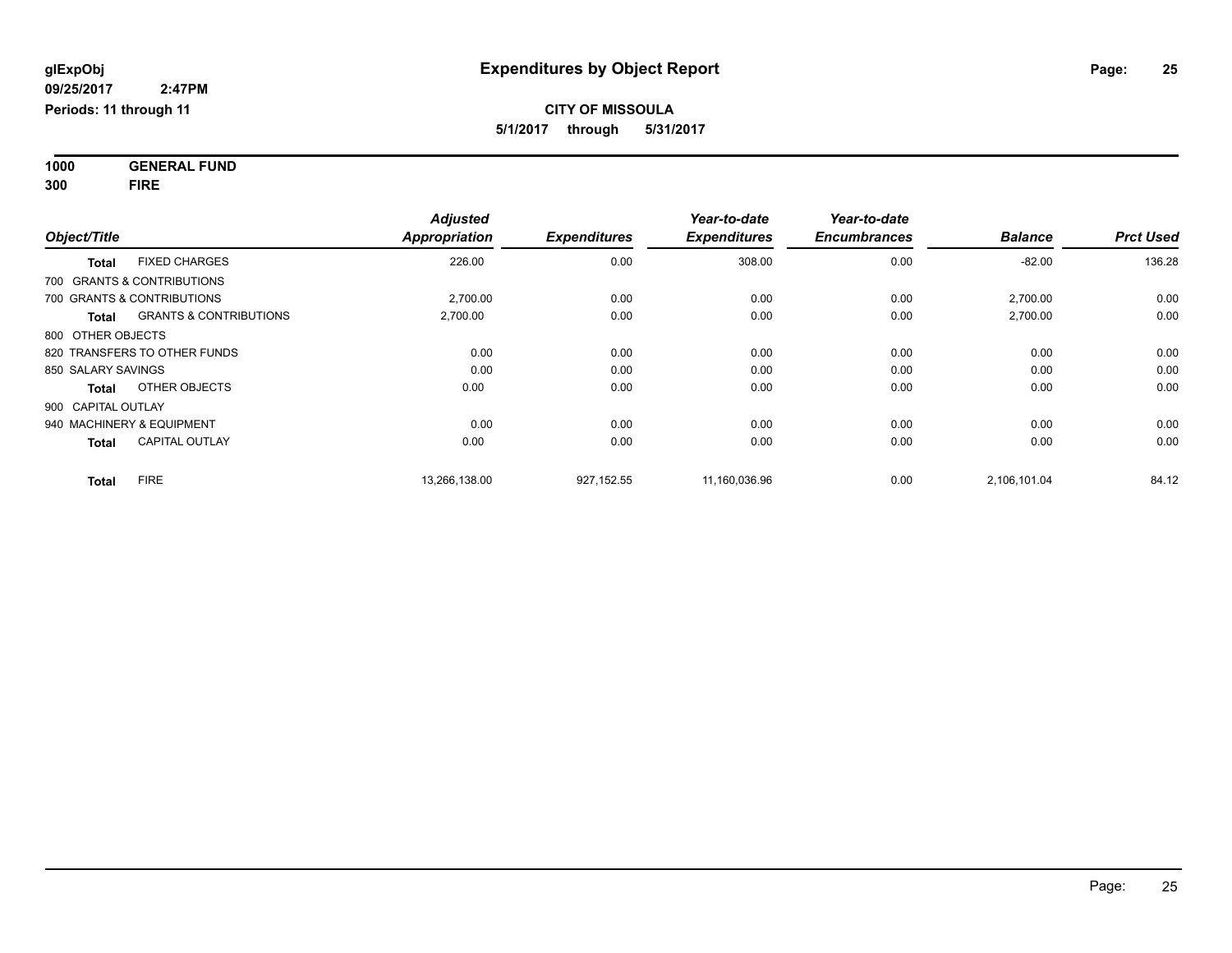**glExpObj**
**09/25/2017 2:47PM**
**Periods: 11 through 11**

# Expenditures by Object Report

**CITY OF MISSOULA**
**5/1/2017 through 5/31/2017**

**1000 GENERAL FUND**
**300 FIRE**

| Object/Title | | Adjusted Appropriation | Expenditures | Year-to-date Expenditures | Year-to-date Encumbrances | Balance | Prct Used |
|---|---|---|---|---|---|---|---|
| **Total** | FIXED CHARGES | 226.00 | 0.00 | 308.00 | 0.00 | -82.00 | 136.28 |
| 700 GRANTS & CONTRIBUTIONS | | | | | | | |
| 700 GRANTS & CONTRIBUTIONS | | 2,700.00 | 0.00 | 0.00 | 0.00 | 2,700.00 | 0.00 |
| **Total** | GRANTS & CONTRIBUTIONS | 2,700.00 | 0.00 | 0.00 | 0.00 | 2,700.00 | 0.00 |
| 800 OTHER OBJECTS | | | | | | | |
| 820 TRANSFERS TO OTHER FUNDS | | 0.00 | 0.00 | 0.00 | 0.00 | 0.00 | 0.00 |
| 850 SALARY SAVINGS | | 0.00 | 0.00 | 0.00 | 0.00 | 0.00 | 0.00 |
| **Total** | OTHER OBJECTS | 0.00 | 0.00 | 0.00 | 0.00 | 0.00 | 0.00 |
| 900 CAPITAL OUTLAY | | | | | | | |
| 940 MACHINERY & EQUIPMENT | | 0.00 | 0.00 | 0.00 | 0.00 | 0.00 | 0.00 |
| **Total** | CAPITAL OUTLAY | 0.00 | 0.00 | 0.00 | 0.00 | 0.00 | 0.00 |
| **Total** | FIRE | 13,266,138.00 | 927,152.55 | 11,160,036.96 | 0.00 | 2,106,101.04 | 84.12 |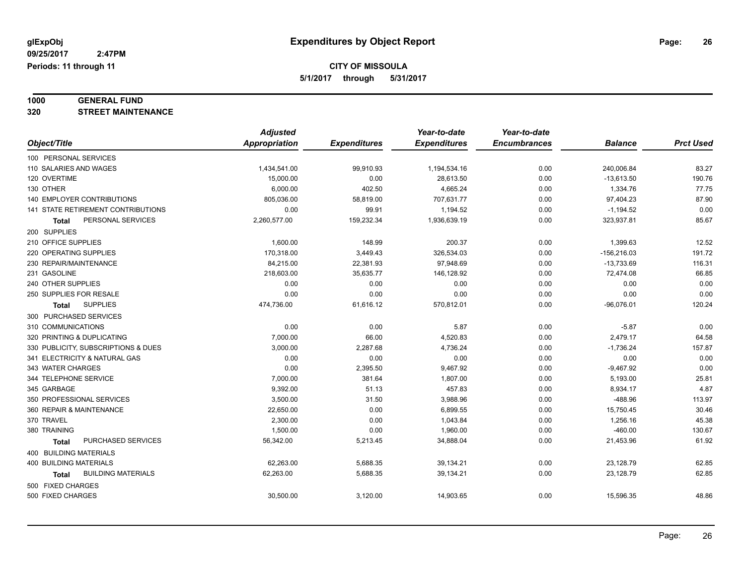glExpObj
09/25/2017 2:47PM
Periods: 11 through 11

# Expenditures by Object Report

**CITY OF MISSOULA**
**5/1/2017 through 5/31/2017**

**1000 GENERAL FUND**
**320 STREET MAINTENANCE**

| Object/Title | Adjusted Appropriation | Expenditures | Year-to-date Expenditures | Year-to-date Encumbrances | Balance | Prct Used |
|---|---|---|---|---|---|---|
| 100 PERSONAL SERVICES | | | | | | |
| 110 SALARIES AND WAGES | 1,434,541.00 | 99,910.93 | 1,194,534.16 | 0.00 | 240,006.84 | 83.27 |
| 120 OVERTIME | 15,000.00 | 0.00 | 28,613.50 | 0.00 | -13,613.50 | 190.76 |
| 130 OTHER | 6,000.00 | 402.50 | 4,665.24 | 0.00 | 1,334.76 | 77.75 |
| 140 EMPLOYER CONTRIBUTIONS | 805,036.00 | 58,819.00 | 707,631.77 | 0.00 | 97,404.23 | 87.90 |
| 141 STATE RETIREMENT CONTRIBUTIONS | 0.00 | 99.91 | 1,194.52 | 0.00 | -1,194.52 | 0.00 |
| **Total** PERSONAL SERVICES | 2,260,577.00 | 159,232.34 | 1,936,639.19 | 0.00 | 323,937.81 | 85.67 |
| 200 SUPPLIES | | | | | | |
| 210 OFFICE SUPPLIES | 1,600.00 | 148.99 | 200.37 | 0.00 | 1,399.63 | 12.52 |
| 220 OPERATING SUPPLIES | 170,318.00 | 3,449.43 | 326,534.03 | 0.00 | -156,216.03 | 191.72 |
| 230 REPAIR/MAINTENANCE | 84,215.00 | 22,381.93 | 97,948.69 | 0.00 | -13,733.69 | 116.31 |
| 231 GASOLINE | 218,603.00 | 35,635.77 | 146,128.92 | 0.00 | 72,474.08 | 66.85 |
| 240 OTHER SUPPLIES | 0.00 | 0.00 | 0.00 | 0.00 | 0.00 | 0.00 |
| 250 SUPPLIES FOR RESALE | 0.00 | 0.00 | 0.00 | 0.00 | 0.00 | 0.00 |
| **Total** SUPPLIES | 474,736.00 | 61,616.12 | 570,812.01 | 0.00 | -96,076.01 | 120.24 |
| 300 PURCHASED SERVICES | | | | | | |
| 310 COMMUNICATIONS | 0.00 | 0.00 | 5.87 | 0.00 | -5.87 | 0.00 |
| 320 PRINTING & DUPLICATING | 7,000.00 | 66.00 | 4,520.83 | 0.00 | 2,479.17 | 64.58 |
| 330 PUBLICITY, SUBSCRIPTIONS & DUES | 3,000.00 | 2,287.68 | 4,736.24 | 0.00 | -1,736.24 | 157.87 |
| 341 ELECTRICITY & NATURAL GAS | 0.00 | 0.00 | 0.00 | 0.00 | 0.00 | 0.00 |
| 343 WATER CHARGES | 0.00 | 2,395.50 | 9,467.92 | 0.00 | -9,467.92 | 0.00 |
| 344 TELEPHONE SERVICE | 7,000.00 | 381.64 | 1,807.00 | 0.00 | 5,193.00 | 25.81 |
| 345 GARBAGE | 9,392.00 | 51.13 | 457.83 | 0.00 | 8,934.17 | 4.87 |
| 350 PROFESSIONAL SERVICES | 3,500.00 | 31.50 | 3,988.96 | 0.00 | -488.96 | 113.97 |
| 360 REPAIR & MAINTENANCE | 22,650.00 | 0.00 | 6,899.55 | 0.00 | 15,750.45 | 30.46 |
| 370 TRAVEL | 2,300.00 | 0.00 | 1,043.84 | 0.00 | 1,256.16 | 45.38 |
| 380 TRAINING | 1,500.00 | 0.00 | 1,960.00 | 0.00 | -460.00 | 130.67 |
| **Total** PURCHASED SERVICES | 56,342.00 | 5,213.45 | 34,888.04 | 0.00 | 21,453.96 | 61.92 |
| 400 BUILDING MATERIALS | | | | | | |
| 400 BUILDING MATERIALS | 62,263.00 | 5,688.35 | 39,134.21 | 0.00 | 23,128.79 | 62.85 |
| **Total** BUILDING MATERIALS | 62,263.00 | 5,688.35 | 39,134.21 | 0.00 | 23,128.79 | 62.85 |
| 500 FIXED CHARGES | | | | | | |
| 500 FIXED CHARGES | 30,500.00 | 3,120.00 | 14,903.65 | 0.00 | 15,596.35 | 48.86 |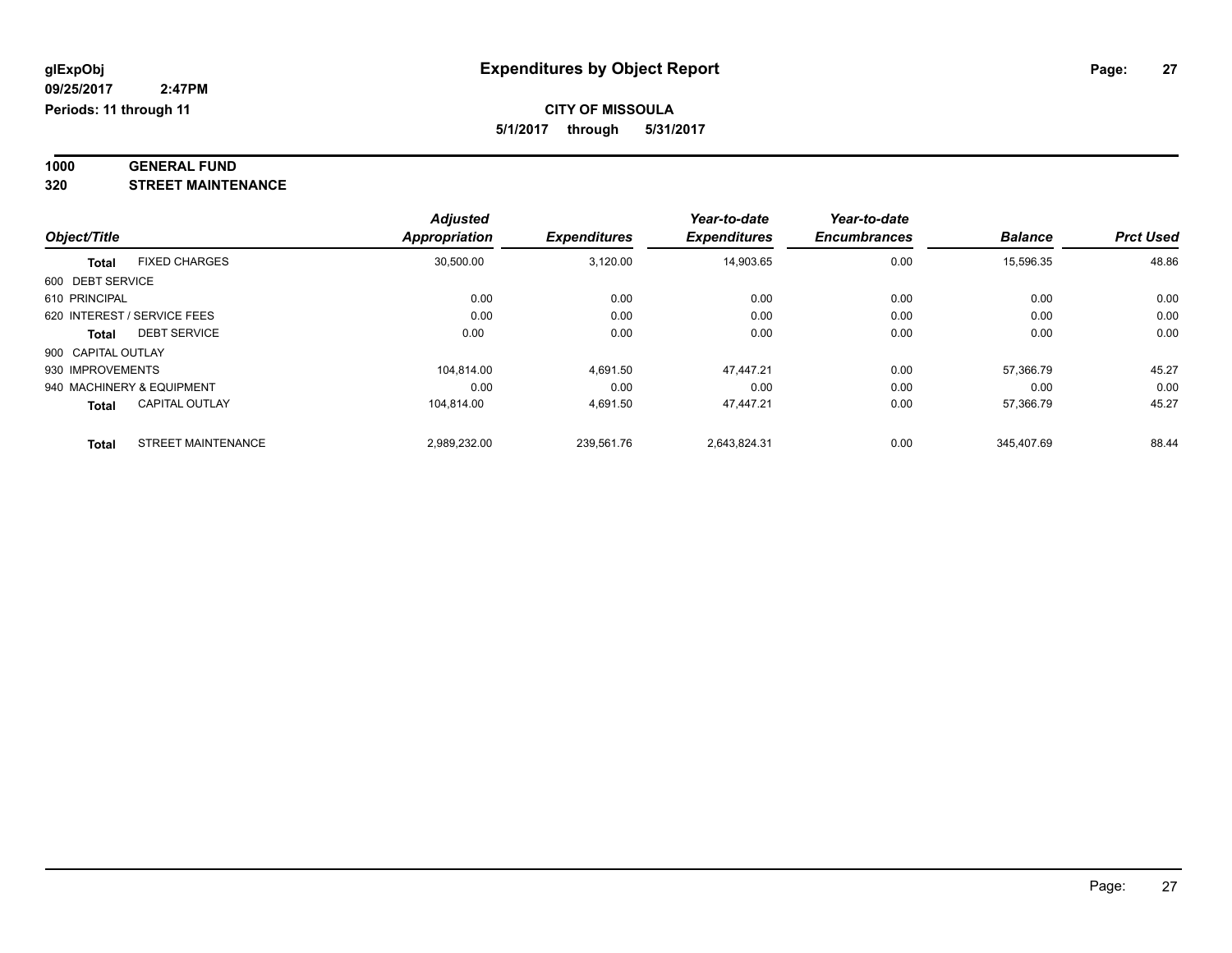# Expenditures by Object Report

glExpObj
09/25/2017 2:47PM
Periods: 11 through 11

**CITY OF MISSOULA**
**5/1/2017 through 5/31/2017**

**1000 GENERAL FUND**
**320 STREET MAINTENANCE**

| Object/Title | | Adjusted Appropriation | Expenditures | Year-to-date Expenditures | Year-to-date Encumbrances | Balance | Prct Used |
|---|---|---|---|---|---|---|---|
| **Total** | FIXED CHARGES | 30,500.00 | 3,120.00 | 14,903.65 | 0.00 | 15,596.35 | 48.86 |
| 600 DEBT SERVICE | | | | | | | |
| 610 PRINCIPAL | | 0.00 | 0.00 | 0.00 | 0.00 | 0.00 | 0.00 |
| 620 INTEREST / SERVICE FEES | | 0.00 | 0.00 | 0.00 | 0.00 | 0.00 | 0.00 |
| **Total** | DEBT SERVICE | 0.00 | 0.00 | 0.00 | 0.00 | 0.00 | 0.00 |
| 900 CAPITAL OUTLAY | | | | | | | |
| 930 IMPROVEMENTS | | 104,814.00 | 4,691.50 | 47,447.21 | 0.00 | 57,366.79 | 45.27 |
| 940 MACHINERY & EQUIPMENT | | 0.00 | 0.00 | 0.00 | 0.00 | 0.00 | 0.00 |
| **Total** | CAPITAL OUTLAY | 104,814.00 | 4,691.50 | 47,447.21 | 0.00 | 57,366.79 | 45.27 |
| **Total** | STREET MAINTENANCE | 2,989,232.00 | 239,561.76 | 2,643,824.31 | 0.00 | 345,407.69 | 88.44 |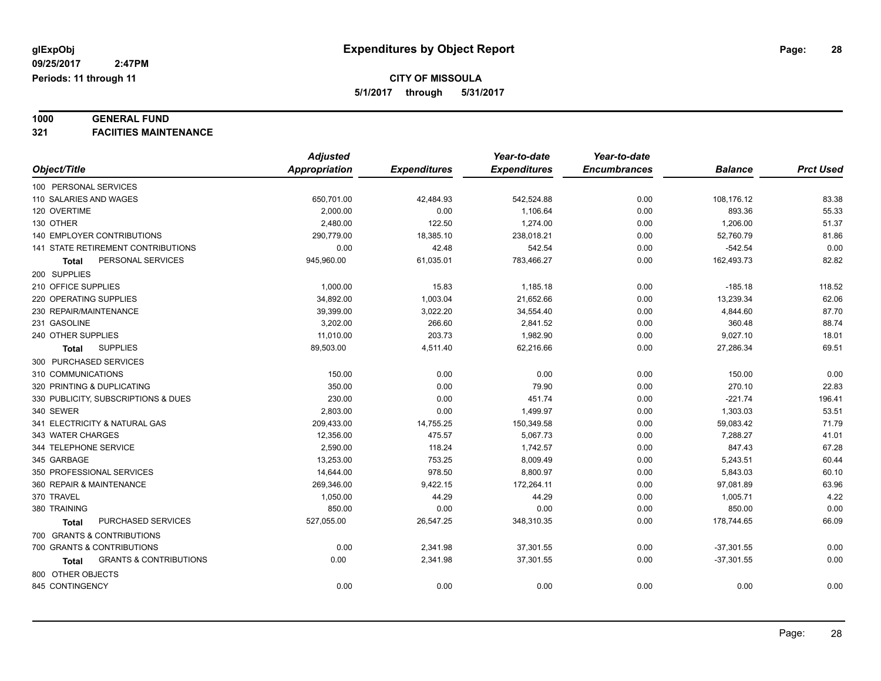glExpObj
09/25/2017 2:47PM
Periods: 11 through 11

# Expenditures by Object Report

**CITY OF MISSOULA**
**5/1/2017 through 5/31/2017**

## 1000 GENERAL FUND
## 321 FACIITIES MAINTENANCE

| Object/Title | Adjusted Appropriation | Expenditures | Year-to-date Expenditures | Year-to-date Encumbrances | Balance | Prct Used |
|---|---|---|---|---|---|---|
| 100 PERSONAL SERVICES | | | | | | |
| 110 SALARIES AND WAGES | 650,701.00 | 42,484.93 | 542,524.88 | 0.00 | 108,176.12 | 83.38 |
| 120 OVERTIME | 2,000.00 | 0.00 | 1,106.64 | 0.00 | 893.36 | 55.33 |
| 130 OTHER | 2,480.00 | 122.50 | 1,274.00 | 0.00 | 1,206.00 | 51.37 |
| 140 EMPLOYER CONTRIBUTIONS | 290,779.00 | 18,385.10 | 238,018.21 | 0.00 | 52,760.79 | 81.86 |
| 141 STATE RETIREMENT CONTRIBUTIONS | 0.00 | 42.48 | 542.54 | 0.00 | -542.54 | 0.00 |
| **Total** PERSONAL SERVICES | 945,960.00 | 61,035.01 | 783,466.27 | 0.00 | 162,493.73 | 82.82 |
| 200 SUPPLIES | | | | | | |
| 210 OFFICE SUPPLIES | 1,000.00 | 15.83 | 1,185.18 | 0.00 | -185.18 | 118.52 |
| 220 OPERATING SUPPLIES | 34,892.00 | 1,003.04 | 21,652.66 | 0.00 | 13,239.34 | 62.06 |
| 230 REPAIR/MAINTENANCE | 39,399.00 | 3,022.20 | 34,554.40 | 0.00 | 4,844.60 | 87.70 |
| 231 GASOLINE | 3,202.00 | 266.60 | 2,841.52 | 0.00 | 360.48 | 88.74 |
| 240 OTHER SUPPLIES | 11,010.00 | 203.73 | 1,982.90 | 0.00 | 9,027.10 | 18.01 |
| **Total** SUPPLIES | 89,503.00 | 4,511.40 | 62,216.66 | 0.00 | 27,286.34 | 69.51 |
| 300 PURCHASED SERVICES | | | | | | |
| 310 COMMUNICATIONS | 150.00 | 0.00 | 0.00 | 0.00 | 150.00 | 0.00 |
| 320 PRINTING & DUPLICATING | 350.00 | 0.00 | 79.90 | 0.00 | 270.10 | 22.83 |
| 330 PUBLICITY, SUBSCRIPTIONS & DUES | 230.00 | 0.00 | 451.74 | 0.00 | -221.74 | 196.41 |
| 340 SEWER | 2,803.00 | 0.00 | 1,499.97 | 0.00 | 1,303.03 | 53.51 |
| 341 ELECTRICITY & NATURAL GAS | 209,433.00 | 14,755.25 | 150,349.58 | 0.00 | 59,083.42 | 71.79 |
| 343 WATER CHARGES | 12,356.00 | 475.57 | 5,067.73 | 0.00 | 7,288.27 | 41.01 |
| 344 TELEPHONE SERVICE | 2,590.00 | 118.24 | 1,742.57 | 0.00 | 847.43 | 67.28 |
| 345 GARBAGE | 13,253.00 | 753.25 | 8,009.49 | 0.00 | 5,243.51 | 60.44 |
| 350 PROFESSIONAL SERVICES | 14,644.00 | 978.50 | 8,800.97 | 0.00 | 5,843.03 | 60.10 |
| 360 REPAIR & MAINTENANCE | 269,346.00 | 9,422.15 | 172,264.11 | 0.00 | 97,081.89 | 63.96 |
| 370 TRAVEL | 1,050.00 | 44.29 | 44.29 | 0.00 | 1,005.71 | 4.22 |
| 380 TRAINING | 850.00 | 0.00 | 0.00 | 0.00 | 850.00 | 0.00 |
| **Total** PURCHASED SERVICES | 527,055.00 | 26,547.25 | 348,310.35 | 0.00 | 178,744.65 | 66.09 |
| 700 GRANTS & CONTRIBUTIONS | | | | | | |
| 700 GRANTS & CONTRIBUTIONS | 0.00 | 2,341.98 | 37,301.55 | 0.00 | -37,301.55 | 0.00 |
| **Total** GRANTS & CONTRIBUTIONS | 0.00 | 2,341.98 | 37,301.55 | 0.00 | -37,301.55 | 0.00 |
| 800 OTHER OBJECTS | | | | | | |
| 845 CONTINGENCY | 0.00 | 0.00 | 0.00 | 0.00 | 0.00 | 0.00 |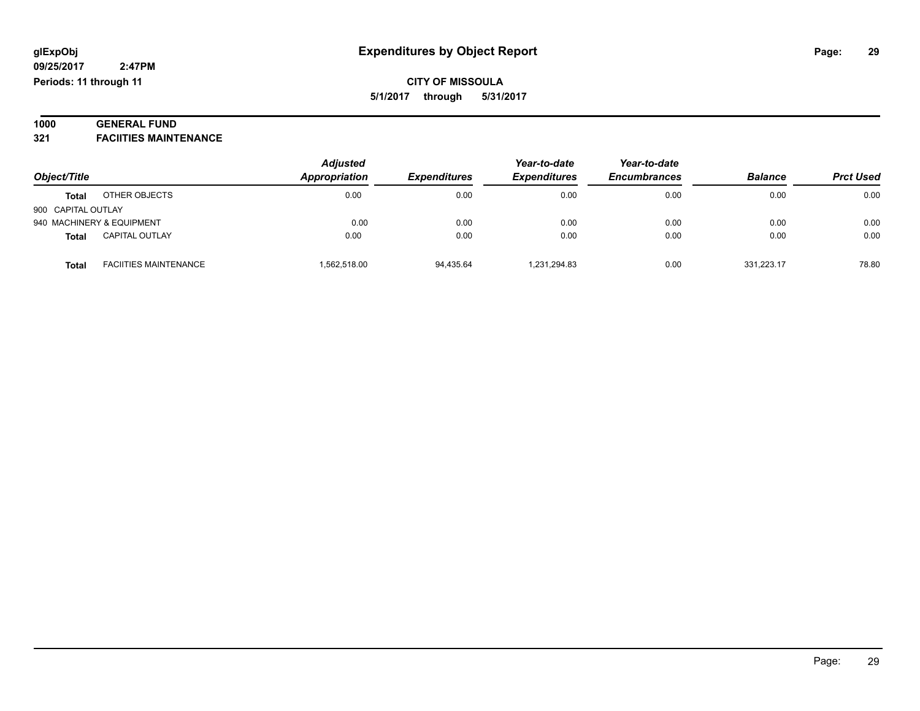**glExpObj** **Expenditures by Object Report**

**09/25/2017 2:47PM**

**Periods: 11 through 11**

**CITY OF MISSOULA**

**5/1/2017 through 5/31/2017**

**1000 GENERAL FUND**

**321 FACIITIES MAINTENANCE**

| Object/Title | | *Adjusted Appropriation* | *Expenditures* | *Year-to-date Expenditures* | *Year-to-date Encumbrances* | *Balance* | *Prct Used* |
|---|---|---|---|---|---|---|---|
| **Total** | OTHER OBJECTS | 0.00 | 0.00 | 0.00 | 0.00 | 0.00 | 0.00 |
| 900 CAPITAL OUTLAY | | | | | | | |
| 940 MACHINERY & EQUIPMENT | | 0.00 | 0.00 | 0.00 | 0.00 | 0.00 | 0.00 |
| **Total** | CAPITAL OUTLAY | 0.00 | 0.00 | 0.00 | 0.00 | 0.00 | 0.00 |
| **Total** | FACIITIES MAINTENANCE | 1,562,518.00 | 94,435.64 | 1,231,294.83 | 0.00 | 331,223.17 | 78.80 |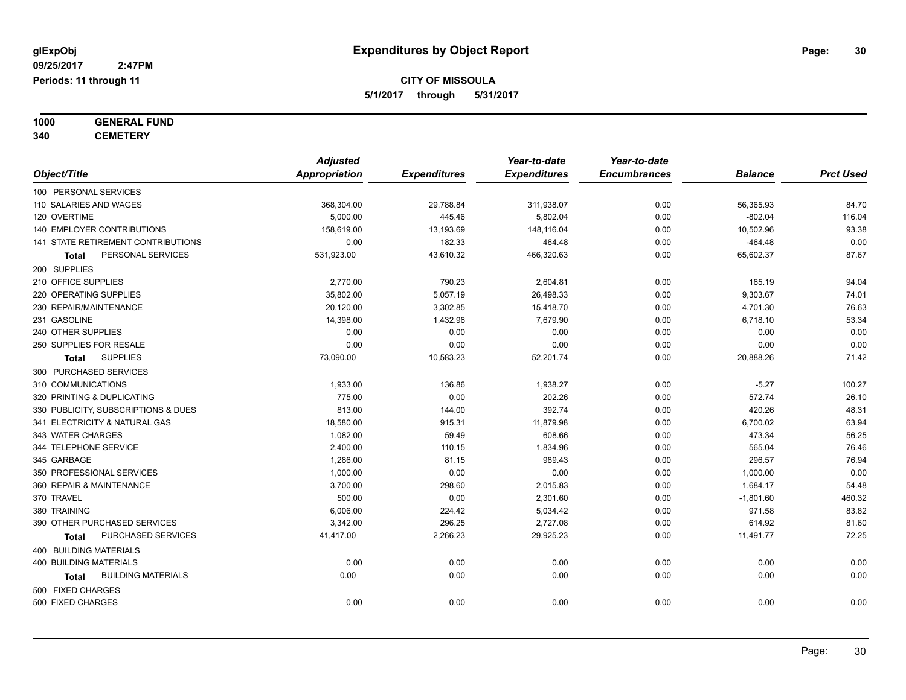# Expenditures by Object Report

glExpObj
09/25/2017 2:47PM
Periods: 11 through 11

**CITY OF MISSOULA**
5/1/2017 through 5/31/2017

**1000 GENERAL FUND**
**340 CEMETERY**

| Object/Title | Adjusted Appropriation | Expenditures | Year-to-date Expenditures | Year-to-date Encumbrances | Balance | Prct Used |
|---|---|---|---|---|---|---|
| 100 PERSONAL SERVICES | | | | | | |
| 110 SALARIES AND WAGES | 368,304.00 | 29,788.84 | 311,938.07 | 0.00 | 56,365.93 | 84.70 |
| 120 OVERTIME | 5,000.00 | 445.46 | 5,802.04 | 0.00 | -802.04 | 116.04 |
| 140 EMPLOYER CONTRIBUTIONS | 158,619.00 | 13,193.69 | 148,116.04 | 0.00 | 10,502.96 | 93.38 |
| 141 STATE RETIREMENT CONTRIBUTIONS | 0.00 | 182.33 | 464.48 | 0.00 | -464.48 | 0.00 |
| **Total** PERSONAL SERVICES | 531,923.00 | 43,610.32 | 466,320.63 | 0.00 | 65,602.37 | 87.67 |
| 200 SUPPLIES | | | | | | |
| 210 OFFICE SUPPLIES | 2,770.00 | 790.23 | 2,604.81 | 0.00 | 165.19 | 94.04 |
| 220 OPERATING SUPPLIES | 35,802.00 | 5,057.19 | 26,498.33 | 0.00 | 9,303.67 | 74.01 |
| 230 REPAIR/MAINTENANCE | 20,120.00 | 3,302.85 | 15,418.70 | 0.00 | 4,701.30 | 76.63 |
| 231 GASOLINE | 14,398.00 | 1,432.96 | 7,679.90 | 0.00 | 6,718.10 | 53.34 |
| 240 OTHER SUPPLIES | 0.00 | 0.00 | 0.00 | 0.00 | 0.00 | 0.00 |
| 250 SUPPLIES FOR RESALE | 0.00 | 0.00 | 0.00 | 0.00 | 0.00 | 0.00 |
| **Total** SUPPLIES | 73,090.00 | 10,583.23 | 52,201.74 | 0.00 | 20,888.26 | 71.42 |
| 300 PURCHASED SERVICES | | | | | | |
| 310 COMMUNICATIONS | 1,933.00 | 136.86 | 1,938.27 | 0.00 | -5.27 | 100.27 |
| 320 PRINTING & DUPLICATING | 775.00 | 0.00 | 202.26 | 0.00 | 572.74 | 26.10 |
| 330 PUBLICITY, SUBSCRIPTIONS & DUES | 813.00 | 144.00 | 392.74 | 0.00 | 420.26 | 48.31 |
| 341 ELECTRICITY & NATURAL GAS | 18,580.00 | 915.31 | 11,879.98 | 0.00 | 6,700.02 | 63.94 |
| 343 WATER CHARGES | 1,082.00 | 59.49 | 608.66 | 0.00 | 473.34 | 56.25 |
| 344 TELEPHONE SERVICE | 2,400.00 | 110.15 | 1,834.96 | 0.00 | 565.04 | 76.46 |
| 345 GARBAGE | 1,286.00 | 81.15 | 989.43 | 0.00 | 296.57 | 76.94 |
| 350 PROFESSIONAL SERVICES | 1,000.00 | 0.00 | 0.00 | 0.00 | 1,000.00 | 0.00 |
| 360 REPAIR & MAINTENANCE | 3,700.00 | 298.60 | 2,015.83 | 0.00 | 1,684.17 | 54.48 |
| 370 TRAVEL | 500.00 | 0.00 | 2,301.60 | 0.00 | -1,801.60 | 460.32 |
| 380 TRAINING | 6,006.00 | 224.42 | 5,034.42 | 0.00 | 971.58 | 83.82 |
| 390 OTHER PURCHASED SERVICES | 3,342.00 | 296.25 | 2,727.08 | 0.00 | 614.92 | 81.60 |
| **Total** PURCHASED SERVICES | 41,417.00 | 2,266.23 | 29,925.23 | 0.00 | 11,491.77 | 72.25 |
| 400 BUILDING MATERIALS | | | | | | |
| 400 BUILDING MATERIALS | 0.00 | 0.00 | 0.00 | 0.00 | 0.00 | 0.00 |
| **Total** BUILDING MATERIALS | 0.00 | 0.00 | 0.00 | 0.00 | 0.00 | 0.00 |
| 500 FIXED CHARGES | | | | | | |
| 500 FIXED CHARGES | 0.00 | 0.00 | 0.00 | 0.00 | 0.00 | 0.00 |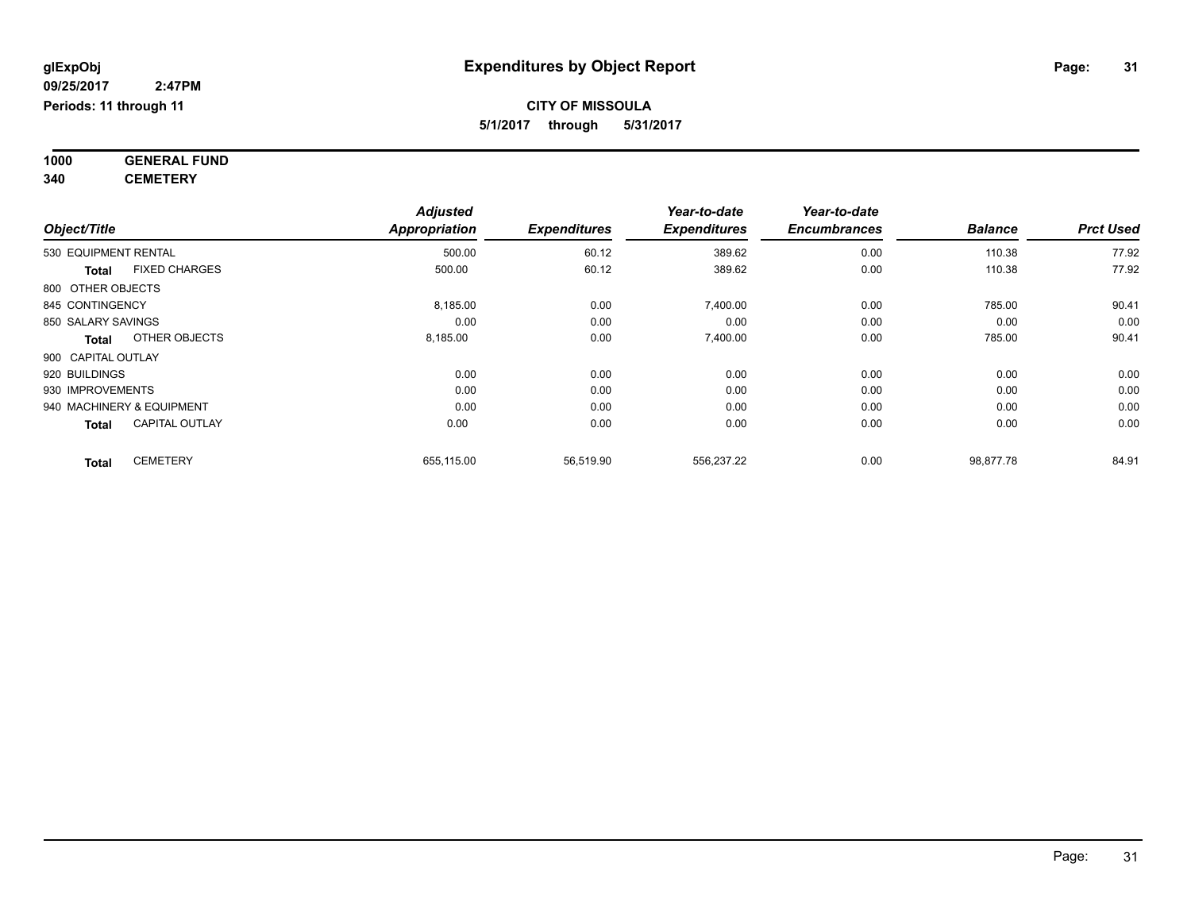# Expenditures by Object Report

glExpObj
09/25/2017 2:47PM
Periods: 11 through 11

**CITY OF MISSOULA**
**5/1/2017 through 5/31/2017**

**1000 GENERAL FUND**
**340 CEMETERY**

| Object/Title | | Adjusted Appropriation | Expenditures | Year-to-date Expenditures | Year-to-date Encumbrances | Balance | Prct Used |
|---|---|---|---|---|---|---|---|
| 530 EQUIPMENT RENTAL | | 500.00 | 60.12 | 389.62 | 0.00 | 110.38 | 77.92 |
| **Total** | FIXED CHARGES | 500.00 | 60.12 | 389.62 | 0.00 | 110.38 | 77.92 |
| 800 OTHER OBJECTS | | | | | | | |
| 845 CONTINGENCY | | 8,185.00 | 0.00 | 7,400.00 | 0.00 | 785.00 | 90.41 |
| 850 SALARY SAVINGS | | 0.00 | 0.00 | 0.00 | 0.00 | 0.00 | 0.00 |
| **Total** | OTHER OBJECTS | 8,185.00 | 0.00 | 7,400.00 | 0.00 | 785.00 | 90.41 |
| 900 CAPITAL OUTLAY | | | | | | | |
| 920 BUILDINGS | | 0.00 | 0.00 | 0.00 | 0.00 | 0.00 | 0.00 |
| 930 IMPROVEMENTS | | 0.00 | 0.00 | 0.00 | 0.00 | 0.00 | 0.00 |
| 940 MACHINERY & EQUIPMENT | | 0.00 | 0.00 | 0.00 | 0.00 | 0.00 | 0.00 |
| **Total** | CAPITAL OUTLAY | 0.00 | 0.00 | 0.00 | 0.00 | 0.00 | 0.00 |
| **Total** | CEMETERY | 655,115.00 | 56,519.90 | 556,237.22 | 0.00 | 98,877.78 | 84.91 |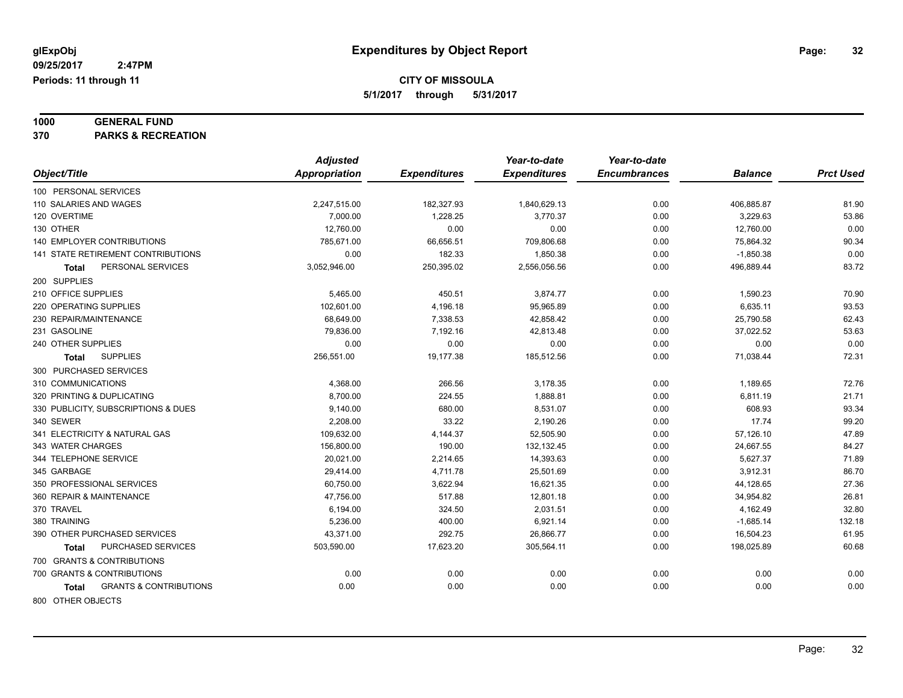glExpObj
09/25/2017 2:47PM
Periods: 11 through 11

# Expenditures by Object Report

**CITY OF MISSOULA**
**5/1/2017 through 5/31/2017**

**1000 GENERAL FUND**
**370 PARKS & RECREATION**

| Object/Title | Adjusted Appropriation | Expenditures | Year-to-date Expenditures | Year-to-date Encumbrances | Balance | Prct Used |
|---|---|---|---|---|---|---|
| 100 PERSONAL SERVICES | | | | | | |
| 110 SALARIES AND WAGES | 2,247,515.00 | 182,327.93 | 1,840,629.13 | 0.00 | 406,885.87 | 81.90 |
| 120 OVERTIME | 7,000.00 | 1,228.25 | 3,770.37 | 0.00 | 3,229.63 | 53.86 |
| 130 OTHER | 12,760.00 | 0.00 | 0.00 | 0.00 | 12,760.00 | 0.00 |
| 140 EMPLOYER CONTRIBUTIONS | 785,671.00 | 66,656.51 | 709,806.68 | 0.00 | 75,864.32 | 90.34 |
| 141 STATE RETIREMENT CONTRIBUTIONS | 0.00 | 182.33 | 1,850.38 | 0.00 | -1,850.38 | 0.00 |
| **Total** PERSONAL SERVICES | 3,052,946.00 | 250,395.02 | 2,556,056.56 | 0.00 | 496,889.44 | 83.72 |
| 200 SUPPLIES | | | | | | |
| 210 OFFICE SUPPLIES | 5,465.00 | 450.51 | 3,874.77 | 0.00 | 1,590.23 | 70.90 |
| 220 OPERATING SUPPLIES | 102,601.00 | 4,196.18 | 95,965.89 | 0.00 | 6,635.11 | 93.53 |
| 230 REPAIR/MAINTENANCE | 68,649.00 | 7,338.53 | 42,858.42 | 0.00 | 25,790.58 | 62.43 |
| 231 GASOLINE | 79,836.00 | 7,192.16 | 42,813.48 | 0.00 | 37,022.52 | 53.63 |
| 240 OTHER SUPPLIES | 0.00 | 0.00 | 0.00 | 0.00 | 0.00 | 0.00 |
| **Total** SUPPLIES | 256,551.00 | 19,177.38 | 185,512.56 | 0.00 | 71,038.44 | 72.31 |
| 300 PURCHASED SERVICES | | | | | | |
| 310 COMMUNICATIONS | 4,368.00 | 266.56 | 3,178.35 | 0.00 | 1,189.65 | 72.76 |
| 320 PRINTING & DUPLICATING | 8,700.00 | 224.55 | 1,888.81 | 0.00 | 6,811.19 | 21.71 |
| 330 PUBLICITY, SUBSCRIPTIONS & DUES | 9,140.00 | 680.00 | 8,531.07 | 0.00 | 608.93 | 93.34 |
| 340 SEWER | 2,208.00 | 33.22 | 2,190.26 | 0.00 | 17.74 | 99.20 |
| 341 ELECTRICITY & NATURAL GAS | 109,632.00 | 4,144.37 | 52,505.90 | 0.00 | 57,126.10 | 47.89 |
| 343 WATER CHARGES | 156,800.00 | 190.00 | 132,132.45 | 0.00 | 24,667.55 | 84.27 |
| 344 TELEPHONE SERVICE | 20,021.00 | 2,214.65 | 14,393.63 | 0.00 | 5,627.37 | 71.89 |
| 345 GARBAGE | 29,414.00 | 4,711.78 | 25,501.69 | 0.00 | 3,912.31 | 86.70 |
| 350 PROFESSIONAL SERVICES | 60,750.00 | 3,622.94 | 16,621.35 | 0.00 | 44,128.65 | 27.36 |
| 360 REPAIR & MAINTENANCE | 47,756.00 | 517.88 | 12,801.18 | 0.00 | 34,954.82 | 26.81 |
| 370 TRAVEL | 6,194.00 | 324.50 | 2,031.51 | 0.00 | 4,162.49 | 32.80 |
| 380 TRAINING | 5,236.00 | 400.00 | 6,921.14 | 0.00 | -1,685.14 | 132.18 |
| 390 OTHER PURCHASED SERVICES | 43,371.00 | 292.75 | 26,866.77 | 0.00 | 16,504.23 | 61.95 |
| **Total** PURCHASED SERVICES | 503,590.00 | 17,623.20 | 305,564.11 | 0.00 | 198,025.89 | 60.68 |
| 700 GRANTS & CONTRIBUTIONS | | | | | | |
| 700 GRANTS & CONTRIBUTIONS | 0.00 | 0.00 | 0.00 | 0.00 | 0.00 | 0.00 |
| **Total** GRANTS & CONTRIBUTIONS | 0.00 | 0.00 | 0.00 | 0.00 | 0.00 | 0.00 |
| 800 OTHER OBJECTS | | | | | | |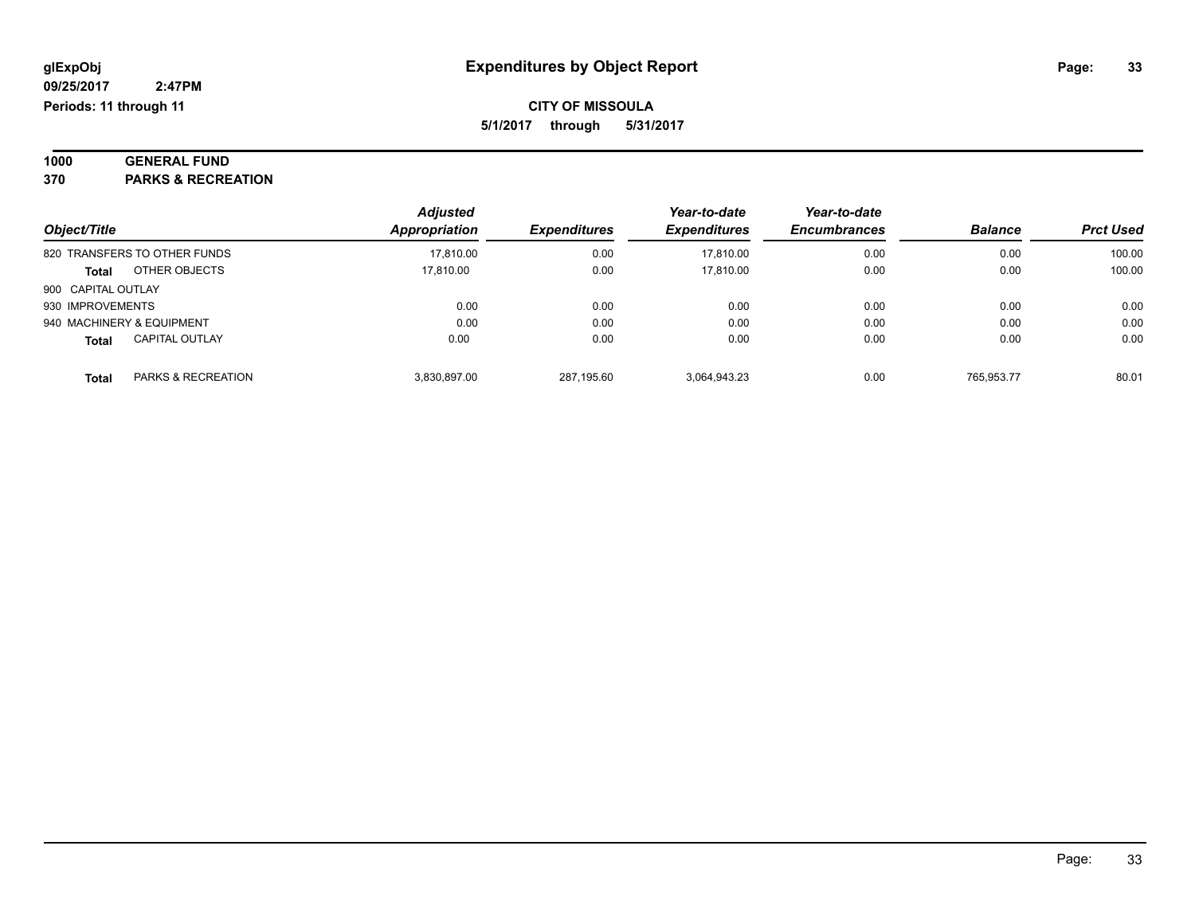**glExpObj**
**09/25/2017 2:47PM**
**Periods: 11 through 11**

# Expenditures by Object Report

**CITY OF MISSOULA**
**5/1/2017 through 5/31/2017**

**1000 GENERAL FUND**
**370 PARKS & RECREATION**

| Object/Title | Adjusted Appropriation | Expenditures | Year-to-date Expenditures | Year-to-date Encumbrances | Balance | Prct Used |
|---|---|---|---|---|---|---|
| 820 TRANSFERS TO OTHER FUNDS | 17,810.00 | 0.00 | 17,810.00 | 0.00 | 0.00 | 100.00 |
| **Total** OTHER OBJECTS | 17,810.00 | 0.00 | 17,810.00 | 0.00 | 0.00 | 100.00 |
| 900 CAPITAL OUTLAY | | | | | | |
| 930 IMPROVEMENTS | 0.00 | 0.00 | 0.00 | 0.00 | 0.00 | 0.00 |
| 940 MACHINERY & EQUIPMENT | 0.00 | 0.00 | 0.00 | 0.00 | 0.00 | 0.00 |
| **Total** CAPITAL OUTLAY | 0.00 | 0.00 | 0.00 | 0.00 | 0.00 | 0.00 |
| **Total** PARKS & RECREATION | 3,830,897.00 | 287,195.60 | 3,064,943.23 | 0.00 | 765,953.77 | 80.01 |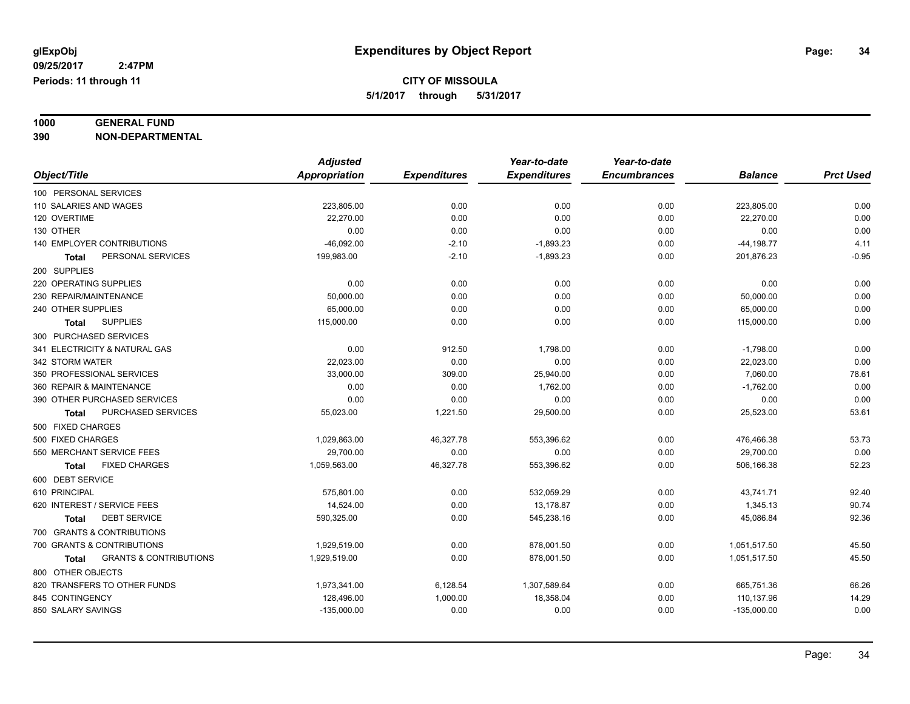# Expenditures by Object Report

glExpObj
09/25/2017 2:47PM
Periods: 11 through 11

**CITY OF MISSOULA**
**5/1/2017 through 5/31/2017**

**1000 GENERAL FUND**
**390 NON-DEPARTMENTAL**

| Object/Title | Adjusted Appropriation | Expenditures | Year-to-date Expenditures | Year-to-date Encumbrances | Balance | Prct Used |
|---|---|---|---|---|---|---|
| 100 PERSONAL SERVICES | | | | | | |
| 110 SALARIES AND WAGES | 223,805.00 | 0.00 | 0.00 | 0.00 | 223,805.00 | 0.00 |
| 120 OVERTIME | 22,270.00 | 0.00 | 0.00 | 0.00 | 22,270.00 | 0.00 |
| 130 OTHER | 0.00 | 0.00 | 0.00 | 0.00 | 0.00 | 0.00 |
| 140 EMPLOYER CONTRIBUTIONS | -46,092.00 | -2.10 | -1,893.23 | 0.00 | -44,198.77 | 4.11 |
| **Total** PERSONAL SERVICES | 199,983.00 | -2.10 | -1,893.23 | 0.00 | 201,876.23 | -0.95 |
| 200 SUPPLIES | | | | | | |
| 220 OPERATING SUPPLIES | 0.00 | 0.00 | 0.00 | 0.00 | 0.00 | 0.00 |
| 230 REPAIR/MAINTENANCE | 50,000.00 | 0.00 | 0.00 | 0.00 | 50,000.00 | 0.00 |
| 240 OTHER SUPPLIES | 65,000.00 | 0.00 | 0.00 | 0.00 | 65,000.00 | 0.00 |
| **Total** SUPPLIES | 115,000.00 | 0.00 | 0.00 | 0.00 | 115,000.00 | 0.00 |
| 300 PURCHASED SERVICES | | | | | | |
| 341 ELECTRICITY & NATURAL GAS | 0.00 | 912.50 | 1,798.00 | 0.00 | -1,798.00 | 0.00 |
| 342 STORM WATER | 22,023.00 | 0.00 | 0.00 | 0.00 | 22,023.00 | 0.00 |
| 350 PROFESSIONAL SERVICES | 33,000.00 | 309.00 | 25,940.00 | 0.00 | 7,060.00 | 78.61 |
| 360 REPAIR & MAINTENANCE | 0.00 | 0.00 | 1,762.00 | 0.00 | -1,762.00 | 0.00 |
| 390 OTHER PURCHASED SERVICES | 0.00 | 0.00 | 0.00 | 0.00 | 0.00 | 0.00 |
| **Total** PURCHASED SERVICES | 55,023.00 | 1,221.50 | 29,500.00 | 0.00 | 25,523.00 | 53.61 |
| 500 FIXED CHARGES | | | | | | |
| 500 FIXED CHARGES | 1,029,863.00 | 46,327.78 | 553,396.62 | 0.00 | 476,466.38 | 53.73 |
| 550 MERCHANT SERVICE FEES | 29,700.00 | 0.00 | 0.00 | 0.00 | 29,700.00 | 0.00 |
| **Total** FIXED CHARGES | 1,059,563.00 | 46,327.78 | 553,396.62 | 0.00 | 506,166.38 | 52.23 |
| 600 DEBT SERVICE | | | | | | |
| 610 PRINCIPAL | 575,801.00 | 0.00 | 532,059.29 | 0.00 | 43,741.71 | 92.40 |
| 620 INTEREST / SERVICE FEES | 14,524.00 | 0.00 | 13,178.87 | 0.00 | 1,345.13 | 90.74 |
| **Total** DEBT SERVICE | 590,325.00 | 0.00 | 545,238.16 | 0.00 | 45,086.84 | 92.36 |
| 700 GRANTS & CONTRIBUTIONS | | | | | | |
| 700 GRANTS & CONTRIBUTIONS | 1,929,519.00 | 0.00 | 878,001.50 | 0.00 | 1,051,517.50 | 45.50 |
| **Total** GRANTS & CONTRIBUTIONS | 1,929,519.00 | 0.00 | 878,001.50 | 0.00 | 1,051,517.50 | 45.50 |
| 800 OTHER OBJECTS | | | | | | |
| 820 TRANSFERS TO OTHER FUNDS | 1,973,341.00 | 6,128.54 | 1,307,589.64 | 0.00 | 665,751.36 | 66.26 |
| 845 CONTINGENCY | 128,496.00 | 1,000.00 | 18,358.04 | 0.00 | 110,137.96 | 14.29 |
| 850 SALARY SAVINGS | -135,000.00 | 0.00 | 0.00 | 0.00 | -135,000.00 | 0.00 |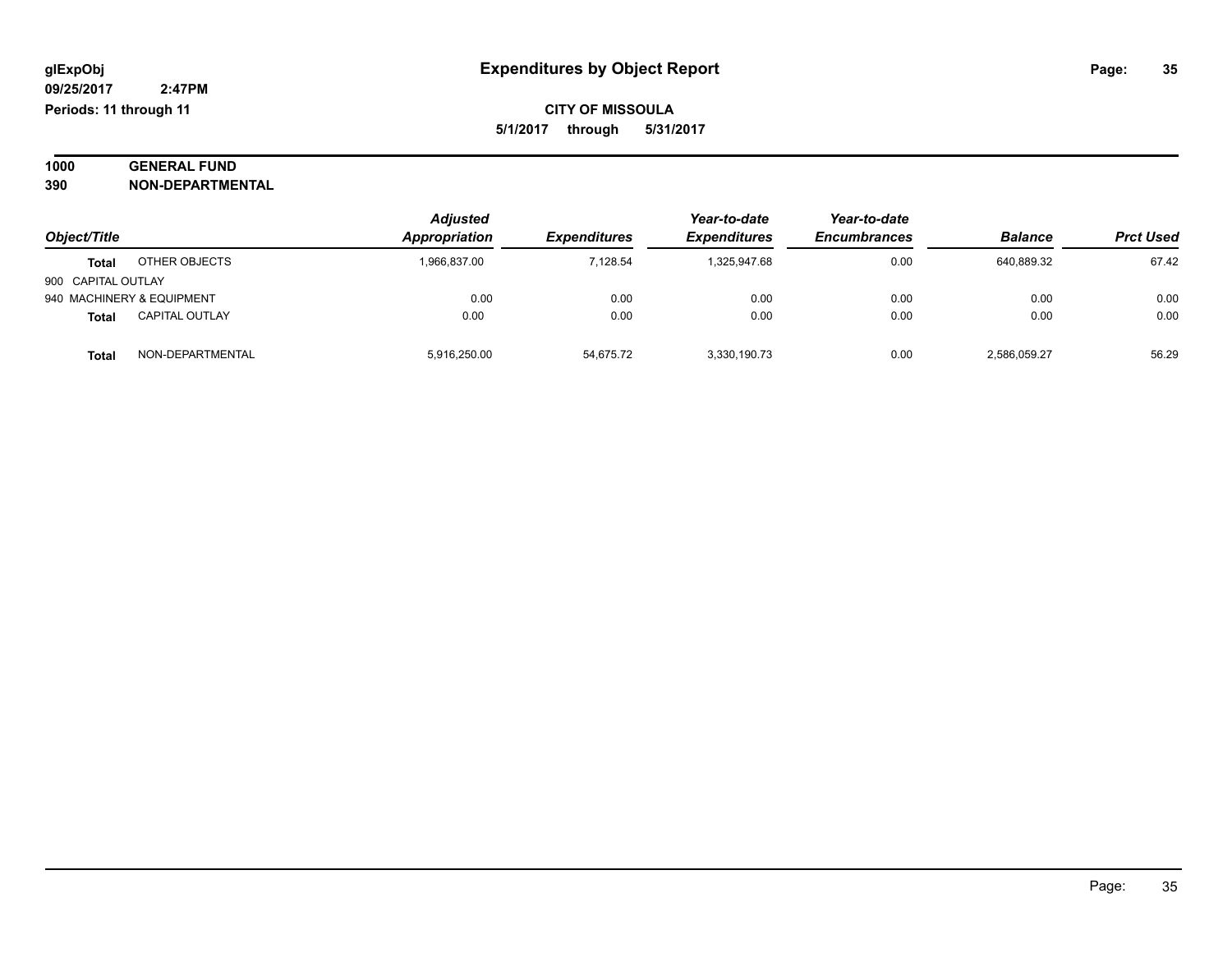**glExpObj** | **Expenditures by Object Report**

**09/25/2017 2:47PM**

**Periods: 11 through 11**

**CITY OF MISSOULA**

**5/1/2017 through 5/31/2017**

**1000 GENERAL FUND**

**390 NON-DEPARTMENTAL**

| Object/Title | | Adjusted Appropriation | Expenditures | Year-to-date Expenditures | Year-to-date Encumbrances | Balance | Prct Used |
|---|---|---|---|---|---|---|---|
| **Total** | OTHER OBJECTS | 1,966,837.00 | 7,128.54 | 1,325,947.68 | 0.00 | 640,889.32 | 67.42 |
| 900 CAPITAL OUTLAY | | | | | | | |
| 940 MACHINERY & EQUIPMENT | | 0.00 | 0.00 | 0.00 | 0.00 | 0.00 | 0.00 |
| **Total** | CAPITAL OUTLAY | 0.00 | 0.00 | 0.00 | 0.00 | 0.00 | 0.00 |
| **Total** | NON-DEPARTMENTAL | 5,916,250.00 | 54,675.72 | 3,330,190.73 | 0.00 | 2,586,059.27 | 56.29 |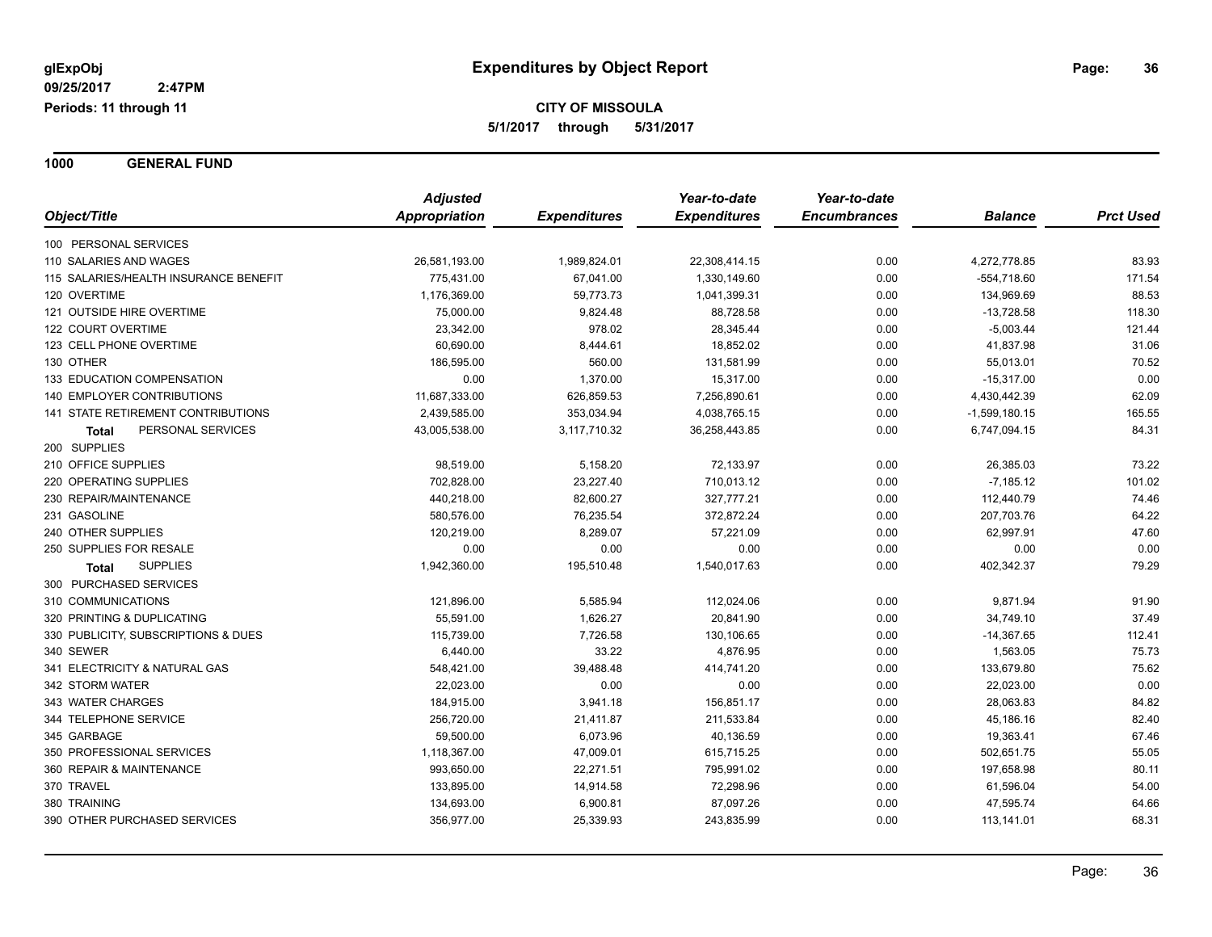**glExpObj** 
**09/25/2017 2:47PM** 
**Periods: 11 through 11**

# Expenditures by Object Report

**CITY OF MISSOULA**
**5/1/2017 through 5/31/2017**

## 1000 GENERAL FUND

| Object/Title | Adjusted Appropriation | Expenditures | Year-to-date Expenditures | Year-to-date Encumbrances | Balance | Prct Used |
|---|---|---|---|---|---|---|
| 100 PERSONAL SERVICES | | | | | | |
| 110 SALARIES AND WAGES | 26,581,193.00 | 1,989,824.01 | 22,308,414.15 | 0.00 | 4,272,778.85 | 83.93 |
| 115 SALARIES/HEALTH INSURANCE BENEFIT | 775,431.00 | 67,041.00 | 1,330,149.60 | 0.00 | -554,718.60 | 171.54 |
| 120 OVERTIME | 1,176,369.00 | 59,773.73 | 1,041,399.31 | 0.00 | 134,969.69 | 88.53 |
| 121 OUTSIDE HIRE OVERTIME | 75,000.00 | 9,824.48 | 88,728.58 | 0.00 | -13,728.58 | 118.30 |
| 122 COURT OVERTIME | 23,342.00 | 978.02 | 28,345.44 | 0.00 | -5,003.44 | 121.44 |
| 123 CELL PHONE OVERTIME | 60,690.00 | 8,444.61 | 18,852.02 | 0.00 | 41,837.98 | 31.06 |
| 130 OTHER | 186,595.00 | 560.00 | 131,581.99 | 0.00 | 55,013.01 | 70.52 |
| 133 EDUCATION COMPENSATION | 0.00 | 1,370.00 | 15,317.00 | 0.00 | -15,317.00 | 0.00 |
| 140 EMPLOYER CONTRIBUTIONS | 11,687,333.00 | 626,859.53 | 7,256,890.61 | 0.00 | 4,430,442.39 | 62.09 |
| 141 STATE RETIREMENT CONTRIBUTIONS | 2,439,585.00 | 353,034.94 | 4,038,765.15 | 0.00 | -1,599,180.15 | 165.55 |
| **Total** PERSONAL SERVICES | 43,005,538.00 | 3,117,710.32 | 36,258,443.85 | 0.00 | 6,747,094.15 | 84.31 |
| 200 SUPPLIES | | | | | | |
| 210 OFFICE SUPPLIES | 98,519.00 | 5,158.20 | 72,133.97 | 0.00 | 26,385.03 | 73.22 |
| 220 OPERATING SUPPLIES | 702,828.00 | 23,227.40 | 710,013.12 | 0.00 | -7,185.12 | 101.02 |
| 230 REPAIR/MAINTENANCE | 440,218.00 | 82,600.27 | 327,777.21 | 0.00 | 112,440.79 | 74.46 |
| 231 GASOLINE | 580,576.00 | 76,235.54 | 372,872.24 | 0.00 | 207,703.76 | 64.22 |
| 240 OTHER SUPPLIES | 120,219.00 | 8,289.07 | 57,221.09 | 0.00 | 62,997.91 | 47.60 |
| 250 SUPPLIES FOR RESALE | 0.00 | 0.00 | 0.00 | 0.00 | 0.00 | 0.00 |
| **Total** SUPPLIES | 1,942,360.00 | 195,510.48 | 1,540,017.63 | 0.00 | 402,342.37 | 79.29 |
| 300 PURCHASED SERVICES | | | | | | |
| 310 COMMUNICATIONS | 121,896.00 | 5,585.94 | 112,024.06 | 0.00 | 9,871.94 | 91.90 |
| 320 PRINTING & DUPLICATING | 55,591.00 | 1,626.27 | 20,841.90 | 0.00 | 34,749.10 | 37.49 |
| 330 PUBLICITY, SUBSCRIPTIONS & DUES | 115,739.00 | 7,726.58 | 130,106.65 | 0.00 | -14,367.65 | 112.41 |
| 340 SEWER | 6,440.00 | 33.22 | 4,876.95 | 0.00 | 1,563.05 | 75.73 |
| 341 ELECTRICITY & NATURAL GAS | 548,421.00 | 39,488.48 | 414,741.20 | 0.00 | 133,679.80 | 75.62 |
| 342 STORM WATER | 22,023.00 | 0.00 | 0.00 | 0.00 | 22,023.00 | 0.00 |
| 343 WATER CHARGES | 184,915.00 | 3,941.18 | 156,851.17 | 0.00 | 28,063.83 | 84.82 |
| 344 TELEPHONE SERVICE | 256,720.00 | 21,411.87 | 211,533.84 | 0.00 | 45,186.16 | 82.40 |
| 345 GARBAGE | 59,500.00 | 6,073.96 | 40,136.59 | 0.00 | 19,363.41 | 67.46 |
| 350 PROFESSIONAL SERVICES | 1,118,367.00 | 47,009.01 | 615,715.25 | 0.00 | 502,651.75 | 55.05 |
| 360 REPAIR & MAINTENANCE | 993,650.00 | 22,271.51 | 795,991.02 | 0.00 | 197,658.98 | 80.11 |
| 370 TRAVEL | 133,895.00 | 14,914.58 | 72,298.96 | 0.00 | 61,596.04 | 54.00 |
| 380 TRAINING | 134,693.00 | 6,900.81 | 87,097.26 | 0.00 | 47,595.74 | 64.66 |
| 390 OTHER PURCHASED SERVICES | 356,977.00 | 25,339.93 | 243,835.99 | 0.00 | 113,141.01 | 68.31 |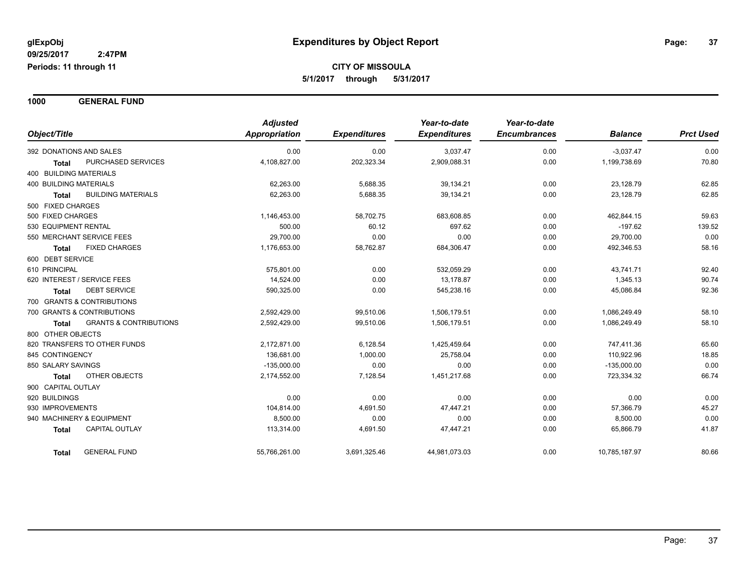glExpObj
09/25/2017 2:47PM
Periods: 11 through 11

# Expenditures by Object Report

**CITY OF MISSOULA**
**5/1/2017 through 5/31/2017**

## 1000 GENERAL FUND

| Object/Title | | Adjusted Appropriation | Expenditures | Year-to-date Expenditures | Year-to-date Encumbrances | Balance | Prct Used |
|---|---|---|---|---|---|---|---|
| 392 DONATIONS AND SALES | | 0.00 | 0.00 | 3,037.47 | 0.00 | -3,037.47 | 0.00 |
| Total | PURCHASED SERVICES | 4,108,827.00 | 202,323.34 | 2,909,088.31 | 0.00 | 1,199,738.69 | 70.80 |
| 400 BUILDING MATERIALS | | | | | | | |
| 400 BUILDING MATERIALS | | 62,263.00 | 5,688.35 | 39,134.21 | 0.00 | 23,128.79 | 62.85 |
| Total | BUILDING MATERIALS | 62,263.00 | 5,688.35 | 39,134.21 | 0.00 | 23,128.79 | 62.85 |
| 500 FIXED CHARGES | | | | | | | |
| 500 FIXED CHARGES | | 1,146,453.00 | 58,702.75 | 683,608.85 | 0.00 | 462,844.15 | 59.63 |
| 530 EQUIPMENT RENTAL | | 500.00 | 60.12 | 697.62 | 0.00 | -197.62 | 139.52 |
| 550 MERCHANT SERVICE FEES | | 29,700.00 | 0.00 | 0.00 | 0.00 | 29,700.00 | 0.00 |
| Total | FIXED CHARGES | 1,176,653.00 | 58,762.87 | 684,306.47 | 0.00 | 492,346.53 | 58.16 |
| 600 DEBT SERVICE | | | | | | | |
| 610 PRINCIPAL | | 575,801.00 | 0.00 | 532,059.29 | 0.00 | 43,741.71 | 92.40 |
| 620 INTEREST / SERVICE FEES | | 14,524.00 | 0.00 | 13,178.87 | 0.00 | 1,345.13 | 90.74 |
| Total | DEBT SERVICE | 590,325.00 | 0.00 | 545,238.16 | 0.00 | 45,086.84 | 92.36 |
| 700 GRANTS & CONTRIBUTIONS | | | | | | | |
| 700 GRANTS & CONTRIBUTIONS | | 2,592,429.00 | 99,510.06 | 1,506,179.51 | 0.00 | 1,086,249.49 | 58.10 |
| Total | GRANTS & CONTRIBUTIONS | 2,592,429.00 | 99,510.06 | 1,506,179.51 | 0.00 | 1,086,249.49 | 58.10 |
| 800 OTHER OBJECTS | | | | | | | |
| 820 TRANSFERS TO OTHER FUNDS | | 2,172,871.00 | 6,128.54 | 1,425,459.64 | 0.00 | 747,411.36 | 65.60 |
| 845 CONTINGENCY | | 136,681.00 | 1,000.00 | 25,758.04 | 0.00 | 110,922.96 | 18.85 |
| 850 SALARY SAVINGS | | -135,000.00 | 0.00 | 0.00 | 0.00 | -135,000.00 | 0.00 |
| Total | OTHER OBJECTS | 2,174,552.00 | 7,128.54 | 1,451,217.68 | 0.00 | 723,334.32 | 66.74 |
| 900 CAPITAL OUTLAY | | | | | | | |
| 920 BUILDINGS | | 0.00 | 0.00 | 0.00 | 0.00 | 0.00 | 0.00 |
| 930 IMPROVEMENTS | | 104,814.00 | 4,691.50 | 47,447.21 | 0.00 | 57,366.79 | 45.27 |
| 940 MACHINERY & EQUIPMENT | | 8,500.00 | 0.00 | 0.00 | 0.00 | 8,500.00 | 0.00 |
| Total | CAPITAL OUTLAY | 113,314.00 | 4,691.50 | 47,447.21 | 0.00 | 65,866.79 | 41.87 |
| Total | GENERAL FUND | 55,766,261.00 | 3,691,325.46 | 44,981,073.03 | 0.00 | 10,785,187.97 | 80.66 |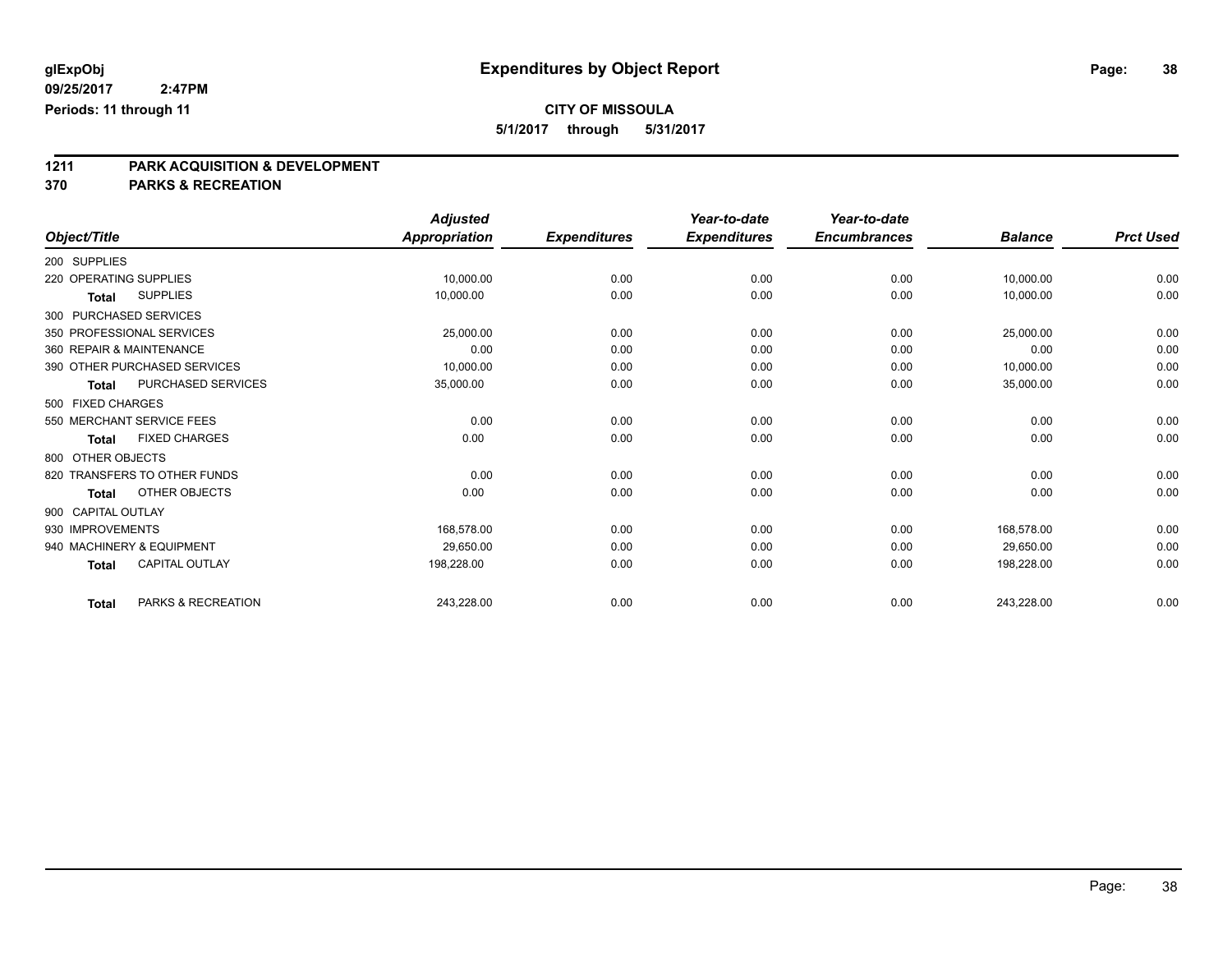**glExpObj**
**09/25/2017 2:47PM**
**Periods: 11 through 11**

# Expenditures by Object Report

**CITY OF MISSOULA**
**5/1/2017 through 5/31/2017**

## 1211 PARK ACQUISITION & DEVELOPMENT
## 370 PARKS & RECREATION

| Object/Title | Adjusted Appropriation | Expenditures | Year-to-date Expenditures | Year-to-date Encumbrances | Balance | Prct Used |
|---|---|---|---|---|---|---|
| 200 SUPPLIES | | | | | | |
| 220 OPERATING SUPPLIES | 10,000.00 | 0.00 | 0.00 | 0.00 | 10,000.00 | 0.00 |
| **Total** SUPPLIES | 10,000.00 | 0.00 | 0.00 | 0.00 | 10,000.00 | 0.00 |
| 300 PURCHASED SERVICES | | | | | | |
| 350 PROFESSIONAL SERVICES | 25,000.00 | 0.00 | 0.00 | 0.00 | 25,000.00 | 0.00 |
| 360 REPAIR & MAINTENANCE | 0.00 | 0.00 | 0.00 | 0.00 | 0.00 | 0.00 |
| 390 OTHER PURCHASED SERVICES | 10,000.00 | 0.00 | 0.00 | 0.00 | 10,000.00 | 0.00 |
| **Total** PURCHASED SERVICES | 35,000.00 | 0.00 | 0.00 | 0.00 | 35,000.00 | 0.00 |
| 500 FIXED CHARGES | | | | | | |
| 550 MERCHANT SERVICE FEES | 0.00 | 0.00 | 0.00 | 0.00 | 0.00 | 0.00 |
| **Total** FIXED CHARGES | 0.00 | 0.00 | 0.00 | 0.00 | 0.00 | 0.00 |
| 800 OTHER OBJECTS | | | | | | |
| 820 TRANSFERS TO OTHER FUNDS | 0.00 | 0.00 | 0.00 | 0.00 | 0.00 | 0.00 |
| **Total** OTHER OBJECTS | 0.00 | 0.00 | 0.00 | 0.00 | 0.00 | 0.00 |
| 900 CAPITAL OUTLAY | | | | | | |
| 930 IMPROVEMENTS | 168,578.00 | 0.00 | 0.00 | 0.00 | 168,578.00 | 0.00 |
| 940 MACHINERY & EQUIPMENT | 29,650.00 | 0.00 | 0.00 | 0.00 | 29,650.00 | 0.00 |
| **Total** CAPITAL OUTLAY | 198,228.00 | 0.00 | 0.00 | 0.00 | 198,228.00 | 0.00 |
| **Total** PARKS & RECREATION | 243,228.00 | 0.00 | 0.00 | 0.00 | 243,228.00 | 0.00 |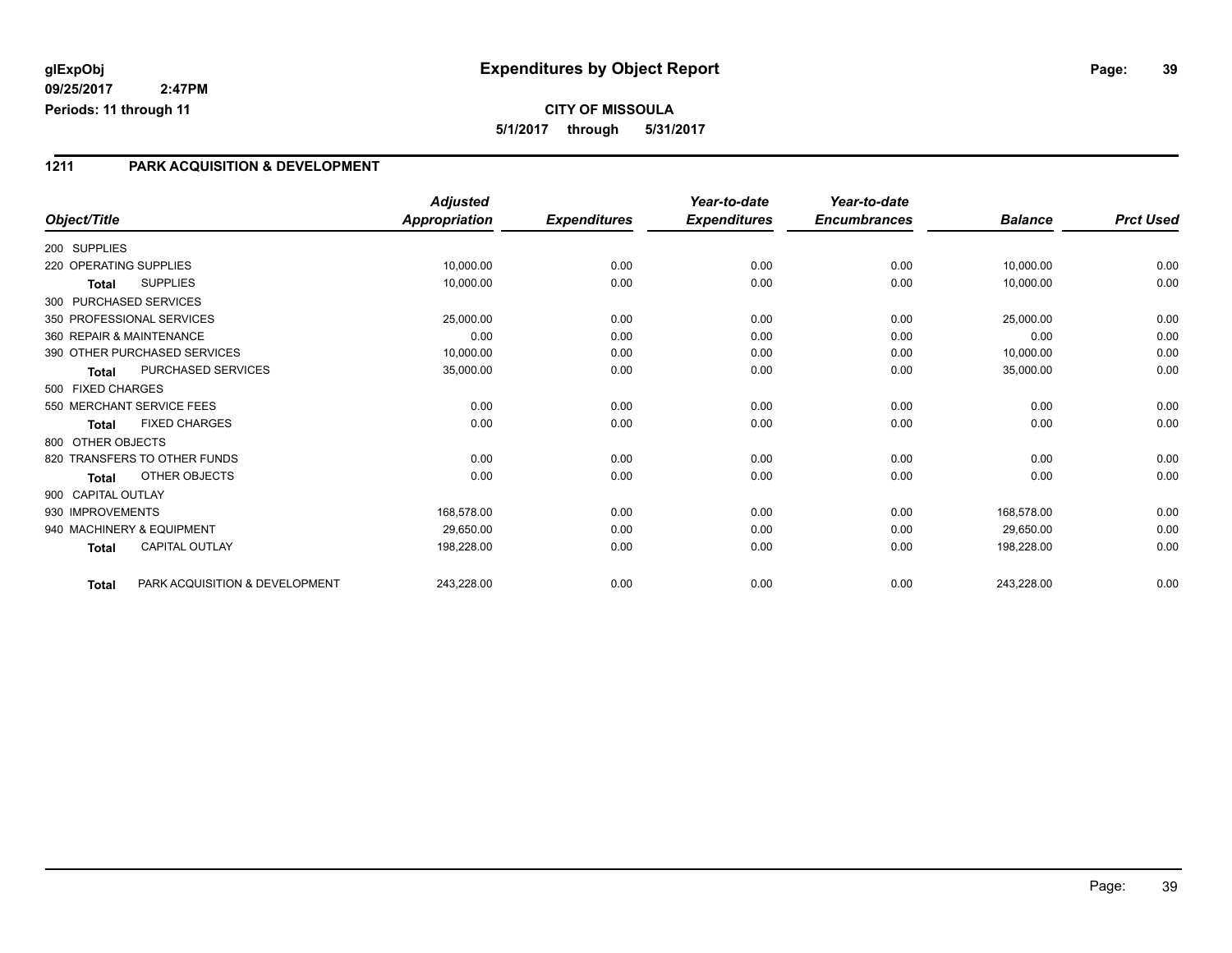**glExpObj** **Expenditures by Object Report**

**09/25/2017 2:47PM**

**Periods: 11 through 11**

**CITY OF MISSOULA**

**5/1/2017 through 5/31/2017**

## 1211 PARK ACQUISITION & DEVELOPMENT

| Object/Title | | *Adjusted Appropriation* | *Expenditures* | *Year-to-date Expenditures* | *Year-to-date Encumbrances* | *Balance* | *Prct Used* |
|---|---|---|---|---|---|---|---|
| 200 SUPPLIES | | | | | | | |
| 220 OPERATING SUPPLIES | | 10,000.00 | 0.00 | 0.00 | 0.00 | 10,000.00 | 0.00 |
| **Total** | SUPPLIES | 10,000.00 | 0.00 | 0.00 | 0.00 | 10,000.00 | 0.00 |
| 300 PURCHASED SERVICES | | | | | | | |
| 350 PROFESSIONAL SERVICES | | 25,000.00 | 0.00 | 0.00 | 0.00 | 25,000.00 | 0.00 |
| 360 REPAIR & MAINTENANCE | | 0.00 | 0.00 | 0.00 | 0.00 | 0.00 | 0.00 |
| 390 OTHER PURCHASED SERVICES | | 10,000.00 | 0.00 | 0.00 | 0.00 | 10,000.00 | 0.00 |
| **Total** | PURCHASED SERVICES | 35,000.00 | 0.00 | 0.00 | 0.00 | 35,000.00 | 0.00 |
| 500 FIXED CHARGES | | | | | | | |
| 550 MERCHANT SERVICE FEES | | 0.00 | 0.00 | 0.00 | 0.00 | 0.00 | 0.00 |
| **Total** | FIXED CHARGES | 0.00 | 0.00 | 0.00 | 0.00 | 0.00 | 0.00 |
| 800 OTHER OBJECTS | | | | | | | |
| 820 TRANSFERS TO OTHER FUNDS | | 0.00 | 0.00 | 0.00 | 0.00 | 0.00 | 0.00 |
| **Total** | OTHER OBJECTS | 0.00 | 0.00 | 0.00 | 0.00 | 0.00 | 0.00 |
| 900 CAPITAL OUTLAY | | | | | | | |
| 930 IMPROVEMENTS | | 168,578.00 | 0.00 | 0.00 | 0.00 | 168,578.00 | 0.00 |
| 940 MACHINERY & EQUIPMENT | | 29,650.00 | 0.00 | 0.00 | 0.00 | 29,650.00 | 0.00 |
| **Total** | CAPITAL OUTLAY | 198,228.00 | 0.00 | 0.00 | 0.00 | 198,228.00 | 0.00 |
| **Total** | PARK ACQUISITION & DEVELOPMENT | 243,228.00 | 0.00 | 0.00 | 0.00 | 243,228.00 | 0.00 |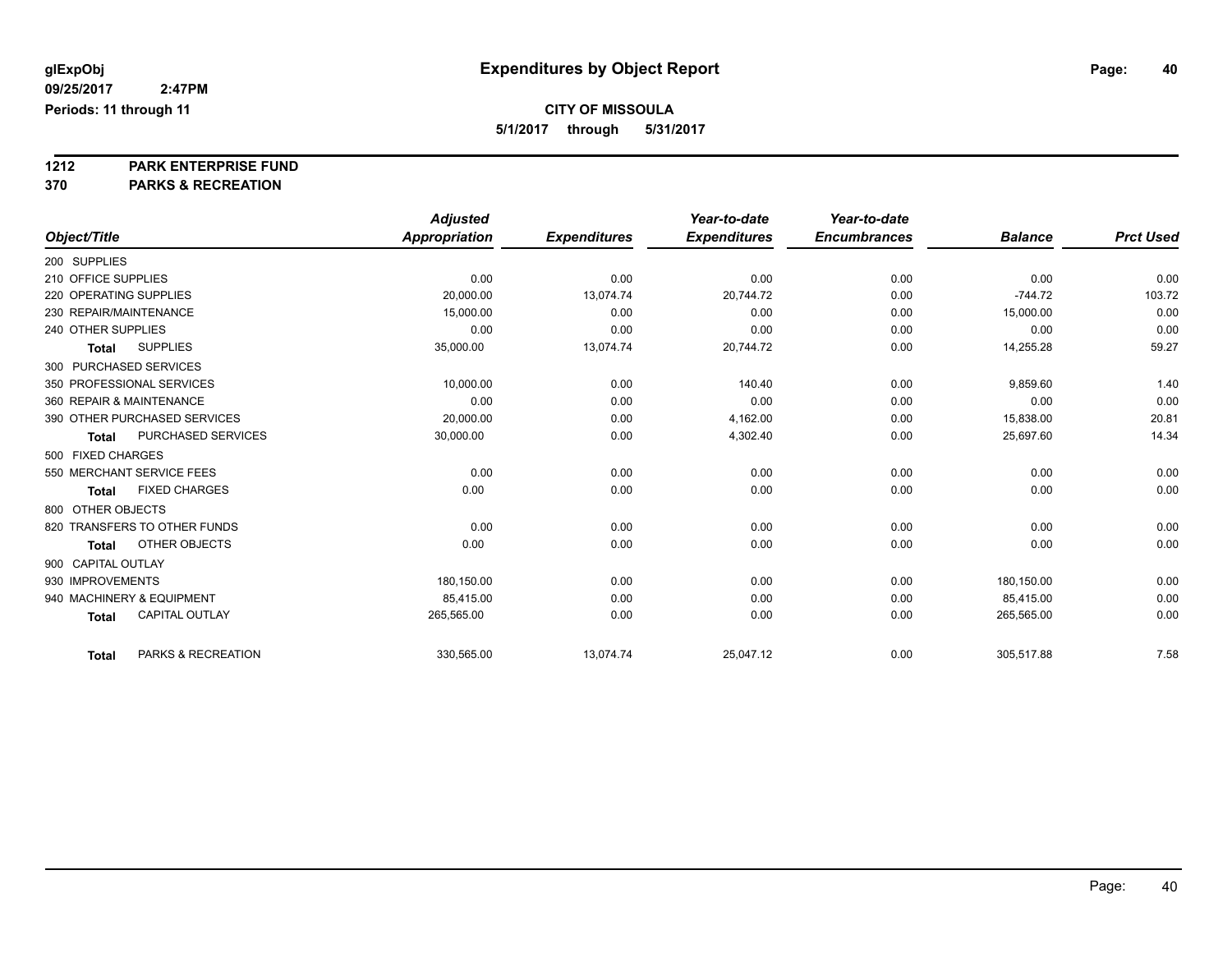# Expenditures by Object Report

glExpObj
09/25/2017 2:47PM
Periods: 11 through 11

**CITY OF MISSOULA**
**5/1/2017 through 5/31/2017**

**1212 PARK ENTERPRISE FUND**
**370 PARKS & RECREATION**

| Object/Title | Adjusted Appropriation | Expenditures | Year-to-date Expenditures | Year-to-date Encumbrances | Balance | Prct Used |
|---|---|---|---|---|---|---|
| 200 SUPPLIES | | | | | | |
| 210 OFFICE SUPPLIES | 0.00 | 0.00 | 0.00 | 0.00 | 0.00 | 0.00 |
| 220 OPERATING SUPPLIES | 20,000.00 | 13,074.74 | 20,744.72 | 0.00 | -744.72 | 103.72 |
| 230 REPAIR/MAINTENANCE | 15,000.00 | 0.00 | 0.00 | 0.00 | 15,000.00 | 0.00 |
| 240 OTHER SUPPLIES | 0.00 | 0.00 | 0.00 | 0.00 | 0.00 | 0.00 |
| **Total** SUPPLIES | 35,000.00 | 13,074.74 | 20,744.72 | 0.00 | 14,255.28 | 59.27 |
| 300 PURCHASED SERVICES | | | | | | |
| 350 PROFESSIONAL SERVICES | 10,000.00 | 0.00 | 140.40 | 0.00 | 9,859.60 | 1.40 |
| 360 REPAIR & MAINTENANCE | 0.00 | 0.00 | 0.00 | 0.00 | 0.00 | 0.00 |
| 390 OTHER PURCHASED SERVICES | 20,000.00 | 0.00 | 4,162.00 | 0.00 | 15,838.00 | 20.81 |
| **Total** PURCHASED SERVICES | 30,000.00 | 0.00 | 4,302.40 | 0.00 | 25,697.60 | 14.34 |
| 500 FIXED CHARGES | | | | | | |
| 550 MERCHANT SERVICE FEES | 0.00 | 0.00 | 0.00 | 0.00 | 0.00 | 0.00 |
| **Total** FIXED CHARGES | 0.00 | 0.00 | 0.00 | 0.00 | 0.00 | 0.00 |
| 800 OTHER OBJECTS | | | | | | |
| 820 TRANSFERS TO OTHER FUNDS | 0.00 | 0.00 | 0.00 | 0.00 | 0.00 | 0.00 |
| **Total** OTHER OBJECTS | 0.00 | 0.00 | 0.00 | 0.00 | 0.00 | 0.00 |
| 900 CAPITAL OUTLAY | | | | | | |
| 930 IMPROVEMENTS | 180,150.00 | 0.00 | 0.00 | 0.00 | 180,150.00 | 0.00 |
| 940 MACHINERY & EQUIPMENT | 85,415.00 | 0.00 | 0.00 | 0.00 | 85,415.00 | 0.00 |
| **Total** CAPITAL OUTLAY | 265,565.00 | 0.00 | 0.00 | 0.00 | 265,565.00 | 0.00 |
| **Total** PARKS & RECREATION | 330,565.00 | 13,074.74 | 25,047.12 | 0.00 | 305,517.88 | 7.58 |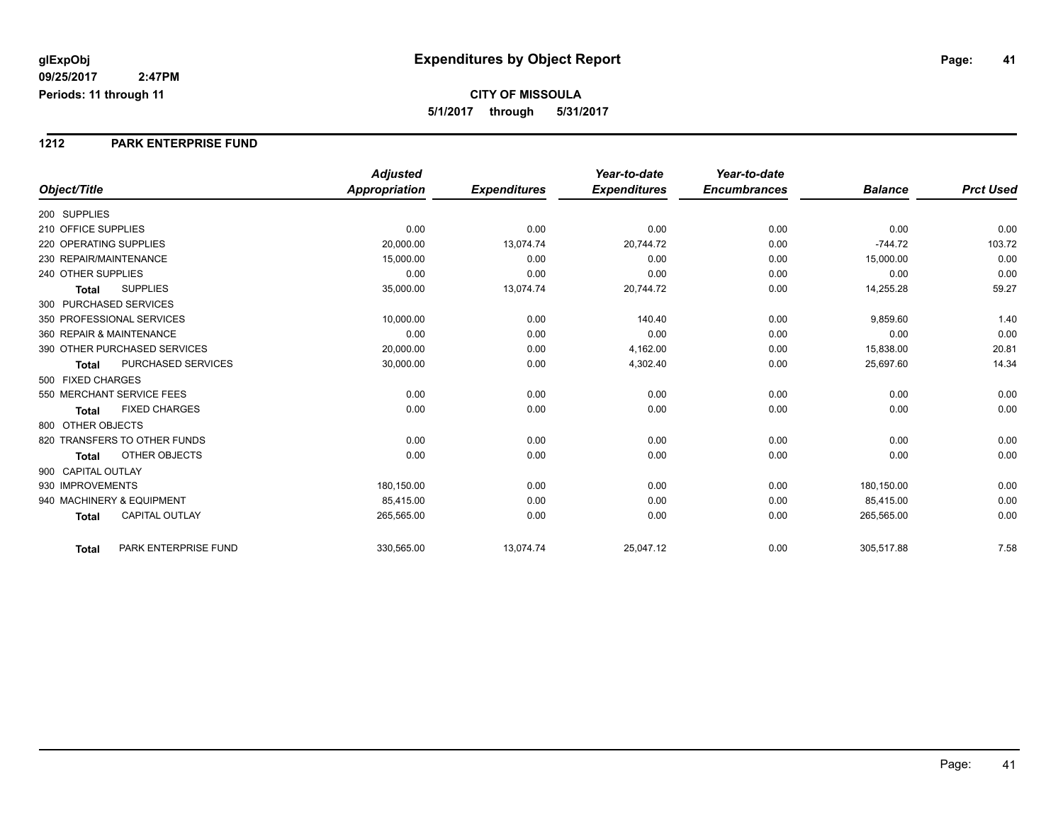**glExpObj** 09/25/2017 2:47PM
**Periods: 11 through 11**

# Expenditures by Object Report

**CITY OF MISSOULA**
**5/1/2017 through 5/31/2017**

## 1212 PARK ENTERPRISE FUND

| Object/Title | Adjusted Appropriation | Expenditures | Year-to-date Expenditures | Year-to-date Encumbrances | Balance | Prct Used |
|---|---|---|---|---|---|---|
| 200 SUPPLIES | | | | | | |
| 210 OFFICE SUPPLIES | 0.00 | 0.00 | 0.00 | 0.00 | 0.00 | 0.00 |
| 220 OPERATING SUPPLIES | 20,000.00 | 13,074.74 | 20,744.72 | 0.00 | -744.72 | 103.72 |
| 230 REPAIR/MAINTENANCE | 15,000.00 | 0.00 | 0.00 | 0.00 | 15,000.00 | 0.00 |
| 240 OTHER SUPPLIES | 0.00 | 0.00 | 0.00 | 0.00 | 0.00 | 0.00 |
| **Total** SUPPLIES | 35,000.00 | 13,074.74 | 20,744.72 | 0.00 | 14,255.28 | 59.27 |
| 300 PURCHASED SERVICES | | | | | | |
| 350 PROFESSIONAL SERVICES | 10,000.00 | 0.00 | 140.40 | 0.00 | 9,859.60 | 1.40 |
| 360 REPAIR & MAINTENANCE | 0.00 | 0.00 | 0.00 | 0.00 | 0.00 | 0.00 |
| 390 OTHER PURCHASED SERVICES | 20,000.00 | 0.00 | 4,162.00 | 0.00 | 15,838.00 | 20.81 |
| **Total** PURCHASED SERVICES | 30,000.00 | 0.00 | 4,302.40 | 0.00 | 25,697.60 | 14.34 |
| 500 FIXED CHARGES | | | | | | |
| 550 MERCHANT SERVICE FEES | 0.00 | 0.00 | 0.00 | 0.00 | 0.00 | 0.00 |
| **Total** FIXED CHARGES | 0.00 | 0.00 | 0.00 | 0.00 | 0.00 | 0.00 |
| 800 OTHER OBJECTS | | | | | | |
| 820 TRANSFERS TO OTHER FUNDS | 0.00 | 0.00 | 0.00 | 0.00 | 0.00 | 0.00 |
| **Total** OTHER OBJECTS | 0.00 | 0.00 | 0.00 | 0.00 | 0.00 | 0.00 |
| 900 CAPITAL OUTLAY | | | | | | |
| 930 IMPROVEMENTS | 180,150.00 | 0.00 | 0.00 | 0.00 | 180,150.00 | 0.00 |
| 940 MACHINERY & EQUIPMENT | 85,415.00 | 0.00 | 0.00 | 0.00 | 85,415.00 | 0.00 |
| **Total** CAPITAL OUTLAY | 265,565.00 | 0.00 | 0.00 | 0.00 | 265,565.00 | 0.00 |
| **Total** PARK ENTERPRISE FUND | 330,565.00 | 13,074.74 | 25,047.12 | 0.00 | 305,517.88 | 7.58 |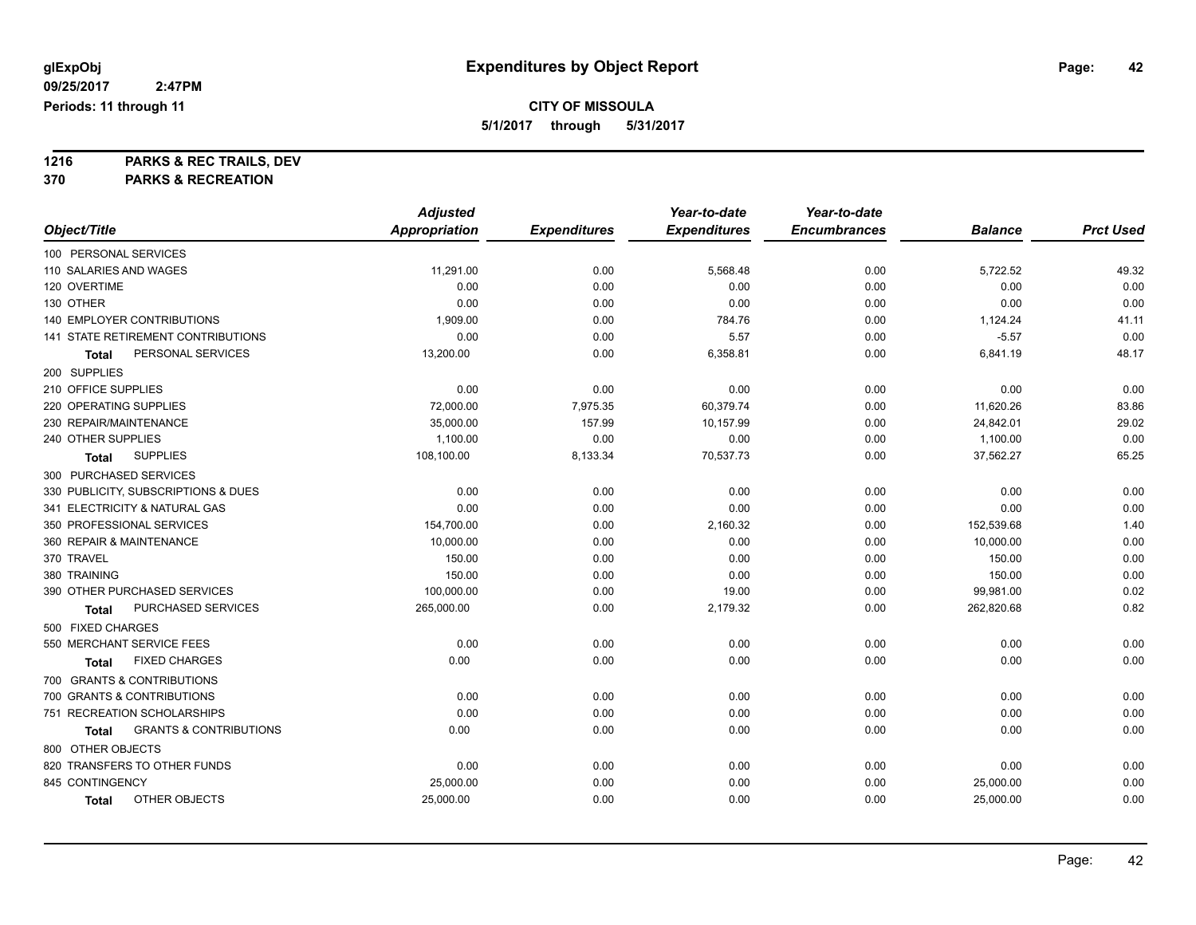# Expenditures by Object Report

glExpObj
09/25/2017 2:47PM
Periods: 11 through 11

**CITY OF MISSOULA**
5/1/2017 through 5/31/2017

**1216 PARKS & REC TRAILS, DEV**
**370 PARKS & RECREATION**

| Object/Title | Adjusted Appropriation | Expenditures | Year-to-date Expenditures | Year-to-date Encumbrances | Balance | Prct Used |
|---|---|---|---|---|---|---|
| 100 PERSONAL SERVICES | | | | | | |
| 110 SALARIES AND WAGES | 11,291.00 | 0.00 | 5,568.48 | 0.00 | 5,722.52 | 49.32 |
| 120 OVERTIME | 0.00 | 0.00 | 0.00 | 0.00 | 0.00 | 0.00 |
| 130 OTHER | 0.00 | 0.00 | 0.00 | 0.00 | 0.00 | 0.00 |
| 140 EMPLOYER CONTRIBUTIONS | 1,909.00 | 0.00 | 784.76 | 0.00 | 1,124.24 | 41.11 |
| 141 STATE RETIREMENT CONTRIBUTIONS | 0.00 | 0.00 | 5.57 | 0.00 | -5.57 | 0.00 |
| **Total** PERSONAL SERVICES | 13,200.00 | 0.00 | 6,358.81 | 0.00 | 6,841.19 | 48.17 |
| 200 SUPPLIES | | | | | | |
| 210 OFFICE SUPPLIES | 0.00 | 0.00 | 0.00 | 0.00 | 0.00 | 0.00 |
| 220 OPERATING SUPPLIES | 72,000.00 | 7,975.35 | 60,379.74 | 0.00 | 11,620.26 | 83.86 |
| 230 REPAIR/MAINTENANCE | 35,000.00 | 157.99 | 10,157.99 | 0.00 | 24,842.01 | 29.02 |
| 240 OTHER SUPPLIES | 1,100.00 | 0.00 | 0.00 | 0.00 | 1,100.00 | 0.00 |
| **Total** SUPPLIES | 108,100.00 | 8,133.34 | 70,537.73 | 0.00 | 37,562.27 | 65.25 |
| 300 PURCHASED SERVICES | | | | | | |
| 330 PUBLICITY, SUBSCRIPTIONS & DUES | 0.00 | 0.00 | 0.00 | 0.00 | 0.00 | 0.00 |
| 341 ELECTRICITY & NATURAL GAS | 0.00 | 0.00 | 0.00 | 0.00 | 0.00 | 0.00 |
| 350 PROFESSIONAL SERVICES | 154,700.00 | 0.00 | 2,160.32 | 0.00 | 152,539.68 | 1.40 |
| 360 REPAIR & MAINTENANCE | 10,000.00 | 0.00 | 0.00 | 0.00 | 10,000.00 | 0.00 |
| 370 TRAVEL | 150.00 | 0.00 | 0.00 | 0.00 | 150.00 | 0.00 |
| 380 TRAINING | 150.00 | 0.00 | 0.00 | 0.00 | 150.00 | 0.00 |
| 390 OTHER PURCHASED SERVICES | 100,000.00 | 0.00 | 19.00 | 0.00 | 99,981.00 | 0.02 |
| **Total** PURCHASED SERVICES | 265,000.00 | 0.00 | 2,179.32 | 0.00 | 262,820.68 | 0.82 |
| 500 FIXED CHARGES | | | | | | |
| 550 MERCHANT SERVICE FEES | 0.00 | 0.00 | 0.00 | 0.00 | 0.00 | 0.00 |
| **Total** FIXED CHARGES | 0.00 | 0.00 | 0.00 | 0.00 | 0.00 | 0.00 |
| 700 GRANTS & CONTRIBUTIONS | | | | | | |
| 700 GRANTS & CONTRIBUTIONS | 0.00 | 0.00 | 0.00 | 0.00 | 0.00 | 0.00 |
| 751 RECREATION SCHOLARSHIPS | 0.00 | 0.00 | 0.00 | 0.00 | 0.00 | 0.00 |
| **Total** GRANTS & CONTRIBUTIONS | 0.00 | 0.00 | 0.00 | 0.00 | 0.00 | 0.00 |
| 800 OTHER OBJECTS | | | | | | |
| 820 TRANSFERS TO OTHER FUNDS | 0.00 | 0.00 | 0.00 | 0.00 | 0.00 | 0.00 |
| 845 CONTINGENCY | 25,000.00 | 0.00 | 0.00 | 0.00 | 25,000.00 | 0.00 |
| **Total** OTHER OBJECTS | 25,000.00 | 0.00 | 0.00 | 0.00 | 25,000.00 | 0.00 |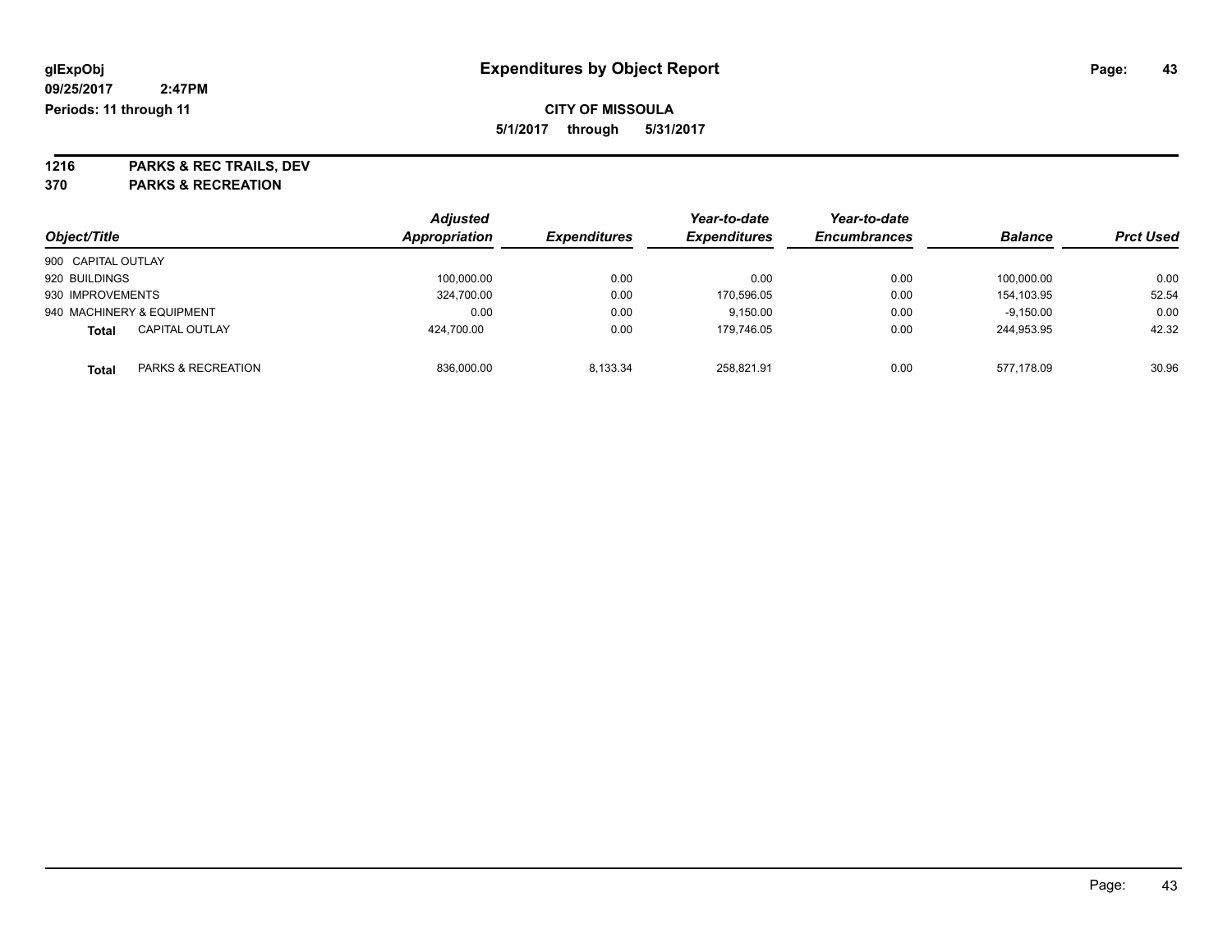# Expenditures by Object Report

glExpObj
09/25/2017 2:47PM
Periods: 11 through 11

**CITY OF MISSOULA**
**5/1/2017 through 5/31/2017**

**1216 PARKS & REC TRAILS, DEV**
**370 PARKS & RECREATION**

| Object/Title | Adjusted Appropriation | Expenditures | Year-to-date Expenditures | Year-to-date Encumbrances | Balance | Prct Used |
|---|---|---|---|---|---|---|
| 900 CAPITAL OUTLAY | | | | | | |
| 920 BUILDINGS | 100,000.00 | 0.00 | 0.00 | 0.00 | 100,000.00 | 0.00 |
| 930 IMPROVEMENTS | 324,700.00 | 0.00 | 170,596.05 | 0.00 | 154,103.95 | 52.54 |
| 940 MACHINERY & EQUIPMENT | 0.00 | 0.00 | 9,150.00 | 0.00 | -9,150.00 | 0.00 |
| **Total** CAPITAL OUTLAY | 424,700.00 | 0.00 | 179,746.05 | 0.00 | 244,953.95 | 42.32 |
| **Total** PARKS & RECREATION | 836,000.00 | 8,133.34 | 258,821.91 | 0.00 | 577,178.09 | 30.96 |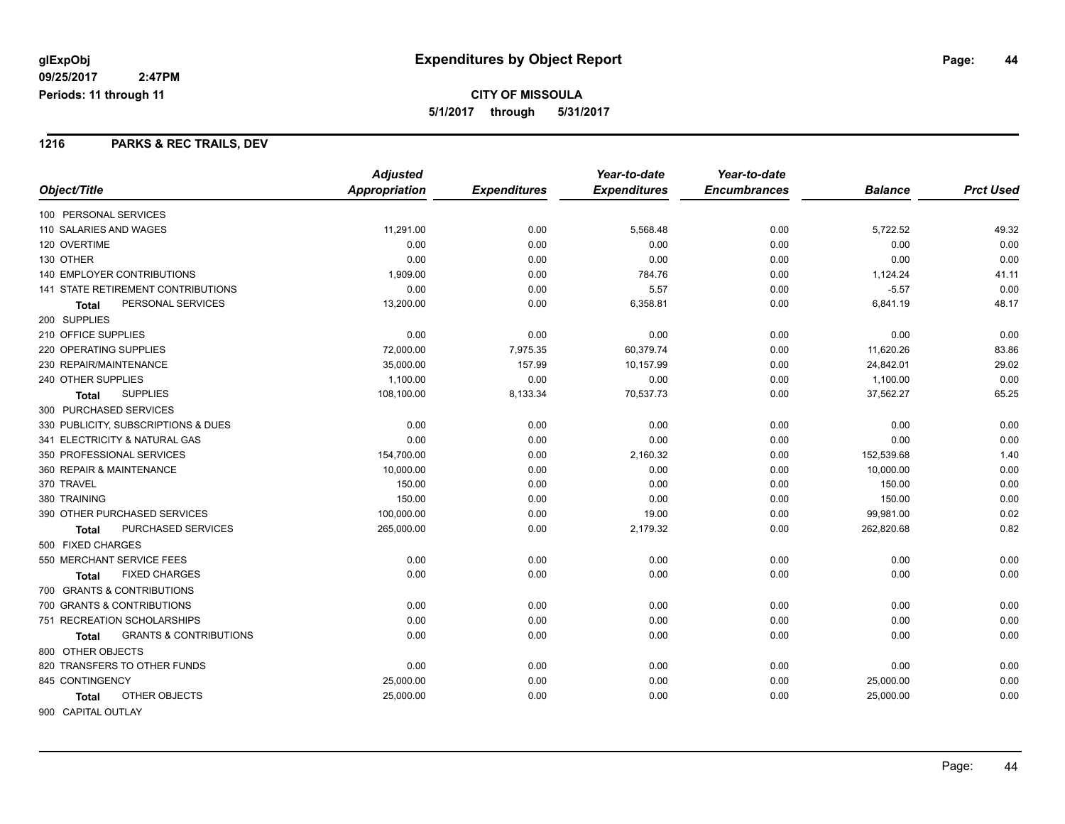**glExpObj**
**09/25/2017 2:47PM**
**Periods: 11 through 11**

# Expenditures by Object Report

**CITY OF MISSOULA**
**5/1/2017 through 5/31/2017**

## 1216 PARKS & REC TRAILS, DEV

| Object/Title | Adjusted Appropriation | Expenditures | Year-to-date Expenditures | Year-to-date Encumbrances | Balance | Prct Used |
|---|---|---|---|---|---|---|
| 100 PERSONAL SERVICES | | | | | | |
| 110 SALARIES AND WAGES | 11,291.00 | 0.00 | 5,568.48 | 0.00 | 5,722.52 | 49.32 |
| 120 OVERTIME | 0.00 | 0.00 | 0.00 | 0.00 | 0.00 | 0.00 |
| 130 OTHER | 0.00 | 0.00 | 0.00 | 0.00 | 0.00 | 0.00 |
| 140 EMPLOYER CONTRIBUTIONS | 1,909.00 | 0.00 | 784.76 | 0.00 | 1,124.24 | 41.11 |
| 141 STATE RETIREMENT CONTRIBUTIONS | 0.00 | 0.00 | 5.57 | 0.00 | -5.57 | 0.00 |
| **Total** PERSONAL SERVICES | 13,200.00 | 0.00 | 6,358.81 | 0.00 | 6,841.19 | 48.17 |
| 200 SUPPLIES | | | | | | |
| 210 OFFICE SUPPLIES | 0.00 | 0.00 | 0.00 | 0.00 | 0.00 | 0.00 |
| 220 OPERATING SUPPLIES | 72,000.00 | 7,975.35 | 60,379.74 | 0.00 | 11,620.26 | 83.86 |
| 230 REPAIR/MAINTENANCE | 35,000.00 | 157.99 | 10,157.99 | 0.00 | 24,842.01 | 29.02 |
| 240 OTHER SUPPLIES | 1,100.00 | 0.00 | 0.00 | 0.00 | 1,100.00 | 0.00 |
| **Total** SUPPLIES | 108,100.00 | 8,133.34 | 70,537.73 | 0.00 | 37,562.27 | 65.25 |
| 300 PURCHASED SERVICES | | | | | | |
| 330 PUBLICITY, SUBSCRIPTIONS & DUES | 0.00 | 0.00 | 0.00 | 0.00 | 0.00 | 0.00 |
| 341 ELECTRICITY & NATURAL GAS | 0.00 | 0.00 | 0.00 | 0.00 | 0.00 | 0.00 |
| 350 PROFESSIONAL SERVICES | 154,700.00 | 0.00 | 2,160.32 | 0.00 | 152,539.68 | 1.40 |
| 360 REPAIR & MAINTENANCE | 10,000.00 | 0.00 | 0.00 | 0.00 | 10,000.00 | 0.00 |
| 370 TRAVEL | 150.00 | 0.00 | 0.00 | 0.00 | 150.00 | 0.00 |
| 380 TRAINING | 150.00 | 0.00 | 0.00 | 0.00 | 150.00 | 0.00 |
| 390 OTHER PURCHASED SERVICES | 100,000.00 | 0.00 | 19.00 | 0.00 | 99,981.00 | 0.02 |
| **Total** PURCHASED SERVICES | 265,000.00 | 0.00 | 2,179.32 | 0.00 | 262,820.68 | 0.82 |
| 500 FIXED CHARGES | | | | | | |
| 550 MERCHANT SERVICE FEES | 0.00 | 0.00 | 0.00 | 0.00 | 0.00 | 0.00 |
| **Total** FIXED CHARGES | 0.00 | 0.00 | 0.00 | 0.00 | 0.00 | 0.00 |
| 700 GRANTS & CONTRIBUTIONS | | | | | | |
| 700 GRANTS & CONTRIBUTIONS | 0.00 | 0.00 | 0.00 | 0.00 | 0.00 | 0.00 |
| 751 RECREATION SCHOLARSHIPS | 0.00 | 0.00 | 0.00 | 0.00 | 0.00 | 0.00 |
| **Total** GRANTS & CONTRIBUTIONS | 0.00 | 0.00 | 0.00 | 0.00 | 0.00 | 0.00 |
| 800 OTHER OBJECTS | | | | | | |
| 820 TRANSFERS TO OTHER FUNDS | 0.00 | 0.00 | 0.00 | 0.00 | 0.00 | 0.00 |
| 845 CONTINGENCY | 25,000.00 | 0.00 | 0.00 | 0.00 | 25,000.00 | 0.00 |
| **Total** OTHER OBJECTS | 25,000.00 | 0.00 | 0.00 | 0.00 | 25,000.00 | 0.00 |
| 900 CAPITAL OUTLAY | | | | | | |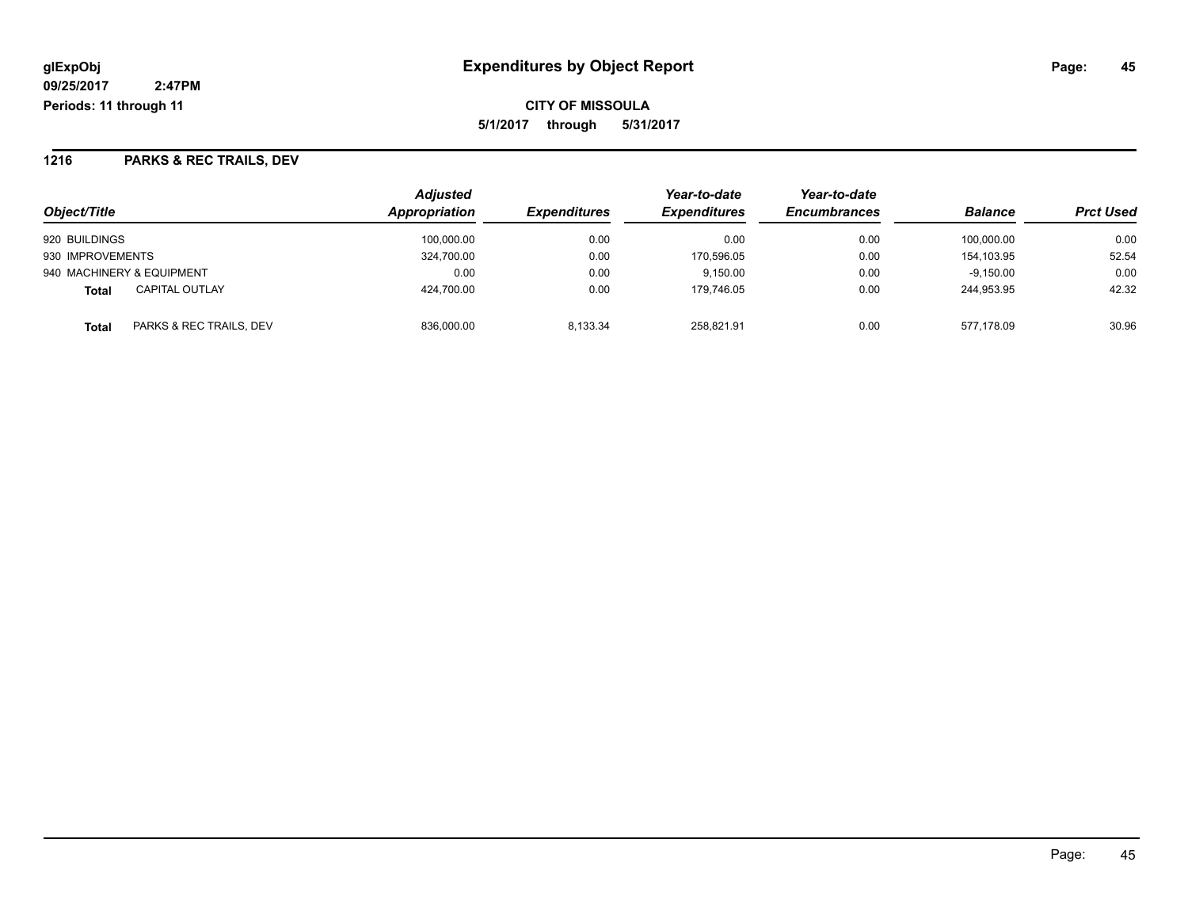**glExpObj**
**09/25/2017 2:47PM**
**Periods: 11 through 11**

# Expenditures by Object Report

**CITY OF MISSOULA**
**5/1/2017 through 5/31/2017**

## 1216 PARKS & REC TRAILS, DEV

| Object/Title | | *Adjusted Appropriation* | *Expenditures* | *Year-to-date Expenditures* | *Year-to-date Encumbrances* | *Balance* | *Prct Used* |
|---|---|---|---|---|---|---|---|
| 920 BUILDINGS | | 100,000.00 | 0.00 | 0.00 | 0.00 | 100,000.00 | 0.00 |
| 930 IMPROVEMENTS | | 324,700.00 | 0.00 | 170,596.05 | 0.00 | 154,103.95 | 52.54 |
| 940 MACHINERY & EQUIPMENT | | 0.00 | 0.00 | 9,150.00 | 0.00 | -9,150.00 | 0.00 |
| **Total** | CAPITAL OUTLAY | 424,700.00 | 0.00 | 179,746.05 | 0.00 | 244,953.95 | 42.32 |
| **Total** | PARKS & REC TRAILS, DEV | 836,000.00 | 8,133.34 | 258,821.91 | 0.00 | 577,178.09 | 30.96 |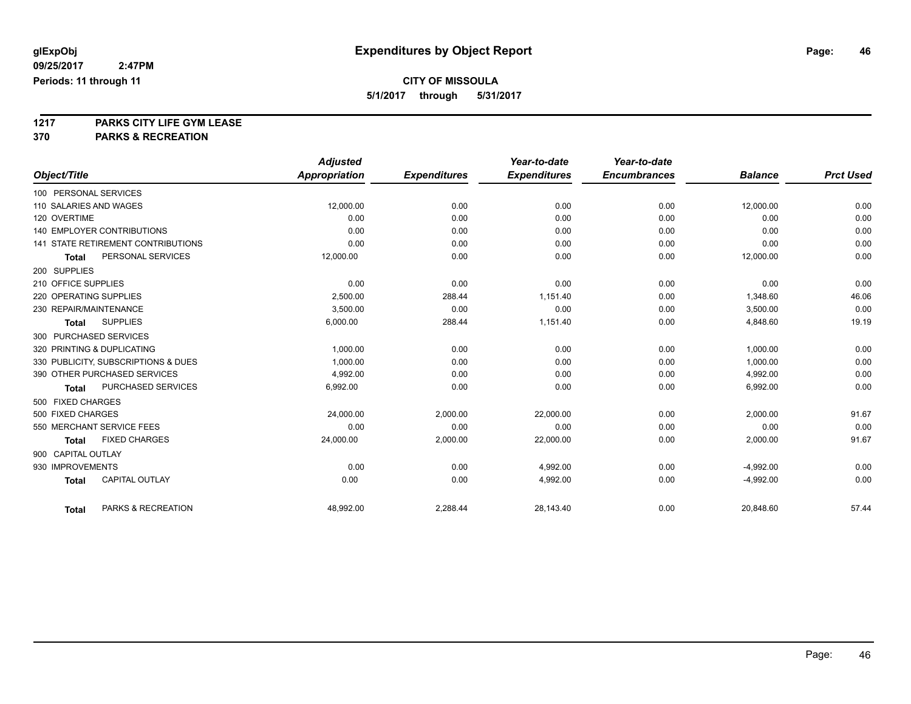# Expenditures by Object Report

glExpObj
09/25/2017 2:47PM
Periods: 11 through 11

**CITY OF MISSOULA**
**5/1/2017 through 5/31/2017**

**1217 PARKS CITY LIFE GYM LEASE**
**370 PARKS & RECREATION**

| Object/Title | Adjusted Appropriation | Expenditures | Year-to-date Expenditures | Year-to-date Encumbrances | Balance | Prct Used |
|---|---|---|---|---|---|---|
| 100 PERSONAL SERVICES | | | | | | |
| 110 SALARIES AND WAGES | 12,000.00 | 0.00 | 0.00 | 0.00 | 12,000.00 | 0.00 |
| 120 OVERTIME | 0.00 | 0.00 | 0.00 | 0.00 | 0.00 | 0.00 |
| 140 EMPLOYER CONTRIBUTIONS | 0.00 | 0.00 | 0.00 | 0.00 | 0.00 | 0.00 |
| 141 STATE RETIREMENT CONTRIBUTIONS | 0.00 | 0.00 | 0.00 | 0.00 | 0.00 | 0.00 |
| **Total** PERSONAL SERVICES | 12,000.00 | 0.00 | 0.00 | 0.00 | 12,000.00 | 0.00 |
| 200 SUPPLIES | | | | | | |
| 210 OFFICE SUPPLIES | 0.00 | 0.00 | 0.00 | 0.00 | 0.00 | 0.00 |
| 220 OPERATING SUPPLIES | 2,500.00 | 288.44 | 1,151.40 | 0.00 | 1,348.60 | 46.06 |
| 230 REPAIR/MAINTENANCE | 3,500.00 | 0.00 | 0.00 | 0.00 | 3,500.00 | 0.00 |
| **Total** SUPPLIES | 6,000.00 | 288.44 | 1,151.40 | 0.00 | 4,848.60 | 19.19 |
| 300 PURCHASED SERVICES | | | | | | |
| 320 PRINTING & DUPLICATING | 1,000.00 | 0.00 | 0.00 | 0.00 | 1,000.00 | 0.00 |
| 330 PUBLICITY, SUBSCRIPTIONS & DUES | 1,000.00 | 0.00 | 0.00 | 0.00 | 1,000.00 | 0.00 |
| 390 OTHER PURCHASED SERVICES | 4,992.00 | 0.00 | 0.00 | 0.00 | 4,992.00 | 0.00 |
| **Total** PURCHASED SERVICES | 6,992.00 | 0.00 | 0.00 | 0.00 | 6,992.00 | 0.00 |
| 500 FIXED CHARGES | | | | | | |
| 500 FIXED CHARGES | 24,000.00 | 2,000.00 | 22,000.00 | 0.00 | 2,000.00 | 91.67 |
| 550 MERCHANT SERVICE FEES | 0.00 | 0.00 | 0.00 | 0.00 | 0.00 | 0.00 |
| **Total** FIXED CHARGES | 24,000.00 | 2,000.00 | 22,000.00 | 0.00 | 2,000.00 | 91.67 |
| 900 CAPITAL OUTLAY | | | | | | |
| 930 IMPROVEMENTS | 0.00 | 0.00 | 4,992.00 | 0.00 | -4,992.00 | 0.00 |
| **Total** CAPITAL OUTLAY | 0.00 | 0.00 | 4,992.00 | 0.00 | -4,992.00 | 0.00 |
| **Total** PARKS & RECREATION | 48,992.00 | 2,288.44 | 28,143.40 | 0.00 | 20,848.60 | 57.44 |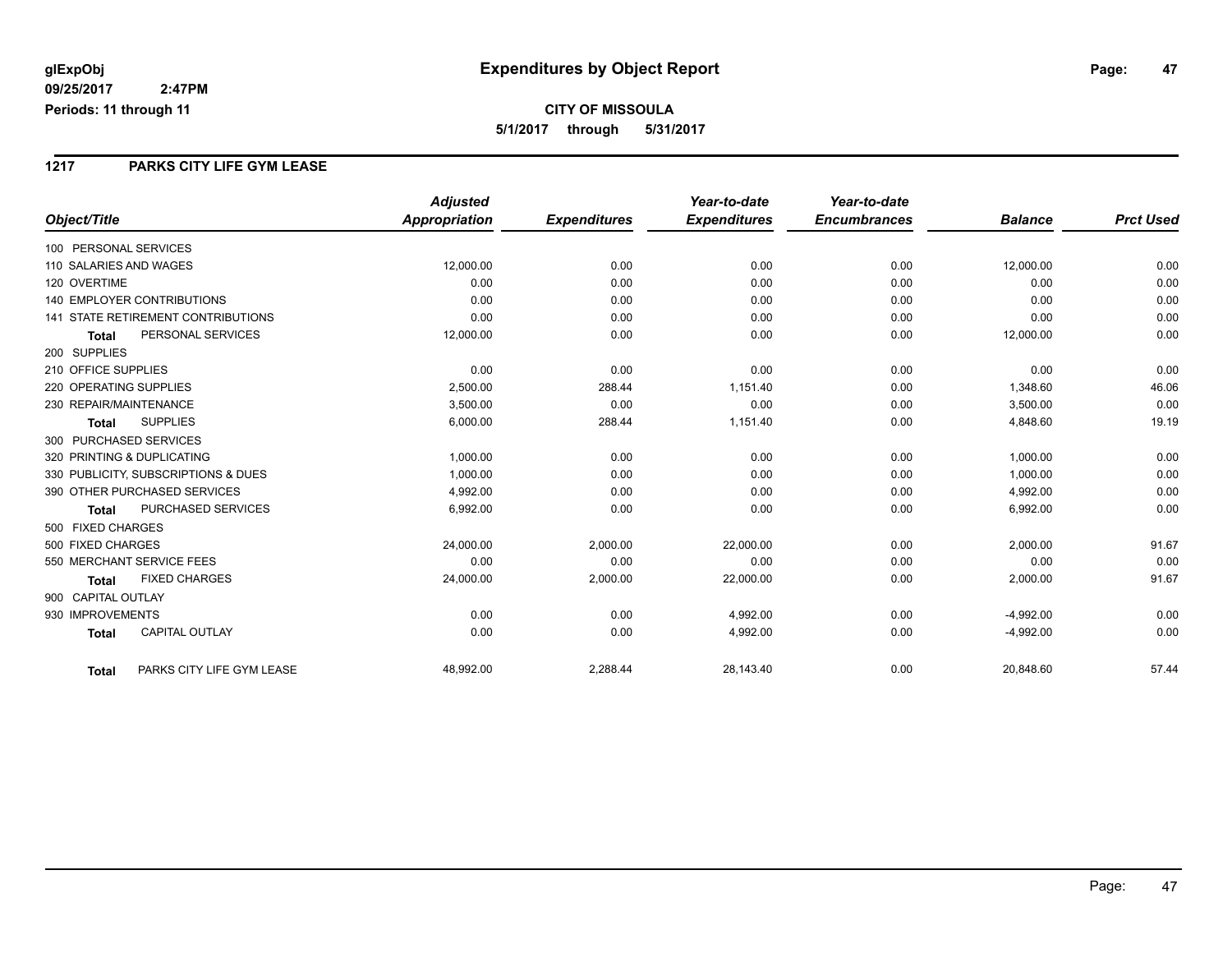**glExpObj** **Expenditures by Object Report**

**09/25/2017 2:47PM**

**Periods: 11 through 11**

**CITY OF MISSOULA**

**5/1/2017 through 5/31/2017**

## 1217 PARKS CITY LIFE GYM LEASE

| Object/Title | Adjusted Appropriation | Expenditures | Year-to-date Expenditures | Year-to-date Encumbrances | Balance | Prct Used |
|---|---|---|---|---|---|---|
| 100 PERSONAL SERVICES | | | | | | |
| 110 SALARIES AND WAGES | 12,000.00 | 0.00 | 0.00 | 0.00 | 12,000.00 | 0.00 |
| 120 OVERTIME | 0.00 | 0.00 | 0.00 | 0.00 | 0.00 | 0.00 |
| 140 EMPLOYER CONTRIBUTIONS | 0.00 | 0.00 | 0.00 | 0.00 | 0.00 | 0.00 |
| 141 STATE RETIREMENT CONTRIBUTIONS | 0.00 | 0.00 | 0.00 | 0.00 | 0.00 | 0.00 |
| **Total** PERSONAL SERVICES | 12,000.00 | 0.00 | 0.00 | 0.00 | 12,000.00 | 0.00 |
| 200 SUPPLIES | | | | | | |
| 210 OFFICE SUPPLIES | 0.00 | 0.00 | 0.00 | 0.00 | 0.00 | 0.00 |
| 220 OPERATING SUPPLIES | 2,500.00 | 288.44 | 1,151.40 | 0.00 | 1,348.60 | 46.06 |
| 230 REPAIR/MAINTENANCE | 3,500.00 | 0.00 | 0.00 | 0.00 | 3,500.00 | 0.00 |
| **Total** SUPPLIES | 6,000.00 | 288.44 | 1,151.40 | 0.00 | 4,848.60 | 19.19 |
| 300 PURCHASED SERVICES | | | | | | |
| 320 PRINTING & DUPLICATING | 1,000.00 | 0.00 | 0.00 | 0.00 | 1,000.00 | 0.00 |
| 330 PUBLICITY, SUBSCRIPTIONS & DUES | 1,000.00 | 0.00 | 0.00 | 0.00 | 1,000.00 | 0.00 |
| 390 OTHER PURCHASED SERVICES | 4,992.00 | 0.00 | 0.00 | 0.00 | 4,992.00 | 0.00 |
| **Total** PURCHASED SERVICES | 6,992.00 | 0.00 | 0.00 | 0.00 | 6,992.00 | 0.00 |
| 500 FIXED CHARGES | | | | | | |
| 500 FIXED CHARGES | 24,000.00 | 2,000.00 | 22,000.00 | 0.00 | 2,000.00 | 91.67 |
| 550 MERCHANT SERVICE FEES | 0.00 | 0.00 | 0.00 | 0.00 | 0.00 | 0.00 |
| **Total** FIXED CHARGES | 24,000.00 | 2,000.00 | 22,000.00 | 0.00 | 2,000.00 | 91.67 |
| 900 CAPITAL OUTLAY | | | | | | |
| 930 IMPROVEMENTS | 0.00 | 0.00 | 4,992.00 | 0.00 | -4,992.00 | 0.00 |
| **Total** CAPITAL OUTLAY | 0.00 | 0.00 | 4,992.00 | 0.00 | -4,992.00 | 0.00 |
| **Total** PARKS CITY LIFE GYM LEASE | 48,992.00 | 2,288.44 | 28,143.40 | 0.00 | 20,848.60 | 57.44 |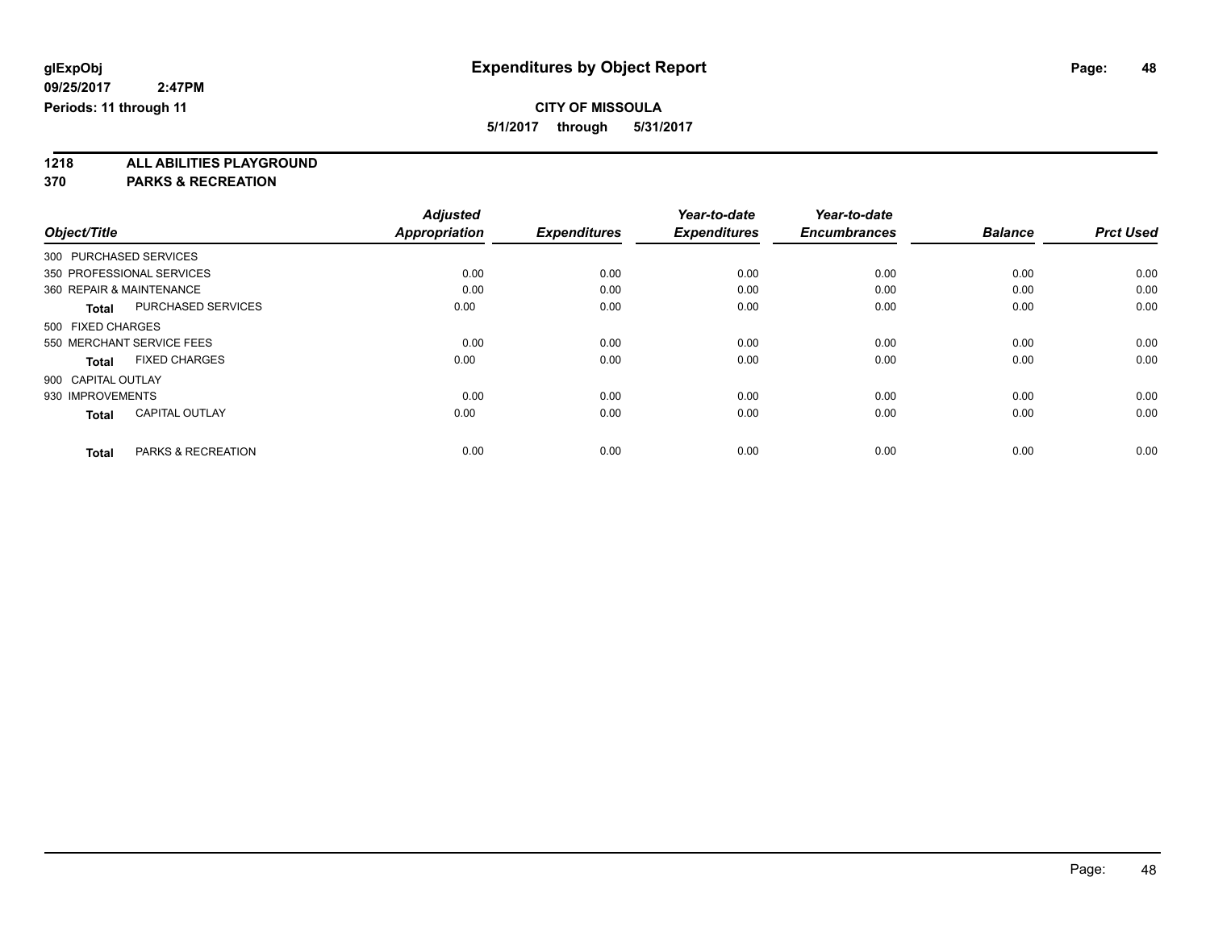**glExpObj** **Expenditures by Object Report**

**09/25/2017 2:47PM**

**Periods: 11 through 11**

**CITY OF MISSOULA**

**5/1/2017 through 5/31/2017**

**1218 ALL ABILITIES PLAYGROUND**

**370 PARKS & RECREATION**

| Object/Title | | Adjusted Appropriation | Expenditures | Year-to-date Expenditures | Year-to-date Encumbrances | Balance | Prct Used |
|---|---|---|---|---|---|---|---|
| 300 PURCHASED SERVICES | | | | | | | |
| 350 PROFESSIONAL SERVICES | | 0.00 | 0.00 | 0.00 | 0.00 | 0.00 | 0.00 |
| 360 REPAIR & MAINTENANCE | | 0.00 | 0.00 | 0.00 | 0.00 | 0.00 | 0.00 |
| **Total** | PURCHASED SERVICES | 0.00 | 0.00 | 0.00 | 0.00 | 0.00 | 0.00 |
| 500 FIXED CHARGES | | | | | | | |
| 550 MERCHANT SERVICE FEES | | 0.00 | 0.00 | 0.00 | 0.00 | 0.00 | 0.00 |
| **Total** | FIXED CHARGES | 0.00 | 0.00 | 0.00 | 0.00 | 0.00 | 0.00 |
| 900 CAPITAL OUTLAY | | | | | | | |
| 930 IMPROVEMENTS | | 0.00 | 0.00 | 0.00 | 0.00 | 0.00 | 0.00 |
| **Total** | CAPITAL OUTLAY | 0.00 | 0.00 | 0.00 | 0.00 | 0.00 | 0.00 |
| **Total** | PARKS & RECREATION | 0.00 | 0.00 | 0.00 | 0.00 | 0.00 | 0.00 |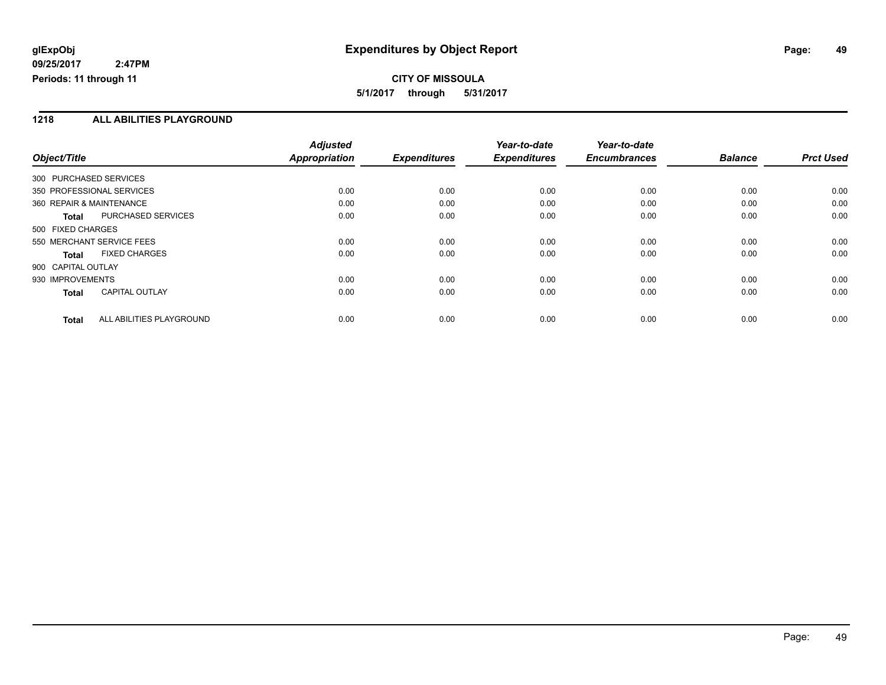**glExpObj** **Expenditures by Object Report**

**09/25/2017 2:47PM**

**Periods: 11 through 11**

**CITY OF MISSOULA**

**5/1/2017 through 5/31/2017**

## 1218 ALL ABILITIES PLAYGROUND

| Object/Title | Adjusted Appropriation | Expenditures | Year-to-date Expenditures | Year-to-date Encumbrances | Balance | Prct Used |
|---|---|---|---|---|---|---|
| 300 PURCHASED SERVICES | | | | | | |
| 350 PROFESSIONAL SERVICES | 0.00 | 0.00 | 0.00 | 0.00 | 0.00 | 0.00 |
| 360 REPAIR & MAINTENANCE | 0.00 | 0.00 | 0.00 | 0.00 | 0.00 | 0.00 |
| **Total** PURCHASED SERVICES | 0.00 | 0.00 | 0.00 | 0.00 | 0.00 | 0.00 |
| 500 FIXED CHARGES | | | | | | |
| 550 MERCHANT SERVICE FEES | 0.00 | 0.00 | 0.00 | 0.00 | 0.00 | 0.00 |
| **Total** FIXED CHARGES | 0.00 | 0.00 | 0.00 | 0.00 | 0.00 | 0.00 |
| 900 CAPITAL OUTLAY | | | | | | |
| 930 IMPROVEMENTS | 0.00 | 0.00 | 0.00 | 0.00 | 0.00 | 0.00 |
| **Total** CAPITAL OUTLAY | 0.00 | 0.00 | 0.00 | 0.00 | 0.00 | 0.00 |
| **Total** ALL ABILITIES PLAYGROUND | 0.00 | 0.00 | 0.00 | 0.00 | 0.00 | 0.00 |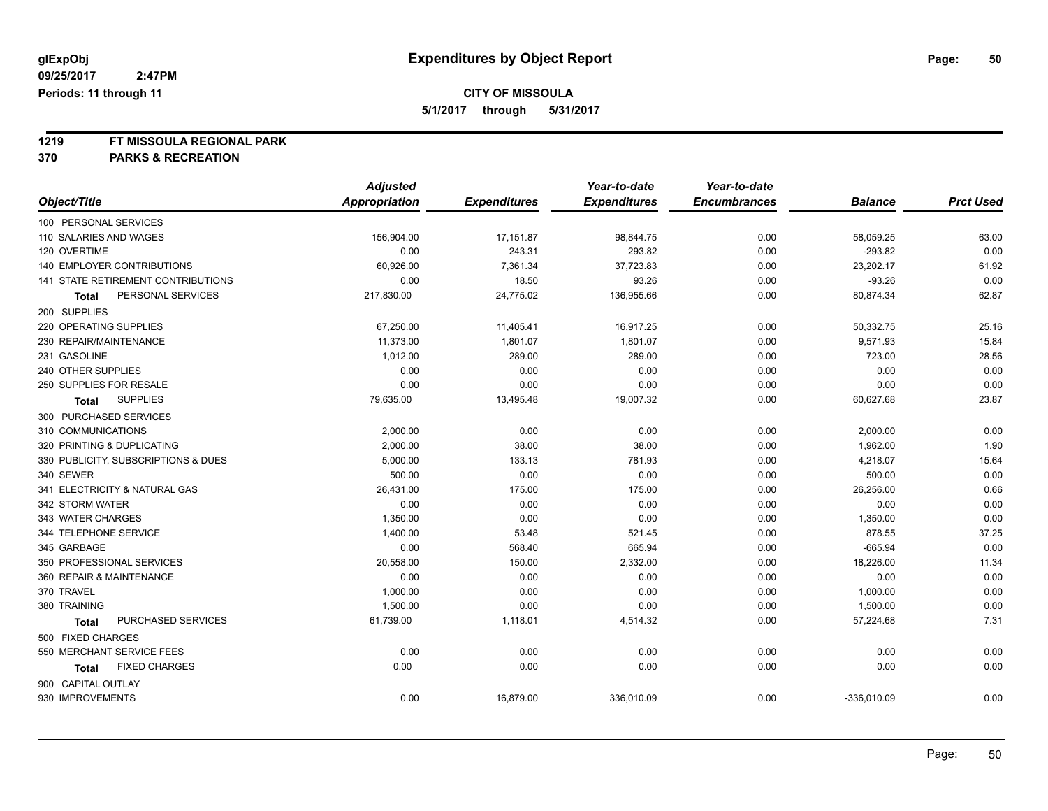**glExpObj** **Expenditures by Object Report**

**09/25/2017 2:47PM**

**Periods: 11 through 11**

**CITY OF MISSOULA**

**5/1/2017 through 5/31/2017**

**1219 FT MISSOULA REGIONAL PARK**

**370 PARKS & RECREATION**

| Object/Title | Adjusted Appropriation | Expenditures | Year-to-date Expenditures | Year-to-date Encumbrances | Balance | Prct Used |
|---|---|---|---|---|---|---|
| 100 PERSONAL SERVICES | | | | | | |
| 110 SALARIES AND WAGES | 156,904.00 | 17,151.87 | 98,844.75 | 0.00 | 58,059.25 | 63.00 |
| 120 OVERTIME | 0.00 | 243.31 | 293.82 | 0.00 | -293.82 | 0.00 |
| 140 EMPLOYER CONTRIBUTIONS | 60,926.00 | 7,361.34 | 37,723.83 | 0.00 | 23,202.17 | 61.92 |
| 141 STATE RETIREMENT CONTRIBUTIONS | 0.00 | 18.50 | 93.26 | 0.00 | -93.26 | 0.00 |
| **Total** PERSONAL SERVICES | 217,830.00 | 24,775.02 | 136,955.66 | 0.00 | 80,874.34 | 62.87 |
| 200 SUPPLIES | | | | | | |
| 220 OPERATING SUPPLIES | 67,250.00 | 11,405.41 | 16,917.25 | 0.00 | 50,332.75 | 25.16 |
| 230 REPAIR/MAINTENANCE | 11,373.00 | 1,801.07 | 1,801.07 | 0.00 | 9,571.93 | 15.84 |
| 231 GASOLINE | 1,012.00 | 289.00 | 289.00 | 0.00 | 723.00 | 28.56 |
| 240 OTHER SUPPLIES | 0.00 | 0.00 | 0.00 | 0.00 | 0.00 | 0.00 |
| 250 SUPPLIES FOR RESALE | 0.00 | 0.00 | 0.00 | 0.00 | 0.00 | 0.00 |
| **Total** SUPPLIES | 79,635.00 | 13,495.48 | 19,007.32 | 0.00 | 60,627.68 | 23.87 |
| 300 PURCHASED SERVICES | | | | | | |
| 310 COMMUNICATIONS | 2,000.00 | 0.00 | 0.00 | 0.00 | 2,000.00 | 0.00 |
| 320 PRINTING & DUPLICATING | 2,000.00 | 38.00 | 38.00 | 0.00 | 1,962.00 | 1.90 |
| 330 PUBLICITY, SUBSCRIPTIONS & DUES | 5,000.00 | 133.13 | 781.93 | 0.00 | 4,218.07 | 15.64 |
| 340 SEWER | 500.00 | 0.00 | 0.00 | 0.00 | 500.00 | 0.00 |
| 341 ELECTRICITY & NATURAL GAS | 26,431.00 | 175.00 | 175.00 | 0.00 | 26,256.00 | 0.66 |
| 342 STORM WATER | 0.00 | 0.00 | 0.00 | 0.00 | 0.00 | 0.00 |
| 343 WATER CHARGES | 1,350.00 | 0.00 | 0.00 | 0.00 | 1,350.00 | 0.00 |
| 344 TELEPHONE SERVICE | 1,400.00 | 53.48 | 521.45 | 0.00 | 878.55 | 37.25 |
| 345 GARBAGE | 0.00 | 568.40 | 665.94 | 0.00 | -665.94 | 0.00 |
| 350 PROFESSIONAL SERVICES | 20,558.00 | 150.00 | 2,332.00 | 0.00 | 18,226.00 | 11.34 |
| 360 REPAIR & MAINTENANCE | 0.00 | 0.00 | 0.00 | 0.00 | 0.00 | 0.00 |
| 370 TRAVEL | 1,000.00 | 0.00 | 0.00 | 0.00 | 1,000.00 | 0.00 |
| 380 TRAINING | 1,500.00 | 0.00 | 0.00 | 0.00 | 1,500.00 | 0.00 |
| **Total** PURCHASED SERVICES | 61,739.00 | 1,118.01 | 4,514.32 | 0.00 | 57,224.68 | 7.31 |
| 500 FIXED CHARGES | | | | | | |
| 550 MERCHANT SERVICE FEES | 0.00 | 0.00 | 0.00 | 0.00 | 0.00 | 0.00 |
| **Total** FIXED CHARGES | 0.00 | 0.00 | 0.00 | 0.00 | 0.00 | 0.00 |
| 900 CAPITAL OUTLAY | | | | | | |
| 930 IMPROVEMENTS | 0.00 | 16,879.00 | 336,010.09 | 0.00 | -336,010.09 | 0.00 |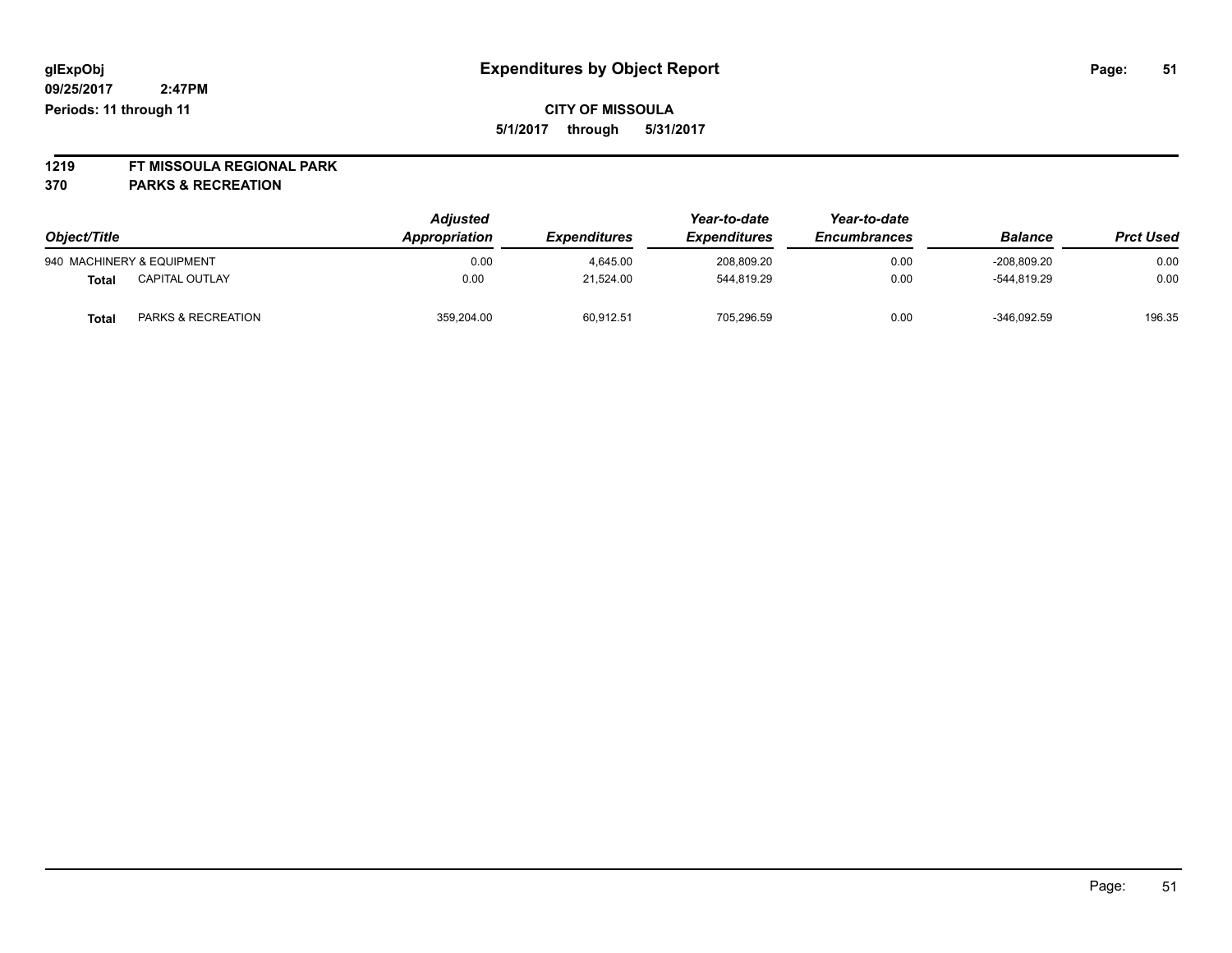# Expenditures by Object Report

glExpObj
09/25/2017 2:47PM
Periods: 11 through 11

**CITY OF MISSOULA**
**5/1/2017 through 5/31/2017**

**1219 FT MISSOULA REGIONAL PARK**
**370 PARKS & RECREATION**

| Object/Title | | Adjusted Appropriation | Expenditures | Year-to-date Expenditures | Year-to-date Encumbrances | Balance | Prct Used |
|---|---|---|---|---|---|---|---|
| 940 MACHINERY & EQUIPMENT | | 0.00 | 4,645.00 | 208,809.20 | 0.00 | -208,809.20 | 0.00 |
| **Total** | CAPITAL OUTLAY | 0.00 | 21,524.00 | 544,819.29 | 0.00 | -544,819.29 | 0.00 |
| **Total** | PARKS & RECREATION | 359,204.00 | 60,912.51 | 705,296.59 | 0.00 | -346,092.59 | 196.35 |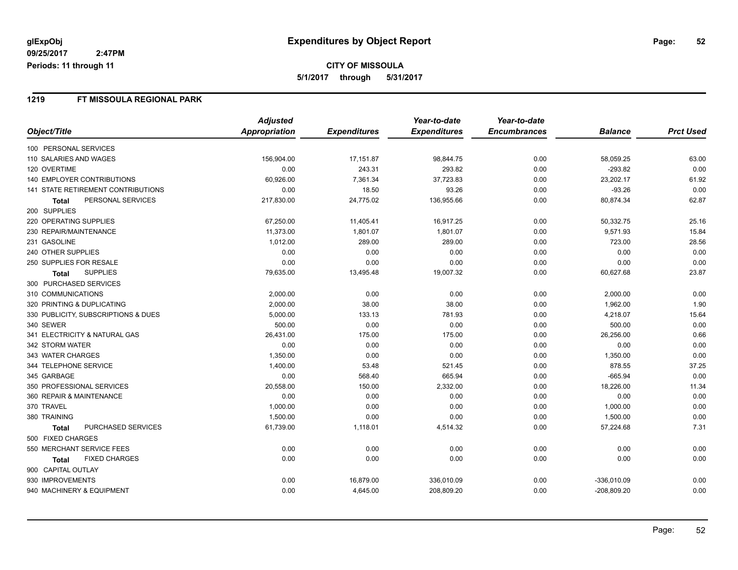glExpObj
09/25/2017 2:47PM
Periods: 11 through 11

# Expenditures by Object Report

**CITY OF MISSOULA**
**5/1/2017 through 5/31/2017**

## 1219 FT MISSOULA REGIONAL PARK

| Object/Title | Adjusted Appropriation | Expenditures | Year-to-date Expenditures | Year-to-date Encumbrances | Balance | Prct Used |
|---|---|---|---|---|---|---|
| 100 PERSONAL SERVICES | | | | | | |
| 110 SALARIES AND WAGES | 156,904.00 | 17,151.87 | 98,844.75 | 0.00 | 58,059.25 | 63.00 |
| 120 OVERTIME | 0.00 | 243.31 | 293.82 | 0.00 | -293.82 | 0.00 |
| 140 EMPLOYER CONTRIBUTIONS | 60,926.00 | 7,361.34 | 37,723.83 | 0.00 | 23,202.17 | 61.92 |
| 141 STATE RETIREMENT CONTRIBUTIONS | 0.00 | 18.50 | 93.26 | 0.00 | -93.26 | 0.00 |
| **Total** PERSONAL SERVICES | 217,830.00 | 24,775.02 | 136,955.66 | 0.00 | 80,874.34 | 62.87 |
| 200 SUPPLIES | | | | | | |
| 220 OPERATING SUPPLIES | 67,250.00 | 11,405.41 | 16,917.25 | 0.00 | 50,332.75 | 25.16 |
| 230 REPAIR/MAINTENANCE | 11,373.00 | 1,801.07 | 1,801.07 | 0.00 | 9,571.93 | 15.84 |
| 231 GASOLINE | 1,012.00 | 289.00 | 289.00 | 0.00 | 723.00 | 28.56 |
| 240 OTHER SUPPLIES | 0.00 | 0.00 | 0.00 | 0.00 | 0.00 | 0.00 |
| 250 SUPPLIES FOR RESALE | 0.00 | 0.00 | 0.00 | 0.00 | 0.00 | 0.00 |
| **Total** SUPPLIES | 79,635.00 | 13,495.48 | 19,007.32 | 0.00 | 60,627.68 | 23.87 |
| 300 PURCHASED SERVICES | | | | | | |
| 310 COMMUNICATIONS | 2,000.00 | 0.00 | 0.00 | 0.00 | 2,000.00 | 0.00 |
| 320 PRINTING & DUPLICATING | 2,000.00 | 38.00 | 38.00 | 0.00 | 1,962.00 | 1.90 |
| 330 PUBLICITY, SUBSCRIPTIONS & DUES | 5,000.00 | 133.13 | 781.93 | 0.00 | 4,218.07 | 15.64 |
| 340 SEWER | 500.00 | 0.00 | 0.00 | 0.00 | 500.00 | 0.00 |
| 341 ELECTRICITY & NATURAL GAS | 26,431.00 | 175.00 | 175.00 | 0.00 | 26,256.00 | 0.66 |
| 342 STORM WATER | 0.00 | 0.00 | 0.00 | 0.00 | 0.00 | 0.00 |
| 343 WATER CHARGES | 1,350.00 | 0.00 | 0.00 | 0.00 | 1,350.00 | 0.00 |
| 344 TELEPHONE SERVICE | 1,400.00 | 53.48 | 521.45 | 0.00 | 878.55 | 37.25 |
| 345 GARBAGE | 0.00 | 568.40 | 665.94 | 0.00 | -665.94 | 0.00 |
| 350 PROFESSIONAL SERVICES | 20,558.00 | 150.00 | 2,332.00 | 0.00 | 18,226.00 | 11.34 |
| 360 REPAIR & MAINTENANCE | 0.00 | 0.00 | 0.00 | 0.00 | 0.00 | 0.00 |
| 370 TRAVEL | 1,000.00 | 0.00 | 0.00 | 0.00 | 1,000.00 | 0.00 |
| 380 TRAINING | 1,500.00 | 0.00 | 0.00 | 0.00 | 1,500.00 | 0.00 |
| **Total** PURCHASED SERVICES | 61,739.00 | 1,118.01 | 4,514.32 | 0.00 | 57,224.68 | 7.31 |
| 500 FIXED CHARGES | | | | | | |
| 550 MERCHANT SERVICE FEES | 0.00 | 0.00 | 0.00 | 0.00 | 0.00 | 0.00 |
| **Total** FIXED CHARGES | 0.00 | 0.00 | 0.00 | 0.00 | 0.00 | 0.00 |
| 900 CAPITAL OUTLAY | | | | | | |
| 930 IMPROVEMENTS | 0.00 | 16,879.00 | 336,010.09 | 0.00 | -336,010.09 | 0.00 |
| 940 MACHINERY & EQUIPMENT | 0.00 | 4,645.00 | 208,809.20 | 0.00 | -208,809.20 | 0.00 |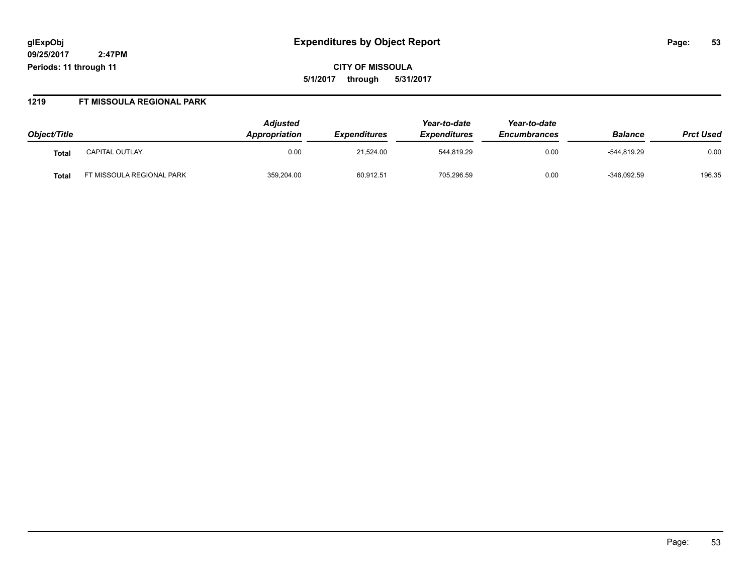**glExpObj** **Expenditures by Object Report**

**09/25/2017 2:47PM**

**Periods: 11 through 11**

**CITY OF MISSOULA**

**5/1/2017 through 5/31/2017**

## 1219 FT MISSOULA REGIONAL PARK

| Object/Title | | Adjusted Appropriation | Expenditures | Year-to-date Expenditures | Year-to-date Encumbrances | Balance | Prct Used |
|---|---|---|---|---|---|---|---|
| **Total** | CAPITAL OUTLAY | 0.00 | 21,524.00 | 544,819.29 | 0.00 | -544,819.29 | 0.00 |
| **Total** | FT MISSOULA REGIONAL PARK | 359,204.00 | 60,912.51 | 705,296.59 | 0.00 | -346,092.59 | 196.35 |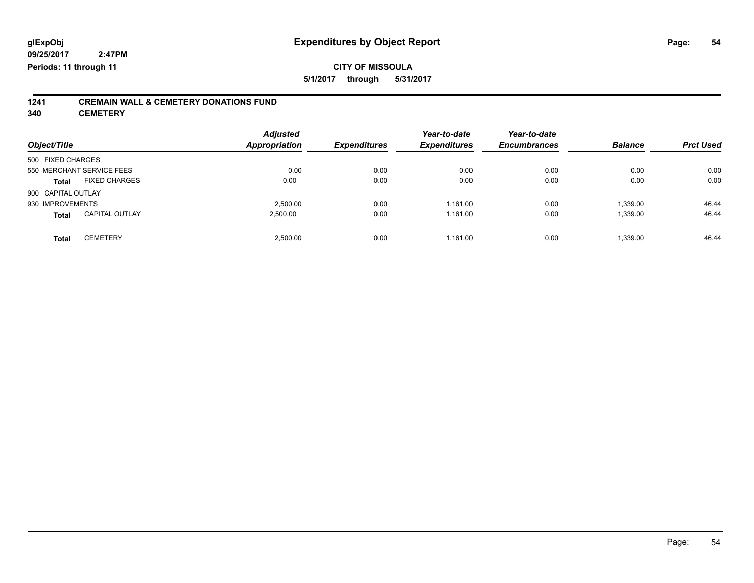**glExpObj** **Expenditures by Object Report**
**09/25/2017 2:47PM**
**Periods: 11 through 11**

**CITY OF MISSOULA**
**5/1/2017 through 5/31/2017**

## 1241 CREMAIN WALL & CEMETERY DONATIONS FUND
## 340 CEMETERY

| Object/Title | Adjusted Appropriation | Expenditures | Year-to-date Expenditures | Year-to-date Encumbrances | Balance | Prct Used |
|---|---|---|---|---|---|---|
| 500 FIXED CHARGES | | | | | | |
| 550 MERCHANT SERVICE FEES | 0.00 | 0.00 | 0.00 | 0.00 | 0.00 | 0.00 |
| **Total** FIXED CHARGES | 0.00 | 0.00 | 0.00 | 0.00 | 0.00 | 0.00 |
| 900 CAPITAL OUTLAY | | | | | | |
| 930 IMPROVEMENTS | 2,500.00 | 0.00 | 1,161.00 | 0.00 | 1,339.00 | 46.44 |
| **Total** CAPITAL OUTLAY | 2,500.00 | 0.00 | 1,161.00 | 0.00 | 1,339.00 | 46.44 |
| **Total** CEMETERY | 2,500.00 | 0.00 | 1,161.00 | 0.00 | 1,339.00 | 46.44 |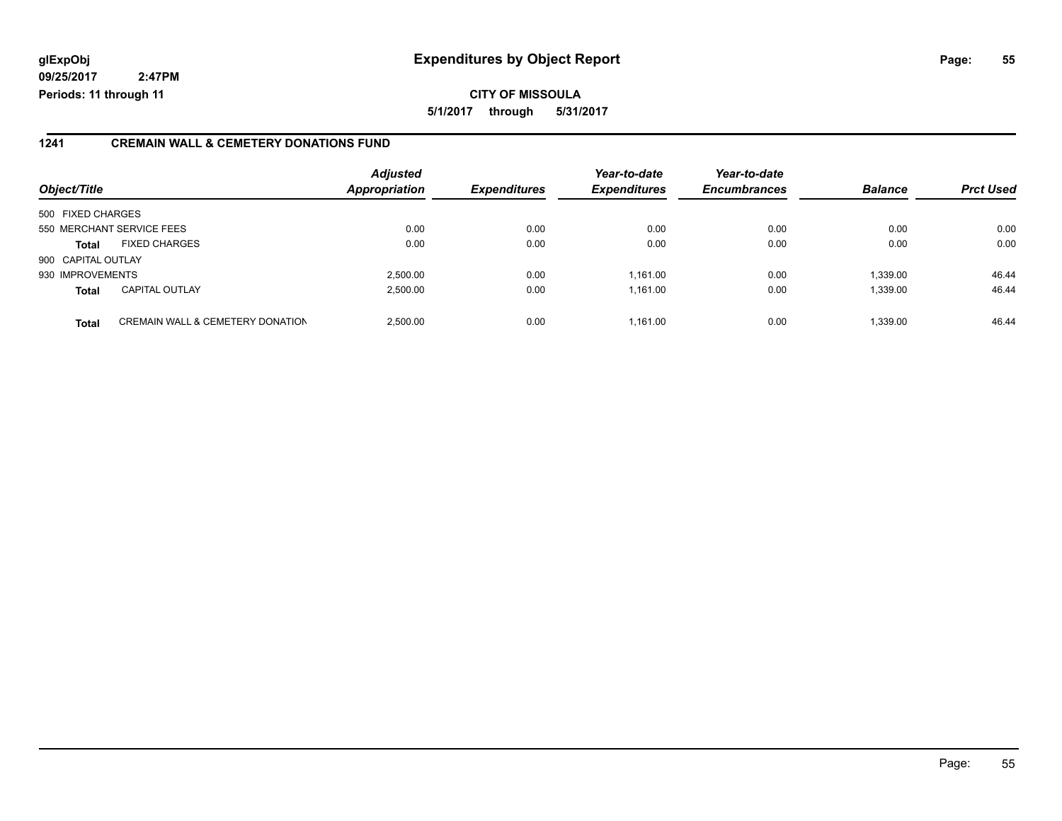**glExpObj** **Expenditures by Object Report**

**09/25/2017 2:47PM**

**Periods: 11 through 11**

**CITY OF MISSOULA**

**5/1/2017 through 5/31/2017**

## 1241 CREMAIN WALL & CEMETERY DONATIONS FUND

| Object/Title | | Adjusted Appropriation | Expenditures | Year-to-date Expenditures | Year-to-date Encumbrances | Balance | Prct Used |
|---|---|---|---|---|---|---|---|
| 500 FIXED CHARGES | | | | | | | |
| 550 MERCHANT SERVICE FEES | | 0.00 | 0.00 | 0.00 | 0.00 | 0.00 | 0.00 |
| **Total** | FIXED CHARGES | 0.00 | 0.00 | 0.00 | 0.00 | 0.00 | 0.00 |
| 900 CAPITAL OUTLAY | | | | | | | |
| 930 IMPROVEMENTS | | 2,500.00 | 0.00 | 1,161.00 | 0.00 | 1,339.00 | 46.44 |
| **Total** | CAPITAL OUTLAY | 2,500.00 | 0.00 | 1,161.00 | 0.00 | 1,339.00 | 46.44 |
| **Total** | CREMAIN WALL & CEMETERY DONATION | 2,500.00 | 0.00 | 1,161.00 | 0.00 | 1,339.00 | 46.44 |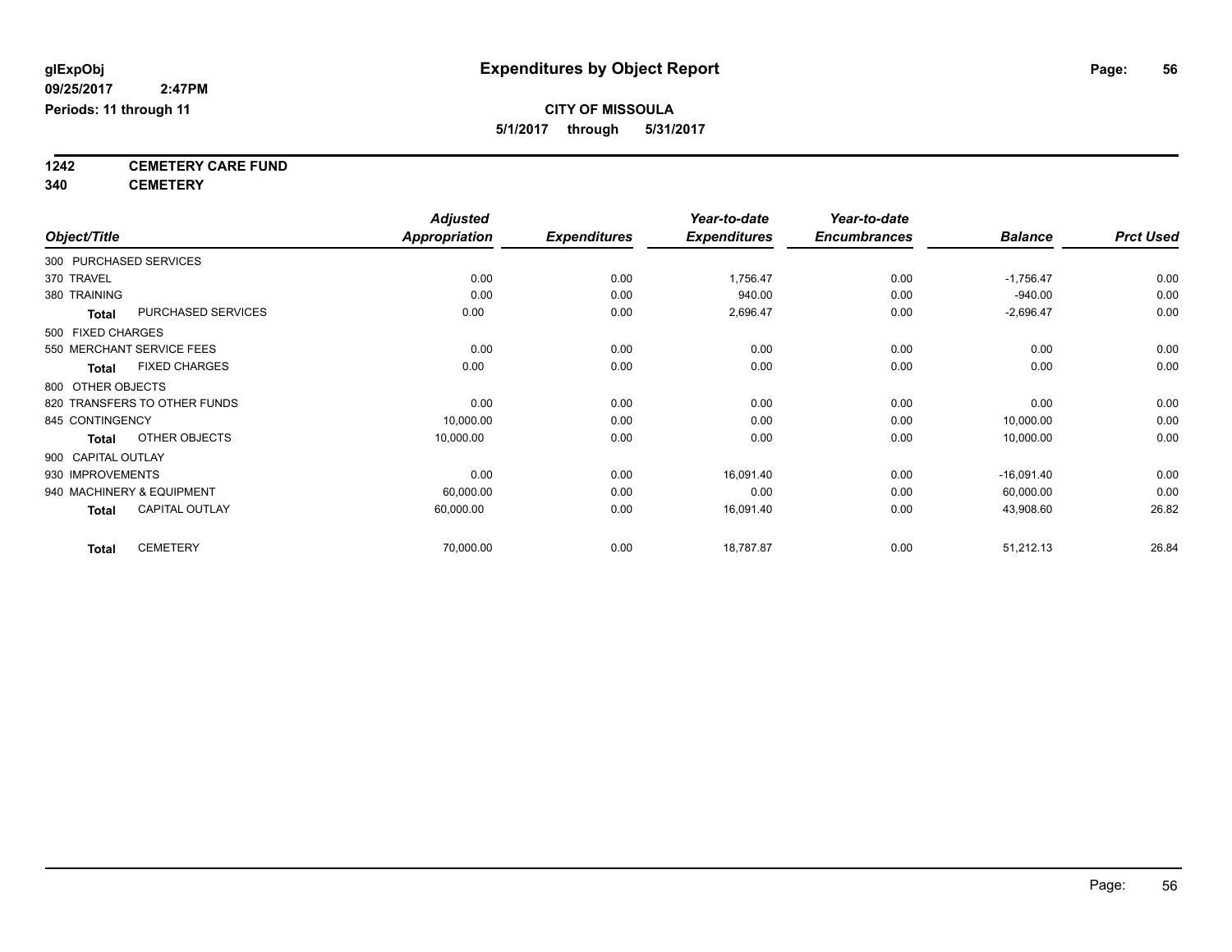**glExpObj**
**09/25/2017 2:47PM**
**Periods: 11 through 11**

# Expenditures by Object Report

**CITY OF MISSOULA**
**5/1/2017 through 5/31/2017**

**1242 CEMETERY CARE FUND**
**340 CEMETERY**

| Object/Title | Adjusted Appropriation | Expenditures | Year-to-date Expenditures | Year-to-date Encumbrances | Balance | Prct Used |
|---|---|---|---|---|---|---|
| 300 PURCHASED SERVICES | | | | | | |
| 370 TRAVEL | 0.00 | 0.00 | 1,756.47 | 0.00 | -1,756.47 | 0.00 |
| 380 TRAINING | 0.00 | 0.00 | 940.00 | 0.00 | -940.00 | 0.00 |
| **Total** PURCHASED SERVICES | 0.00 | 0.00 | 2,696.47 | 0.00 | -2,696.47 | 0.00 |
| 500 FIXED CHARGES | | | | | | |
| 550 MERCHANT SERVICE FEES | 0.00 | 0.00 | 0.00 | 0.00 | 0.00 | 0.00 |
| **Total** FIXED CHARGES | 0.00 | 0.00 | 0.00 | 0.00 | 0.00 | 0.00 |
| 800 OTHER OBJECTS | | | | | | |
| 820 TRANSFERS TO OTHER FUNDS | 0.00 | 0.00 | 0.00 | 0.00 | 0.00 | 0.00 |
| 845 CONTINGENCY | 10,000.00 | 0.00 | 0.00 | 0.00 | 10,000.00 | 0.00 |
| **Total** OTHER OBJECTS | 10,000.00 | 0.00 | 0.00 | 0.00 | 10,000.00 | 0.00 |
| 900 CAPITAL OUTLAY | | | | | | |
| 930 IMPROVEMENTS | 0.00 | 0.00 | 16,091.40 | 0.00 | -16,091.40 | 0.00 |
| 940 MACHINERY & EQUIPMENT | 60,000.00 | 0.00 | 0.00 | 0.00 | 60,000.00 | 0.00 |
| **Total** CAPITAL OUTLAY | 60,000.00 | 0.00 | 16,091.40 | 0.00 | 43,908.60 | 26.82 |
| **Total** CEMETERY | 70,000.00 | 0.00 | 18,787.87 | 0.00 | 51,212.13 | 26.84 |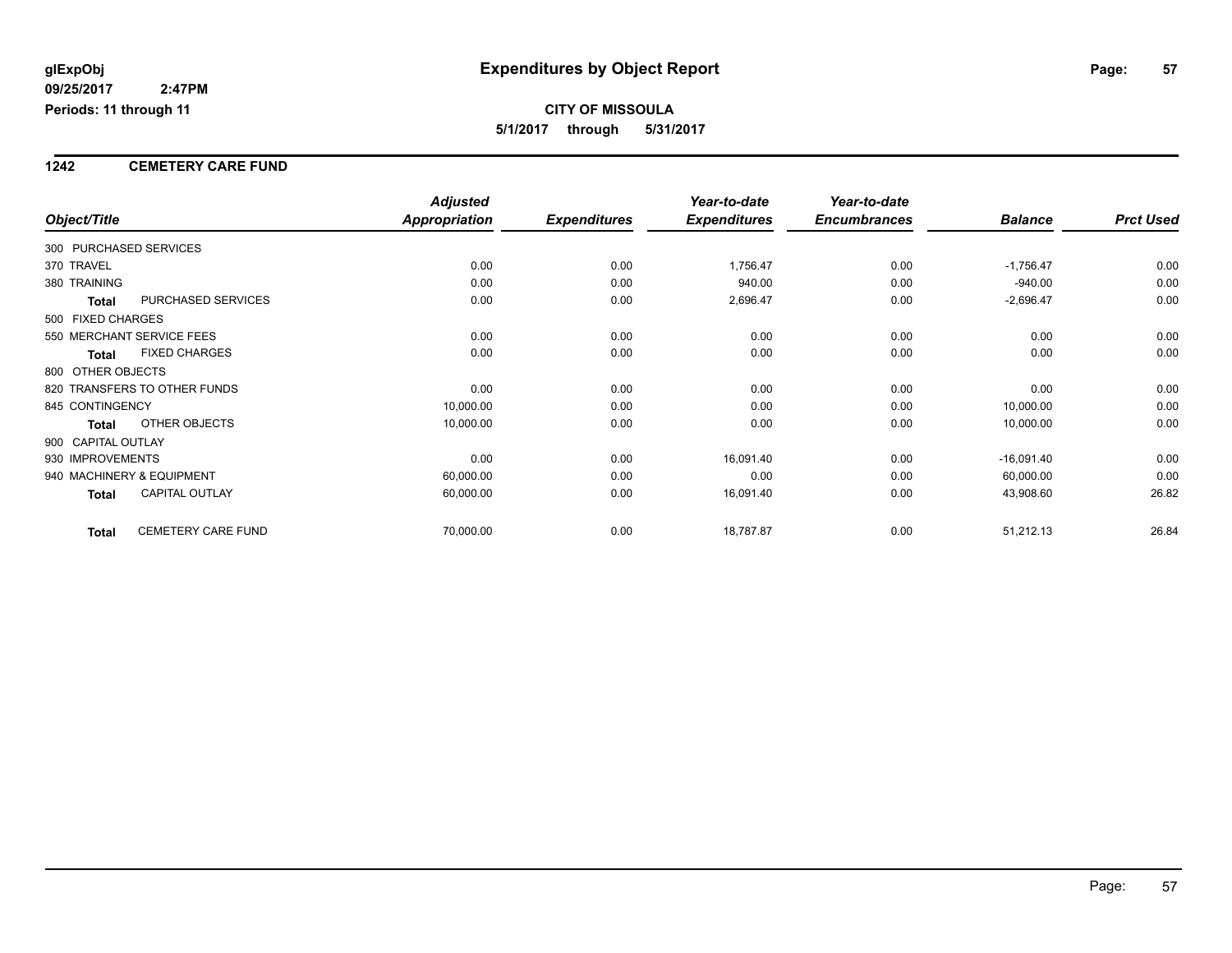**glExpObj** **Expenditures by Object Report**

**09/25/2017 2:47PM**

**Periods: 11 through 11**

**CITY OF MISSOULA**

**5/1/2017 through 5/31/2017**

## 1242 CEMETERY CARE FUND

| Object/Title | | Adjusted Appropriation | Expenditures | Year-to-date Expenditures | Year-to-date Encumbrances | Balance | Prct Used |
|---|---|---|---|---|---|---|---|
| 300 PURCHASED SERVICES | | | | | | | |
| 370 TRAVEL | | 0.00 | 0.00 | 1,756.47 | 0.00 | -1,756.47 | 0.00 |
| 380 TRAINING | | 0.00 | 0.00 | 940.00 | 0.00 | -940.00 | 0.00 |
| **Total** | PURCHASED SERVICES | 0.00 | 0.00 | 2,696.47 | 0.00 | -2,696.47 | 0.00 |
| 500 FIXED CHARGES | | | | | | | |
| 550 MERCHANT SERVICE FEES | | 0.00 | 0.00 | 0.00 | 0.00 | 0.00 | 0.00 |
| **Total** | FIXED CHARGES | 0.00 | 0.00 | 0.00 | 0.00 | 0.00 | 0.00 |
| 800 OTHER OBJECTS | | | | | | | |
| 820 TRANSFERS TO OTHER FUNDS | | 0.00 | 0.00 | 0.00 | 0.00 | 0.00 | 0.00 |
| 845 CONTINGENCY | | 10,000.00 | 0.00 | 0.00 | 0.00 | 10,000.00 | 0.00 |
| **Total** | OTHER OBJECTS | 10,000.00 | 0.00 | 0.00 | 0.00 | 10,000.00 | 0.00 |
| 900 CAPITAL OUTLAY | | | | | | | |
| 930 IMPROVEMENTS | | 0.00 | 0.00 | 16,091.40 | 0.00 | -16,091.40 | 0.00 |
| 940 MACHINERY & EQUIPMENT | | 60,000.00 | 0.00 | 0.00 | 0.00 | 60,000.00 | 0.00 |
| **Total** | CAPITAL OUTLAY | 60,000.00 | 0.00 | 16,091.40 | 0.00 | 43,908.60 | 26.82 |
| **Total** | CEMETERY CARE FUND | 70,000.00 | 0.00 | 18,787.87 | 0.00 | 51,212.13 | 26.84 |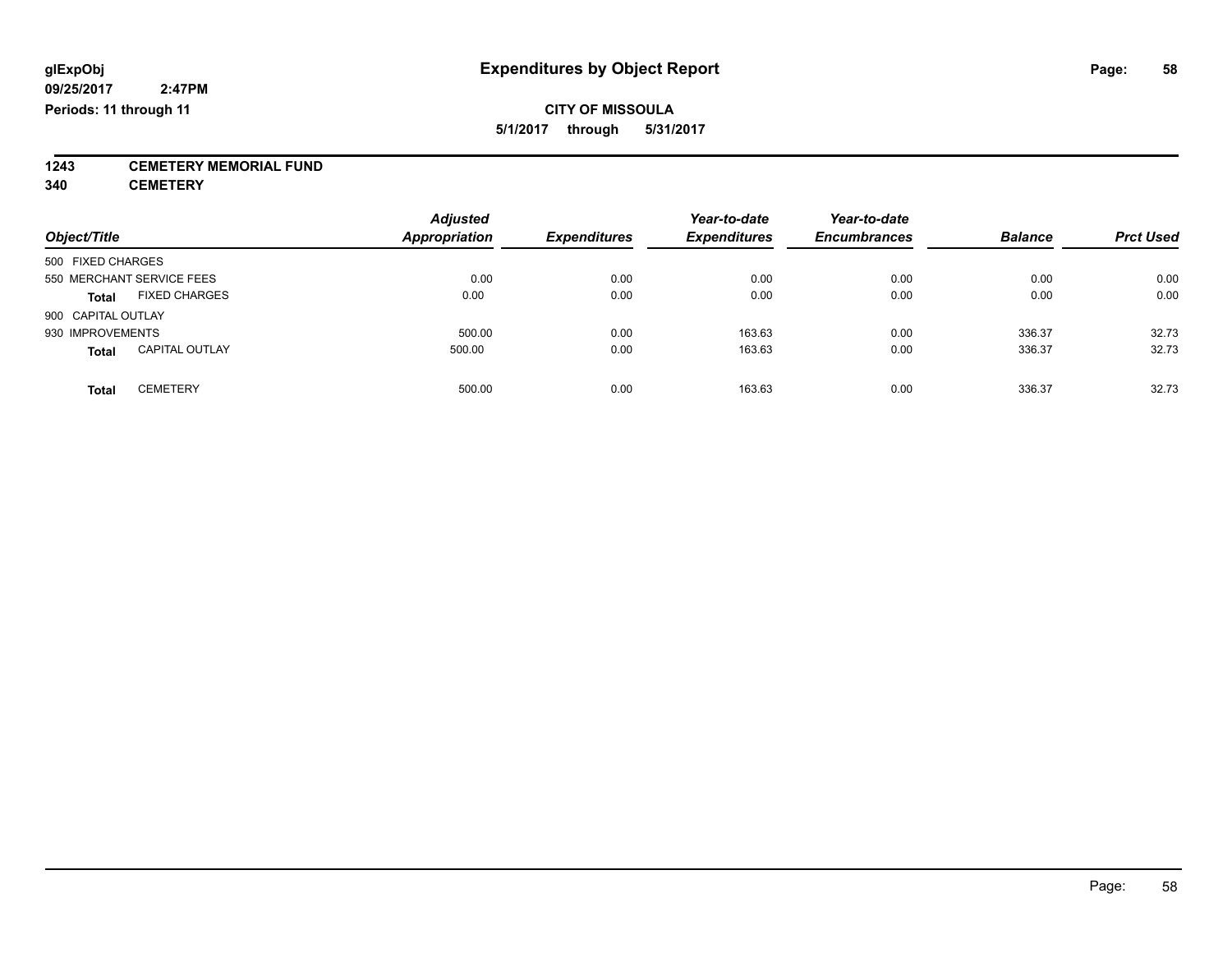glExpObj
09/25/2017 2:47PM
Periods: 11 through 11

# Expenditures by Object Report

**CITY OF MISSOULA**
**5/1/2017 through 5/31/2017**

**1243 CEMETERY MEMORIAL FUND**
**340 CEMETERY**

| Object/Title | Adjusted Appropriation | Expenditures | Year-to-date Expenditures | Year-to-date Encumbrances | Balance | Prct Used |
|---|---|---|---|---|---|---|
| 500 FIXED CHARGES | | | | | | |
| 550 MERCHANT SERVICE FEES | 0.00 | 0.00 | 0.00 | 0.00 | 0.00 | 0.00 |
| **Total** FIXED CHARGES | 0.00 | 0.00 | 0.00 | 0.00 | 0.00 | 0.00 |
| 900 CAPITAL OUTLAY | | | | | | |
| 930 IMPROVEMENTS | 500.00 | 0.00 | 163.63 | 0.00 | 336.37 | 32.73 |
| **Total** CAPITAL OUTLAY | 500.00 | 0.00 | 163.63 | 0.00 | 336.37 | 32.73 |
| **Total** CEMETERY | 500.00 | 0.00 | 163.63 | 0.00 | 336.37 | 32.73 |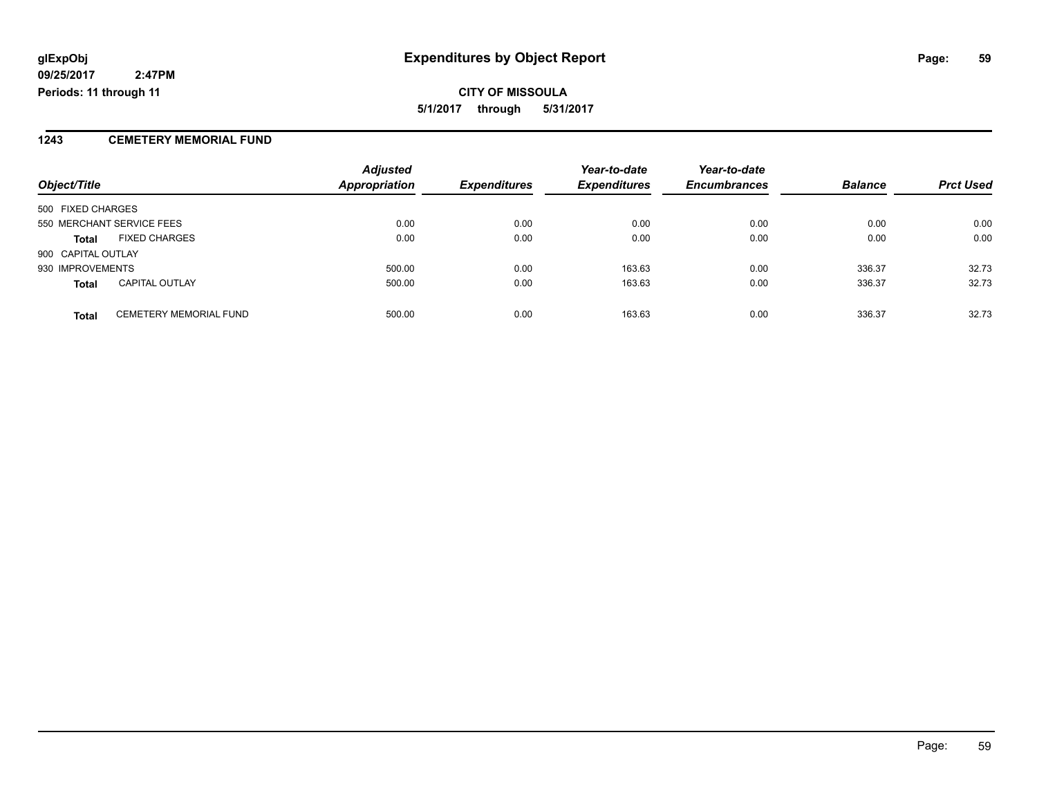# Expenditures by Object Report

glExpObj
09/25/2017 2:47PM
Periods: 11 through 11

**CITY OF MISSOULA**
**5/1/2017 through 5/31/2017**

## 1243 CEMETERY MEMORIAL FUND

| Object/Title | | Adjusted Appropriation | Expenditures | Year-to-date Expenditures | Year-to-date Encumbrances | Balance | Prct Used |
|---|---|---|---|---|---|---|---|
| 500 FIXED CHARGES | | | | | | | |
| 550 MERCHANT SERVICE FEES | | 0.00 | 0.00 | 0.00 | 0.00 | 0.00 | 0.00 |
| **Total** | FIXED CHARGES | 0.00 | 0.00 | 0.00 | 0.00 | 0.00 | 0.00 |
| 900 CAPITAL OUTLAY | | | | | | | |
| 930 IMPROVEMENTS | | 500.00 | 0.00 | 163.63 | 0.00 | 336.37 | 32.73 |
| **Total** | CAPITAL OUTLAY | 500.00 | 0.00 | 163.63 | 0.00 | 336.37 | 32.73 |
| **Total** | CEMETERY MEMORIAL FUND | 500.00 | 0.00 | 163.63 | 0.00 | 336.37 | 32.73 |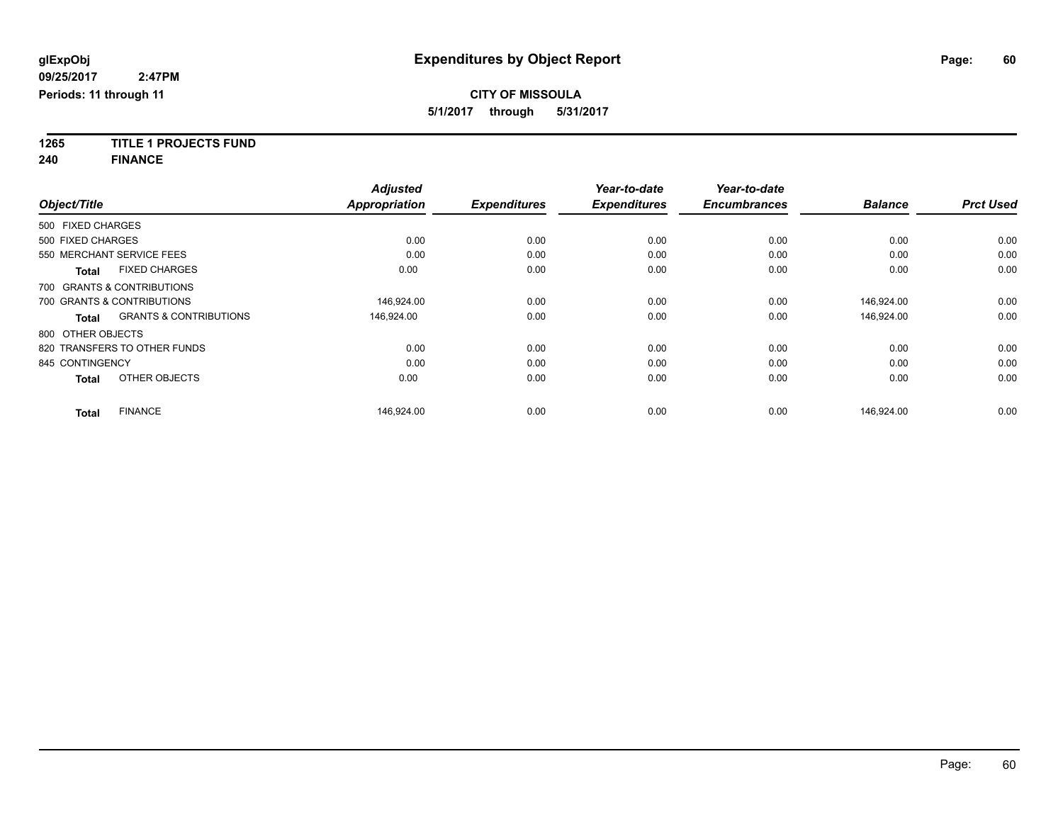glExpObj
09/25/2017 2:47PM
Periods: 11 through 11

# Expenditures by Object Report

**CITY OF MISSOULA**

**5/1/2017 through 5/31/2017**

**1265 TITLE 1 PROJECTS FUND**

**240 FINANCE**

| Object/Title | | Adjusted Appropriation | Expenditures | Year-to-date Expenditures | Year-to-date Encumbrances | Balance | Prct Used |
|---|---|---|---|---|---|---|---|
| 500 FIXED CHARGES | | | | | | | |
| 500 FIXED CHARGES | | 0.00 | 0.00 | 0.00 | 0.00 | 0.00 | 0.00 |
| 550 MERCHANT SERVICE FEES | | 0.00 | 0.00 | 0.00 | 0.00 | 0.00 | 0.00 |
| **Total** | FIXED CHARGES | 0.00 | 0.00 | 0.00 | 0.00 | 0.00 | 0.00 |
| 700 GRANTS & CONTRIBUTIONS | | | | | | | |
| 700 GRANTS & CONTRIBUTIONS | | 146,924.00 | 0.00 | 0.00 | 0.00 | 146,924.00 | 0.00 |
| **Total** | GRANTS & CONTRIBUTIONS | 146,924.00 | 0.00 | 0.00 | 0.00 | 146,924.00 | 0.00 |
| 800 OTHER OBJECTS | | | | | | | |
| 820 TRANSFERS TO OTHER FUNDS | | 0.00 | 0.00 | 0.00 | 0.00 | 0.00 | 0.00 |
| 845 CONTINGENCY | | 0.00 | 0.00 | 0.00 | 0.00 | 0.00 | 0.00 |
| **Total** | OTHER OBJECTS | 0.00 | 0.00 | 0.00 | 0.00 | 0.00 | 0.00 |
| **Total** | FINANCE | 146,924.00 | 0.00 | 0.00 | 0.00 | 146,924.00 | 0.00 |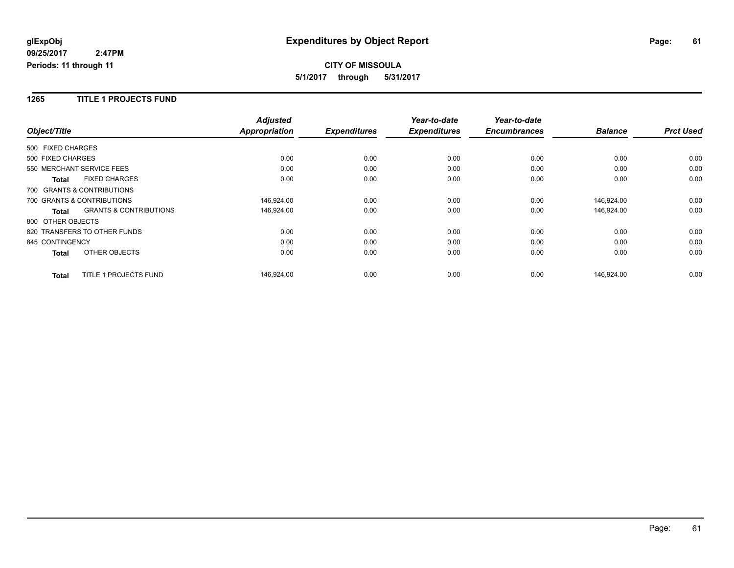**glExpObj** | **Expenditures by Object Report**

**09/25/2017 2:47PM**

**Periods: 11 through 11**

**CITY OF MISSOULA**

**5/1/2017 through 5/31/2017**

## 1265 TITLE 1 PROJECTS FUND

| Object/Title | | Adjusted Appropriation | Expenditures | Year-to-date Expenditures | Year-to-date Encumbrances | Balance | Prct Used |
|---|---|---|---|---|---|---|---|
| 500 FIXED CHARGES | | | | | | | |
| 500 FIXED CHARGES | | 0.00 | 0.00 | 0.00 | 0.00 | 0.00 | 0.00 |
| 550 MERCHANT SERVICE FEES | | 0.00 | 0.00 | 0.00 | 0.00 | 0.00 | 0.00 |
| **Total** | FIXED CHARGES | 0.00 | 0.00 | 0.00 | 0.00 | 0.00 | 0.00 |
| 700 GRANTS & CONTRIBUTIONS | | | | | | | |
| 700 GRANTS & CONTRIBUTIONS | | 146,924.00 | 0.00 | 0.00 | 0.00 | 146,924.00 | 0.00 |
| **Total** | GRANTS & CONTRIBUTIONS | 146,924.00 | 0.00 | 0.00 | 0.00 | 146,924.00 | 0.00 |
| 800 OTHER OBJECTS | | | | | | | |
| 820 TRANSFERS TO OTHER FUNDS | | 0.00 | 0.00 | 0.00 | 0.00 | 0.00 | 0.00 |
| 845 CONTINGENCY | | 0.00 | 0.00 | 0.00 | 0.00 | 0.00 | 0.00 |
| **Total** | OTHER OBJECTS | 0.00 | 0.00 | 0.00 | 0.00 | 0.00 | 0.00 |
| **Total** | TITLE 1 PROJECTS FUND | 146,924.00 | 0.00 | 0.00 | 0.00 | 146,924.00 | 0.00 |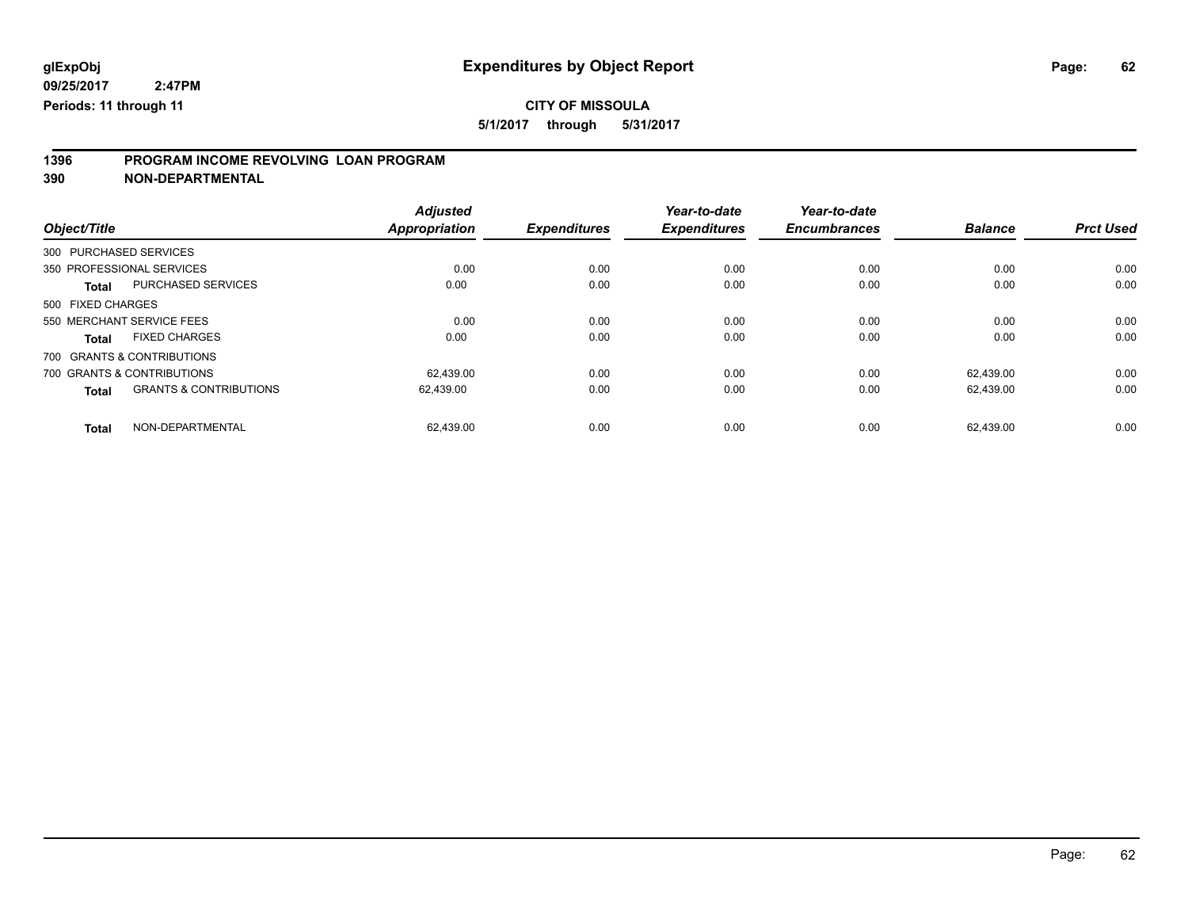**glExpObj** | **Expenditures by Object Report**

**09/25/2017 2:47PM**

**Periods: 11 through 11**

**CITY OF MISSOULA**

**5/1/2017 through 5/31/2017**

## 1396 PROGRAM INCOME REVOLVING LOAN PROGRAM
## 390 NON-DEPARTMENTAL

| Object/Title | | Adjusted Appropriation | Expenditures | Year-to-date Expenditures | Year-to-date Encumbrances | Balance | Prct Used |
|---|---|---|---|---|---|---|---|
| 300 PURCHASED SERVICES | | | | | | | |
| 350 PROFESSIONAL SERVICES | | 0.00 | 0.00 | 0.00 | 0.00 | 0.00 | 0.00 |
| **Total** | PURCHASED SERVICES | 0.00 | 0.00 | 0.00 | 0.00 | 0.00 | 0.00 |
| 500 FIXED CHARGES | | | | | | | |
| 550 MERCHANT SERVICE FEES | | 0.00 | 0.00 | 0.00 | 0.00 | 0.00 | 0.00 |
| **Total** | FIXED CHARGES | 0.00 | 0.00 | 0.00 | 0.00 | 0.00 | 0.00 |
| 700 GRANTS & CONTRIBUTIONS | | | | | | | |
| 700 GRANTS & CONTRIBUTIONS | | 62,439.00 | 0.00 | 0.00 | 0.00 | 62,439.00 | 0.00 |
| **Total** | GRANTS & CONTRIBUTIONS | 62,439.00 | 0.00 | 0.00 | 0.00 | 62,439.00 | 0.00 |
| **Total** | NON-DEPARTMENTAL | 62,439.00 | 0.00 | 0.00 | 0.00 | 62,439.00 | 0.00 |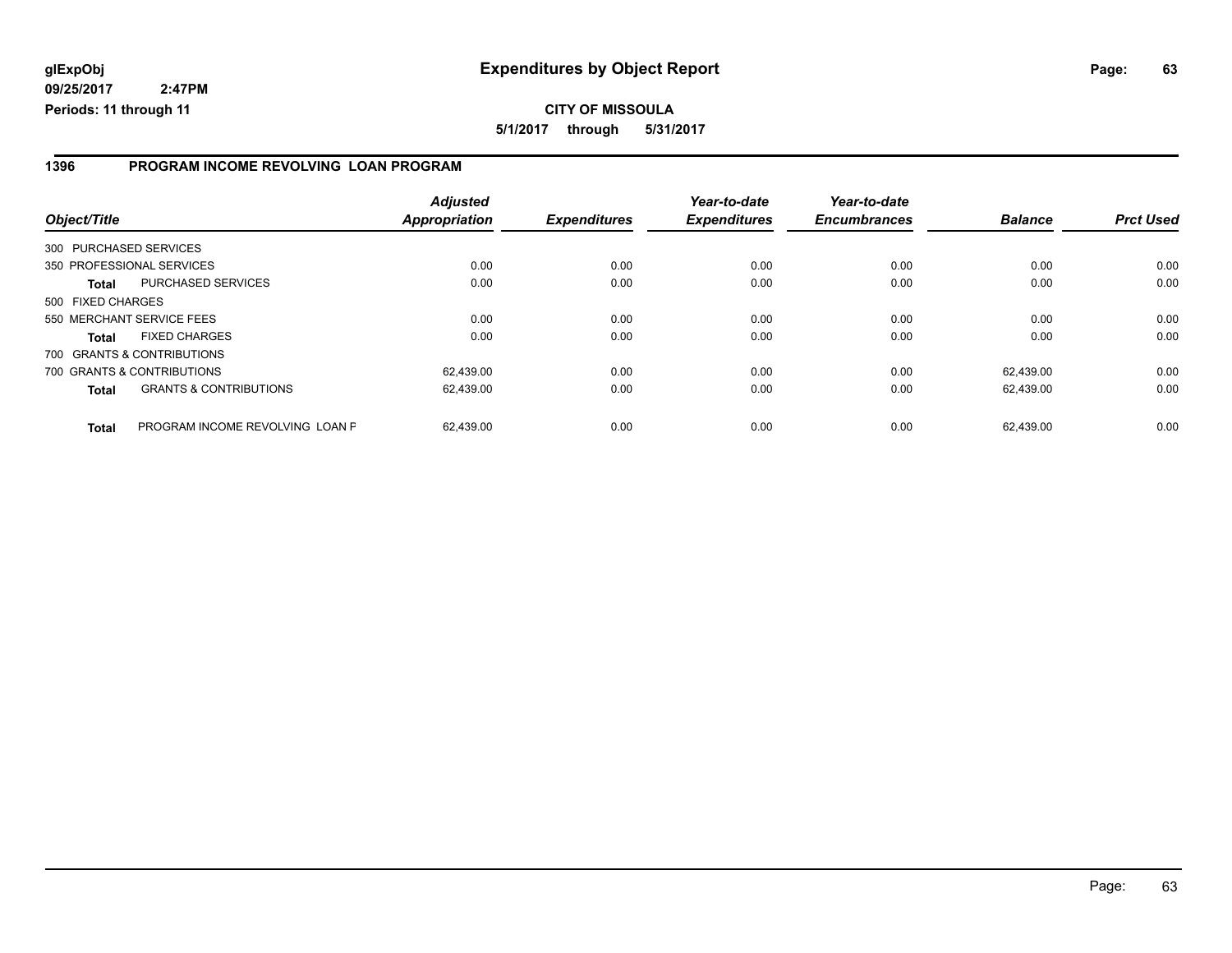**glExpObj** | **Expenditures by Object Report**

**09/25/2017 2:47PM**

**Periods: 11 through 11**

**CITY OF MISSOULA**

**5/1/2017 through 5/31/2017**

## 1396 PROGRAM INCOME REVOLVING LOAN PROGRAM

| Object/Title | | Adjusted Appropriation | Expenditures | Year-to-date Expenditures | Year-to-date Encumbrances | Balance | Prct Used |
|---|---|---|---|---|---|---|---|
| 300 PURCHASED SERVICES | | | | | | | |
| 350 PROFESSIONAL SERVICES | | 0.00 | 0.00 | 0.00 | 0.00 | 0.00 | 0.00 |
| **Total** | PURCHASED SERVICES | 0.00 | 0.00 | 0.00 | 0.00 | 0.00 | 0.00 |
| 500 FIXED CHARGES | | | | | | | |
| 550 MERCHANT SERVICE FEES | | 0.00 | 0.00 | 0.00 | 0.00 | 0.00 | 0.00 |
| **Total** | FIXED CHARGES | 0.00 | 0.00 | 0.00 | 0.00 | 0.00 | 0.00 |
| 700 GRANTS & CONTRIBUTIONS | | | | | | | |
| 700 GRANTS & CONTRIBUTIONS | | 62,439.00 | 0.00 | 0.00 | 0.00 | 62,439.00 | 0.00 |
| **Total** | GRANTS & CONTRIBUTIONS | 62,439.00 | 0.00 | 0.00 | 0.00 | 62,439.00 | 0.00 |
| **Total** | PROGRAM INCOME REVOLVING LOAN F | 62,439.00 | 0.00 | 0.00 | 0.00 | 62,439.00 | 0.00 |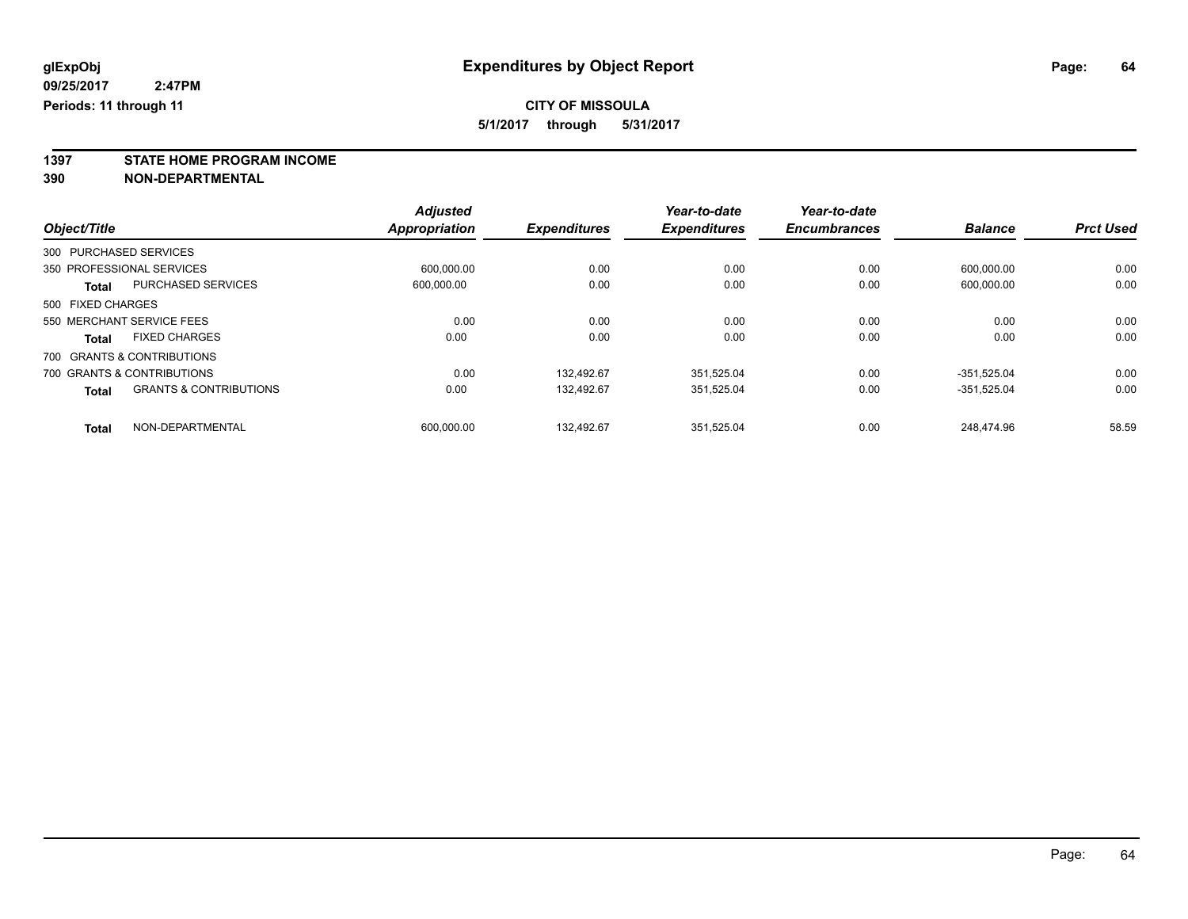glExpObj
09/25/2017 2:47PM
Periods: 11 through 11

# Expenditures by Object Report

**CITY OF MISSOULA**
**5/1/2017 through 5/31/2017**

## 1397 STATE HOME PROGRAM INCOME
## 390 NON-DEPARTMENTAL

| Object/Title | Adjusted Appropriation | Expenditures | Year-to-date Expenditures | Year-to-date Encumbrances | Balance | Prct Used |
|---|---|---|---|---|---|---|
| 300 PURCHASED SERVICES | | | | | | |
| 350 PROFESSIONAL SERVICES | 600,000.00 | 0.00 | 0.00 | 0.00 | 600,000.00 | 0.00 |
| **Total** PURCHASED SERVICES | 600,000.00 | 0.00 | 0.00 | 0.00 | 600,000.00 | 0.00 |
| 500 FIXED CHARGES | | | | | | |
| 550 MERCHANT SERVICE FEES | 0.00 | 0.00 | 0.00 | 0.00 | 0.00 | 0.00 |
| **Total** FIXED CHARGES | 0.00 | 0.00 | 0.00 | 0.00 | 0.00 | 0.00 |
| 700 GRANTS & CONTRIBUTIONS | | | | | | |
| 700 GRANTS & CONTRIBUTIONS | 0.00 | 132,492.67 | 351,525.04 | 0.00 | -351,525.04 | 0.00 |
| **Total** GRANTS & CONTRIBUTIONS | 0.00 | 132,492.67 | 351,525.04 | 0.00 | -351,525.04 | 0.00 |
| **Total** NON-DEPARTMENTAL | 600,000.00 | 132,492.67 | 351,525.04 | 0.00 | 248,474.96 | 58.59 |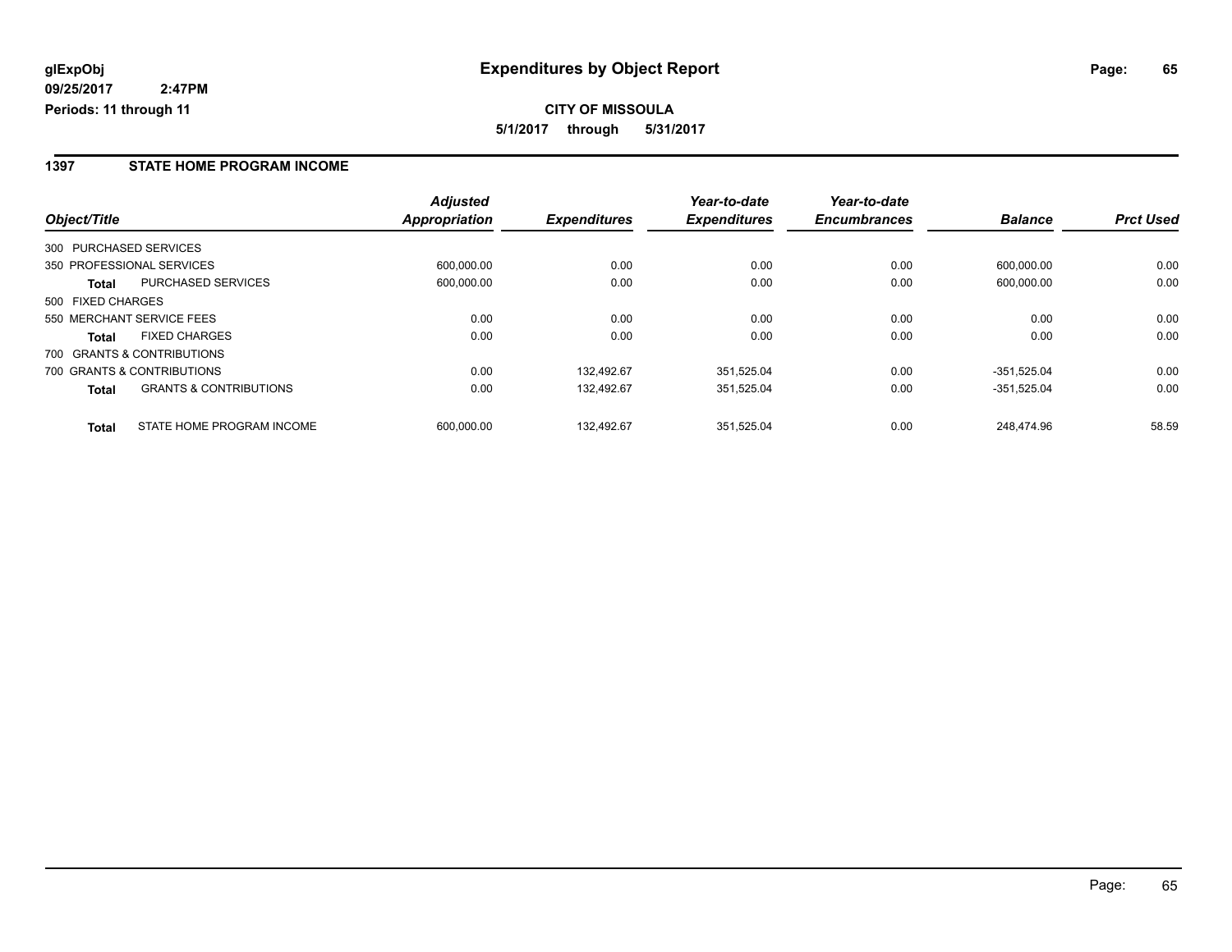# Expenditures by Object Report

glExpObj
09/25/2017 2:47PM
Periods: 11 through 11

**CITY OF MISSOULA**
**5/1/2017 through 5/31/2017**

## 1397 STATE HOME PROGRAM INCOME

| Object/Title | | Adjusted Appropriation | Expenditures | Year-to-date Expenditures | Year-to-date Encumbrances | Balance | Prct Used |
|---|---|---|---|---|---|---|---|
| 300 PURCHASED SERVICES | | | | | | | |
| 350 PROFESSIONAL SERVICES | | 600,000.00 | 0.00 | 0.00 | 0.00 | 600,000.00 | 0.00 |
| **Total** | PURCHASED SERVICES | 600,000.00 | 0.00 | 0.00 | 0.00 | 600,000.00 | 0.00 |
| 500 FIXED CHARGES | | | | | | | |
| 550 MERCHANT SERVICE FEES | | 0.00 | 0.00 | 0.00 | 0.00 | 0.00 | 0.00 |
| **Total** | FIXED CHARGES | 0.00 | 0.00 | 0.00 | 0.00 | 0.00 | 0.00 |
| 700 GRANTS & CONTRIBUTIONS | | | | | | | |
| 700 GRANTS & CONTRIBUTIONS | | 0.00 | 132,492.67 | 351,525.04 | 0.00 | -351,525.04 | 0.00 |
| **Total** | GRANTS & CONTRIBUTIONS | 0.00 | 132,492.67 | 351,525.04 | 0.00 | -351,525.04 | 0.00 |
| **Total** | STATE HOME PROGRAM INCOME | 600,000.00 | 132,492.67 | 351,525.04 | 0.00 | 248,474.96 | 58.59 |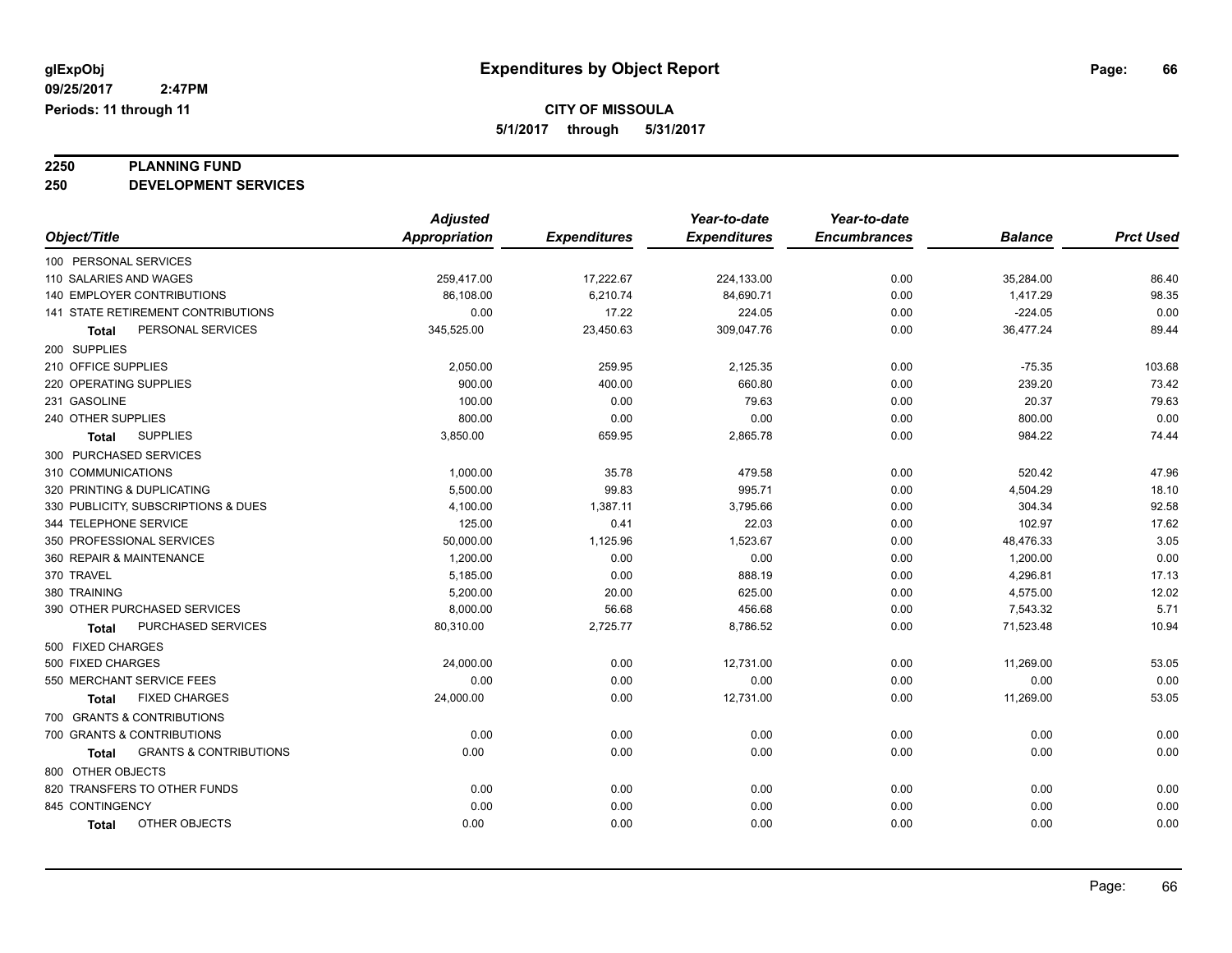glExpObj
09/25/2017 2:47PM
Periods: 11 through 11

# Expenditures by Object Report

**CITY OF MISSOULA**
**5/1/2017 through 5/31/2017**

**2250 PLANNING FUND**
**250 DEVELOPMENT SERVICES**

| Object/Title | Adjusted Appropriation | Expenditures | Year-to-date Expenditures | Year-to-date Encumbrances | Balance | Prct Used |
|---|---|---|---|---|---|---|
| 100 PERSONAL SERVICES | | | | | | |
| 110 SALARIES AND WAGES | 259,417.00 | 17,222.67 | 224,133.00 | 0.00 | 35,284.00 | 86.40 |
| 140 EMPLOYER CONTRIBUTIONS | 86,108.00 | 6,210.74 | 84,690.71 | 0.00 | 1,417.29 | 98.35 |
| 141 STATE RETIREMENT CONTRIBUTIONS | 0.00 | 17.22 | 224.05 | 0.00 | -224.05 | 0.00 |
| **Total** PERSONAL SERVICES | 345,525.00 | 23,450.63 | 309,047.76 | 0.00 | 36,477.24 | 89.44 |
| 200 SUPPLIES | | | | | | |
| 210 OFFICE SUPPLIES | 2,050.00 | 259.95 | 2,125.35 | 0.00 | -75.35 | 103.68 |
| 220 OPERATING SUPPLIES | 900.00 | 400.00 | 660.80 | 0.00 | 239.20 | 73.42 |
| 231 GASOLINE | 100.00 | 0.00 | 79.63 | 0.00 | 20.37 | 79.63 |
| 240 OTHER SUPPLIES | 800.00 | 0.00 | 0.00 | 0.00 | 800.00 | 0.00 |
| **Total** SUPPLIES | 3,850.00 | 659.95 | 2,865.78 | 0.00 | 984.22 | 74.44 |
| 300 PURCHASED SERVICES | | | | | | |
| 310 COMMUNICATIONS | 1,000.00 | 35.78 | 479.58 | 0.00 | 520.42 | 47.96 |
| 320 PRINTING & DUPLICATING | 5,500.00 | 99.83 | 995.71 | 0.00 | 4,504.29 | 18.10 |
| 330 PUBLICITY, SUBSCRIPTIONS & DUES | 4,100.00 | 1,387.11 | 3,795.66 | 0.00 | 304.34 | 92.58 |
| 344 TELEPHONE SERVICE | 125.00 | 0.41 | 22.03 | 0.00 | 102.97 | 17.62 |
| 350 PROFESSIONAL SERVICES | 50,000.00 | 1,125.96 | 1,523.67 | 0.00 | 48,476.33 | 3.05 |
| 360 REPAIR & MAINTENANCE | 1,200.00 | 0.00 | 0.00 | 0.00 | 1,200.00 | 0.00 |
| 370 TRAVEL | 5,185.00 | 0.00 | 888.19 | 0.00 | 4,296.81 | 17.13 |
| 380 TRAINING | 5,200.00 | 20.00 | 625.00 | 0.00 | 4,575.00 | 12.02 |
| 390 OTHER PURCHASED SERVICES | 8,000.00 | 56.68 | 456.68 | 0.00 | 7,543.32 | 5.71 |
| **Total** PURCHASED SERVICES | 80,310.00 | 2,725.77 | 8,786.52 | 0.00 | 71,523.48 | 10.94 |
| 500 FIXED CHARGES | | | | | | |
| 500 FIXED CHARGES | 24,000.00 | 0.00 | 12,731.00 | 0.00 | 11,269.00 | 53.05 |
| 550 MERCHANT SERVICE FEES | 0.00 | 0.00 | 0.00 | 0.00 | 0.00 | 0.00 |
| **Total** FIXED CHARGES | 24,000.00 | 0.00 | 12,731.00 | 0.00 | 11,269.00 | 53.05 |
| 700 GRANTS & CONTRIBUTIONS | | | | | | |
| 700 GRANTS & CONTRIBUTIONS | 0.00 | 0.00 | 0.00 | 0.00 | 0.00 | 0.00 |
| **Total** GRANTS & CONTRIBUTIONS | 0.00 | 0.00 | 0.00 | 0.00 | 0.00 | 0.00 |
| 800 OTHER OBJECTS | | | | | | |
| 820 TRANSFERS TO OTHER FUNDS | 0.00 | 0.00 | 0.00 | 0.00 | 0.00 | 0.00 |
| 845 CONTINGENCY | 0.00 | 0.00 | 0.00 | 0.00 | 0.00 | 0.00 |
| **Total** OTHER OBJECTS | 0.00 | 0.00 | 0.00 | 0.00 | 0.00 | 0.00 |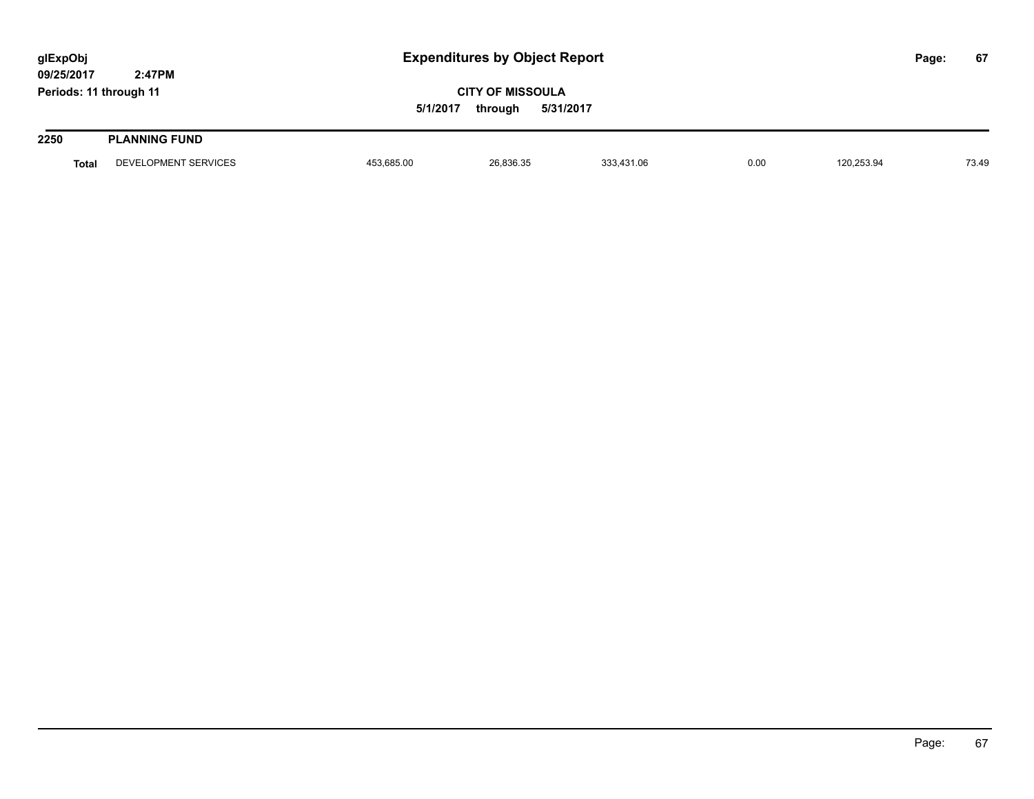# Expenditures by Object Report

glExpObj
09/25/2017 2:47PM
Periods: 11 through 11

**CITY OF MISSOULA**
5/1/2017 through 5/31/2017

## 2250 PLANNING FUND

| | | | | | | | |
|---|---|---|---|---|---|---|---|
| **Total** | DEVELOPMENT SERVICES | 453,685.00 | 26,836.35 | 333,431.06 | 0.00 | 120,253.94 | 73.49 |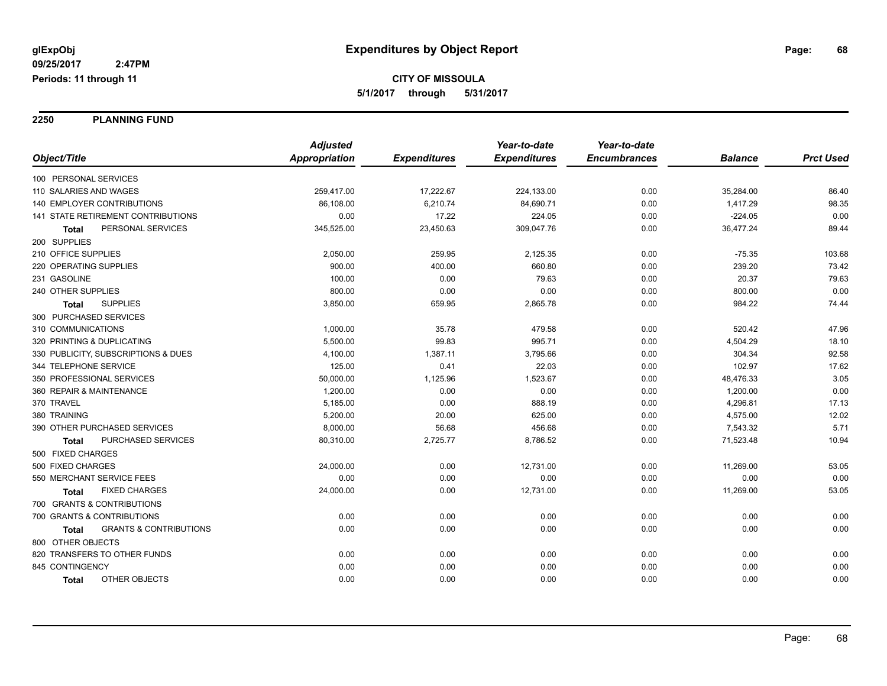glExpObj
09/25/2017 2:47PM
Periods: 11 through 11

# Expenditures by Object Report

**CITY OF MISSOULA**
**5/1/2017 through 5/31/2017**

## 2250 PLANNING FUND

| Object/Title | Adjusted Appropriation | Expenditures | Year-to-date Expenditures | Year-to-date Encumbrances | Balance | Prct Used |
|---|---|---|---|---|---|---|
| 100 PERSONAL SERVICES | | | | | | |
| 110 SALARIES AND WAGES | 259,417.00 | 17,222.67 | 224,133.00 | 0.00 | 35,284.00 | 86.40 |
| 140 EMPLOYER CONTRIBUTIONS | 86,108.00 | 6,210.74 | 84,690.71 | 0.00 | 1,417.29 | 98.35 |
| 141 STATE RETIREMENT CONTRIBUTIONS | 0.00 | 17.22 | 224.05 | 0.00 | -224.05 | 0.00 |
| **Total** PERSONAL SERVICES | 345,525.00 | 23,450.63 | 309,047.76 | 0.00 | 36,477.24 | 89.44 |
| 200 SUPPLIES | | | | | | |
| 210 OFFICE SUPPLIES | 2,050.00 | 259.95 | 2,125.35 | 0.00 | -75.35 | 103.68 |
| 220 OPERATING SUPPLIES | 900.00 | 400.00 | 660.80 | 0.00 | 239.20 | 73.42 |
| 231 GASOLINE | 100.00 | 0.00 | 79.63 | 0.00 | 20.37 | 79.63 |
| 240 OTHER SUPPLIES | 800.00 | 0.00 | 0.00 | 0.00 | 800.00 | 0.00 |
| **Total** SUPPLIES | 3,850.00 | 659.95 | 2,865.78 | 0.00 | 984.22 | 74.44 |
| 300 PURCHASED SERVICES | | | | | | |
| 310 COMMUNICATIONS | 1,000.00 | 35.78 | 479.58 | 0.00 | 520.42 | 47.96 |
| 320 PRINTING & DUPLICATING | 5,500.00 | 99.83 | 995.71 | 0.00 | 4,504.29 | 18.10 |
| 330 PUBLICITY, SUBSCRIPTIONS & DUES | 4,100.00 | 1,387.11 | 3,795.66 | 0.00 | 304.34 | 92.58 |
| 344 TELEPHONE SERVICE | 125.00 | 0.41 | 22.03 | 0.00 | 102.97 | 17.62 |
| 350 PROFESSIONAL SERVICES | 50,000.00 | 1,125.96 | 1,523.67 | 0.00 | 48,476.33 | 3.05 |
| 360 REPAIR & MAINTENANCE | 1,200.00 | 0.00 | 0.00 | 0.00 | 1,200.00 | 0.00 |
| 370 TRAVEL | 5,185.00 | 0.00 | 888.19 | 0.00 | 4,296.81 | 17.13 |
| 380 TRAINING | 5,200.00 | 20.00 | 625.00 | 0.00 | 4,575.00 | 12.02 |
| 390 OTHER PURCHASED SERVICES | 8,000.00 | 56.68 | 456.68 | 0.00 | 7,543.32 | 5.71 |
| **Total** PURCHASED SERVICES | 80,310.00 | 2,725.77 | 8,786.52 | 0.00 | 71,523.48 | 10.94 |
| 500 FIXED CHARGES | | | | | | |
| 500 FIXED CHARGES | 24,000.00 | 0.00 | 12,731.00 | 0.00 | 11,269.00 | 53.05 |
| 550 MERCHANT SERVICE FEES | 0.00 | 0.00 | 0.00 | 0.00 | 0.00 | 0.00 |
| **Total** FIXED CHARGES | 24,000.00 | 0.00 | 12,731.00 | 0.00 | 11,269.00 | 53.05 |
| 700 GRANTS & CONTRIBUTIONS | | | | | | |
| 700 GRANTS & CONTRIBUTIONS | 0.00 | 0.00 | 0.00 | 0.00 | 0.00 | 0.00 |
| **Total** GRANTS & CONTRIBUTIONS | 0.00 | 0.00 | 0.00 | 0.00 | 0.00 | 0.00 |
| 800 OTHER OBJECTS | | | | | | |
| 820 TRANSFERS TO OTHER FUNDS | 0.00 | 0.00 | 0.00 | 0.00 | 0.00 | 0.00 |
| 845 CONTINGENCY | 0.00 | 0.00 | 0.00 | 0.00 | 0.00 | 0.00 |
| **Total** OTHER OBJECTS | 0.00 | 0.00 | 0.00 | 0.00 | 0.00 | 0.00 |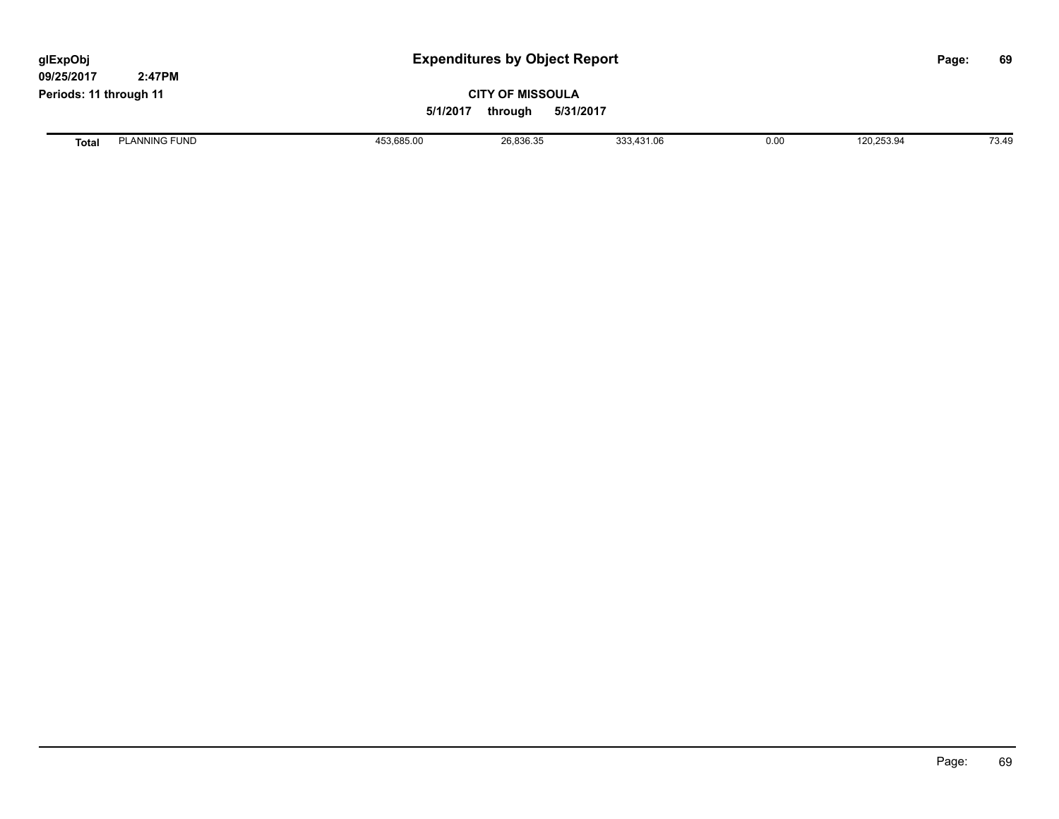# Expenditures by Object Report

glExpObj
09/25/2017 2:47PM
Periods: 11 through 11

**CITY OF MISSOULA**

5/1/2017 through 5/31/2017

| | | | | | | | |
|---|---|---|---|---|---|---|---|
| **Total** | PLANNING FUND | 453,685.00 | 26,836.35 | 333,431.06 | 0.00 | 120,253.94 | 73.49 |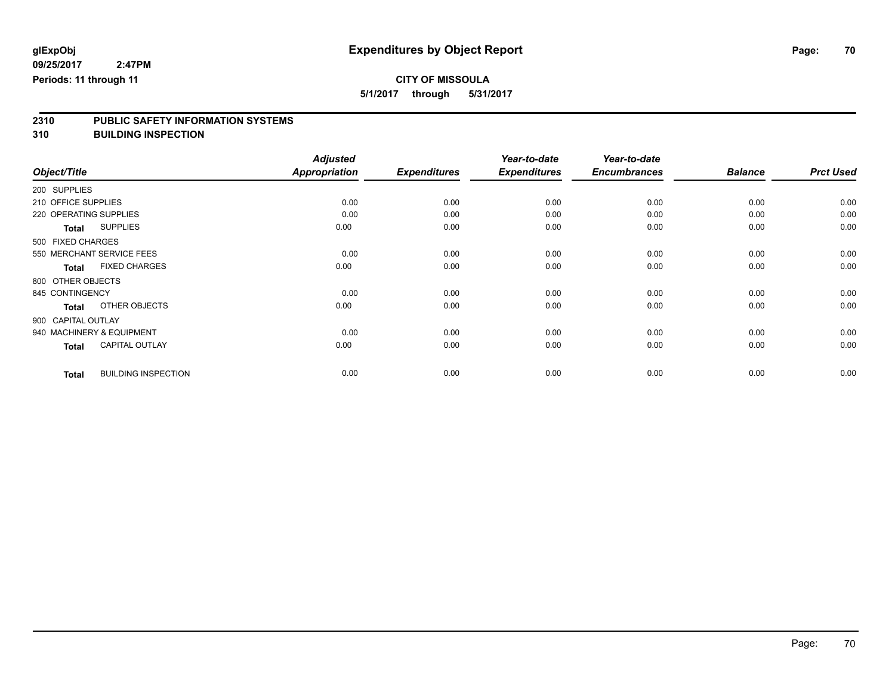**glExpObj**
**09/25/2017 2:47PM**
**Periods: 11 through 11**

# Expenditures by Object Report

**CITY OF MISSOULA**
**5/1/2017 through 5/31/2017**

## 2310 PUBLIC SAFETY INFORMATION SYSTEMS
## 310 BUILDING INSPECTION

| Object/Title | Adjusted Appropriation | Expenditures | Year-to-date Expenditures | Year-to-date Encumbrances | Balance | Prct Used |
|---|---|---|---|---|---|---|
| 200 SUPPLIES | | | | | | |
| 210 OFFICE SUPPLIES | 0.00 | 0.00 | 0.00 | 0.00 | 0.00 | 0.00 |
| 220 OPERATING SUPPLIES | 0.00 | 0.00 | 0.00 | 0.00 | 0.00 | 0.00 |
| **Total** SUPPLIES | 0.00 | 0.00 | 0.00 | 0.00 | 0.00 | 0.00 |
| 500 FIXED CHARGES | | | | | | |
| 550 MERCHANT SERVICE FEES | 0.00 | 0.00 | 0.00 | 0.00 | 0.00 | 0.00 |
| **Total** FIXED CHARGES | 0.00 | 0.00 | 0.00 | 0.00 | 0.00 | 0.00 |
| 800 OTHER OBJECTS | | | | | | |
| 845 CONTINGENCY | 0.00 | 0.00 | 0.00 | 0.00 | 0.00 | 0.00 |
| **Total** OTHER OBJECTS | 0.00 | 0.00 | 0.00 | 0.00 | 0.00 | 0.00 |
| 900 CAPITAL OUTLAY | | | | | | |
| 940 MACHINERY & EQUIPMENT | 0.00 | 0.00 | 0.00 | 0.00 | 0.00 | 0.00 |
| **Total** CAPITAL OUTLAY | 0.00 | 0.00 | 0.00 | 0.00 | 0.00 | 0.00 |
| **Total** BUILDING INSPECTION | 0.00 | 0.00 | 0.00 | 0.00 | 0.00 | 0.00 |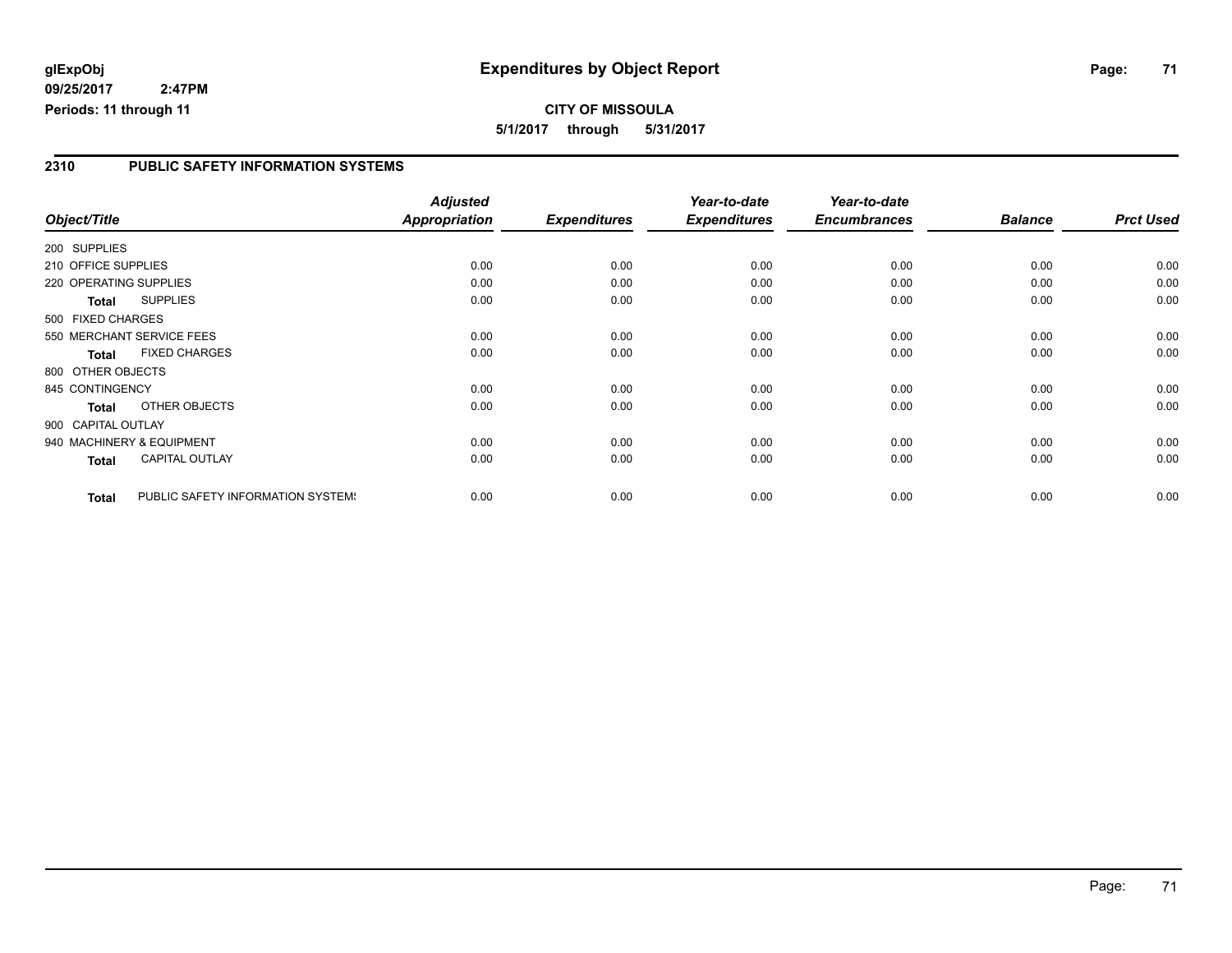**glExpObj**
**09/25/2017 2:47PM**
**Periods: 11 through 11**

# Expenditures by Object Report

**CITY OF MISSOULA**
**5/1/2017 through 5/31/2017**

## 2310 PUBLIC SAFETY INFORMATION SYSTEMS

| Object/Title | Adjusted Appropriation | Expenditures | Year-to-date Expenditures | Year-to-date Encumbrances | Balance | Prct Used |
|---|---|---|---|---|---|---|
| 200 SUPPLIES | | | | | | |
| 210 OFFICE SUPPLIES | 0.00 | 0.00 | 0.00 | 0.00 | 0.00 | 0.00 |
| 220 OPERATING SUPPLIES | 0.00 | 0.00 | 0.00 | 0.00 | 0.00 | 0.00 |
| **Total** SUPPLIES | 0.00 | 0.00 | 0.00 | 0.00 | 0.00 | 0.00 |
| 500 FIXED CHARGES | | | | | | |
| 550 MERCHANT SERVICE FEES | 0.00 | 0.00 | 0.00 | 0.00 | 0.00 | 0.00 |
| **Total** FIXED CHARGES | 0.00 | 0.00 | 0.00 | 0.00 | 0.00 | 0.00 |
| 800 OTHER OBJECTS | | | | | | |
| 845 CONTINGENCY | 0.00 | 0.00 | 0.00 | 0.00 | 0.00 | 0.00 |
| **Total** OTHER OBJECTS | 0.00 | 0.00 | 0.00 | 0.00 | 0.00 | 0.00 |
| 900 CAPITAL OUTLAY | | | | | | |
| 940 MACHINERY & EQUIPMENT | 0.00 | 0.00 | 0.00 | 0.00 | 0.00 | 0.00 |
| **Total** CAPITAL OUTLAY | 0.00 | 0.00 | 0.00 | 0.00 | 0.00 | 0.00 |
| **Total** PUBLIC SAFETY INFORMATION SYSTEMS | 0.00 | 0.00 | 0.00 | 0.00 | 0.00 | 0.00 |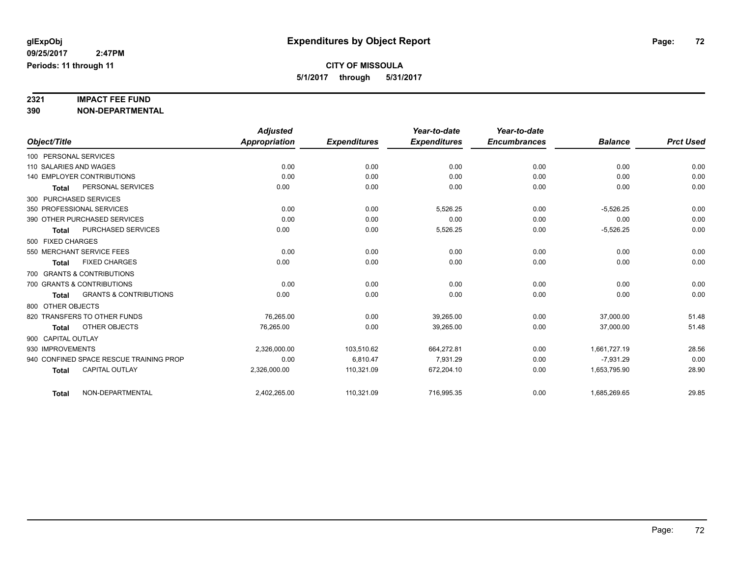# Expenditures by Object Report

glExpObj
09/25/2017 2:47PM
Periods: 11 through 11

**CITY OF MISSOULA**
**5/1/2017 through 5/31/2017**

## 2321 IMPACT FEE FUND
## 390 NON-DEPARTMENTAL

| Object/Title | Adjusted Appropriation | Expenditures | Year-to-date Expenditures | Year-to-date Encumbrances | Balance | Prct Used |
|---|---|---|---|---|---|---|
| 100 PERSONAL SERVICES | | | | | | |
| 110 SALARIES AND WAGES | 0.00 | 0.00 | 0.00 | 0.00 | 0.00 | 0.00 |
| 140 EMPLOYER CONTRIBUTIONS | 0.00 | 0.00 | 0.00 | 0.00 | 0.00 | 0.00 |
| Total PERSONAL SERVICES | 0.00 | 0.00 | 0.00 | 0.00 | 0.00 | 0.00 |
| 300 PURCHASED SERVICES | | | | | | |
| 350 PROFESSIONAL SERVICES | 0.00 | 0.00 | 5,526.25 | 0.00 | -5,526.25 | 0.00 |
| 390 OTHER PURCHASED SERVICES | 0.00 | 0.00 | 0.00 | 0.00 | 0.00 | 0.00 |
| Total PURCHASED SERVICES | 0.00 | 0.00 | 5,526.25 | 0.00 | -5,526.25 | 0.00 |
| 500 FIXED CHARGES | | | | | | |
| 550 MERCHANT SERVICE FEES | 0.00 | 0.00 | 0.00 | 0.00 | 0.00 | 0.00 |
| Total FIXED CHARGES | 0.00 | 0.00 | 0.00 | 0.00 | 0.00 | 0.00 |
| 700 GRANTS & CONTRIBUTIONS | | | | | | |
| 700 GRANTS & CONTRIBUTIONS | 0.00 | 0.00 | 0.00 | 0.00 | 0.00 | 0.00 |
| Total GRANTS & CONTRIBUTIONS | 0.00 | 0.00 | 0.00 | 0.00 | 0.00 | 0.00 |
| 800 OTHER OBJECTS | | | | | | |
| 820 TRANSFERS TO OTHER FUNDS | 76,265.00 | 0.00 | 39,265.00 | 0.00 | 37,000.00 | 51.48 |
| Total OTHER OBJECTS | 76,265.00 | 0.00 | 39,265.00 | 0.00 | 37,000.00 | 51.48 |
| 900 CAPITAL OUTLAY | | | | | | |
| 930 IMPROVEMENTS | 2,326,000.00 | 103,510.62 | 664,272.81 | 0.00 | 1,661,727.19 | 28.56 |
| 940 CONFINED SPACE RESCUE TRAINING PROP | 0.00 | 6,810.47 | 7,931.29 | 0.00 | -7,931.29 | 0.00 |
| Total CAPITAL OUTLAY | 2,326,000.00 | 110,321.09 | 672,204.10 | 0.00 | 1,653,795.90 | 28.90 |
| Total NON-DEPARTMENTAL | 2,402,265.00 | 110,321.09 | 716,995.35 | 0.00 | 1,685,269.65 | 29.85 |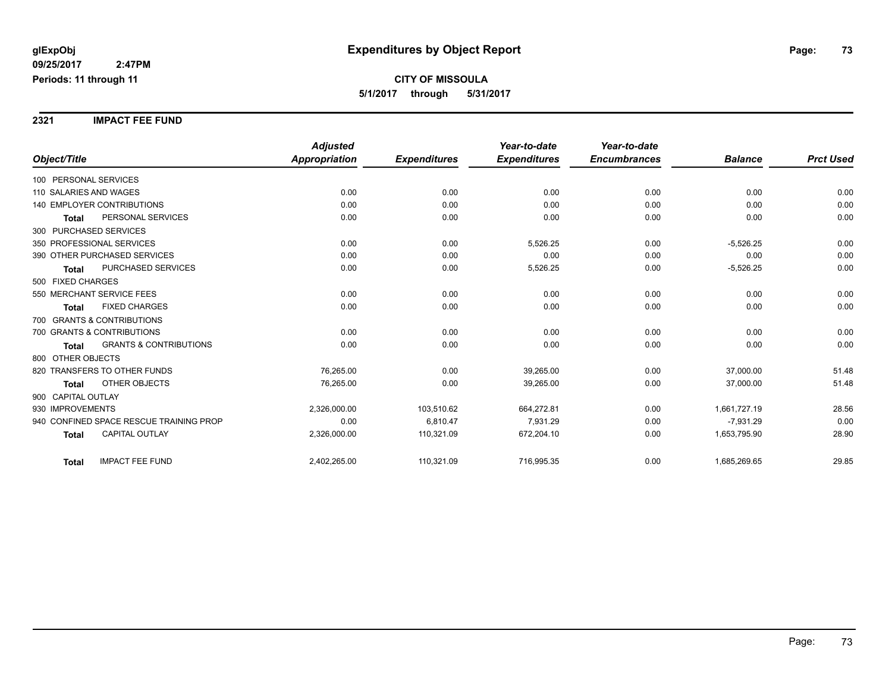**glExpObj**
**09/25/2017 2:47PM**
**Periods: 11 through 11**

# Expenditures by Object Report

**CITY OF MISSOULA**
**5/1/2017 through 5/31/2017**

## 2321 IMPACT FEE FUND

| Object/Title | | *Adjusted Appropriation* | *Expenditures* | *Year-to-date Expenditures* | *Year-to-date Encumbrances* | *Balance* | *Prct Used* |
|---|---|---|---|---|---|---|---|
| 100 PERSONAL SERVICES | | | | | | | |
| 110 SALARIES AND WAGES | | 0.00 | 0.00 | 0.00 | 0.00 | 0.00 | 0.00 |
| 140 EMPLOYER CONTRIBUTIONS | | 0.00 | 0.00 | 0.00 | 0.00 | 0.00 | 0.00 |
| **Total** | PERSONAL SERVICES | 0.00 | 0.00 | 0.00 | 0.00 | 0.00 | 0.00 |
| 300 PURCHASED SERVICES | | | | | | | |
| 350 PROFESSIONAL SERVICES | | 0.00 | 0.00 | 5,526.25 | 0.00 | -5,526.25 | 0.00 |
| 390 OTHER PURCHASED SERVICES | | 0.00 | 0.00 | 0.00 | 0.00 | 0.00 | 0.00 |
| **Total** | PURCHASED SERVICES | 0.00 | 0.00 | 5,526.25 | 0.00 | -5,526.25 | 0.00 |
| 500 FIXED CHARGES | | | | | | | |
| 550 MERCHANT SERVICE FEES | | 0.00 | 0.00 | 0.00 | 0.00 | 0.00 | 0.00 |
| **Total** | FIXED CHARGES | 0.00 | 0.00 | 0.00 | 0.00 | 0.00 | 0.00 |
| 700 GRANTS & CONTRIBUTIONS | | | | | | | |
| 700 GRANTS & CONTRIBUTIONS | | 0.00 | 0.00 | 0.00 | 0.00 | 0.00 | 0.00 |
| **Total** | GRANTS & CONTRIBUTIONS | 0.00 | 0.00 | 0.00 | 0.00 | 0.00 | 0.00 |
| 800 OTHER OBJECTS | | | | | | | |
| 820 TRANSFERS TO OTHER FUNDS | | 76,265.00 | 0.00 | 39,265.00 | 0.00 | 37,000.00 | 51.48 |
| **Total** | OTHER OBJECTS | 76,265.00 | 0.00 | 39,265.00 | 0.00 | 37,000.00 | 51.48 |
| 900 CAPITAL OUTLAY | | | | | | | |
| 930 IMPROVEMENTS | | 2,326,000.00 | 103,510.62 | 664,272.81 | 0.00 | 1,661,727.19 | 28.56 |
| 940 CONFINED SPACE RESCUE TRAINING PROP | | 0.00 | 6,810.47 | 7,931.29 | 0.00 | -7,931.29 | 0.00 |
| **Total** | CAPITAL OUTLAY | 2,326,000.00 | 110,321.09 | 672,204.10 | 0.00 | 1,653,795.90 | 28.90 |
| **Total** | IMPACT FEE FUND | 2,402,265.00 | 110,321.09 | 716,995.35 | 0.00 | 1,685,269.65 | 29.85 |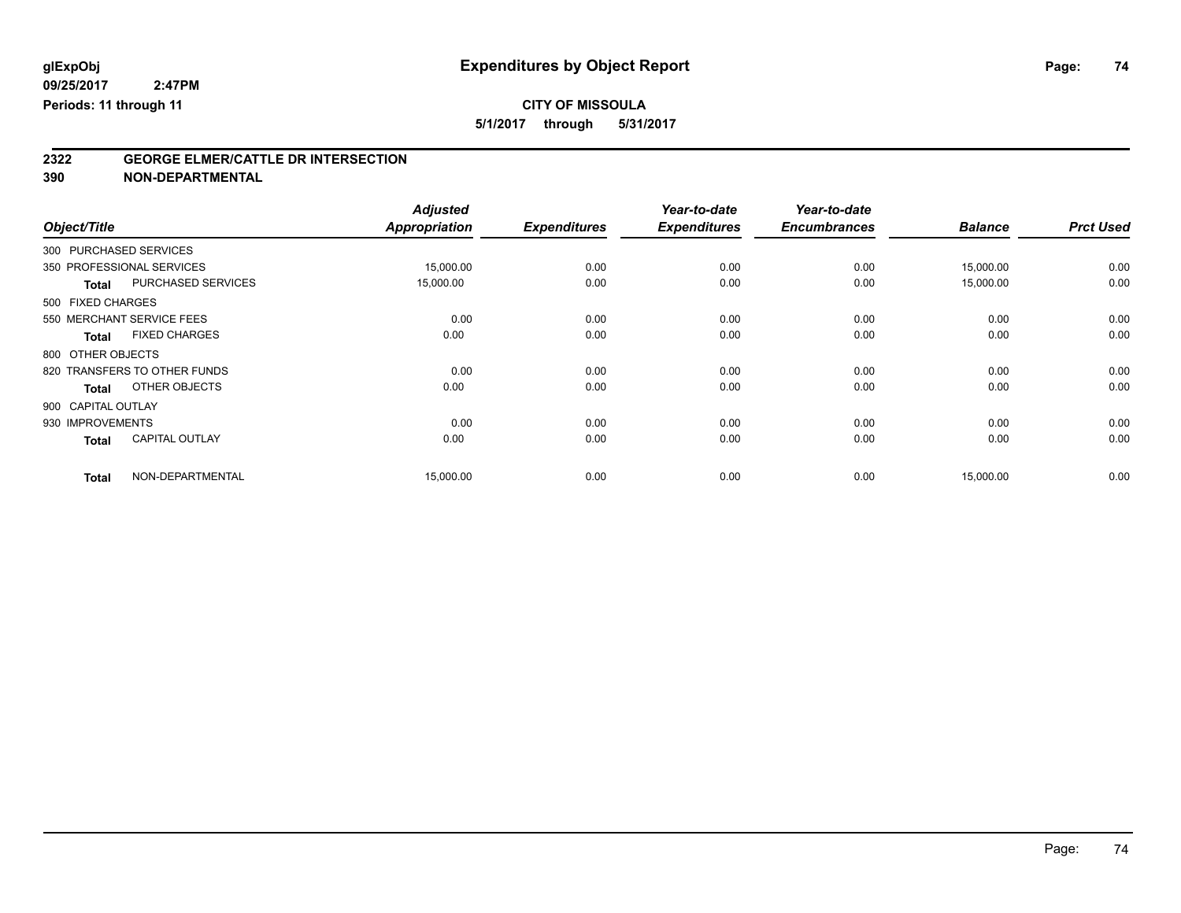**glExpObj** **Expenditures by Object Report**

**09/25/2017 2:47PM**

**Periods: 11 through 11**

**CITY OF MISSOULA**

**5/1/2017 through 5/31/2017**

## 2322 GEORGE ELMER/CATTLE DR INTERSECTION

## 390 NON-DEPARTMENTAL

| Object/Title | | Adjusted Appropriation | Expenditures | Year-to-date Expenditures | Year-to-date Encumbrances | Balance | Prct Used |
|---|---|---|---|---|---|---|---|
| 300 PURCHASED SERVICES | | | | | | | |
| 350 PROFESSIONAL SERVICES | | 15,000.00 | 0.00 | 0.00 | 0.00 | 15,000.00 | 0.00 |
| **Total** | PURCHASED SERVICES | 15,000.00 | 0.00 | 0.00 | 0.00 | 15,000.00 | 0.00 |
| 500 FIXED CHARGES | | | | | | | |
| 550 MERCHANT SERVICE FEES | | 0.00 | 0.00 | 0.00 | 0.00 | 0.00 | 0.00 |
| **Total** | FIXED CHARGES | 0.00 | 0.00 | 0.00 | 0.00 | 0.00 | 0.00 |
| 800 OTHER OBJECTS | | | | | | | |
| 820 TRANSFERS TO OTHER FUNDS | | 0.00 | 0.00 | 0.00 | 0.00 | 0.00 | 0.00 |
| **Total** | OTHER OBJECTS | 0.00 | 0.00 | 0.00 | 0.00 | 0.00 | 0.00 |
| 900 CAPITAL OUTLAY | | | | | | | |
| 930 IMPROVEMENTS | | 0.00 | 0.00 | 0.00 | 0.00 | 0.00 | 0.00 |
| **Total** | CAPITAL OUTLAY | 0.00 | 0.00 | 0.00 | 0.00 | 0.00 | 0.00 |
| **Total** | NON-DEPARTMENTAL | 15,000.00 | 0.00 | 0.00 | 0.00 | 15,000.00 | 0.00 |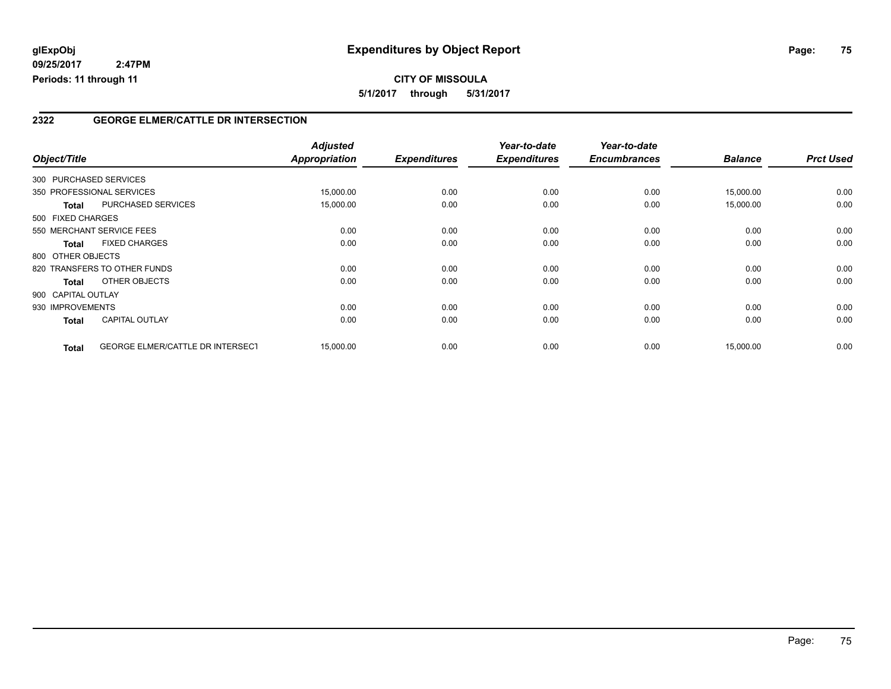# Expenditures by Object Report

glExpObj
09/25/2017 2:47PM
Periods: 11 through 11

**CITY OF MISSOULA**
**5/1/2017 through 5/31/2017**

## 2322 GEORGE ELMER/CATTLE DR INTERSECTION

| Object/Title | | Adjusted Appropriation | Expenditures | Year-to-date Expenditures | Year-to-date Encumbrances | Balance | Prct Used |
|---|---|---|---|---|---|---|---|
| 300 PURCHASED SERVICES | | | | | | | |
| 350 PROFESSIONAL SERVICES | | 15,000.00 | 0.00 | 0.00 | 0.00 | 15,000.00 | 0.00 |
| **Total** | PURCHASED SERVICES | 15,000.00 | 0.00 | 0.00 | 0.00 | 15,000.00 | 0.00 |
| 500 FIXED CHARGES | | | | | | | |
| 550 MERCHANT SERVICE FEES | | 0.00 | 0.00 | 0.00 | 0.00 | 0.00 | 0.00 |
| **Total** | FIXED CHARGES | 0.00 | 0.00 | 0.00 | 0.00 | 0.00 | 0.00 |
| 800 OTHER OBJECTS | | | | | | | |
| 820 TRANSFERS TO OTHER FUNDS | | 0.00 | 0.00 | 0.00 | 0.00 | 0.00 | 0.00 |
| **Total** | OTHER OBJECTS | 0.00 | 0.00 | 0.00 | 0.00 | 0.00 | 0.00 |
| 900 CAPITAL OUTLAY | | | | | | | |
| 930 IMPROVEMENTS | | 0.00 | 0.00 | 0.00 | 0.00 | 0.00 | 0.00 |
| **Total** | CAPITAL OUTLAY | 0.00 | 0.00 | 0.00 | 0.00 | 0.00 | 0.00 |
| **Total** | GEORGE ELMER/CATTLE DR INTERSECT | 15,000.00 | 0.00 | 0.00 | 0.00 | 15,000.00 | 0.00 |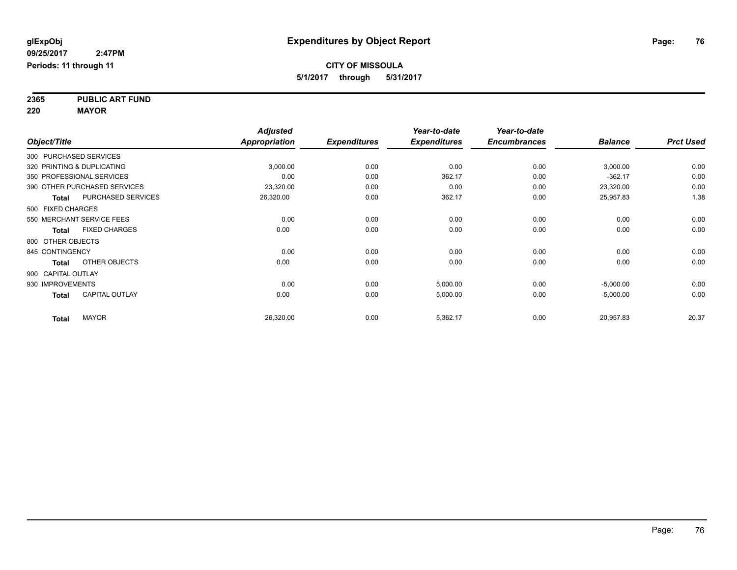**glExpObj**
**09/25/2017 2:47PM**
**Periods: 11 through 11**

# Expenditures by Object Report

**CITY OF MISSOULA**
**5/1/2017 through 5/31/2017**

**2365 PUBLIC ART FUND**
**220 MAYOR**

| Object/Title | | Adjusted Appropriation | Expenditures | Year-to-date Expenditures | Year-to-date Encumbrances | Balance | Prct Used |
|---|---|---|---|---|---|---|---|
| 300 PURCHASED SERVICES | | | | | | | |
| 320 PRINTING & DUPLICATING | | 3,000.00 | 0.00 | 0.00 | 0.00 | 3,000.00 | 0.00 |
| 350 PROFESSIONAL SERVICES | | 0.00 | 0.00 | 362.17 | 0.00 | -362.17 | 0.00 |
| 390 OTHER PURCHASED SERVICES | | 23,320.00 | 0.00 | 0.00 | 0.00 | 23,320.00 | 0.00 |
| **Total** | PURCHASED SERVICES | 26,320.00 | 0.00 | 362.17 | 0.00 | 25,957.83 | 1.38 |
| 500 FIXED CHARGES | | | | | | | |
| 550 MERCHANT SERVICE FEES | | 0.00 | 0.00 | 0.00 | 0.00 | 0.00 | 0.00 |
| **Total** | FIXED CHARGES | 0.00 | 0.00 | 0.00 | 0.00 | 0.00 | 0.00 |
| 800 OTHER OBJECTS | | | | | | | |
| 845 CONTINGENCY | | 0.00 | 0.00 | 0.00 | 0.00 | 0.00 | 0.00 |
| **Total** | OTHER OBJECTS | 0.00 | 0.00 | 0.00 | 0.00 | 0.00 | 0.00 |
| 900 CAPITAL OUTLAY | | | | | | | |
| 930 IMPROVEMENTS | | 0.00 | 0.00 | 5,000.00 | 0.00 | -5,000.00 | 0.00 |
| **Total** | CAPITAL OUTLAY | 0.00 | 0.00 | 5,000.00 | 0.00 | -5,000.00 | 0.00 |
| **Total** | MAYOR | 26,320.00 | 0.00 | 5,362.17 | 0.00 | 20,957.83 | 20.37 |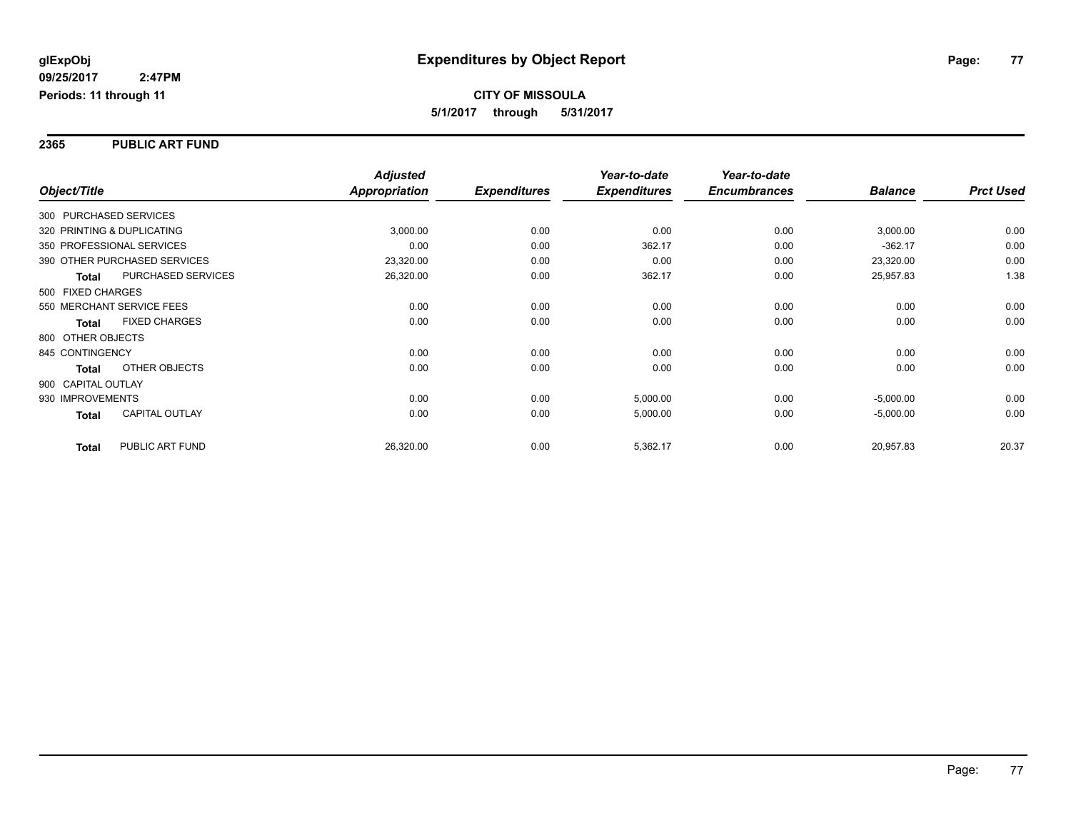glExpObj
09/25/2017 2:47PM
Periods: 11 through 11

# Expenditures by Object Report

**CITY OF MISSOULA**

**5/1/2017 through 5/31/2017**

## 2365 PUBLIC ART FUND

| Object/Title | | Adjusted Appropriation | Expenditures | Year-to-date Expenditures | Year-to-date Encumbrances | Balance | Prct Used |
|---|---|---|---|---|---|---|---|
| 300 PURCHASED SERVICES | | | | | | | |
| 320 PRINTING & DUPLICATING | | 3,000.00 | 0.00 | 0.00 | 0.00 | 3,000.00 | 0.00 |
| 350 PROFESSIONAL SERVICES | | 0.00 | 0.00 | 362.17 | 0.00 | -362.17 | 0.00 |
| 390 OTHER PURCHASED SERVICES | | 23,320.00 | 0.00 | 0.00 | 0.00 | 23,320.00 | 0.00 |
| **Total** | PURCHASED SERVICES | 26,320.00 | 0.00 | 362.17 | 0.00 | 25,957.83 | 1.38 |
| 500 FIXED CHARGES | | | | | | | |
| 550 MERCHANT SERVICE FEES | | 0.00 | 0.00 | 0.00 | 0.00 | 0.00 | 0.00 |
| **Total** | FIXED CHARGES | 0.00 | 0.00 | 0.00 | 0.00 | 0.00 | 0.00 |
| 800 OTHER OBJECTS | | | | | | | |
| 845 CONTINGENCY | | 0.00 | 0.00 | 0.00 | 0.00 | 0.00 | 0.00 |
| **Total** | OTHER OBJECTS | 0.00 | 0.00 | 0.00 | 0.00 | 0.00 | 0.00 |
| 900 CAPITAL OUTLAY | | | | | | | |
| 930 IMPROVEMENTS | | 0.00 | 0.00 | 5,000.00 | 0.00 | -5,000.00 | 0.00 |
| **Total** | CAPITAL OUTLAY | 0.00 | 0.00 | 5,000.00 | 0.00 | -5,000.00 | 0.00 |
| **Total** | PUBLIC ART FUND | 26,320.00 | 0.00 | 5,362.17 | 0.00 | 20,957.83 | 20.37 |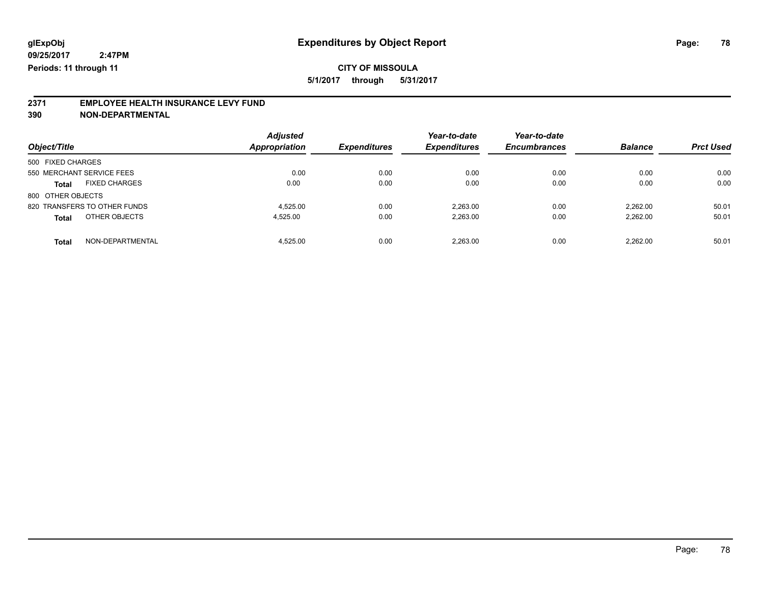# Expenditures by Object Report

glExpObj
09/25/2017 2:47PM
Periods: 11 through 11

**CITY OF MISSOULA**

**5/1/2017 through 5/31/2017**

## 2371 EMPLOYEE HEALTH INSURANCE LEVY FUND
## 390 NON-DEPARTMENTAL

| Object/Title | Adjusted Appropriation | Expenditures | Year-to-date Expenditures | Year-to-date Encumbrances | Balance | Prct Used |
|---|---|---|---|---|---|---|
| 500 FIXED CHARGES | | | | | | |
| 550 MERCHANT SERVICE FEES | 0.00 | 0.00 | 0.00 | 0.00 | 0.00 | 0.00 |
| **Total** FIXED CHARGES | 0.00 | 0.00 | 0.00 | 0.00 | 0.00 | 0.00 |
| 800 OTHER OBJECTS | | | | | | |
| 820 TRANSFERS TO OTHER FUNDS | 4,525.00 | 0.00 | 2,263.00 | 0.00 | 2,262.00 | 50.01 |
| **Total** OTHER OBJECTS | 4,525.00 | 0.00 | 2,263.00 | 0.00 | 2,262.00 | 50.01 |
| **Total** NON-DEPARTMENTAL | 4,525.00 | 0.00 | 2,263.00 | 0.00 | 2,262.00 | 50.01 |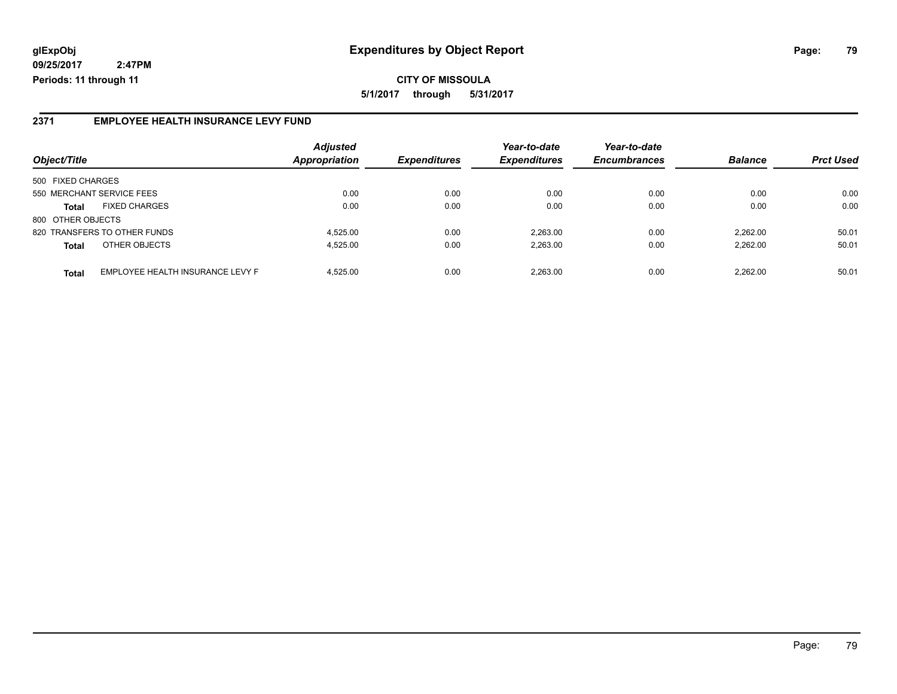**glExpObj**
**09/25/2017 2:47PM**
**Periods: 11 through 11**

# Expenditures by Object Report

**CITY OF MISSOULA**
**5/1/2017 through 5/31/2017**

## 2371 EMPLOYEE HEALTH INSURANCE LEVY FUND

| Object/Title | | Adjusted Appropriation | Expenditures | Year-to-date Expenditures | Year-to-date Encumbrances | Balance | Prct Used |
|---|---|---|---|---|---|---|---|
| 500 FIXED CHARGES | | | | | | | |
| 550 MERCHANT SERVICE FEES | | 0.00 | 0.00 | 0.00 | 0.00 | 0.00 | 0.00 |
| **Total** | FIXED CHARGES | 0.00 | 0.00 | 0.00 | 0.00 | 0.00 | 0.00 |
| 800 OTHER OBJECTS | | | | | | | |
| 820 TRANSFERS TO OTHER FUNDS | | 4,525.00 | 0.00 | 2,263.00 | 0.00 | 2,262.00 | 50.01 |
| **Total** | OTHER OBJECTS | 4,525.00 | 0.00 | 2,263.00 | 0.00 | 2,262.00 | 50.01 |
| **Total** | EMPLOYEE HEALTH INSURANCE LEVY F | 4,525.00 | 0.00 | 2,263.00 | 0.00 | 2,262.00 | 50.01 |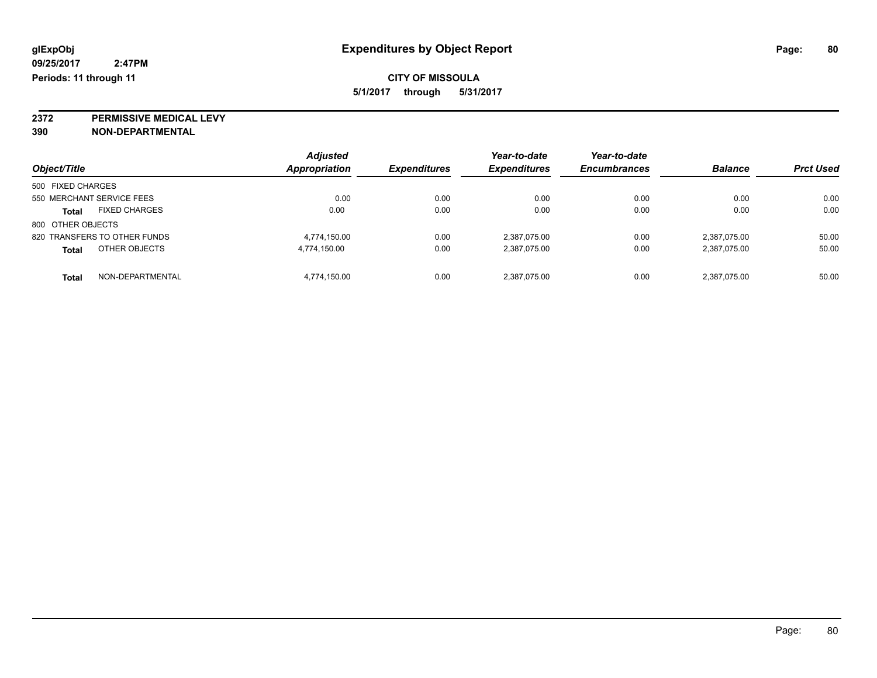**glExpObj** **Expenditures by Object Report**

**09/25/2017 2:47PM**

**Periods: 11 through 11**

**CITY OF MISSOULA**

**5/1/2017 through 5/31/2017**

**2372 PERMISSIVE MEDICAL LEVY**

**390 NON-DEPARTMENTAL**

| Object/Title | Adjusted Appropriation | Expenditures | Year-to-date Expenditures | Year-to-date Encumbrances | Balance | Prct Used |
|---|---|---|---|---|---|---|
| 500 FIXED CHARGES | | | | | | |
| 550 MERCHANT SERVICE FEES | 0.00 | 0.00 | 0.00 | 0.00 | 0.00 | 0.00 |
| **Total** FIXED CHARGES | 0.00 | 0.00 | 0.00 | 0.00 | 0.00 | 0.00 |
| 800 OTHER OBJECTS | | | | | | |
| 820 TRANSFERS TO OTHER FUNDS | 4,774,150.00 | 0.00 | 2,387,075.00 | 0.00 | 2,387,075.00 | 50.00 |
| **Total** OTHER OBJECTS | 4,774,150.00 | 0.00 | 2,387,075.00 | 0.00 | 2,387,075.00 | 50.00 |
| **Total** NON-DEPARTMENTAL | 4,774,150.00 | 0.00 | 2,387,075.00 | 0.00 | 2,387,075.00 | 50.00 |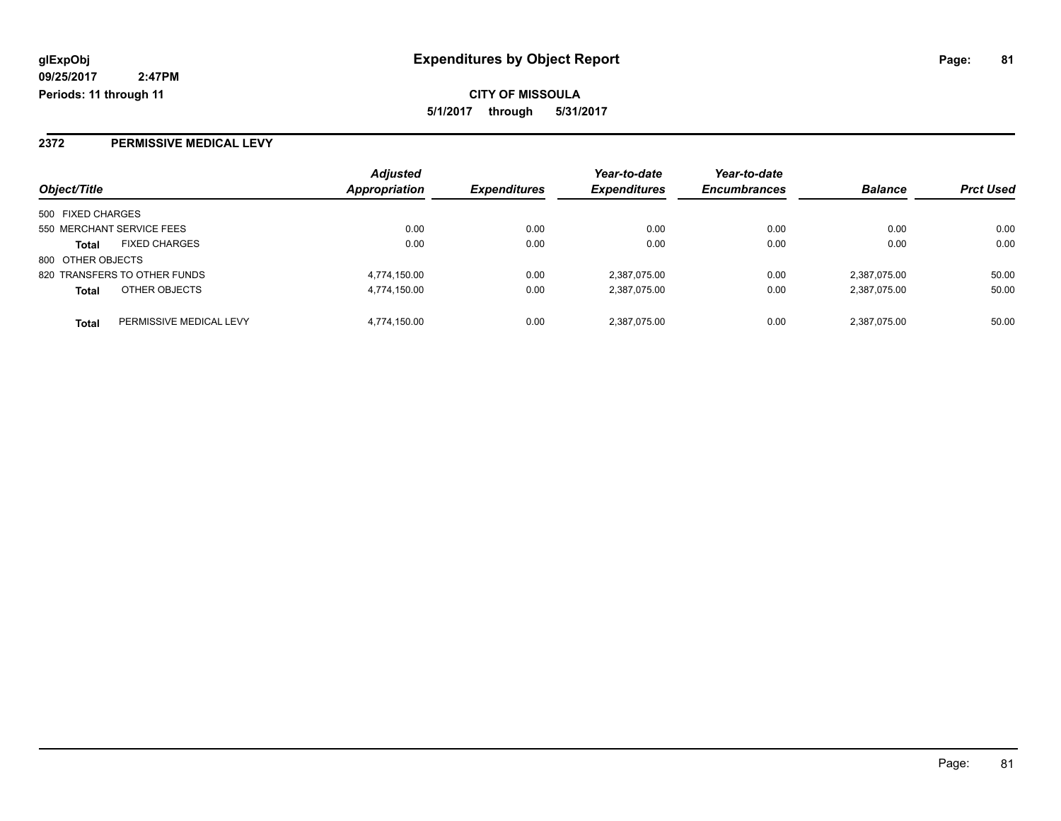**glExpObj** **Expenditures by Object Report**

**09/25/2017 2:47PM**

**Periods: 11 through 11**

**CITY OF MISSOULA**

**5/1/2017 through 5/31/2017**

## 2372 PERMISSIVE MEDICAL LEVY

| Object/Title | | Adjusted Appropriation | Expenditures | Year-to-date Expenditures | Year-to-date Encumbrances | Balance | Prct Used |
|---|---|---|---|---|---|---|---|
| 500 FIXED CHARGES | | | | | | | |
| 550 MERCHANT SERVICE FEES | | 0.00 | 0.00 | 0.00 | 0.00 | 0.00 | 0.00 |
| **Total** | FIXED CHARGES | 0.00 | 0.00 | 0.00 | 0.00 | 0.00 | 0.00 |
| 800 OTHER OBJECTS | | | | | | | |
| 820 TRANSFERS TO OTHER FUNDS | | 4,774,150.00 | 0.00 | 2,387,075.00 | 0.00 | 2,387,075.00 | 50.00 |
| **Total** | OTHER OBJECTS | 4,774,150.00 | 0.00 | 2,387,075.00 | 0.00 | 2,387,075.00 | 50.00 |
| **Total** | PERMISSIVE MEDICAL LEVY | 4,774,150.00 | 0.00 | 2,387,075.00 | 0.00 | 2,387,075.00 | 50.00 |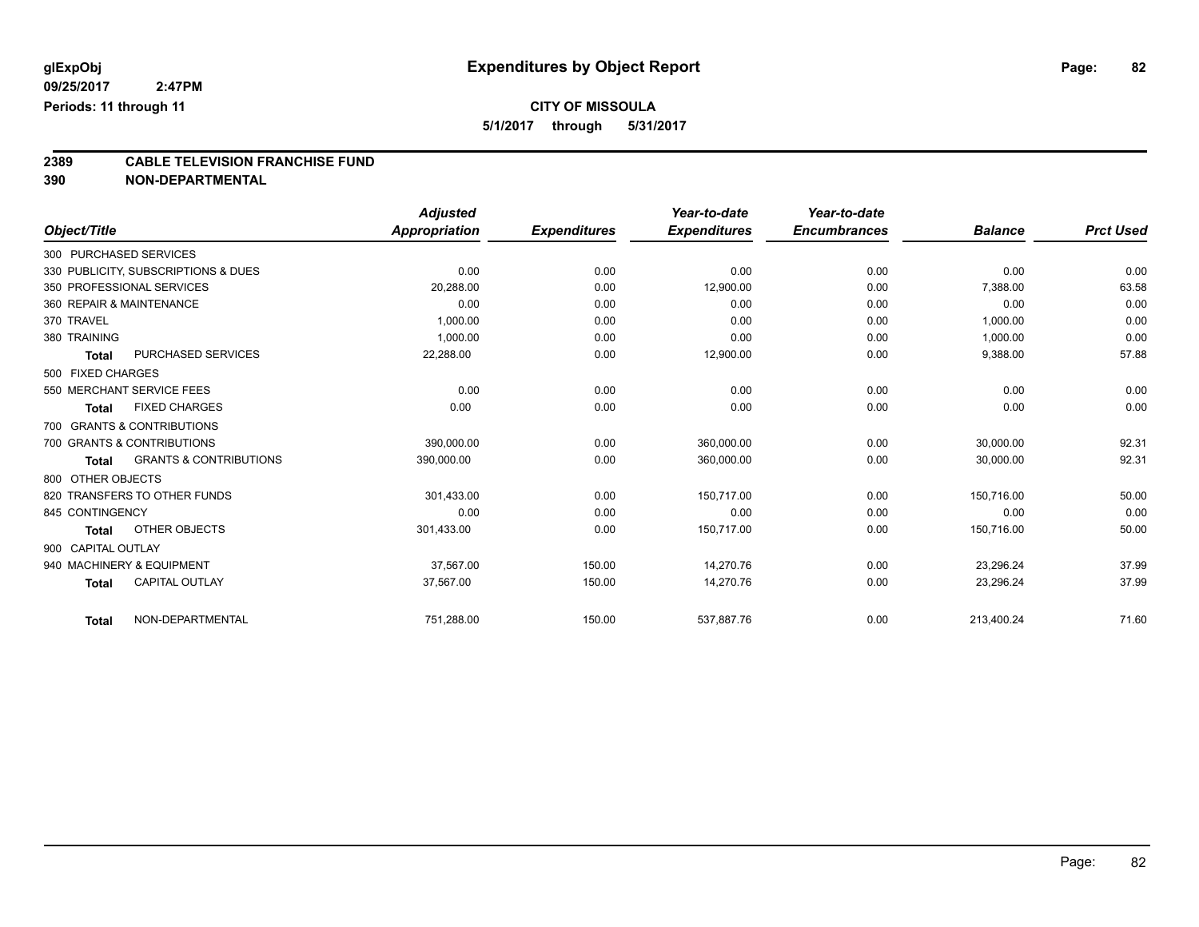**glExpObj**
**09/25/2017 2:47PM**
**Periods: 11 through 11**

# Expenditures by Object Report

**CITY OF MISSOULA**
**5/1/2017 through 5/31/2017**

## 2389 CABLE TELEVISION FRANCHISE FUND
## 390 NON-DEPARTMENTAL

| Object/Title | | Adjusted Appropriation | Expenditures | Year-to-date Expenditures | Year-to-date Encumbrances | Balance | Prct Used |
|---|---|---|---|---|---|---|---|
| 300 PURCHASED SERVICES | | | | | | | |
| 330 PUBLICITY, SUBSCRIPTIONS & DUES | | 0.00 | 0.00 | 0.00 | 0.00 | 0.00 | 0.00 |
| 350 PROFESSIONAL SERVICES | | 20,288.00 | 0.00 | 12,900.00 | 0.00 | 7,388.00 | 63.58 |
| 360 REPAIR & MAINTENANCE | | 0.00 | 0.00 | 0.00 | 0.00 | 0.00 | 0.00 |
| 370 TRAVEL | | 1,000.00 | 0.00 | 0.00 | 0.00 | 1,000.00 | 0.00 |
| 380 TRAINING | | 1,000.00 | 0.00 | 0.00 | 0.00 | 1,000.00 | 0.00 |
| **Total** | PURCHASED SERVICES | 22,288.00 | 0.00 | 12,900.00 | 0.00 | 9,388.00 | 57.88 |
| 500 FIXED CHARGES | | | | | | | |
| 550 MERCHANT SERVICE FEES | | 0.00 | 0.00 | 0.00 | 0.00 | 0.00 | 0.00 |
| **Total** | FIXED CHARGES | 0.00 | 0.00 | 0.00 | 0.00 | 0.00 | 0.00 |
| 700 GRANTS & CONTRIBUTIONS | | | | | | | |
| 700 GRANTS & CONTRIBUTIONS | | 390,000.00 | 0.00 | 360,000.00 | 0.00 | 30,000.00 | 92.31 |
| **Total** | GRANTS & CONTRIBUTIONS | 390,000.00 | 0.00 | 360,000.00 | 0.00 | 30,000.00 | 92.31 |
| 800 OTHER OBJECTS | | | | | | | |
| 820 TRANSFERS TO OTHER FUNDS | | 301,433.00 | 0.00 | 150,717.00 | 0.00 | 150,716.00 | 50.00 |
| 845 CONTINGENCY | | 0.00 | 0.00 | 0.00 | 0.00 | 0.00 | 0.00 |
| **Total** | OTHER OBJECTS | 301,433.00 | 0.00 | 150,717.00 | 0.00 | 150,716.00 | 50.00 |
| 900 CAPITAL OUTLAY | | | | | | | |
| 940 MACHINERY & EQUIPMENT | | 37,567.00 | 150.00 | 14,270.76 | 0.00 | 23,296.24 | 37.99 |
| **Total** | CAPITAL OUTLAY | 37,567.00 | 150.00 | 14,270.76 | 0.00 | 23,296.24 | 37.99 |
| **Total** | NON-DEPARTMENTAL | 751,288.00 | 150.00 | 537,887.76 | 0.00 | 213,400.24 | 71.60 |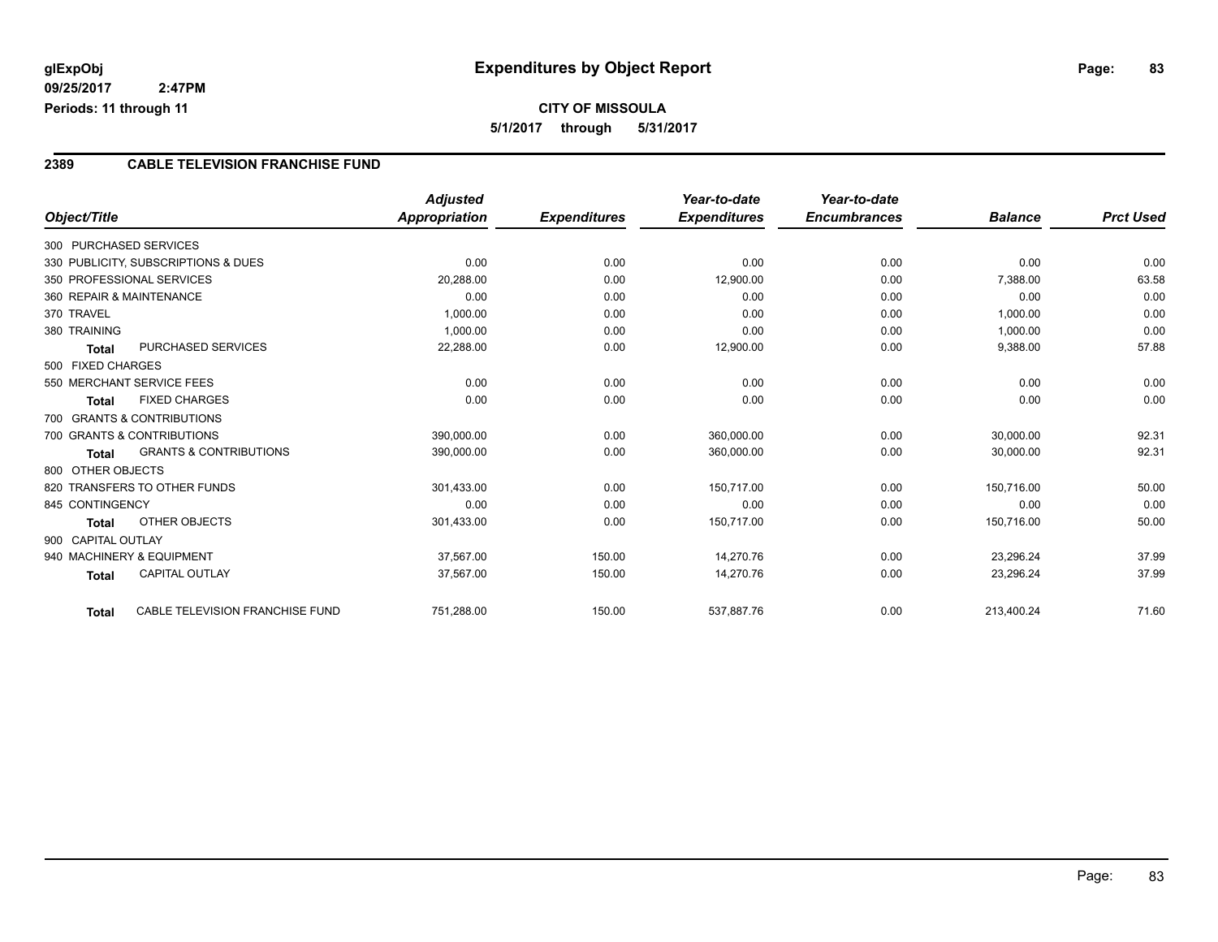**glExpObj** | **Expenditures by Object Report**

**09/25/2017 2:47PM**

**Periods: 11 through 11**

**CITY OF MISSOULA**

**5/1/2017 through 5/31/2017**

## 2389 CABLE TELEVISION FRANCHISE FUND

| Object/Title | Adjusted Appropriation | Expenditures | Year-to-date Expenditures | Year-to-date Encumbrances | Balance | Prct Used |
|---|---|---|---|---|---|---|
| 300 PURCHASED SERVICES | | | | | | |
| 330 PUBLICITY, SUBSCRIPTIONS & DUES | 0.00 | 0.00 | 0.00 | 0.00 | 0.00 | 0.00 |
| 350 PROFESSIONAL SERVICES | 20,288.00 | 0.00 | 12,900.00 | 0.00 | 7,388.00 | 63.58 |
| 360 REPAIR & MAINTENANCE | 0.00 | 0.00 | 0.00 | 0.00 | 0.00 | 0.00 |
| 370 TRAVEL | 1,000.00 | 0.00 | 0.00 | 0.00 | 1,000.00 | 0.00 |
| 380 TRAINING | 1,000.00 | 0.00 | 0.00 | 0.00 | 1,000.00 | 0.00 |
| **Total** PURCHASED SERVICES | 22,288.00 | 0.00 | 12,900.00 | 0.00 | 9,388.00 | 57.88 |
| 500 FIXED CHARGES | | | | | | |
| 550 MERCHANT SERVICE FEES | 0.00 | 0.00 | 0.00 | 0.00 | 0.00 | 0.00 |
| **Total** FIXED CHARGES | 0.00 | 0.00 | 0.00 | 0.00 | 0.00 | 0.00 |
| 700 GRANTS & CONTRIBUTIONS | | | | | | |
| 700 GRANTS & CONTRIBUTIONS | 390,000.00 | 0.00 | 360,000.00 | 0.00 | 30,000.00 | 92.31 |
| **Total** GRANTS & CONTRIBUTIONS | 390,000.00 | 0.00 | 360,000.00 | 0.00 | 30,000.00 | 92.31 |
| 800 OTHER OBJECTS | | | | | | |
| 820 TRANSFERS TO OTHER FUNDS | 301,433.00 | 0.00 | 150,717.00 | 0.00 | 150,716.00 | 50.00 |
| 845 CONTINGENCY | 0.00 | 0.00 | 0.00 | 0.00 | 0.00 | 0.00 |
| **Total** OTHER OBJECTS | 301,433.00 | 0.00 | 150,717.00 | 0.00 | 150,716.00 | 50.00 |
| 900 CAPITAL OUTLAY | | | | | | |
| 940 MACHINERY & EQUIPMENT | 37,567.00 | 150.00 | 14,270.76 | 0.00 | 23,296.24 | 37.99 |
| **Total** CAPITAL OUTLAY | 37,567.00 | 150.00 | 14,270.76 | 0.00 | 23,296.24 | 37.99 |
| **Total** CABLE TELEVISION FRANCHISE FUND | 751,288.00 | 150.00 | 537,887.76 | 0.00 | 213,400.24 | 71.60 |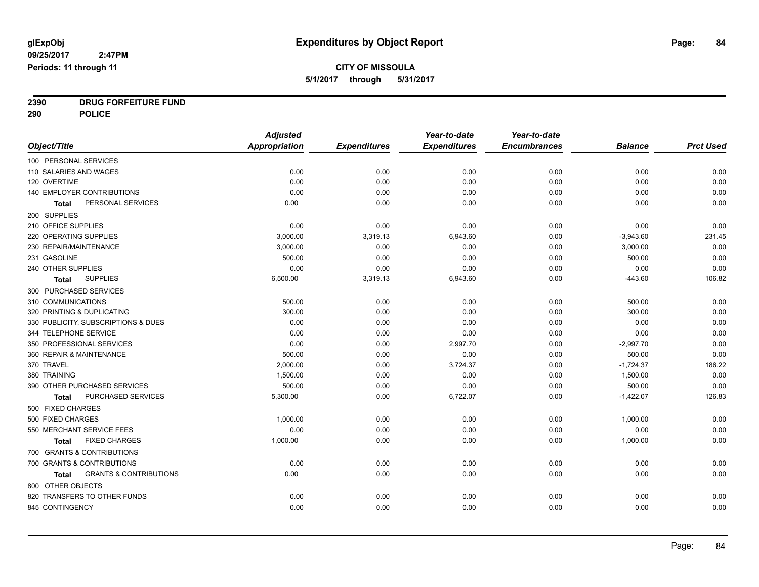# Expenditures by Object Report

glExpObj
09/25/2017 2:47PM
Periods: 11 through 11

**CITY OF MISSOULA**
**5/1/2017 through 5/31/2017**

**2390 DRUG FORFEITURE FUND**
**290 POLICE**

| Object/Title | Adjusted Appropriation | Expenditures | Year-to-date Expenditures | Year-to-date Encumbrances | Balance | Prct Used |
|---|---|---|---|---|---|---|
| 100 PERSONAL SERVICES | | | | | | |
| 110 SALARIES AND WAGES | 0.00 | 0.00 | 0.00 | 0.00 | 0.00 | 0.00 |
| 120 OVERTIME | 0.00 | 0.00 | 0.00 | 0.00 | 0.00 | 0.00 |
| 140 EMPLOYER CONTRIBUTIONS | 0.00 | 0.00 | 0.00 | 0.00 | 0.00 | 0.00 |
| **Total** PERSONAL SERVICES | 0.00 | 0.00 | 0.00 | 0.00 | 0.00 | 0.00 |
| 200 SUPPLIES | | | | | | |
| 210 OFFICE SUPPLIES | 0.00 | 0.00 | 0.00 | 0.00 | 0.00 | 0.00 |
| 220 OPERATING SUPPLIES | 3,000.00 | 3,319.13 | 6,943.60 | 0.00 | -3,943.60 | 231.45 |
| 230 REPAIR/MAINTENANCE | 3,000.00 | 0.00 | 0.00 | 0.00 | 3,000.00 | 0.00 |
| 231 GASOLINE | 500.00 | 0.00 | 0.00 | 0.00 | 500.00 | 0.00 |
| 240 OTHER SUPPLIES | 0.00 | 0.00 | 0.00 | 0.00 | 0.00 | 0.00 |
| **Total** SUPPLIES | 6,500.00 | 3,319.13 | 6,943.60 | 0.00 | -443.60 | 106.82 |
| 300 PURCHASED SERVICES | | | | | | |
| 310 COMMUNICATIONS | 500.00 | 0.00 | 0.00 | 0.00 | 500.00 | 0.00 |
| 320 PRINTING & DUPLICATING | 300.00 | 0.00 | 0.00 | 0.00 | 300.00 | 0.00 |
| 330 PUBLICITY, SUBSCRIPTIONS & DUES | 0.00 | 0.00 | 0.00 | 0.00 | 0.00 | 0.00 |
| 344 TELEPHONE SERVICE | 0.00 | 0.00 | 0.00 | 0.00 | 0.00 | 0.00 |
| 350 PROFESSIONAL SERVICES | 0.00 | 0.00 | 2,997.70 | 0.00 | -2,997.70 | 0.00 |
| 360 REPAIR & MAINTENANCE | 500.00 | 0.00 | 0.00 | 0.00 | 500.00 | 0.00 |
| 370 TRAVEL | 2,000.00 | 0.00 | 3,724.37 | 0.00 | -1,724.37 | 186.22 |
| 380 TRAINING | 1,500.00 | 0.00 | 0.00 | 0.00 | 1,500.00 | 0.00 |
| 390 OTHER PURCHASED SERVICES | 500.00 | 0.00 | 0.00 | 0.00 | 500.00 | 0.00 |
| **Total** PURCHASED SERVICES | 5,300.00 | 0.00 | 6,722.07 | 0.00 | -1,422.07 | 126.83 |
| 500 FIXED CHARGES | | | | | | |
| 500 FIXED CHARGES | 1,000.00 | 0.00 | 0.00 | 0.00 | 1,000.00 | 0.00 |
| 550 MERCHANT SERVICE FEES | 0.00 | 0.00 | 0.00 | 0.00 | 0.00 | 0.00 |
| **Total** FIXED CHARGES | 1,000.00 | 0.00 | 0.00 | 0.00 | 1,000.00 | 0.00 |
| 700 GRANTS & CONTRIBUTIONS | | | | | | |
| 700 GRANTS & CONTRIBUTIONS | 0.00 | 0.00 | 0.00 | 0.00 | 0.00 | 0.00 |
| **Total** GRANTS & CONTRIBUTIONS | 0.00 | 0.00 | 0.00 | 0.00 | 0.00 | 0.00 |
| 800 OTHER OBJECTS | | | | | | |
| 820 TRANSFERS TO OTHER FUNDS | 0.00 | 0.00 | 0.00 | 0.00 | 0.00 | 0.00 |
| 845 CONTINGENCY | 0.00 | 0.00 | 0.00 | 0.00 | 0.00 | 0.00 |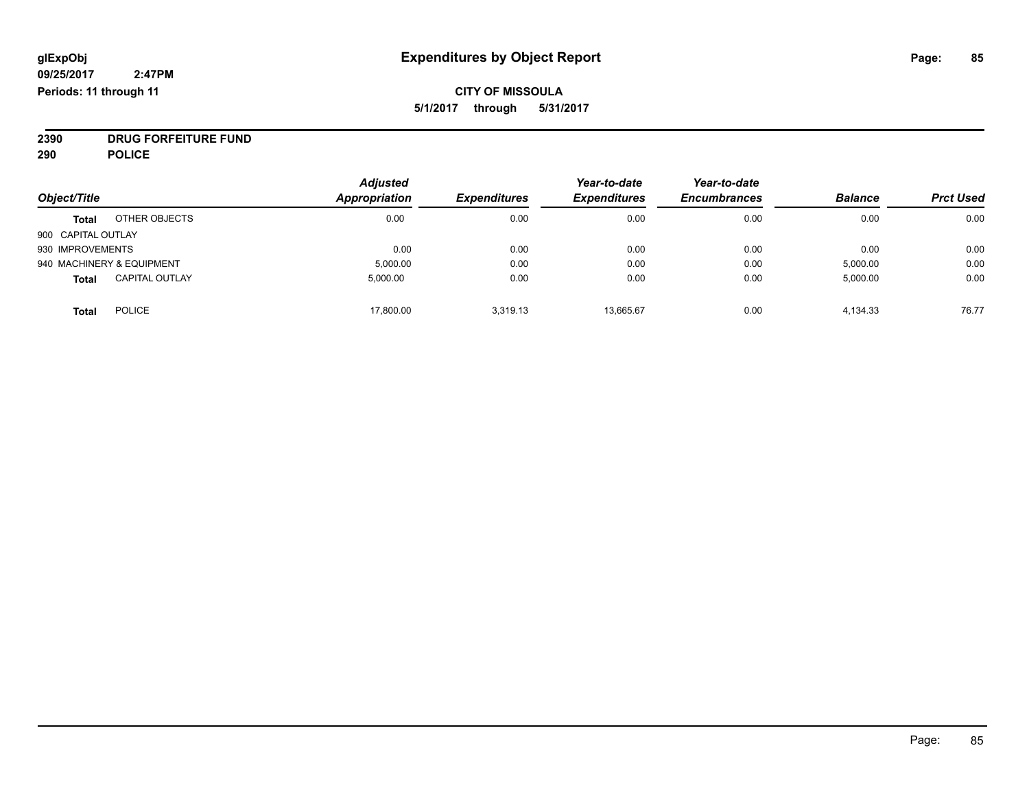**glExpObj**
**09/25/2017 2:47PM**
**Periods: 11 through 11**

# Expenditures by Object Report

**CITY OF MISSOULA**
**5/1/2017 through 5/31/2017**

**2390 DRUG FORFEITURE FUND**
**290 POLICE**

| Object/Title | | *Adjusted Appropriation* | *Expenditures* | *Year-to-date Expenditures* | *Year-to-date Encumbrances* | *Balance* | *Prct Used* |
|---|---|---|---|---|---|---|---|
| **Total** | OTHER OBJECTS | 0.00 | 0.00 | 0.00 | 0.00 | 0.00 | 0.00 |
| 900 CAPITAL OUTLAY | | | | | | | |
| 930 IMPROVEMENTS | | 0.00 | 0.00 | 0.00 | 0.00 | 0.00 | 0.00 |
| 940 MACHINERY & EQUIPMENT | | 5,000.00 | 0.00 | 0.00 | 0.00 | 5,000.00 | 0.00 |
| **Total** | CAPITAL OUTLAY | 5,000.00 | 0.00 | 0.00 | 0.00 | 5,000.00 | 0.00 |
| **Total** | POLICE | 17,800.00 | 3,319.13 | 13,665.67 | 0.00 | 4,134.33 | 76.77 |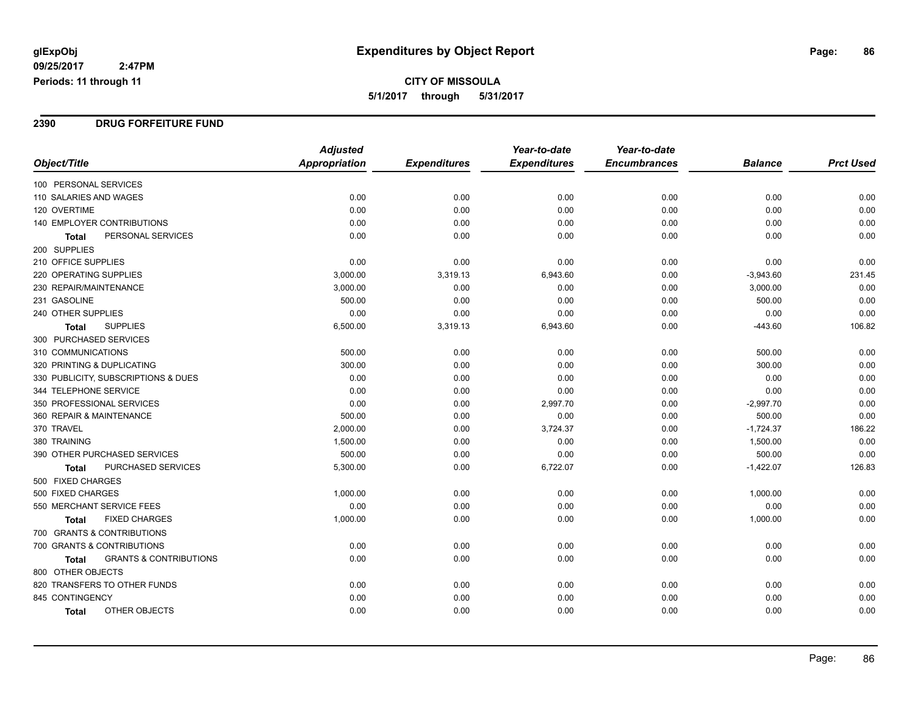# Expenditures by Object Report

glExpObj
09/25/2017 2:47PM
Periods: 11 through 11

**CITY OF MISSOULA**
5/1/2017 through 5/31/2017

## 2390 DRUG FORFEITURE FUND

| Object/Title | Adjusted Appropriation | Expenditures | Year-to-date Expenditures | Year-to-date Encumbrances | Balance | Prct Used |
|---|---|---|---|---|---|---|
| 100 PERSONAL SERVICES | | | | | | |
| 110 SALARIES AND WAGES | 0.00 | 0.00 | 0.00 | 0.00 | 0.00 | 0.00 |
| 120 OVERTIME | 0.00 | 0.00 | 0.00 | 0.00 | 0.00 | 0.00 |
| 140 EMPLOYER CONTRIBUTIONS | 0.00 | 0.00 | 0.00 | 0.00 | 0.00 | 0.00 |
| **Total** PERSONAL SERVICES | 0.00 | 0.00 | 0.00 | 0.00 | 0.00 | 0.00 |
| 200 SUPPLIES | | | | | | |
| 210 OFFICE SUPPLIES | 0.00 | 0.00 | 0.00 | 0.00 | 0.00 | 0.00 |
| 220 OPERATING SUPPLIES | 3,000.00 | 3,319.13 | 6,943.60 | 0.00 | -3,943.60 | 231.45 |
| 230 REPAIR/MAINTENANCE | 3,000.00 | 0.00 | 0.00 | 0.00 | 3,000.00 | 0.00 |
| 231 GASOLINE | 500.00 | 0.00 | 0.00 | 0.00 | 500.00 | 0.00 |
| 240 OTHER SUPPLIES | 0.00 | 0.00 | 0.00 | 0.00 | 0.00 | 0.00 |
| **Total** SUPPLIES | 6,500.00 | 3,319.13 | 6,943.60 | 0.00 | -443.60 | 106.82 |
| 300 PURCHASED SERVICES | | | | | | |
| 310 COMMUNICATIONS | 500.00 | 0.00 | 0.00 | 0.00 | 500.00 | 0.00 |
| 320 PRINTING & DUPLICATING | 300.00 | 0.00 | 0.00 | 0.00 | 300.00 | 0.00 |
| 330 PUBLICITY, SUBSCRIPTIONS & DUES | 0.00 | 0.00 | 0.00 | 0.00 | 0.00 | 0.00 |
| 344 TELEPHONE SERVICE | 0.00 | 0.00 | 0.00 | 0.00 | 0.00 | 0.00 |
| 350 PROFESSIONAL SERVICES | 0.00 | 0.00 | 2,997.70 | 0.00 | -2,997.70 | 0.00 |
| 360 REPAIR & MAINTENANCE | 500.00 | 0.00 | 0.00 | 0.00 | 500.00 | 0.00 |
| 370 TRAVEL | 2,000.00 | 0.00 | 3,724.37 | 0.00 | -1,724.37 | 186.22 |
| 380 TRAINING | 1,500.00 | 0.00 | 0.00 | 0.00 | 1,500.00 | 0.00 |
| 390 OTHER PURCHASED SERVICES | 500.00 | 0.00 | 0.00 | 0.00 | 500.00 | 0.00 |
| **Total** PURCHASED SERVICES | 5,300.00 | 0.00 | 6,722.07 | 0.00 | -1,422.07 | 126.83 |
| 500 FIXED CHARGES | | | | | | |
| 500 FIXED CHARGES | 1,000.00 | 0.00 | 0.00 | 0.00 | 1,000.00 | 0.00 |
| 550 MERCHANT SERVICE FEES | 0.00 | 0.00 | 0.00 | 0.00 | 0.00 | 0.00 |
| **Total** FIXED CHARGES | 1,000.00 | 0.00 | 0.00 | 0.00 | 1,000.00 | 0.00 |
| 700 GRANTS & CONTRIBUTIONS | | | | | | |
| 700 GRANTS & CONTRIBUTIONS | 0.00 | 0.00 | 0.00 | 0.00 | 0.00 | 0.00 |
| **Total** GRANTS & CONTRIBUTIONS | 0.00 | 0.00 | 0.00 | 0.00 | 0.00 | 0.00 |
| 800 OTHER OBJECTS | | | | | | |
| 820 TRANSFERS TO OTHER FUNDS | 0.00 | 0.00 | 0.00 | 0.00 | 0.00 | 0.00 |
| 845 CONTINGENCY | 0.00 | 0.00 | 0.00 | 0.00 | 0.00 | 0.00 |
| **Total** OTHER OBJECTS | 0.00 | 0.00 | 0.00 | 0.00 | 0.00 | 0.00 |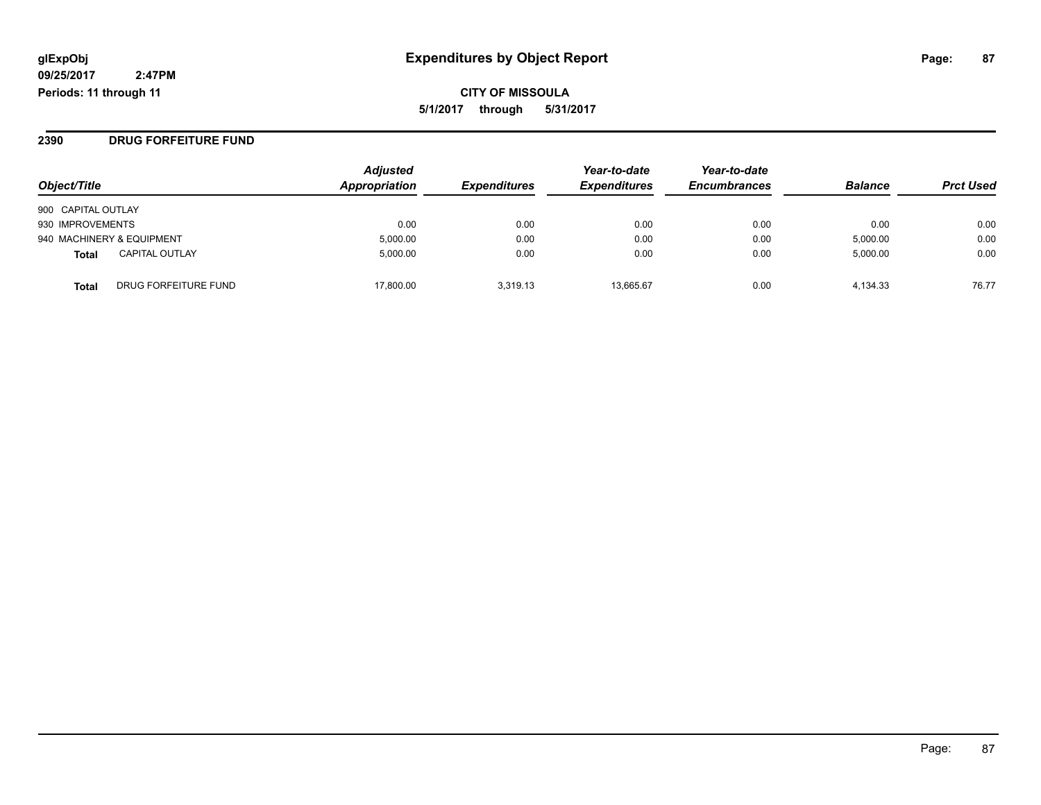# Expenditures by Object Report

glExpObj
09/25/2017 2:47PM
Periods: 11 through 11

**CITY OF MISSOULA**
**5/1/2017 through 5/31/2017**

## 2390 DRUG FORFEITURE FUND

| Object/Title | Adjusted Appropriation | Expenditures | Year-to-date Expenditures | Year-to-date Encumbrances | Balance | Prct Used |
|---|---|---|---|---|---|---|
| 900 CAPITAL OUTLAY | | | | | | |
| 930 IMPROVEMENTS | 0.00 | 0.00 | 0.00 | 0.00 | 0.00 | 0.00 |
| 940 MACHINERY & EQUIPMENT | 5,000.00 | 0.00 | 0.00 | 0.00 | 5,000.00 | 0.00 |
| **Total** CAPITAL OUTLAY | 5,000.00 | 0.00 | 0.00 | 0.00 | 5,000.00 | 0.00 |
| **Total** DRUG FORFEITURE FUND | 17,800.00 | 3,319.13 | 13,665.67 | 0.00 | 4,134.33 | 76.77 |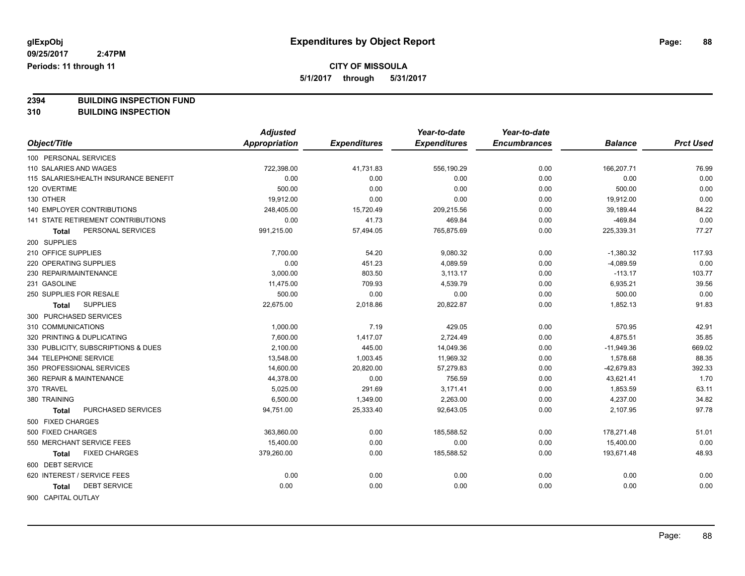**glExpObj**
**09/25/2017 2:47PM**
**Periods: 11 through 11**

# Expenditures by Object Report

**CITY OF MISSOULA**
**5/1/2017 through 5/31/2017**

**2394 BUILDING INSPECTION FUND**
**310 BUILDING INSPECTION**

| Object/Title | Adjusted Appropriation | Expenditures | Year-to-date Expenditures | Year-to-date Encumbrances | Balance | Prct Used |
|---|---|---|---|---|---|---|
| 100 PERSONAL SERVICES | | | | | | |
| 110 SALARIES AND WAGES | 722,398.00 | 41,731.83 | 556,190.29 | 0.00 | 166,207.71 | 76.99 |
| 115 SALARIES/HEALTH INSURANCE BENEFIT | 0.00 | 0.00 | 0.00 | 0.00 | 0.00 | 0.00 |
| 120 OVERTIME | 500.00 | 0.00 | 0.00 | 0.00 | 500.00 | 0.00 |
| 130 OTHER | 19,912.00 | 0.00 | 0.00 | 0.00 | 19,912.00 | 0.00 |
| 140 EMPLOYER CONTRIBUTIONS | 248,405.00 | 15,720.49 | 209,215.56 | 0.00 | 39,189.44 | 84.22 |
| 141 STATE RETIREMENT CONTRIBUTIONS | 0.00 | 41.73 | 469.84 | 0.00 | -469.84 | 0.00 |
| **Total** PERSONAL SERVICES | 991,215.00 | 57,494.05 | 765,875.69 | 0.00 | 225,339.31 | 77.27 |
| 200 SUPPLIES | | | | | | |
| 210 OFFICE SUPPLIES | 7,700.00 | 54.20 | 9,080.32 | 0.00 | -1,380.32 | 117.93 |
| 220 OPERATING SUPPLIES | 0.00 | 451.23 | 4,089.59 | 0.00 | -4,089.59 | 0.00 |
| 230 REPAIR/MAINTENANCE | 3,000.00 | 803.50 | 3,113.17 | 0.00 | -113.17 | 103.77 |
| 231 GASOLINE | 11,475.00 | 709.93 | 4,539.79 | 0.00 | 6,935.21 | 39.56 |
| 250 SUPPLIES FOR RESALE | 500.00 | 0.00 | 0.00 | 0.00 | 500.00 | 0.00 |
| **Total** SUPPLIES | 22,675.00 | 2,018.86 | 20,822.87 | 0.00 | 1,852.13 | 91.83 |
| 300 PURCHASED SERVICES | | | | | | |
| 310 COMMUNICATIONS | 1,000.00 | 7.19 | 429.05 | 0.00 | 570.95 | 42.91 |
| 320 PRINTING & DUPLICATING | 7,600.00 | 1,417.07 | 2,724.49 | 0.00 | 4,875.51 | 35.85 |
| 330 PUBLICITY, SUBSCRIPTIONS & DUES | 2,100.00 | 445.00 | 14,049.36 | 0.00 | -11,949.36 | 669.02 |
| 344 TELEPHONE SERVICE | 13,548.00 | 1,003.45 | 11,969.32 | 0.00 | 1,578.68 | 88.35 |
| 350 PROFESSIONAL SERVICES | 14,600.00 | 20,820.00 | 57,279.83 | 0.00 | -42,679.83 | 392.33 |
| 360 REPAIR & MAINTENANCE | 44,378.00 | 0.00 | 756.59 | 0.00 | 43,621.41 | 1.70 |
| 370 TRAVEL | 5,025.00 | 291.69 | 3,171.41 | 0.00 | 1,853.59 | 63.11 |
| 380 TRAINING | 6,500.00 | 1,349.00 | 2,263.00 | 0.00 | 4,237.00 | 34.82 |
| **Total** PURCHASED SERVICES | 94,751.00 | 25,333.40 | 92,643.05 | 0.00 | 2,107.95 | 97.78 |
| 500 FIXED CHARGES | | | | | | |
| 500 FIXED CHARGES | 363,860.00 | 0.00 | 185,588.52 | 0.00 | 178,271.48 | 51.01 |
| 550 MERCHANT SERVICE FEES | 15,400.00 | 0.00 | 0.00 | 0.00 | 15,400.00 | 0.00 |
| **Total** FIXED CHARGES | 379,260.00 | 0.00 | 185,588.52 | 0.00 | 193,671.48 | 48.93 |
| 600 DEBT SERVICE | | | | | | |
| 620 INTEREST / SERVICE FEES | 0.00 | 0.00 | 0.00 | 0.00 | 0.00 | 0.00 |
| **Total** DEBT SERVICE | 0.00 | 0.00 | 0.00 | 0.00 | 0.00 | 0.00 |
| 900 CAPITAL OUTLAY | | | | | | |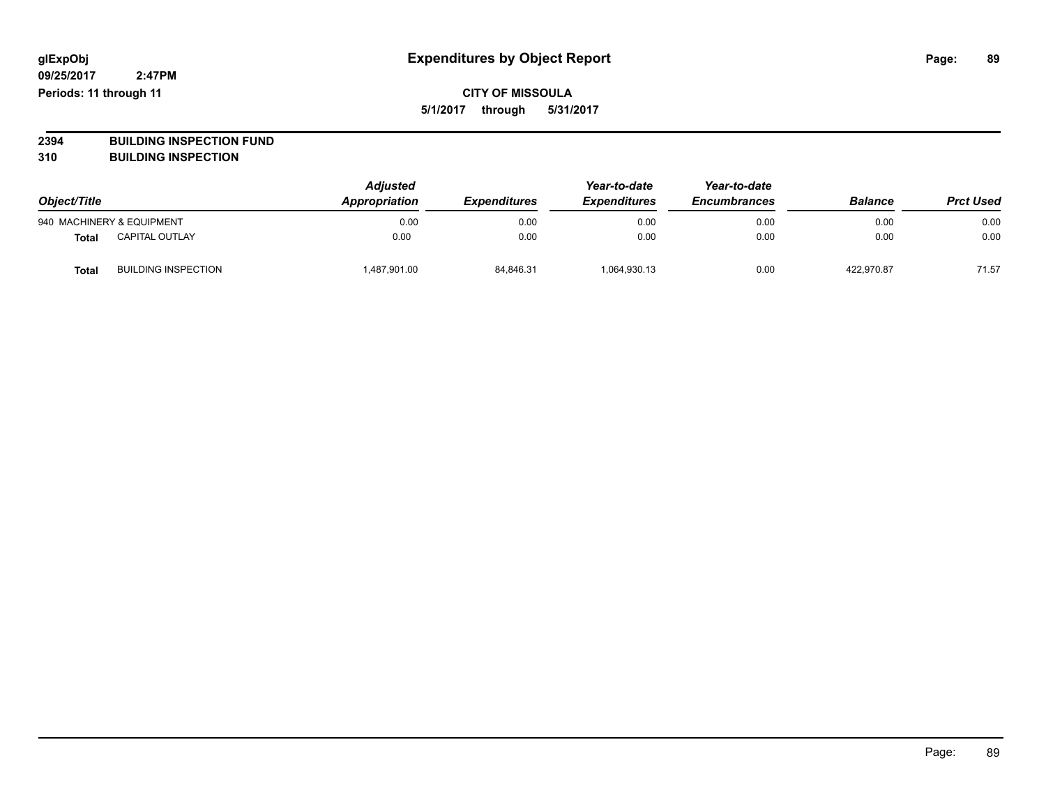# Expenditures by Object Report

glExpObj
09/25/2017 2:47PM
Periods: 11 through 11

**CITY OF MISSOULA**
**5/1/2017 through 5/31/2017**

**2394 BUILDING INSPECTION FUND**
**310 BUILDING INSPECTION**

| Object/Title | | Adjusted Appropriation | Expenditures | Year-to-date Expenditures | Year-to-date Encumbrances | Balance | Prct Used |
|---|---|---|---|---|---|---|---|
| 940 MACHINERY & EQUIPMENT | | 0.00 | 0.00 | 0.00 | 0.00 | 0.00 | 0.00 |
| **Total** | CAPITAL OUTLAY | 0.00 | 0.00 | 0.00 | 0.00 | 0.00 | 0.00 |
| **Total** | BUILDING INSPECTION | 1,487,901.00 | 84,846.31 | 1,064,930.13 | 0.00 | 422,970.87 | 71.57 |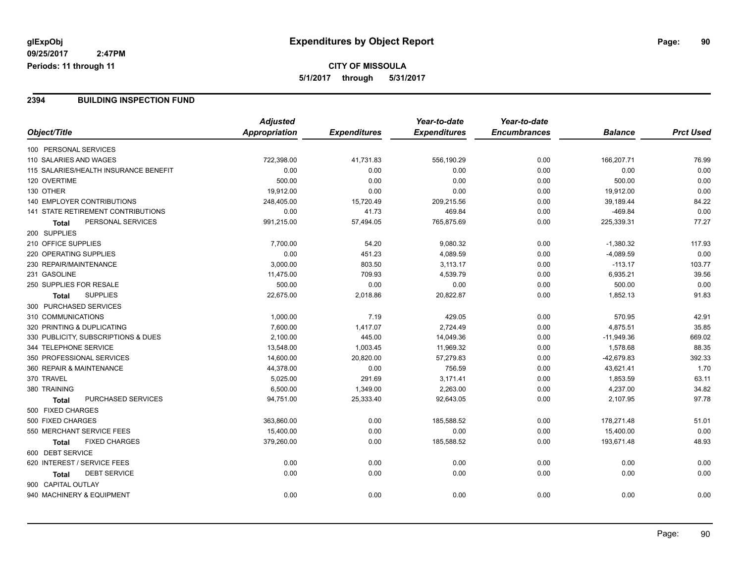**glExpObj**
**09/25/2017 2:47PM**
**Periods: 11 through 11**

# Expenditures by Object Report

**CITY OF MISSOULA**
**5/1/2017 through 5/31/2017**

## 2394 BUILDING INSPECTION FUND

| Object/Title | *Adjusted Appropriation* | *Expenditures* | *Year-to-date Expenditures* | *Year-to-date Encumbrances* | *Balance* | *Prct Used* |
|---|---|---|---|---|---|---|
| 100 PERSONAL SERVICES | | | | | | |
| 110 SALARIES AND WAGES | 722,398.00 | 41,731.83 | 556,190.29 | 0.00 | 166,207.71 | 76.99 |
| 115 SALARIES/HEALTH INSURANCE BENEFIT | 0.00 | 0.00 | 0.00 | 0.00 | 0.00 | 0.00 |
| 120 OVERTIME | 500.00 | 0.00 | 0.00 | 0.00 | 500.00 | 0.00 |
| 130 OTHER | 19,912.00 | 0.00 | 0.00 | 0.00 | 19,912.00 | 0.00 |
| 140 EMPLOYER CONTRIBUTIONS | 248,405.00 | 15,720.49 | 209,215.56 | 0.00 | 39,189.44 | 84.22 |
| 141 STATE RETIREMENT CONTRIBUTIONS | 0.00 | 41.73 | 469.84 | 0.00 | -469.84 | 0.00 |
| **Total** PERSONAL SERVICES | 991,215.00 | 57,494.05 | 765,875.69 | 0.00 | 225,339.31 | 77.27 |
| 200 SUPPLIES | | | | | | |
| 210 OFFICE SUPPLIES | 7,700.00 | 54.20 | 9,080.32 | 0.00 | -1,380.32 | 117.93 |
| 220 OPERATING SUPPLIES | 0.00 | 451.23 | 4,089.59 | 0.00 | -4,089.59 | 0.00 |
| 230 REPAIR/MAINTENANCE | 3,000.00 | 803.50 | 3,113.17 | 0.00 | -113.17 | 103.77 |
| 231 GASOLINE | 11,475.00 | 709.93 | 4,539.79 | 0.00 | 6,935.21 | 39.56 |
| 250 SUPPLIES FOR RESALE | 500.00 | 0.00 | 0.00 | 0.00 | 500.00 | 0.00 |
| **Total** SUPPLIES | 22,675.00 | 2,018.86 | 20,822.87 | 0.00 | 1,852.13 | 91.83 |
| 300 PURCHASED SERVICES | | | | | | |
| 310 COMMUNICATIONS | 1,000.00 | 7.19 | 429.05 | 0.00 | 570.95 | 42.91 |
| 320 PRINTING & DUPLICATING | 7,600.00 | 1,417.07 | 2,724.49 | 0.00 | 4,875.51 | 35.85 |
| 330 PUBLICITY, SUBSCRIPTIONS & DUES | 2,100.00 | 445.00 | 14,049.36 | 0.00 | -11,949.36 | 669.02 |
| 344 TELEPHONE SERVICE | 13,548.00 | 1,003.45 | 11,969.32 | 0.00 | 1,578.68 | 88.35 |
| 350 PROFESSIONAL SERVICES | 14,600.00 | 20,820.00 | 57,279.83 | 0.00 | -42,679.83 | 392.33 |
| 360 REPAIR & MAINTENANCE | 44,378.00 | 0.00 | 756.59 | 0.00 | 43,621.41 | 1.70 |
| 370 TRAVEL | 5,025.00 | 291.69 | 3,171.41 | 0.00 | 1,853.59 | 63.11 |
| 380 TRAINING | 6,500.00 | 1,349.00 | 2,263.00 | 0.00 | 4,237.00 | 34.82 |
| **Total** PURCHASED SERVICES | 94,751.00 | 25,333.40 | 92,643.05 | 0.00 | 2,107.95 | 97.78 |
| 500 FIXED CHARGES | | | | | | |
| 500 FIXED CHARGES | 363,860.00 | 0.00 | 185,588.52 | 0.00 | 178,271.48 | 51.01 |
| 550 MERCHANT SERVICE FEES | 15,400.00 | 0.00 | 0.00 | 0.00 | 15,400.00 | 0.00 |
| **Total** FIXED CHARGES | 379,260.00 | 0.00 | 185,588.52 | 0.00 | 193,671.48 | 48.93 |
| 600 DEBT SERVICE | | | | | | |
| 620 INTEREST / SERVICE FEES | 0.00 | 0.00 | 0.00 | 0.00 | 0.00 | 0.00 |
| **Total** DEBT SERVICE | 0.00 | 0.00 | 0.00 | 0.00 | 0.00 | 0.00 |
| 900 CAPITAL OUTLAY | | | | | | |
| 940 MACHINERY & EQUIPMENT | 0.00 | 0.00 | 0.00 | 0.00 | 0.00 | 0.00 |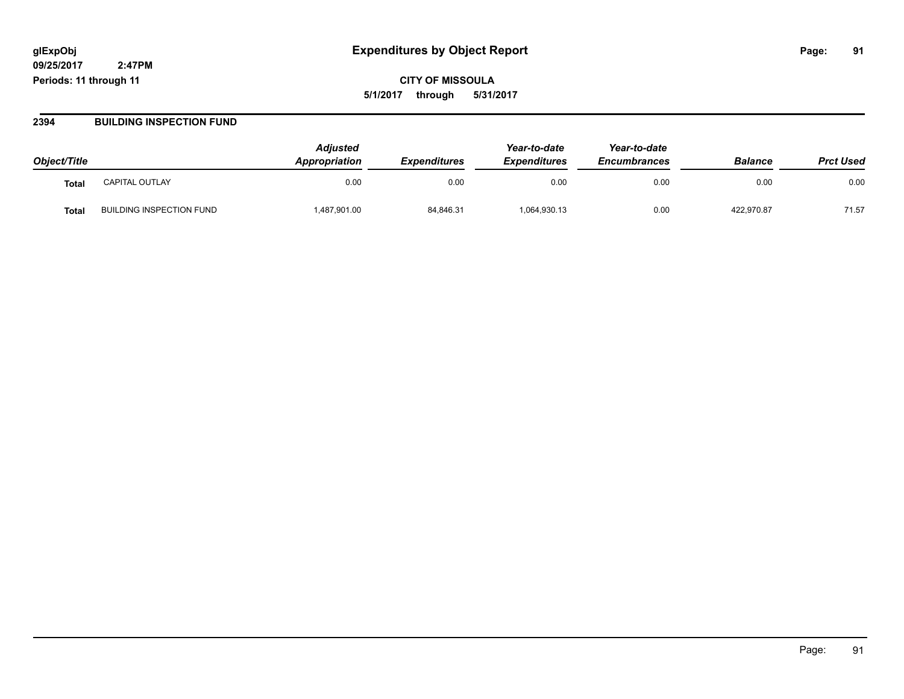# Expenditures by Object Report

glExpObj
09/25/2017 2:47PM
Periods: 11 through 11

**CITY OF MISSOULA**
**5/1/2017 through 5/31/2017**

## 2394 BUILDING INSPECTION FUND

| Object/Title | | Adjusted Appropriation | Expenditures | Year-to-date Expenditures | Year-to-date Encumbrances | Balance | Prct Used |
|---|---|---|---|---|---|---|---|
| **Total** | CAPITAL OUTLAY | 0.00 | 0.00 | 0.00 | 0.00 | 0.00 | 0.00 |
| **Total** | BUILDING INSPECTION FUND | 1,487,901.00 | 84,846.31 | 1,064,930.13 | 0.00 | 422,970.87 | 71.57 |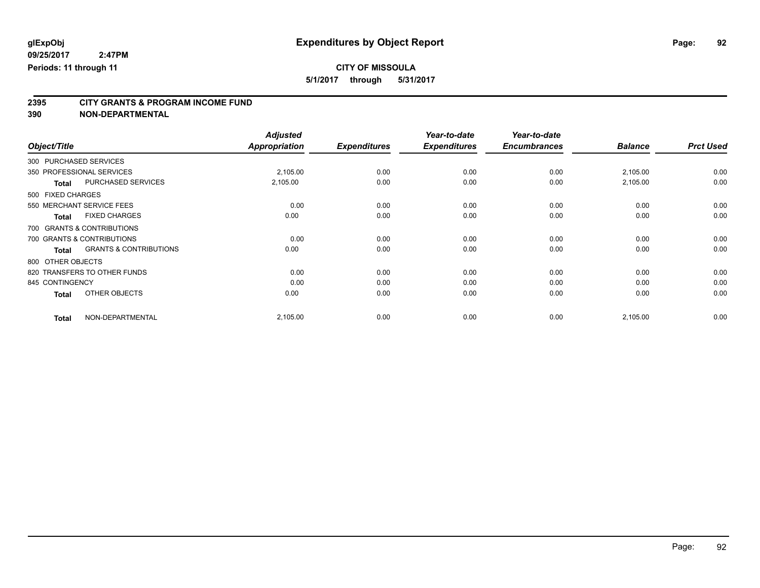**glExpObj** **Expenditures by Object Report**

**09/25/2017 2:47PM**

**Periods: 11 through 11**

**CITY OF MISSOULA**

**5/1/2017 through 5/31/2017**

## 2395 CITY GRANTS & PROGRAM INCOME FUND
## 390 NON-DEPARTMENTAL

| Object/Title | | Adjusted Appropriation | Expenditures | Year-to-date Expenditures | Year-to-date Encumbrances | Balance | Prct Used |
|---|---|---|---|---|---|---|---|
| 300 PURCHASED SERVICES | | | | | | | |
| 350 PROFESSIONAL SERVICES | | 2,105.00 | 0.00 | 0.00 | 0.00 | 2,105.00 | 0.00 |
| **Total** | PURCHASED SERVICES | 2,105.00 | 0.00 | 0.00 | 0.00 | 2,105.00 | 0.00 |
| 500 FIXED CHARGES | | | | | | | |
| 550 MERCHANT SERVICE FEES | | 0.00 | 0.00 | 0.00 | 0.00 | 0.00 | 0.00 |
| **Total** | FIXED CHARGES | 0.00 | 0.00 | 0.00 | 0.00 | 0.00 | 0.00 |
| 700 GRANTS & CONTRIBUTIONS | | | | | | | |
| 700 GRANTS & CONTRIBUTIONS | | 0.00 | 0.00 | 0.00 | 0.00 | 0.00 | 0.00 |
| **Total** | GRANTS & CONTRIBUTIONS | 0.00 | 0.00 | 0.00 | 0.00 | 0.00 | 0.00 |
| 800 OTHER OBJECTS | | | | | | | |
| 820 TRANSFERS TO OTHER FUNDS | | 0.00 | 0.00 | 0.00 | 0.00 | 0.00 | 0.00 |
| 845 CONTINGENCY | | 0.00 | 0.00 | 0.00 | 0.00 | 0.00 | 0.00 |
| **Total** | OTHER OBJECTS | 0.00 | 0.00 | 0.00 | 0.00 | 0.00 | 0.00 |
| **Total** | NON-DEPARTMENTAL | 2,105.00 | 0.00 | 0.00 | 0.00 | 2,105.00 | 0.00 |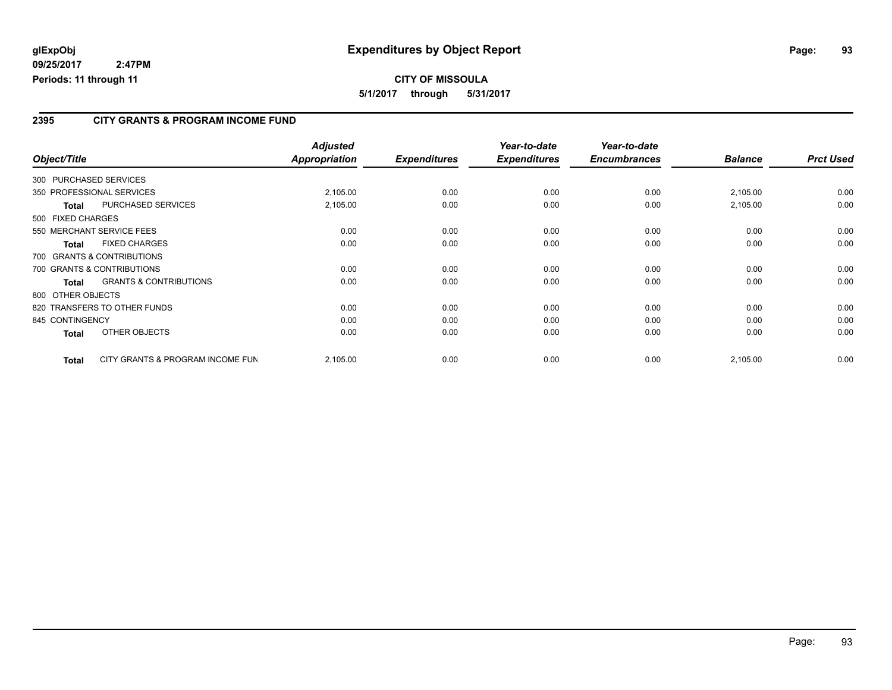glExpObj
09/25/2017 2:47PM
Periods: 11 through 11

# Expenditures by Object Report

**CITY OF MISSOULA**

**5/1/2017 through 5/31/2017**

## 2395 CITY GRANTS & PROGRAM INCOME FUND

| Object/Title | Adjusted Appropriation | Expenditures | Year-to-date Expenditures | Year-to-date Encumbrances | Balance | Prct Used |
|---|---|---|---|---|---|---|
| 300 PURCHASED SERVICES | | | | | | |
| 350 PROFESSIONAL SERVICES | 2,105.00 | 0.00 | 0.00 | 0.00 | 2,105.00 | 0.00 |
| **Total** PURCHASED SERVICES | 2,105.00 | 0.00 | 0.00 | 0.00 | 2,105.00 | 0.00 |
| 500 FIXED CHARGES | | | | | | |
| 550 MERCHANT SERVICE FEES | 0.00 | 0.00 | 0.00 | 0.00 | 0.00 | 0.00 |
| **Total** FIXED CHARGES | 0.00 | 0.00 | 0.00 | 0.00 | 0.00 | 0.00 |
| 700 GRANTS & CONTRIBUTIONS | | | | | | |
| 700 GRANTS & CONTRIBUTIONS | 0.00 | 0.00 | 0.00 | 0.00 | 0.00 | 0.00 |
| **Total** GRANTS & CONTRIBUTIONS | 0.00 | 0.00 | 0.00 | 0.00 | 0.00 | 0.00 |
| 800 OTHER OBJECTS | | | | | | |
| 820 TRANSFERS TO OTHER FUNDS | 0.00 | 0.00 | 0.00 | 0.00 | 0.00 | 0.00 |
| 845 CONTINGENCY | 0.00 | 0.00 | 0.00 | 0.00 | 0.00 | 0.00 |
| **Total** OTHER OBJECTS | 0.00 | 0.00 | 0.00 | 0.00 | 0.00 | 0.00 |
| **Total** CITY GRANTS & PROGRAM INCOME FUN | 2,105.00 | 0.00 | 0.00 | 0.00 | 2,105.00 | 0.00 |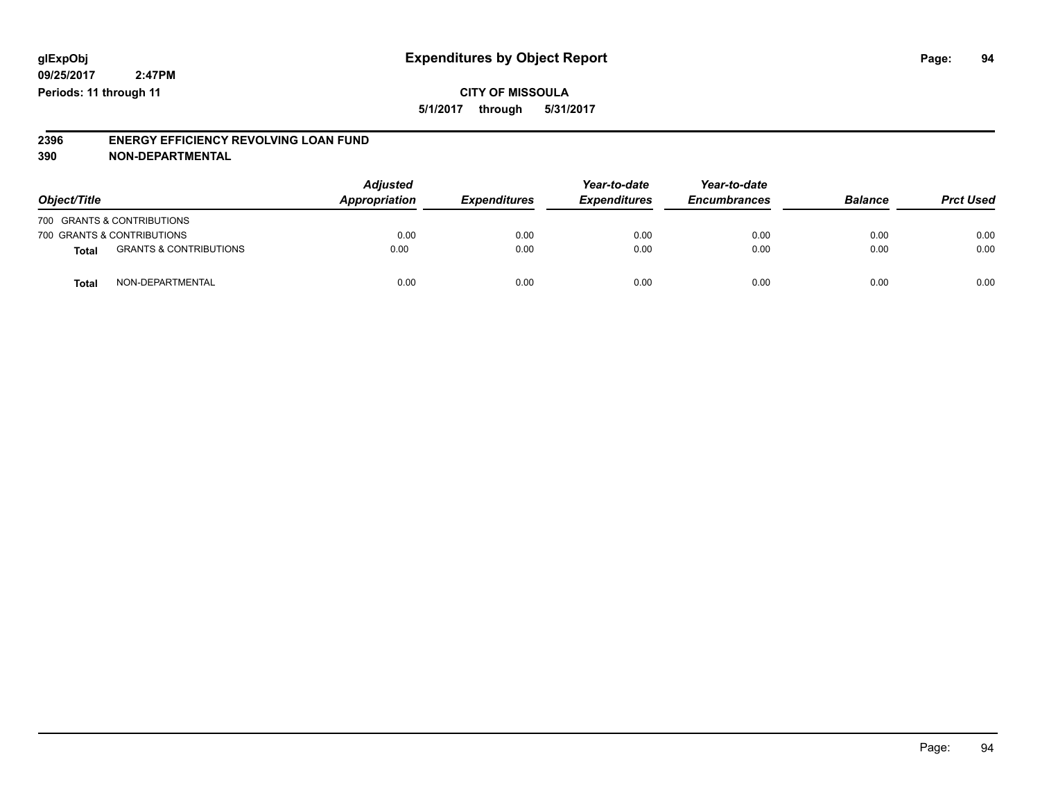glExpObj
09/25/2017 2:47PM
Periods: 11 through 11

# Expenditures by Object Report

**CITY OF MISSOULA**
**5/1/2017 through 5/31/2017**

## 2396 ENERGY EFFICIENCY REVOLVING LOAN FUND
## 390 NON-DEPARTMENTAL

| Object/Title | | Adjusted Appropriation | Expenditures | Year-to-date Expenditures | Year-to-date Encumbrances | Balance | Prct Used |
|---|---|---|---|---|---|---|---|
| 700 GRANTS & CONTRIBUTIONS | | | | | | | |
| 700 GRANTS & CONTRIBUTIONS | | 0.00 | 0.00 | 0.00 | 0.00 | 0.00 | 0.00 |
| **Total** | GRANTS & CONTRIBUTIONS | 0.00 | 0.00 | 0.00 | 0.00 | 0.00 | 0.00 |
| **Total** | NON-DEPARTMENTAL | 0.00 | 0.00 | 0.00 | 0.00 | 0.00 | 0.00 |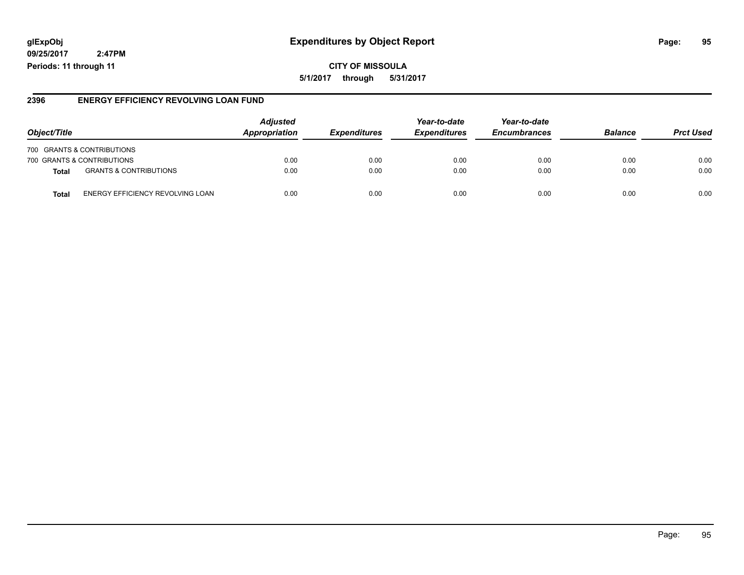glExpObj
09/25/2017 2:47PM
Periods: 11 through 11

# Expenditures by Object Report

**CITY OF MISSOULA**
**5/1/2017 through 5/31/2017**

## 2396 ENERGY EFFICIENCY REVOLVING LOAN FUND

| Object/Title | | Adjusted Appropriation | Expenditures | Year-to-date Expenditures | Year-to-date Encumbrances | Balance | Prct Used |
|---|---|---|---|---|---|---|---|
| 700 GRANTS & CONTRIBUTIONS | | | | | | | |
| 700 GRANTS & CONTRIBUTIONS | | 0.00 | 0.00 | 0.00 | 0.00 | 0.00 | 0.00 |
| **Total** | GRANTS & CONTRIBUTIONS | 0.00 | 0.00 | 0.00 | 0.00 | 0.00 | 0.00 |
| **Total** | ENERGY EFFICIENCY REVOLVING LOAN | 0.00 | 0.00 | 0.00 | 0.00 | 0.00 | 0.00 |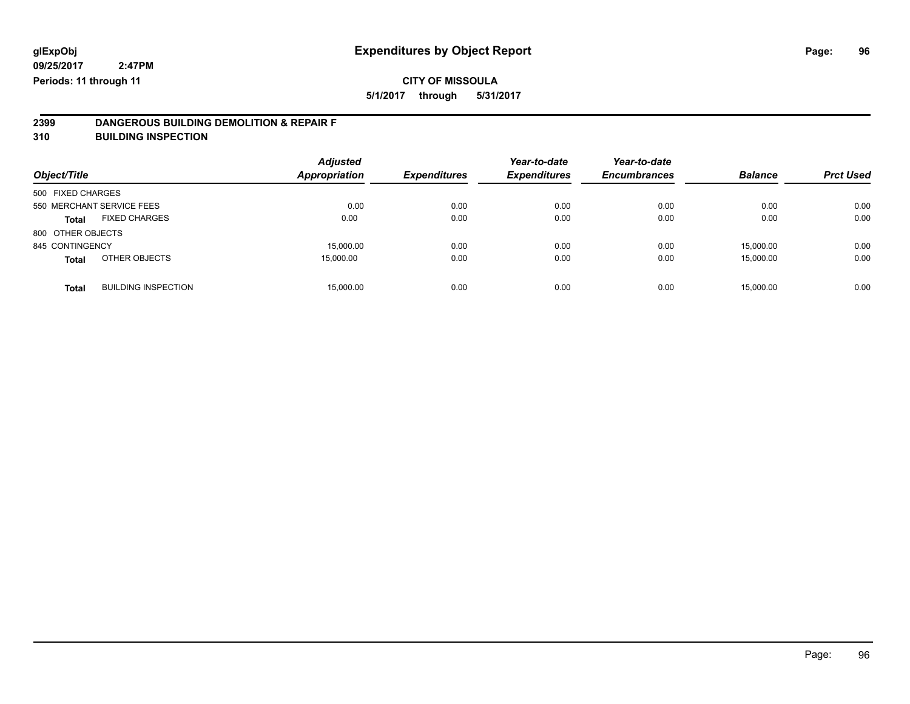# Expenditures by Object Report

glExpObj
09/25/2017 2:47PM
Periods: 11 through 11

**CITY OF MISSOULA**

**5/1/2017 through 5/31/2017**

## 2399 DANGEROUS BUILDING DEMOLITION & REPAIR F
## 310 BUILDING INSPECTION

| Object/Title | | Adjusted Appropriation | Expenditures | Year-to-date Expenditures | Year-to-date Encumbrances | Balance | Prct Used |
|---|---|---|---|---|---|---|---|
| 500 FIXED CHARGES | | | | | | | |
| 550 MERCHANT SERVICE FEES | | 0.00 | 0.00 | 0.00 | 0.00 | 0.00 | 0.00 |
| **Total** | FIXED CHARGES | 0.00 | 0.00 | 0.00 | 0.00 | 0.00 | 0.00 |
| 800 OTHER OBJECTS | | | | | | | |
| 845 CONTINGENCY | | 15,000.00 | 0.00 | 0.00 | 0.00 | 15,000.00 | 0.00 |
| **Total** | OTHER OBJECTS | 15,000.00 | 0.00 | 0.00 | 0.00 | 15,000.00 | 0.00 |
| **Total** | BUILDING INSPECTION | 15,000.00 | 0.00 | 0.00 | 0.00 | 15,000.00 | 0.00 |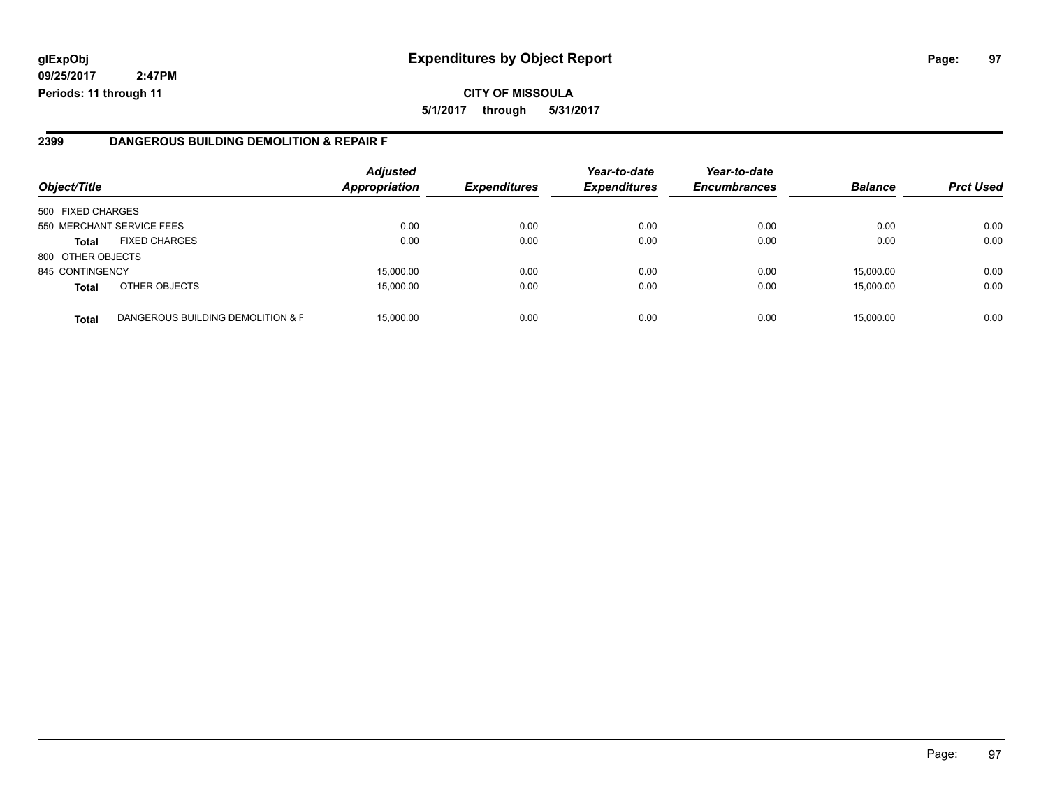# Expenditures by Object Report

glExpObj
09/25/2017 2:47PM
Periods: 11 through 11

**CITY OF MISSOULA**
**5/1/2017 through 5/31/2017**

## 2399 DANGEROUS BUILDING DEMOLITION & REPAIR F

| Object/Title | | Adjusted Appropriation | Expenditures | Year-to-date Expenditures | Year-to-date Encumbrances | Balance | Prct Used |
|---|---|---|---|---|---|---|---|
| 500 FIXED CHARGES | | | | | | | |
| 550 MERCHANT SERVICE FEES | | 0.00 | 0.00 | 0.00 | 0.00 | 0.00 | 0.00 |
| **Total** | FIXED CHARGES | 0.00 | 0.00 | 0.00 | 0.00 | 0.00 | 0.00 |
| 800 OTHER OBJECTS | | | | | | | |
| 845 CONTINGENCY | | 15,000.00 | 0.00 | 0.00 | 0.00 | 15,000.00 | 0.00 |
| **Total** | OTHER OBJECTS | 15,000.00 | 0.00 | 0.00 | 0.00 | 15,000.00 | 0.00 |
| **Total** | DANGEROUS BUILDING DEMOLITION & F | 15,000.00 | 0.00 | 0.00 | 0.00 | 15,000.00 | 0.00 |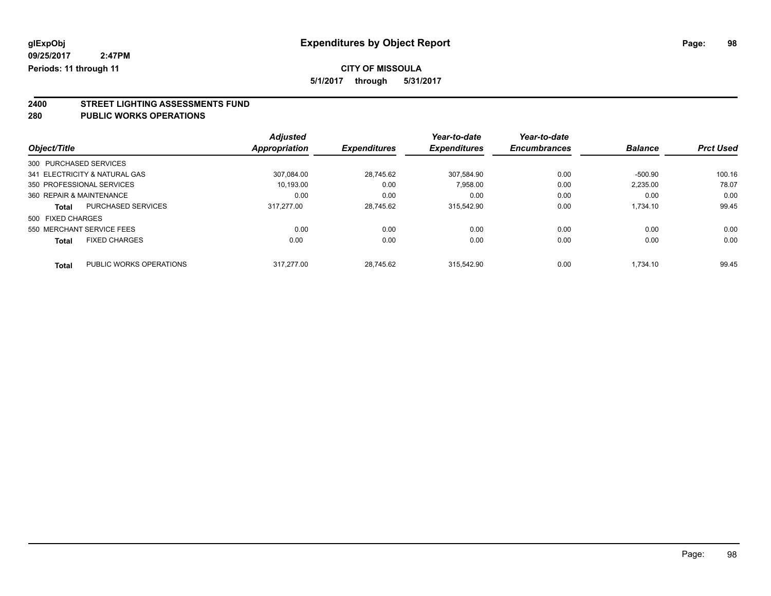glExpObj
09/25/2017 2:47PM
Periods: 11 through 11

# Expenditures by Object Report

**CITY OF MISSOULA**

**5/1/2017 through 5/31/2017**

## 2400 STREET LIGHTING ASSESSMENTS FUND
## 280 PUBLIC WORKS OPERATIONS

| Object/Title | | Adjusted Appropriation | Expenditures | Year-to-date Expenditures | Year-to-date Encumbrances | Balance | Prct Used |
|---|---|---|---|---|---|---|---|
| 300 PURCHASED SERVICES | | | | | | | |
| 341 ELECTRICITY & NATURAL GAS | | 307,084.00 | 28,745.62 | 307,584.90 | 0.00 | -500.90 | 100.16 |
| 350 PROFESSIONAL SERVICES | | 10,193.00 | 0.00 | 7,958.00 | 0.00 | 2,235.00 | 78.07 |
| 360 REPAIR & MAINTENANCE | | 0.00 | 0.00 | 0.00 | 0.00 | 0.00 | 0.00 |
| **Total** | PURCHASED SERVICES | 317,277.00 | 28,745.62 | 315,542.90 | 0.00 | 1,734.10 | 99.45 |
| 500 FIXED CHARGES | | | | | | | |
| 550 MERCHANT SERVICE FEES | | 0.00 | 0.00 | 0.00 | 0.00 | 0.00 | 0.00 |
| **Total** | FIXED CHARGES | 0.00 | 0.00 | 0.00 | 0.00 | 0.00 | 0.00 |
| **Total** | PUBLIC WORKS OPERATIONS | 317,277.00 | 28,745.62 | 315,542.90 | 0.00 | 1,734.10 | 99.45 |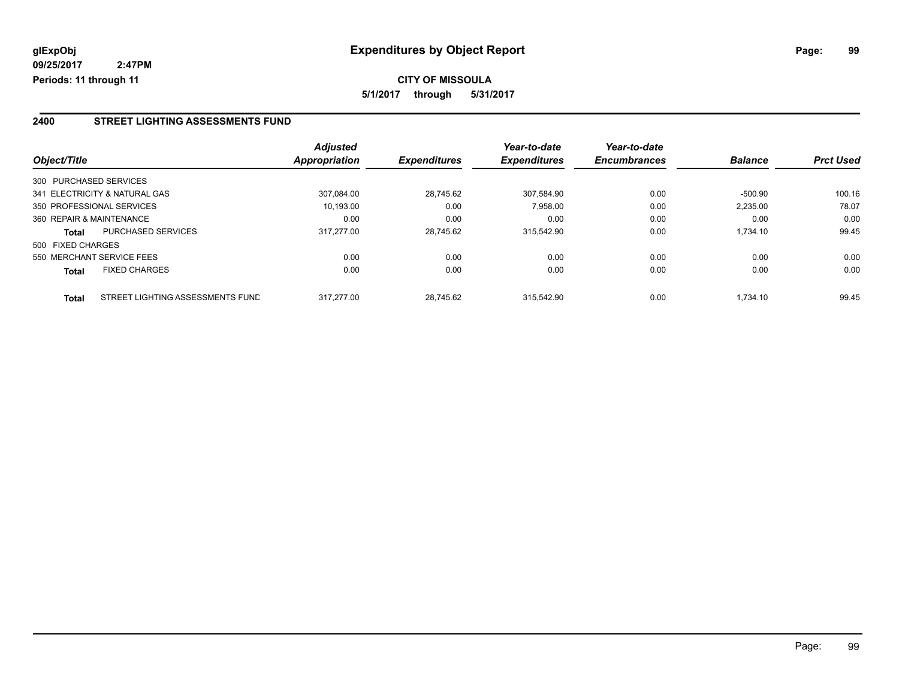**glExpObj** 09/25/2017 2:47PM
**Periods: 11 through 11**

# Expenditures by Object Report

**CITY OF MISSOULA**
**5/1/2017 through 5/31/2017**

## 2400 STREET LIGHTING ASSESSMENTS FUND

| Object/Title | Adjusted Appropriation | Expenditures | Year-to-date Expenditures | Year-to-date Encumbrances | Balance | Prct Used |
|---|---|---|---|---|---|---|
| 300 PURCHASED SERVICES | | | | | | |
| 341 ELECTRICITY & NATURAL GAS | 307,084.00 | 28,745.62 | 307,584.90 | 0.00 | -500.90 | 100.16 |
| 350 PROFESSIONAL SERVICES | 10,193.00 | 0.00 | 7,958.00 | 0.00 | 2,235.00 | 78.07 |
| 360 REPAIR & MAINTENANCE | 0.00 | 0.00 | 0.00 | 0.00 | 0.00 | 0.00 |
| **Total** PURCHASED SERVICES | 317,277.00 | 28,745.62 | 315,542.90 | 0.00 | 1,734.10 | 99.45 |
| 500 FIXED CHARGES | | | | | | |
| 550 MERCHANT SERVICE FEES | 0.00 | 0.00 | 0.00 | 0.00 | 0.00 | 0.00 |
| **Total** FIXED CHARGES | 0.00 | 0.00 | 0.00 | 0.00 | 0.00 | 0.00 |
| **Total** STREET LIGHTING ASSESSMENTS FUND | 317,277.00 | 28,745.62 | 315,542.90 | 0.00 | 1,734.10 | 99.45 |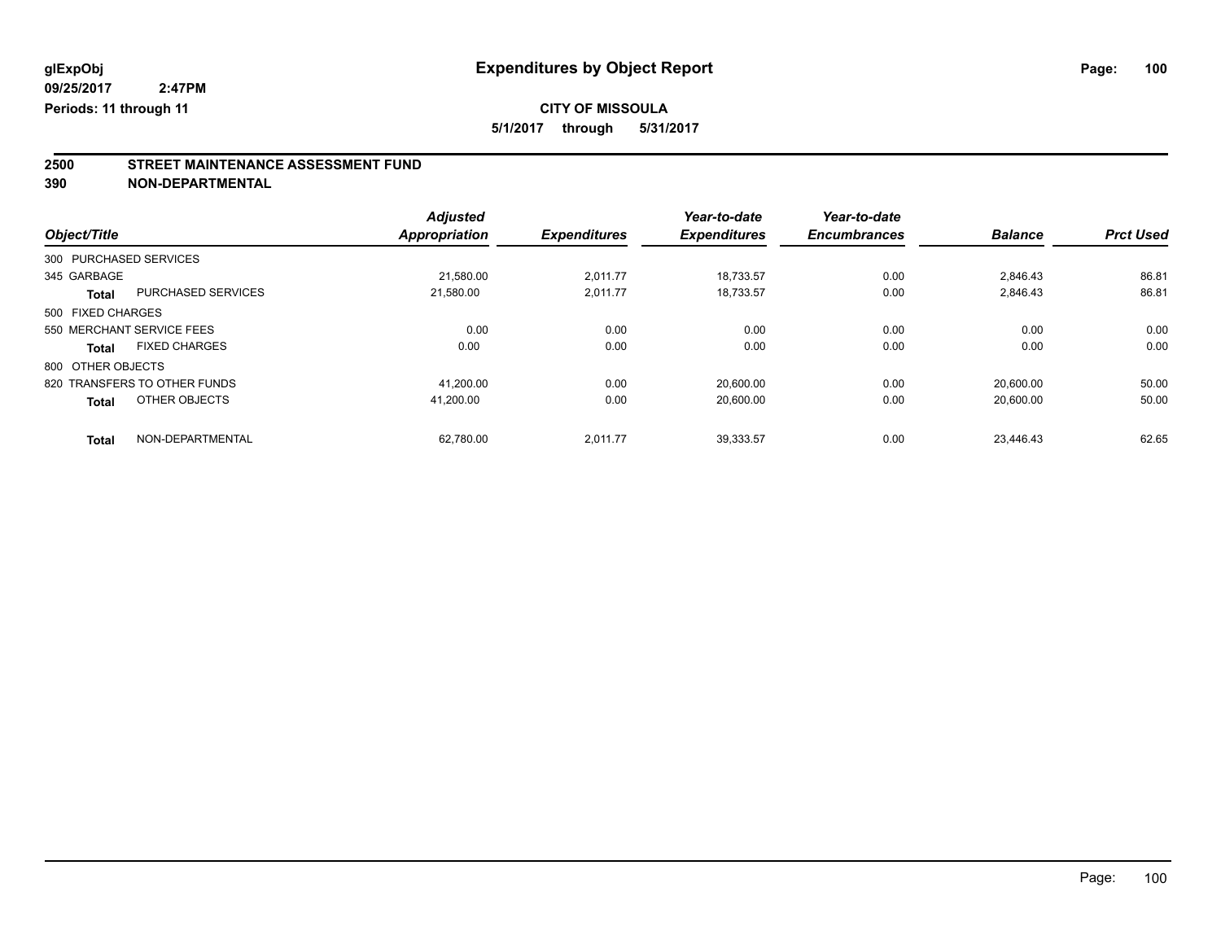glExpObj
09/25/2017 2:47PM
Periods: 11 through 11

# Expenditures by Object Report

**CITY OF MISSOULA**
**5/1/2017 through 5/31/2017**

## 2500 STREET MAINTENANCE ASSESSMENT FUND
## 390 NON-DEPARTMENTAL

| Object/Title | | Adjusted Appropriation | Expenditures | Year-to-date Expenditures | Year-to-date Encumbrances | Balance | Prct Used |
|---|---|---|---|---|---|---|---|
| 300 PURCHASED SERVICES | | | | | | | |
| 345 GARBAGE | | 21,580.00 | 2,011.77 | 18,733.57 | 0.00 | 2,846.43 | 86.81 |
| **Total** | PURCHASED SERVICES | 21,580.00 | 2,011.77 | 18,733.57 | 0.00 | 2,846.43 | 86.81 |
| 500 FIXED CHARGES | | | | | | | |
| 550 MERCHANT SERVICE FEES | | 0.00 | 0.00 | 0.00 | 0.00 | 0.00 | 0.00 |
| **Total** | FIXED CHARGES | 0.00 | 0.00 | 0.00 | 0.00 | 0.00 | 0.00 |
| 800 OTHER OBJECTS | | | | | | | |
| 820 TRANSFERS TO OTHER FUNDS | | 41,200.00 | 0.00 | 20,600.00 | 0.00 | 20,600.00 | 50.00 |
| **Total** | OTHER OBJECTS | 41,200.00 | 0.00 | 20,600.00 | 0.00 | 20,600.00 | 50.00 |
| **Total** | NON-DEPARTMENTAL | 62,780.00 | 2,011.77 | 39,333.57 | 0.00 | 23,446.43 | 62.65 |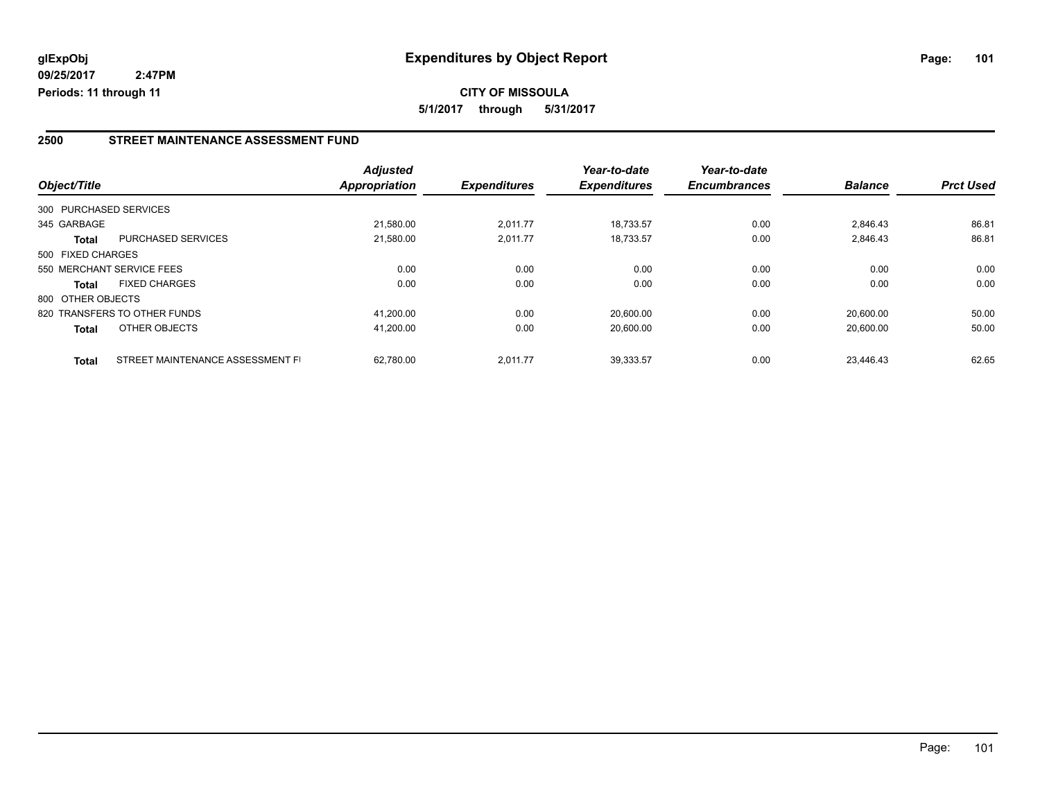# Expenditures by Object Report

glExpObj
09/25/2017 2:47PM
Periods: 11 through 11

**CITY OF MISSOULA**
**5/1/2017 through 5/31/2017**

## 2500 STREET MAINTENANCE ASSESSMENT FUND

| Object/Title | | Adjusted Appropriation | Expenditures | Year-to-date Expenditures | Year-to-date Encumbrances | Balance | Prct Used |
|---|---|---|---|---|---|---|---|
| 300 PURCHASED SERVICES | | | | | | | |
| 345 GARBAGE | | 21,580.00 | 2,011.77 | 18,733.57 | 0.00 | 2,846.43 | 86.81 |
| **Total** | PURCHASED SERVICES | 21,580.00 | 2,011.77 | 18,733.57 | 0.00 | 2,846.43 | 86.81 |
| 500 FIXED CHARGES | | | | | | | |
| 550 MERCHANT SERVICE FEES | | 0.00 | 0.00 | 0.00 | 0.00 | 0.00 | 0.00 |
| **Total** | FIXED CHARGES | 0.00 | 0.00 | 0.00 | 0.00 | 0.00 | 0.00 |
| 800 OTHER OBJECTS | | | | | | | |
| 820 TRANSFERS TO OTHER FUNDS | | 41,200.00 | 0.00 | 20,600.00 | 0.00 | 20,600.00 | 50.00 |
| **Total** | OTHER OBJECTS | 41,200.00 | 0.00 | 20,600.00 | 0.00 | 20,600.00 | 50.00 |
| **Total** | STREET MAINTENANCE ASSESSMENT FI | 62,780.00 | 2,011.77 | 39,333.57 | 0.00 | 23,446.43 | 62.65 |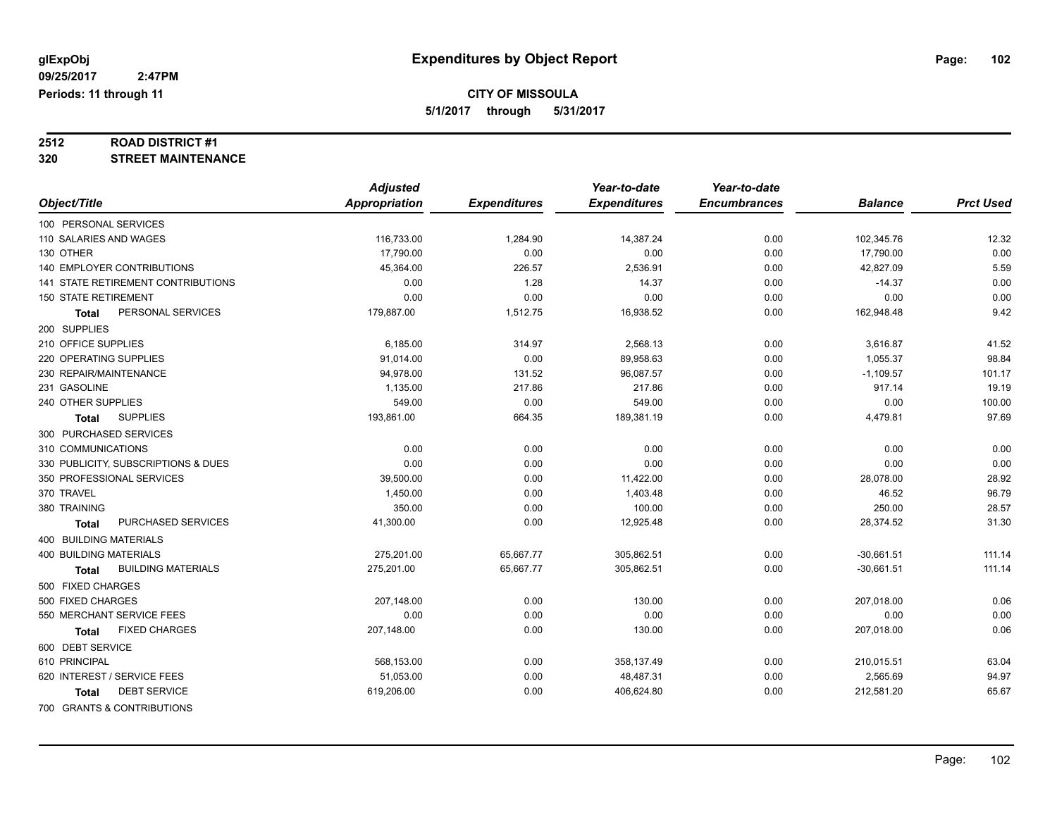**glExpObj**
**09/25/2017 2:47PM**
**Periods: 11 through 11**

# Expenditures by Object Report

**CITY OF MISSOULA**
**5/1/2017 through 5/31/2017**

**2512 ROAD DISTRICT #1**
**320 STREET MAINTENANCE**

| Object/Title | Adjusted Appropriation | Expenditures | Year-to-date Expenditures | Year-to-date Encumbrances | Balance | Prct Used |
|---|---|---|---|---|---|---|
| 100 PERSONAL SERVICES | | | | | | |
| 110 SALARIES AND WAGES | 116,733.00 | 1,284.90 | 14,387.24 | 0.00 | 102,345.76 | 12.32 |
| 130 OTHER | 17,790.00 | 0.00 | 0.00 | 0.00 | 17,790.00 | 0.00 |
| 140 EMPLOYER CONTRIBUTIONS | 45,364.00 | 226.57 | 2,536.91 | 0.00 | 42,827.09 | 5.59 |
| 141 STATE RETIREMENT CONTRIBUTIONS | 0.00 | 1.28 | 14.37 | 0.00 | -14.37 | 0.00 |
| 150 STATE RETIREMENT | 0.00 | 0.00 | 0.00 | 0.00 | 0.00 | 0.00 |
| **Total** PERSONAL SERVICES | 179,887.00 | 1,512.75 | 16,938.52 | 0.00 | 162,948.48 | 9.42 |
| 200 SUPPLIES | | | | | | |
| 210 OFFICE SUPPLIES | 6,185.00 | 314.97 | 2,568.13 | 0.00 | 3,616.87 | 41.52 |
| 220 OPERATING SUPPLIES | 91,014.00 | 0.00 | 89,958.63 | 0.00 | 1,055.37 | 98.84 |
| 230 REPAIR/MAINTENANCE | 94,978.00 | 131.52 | 96,087.57 | 0.00 | -1,109.57 | 101.17 |
| 231 GASOLINE | 1,135.00 | 217.86 | 217.86 | 0.00 | 917.14 | 19.19 |
| 240 OTHER SUPPLIES | 549.00 | 0.00 | 549.00 | 0.00 | 0.00 | 100.00 |
| **Total** SUPPLIES | 193,861.00 | 664.35 | 189,381.19 | 0.00 | 4,479.81 | 97.69 |
| 300 PURCHASED SERVICES | | | | | | |
| 310 COMMUNICATIONS | 0.00 | 0.00 | 0.00 | 0.00 | 0.00 | 0.00 |
| 330 PUBLICITY, SUBSCRIPTIONS & DUES | 0.00 | 0.00 | 0.00 | 0.00 | 0.00 | 0.00 |
| 350 PROFESSIONAL SERVICES | 39,500.00 | 0.00 | 11,422.00 | 0.00 | 28,078.00 | 28.92 |
| 370 TRAVEL | 1,450.00 | 0.00 | 1,403.48 | 0.00 | 46.52 | 96.79 |
| 380 TRAINING | 350.00 | 0.00 | 100.00 | 0.00 | 250.00 | 28.57 |
| **Total** PURCHASED SERVICES | 41,300.00 | 0.00 | 12,925.48 | 0.00 | 28,374.52 | 31.30 |
| 400 BUILDING MATERIALS | | | | | | |
| 400 BUILDING MATERIALS | 275,201.00 | 65,667.77 | 305,862.51 | 0.00 | -30,661.51 | 111.14 |
| **Total** BUILDING MATERIALS | 275,201.00 | 65,667.77 | 305,862.51 | 0.00 | -30,661.51 | 111.14 |
| 500 FIXED CHARGES | | | | | | |
| 500 FIXED CHARGES | 207,148.00 | 0.00 | 130.00 | 0.00 | 207,018.00 | 0.06 |
| 550 MERCHANT SERVICE FEES | 0.00 | 0.00 | 0.00 | 0.00 | 0.00 | 0.00 |
| **Total** FIXED CHARGES | 207,148.00 | 0.00 | 130.00 | 0.00 | 207,018.00 | 0.06 |
| 600 DEBT SERVICE | | | | | | |
| 610 PRINCIPAL | 568,153.00 | 0.00 | 358,137.49 | 0.00 | 210,015.51 | 63.04 |
| 620 INTEREST / SERVICE FEES | 51,053.00 | 0.00 | 48,487.31 | 0.00 | 2,565.69 | 94.97 |
| **Total** DEBT SERVICE | 619,206.00 | 0.00 | 406,624.80 | 0.00 | 212,581.20 | 65.67 |
| 700 GRANTS & CONTRIBUTIONS | | | | | | |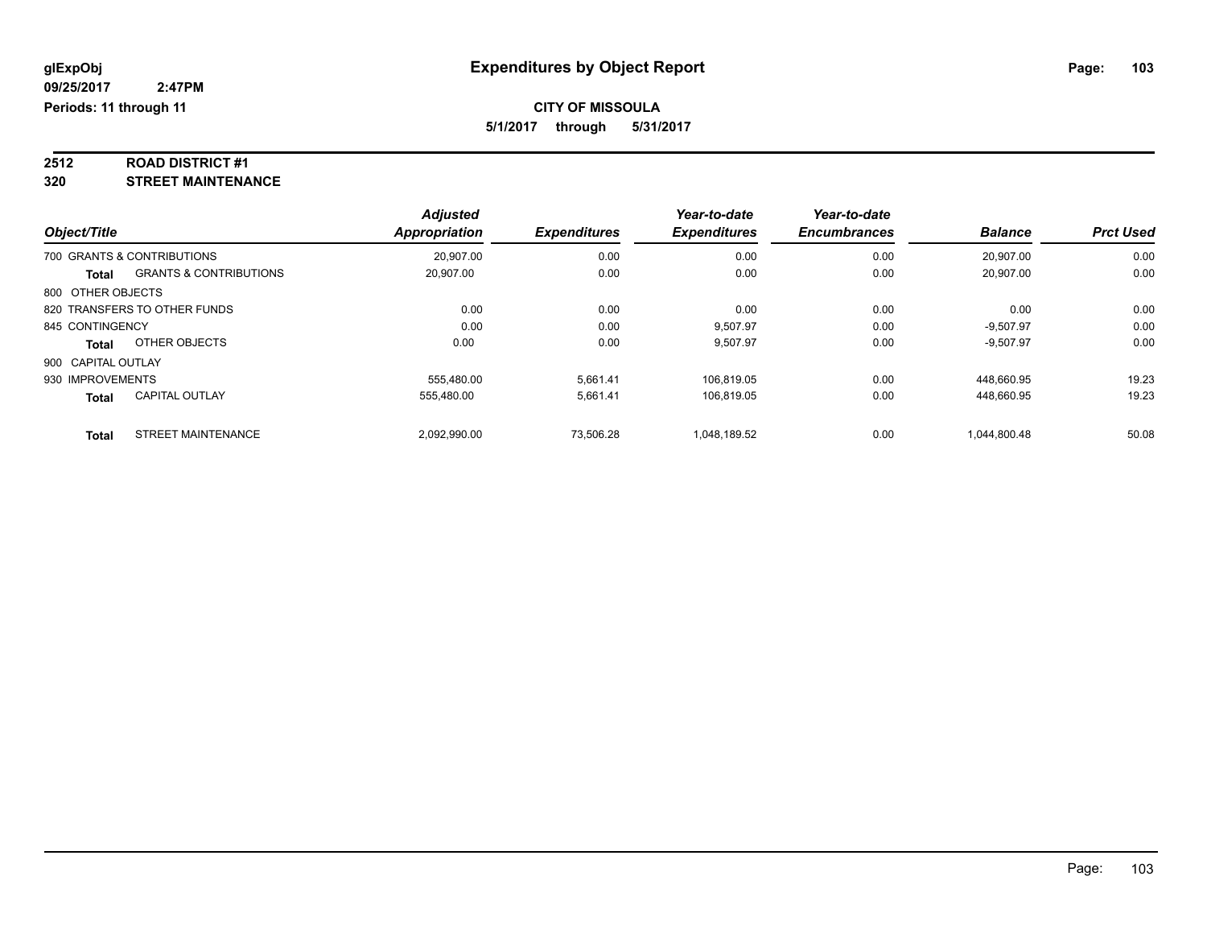# Expenditures by Object Report

glExpObj
09/25/2017 2:47PM
Periods: 11 through 11

**CITY OF MISSOULA**
**5/1/2017 through 5/31/2017**

**2512 ROAD DISTRICT #1**
**320 STREET MAINTENANCE**

| Object/Title | | Adjusted Appropriation | Expenditures | Year-to-date Expenditures | Year-to-date Encumbrances | Balance | Prct Used |
|---|---|---|---|---|---|---|---|
| 700 GRANTS & CONTRIBUTIONS | | 20,907.00 | 0.00 | 0.00 | 0.00 | 20,907.00 | 0.00 |
| **Total** | GRANTS & CONTRIBUTIONS | 20,907.00 | 0.00 | 0.00 | 0.00 | 20,907.00 | 0.00 |
| 800 OTHER OBJECTS | | | | | | | |
| 820 TRANSFERS TO OTHER FUNDS | | 0.00 | 0.00 | 0.00 | 0.00 | 0.00 | 0.00 |
| 845 CONTINGENCY | | 0.00 | 0.00 | 9,507.97 | 0.00 | -9,507.97 | 0.00 |
| **Total** | OTHER OBJECTS | 0.00 | 0.00 | 9,507.97 | 0.00 | -9,507.97 | 0.00 |
| 900 CAPITAL OUTLAY | | | | | | | |
| 930 IMPROVEMENTS | | 555,480.00 | 5,661.41 | 106,819.05 | 0.00 | 448,660.95 | 19.23 |
| **Total** | CAPITAL OUTLAY | 555,480.00 | 5,661.41 | 106,819.05 | 0.00 | 448,660.95 | 19.23 |
| **Total** | STREET MAINTENANCE | 2,092,990.00 | 73,506.28 | 1,048,189.52 | 0.00 | 1,044,800.48 | 50.08 |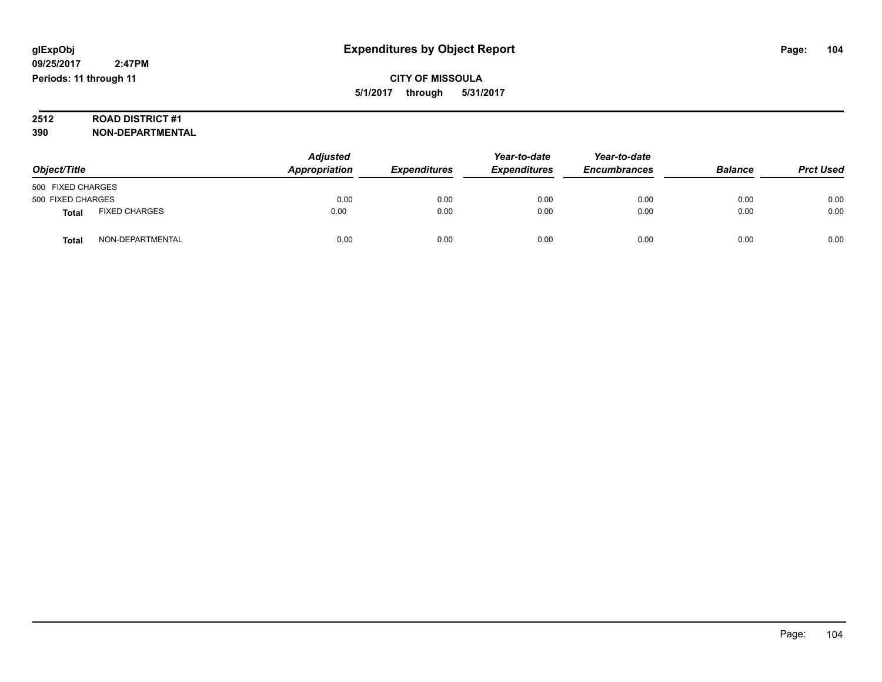**glExpObj** **Expenditures by Object Report**

**09/25/2017 2:47PM**

**Periods: 11 through 11**

**CITY OF MISSOULA**

**5/1/2017 through 5/31/2017**

**2512 ROAD DISTRICT #1**

**390 NON-DEPARTMENTAL**

| Object/Title | | Adjusted Appropriation | Expenditures | Year-to-date Expenditures | Year-to-date Encumbrances | Balance | Prct Used |
|---|---|---|---|---|---|---|---|
| 500 FIXED CHARGES | | | | | | | |
| 500 FIXED CHARGES | | 0.00 | 0.00 | 0.00 | 0.00 | 0.00 | 0.00 |
| **Total** | FIXED CHARGES | 0.00 | 0.00 | 0.00 | 0.00 | 0.00 | 0.00 |
| **Total** | NON-DEPARTMENTAL | 0.00 | 0.00 | 0.00 | 0.00 | 0.00 | 0.00 |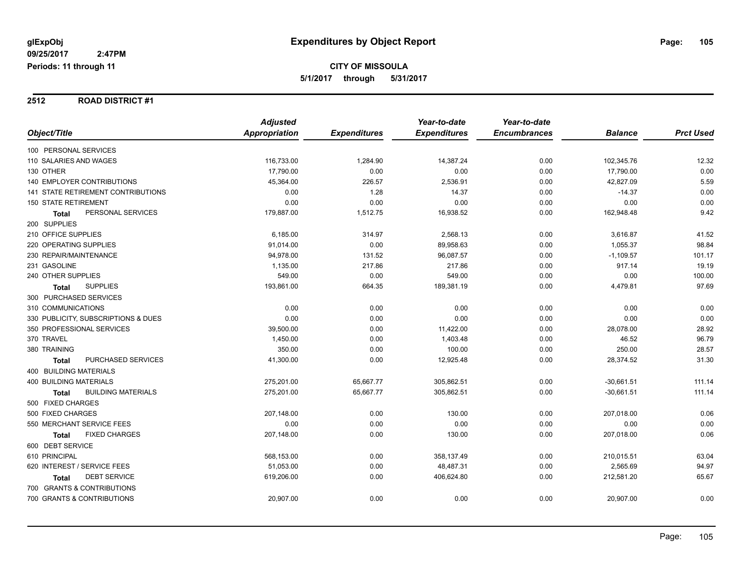**glExpObj**
**09/25/2017 2:47PM**
**Periods: 11 through 11**

# Expenditures by Object Report

**CITY OF MISSOULA**
**5/1/2017 through 5/31/2017**

## 2512 ROAD DISTRICT #1

| Object/Title | Adjusted Appropriation | Expenditures | Year-to-date Expenditures | Year-to-date Encumbrances | Balance | Prct Used |
|---|---|---|---|---|---|---|
| 100 PERSONAL SERVICES | | | | | | |
| 110 SALARIES AND WAGES | 116,733.00 | 1,284.90 | 14,387.24 | 0.00 | 102,345.76 | 12.32 |
| 130 OTHER | 17,790.00 | 0.00 | 0.00 | 0.00 | 17,790.00 | 0.00 |
| 140 EMPLOYER CONTRIBUTIONS | 45,364.00 | 226.57 | 2,536.91 | 0.00 | 42,827.09 | 5.59 |
| 141 STATE RETIREMENT CONTRIBUTIONS | 0.00 | 1.28 | 14.37 | 0.00 | -14.37 | 0.00 |
| 150 STATE RETIREMENT | 0.00 | 0.00 | 0.00 | 0.00 | 0.00 | 0.00 |
| **Total** PERSONAL SERVICES | 179,887.00 | 1,512.75 | 16,938.52 | 0.00 | 162,948.48 | 9.42 |
| 200 SUPPLIES | | | | | | |
| 210 OFFICE SUPPLIES | 6,185.00 | 314.97 | 2,568.13 | 0.00 | 3,616.87 | 41.52 |
| 220 OPERATING SUPPLIES | 91,014.00 | 0.00 | 89,958.63 | 0.00 | 1,055.37 | 98.84 |
| 230 REPAIR/MAINTENANCE | 94,978.00 | 131.52 | 96,087.57 | 0.00 | -1,109.57 | 101.17 |
| 231 GASOLINE | 1,135.00 | 217.86 | 217.86 | 0.00 | 917.14 | 19.19 |
| 240 OTHER SUPPLIES | 549.00 | 0.00 | 549.00 | 0.00 | 0.00 | 100.00 |
| **Total** SUPPLIES | 193,861.00 | 664.35 | 189,381.19 | 0.00 | 4,479.81 | 97.69 |
| 300 PURCHASED SERVICES | | | | | | |
| 310 COMMUNICATIONS | 0.00 | 0.00 | 0.00 | 0.00 | 0.00 | 0.00 |
| 330 PUBLICITY, SUBSCRIPTIONS & DUES | 0.00 | 0.00 | 0.00 | 0.00 | 0.00 | 0.00 |
| 350 PROFESSIONAL SERVICES | 39,500.00 | 0.00 | 11,422.00 | 0.00 | 28,078.00 | 28.92 |
| 370 TRAVEL | 1,450.00 | 0.00 | 1,403.48 | 0.00 | 46.52 | 96.79 |
| 380 TRAINING | 350.00 | 0.00 | 100.00 | 0.00 | 250.00 | 28.57 |
| **Total** PURCHASED SERVICES | 41,300.00 | 0.00 | 12,925.48 | 0.00 | 28,374.52 | 31.30 |
| 400 BUILDING MATERIALS | | | | | | |
| 400 BUILDING MATERIALS | 275,201.00 | 65,667.77 | 305,862.51 | 0.00 | -30,661.51 | 111.14 |
| **Total** BUILDING MATERIALS | 275,201.00 | 65,667.77 | 305,862.51 | 0.00 | -30,661.51 | 111.14 |
| 500 FIXED CHARGES | | | | | | |
| 500 FIXED CHARGES | 207,148.00 | 0.00 | 130.00 | 0.00 | 207,018.00 | 0.06 |
| 550 MERCHANT SERVICE FEES | 0.00 | 0.00 | 0.00 | 0.00 | 0.00 | 0.00 |
| **Total** FIXED CHARGES | 207,148.00 | 0.00 | 130.00 | 0.00 | 207,018.00 | 0.06 |
| 600 DEBT SERVICE | | | | | | |
| 610 PRINCIPAL | 568,153.00 | 0.00 | 358,137.49 | 0.00 | 210,015.51 | 63.04 |
| 620 INTEREST / SERVICE FEES | 51,053.00 | 0.00 | 48,487.31 | 0.00 | 2,565.69 | 94.97 |
| **Total** DEBT SERVICE | 619,206.00 | 0.00 | 406,624.80 | 0.00 | 212,581.20 | 65.67 |
| 700 GRANTS & CONTRIBUTIONS | | | | | | |
| 700 GRANTS & CONTRIBUTIONS | 20,907.00 | 0.00 | 0.00 | 0.00 | 20,907.00 | 0.00 |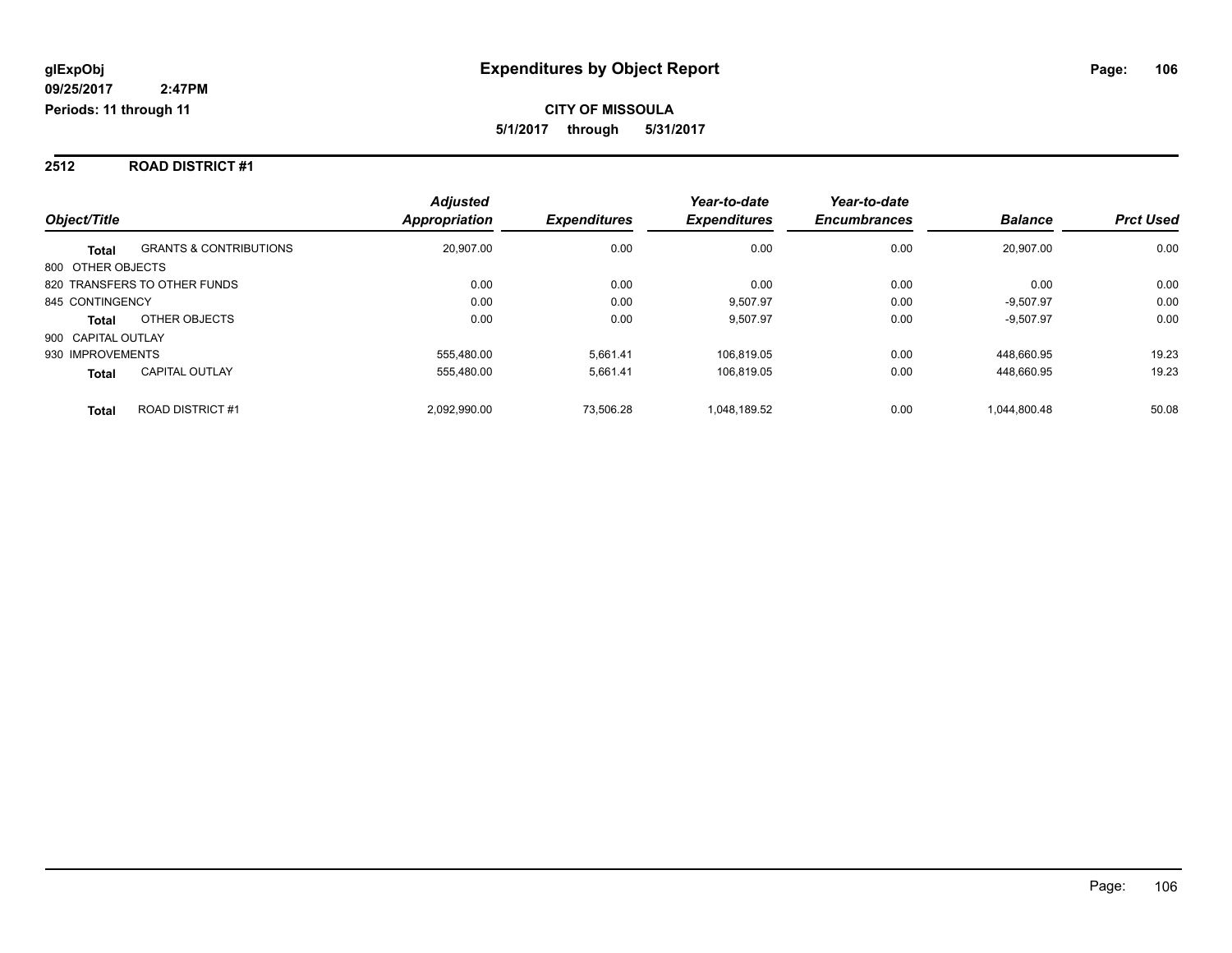**glExpObj** **Expenditures by Object Report**

**09/25/2017 2:47PM**

**Periods: 11 through 11**

**CITY OF MISSOULA**

**5/1/2017 through 5/31/2017**

## 2512 ROAD DISTRICT #1

| Object/Title | | Adjusted Appropriation | Expenditures | Year-to-date Expenditures | Year-to-date Encumbrances | Balance | Prct Used |
|---|---|---|---|---|---|---|---|
| **Total** | GRANTS & CONTRIBUTIONS | 20,907.00 | 0.00 | 0.00 | 0.00 | 20,907.00 | 0.00 |
| 800 OTHER OBJECTS | | | | | | | |
| 820 TRANSFERS TO OTHER FUNDS | | 0.00 | 0.00 | 0.00 | 0.00 | 0.00 | 0.00 |
| 845 CONTINGENCY | | 0.00 | 0.00 | 9,507.97 | 0.00 | -9,507.97 | 0.00 |
| **Total** | OTHER OBJECTS | 0.00 | 0.00 | 9,507.97 | 0.00 | -9,507.97 | 0.00 |
| 900 CAPITAL OUTLAY | | | | | | | |
| 930 IMPROVEMENTS | | 555,480.00 | 5,661.41 | 106,819.05 | 0.00 | 448,660.95 | 19.23 |
| **Total** | CAPITAL OUTLAY | 555,480.00 | 5,661.41 | 106,819.05 | 0.00 | 448,660.95 | 19.23 |
| **Total** | ROAD DISTRICT #1 | 2,092,990.00 | 73,506.28 | 1,048,189.52 | 0.00 | 1,044,800.48 | 50.08 |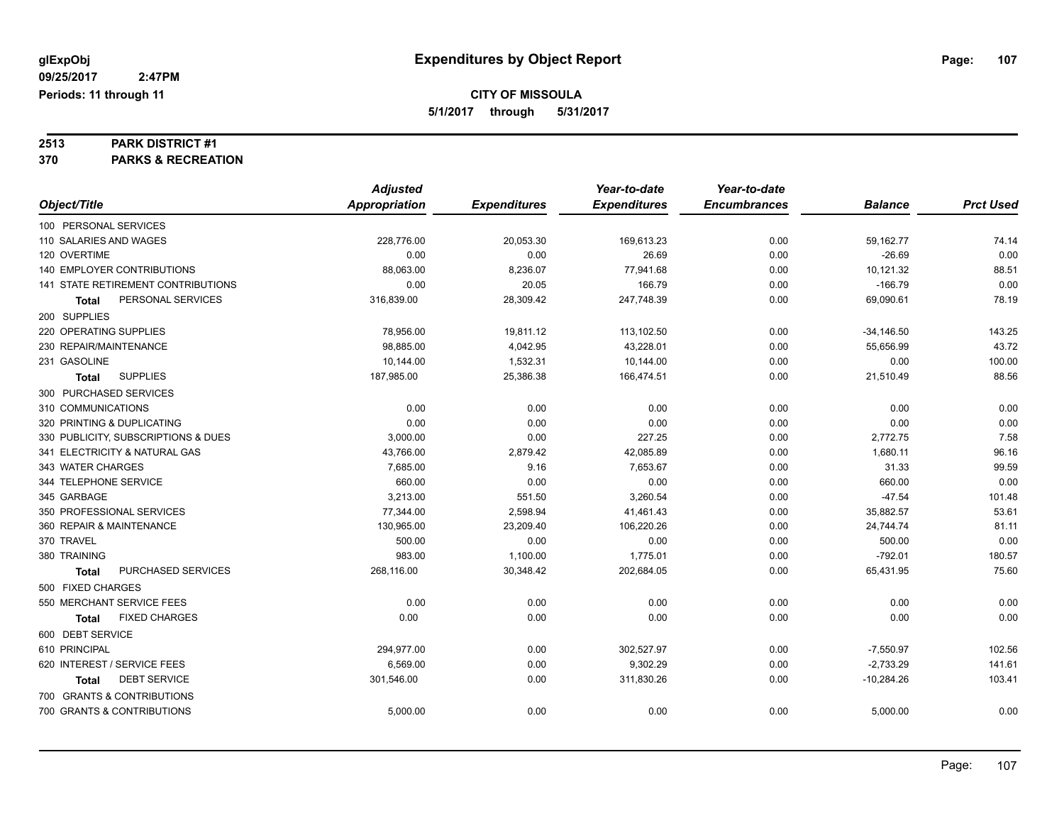# Expenditures by Object Report

glExpObj
09/25/2017 2:47PM
Periods: 11 through 11

**CITY OF MISSOULA**
**5/1/2017 through 5/31/2017**

**2513 PARK DISTRICT #1**
**370 PARKS & RECREATION**

| Object/Title | Adjusted Appropriation | Expenditures | Year-to-date Expenditures | Year-to-date Encumbrances | Balance | Prct Used |
|---|---|---|---|---|---|---|
| 100 PERSONAL SERVICES | | | | | | |
| 110 SALARIES AND WAGES | 228,776.00 | 20,053.30 | 169,613.23 | 0.00 | 59,162.77 | 74.14 |
| 120 OVERTIME | 0.00 | 0.00 | 26.69 | 0.00 | -26.69 | 0.00 |
| 140 EMPLOYER CONTRIBUTIONS | 88,063.00 | 8,236.07 | 77,941.68 | 0.00 | 10,121.32 | 88.51 |
| 141 STATE RETIREMENT CONTRIBUTIONS | 0.00 | 20.05 | 166.79 | 0.00 | -166.79 | 0.00 |
| **Total** PERSONAL SERVICES | 316,839.00 | 28,309.42 | 247,748.39 | 0.00 | 69,090.61 | 78.19 |
| 200 SUPPLIES | | | | | | |
| 220 OPERATING SUPPLIES | 78,956.00 | 19,811.12 | 113,102.50 | 0.00 | -34,146.50 | 143.25 |
| 230 REPAIR/MAINTENANCE | 98,885.00 | 4,042.95 | 43,228.01 | 0.00 | 55,656.99 | 43.72 |
| 231 GASOLINE | 10,144.00 | 1,532.31 | 10,144.00 | 0.00 | 0.00 | 100.00 |
| **Total** SUPPLIES | 187,985.00 | 25,386.38 | 166,474.51 | 0.00 | 21,510.49 | 88.56 |
| 300 PURCHASED SERVICES | | | | | | |
| 310 COMMUNICATIONS | 0.00 | 0.00 | 0.00 | 0.00 | 0.00 | 0.00 |
| 320 PRINTING & DUPLICATING | 0.00 | 0.00 | 0.00 | 0.00 | 0.00 | 0.00 |
| 330 PUBLICITY, SUBSCRIPTIONS & DUES | 3,000.00 | 0.00 | 227.25 | 0.00 | 2,772.75 | 7.58 |
| 341 ELECTRICITY & NATURAL GAS | 43,766.00 | 2,879.42 | 42,085.89 | 0.00 | 1,680.11 | 96.16 |
| 343 WATER CHARGES | 7,685.00 | 9.16 | 7,653.67 | 0.00 | 31.33 | 99.59 |
| 344 TELEPHONE SERVICE | 660.00 | 0.00 | 0.00 | 0.00 | 660.00 | 0.00 |
| 345 GARBAGE | 3,213.00 | 551.50 | 3,260.54 | 0.00 | -47.54 | 101.48 |
| 350 PROFESSIONAL SERVICES | 77,344.00 | 2,598.94 | 41,461.43 | 0.00 | 35,882.57 | 53.61 |
| 360 REPAIR & MAINTENANCE | 130,965.00 | 23,209.40 | 106,220.26 | 0.00 | 24,744.74 | 81.11 |
| 370 TRAVEL | 500.00 | 0.00 | 0.00 | 0.00 | 500.00 | 0.00 |
| 380 TRAINING | 983.00 | 1,100.00 | 1,775.01 | 0.00 | -792.01 | 180.57 |
| **Total** PURCHASED SERVICES | 268,116.00 | 30,348.42 | 202,684.05 | 0.00 | 65,431.95 | 75.60 |
| 500 FIXED CHARGES | | | | | | |
| 550 MERCHANT SERVICE FEES | 0.00 | 0.00 | 0.00 | 0.00 | 0.00 | 0.00 |
| **Total** FIXED CHARGES | 0.00 | 0.00 | 0.00 | 0.00 | 0.00 | 0.00 |
| 600 DEBT SERVICE | | | | | | |
| 610 PRINCIPAL | 294,977.00 | 0.00 | 302,527.97 | 0.00 | -7,550.97 | 102.56 |
| 620 INTEREST / SERVICE FEES | 6,569.00 | 0.00 | 9,302.29 | 0.00 | -2,733.29 | 141.61 |
| **Total** DEBT SERVICE | 301,546.00 | 0.00 | 311,830.26 | 0.00 | -10,284.26 | 103.41 |
| 700 GRANTS & CONTRIBUTIONS | | | | | | |
| 700 GRANTS & CONTRIBUTIONS | 5,000.00 | 0.00 | 0.00 | 0.00 | 5,000.00 | 0.00 |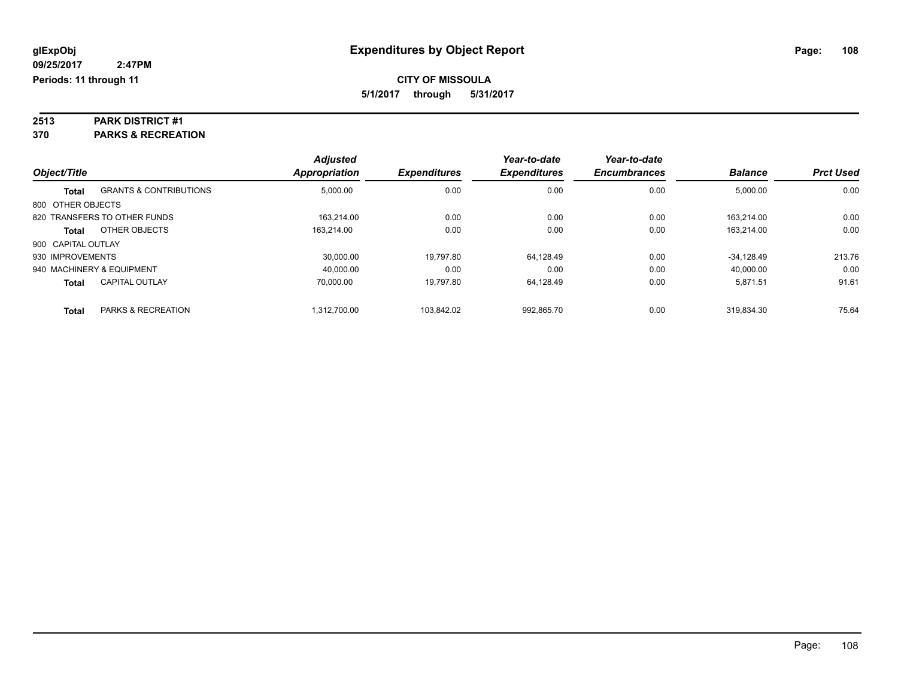**glExpObj** **Expenditures by Object Report**

**09/25/2017 2:47PM**

**Periods: 11 through 11**

**CITY OF MISSOULA**

**5/1/2017 through 5/31/2017**

**2513 PARK DISTRICT #1**

**370 PARKS & RECREATION**

| Object/Title | | Adjusted Appropriation | Expenditures | Year-to-date Expenditures | Year-to-date Encumbrances | Balance | Prct Used |
|---|---|---|---|---|---|---|---|
| **Total** | GRANTS & CONTRIBUTIONS | 5,000.00 | 0.00 | 0.00 | 0.00 | 5,000.00 | 0.00 |
| 800 OTHER OBJECTS | | | | | | | |
| 820 TRANSFERS TO OTHER FUNDS | | 163,214.00 | 0.00 | 0.00 | 0.00 | 163,214.00 | 0.00 |
| **Total** | OTHER OBJECTS | 163,214.00 | 0.00 | 0.00 | 0.00 | 163,214.00 | 0.00 |
| 900 CAPITAL OUTLAY | | | | | | | |
| 930 IMPROVEMENTS | | 30,000.00 | 19,797.80 | 64,128.49 | 0.00 | -34,128.49 | 213.76 |
| 940 MACHINERY & EQUIPMENT | | 40,000.00 | 0.00 | 0.00 | 0.00 | 40,000.00 | 0.00 |
| **Total** | CAPITAL OUTLAY | 70,000.00 | 19,797.80 | 64,128.49 | 0.00 | 5,871.51 | 91.61 |
| **Total** | PARKS & RECREATION | 1,312,700.00 | 103,842.02 | 992,865.70 | 0.00 | 319,834.30 | 75.64 |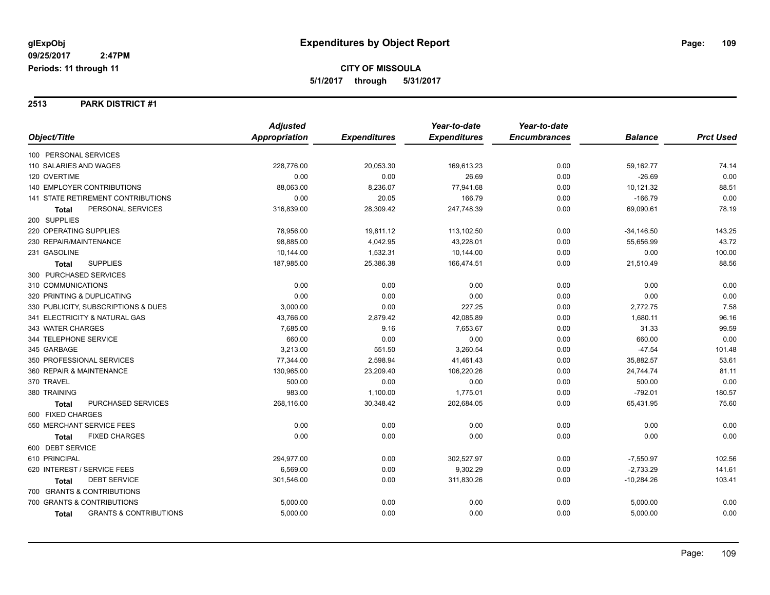**glExpObj**
**09/25/2017 2:47PM**
**Periods: 11 through 11**

# Expenditures by Object Report

**CITY OF MISSOULA**
**5/1/2017 through 5/31/2017**

## 2513 PARK DISTRICT #1

| Object/Title | Adjusted Appropriation | Expenditures | Year-to-date Expenditures | Year-to-date Encumbrances | Balance | Prct Used |
|---|---|---|---|---|---|---|
| 100 PERSONAL SERVICES | | | | | | |
| 110 SALARIES AND WAGES | 228,776.00 | 20,053.30 | 169,613.23 | 0.00 | 59,162.77 | 74.14 |
| 120 OVERTIME | 0.00 | 0.00 | 26.69 | 0.00 | -26.69 | 0.00 |
| 140 EMPLOYER CONTRIBUTIONS | 88,063.00 | 8,236.07 | 77,941.68 | 0.00 | 10,121.32 | 88.51 |
| 141 STATE RETIREMENT CONTRIBUTIONS | 0.00 | 20.05 | 166.79 | 0.00 | -166.79 | 0.00 |
| **Total** PERSONAL SERVICES | 316,839.00 | 28,309.42 | 247,748.39 | 0.00 | 69,090.61 | 78.19 |
| 200 SUPPLIES | | | | | | |
| 220 OPERATING SUPPLIES | 78,956.00 | 19,811.12 | 113,102.50 | 0.00 | -34,146.50 | 143.25 |
| 230 REPAIR/MAINTENANCE | 98,885.00 | 4,042.95 | 43,228.01 | 0.00 | 55,656.99 | 43.72 |
| 231 GASOLINE | 10,144.00 | 1,532.31 | 10,144.00 | 0.00 | 0.00 | 100.00 |
| **Total** SUPPLIES | 187,985.00 | 25,386.38 | 166,474.51 | 0.00 | 21,510.49 | 88.56 |
| 300 PURCHASED SERVICES | | | | | | |
| 310 COMMUNICATIONS | 0.00 | 0.00 | 0.00 | 0.00 | 0.00 | 0.00 |
| 320 PRINTING & DUPLICATING | 0.00 | 0.00 | 0.00 | 0.00 | 0.00 | 0.00 |
| 330 PUBLICITY, SUBSCRIPTIONS & DUES | 3,000.00 | 0.00 | 227.25 | 0.00 | 2,772.75 | 7.58 |
| 341 ELECTRICITY & NATURAL GAS | 43,766.00 | 2,879.42 | 42,085.89 | 0.00 | 1,680.11 | 96.16 |
| 343 WATER CHARGES | 7,685.00 | 9.16 | 7,653.67 | 0.00 | 31.33 | 99.59 |
| 344 TELEPHONE SERVICE | 660.00 | 0.00 | 0.00 | 0.00 | 660.00 | 0.00 |
| 345 GARBAGE | 3,213.00 | 551.50 | 3,260.54 | 0.00 | -47.54 | 101.48 |
| 350 PROFESSIONAL SERVICES | 77,344.00 | 2,598.94 | 41,461.43 | 0.00 | 35,882.57 | 53.61 |
| 360 REPAIR & MAINTENANCE | 130,965.00 | 23,209.40 | 106,220.26 | 0.00 | 24,744.74 | 81.11 |
| 370 TRAVEL | 500.00 | 0.00 | 0.00 | 0.00 | 500.00 | 0.00 |
| 380 TRAINING | 983.00 | 1,100.00 | 1,775.01 | 0.00 | -792.01 | 180.57 |
| **Total** PURCHASED SERVICES | 268,116.00 | 30,348.42 | 202,684.05 | 0.00 | 65,431.95 | 75.60 |
| 500 FIXED CHARGES | | | | | | |
| 550 MERCHANT SERVICE FEES | 0.00 | 0.00 | 0.00 | 0.00 | 0.00 | 0.00 |
| **Total** FIXED CHARGES | 0.00 | 0.00 | 0.00 | 0.00 | 0.00 | 0.00 |
| 600 DEBT SERVICE | | | | | | |
| 610 PRINCIPAL | 294,977.00 | 0.00 | 302,527.97 | 0.00 | -7,550.97 | 102.56 |
| 620 INTEREST / SERVICE FEES | 6,569.00 | 0.00 | 9,302.29 | 0.00 | -2,733.29 | 141.61 |
| **Total** DEBT SERVICE | 301,546.00 | 0.00 | 311,830.26 | 0.00 | -10,284.26 | 103.41 |
| 700 GRANTS & CONTRIBUTIONS | | | | | | |
| 700 GRANTS & CONTRIBUTIONS | 5,000.00 | 0.00 | 0.00 | 0.00 | 5,000.00 | 0.00 |
| **Total** GRANTS & CONTRIBUTIONS | 5,000.00 | 0.00 | 0.00 | 0.00 | 5,000.00 | 0.00 |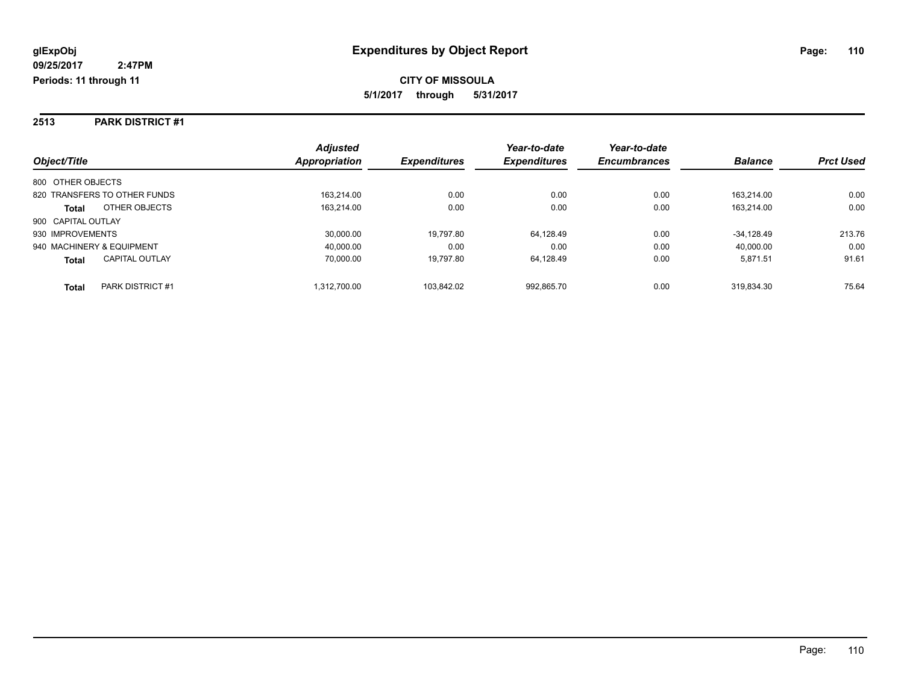glExpObj
09/25/2017 2:47PM
Periods: 11 through 11

# Expenditures by Object Report

**CITY OF MISSOULA**
**5/1/2017 through 5/31/2017**

## 2513 PARK DISTRICT #1

| Object/Title | | Adjusted Appropriation | Expenditures | Year-to-date Expenditures | Year-to-date Encumbrances | Balance | Prct Used |
|---|---|---|---|---|---|---|---|
| 800 OTHER OBJECTS | | | | | | | |
| 820 TRANSFERS TO OTHER FUNDS | | 163,214.00 | 0.00 | 0.00 | 0.00 | 163,214.00 | 0.00 |
| **Total** | OTHER OBJECTS | 163,214.00 | 0.00 | 0.00 | 0.00 | 163,214.00 | 0.00 |
| 900 CAPITAL OUTLAY | | | | | | | |
| 930 IMPROVEMENTS | | 30,000.00 | 19,797.80 | 64,128.49 | 0.00 | -34,128.49 | 213.76 |
| 940 MACHINERY & EQUIPMENT | | 40,000.00 | 0.00 | 0.00 | 0.00 | 40,000.00 | 0.00 |
| **Total** | CAPITAL OUTLAY | 70,000.00 | 19,797.80 | 64,128.49 | 0.00 | 5,871.51 | 91.61 |
| **Total** | PARK DISTRICT #1 | 1,312,700.00 | 103,842.02 | 992,865.70 | 0.00 | 319,834.30 | 75.64 |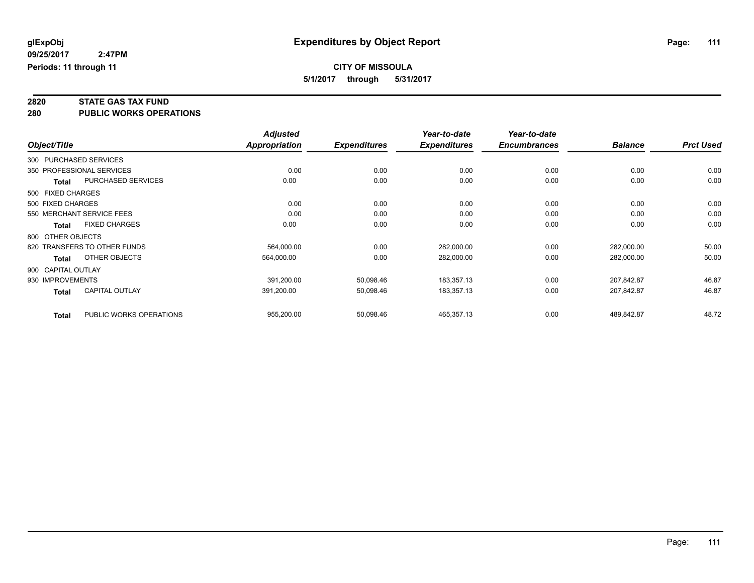glExpObj
09/25/2017 2:47PM
Periods: 11 through 11

# Expenditures by Object Report

**CITY OF MISSOULA**
**5/1/2017 through 5/31/2017**

## 2820 STATE GAS TAX FUND
## 280 PUBLIC WORKS OPERATIONS

| Object/Title | | Adjusted Appropriation | Expenditures | Year-to-date Expenditures | Year-to-date Encumbrances | Balance | Prct Used |
|---|---|---|---|---|---|---|---|
| 300 PURCHASED SERVICES | | | | | | | |
| 350 PROFESSIONAL SERVICES | | 0.00 | 0.00 | 0.00 | 0.00 | 0.00 | 0.00 |
| **Total** | PURCHASED SERVICES | 0.00 | 0.00 | 0.00 | 0.00 | 0.00 | 0.00 |
| 500 FIXED CHARGES | | | | | | | |
| 500 FIXED CHARGES | | 0.00 | 0.00 | 0.00 | 0.00 | 0.00 | 0.00 |
| 550 MERCHANT SERVICE FEES | | 0.00 | 0.00 | 0.00 | 0.00 | 0.00 | 0.00 |
| **Total** | FIXED CHARGES | 0.00 | 0.00 | 0.00 | 0.00 | 0.00 | 0.00 |
| 800 OTHER OBJECTS | | | | | | | |
| 820 TRANSFERS TO OTHER FUNDS | | 564,000.00 | 0.00 | 282,000.00 | 0.00 | 282,000.00 | 50.00 |
| **Total** | OTHER OBJECTS | 564,000.00 | 0.00 | 282,000.00 | 0.00 | 282,000.00 | 50.00 |
| 900 CAPITAL OUTLAY | | | | | | | |
| 930 IMPROVEMENTS | | 391,200.00 | 50,098.46 | 183,357.13 | 0.00 | 207,842.87 | 46.87 |
| **Total** | CAPITAL OUTLAY | 391,200.00 | 50,098.46 | 183,357.13 | 0.00 | 207,842.87 | 46.87 |
| **Total** | PUBLIC WORKS OPERATIONS | 955,200.00 | 50,098.46 | 465,357.13 | 0.00 | 489,842.87 | 48.72 |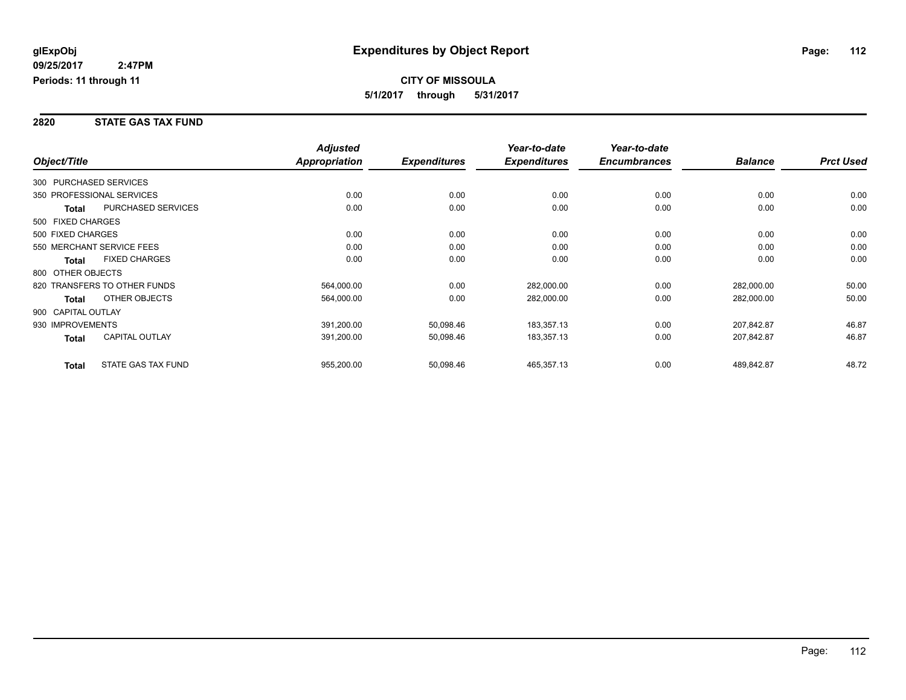**glExpObj** **Expenditures by Object Report**

**09/25/2017 2:47PM**

**Periods: 11 through 11**

**CITY OF MISSOULA**

**5/1/2017 through 5/31/2017**

## 2820 STATE GAS TAX FUND

| Object/Title | | *Adjusted Appropriation* | *Expenditures* | *Year-to-date Expenditures* | *Year-to-date Encumbrances* | *Balance* | *Prct Used* |
|---|---|---|---|---|---|---|---|
| 300 PURCHASED SERVICES | | | | | | | |
| 350 PROFESSIONAL SERVICES | | 0.00 | 0.00 | 0.00 | 0.00 | 0.00 | 0.00 |
| **Total** | PURCHASED SERVICES | 0.00 | 0.00 | 0.00 | 0.00 | 0.00 | 0.00 |
| 500 FIXED CHARGES | | | | | | | |
| 500 FIXED CHARGES | | 0.00 | 0.00 | 0.00 | 0.00 | 0.00 | 0.00 |
| 550 MERCHANT SERVICE FEES | | 0.00 | 0.00 | 0.00 | 0.00 | 0.00 | 0.00 |
| **Total** | FIXED CHARGES | 0.00 | 0.00 | 0.00 | 0.00 | 0.00 | 0.00 |
| 800 OTHER OBJECTS | | | | | | | |
| 820 TRANSFERS TO OTHER FUNDS | | 564,000.00 | 0.00 | 282,000.00 | 0.00 | 282,000.00 | 50.00 |
| **Total** | OTHER OBJECTS | 564,000.00 | 0.00 | 282,000.00 | 0.00 | 282,000.00 | 50.00 |
| 900 CAPITAL OUTLAY | | | | | | | |
| 930 IMPROVEMENTS | | 391,200.00 | 50,098.46 | 183,357.13 | 0.00 | 207,842.87 | 46.87 |
| **Total** | CAPITAL OUTLAY | 391,200.00 | 50,098.46 | 183,357.13 | 0.00 | 207,842.87 | 46.87 |
| **Total** | STATE GAS TAX FUND | 955,200.00 | 50,098.46 | 465,357.13 | 0.00 | 489,842.87 | 48.72 |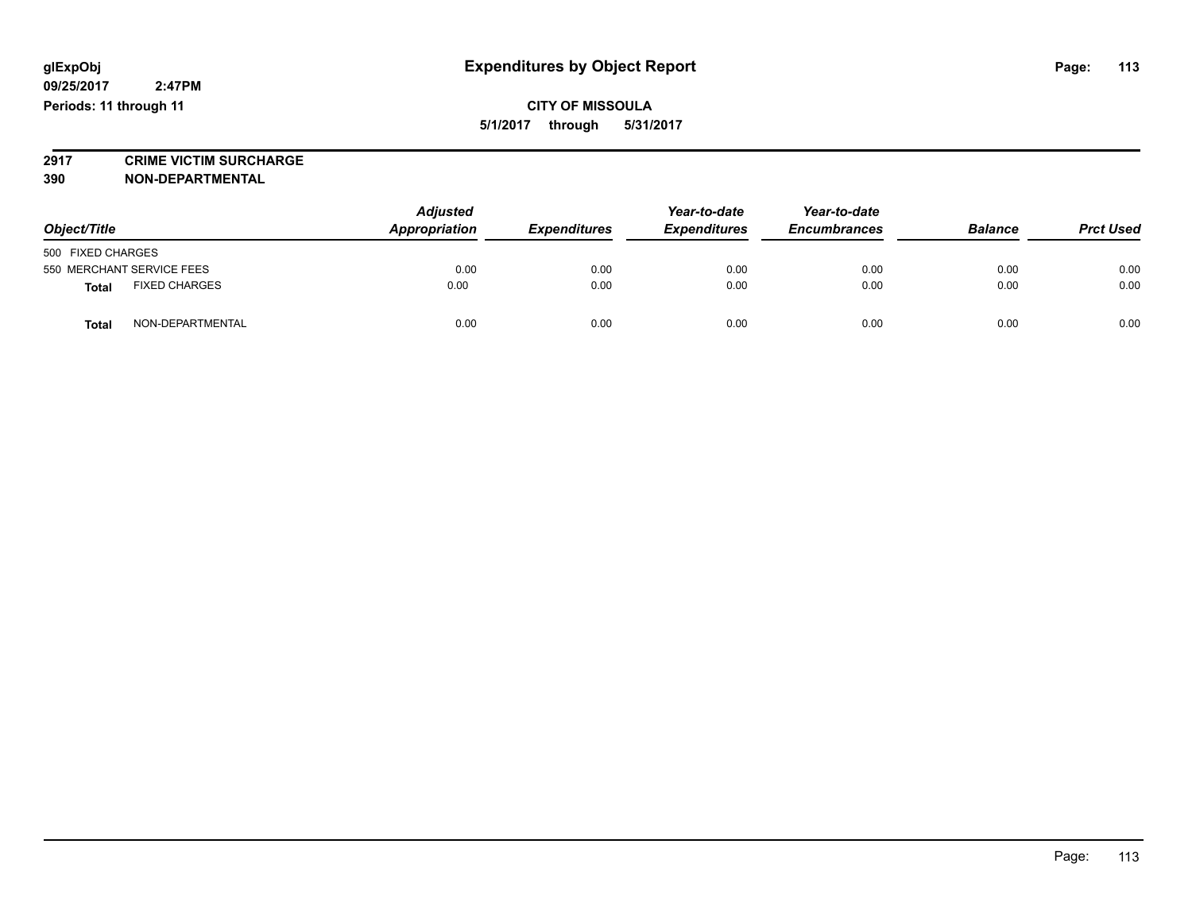**glExpObj** **Expenditures by Object Report**
**09/25/2017 2:47PM**
**Periods: 11 through 11**

**CITY OF MISSOULA**
**5/1/2017 through 5/31/2017**

**2917 CRIME VICTIM SURCHARGE**
**390 NON-DEPARTMENTAL**

| Object/Title | | Adjusted Appropriation | Expenditures | Year-to-date Expenditures | Year-to-date Encumbrances | Balance | Prct Used |
|---|---|---|---|---|---|---|---|
| 500 FIXED CHARGES | | | | | | | |
| 550 MERCHANT SERVICE FEES | | 0.00 | 0.00 | 0.00 | 0.00 | 0.00 | 0.00 |
| **Total** | FIXED CHARGES | 0.00 | 0.00 | 0.00 | 0.00 | 0.00 | 0.00 |
| **Total** | NON-DEPARTMENTAL | 0.00 | 0.00 | 0.00 | 0.00 | 0.00 | 0.00 |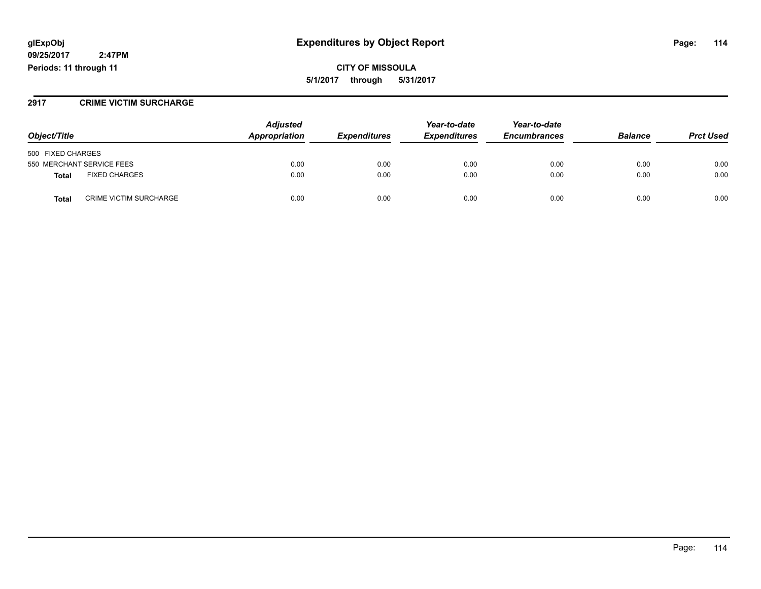**glExpObj**
**09/25/2017 2:47PM**
**Periods: 11 through 11**

# Expenditures by Object Report

**CITY OF MISSOULA**
**5/1/2017 through 5/31/2017**

## 2917 CRIME VICTIM SURCHARGE

| Object/Title | | Adjusted Appropriation | Expenditures | Year-to-date Expenditures | Year-to-date Encumbrances | Balance | Prct Used |
|---|---|---|---|---|---|---|---|
| 500 FIXED CHARGES | | | | | | | |
| 550 MERCHANT SERVICE FEES | | 0.00 | 0.00 | 0.00 | 0.00 | 0.00 | 0.00 |
| **Total** | FIXED CHARGES | 0.00 | 0.00 | 0.00 | 0.00 | 0.00 | 0.00 |
| **Total** | CRIME VICTIM SURCHARGE | 0.00 | 0.00 | 0.00 | 0.00 | 0.00 | 0.00 |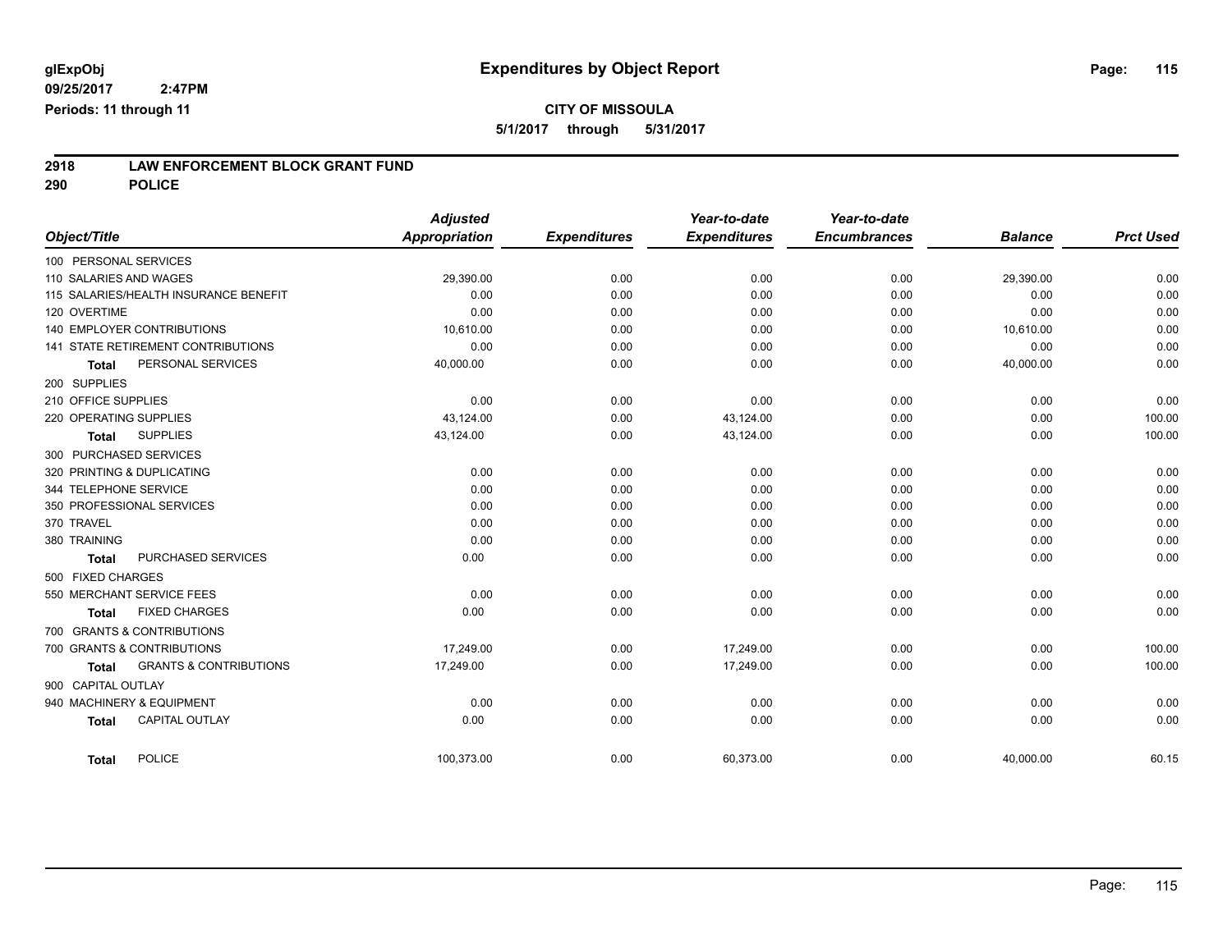glExpObj
09/25/2017 2:47PM
Periods: 11 through 11

# Expenditures by Object Report

**CITY OF MISSOULA**
**5/1/2017 through 5/31/2017**

## 2918 LAW ENFORCEMENT BLOCK GRANT FUND
## 290 POLICE

| Object/Title | Adjusted Appropriation | Expenditures | Year-to-date Expenditures | Year-to-date Encumbrances | Balance | Prct Used |
|---|---|---|---|---|---|---|
| 100 PERSONAL SERVICES | | | | | | |
| 110 SALARIES AND WAGES | 29,390.00 | 0.00 | 0.00 | 0.00 | 29,390.00 | 0.00 |
| 115 SALARIES/HEALTH INSURANCE BENEFIT | 0.00 | 0.00 | 0.00 | 0.00 | 0.00 | 0.00 |
| 120 OVERTIME | 0.00 | 0.00 | 0.00 | 0.00 | 0.00 | 0.00 |
| 140 EMPLOYER CONTRIBUTIONS | 10,610.00 | 0.00 | 0.00 | 0.00 | 10,610.00 | 0.00 |
| 141 STATE RETIREMENT CONTRIBUTIONS | 0.00 | 0.00 | 0.00 | 0.00 | 0.00 | 0.00 |
| **Total** PERSONAL SERVICES | 40,000.00 | 0.00 | 0.00 | 0.00 | 40,000.00 | 0.00 |
| 200 SUPPLIES | | | | | | |
| 210 OFFICE SUPPLIES | 0.00 | 0.00 | 0.00 | 0.00 | 0.00 | 0.00 |
| 220 OPERATING SUPPLIES | 43,124.00 | 0.00 | 43,124.00 | 0.00 | 0.00 | 100.00 |
| **Total** SUPPLIES | 43,124.00 | 0.00 | 43,124.00 | 0.00 | 0.00 | 100.00 |
| 300 PURCHASED SERVICES | | | | | | |
| 320 PRINTING & DUPLICATING | 0.00 | 0.00 | 0.00 | 0.00 | 0.00 | 0.00 |
| 344 TELEPHONE SERVICE | 0.00 | 0.00 | 0.00 | 0.00 | 0.00 | 0.00 |
| 350 PROFESSIONAL SERVICES | 0.00 | 0.00 | 0.00 | 0.00 | 0.00 | 0.00 |
| 370 TRAVEL | 0.00 | 0.00 | 0.00 | 0.00 | 0.00 | 0.00 |
| 380 TRAINING | 0.00 | 0.00 | 0.00 | 0.00 | 0.00 | 0.00 |
| **Total** PURCHASED SERVICES | 0.00 | 0.00 | 0.00 | 0.00 | 0.00 | 0.00 |
| 500 FIXED CHARGES | | | | | | |
| 550 MERCHANT SERVICE FEES | 0.00 | 0.00 | 0.00 | 0.00 | 0.00 | 0.00 |
| **Total** FIXED CHARGES | 0.00 | 0.00 | 0.00 | 0.00 | 0.00 | 0.00 |
| 700 GRANTS & CONTRIBUTIONS | | | | | | |
| 700 GRANTS & CONTRIBUTIONS | 17,249.00 | 0.00 | 17,249.00 | 0.00 | 0.00 | 100.00 |
| **Total** GRANTS & CONTRIBUTIONS | 17,249.00 | 0.00 | 17,249.00 | 0.00 | 0.00 | 100.00 |
| 900 CAPITAL OUTLAY | | | | | | |
| 940 MACHINERY & EQUIPMENT | 0.00 | 0.00 | 0.00 | 0.00 | 0.00 | 0.00 |
| **Total** CAPITAL OUTLAY | 0.00 | 0.00 | 0.00 | 0.00 | 0.00 | 0.00 |
| **Total** POLICE | 100,373.00 | 0.00 | 60,373.00 | 0.00 | 40,000.00 | 60.15 |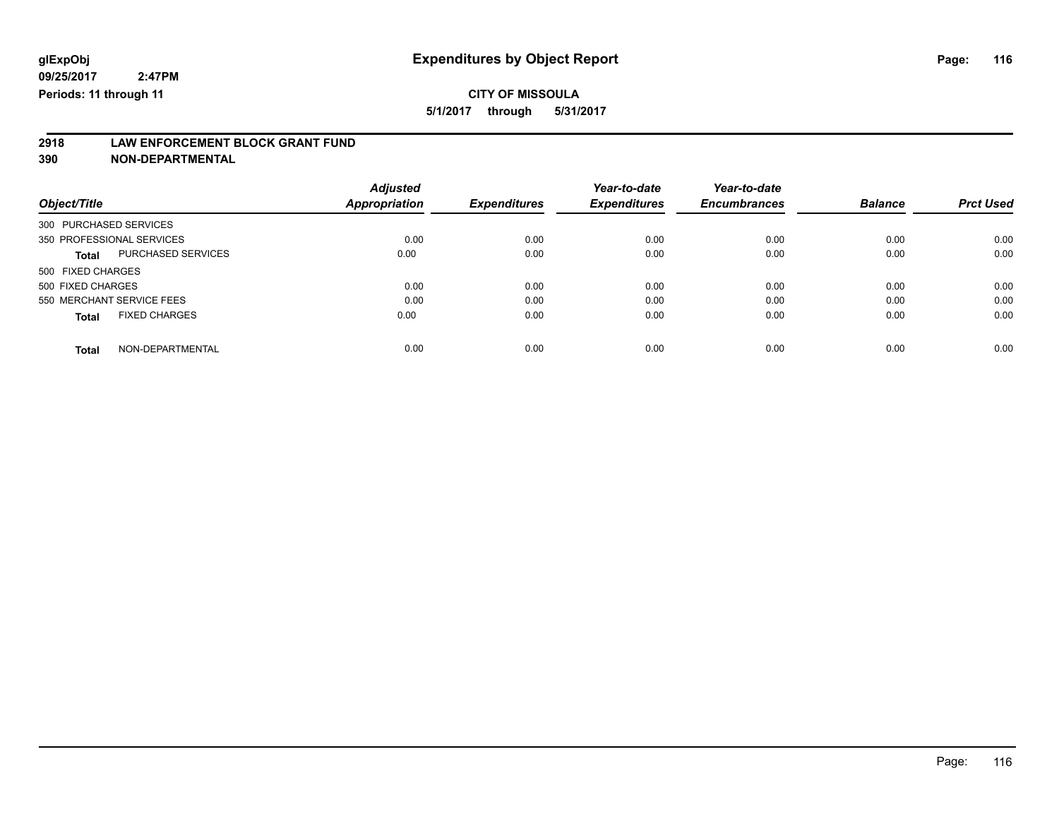**glExpObj** **Expenditures by Object Report**

**09/25/2017 2:47PM**

**Periods: 11 through 11**

**CITY OF MISSOULA**

**5/1/2017 through 5/31/2017**

**2918 LAW ENFORCEMENT BLOCK GRANT FUND**

**390 NON-DEPARTMENTAL**

| Object/Title | | Adjusted Appropriation | Expenditures | Year-to-date Expenditures | Year-to-date Encumbrances | Balance | Prct Used |
|---|---|---|---|---|---|---|---|
| 300 PURCHASED SERVICES | | | | | | | |
| 350 PROFESSIONAL SERVICES | | 0.00 | 0.00 | 0.00 | 0.00 | 0.00 | 0.00 |
| **Total** | PURCHASED SERVICES | 0.00 | 0.00 | 0.00 | 0.00 | 0.00 | 0.00 |
| 500 FIXED CHARGES | | | | | | | |
| 500 FIXED CHARGES | | 0.00 | 0.00 | 0.00 | 0.00 | 0.00 | 0.00 |
| 550 MERCHANT SERVICE FEES | | 0.00 | 0.00 | 0.00 | 0.00 | 0.00 | 0.00 |
| **Total** | FIXED CHARGES | 0.00 | 0.00 | 0.00 | 0.00 | 0.00 | 0.00 |
| **Total** | NON-DEPARTMENTAL | 0.00 | 0.00 | 0.00 | 0.00 | 0.00 | 0.00 |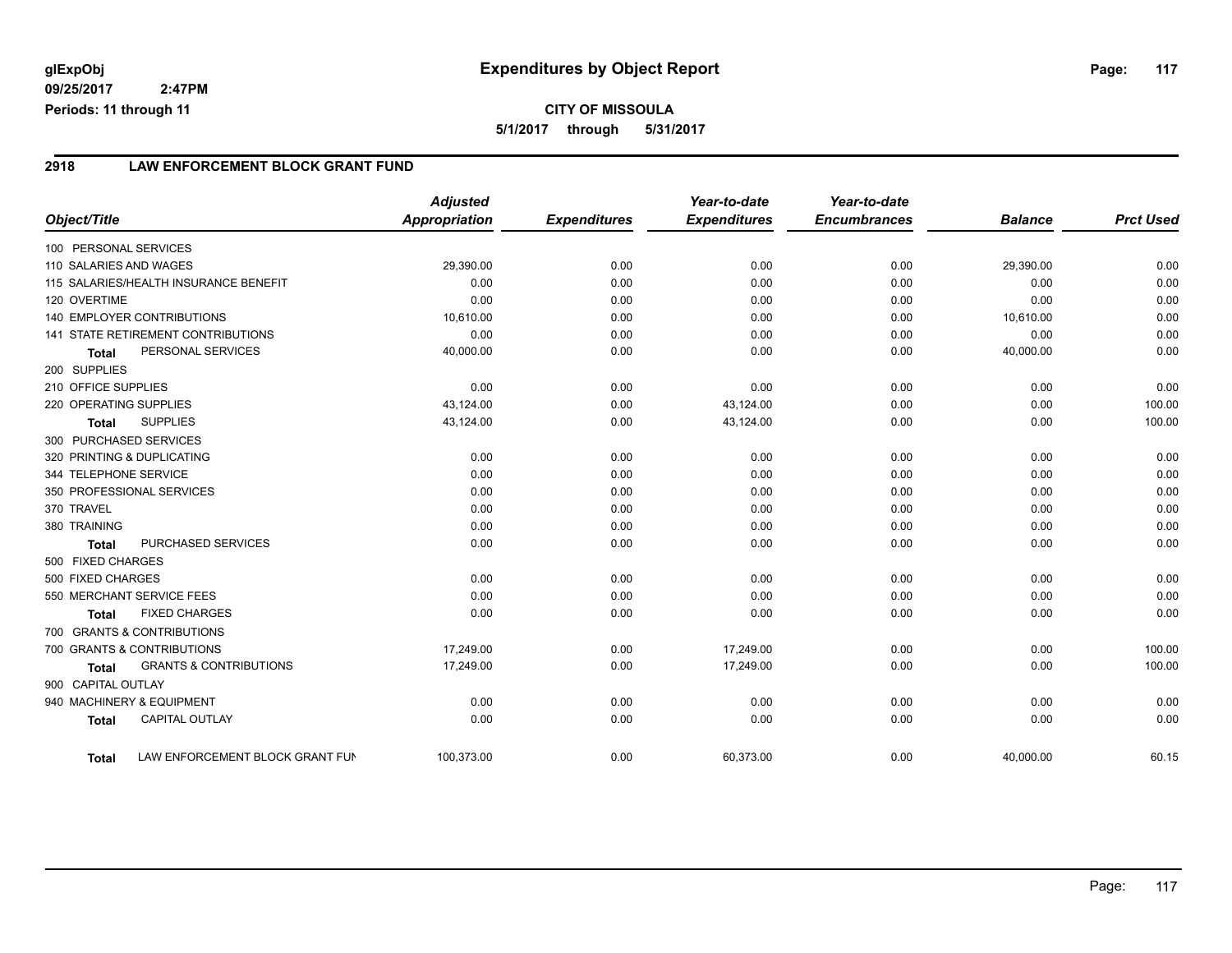**glExpObj**
**09/25/2017 2:47PM**
**Periods: 11 through 11**

# Expenditures by Object Report

**CITY OF MISSOULA**
**5/1/2017 through 5/31/2017**

## 2918 LAW ENFORCEMENT BLOCK GRANT FUND

| Object/Title | Adjusted Appropriation | Expenditures | Year-to-date Expenditures | Year-to-date Encumbrances | Balance | Prct Used |
|---|---|---|---|---|---|---|
| 100 PERSONAL SERVICES | | | | | | |
| 110 SALARIES AND WAGES | 29,390.00 | 0.00 | 0.00 | 0.00 | 29,390.00 | 0.00 |
| 115 SALARIES/HEALTH INSURANCE BENEFIT | 0.00 | 0.00 | 0.00 | 0.00 | 0.00 | 0.00 |
| 120 OVERTIME | 0.00 | 0.00 | 0.00 | 0.00 | 0.00 | 0.00 |
| 140 EMPLOYER CONTRIBUTIONS | 10,610.00 | 0.00 | 0.00 | 0.00 | 10,610.00 | 0.00 |
| 141 STATE RETIREMENT CONTRIBUTIONS | 0.00 | 0.00 | 0.00 | 0.00 | 0.00 | 0.00 |
| **Total** PERSONAL SERVICES | 40,000.00 | 0.00 | 0.00 | 0.00 | 40,000.00 | 0.00 |
| 200 SUPPLIES | | | | | | |
| 210 OFFICE SUPPLIES | 0.00 | 0.00 | 0.00 | 0.00 | 0.00 | 0.00 |
| 220 OPERATING SUPPLIES | 43,124.00 | 0.00 | 43,124.00 | 0.00 | 0.00 | 100.00 |
| **Total** SUPPLIES | 43,124.00 | 0.00 | 43,124.00 | 0.00 | 0.00 | 100.00 |
| 300 PURCHASED SERVICES | | | | | | |
| 320 PRINTING & DUPLICATING | 0.00 | 0.00 | 0.00 | 0.00 | 0.00 | 0.00 |
| 344 TELEPHONE SERVICE | 0.00 | 0.00 | 0.00 | 0.00 | 0.00 | 0.00 |
| 350 PROFESSIONAL SERVICES | 0.00 | 0.00 | 0.00 | 0.00 | 0.00 | 0.00 |
| 370 TRAVEL | 0.00 | 0.00 | 0.00 | 0.00 | 0.00 | 0.00 |
| 380 TRAINING | 0.00 | 0.00 | 0.00 | 0.00 | 0.00 | 0.00 |
| **Total** PURCHASED SERVICES | 0.00 | 0.00 | 0.00 | 0.00 | 0.00 | 0.00 |
| 500 FIXED CHARGES | | | | | | |
| 500 FIXED CHARGES | 0.00 | 0.00 | 0.00 | 0.00 | 0.00 | 0.00 |
| 550 MERCHANT SERVICE FEES | 0.00 | 0.00 | 0.00 | 0.00 | 0.00 | 0.00 |
| **Total** FIXED CHARGES | 0.00 | 0.00 | 0.00 | 0.00 | 0.00 | 0.00 |
| 700 GRANTS & CONTRIBUTIONS | | | | | | |
| 700 GRANTS & CONTRIBUTIONS | 17,249.00 | 0.00 | 17,249.00 | 0.00 | 0.00 | 100.00 |
| **Total** GRANTS & CONTRIBUTIONS | 17,249.00 | 0.00 | 17,249.00 | 0.00 | 0.00 | 100.00 |
| 900 CAPITAL OUTLAY | | | | | | |
| 940 MACHINERY & EQUIPMENT | 0.00 | 0.00 | 0.00 | 0.00 | 0.00 | 0.00 |
| **Total** CAPITAL OUTLAY | 0.00 | 0.00 | 0.00 | 0.00 | 0.00 | 0.00 |
| **Total** LAW ENFORCEMENT BLOCK GRANT FUN | 100,373.00 | 0.00 | 60,373.00 | 0.00 | 40,000.00 | 60.15 |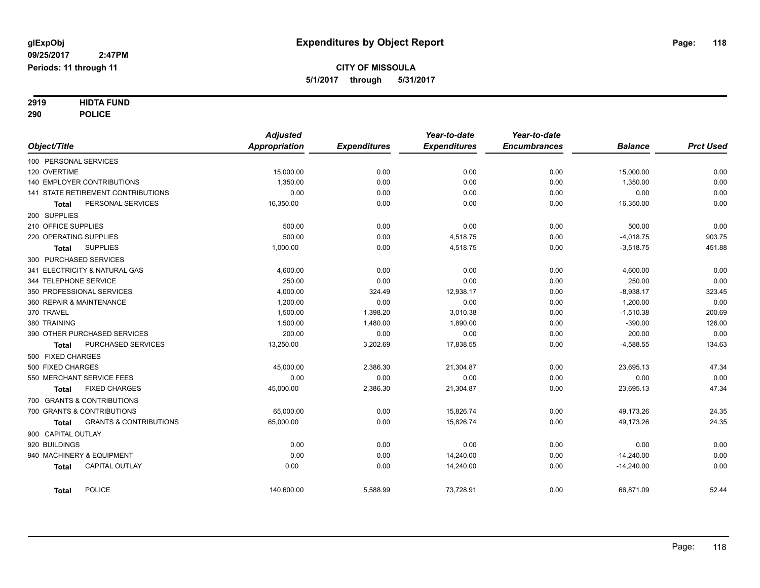glExpObj
09/25/2017 2:47PM
Periods: 11 through 11

# Expenditures by Object Report

**CITY OF MISSOULA**
**5/1/2017 through 5/31/2017**

**2919 HIDTA FUND**
**290 POLICE**

| Object/Title | Adjusted Appropriation | Expenditures | Year-to-date Expenditures | Year-to-date Encumbrances | Balance | Prct Used |
|---|---|---|---|---|---|---|
| 100 PERSONAL SERVICES | | | | | | |
| 120 OVERTIME | 15,000.00 | 0.00 | 0.00 | 0.00 | 15,000.00 | 0.00 |
| 140 EMPLOYER CONTRIBUTIONS | 1,350.00 | 0.00 | 0.00 | 0.00 | 1,350.00 | 0.00 |
| 141 STATE RETIREMENT CONTRIBUTIONS | 0.00 | 0.00 | 0.00 | 0.00 | 0.00 | 0.00 |
| **Total** PERSONAL SERVICES | 16,350.00 | 0.00 | 0.00 | 0.00 | 16,350.00 | 0.00 |
| 200 SUPPLIES | | | | | | |
| 210 OFFICE SUPPLIES | 500.00 | 0.00 | 0.00 | 0.00 | 500.00 | 0.00 |
| 220 OPERATING SUPPLIES | 500.00 | 0.00 | 4,518.75 | 0.00 | -4,018.75 | 903.75 |
| **Total** SUPPLIES | 1,000.00 | 0.00 | 4,518.75 | 0.00 | -3,518.75 | 451.88 |
| 300 PURCHASED SERVICES | | | | | | |
| 341 ELECTRICITY & NATURAL GAS | 4,600.00 | 0.00 | 0.00 | 0.00 | 4,600.00 | 0.00 |
| 344 TELEPHONE SERVICE | 250.00 | 0.00 | 0.00 | 0.00 | 250.00 | 0.00 |
| 350 PROFESSIONAL SERVICES | 4,000.00 | 324.49 | 12,938.17 | 0.00 | -8,938.17 | 323.45 |
| 360 REPAIR & MAINTENANCE | 1,200.00 | 0.00 | 0.00 | 0.00 | 1,200.00 | 0.00 |
| 370 TRAVEL | 1,500.00 | 1,398.20 | 3,010.38 | 0.00 | -1,510.38 | 200.69 |
| 380 TRAINING | 1,500.00 | 1,480.00 | 1,890.00 | 0.00 | -390.00 | 126.00 |
| 390 OTHER PURCHASED SERVICES | 200.00 | 0.00 | 0.00 | 0.00 | 200.00 | 0.00 |
| **Total** PURCHASED SERVICES | 13,250.00 | 3,202.69 | 17,838.55 | 0.00 | -4,588.55 | 134.63 |
| 500 FIXED CHARGES | | | | | | |
| 500 FIXED CHARGES | 45,000.00 | 2,386.30 | 21,304.87 | 0.00 | 23,695.13 | 47.34 |
| 550 MERCHANT SERVICE FEES | 0.00 | 0.00 | 0.00 | 0.00 | 0.00 | 0.00 |
| **Total** FIXED CHARGES | 45,000.00 | 2,386.30 | 21,304.87 | 0.00 | 23,695.13 | 47.34 |
| 700 GRANTS & CONTRIBUTIONS | | | | | | |
| 700 GRANTS & CONTRIBUTIONS | 65,000.00 | 0.00 | 15,826.74 | 0.00 | 49,173.26 | 24.35 |
| **Total** GRANTS & CONTRIBUTIONS | 65,000.00 | 0.00 | 15,826.74 | 0.00 | 49,173.26 | 24.35 |
| 900 CAPITAL OUTLAY | | | | | | |
| 920 BUILDINGS | 0.00 | 0.00 | 0.00 | 0.00 | 0.00 | 0.00 |
| 940 MACHINERY & EQUIPMENT | 0.00 | 0.00 | 14,240.00 | 0.00 | -14,240.00 | 0.00 |
| **Total** CAPITAL OUTLAY | 0.00 | 0.00 | 14,240.00 | 0.00 | -14,240.00 | 0.00 |
| **Total** POLICE | 140,600.00 | 5,588.99 | 73,728.91 | 0.00 | 66,871.09 | 52.44 |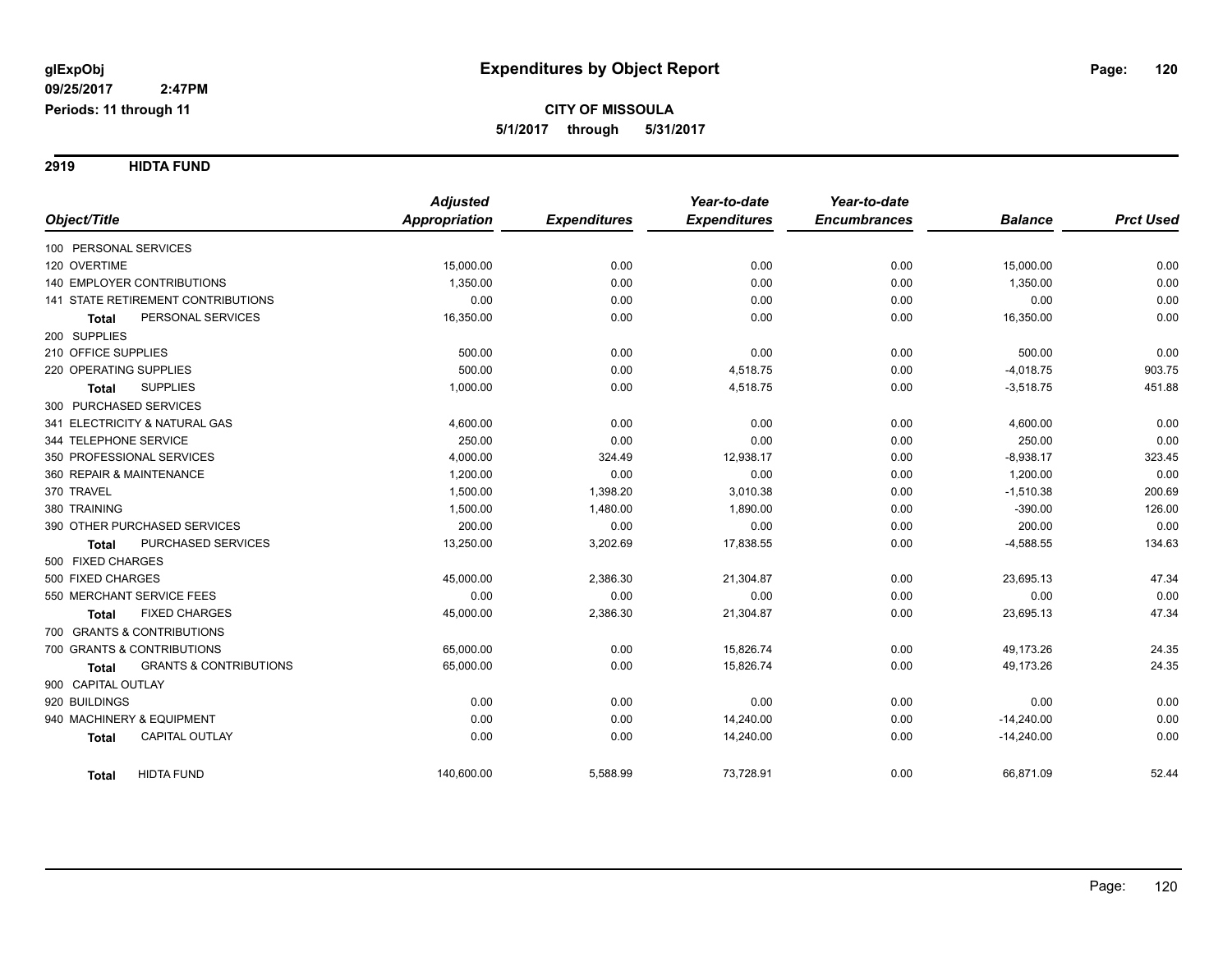# Expenditures by Object Report

glExpObj
09/25/2017 2:47PM
Periods: 11 through 11

**CITY OF MISSOULA**
5/1/2017 through 5/31/2017

## 2919 HIDTA FUND

| Object/Title | Adjusted Appropriation | Expenditures | Year-to-date Expenditures | Year-to-date Encumbrances | Balance | Prct Used |
|---|---|---|---|---|---|---|
| 100 PERSONAL SERVICES | | | | | | |
| 120 OVERTIME | 15,000.00 | 0.00 | 0.00 | 0.00 | 15,000.00 | 0.00 |
| 140 EMPLOYER CONTRIBUTIONS | 1,350.00 | 0.00 | 0.00 | 0.00 | 1,350.00 | 0.00 |
| 141 STATE RETIREMENT CONTRIBUTIONS | 0.00 | 0.00 | 0.00 | 0.00 | 0.00 | 0.00 |
| **Total** PERSONAL SERVICES | 16,350.00 | 0.00 | 0.00 | 0.00 | 16,350.00 | 0.00 |
| 200 SUPPLIES | | | | | | |
| 210 OFFICE SUPPLIES | 500.00 | 0.00 | 0.00 | 0.00 | 500.00 | 0.00 |
| 220 OPERATING SUPPLIES | 500.00 | 0.00 | 4,518.75 | 0.00 | -4,018.75 | 903.75 |
| **Total** SUPPLIES | 1,000.00 | 0.00 | 4,518.75 | 0.00 | -3,518.75 | 451.88 |
| 300 PURCHASED SERVICES | | | | | | |
| 341 ELECTRICITY & NATURAL GAS | 4,600.00 | 0.00 | 0.00 | 0.00 | 4,600.00 | 0.00 |
| 344 TELEPHONE SERVICE | 250.00 | 0.00 | 0.00 | 0.00 | 250.00 | 0.00 |
| 350 PROFESSIONAL SERVICES | 4,000.00 | 324.49 | 12,938.17 | 0.00 | -8,938.17 | 323.45 |
| 360 REPAIR & MAINTENANCE | 1,200.00 | 0.00 | 0.00 | 0.00 | 1,200.00 | 0.00 |
| 370 TRAVEL | 1,500.00 | 1,398.20 | 3,010.38 | 0.00 | -1,510.38 | 200.69 |
| 380 TRAINING | 1,500.00 | 1,480.00 | 1,890.00 | 0.00 | -390.00 | 126.00 |
| 390 OTHER PURCHASED SERVICES | 200.00 | 0.00 | 0.00 | 0.00 | 200.00 | 0.00 |
| **Total** PURCHASED SERVICES | 13,250.00 | 3,202.69 | 17,838.55 | 0.00 | -4,588.55 | 134.63 |
| 500 FIXED CHARGES | | | | | | |
| 500 FIXED CHARGES | 45,000.00 | 2,386.30 | 21,304.87 | 0.00 | 23,695.13 | 47.34 |
| 550 MERCHANT SERVICE FEES | 0.00 | 0.00 | 0.00 | 0.00 | 0.00 | 0.00 |
| **Total** FIXED CHARGES | 45,000.00 | 2,386.30 | 21,304.87 | 0.00 | 23,695.13 | 47.34 |
| 700 GRANTS & CONTRIBUTIONS | | | | | | |
| 700 GRANTS & CONTRIBUTIONS | 65,000.00 | 0.00 | 15,826.74 | 0.00 | 49,173.26 | 24.35 |
| **Total** GRANTS & CONTRIBUTIONS | 65,000.00 | 0.00 | 15,826.74 | 0.00 | 49,173.26 | 24.35 |
| 900 CAPITAL OUTLAY | | | | | | |
| 920 BUILDINGS | 0.00 | 0.00 | 0.00 | 0.00 | 0.00 | 0.00 |
| 940 MACHINERY & EQUIPMENT | 0.00 | 0.00 | 14,240.00 | 0.00 | -14,240.00 | 0.00 |
| **Total** CAPITAL OUTLAY | 0.00 | 0.00 | 14,240.00 | 0.00 | -14,240.00 | 0.00 |
| **Total** HIDTA FUND | 140,600.00 | 5,588.99 | 73,728.91 | 0.00 | 66,871.09 | 52.44 |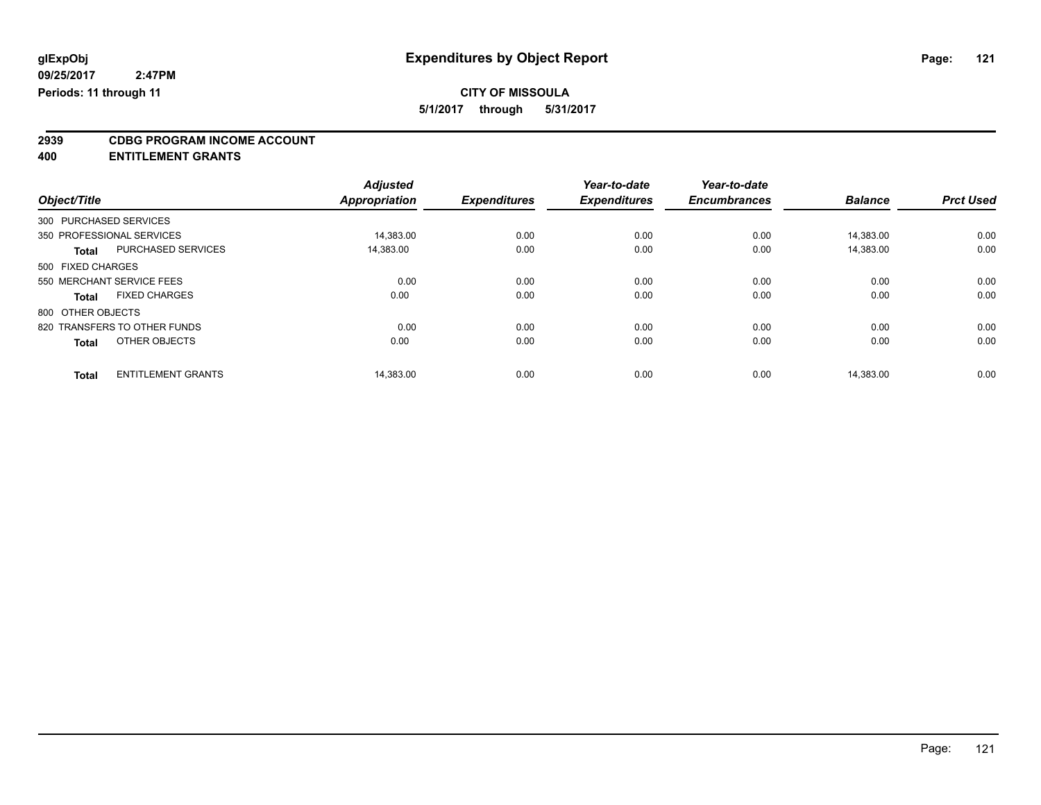# Expenditures by Object Report

glExpObj
09/25/2017 2:47PM
Periods: 11 through 11

**CITY OF MISSOULA**
**5/1/2017 through 5/31/2017**

## 2939 CDBG PROGRAM INCOME ACCOUNT
## 400 ENTITLEMENT GRANTS

| Object/Title | | Adjusted Appropriation | Expenditures | Year-to-date Expenditures | Year-to-date Encumbrances | Balance | Prct Used |
|---|---|---|---|---|---|---|---|
| 300 PURCHASED SERVICES | | | | | | | |
| 350 PROFESSIONAL SERVICES | | 14,383.00 | 0.00 | 0.00 | 0.00 | 14,383.00 | 0.00 |
| **Total** | PURCHASED SERVICES | 14,383.00 | 0.00 | 0.00 | 0.00 | 14,383.00 | 0.00 |
| 500 FIXED CHARGES | | | | | | | |
| 550 MERCHANT SERVICE FEES | | 0.00 | 0.00 | 0.00 | 0.00 | 0.00 | 0.00 |
| **Total** | FIXED CHARGES | 0.00 | 0.00 | 0.00 | 0.00 | 0.00 | 0.00 |
| 800 OTHER OBJECTS | | | | | | | |
| 820 TRANSFERS TO OTHER FUNDS | | 0.00 | 0.00 | 0.00 | 0.00 | 0.00 | 0.00 |
| **Total** | OTHER OBJECTS | 0.00 | 0.00 | 0.00 | 0.00 | 0.00 | 0.00 |
| **Total** | ENTITLEMENT GRANTS | 14,383.00 | 0.00 | 0.00 | 0.00 | 14,383.00 | 0.00 |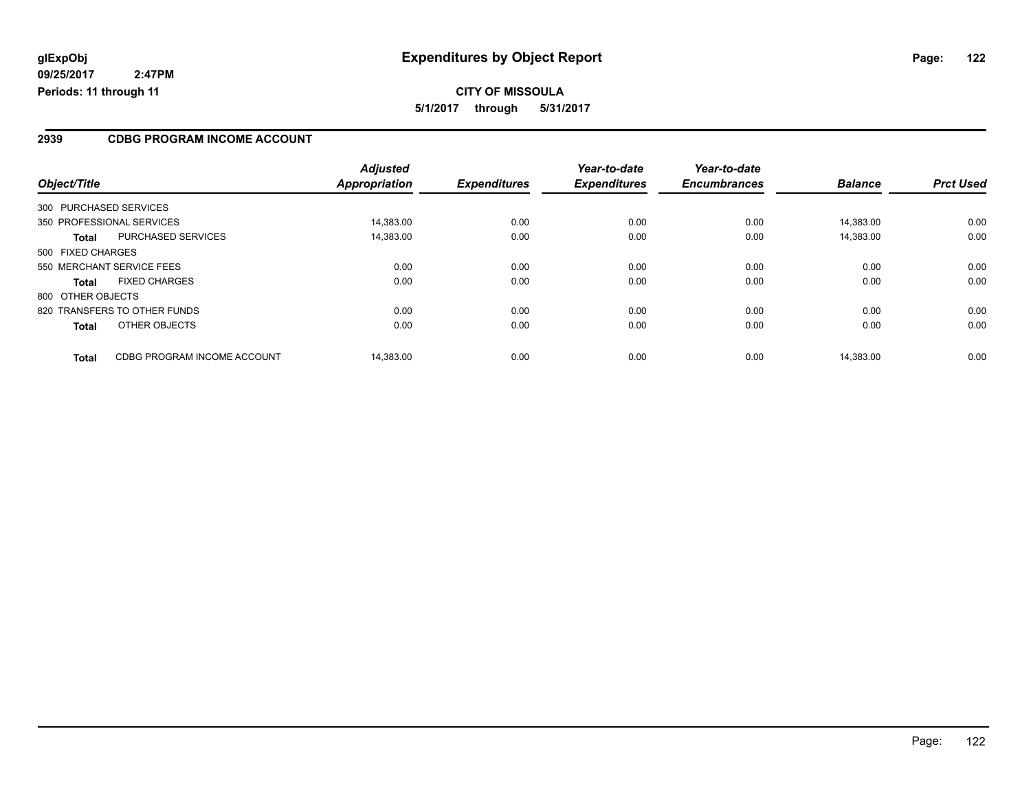# Expenditures by Object Report

glExpObj
09/25/2017 2:47PM
Periods: 11 through 11

**CITY OF MISSOULA**
**5/1/2017 through 5/31/2017**

## 2939 CDBG PROGRAM INCOME ACCOUNT

| Object/Title | | Adjusted Appropriation | Expenditures | Year-to-date Expenditures | Year-to-date Encumbrances | Balance | Prct Used |
|---|---|---|---|---|---|---|---|
| 300 PURCHASED SERVICES | | | | | | | |
| 350 PROFESSIONAL SERVICES | | 14,383.00 | 0.00 | 0.00 | 0.00 | 14,383.00 | 0.00 |
| **Total** | PURCHASED SERVICES | 14,383.00 | 0.00 | 0.00 | 0.00 | 14,383.00 | 0.00 |
| 500 FIXED CHARGES | | | | | | | |
| 550 MERCHANT SERVICE FEES | | 0.00 | 0.00 | 0.00 | 0.00 | 0.00 | 0.00 |
| **Total** | FIXED CHARGES | 0.00 | 0.00 | 0.00 | 0.00 | 0.00 | 0.00 |
| 800 OTHER OBJECTS | | | | | | | |
| 820 TRANSFERS TO OTHER FUNDS | | 0.00 | 0.00 | 0.00 | 0.00 | 0.00 | 0.00 |
| **Total** | OTHER OBJECTS | 0.00 | 0.00 | 0.00 | 0.00 | 0.00 | 0.00 |
| **Total** | CDBG PROGRAM INCOME ACCOUNT | 14,383.00 | 0.00 | 0.00 | 0.00 | 14,383.00 | 0.00 |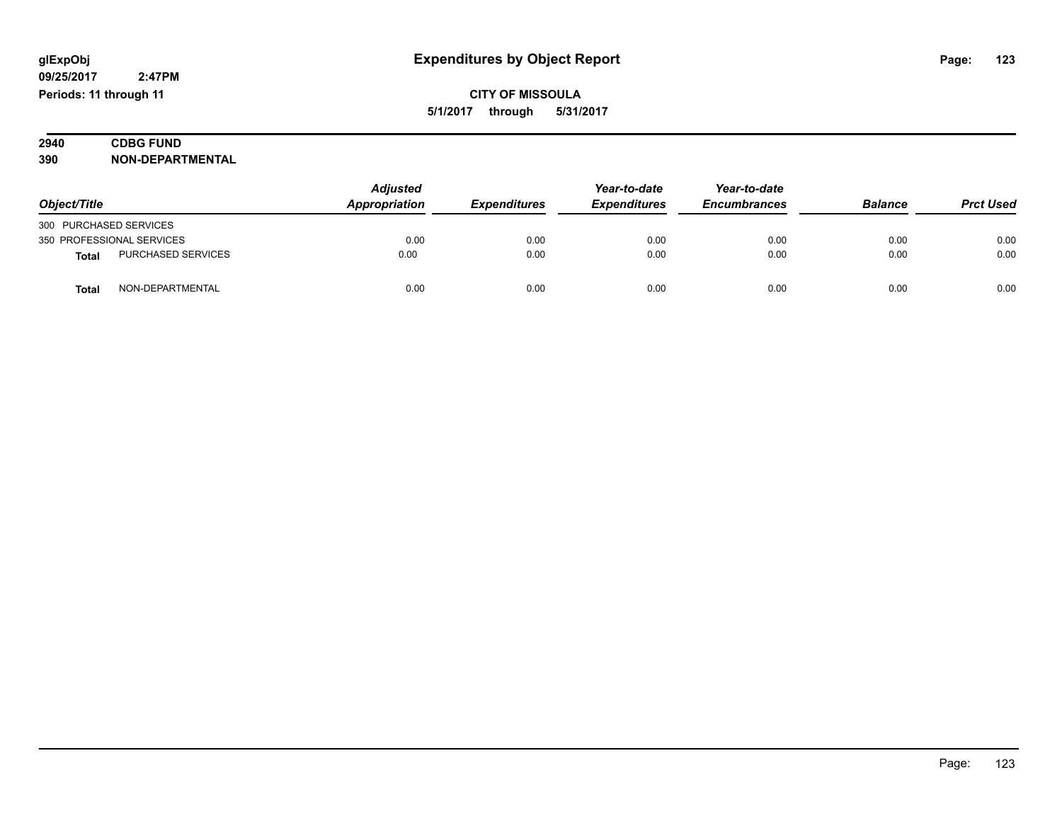**glExpObj**
**09/25/2017 2:47PM**
**Periods: 11 through 11**

# Expenditures by Object Report

**CITY OF MISSOULA**
**5/1/2017 through 5/31/2017**

**2940 CDBG FUND**
**390 NON-DEPARTMENTAL**

| Object/Title | | *Adjusted Appropriation* | *Expenditures* | *Year-to-date Expenditures* | *Year-to-date Encumbrances* | *Balance* | *Prct Used* |
|---|---|---|---|---|---|---|---|
| 300 PURCHASED SERVICES | | | | | | | |
| 350 PROFESSIONAL SERVICES | | 0.00 | 0.00 | 0.00 | 0.00 | 0.00 | 0.00 |
| **Total** | PURCHASED SERVICES | 0.00 | 0.00 | 0.00 | 0.00 | 0.00 | 0.00 |
| **Total** | NON-DEPARTMENTAL | 0.00 | 0.00 | 0.00 | 0.00 | 0.00 | 0.00 |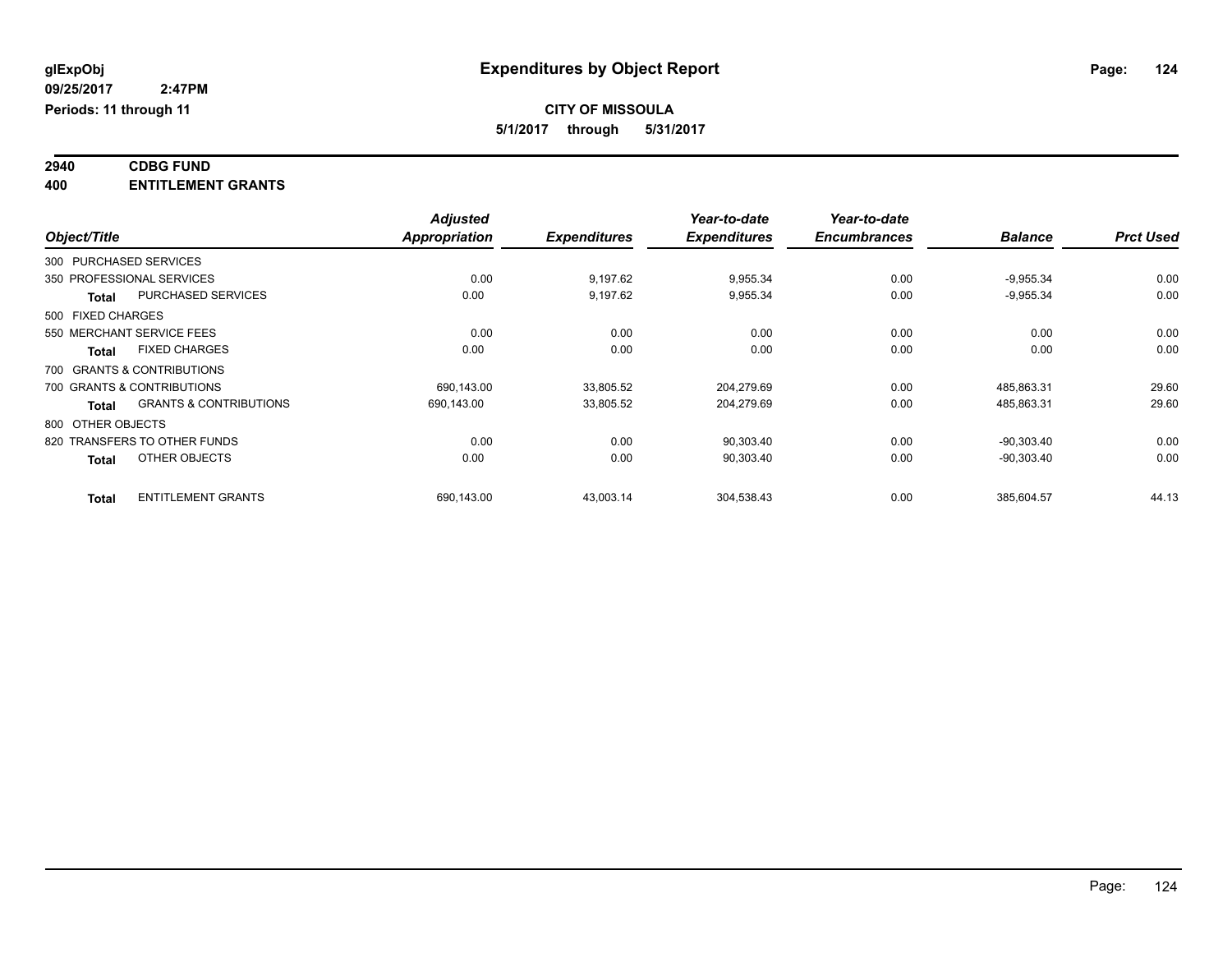**glExpObj**
**09/25/2017 2:47PM**
**Periods: 11 through 11**

# Expenditures by Object Report

**CITY OF MISSOULA**
**5/1/2017 through 5/31/2017**

## 2940 CDBG FUND
## 400 ENTITLEMENT GRANTS

| Object/Title | Adjusted Appropriation | Expenditures | Year-to-date Expenditures | Year-to-date Encumbrances | Balance | Prct Used |
|---|---|---|---|---|---|---|
| 300 PURCHASED SERVICES | | | | | | |
| 350 PROFESSIONAL SERVICES | 0.00 | 9,197.62 | 9,955.34 | 0.00 | -9,955.34 | 0.00 |
| **Total** PURCHASED SERVICES | 0.00 | 9,197.62 | 9,955.34 | 0.00 | -9,955.34 | 0.00 |
| 500 FIXED CHARGES | | | | | | |
| 550 MERCHANT SERVICE FEES | 0.00 | 0.00 | 0.00 | 0.00 | 0.00 | 0.00 |
| **Total** FIXED CHARGES | 0.00 | 0.00 | 0.00 | 0.00 | 0.00 | 0.00 |
| 700 GRANTS & CONTRIBUTIONS | | | | | | |
| 700 GRANTS & CONTRIBUTIONS | 690,143.00 | 33,805.52 | 204,279.69 | 0.00 | 485,863.31 | 29.60 |
| **Total** GRANTS & CONTRIBUTIONS | 690,143.00 | 33,805.52 | 204,279.69 | 0.00 | 485,863.31 | 29.60 |
| 800 OTHER OBJECTS | | | | | | |
| 820 TRANSFERS TO OTHER FUNDS | 0.00 | 0.00 | 90,303.40 | 0.00 | -90,303.40 | 0.00 |
| **Total** OTHER OBJECTS | 0.00 | 0.00 | 90,303.40 | 0.00 | -90,303.40 | 0.00 |
| **Total** ENTITLEMENT GRANTS | 690,143.00 | 43,003.14 | 304,538.43 | 0.00 | 385,604.57 | 44.13 |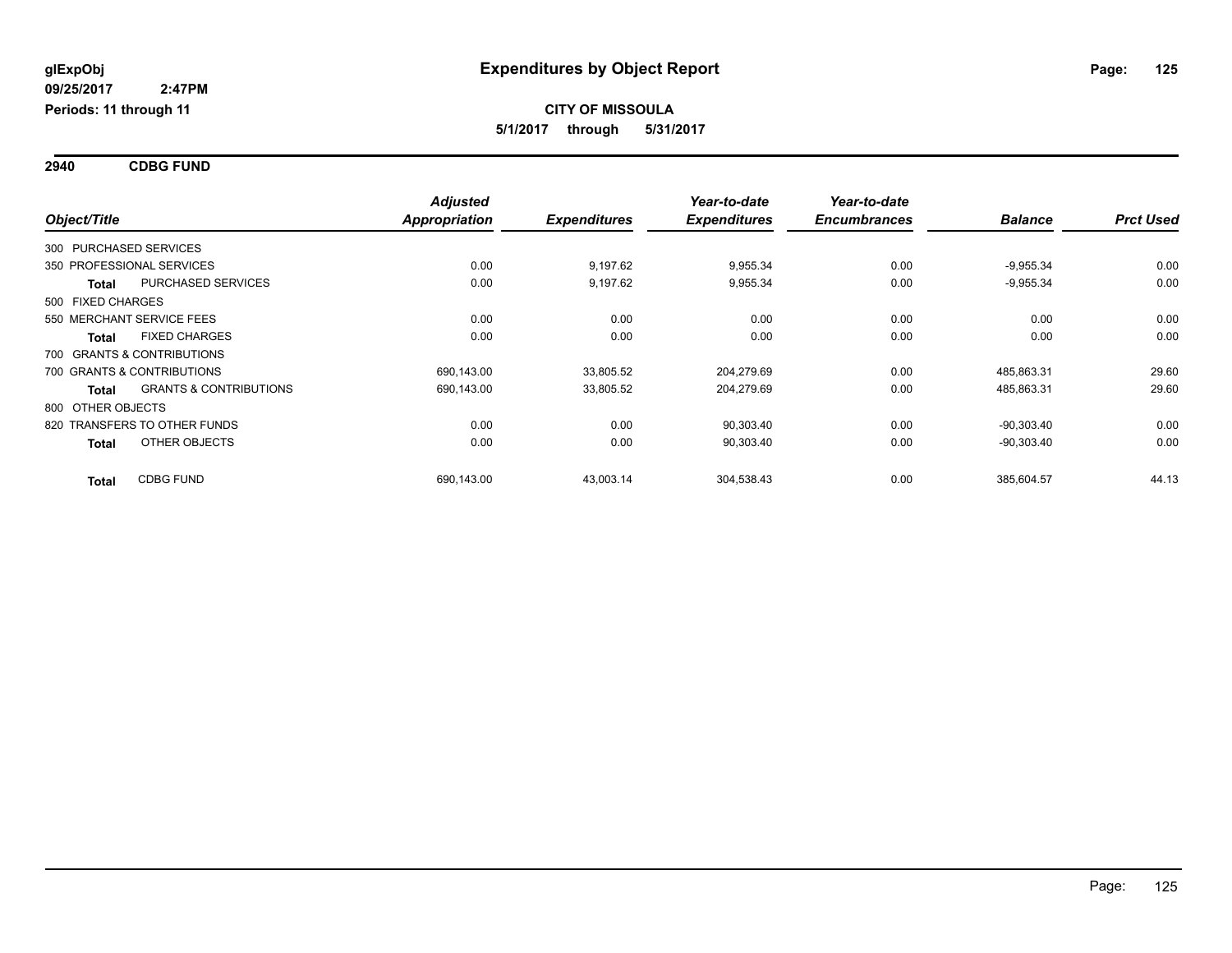**glExpObj** | **Expenditures by Object Report**

**09/25/2017 2:47PM**

**Periods: 11 through 11**

**CITY OF MISSOULA**

**5/1/2017 through 5/31/2017**

## 2940 CDBG FUND

| Object/Title | Adjusted Appropriation | Expenditures | Year-to-date Expenditures | Year-to-date Encumbrances | Balance | Prct Used |
|---|---|---|---|---|---|---|
| 300 PURCHASED SERVICES | | | | | | |
| 350 PROFESSIONAL SERVICES | 0.00 | 9,197.62 | 9,955.34 | 0.00 | -9,955.34 | 0.00 |
| **Total** PURCHASED SERVICES | 0.00 | 9,197.62 | 9,955.34 | 0.00 | -9,955.34 | 0.00 |
| 500 FIXED CHARGES | | | | | | |
| 550 MERCHANT SERVICE FEES | 0.00 | 0.00 | 0.00 | 0.00 | 0.00 | 0.00 |
| **Total** FIXED CHARGES | 0.00 | 0.00 | 0.00 | 0.00 | 0.00 | 0.00 |
| 700 GRANTS & CONTRIBUTIONS | | | | | | |
| 700 GRANTS & CONTRIBUTIONS | 690,143.00 | 33,805.52 | 204,279.69 | 0.00 | 485,863.31 | 29.60 |
| **Total** GRANTS & CONTRIBUTIONS | 690,143.00 | 33,805.52 | 204,279.69 | 0.00 | 485,863.31 | 29.60 |
| 800 OTHER OBJECTS | | | | | | |
| 820 TRANSFERS TO OTHER FUNDS | 0.00 | 0.00 | 90,303.40 | 0.00 | -90,303.40 | 0.00 |
| **Total** OTHER OBJECTS | 0.00 | 0.00 | 90,303.40 | 0.00 | -90,303.40 | 0.00 |
| **Total** CDBG FUND | 690,143.00 | 43,003.14 | 304,538.43 | 0.00 | 385,604.57 | 44.13 |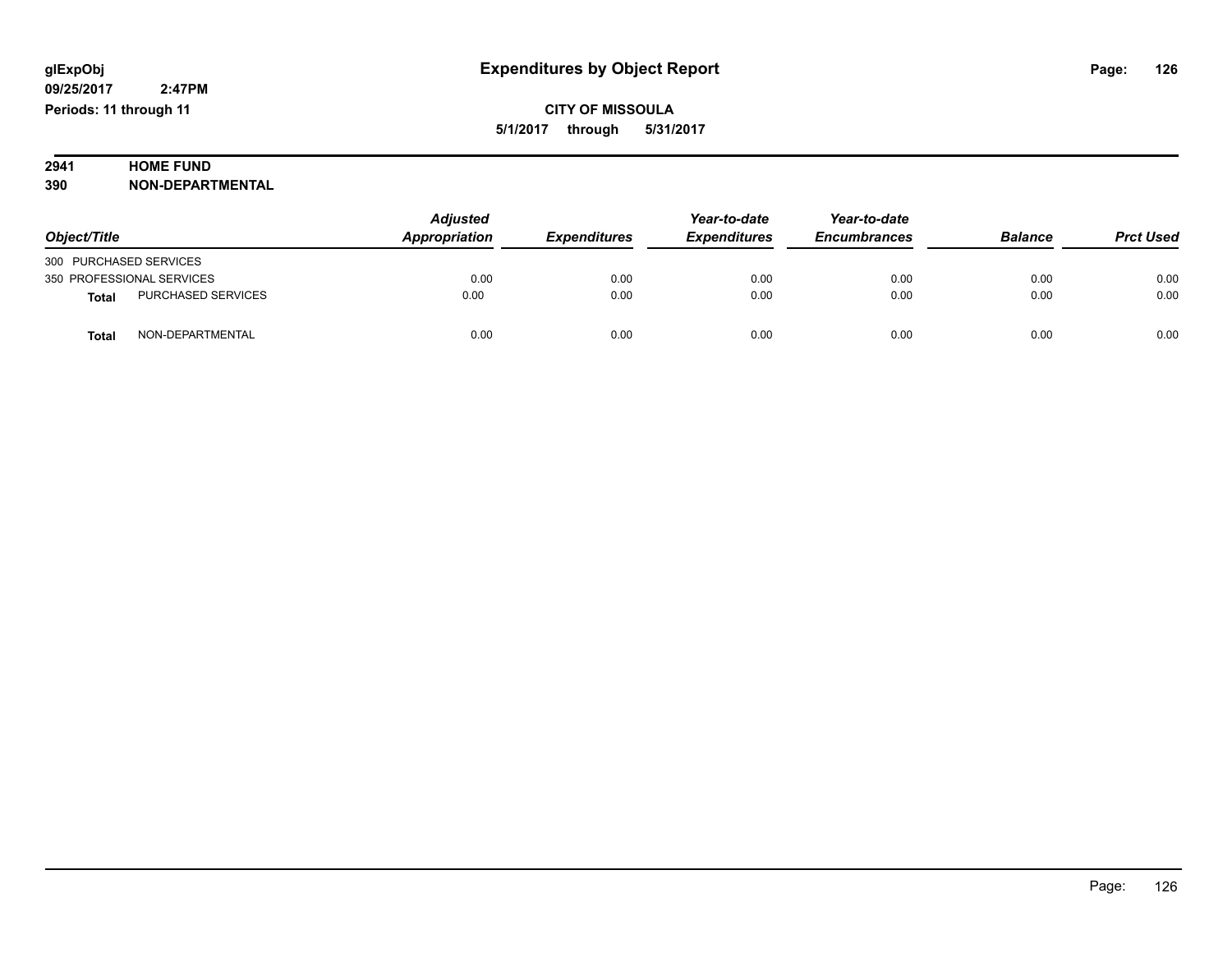# Expenditures by Object Report

glExpObj
09/25/2017 2:47PM
Periods: 11 through 11

**CITY OF MISSOULA**
**5/1/2017 through 5/31/2017**

**2941 HOME FUND**
**390 NON-DEPARTMENTAL**

| Object/Title | Adjusted Appropriation | Expenditures | Year-to-date Expenditures | Year-to-date Encumbrances | Balance | Prct Used |
|---|---|---|---|---|---|---|
| 300 PURCHASED SERVICES | | | | | | |
| 350 PROFESSIONAL SERVICES | 0.00 | 0.00 | 0.00 | 0.00 | 0.00 | 0.00 |
| **Total** PURCHASED SERVICES | 0.00 | 0.00 | 0.00 | 0.00 | 0.00 | 0.00 |
| **Total** NON-DEPARTMENTAL | 0.00 | 0.00 | 0.00 | 0.00 | 0.00 | 0.00 |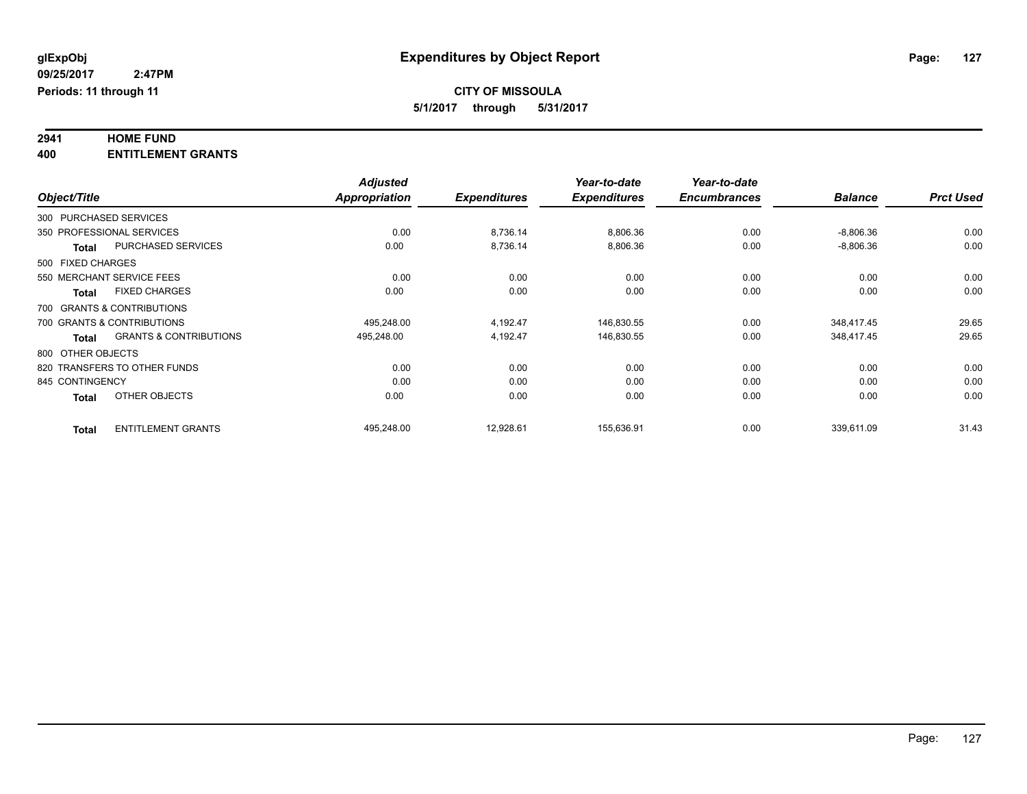# Expenditures by Object Report

glExpObj
09/25/2017 2:47PM
Periods: 11 through 11

**CITY OF MISSOULA**
**5/1/2017 through 5/31/2017**

## 2941 HOME FUND
## 400 ENTITLEMENT GRANTS

| Object/Title | | *Adjusted Appropriation* | *Expenditures* | *Year-to-date Expenditures* | *Year-to-date Encumbrances* | *Balance* | *Prct Used* |
|---|---|---|---|---|---|---|---|
| 300 PURCHASED SERVICES | | | | | | | |
| 350 PROFESSIONAL SERVICES | | 0.00 | 8,736.14 | 8,806.36 | 0.00 | -8,806.36 | 0.00 |
| **Total** | PURCHASED SERVICES | 0.00 | 8,736.14 | 8,806.36 | 0.00 | -8,806.36 | 0.00 |
| 500 FIXED CHARGES | | | | | | | |
| 550 MERCHANT SERVICE FEES | | 0.00 | 0.00 | 0.00 | 0.00 | 0.00 | 0.00 |
| **Total** | FIXED CHARGES | 0.00 | 0.00 | 0.00 | 0.00 | 0.00 | 0.00 |
| 700 GRANTS & CONTRIBUTIONS | | | | | | | |
| 700 GRANTS & CONTRIBUTIONS | | 495,248.00 | 4,192.47 | 146,830.55 | 0.00 | 348,417.45 | 29.65 |
| **Total** | GRANTS & CONTRIBUTIONS | 495,248.00 | 4,192.47 | 146,830.55 | 0.00 | 348,417.45 | 29.65 |
| 800 OTHER OBJECTS | | | | | | | |
| 820 TRANSFERS TO OTHER FUNDS | | 0.00 | 0.00 | 0.00 | 0.00 | 0.00 | 0.00 |
| 845 CONTINGENCY | | 0.00 | 0.00 | 0.00 | 0.00 | 0.00 | 0.00 |
| **Total** | OTHER OBJECTS | 0.00 | 0.00 | 0.00 | 0.00 | 0.00 | 0.00 |
| **Total** | ENTITLEMENT GRANTS | 495,248.00 | 12,928.61 | 155,636.91 | 0.00 | 339,611.09 | 31.43 |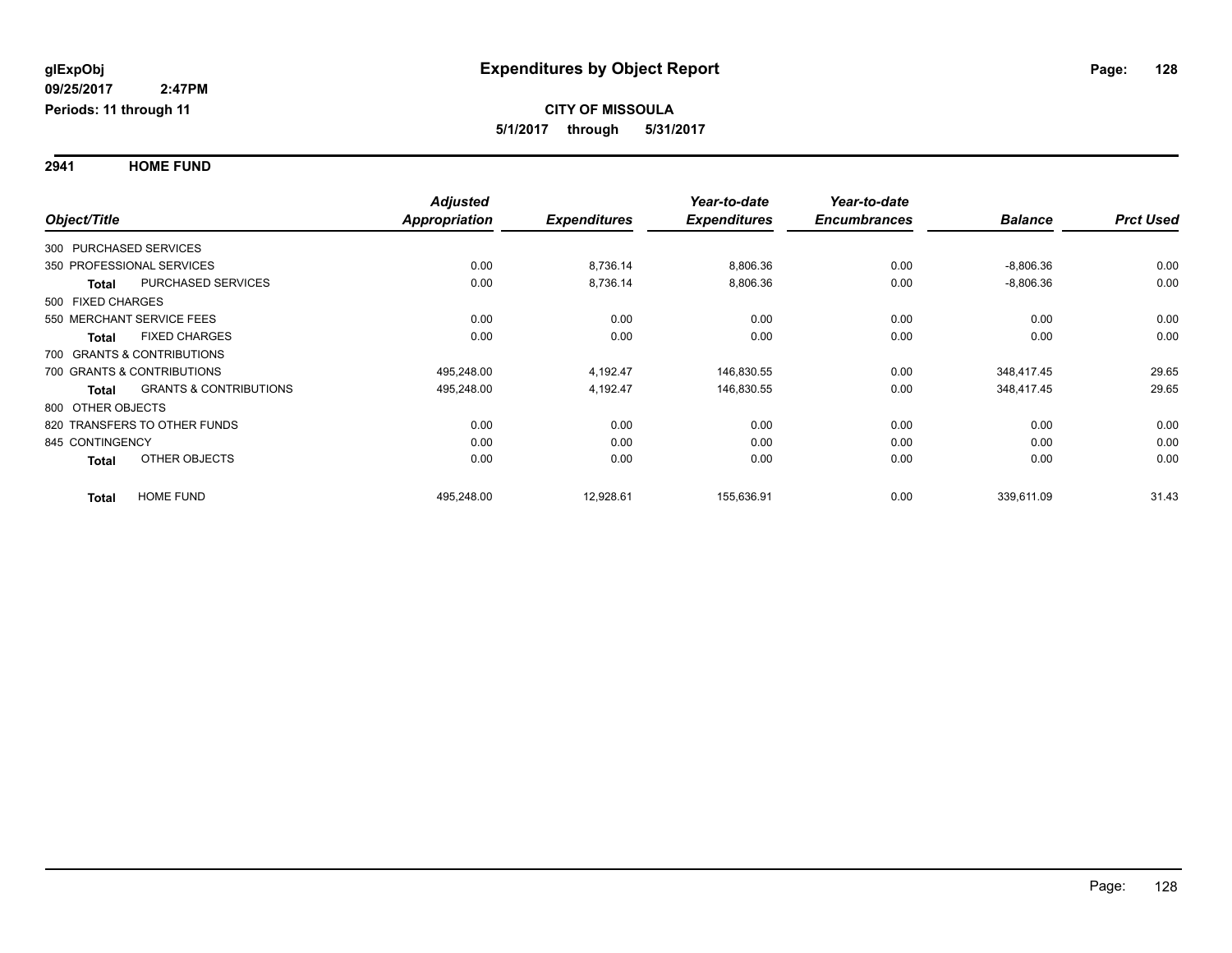**glExpObj**
**09/25/2017 2:47PM**
**Periods: 11 through 11**

# Expenditures by Object Report

**CITY OF MISSOULA**
**5/1/2017 through 5/31/2017**

## 2941 HOME FUND

| Object/Title | | Adjusted Appropriation | Expenditures | Year-to-date Expenditures | Year-to-date Encumbrances | Balance | Prct Used |
|---|---|---|---|---|---|---|---|
| 300 PURCHASED SERVICES | | | | | | | |
| 350 PROFESSIONAL SERVICES | | 0.00 | 8,736.14 | 8,806.36 | 0.00 | -8,806.36 | 0.00 |
| **Total** | PURCHASED SERVICES | 0.00 | 8,736.14 | 8,806.36 | 0.00 | -8,806.36 | 0.00 |
| 500 FIXED CHARGES | | | | | | | |
| 550 MERCHANT SERVICE FEES | | 0.00 | 0.00 | 0.00 | 0.00 | 0.00 | 0.00 |
| **Total** | FIXED CHARGES | 0.00 | 0.00 | 0.00 | 0.00 | 0.00 | 0.00 |
| 700 GRANTS & CONTRIBUTIONS | | | | | | | |
| 700 GRANTS & CONTRIBUTIONS | | 495,248.00 | 4,192.47 | 146,830.55 | 0.00 | 348,417.45 | 29.65 |
| **Total** | GRANTS & CONTRIBUTIONS | 495,248.00 | 4,192.47 | 146,830.55 | 0.00 | 348,417.45 | 29.65 |
| 800 OTHER OBJECTS | | | | | | | |
| 820 TRANSFERS TO OTHER FUNDS | | 0.00 | 0.00 | 0.00 | 0.00 | 0.00 | 0.00 |
| 845 CONTINGENCY | | 0.00 | 0.00 | 0.00 | 0.00 | 0.00 | 0.00 |
| **Total** | OTHER OBJECTS | 0.00 | 0.00 | 0.00 | 0.00 | 0.00 | 0.00 |
| **Total** | HOME FUND | 495,248.00 | 12,928.61 | 155,636.91 | 0.00 | 339,611.09 | 31.43 |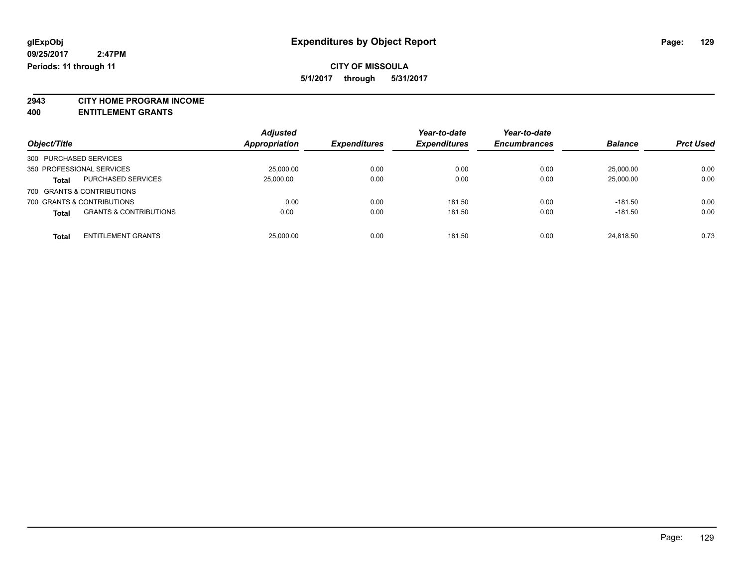glExpObj
09/25/2017 2:47PM
Periods: 11 through 11

# Expenditures by Object Report

**CITY OF MISSOULA**
**5/1/2017 through 5/31/2017**

**2943 CITY HOME PROGRAM INCOME**
**400 ENTITLEMENT GRANTS**

| Object/Title | | Adjusted Appropriation | Expenditures | Year-to-date Expenditures | Year-to-date Encumbrances | Balance | Prct Used |
|---|---|---|---|---|---|---|---|
| 300 PURCHASED SERVICES | | | | | | | |
| 350 PROFESSIONAL SERVICES | | 25,000.00 | 0.00 | 0.00 | 0.00 | 25,000.00 | 0.00 |
| **Total** | PURCHASED SERVICES | 25,000.00 | 0.00 | 0.00 | 0.00 | 25,000.00 | 0.00 |
| 700 GRANTS & CONTRIBUTIONS | | | | | | | |
| 700 GRANTS & CONTRIBUTIONS | | 0.00 | 0.00 | 181.50 | 0.00 | -181.50 | 0.00 |
| **Total** | GRANTS & CONTRIBUTIONS | 0.00 | 0.00 | 181.50 | 0.00 | -181.50 | 0.00 |
| **Total** | ENTITLEMENT GRANTS | 25,000.00 | 0.00 | 181.50 | 0.00 | 24,818.50 | 0.73 |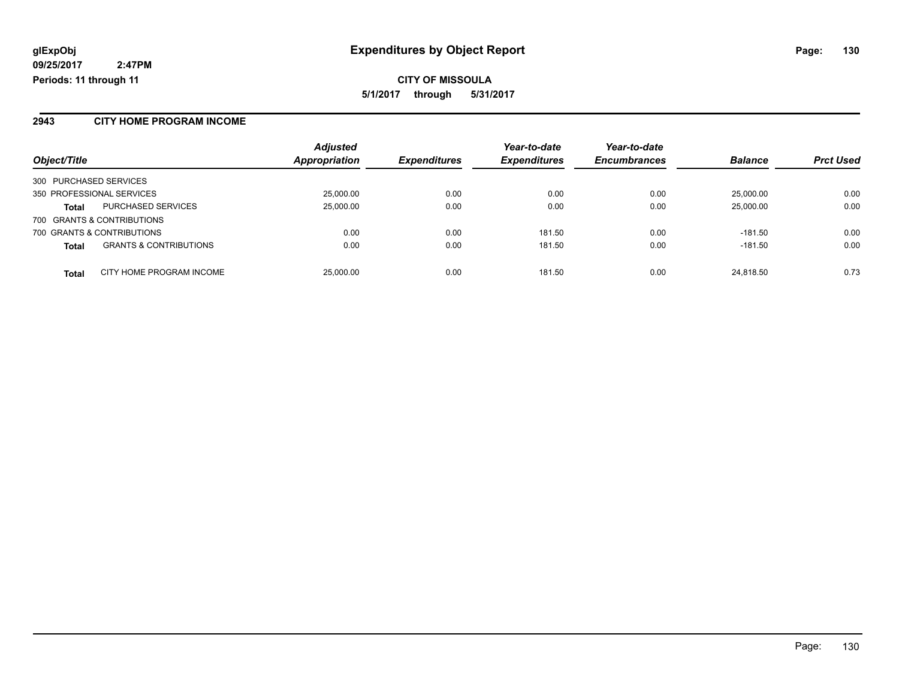**glExpObj**
**09/25/2017 2:47PM**
**Periods: 11 through 11**

# Expenditures by Object Report

**CITY OF MISSOULA**
**5/1/2017 through 5/31/2017**

## 2943 CITY HOME PROGRAM INCOME

| Object/Title | | *Adjusted Appropriation* | *Expenditures* | *Year-to-date Expenditures* | *Year-to-date Encumbrances* | *Balance* | *Prct Used* |
|---|---|---|---|---|---|---|---|
| 300 PURCHASED SERVICES | | | | | | | |
| 350 PROFESSIONAL SERVICES | | 25,000.00 | 0.00 | 0.00 | 0.00 | 25,000.00 | 0.00 |
| **Total** | PURCHASED SERVICES | 25,000.00 | 0.00 | 0.00 | 0.00 | 25,000.00 | 0.00 |
| 700 GRANTS & CONTRIBUTIONS | | | | | | | |
| 700 GRANTS & CONTRIBUTIONS | | 0.00 | 0.00 | 181.50 | 0.00 | -181.50 | 0.00 |
| **Total** | GRANTS & CONTRIBUTIONS | 0.00 | 0.00 | 181.50 | 0.00 | -181.50 | 0.00 |
| **Total** | CITY HOME PROGRAM INCOME | 25,000.00 | 0.00 | 181.50 | 0.00 | 24,818.50 | 0.73 |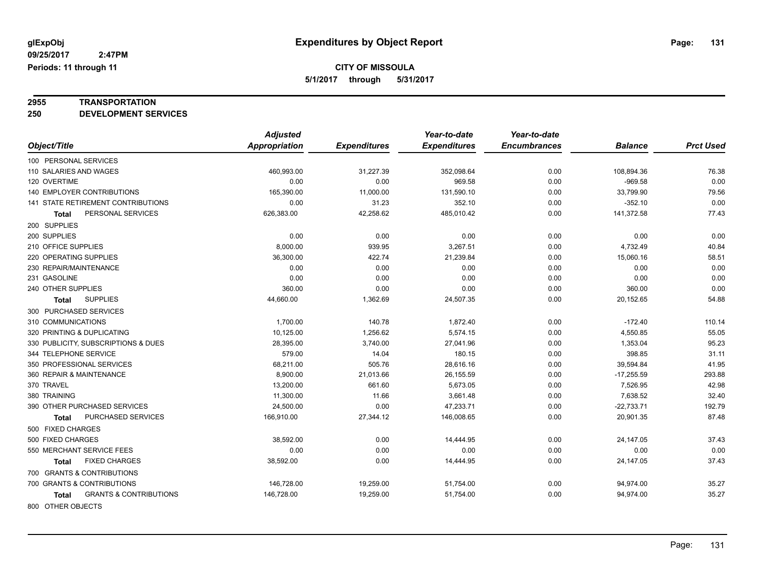# Expenditures by Object Report

glExpObj
09/25/2017 2:47PM
Periods: 11 through 11

**CITY OF MISSOULA**
5/1/2017 through 5/31/2017

**2955 TRANSPORTATION**
**250 DEVELOPMENT SERVICES**

| Object/Title | Adjusted Appropriation | Expenditures | Year-to-date Expenditures | Year-to-date Encumbrances | Balance | Prct Used |
|---|---|---|---|---|---|---|
| 100 PERSONAL SERVICES | | | | | | |
| 110 SALARIES AND WAGES | 460,993.00 | 31,227.39 | 352,098.64 | 0.00 | 108,894.36 | 76.38 |
| 120 OVERTIME | 0.00 | 0.00 | 969.58 | 0.00 | -969.58 | 0.00 |
| 140 EMPLOYER CONTRIBUTIONS | 165,390.00 | 11,000.00 | 131,590.10 | 0.00 | 33,799.90 | 79.56 |
| 141 STATE RETIREMENT CONTRIBUTIONS | 0.00 | 31.23 | 352.10 | 0.00 | -352.10 | 0.00 |
| **Total** PERSONAL SERVICES | 626,383.00 | 42,258.62 | 485,010.42 | 0.00 | 141,372.58 | 77.43 |
| 200 SUPPLIES | | | | | | |
| 200 SUPPLIES | 0.00 | 0.00 | 0.00 | 0.00 | 0.00 | 0.00 |
| 210 OFFICE SUPPLIES | 8,000.00 | 939.95 | 3,267.51 | 0.00 | 4,732.49 | 40.84 |
| 220 OPERATING SUPPLIES | 36,300.00 | 422.74 | 21,239.84 | 0.00 | 15,060.16 | 58.51 |
| 230 REPAIR/MAINTENANCE | 0.00 | 0.00 | 0.00 | 0.00 | 0.00 | 0.00 |
| 231 GASOLINE | 0.00 | 0.00 | 0.00 | 0.00 | 0.00 | 0.00 |
| 240 OTHER SUPPLIES | 360.00 | 0.00 | 0.00 | 0.00 | 360.00 | 0.00 |
| **Total** SUPPLIES | 44,660.00 | 1,362.69 | 24,507.35 | 0.00 | 20,152.65 | 54.88 |
| 300 PURCHASED SERVICES | | | | | | |
| 310 COMMUNICATIONS | 1,700.00 | 140.78 | 1,872.40 | 0.00 | -172.40 | 110.14 |
| 320 PRINTING & DUPLICATING | 10,125.00 | 1,256.62 | 5,574.15 | 0.00 | 4,550.85 | 55.05 |
| 330 PUBLICITY, SUBSCRIPTIONS & DUES | 28,395.00 | 3,740.00 | 27,041.96 | 0.00 | 1,353.04 | 95.23 |
| 344 TELEPHONE SERVICE | 579.00 | 14.04 | 180.15 | 0.00 | 398.85 | 31.11 |
| 350 PROFESSIONAL SERVICES | 68,211.00 | 505.76 | 28,616.16 | 0.00 | 39,594.84 | 41.95 |
| 360 REPAIR & MAINTENANCE | 8,900.00 | 21,013.66 | 26,155.59 | 0.00 | -17,255.59 | 293.88 |
| 370 TRAVEL | 13,200.00 | 661.60 | 5,673.05 | 0.00 | 7,526.95 | 42.98 |
| 380 TRAINING | 11,300.00 | 11.66 | 3,661.48 | 0.00 | 7,638.52 | 32.40 |
| 390 OTHER PURCHASED SERVICES | 24,500.00 | 0.00 | 47,233.71 | 0.00 | -22,733.71 | 192.79 |
| **Total** PURCHASED SERVICES | 166,910.00 | 27,344.12 | 146,008.65 | 0.00 | 20,901.35 | 87.48 |
| 500 FIXED CHARGES | | | | | | |
| 500 FIXED CHARGES | 38,592.00 | 0.00 | 14,444.95 | 0.00 | 24,147.05 | 37.43 |
| 550 MERCHANT SERVICE FEES | 0.00 | 0.00 | 0.00 | 0.00 | 0.00 | 0.00 |
| **Total** FIXED CHARGES | 38,592.00 | 0.00 | 14,444.95 | 0.00 | 24,147.05 | 37.43 |
| 700 GRANTS & CONTRIBUTIONS | | | | | | |
| 700 GRANTS & CONTRIBUTIONS | 146,728.00 | 19,259.00 | 51,754.00 | 0.00 | 94,974.00 | 35.27 |
| **Total** GRANTS & CONTRIBUTIONS | 146,728.00 | 19,259.00 | 51,754.00 | 0.00 | 94,974.00 | 35.27 |
| 800 OTHER OBJECTS | | | | | | |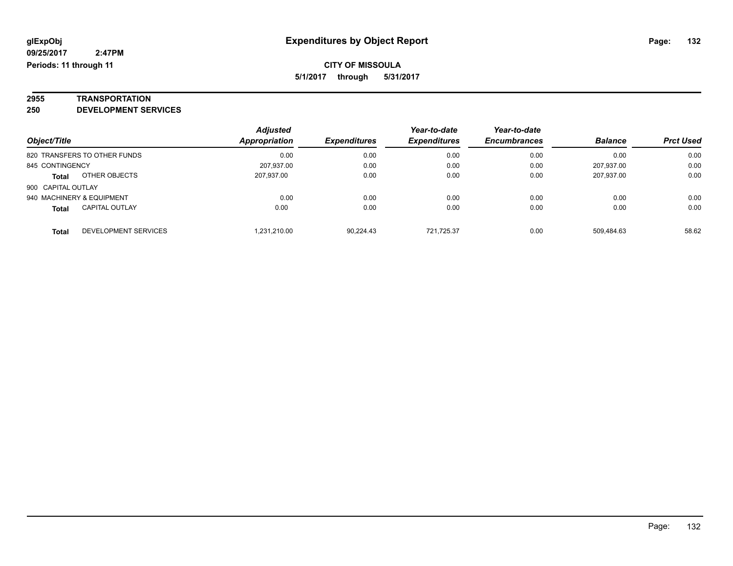# Expenditures by Object Report

glExpObj
09/25/2017 2:47PM
Periods: 11 through 11

**CITY OF MISSOULA**
**5/1/2017 through 5/31/2017**

## 2955 TRANSPORTATION
## 250 DEVELOPMENT SERVICES

| Object/Title | Adjusted Appropriation | Expenditures | Year-to-date Expenditures | Year-to-date Encumbrances | Balance | Prct Used |
|---|---|---|---|---|---|---|
| 820 TRANSFERS TO OTHER FUNDS | 0.00 | 0.00 | 0.00 | 0.00 | 0.00 | 0.00 |
| 845 CONTINGENCY | 207,937.00 | 0.00 | 0.00 | 0.00 | 207,937.00 | 0.00 |
| **Total** OTHER OBJECTS | 207,937.00 | 0.00 | 0.00 | 0.00 | 207,937.00 | 0.00 |
| 900 CAPITAL OUTLAY | | | | | | |
| 940 MACHINERY & EQUIPMENT | 0.00 | 0.00 | 0.00 | 0.00 | 0.00 | 0.00 |
| **Total** CAPITAL OUTLAY | 0.00 | 0.00 | 0.00 | 0.00 | 0.00 | 0.00 |
| **Total** DEVELOPMENT SERVICES | 1,231,210.00 | 90,224.43 | 721,725.37 | 0.00 | 509,484.63 | 58.62 |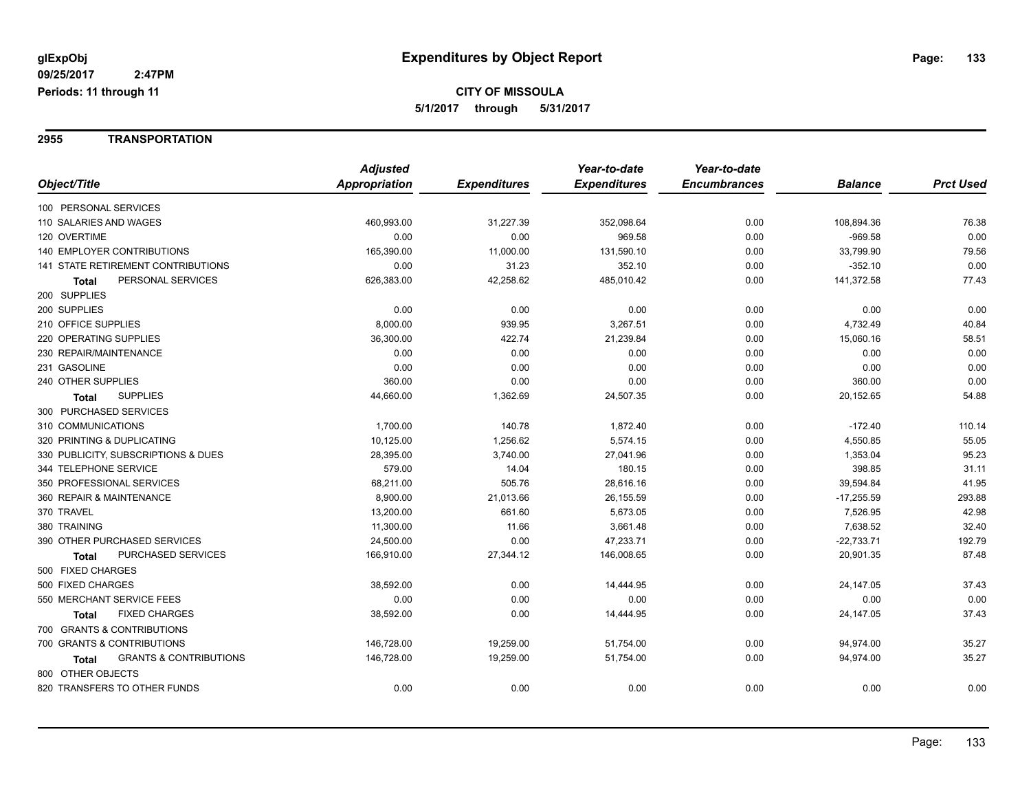**glExpObj**
**09/25/2017 2:47PM**
**Periods: 11 through 11**

# Expenditures by Object Report

**CITY OF MISSOULA**
**5/1/2017 through 5/31/2017**

## 2955 TRANSPORTATION

| Object/Title | Adjusted Appropriation | Expenditures | Year-to-date Expenditures | Year-to-date Encumbrances | Balance | Prct Used |
|---|---|---|---|---|---|---|
| 100 PERSONAL SERVICES | | | | | | |
| 110 SALARIES AND WAGES | 460,993.00 | 31,227.39 | 352,098.64 | 0.00 | 108,894.36 | 76.38 |
| 120 OVERTIME | 0.00 | 0.00 | 969.58 | 0.00 | -969.58 | 0.00 |
| 140 EMPLOYER CONTRIBUTIONS | 165,390.00 | 11,000.00 | 131,590.10 | 0.00 | 33,799.90 | 79.56 |
| 141 STATE RETIREMENT CONTRIBUTIONS | 0.00 | 31.23 | 352.10 | 0.00 | -352.10 | 0.00 |
| **Total** PERSONAL SERVICES | 626,383.00 | 42,258.62 | 485,010.42 | 0.00 | 141,372.58 | 77.43 |
| 200 SUPPLIES | | | | | | |
| 200 SUPPLIES | 0.00 | 0.00 | 0.00 | 0.00 | 0.00 | 0.00 |
| 210 OFFICE SUPPLIES | 8,000.00 | 939.95 | 3,267.51 | 0.00 | 4,732.49 | 40.84 |
| 220 OPERATING SUPPLIES | 36,300.00 | 422.74 | 21,239.84 | 0.00 | 15,060.16 | 58.51 |
| 230 REPAIR/MAINTENANCE | 0.00 | 0.00 | 0.00 | 0.00 | 0.00 | 0.00 |
| 231 GASOLINE | 0.00 | 0.00 | 0.00 | 0.00 | 0.00 | 0.00 |
| 240 OTHER SUPPLIES | 360.00 | 0.00 | 0.00 | 0.00 | 360.00 | 0.00 |
| **Total** SUPPLIES | 44,660.00 | 1,362.69 | 24,507.35 | 0.00 | 20,152.65 | 54.88 |
| 300 PURCHASED SERVICES | | | | | | |
| 310 COMMUNICATIONS | 1,700.00 | 140.78 | 1,872.40 | 0.00 | -172.40 | 110.14 |
| 320 PRINTING & DUPLICATING | 10,125.00 | 1,256.62 | 5,574.15 | 0.00 | 4,550.85 | 55.05 |
| 330 PUBLICITY, SUBSCRIPTIONS & DUES | 28,395.00 | 3,740.00 | 27,041.96 | 0.00 | 1,353.04 | 95.23 |
| 344 TELEPHONE SERVICE | 579.00 | 14.04 | 180.15 | 0.00 | 398.85 | 31.11 |
| 350 PROFESSIONAL SERVICES | 68,211.00 | 505.76 | 28,616.16 | 0.00 | 39,594.84 | 41.95 |
| 360 REPAIR & MAINTENANCE | 8,900.00 | 21,013.66 | 26,155.59 | 0.00 | -17,255.59 | 293.88 |
| 370 TRAVEL | 13,200.00 | 661.60 | 5,673.05 | 0.00 | 7,526.95 | 42.98 |
| 380 TRAINING | 11,300.00 | 11.66 | 3,661.48 | 0.00 | 7,638.52 | 32.40 |
| 390 OTHER PURCHASED SERVICES | 24,500.00 | 0.00 | 47,233.71 | 0.00 | -22,733.71 | 192.79 |
| **Total** PURCHASED SERVICES | 166,910.00 | 27,344.12 | 146,008.65 | 0.00 | 20,901.35 | 87.48 |
| 500 FIXED CHARGES | | | | | | |
| 500 FIXED CHARGES | 38,592.00 | 0.00 | 14,444.95 | 0.00 | 24,147.05 | 37.43 |
| 550 MERCHANT SERVICE FEES | 0.00 | 0.00 | 0.00 | 0.00 | 0.00 | 0.00 |
| **Total** FIXED CHARGES | 38,592.00 | 0.00 | 14,444.95 | 0.00 | 24,147.05 | 37.43 |
| 700 GRANTS & CONTRIBUTIONS | | | | | | |
| 700 GRANTS & CONTRIBUTIONS | 146,728.00 | 19,259.00 | 51,754.00 | 0.00 | 94,974.00 | 35.27 |
| **Total** GRANTS & CONTRIBUTIONS | 146,728.00 | 19,259.00 | 51,754.00 | 0.00 | 94,974.00 | 35.27 |
| 800 OTHER OBJECTS | | | | | | |
| 820 TRANSFERS TO OTHER FUNDS | 0.00 | 0.00 | 0.00 | 0.00 | 0.00 | 0.00 |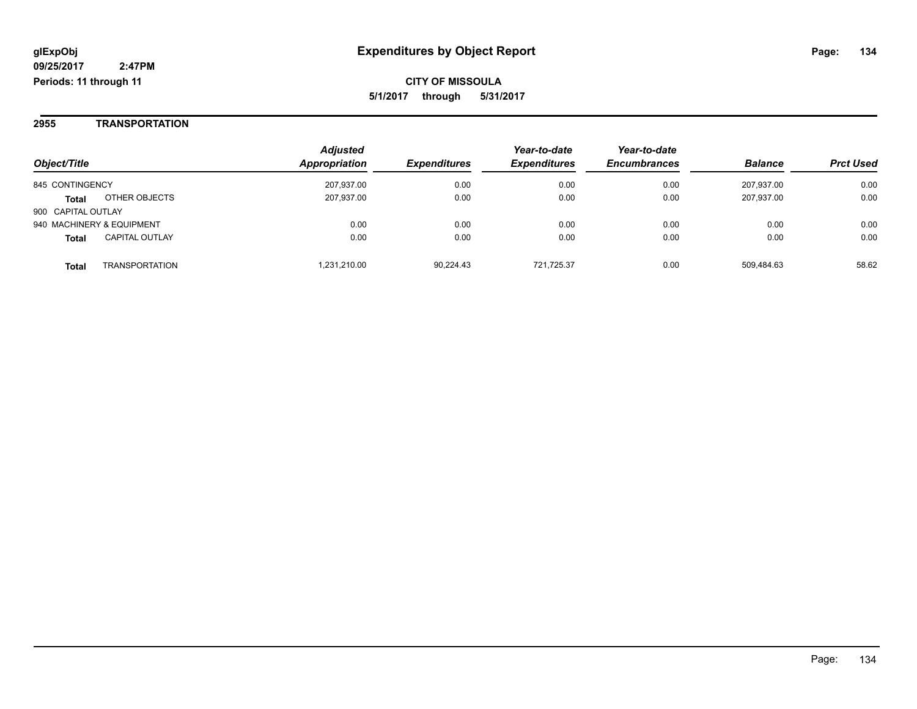**glExpObj**
**09/25/2017 2:47PM**
**Periods: 11 through 11**

# Expenditures by Object Report

**CITY OF MISSOULA**
**5/1/2017 through 5/31/2017**

## 2955 TRANSPORTATION

| Object/Title | Adjusted Appropriation | Expenditures | Year-to-date Expenditures | Year-to-date Encumbrances | Balance | Prct Used |
|---|---|---|---|---|---|---|
| 845 CONTINGENCY | 207,937.00 | 0.00 | 0.00 | 0.00 | 207,937.00 | 0.00 |
| **Total** OTHER OBJECTS | 207,937.00 | 0.00 | 0.00 | 0.00 | 207,937.00 | 0.00 |
| 900 CAPITAL OUTLAY | | | | | | |
| 940 MACHINERY & EQUIPMENT | 0.00 | 0.00 | 0.00 | 0.00 | 0.00 | 0.00 |
| **Total** CAPITAL OUTLAY | 0.00 | 0.00 | 0.00 | 0.00 | 0.00 | 0.00 |
| **Total** TRANSPORTATION | 1,231,210.00 | 90,224.43 | 721,725.37 | 0.00 | 509,484.63 | 58.62 |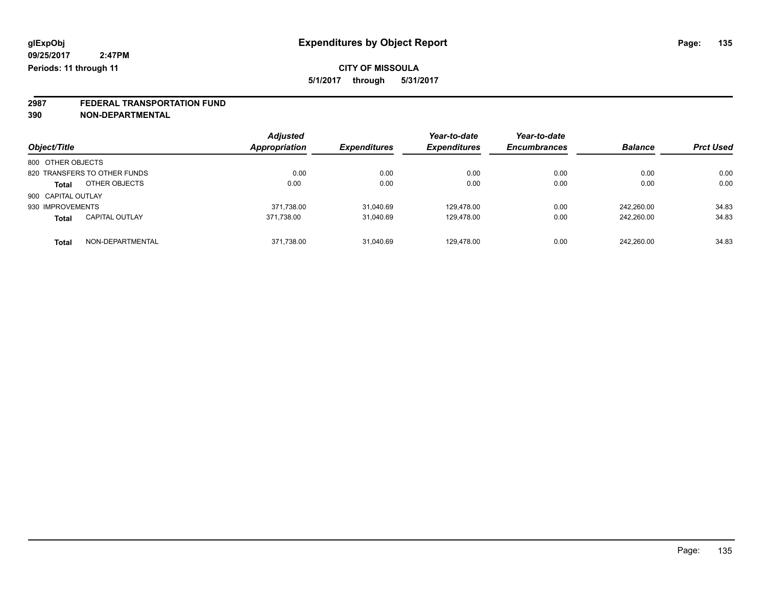**glExpObj** **Expenditures by Object Report**

**09/25/2017 2:47PM**

**Periods: 11 through 11**

**CITY OF MISSOULA**

**5/1/2017 through 5/31/2017**

**2987 FEDERAL TRANSPORTATION FUND**

**390 NON-DEPARTMENTAL**

| Object/Title | Adjusted Appropriation | Expenditures | Year-to-date Expenditures | Year-to-date Encumbrances | Balance | Prct Used |
|---|---|---|---|---|---|---|
| 800 OTHER OBJECTS | | | | | | |
| 820 TRANSFERS TO OTHER FUNDS | 0.00 | 0.00 | 0.00 | 0.00 | 0.00 | 0.00 |
| **Total** OTHER OBJECTS | 0.00 | 0.00 | 0.00 | 0.00 | 0.00 | 0.00 |
| 900 CAPITAL OUTLAY | | | | | | |
| 930 IMPROVEMENTS | 371,738.00 | 31,040.69 | 129,478.00 | 0.00 | 242,260.00 | 34.83 |
| **Total** CAPITAL OUTLAY | 371,738.00 | 31,040.69 | 129,478.00 | 0.00 | 242,260.00 | 34.83 |
| **Total** NON-DEPARTMENTAL | 371,738.00 | 31,040.69 | 129,478.00 | 0.00 | 242,260.00 | 34.83 |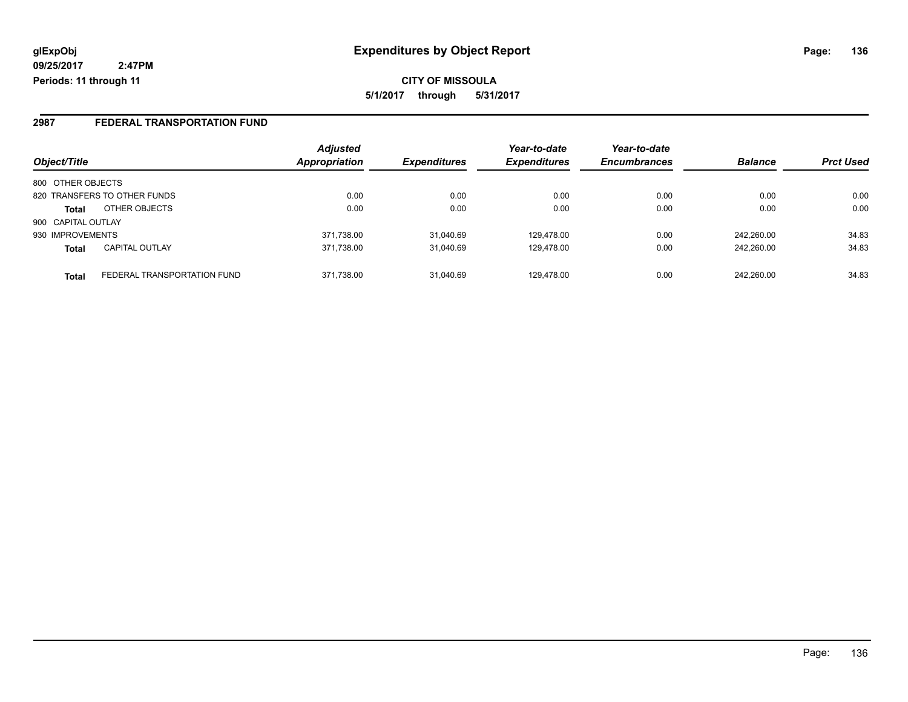# Expenditures by Object Report

glExpObj
09/25/2017 2:47PM
Periods: 11 through 11

**CITY OF MISSOULA**

**5/1/2017 through 5/31/2017**

## 2987 FEDERAL TRANSPORTATION FUND

| Object/Title | | Adjusted Appropriation | Expenditures | Year-to-date Expenditures | Year-to-date Encumbrances | Balance | Prct Used |
|---|---|---|---|---|---|---|---|
| 800 OTHER OBJECTS | | | | | | | |
| 820 TRANSFERS TO OTHER FUNDS | | 0.00 | 0.00 | 0.00 | 0.00 | 0.00 | 0.00 |
| **Total** | OTHER OBJECTS | 0.00 | 0.00 | 0.00 | 0.00 | 0.00 | 0.00 |
| 900 CAPITAL OUTLAY | | | | | | | |
| 930 IMPROVEMENTS | | 371,738.00 | 31,040.69 | 129,478.00 | 0.00 | 242,260.00 | 34.83 |
| **Total** | CAPITAL OUTLAY | 371,738.00 | 31,040.69 | 129,478.00 | 0.00 | 242,260.00 | 34.83 |
| **Total** | FEDERAL TRANSPORTATION FUND | 371,738.00 | 31,040.69 | 129,478.00 | 0.00 | 242,260.00 | 34.83 |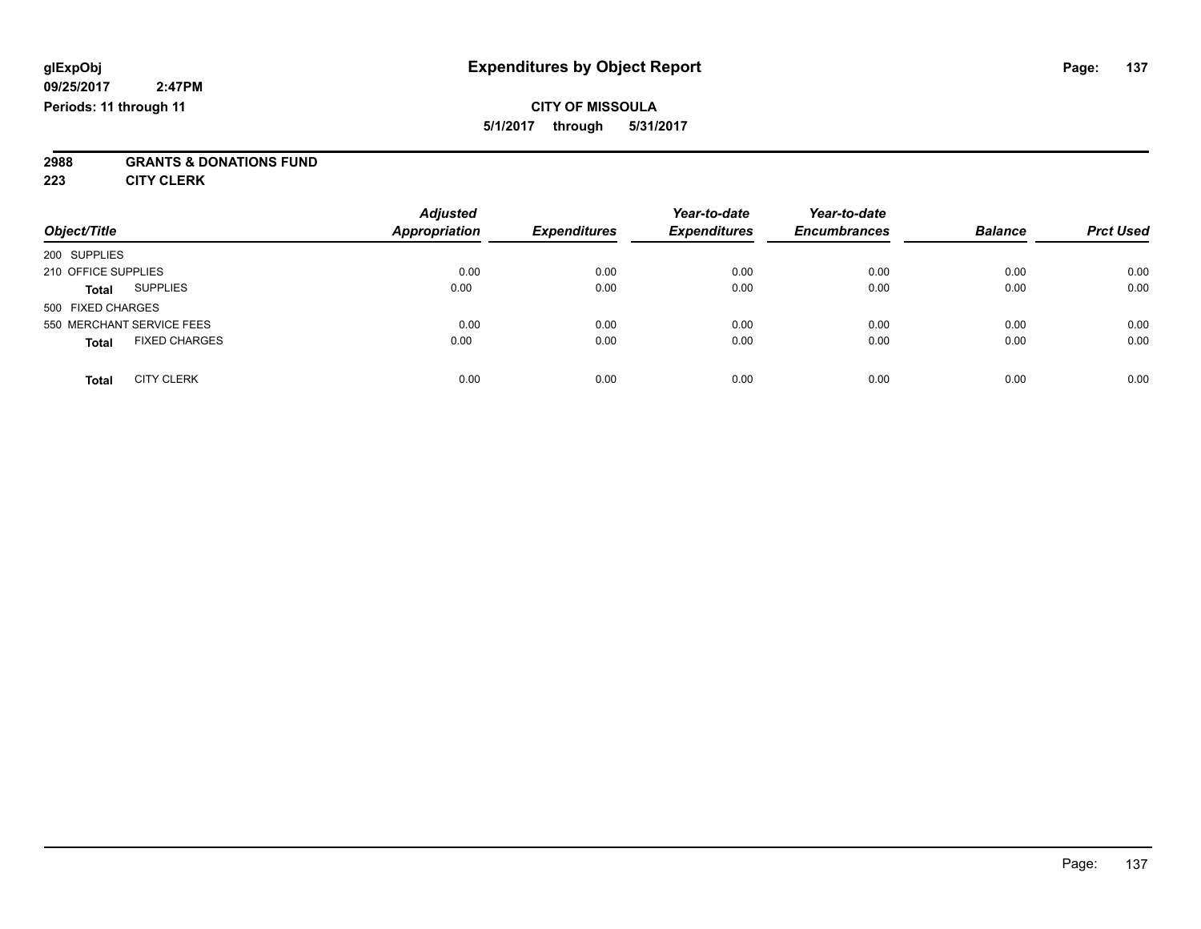# Expenditures by Object Report

glExpObj
09/25/2017 2:47PM
Periods: 11 through 11

**CITY OF MISSOULA**
**5/1/2017 through 5/31/2017**

**2988 GRANTS & DONATIONS FUND**
**223 CITY CLERK**

| Object/Title | | Adjusted Appropriation | Expenditures | Year-to-date Expenditures | Year-to-date Encumbrances | Balance | Prct Used |
|---|---|---|---|---|---|---|---|
| 200 SUPPLIES | | | | | | | |
| 210 OFFICE SUPPLIES | | 0.00 | 0.00 | 0.00 | 0.00 | 0.00 | 0.00 |
| **Total** | SUPPLIES | 0.00 | 0.00 | 0.00 | 0.00 | 0.00 | 0.00 |
| 500 FIXED CHARGES | | | | | | | |
| 550 MERCHANT SERVICE FEES | | 0.00 | 0.00 | 0.00 | 0.00 | 0.00 | 0.00 |
| **Total** | FIXED CHARGES | 0.00 | 0.00 | 0.00 | 0.00 | 0.00 | 0.00 |
| **Total** | CITY CLERK | 0.00 | 0.00 | 0.00 | 0.00 | 0.00 | 0.00 |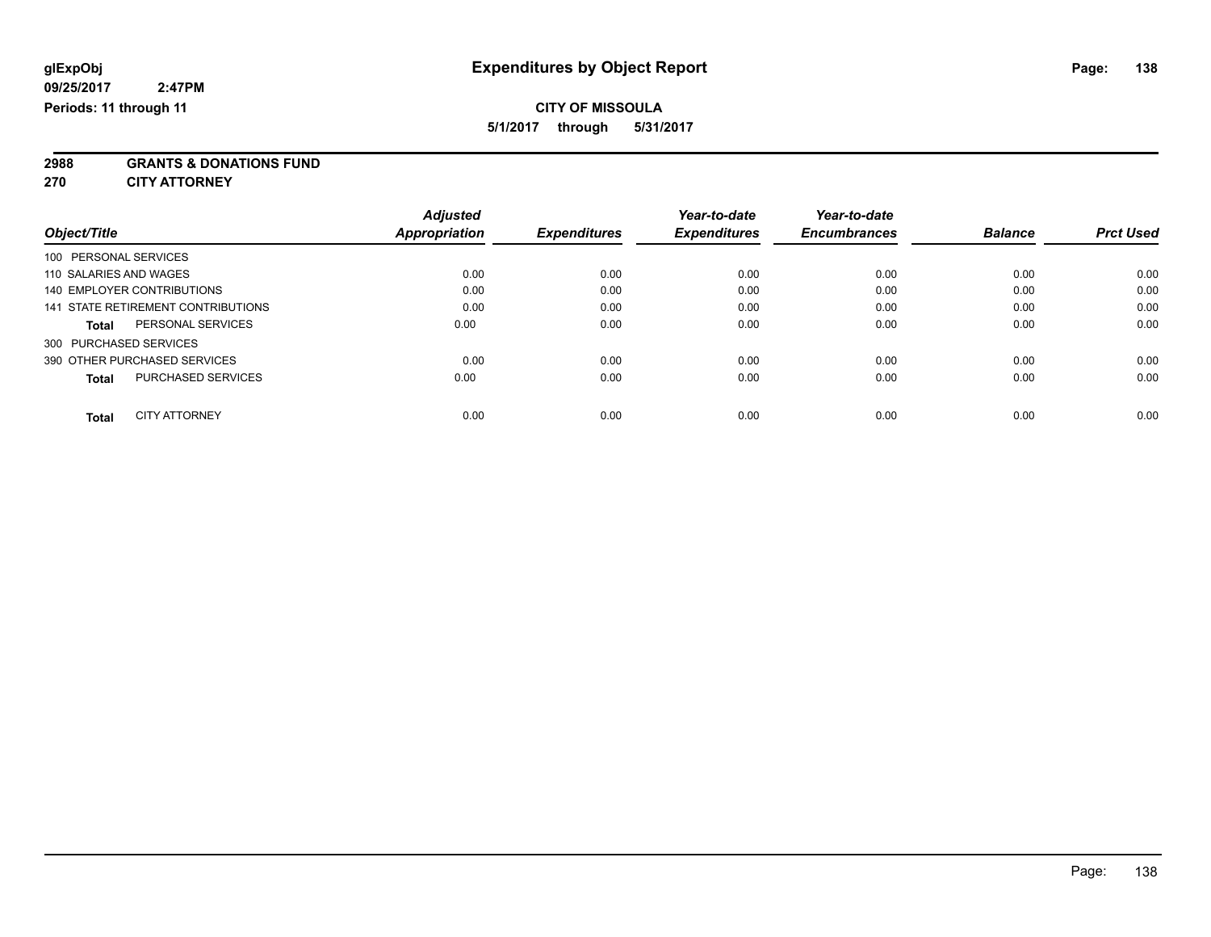# Expenditures by Object Report

glExpObj
09/25/2017 2:47PM
Periods: 11 through 11

**CITY OF MISSOULA**
**5/1/2017 through 5/31/2017**

**2988 GRANTS & DONATIONS FUND**
**270 CITY ATTORNEY**

| Object/Title | Adjusted Appropriation | Expenditures | Year-to-date Expenditures | Year-to-date Encumbrances | Balance | Prct Used |
|---|---|---|---|---|---|---|
| 100 PERSONAL SERVICES | | | | | | |
| 110 SALARIES AND WAGES | 0.00 | 0.00 | 0.00 | 0.00 | 0.00 | 0.00 |
| 140 EMPLOYER CONTRIBUTIONS | 0.00 | 0.00 | 0.00 | 0.00 | 0.00 | 0.00 |
| 141 STATE RETIREMENT CONTRIBUTIONS | 0.00 | 0.00 | 0.00 | 0.00 | 0.00 | 0.00 |
| **Total** PERSONAL SERVICES | 0.00 | 0.00 | 0.00 | 0.00 | 0.00 | 0.00 |
| 300 PURCHASED SERVICES | | | | | | |
| 390 OTHER PURCHASED SERVICES | 0.00 | 0.00 | 0.00 | 0.00 | 0.00 | 0.00 |
| **Total** PURCHASED SERVICES | 0.00 | 0.00 | 0.00 | 0.00 | 0.00 | 0.00 |
| **Total** CITY ATTORNEY | 0.00 | 0.00 | 0.00 | 0.00 | 0.00 | 0.00 |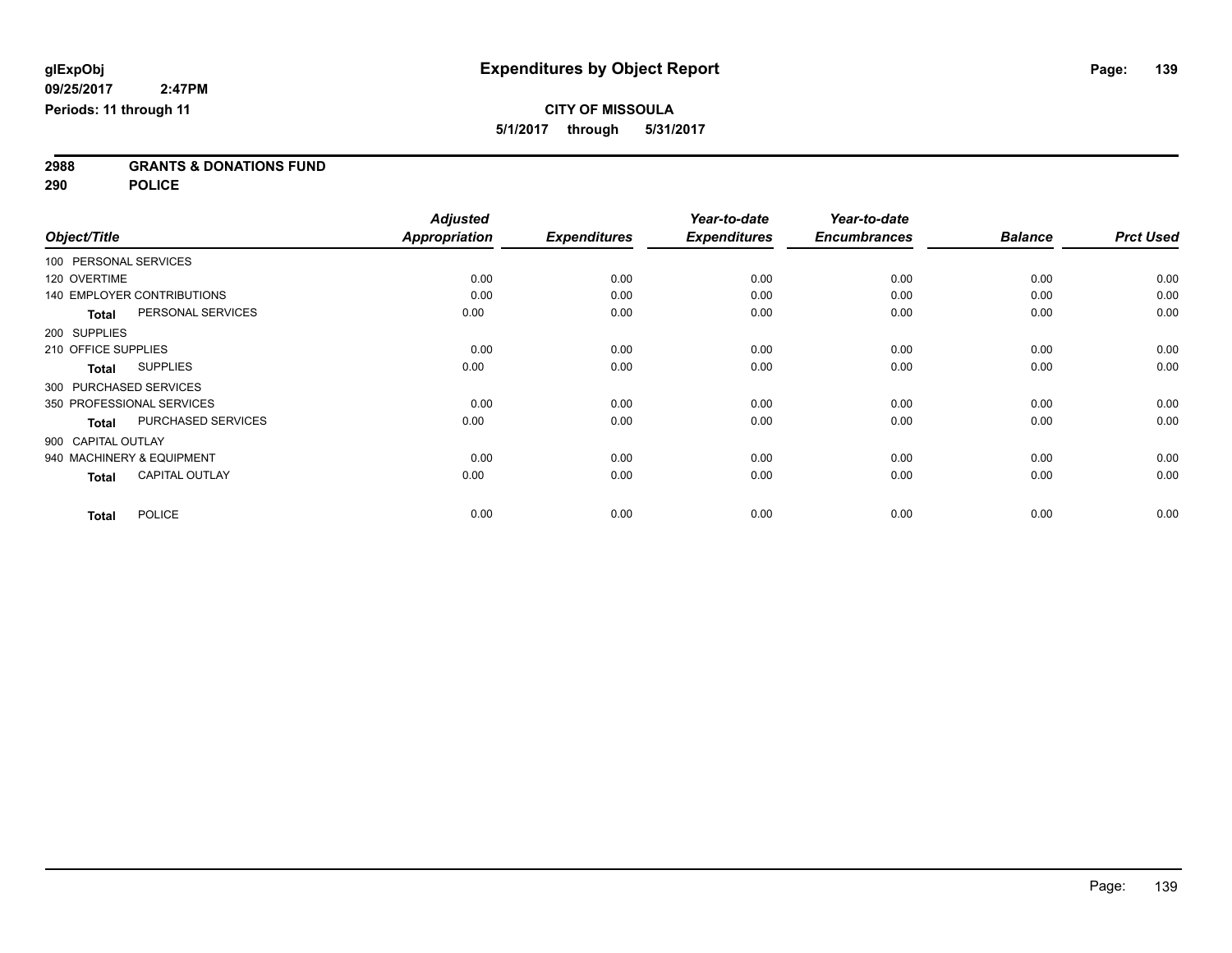glExpObj
09/25/2017 2:47PM
Periods: 11 through 11

# Expenditures by Object Report

**CITY OF MISSOULA**
**5/1/2017 through 5/31/2017**

**2988 GRANTS & DONATIONS FUND**
**290 POLICE**

| Object/Title | Adjusted Appropriation | Expenditures | Year-to-date Expenditures | Year-to-date Encumbrances | Balance | Prct Used |
|---|---|---|---|---|---|---|
| 100 PERSONAL SERVICES | | | | | | |
| 120 OVERTIME | 0.00 | 0.00 | 0.00 | 0.00 | 0.00 | 0.00 |
| 140 EMPLOYER CONTRIBUTIONS | 0.00 | 0.00 | 0.00 | 0.00 | 0.00 | 0.00 |
| **Total** PERSONAL SERVICES | 0.00 | 0.00 | 0.00 | 0.00 | 0.00 | 0.00 |
| 200 SUPPLIES | | | | | | |
| 210 OFFICE SUPPLIES | 0.00 | 0.00 | 0.00 | 0.00 | 0.00 | 0.00 |
| **Total** SUPPLIES | 0.00 | 0.00 | 0.00 | 0.00 | 0.00 | 0.00 |
| 300 PURCHASED SERVICES | | | | | | |
| 350 PROFESSIONAL SERVICES | 0.00 | 0.00 | 0.00 | 0.00 | 0.00 | 0.00 |
| **Total** PURCHASED SERVICES | 0.00 | 0.00 | 0.00 | 0.00 | 0.00 | 0.00 |
| 900 CAPITAL OUTLAY | | | | | | |
| 940 MACHINERY & EQUIPMENT | 0.00 | 0.00 | 0.00 | 0.00 | 0.00 | 0.00 |
| **Total** CAPITAL OUTLAY | 0.00 | 0.00 | 0.00 | 0.00 | 0.00 | 0.00 |
| **Total** POLICE | 0.00 | 0.00 | 0.00 | 0.00 | 0.00 | 0.00 |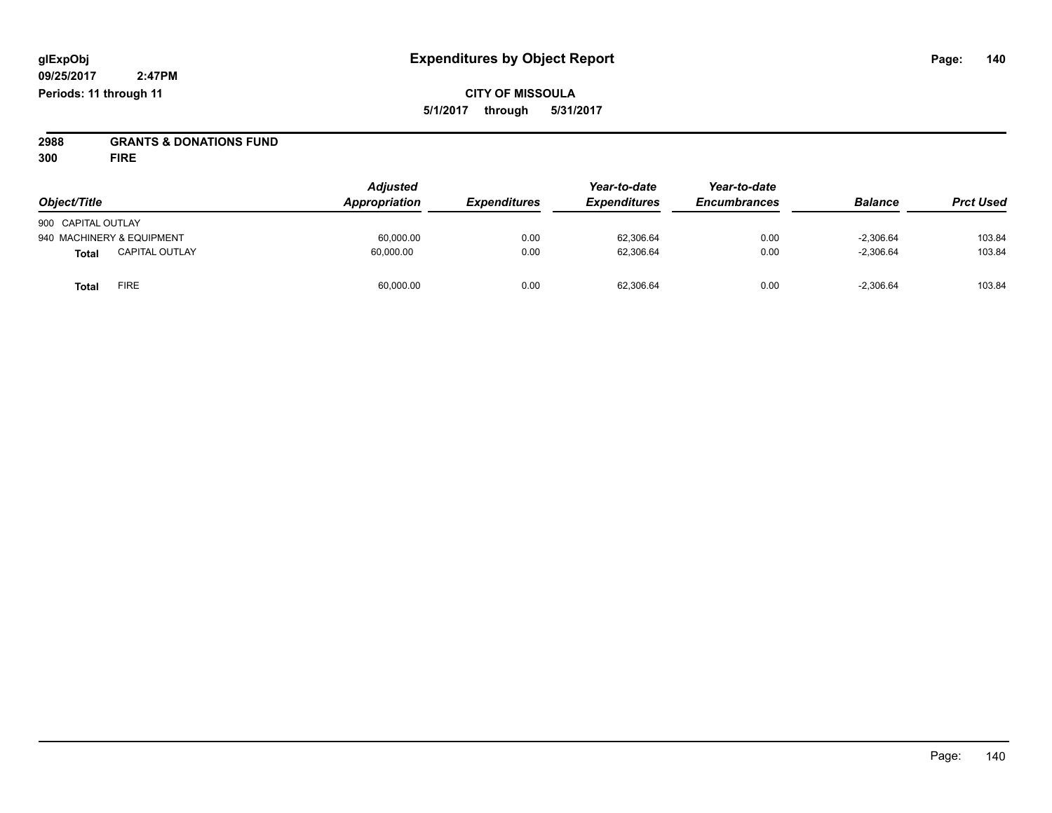# Expenditures by Object Report

glExpObj
09/25/2017 2:47PM
Periods: 11 through 11

**CITY OF MISSOULA**
**5/1/2017 through 5/31/2017**

**2988 GRANTS & DONATIONS FUND**
**300 FIRE**

| Object/Title | Adjusted Appropriation | Expenditures | Year-to-date Expenditures | Year-to-date Encumbrances | Balance | Prct Used |
|---|---|---|---|---|---|---|
| 900 CAPITAL OUTLAY | | | | | | |
| 940 MACHINERY & EQUIPMENT | 60,000.00 | 0.00 | 62,306.64 | 0.00 | -2,306.64 | 103.84 |
| **Total** CAPITAL OUTLAY | 60,000.00 | 0.00 | 62,306.64 | 0.00 | -2,306.64 | 103.84 |
| **Total** FIRE | 60,000.00 | 0.00 | 62,306.64 | 0.00 | -2,306.64 | 103.84 |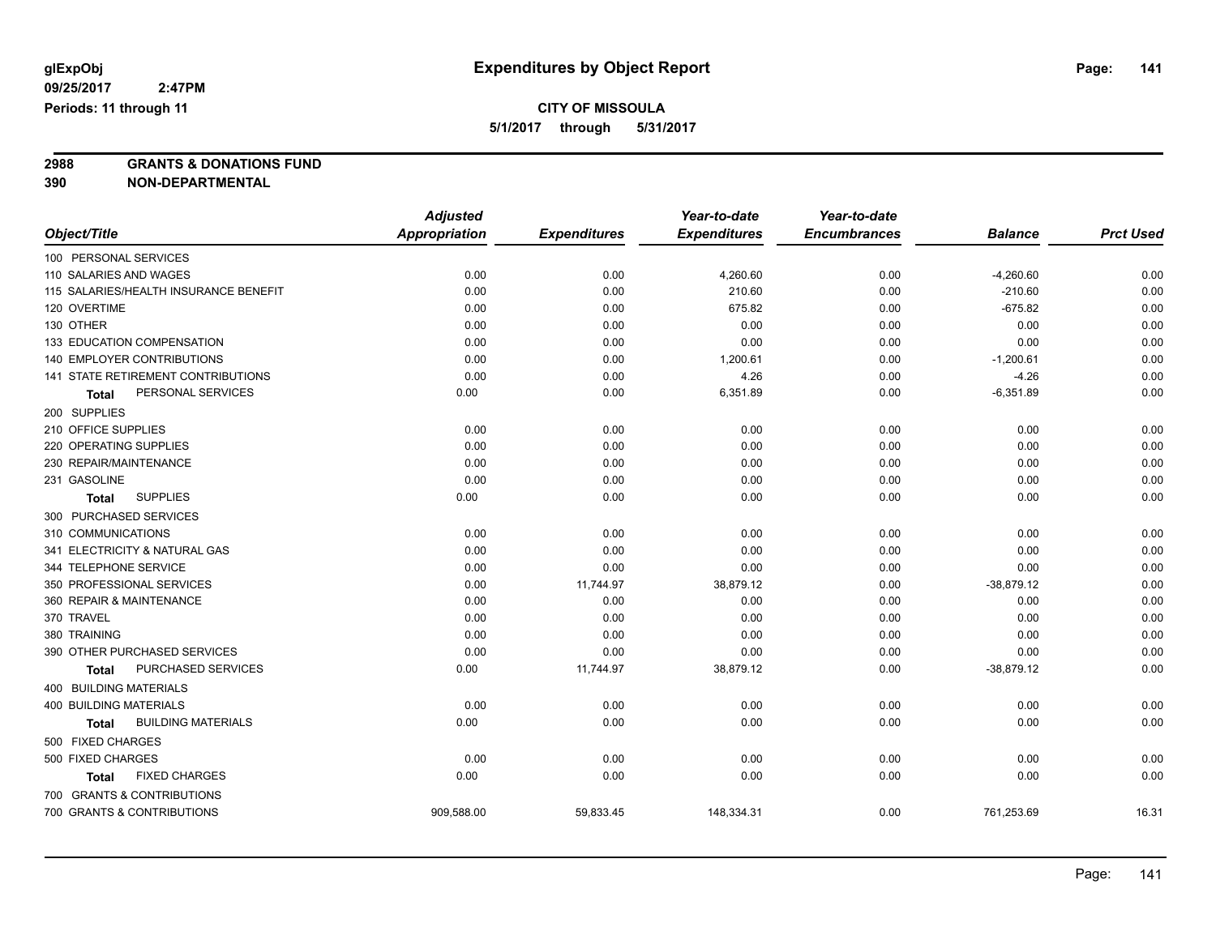glExpObj
09/25/2017 2:47PM
Periods: 11 through 11

# Expenditures by Object Report

**CITY OF MISSOULA**
**5/1/2017 through 5/31/2017**

**2988 GRANTS & DONATIONS FUND**
**390 NON-DEPARTMENTAL**

| Object/Title | Adjusted Appropriation | Expenditures | Year-to-date Expenditures | Year-to-date Encumbrances | Balance | Prct Used |
|---|---|---|---|---|---|---|
| 100 PERSONAL SERVICES | | | | | | |
| 110 SALARIES AND WAGES | 0.00 | 0.00 | 4,260.60 | 0.00 | -4,260.60 | 0.00 |
| 115 SALARIES/HEALTH INSURANCE BENEFIT | 0.00 | 0.00 | 210.60 | 0.00 | -210.60 | 0.00 |
| 120 OVERTIME | 0.00 | 0.00 | 675.82 | 0.00 | -675.82 | 0.00 |
| 130 OTHER | 0.00 | 0.00 | 0.00 | 0.00 | 0.00 | 0.00 |
| 133 EDUCATION COMPENSATION | 0.00 | 0.00 | 0.00 | 0.00 | 0.00 | 0.00 |
| 140 EMPLOYER CONTRIBUTIONS | 0.00 | 0.00 | 1,200.61 | 0.00 | -1,200.61 | 0.00 |
| 141 STATE RETIREMENT CONTRIBUTIONS | 0.00 | 0.00 | 4.26 | 0.00 | -4.26 | 0.00 |
| **Total** PERSONAL SERVICES | 0.00 | 0.00 | 6,351.89 | 0.00 | -6,351.89 | 0.00 |
| 200 SUPPLIES | | | | | | |
| 210 OFFICE SUPPLIES | 0.00 | 0.00 | 0.00 | 0.00 | 0.00 | 0.00 |
| 220 OPERATING SUPPLIES | 0.00 | 0.00 | 0.00 | 0.00 | 0.00 | 0.00 |
| 230 REPAIR/MAINTENANCE | 0.00 | 0.00 | 0.00 | 0.00 | 0.00 | 0.00 |
| 231 GASOLINE | 0.00 | 0.00 | 0.00 | 0.00 | 0.00 | 0.00 |
| **Total** SUPPLIES | 0.00 | 0.00 | 0.00 | 0.00 | 0.00 | 0.00 |
| 300 PURCHASED SERVICES | | | | | | |
| 310 COMMUNICATIONS | 0.00 | 0.00 | 0.00 | 0.00 | 0.00 | 0.00 |
| 341 ELECTRICITY & NATURAL GAS | 0.00 | 0.00 | 0.00 | 0.00 | 0.00 | 0.00 |
| 344 TELEPHONE SERVICE | 0.00 | 0.00 | 0.00 | 0.00 | 0.00 | 0.00 |
| 350 PROFESSIONAL SERVICES | 0.00 | 11,744.97 | 38,879.12 | 0.00 | -38,879.12 | 0.00 |
| 360 REPAIR & MAINTENANCE | 0.00 | 0.00 | 0.00 | 0.00 | 0.00 | 0.00 |
| 370 TRAVEL | 0.00 | 0.00 | 0.00 | 0.00 | 0.00 | 0.00 |
| 380 TRAINING | 0.00 | 0.00 | 0.00 | 0.00 | 0.00 | 0.00 |
| 390 OTHER PURCHASED SERVICES | 0.00 | 0.00 | 0.00 | 0.00 | 0.00 | 0.00 |
| **Total** PURCHASED SERVICES | 0.00 | 11,744.97 | 38,879.12 | 0.00 | -38,879.12 | 0.00 |
| 400 BUILDING MATERIALS | | | | | | |
| 400 BUILDING MATERIALS | 0.00 | 0.00 | 0.00 | 0.00 | 0.00 | 0.00 |
| **Total** BUILDING MATERIALS | 0.00 | 0.00 | 0.00 | 0.00 | 0.00 | 0.00 |
| 500 FIXED CHARGES | | | | | | |
| 500 FIXED CHARGES | 0.00 | 0.00 | 0.00 | 0.00 | 0.00 | 0.00 |
| **Total** FIXED CHARGES | 0.00 | 0.00 | 0.00 | 0.00 | 0.00 | 0.00 |
| 700 GRANTS & CONTRIBUTIONS | | | | | | |
| 700 GRANTS & CONTRIBUTIONS | 909,588.00 | 59,833.45 | 148,334.31 | 0.00 | 761,253.69 | 16.31 |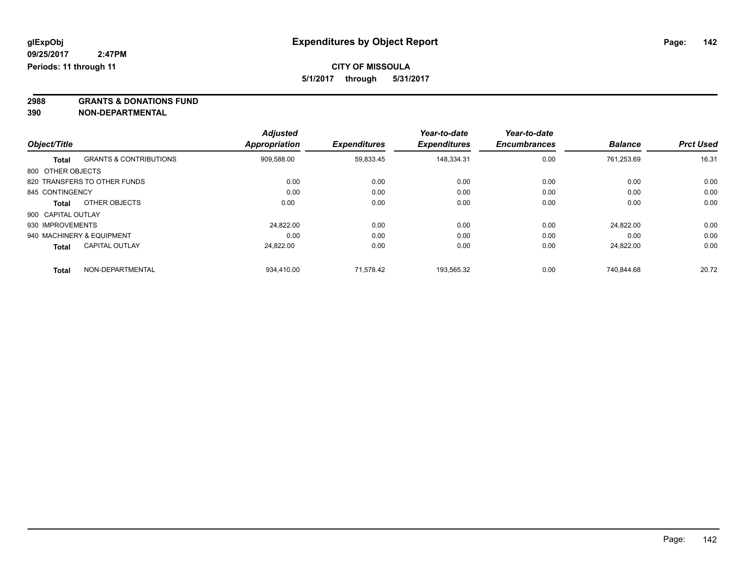# Expenditures by Object Report

glExpObj
09/25/2017 2:47PM
Periods: 11 through 11

**CITY OF MISSOULA**
**5/1/2017 through 5/31/2017**

## 2988 GRANTS & DONATIONS FUND
## 390 NON-DEPARTMENTAL

| Object/Title | | Adjusted Appropriation | Expenditures | Year-to-date Expenditures | Year-to-date Encumbrances | Balance | Prct Used |
|---|---|---|---|---|---|---|---|
| **Total** | GRANTS & CONTRIBUTIONS | 909,588.00 | 59,833.45 | 148,334.31 | 0.00 | 761,253.69 | 16.31 |
| 800 OTHER OBJECTS | | | | | | | |
| 820 TRANSFERS TO OTHER FUNDS | | 0.00 | 0.00 | 0.00 | 0.00 | 0.00 | 0.00 |
| 845 CONTINGENCY | | 0.00 | 0.00 | 0.00 | 0.00 | 0.00 | 0.00 |
| **Total** | OTHER OBJECTS | 0.00 | 0.00 | 0.00 | 0.00 | 0.00 | 0.00 |
| 900 CAPITAL OUTLAY | | | | | | | |
| 930 IMPROVEMENTS | | 24,822.00 | 0.00 | 0.00 | 0.00 | 24,822.00 | 0.00 |
| 940 MACHINERY & EQUIPMENT | | 0.00 | 0.00 | 0.00 | 0.00 | 0.00 | 0.00 |
| **Total** | CAPITAL OUTLAY | 24,822.00 | 0.00 | 0.00 | 0.00 | 24,822.00 | 0.00 |
| **Total** | NON-DEPARTMENTAL | 934,410.00 | 71,578.42 | 193,565.32 | 0.00 | 740,844.68 | 20.72 |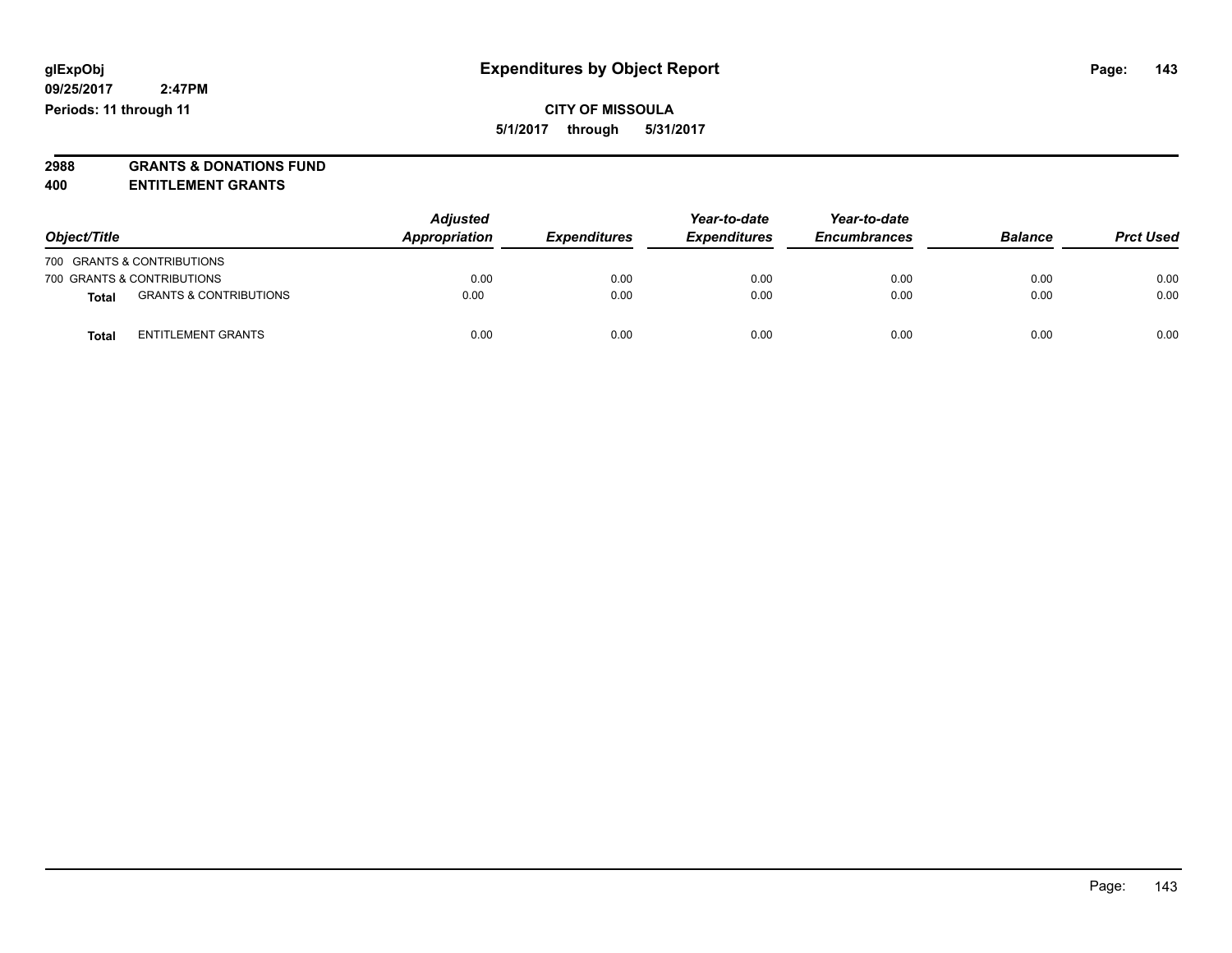**glExpObj** **Expenditures by Object Report**

**09/25/2017 2:47PM**

**Periods: 11 through 11**

**CITY OF MISSOULA**

**5/1/2017 through 5/31/2017**

## 2988 GRANTS & DONATIONS FUND
## 400 ENTITLEMENT GRANTS

| Object/Title | | Adjusted Appropriation | Expenditures | Year-to-date Expenditures | Year-to-date Encumbrances | Balance | Prct Used |
|---|---|---|---|---|---|---|---|
| 700 GRANTS & CONTRIBUTIONS | | | | | | | |
| 700 GRANTS & CONTRIBUTIONS | | 0.00 | 0.00 | 0.00 | 0.00 | 0.00 | 0.00 |
| **Total** | GRANTS & CONTRIBUTIONS | 0.00 | 0.00 | 0.00 | 0.00 | 0.00 | 0.00 |
| **Total** | ENTITLEMENT GRANTS | 0.00 | 0.00 | 0.00 | 0.00 | 0.00 | 0.00 |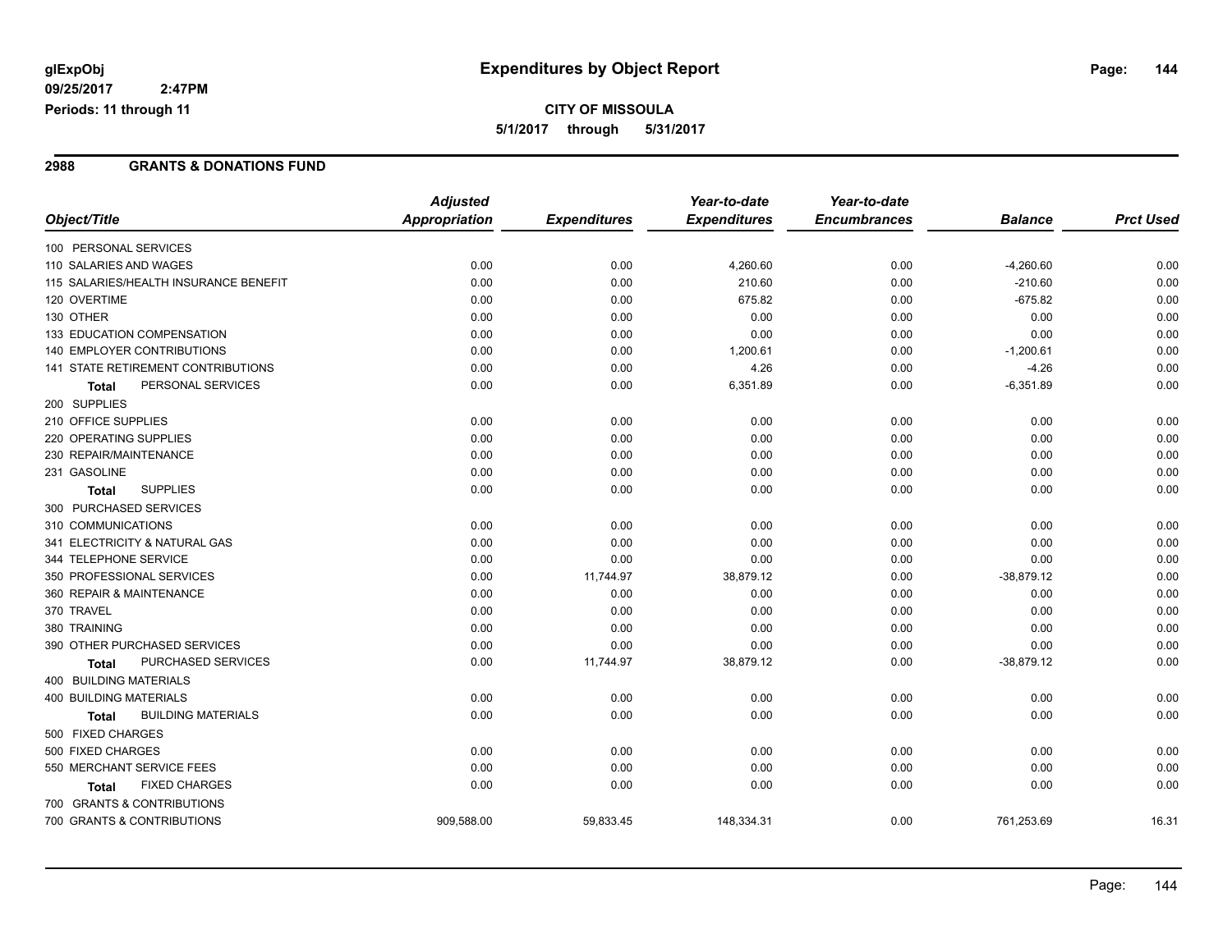# Expenditures by Object Report

glExpObj
09/25/2017 2:47PM
Periods: 11 through 11

**CITY OF MISSOULA**
**5/1/2017 through 5/31/2017**

## 2988 GRANTS & DONATIONS FUND

| Object/Title | Adjusted Appropriation | Expenditures | Year-to-date Expenditures | Year-to-date Encumbrances | Balance | Prct Used |
|---|---|---|---|---|---|---|
| 100 PERSONAL SERVICES | | | | | | |
| 110 SALARIES AND WAGES | 0.00 | 0.00 | 4,260.60 | 0.00 | -4,260.60 | 0.00 |
| 115 SALARIES/HEALTH INSURANCE BENEFIT | 0.00 | 0.00 | 210.60 | 0.00 | -210.60 | 0.00 |
| 120 OVERTIME | 0.00 | 0.00 | 675.82 | 0.00 | -675.82 | 0.00 |
| 130 OTHER | 0.00 | 0.00 | 0.00 | 0.00 | 0.00 | 0.00 |
| 133 EDUCATION COMPENSATION | 0.00 | 0.00 | 0.00 | 0.00 | 0.00 | 0.00 |
| 140 EMPLOYER CONTRIBUTIONS | 0.00 | 0.00 | 1,200.61 | 0.00 | -1,200.61 | 0.00 |
| 141 STATE RETIREMENT CONTRIBUTIONS | 0.00 | 0.00 | 4.26 | 0.00 | -4.26 | 0.00 |
| **Total** PERSONAL SERVICES | 0.00 | 0.00 | 6,351.89 | 0.00 | -6,351.89 | 0.00 |
| 200 SUPPLIES | | | | | | |
| 210 OFFICE SUPPLIES | 0.00 | 0.00 | 0.00 | 0.00 | 0.00 | 0.00 |
| 220 OPERATING SUPPLIES | 0.00 | 0.00 | 0.00 | 0.00 | 0.00 | 0.00 |
| 230 REPAIR/MAINTENANCE | 0.00 | 0.00 | 0.00 | 0.00 | 0.00 | 0.00 |
| 231 GASOLINE | 0.00 | 0.00 | 0.00 | 0.00 | 0.00 | 0.00 |
| **Total** SUPPLIES | 0.00 | 0.00 | 0.00 | 0.00 | 0.00 | 0.00 |
| 300 PURCHASED SERVICES | | | | | | |
| 310 COMMUNICATIONS | 0.00 | 0.00 | 0.00 | 0.00 | 0.00 | 0.00 |
| 341 ELECTRICITY & NATURAL GAS | 0.00 | 0.00 | 0.00 | 0.00 | 0.00 | 0.00 |
| 344 TELEPHONE SERVICE | 0.00 | 0.00 | 0.00 | 0.00 | 0.00 | 0.00 |
| 350 PROFESSIONAL SERVICES | 0.00 | 11,744.97 | 38,879.12 | 0.00 | -38,879.12 | 0.00 |
| 360 REPAIR & MAINTENANCE | 0.00 | 0.00 | 0.00 | 0.00 | 0.00 | 0.00 |
| 370 TRAVEL | 0.00 | 0.00 | 0.00 | 0.00 | 0.00 | 0.00 |
| 380 TRAINING | 0.00 | 0.00 | 0.00 | 0.00 | 0.00 | 0.00 |
| 390 OTHER PURCHASED SERVICES | 0.00 | 0.00 | 0.00 | 0.00 | 0.00 | 0.00 |
| **Total** PURCHASED SERVICES | 0.00 | 11,744.97 | 38,879.12 | 0.00 | -38,879.12 | 0.00 |
| 400 BUILDING MATERIALS | | | | | | |
| 400 BUILDING MATERIALS | 0.00 | 0.00 | 0.00 | 0.00 | 0.00 | 0.00 |
| **Total** BUILDING MATERIALS | 0.00 | 0.00 | 0.00 | 0.00 | 0.00 | 0.00 |
| 500 FIXED CHARGES | | | | | | |
| 500 FIXED CHARGES | 0.00 | 0.00 | 0.00 | 0.00 | 0.00 | 0.00 |
| 550 MERCHANT SERVICE FEES | 0.00 | 0.00 | 0.00 | 0.00 | 0.00 | 0.00 |
| **Total** FIXED CHARGES | 0.00 | 0.00 | 0.00 | 0.00 | 0.00 | 0.00 |
| 700 GRANTS & CONTRIBUTIONS | | | | | | |
| 700 GRANTS & CONTRIBUTIONS | 909,588.00 | 59,833.45 | 148,334.31 | 0.00 | 761,253.69 | 16.31 |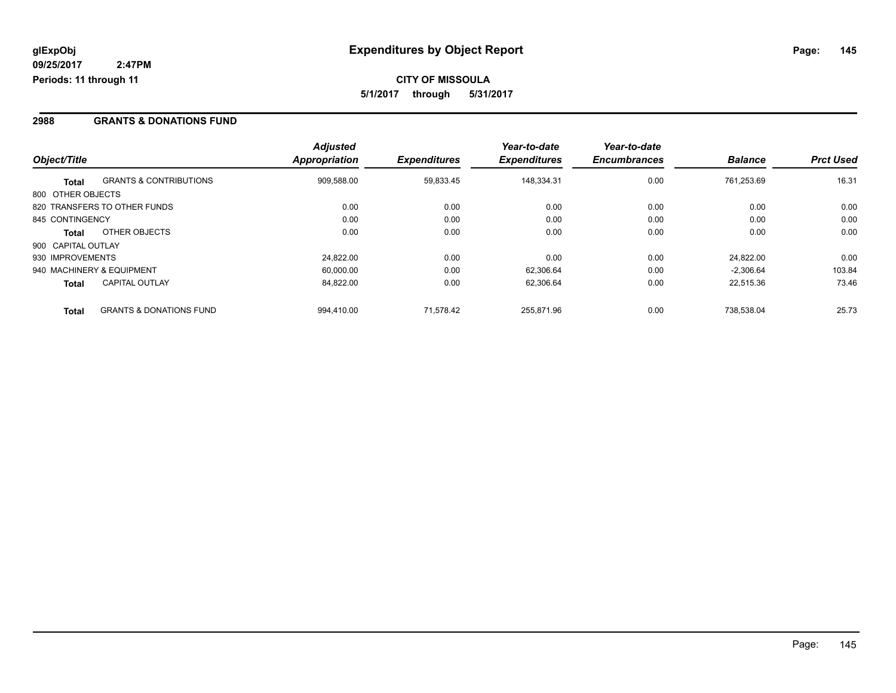**CITY OF MISSOULA**

**5/1/2017 through 5/31/2017**

## 2988 GRANTS & DONATIONS FUND

| Object/Title | | Adjusted Appropriation | Expenditures | Year-to-date Expenditures | Year-to-date Encumbrances | Balance | Prct Used |
|---|---|---|---|---|---|---|---|
| **Total** | GRANTS & CONTRIBUTIONS | 909,588.00 | 59,833.45 | 148,334.31 | 0.00 | 761,253.69 | 16.31 |
| 800 OTHER OBJECTS | | | | | | | |
| 820 TRANSFERS TO OTHER FUNDS | | 0.00 | 0.00 | 0.00 | 0.00 | 0.00 | 0.00 |
| 845 CONTINGENCY | | 0.00 | 0.00 | 0.00 | 0.00 | 0.00 | 0.00 |
| **Total** | OTHER OBJECTS | 0.00 | 0.00 | 0.00 | 0.00 | 0.00 | 0.00 |
| 900 CAPITAL OUTLAY | | | | | | | |
| 930 IMPROVEMENTS | | 24,822.00 | 0.00 | 0.00 | 0.00 | 24,822.00 | 0.00 |
| 940 MACHINERY & EQUIPMENT | | 60,000.00 | 0.00 | 62,306.64 | 0.00 | -2,306.64 | 103.84 |
| **Total** | CAPITAL OUTLAY | 84,822.00 | 0.00 | 62,306.64 | 0.00 | 22,515.36 | 73.46 |
| **Total** | GRANTS & DONATIONS FUND | 994,410.00 | 71,578.42 | 255,871.96 | 0.00 | 738,538.04 | 25.73 |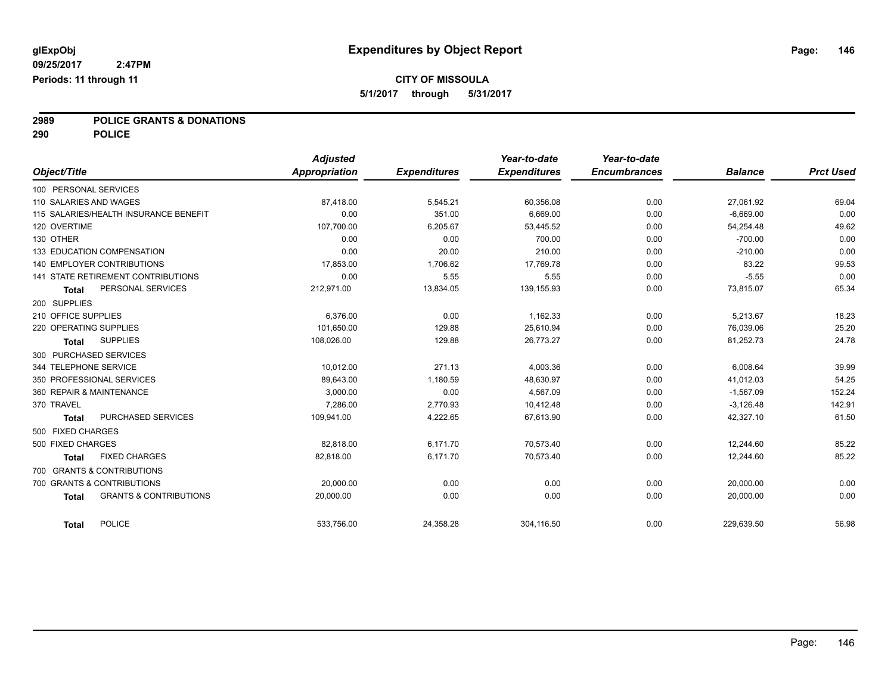# Expenditures by Object Report

glExpObj
09/25/2017 2:47PM
Periods: 11 through 11

**CITY OF MISSOULA**
**5/1/2017 through 5/31/2017**

**2989 POLICE GRANTS & DONATIONS**
**290 POLICE**

| Object/Title | Adjusted Appropriation | Expenditures | Year-to-date Expenditures | Year-to-date Encumbrances | Balance | Prct Used |
|---|---|---|---|---|---|---|
| 100 PERSONAL SERVICES | | | | | | |
| 110 SALARIES AND WAGES | 87,418.00 | 5,545.21 | 60,356.08 | 0.00 | 27,061.92 | 69.04 |
| 115 SALARIES/HEALTH INSURANCE BENEFIT | 0.00 | 351.00 | 6,669.00 | 0.00 | -6,669.00 | 0.00 |
| 120 OVERTIME | 107,700.00 | 6,205.67 | 53,445.52 | 0.00 | 54,254.48 | 49.62 |
| 130 OTHER | 0.00 | 0.00 | 700.00 | 0.00 | -700.00 | 0.00 |
| 133 EDUCATION COMPENSATION | 0.00 | 20.00 | 210.00 | 0.00 | -210.00 | 0.00 |
| 140 EMPLOYER CONTRIBUTIONS | 17,853.00 | 1,706.62 | 17,769.78 | 0.00 | 83.22 | 99.53 |
| 141 STATE RETIREMENT CONTRIBUTIONS | 0.00 | 5.55 | 5.55 | 0.00 | -5.55 | 0.00 |
| **Total** PERSONAL SERVICES | 212,971.00 | 13,834.05 | 139,155.93 | 0.00 | 73,815.07 | 65.34 |
| 200 SUPPLIES | | | | | | |
| 210 OFFICE SUPPLIES | 6,376.00 | 0.00 | 1,162.33 | 0.00 | 5,213.67 | 18.23 |
| 220 OPERATING SUPPLIES | 101,650.00 | 129.88 | 25,610.94 | 0.00 | 76,039.06 | 25.20 |
| **Total** SUPPLIES | 108,026.00 | 129.88 | 26,773.27 | 0.00 | 81,252.73 | 24.78 |
| 300 PURCHASED SERVICES | | | | | | |
| 344 TELEPHONE SERVICE | 10,012.00 | 271.13 | 4,003.36 | 0.00 | 6,008.64 | 39.99 |
| 350 PROFESSIONAL SERVICES | 89,643.00 | 1,180.59 | 48,630.97 | 0.00 | 41,012.03 | 54.25 |
| 360 REPAIR & MAINTENANCE | 3,000.00 | 0.00 | 4,567.09 | 0.00 | -1,567.09 | 152.24 |
| 370 TRAVEL | 7,286.00 | 2,770.93 | 10,412.48 | 0.00 | -3,126.48 | 142.91 |
| **Total** PURCHASED SERVICES | 109,941.00 | 4,222.65 | 67,613.90 | 0.00 | 42,327.10 | 61.50 |
| 500 FIXED CHARGES | | | | | | |
| 500 FIXED CHARGES | 82,818.00 | 6,171.70 | 70,573.40 | 0.00 | 12,244.60 | 85.22 |
| **Total** FIXED CHARGES | 82,818.00 | 6,171.70 | 70,573.40 | 0.00 | 12,244.60 | 85.22 |
| 700 GRANTS & CONTRIBUTIONS | | | | | | |
| 700 GRANTS & CONTRIBUTIONS | 20,000.00 | 0.00 | 0.00 | 0.00 | 20,000.00 | 0.00 |
| **Total** GRANTS & CONTRIBUTIONS | 20,000.00 | 0.00 | 0.00 | 0.00 | 20,000.00 | 0.00 |
| **Total** POLICE | 533,756.00 | 24,358.28 | 304,116.50 | 0.00 | 229,639.50 | 56.98 |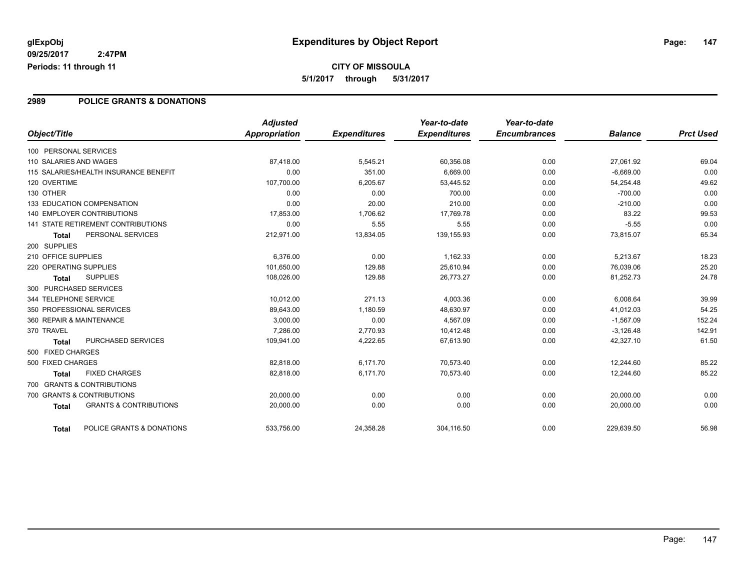glExpObj
09/25/2017 2:47PM
Periods: 11 through 11

# Expenditures by Object Report

**CITY OF MISSOULA**
**5/1/2017 through 5/31/2017**

## 2989 POLICE GRANTS & DONATIONS

| Object/Title | Adjusted Appropriation | Expenditures | Year-to-date Expenditures | Year-to-date Encumbrances | Balance | Prct Used |
|---|---|---|---|---|---|---|
| 100 PERSONAL SERVICES | | | | | | |
| 110 SALARIES AND WAGES | 87,418.00 | 5,545.21 | 60,356.08 | 0.00 | 27,061.92 | 69.04 |
| 115 SALARIES/HEALTH INSURANCE BENEFIT | 0.00 | 351.00 | 6,669.00 | 0.00 | -6,669.00 | 0.00 |
| 120 OVERTIME | 107,700.00 | 6,205.67 | 53,445.52 | 0.00 | 54,254.48 | 49.62 |
| 130 OTHER | 0.00 | 0.00 | 700.00 | 0.00 | -700.00 | 0.00 |
| 133 EDUCATION COMPENSATION | 0.00 | 20.00 | 210.00 | 0.00 | -210.00 | 0.00 |
| 140 EMPLOYER CONTRIBUTIONS | 17,853.00 | 1,706.62 | 17,769.78 | 0.00 | 83.22 | 99.53 |
| 141 STATE RETIREMENT CONTRIBUTIONS | 0.00 | 5.55 | 5.55 | 0.00 | -5.55 | 0.00 |
| **Total** PERSONAL SERVICES | 212,971.00 | 13,834.05 | 139,155.93 | 0.00 | 73,815.07 | 65.34 |
| 200 SUPPLIES | | | | | | |
| 210 OFFICE SUPPLIES | 6,376.00 | 0.00 | 1,162.33 | 0.00 | 5,213.67 | 18.23 |
| 220 OPERATING SUPPLIES | 101,650.00 | 129.88 | 25,610.94 | 0.00 | 76,039.06 | 25.20 |
| **Total** SUPPLIES | 108,026.00 | 129.88 | 26,773.27 | 0.00 | 81,252.73 | 24.78 |
| 300 PURCHASED SERVICES | | | | | | |
| 344 TELEPHONE SERVICE | 10,012.00 | 271.13 | 4,003.36 | 0.00 | 6,008.64 | 39.99 |
| 350 PROFESSIONAL SERVICES | 89,643.00 | 1,180.59 | 48,630.97 | 0.00 | 41,012.03 | 54.25 |
| 360 REPAIR & MAINTENANCE | 3,000.00 | 0.00 | 4,567.09 | 0.00 | -1,567.09 | 152.24 |
| 370 TRAVEL | 7,286.00 | 2,770.93 | 10,412.48 | 0.00 | -3,126.48 | 142.91 |
| **Total** PURCHASED SERVICES | 109,941.00 | 4,222.65 | 67,613.90 | 0.00 | 42,327.10 | 61.50 |
| 500 FIXED CHARGES | | | | | | |
| 500 FIXED CHARGES | 82,818.00 | 6,171.70 | 70,573.40 | 0.00 | 12,244.60 | 85.22 |
| **Total** FIXED CHARGES | 82,818.00 | 6,171.70 | 70,573.40 | 0.00 | 12,244.60 | 85.22 |
| 700 GRANTS & CONTRIBUTIONS | | | | | | |
| 700 GRANTS & CONTRIBUTIONS | 20,000.00 | 0.00 | 0.00 | 0.00 | 20,000.00 | 0.00 |
| **Total** GRANTS & CONTRIBUTIONS | 20,000.00 | 0.00 | 0.00 | 0.00 | 20,000.00 | 0.00 |
| **Total** POLICE GRANTS & DONATIONS | 533,756.00 | 24,358.28 | 304,116.50 | 0.00 | 229,639.50 | 56.98 |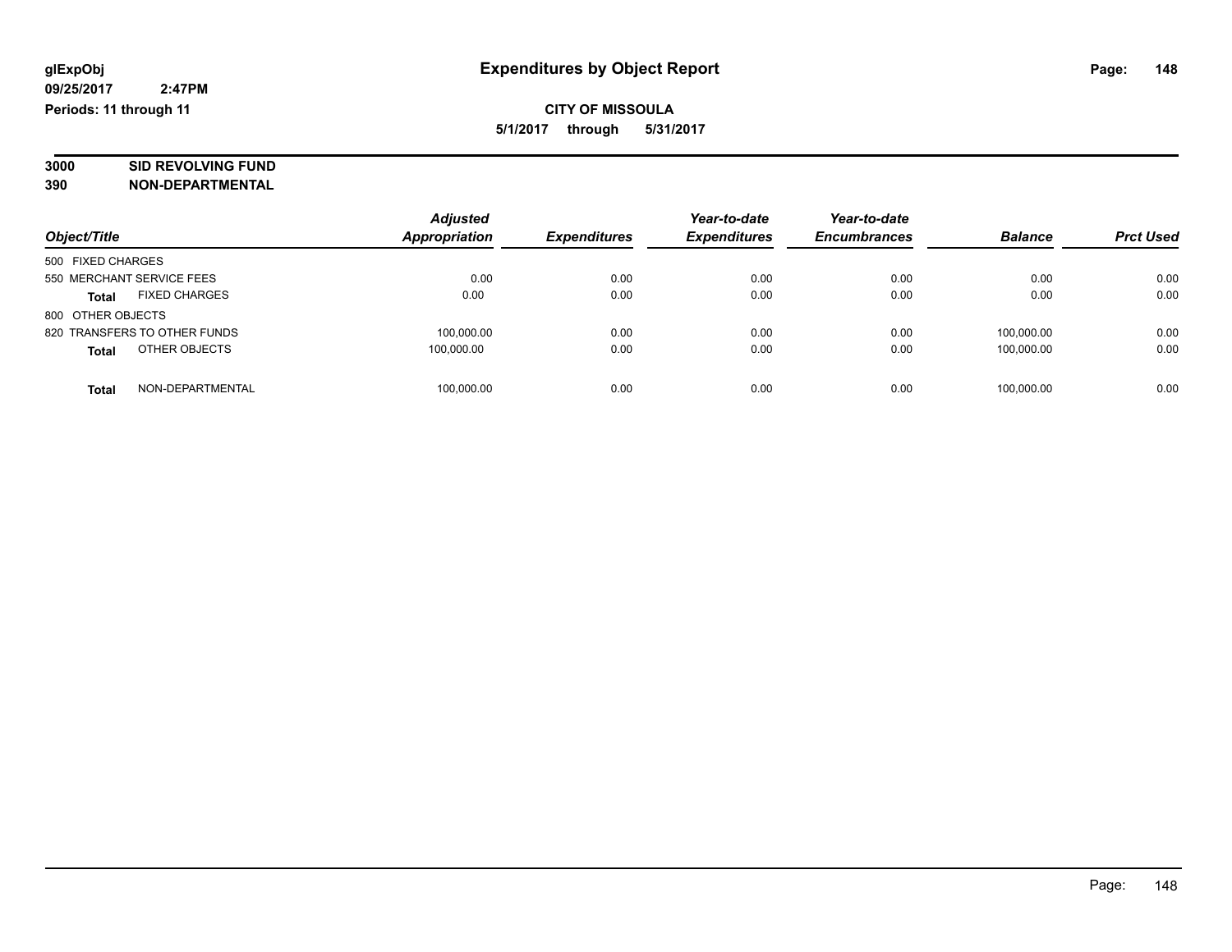**glExpObj**
**09/25/2017 2:47PM**
**Periods: 11 through 11**

# Expenditures by Object Report

**CITY OF MISSOULA**
**5/1/2017 through 5/31/2017**

**3000 SID REVOLVING FUND**
**390 NON-DEPARTMENTAL**

| Object/Title | Adjusted Appropriation | Expenditures | Year-to-date Expenditures | Year-to-date Encumbrances | Balance | Prct Used |
|---|---|---|---|---|---|---|
| 500 FIXED CHARGES | | | | | | |
| 550 MERCHANT SERVICE FEES | 0.00 | 0.00 | 0.00 | 0.00 | 0.00 | 0.00 |
| **Total** FIXED CHARGES | 0.00 | 0.00 | 0.00 | 0.00 | 0.00 | 0.00 |
| 800 OTHER OBJECTS | | | | | | |
| 820 TRANSFERS TO OTHER FUNDS | 100,000.00 | 0.00 | 0.00 | 0.00 | 100,000.00 | 0.00 |
| **Total** OTHER OBJECTS | 100,000.00 | 0.00 | 0.00 | 0.00 | 100,000.00 | 0.00 |
| **Total** NON-DEPARTMENTAL | 100,000.00 | 0.00 | 0.00 | 0.00 | 100,000.00 | 0.00 |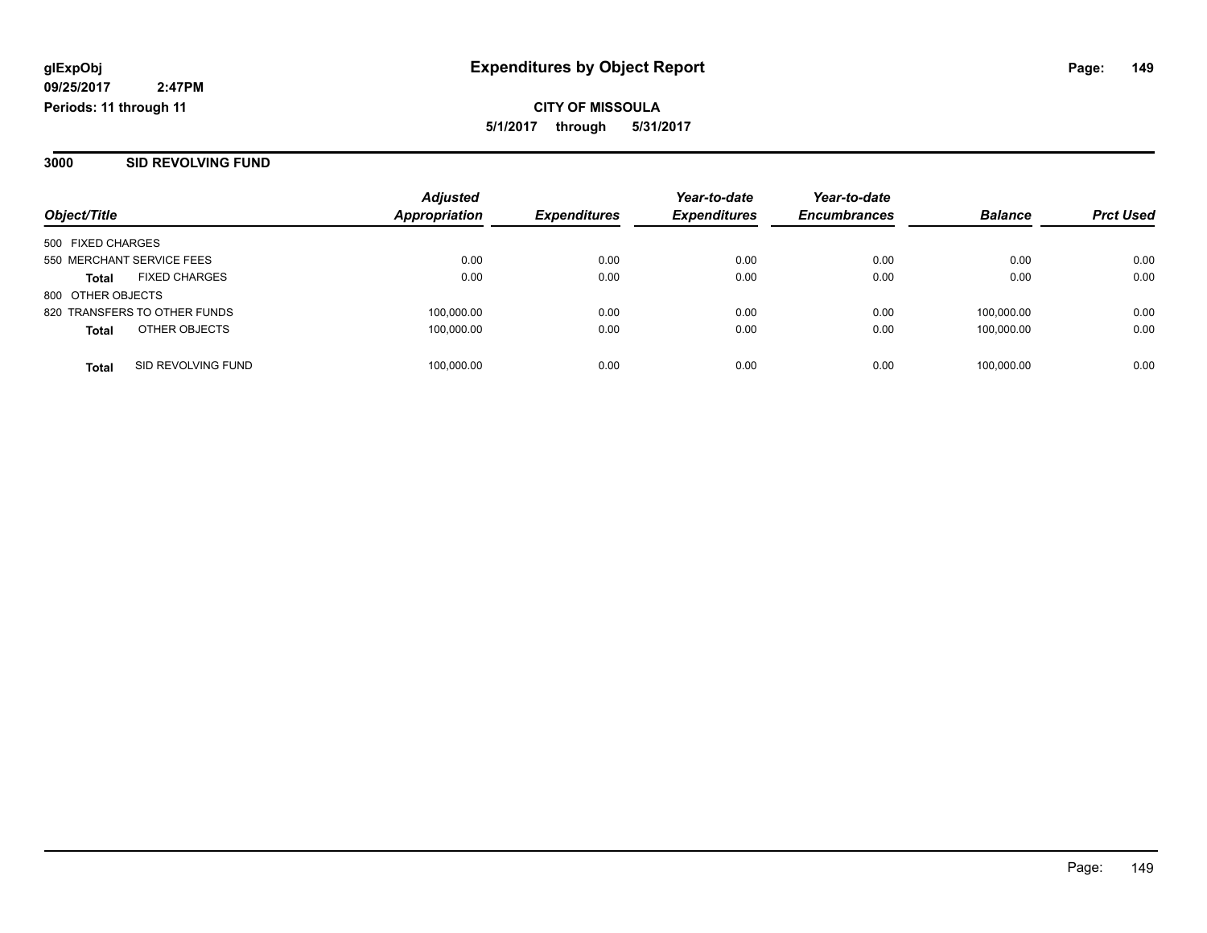glExpObj
09/25/2017 2:47PM
Periods: 11 through 11

# Expenditures by Object Report

**CITY OF MISSOULA**
**5/1/2017 through 5/31/2017**

## 3000 SID REVOLVING FUND

| Object/Title | Adjusted Appropriation | Expenditures | Year-to-date Expenditures | Year-to-date Encumbrances | Balance | Prct Used |
|---|---|---|---|---|---|---|
| 500 FIXED CHARGES | | | | | | |
| 550 MERCHANT SERVICE FEES | 0.00 | 0.00 | 0.00 | 0.00 | 0.00 | 0.00 |
| **Total** FIXED CHARGES | 0.00 | 0.00 | 0.00 | 0.00 | 0.00 | 0.00 |
| 800 OTHER OBJECTS | | | | | | |
| 820 TRANSFERS TO OTHER FUNDS | 100,000.00 | 0.00 | 0.00 | 0.00 | 100,000.00 | 0.00 |
| **Total** OTHER OBJECTS | 100,000.00 | 0.00 | 0.00 | 0.00 | 100,000.00 | 0.00 |
| **Total** SID REVOLVING FUND | 100,000.00 | 0.00 | 0.00 | 0.00 | 100,000.00 | 0.00 |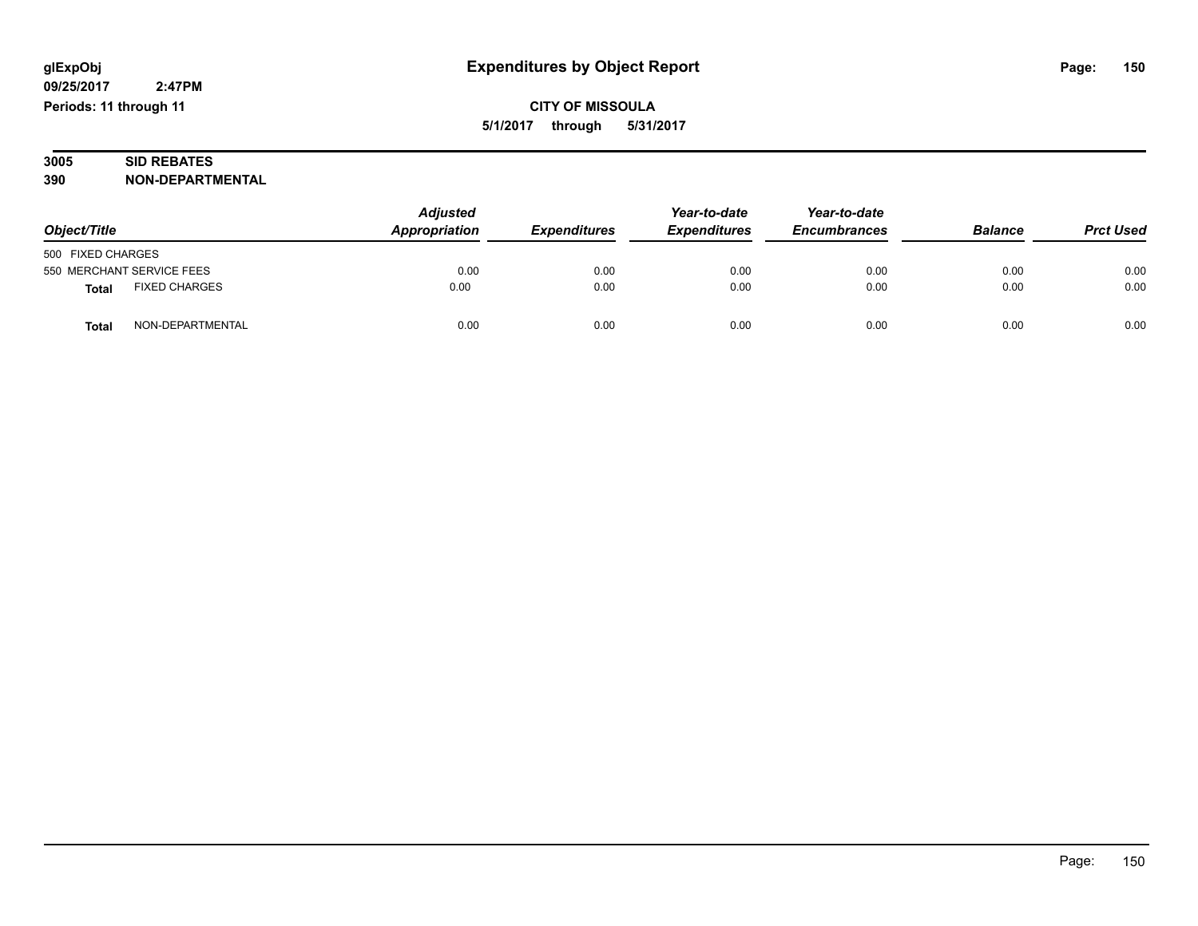glExpObj
09/25/2017 2:47PM
Periods: 11 through 11

# Expenditures by Object Report

**CITY OF MISSOULA**
**5/1/2017 through 5/31/2017**

**3005 SID REBATES**
**390 NON-DEPARTMENTAL**

| Object/Title | | Adjusted Appropriation | Expenditures | Year-to-date Expenditures | Year-to-date Encumbrances | Balance | Prct Used |
|---|---|---|---|---|---|---|---|
| 500 FIXED CHARGES | | | | | | | |
| 550 MERCHANT SERVICE FEES | | 0.00 | 0.00 | 0.00 | 0.00 | 0.00 | 0.00 |
| **Total** | FIXED CHARGES | 0.00 | 0.00 | 0.00 | 0.00 | 0.00 | 0.00 |
| **Total** | NON-DEPARTMENTAL | 0.00 | 0.00 | 0.00 | 0.00 | 0.00 | 0.00 |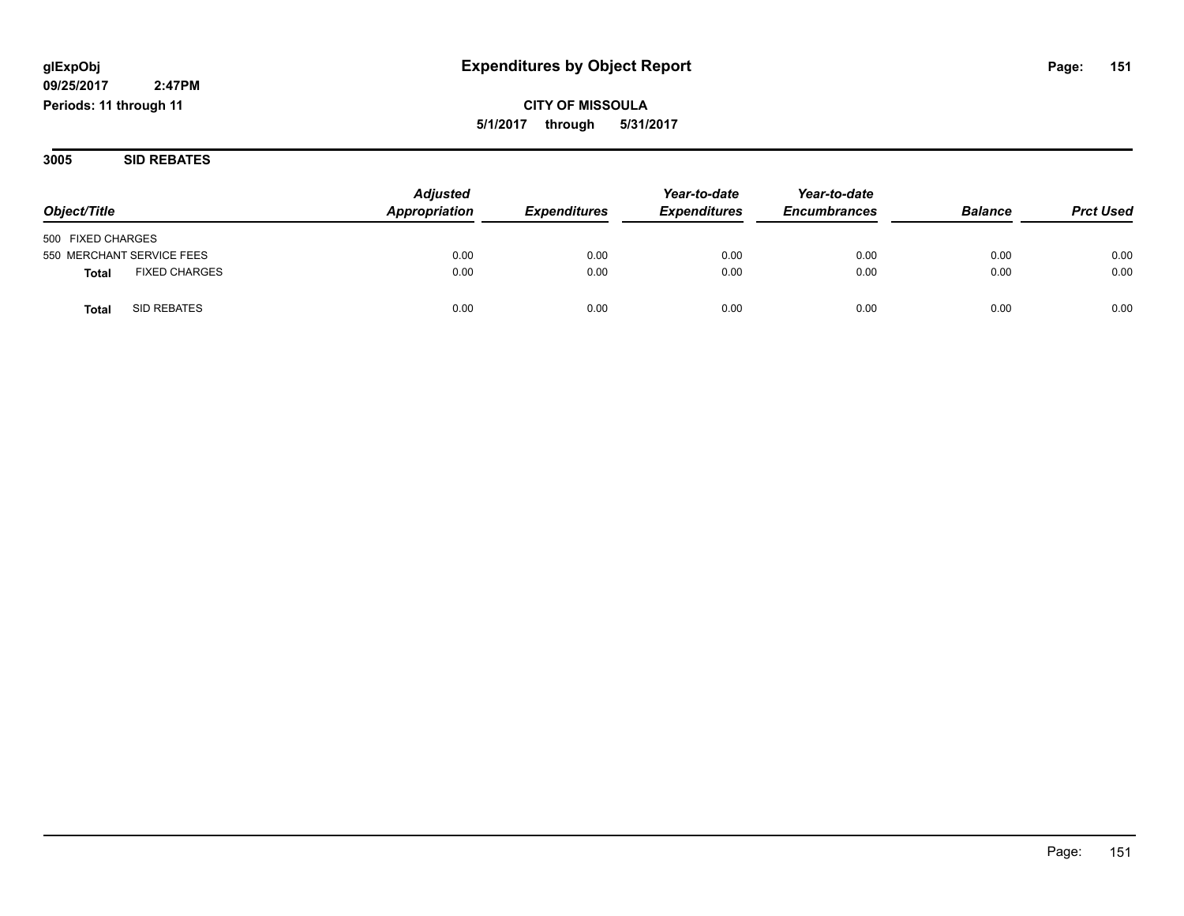glExpObj
09/25/2017 2:47PM
Periods: 11 through 11

# Expenditures by Object Report

**CITY OF MISSOULA**
**5/1/2017 through 5/31/2017**

## 3005 SID REBATES

| Object/Title | Adjusted Appropriation | Expenditures | Year-to-date Expenditures | Year-to-date Encumbrances | Balance | Prct Used |
|---|---|---|---|---|---|---|
| 500 FIXED CHARGES | | | | | | |
| 550 MERCHANT SERVICE FEES | 0.00 | 0.00 | 0.00 | 0.00 | 0.00 | 0.00 |
| **Total** FIXED CHARGES | 0.00 | 0.00 | 0.00 | 0.00 | 0.00 | 0.00 |
| **Total** SID REBATES | 0.00 | 0.00 | 0.00 | 0.00 | 0.00 | 0.00 |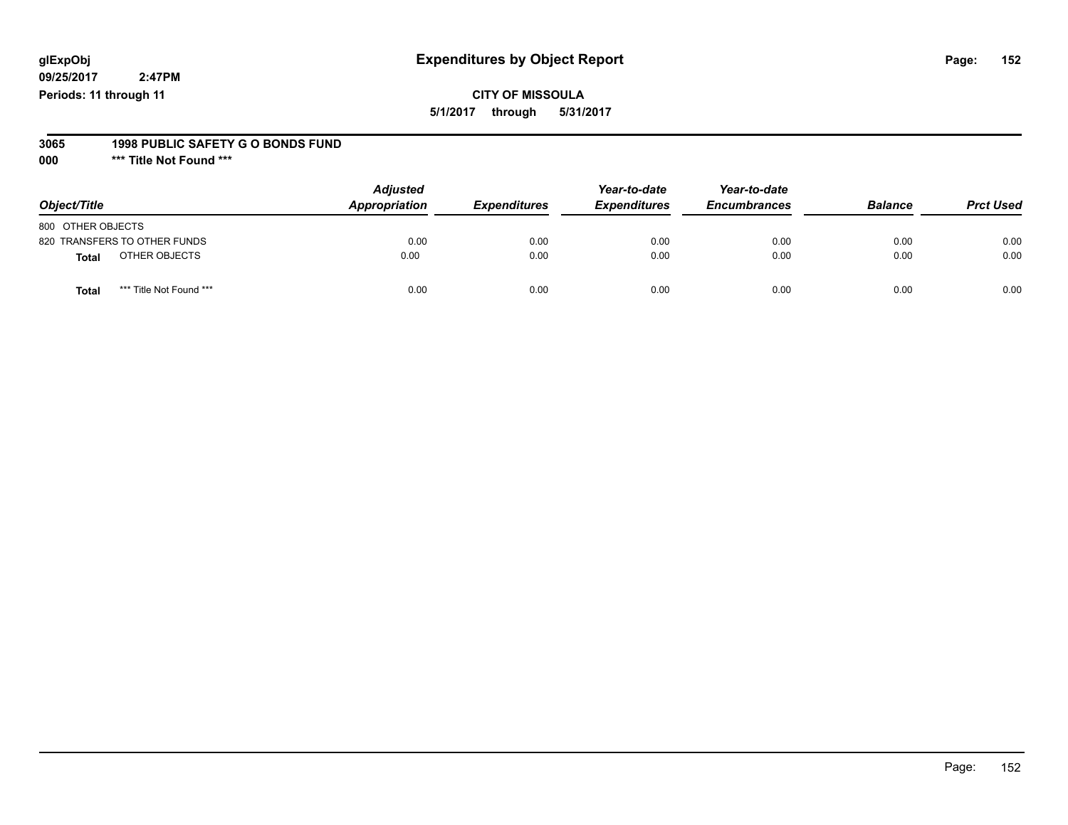**glExpObj**
**09/25/2017 2:47PM**
**Periods: 11 through 11**

# Expenditures by Object Report

**CITY OF MISSOULA**
**5/1/2017 through 5/31/2017**

**3065 1998 PUBLIC SAFETY G O BONDS FUND**
**000 \*\*\* Title Not Found \*\*\***

| Object/Title | Adjusted Appropriation | Expenditures | Year-to-date Expenditures | Year-to-date Encumbrances | Balance | Prct Used |
|---|---|---|---|---|---|---|
| 800 OTHER OBJECTS | | | | | | |
| 820 TRANSFERS TO OTHER FUNDS | 0.00 | 0.00 | 0.00 | 0.00 | 0.00 | 0.00 |
| **Total** OTHER OBJECTS | 0.00 | 0.00 | 0.00 | 0.00 | 0.00 | 0.00 |
| **Total** *** Title Not Found *** | 0.00 | 0.00 | 0.00 | 0.00 | 0.00 | 0.00 |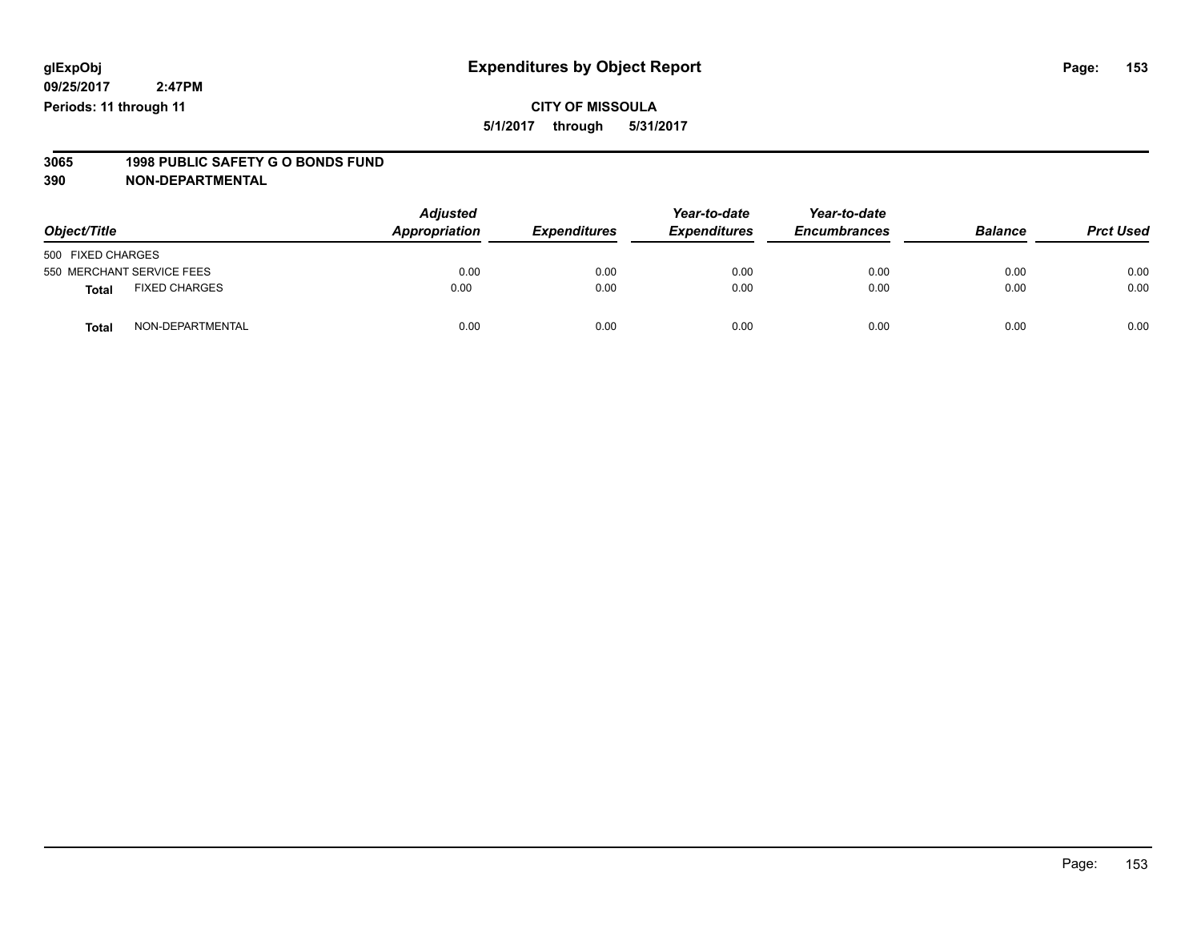glExpObj
09/25/2017 2:47PM
Periods: 11 through 11

# Expenditures by Object Report

**CITY OF MISSOULA**
**5/1/2017 through 5/31/2017**

**3065 1998 PUBLIC SAFETY G O BONDS FUND**
**390 NON-DEPARTMENTAL**

| Object/Title | Adjusted Appropriation | Expenditures | Year-to-date Expenditures | Year-to-date Encumbrances | Balance | Prct Used |
|---|---|---|---|---|---|---|
| 500 FIXED CHARGES | | | | | | |
| 550 MERCHANT SERVICE FEES | 0.00 | 0.00 | 0.00 | 0.00 | 0.00 | 0.00 |
| **Total** FIXED CHARGES | 0.00 | 0.00 | 0.00 | 0.00 | 0.00 | 0.00 |
| **Total** NON-DEPARTMENTAL | 0.00 | 0.00 | 0.00 | 0.00 | 0.00 | 0.00 |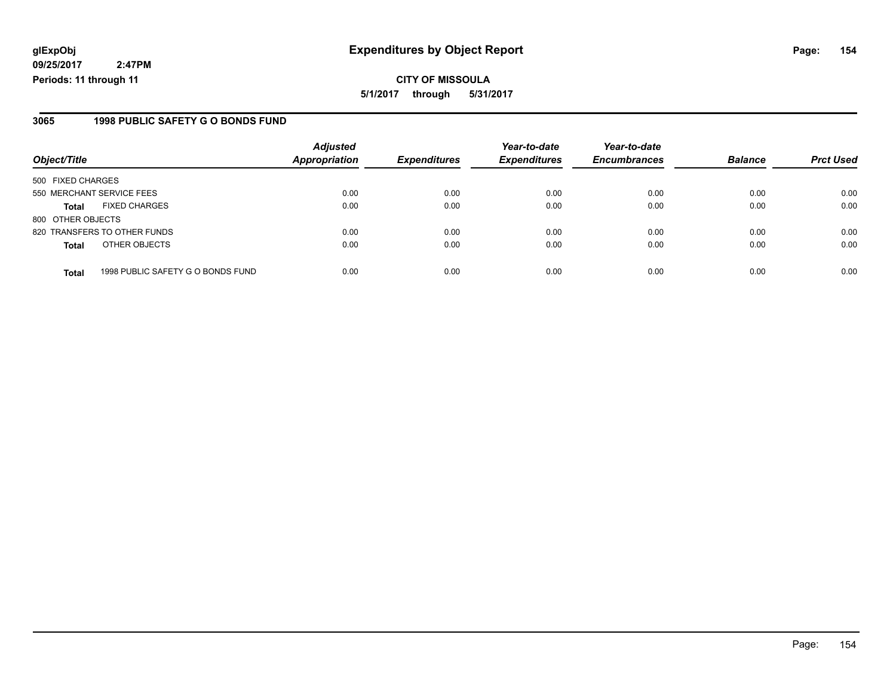**glExpObj**
**09/25/2017 2:47PM**
**Periods: 11 through 11**

# Expenditures by Object Report

**CITY OF MISSOULA**
**5/1/2017 through 5/31/2017**

## 3065 1998 PUBLIC SAFETY G O BONDS FUND

| Object/Title | | Adjusted Appropriation | Expenditures | Year-to-date Expenditures | Year-to-date Encumbrances | Balance | Prct Used |
|---|---|---|---|---|---|---|---|
| 500 FIXED CHARGES | | | | | | | |
| 550 MERCHANT SERVICE FEES | | 0.00 | 0.00 | 0.00 | 0.00 | 0.00 | 0.00 |
| **Total** | FIXED CHARGES | 0.00 | 0.00 | 0.00 | 0.00 | 0.00 | 0.00 |
| 800 OTHER OBJECTS | | | | | | | |
| 820 TRANSFERS TO OTHER FUNDS | | 0.00 | 0.00 | 0.00 | 0.00 | 0.00 | 0.00 |
| **Total** | OTHER OBJECTS | 0.00 | 0.00 | 0.00 | 0.00 | 0.00 | 0.00 |
| **Total** | 1998 PUBLIC SAFETY G O BONDS FUND | 0.00 | 0.00 | 0.00 | 0.00 | 0.00 | 0.00 |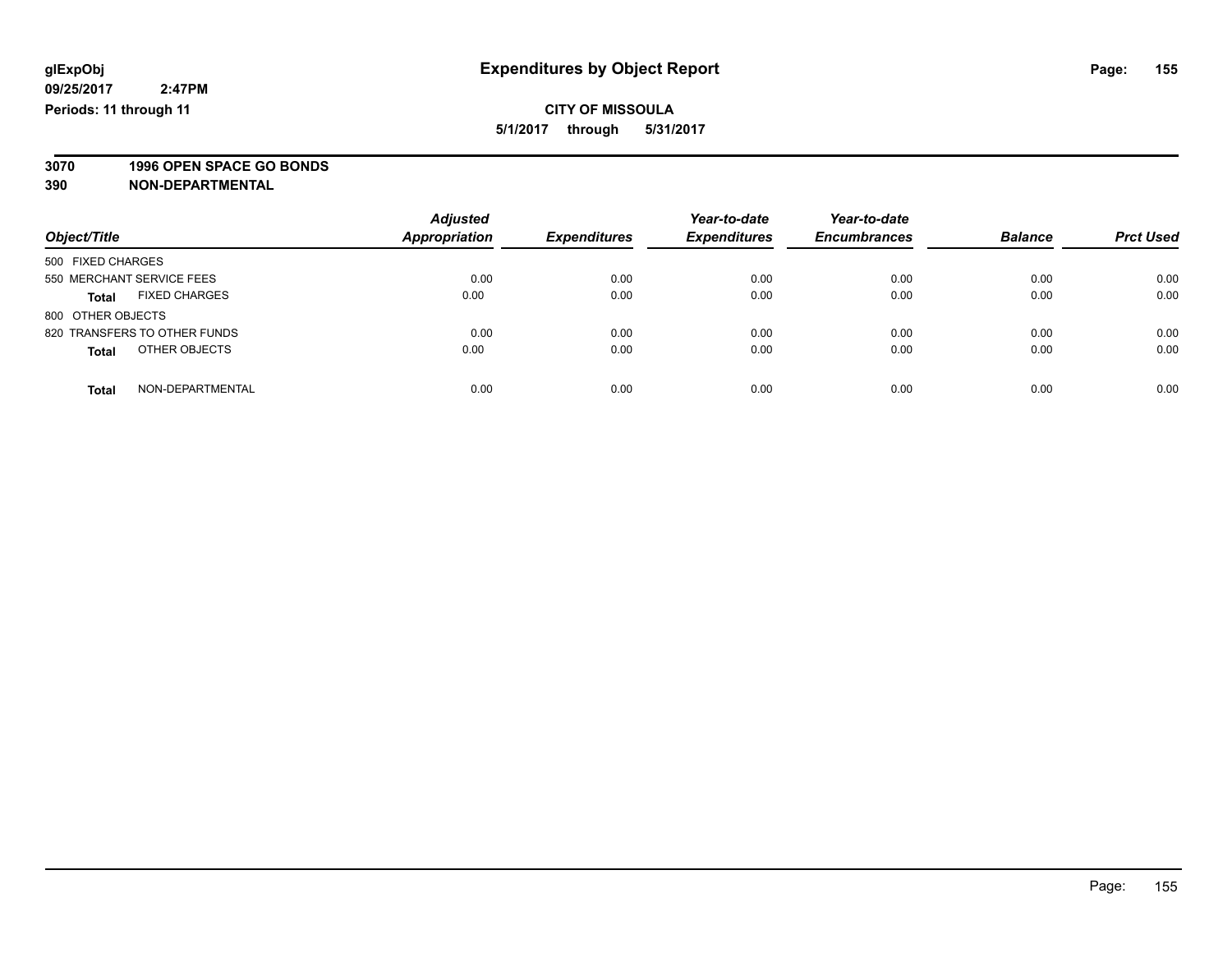**glExpObj**
**09/25/2017 2:47PM**
**Periods: 11 through 11**

# Expenditures by Object Report

**CITY OF MISSOULA**
**5/1/2017 through 5/31/2017**

**3070 1996 OPEN SPACE GO BONDS**
**390 NON-DEPARTMENTAL**

| Object/Title | Adjusted Appropriation | Expenditures | Year-to-date Expenditures | Year-to-date Encumbrances | Balance | Prct Used |
|---|---|---|---|---|---|---|
| 500 FIXED CHARGES | | | | | | |
| 550 MERCHANT SERVICE FEES | 0.00 | 0.00 | 0.00 | 0.00 | 0.00 | 0.00 |
| **Total** FIXED CHARGES | 0.00 | 0.00 | 0.00 | 0.00 | 0.00 | 0.00 |
| 800 OTHER OBJECTS | | | | | | |
| 820 TRANSFERS TO OTHER FUNDS | 0.00 | 0.00 | 0.00 | 0.00 | 0.00 | 0.00 |
| **Total** OTHER OBJECTS | 0.00 | 0.00 | 0.00 | 0.00 | 0.00 | 0.00 |
| **Total** NON-DEPARTMENTAL | 0.00 | 0.00 | 0.00 | 0.00 | 0.00 | 0.00 |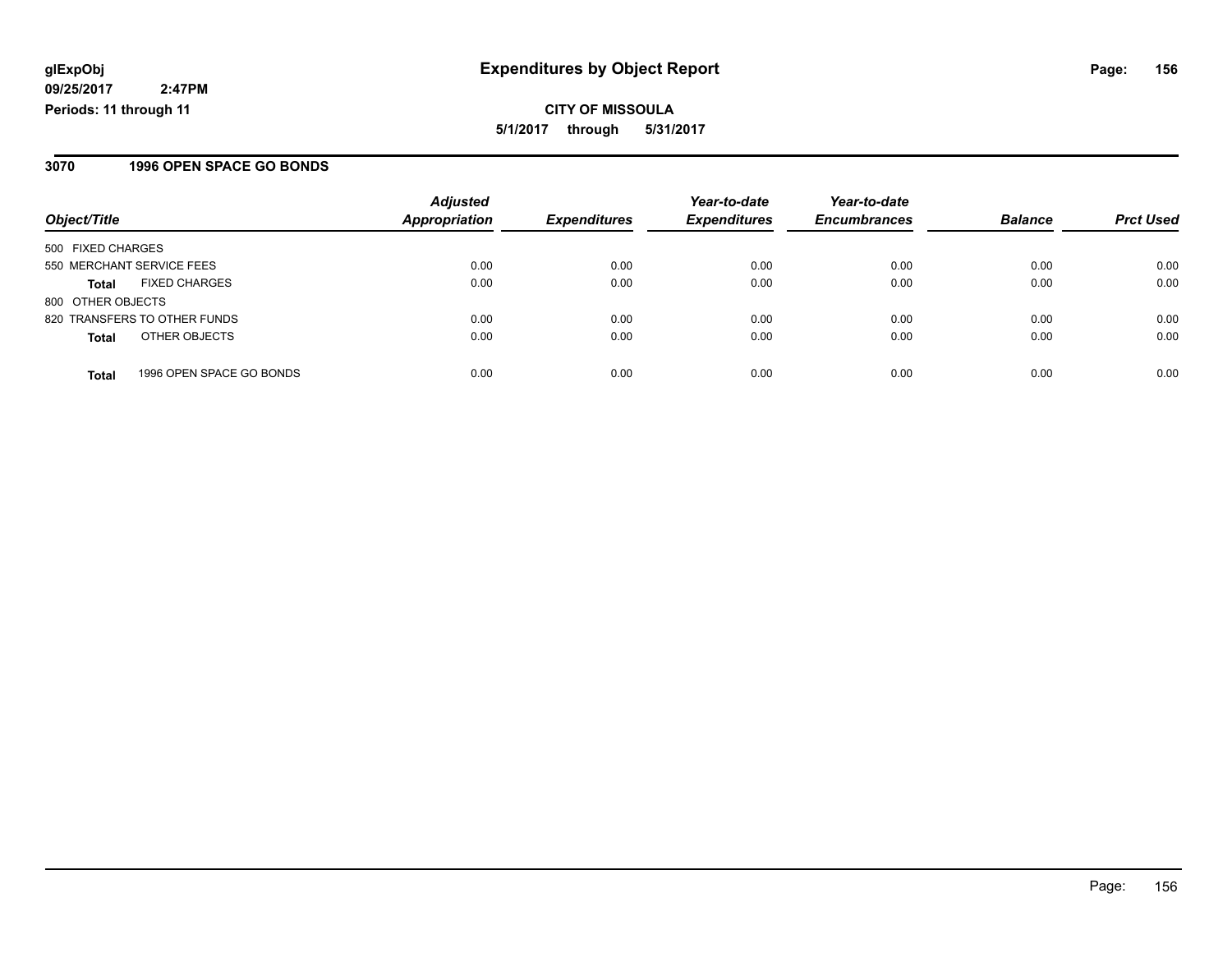**glExpObj**
**09/25/2017 2:47PM**
**Periods: 11 through 11**

# Expenditures by Object Report

**CITY OF MISSOULA**
**5/1/2017 through 5/31/2017**

## 3070 1996 OPEN SPACE GO BONDS

| Object/Title | | Adjusted Appropriation | Expenditures | Year-to-date Expenditures | Year-to-date Encumbrances | Balance | Prct Used |
|---|---|---|---|---|---|---|---|
| 500 FIXED CHARGES | | | | | | | |
| 550 MERCHANT SERVICE FEES | | 0.00 | 0.00 | 0.00 | 0.00 | 0.00 | 0.00 |
| **Total** | FIXED CHARGES | 0.00 | 0.00 | 0.00 | 0.00 | 0.00 | 0.00 |
| 800 OTHER OBJECTS | | | | | | | |
| 820 TRANSFERS TO OTHER FUNDS | | 0.00 | 0.00 | 0.00 | 0.00 | 0.00 | 0.00 |
| **Total** | OTHER OBJECTS | 0.00 | 0.00 | 0.00 | 0.00 | 0.00 | 0.00 |
| **Total** | 1996 OPEN SPACE GO BONDS | 0.00 | 0.00 | 0.00 | 0.00 | 0.00 | 0.00 |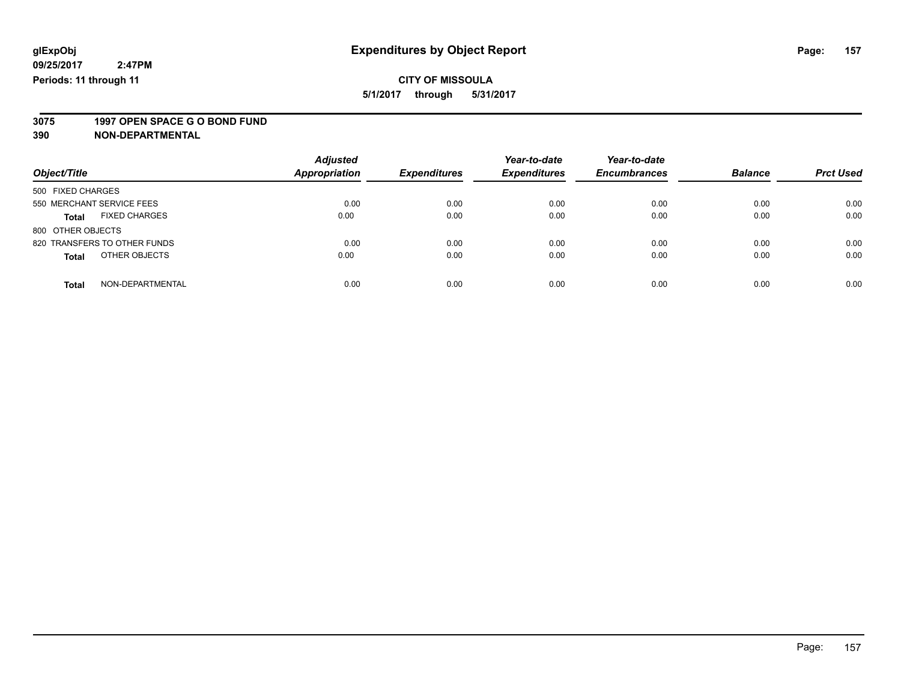glExpObj
09/25/2017 2:47PM
Periods: 11 through 11

# Expenditures by Object Report

**CITY OF MISSOULA**

**5/1/2017 through 5/31/2017**

**3075 1997 OPEN SPACE G O BOND FUND**

**390 NON-DEPARTMENTAL**

| Object/Title | Adjusted Appropriation | Expenditures | Year-to-date Expenditures | Year-to-date Encumbrances | Balance | Prct Used |
|---|---|---|---|---|---|---|
| 500 FIXED CHARGES | | | | | | |
| 550 MERCHANT SERVICE FEES | 0.00 | 0.00 | 0.00 | 0.00 | 0.00 | 0.00 |
| **Total** FIXED CHARGES | 0.00 | 0.00 | 0.00 | 0.00 | 0.00 | 0.00 |
| 800 OTHER OBJECTS | | | | | | |
| 820 TRANSFERS TO OTHER FUNDS | 0.00 | 0.00 | 0.00 | 0.00 | 0.00 | 0.00 |
| **Total** OTHER OBJECTS | 0.00 | 0.00 | 0.00 | 0.00 | 0.00 | 0.00 |
| **Total** NON-DEPARTMENTAL | 0.00 | 0.00 | 0.00 | 0.00 | 0.00 | 0.00 |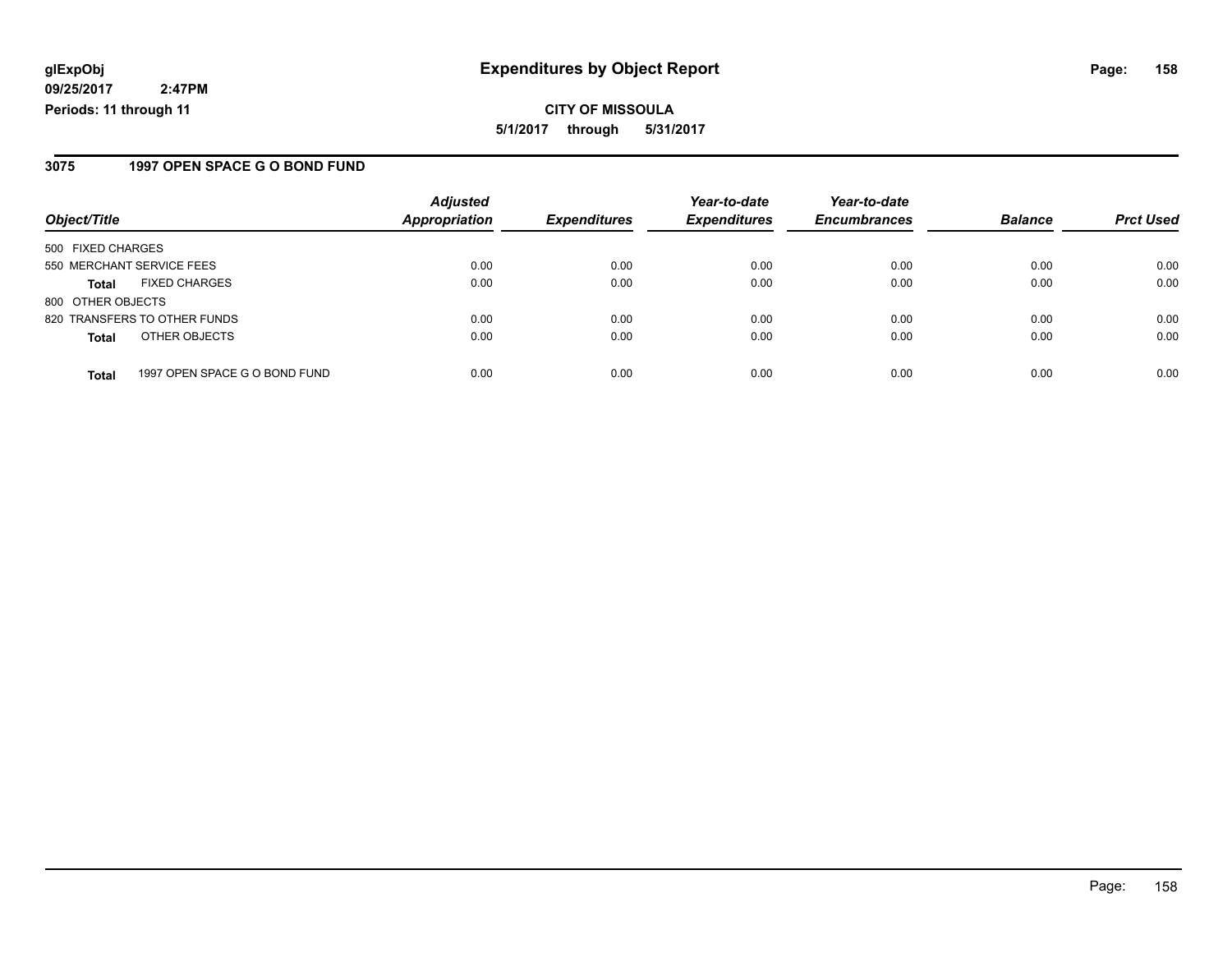**glExpObj**
**09/25/2017 2:47PM**
**Periods: 11 through 11**

# Expenditures by Object Report

**CITY OF MISSOULA**
**5/1/2017 through 5/31/2017**

## 3075 1997 OPEN SPACE G O BOND FUND

| Object/Title | Adjusted Appropriation | Expenditures | Year-to-date Expenditures | Year-to-date Encumbrances | Balance | Prct Used |
|---|---|---|---|---|---|---|
| 500 FIXED CHARGES | | | | | | |
| 550 MERCHANT SERVICE FEES | 0.00 | 0.00 | 0.00 | 0.00 | 0.00 | 0.00 |
| **Total** FIXED CHARGES | 0.00 | 0.00 | 0.00 | 0.00 | 0.00 | 0.00 |
| 800 OTHER OBJECTS | | | | | | |
| 820 TRANSFERS TO OTHER FUNDS | 0.00 | 0.00 | 0.00 | 0.00 | 0.00 | 0.00 |
| **Total** OTHER OBJECTS | 0.00 | 0.00 | 0.00 | 0.00 | 0.00 | 0.00 |
| **Total** 1997 OPEN SPACE G O BOND FUND | 0.00 | 0.00 | 0.00 | 0.00 | 0.00 | 0.00 |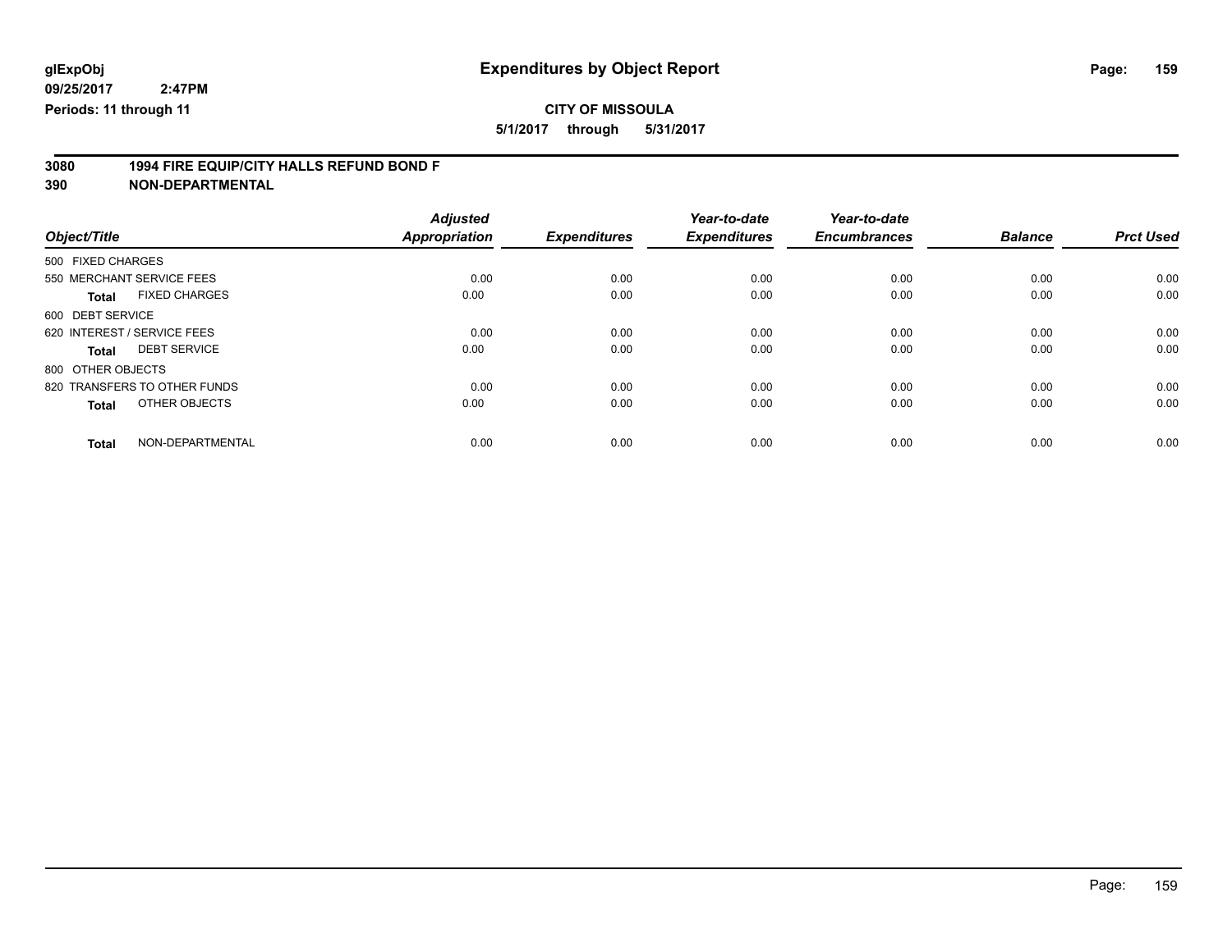glExpObj
09/25/2017 2:47PM
Periods: 11 through 11

# Expenditures by Object Report

**CITY OF MISSOULA**

**5/1/2017 through 5/31/2017**

**3080 1994 FIRE EQUIP/CITY HALLS REFUND BOND F**

**390 NON-DEPARTMENTAL**

| Object/Title | Adjusted Appropriation | Expenditures | Year-to-date Expenditures | Year-to-date Encumbrances | Balance | Prct Used |
|---|---|---|---|---|---|---|
| 500 FIXED CHARGES | | | | | | |
| 550 MERCHANT SERVICE FEES | 0.00 | 0.00 | 0.00 | 0.00 | 0.00 | 0.00 |
| **Total** FIXED CHARGES | 0.00 | 0.00 | 0.00 | 0.00 | 0.00 | 0.00 |
| 600 DEBT SERVICE | | | | | | |
| 620 INTEREST / SERVICE FEES | 0.00 | 0.00 | 0.00 | 0.00 | 0.00 | 0.00 |
| **Total** DEBT SERVICE | 0.00 | 0.00 | 0.00 | 0.00 | 0.00 | 0.00 |
| 800 OTHER OBJECTS | | | | | | |
| 820 TRANSFERS TO OTHER FUNDS | 0.00 | 0.00 | 0.00 | 0.00 | 0.00 | 0.00 |
| **Total** OTHER OBJECTS | 0.00 | 0.00 | 0.00 | 0.00 | 0.00 | 0.00 |
| **Total** NON-DEPARTMENTAL | 0.00 | 0.00 | 0.00 | 0.00 | 0.00 | 0.00 |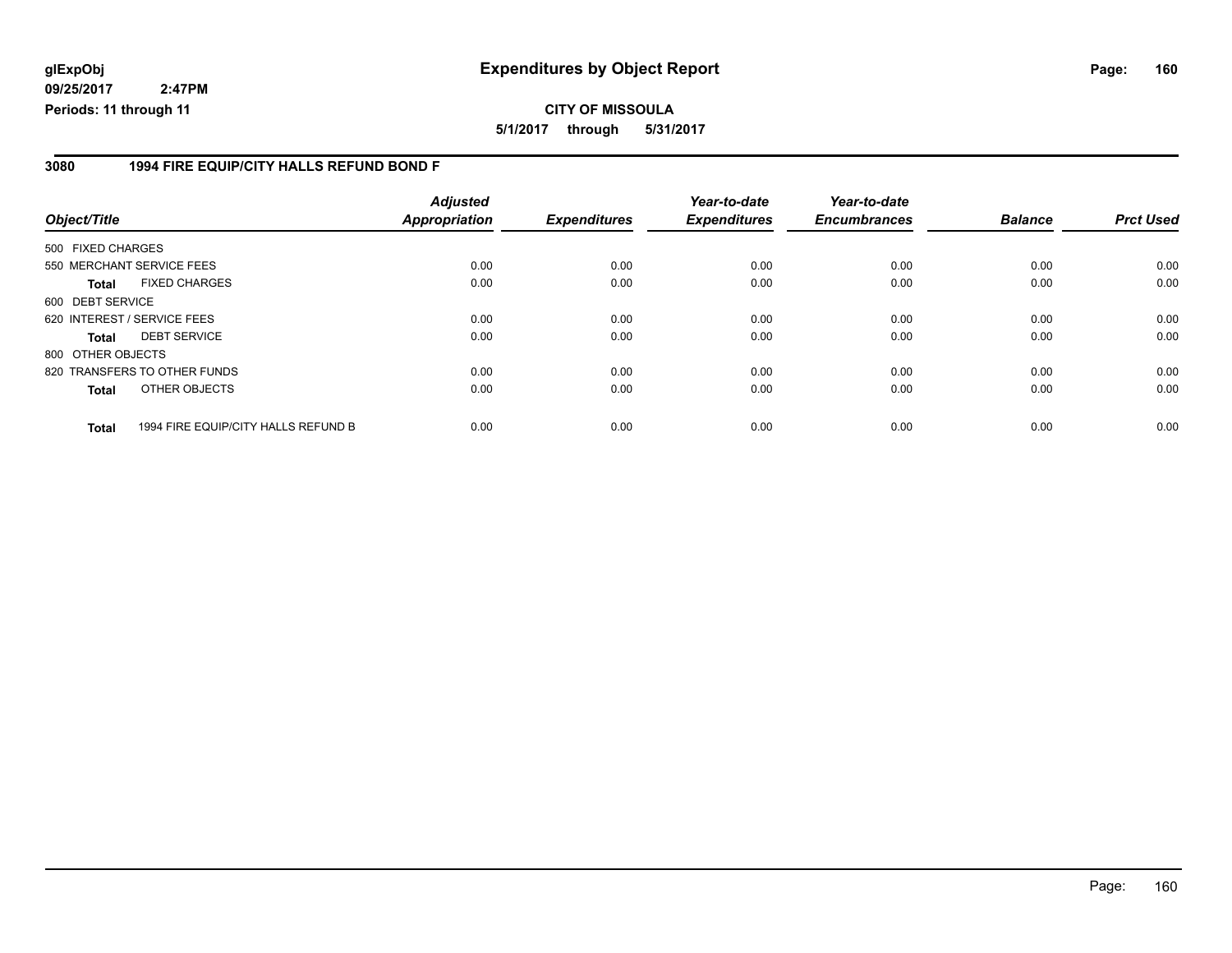**glExpObj**
**09/25/2017 2:47PM**
**Periods: 11 through 11**

# Expenditures by Object Report

**CITY OF MISSOULA**
**5/1/2017 through 5/31/2017**

## 3080 1994 FIRE EQUIP/CITY HALLS REFUND BOND F

| Object/Title | | Adjusted Appropriation | Expenditures | Year-to-date Expenditures | Year-to-date Encumbrances | Balance | Prct Used |
|---|---|---|---|---|---|---|---|
| 500 FIXED CHARGES | | | | | | | |
| 550 MERCHANT SERVICE FEES | | 0.00 | 0.00 | 0.00 | 0.00 | 0.00 | 0.00 |
| **Total** | FIXED CHARGES | 0.00 | 0.00 | 0.00 | 0.00 | 0.00 | 0.00 |
| 600 DEBT SERVICE | | | | | | | |
| 620 INTEREST / SERVICE FEES | | 0.00 | 0.00 | 0.00 | 0.00 | 0.00 | 0.00 |
| **Total** | DEBT SERVICE | 0.00 | 0.00 | 0.00 | 0.00 | 0.00 | 0.00 |
| 800 OTHER OBJECTS | | | | | | | |
| 820 TRANSFERS TO OTHER FUNDS | | 0.00 | 0.00 | 0.00 | 0.00 | 0.00 | 0.00 |
| **Total** | OTHER OBJECTS | 0.00 | 0.00 | 0.00 | 0.00 | 0.00 | 0.00 |
| **Total** | 1994 FIRE EQUIP/CITY HALLS REFUND B | 0.00 | 0.00 | 0.00 | 0.00 | 0.00 | 0.00 |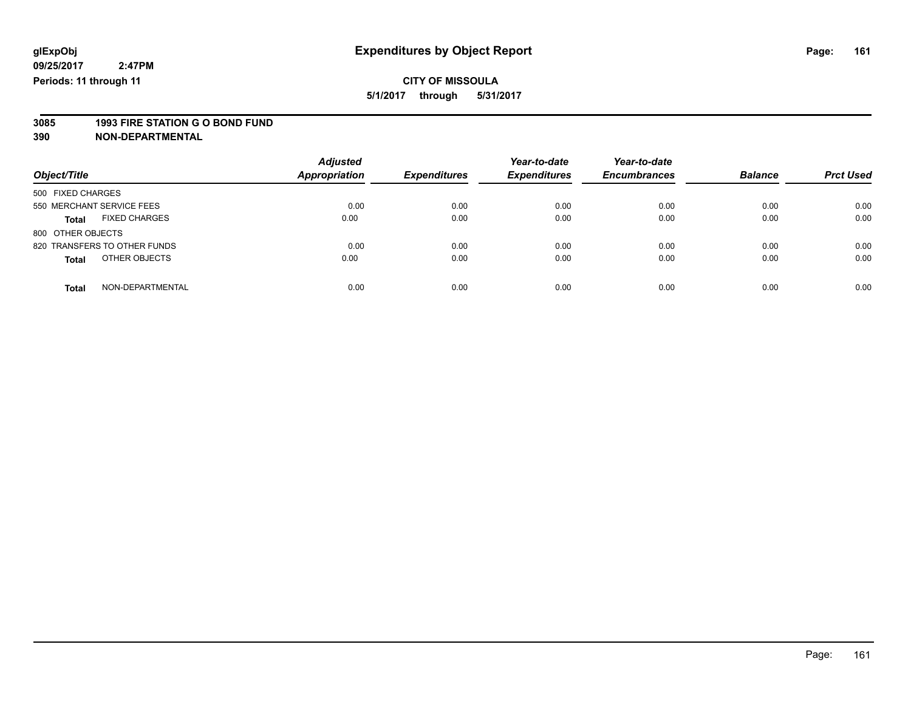# Expenditures by Object Report

glExpObj
09/25/2017 2:47PM
Periods: 11 through 11

**CITY OF MISSOULA**
**5/1/2017 through 5/31/2017**

**3085 1993 FIRE STATION G O BOND FUND**
**390 NON-DEPARTMENTAL**

| Object/Title | Adjusted Appropriation | Expenditures | Year-to-date Expenditures | Year-to-date Encumbrances | Balance | Prct Used |
|---|---|---|---|---|---|---|
| 500 FIXED CHARGES | | | | | | |
| 550 MERCHANT SERVICE FEES | 0.00 | 0.00 | 0.00 | 0.00 | 0.00 | 0.00 |
| **Total** FIXED CHARGES | 0.00 | 0.00 | 0.00 | 0.00 | 0.00 | 0.00 |
| 800 OTHER OBJECTS | | | | | | |
| 820 TRANSFERS TO OTHER FUNDS | 0.00 | 0.00 | 0.00 | 0.00 | 0.00 | 0.00 |
| **Total** OTHER OBJECTS | 0.00 | 0.00 | 0.00 | 0.00 | 0.00 | 0.00 |
| **Total** NON-DEPARTMENTAL | 0.00 | 0.00 | 0.00 | 0.00 | 0.00 | 0.00 |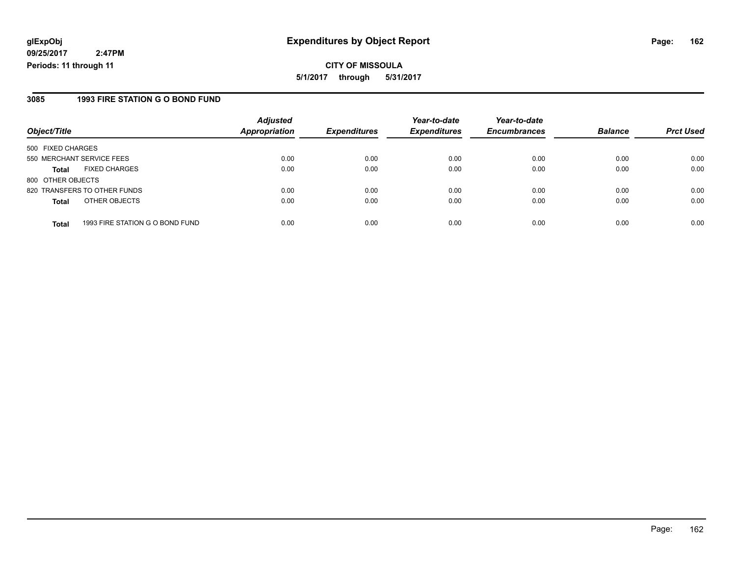**glExpObj**
**09/25/2017 2:47PM**
**Periods: 11 through 11**

# Expenditures by Object Report

**CITY OF MISSOULA**
**5/1/2017 through 5/31/2017**

## 3085 1993 FIRE STATION G O BOND FUND

| Object/Title | | Adjusted Appropriation | Expenditures | Year-to-date Expenditures | Year-to-date Encumbrances | Balance | Prct Used |
|---|---|---|---|---|---|---|---|
| 500 FIXED CHARGES | | | | | | | |
| 550 MERCHANT SERVICE FEES | | 0.00 | 0.00 | 0.00 | 0.00 | 0.00 | 0.00 |
| **Total** | FIXED CHARGES | 0.00 | 0.00 | 0.00 | 0.00 | 0.00 | 0.00 |
| 800 OTHER OBJECTS | | | | | | | |
| 820 TRANSFERS TO OTHER FUNDS | | 0.00 | 0.00 | 0.00 | 0.00 | 0.00 | 0.00 |
| **Total** | OTHER OBJECTS | 0.00 | 0.00 | 0.00 | 0.00 | 0.00 | 0.00 |
| **Total** | 1993 FIRE STATION G O BOND FUND | 0.00 | 0.00 | 0.00 | 0.00 | 0.00 | 0.00 |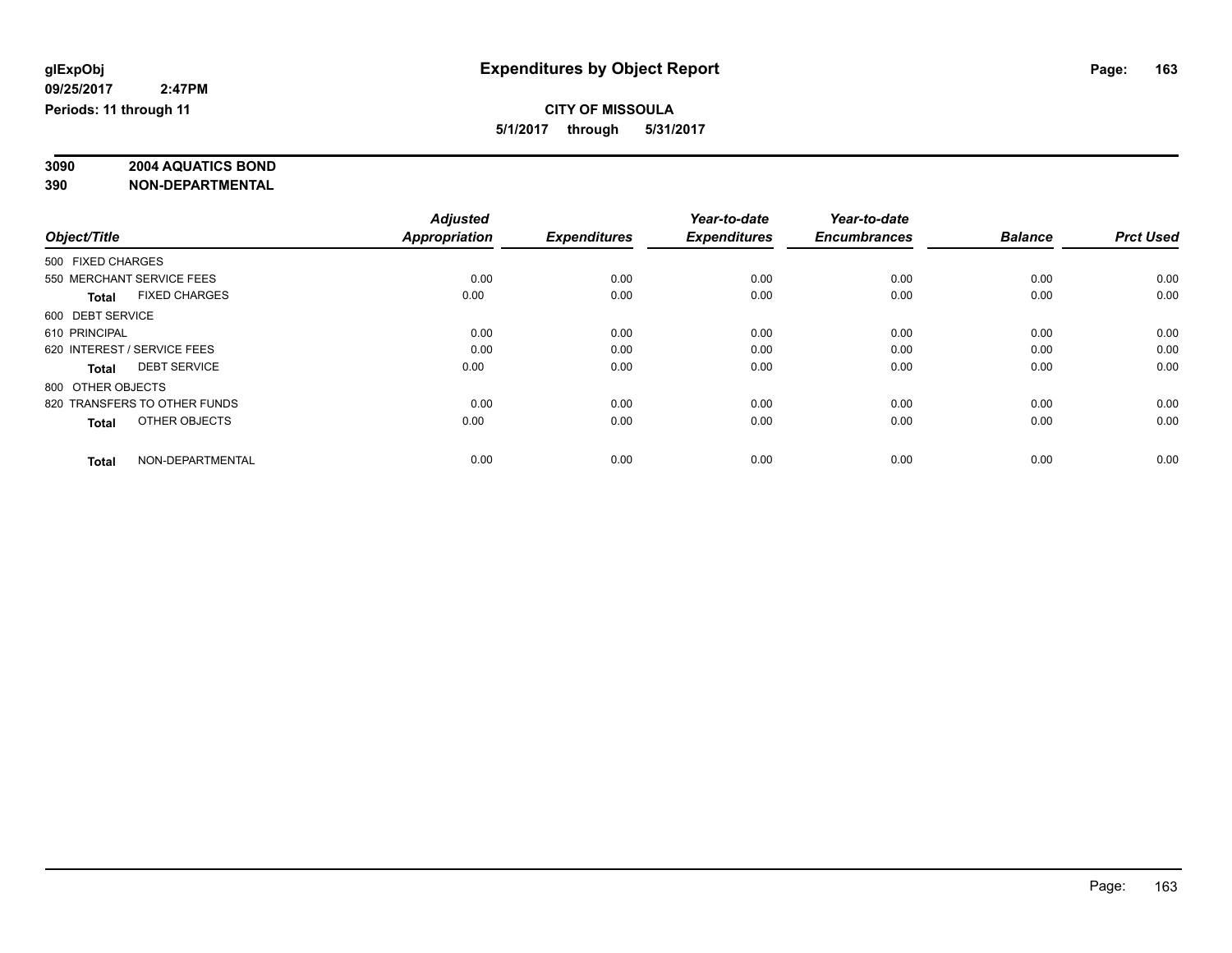glExpObj
09/25/2017 2:47PM
Periods: 11 through 11

# Expenditures by Object Report

**CITY OF MISSOULA**
**5/1/2017 through 5/31/2017**

**3090 2004 AQUATICS BOND**
**390 NON-DEPARTMENTAL**

| Object/Title | Adjusted Appropriation | Expenditures | Year-to-date Expenditures | Year-to-date Encumbrances | Balance | Prct Used |
|---|---|---|---|---|---|---|
| 500 FIXED CHARGES | | | | | | |
| 550 MERCHANT SERVICE FEES | 0.00 | 0.00 | 0.00 | 0.00 | 0.00 | 0.00 |
| **Total** FIXED CHARGES | 0.00 | 0.00 | 0.00 | 0.00 | 0.00 | 0.00 |
| 600 DEBT SERVICE | | | | | | |
| 610 PRINCIPAL | 0.00 | 0.00 | 0.00 | 0.00 | 0.00 | 0.00 |
| 620 INTEREST / SERVICE FEES | 0.00 | 0.00 | 0.00 | 0.00 | 0.00 | 0.00 |
| **Total** DEBT SERVICE | 0.00 | 0.00 | 0.00 | 0.00 | 0.00 | 0.00 |
| 800 OTHER OBJECTS | | | | | | |
| 820 TRANSFERS TO OTHER FUNDS | 0.00 | 0.00 | 0.00 | 0.00 | 0.00 | 0.00 |
| **Total** OTHER OBJECTS | 0.00 | 0.00 | 0.00 | 0.00 | 0.00 | 0.00 |
| **Total** NON-DEPARTMENTAL | 0.00 | 0.00 | 0.00 | 0.00 | 0.00 | 0.00 |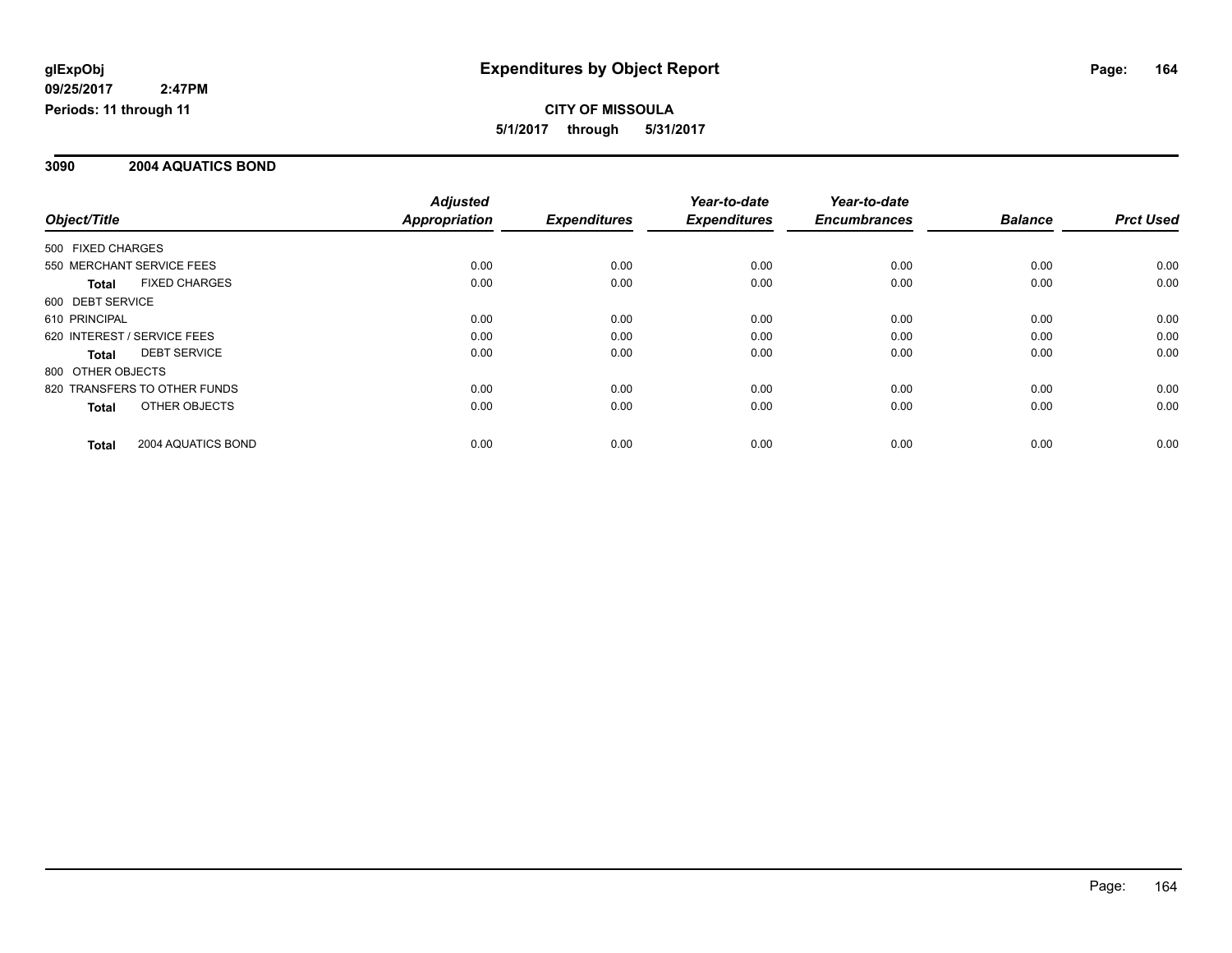glExpObj
09/25/2017 2:47PM
Periods: 11 through 11

# Expenditures by Object Report

**CITY OF MISSOULA**
**5/1/2017 through 5/31/2017**

## 3090 2004 AQUATICS BOND

| Object/Title | Adjusted Appropriation | Expenditures | Year-to-date Expenditures | Year-to-date Encumbrances | Balance | Prct Used |
|---|---|---|---|---|---|---|
| 500 FIXED CHARGES | | | | | | |
| 550 MERCHANT SERVICE FEES | 0.00 | 0.00 | 0.00 | 0.00 | 0.00 | 0.00 |
| **Total** FIXED CHARGES | 0.00 | 0.00 | 0.00 | 0.00 | 0.00 | 0.00 |
| 600 DEBT SERVICE | | | | | | |
| 610 PRINCIPAL | 0.00 | 0.00 | 0.00 | 0.00 | 0.00 | 0.00 |
| 620 INTEREST / SERVICE FEES | 0.00 | 0.00 | 0.00 | 0.00 | 0.00 | 0.00 |
| **Total** DEBT SERVICE | 0.00 | 0.00 | 0.00 | 0.00 | 0.00 | 0.00 |
| 800 OTHER OBJECTS | | | | | | |
| 820 TRANSFERS TO OTHER FUNDS | 0.00 | 0.00 | 0.00 | 0.00 | 0.00 | 0.00 |
| **Total** OTHER OBJECTS | 0.00 | 0.00 | 0.00 | 0.00 | 0.00 | 0.00 |
| **Total** 2004 AQUATICS BOND | 0.00 | 0.00 | 0.00 | 0.00 | 0.00 | 0.00 |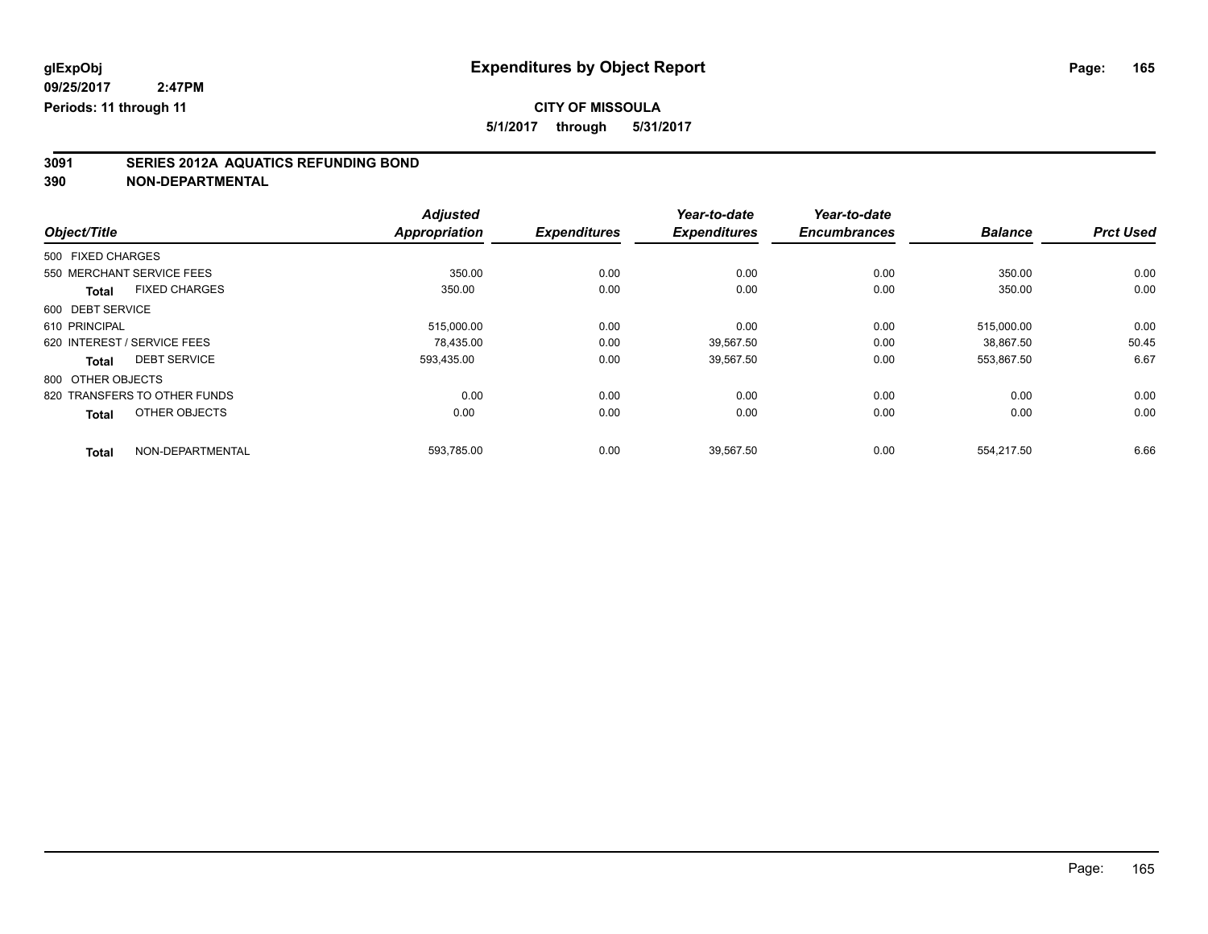**glExpObj**
**09/25/2017 2:47PM**
**Periods: 11 through 11**

# Expenditures by Object Report

**CITY OF MISSOULA**
**5/1/2017 through 5/31/2017**

## 3091 SERIES 2012A AQUATICS REFUNDING BOND
## 390 NON-DEPARTMENTAL

| Object/Title | | Adjusted Appropriation | Expenditures | Year-to-date Expenditures | Year-to-date Encumbrances | Balance | Prct Used |
|---|---|---|---|---|---|---|---|
| 500 FIXED CHARGES | | | | | | | |
| 550 MERCHANT SERVICE FEES | | 350.00 | 0.00 | 0.00 | 0.00 | 350.00 | 0.00 |
| **Total** | FIXED CHARGES | 350.00 | 0.00 | 0.00 | 0.00 | 350.00 | 0.00 |
| 600 DEBT SERVICE | | | | | | | |
| 610 PRINCIPAL | | 515,000.00 | 0.00 | 0.00 | 0.00 | 515,000.00 | 0.00 |
| 620 INTEREST / SERVICE FEES | | 78,435.00 | 0.00 | 39,567.50 | 0.00 | 38,867.50 | 50.45 |
| **Total** | DEBT SERVICE | 593,435.00 | 0.00 | 39,567.50 | 0.00 | 553,867.50 | 6.67 |
| 800 OTHER OBJECTS | | | | | | | |
| 820 TRANSFERS TO OTHER FUNDS | | 0.00 | 0.00 | 0.00 | 0.00 | 0.00 | 0.00 |
| **Total** | OTHER OBJECTS | 0.00 | 0.00 | 0.00 | 0.00 | 0.00 | 0.00 |
| **Total** | NON-DEPARTMENTAL | 593,785.00 | 0.00 | 39,567.50 | 0.00 | 554,217.50 | 6.66 |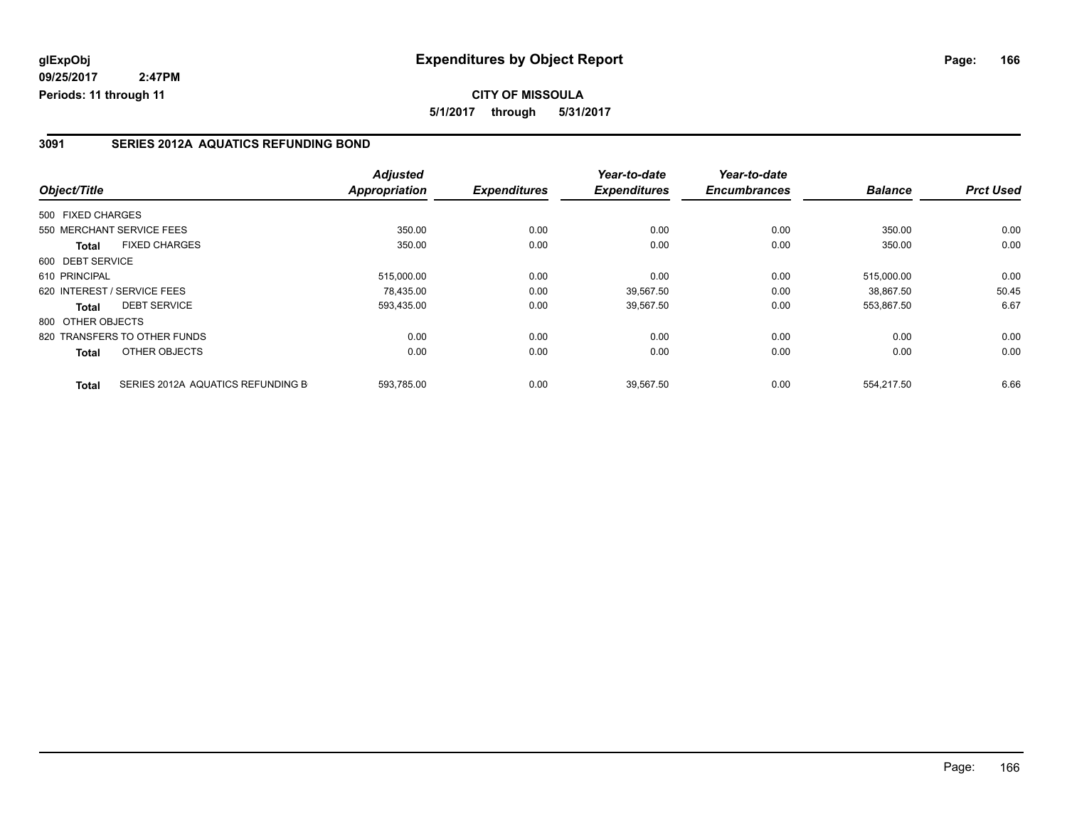**glExpObj**
**09/25/2017 2:47PM**
**Periods: 11 through 11**

# Expenditures by Object Report

**CITY OF MISSOULA**
**5/1/2017 through 5/31/2017**

## 3091 SERIES 2012A AQUATICS REFUNDING BOND

| Object/Title | Adjusted Appropriation | Expenditures | Year-to-date Expenditures | Year-to-date Encumbrances | Balance | Prct Used |
|---|---|---|---|---|---|---|
| 500 FIXED CHARGES | | | | | | |
| 550 MERCHANT SERVICE FEES | 350.00 | 0.00 | 0.00 | 0.00 | 350.00 | 0.00 |
| **Total** FIXED CHARGES | 350.00 | 0.00 | 0.00 | 0.00 | 350.00 | 0.00 |
| 600 DEBT SERVICE | | | | | | |
| 610 PRINCIPAL | 515,000.00 | 0.00 | 0.00 | 0.00 | 515,000.00 | 0.00 |
| 620 INTEREST / SERVICE FEES | 78,435.00 | 0.00 | 39,567.50 | 0.00 | 38,867.50 | 50.45 |
| **Total** DEBT SERVICE | 593,435.00 | 0.00 | 39,567.50 | 0.00 | 553,867.50 | 6.67 |
| 800 OTHER OBJECTS | | | | | | |
| 820 TRANSFERS TO OTHER FUNDS | 0.00 | 0.00 | 0.00 | 0.00 | 0.00 | 0.00 |
| **Total** OTHER OBJECTS | 0.00 | 0.00 | 0.00 | 0.00 | 0.00 | 0.00 |
| **Total** SERIES 2012A AQUATICS REFUNDING B | 593,785.00 | 0.00 | 39,567.50 | 0.00 | 554,217.50 | 6.66 |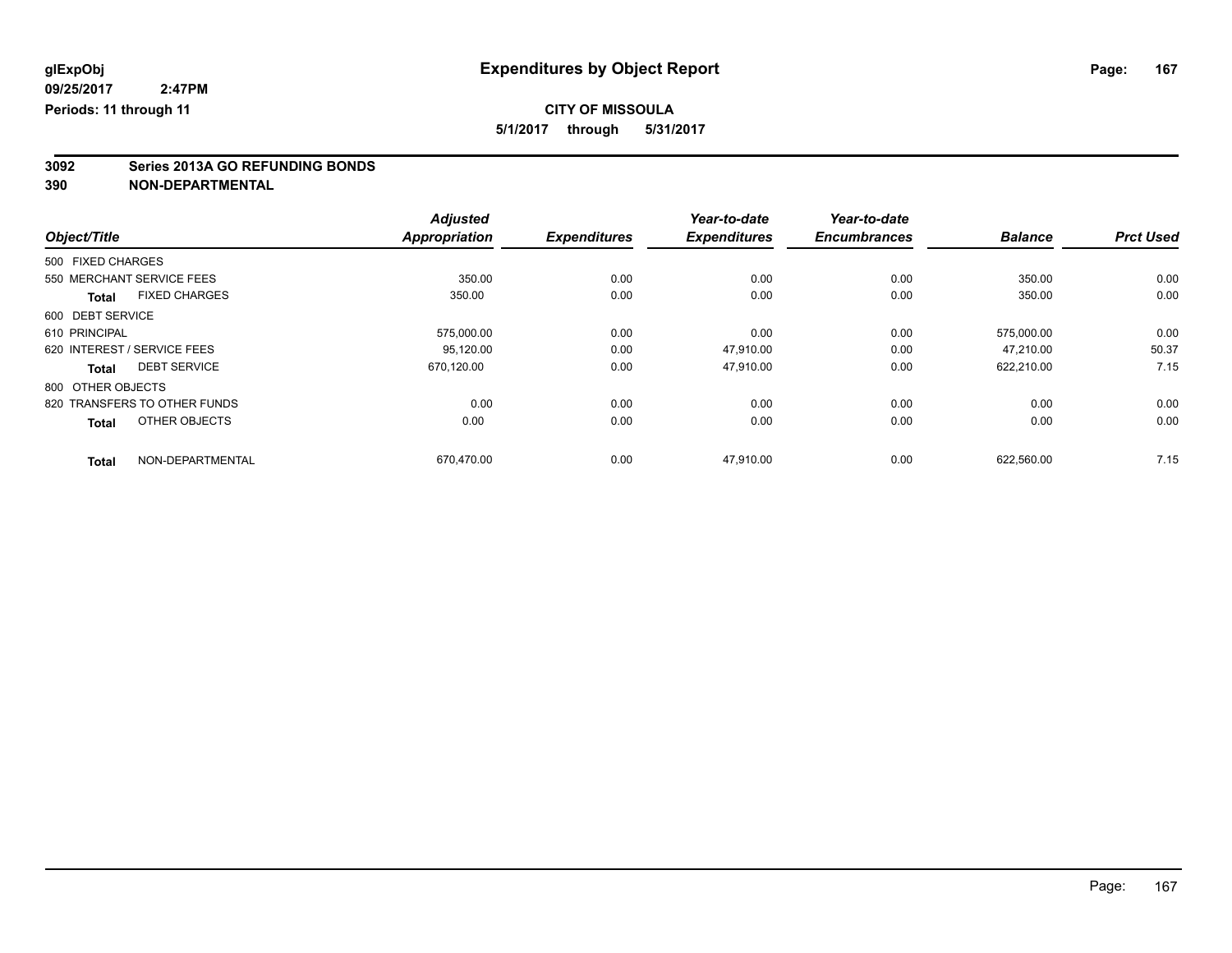glExpObj
09/25/2017 2:47PM
Periods: 11 through 11

# Expenditures by Object Report

**CITY OF MISSOULA**

**5/1/2017 through 5/31/2017**

**3092 Series 2013A GO REFUNDING BONDS**
**390 NON-DEPARTMENTAL**

| Object/Title | Adjusted Appropriation | Expenditures | Year-to-date Expenditures | Year-to-date Encumbrances | Balance | Prct Used |
|---|---|---|---|---|---|---|
| 500 FIXED CHARGES | | | | | | |
| 550 MERCHANT SERVICE FEES | 350.00 | 0.00 | 0.00 | 0.00 | 350.00 | 0.00 |
| **Total** FIXED CHARGES | 350.00 | 0.00 | 0.00 | 0.00 | 350.00 | 0.00 |
| 600 DEBT SERVICE | | | | | | |
| 610 PRINCIPAL | 575,000.00 | 0.00 | 0.00 | 0.00 | 575,000.00 | 0.00 |
| 620 INTEREST / SERVICE FEES | 95,120.00 | 0.00 | 47,910.00 | 0.00 | 47,210.00 | 50.37 |
| **Total** DEBT SERVICE | 670,120.00 | 0.00 | 47,910.00 | 0.00 | 622,210.00 | 7.15 |
| 800 OTHER OBJECTS | | | | | | |
| 820 TRANSFERS TO OTHER FUNDS | 0.00 | 0.00 | 0.00 | 0.00 | 0.00 | 0.00 |
| **Total** OTHER OBJECTS | 0.00 | 0.00 | 0.00 | 0.00 | 0.00 | 0.00 |
| **Total** NON-DEPARTMENTAL | 670,470.00 | 0.00 | 47,910.00 | 0.00 | 622,560.00 | 7.15 |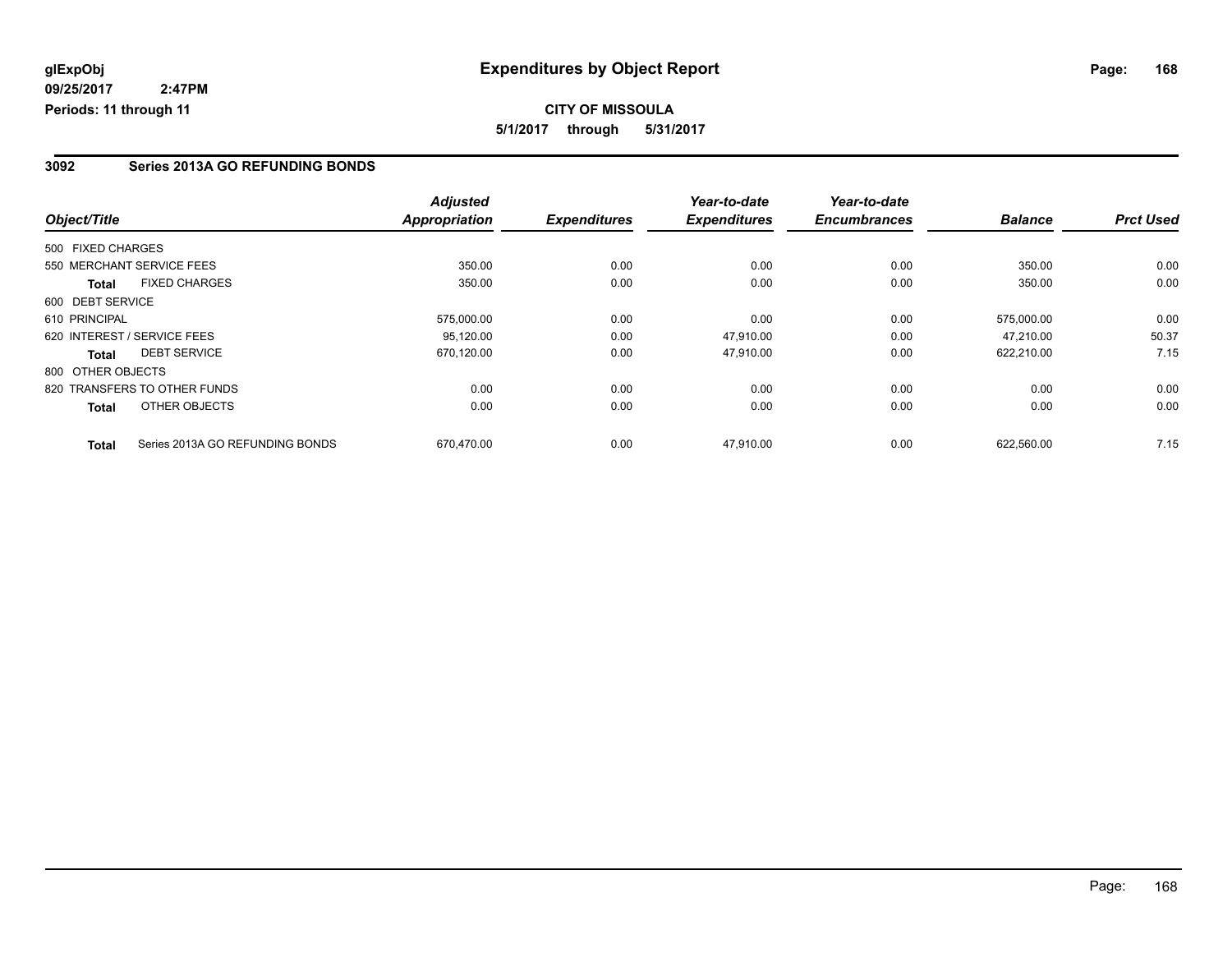**glExpObj**
**09/25/2017 2:47PM**
**Periods: 11 through 11**

# Expenditures by Object Report

**CITY OF MISSOULA**
**5/1/2017 through 5/31/2017**

## 3092 Series 2013A GO REFUNDING BONDS

| Object/Title | Adjusted Appropriation | Expenditures | Year-to-date Expenditures | Year-to-date Encumbrances | Balance | Prct Used |
|---|---|---|---|---|---|---|
| 500 FIXED CHARGES | | | | | | |
| 550 MERCHANT SERVICE FEES | 350.00 | 0.00 | 0.00 | 0.00 | 350.00 | 0.00 |
| **Total** FIXED CHARGES | 350.00 | 0.00 | 0.00 | 0.00 | 350.00 | 0.00 |
| 600 DEBT SERVICE | | | | | | |
| 610 PRINCIPAL | 575,000.00 | 0.00 | 0.00 | 0.00 | 575,000.00 | 0.00 |
| 620 INTEREST / SERVICE FEES | 95,120.00 | 0.00 | 47,910.00 | 0.00 | 47,210.00 | 50.37 |
| **Total** DEBT SERVICE | 670,120.00 | 0.00 | 47,910.00 | 0.00 | 622,210.00 | 7.15 |
| 800 OTHER OBJECTS | | | | | | |
| 820 TRANSFERS TO OTHER FUNDS | 0.00 | 0.00 | 0.00 | 0.00 | 0.00 | 0.00 |
| **Total** OTHER OBJECTS | 0.00 | 0.00 | 0.00 | 0.00 | 0.00 | 0.00 |
| **Total** Series 2013A GO REFUNDING BONDS | 670,470.00 | 0.00 | 47,910.00 | 0.00 | 622,560.00 | 7.15 |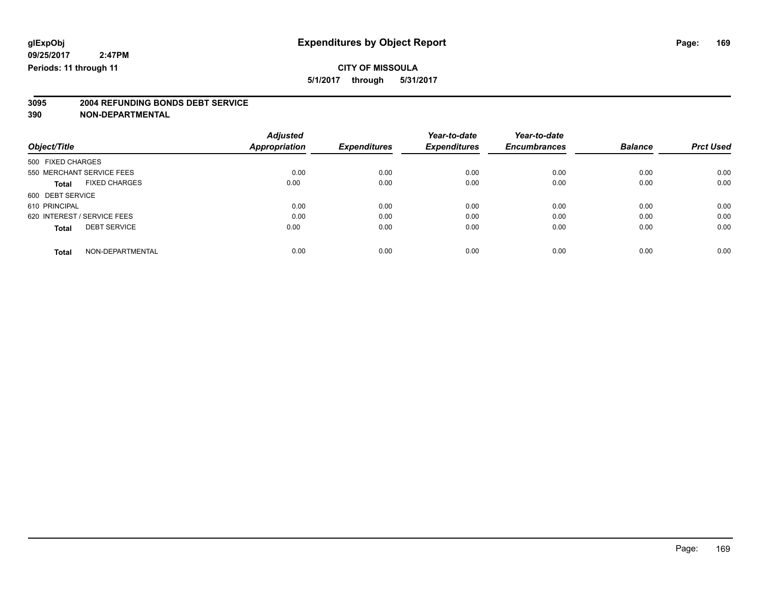glExpObj
09/25/2017 2:47PM
Periods: 11 through 11

# Expenditures by Object Report

**CITY OF MISSOULA**
**5/1/2017 through 5/31/2017**

## 3095 2004 REFUNDING BONDS DEBT SERVICE
## 390 NON-DEPARTMENTAL

| Object/Title | Adjusted Appropriation | Expenditures | Year-to-date Expenditures | Year-to-date Encumbrances | Balance | Prct Used |
|---|---|---|---|---|---|---|
| 500 FIXED CHARGES | | | | | | |
| 550 MERCHANT SERVICE FEES | 0.00 | 0.00 | 0.00 | 0.00 | 0.00 | 0.00 |
| **Total** FIXED CHARGES | 0.00 | 0.00 | 0.00 | 0.00 | 0.00 | 0.00 |
| 600 DEBT SERVICE | | | | | | |
| 610 PRINCIPAL | 0.00 | 0.00 | 0.00 | 0.00 | 0.00 | 0.00 |
| 620 INTEREST / SERVICE FEES | 0.00 | 0.00 | 0.00 | 0.00 | 0.00 | 0.00 |
| **Total** DEBT SERVICE | 0.00 | 0.00 | 0.00 | 0.00 | 0.00 | 0.00 |
| **Total** NON-DEPARTMENTAL | 0.00 | 0.00 | 0.00 | 0.00 | 0.00 | 0.00 |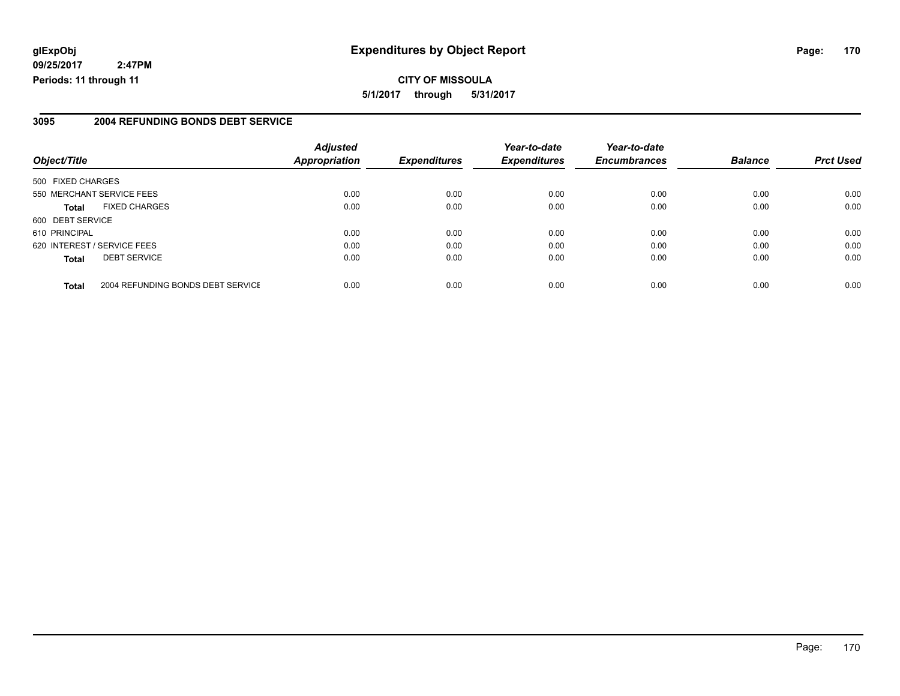# Expenditures by Object Report

**glExpObj**
**09/25/2017 2:47PM**
**Periods: 11 through 11**

**CITY OF MISSOULA**
**5/1/2017 through 5/31/2017**

## 3095 2004 REFUNDING BONDS DEBT SERVICE

| Object/Title | | Adjusted Appropriation | Expenditures | Year-to-date Expenditures | Year-to-date Encumbrances | Balance | Prct Used |
|---|---|---|---|---|---|---|---|
| 500 FIXED CHARGES | | | | | | | |
| 550 MERCHANT SERVICE FEES | | 0.00 | 0.00 | 0.00 | 0.00 | 0.00 | 0.00 |
| **Total** | FIXED CHARGES | 0.00 | 0.00 | 0.00 | 0.00 | 0.00 | 0.00 |
| 600 DEBT SERVICE | | | | | | | |
| 610 PRINCIPAL | | 0.00 | 0.00 | 0.00 | 0.00 | 0.00 | 0.00 |
| 620 INTEREST / SERVICE FEES | | 0.00 | 0.00 | 0.00 | 0.00 | 0.00 | 0.00 |
| **Total** | DEBT SERVICE | 0.00 | 0.00 | 0.00 | 0.00 | 0.00 | 0.00 |
| **Total** | 2004 REFUNDING BONDS DEBT SERVICE | 0.00 | 0.00 | 0.00 | 0.00 | 0.00 | 0.00 |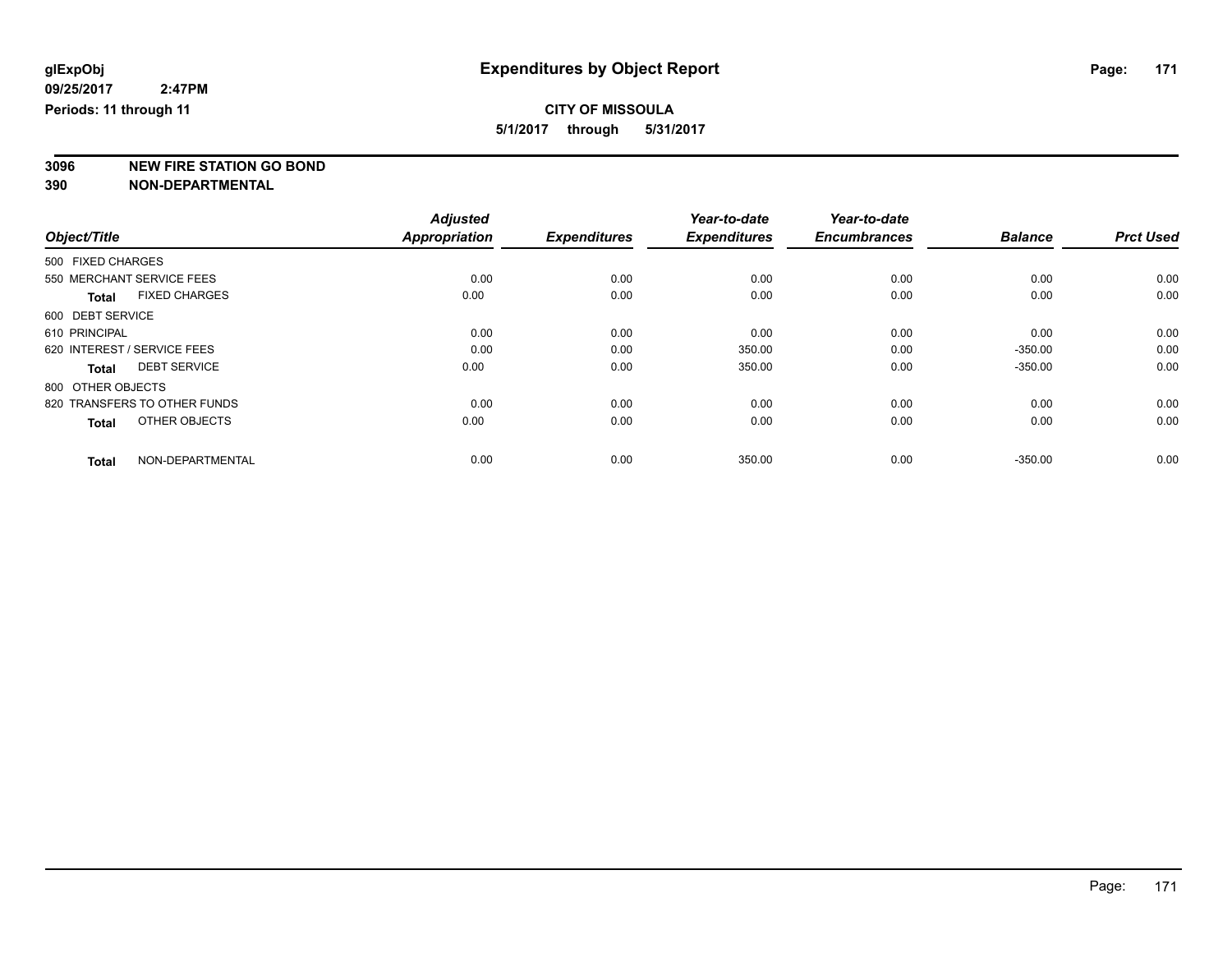**glExpObj**
**09/25/2017 2:47PM**
**Periods: 11 through 11**

# Expenditures by Object Report

**CITY OF MISSOULA**
**5/1/2017 through 5/31/2017**

**3096 NEW FIRE STATION GO BOND**
**390 NON-DEPARTMENTAL**

| Object/Title | Adjusted Appropriation | Expenditures | Year-to-date Expenditures | Year-to-date Encumbrances | Balance | Prct Used |
|---|---|---|---|---|---|---|
| 500 FIXED CHARGES | | | | | | |
| 550 MERCHANT SERVICE FEES | 0.00 | 0.00 | 0.00 | 0.00 | 0.00 | 0.00 |
| **Total** FIXED CHARGES | 0.00 | 0.00 | 0.00 | 0.00 | 0.00 | 0.00 |
| 600 DEBT SERVICE | | | | | | |
| 610 PRINCIPAL | 0.00 | 0.00 | 0.00 | 0.00 | 0.00 | 0.00 |
| 620 INTEREST / SERVICE FEES | 0.00 | 0.00 | 350.00 | 0.00 | -350.00 | 0.00 |
| **Total** DEBT SERVICE | 0.00 | 0.00 | 350.00 | 0.00 | -350.00 | 0.00 |
| 800 OTHER OBJECTS | | | | | | |
| 820 TRANSFERS TO OTHER FUNDS | 0.00 | 0.00 | 0.00 | 0.00 | 0.00 | 0.00 |
| **Total** OTHER OBJECTS | 0.00 | 0.00 | 0.00 | 0.00 | 0.00 | 0.00 |
| **Total** NON-DEPARTMENTAL | 0.00 | 0.00 | 350.00 | 0.00 | -350.00 | 0.00 |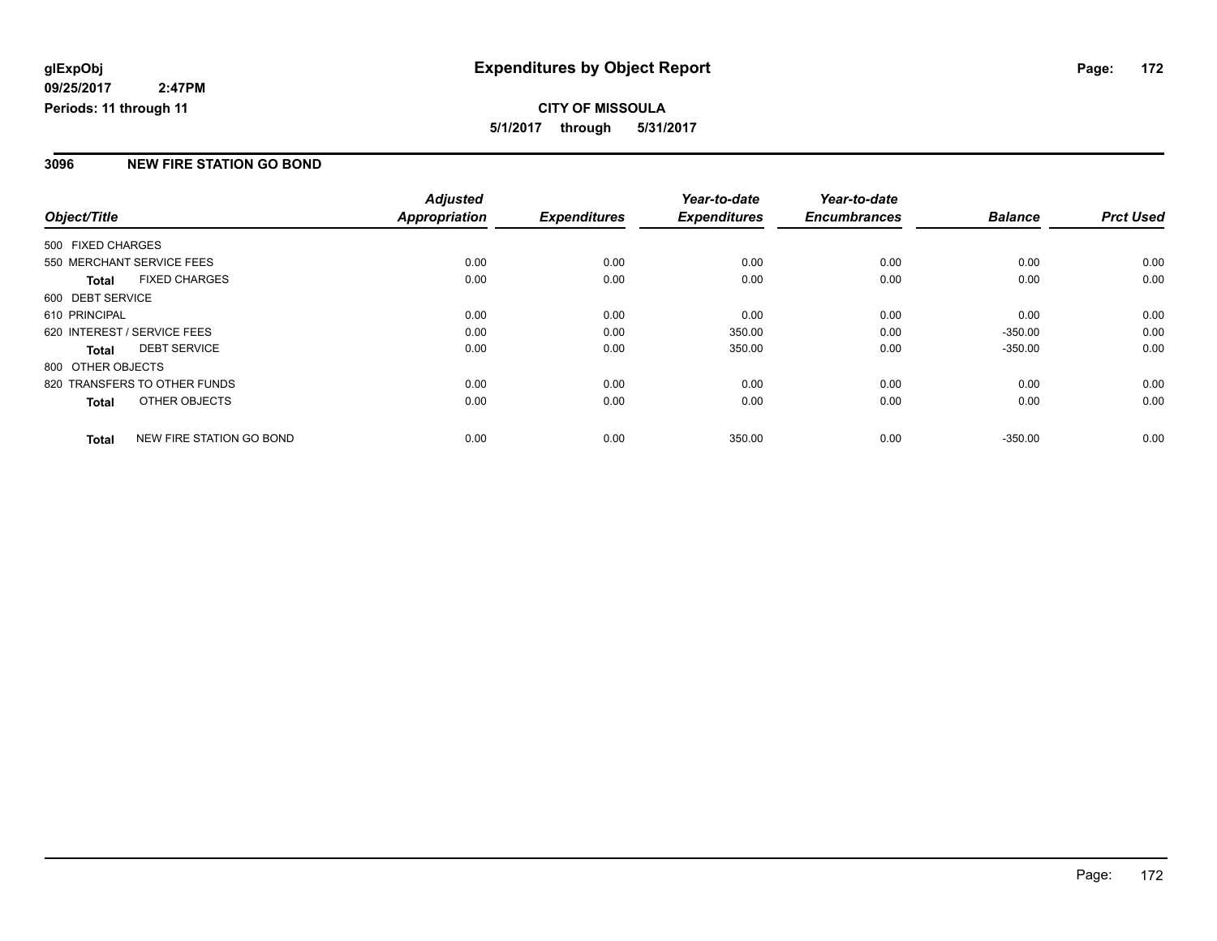**glExpObj**
**09/25/2017 2:47PM**
**Periods: 11 through 11**

# Expenditures by Object Report

**CITY OF MISSOULA**
**5/1/2017 through 5/31/2017**

## 3096 NEW FIRE STATION GO BOND

| Object/Title | | Adjusted Appropriation | Expenditures | Year-to-date Expenditures | Year-to-date Encumbrances | Balance | Prct Used |
|---|---|---|---|---|---|---|---|
| 500 FIXED CHARGES | | | | | | | |
| 550 MERCHANT SERVICE FEES | | 0.00 | 0.00 | 0.00 | 0.00 | 0.00 | 0.00 |
| **Total** | FIXED CHARGES | 0.00 | 0.00 | 0.00 | 0.00 | 0.00 | 0.00 |
| 600 DEBT SERVICE | | | | | | | |
| 610 PRINCIPAL | | 0.00 | 0.00 | 0.00 | 0.00 | 0.00 | 0.00 |
| 620 INTEREST / SERVICE FEES | | 0.00 | 0.00 | 350.00 | 0.00 | -350.00 | 0.00 |
| **Total** | DEBT SERVICE | 0.00 | 0.00 | 350.00 | 0.00 | -350.00 | 0.00 |
| 800 OTHER OBJECTS | | | | | | | |
| 820 TRANSFERS TO OTHER FUNDS | | 0.00 | 0.00 | 0.00 | 0.00 | 0.00 | 0.00 |
| **Total** | OTHER OBJECTS | 0.00 | 0.00 | 0.00 | 0.00 | 0.00 | 0.00 |
| **Total** | NEW FIRE STATION GO BOND | 0.00 | 0.00 | 350.00 | 0.00 | -350.00 | 0.00 |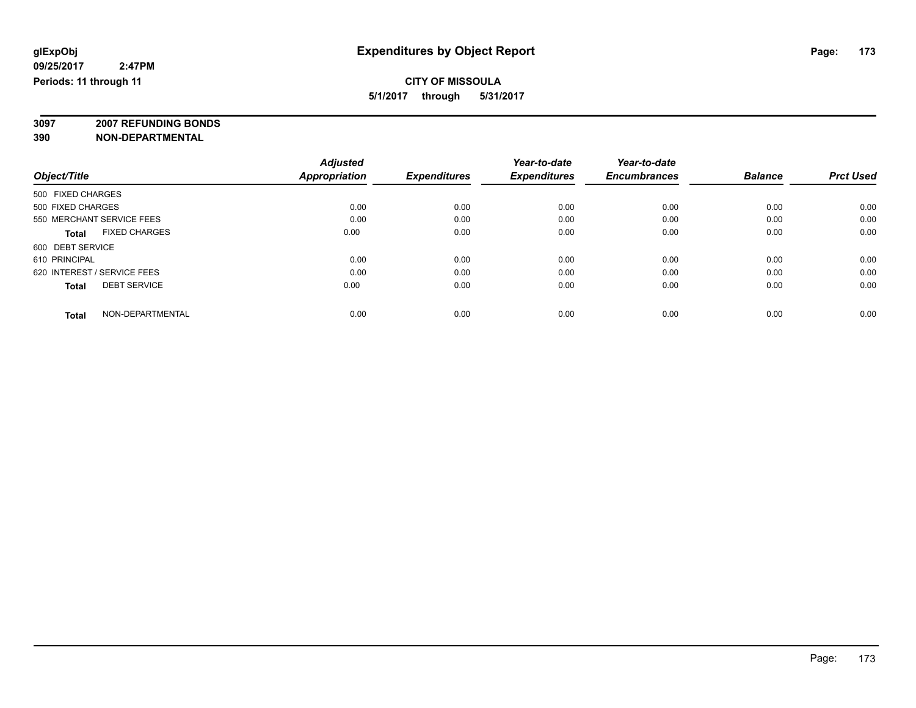# Expenditures by Object Report

glExpObj
09/25/2017 2:47PM
Periods: 11 through 11

**CITY OF MISSOULA**
**5/1/2017 through 5/31/2017**

**3097 2007 REFUNDING BONDS**
**390 NON-DEPARTMENTAL**

| Object/Title | Adjusted Appropriation | Expenditures | Year-to-date Expenditures | Year-to-date Encumbrances | Balance | Prct Used |
|---|---|---|---|---|---|---|
| 500 FIXED CHARGES | | | | | | |
| 500 FIXED CHARGES | 0.00 | 0.00 | 0.00 | 0.00 | 0.00 | 0.00 |
| 550 MERCHANT SERVICE FEES | 0.00 | 0.00 | 0.00 | 0.00 | 0.00 | 0.00 |
| **Total** FIXED CHARGES | 0.00 | 0.00 | 0.00 | 0.00 | 0.00 | 0.00 |
| 600 DEBT SERVICE | | | | | | |
| 610 PRINCIPAL | 0.00 | 0.00 | 0.00 | 0.00 | 0.00 | 0.00 |
| 620 INTEREST / SERVICE FEES | 0.00 | 0.00 | 0.00 | 0.00 | 0.00 | 0.00 |
| **Total** DEBT SERVICE | 0.00 | 0.00 | 0.00 | 0.00 | 0.00 | 0.00 |
| **Total** NON-DEPARTMENTAL | 0.00 | 0.00 | 0.00 | 0.00 | 0.00 | 0.00 |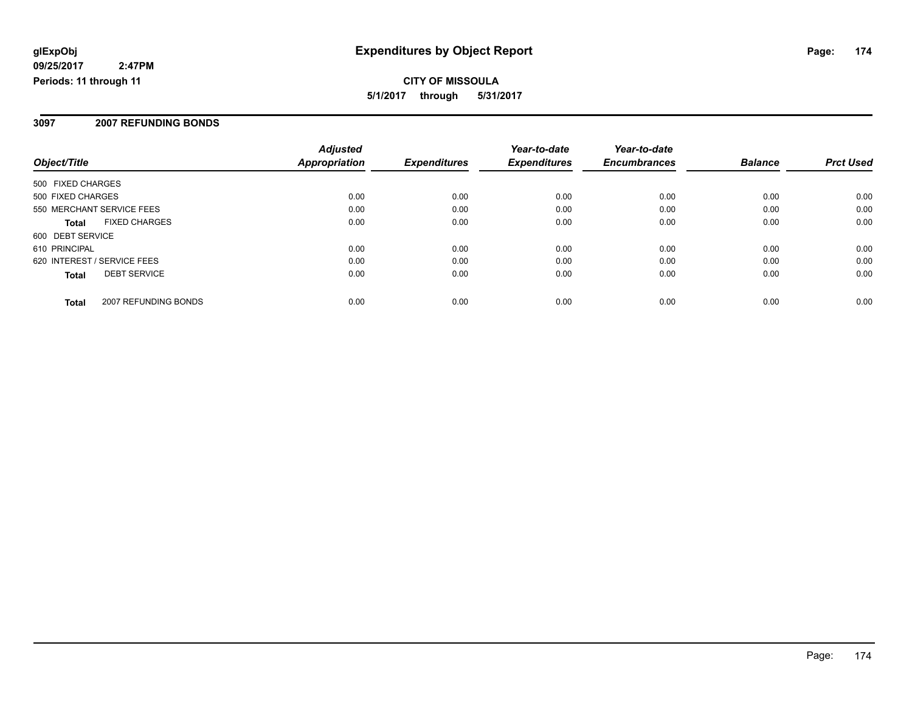# Expenditures by Object Report

glExpObj
09/25/2017 2:47PM
Periods: 11 through 11

**CITY OF MISSOULA**
**5/1/2017 through 5/31/2017**

## 3097 2007 REFUNDING BONDS

| Object/Title | | Adjusted Appropriation | Expenditures | Year-to-date Expenditures | Year-to-date Encumbrances | Balance | Prct Used |
|---|---|---|---|---|---|---|---|
| 500 FIXED CHARGES | | | | | | | |
| 500 FIXED CHARGES | | 0.00 | 0.00 | 0.00 | 0.00 | 0.00 | 0.00 |
| 550 MERCHANT SERVICE FEES | | 0.00 | 0.00 | 0.00 | 0.00 | 0.00 | 0.00 |
| **Total** | FIXED CHARGES | 0.00 | 0.00 | 0.00 | 0.00 | 0.00 | 0.00 |
| 600 DEBT SERVICE | | | | | | | |
| 610 PRINCIPAL | | 0.00 | 0.00 | 0.00 | 0.00 | 0.00 | 0.00 |
| 620 INTEREST / SERVICE FEES | | 0.00 | 0.00 | 0.00 | 0.00 | 0.00 | 0.00 |
| **Total** | DEBT SERVICE | 0.00 | 0.00 | 0.00 | 0.00 | 0.00 | 0.00 |
| **Total** | 2007 REFUNDING BONDS | 0.00 | 0.00 | 0.00 | 0.00 | 0.00 | 0.00 |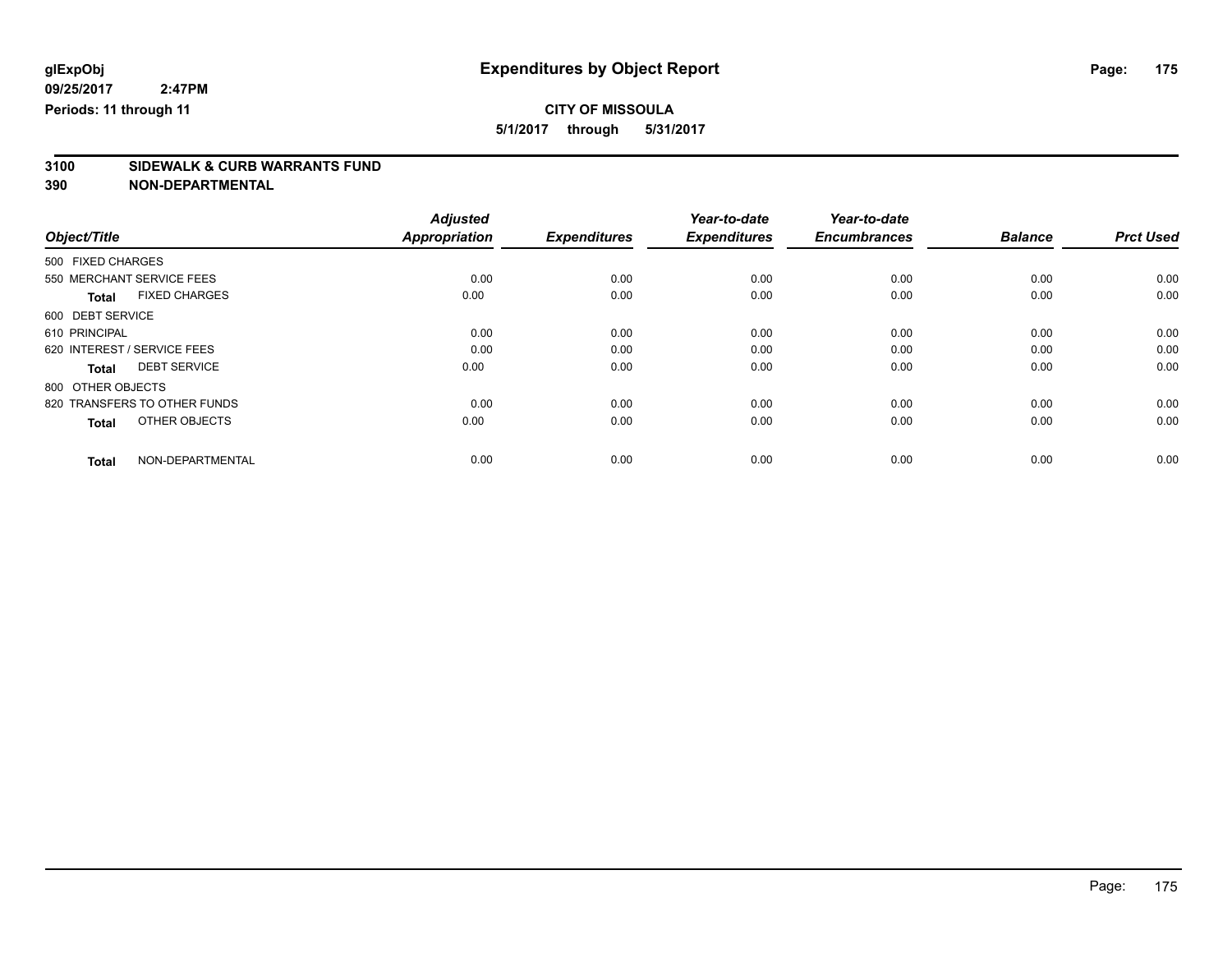**glExpObj**
**09/25/2017 2:47PM**
**Periods: 11 through 11**

# Expenditures by Object Report

**CITY OF MISSOULA**
**5/1/2017 through 5/31/2017**

**3100 SIDEWALK & CURB WARRANTS FUND**
**390 NON-DEPARTMENTAL**

| Object/Title | | Adjusted Appropriation | Expenditures | Year-to-date Expenditures | Year-to-date Encumbrances | Balance | Prct Used |
|---|---|---|---|---|---|---|---|
| 500 FIXED CHARGES | | | | | | | |
| 550 MERCHANT SERVICE FEES | | 0.00 | 0.00 | 0.00 | 0.00 | 0.00 | 0.00 |
| **Total** | FIXED CHARGES | 0.00 | 0.00 | 0.00 | 0.00 | 0.00 | 0.00 |
| 600 DEBT SERVICE | | | | | | | |
| 610 PRINCIPAL | | 0.00 | 0.00 | 0.00 | 0.00 | 0.00 | 0.00 |
| 620 INTEREST / SERVICE FEES | | 0.00 | 0.00 | 0.00 | 0.00 | 0.00 | 0.00 |
| **Total** | DEBT SERVICE | 0.00 | 0.00 | 0.00 | 0.00 | 0.00 | 0.00 |
| 800 OTHER OBJECTS | | | | | | | |
| 820 TRANSFERS TO OTHER FUNDS | | 0.00 | 0.00 | 0.00 | 0.00 | 0.00 | 0.00 |
| **Total** | OTHER OBJECTS | 0.00 | 0.00 | 0.00 | 0.00 | 0.00 | 0.00 |
| **Total** | NON-DEPARTMENTAL | 0.00 | 0.00 | 0.00 | 0.00 | 0.00 | 0.00 |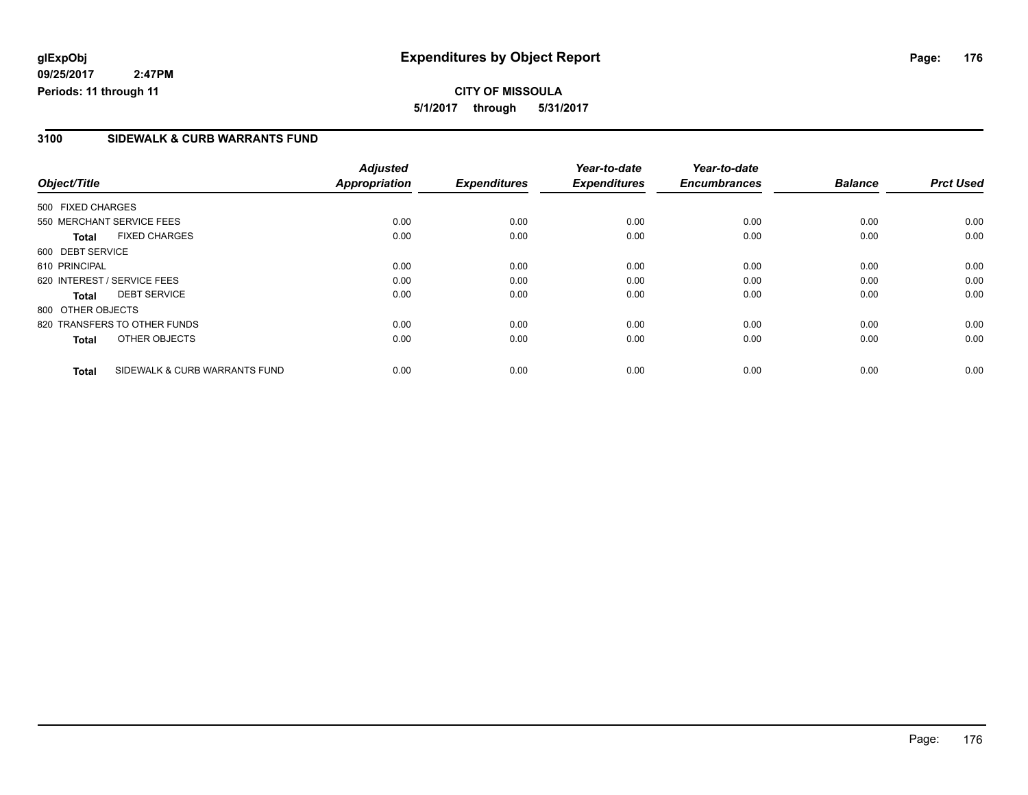**glExpObj**
**09/25/2017 2:47PM**
**Periods: 11 through 11**

# Expenditures by Object Report

**CITY OF MISSOULA**
**5/1/2017 through 5/31/2017**

## 3100 SIDEWALK & CURB WARRANTS FUND

| Object/Title | Adjusted Appropriation | Expenditures | Year-to-date Expenditures | Year-to-date Encumbrances | Balance | Prct Used |
|---|---|---|---|---|---|---|
| 500 FIXED CHARGES | | | | | | |
| 550 MERCHANT SERVICE FEES | 0.00 | 0.00 | 0.00 | 0.00 | 0.00 | 0.00 |
| **Total** FIXED CHARGES | 0.00 | 0.00 | 0.00 | 0.00 | 0.00 | 0.00 |
| 600 DEBT SERVICE | | | | | | |
| 610 PRINCIPAL | 0.00 | 0.00 | 0.00 | 0.00 | 0.00 | 0.00 |
| 620 INTEREST / SERVICE FEES | 0.00 | 0.00 | 0.00 | 0.00 | 0.00 | 0.00 |
| **Total** DEBT SERVICE | 0.00 | 0.00 | 0.00 | 0.00 | 0.00 | 0.00 |
| 800 OTHER OBJECTS | | | | | | |
| 820 TRANSFERS TO OTHER FUNDS | 0.00 | 0.00 | 0.00 | 0.00 | 0.00 | 0.00 |
| **Total** OTHER OBJECTS | 0.00 | 0.00 | 0.00 | 0.00 | 0.00 | 0.00 |
| **Total** SIDEWALK & CURB WARRANTS FUND | 0.00 | 0.00 | 0.00 | 0.00 | 0.00 | 0.00 |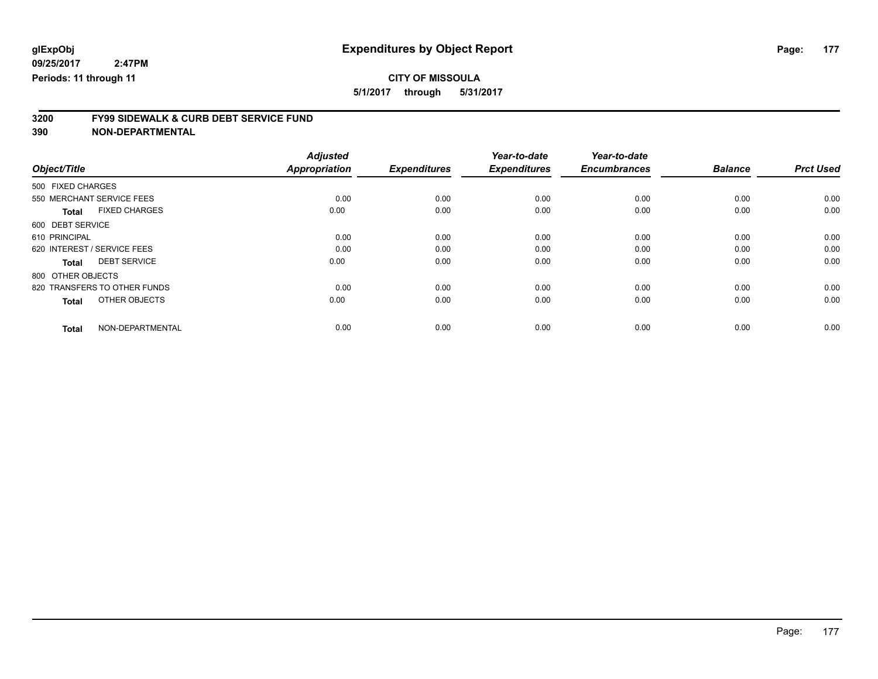**glExpObj**
**09/25/2017 2:47PM**
**Periods: 11 through 11**

# Expenditures by Object Report

**CITY OF MISSOULA**
**5/1/2017 through 5/31/2017**

## 3200 FY99 SIDEWALK & CURB DEBT SERVICE FUND
## 390 NON-DEPARTMENTAL

| Object/Title | Adjusted Appropriation | Expenditures | Year-to-date Expenditures | Year-to-date Encumbrances | Balance | Prct Used |
|---|---|---|---|---|---|---|
| 500 FIXED CHARGES | | | | | | |
| 550 MERCHANT SERVICE FEES | 0.00 | 0.00 | 0.00 | 0.00 | 0.00 | 0.00 |
| **Total** FIXED CHARGES | 0.00 | 0.00 | 0.00 | 0.00 | 0.00 | 0.00 |
| 600 DEBT SERVICE | | | | | | |
| 610 PRINCIPAL | 0.00 | 0.00 | 0.00 | 0.00 | 0.00 | 0.00 |
| 620 INTEREST / SERVICE FEES | 0.00 | 0.00 | 0.00 | 0.00 | 0.00 | 0.00 |
| **Total** DEBT SERVICE | 0.00 | 0.00 | 0.00 | 0.00 | 0.00 | 0.00 |
| 800 OTHER OBJECTS | | | | | | |
| 820 TRANSFERS TO OTHER FUNDS | 0.00 | 0.00 | 0.00 | 0.00 | 0.00 | 0.00 |
| **Total** OTHER OBJECTS | 0.00 | 0.00 | 0.00 | 0.00 | 0.00 | 0.00 |
| **Total** NON-DEPARTMENTAL | 0.00 | 0.00 | 0.00 | 0.00 | 0.00 | 0.00 |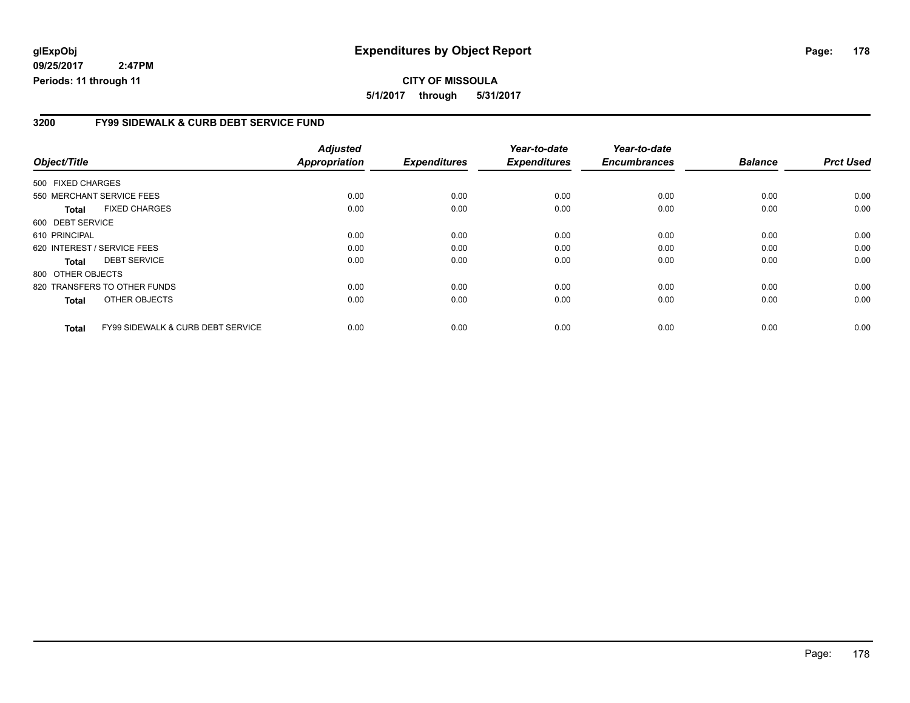**glExpObj** **Expenditures by Object Report**

**09/25/2017 2:47PM**

**Periods: 11 through 11**

**CITY OF MISSOULA**

**5/1/2017 through 5/31/2017**

## 3200 FY99 SIDEWALK & CURB DEBT SERVICE FUND

| Object/Title | Adjusted Appropriation | Expenditures | Year-to-date Expenditures | Year-to-date Encumbrances | Balance | Prct Used |
|---|---|---|---|---|---|---|
| 500 FIXED CHARGES | | | | | | |
| 550 MERCHANT SERVICE FEES | 0.00 | 0.00 | 0.00 | 0.00 | 0.00 | 0.00 |
| **Total** FIXED CHARGES | 0.00 | 0.00 | 0.00 | 0.00 | 0.00 | 0.00 |
| 600 DEBT SERVICE | | | | | | |
| 610 PRINCIPAL | 0.00 | 0.00 | 0.00 | 0.00 | 0.00 | 0.00 |
| 620 INTEREST / SERVICE FEES | 0.00 | 0.00 | 0.00 | 0.00 | 0.00 | 0.00 |
| **Total** DEBT SERVICE | 0.00 | 0.00 | 0.00 | 0.00 | 0.00 | 0.00 |
| 800 OTHER OBJECTS | | | | | | |
| 820 TRANSFERS TO OTHER FUNDS | 0.00 | 0.00 | 0.00 | 0.00 | 0.00 | 0.00 |
| **Total** OTHER OBJECTS | 0.00 | 0.00 | 0.00 | 0.00 | 0.00 | 0.00 |
| **Total** FY99 SIDEWALK & CURB DEBT SERVICE | 0.00 | 0.00 | 0.00 | 0.00 | 0.00 | 0.00 |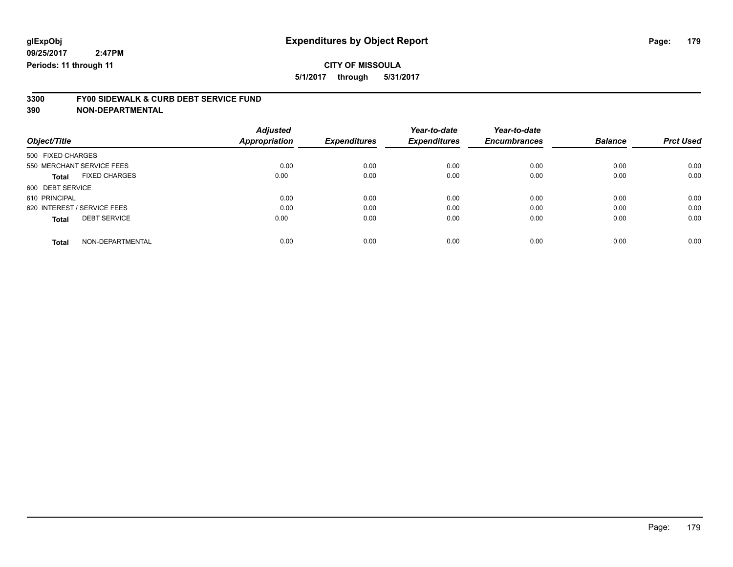**glExpObj**
**09/25/2017 2:47PM**
**Periods: 11 through 11**

# Expenditures by Object Report

**CITY OF MISSOULA**
**5/1/2017 through 5/31/2017**

## 3300 FY00 SIDEWALK & CURB DEBT SERVICE FUND
## 390 NON-DEPARTMENTAL

| Object/Title | Adjusted Appropriation | Expenditures | Year-to-date Expenditures | Year-to-date Encumbrances | Balance | Prct Used |
|---|---|---|---|---|---|---|
| 500 FIXED CHARGES | | | | | | |
| 550 MERCHANT SERVICE FEES | 0.00 | 0.00 | 0.00 | 0.00 | 0.00 | 0.00 |
| **Total** FIXED CHARGES | 0.00 | 0.00 | 0.00 | 0.00 | 0.00 | 0.00 |
| 600 DEBT SERVICE | | | | | | |
| 610 PRINCIPAL | 0.00 | 0.00 | 0.00 | 0.00 | 0.00 | 0.00 |
| 620 INTEREST / SERVICE FEES | 0.00 | 0.00 | 0.00 | 0.00 | 0.00 | 0.00 |
| **Total** DEBT SERVICE | 0.00 | 0.00 | 0.00 | 0.00 | 0.00 | 0.00 |
| **Total** NON-DEPARTMENTAL | 0.00 | 0.00 | 0.00 | 0.00 | 0.00 | 0.00 |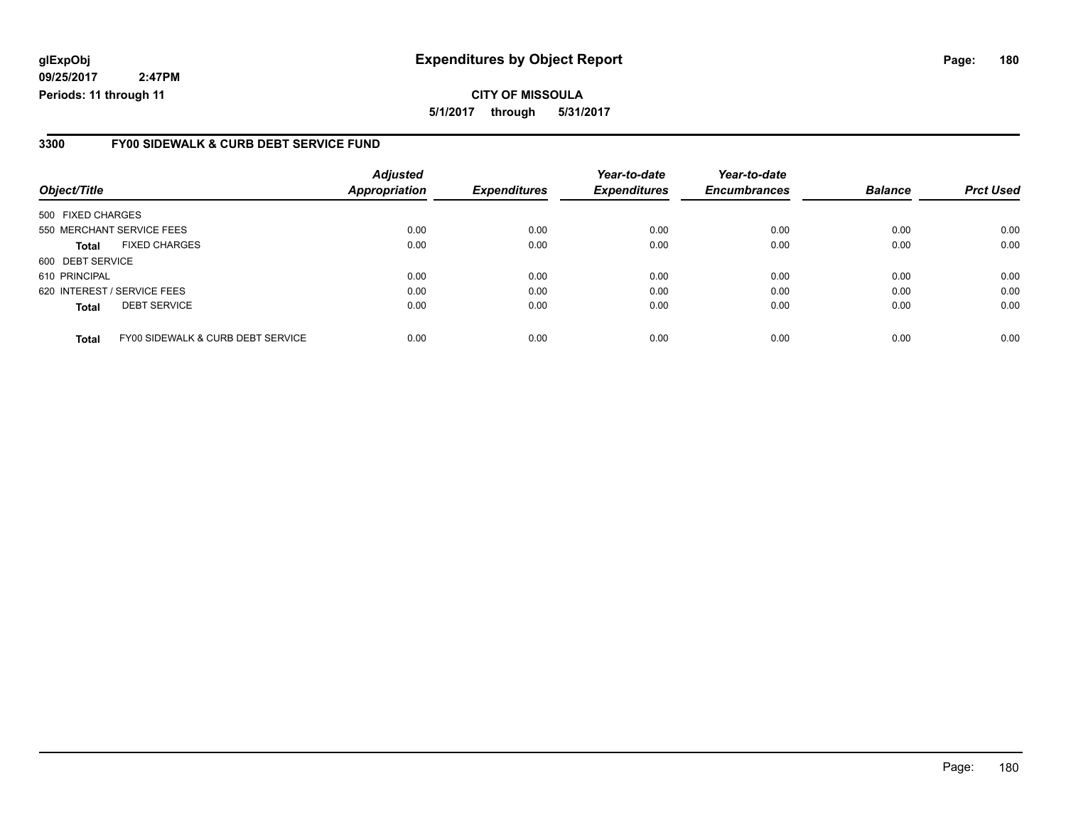**glExpObj**
**09/25/2017 2:47PM**
**Periods: 11 through 11**

# Expenditures by Object Report

**CITY OF MISSOULA**
**5/1/2017 through 5/31/2017**

## 3300 FY00 SIDEWALK & CURB DEBT SERVICE FUND

| Object/Title | Adjusted Appropriation | Expenditures | Year-to-date Expenditures | Year-to-date Encumbrances | Balance | Prct Used |
|---|---|---|---|---|---|---|
| 500 FIXED CHARGES | | | | | | |
| 550 MERCHANT SERVICE FEES | 0.00 | 0.00 | 0.00 | 0.00 | 0.00 | 0.00 |
| **Total** FIXED CHARGES | 0.00 | 0.00 | 0.00 | 0.00 | 0.00 | 0.00 |
| 600 DEBT SERVICE | | | | | | |
| 610 PRINCIPAL | 0.00 | 0.00 | 0.00 | 0.00 | 0.00 | 0.00 |
| 620 INTEREST / SERVICE FEES | 0.00 | 0.00 | 0.00 | 0.00 | 0.00 | 0.00 |
| **Total** DEBT SERVICE | 0.00 | 0.00 | 0.00 | 0.00 | 0.00 | 0.00 |
| **Total** FY00 SIDEWALK & CURB DEBT SERVICE | 0.00 | 0.00 | 0.00 | 0.00 | 0.00 | 0.00 |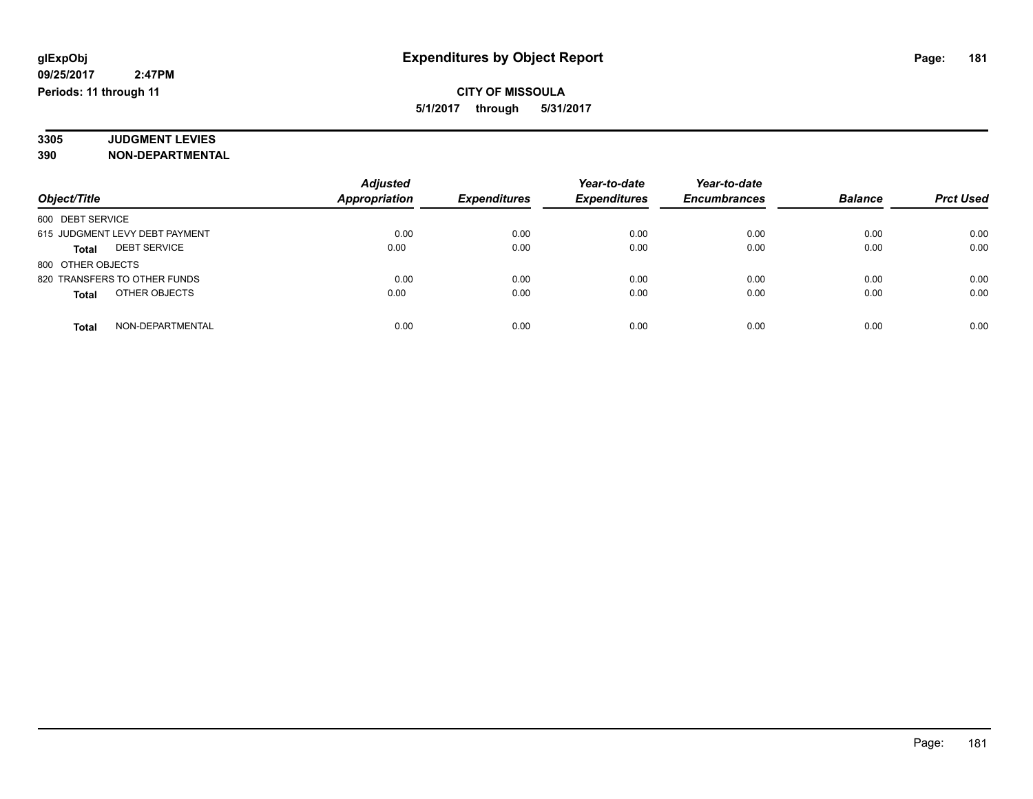# Expenditures by Object Report

glExpObj
09/25/2017 2:47PM
Periods: 11 through 11

**CITY OF MISSOULA**
**5/1/2017 through 5/31/2017**

**3305 JUDGMENT LEVIES**
**390 NON-DEPARTMENTAL**

| Object/Title | Adjusted Appropriation | Expenditures | Year-to-date Expenditures | Year-to-date Encumbrances | Balance | Prct Used |
|---|---|---|---|---|---|---|
| 600 DEBT SERVICE | | | | | | |
| 615 JUDGMENT LEVY DEBT PAYMENT | 0.00 | 0.00 | 0.00 | 0.00 | 0.00 | 0.00 |
| **Total** DEBT SERVICE | 0.00 | 0.00 | 0.00 | 0.00 | 0.00 | 0.00 |
| 800 OTHER OBJECTS | | | | | | |
| 820 TRANSFERS TO OTHER FUNDS | 0.00 | 0.00 | 0.00 | 0.00 | 0.00 | 0.00 |
| **Total** OTHER OBJECTS | 0.00 | 0.00 | 0.00 | 0.00 | 0.00 | 0.00 |
| **Total** NON-DEPARTMENTAL | 0.00 | 0.00 | 0.00 | 0.00 | 0.00 | 0.00 |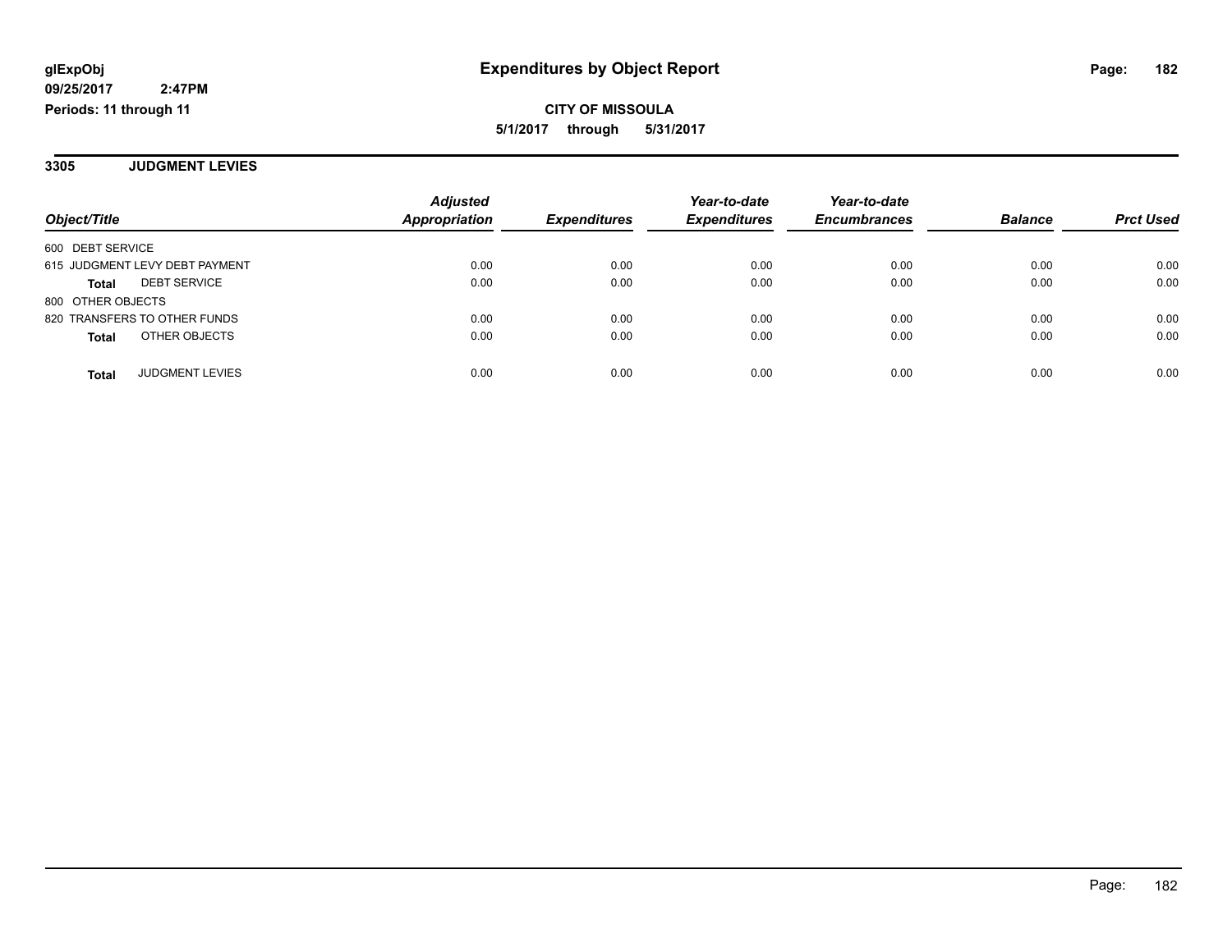**glExpObj**
**09/25/2017 2:47PM**
**Periods: 11 through 11**

# Expenditures by Object Report

**CITY OF MISSOULA**
**5/1/2017 through 5/31/2017**

## 3305 JUDGMENT LEVIES

| Object/Title | Adjusted Appropriation | Expenditures | Year-to-date Expenditures | Year-to-date Encumbrances | Balance | Prct Used |
|---|---|---|---|---|---|---|
| 600 DEBT SERVICE | | | | | | |
| 615 JUDGMENT LEVY DEBT PAYMENT | 0.00 | 0.00 | 0.00 | 0.00 | 0.00 | 0.00 |
| **Total** DEBT SERVICE | 0.00 | 0.00 | 0.00 | 0.00 | 0.00 | 0.00 |
| 800 OTHER OBJECTS | | | | | | |
| 820 TRANSFERS TO OTHER FUNDS | 0.00 | 0.00 | 0.00 | 0.00 | 0.00 | 0.00 |
| **Total** OTHER OBJECTS | 0.00 | 0.00 | 0.00 | 0.00 | 0.00 | 0.00 |
| **Total** JUDGMENT LEVIES | 0.00 | 0.00 | 0.00 | 0.00 | 0.00 | 0.00 |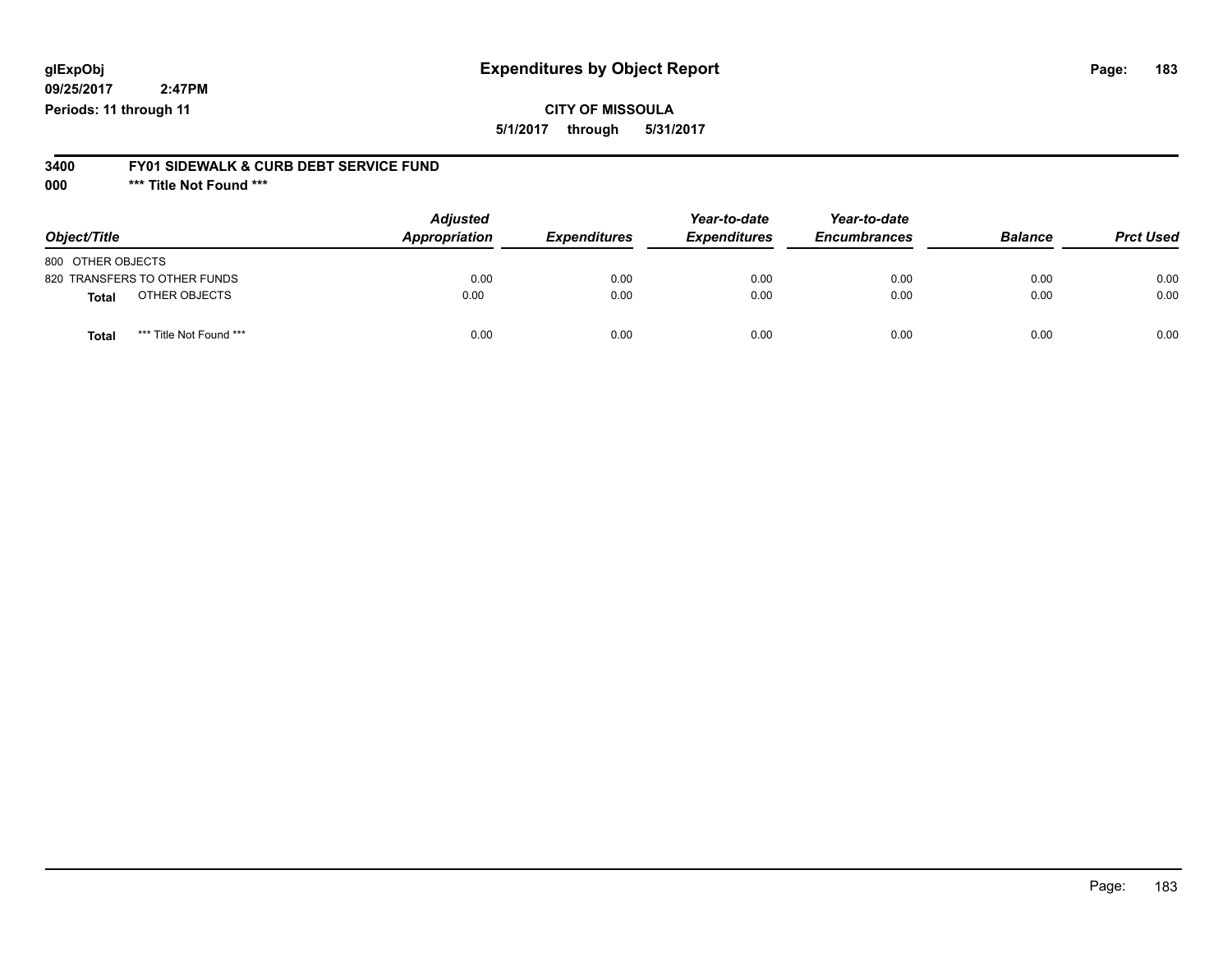**glExpObj** **Expenditures by Object Report**

**09/25/2017 2:47PM**

**Periods: 11 through 11**

**CITY OF MISSOULA**

**5/1/2017 through 5/31/2017**

**3400 FY01 SIDEWALK & CURB DEBT SERVICE FUND**

**000 \*\*\* Title Not Found \*\*\***

| Object/Title | Adjusted Appropriation | Expenditures | Year-to-date Expenditures | Year-to-date Encumbrances | Balance | Prct Used |
|---|---|---|---|---|---|---|
| 800 OTHER OBJECTS | | | | | | |
| 820 TRANSFERS TO OTHER FUNDS | 0.00 | 0.00 | 0.00 | 0.00 | 0.00 | 0.00 |
| **Total** OTHER OBJECTS | 0.00 | 0.00 | 0.00 | 0.00 | 0.00 | 0.00 |
| **Total** \*\*\* Title Not Found \*\*\* | 0.00 | 0.00 | 0.00 | 0.00 | 0.00 | 0.00 |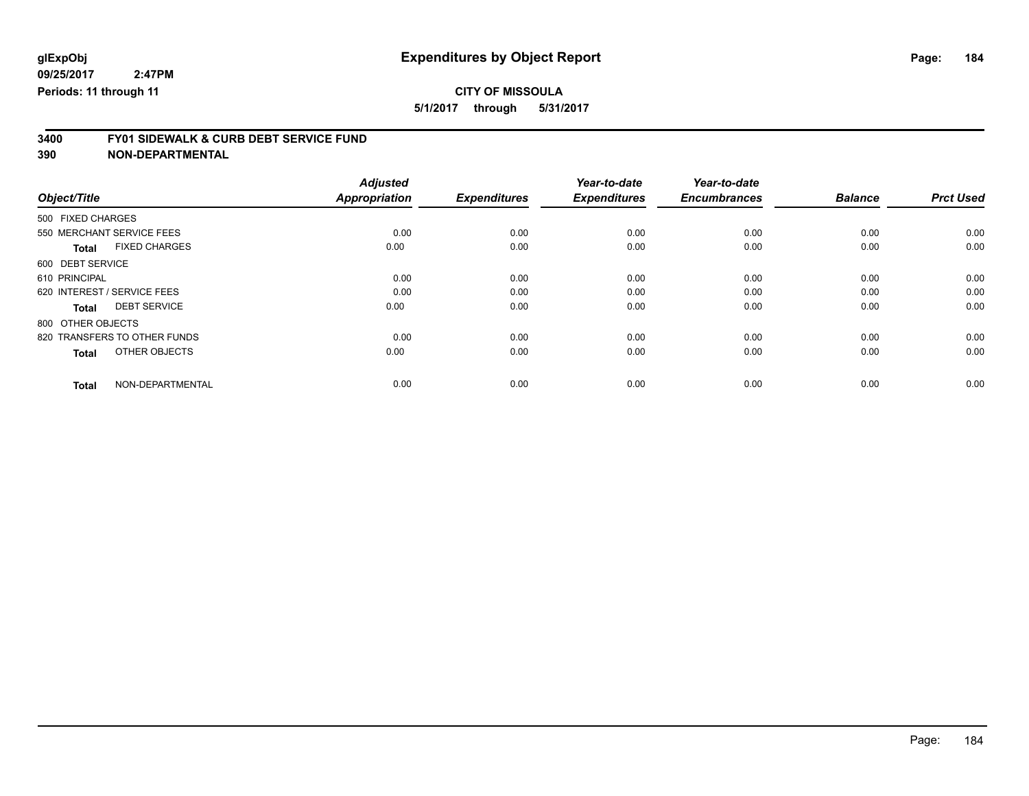# Expenditures by Object Report

glExpObj
09/25/2017 2:47PM
Periods: 11 through 11

**CITY OF MISSOULA**
**5/1/2017 through 5/31/2017**

## 3400 FY01 SIDEWALK & CURB DEBT SERVICE FUND
## 390 NON-DEPARTMENTAL

| Object/Title | Adjusted Appropriation | Expenditures | Year-to-date Expenditures | Year-to-date Encumbrances | Balance | Prct Used |
|---|---|---|---|---|---|---|
| 500 FIXED CHARGES | | | | | | |
| 550 MERCHANT SERVICE FEES | 0.00 | 0.00 | 0.00 | 0.00 | 0.00 | 0.00 |
| **Total** FIXED CHARGES | 0.00 | 0.00 | 0.00 | 0.00 | 0.00 | 0.00 |
| 600 DEBT SERVICE | | | | | | |
| 610 PRINCIPAL | 0.00 | 0.00 | 0.00 | 0.00 | 0.00 | 0.00 |
| 620 INTEREST / SERVICE FEES | 0.00 | 0.00 | 0.00 | 0.00 | 0.00 | 0.00 |
| **Total** DEBT SERVICE | 0.00 | 0.00 | 0.00 | 0.00 | 0.00 | 0.00 |
| 800 OTHER OBJECTS | | | | | | |
| 820 TRANSFERS TO OTHER FUNDS | 0.00 | 0.00 | 0.00 | 0.00 | 0.00 | 0.00 |
| **Total** OTHER OBJECTS | 0.00 | 0.00 | 0.00 | 0.00 | 0.00 | 0.00 |
| **Total** NON-DEPARTMENTAL | 0.00 | 0.00 | 0.00 | 0.00 | 0.00 | 0.00 |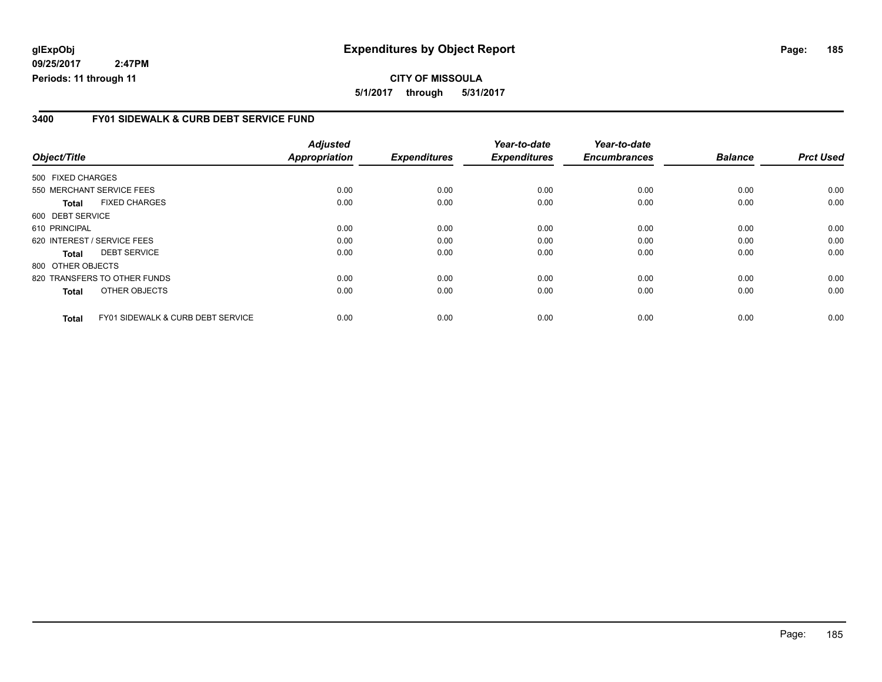# Expenditures by Object Report

glExpObj
09/25/2017 2:47PM
Periods: 11 through 11

**CITY OF MISSOULA**
**5/1/2017 through 5/31/2017**

## 3400 FY01 SIDEWALK & CURB DEBT SERVICE FUND

| Object/Title | | Adjusted Appropriation | Expenditures | Year-to-date Expenditures | Year-to-date Encumbrances | Balance | Prct Used |
|---|---|---|---|---|---|---|---|
| 500 FIXED CHARGES | | | | | | | |
| 550 MERCHANT SERVICE FEES | | 0.00 | 0.00 | 0.00 | 0.00 | 0.00 | 0.00 |
| **Total** | FIXED CHARGES | 0.00 | 0.00 | 0.00 | 0.00 | 0.00 | 0.00 |
| 600 DEBT SERVICE | | | | | | | |
| 610 PRINCIPAL | | 0.00 | 0.00 | 0.00 | 0.00 | 0.00 | 0.00 |
| 620 INTEREST / SERVICE FEES | | 0.00 | 0.00 | 0.00 | 0.00 | 0.00 | 0.00 |
| **Total** | DEBT SERVICE | 0.00 | 0.00 | 0.00 | 0.00 | 0.00 | 0.00 |
| 800 OTHER OBJECTS | | | | | | | |
| 820 TRANSFERS TO OTHER FUNDS | | 0.00 | 0.00 | 0.00 | 0.00 | 0.00 | 0.00 |
| **Total** | OTHER OBJECTS | 0.00 | 0.00 | 0.00 | 0.00 | 0.00 | 0.00 |
| **Total** | FY01 SIDEWALK & CURB DEBT SERVICE | 0.00 | 0.00 | 0.00 | 0.00 | 0.00 | 0.00 |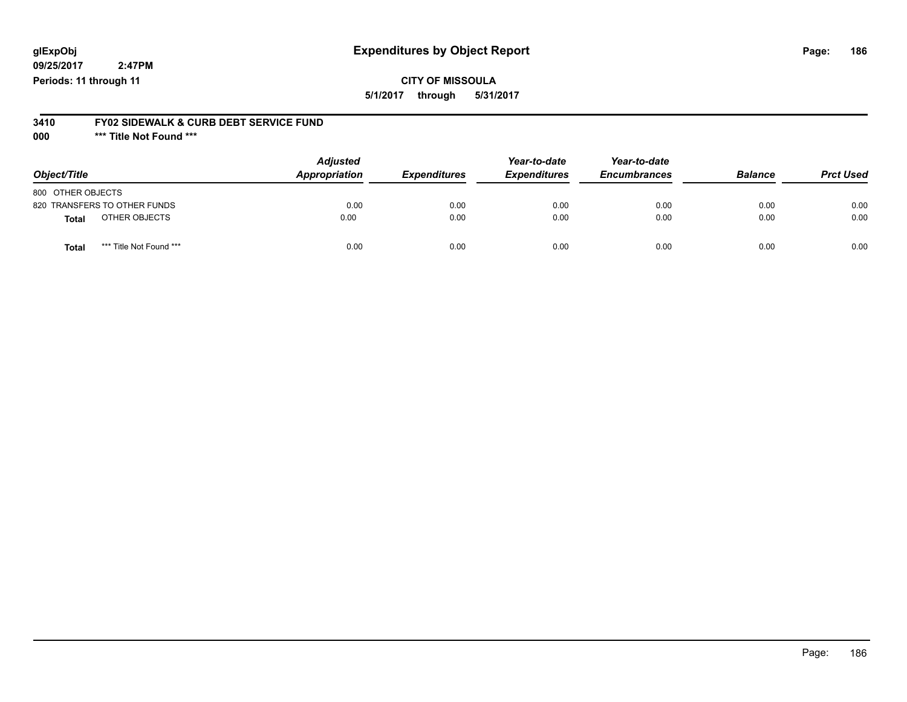# Expenditures by Object Report

glExpObj
09/25/2017 2:47PM
Periods: 11 through 11

**CITY OF MISSOULA**
**5/1/2017 through 5/31/2017**

**3410 FY02 SIDEWALK & CURB DEBT SERVICE FUND**
**000 *** Title Not Found *****

| Object/Title | Adjusted Appropriation | Expenditures | Year-to-date Expenditures | Year-to-date Encumbrances | Balance | Prct Used |
|---|---|---|---|---|---|---|
| 800 OTHER OBJECTS | | | | | | |
| 820 TRANSFERS TO OTHER FUNDS | 0.00 | 0.00 | 0.00 | 0.00 | 0.00 | 0.00 |
| **Total** OTHER OBJECTS | 0.00 | 0.00 | 0.00 | 0.00 | 0.00 | 0.00 |
| **Total** *** Title Not Found *** | 0.00 | 0.00 | 0.00 | 0.00 | 0.00 | 0.00 |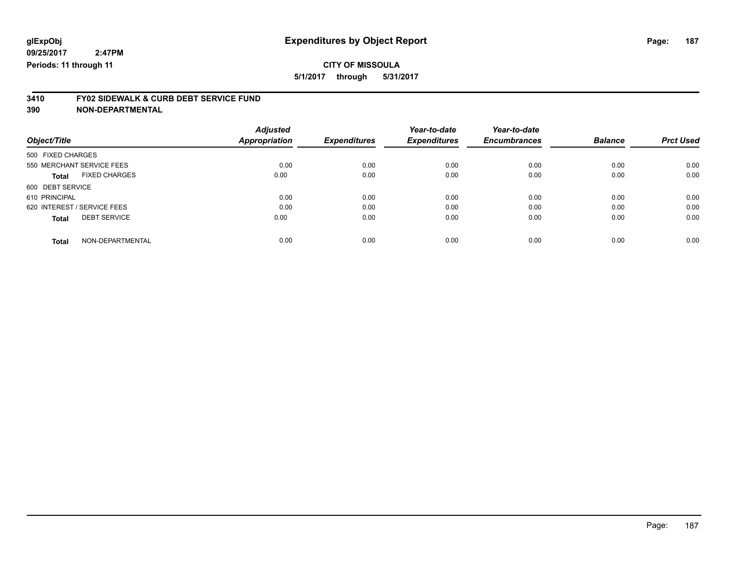glExpObj
09/25/2017 2:47PM
Periods: 11 through 11

# Expenditures by Object Report

**CITY OF MISSOULA**

**5/1/2017 through 5/31/2017**

**3410 FY02 SIDEWALK & CURB DEBT SERVICE FUND**

**390 NON-DEPARTMENTAL**

| Object/Title | Adjusted Appropriation | Expenditures | Year-to-date Expenditures | Year-to-date Encumbrances | Balance | Prct Used |
|---|---|---|---|---|---|---|
| 500 FIXED CHARGES | | | | | | |
| 550 MERCHANT SERVICE FEES | 0.00 | 0.00 | 0.00 | 0.00 | 0.00 | 0.00 |
| **Total** FIXED CHARGES | 0.00 | 0.00 | 0.00 | 0.00 | 0.00 | 0.00 |
| 600 DEBT SERVICE | | | | | | |
| 610 PRINCIPAL | 0.00 | 0.00 | 0.00 | 0.00 | 0.00 | 0.00 |
| 620 INTEREST / SERVICE FEES | 0.00 | 0.00 | 0.00 | 0.00 | 0.00 | 0.00 |
| **Total** DEBT SERVICE | 0.00 | 0.00 | 0.00 | 0.00 | 0.00 | 0.00 |
| **Total** NON-DEPARTMENTAL | 0.00 | 0.00 | 0.00 | 0.00 | 0.00 | 0.00 |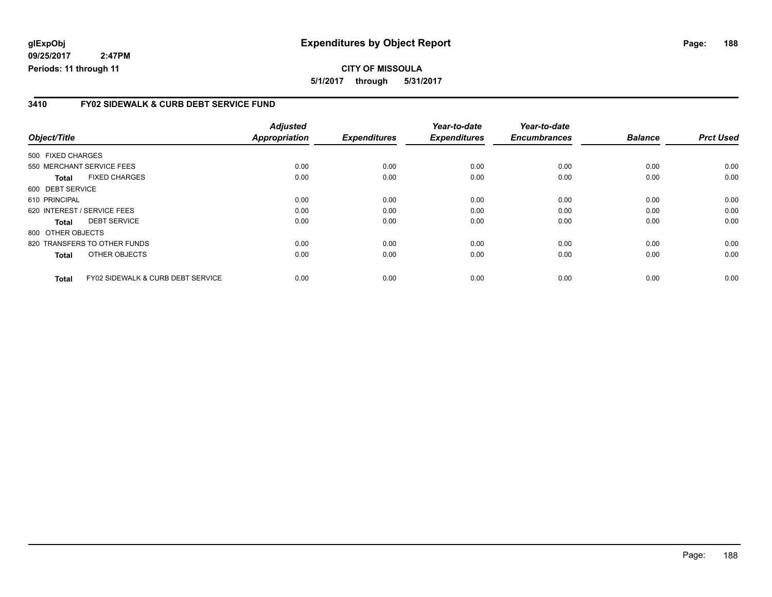**glExpObj** **Expenditures by Object Report**
**09/25/2017 2:47PM**
**Periods: 11 through 11**

**CITY OF MISSOULA**
**5/1/2017 through 5/31/2017**

## 3410 FY02 SIDEWALK & CURB DEBT SERVICE FUND

| Object/Title | Adjusted Appropriation | Expenditures | Year-to-date Expenditures | Year-to-date Encumbrances | Balance | Prct Used |
|---|---|---|---|---|---|---|
| 500 FIXED CHARGES | | | | | | |
| 550 MERCHANT SERVICE FEES | 0.00 | 0.00 | 0.00 | 0.00 | 0.00 | 0.00 |
| **Total** FIXED CHARGES | 0.00 | 0.00 | 0.00 | 0.00 | 0.00 | 0.00 |
| 600 DEBT SERVICE | | | | | | |
| 610 PRINCIPAL | 0.00 | 0.00 | 0.00 | 0.00 | 0.00 | 0.00 |
| 620 INTEREST / SERVICE FEES | 0.00 | 0.00 | 0.00 | 0.00 | 0.00 | 0.00 |
| **Total** DEBT SERVICE | 0.00 | 0.00 | 0.00 | 0.00 | 0.00 | 0.00 |
| 800 OTHER OBJECTS | | | | | | |
| 820 TRANSFERS TO OTHER FUNDS | 0.00 | 0.00 | 0.00 | 0.00 | 0.00 | 0.00 |
| **Total** OTHER OBJECTS | 0.00 | 0.00 | 0.00 | 0.00 | 0.00 | 0.00 |
| **Total** FY02 SIDEWALK & CURB DEBT SERVICE | 0.00 | 0.00 | 0.00 | 0.00 | 0.00 | 0.00 |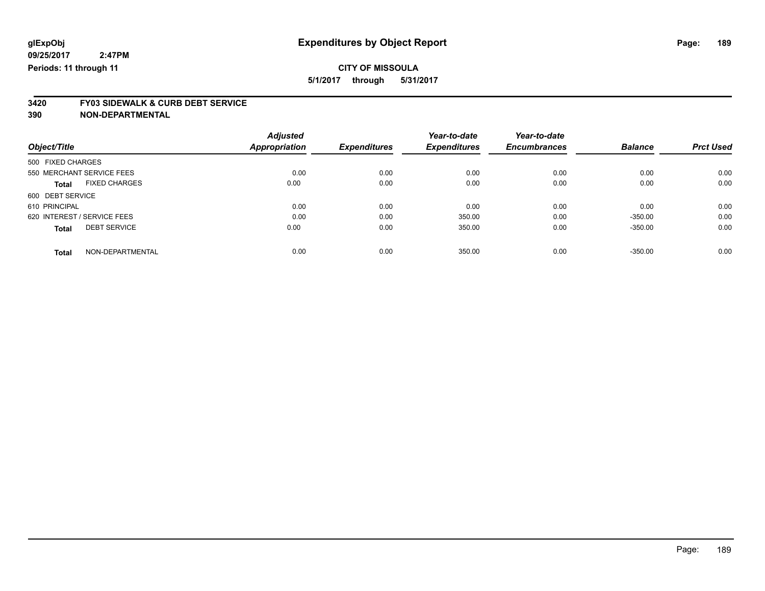glExpObj
09/25/2017 2:47PM
Periods: 11 through 11

# Expenditures by Object Report

**CITY OF MISSOULA**

**5/1/2017 through 5/31/2017**

**3420 FY03 SIDEWALK & CURB DEBT SERVICE**

**390 NON-DEPARTMENTAL**

| Object/Title | Adjusted Appropriation | Expenditures | Year-to-date Expenditures | Year-to-date Encumbrances | Balance | Prct Used |
|---|---|---|---|---|---|---|
| 500 FIXED CHARGES | | | | | | |
| 550 MERCHANT SERVICE FEES | 0.00 | 0.00 | 0.00 | 0.00 | 0.00 | 0.00 |
| **Total** FIXED CHARGES | 0.00 | 0.00 | 0.00 | 0.00 | 0.00 | 0.00 |
| 600 DEBT SERVICE | | | | | | |
| 610 PRINCIPAL | 0.00 | 0.00 | 0.00 | 0.00 | 0.00 | 0.00 |
| 620 INTEREST / SERVICE FEES | 0.00 | 0.00 | 350.00 | 0.00 | -350.00 | 0.00 |
| **Total** DEBT SERVICE | 0.00 | 0.00 | 350.00 | 0.00 | -350.00 | 0.00 |
| **Total** NON-DEPARTMENTAL | 0.00 | 0.00 | 350.00 | 0.00 | -350.00 | 0.00 |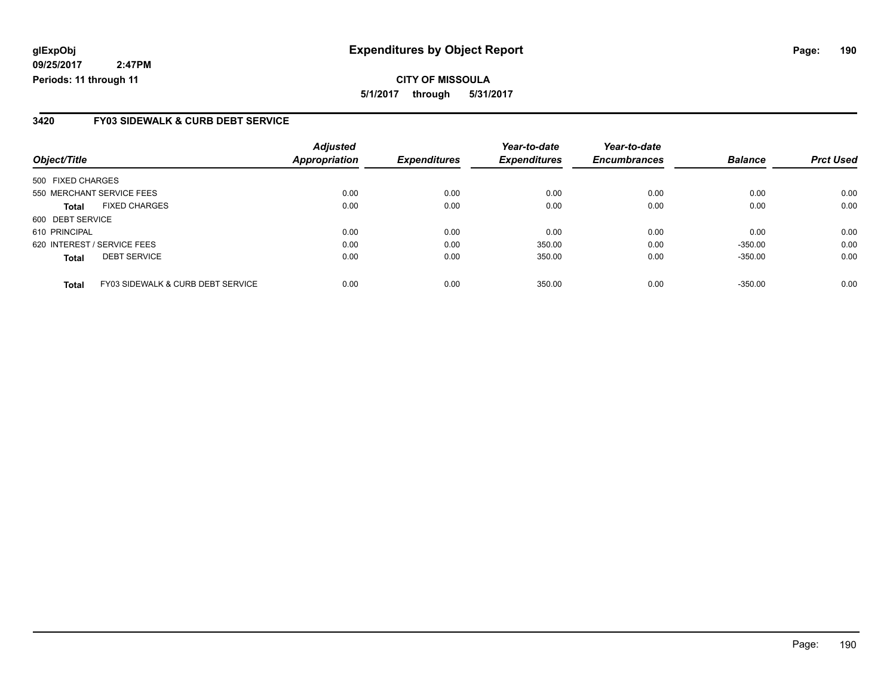glExpObj
09/25/2017 2:47PM
Periods: 11 through 11

# Expenditures by Object Report

**CITY OF MISSOULA**
**5/1/2017 through 5/31/2017**

## 3420 FY03 SIDEWALK & CURB DEBT SERVICE

| Object/Title | Adjusted Appropriation | Expenditures | Year-to-date Expenditures | Year-to-date Encumbrances | Balance | Prct Used |
|---|---|---|---|---|---|---|
| 500 FIXED CHARGES | | | | | | |
| 550 MERCHANT SERVICE FEES | 0.00 | 0.00 | 0.00 | 0.00 | 0.00 | 0.00 |
| **Total** FIXED CHARGES | 0.00 | 0.00 | 0.00 | 0.00 | 0.00 | 0.00 |
| 600 DEBT SERVICE | | | | | | |
| 610 PRINCIPAL | 0.00 | 0.00 | 0.00 | 0.00 | 0.00 | 0.00 |
| 620 INTEREST / SERVICE FEES | 0.00 | 0.00 | 350.00 | 0.00 | -350.00 | 0.00 |
| **Total** DEBT SERVICE | 0.00 | 0.00 | 350.00 | 0.00 | -350.00 | 0.00 |
| **Total** FY03 SIDEWALK & CURB DEBT SERVICE | 0.00 | 0.00 | 350.00 | 0.00 | -350.00 | 0.00 |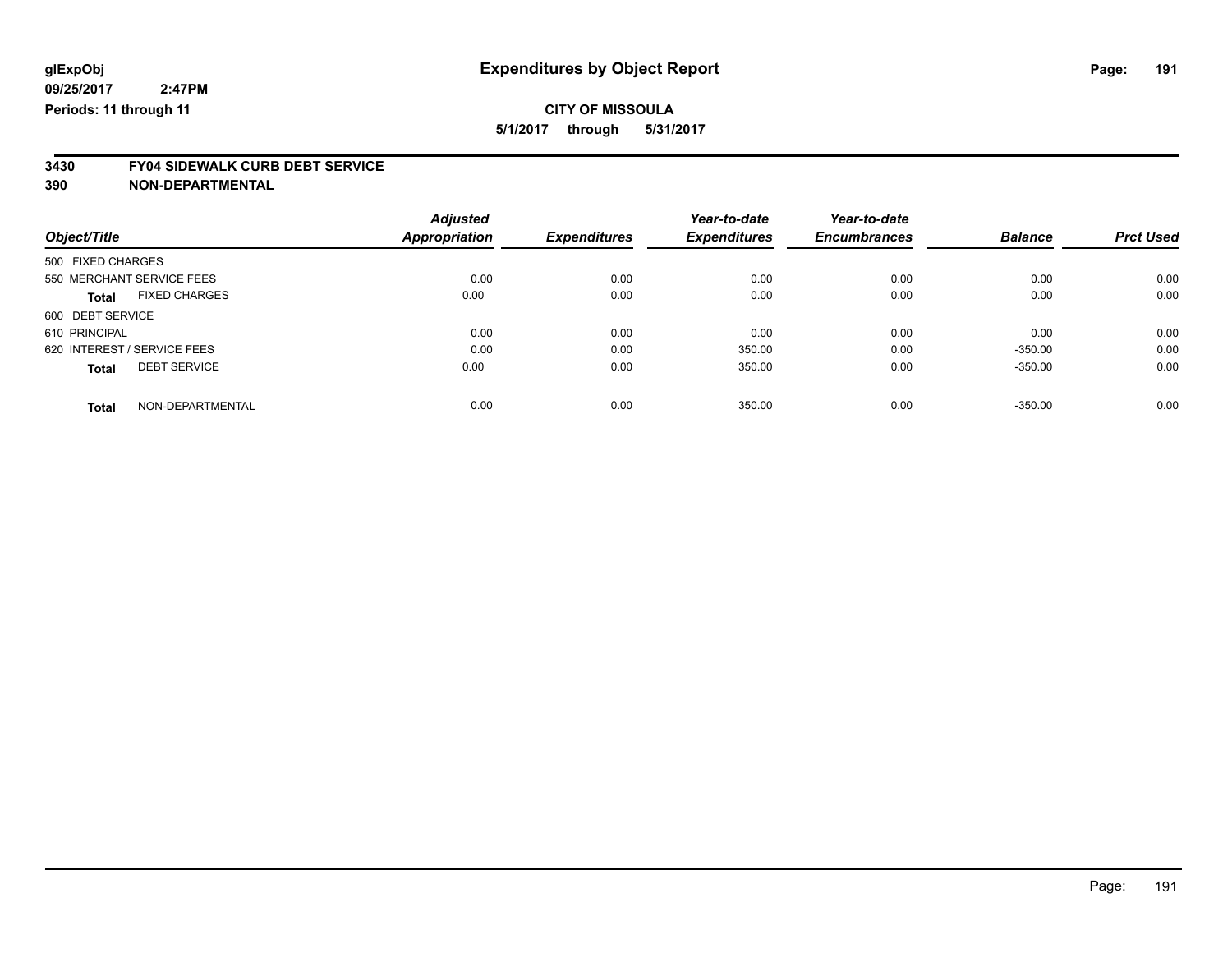glExpObj
09/25/2017 2:47PM
Periods: 11 through 11

# Expenditures by Object Report

**CITY OF MISSOULA**

**5/1/2017 through 5/31/2017**

**3430 FY04 SIDEWALK CURB DEBT SERVICE**
**390 NON-DEPARTMENTAL**

| Object/Title | Adjusted Appropriation | Expenditures | Year-to-date Expenditures | Year-to-date Encumbrances | Balance | Prct Used |
|---|---|---|---|---|---|---|
| 500 FIXED CHARGES | | | | | | |
| 550 MERCHANT SERVICE FEES | 0.00 | 0.00 | 0.00 | 0.00 | 0.00 | 0.00 |
| **Total** FIXED CHARGES | 0.00 | 0.00 | 0.00 | 0.00 | 0.00 | 0.00 |
| 600 DEBT SERVICE | | | | | | |
| 610 PRINCIPAL | 0.00 | 0.00 | 0.00 | 0.00 | 0.00 | 0.00 |
| 620 INTEREST / SERVICE FEES | 0.00 | 0.00 | 350.00 | 0.00 | -350.00 | 0.00 |
| **Total** DEBT SERVICE | 0.00 | 0.00 | 350.00 | 0.00 | -350.00 | 0.00 |
| **Total** NON-DEPARTMENTAL | 0.00 | 0.00 | 350.00 | 0.00 | -350.00 | 0.00 |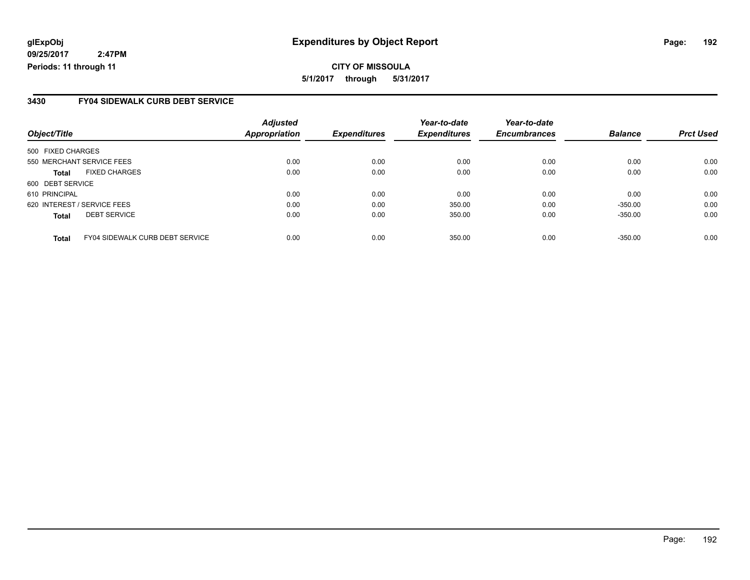**glExpObj**
**09/25/2017 2:47PM**
**Periods: 11 through 11**

# Expenditures by Object Report

**CITY OF MISSOULA**
**5/1/2017 through 5/31/2017**

## 3430 FY04 SIDEWALK CURB DEBT SERVICE

| Object/Title | | *Adjusted Appropriation* | *Expenditures* | *Year-to-date Expenditures* | *Year-to-date Encumbrances* | *Balance* | *Prct Used* |
|---|---|---|---|---|---|---|---|
| 500 FIXED CHARGES | | | | | | | |
| 550 MERCHANT SERVICE FEES | | 0.00 | 0.00 | 0.00 | 0.00 | 0.00 | 0.00 |
| **Total** | FIXED CHARGES | 0.00 | 0.00 | 0.00 | 0.00 | 0.00 | 0.00 |
| 600 DEBT SERVICE | | | | | | | |
| 610 PRINCIPAL | | 0.00 | 0.00 | 0.00 | 0.00 | 0.00 | 0.00 |
| 620 INTEREST / SERVICE FEES | | 0.00 | 0.00 | 350.00 | 0.00 | -350.00 | 0.00 |
| **Total** | DEBT SERVICE | 0.00 | 0.00 | 350.00 | 0.00 | -350.00 | 0.00 |
| **Total** | FY04 SIDEWALK CURB DEBT SERVICE | 0.00 | 0.00 | 350.00 | 0.00 | -350.00 | 0.00 |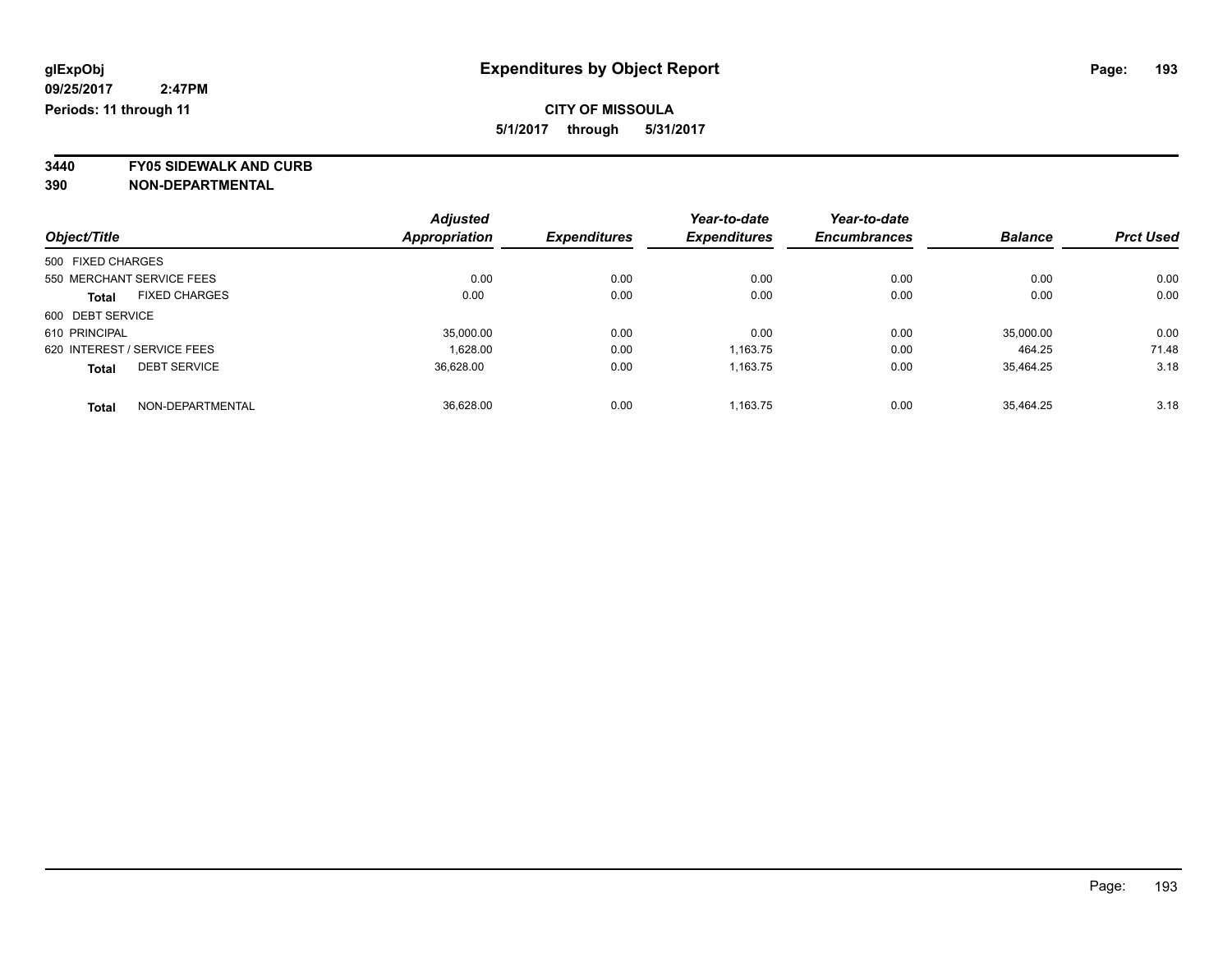glExpObj
09/25/2017 2:47PM
Periods: 11 through 11

# Expenditures by Object Report

**CITY OF MISSOULA**

**5/1/2017 through 5/31/2017**

**3440 FY05 SIDEWALK AND CURB**
**390 NON-DEPARTMENTAL**

| Object/Title | Adjusted Appropriation | Expenditures | Year-to-date Expenditures | Year-to-date Encumbrances | Balance | Prct Used |
|---|---|---|---|---|---|---|
| 500 FIXED CHARGES | | | | | | |
| 550 MERCHANT SERVICE FEES | 0.00 | 0.00 | 0.00 | 0.00 | 0.00 | 0.00 |
| **Total** FIXED CHARGES | 0.00 | 0.00 | 0.00 | 0.00 | 0.00 | 0.00 |
| 600 DEBT SERVICE | | | | | | |
| 610 PRINCIPAL | 35,000.00 | 0.00 | 0.00 | 0.00 | 35,000.00 | 0.00 |
| 620 INTEREST / SERVICE FEES | 1,628.00 | 0.00 | 1,163.75 | 0.00 | 464.25 | 71.48 |
| **Total** DEBT SERVICE | 36,628.00 | 0.00 | 1,163.75 | 0.00 | 35,464.25 | 3.18 |
| **Total** NON-DEPARTMENTAL | 36,628.00 | 0.00 | 1,163.75 | 0.00 | 35,464.25 | 3.18 |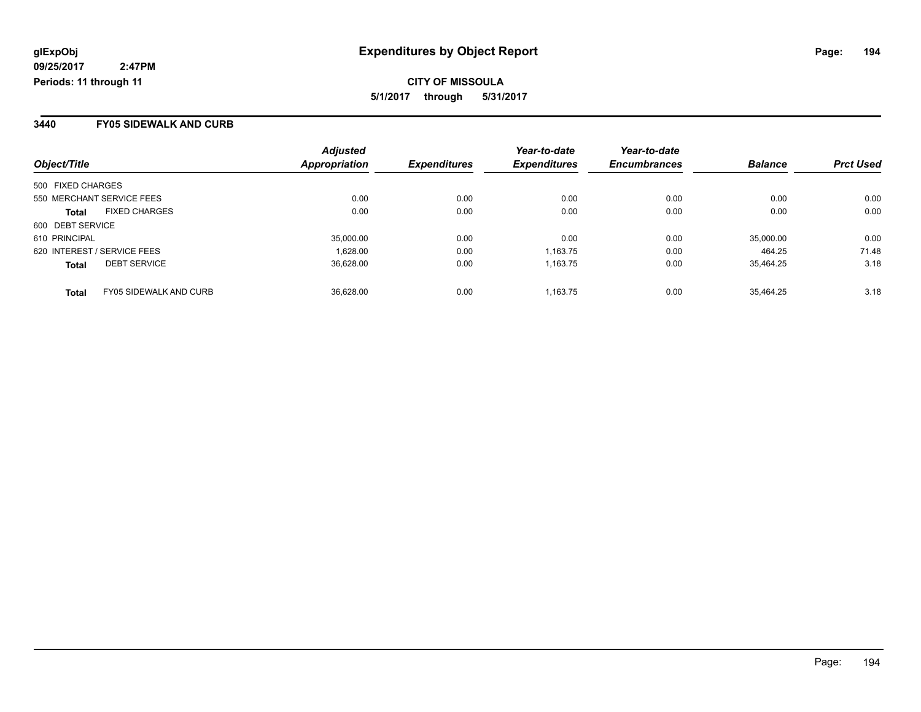# Expenditures by Object Report

glExpObj
09/25/2017 2:47PM
Periods: 11 through 11

**CITY OF MISSOULA**
**5/1/2017 through 5/31/2017**

## 3440 FY05 SIDEWALK AND CURB

| Object/Title | Adjusted Appropriation | Expenditures | Year-to-date Expenditures | Year-to-date Encumbrances | Balance | Prct Used |
|---|---|---|---|---|---|---|
| 500 FIXED CHARGES | | | | | | |
| 550 MERCHANT SERVICE FEES | 0.00 | 0.00 | 0.00 | 0.00 | 0.00 | 0.00 |
| **Total** FIXED CHARGES | 0.00 | 0.00 | 0.00 | 0.00 | 0.00 | 0.00 |
| 600 DEBT SERVICE | | | | | | |
| 610 PRINCIPAL | 35,000.00 | 0.00 | 0.00 | 0.00 | 35,000.00 | 0.00 |
| 620 INTEREST / SERVICE FEES | 1,628.00 | 0.00 | 1,163.75 | 0.00 | 464.25 | 71.48 |
| **Total** DEBT SERVICE | 36,628.00 | 0.00 | 1,163.75 | 0.00 | 35,464.25 | 3.18 |
| **Total** FY05 SIDEWALK AND CURB | 36,628.00 | 0.00 | 1,163.75 | 0.00 | 35,464.25 | 3.18 |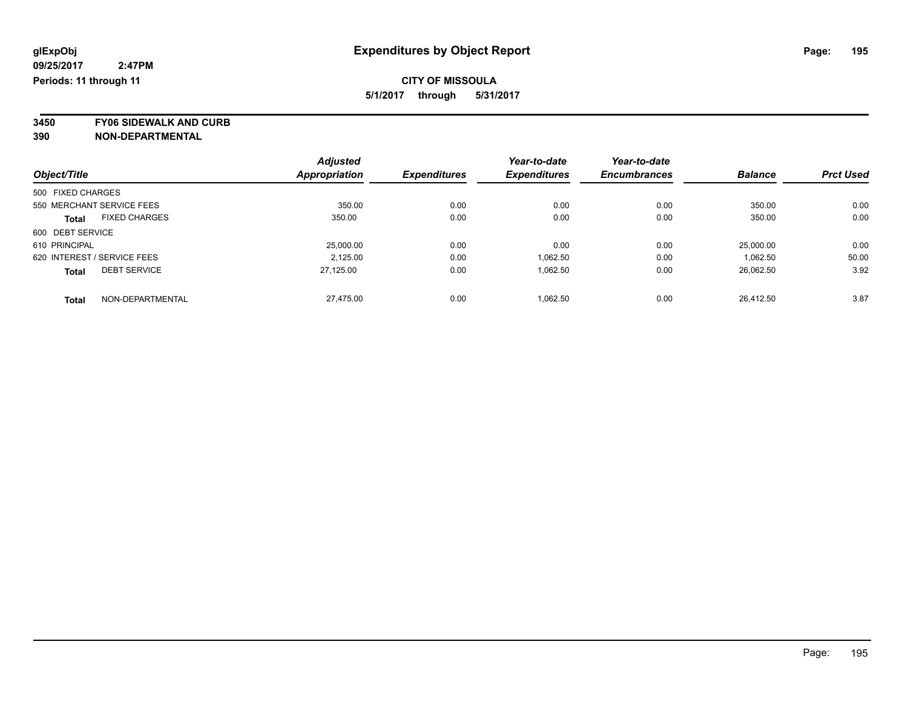**glExpObj**
**09/25/2017 2:47PM**
**Periods: 11 through 11**

# Expenditures by Object Report

**CITY OF MISSOULA**
**5/1/2017 through 5/31/2017**

**3450 FY06 SIDEWALK AND CURB**
**390 NON-DEPARTMENTAL**

| Object/Title | Adjusted Appropriation | Expenditures | Year-to-date Expenditures | Year-to-date Encumbrances | Balance | Prct Used |
|---|---|---|---|---|---|---|
| 500 FIXED CHARGES | | | | | | |
| 550 MERCHANT SERVICE FEES | 350.00 | 0.00 | 0.00 | 0.00 | 350.00 | 0.00 |
| **Total** FIXED CHARGES | 350.00 | 0.00 | 0.00 | 0.00 | 350.00 | 0.00 |
| 600 DEBT SERVICE | | | | | | |
| 610 PRINCIPAL | 25,000.00 | 0.00 | 0.00 | 0.00 | 25,000.00 | 0.00 |
| 620 INTEREST / SERVICE FEES | 2,125.00 | 0.00 | 1,062.50 | 0.00 | 1,062.50 | 50.00 |
| **Total** DEBT SERVICE | 27,125.00 | 0.00 | 1,062.50 | 0.00 | 26,062.50 | 3.92 |
| **Total** NON-DEPARTMENTAL | 27,475.00 | 0.00 | 1,062.50 | 0.00 | 26,412.50 | 3.87 |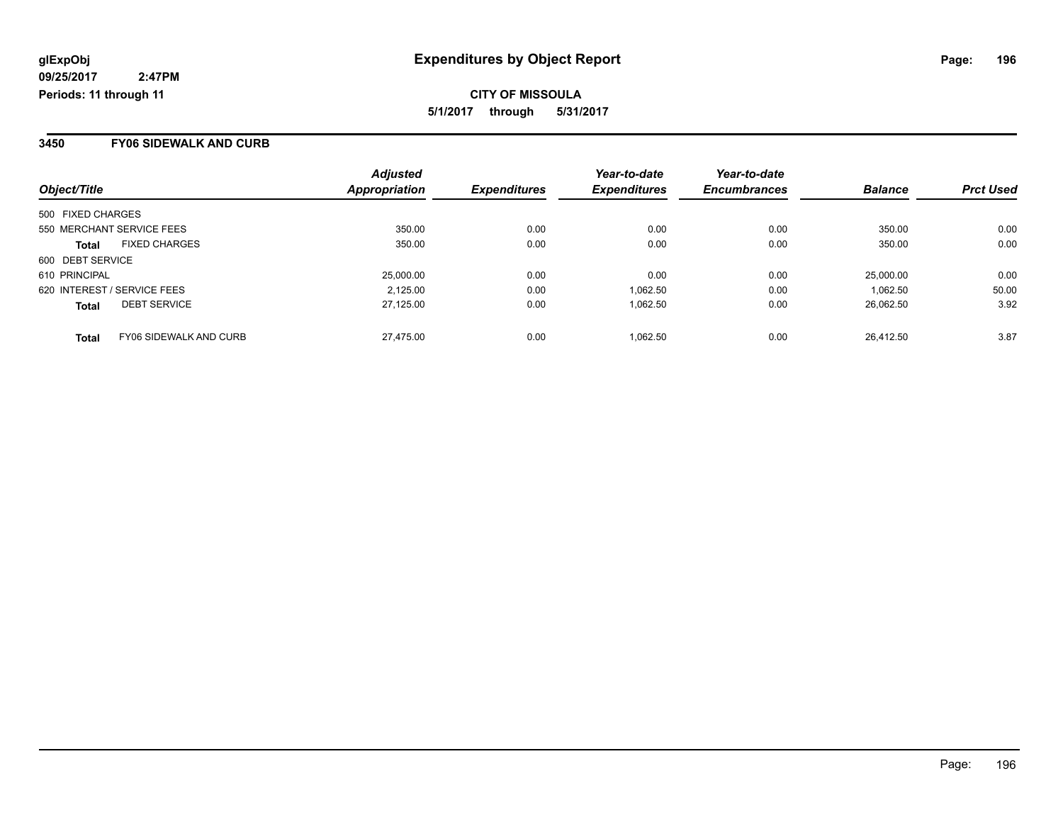**glExpObj**
**09/25/2017 2:47PM**
**Periods: 11 through 11**

# Expenditures by Object Report

**CITY OF MISSOULA**
**5/1/2017 through 5/31/2017**

## 3450 FY06 SIDEWALK AND CURB

| Object/Title | | Adjusted Appropriation | Expenditures | Year-to-date Expenditures | Year-to-date Encumbrances | Balance | Prct Used |
|---|---|---|---|---|---|---|---|
| 500 FIXED CHARGES | | | | | | | |
| 550 MERCHANT SERVICE FEES | | 350.00 | 0.00 | 0.00 | 0.00 | 350.00 | 0.00 |
| **Total** | FIXED CHARGES | 350.00 | 0.00 | 0.00 | 0.00 | 350.00 | 0.00 |
| 600 DEBT SERVICE | | | | | | | |
| 610 PRINCIPAL | | 25,000.00 | 0.00 | 0.00 | 0.00 | 25,000.00 | 0.00 |
| 620 INTEREST / SERVICE FEES | | 2,125.00 | 0.00 | 1,062.50 | 0.00 | 1,062.50 | 50.00 |
| **Total** | DEBT SERVICE | 27,125.00 | 0.00 | 1,062.50 | 0.00 | 26,062.50 | 3.92 |
| **Total** | FY06 SIDEWALK AND CURB | 27,475.00 | 0.00 | 1,062.50 | 0.00 | 26,412.50 | 3.87 |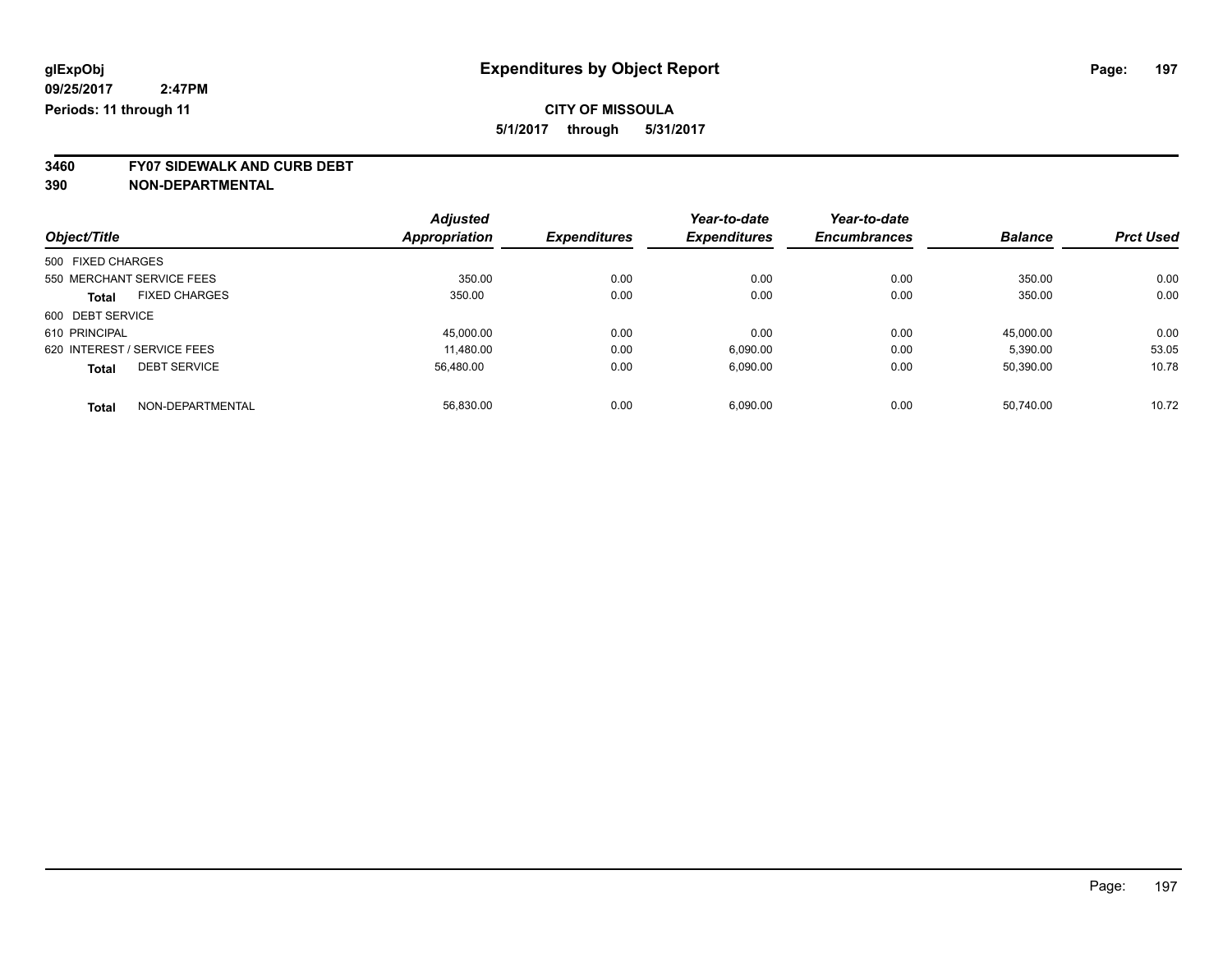**glExpObj** 
**09/25/2017 2:47PM** 
**Periods: 11 through 11**

# Expenditures by Object Report

**CITY OF MISSOULA**
**5/1/2017 through 5/31/2017**

**3460 FY07 SIDEWALK AND CURB DEBT**
**390 NON-DEPARTMENTAL**

| Object/Title | | Adjusted Appropriation | Expenditures | Year-to-date Expenditures | Year-to-date Encumbrances | Balance | Prct Used |
|---|---|---|---|---|---|---|---|
| 500 FIXED CHARGES | | | | | | | |
| 550 MERCHANT SERVICE FEES | | 350.00 | 0.00 | 0.00 | 0.00 | 350.00 | 0.00 |
| **Total** | FIXED CHARGES | 350.00 | 0.00 | 0.00 | 0.00 | 350.00 | 0.00 |
| 600 DEBT SERVICE | | | | | | | |
| 610 PRINCIPAL | | 45,000.00 | 0.00 | 0.00 | 0.00 | 45,000.00 | 0.00 |
| 620 INTEREST / SERVICE FEES | | 11,480.00 | 0.00 | 6,090.00 | 0.00 | 5,390.00 | 53.05 |
| **Total** | DEBT SERVICE | 56,480.00 | 0.00 | 6,090.00 | 0.00 | 50,390.00 | 10.78 |
| **Total** | NON-DEPARTMENTAL | 56,830.00 | 0.00 | 6,090.00 | 0.00 | 50,740.00 | 10.72 |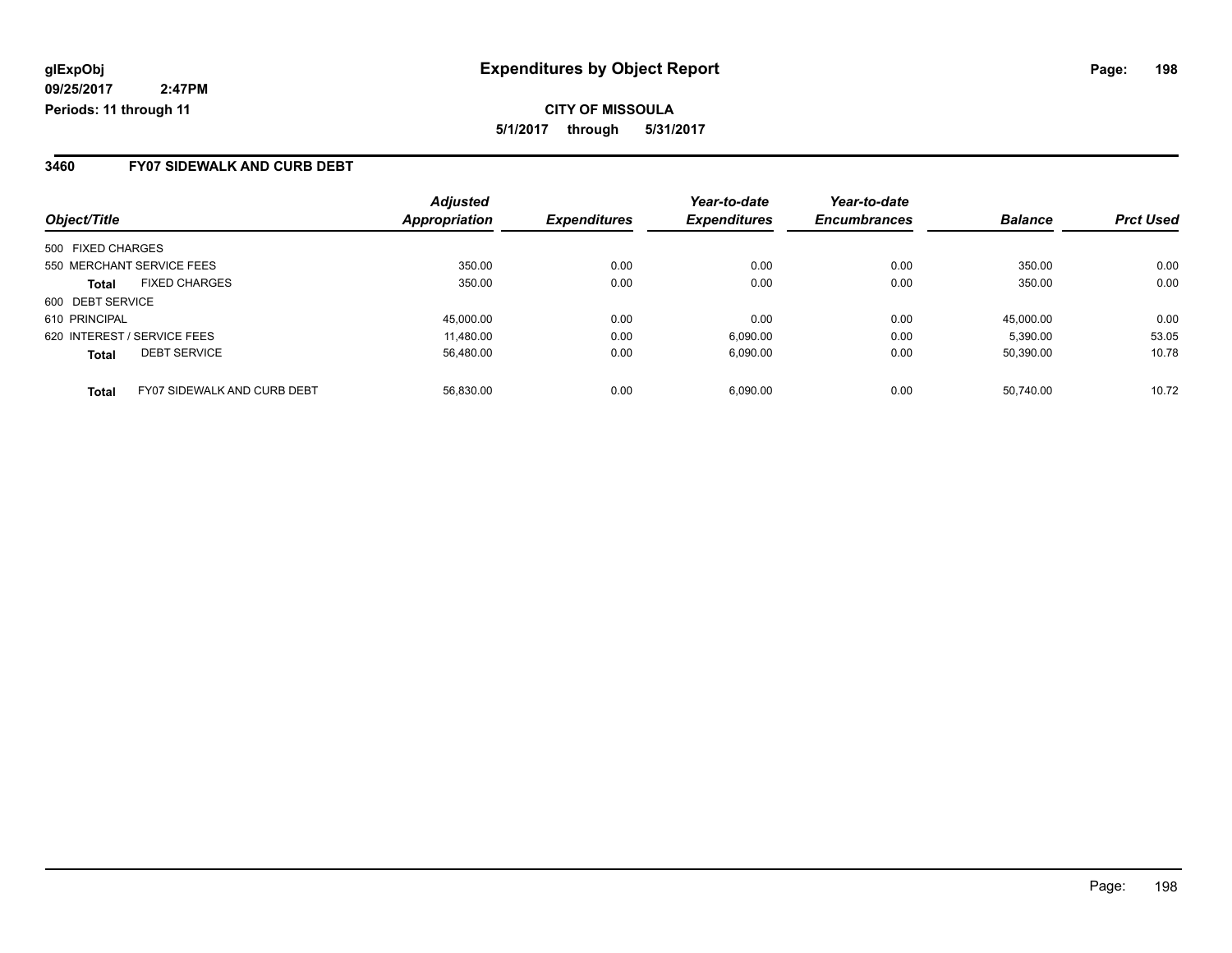# Expenditures by Object Report

glExpObj
09/25/2017 2:47PM
Periods: 11 through 11

**CITY OF MISSOULA**

5/1/2017 through 5/31/2017

## 3460 FY07 SIDEWALK AND CURB DEBT

| Object/Title | Adjusted Appropriation | Expenditures | Year-to-date Expenditures | Year-to-date Encumbrances | Balance | Prct Used |
|---|---|---|---|---|---|---|
| 500 FIXED CHARGES | | | | | | |
| 550 MERCHANT SERVICE FEES | 350.00 | 0.00 | 0.00 | 0.00 | 350.00 | 0.00 |
| **Total** FIXED CHARGES | 350.00 | 0.00 | 0.00 | 0.00 | 350.00 | 0.00 |
| 600 DEBT SERVICE | | | | | | |
| 610 PRINCIPAL | 45,000.00 | 0.00 | 0.00 | 0.00 | 45,000.00 | 0.00 |
| 620 INTEREST / SERVICE FEES | 11,480.00 | 0.00 | 6,090.00 | 0.00 | 5,390.00 | 53.05 |
| **Total** DEBT SERVICE | 56,480.00 | 0.00 | 6,090.00 | 0.00 | 50,390.00 | 10.78 |
| **Total** FY07 SIDEWALK AND CURB DEBT | 56,830.00 | 0.00 | 6,090.00 | 0.00 | 50,740.00 | 10.72 |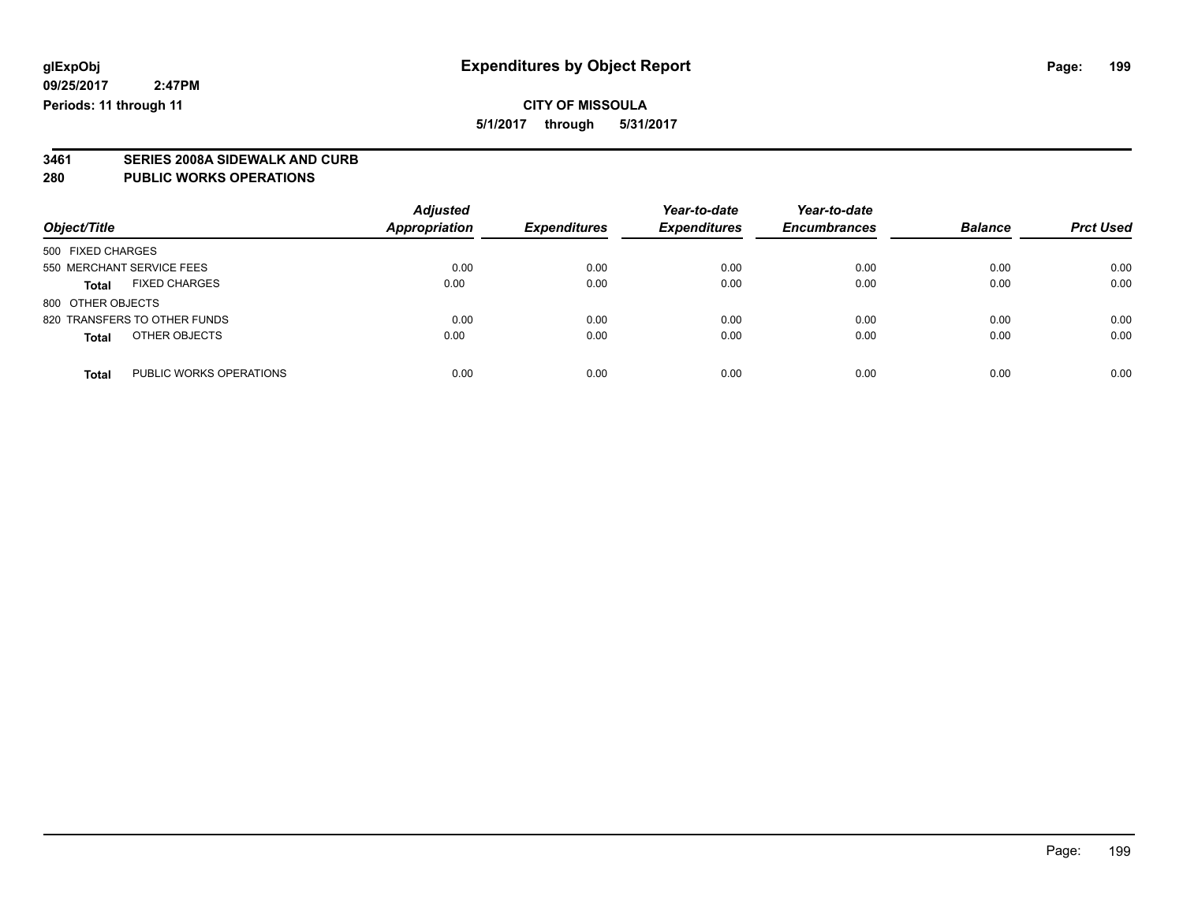# Expenditures by Object Report

glExpObj
09/25/2017 2:47PM
Periods: 11 through 11

**CITY OF MISSOULA**
**5/1/2017 through 5/31/2017**

**3461 SERIES 2008A SIDEWALK AND CURB**
**280 PUBLIC WORKS OPERATIONS**

| Object/Title | Adjusted Appropriation | Expenditures | Year-to-date Expenditures | Year-to-date Encumbrances | Balance | Prct Used |
|---|---|---|---|---|---|---|
| 500 FIXED CHARGES | | | | | | |
| 550 MERCHANT SERVICE FEES | 0.00 | 0.00 | 0.00 | 0.00 | 0.00 | 0.00 |
| **Total** FIXED CHARGES | 0.00 | 0.00 | 0.00 | 0.00 | 0.00 | 0.00 |
| 800 OTHER OBJECTS | | | | | | |
| 820 TRANSFERS TO OTHER FUNDS | 0.00 | 0.00 | 0.00 | 0.00 | 0.00 | 0.00 |
| **Total** OTHER OBJECTS | 0.00 | 0.00 | 0.00 | 0.00 | 0.00 | 0.00 |
| **Total** PUBLIC WORKS OPERATIONS | 0.00 | 0.00 | 0.00 | 0.00 | 0.00 | 0.00 |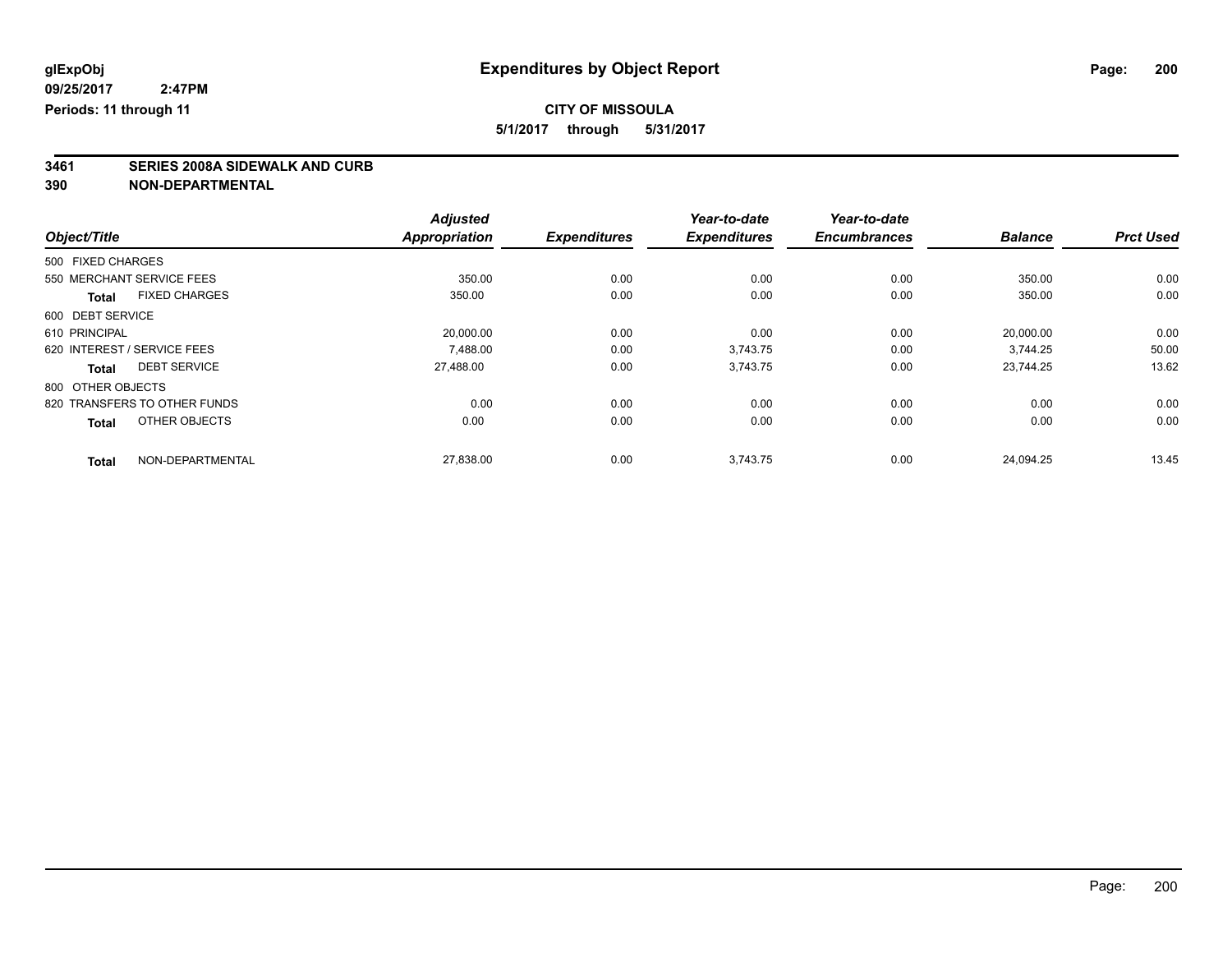glExpObj
09/25/2017 2:47PM
Periods: 11 through 11

# Expenditures by Object Report

**CITY OF MISSOULA**
**5/1/2017 through 5/31/2017**

## 3461 SERIES 2008A SIDEWALK AND CURB
## 390 NON-DEPARTMENTAL

| Object/Title | | Adjusted Appropriation | Expenditures | Year-to-date Expenditures | Year-to-date Encumbrances | Balance | Prct Used |
|---|---|---|---|---|---|---|---|
| 500 FIXED CHARGES | | | | | | | |
| 550 MERCHANT SERVICE FEES | | 350.00 | 0.00 | 0.00 | 0.00 | 350.00 | 0.00 |
| Total | FIXED CHARGES | 350.00 | 0.00 | 0.00 | 0.00 | 350.00 | 0.00 |
| 600 DEBT SERVICE | | | | | | | |
| 610 PRINCIPAL | | 20,000.00 | 0.00 | 0.00 | 0.00 | 20,000.00 | 0.00 |
| 620 INTEREST / SERVICE FEES | | 7,488.00 | 0.00 | 3,743.75 | 0.00 | 3,744.25 | 50.00 |
| Total | DEBT SERVICE | 27,488.00 | 0.00 | 3,743.75 | 0.00 | 23,744.25 | 13.62 |
| 800 OTHER OBJECTS | | | | | | | |
| 820 TRANSFERS TO OTHER FUNDS | | 0.00 | 0.00 | 0.00 | 0.00 | 0.00 | 0.00 |
| Total | OTHER OBJECTS | 0.00 | 0.00 | 0.00 | 0.00 | 0.00 | 0.00 |
| Total | NON-DEPARTMENTAL | 27,838.00 | 0.00 | 3,743.75 | 0.00 | 24,094.25 | 13.45 |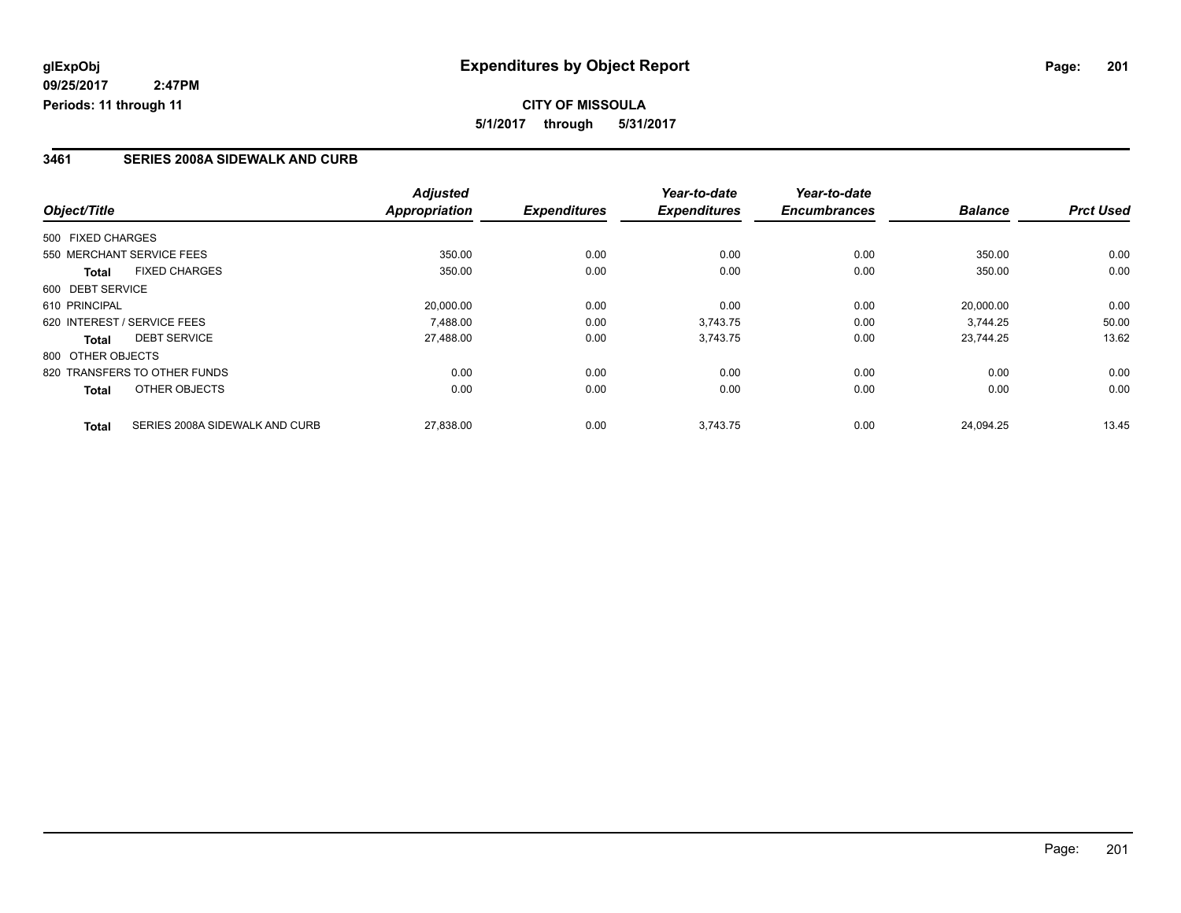**glExpObj** **Expenditures by Object Report**

**09/25/2017 2:47PM**

**Periods: 11 through 11**

**CITY OF MISSOULA**

**5/1/2017 through 5/31/2017**

### 3461 SERIES 2008A SIDEWALK AND CURB

| Object/Title | Adjusted Appropriation | Expenditures | Year-to-date Expenditures | Year-to-date Encumbrances | Balance | Prct Used |
|---|---|---|---|---|---|---|
| 500 FIXED CHARGES | | | | | | |
| 550 MERCHANT SERVICE FEES | 350.00 | 0.00 | 0.00 | 0.00 | 350.00 | 0.00 |
| **Total** FIXED CHARGES | 350.00 | 0.00 | 0.00 | 0.00 | 350.00 | 0.00 |
| 600 DEBT SERVICE | | | | | | |
| 610 PRINCIPAL | 20,000.00 | 0.00 | 0.00 | 0.00 | 20,000.00 | 0.00 |
| 620 INTEREST / SERVICE FEES | 7,488.00 | 0.00 | 3,743.75 | 0.00 | 3,744.25 | 50.00 |
| **Total** DEBT SERVICE | 27,488.00 | 0.00 | 3,743.75 | 0.00 | 23,744.25 | 13.62 |
| 800 OTHER OBJECTS | | | | | | |
| 820 TRANSFERS TO OTHER FUNDS | 0.00 | 0.00 | 0.00 | 0.00 | 0.00 | 0.00 |
| **Total** OTHER OBJECTS | 0.00 | 0.00 | 0.00 | 0.00 | 0.00 | 0.00 |
| **Total** SERIES 2008A SIDEWALK AND CURB | 27,838.00 | 0.00 | 3,743.75 | 0.00 | 24,094.25 | 13.45 |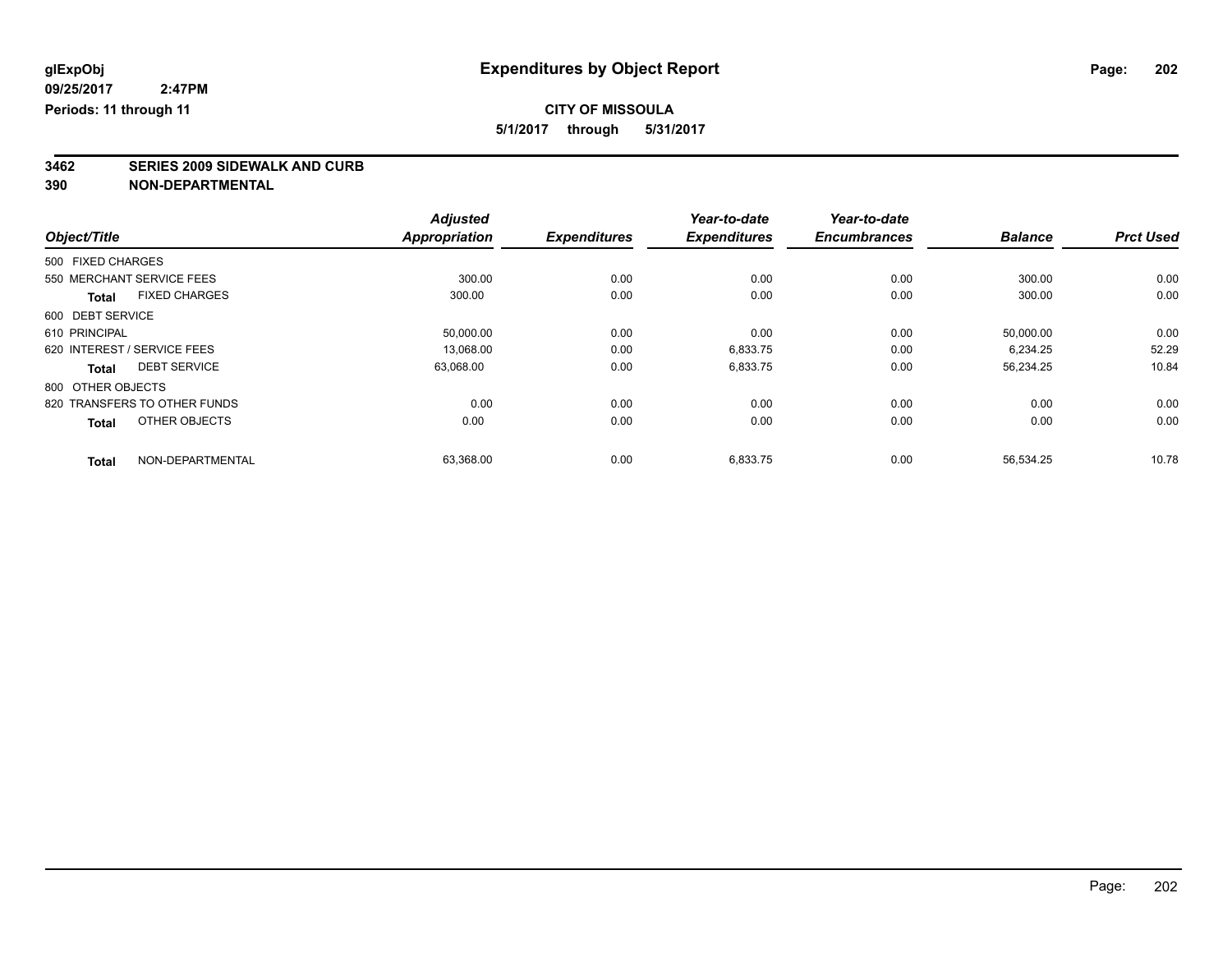# Expenditures by Object Report

glExpObj
09/25/2017 2:47PM
Periods: 11 through 11

**CITY OF MISSOULA**

**5/1/2017 through 5/31/2017**

## 3462 SERIES 2009 SIDEWALK AND CURB
## 390 NON-DEPARTMENTAL

| Object/Title | Adjusted Appropriation | Expenditures | Year-to-date Expenditures | Year-to-date Encumbrances | Balance | Prct Used |
|---|---|---|---|---|---|---|
| 500 FIXED CHARGES | | | | | | |
| 550 MERCHANT SERVICE FEES | 300.00 | 0.00 | 0.00 | 0.00 | 300.00 | 0.00 |
| **Total** FIXED CHARGES | 300.00 | 0.00 | 0.00 | 0.00 | 300.00 | 0.00 |
| 600 DEBT SERVICE | | | | | | |
| 610 PRINCIPAL | 50,000.00 | 0.00 | 0.00 | 0.00 | 50,000.00 | 0.00 |
| 620 INTEREST / SERVICE FEES | 13,068.00 | 0.00 | 6,833.75 | 0.00 | 6,234.25 | 52.29 |
| **Total** DEBT SERVICE | 63,068.00 | 0.00 | 6,833.75 | 0.00 | 56,234.25 | 10.84 |
| 800 OTHER OBJECTS | | | | | | |
| 820 TRANSFERS TO OTHER FUNDS | 0.00 | 0.00 | 0.00 | 0.00 | 0.00 | 0.00 |
| **Total** OTHER OBJECTS | 0.00 | 0.00 | 0.00 | 0.00 | 0.00 | 0.00 |
| **Total** NON-DEPARTMENTAL | 63,368.00 | 0.00 | 6,833.75 | 0.00 | 56,534.25 | 10.78 |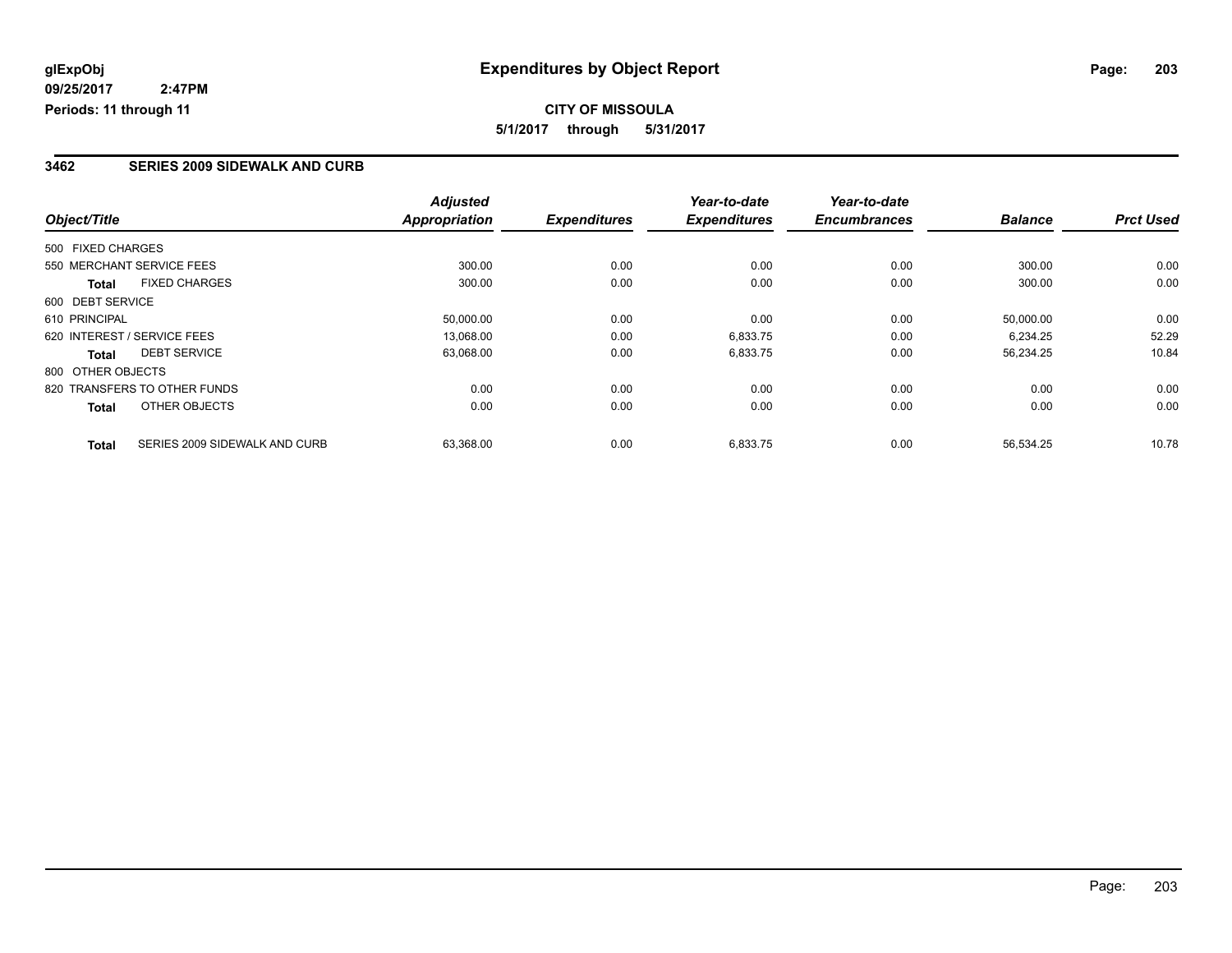**glExpObj**
**09/25/2017 2:47PM**
**Periods: 11 through 11**

# Expenditures by Object Report

**CITY OF MISSOULA**
**5/1/2017 through 5/31/2017**

## 3462 SERIES 2009 SIDEWALK AND CURB

| Object/Title | | Adjusted Appropriation | Expenditures | Year-to-date Expenditures | Year-to-date Encumbrances | Balance | Prct Used |
|---|---|---|---|---|---|---|---|
| 500 FIXED CHARGES | | | | | | | |
| 550 MERCHANT SERVICE FEES | | 300.00 | 0.00 | 0.00 | 0.00 | 300.00 | 0.00 |
| **Total** | FIXED CHARGES | 300.00 | 0.00 | 0.00 | 0.00 | 300.00 | 0.00 |
| 600 DEBT SERVICE | | | | | | | |
| 610 PRINCIPAL | | 50,000.00 | 0.00 | 0.00 | 0.00 | 50,000.00 | 0.00 |
| 620 INTEREST / SERVICE FEES | | 13,068.00 | 0.00 | 6,833.75 | 0.00 | 6,234.25 | 52.29 |
| **Total** | DEBT SERVICE | 63,068.00 | 0.00 | 6,833.75 | 0.00 | 56,234.25 | 10.84 |
| 800 OTHER OBJECTS | | | | | | | |
| 820 TRANSFERS TO OTHER FUNDS | | 0.00 | 0.00 | 0.00 | 0.00 | 0.00 | 0.00 |
| **Total** | OTHER OBJECTS | 0.00 | 0.00 | 0.00 | 0.00 | 0.00 | 0.00 |
| **Total** | SERIES 2009 SIDEWALK AND CURB | 63,368.00 | 0.00 | 6,833.75 | 0.00 | 56,534.25 | 10.78 |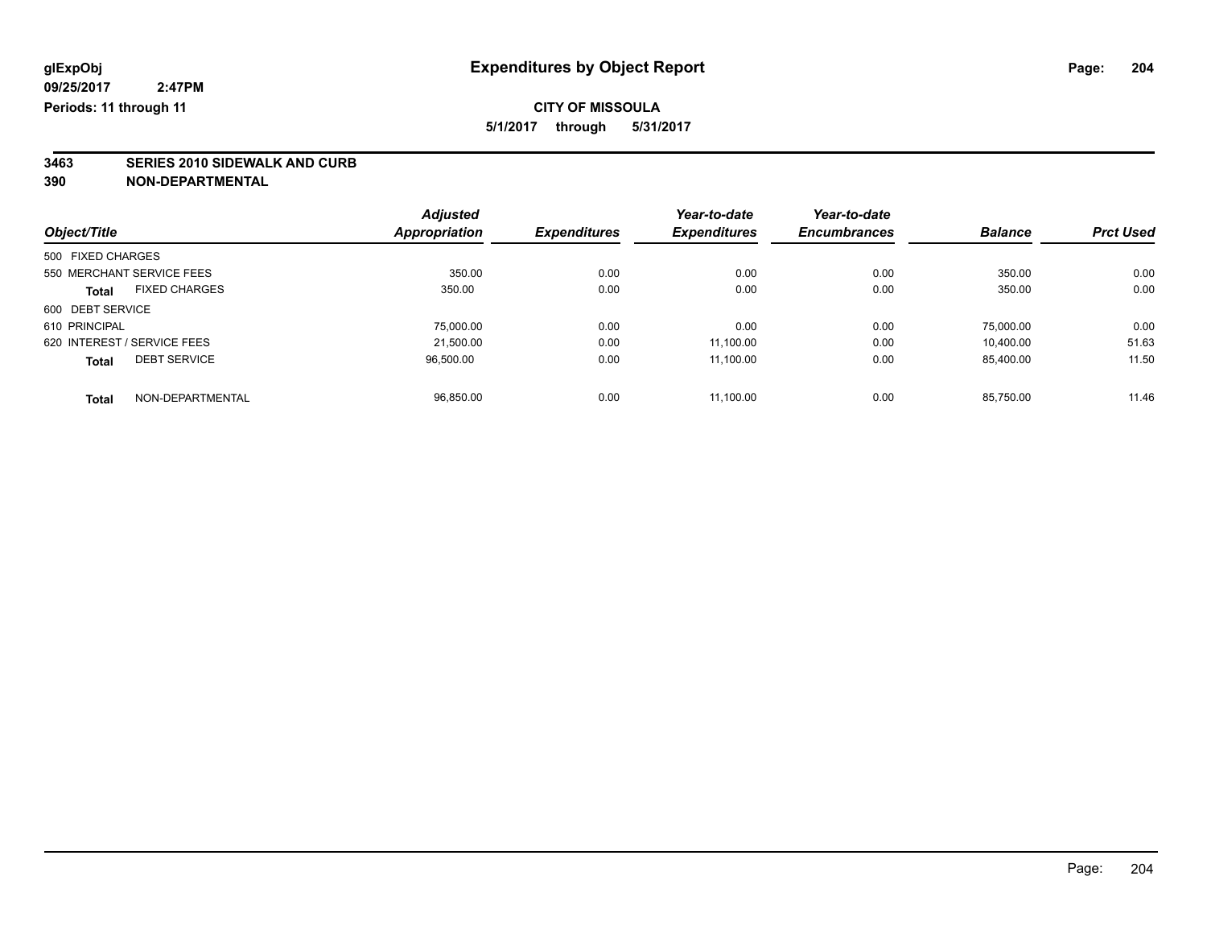glExpObj
09/25/2017 2:47PM
Periods: 11 through 11

# Expenditures by Object Report

**CITY OF MISSOULA**

**5/1/2017 through 5/31/2017**

## 3463 SERIES 2010 SIDEWALK AND CURB
## 390 NON-DEPARTMENTAL

| Object/Title | | Adjusted Appropriation | Expenditures | Year-to-date Expenditures | Year-to-date Encumbrances | Balance | Prct Used |
|---|---|---|---|---|---|---|---|
| 500 FIXED CHARGES | | | | | | | |
| 550 MERCHANT SERVICE FEES | | 350.00 | 0.00 | 0.00 | 0.00 | 350.00 | 0.00 |
| **Total** | FIXED CHARGES | 350.00 | 0.00 | 0.00 | 0.00 | 350.00 | 0.00 |
| 600 DEBT SERVICE | | | | | | | |
| 610 PRINCIPAL | | 75,000.00 | 0.00 | 0.00 | 0.00 | 75,000.00 | 0.00 |
| 620 INTEREST / SERVICE FEES | | 21,500.00 | 0.00 | 11,100.00 | 0.00 | 10,400.00 | 51.63 |
| **Total** | DEBT SERVICE | 96,500.00 | 0.00 | 11,100.00 | 0.00 | 85,400.00 | 11.50 |
| **Total** | NON-DEPARTMENTAL | 96,850.00 | 0.00 | 11,100.00 | 0.00 | 85,750.00 | 11.46 |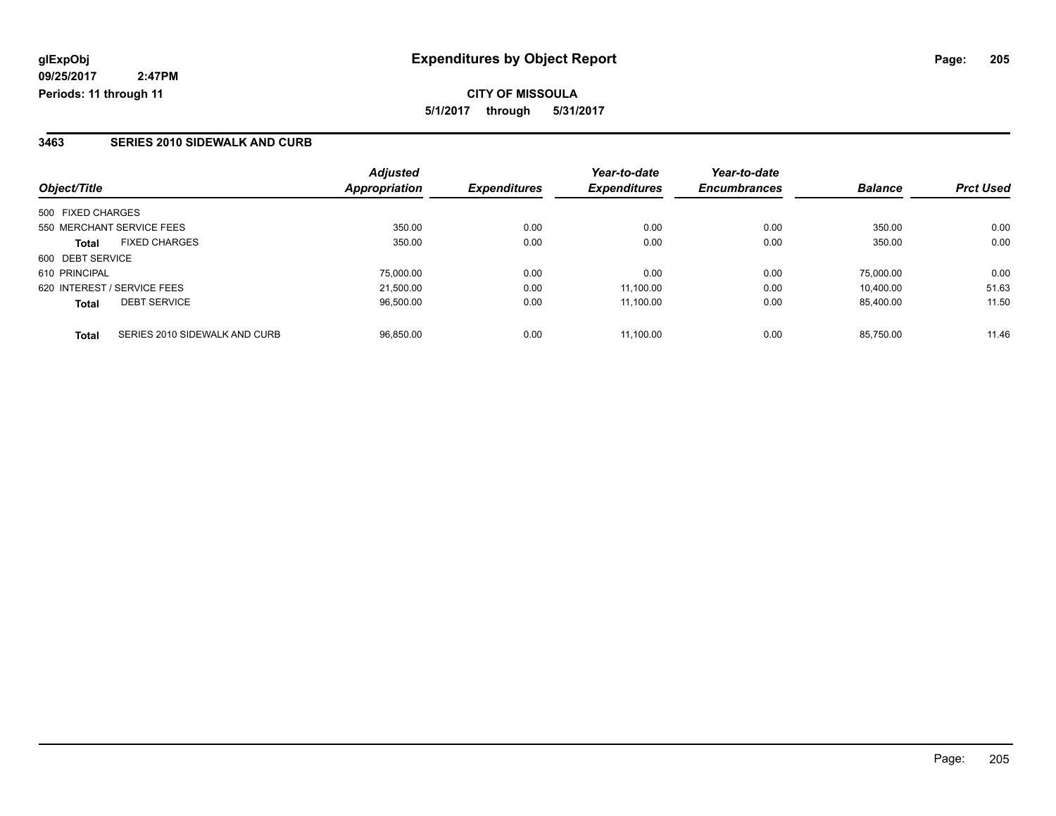glExpObj
09/25/2017 2:47PM
Periods: 11 through 11

# Expenditures by Object Report

**CITY OF MISSOULA**

**5/1/2017 through 5/31/2017**

## 3463 SERIES 2010 SIDEWALK AND CURB

| Object/Title | | Adjusted Appropriation | Expenditures | Year-to-date Expenditures | Year-to-date Encumbrances | Balance | Prct Used |
|---|---|---|---|---|---|---|---|
| 500 FIXED CHARGES | | | | | | | |
| 550 MERCHANT SERVICE FEES | | 350.00 | 0.00 | 0.00 | 0.00 | 350.00 | 0.00 |
| **Total** | FIXED CHARGES | 350.00 | 0.00 | 0.00 | 0.00 | 350.00 | 0.00 |
| 600 DEBT SERVICE | | | | | | | |
| 610 PRINCIPAL | | 75,000.00 | 0.00 | 0.00 | 0.00 | 75,000.00 | 0.00 |
| 620 INTEREST / SERVICE FEES | | 21,500.00 | 0.00 | 11,100.00 | 0.00 | 10,400.00 | 51.63 |
| **Total** | DEBT SERVICE | 96,500.00 | 0.00 | 11,100.00 | 0.00 | 85,400.00 | 11.50 |
| **Total** | SERIES 2010 SIDEWALK AND CURB | 96,850.00 | 0.00 | 11,100.00 | 0.00 | 85,750.00 | 11.46 |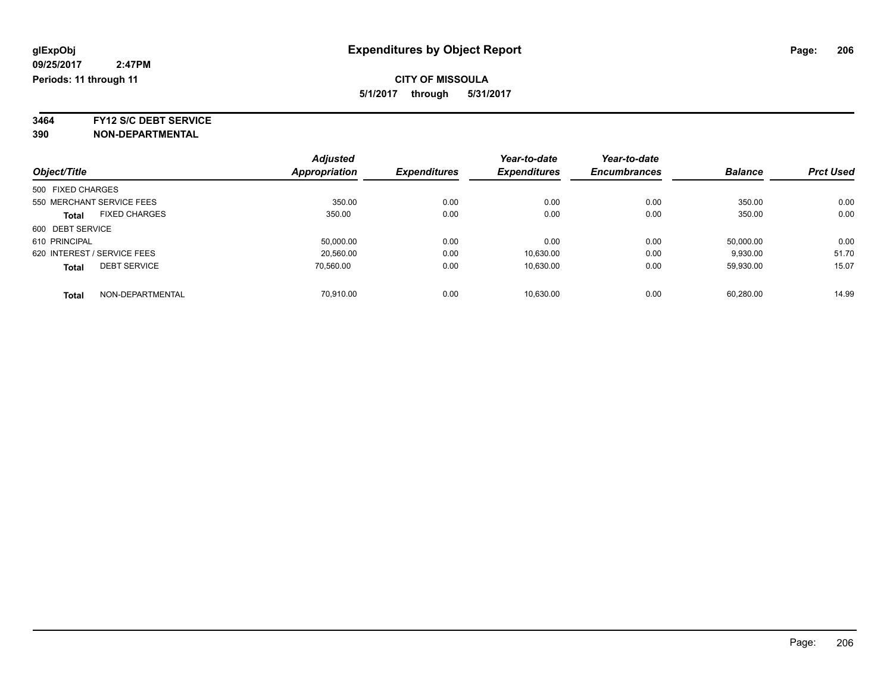**glExpObj** **Expenditures by Object Report**

**09/25/2017 2:47PM**

**Periods: 11 through 11**

**CITY OF MISSOULA**

**5/1/2017 through 5/31/2017**

**3464 FY12 S/C DEBT SERVICE**

**390 NON-DEPARTMENTAL**

| Object/Title | | Adjusted Appropriation | Expenditures | Year-to-date Expenditures | Year-to-date Encumbrances | Balance | Prct Used |
|---|---|---|---|---|---|---|---|
| 500 FIXED CHARGES | | | | | | | |
| 550 MERCHANT SERVICE FEES | | 350.00 | 0.00 | 0.00 | 0.00 | 350.00 | 0.00 |
| **Total** | FIXED CHARGES | 350.00 | 0.00 | 0.00 | 0.00 | 350.00 | 0.00 |
| 600 DEBT SERVICE | | | | | | | |
| 610 PRINCIPAL | | 50,000.00 | 0.00 | 0.00 | 0.00 | 50,000.00 | 0.00 |
| 620 INTEREST / SERVICE FEES | | 20,560.00 | 0.00 | 10,630.00 | 0.00 | 9,930.00 | 51.70 |
| **Total** | DEBT SERVICE | 70,560.00 | 0.00 | 10,630.00 | 0.00 | 59,930.00 | 15.07 |
| **Total** | NON-DEPARTMENTAL | 70,910.00 | 0.00 | 10,630.00 | 0.00 | 60,280.00 | 14.99 |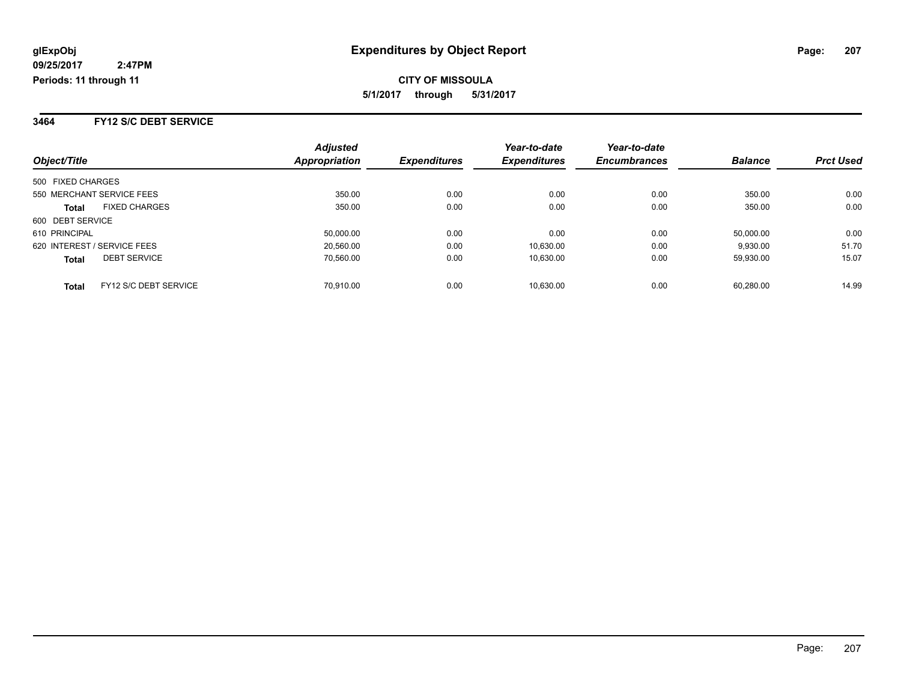**glExpObj** **Expenditures by Object Report**

**09/25/2017 2:47PM**

**Periods: 11 through 11**

**CITY OF MISSOULA**

**5/1/2017 through 5/31/2017**

## 3464 FY12 S/C DEBT SERVICE

| Object/Title | | Adjusted Appropriation | Expenditures | Year-to-date Expenditures | Year-to-date Encumbrances | Balance | Prct Used |
|---|---|---|---|---|---|---|---|
| 500 FIXED CHARGES | | | | | | | |
| 550 MERCHANT SERVICE FEES | | 350.00 | 0.00 | 0.00 | 0.00 | 350.00 | 0.00 |
| **Total** | FIXED CHARGES | 350.00 | 0.00 | 0.00 | 0.00 | 350.00 | 0.00 |
| 600 DEBT SERVICE | | | | | | | |
| 610 PRINCIPAL | | 50,000.00 | 0.00 | 0.00 | 0.00 | 50,000.00 | 0.00 |
| 620 INTEREST / SERVICE FEES | | 20,560.00 | 0.00 | 10,630.00 | 0.00 | 9,930.00 | 51.70 |
| **Total** | DEBT SERVICE | 70,560.00 | 0.00 | 10,630.00 | 0.00 | 59,930.00 | 15.07 |
| **Total** | FY12 S/C DEBT SERVICE | 70,910.00 | 0.00 | 10,630.00 | 0.00 | 60,280.00 | 14.99 |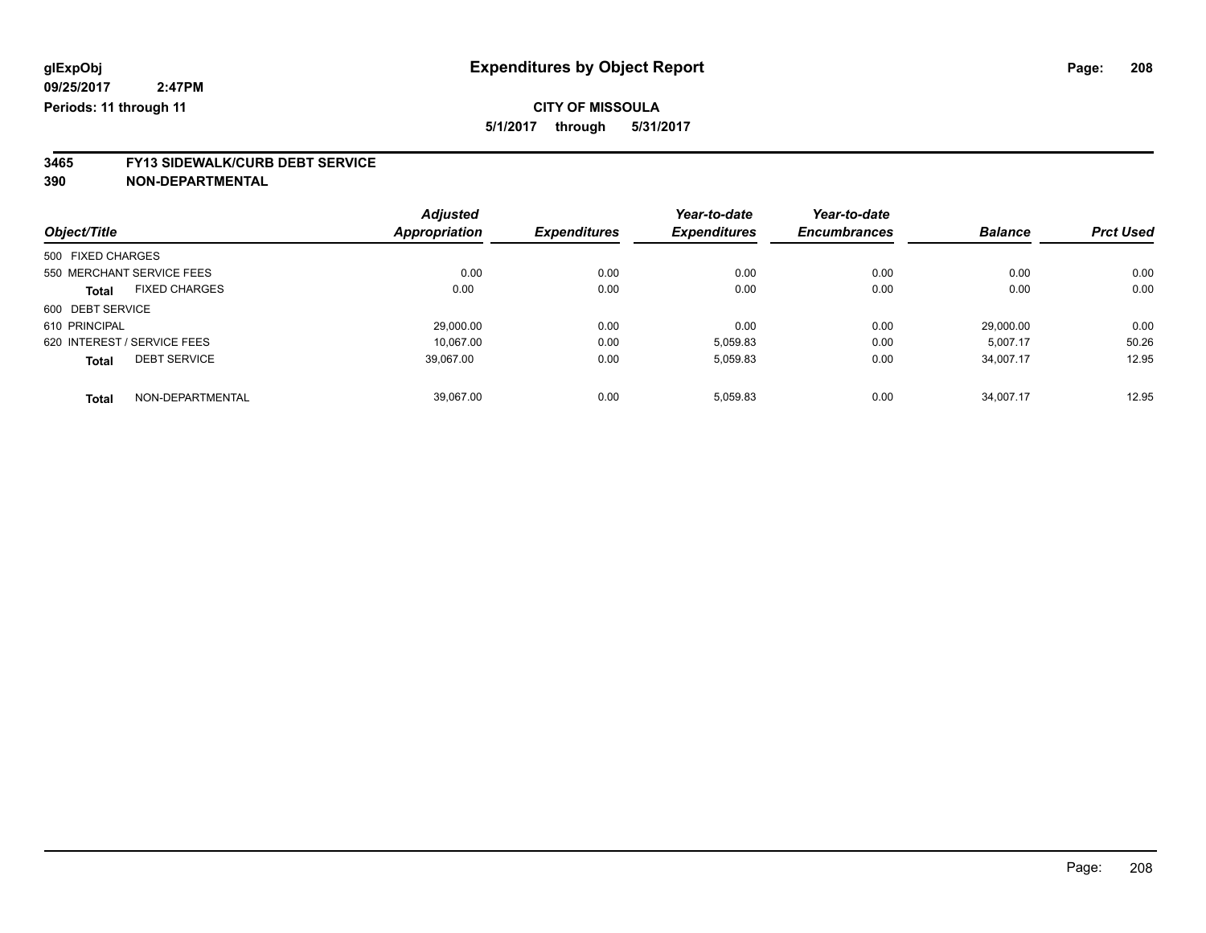# Expenditures by Object Report

glExpObj
09/25/2017 2:47PM
Periods: 11 through 11

**CITY OF MISSOULA**
**5/1/2017 through 5/31/2017**

**3465 FY13 SIDEWALK/CURB DEBT SERVICE**
**390 NON-DEPARTMENTAL**

| Object/Title | | Adjusted Appropriation | Expenditures | Year-to-date Expenditures | Year-to-date Encumbrances | Balance | Prct Used |
|---|---|---|---|---|---|---|---|
| 500 FIXED CHARGES | | | | | | | |
| 550 MERCHANT SERVICE FEES | | 0.00 | 0.00 | 0.00 | 0.00 | 0.00 | 0.00 |
| **Total** | FIXED CHARGES | 0.00 | 0.00 | 0.00 | 0.00 | 0.00 | 0.00 |
| 600 DEBT SERVICE | | | | | | | |
| 610 PRINCIPAL | | 29,000.00 | 0.00 | 0.00 | 0.00 | 29,000.00 | 0.00 |
| 620 INTEREST / SERVICE FEES | | 10,067.00 | 0.00 | 5,059.83 | 0.00 | 5,007.17 | 50.26 |
| **Total** | DEBT SERVICE | 39,067.00 | 0.00 | 5,059.83 | 0.00 | 34,007.17 | 12.95 |
| **Total** | NON-DEPARTMENTAL | 39,067.00 | 0.00 | 5,059.83 | 0.00 | 34,007.17 | 12.95 |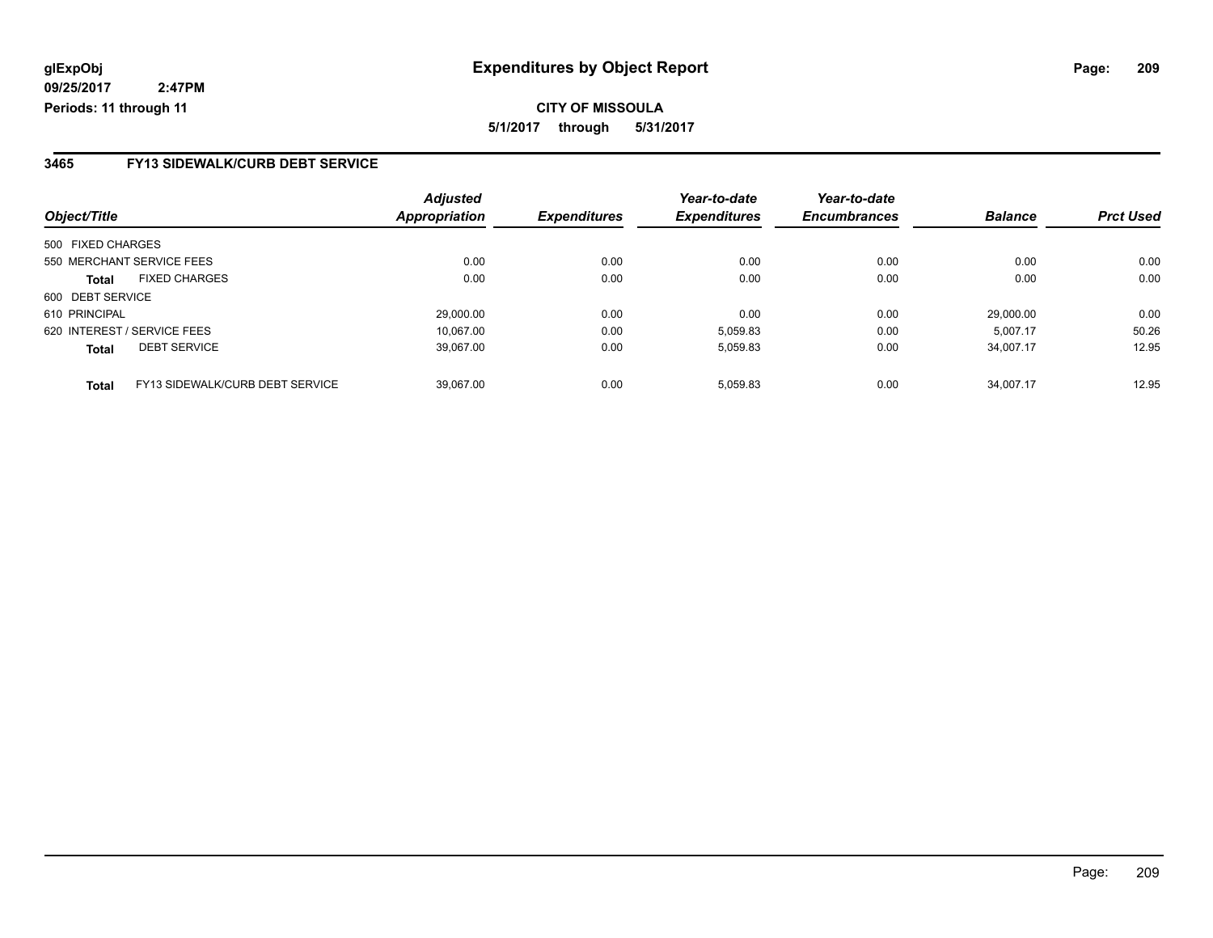# Expenditures by Object Report

glExpObj
09/25/2017 2:47PM
Periods: 11 through 11

**CITY OF MISSOULA**

**5/1/2017 through 5/31/2017**

## 3465 FY13 SIDEWALK/CURB DEBT SERVICE

| Object/Title | | Adjusted Appropriation | Expenditures | Year-to-date Expenditures | Year-to-date Encumbrances | Balance | Prct Used |
|---|---|---|---|---|---|---|---|
| 500 FIXED CHARGES | | | | | | | |
| 550 MERCHANT SERVICE FEES | | 0.00 | 0.00 | 0.00 | 0.00 | 0.00 | 0.00 |
| **Total** | FIXED CHARGES | 0.00 | 0.00 | 0.00 | 0.00 | 0.00 | 0.00 |
| 600 DEBT SERVICE | | | | | | | |
| 610 PRINCIPAL | | 29,000.00 | 0.00 | 0.00 | 0.00 | 29,000.00 | 0.00 |
| 620 INTEREST / SERVICE FEES | | 10,067.00 | 0.00 | 5,059.83 | 0.00 | 5,007.17 | 50.26 |
| **Total** | DEBT SERVICE | 39,067.00 | 0.00 | 5,059.83 | 0.00 | 34,007.17 | 12.95 |
| **Total** | FY13 SIDEWALK/CURB DEBT SERVICE | 39,067.00 | 0.00 | 5,059.83 | 0.00 | 34,007.17 | 12.95 |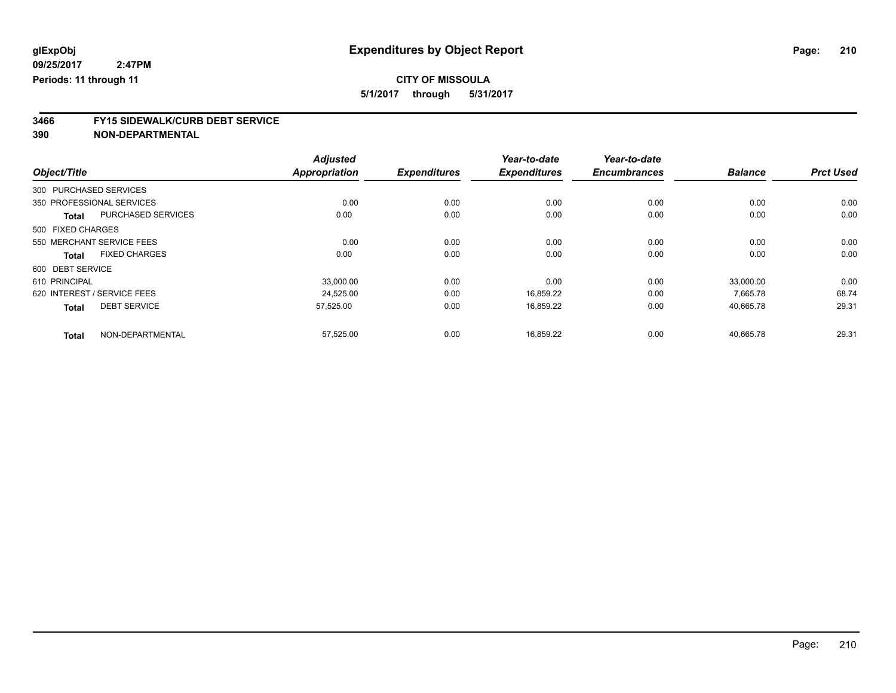**glExpObj**
**09/25/2017 2:47PM**
**Periods: 11 through 11**

# Expenditures by Object Report

**CITY OF MISSOULA**
**5/1/2017 through 5/31/2017**

**3466 FY15 SIDEWALK/CURB DEBT SERVICE**
**390 NON-DEPARTMENTAL**

| Object/Title | Adjusted Appropriation | Expenditures | Year-to-date Expenditures | Year-to-date Encumbrances | Balance | Prct Used |
|---|---|---|---|---|---|---|
| 300 PURCHASED SERVICES | | | | | | |
| 350 PROFESSIONAL SERVICES | 0.00 | 0.00 | 0.00 | 0.00 | 0.00 | 0.00 |
| **Total** PURCHASED SERVICES | 0.00 | 0.00 | 0.00 | 0.00 | 0.00 | 0.00 |
| 500 FIXED CHARGES | | | | | | |
| 550 MERCHANT SERVICE FEES | 0.00 | 0.00 | 0.00 | 0.00 | 0.00 | 0.00 |
| **Total** FIXED CHARGES | 0.00 | 0.00 | 0.00 | 0.00 | 0.00 | 0.00 |
| 600 DEBT SERVICE | | | | | | |
| 610 PRINCIPAL | 33,000.00 | 0.00 | 0.00 | 0.00 | 33,000.00 | 0.00 |
| 620 INTEREST / SERVICE FEES | 24,525.00 | 0.00 | 16,859.22 | 0.00 | 7,665.78 | 68.74 |
| **Total** DEBT SERVICE | 57,525.00 | 0.00 | 16,859.22 | 0.00 | 40,665.78 | 29.31 |
| **Total** NON-DEPARTMENTAL | 57,525.00 | 0.00 | 16,859.22 | 0.00 | 40,665.78 | 29.31 |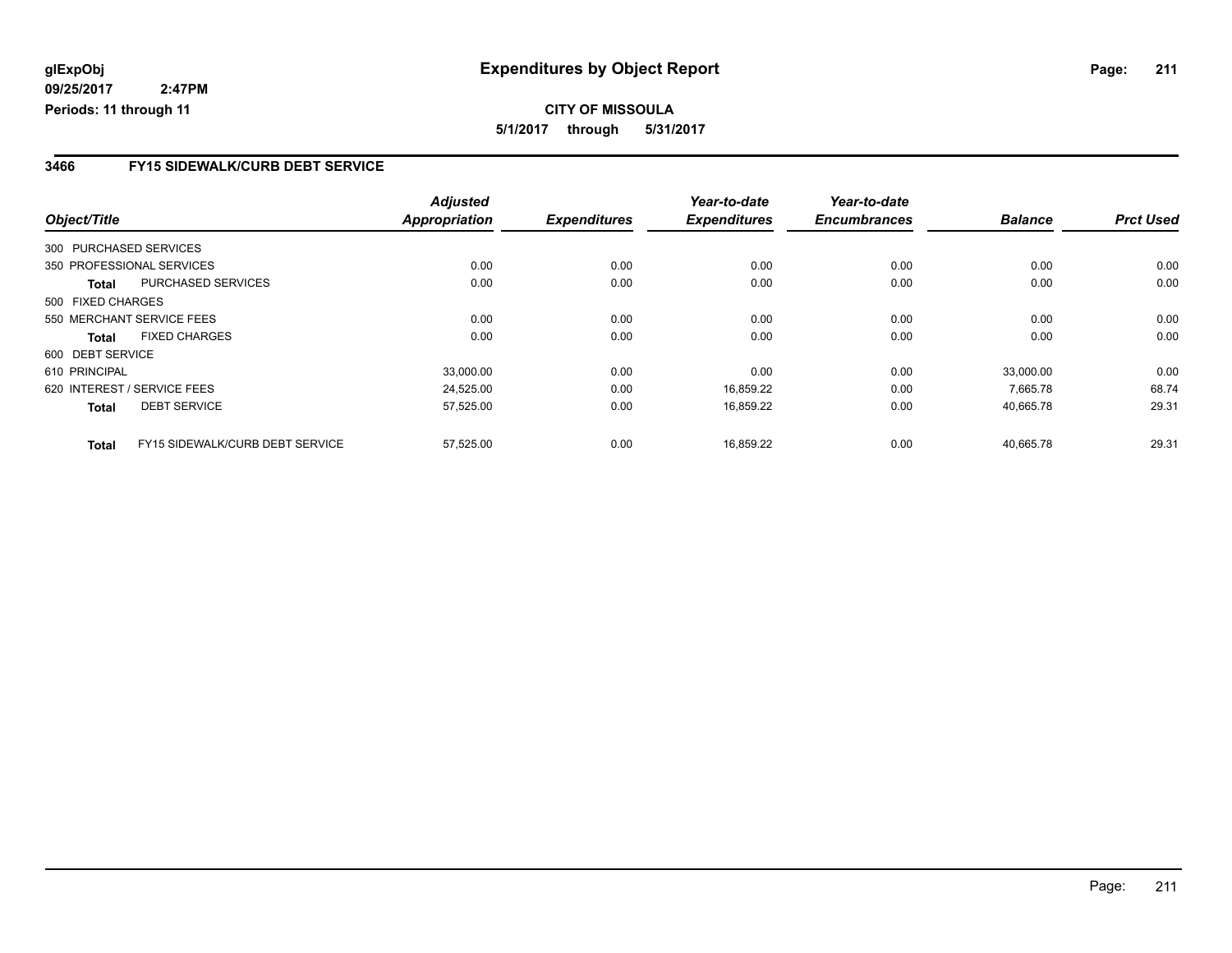**glExpObj**
**09/25/2017 2:47PM**
**Periods: 11 through 11**

# Expenditures by Object Report

**CITY OF MISSOULA**
**5/1/2017 through 5/31/2017**

## 3466 FY15 SIDEWALK/CURB DEBT SERVICE

| Object/Title | | Adjusted Appropriation | Expenditures | Year-to-date Expenditures | Year-to-date Encumbrances | Balance | Prct Used |
|---|---|---|---|---|---|---|---|
| 300 PURCHASED SERVICES | | | | | | | |
| 350 PROFESSIONAL SERVICES | | 0.00 | 0.00 | 0.00 | 0.00 | 0.00 | 0.00 |
| **Total** | PURCHASED SERVICES | 0.00 | 0.00 | 0.00 | 0.00 | 0.00 | 0.00 |
| 500 FIXED CHARGES | | | | | | | |
| 550 MERCHANT SERVICE FEES | | 0.00 | 0.00 | 0.00 | 0.00 | 0.00 | 0.00 |
| **Total** | FIXED CHARGES | 0.00 | 0.00 | 0.00 | 0.00 | 0.00 | 0.00 |
| 600 DEBT SERVICE | | | | | | | |
| 610 PRINCIPAL | | 33,000.00 | 0.00 | 0.00 | 0.00 | 33,000.00 | 0.00 |
| 620 INTEREST / SERVICE FEES | | 24,525.00 | 0.00 | 16,859.22 | 0.00 | 7,665.78 | 68.74 |
| **Total** | DEBT SERVICE | 57,525.00 | 0.00 | 16,859.22 | 0.00 | 40,665.78 | 29.31 |
| **Total** | FY15 SIDEWALK/CURB DEBT SERVICE | 57,525.00 | 0.00 | 16,859.22 | 0.00 | 40,665.78 | 29.31 |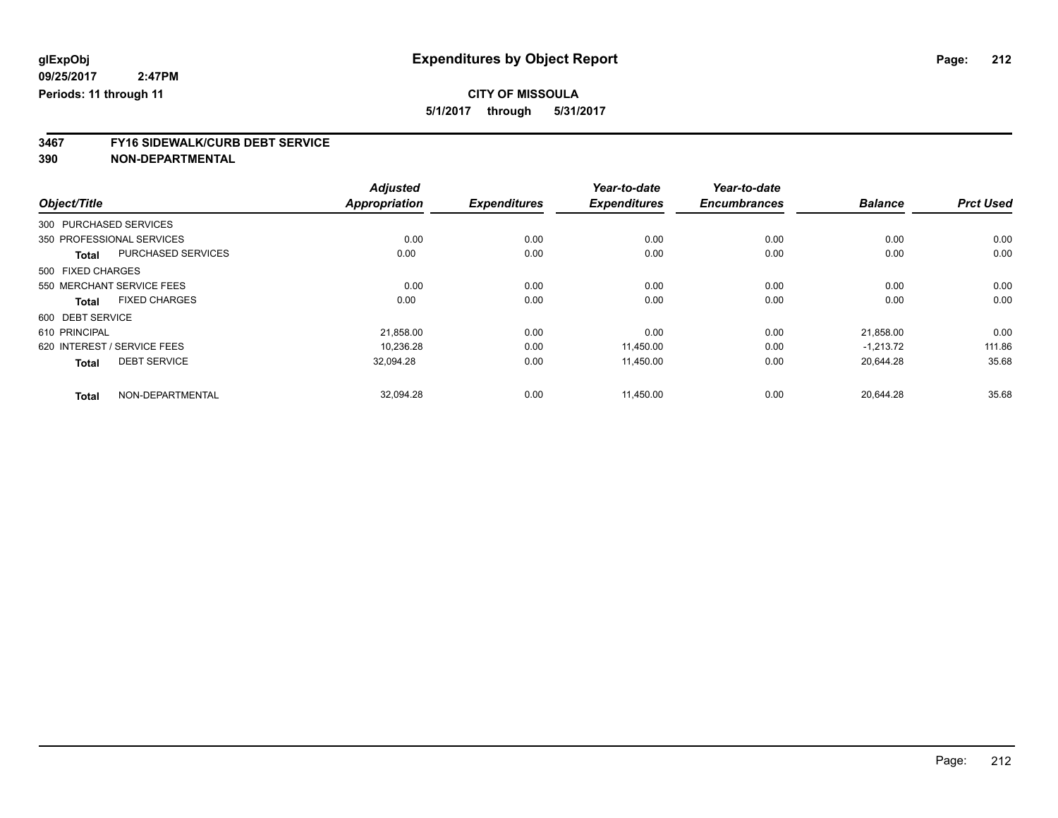**glExpObj**
**09/25/2017 2:47PM**
**Periods: 11 through 11**

# Expenditures by Object Report

**CITY OF MISSOULA**
**5/1/2017 through 5/31/2017**

## 3467 FY16 SIDEWALK/CURB DEBT SERVICE
## 390 NON-DEPARTMENTAL

| Object/Title | | Adjusted Appropriation | Expenditures | Year-to-date Expenditures | Year-to-date Encumbrances | Balance | Prct Used |
|---|---|---|---|---|---|---|---|
| 300 PURCHASED SERVICES | | | | | | | |
| 350 PROFESSIONAL SERVICES | | 0.00 | 0.00 | 0.00 | 0.00 | 0.00 | 0.00 |
| **Total** | PURCHASED SERVICES | 0.00 | 0.00 | 0.00 | 0.00 | 0.00 | 0.00 |
| 500 FIXED CHARGES | | | | | | | |
| 550 MERCHANT SERVICE FEES | | 0.00 | 0.00 | 0.00 | 0.00 | 0.00 | 0.00 |
| **Total** | FIXED CHARGES | 0.00 | 0.00 | 0.00 | 0.00 | 0.00 | 0.00 |
| 600 DEBT SERVICE | | | | | | | |
| 610 PRINCIPAL | | 21,858.00 | 0.00 | 0.00 | 0.00 | 21,858.00 | 0.00 |
| 620 INTEREST / SERVICE FEES | | 10,236.28 | 0.00 | 11,450.00 | 0.00 | -1,213.72 | 111.86 |
| **Total** | DEBT SERVICE | 32,094.28 | 0.00 | 11,450.00 | 0.00 | 20,644.28 | 35.68 |
| **Total** | NON-DEPARTMENTAL | 32,094.28 | 0.00 | 11,450.00 | 0.00 | 20,644.28 | 35.68 |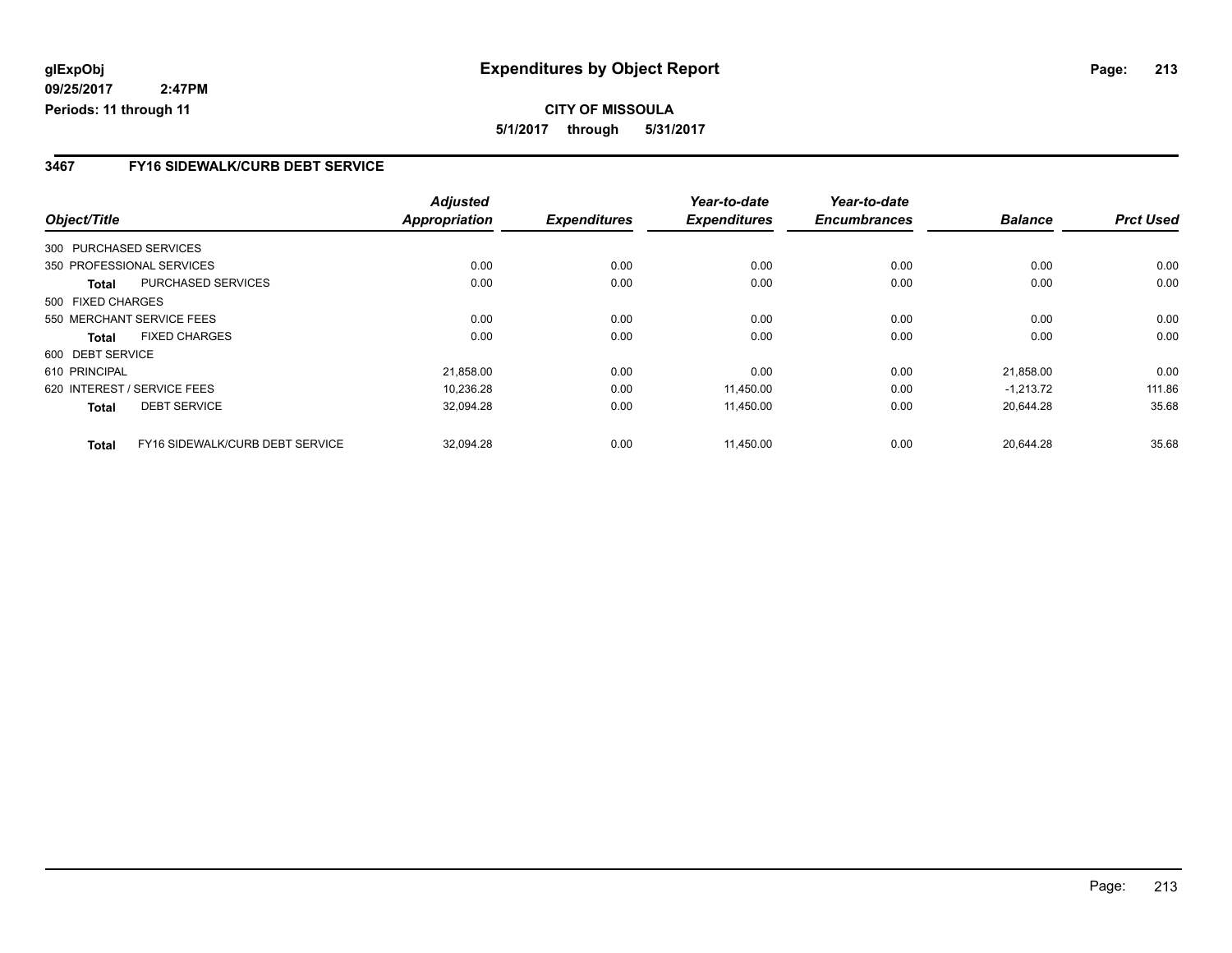**glExpObj**
**09/25/2017 2:47PM**
**Periods: 11 through 11**

# Expenditures by Object Report

**CITY OF MISSOULA**
**5/1/2017 through 5/31/2017**

## 3467 FY16 SIDEWALK/CURB DEBT SERVICE

| Object/Title | | Adjusted Appropriation | Expenditures | Year-to-date Expenditures | Year-to-date Encumbrances | Balance | Prct Used |
|---|---|---|---|---|---|---|---|
| 300 PURCHASED SERVICES | | | | | | | |
| 350 PROFESSIONAL SERVICES | | 0.00 | 0.00 | 0.00 | 0.00 | 0.00 | 0.00 |
| **Total** | PURCHASED SERVICES | 0.00 | 0.00 | 0.00 | 0.00 | 0.00 | 0.00 |
| 500 FIXED CHARGES | | | | | | | |
| 550 MERCHANT SERVICE FEES | | 0.00 | 0.00 | 0.00 | 0.00 | 0.00 | 0.00 |
| **Total** | FIXED CHARGES | 0.00 | 0.00 | 0.00 | 0.00 | 0.00 | 0.00 |
| 600 DEBT SERVICE | | | | | | | |
| 610 PRINCIPAL | | 21,858.00 | 0.00 | 0.00 | 0.00 | 21,858.00 | 0.00 |
| 620 INTEREST / SERVICE FEES | | 10,236.28 | 0.00 | 11,450.00 | 0.00 | -1,213.72 | 111.86 |
| **Total** | DEBT SERVICE | 32,094.28 | 0.00 | 11,450.00 | 0.00 | 20,644.28 | 35.68 |
| **Total** | FY16 SIDEWALK/CURB DEBT SERVICE | 32,094.28 | 0.00 | 11,450.00 | 0.00 | 20,644.28 | 35.68 |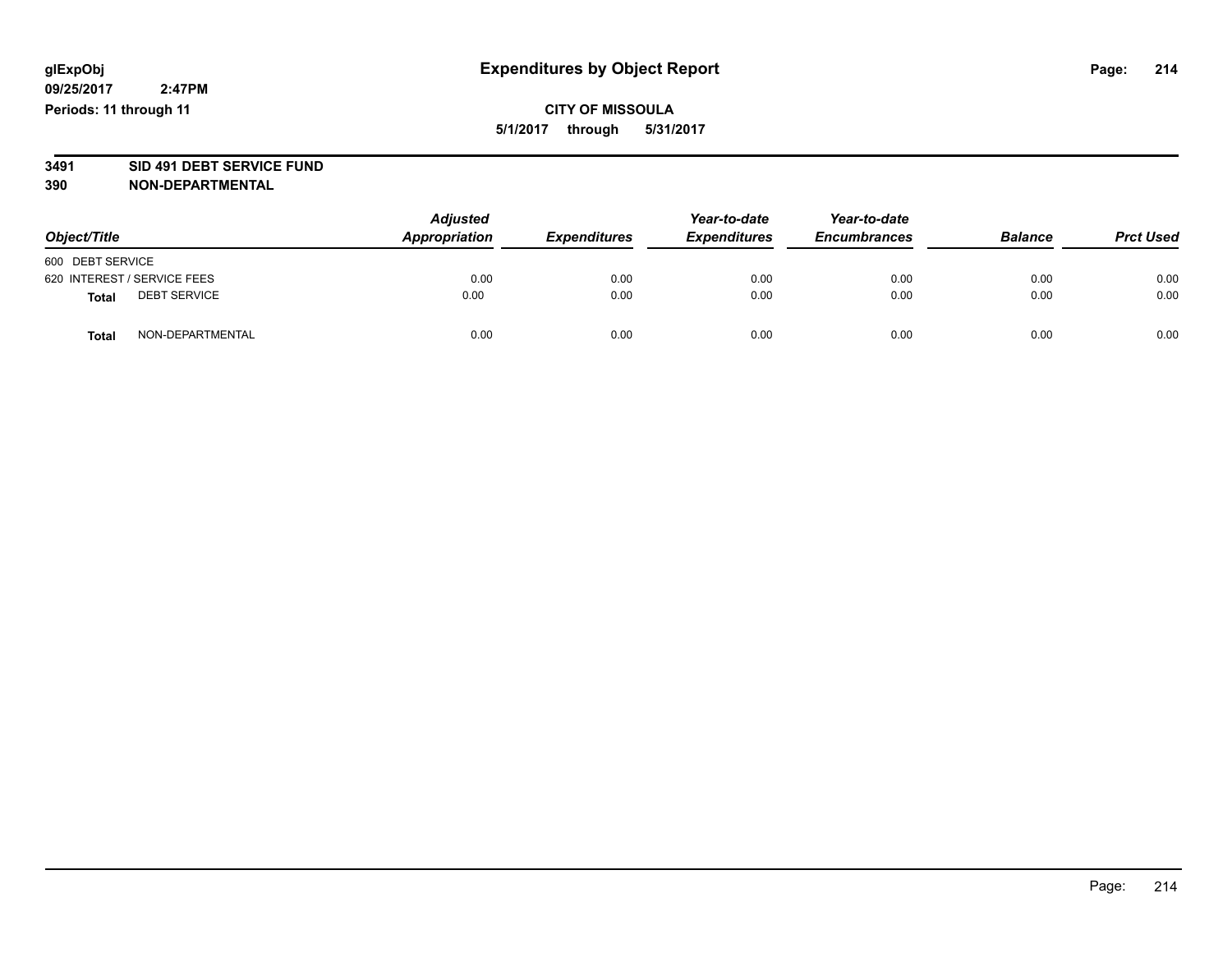# Expenditures by Object Report

glExpObj
09/25/2017 2:47PM
Periods: 11 through 11

**CITY OF MISSOULA**
**5/1/2017 through 5/31/2017**

**3491 SID 491 DEBT SERVICE FUND**
**390 NON-DEPARTMENTAL**

| Object/Title | Adjusted Appropriation | Expenditures | Year-to-date Expenditures | Year-to-date Encumbrances | Balance | Prct Used |
|---|---|---|---|---|---|---|
| 600 DEBT SERVICE | | | | | | |
| 620 INTEREST / SERVICE FEES | 0.00 | 0.00 | 0.00 | 0.00 | 0.00 | 0.00 |
| **Total** DEBT SERVICE | 0.00 | 0.00 | 0.00 | 0.00 | 0.00 | 0.00 |
| **Total** NON-DEPARTMENTAL | 0.00 | 0.00 | 0.00 | 0.00 | 0.00 | 0.00 |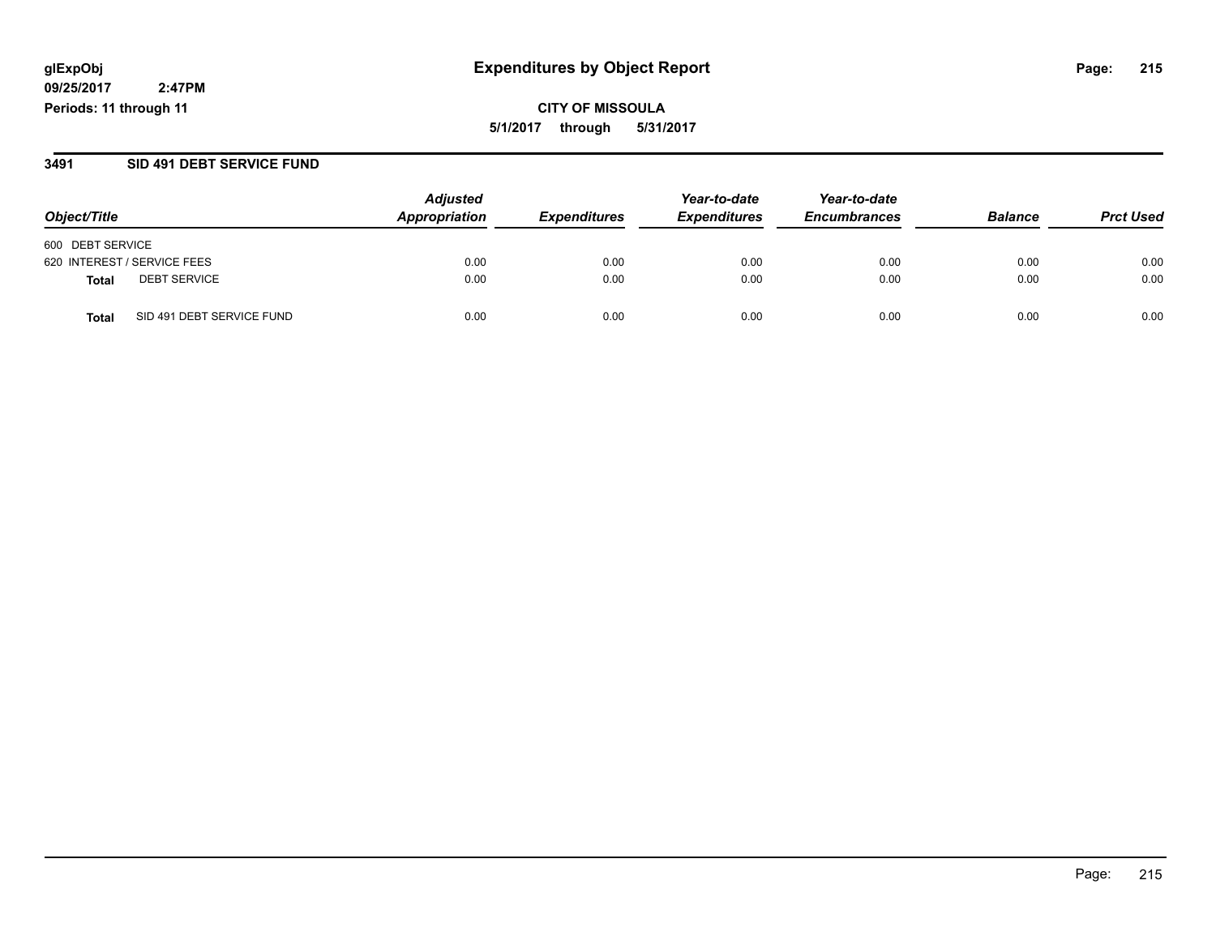# Expenditures by Object Report

glExpObj
09/25/2017 2:47PM
Periods: 11 through 11

**CITY OF MISSOULA**
**5/1/2017 through 5/31/2017**

## 3491 SID 491 DEBT SERVICE FUND

| Object/Title | Adjusted Appropriation | Expenditures | Year-to-date Expenditures | Year-to-date Encumbrances | Balance | Prct Used |
|---|---|---|---|---|---|---|
| 600 DEBT SERVICE | | | | | | |
| 620 INTEREST / SERVICE FEES | 0.00 | 0.00 | 0.00 | 0.00 | 0.00 | 0.00 |
| **Total** DEBT SERVICE | 0.00 | 0.00 | 0.00 | 0.00 | 0.00 | 0.00 |
| **Total** SID 491 DEBT SERVICE FUND | 0.00 | 0.00 | 0.00 | 0.00 | 0.00 | 0.00 |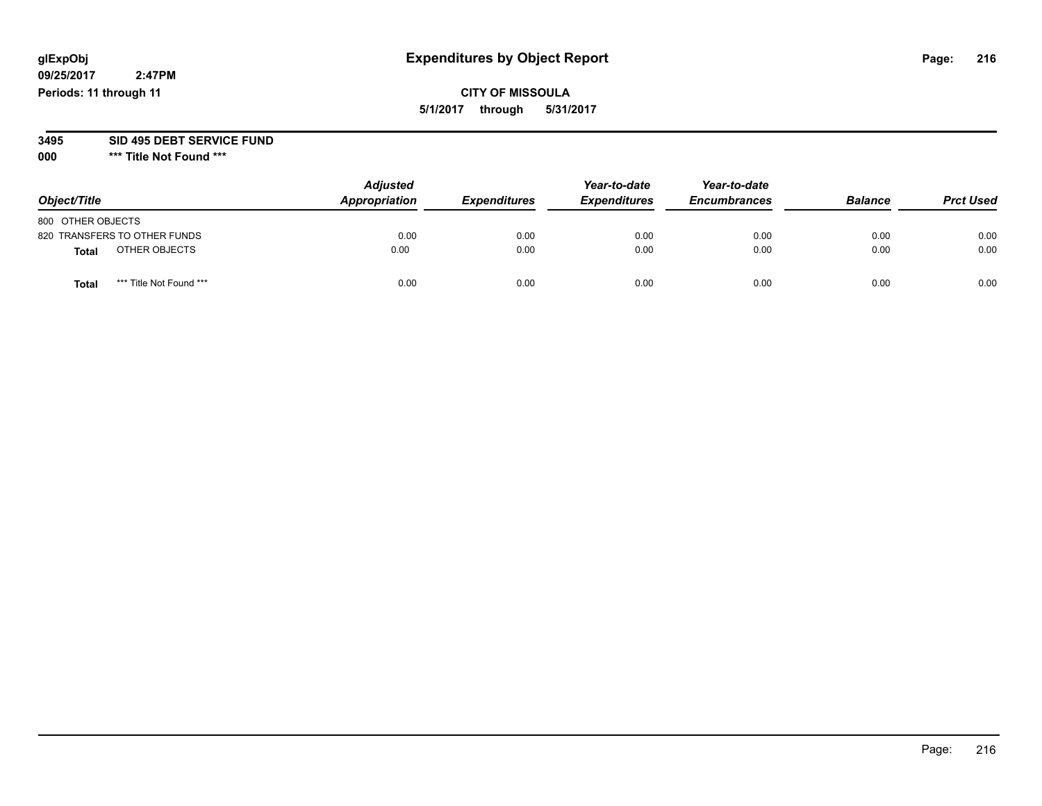# Expenditures by Object Report

glExpObj
09/25/2017 2:47PM
Periods: 11 through 11

**CITY OF MISSOULA**
5/1/2017 through 5/31/2017

**3495 SID 495 DEBT SERVICE FUND**
**000 \*\*\* Title Not Found \*\*\***

| Object/Title | Adjusted Appropriation | Expenditures | Year-to-date Expenditures | Year-to-date Encumbrances | Balance | Prct Used |
|---|---|---|---|---|---|---|
| 800 OTHER OBJECTS | | | | | | |
| 820 TRANSFERS TO OTHER FUNDS | 0.00 | 0.00 | 0.00 | 0.00 | 0.00 | 0.00 |
| **Total** OTHER OBJECTS | 0.00 | 0.00 | 0.00 | 0.00 | 0.00 | 0.00 |
| **Total** *** Title Not Found *** | 0.00 | 0.00 | 0.00 | 0.00 | 0.00 | 0.00 |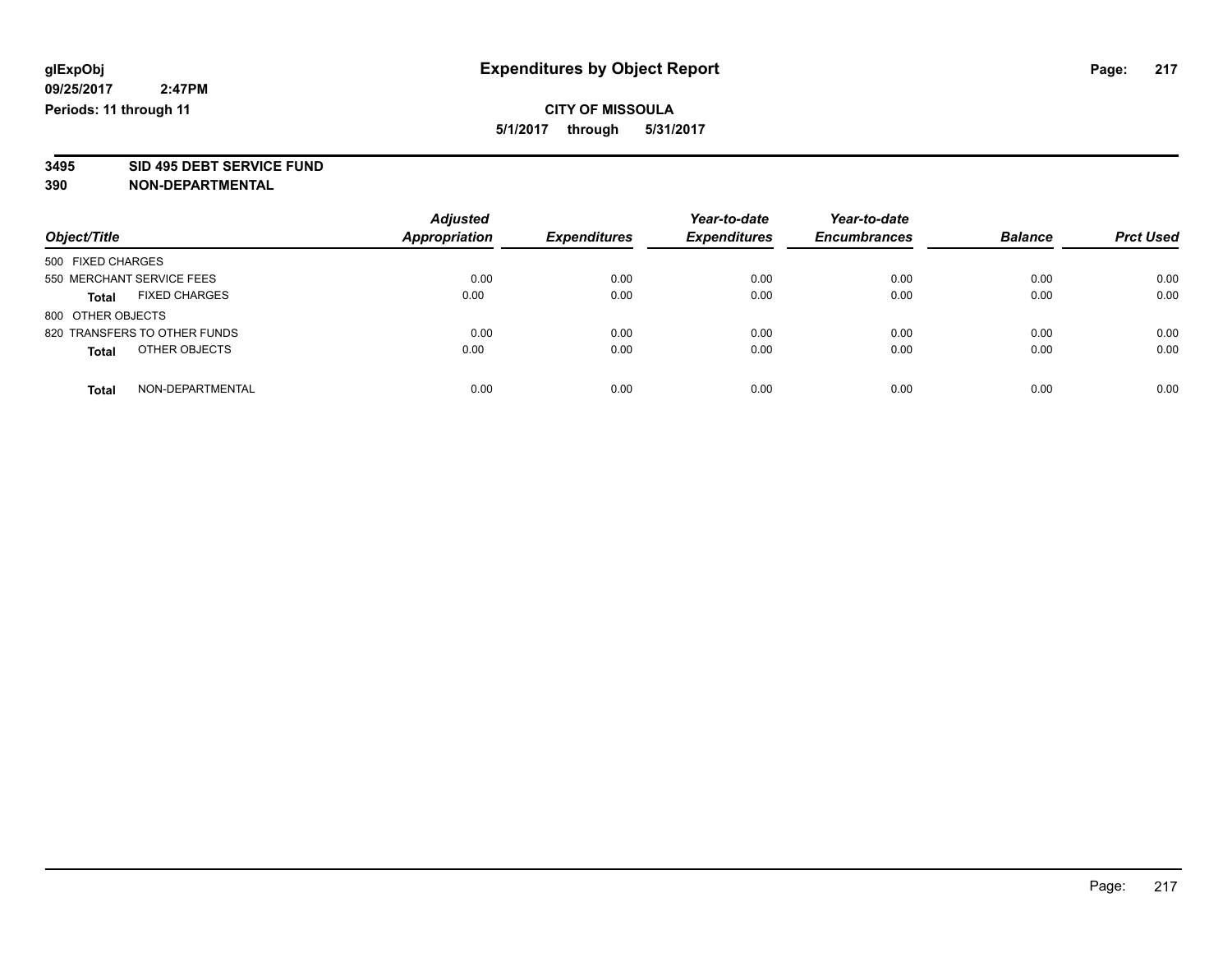glExpObj
09/25/2017 2:47PM
Periods: 11 through 11

# Expenditures by Object Report

**CITY OF MISSOULA**
**5/1/2017 through 5/31/2017**

**3495 SID 495 DEBT SERVICE FUND**
**390 NON-DEPARTMENTAL**

| Object/Title | Adjusted Appropriation | Expenditures | Year-to-date Expenditures | Year-to-date Encumbrances | Balance | Prct Used |
|---|---|---|---|---|---|---|
| 500 FIXED CHARGES | | | | | | |
| 550 MERCHANT SERVICE FEES | 0.00 | 0.00 | 0.00 | 0.00 | 0.00 | 0.00 |
| **Total** FIXED CHARGES | 0.00 | 0.00 | 0.00 | 0.00 | 0.00 | 0.00 |
| 800 OTHER OBJECTS | | | | | | |
| 820 TRANSFERS TO OTHER FUNDS | 0.00 | 0.00 | 0.00 | 0.00 | 0.00 | 0.00 |
| **Total** OTHER OBJECTS | 0.00 | 0.00 | 0.00 | 0.00 | 0.00 | 0.00 |
| **Total** NON-DEPARTMENTAL | 0.00 | 0.00 | 0.00 | 0.00 | 0.00 | 0.00 |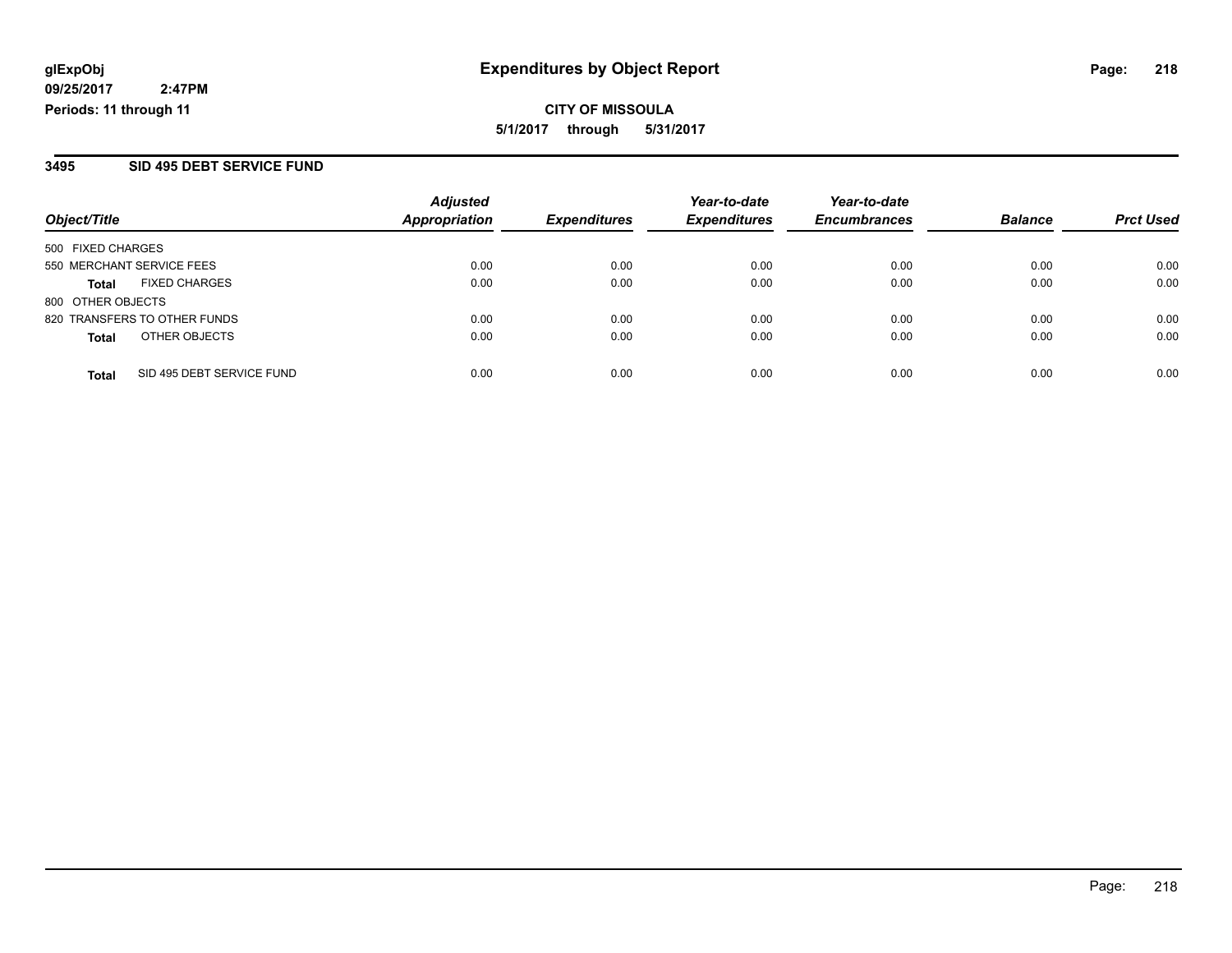**glExpObj**
**09/25/2017 2:47PM**
**Periods: 11 through 11**

# Expenditures by Object Report

**CITY OF MISSOULA**
**5/1/2017 through 5/31/2017**

## 3495 SID 495 DEBT SERVICE FUND

| Object/Title | Adjusted Appropriation | Expenditures | Year-to-date Expenditures | Year-to-date Encumbrances | Balance | Prct Used |
|---|---|---|---|---|---|---|
| 500 FIXED CHARGES | | | | | | |
| 550 MERCHANT SERVICE FEES | 0.00 | 0.00 | 0.00 | 0.00 | 0.00 | 0.00 |
| **Total** FIXED CHARGES | 0.00 | 0.00 | 0.00 | 0.00 | 0.00 | 0.00 |
| 800 OTHER OBJECTS | | | | | | |
| 820 TRANSFERS TO OTHER FUNDS | 0.00 | 0.00 | 0.00 | 0.00 | 0.00 | 0.00 |
| **Total** OTHER OBJECTS | 0.00 | 0.00 | 0.00 | 0.00 | 0.00 | 0.00 |
| **Total** SID 495 DEBT SERVICE FUND | 0.00 | 0.00 | 0.00 | 0.00 | 0.00 | 0.00 |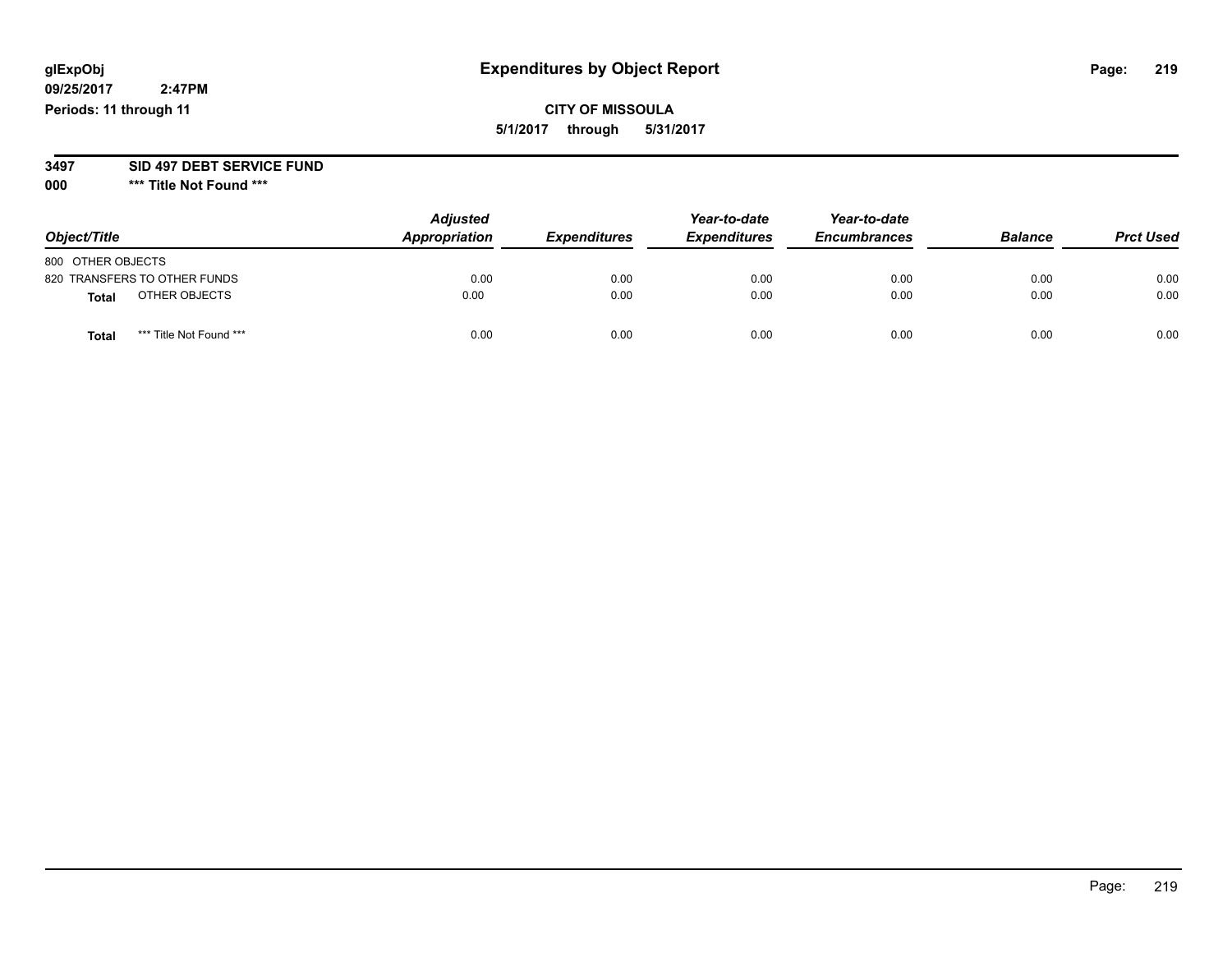glExpObj
09/25/2017 2:47PM
Periods: 11 through 11

# Expenditures by Object Report

CITY OF MISSOULA
5/1/2017 through 5/31/2017

**3497 SID 497 DEBT SERVICE FUND**
**000 *** Title Not Found *****

| Object/Title | Adjusted Appropriation | Expenditures | Year-to-date Expenditures | Year-to-date Encumbrances | Balance | Prct Used |
|---|---|---|---|---|---|---|
| 800 OTHER OBJECTS | | | | | | |
| 820 TRANSFERS TO OTHER FUNDS | 0.00 | 0.00 | 0.00 | 0.00 | 0.00 | 0.00 |
| **Total** OTHER OBJECTS | 0.00 | 0.00 | 0.00 | 0.00 | 0.00 | 0.00 |
| **Total** *** Title Not Found *** | 0.00 | 0.00 | 0.00 | 0.00 | 0.00 | 0.00 |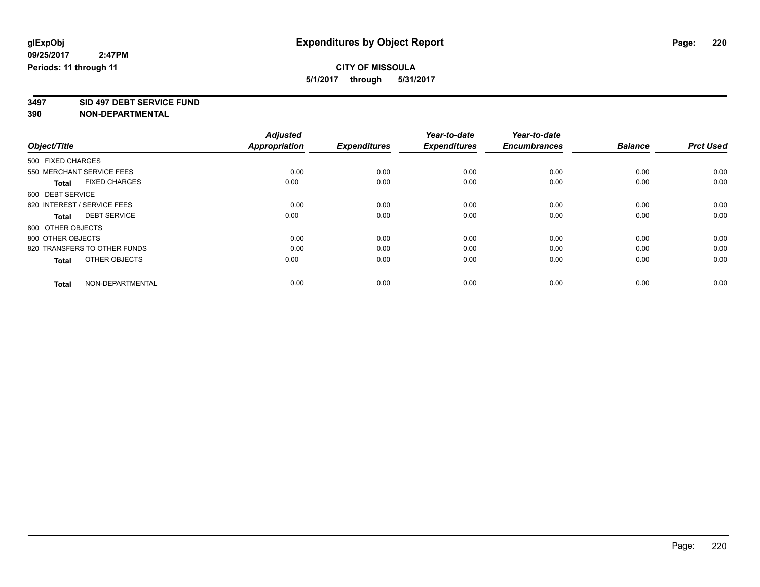glExpObj
09/25/2017 2:47PM
Periods: 11 through 11

# Expenditures by Object Report

**CITY OF MISSOULA**
**5/1/2017 through 5/31/2017**

**3497 SID 497 DEBT SERVICE FUND**
**390 NON-DEPARTMENTAL**

| Object/Title | Adjusted Appropriation | Expenditures | Year-to-date Expenditures | Year-to-date Encumbrances | Balance | Prct Used |
|---|---|---|---|---|---|---|
| 500 FIXED CHARGES | | | | | | |
| 550 MERCHANT SERVICE FEES | 0.00 | 0.00 | 0.00 | 0.00 | 0.00 | 0.00 |
| **Total** FIXED CHARGES | 0.00 | 0.00 | 0.00 | 0.00 | 0.00 | 0.00 |
| 600 DEBT SERVICE | | | | | | |
| 620 INTEREST / SERVICE FEES | 0.00 | 0.00 | 0.00 | 0.00 | 0.00 | 0.00 |
| **Total** DEBT SERVICE | 0.00 | 0.00 | 0.00 | 0.00 | 0.00 | 0.00 |
| 800 OTHER OBJECTS | | | | | | |
| 800 OTHER OBJECTS | 0.00 | 0.00 | 0.00 | 0.00 | 0.00 | 0.00 |
| 820 TRANSFERS TO OTHER FUNDS | 0.00 | 0.00 | 0.00 | 0.00 | 0.00 | 0.00 |
| **Total** OTHER OBJECTS | 0.00 | 0.00 | 0.00 | 0.00 | 0.00 | 0.00 |
| **Total** NON-DEPARTMENTAL | 0.00 | 0.00 | 0.00 | 0.00 | 0.00 | 0.00 |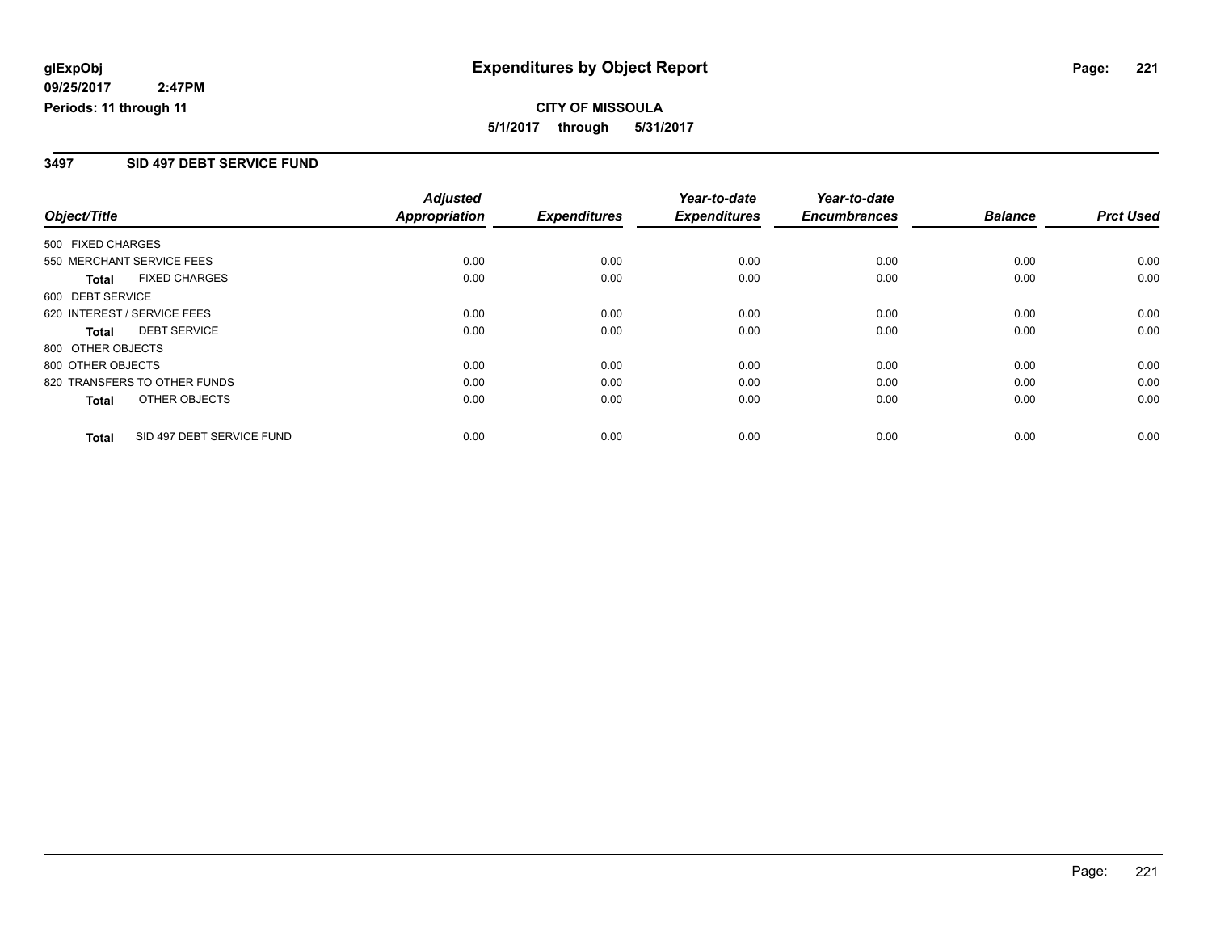**glExpObj**
**09/25/2017 2:47PM**
**Periods: 11 through 11**

# Expenditures by Object Report

**CITY OF MISSOULA**
**5/1/2017 through 5/31/2017**

## 3497 SID 497 DEBT SERVICE FUND

| Object/Title | Adjusted Appropriation | Expenditures | Year-to-date Expenditures | Year-to-date Encumbrances | Balance | Prct Used |
|---|---|---|---|---|---|---|
| 500 FIXED CHARGES | | | | | | |
| 550 MERCHANT SERVICE FEES | 0.00 | 0.00 | 0.00 | 0.00 | 0.00 | 0.00 |
| **Total** FIXED CHARGES | 0.00 | 0.00 | 0.00 | 0.00 | 0.00 | 0.00 |
| 600 DEBT SERVICE | | | | | | |
| 620 INTEREST / SERVICE FEES | 0.00 | 0.00 | 0.00 | 0.00 | 0.00 | 0.00 |
| **Total** DEBT SERVICE | 0.00 | 0.00 | 0.00 | 0.00 | 0.00 | 0.00 |
| 800 OTHER OBJECTS | | | | | | |
| 800 OTHER OBJECTS | 0.00 | 0.00 | 0.00 | 0.00 | 0.00 | 0.00 |
| 820 TRANSFERS TO OTHER FUNDS | 0.00 | 0.00 | 0.00 | 0.00 | 0.00 | 0.00 |
| **Total** OTHER OBJECTS | 0.00 | 0.00 | 0.00 | 0.00 | 0.00 | 0.00 |
| **Total** SID 497 DEBT SERVICE FUND | 0.00 | 0.00 | 0.00 | 0.00 | 0.00 | 0.00 |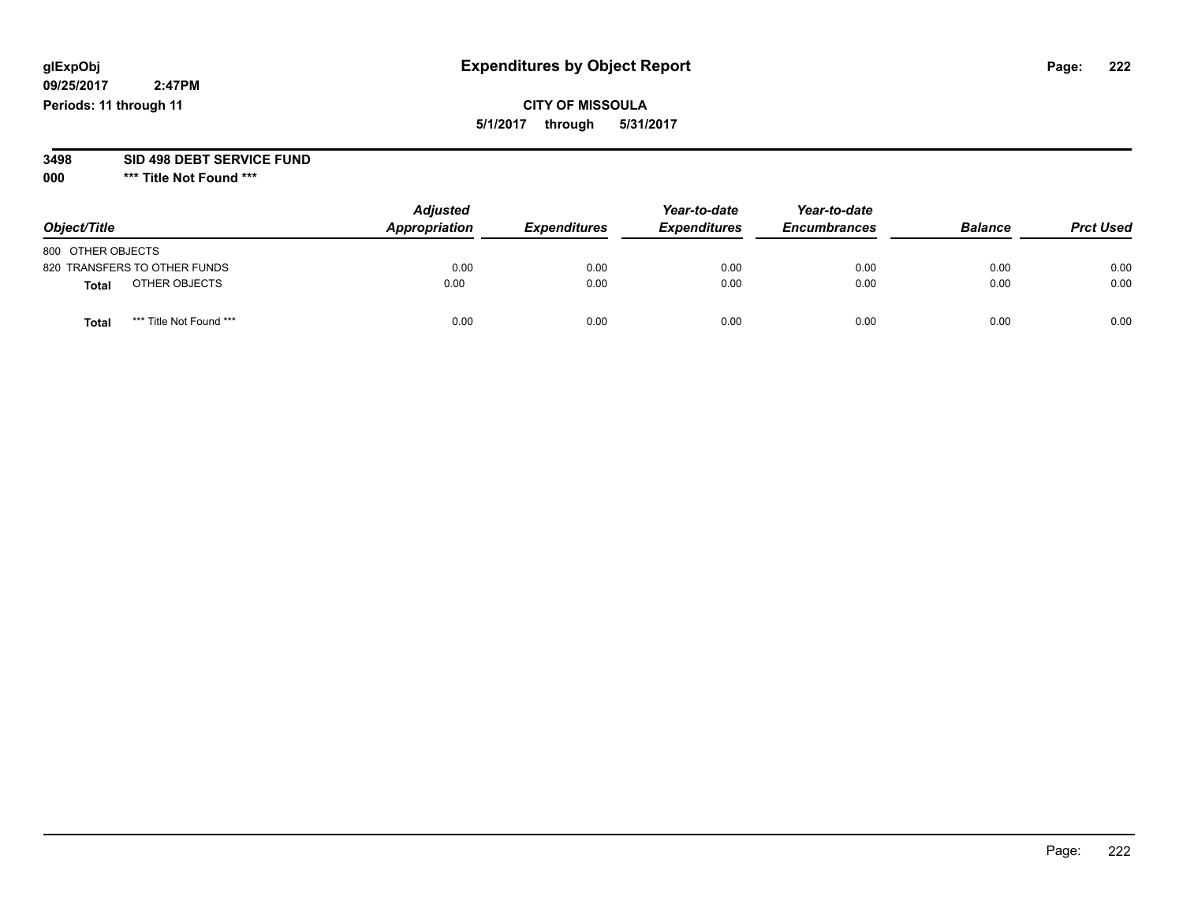# Expenditures by Object Report

glExpObj
09/25/2017 2:47PM
Periods: 11 through 11

**CITY OF MISSOULA**
**5/1/2017 through 5/31/2017**

**3498 SID 498 DEBT SERVICE FUND**
**000 \*\*\* Title Not Found \*\*\***

| Object/Title | Adjusted Appropriation | Expenditures | Year-to-date Expenditures | Year-to-date Encumbrances | Balance | Prct Used |
|---|---|---|---|---|---|---|
| 800 OTHER OBJECTS | | | | | | |
| 820 TRANSFERS TO OTHER FUNDS | 0.00 | 0.00 | 0.00 | 0.00 | 0.00 | 0.00 |
| **Total** OTHER OBJECTS | 0.00 | 0.00 | 0.00 | 0.00 | 0.00 | 0.00 |
| **Total** \*\*\* Title Not Found \*\*\* | 0.00 | 0.00 | 0.00 | 0.00 | 0.00 | 0.00 |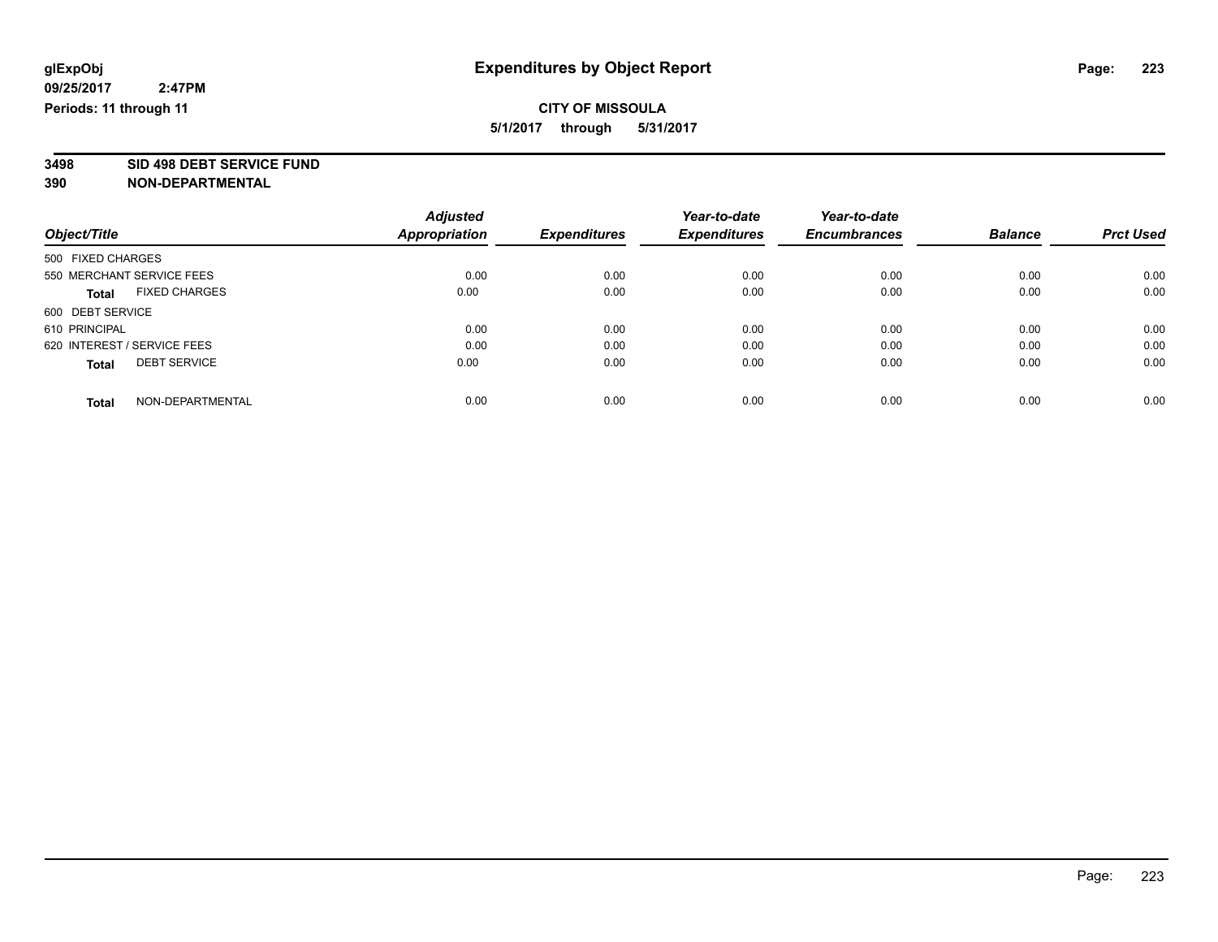**glExpObj** **Expenditures by Object Report**

**09/25/2017 2:47PM**

**Periods: 11 through 11**

**CITY OF MISSOULA**

**5/1/2017 through 5/31/2017**

**3498 SID 498 DEBT SERVICE FUND**

**390 NON-DEPARTMENTAL**

| Object/Title | Adjusted Appropriation | Expenditures | Year-to-date Expenditures | Year-to-date Encumbrances | Balance | Prct Used |
|---|---|---|---|---|---|---|
| 500 FIXED CHARGES | | | | | | |
| 550 MERCHANT SERVICE FEES | 0.00 | 0.00 | 0.00 | 0.00 | 0.00 | 0.00 |
| **Total** FIXED CHARGES | 0.00 | 0.00 | 0.00 | 0.00 | 0.00 | 0.00 |
| 600 DEBT SERVICE | | | | | | |
| 610 PRINCIPAL | 0.00 | 0.00 | 0.00 | 0.00 | 0.00 | 0.00 |
| 620 INTEREST / SERVICE FEES | 0.00 | 0.00 | 0.00 | 0.00 | 0.00 | 0.00 |
| **Total** DEBT SERVICE | 0.00 | 0.00 | 0.00 | 0.00 | 0.00 | 0.00 |
| **Total** NON-DEPARTMENTAL | 0.00 | 0.00 | 0.00 | 0.00 | 0.00 | 0.00 |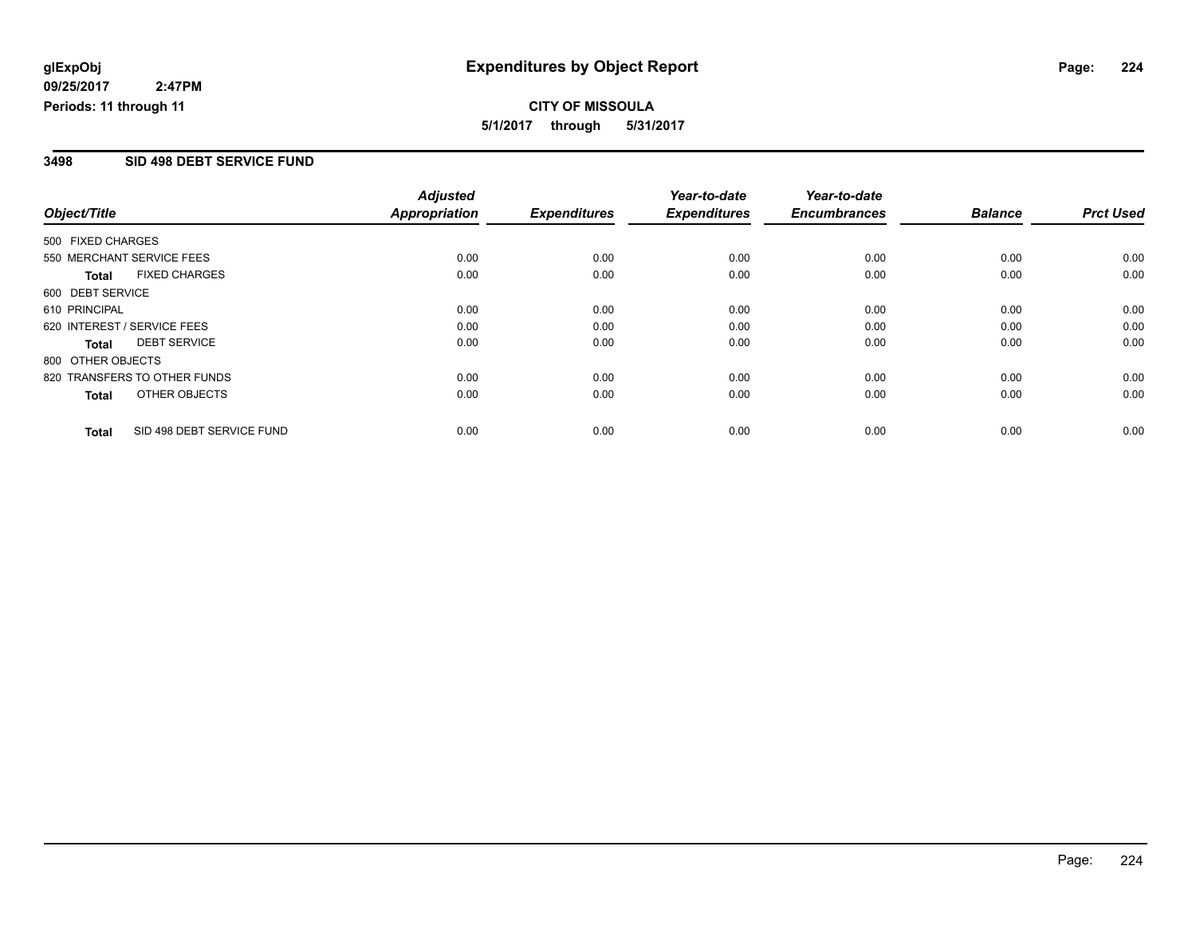glExpObj
09/25/2017 2:47PM
Periods: 11 through 11

# Expenditures by Object Report

**CITY OF MISSOULA**

**5/1/2017 through 5/31/2017**

## 3498 SID 498 DEBT SERVICE FUND

| Object/Title | Adjusted Appropriation | Expenditures | Year-to-date Expenditures | Year-to-date Encumbrances | Balance | Prct Used |
|---|---|---|---|---|---|---|
| 500 FIXED CHARGES | | | | | | |
| 550 MERCHANT SERVICE FEES | 0.00 | 0.00 | 0.00 | 0.00 | 0.00 | 0.00 |
| **Total** FIXED CHARGES | 0.00 | 0.00 | 0.00 | 0.00 | 0.00 | 0.00 |
| 600 DEBT SERVICE | | | | | | |
| 610 PRINCIPAL | 0.00 | 0.00 | 0.00 | 0.00 | 0.00 | 0.00 |
| 620 INTEREST / SERVICE FEES | 0.00 | 0.00 | 0.00 | 0.00 | 0.00 | 0.00 |
| **Total** DEBT SERVICE | 0.00 | 0.00 | 0.00 | 0.00 | 0.00 | 0.00 |
| 800 OTHER OBJECTS | | | | | | |
| 820 TRANSFERS TO OTHER FUNDS | 0.00 | 0.00 | 0.00 | 0.00 | 0.00 | 0.00 |
| **Total** OTHER OBJECTS | 0.00 | 0.00 | 0.00 | 0.00 | 0.00 | 0.00 |
| **Total** SID 498 DEBT SERVICE FUND | 0.00 | 0.00 | 0.00 | 0.00 | 0.00 | 0.00 |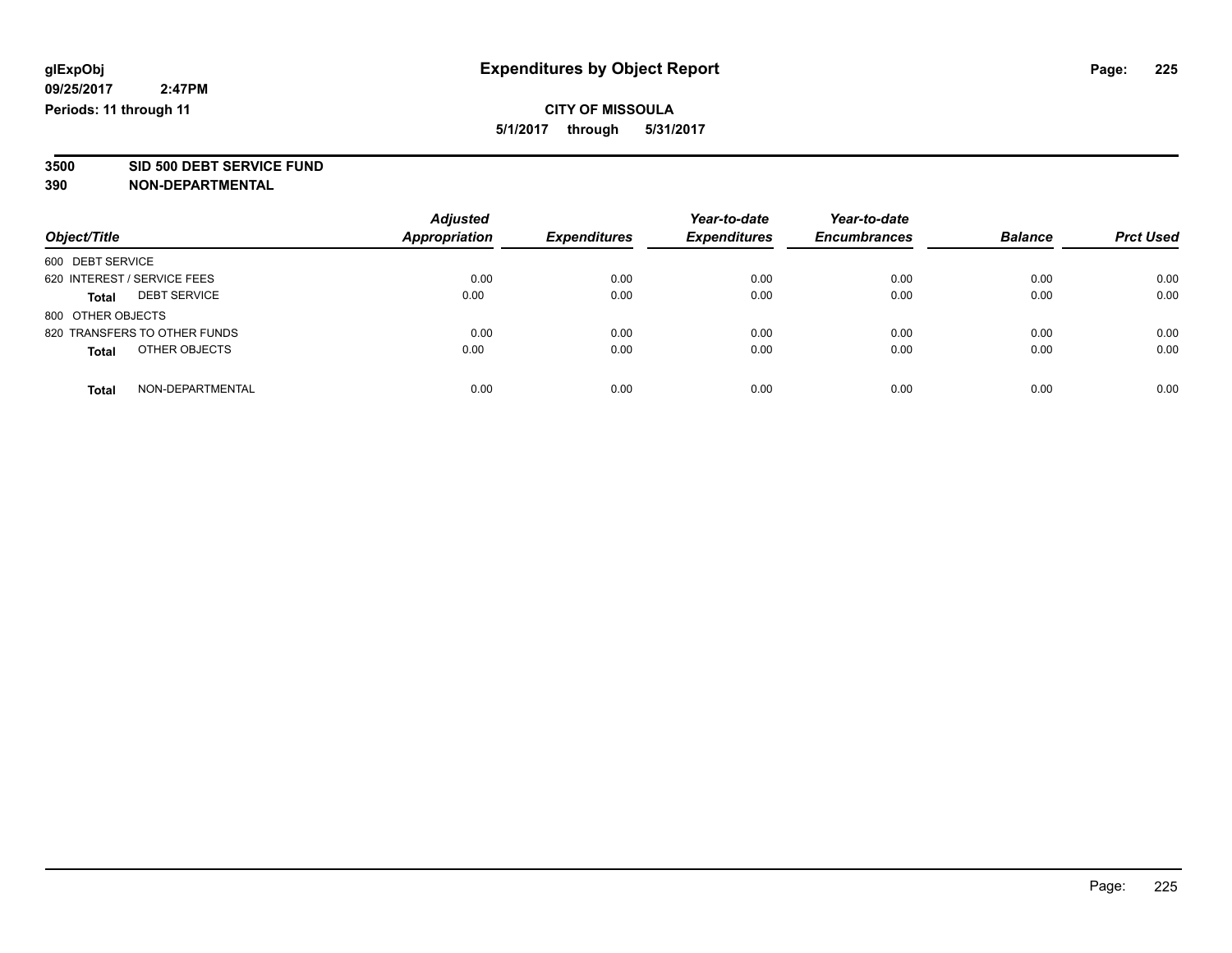# Expenditures by Object Report

glExpObj
09/25/2017 2:47PM
Periods: 11 through 11

**CITY OF MISSOULA**
**5/1/2017 through 5/31/2017**

**3500 SID 500 DEBT SERVICE FUND**
**390 NON-DEPARTMENTAL**

| Object/Title | Adjusted Appropriation | Expenditures | Year-to-date Expenditures | Year-to-date Encumbrances | Balance | Prct Used |
|---|---|---|---|---|---|---|
| 600 DEBT SERVICE | | | | | | |
| 620 INTEREST / SERVICE FEES | 0.00 | 0.00 | 0.00 | 0.00 | 0.00 | 0.00 |
| **Total** DEBT SERVICE | 0.00 | 0.00 | 0.00 | 0.00 | 0.00 | 0.00 |
| 800 OTHER OBJECTS | | | | | | |
| 820 TRANSFERS TO OTHER FUNDS | 0.00 | 0.00 | 0.00 | 0.00 | 0.00 | 0.00 |
| **Total** OTHER OBJECTS | 0.00 | 0.00 | 0.00 | 0.00 | 0.00 | 0.00 |
| **Total** NON-DEPARTMENTAL | 0.00 | 0.00 | 0.00 | 0.00 | 0.00 | 0.00 |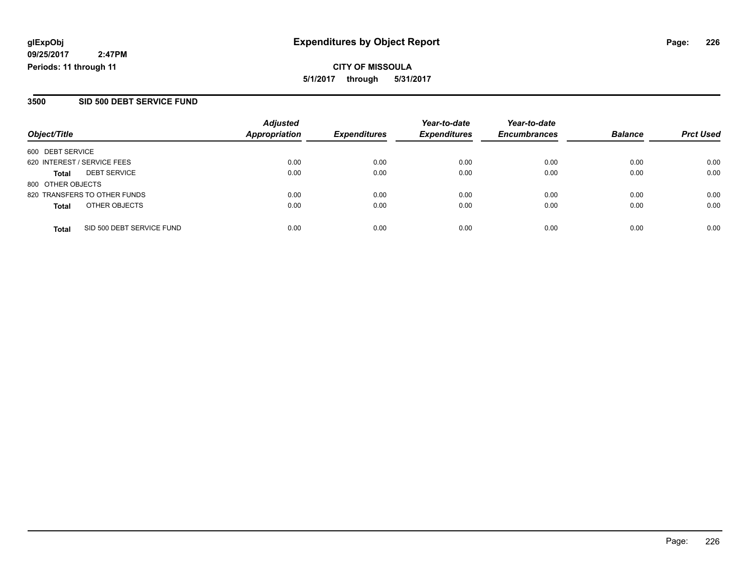**glExpObj** **Expenditures by Object Report**
**09/25/2017 2:47PM**
**Periods: 11 through 11**

**CITY OF MISSOULA**
**5/1/2017 through 5/31/2017**

## 3500 SID 500 DEBT SERVICE FUND

| Object/Title | Adjusted Appropriation | Expenditures | Year-to-date Expenditures | Year-to-date Encumbrances | Balance | Prct Used |
|---|---|---|---|---|---|---|
| 600 DEBT SERVICE | | | | | | |
| 620 INTEREST / SERVICE FEES | 0.00 | 0.00 | 0.00 | 0.00 | 0.00 | 0.00 |
| **Total** DEBT SERVICE | 0.00 | 0.00 | 0.00 | 0.00 | 0.00 | 0.00 |
| 800 OTHER OBJECTS | | | | | | |
| 820 TRANSFERS TO OTHER FUNDS | 0.00 | 0.00 | 0.00 | 0.00 | 0.00 | 0.00 |
| **Total** OTHER OBJECTS | 0.00 | 0.00 | 0.00 | 0.00 | 0.00 | 0.00 |
| **Total** SID 500 DEBT SERVICE FUND | 0.00 | 0.00 | 0.00 | 0.00 | 0.00 | 0.00 |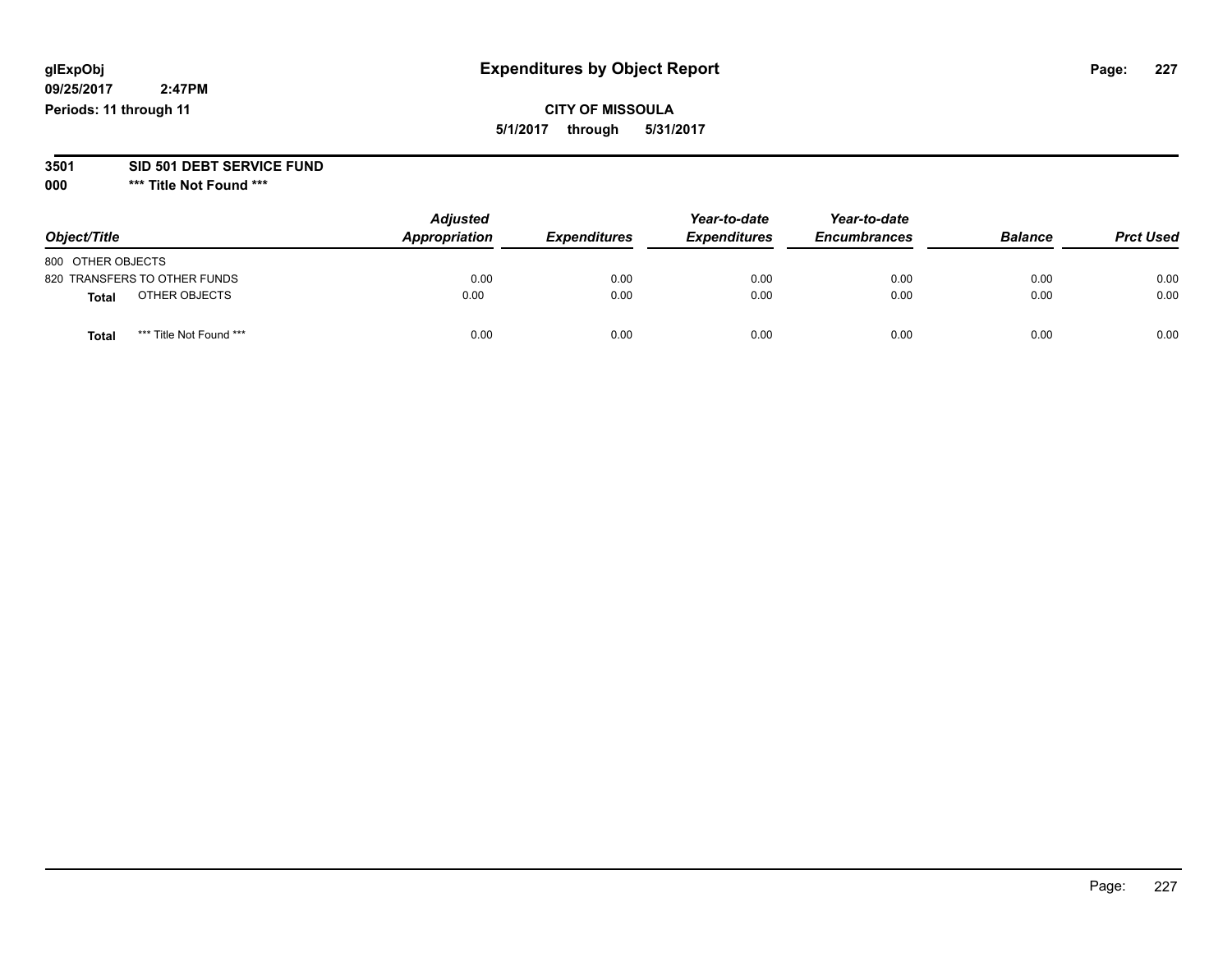glExpObj
09/25/2017 2:47PM
Periods: 11 through 11

# Expenditures by Object Report

**CITY OF MISSOULA**
**5/1/2017 through 5/31/2017**

**3501 SID 501 DEBT SERVICE FUND**
**000 *** Title Not Found *****

| Object/Title | Adjusted Appropriation | Expenditures | Year-to-date Expenditures | Year-to-date Encumbrances | Balance | Prct Used |
|---|---|---|---|---|---|---|
| 800 OTHER OBJECTS | | | | | | |
| 820 TRANSFERS TO OTHER FUNDS | 0.00 | 0.00 | 0.00 | 0.00 | 0.00 | 0.00 |
| **Total** OTHER OBJECTS | 0.00 | 0.00 | 0.00 | 0.00 | 0.00 | 0.00 |
| **Total** *** Title Not Found *** | 0.00 | 0.00 | 0.00 | 0.00 | 0.00 | 0.00 |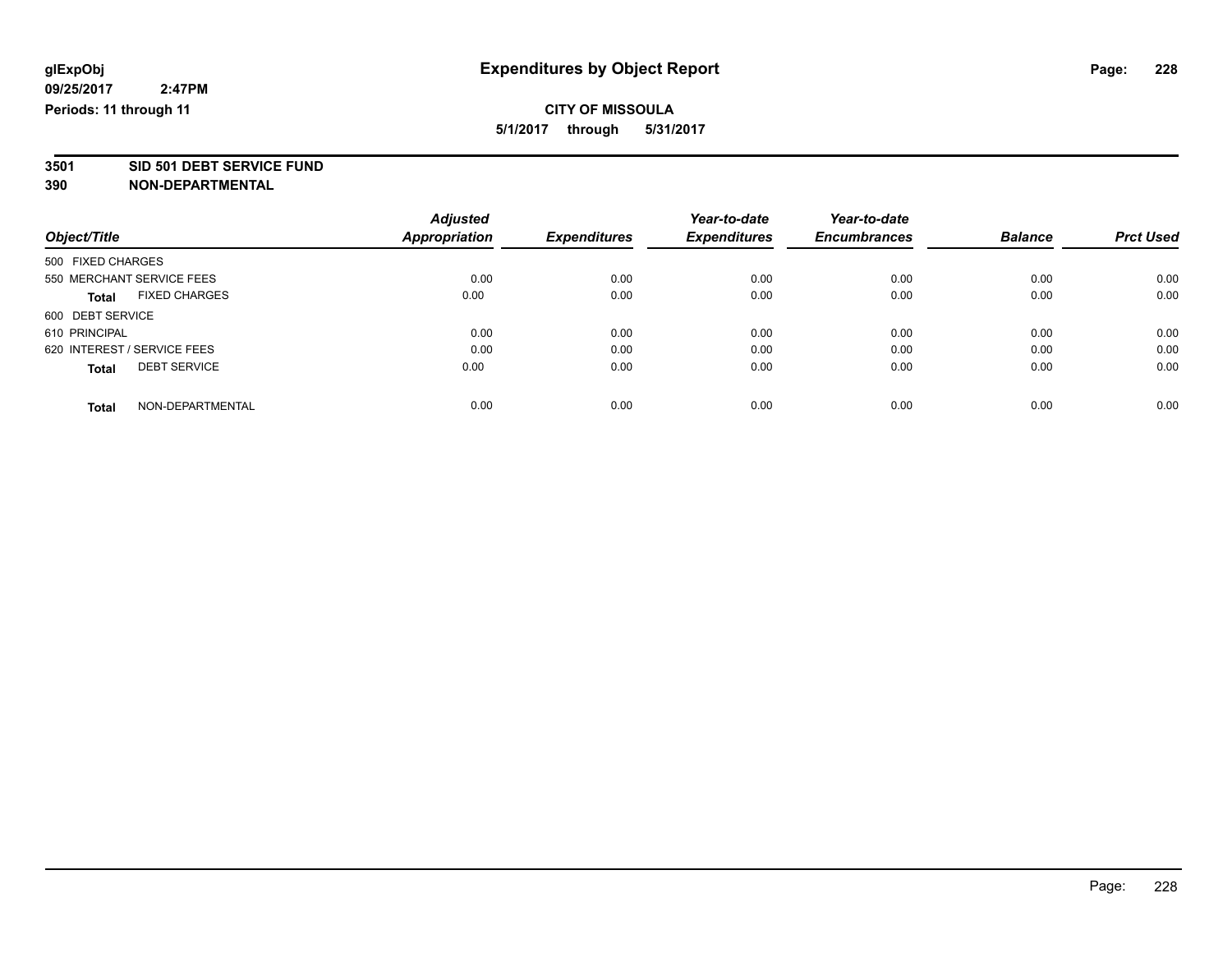**glExpObj**
**09/25/2017 2:47PM**
**Periods: 11 through 11**

# Expenditures by Object Report

**CITY OF MISSOULA**
**5/1/2017 through 5/31/2017**

**3501 SID 501 DEBT SERVICE FUND**
**390 NON-DEPARTMENTAL**

| Object/Title | Adjusted Appropriation | Expenditures | Year-to-date Expenditures | Year-to-date Encumbrances | Balance | Prct Used |
|---|---|---|---|---|---|---|
| 500 FIXED CHARGES | | | | | | |
| 550 MERCHANT SERVICE FEES | 0.00 | 0.00 | 0.00 | 0.00 | 0.00 | 0.00 |
| **Total** FIXED CHARGES | 0.00 | 0.00 | 0.00 | 0.00 | 0.00 | 0.00 |
| 600 DEBT SERVICE | | | | | | |
| 610 PRINCIPAL | 0.00 | 0.00 | 0.00 | 0.00 | 0.00 | 0.00 |
| 620 INTEREST / SERVICE FEES | 0.00 | 0.00 | 0.00 | 0.00 | 0.00 | 0.00 |
| **Total** DEBT SERVICE | 0.00 | 0.00 | 0.00 | 0.00 | 0.00 | 0.00 |
| **Total** NON-DEPARTMENTAL | 0.00 | 0.00 | 0.00 | 0.00 | 0.00 | 0.00 |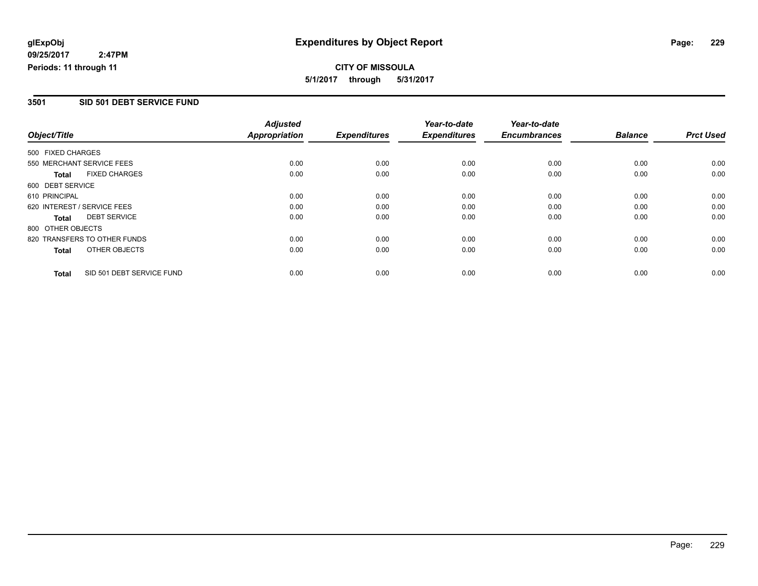**glExpObj** **Expenditures by Object Report**
**09/25/2017 2:47PM**
**Periods: 11 through 11**

**CITY OF MISSOULA**
**5/1/2017 through 5/31/2017**

### 3501 SID 501 DEBT SERVICE FUND

| Object/Title | | Adjusted Appropriation | Expenditures | Year-to-date Expenditures | Year-to-date Encumbrances | Balance | Prct Used |
|---|---|---|---|---|---|---|---|
| 500 FIXED CHARGES | | | | | | | |
| 550 MERCHANT SERVICE FEES | | 0.00 | 0.00 | 0.00 | 0.00 | 0.00 | 0.00 |
| **Total** | FIXED CHARGES | 0.00 | 0.00 | 0.00 | 0.00 | 0.00 | 0.00 |
| 600 DEBT SERVICE | | | | | | | |
| 610 PRINCIPAL | | 0.00 | 0.00 | 0.00 | 0.00 | 0.00 | 0.00 |
| 620 INTEREST / SERVICE FEES | | 0.00 | 0.00 | 0.00 | 0.00 | 0.00 | 0.00 |
| **Total** | DEBT SERVICE | 0.00 | 0.00 | 0.00 | 0.00 | 0.00 | 0.00 |
| 800 OTHER OBJECTS | | | | | | | |
| 820 TRANSFERS TO OTHER FUNDS | | 0.00 | 0.00 | 0.00 | 0.00 | 0.00 | 0.00 |
| **Total** | OTHER OBJECTS | 0.00 | 0.00 | 0.00 | 0.00 | 0.00 | 0.00 |
| **Total** | SID 501 DEBT SERVICE FUND | 0.00 | 0.00 | 0.00 | 0.00 | 0.00 | 0.00 |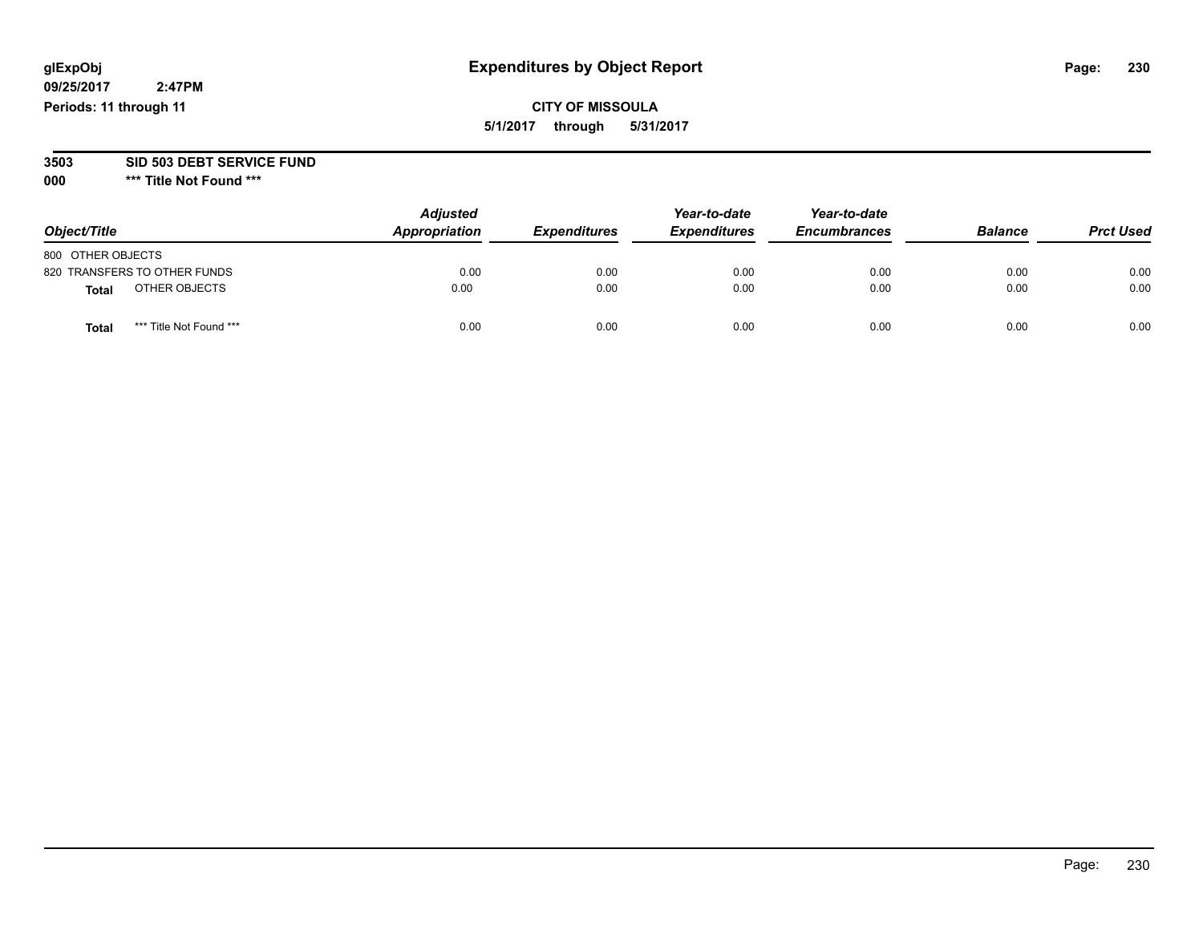# Expenditures by Object Report

glExpObj
09/25/2017 2:47PM
Periods: 11 through 11

**CITY OF MISSOULA**
**5/1/2017 through 5/31/2017**

**3503 SID 503 DEBT SERVICE FUND**
**000 *** Title Not Found *****

| Object/Title | Adjusted Appropriation | Expenditures | Year-to-date Expenditures | Year-to-date Encumbrances | Balance | Prct Used |
|---|---|---|---|---|---|---|
| 800 OTHER OBJECTS | | | | | | |
| 820 TRANSFERS TO OTHER FUNDS | 0.00 | 0.00 | 0.00 | 0.00 | 0.00 | 0.00 |
| **Total** OTHER OBJECTS | 0.00 | 0.00 | 0.00 | 0.00 | 0.00 | 0.00 |
| **Total** *** Title Not Found *** | 0.00 | 0.00 | 0.00 | 0.00 | 0.00 | 0.00 |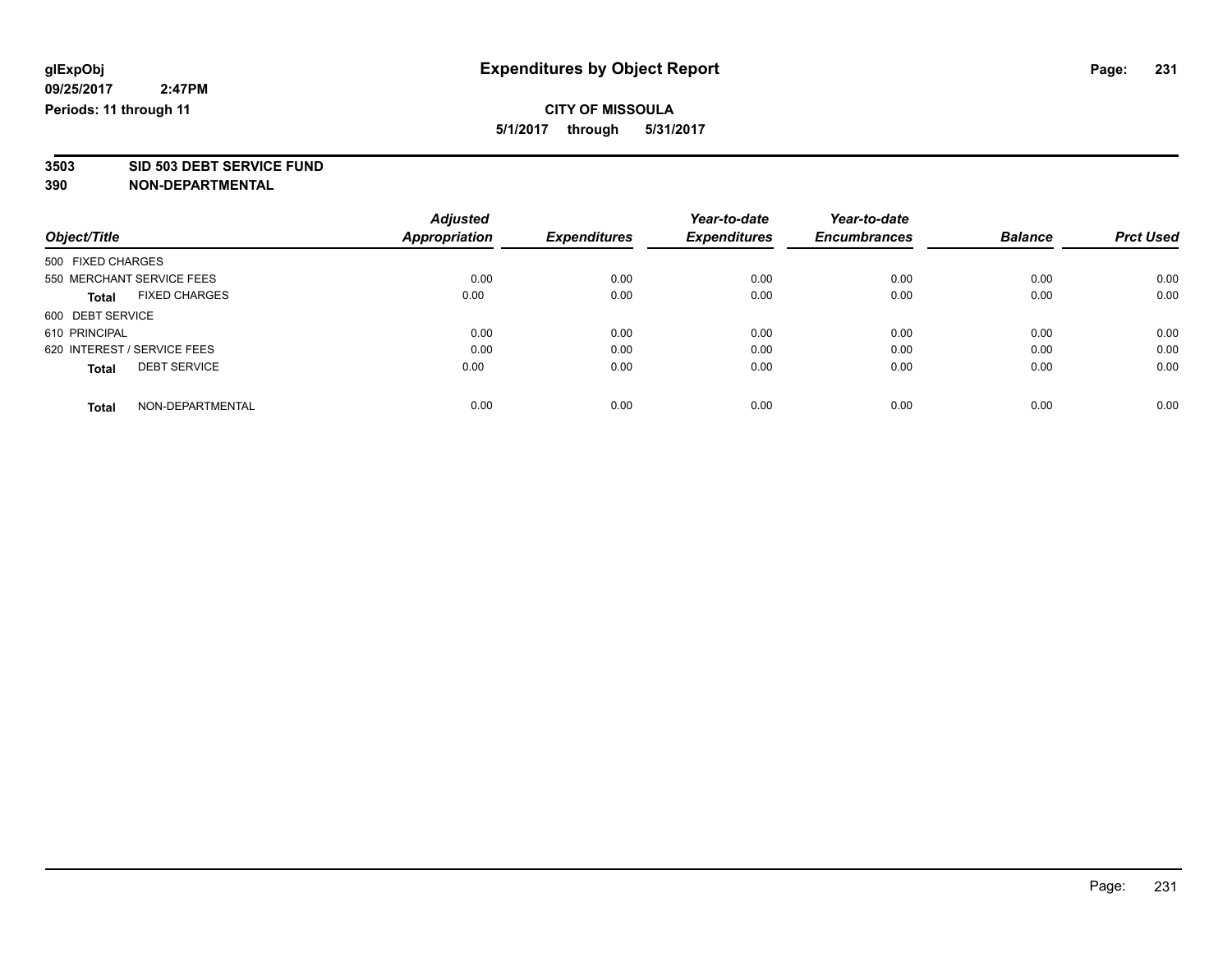glExpObj
09/25/2017 2:47PM
Periods: 11 through 11

# Expenditures by Object Report

**CITY OF MISSOULA**

**5/1/2017 through 5/31/2017**

**3503 SID 503 DEBT SERVICE FUND**

**390 NON-DEPARTMENTAL**

| Object/Title | Adjusted Appropriation | Expenditures | Year-to-date Expenditures | Year-to-date Encumbrances | Balance | Prct Used |
|---|---|---|---|---|---|---|
| 500 FIXED CHARGES | | | | | | |
| 550 MERCHANT SERVICE FEES | 0.00 | 0.00 | 0.00 | 0.00 | 0.00 | 0.00 |
| **Total** FIXED CHARGES | 0.00 | 0.00 | 0.00 | 0.00 | 0.00 | 0.00 |
| 600 DEBT SERVICE | | | | | | |
| 610 PRINCIPAL | 0.00 | 0.00 | 0.00 | 0.00 | 0.00 | 0.00 |
| 620 INTEREST / SERVICE FEES | 0.00 | 0.00 | 0.00 | 0.00 | 0.00 | 0.00 |
| **Total** DEBT SERVICE | 0.00 | 0.00 | 0.00 | 0.00 | 0.00 | 0.00 |
| **Total** NON-DEPARTMENTAL | 0.00 | 0.00 | 0.00 | 0.00 | 0.00 | 0.00 |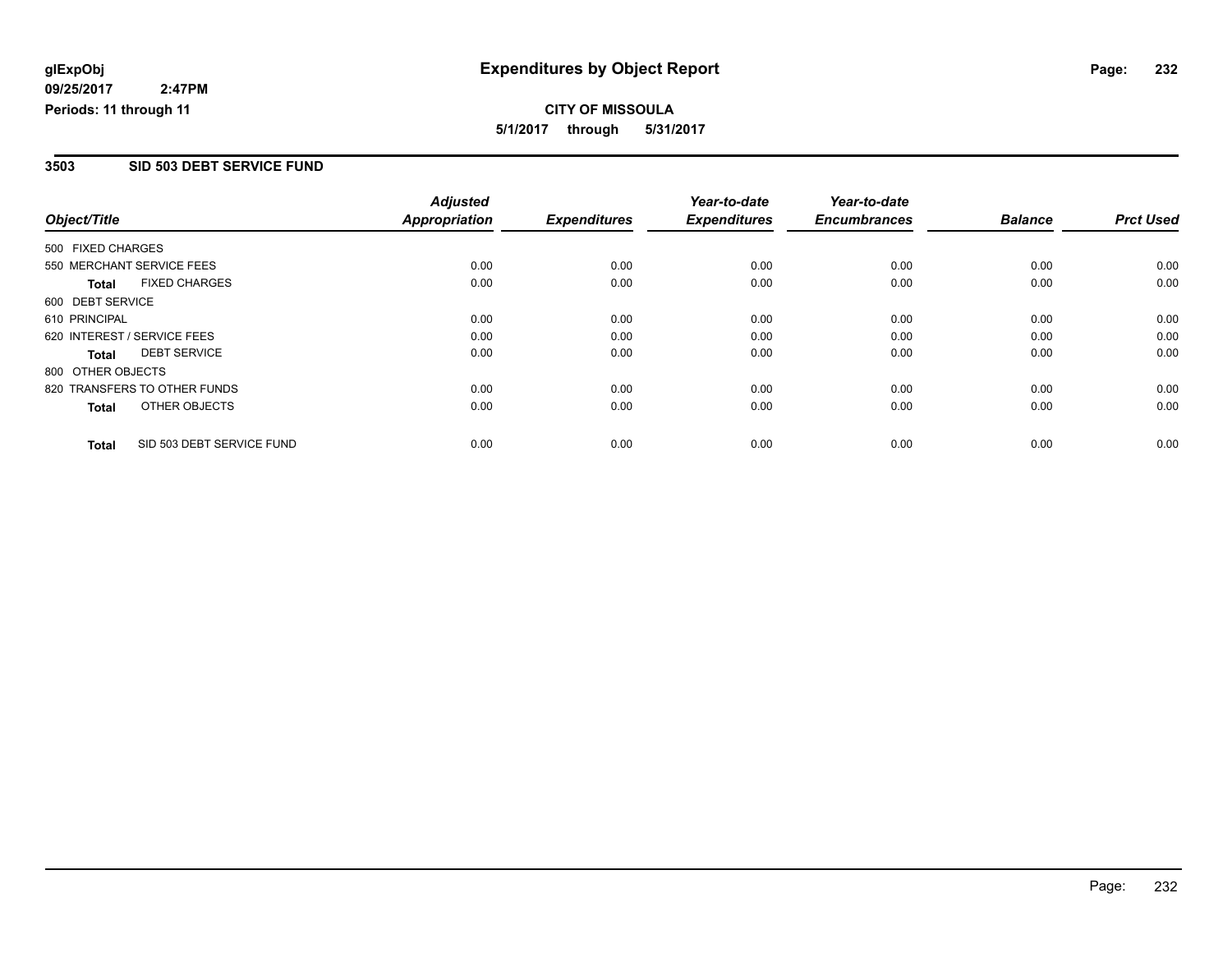**glExpObj**
**09/25/2017 2:47PM**
**Periods: 11 through 11**

# Expenditures by Object Report

**CITY OF MISSOULA**
**5/1/2017 through 5/31/2017**

## 3503 SID 503 DEBT SERVICE FUND

| Object/Title | Adjusted Appropriation | Expenditures | Year-to-date Expenditures | Year-to-date Encumbrances | Balance | Prct Used |
|---|---|---|---|---|---|---|
| 500 FIXED CHARGES | | | | | | |
| 550 MERCHANT SERVICE FEES | 0.00 | 0.00 | 0.00 | 0.00 | 0.00 | 0.00 |
| **Total** FIXED CHARGES | 0.00 | 0.00 | 0.00 | 0.00 | 0.00 | 0.00 |
| 600 DEBT SERVICE | | | | | | |
| 610 PRINCIPAL | 0.00 | 0.00 | 0.00 | 0.00 | 0.00 | 0.00 |
| 620 INTEREST / SERVICE FEES | 0.00 | 0.00 | 0.00 | 0.00 | 0.00 | 0.00 |
| **Total** DEBT SERVICE | 0.00 | 0.00 | 0.00 | 0.00 | 0.00 | 0.00 |
| 800 OTHER OBJECTS | | | | | | |
| 820 TRANSFERS TO OTHER FUNDS | 0.00 | 0.00 | 0.00 | 0.00 | 0.00 | 0.00 |
| **Total** OTHER OBJECTS | 0.00 | 0.00 | 0.00 | 0.00 | 0.00 | 0.00 |
| **Total** SID 503 DEBT SERVICE FUND | 0.00 | 0.00 | 0.00 | 0.00 | 0.00 | 0.00 |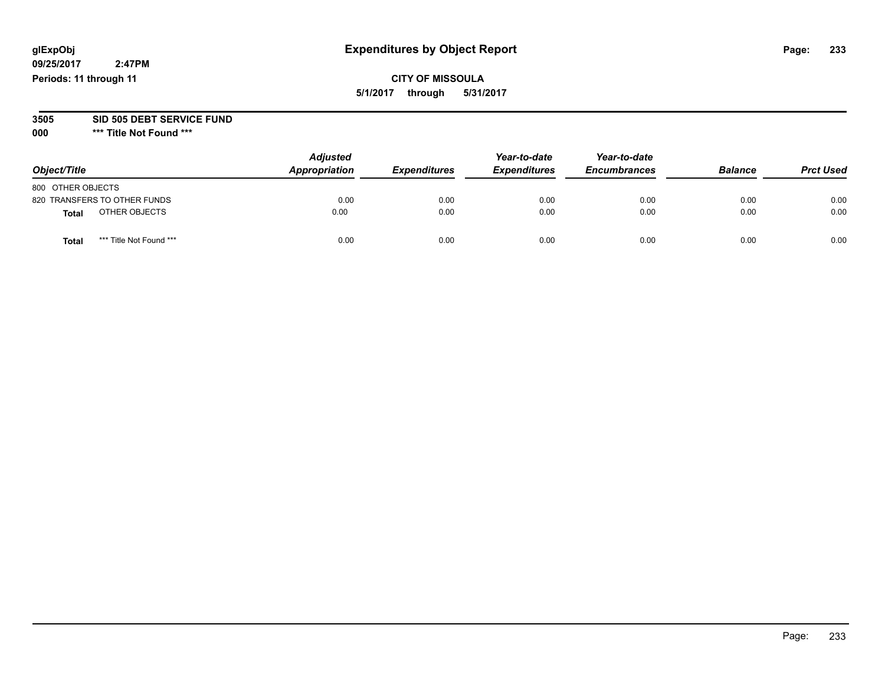**glExpObj**
**09/25/2017 2:47PM**
**Periods: 11 through 11**

# Expenditures by Object Report

**CITY OF MISSOULA**
**5/1/2017 through 5/31/2017**

**3505 SID 505 DEBT SERVICE FUND**
**000 *** Title Not Found *****

| Object/Title | Adjusted Appropriation | Expenditures | Year-to-date Expenditures | Year-to-date Encumbrances | Balance | Prct Used |
|---|---|---|---|---|---|---|
| 800 OTHER OBJECTS | | | | | | |
| 820 TRANSFERS TO OTHER FUNDS | 0.00 | 0.00 | 0.00 | 0.00 | 0.00 | 0.00 |
| **Total** OTHER OBJECTS | 0.00 | 0.00 | 0.00 | 0.00 | 0.00 | 0.00 |
| **Total** *** Title Not Found *** | 0.00 | 0.00 | 0.00 | 0.00 | 0.00 | 0.00 |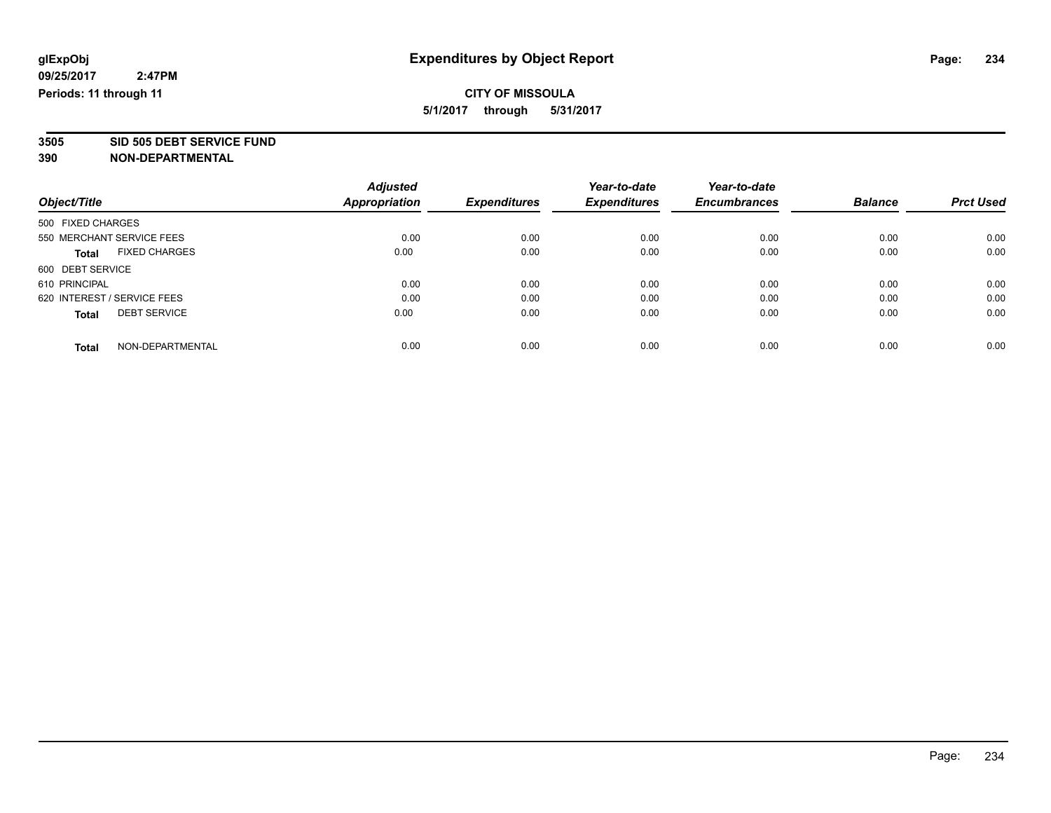**Expenditures by Object Report**

**CITY OF MISSOULA**

**5/1/2017 through 5/31/2017**

glExpObj
09/25/2017 2:47PM
Periods: 11 through 11

**3505 SID 505 DEBT SERVICE FUND**
**390 NON-DEPARTMENTAL**

| Object/Title | Adjusted Appropriation | Expenditures | Year-to-date Expenditures | Year-to-date Encumbrances | Balance | Prct Used |
|---|---|---|---|---|---|---|
| 500 FIXED CHARGES | | | | | | |
| 550 MERCHANT SERVICE FEES | 0.00 | 0.00 | 0.00 | 0.00 | 0.00 | 0.00 |
| **Total** FIXED CHARGES | 0.00 | 0.00 | 0.00 | 0.00 | 0.00 | 0.00 |
| 600 DEBT SERVICE | | | | | | |
| 610 PRINCIPAL | 0.00 | 0.00 | 0.00 | 0.00 | 0.00 | 0.00 |
| 620 INTEREST / SERVICE FEES | 0.00 | 0.00 | 0.00 | 0.00 | 0.00 | 0.00 |
| **Total** DEBT SERVICE | 0.00 | 0.00 | 0.00 | 0.00 | 0.00 | 0.00 |
| **Total** NON-DEPARTMENTAL | 0.00 | 0.00 | 0.00 | 0.00 | 0.00 | 0.00 |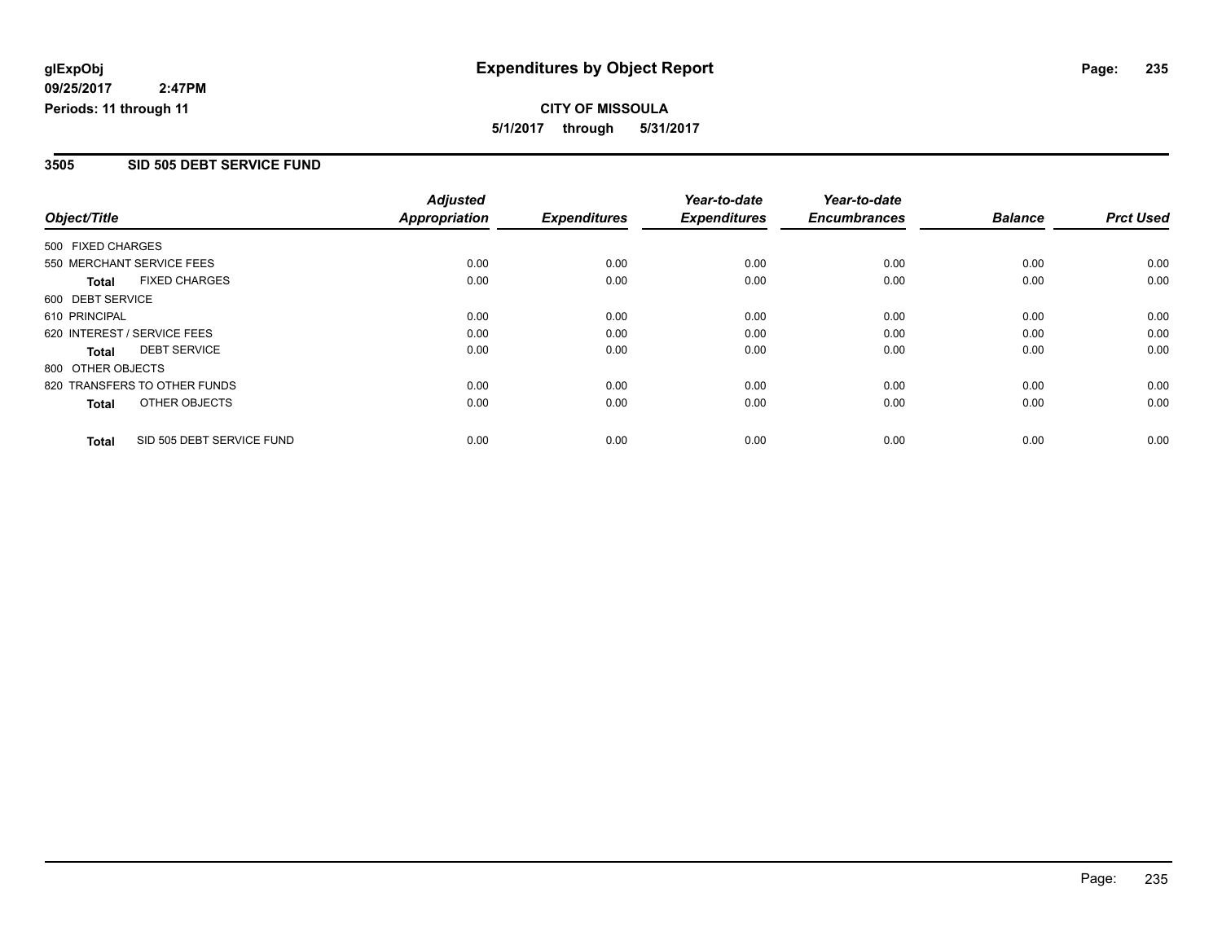**glExpObj** **Expenditures by Object Report**

**09/25/2017 2:47PM**

**Periods: 11 through 11**

**CITY OF MISSOULA**

**5/1/2017 through 5/31/2017**

## 3505 SID 505 DEBT SERVICE FUND

| Object/Title | Adjusted Appropriation | Expenditures | Year-to-date Expenditures | Year-to-date Encumbrances | Balance | Prct Used |
|---|---|---|---|---|---|---|
| 500 FIXED CHARGES | | | | | | |
| 550 MERCHANT SERVICE FEES | 0.00 | 0.00 | 0.00 | 0.00 | 0.00 | 0.00 |
| **Total** FIXED CHARGES | 0.00 | 0.00 | 0.00 | 0.00 | 0.00 | 0.00 |
| 600 DEBT SERVICE | | | | | | |
| 610 PRINCIPAL | 0.00 | 0.00 | 0.00 | 0.00 | 0.00 | 0.00 |
| 620 INTEREST / SERVICE FEES | 0.00 | 0.00 | 0.00 | 0.00 | 0.00 | 0.00 |
| **Total** DEBT SERVICE | 0.00 | 0.00 | 0.00 | 0.00 | 0.00 | 0.00 |
| 800 OTHER OBJECTS | | | | | | |
| 820 TRANSFERS TO OTHER FUNDS | 0.00 | 0.00 | 0.00 | 0.00 | 0.00 | 0.00 |
| **Total** OTHER OBJECTS | 0.00 | 0.00 | 0.00 | 0.00 | 0.00 | 0.00 |
| **Total** SID 505 DEBT SERVICE FUND | 0.00 | 0.00 | 0.00 | 0.00 | 0.00 | 0.00 |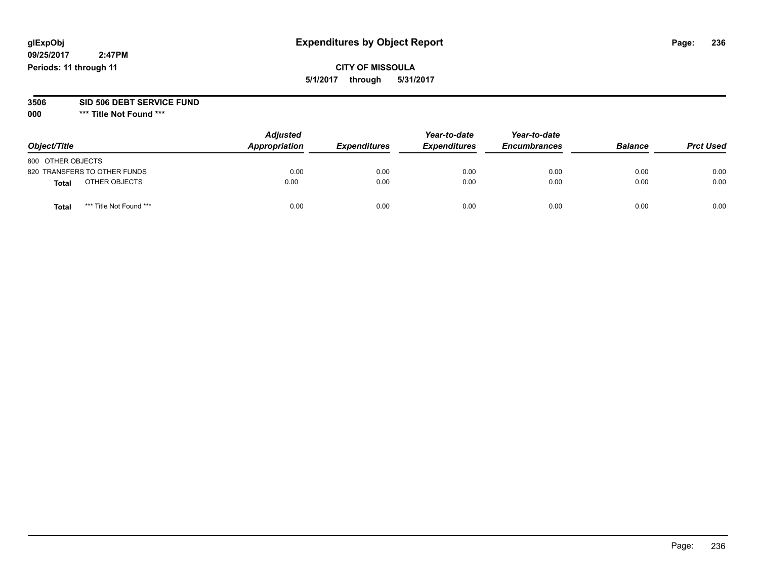glExpObj
09/25/2017 2:47PM
Periods: 11 through 11

# Expenditures by Object Report

**CITY OF MISSOULA**

**5/1/2017 through 5/31/2017**

**3506 SID 506 DEBT SERVICE FUND**

**000 *** Title Not Found *****

| Object/Title | Adjusted Appropriation | Expenditures | Year-to-date Expenditures | Year-to-date Encumbrances | Balance | Prct Used |
|---|---|---|---|---|---|---|
| 800 OTHER OBJECTS | | | | | | |
| 820 TRANSFERS TO OTHER FUNDS | 0.00 | 0.00 | 0.00 | 0.00 | 0.00 | 0.00 |
| **Total** OTHER OBJECTS | 0.00 | 0.00 | 0.00 | 0.00 | 0.00 | 0.00 |
| **Total** *** Title Not Found *** | 0.00 | 0.00 | 0.00 | 0.00 | 0.00 | 0.00 |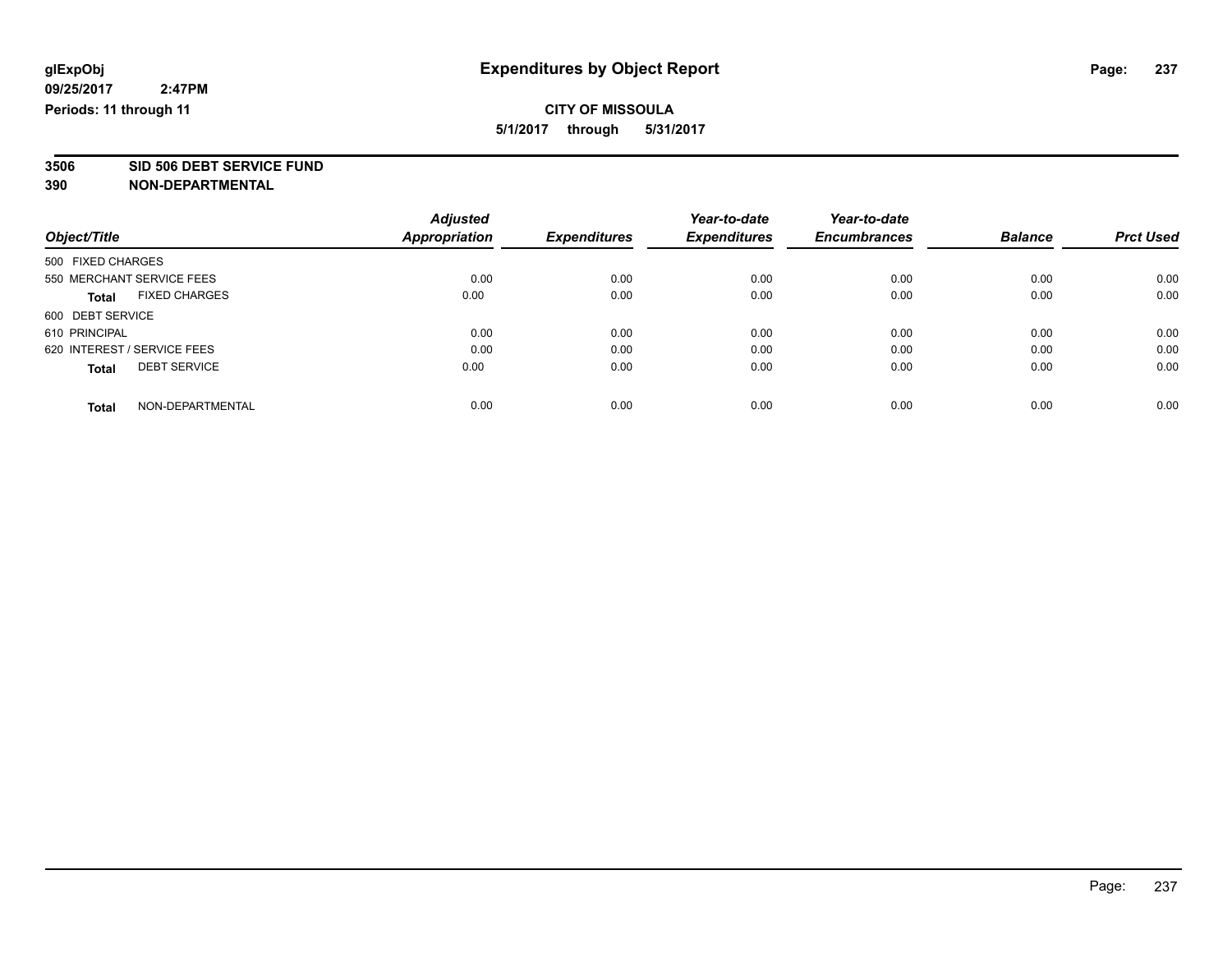**glExpObj**
**09/25/2017 2:47PM**
**Periods: 11 through 11**

# Expenditures by Object Report

**CITY OF MISSOULA**
**5/1/2017 through 5/31/2017**

**3506 SID 506 DEBT SERVICE FUND**
**390 NON-DEPARTMENTAL**

| Object/Title | Adjusted Appropriation | Expenditures | Year-to-date Expenditures | Year-to-date Encumbrances | Balance | Prct Used |
|---|---|---|---|---|---|---|
| 500 FIXED CHARGES | | | | | | |
| 550 MERCHANT SERVICE FEES | 0.00 | 0.00 | 0.00 | 0.00 | 0.00 | 0.00 |
| **Total** FIXED CHARGES | 0.00 | 0.00 | 0.00 | 0.00 | 0.00 | 0.00 |
| 600 DEBT SERVICE | | | | | | |
| 610 PRINCIPAL | 0.00 | 0.00 | 0.00 | 0.00 | 0.00 | 0.00 |
| 620 INTEREST / SERVICE FEES | 0.00 | 0.00 | 0.00 | 0.00 | 0.00 | 0.00 |
| **Total** DEBT SERVICE | 0.00 | 0.00 | 0.00 | 0.00 | 0.00 | 0.00 |
| **Total** NON-DEPARTMENTAL | 0.00 | 0.00 | 0.00 | 0.00 | 0.00 | 0.00 |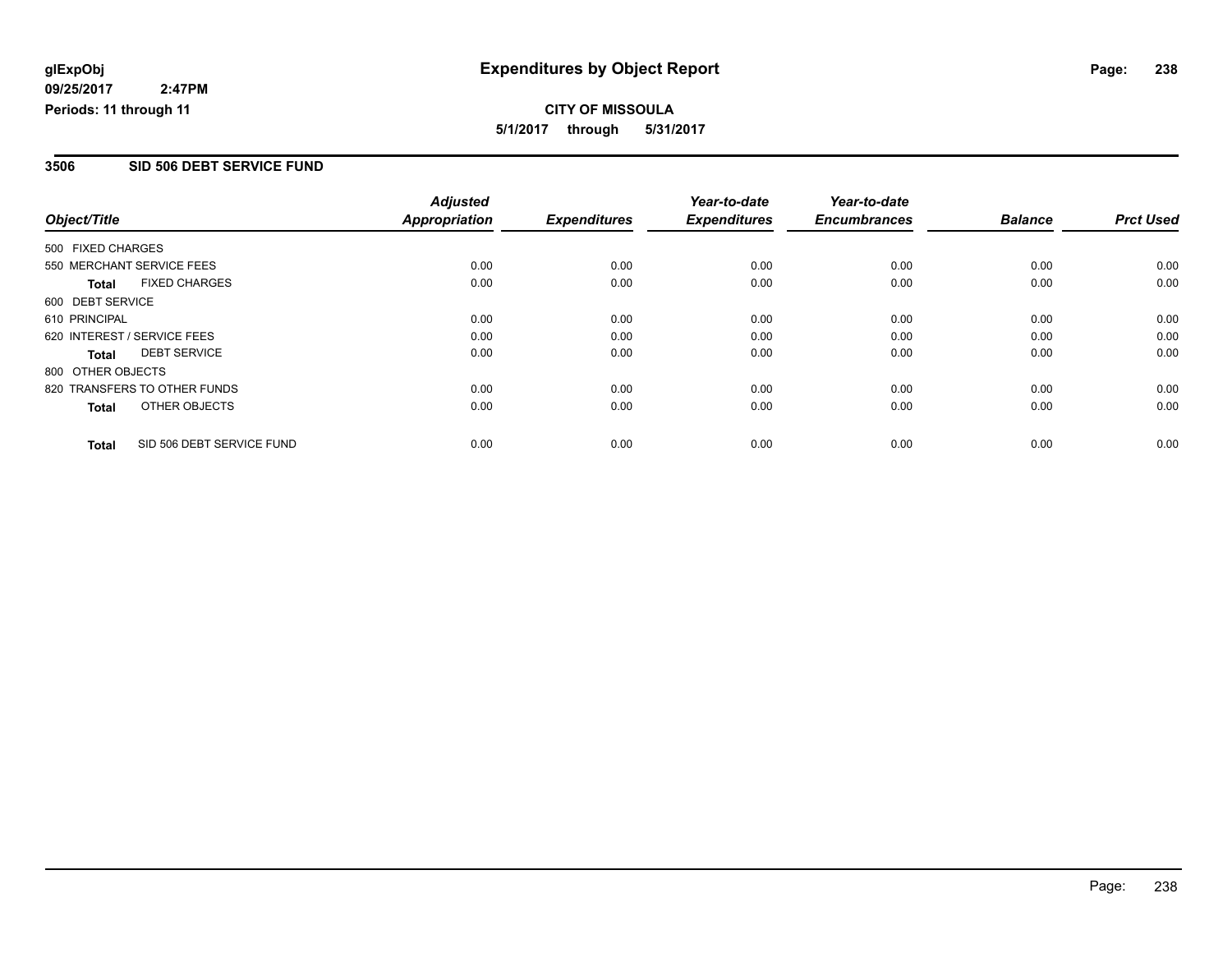# Expenditures by Object Report

glExpObj
09/25/2017 2:47PM
Periods: 11 through 11

**CITY OF MISSOULA**
**5/1/2017 through 5/31/2017**

## 3506 SID 506 DEBT SERVICE FUND

| Object/Title | | Adjusted Appropriation | Expenditures | Year-to-date Expenditures | Year-to-date Encumbrances | Balance | Prct Used |
|---|---|---|---|---|---|---|---|
| 500 FIXED CHARGES | | | | | | | |
| 550 MERCHANT SERVICE FEES | | 0.00 | 0.00 | 0.00 | 0.00 | 0.00 | 0.00 |
| **Total** | FIXED CHARGES | 0.00 | 0.00 | 0.00 | 0.00 | 0.00 | 0.00 |
| 600 DEBT SERVICE | | | | | | | |
| 610 PRINCIPAL | | 0.00 | 0.00 | 0.00 | 0.00 | 0.00 | 0.00 |
| 620 INTEREST / SERVICE FEES | | 0.00 | 0.00 | 0.00 | 0.00 | 0.00 | 0.00 |
| **Total** | DEBT SERVICE | 0.00 | 0.00 | 0.00 | 0.00 | 0.00 | 0.00 |
| 800 OTHER OBJECTS | | | | | | | |
| 820 TRANSFERS TO OTHER FUNDS | | 0.00 | 0.00 | 0.00 | 0.00 | 0.00 | 0.00 |
| **Total** | OTHER OBJECTS | 0.00 | 0.00 | 0.00 | 0.00 | 0.00 | 0.00 |
| **Total** | SID 506 DEBT SERVICE FUND | 0.00 | 0.00 | 0.00 | 0.00 | 0.00 | 0.00 |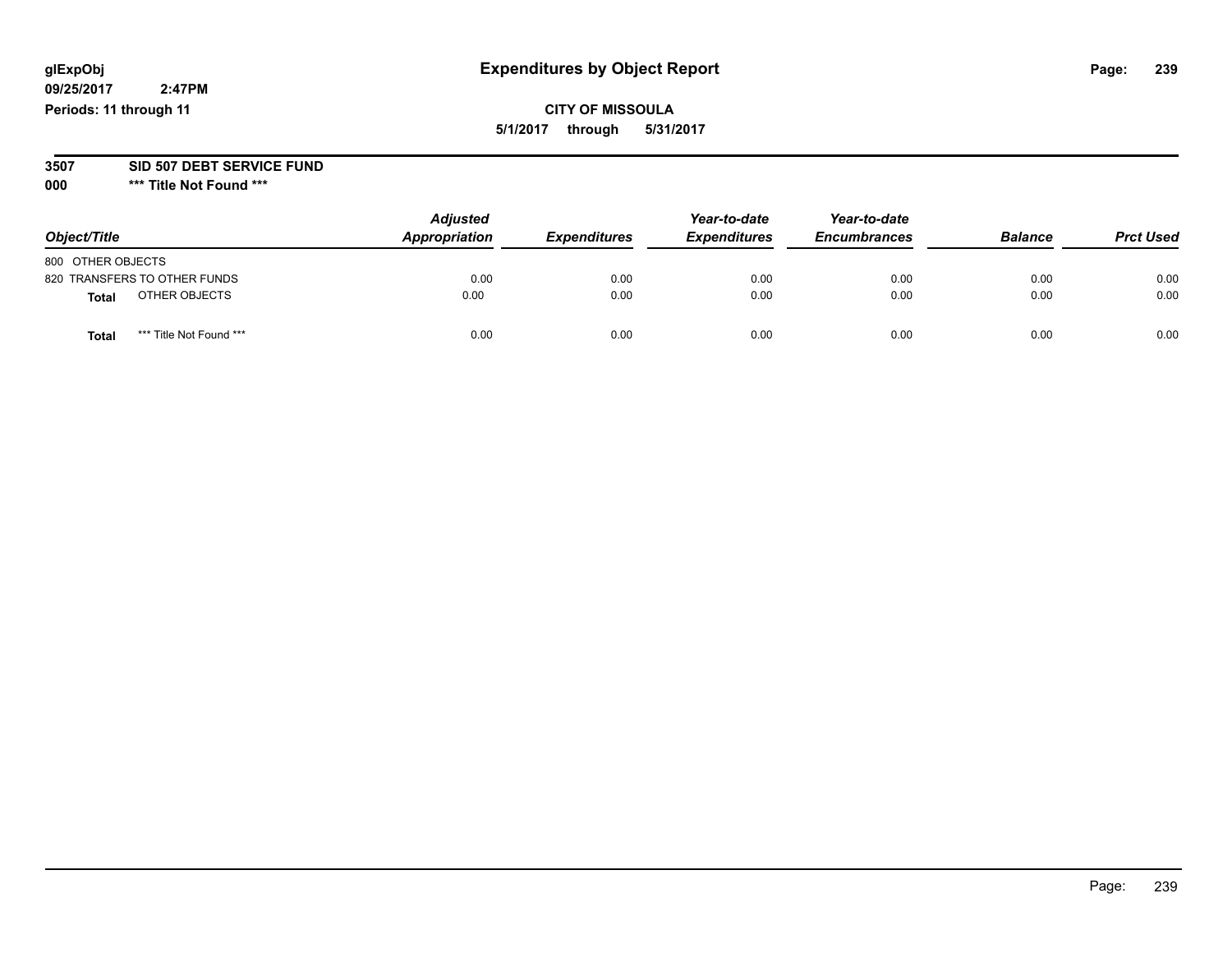# Expenditures by Object Report

glExpObj
09/25/2017 2:47PM
Periods: 11 through 11

**CITY OF MISSOULA**
**5/1/2017 through 5/31/2017**

**3507 SID 507 DEBT SERVICE FUND**
**000 \*\*\* Title Not Found \*\*\***

| Object/Title | Adjusted Appropriation | Expenditures | Year-to-date Expenditures | Year-to-date Encumbrances | Balance | Prct Used |
|---|---|---|---|---|---|---|
| 800 OTHER OBJECTS | | | | | | |
| 820 TRANSFERS TO OTHER FUNDS | 0.00 | 0.00 | 0.00 | 0.00 | 0.00 | 0.00 |
| **Total** OTHER OBJECTS | 0.00 | 0.00 | 0.00 | 0.00 | 0.00 | 0.00 |
| **Total** *** Title Not Found *** | 0.00 | 0.00 | 0.00 | 0.00 | 0.00 | 0.00 |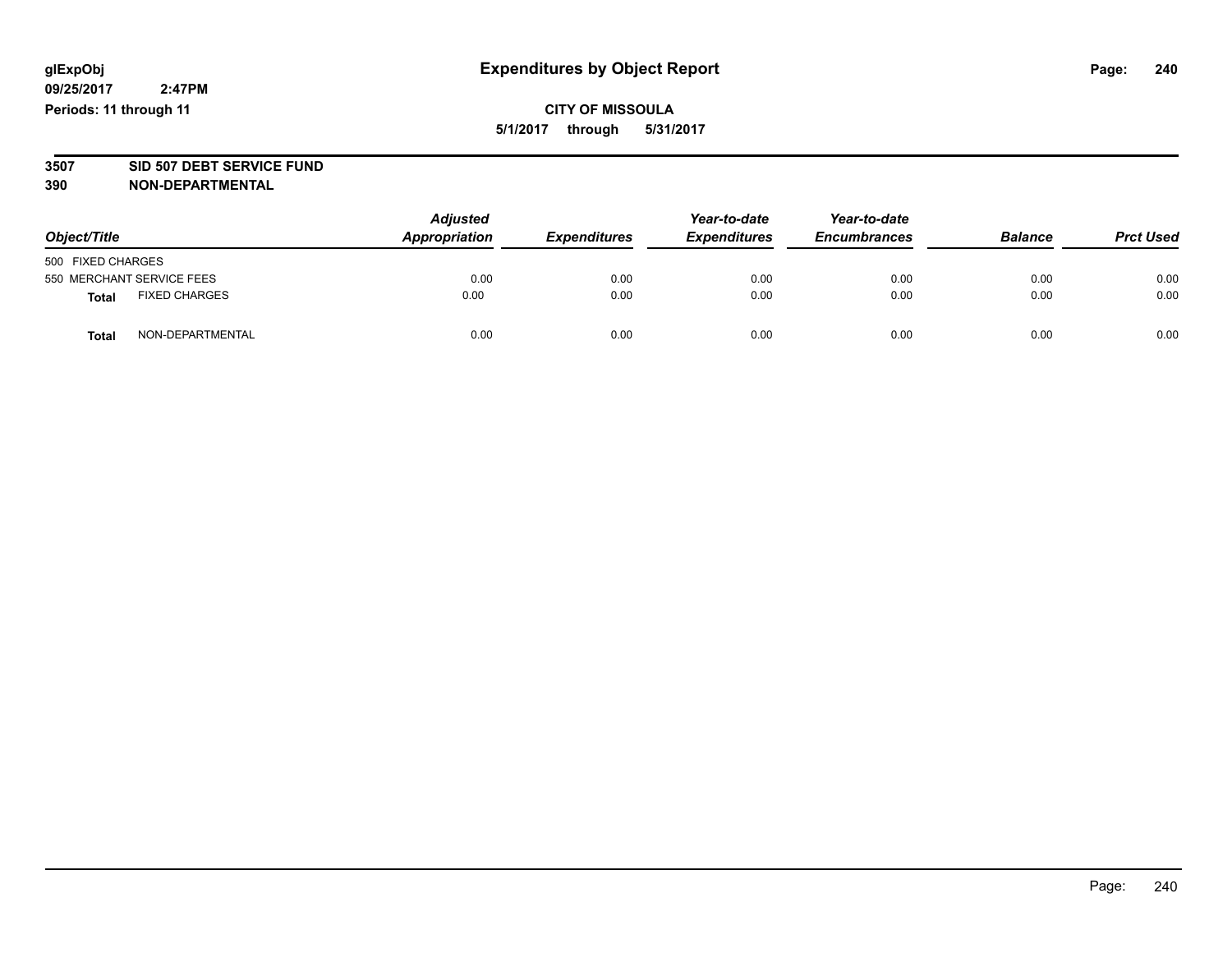**glExpObj** **Expenditures by Object Report**

**09/25/2017 2:47PM**

**Periods: 11 through 11**

**CITY OF MISSOULA**

**5/1/2017 through 5/31/2017**

**3507 SID 507 DEBT SERVICE FUND**

**390 NON-DEPARTMENTAL**

| *Object/Title* | *Adjusted Appropriation* | *Expenditures* | *Year-to-date Expenditures* | *Year-to-date Encumbrances* | *Balance* | *Prct Used* |
|---|---|---|---|---|---|---|
| 500 FIXED CHARGES | | | | | | |
| 550 MERCHANT SERVICE FEES | 0.00 | 0.00 | 0.00 | 0.00 | 0.00 | 0.00 |
| **Total** FIXED CHARGES | 0.00 | 0.00 | 0.00 | 0.00 | 0.00 | 0.00 |
| **Total** NON-DEPARTMENTAL | 0.00 | 0.00 | 0.00 | 0.00 | 0.00 | 0.00 |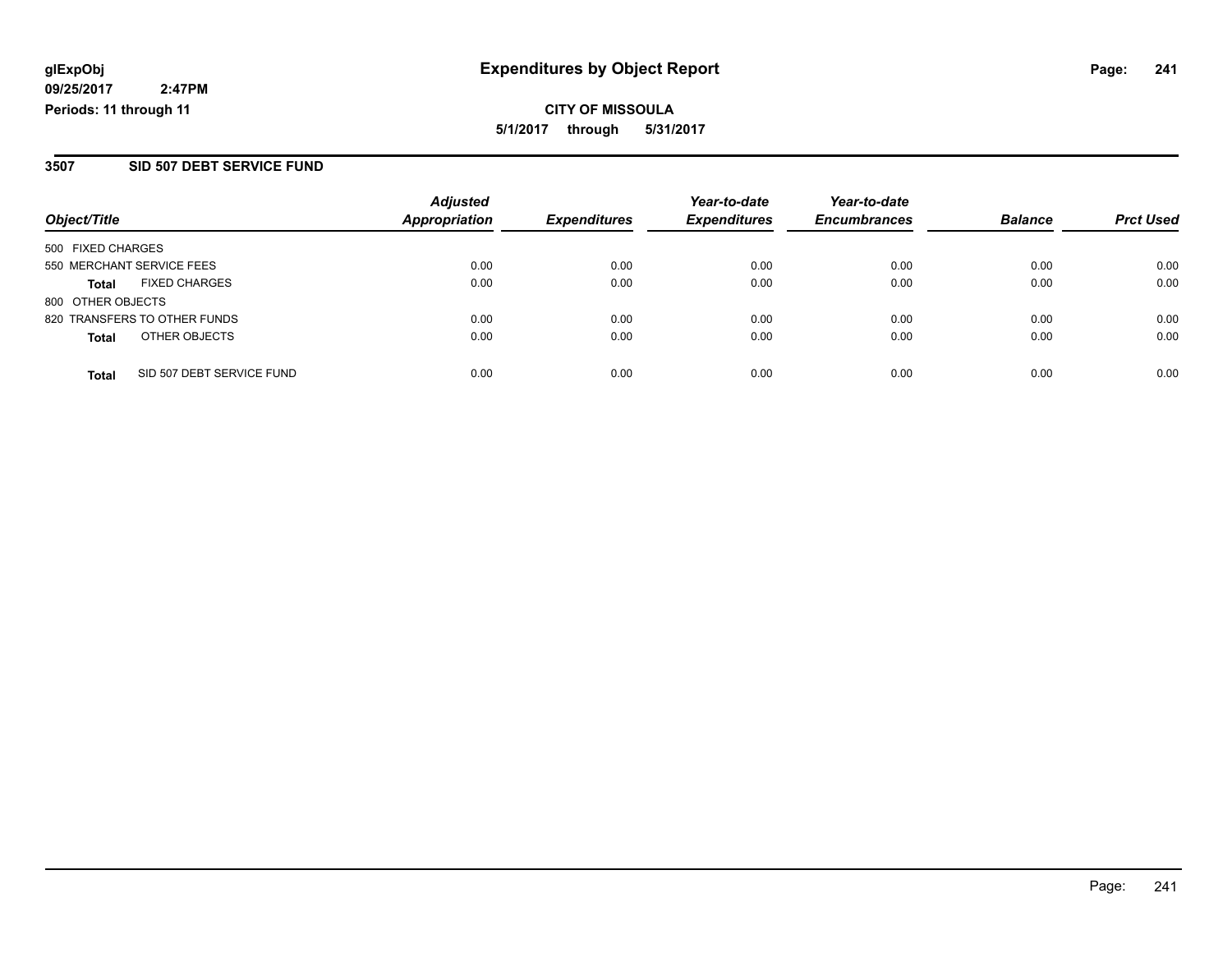**glExpObj** **Expenditures by Object Report**
**09/25/2017 2:47PM**
**Periods: 11 through 11**

**CITY OF MISSOULA**
**5/1/2017 through 5/31/2017**

## 3507 SID 507 DEBT SERVICE FUND

| Object/Title | *Adjusted Appropriation* | *Expenditures* | *Year-to-date Expenditures* | *Year-to-date Encumbrances* | *Balance* | *Prct Used* |
|---|---|---|---|---|---|---|
| 500 FIXED CHARGES | | | | | | |
| 550 MERCHANT SERVICE FEES | 0.00 | 0.00 | 0.00 | 0.00 | 0.00 | 0.00 |
| **Total** FIXED CHARGES | 0.00 | 0.00 | 0.00 | 0.00 | 0.00 | 0.00 |
| 800 OTHER OBJECTS | | | | | | |
| 820 TRANSFERS TO OTHER FUNDS | 0.00 | 0.00 | 0.00 | 0.00 | 0.00 | 0.00 |
| **Total** OTHER OBJECTS | 0.00 | 0.00 | 0.00 | 0.00 | 0.00 | 0.00 |
| **Total** SID 507 DEBT SERVICE FUND | 0.00 | 0.00 | 0.00 | 0.00 | 0.00 | 0.00 |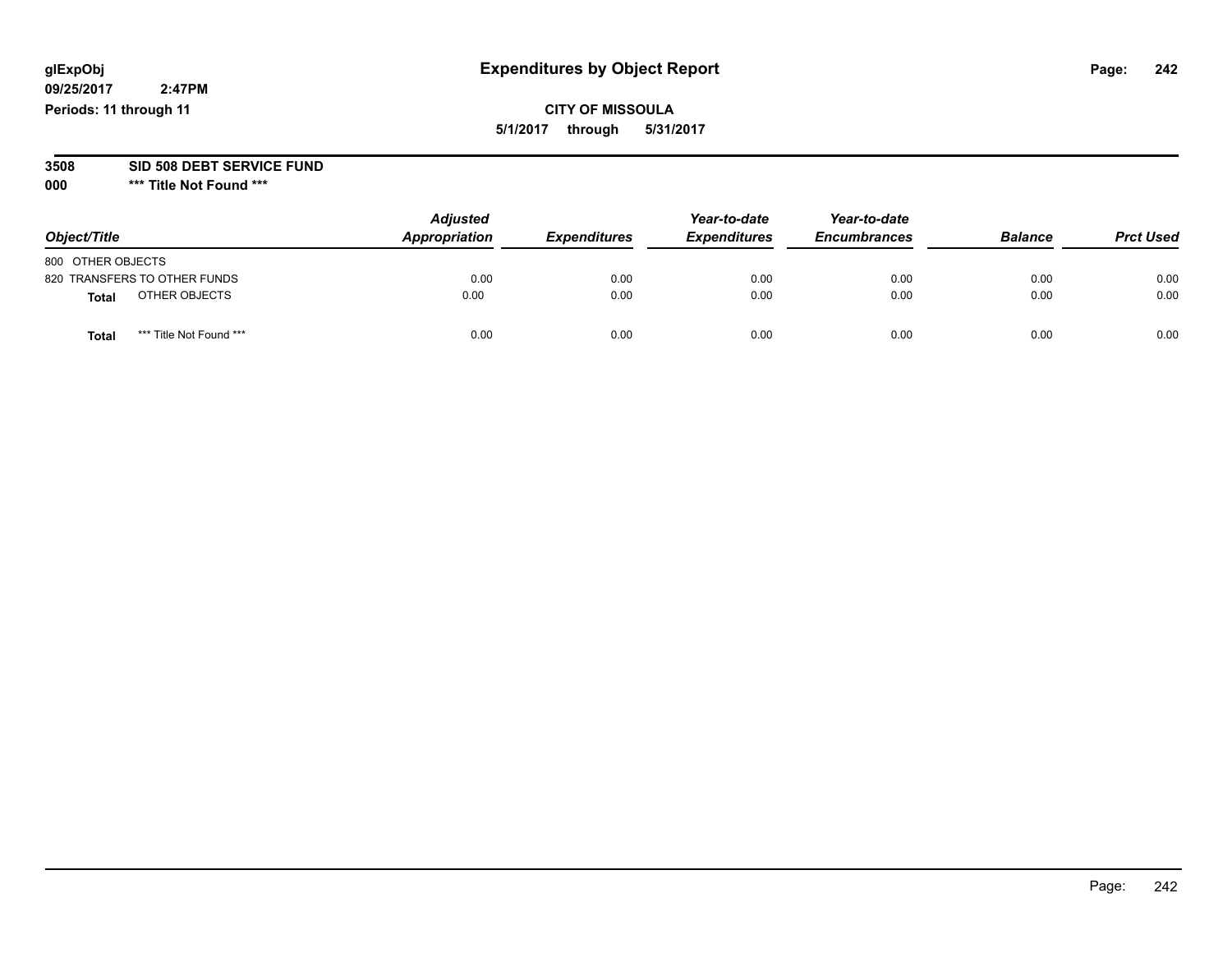glExpObj
09/25/2017 2:47PM
Periods: 11 through 11

# Expenditures by Object Report

CITY OF MISSOULA

5/1/2017 through 5/31/2017

**3508 SID 508 DEBT SERVICE FUND**

**000 *** Title Not Found *****

| Object/Title | Adjusted Appropriation | Expenditures | Year-to-date Expenditures | Year-to-date Encumbrances | Balance | Prct Used |
|---|---|---|---|---|---|---|
| 800 OTHER OBJECTS | | | | | | |
| 820 TRANSFERS TO OTHER FUNDS | 0.00 | 0.00 | 0.00 | 0.00 | 0.00 | 0.00 |
| **Total** OTHER OBJECTS | 0.00 | 0.00 | 0.00 | 0.00 | 0.00 | 0.00 |
| **Total** *** Title Not Found *** | 0.00 | 0.00 | 0.00 | 0.00 | 0.00 | 0.00 |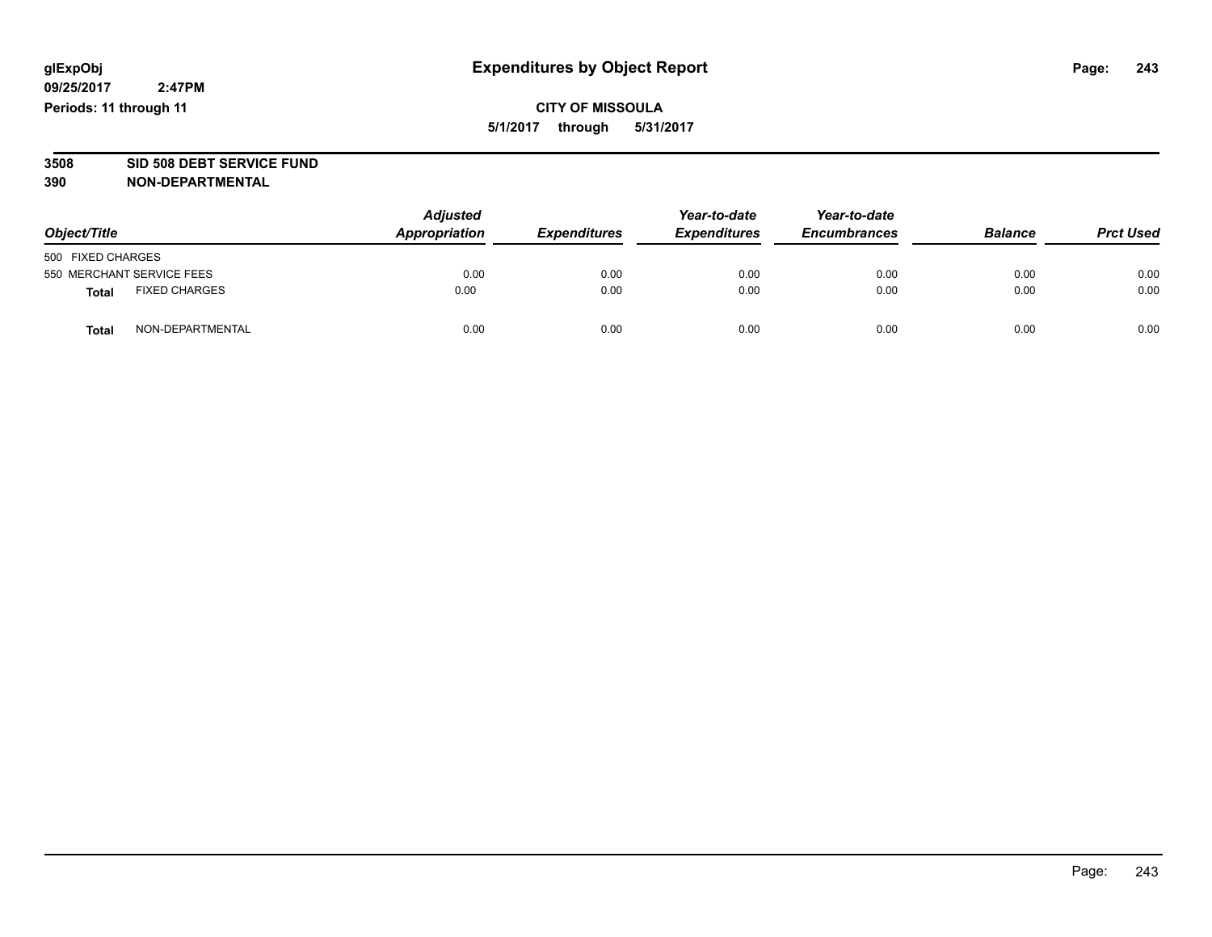glExpObj
09/25/2017 2:47PM
Periods: 11 through 11

# Expenditures by Object Report

**CITY OF MISSOULA**
**5/1/2017 through 5/31/2017**

**3508 SID 508 DEBT SERVICE FUND**
**390 NON-DEPARTMENTAL**

| Object/Title | Adjusted Appropriation | Expenditures | Year-to-date Expenditures | Year-to-date Encumbrances | Balance | Prct Used |
|---|---|---|---|---|---|---|
| 500 FIXED CHARGES | | | | | | |
| 550 MERCHANT SERVICE FEES | 0.00 | 0.00 | 0.00 | 0.00 | 0.00 | 0.00 |
| **Total** FIXED CHARGES | 0.00 | 0.00 | 0.00 | 0.00 | 0.00 | 0.00 |
| **Total** NON-DEPARTMENTAL | 0.00 | 0.00 | 0.00 | 0.00 | 0.00 | 0.00 |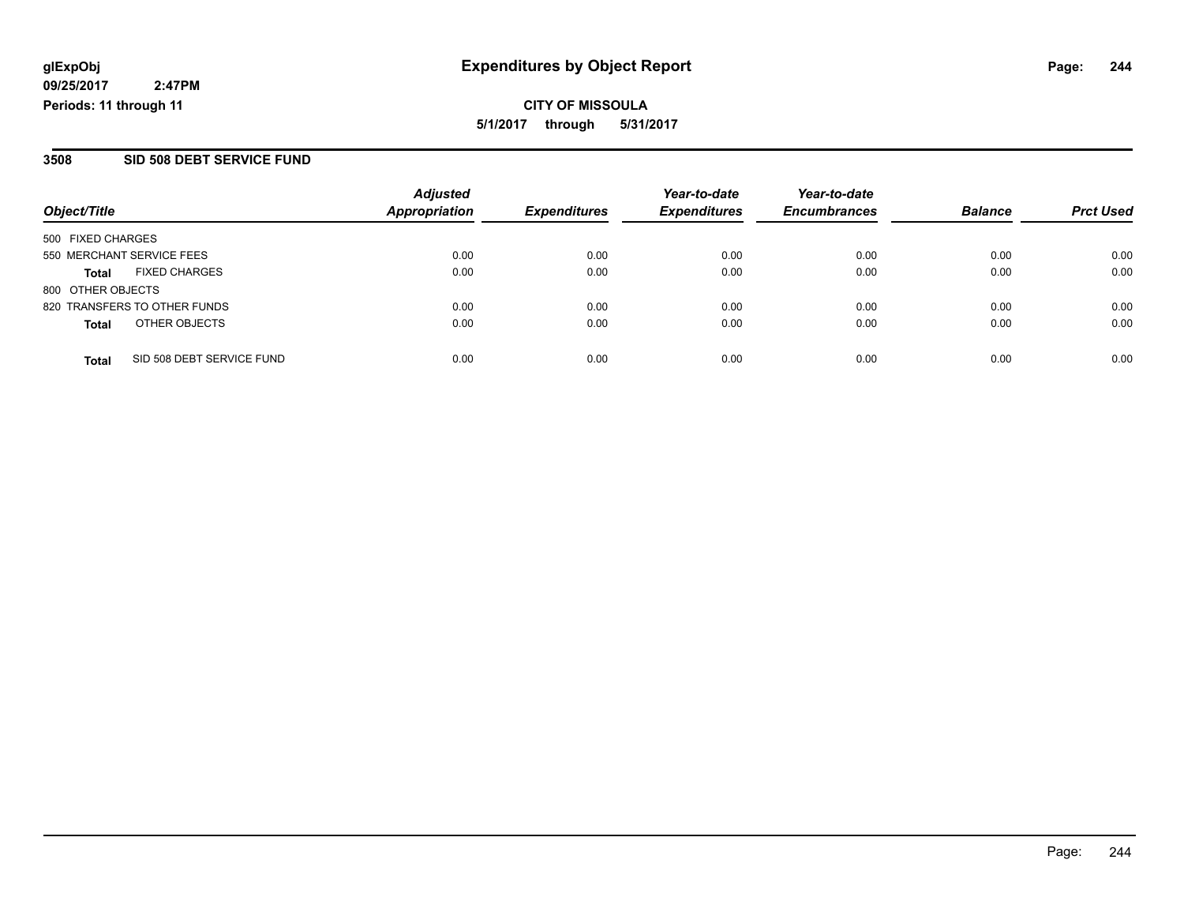# Expenditures by Object Report

glExpObj
09/25/2017 2:47PM
Periods: 11 through 11

**CITY OF MISSOULA**
**5/1/2017 through 5/31/2017**

## 3508 SID 508 DEBT SERVICE FUND

| Object/Title | | Adjusted Appropriation | Expenditures | Year-to-date Expenditures | Year-to-date Encumbrances | Balance | Prct Used |
|---|---|---|---|---|---|---|---|
| 500 FIXED CHARGES | | | | | | | |
| 550 MERCHANT SERVICE FEES | | 0.00 | 0.00 | 0.00 | 0.00 | 0.00 | 0.00 |
| **Total** | FIXED CHARGES | 0.00 | 0.00 | 0.00 | 0.00 | 0.00 | 0.00 |
| 800 OTHER OBJECTS | | | | | | | |
| 820 TRANSFERS TO OTHER FUNDS | | 0.00 | 0.00 | 0.00 | 0.00 | 0.00 | 0.00 |
| **Total** | OTHER OBJECTS | 0.00 | 0.00 | 0.00 | 0.00 | 0.00 | 0.00 |
| **Total** | SID 508 DEBT SERVICE FUND | 0.00 | 0.00 | 0.00 | 0.00 | 0.00 | 0.00 |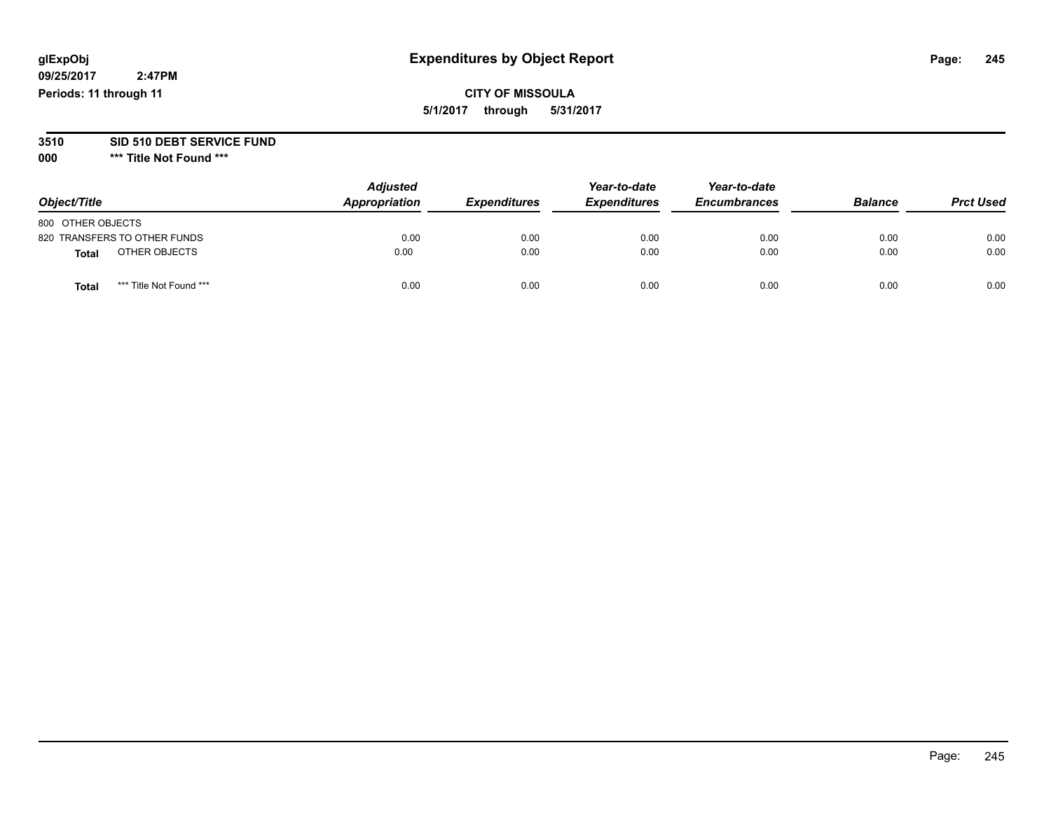glExpObj
09/25/2017 2:47PM
Periods: 11 through 11

# Expenditures by Object Report

**CITY OF MISSOULA**
**5/1/2017 through 5/31/2017**

**3510 SID 510 DEBT SERVICE FUND**
**000 *** Title Not Found *****

| Object/Title | Adjusted Appropriation | Expenditures | Year-to-date Expenditures | Year-to-date Encumbrances | Balance | Prct Used |
|---|---|---|---|---|---|---|
| 800 OTHER OBJECTS | | | | | | |
| 820 TRANSFERS TO OTHER FUNDS | 0.00 | 0.00 | 0.00 | 0.00 | 0.00 | 0.00 |
| **Total** OTHER OBJECTS | 0.00 | 0.00 | 0.00 | 0.00 | 0.00 | 0.00 |
| **Total** *** Title Not Found *** | 0.00 | 0.00 | 0.00 | 0.00 | 0.00 | 0.00 |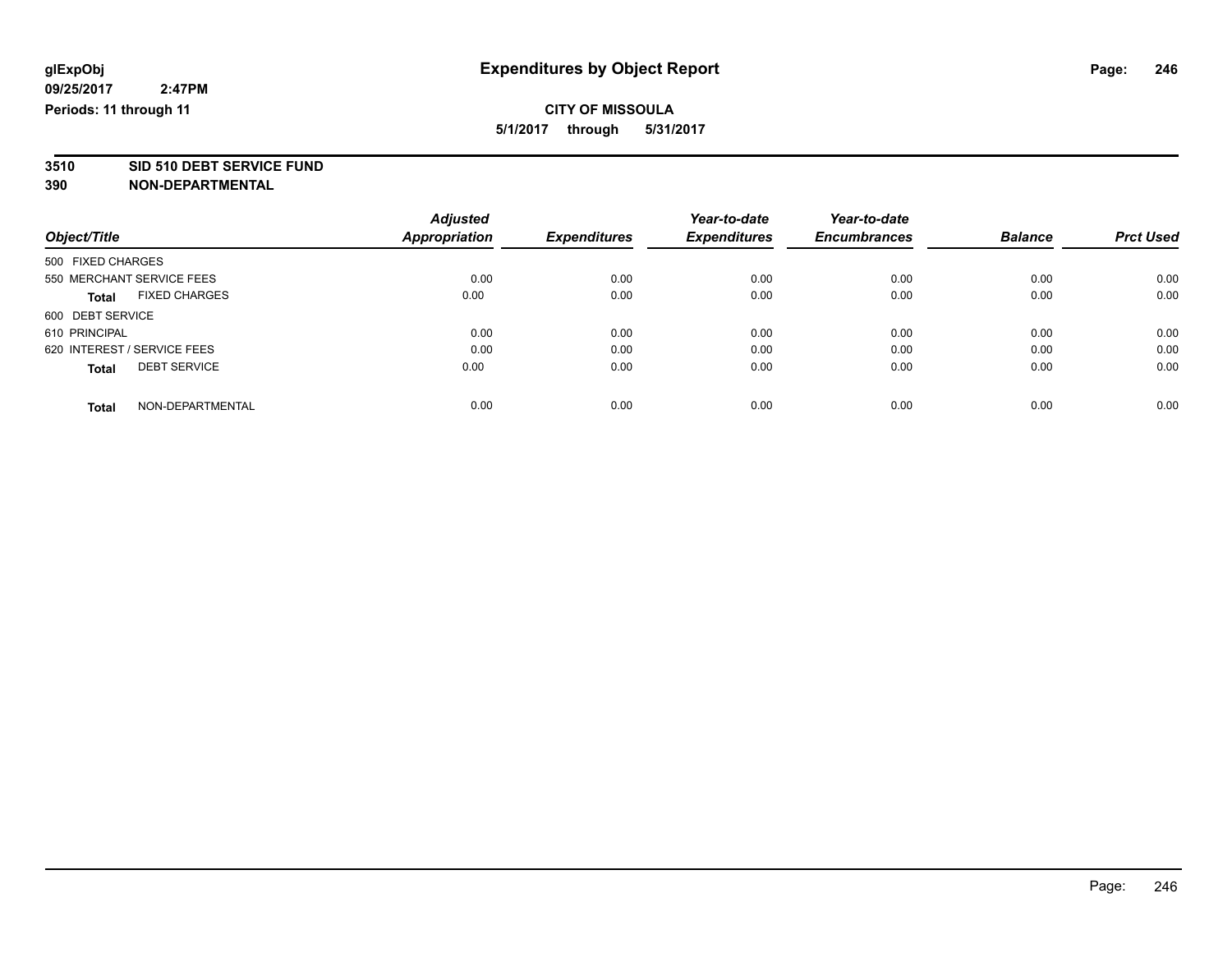glExpObj
09/25/2017 2:47PM
Periods: 11 through 11

# Expenditures by Object Report

**CITY OF MISSOULA**

**5/1/2017 through 5/31/2017**

**3510 SID 510 DEBT SERVICE FUND**

**390 NON-DEPARTMENTAL**

| Object/Title | Adjusted Appropriation | Expenditures | Year-to-date Expenditures | Year-to-date Encumbrances | Balance | Prct Used |
|---|---|---|---|---|---|---|
| 500 FIXED CHARGES | | | | | | |
| 550 MERCHANT SERVICE FEES | 0.00 | 0.00 | 0.00 | 0.00 | 0.00 | 0.00 |
| **Total** FIXED CHARGES | 0.00 | 0.00 | 0.00 | 0.00 | 0.00 | 0.00 |
| 600 DEBT SERVICE | | | | | | |
| 610 PRINCIPAL | 0.00 | 0.00 | 0.00 | 0.00 | 0.00 | 0.00 |
| 620 INTEREST / SERVICE FEES | 0.00 | 0.00 | 0.00 | 0.00 | 0.00 | 0.00 |
| **Total** DEBT SERVICE | 0.00 | 0.00 | 0.00 | 0.00 | 0.00 | 0.00 |
| **Total** NON-DEPARTMENTAL | 0.00 | 0.00 | 0.00 | 0.00 | 0.00 | 0.00 |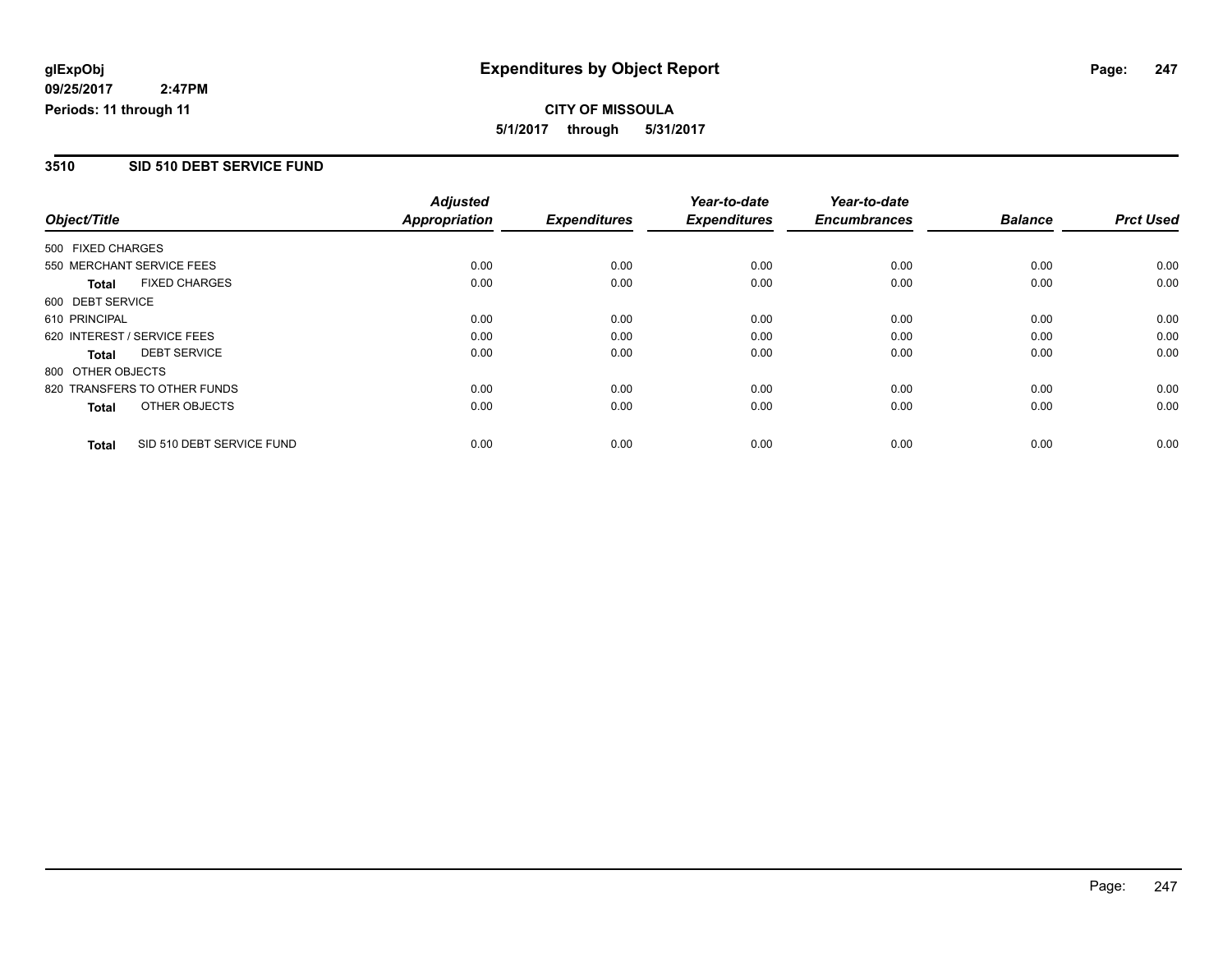**glExpObj**
**09/25/2017 2:47PM**
**Periods: 11 through 11**

# Expenditures by Object Report

**CITY OF MISSOULA**
**5/1/2017 through 5/31/2017**

## 3510 SID 510 DEBT SERVICE FUND

| Object/Title | Adjusted Appropriation | Expenditures | Year-to-date Expenditures | Year-to-date Encumbrances | Balance | Prct Used |
|---|---|---|---|---|---|---|
| 500 FIXED CHARGES | | | | | | |
| 550 MERCHANT SERVICE FEES | 0.00 | 0.00 | 0.00 | 0.00 | 0.00 | 0.00 |
| **Total** FIXED CHARGES | 0.00 | 0.00 | 0.00 | 0.00 | 0.00 | 0.00 |
| 600 DEBT SERVICE | | | | | | |
| 610 PRINCIPAL | 0.00 | 0.00 | 0.00 | 0.00 | 0.00 | 0.00 |
| 620 INTEREST / SERVICE FEES | 0.00 | 0.00 | 0.00 | 0.00 | 0.00 | 0.00 |
| **Total** DEBT SERVICE | 0.00 | 0.00 | 0.00 | 0.00 | 0.00 | 0.00 |
| 800 OTHER OBJECTS | | | | | | |
| 820 TRANSFERS TO OTHER FUNDS | 0.00 | 0.00 | 0.00 | 0.00 | 0.00 | 0.00 |
| **Total** OTHER OBJECTS | 0.00 | 0.00 | 0.00 | 0.00 | 0.00 | 0.00 |
| **Total** SID 510 DEBT SERVICE FUND | 0.00 | 0.00 | 0.00 | 0.00 | 0.00 | 0.00 |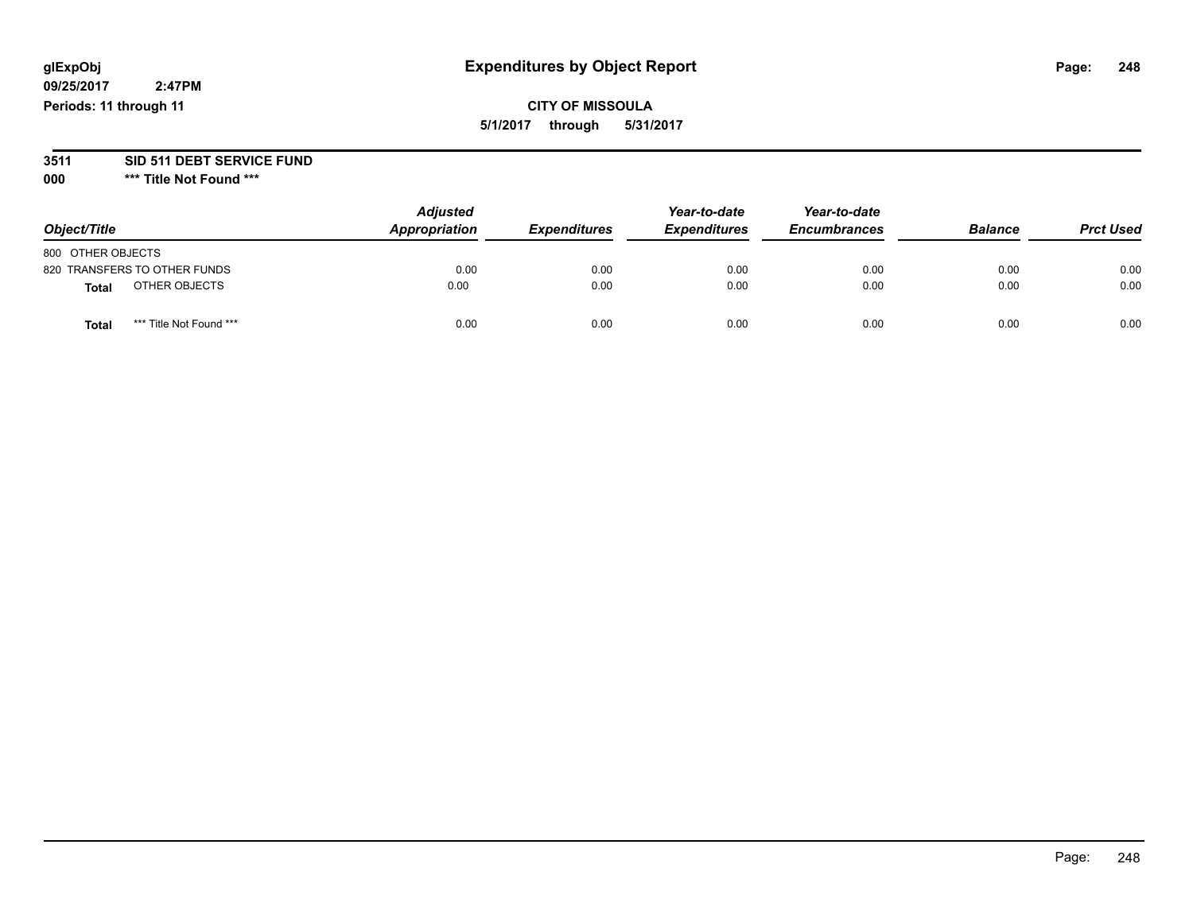glExpObj
09/25/2017 2:47PM
Periods: 11 through 11

# Expenditures by Object Report

**CITY OF MISSOULA**
**5/1/2017 through 5/31/2017**

**3511 SID 511 DEBT SERVICE FUND**
**000 *** Title Not Found *****

| Object/Title | Adjusted Appropriation | Expenditures | Year-to-date Expenditures | Year-to-date Encumbrances | Balance | Prct Used |
|---|---|---|---|---|---|---|
| 800 OTHER OBJECTS | | | | | | |
| 820 TRANSFERS TO OTHER FUNDS | 0.00 | 0.00 | 0.00 | 0.00 | 0.00 | 0.00 |
| **Total** OTHER OBJECTS | 0.00 | 0.00 | 0.00 | 0.00 | 0.00 | 0.00 |
| **Total** *** Title Not Found *** | 0.00 | 0.00 | 0.00 | 0.00 | 0.00 | 0.00 |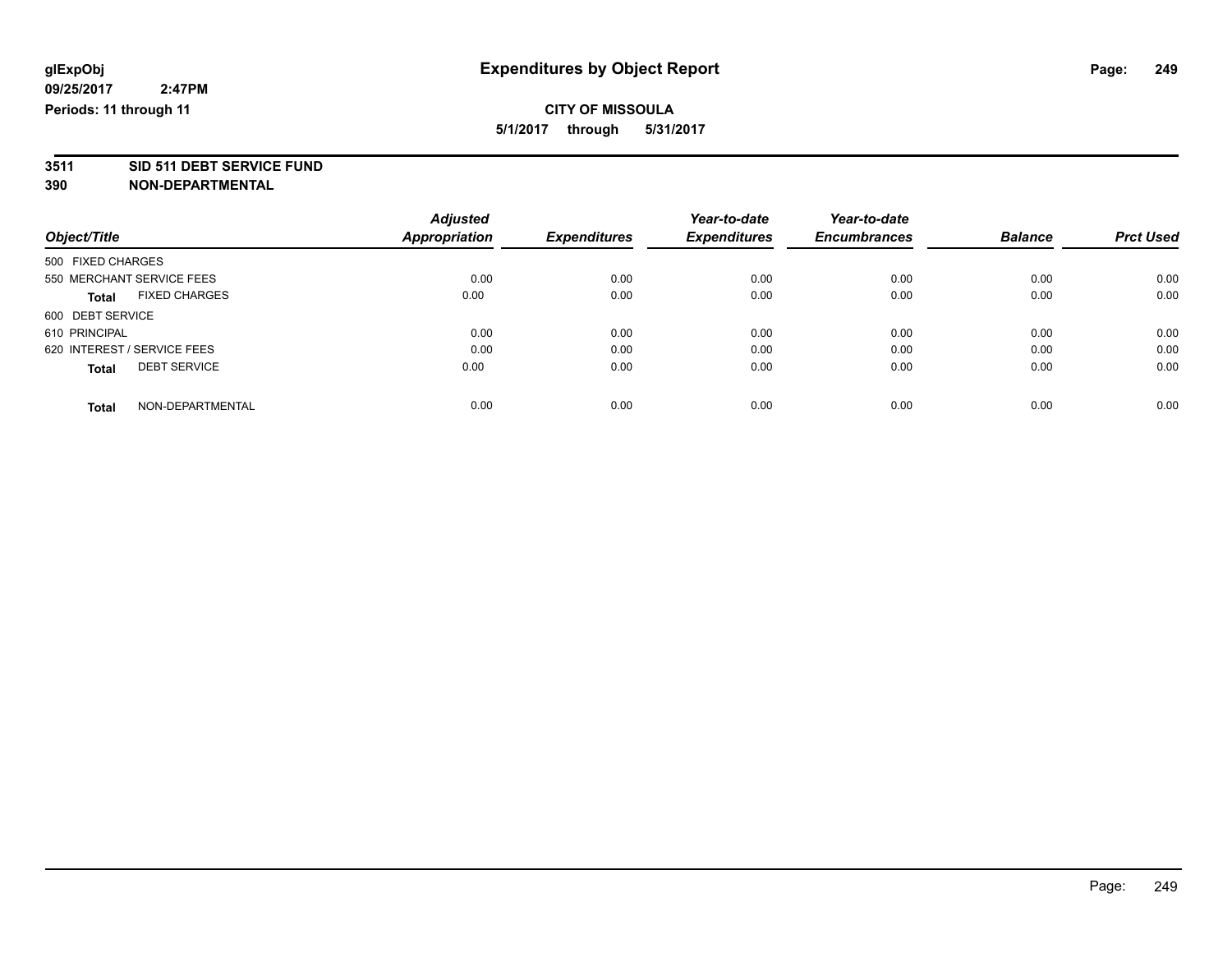**glExpObj** **Expenditures by Object Report**
**09/25/2017 2:47PM**
**Periods: 11 through 11**

**CITY OF MISSOULA**
**5/1/2017 through 5/31/2017**

**3511 SID 511 DEBT SERVICE FUND**
**390 NON-DEPARTMENTAL**

| Object/Title | Adjusted Appropriation | Expenditures | Year-to-date Expenditures | Year-to-date Encumbrances | Balance | Prct Used |
|---|---|---|---|---|---|---|
| 500 FIXED CHARGES | | | | | | |
| 550 MERCHANT SERVICE FEES | 0.00 | 0.00 | 0.00 | 0.00 | 0.00 | 0.00 |
| **Total** FIXED CHARGES | 0.00 | 0.00 | 0.00 | 0.00 | 0.00 | 0.00 |
| 600 DEBT SERVICE | | | | | | |
| 610 PRINCIPAL | 0.00 | 0.00 | 0.00 | 0.00 | 0.00 | 0.00 |
| 620 INTEREST / SERVICE FEES | 0.00 | 0.00 | 0.00 | 0.00 | 0.00 | 0.00 |
| **Total** DEBT SERVICE | 0.00 | 0.00 | 0.00 | 0.00 | 0.00 | 0.00 |
| **Total** NON-DEPARTMENTAL | 0.00 | 0.00 | 0.00 | 0.00 | 0.00 | 0.00 |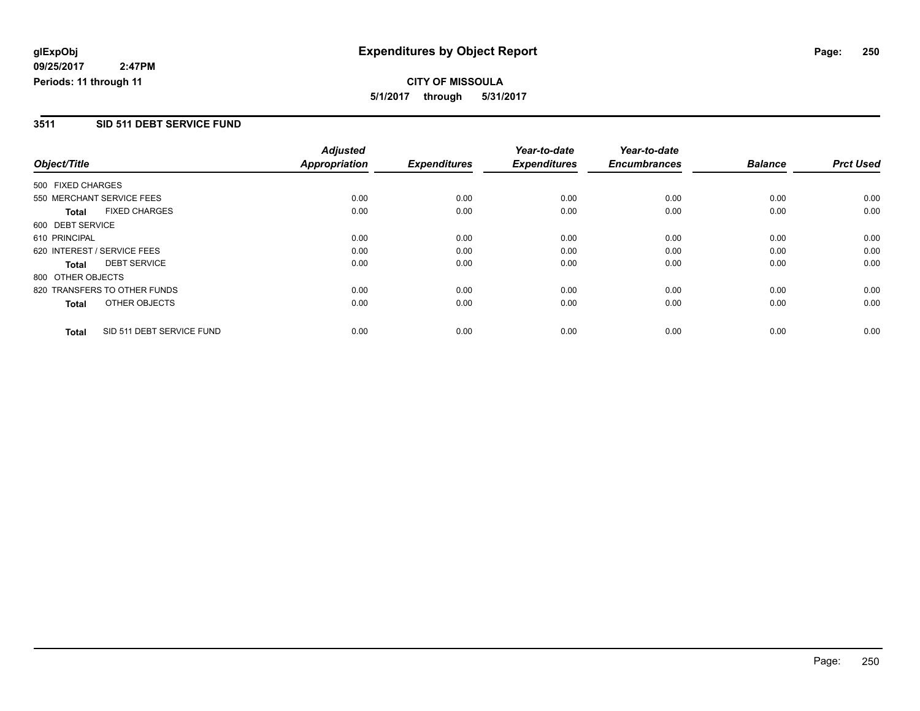**glExpObj**
**09/25/2017 2:47PM**
**Periods: 11 through 11**

# Expenditures by Object Report

**CITY OF MISSOULA**
**5/1/2017 through 5/31/2017**

## 3511 SID 511 DEBT SERVICE FUND

| Object/Title | Adjusted Appropriation | Expenditures | Year-to-date Expenditures | Year-to-date Encumbrances | Balance | Prct Used |
|---|---|---|---|---|---|---|
| 500 FIXED CHARGES | | | | | | |
| 550 MERCHANT SERVICE FEES | 0.00 | 0.00 | 0.00 | 0.00 | 0.00 | 0.00 |
| **Total** FIXED CHARGES | 0.00 | 0.00 | 0.00 | 0.00 | 0.00 | 0.00 |
| 600 DEBT SERVICE | | | | | | |
| 610 PRINCIPAL | 0.00 | 0.00 | 0.00 | 0.00 | 0.00 | 0.00 |
| 620 INTEREST / SERVICE FEES | 0.00 | 0.00 | 0.00 | 0.00 | 0.00 | 0.00 |
| **Total** DEBT SERVICE | 0.00 | 0.00 | 0.00 | 0.00 | 0.00 | 0.00 |
| 800 OTHER OBJECTS | | | | | | |
| 820 TRANSFERS TO OTHER FUNDS | 0.00 | 0.00 | 0.00 | 0.00 | 0.00 | 0.00 |
| **Total** OTHER OBJECTS | 0.00 | 0.00 | 0.00 | 0.00 | 0.00 | 0.00 |
| **Total** SID 511 DEBT SERVICE FUND | 0.00 | 0.00 | 0.00 | 0.00 | 0.00 | 0.00 |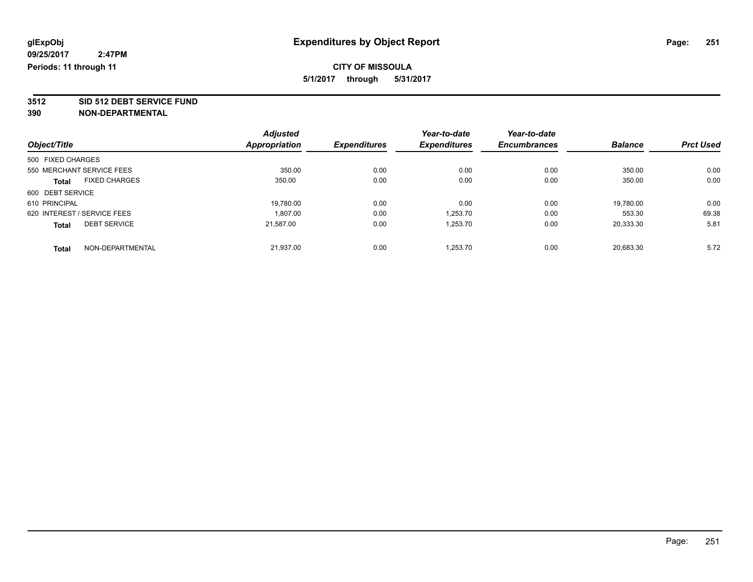# Expenditures by Object Report

glExpObj
09/25/2017 2:47PM
Periods: 11 through 11

**CITY OF MISSOULA**
**5/1/2017 through 5/31/2017**

**3512 SID 512 DEBT SERVICE FUND**
**390 NON-DEPARTMENTAL**

| Object/Title | Adjusted Appropriation | Expenditures | Year-to-date Expenditures | Year-to-date Encumbrances | Balance | Prct Used |
|---|---|---|---|---|---|---|
| 500 FIXED CHARGES | | | | | | |
| 550 MERCHANT SERVICE FEES | 350.00 | 0.00 | 0.00 | 0.00 | 350.00 | 0.00 |
| **Total** FIXED CHARGES | 350.00 | 0.00 | 0.00 | 0.00 | 350.00 | 0.00 |
| 600 DEBT SERVICE | | | | | | |
| 610 PRINCIPAL | 19,780.00 | 0.00 | 0.00 | 0.00 | 19,780.00 | 0.00 |
| 620 INTEREST / SERVICE FEES | 1,807.00 | 0.00 | 1,253.70 | 0.00 | 553.30 | 69.38 |
| **Total** DEBT SERVICE | 21,587.00 | 0.00 | 1,253.70 | 0.00 | 20,333.30 | 5.81 |
| **Total** NON-DEPARTMENTAL | 21,937.00 | 0.00 | 1,253.70 | 0.00 | 20,683.30 | 5.72 |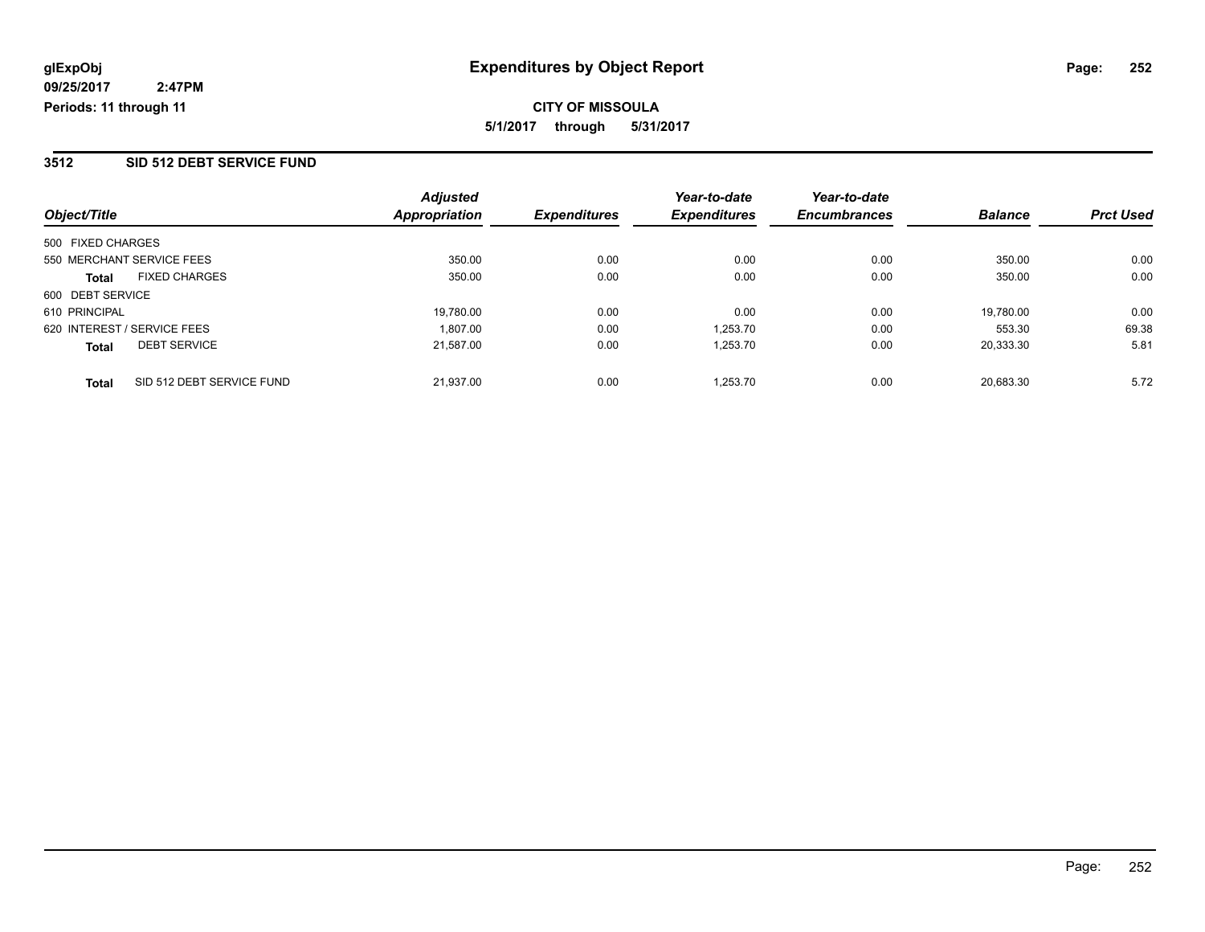# Expenditures by Object Report

glExpObj
09/25/2017 2:47PM
Periods: 11 through 11

**CITY OF MISSOULA**
**5/1/2017 through 5/31/2017**

## 3512 SID 512 DEBT SERVICE FUND

| Object/Title | | Adjusted Appropriation | Expenditures | Year-to-date Expenditures | Year-to-date Encumbrances | Balance | Prct Used |
|---|---|---|---|---|---|---|---|
| 500 FIXED CHARGES | | | | | | | |
| 550 MERCHANT SERVICE FEES | | 350.00 | 0.00 | 0.00 | 0.00 | 350.00 | 0.00 |
| **Total** | FIXED CHARGES | 350.00 | 0.00 | 0.00 | 0.00 | 350.00 | 0.00 |
| 600 DEBT SERVICE | | | | | | | |
| 610 PRINCIPAL | | 19,780.00 | 0.00 | 0.00 | 0.00 | 19,780.00 | 0.00 |
| 620 INTEREST / SERVICE FEES | | 1,807.00 | 0.00 | 1,253.70 | 0.00 | 553.30 | 69.38 |
| **Total** | DEBT SERVICE | 21,587.00 | 0.00 | 1,253.70 | 0.00 | 20,333.30 | 5.81 |
| **Total** | SID 512 DEBT SERVICE FUND | 21,937.00 | 0.00 | 1,253.70 | 0.00 | 20,683.30 | 5.72 |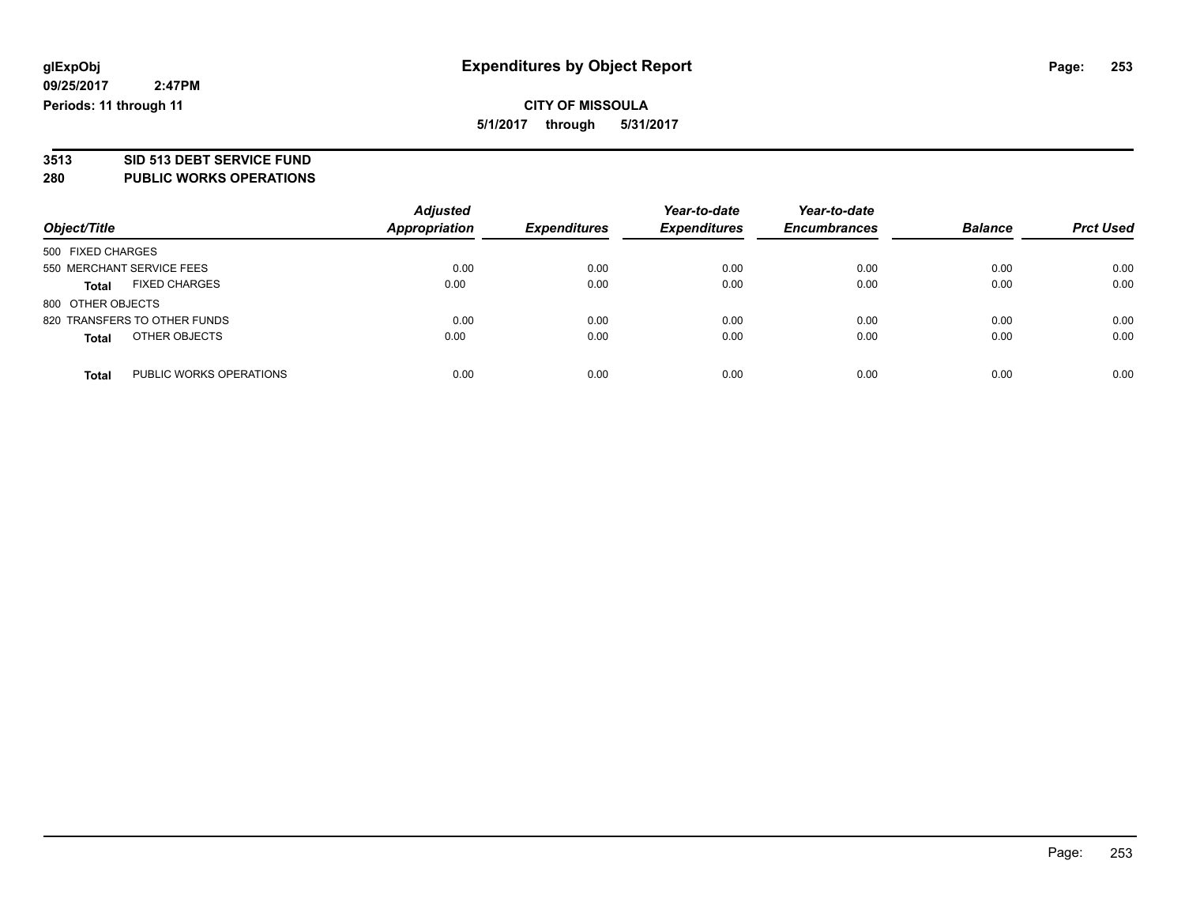**glExpObj**
**09/25/2017 2:47PM**
**Periods: 11 through 11**

# Expenditures by Object Report

**CITY OF MISSOULA**
**5/1/2017 through 5/31/2017**

## 3513 SID 513 DEBT SERVICE FUND
## 280 PUBLIC WORKS OPERATIONS

| Object/Title | Adjusted Appropriation | Expenditures | Year-to-date Expenditures | Year-to-date Encumbrances | Balance | Prct Used |
|---|---|---|---|---|---|---|
| 500 FIXED CHARGES | | | | | | |
| 550 MERCHANT SERVICE FEES | 0.00 | 0.00 | 0.00 | 0.00 | 0.00 | 0.00 |
| **Total** FIXED CHARGES | 0.00 | 0.00 | 0.00 | 0.00 | 0.00 | 0.00 |
| 800 OTHER OBJECTS | | | | | | |
| 820 TRANSFERS TO OTHER FUNDS | 0.00 | 0.00 | 0.00 | 0.00 | 0.00 | 0.00 |
| **Total** OTHER OBJECTS | 0.00 | 0.00 | 0.00 | 0.00 | 0.00 | 0.00 |
| **Total** PUBLIC WORKS OPERATIONS | 0.00 | 0.00 | 0.00 | 0.00 | 0.00 | 0.00 |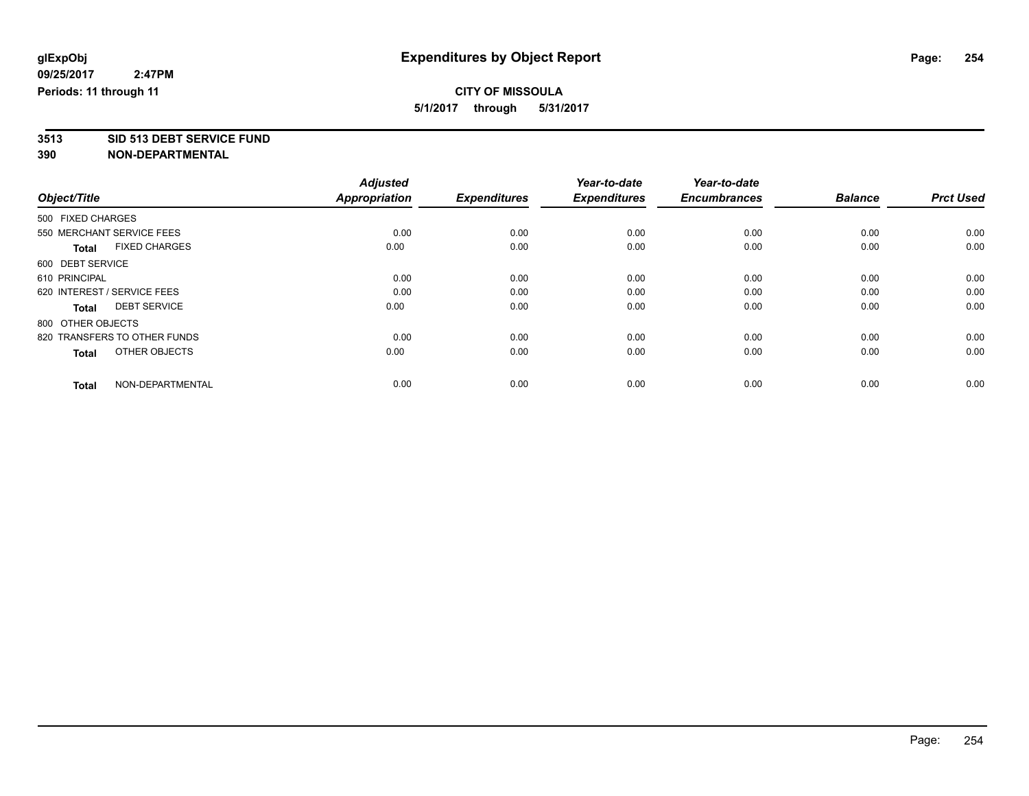**glExpObj**
**09/25/2017 2:47PM**
**Periods: 11 through 11**

# Expenditures by Object Report

**CITY OF MISSOULA**
**5/1/2017 through 5/31/2017**

**3513 SID 513 DEBT SERVICE FUND**
**390 NON-DEPARTMENTAL**

| Object/Title | Adjusted Appropriation | Expenditures | Year-to-date Expenditures | Year-to-date Encumbrances | Balance | Prct Used |
|---|---|---|---|---|---|---|
| 500 FIXED CHARGES | | | | | | |
| 550 MERCHANT SERVICE FEES | 0.00 | 0.00 | 0.00 | 0.00 | 0.00 | 0.00 |
| **Total** FIXED CHARGES | 0.00 | 0.00 | 0.00 | 0.00 | 0.00 | 0.00 |
| 600 DEBT SERVICE | | | | | | |
| 610 PRINCIPAL | 0.00 | 0.00 | 0.00 | 0.00 | 0.00 | 0.00 |
| 620 INTEREST / SERVICE FEES | 0.00 | 0.00 | 0.00 | 0.00 | 0.00 | 0.00 |
| **Total** DEBT SERVICE | 0.00 | 0.00 | 0.00 | 0.00 | 0.00 | 0.00 |
| 800 OTHER OBJECTS | | | | | | |
| 820 TRANSFERS TO OTHER FUNDS | 0.00 | 0.00 | 0.00 | 0.00 | 0.00 | 0.00 |
| **Total** OTHER OBJECTS | 0.00 | 0.00 | 0.00 | 0.00 | 0.00 | 0.00 |
| **Total** NON-DEPARTMENTAL | 0.00 | 0.00 | 0.00 | 0.00 | 0.00 | 0.00 |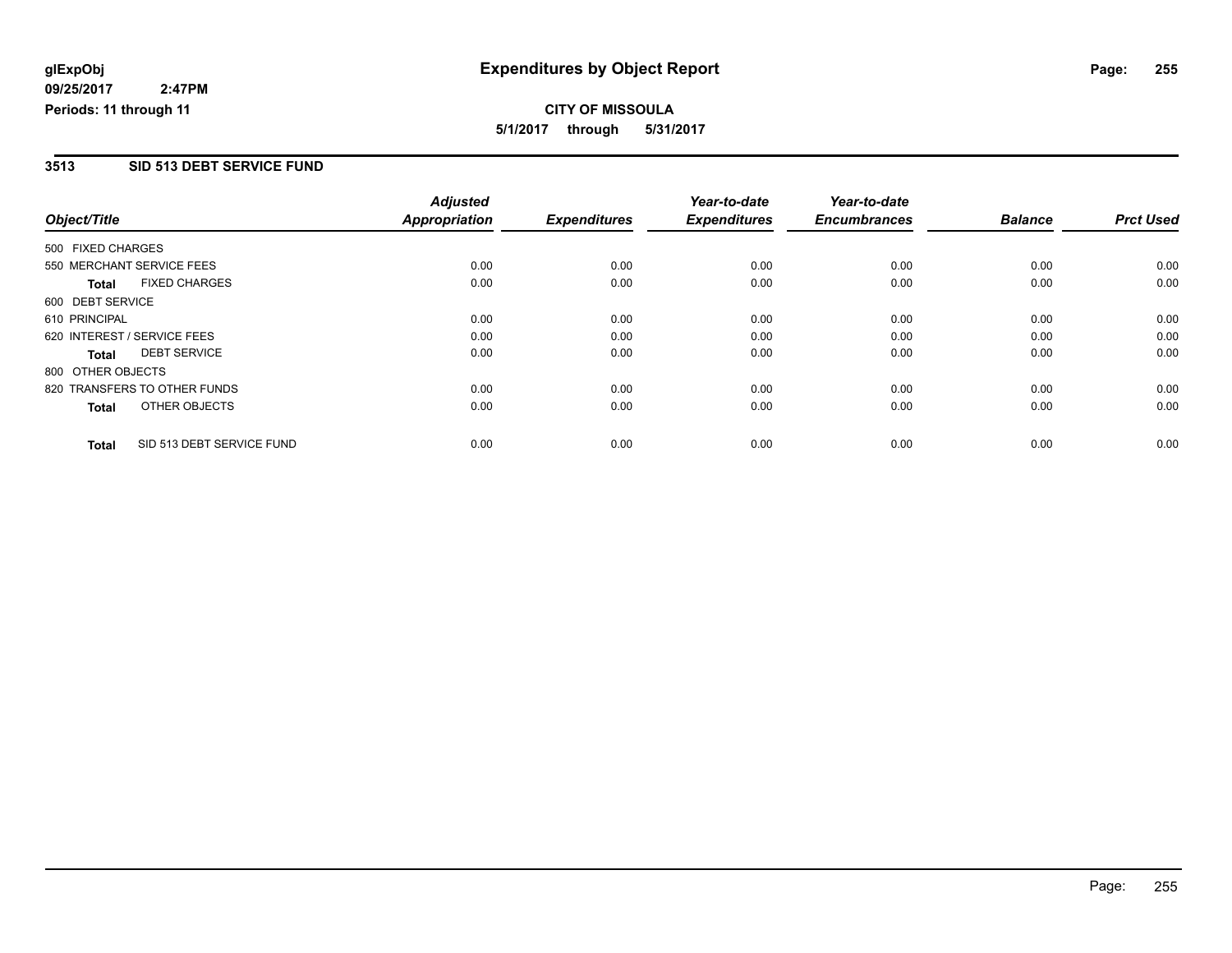glExpObj
09/25/2017 2:47PM
Periods: 11 through 11

# Expenditures by Object Report

**CITY OF MISSOULA**
**5/1/2017 through 5/31/2017**

## 3513 SID 513 DEBT SERVICE FUND

| Object/Title | Adjusted Appropriation | Expenditures | Year-to-date Expenditures | Year-to-date Encumbrances | Balance | Prct Used |
|---|---|---|---|---|---|---|
| 500 FIXED CHARGES | | | | | | |
| 550 MERCHANT SERVICE FEES | 0.00 | 0.00 | 0.00 | 0.00 | 0.00 | 0.00 |
| **Total** FIXED CHARGES | 0.00 | 0.00 | 0.00 | 0.00 | 0.00 | 0.00 |
| 600 DEBT SERVICE | | | | | | |
| 610 PRINCIPAL | 0.00 | 0.00 | 0.00 | 0.00 | 0.00 | 0.00 |
| 620 INTEREST / SERVICE FEES | 0.00 | 0.00 | 0.00 | 0.00 | 0.00 | 0.00 |
| **Total** DEBT SERVICE | 0.00 | 0.00 | 0.00 | 0.00 | 0.00 | 0.00 |
| 800 OTHER OBJECTS | | | | | | |
| 820 TRANSFERS TO OTHER FUNDS | 0.00 | 0.00 | 0.00 | 0.00 | 0.00 | 0.00 |
| **Total** OTHER OBJECTS | 0.00 | 0.00 | 0.00 | 0.00 | 0.00 | 0.00 |
| **Total** SID 513 DEBT SERVICE FUND | 0.00 | 0.00 | 0.00 | 0.00 | 0.00 | 0.00 |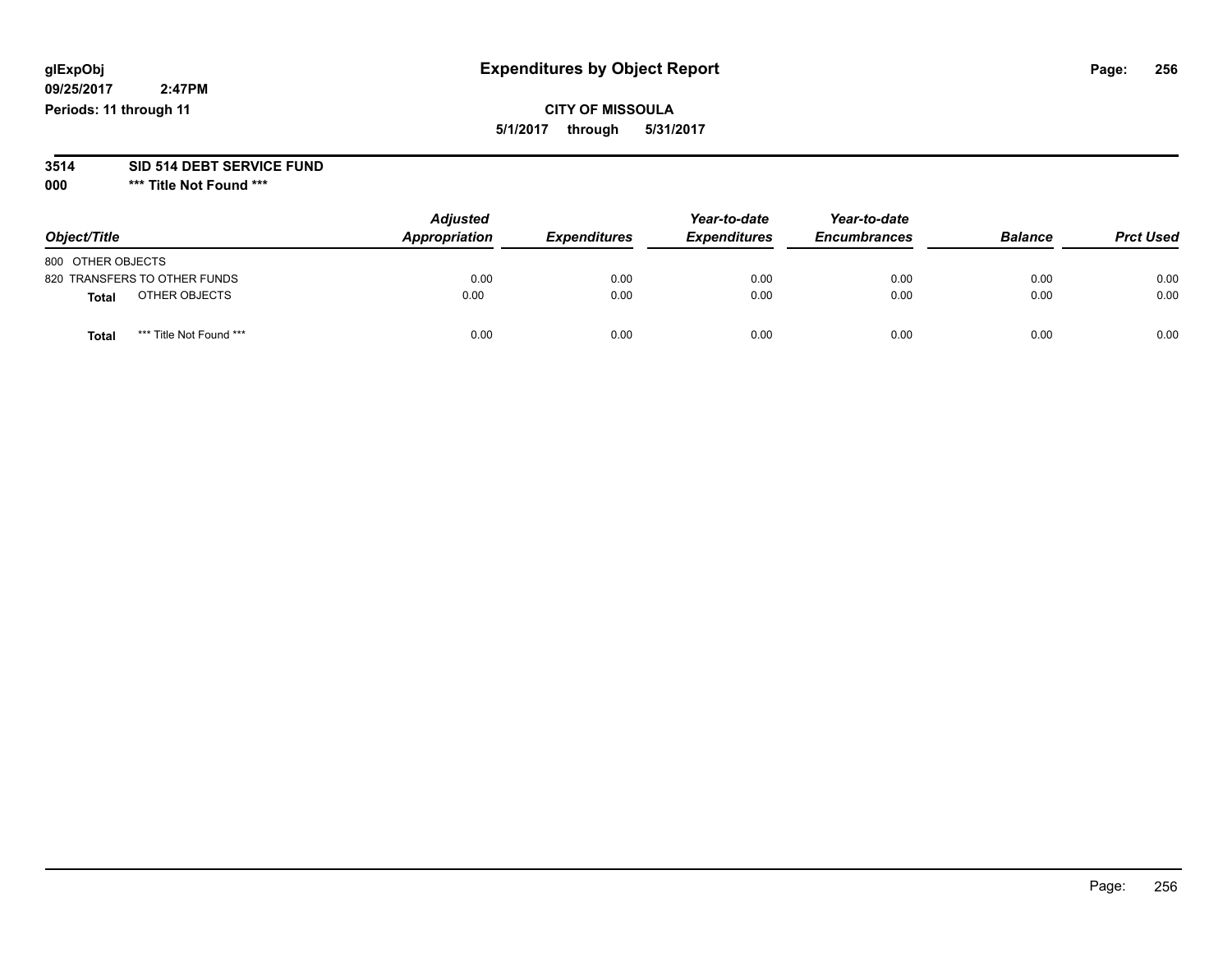# Expenditures by Object Report

glExpObj
09/25/2017 2:47PM
Periods: 11 through 11

**CITY OF MISSOULA**
**5/1/2017 through 5/31/2017**

**3514 SID 514 DEBT SERVICE FUND**
**000 *** Title Not Found *****

| Object/Title | Adjusted Appropriation | Expenditures | Year-to-date Expenditures | Year-to-date Encumbrances | Balance | Prct Used |
|---|---|---|---|---|---|---|
| 800 OTHER OBJECTS | | | | | | |
| 820 TRANSFERS TO OTHER FUNDS | 0.00 | 0.00 | 0.00 | 0.00 | 0.00 | 0.00 |
| **Total** OTHER OBJECTS | 0.00 | 0.00 | 0.00 | 0.00 | 0.00 | 0.00 |
| **Total** *** Title Not Found *** | 0.00 | 0.00 | 0.00 | 0.00 | 0.00 | 0.00 |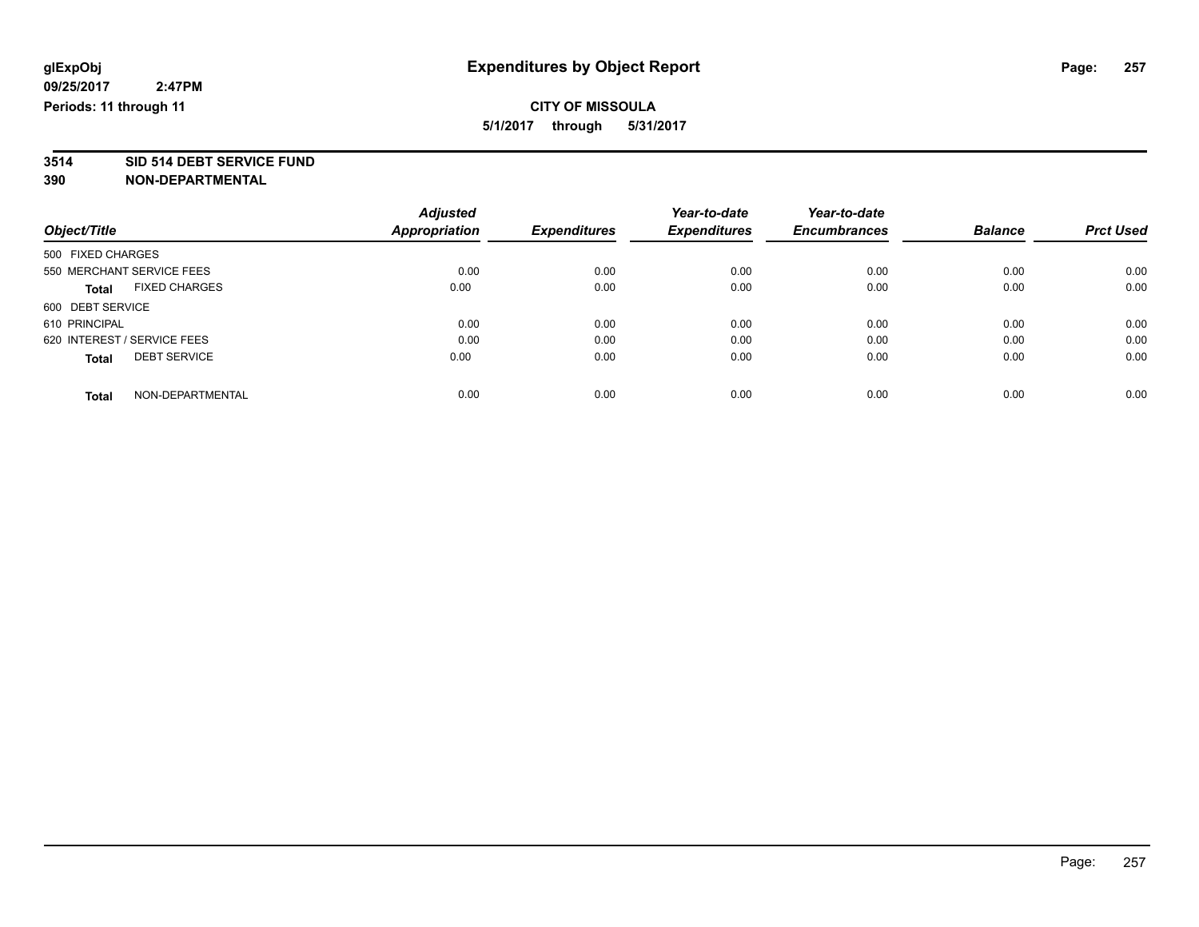**glExpObj**
**09/25/2017 2:47PM**
**Periods: 11 through 11**

# Expenditures by Object Report

**CITY OF MISSOULA**
**5/1/2017 through 5/31/2017**

**3514 SID 514 DEBT SERVICE FUND**
**390 NON-DEPARTMENTAL**

| Object/Title | Adjusted Appropriation | Expenditures | Year-to-date Expenditures | Year-to-date Encumbrances | Balance | Prct Used |
|---|---|---|---|---|---|---|
| 500 FIXED CHARGES | | | | | | |
| 550 MERCHANT SERVICE FEES | 0.00 | 0.00 | 0.00 | 0.00 | 0.00 | 0.00 |
| **Total** FIXED CHARGES | 0.00 | 0.00 | 0.00 | 0.00 | 0.00 | 0.00 |
| 600 DEBT SERVICE | | | | | | |
| 610 PRINCIPAL | 0.00 | 0.00 | 0.00 | 0.00 | 0.00 | 0.00 |
| 620 INTEREST / SERVICE FEES | 0.00 | 0.00 | 0.00 | 0.00 | 0.00 | 0.00 |
| **Total** DEBT SERVICE | 0.00 | 0.00 | 0.00 | 0.00 | 0.00 | 0.00 |
| **Total** NON-DEPARTMENTAL | 0.00 | 0.00 | 0.00 | 0.00 | 0.00 | 0.00 |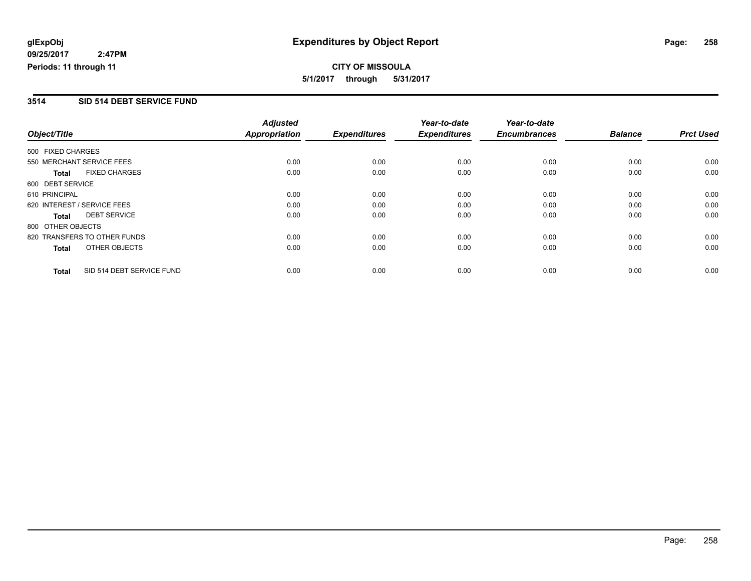glExpObj
09/25/2017 2:47PM
Periods: 11 through 11

# Expenditures by Object Report

**CITY OF MISSOULA**
**5/1/2017 through 5/31/2017**

## 3514 SID 514 DEBT SERVICE FUND

| Object/Title | Adjusted Appropriation | Expenditures | Year-to-date Expenditures | Year-to-date Encumbrances | Balance | Prct Used |
|---|---|---|---|---|---|---|
| 500 FIXED CHARGES | | | | | | |
| 550 MERCHANT SERVICE FEES | 0.00 | 0.00 | 0.00 | 0.00 | 0.00 | 0.00 |
| **Total** FIXED CHARGES | 0.00 | 0.00 | 0.00 | 0.00 | 0.00 | 0.00 |
| 600 DEBT SERVICE | | | | | | |
| 610 PRINCIPAL | 0.00 | 0.00 | 0.00 | 0.00 | 0.00 | 0.00 |
| 620 INTEREST / SERVICE FEES | 0.00 | 0.00 | 0.00 | 0.00 | 0.00 | 0.00 |
| **Total** DEBT SERVICE | 0.00 | 0.00 | 0.00 | 0.00 | 0.00 | 0.00 |
| 800 OTHER OBJECTS | | | | | | |
| 820 TRANSFERS TO OTHER FUNDS | 0.00 | 0.00 | 0.00 | 0.00 | 0.00 | 0.00 |
| **Total** OTHER OBJECTS | 0.00 | 0.00 | 0.00 | 0.00 | 0.00 | 0.00 |
| **Total** SID 514 DEBT SERVICE FUND | 0.00 | 0.00 | 0.00 | 0.00 | 0.00 | 0.00 |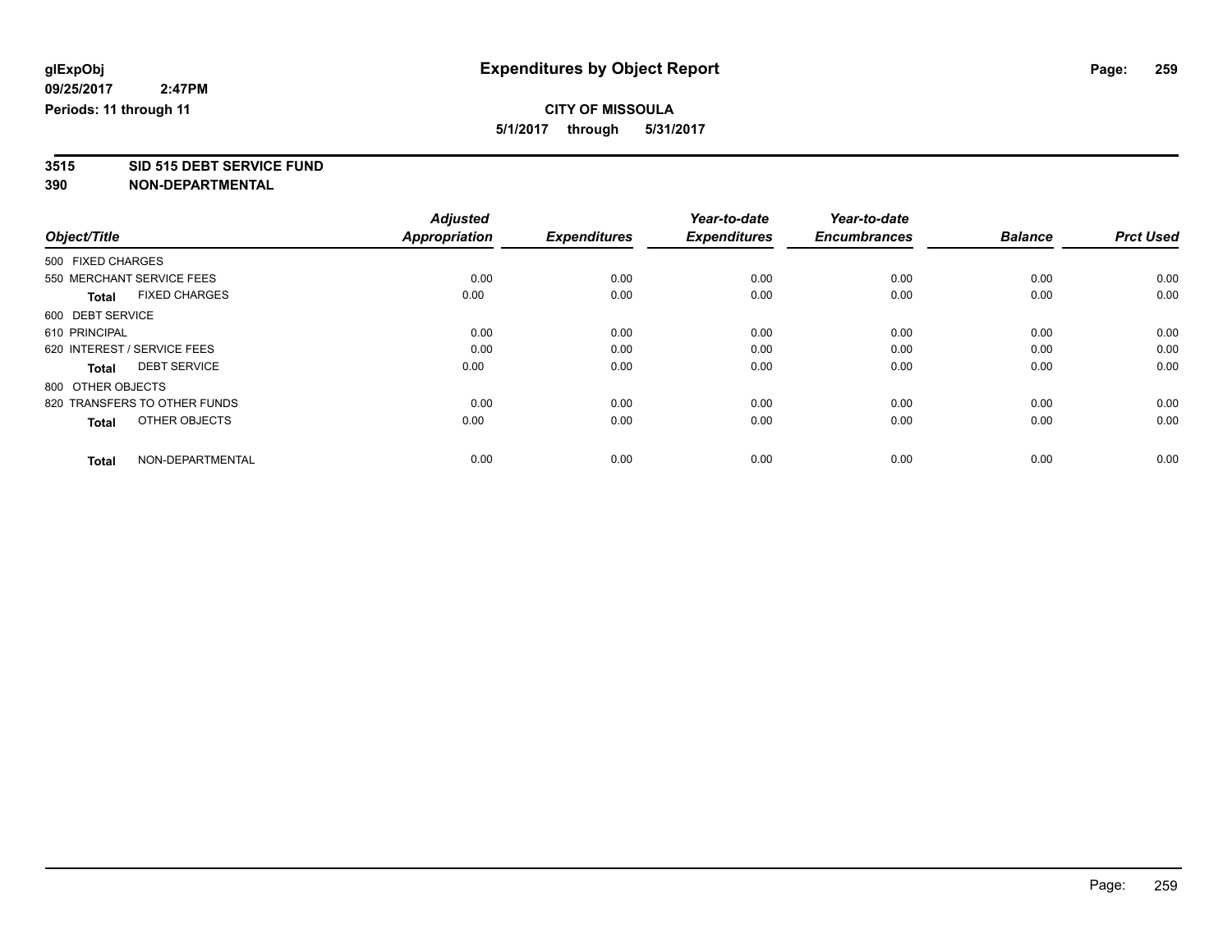**glExpObj**
**09/25/2017 2:47PM**
**Periods: 11 through 11**

# Expenditures by Object Report

**CITY OF MISSOULA**
**5/1/2017 through 5/31/2017**

**3515 SID 515 DEBT SERVICE FUND**
**390 NON-DEPARTMENTAL**

| Object/Title | Adjusted Appropriation | Expenditures | Year-to-date Expenditures | Year-to-date Encumbrances | Balance | Prct Used |
|---|---|---|---|---|---|---|
| 500 FIXED CHARGES | | | | | | |
| 550 MERCHANT SERVICE FEES | 0.00 | 0.00 | 0.00 | 0.00 | 0.00 | 0.00 |
| **Total** FIXED CHARGES | 0.00 | 0.00 | 0.00 | 0.00 | 0.00 | 0.00 |
| 600 DEBT SERVICE | | | | | | |
| 610 PRINCIPAL | 0.00 | 0.00 | 0.00 | 0.00 | 0.00 | 0.00 |
| 620 INTEREST / SERVICE FEES | 0.00 | 0.00 | 0.00 | 0.00 | 0.00 | 0.00 |
| **Total** DEBT SERVICE | 0.00 | 0.00 | 0.00 | 0.00 | 0.00 | 0.00 |
| 800 OTHER OBJECTS | | | | | | |
| 820 TRANSFERS TO OTHER FUNDS | 0.00 | 0.00 | 0.00 | 0.00 | 0.00 | 0.00 |
| **Total** OTHER OBJECTS | 0.00 | 0.00 | 0.00 | 0.00 | 0.00 | 0.00 |
| **Total** NON-DEPARTMENTAL | 0.00 | 0.00 | 0.00 | 0.00 | 0.00 | 0.00 |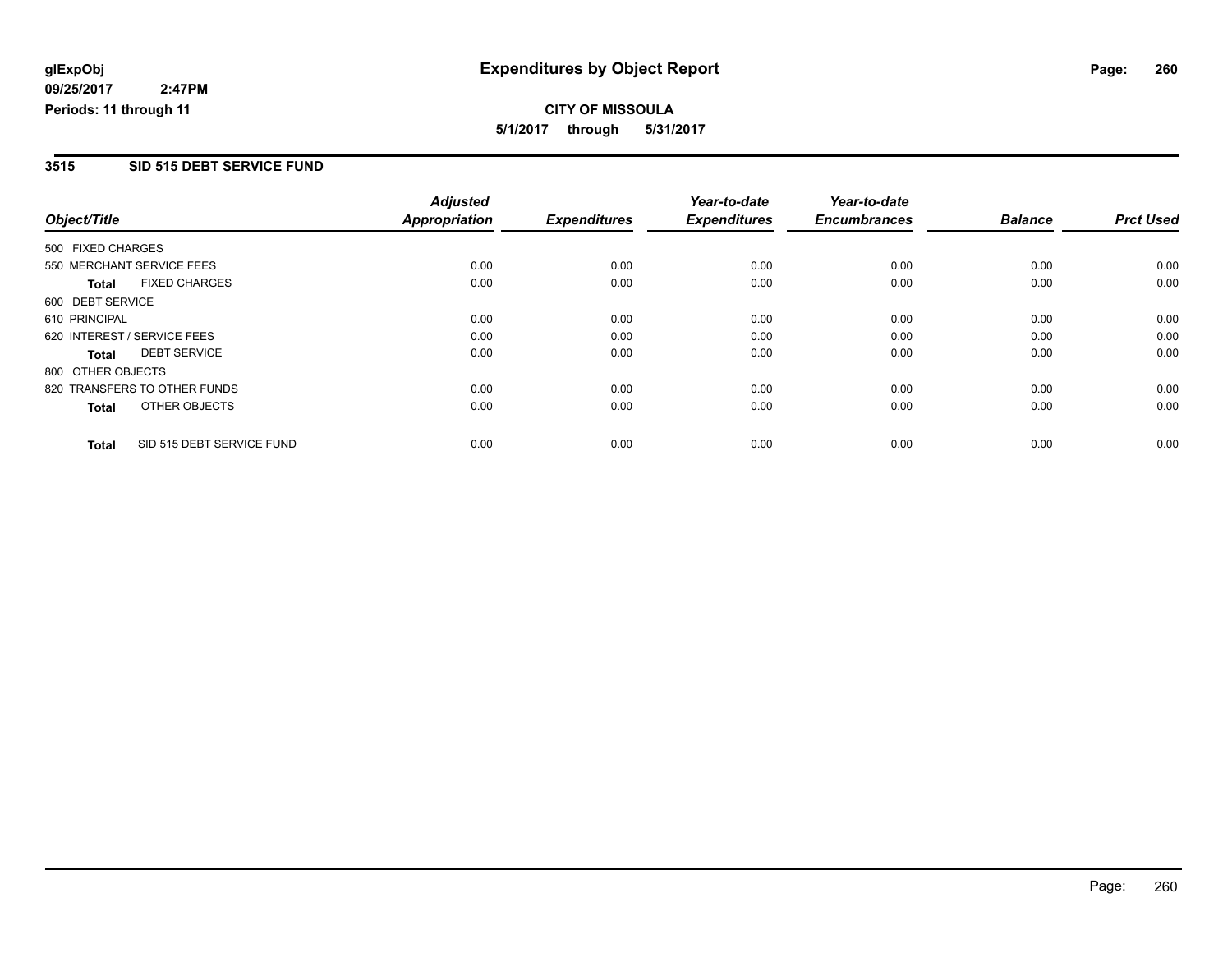**glExpObj**
**09/25/2017 2:47PM**
**Periods: 11 through 11**

# Expenditures by Object Report

**CITY OF MISSOULA**
**5/1/2017 through 5/31/2017**

## 3515 SID 515 DEBT SERVICE FUND

| Object/Title | Adjusted Appropriation | Expenditures | Year-to-date Expenditures | Year-to-date Encumbrances | Balance | Prct Used |
|---|---|---|---|---|---|---|
| 500 FIXED CHARGES | | | | | | |
| 550 MERCHANT SERVICE FEES | 0.00 | 0.00 | 0.00 | 0.00 | 0.00 | 0.00 |
| **Total** FIXED CHARGES | 0.00 | 0.00 | 0.00 | 0.00 | 0.00 | 0.00 |
| 600 DEBT SERVICE | | | | | | |
| 610 PRINCIPAL | 0.00 | 0.00 | 0.00 | 0.00 | 0.00 | 0.00 |
| 620 INTEREST / SERVICE FEES | 0.00 | 0.00 | 0.00 | 0.00 | 0.00 | 0.00 |
| **Total** DEBT SERVICE | 0.00 | 0.00 | 0.00 | 0.00 | 0.00 | 0.00 |
| 800 OTHER OBJECTS | | | | | | |
| 820 TRANSFERS TO OTHER FUNDS | 0.00 | 0.00 | 0.00 | 0.00 | 0.00 | 0.00 |
| **Total** OTHER OBJECTS | 0.00 | 0.00 | 0.00 | 0.00 | 0.00 | 0.00 |
| **Total** SID 515 DEBT SERVICE FUND | 0.00 | 0.00 | 0.00 | 0.00 | 0.00 | 0.00 |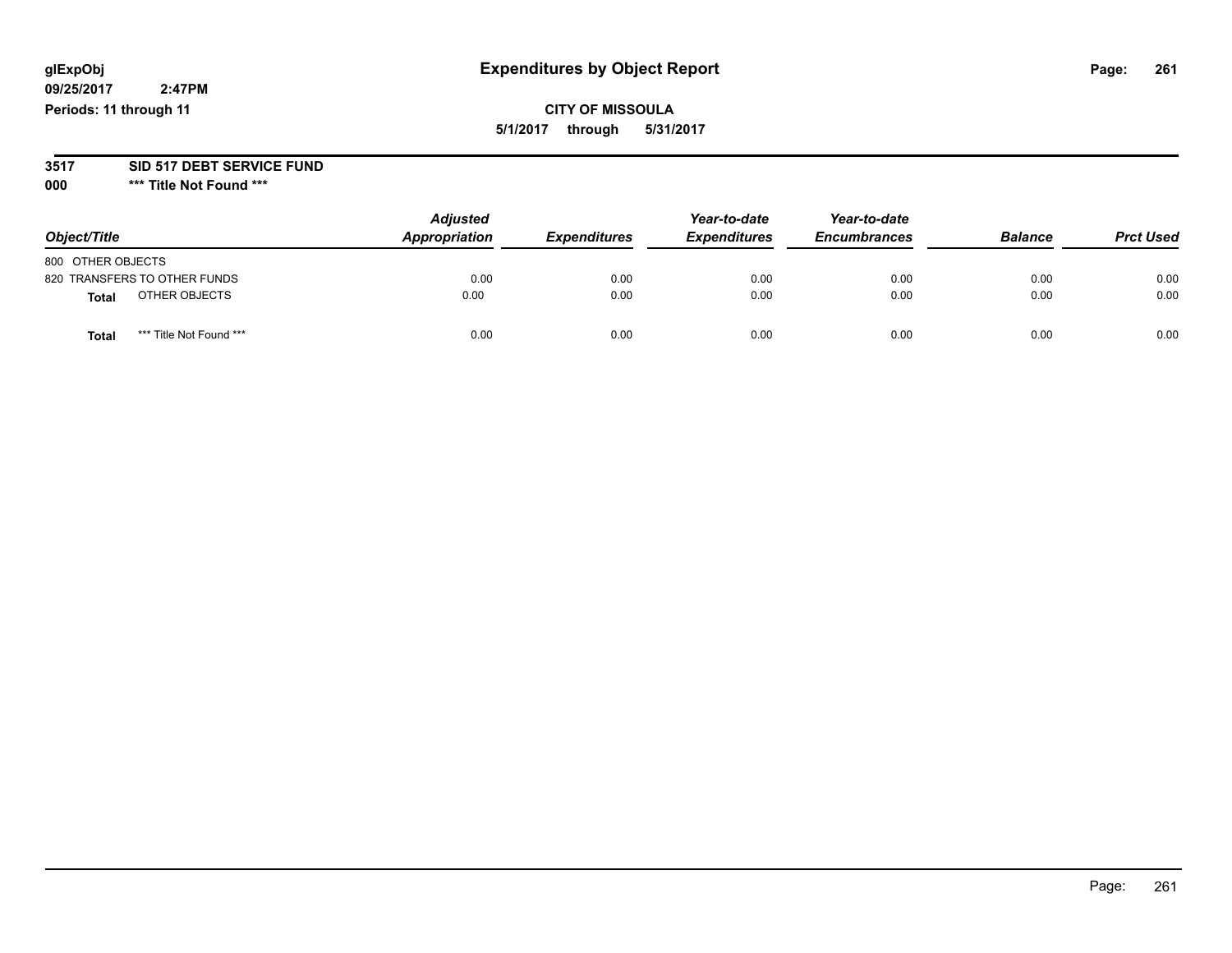# Expenditures by Object Report

glExpObj
09/25/2017 2:47PM
Periods: 11 through 11

**CITY OF MISSOULA**
**5/1/2017 through 5/31/2017**

**3517 SID 517 DEBT SERVICE FUND**
**000 \*\*\* Title Not Found \*\*\***

| Object/Title | Adjusted Appropriation | Expenditures | Year-to-date Expenditures | Year-to-date Encumbrances | Balance | Prct Used |
|---|---|---|---|---|---|---|
| 800 OTHER OBJECTS | | | | | | |
| 820 TRANSFERS TO OTHER FUNDS | 0.00 | 0.00 | 0.00 | 0.00 | 0.00 | 0.00 |
| **Total** OTHER OBJECTS | 0.00 | 0.00 | 0.00 | 0.00 | 0.00 | 0.00 |
| **Total** *** Title Not Found *** | 0.00 | 0.00 | 0.00 | 0.00 | 0.00 | 0.00 |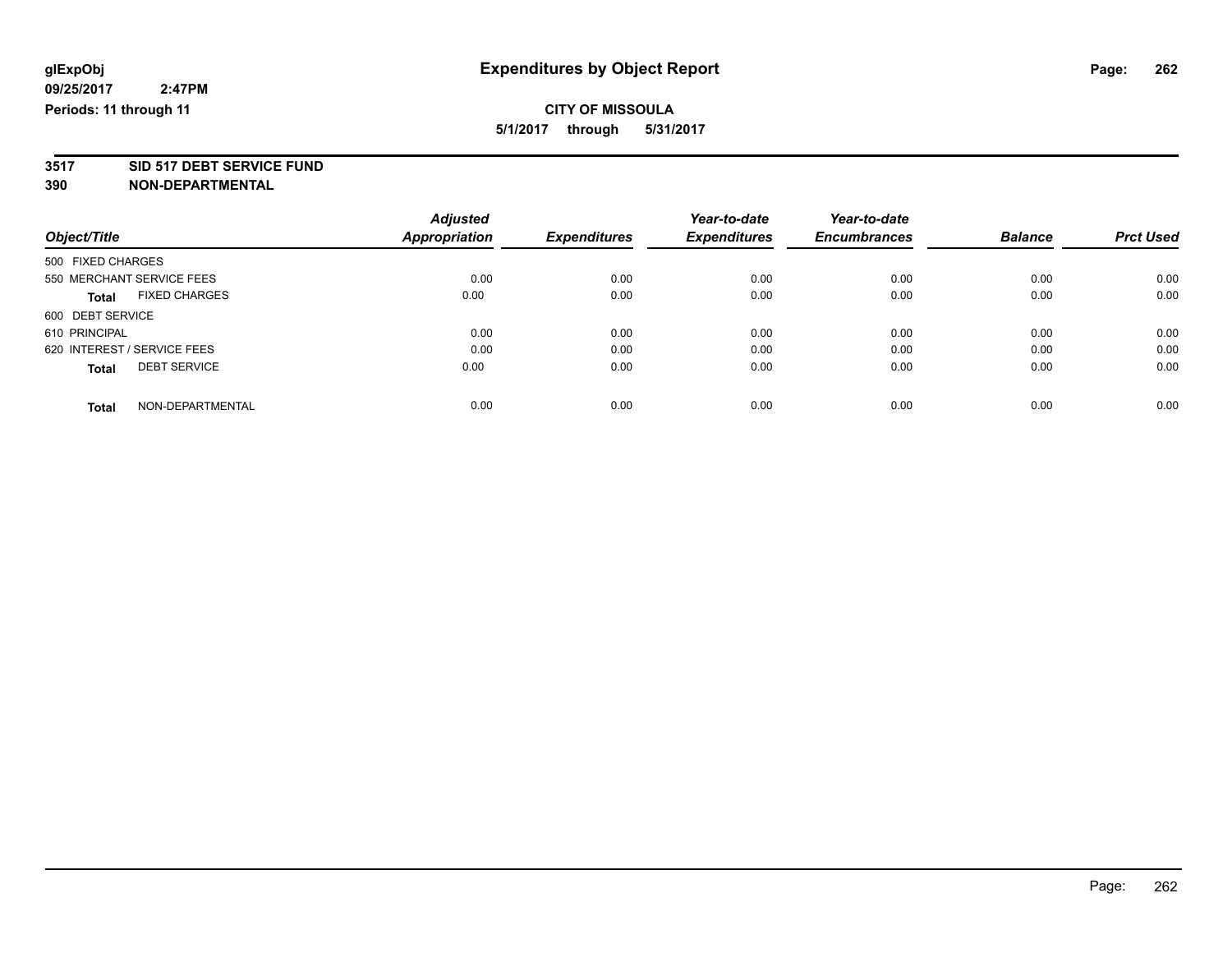**glExpObj**
**09/25/2017 2:47PM**
**Periods: 11 through 11**

# Expenditures by Object Report

**CITY OF MISSOULA**
**5/1/2017 through 5/31/2017**

**3517 SID 517 DEBT SERVICE FUND**
**390 NON-DEPARTMENTAL**

| Object/Title | Adjusted Appropriation | Expenditures | Year-to-date Expenditures | Year-to-date Encumbrances | Balance | Prct Used |
|---|---|---|---|---|---|---|
| 500 FIXED CHARGES | | | | | | |
| 550 MERCHANT SERVICE FEES | 0.00 | 0.00 | 0.00 | 0.00 | 0.00 | 0.00 |
| **Total** FIXED CHARGES | 0.00 | 0.00 | 0.00 | 0.00 | 0.00 | 0.00 |
| 600 DEBT SERVICE | | | | | | |
| 610 PRINCIPAL | 0.00 | 0.00 | 0.00 | 0.00 | 0.00 | 0.00 |
| 620 INTEREST / SERVICE FEES | 0.00 | 0.00 | 0.00 | 0.00 | 0.00 | 0.00 |
| **Total** DEBT SERVICE | 0.00 | 0.00 | 0.00 | 0.00 | 0.00 | 0.00 |
| **Total** NON-DEPARTMENTAL | 0.00 | 0.00 | 0.00 | 0.00 | 0.00 | 0.00 |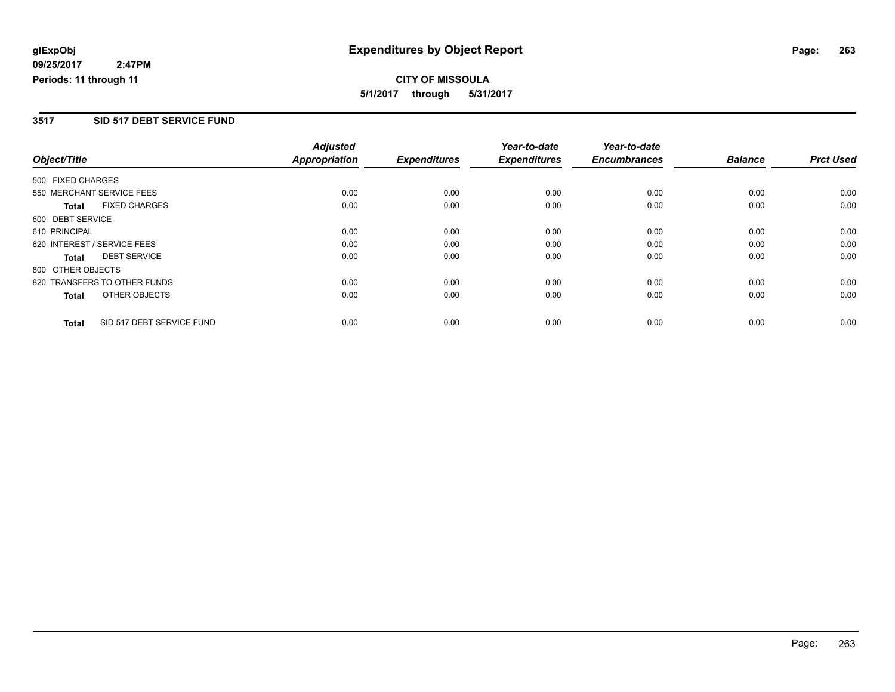# Expenditures by Object Report

glExpObj
09/25/2017 2:47PM
Periods: 11 through 11

**CITY OF MISSOULA**
**5/1/2017 through 5/31/2017**

## 3517 SID 517 DEBT SERVICE FUND

| Object/Title | Adjusted Appropriation | Expenditures | Year-to-date Expenditures | Year-to-date Encumbrances | Balance | Prct Used |
|---|---|---|---|---|---|---|
| 500 FIXED CHARGES | | | | | | |
| 550 MERCHANT SERVICE FEES | 0.00 | 0.00 | 0.00 | 0.00 | 0.00 | 0.00 |
| **Total** FIXED CHARGES | 0.00 | 0.00 | 0.00 | 0.00 | 0.00 | 0.00 |
| 600 DEBT SERVICE | | | | | | |
| 610 PRINCIPAL | 0.00 | 0.00 | 0.00 | 0.00 | 0.00 | 0.00 |
| 620 INTEREST / SERVICE FEES | 0.00 | 0.00 | 0.00 | 0.00 | 0.00 | 0.00 |
| **Total** DEBT SERVICE | 0.00 | 0.00 | 0.00 | 0.00 | 0.00 | 0.00 |
| 800 OTHER OBJECTS | | | | | | |
| 820 TRANSFERS TO OTHER FUNDS | 0.00 | 0.00 | 0.00 | 0.00 | 0.00 | 0.00 |
| **Total** OTHER OBJECTS | 0.00 | 0.00 | 0.00 | 0.00 | 0.00 | 0.00 |
| **Total** SID 517 DEBT SERVICE FUND | 0.00 | 0.00 | 0.00 | 0.00 | 0.00 | 0.00 |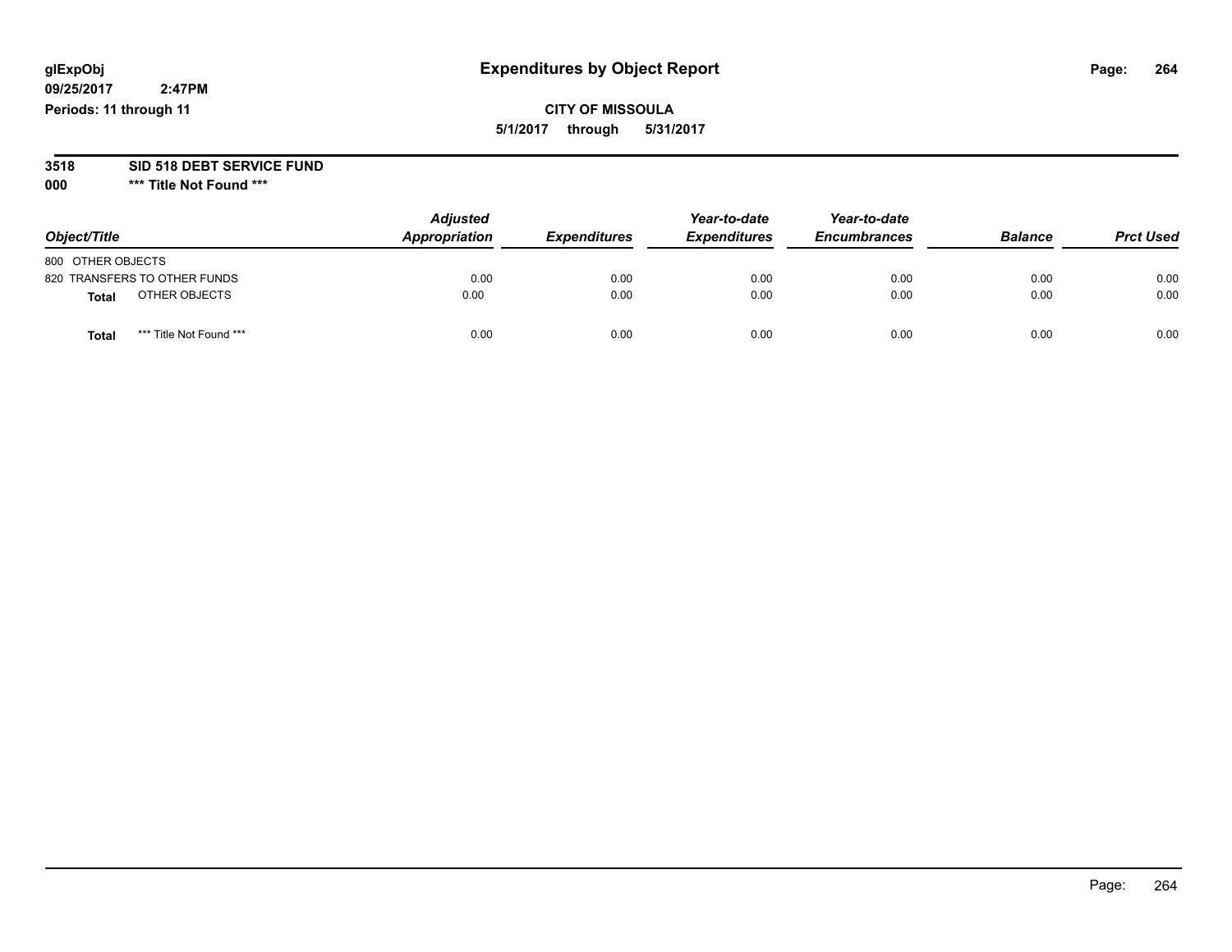**glExpObj**
**09/25/2017 2:47PM**
**Periods: 11 through 11**

# Expenditures by Object Report

**CITY OF MISSOULA**
**5/1/2017 through 5/31/2017**

**3518 SID 518 DEBT SERVICE FUND**
**000 \*\*\* Title Not Found \*\*\***

| Object/Title | Adjusted Appropriation | Expenditures | Year-to-date Expenditures | Year-to-date Encumbrances | Balance | Prct Used |
|---|---|---|---|---|---|---|
| 800 OTHER OBJECTS | | | | | | |
| 820 TRANSFERS TO OTHER FUNDS | 0.00 | 0.00 | 0.00 | 0.00 | 0.00 | 0.00 |
| **Total** OTHER OBJECTS | 0.00 | 0.00 | 0.00 | 0.00 | 0.00 | 0.00 |
| **Total** *** Title Not Found *** | 0.00 | 0.00 | 0.00 | 0.00 | 0.00 | 0.00 |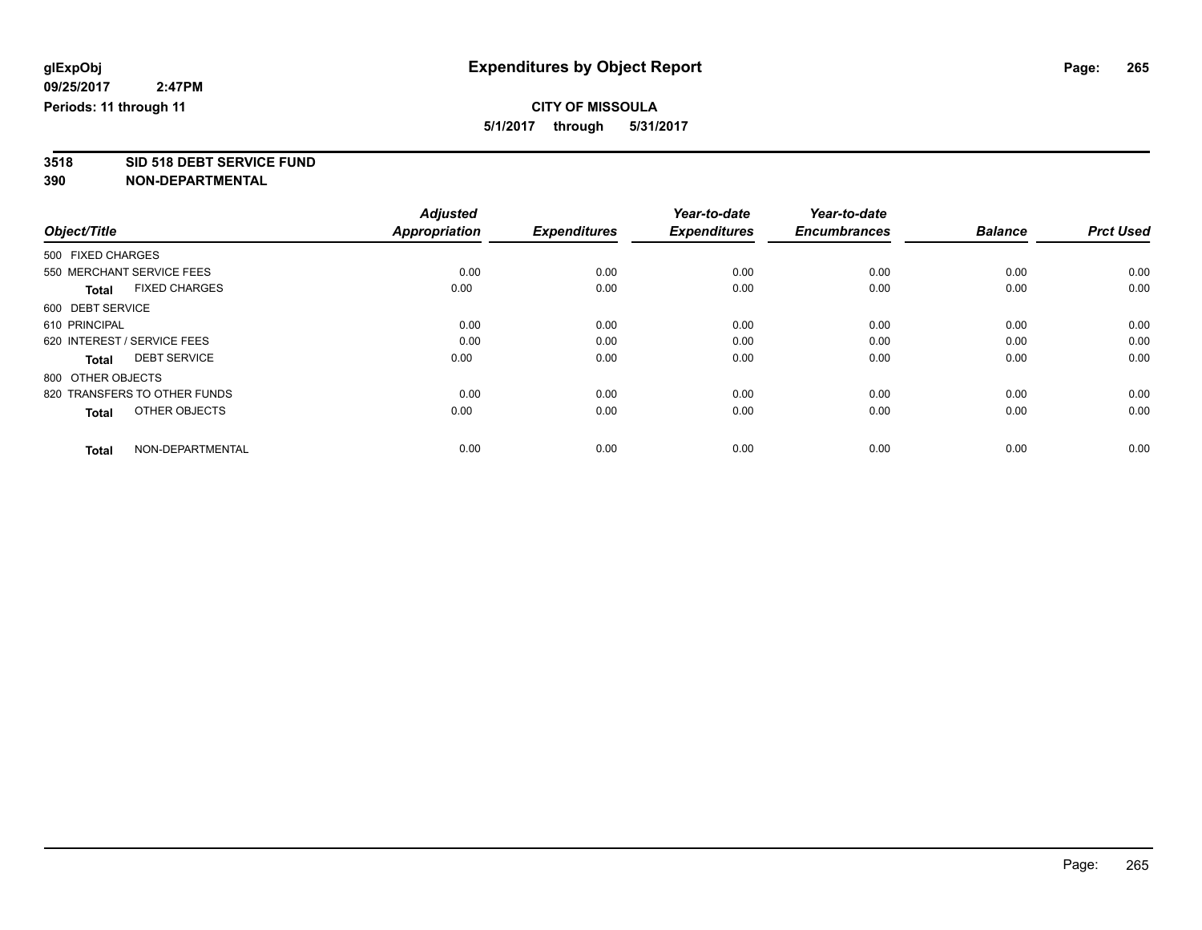**glExpObj** | **Expenditures by Object Report**

**09/25/2017 2:47PM**

**Periods: 11 through 11**

**CITY OF MISSOULA**

**5/1/2017 through 5/31/2017**

**3518 SID 518 DEBT SERVICE FUND**

**390 NON-DEPARTMENTAL**

| Object/Title | Adjusted Appropriation | Expenditures | Year-to-date Expenditures | Year-to-date Encumbrances | Balance | Prct Used |
|---|---|---|---|---|---|---|
| 500 FIXED CHARGES | | | | | | |
| 550 MERCHANT SERVICE FEES | 0.00 | 0.00 | 0.00 | 0.00 | 0.00 | 0.00 |
| **Total** FIXED CHARGES | 0.00 | 0.00 | 0.00 | 0.00 | 0.00 | 0.00 |
| 600 DEBT SERVICE | | | | | | |
| 610 PRINCIPAL | 0.00 | 0.00 | 0.00 | 0.00 | 0.00 | 0.00 |
| 620 INTEREST / SERVICE FEES | 0.00 | 0.00 | 0.00 | 0.00 | 0.00 | 0.00 |
| **Total** DEBT SERVICE | 0.00 | 0.00 | 0.00 | 0.00 | 0.00 | 0.00 |
| 800 OTHER OBJECTS | | | | | | |
| 820 TRANSFERS TO OTHER FUNDS | 0.00 | 0.00 | 0.00 | 0.00 | 0.00 | 0.00 |
| **Total** OTHER OBJECTS | 0.00 | 0.00 | 0.00 | 0.00 | 0.00 | 0.00 |
| **Total** NON-DEPARTMENTAL | 0.00 | 0.00 | 0.00 | 0.00 | 0.00 | 0.00 |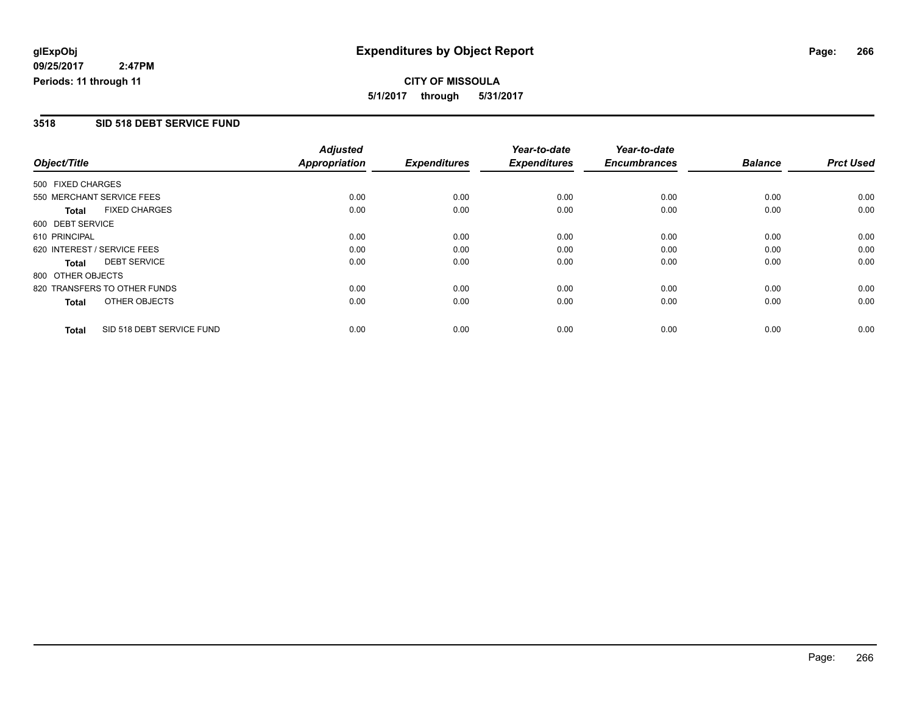**glExpObj** **Expenditures by Object Report**

**09/25/2017 2:47PM**

**Periods: 11 through 11**

**CITY OF MISSOULA**

**5/1/2017 through 5/31/2017**

## 3518 SID 518 DEBT SERVICE FUND

| Object/Title | Adjusted Appropriation | Expenditures | Year-to-date Expenditures | Year-to-date Encumbrances | Balance | Prct Used |
|---|---|---|---|---|---|---|
| 500 FIXED CHARGES | | | | | | |
| 550 MERCHANT SERVICE FEES | 0.00 | 0.00 | 0.00 | 0.00 | 0.00 | 0.00 |
| **Total** FIXED CHARGES | 0.00 | 0.00 | 0.00 | 0.00 | 0.00 | 0.00 |
| 600 DEBT SERVICE | | | | | | |
| 610 PRINCIPAL | 0.00 | 0.00 | 0.00 | 0.00 | 0.00 | 0.00 |
| 620 INTEREST / SERVICE FEES | 0.00 | 0.00 | 0.00 | 0.00 | 0.00 | 0.00 |
| **Total** DEBT SERVICE | 0.00 | 0.00 | 0.00 | 0.00 | 0.00 | 0.00 |
| 800 OTHER OBJECTS | | | | | | |
| 820 TRANSFERS TO OTHER FUNDS | 0.00 | 0.00 | 0.00 | 0.00 | 0.00 | 0.00 |
| **Total** OTHER OBJECTS | 0.00 | 0.00 | 0.00 | 0.00 | 0.00 | 0.00 |
| **Total** SID 518 DEBT SERVICE FUND | 0.00 | 0.00 | 0.00 | 0.00 | 0.00 | 0.00 |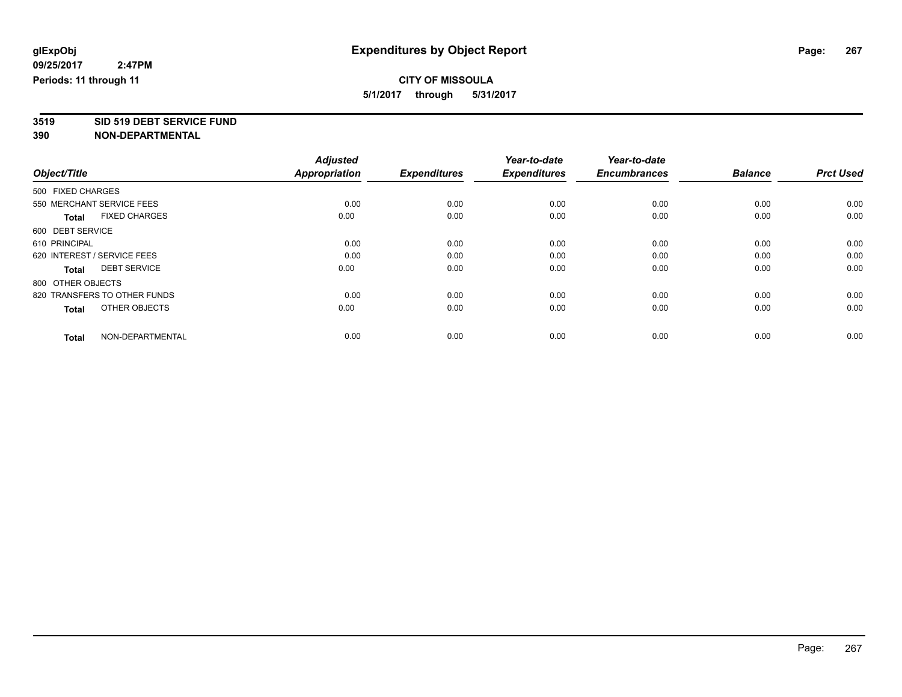**glExpObj**
**09/25/2017 2:47PM**
**Periods: 11 through 11**

# Expenditures by Object Report

**CITY OF MISSOULA**
**5/1/2017 through 5/31/2017**

**3519 SID 519 DEBT SERVICE FUND**
**390 NON-DEPARTMENTAL**

| Object/Title | Adjusted Appropriation | Expenditures | Year-to-date Expenditures | Year-to-date Encumbrances | Balance | Prct Used |
|---|---|---|---|---|---|---|
| 500 FIXED CHARGES | | | | | | |
| 550 MERCHANT SERVICE FEES | 0.00 | 0.00 | 0.00 | 0.00 | 0.00 | 0.00 |
| **Total** FIXED CHARGES | 0.00 | 0.00 | 0.00 | 0.00 | 0.00 | 0.00 |
| 600 DEBT SERVICE | | | | | | |
| 610 PRINCIPAL | 0.00 | 0.00 | 0.00 | 0.00 | 0.00 | 0.00 |
| 620 INTEREST / SERVICE FEES | 0.00 | 0.00 | 0.00 | 0.00 | 0.00 | 0.00 |
| **Total** DEBT SERVICE | 0.00 | 0.00 | 0.00 | 0.00 | 0.00 | 0.00 |
| 800 OTHER OBJECTS | | | | | | |
| 820 TRANSFERS TO OTHER FUNDS | 0.00 | 0.00 | 0.00 | 0.00 | 0.00 | 0.00 |
| **Total** OTHER OBJECTS | 0.00 | 0.00 | 0.00 | 0.00 | 0.00 | 0.00 |
| **Total** NON-DEPARTMENTAL | 0.00 | 0.00 | 0.00 | 0.00 | 0.00 | 0.00 |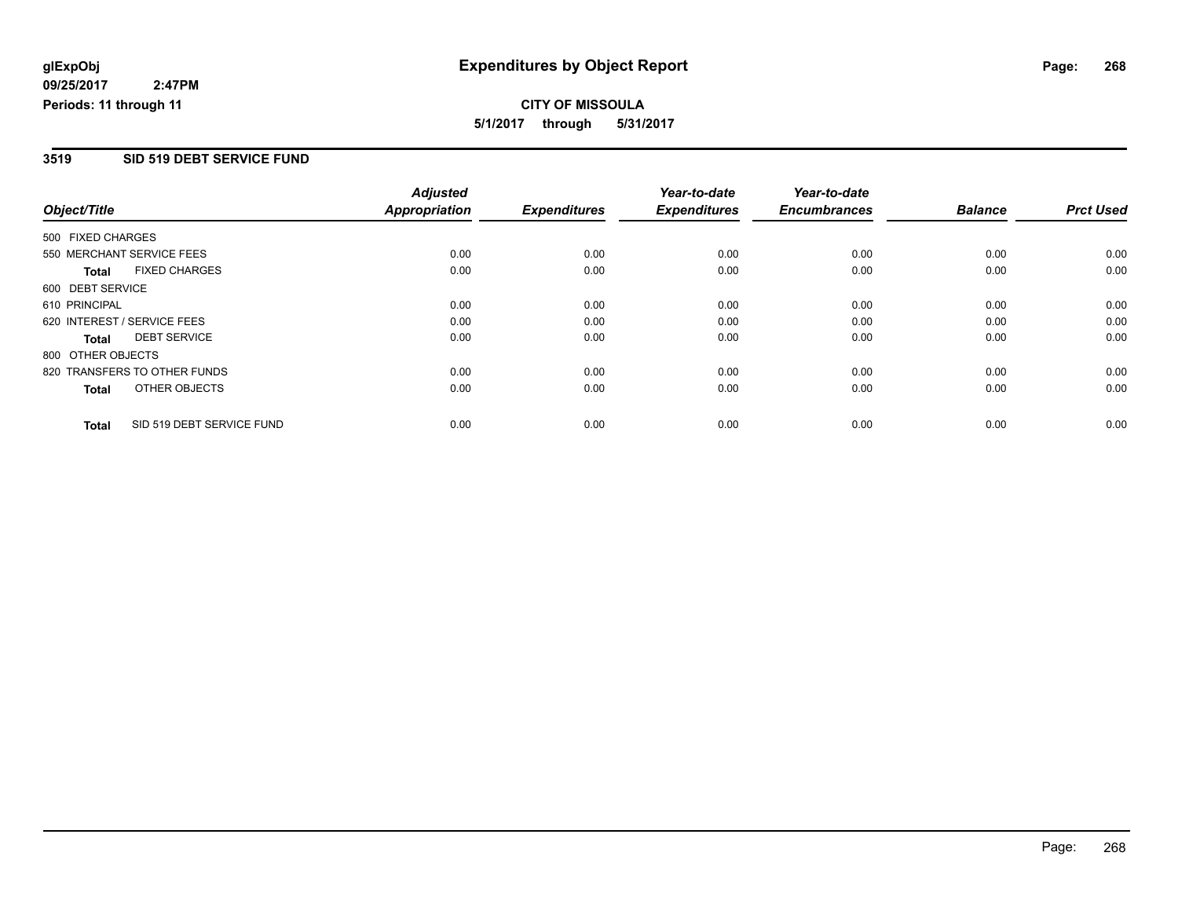**glExpObj**
**09/25/2017 2:47PM**
**Periods: 11 through 11**

# Expenditures by Object Report

**CITY OF MISSOULA**
**5/1/2017 through 5/31/2017**

## 3519 SID 519 DEBT SERVICE FUND

| Object/Title | Adjusted Appropriation | Expenditures | Year-to-date Expenditures | Year-to-date Encumbrances | Balance | Prct Used |
|---|---|---|---|---|---|---|
| 500 FIXED CHARGES | | | | | | |
| 550 MERCHANT SERVICE FEES | 0.00 | 0.00 | 0.00 | 0.00 | 0.00 | 0.00 |
| **Total** FIXED CHARGES | 0.00 | 0.00 | 0.00 | 0.00 | 0.00 | 0.00 |
| 600 DEBT SERVICE | | | | | | |
| 610 PRINCIPAL | 0.00 | 0.00 | 0.00 | 0.00 | 0.00 | 0.00 |
| 620 INTEREST / SERVICE FEES | 0.00 | 0.00 | 0.00 | 0.00 | 0.00 | 0.00 |
| **Total** DEBT SERVICE | 0.00 | 0.00 | 0.00 | 0.00 | 0.00 | 0.00 |
| 800 OTHER OBJECTS | | | | | | |
| 820 TRANSFERS TO OTHER FUNDS | 0.00 | 0.00 | 0.00 | 0.00 | 0.00 | 0.00 |
| **Total** OTHER OBJECTS | 0.00 | 0.00 | 0.00 | 0.00 | 0.00 | 0.00 |
| **Total** SID 519 DEBT SERVICE FUND | 0.00 | 0.00 | 0.00 | 0.00 | 0.00 | 0.00 |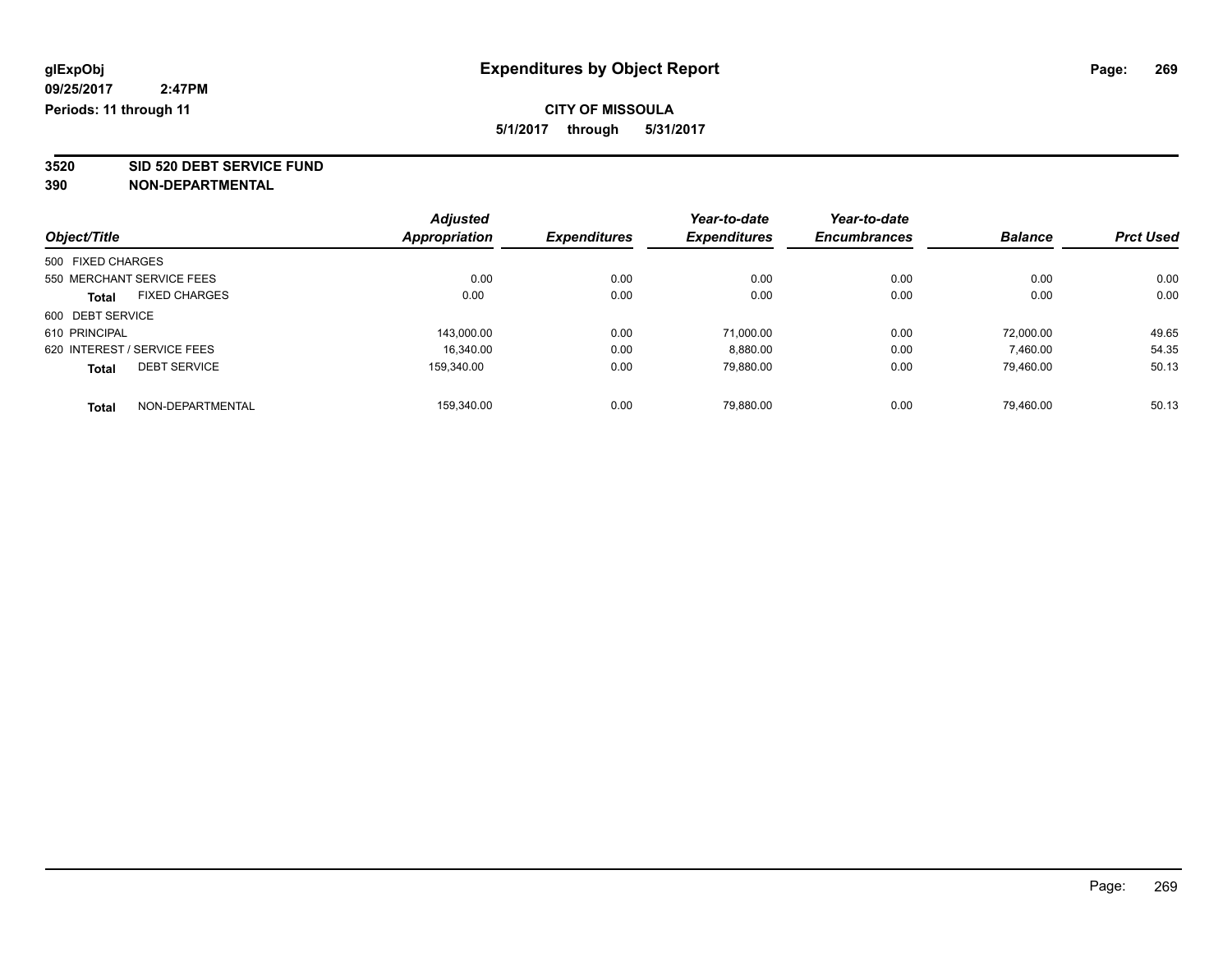# Expenditures by Object Report

glExpObj
09/25/2017 2:47PM
Periods: 11 through 11

**CITY OF MISSOULA**
**5/1/2017 through 5/31/2017**

**3520 SID 520 DEBT SERVICE FUND**
**390 NON-DEPARTMENTAL**

| Object/Title | Adjusted Appropriation | Expenditures | Year-to-date Expenditures | Year-to-date Encumbrances | Balance | Prct Used |
|---|---|---|---|---|---|---|
| 500 FIXED CHARGES | | | | | | |
| 550 MERCHANT SERVICE FEES | 0.00 | 0.00 | 0.00 | 0.00 | 0.00 | 0.00 |
| **Total** FIXED CHARGES | 0.00 | 0.00 | 0.00 | 0.00 | 0.00 | 0.00 |
| 600 DEBT SERVICE | | | | | | |
| 610 PRINCIPAL | 143,000.00 | 0.00 | 71,000.00 | 0.00 | 72,000.00 | 49.65 |
| 620 INTEREST / SERVICE FEES | 16,340.00 | 0.00 | 8,880.00 | 0.00 | 7,460.00 | 54.35 |
| **Total** DEBT SERVICE | 159,340.00 | 0.00 | 79,880.00 | 0.00 | 79,460.00 | 50.13 |
| **Total** NON-DEPARTMENTAL | 159,340.00 | 0.00 | 79,880.00 | 0.00 | 79,460.00 | 50.13 |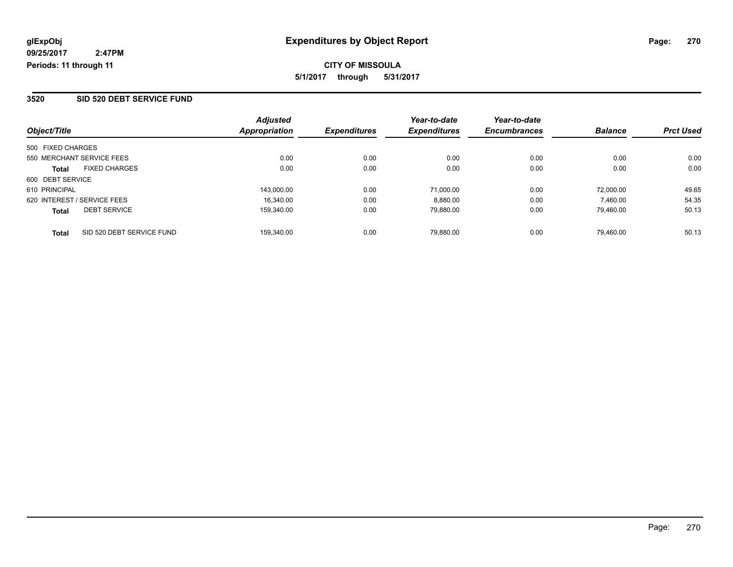glExpObj
09/25/2017 2:47PM
Periods: 11 through 11

# Expenditures by Object Report

**CITY OF MISSOULA**
**5/1/2017 through 5/31/2017**

## 3520 SID 520 DEBT SERVICE FUND

| Object/Title | | Adjusted Appropriation | Expenditures | Year-to-date Expenditures | Year-to-date Encumbrances | Balance | Prct Used |
|---|---|---|---|---|---|---|---|
| 500 FIXED CHARGES | | | | | | | |
| 550 MERCHANT SERVICE FEES | | 0.00 | 0.00 | 0.00 | 0.00 | 0.00 | 0.00 |
| **Total** | FIXED CHARGES | 0.00 | 0.00 | 0.00 | 0.00 | 0.00 | 0.00 |
| 600 DEBT SERVICE | | | | | | | |
| 610 PRINCIPAL | | 143,000.00 | 0.00 | 71,000.00 | 0.00 | 72,000.00 | 49.65 |
| 620 INTEREST / SERVICE FEES | | 16,340.00 | 0.00 | 8,880.00 | 0.00 | 7,460.00 | 54.35 |
| **Total** | DEBT SERVICE | 159,340.00 | 0.00 | 79,880.00 | 0.00 | 79,460.00 | 50.13 |
| **Total** | SID 520 DEBT SERVICE FUND | 159,340.00 | 0.00 | 79,880.00 | 0.00 | 79,460.00 | 50.13 |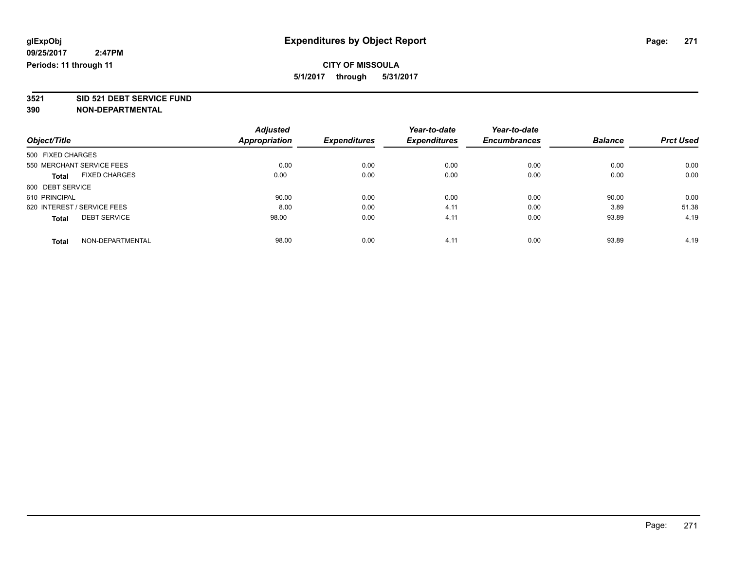**glExpObj**
**09/25/2017 2:47PM**
**Periods: 11 through 11**

# Expenditures by Object Report

**CITY OF MISSOULA**
**5/1/2017 through 5/31/2017**

**3521 SID 521 DEBT SERVICE FUND**
**390 NON-DEPARTMENTAL**

| Object/Title | Adjusted Appropriation | Expenditures | Year-to-date Expenditures | Year-to-date Encumbrances | Balance | Prct Used |
|---|---|---|---|---|---|---|
| 500 FIXED CHARGES | | | | | | |
| 550 MERCHANT SERVICE FEES | 0.00 | 0.00 | 0.00 | 0.00 | 0.00 | 0.00 |
| **Total** FIXED CHARGES | 0.00 | 0.00 | 0.00 | 0.00 | 0.00 | 0.00 |
| 600 DEBT SERVICE | | | | | | |
| 610 PRINCIPAL | 90.00 | 0.00 | 0.00 | 0.00 | 90.00 | 0.00 |
| 620 INTEREST / SERVICE FEES | 8.00 | 0.00 | 4.11 | 0.00 | 3.89 | 51.38 |
| **Total** DEBT SERVICE | 98.00 | 0.00 | 4.11 | 0.00 | 93.89 | 4.19 |
| **Total** NON-DEPARTMENTAL | 98.00 | 0.00 | 4.11 | 0.00 | 93.89 | 4.19 |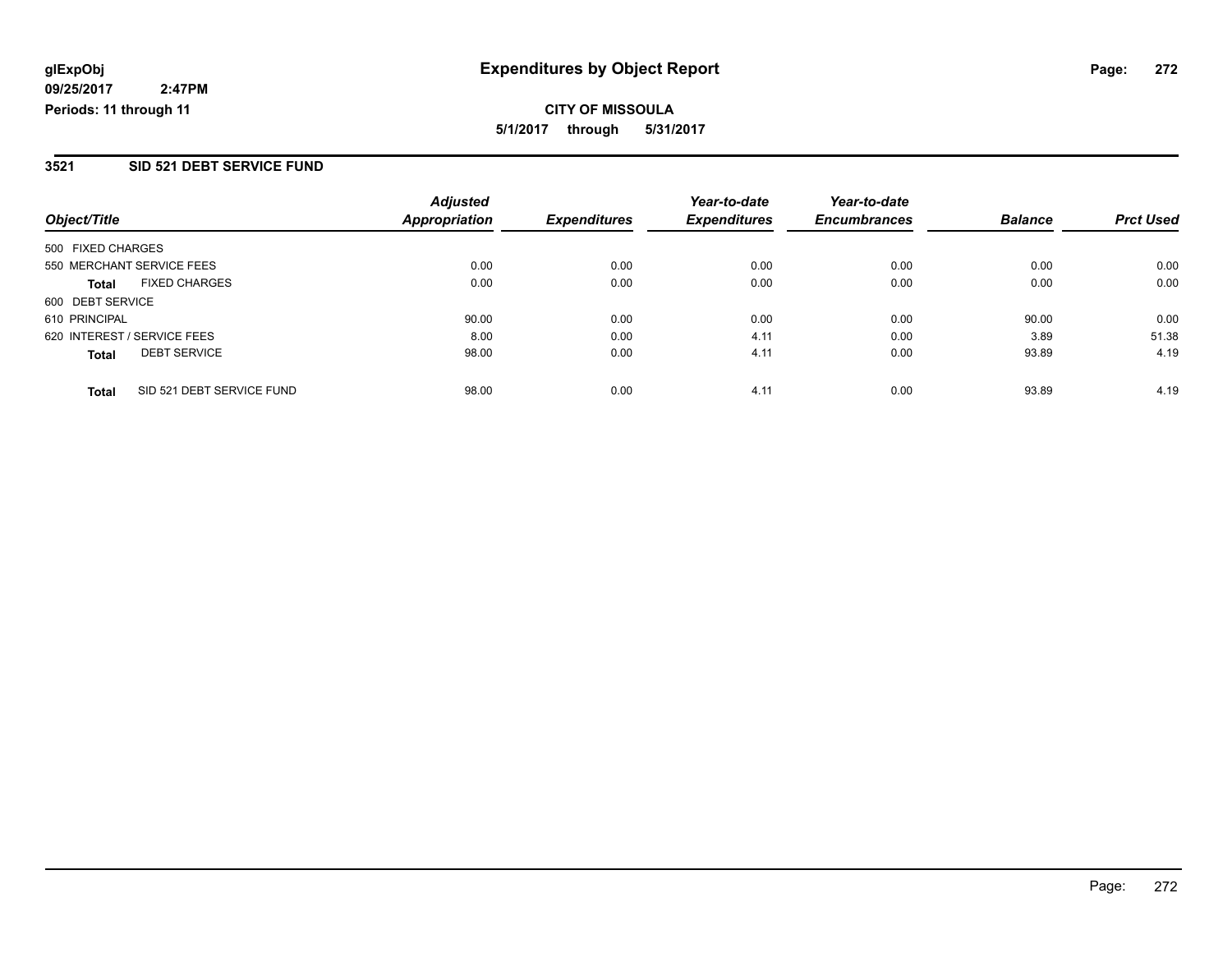glExpObj
09/25/2017 2:47PM
Periods: 11 through 11

# Expenditures by Object Report

**CITY OF MISSOULA**

**5/1/2017 through 5/31/2017**

## 3521 SID 521 DEBT SERVICE FUND

| Object/Title | | Adjusted Appropriation | Expenditures | Year-to-date Expenditures | Year-to-date Encumbrances | Balance | Prct Used |
|---|---|---|---|---|---|---|---|
| 500 FIXED CHARGES | | | | | | | |
| 550 MERCHANT SERVICE FEES | | 0.00 | 0.00 | 0.00 | 0.00 | 0.00 | 0.00 |
| **Total** | FIXED CHARGES | 0.00 | 0.00 | 0.00 | 0.00 | 0.00 | 0.00 |
| 600 DEBT SERVICE | | | | | | | |
| 610 PRINCIPAL | | 90.00 | 0.00 | 0.00 | 0.00 | 90.00 | 0.00 |
| 620 INTEREST / SERVICE FEES | | 8.00 | 0.00 | 4.11 | 0.00 | 3.89 | 51.38 |
| **Total** | DEBT SERVICE | 98.00 | 0.00 | 4.11 | 0.00 | 93.89 | 4.19 |
| **Total** | SID 521 DEBT SERVICE FUND | 98.00 | 0.00 | 4.11 | 0.00 | 93.89 | 4.19 |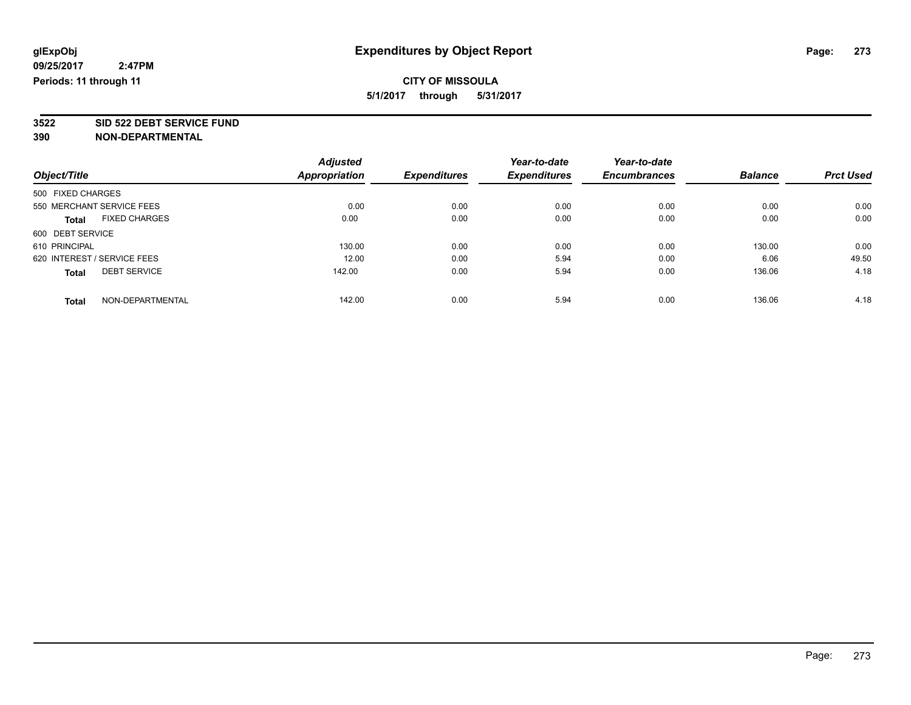**glExpObj**
**09/25/2017 2:47PM**
**Periods: 11 through 11**

# Expenditures by Object Report

**CITY OF MISSOULA**
**5/1/2017 through 5/31/2017**

**3522 SID 522 DEBT SERVICE FUND**
**390 NON-DEPARTMENTAL**

| Object/Title | Adjusted Appropriation | Expenditures | Year-to-date Expenditures | Year-to-date Encumbrances | Balance | Prct Used |
|---|---|---|---|---|---|---|
| 500 FIXED CHARGES | | | | | | |
| 550 MERCHANT SERVICE FEES | 0.00 | 0.00 | 0.00 | 0.00 | 0.00 | 0.00 |
| **Total** FIXED CHARGES | 0.00 | 0.00 | 0.00 | 0.00 | 0.00 | 0.00 |
| 600 DEBT SERVICE | | | | | | |
| 610 PRINCIPAL | 130.00 | 0.00 | 0.00 | 0.00 | 130.00 | 0.00 |
| 620 INTEREST / SERVICE FEES | 12.00 | 0.00 | 5.94 | 0.00 | 6.06 | 49.50 |
| **Total** DEBT SERVICE | 142.00 | 0.00 | 5.94 | 0.00 | 136.06 | 4.18 |
| **Total** NON-DEPARTMENTAL | 142.00 | 0.00 | 5.94 | 0.00 | 136.06 | 4.18 |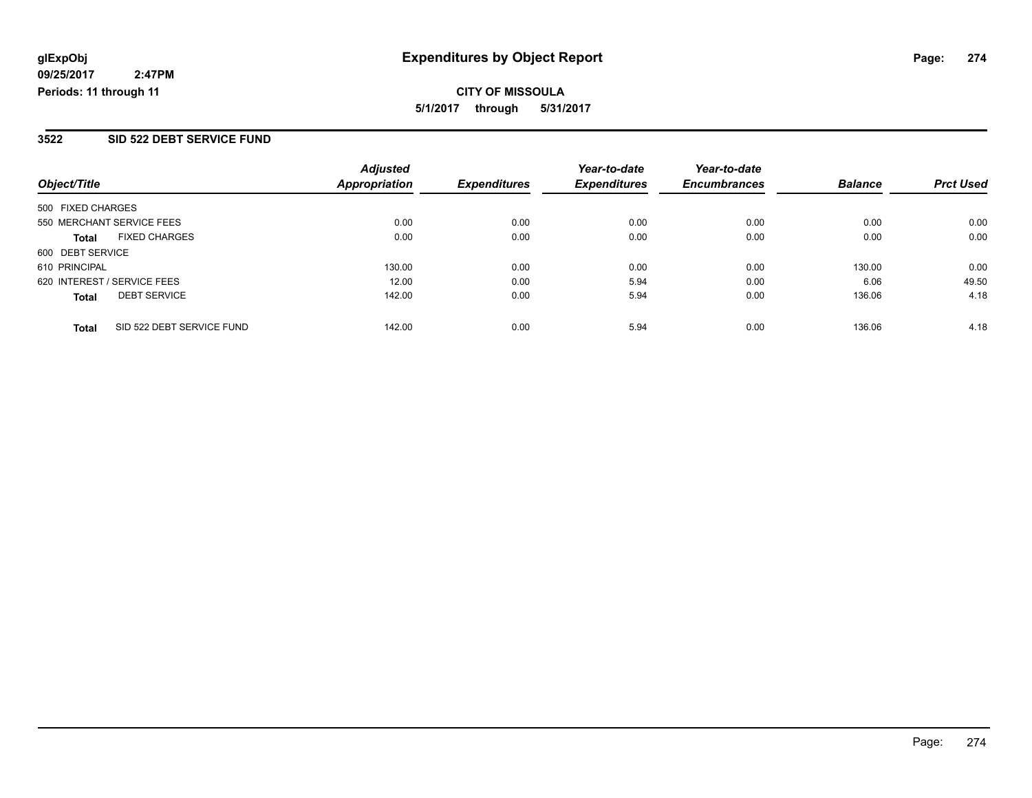**glExpObj**
**09/25/2017 2:47PM**
**Periods: 11 through 11**

# Expenditures by Object Report

**CITY OF MISSOULA**
**5/1/2017 through 5/31/2017**

## 3522 SID 522 DEBT SERVICE FUND

| Object/Title | Adjusted Appropriation | Expenditures | Year-to-date Expenditures | Year-to-date Encumbrances | Balance | Prct Used |
|---|---|---|---|---|---|---|
| 500 FIXED CHARGES | | | | | | |
| 550 MERCHANT SERVICE FEES | 0.00 | 0.00 | 0.00 | 0.00 | 0.00 | 0.00 |
| **Total** FIXED CHARGES | 0.00 | 0.00 | 0.00 | 0.00 | 0.00 | 0.00 |
| 600 DEBT SERVICE | | | | | | |
| 610 PRINCIPAL | 130.00 | 0.00 | 0.00 | 0.00 | 130.00 | 0.00 |
| 620 INTEREST / SERVICE FEES | 12.00 | 0.00 | 5.94 | 0.00 | 6.06 | 49.50 |
| **Total** DEBT SERVICE | 142.00 | 0.00 | 5.94 | 0.00 | 136.06 | 4.18 |
| **Total** SID 522 DEBT SERVICE FUND | 142.00 | 0.00 | 5.94 | 0.00 | 136.06 | 4.18 |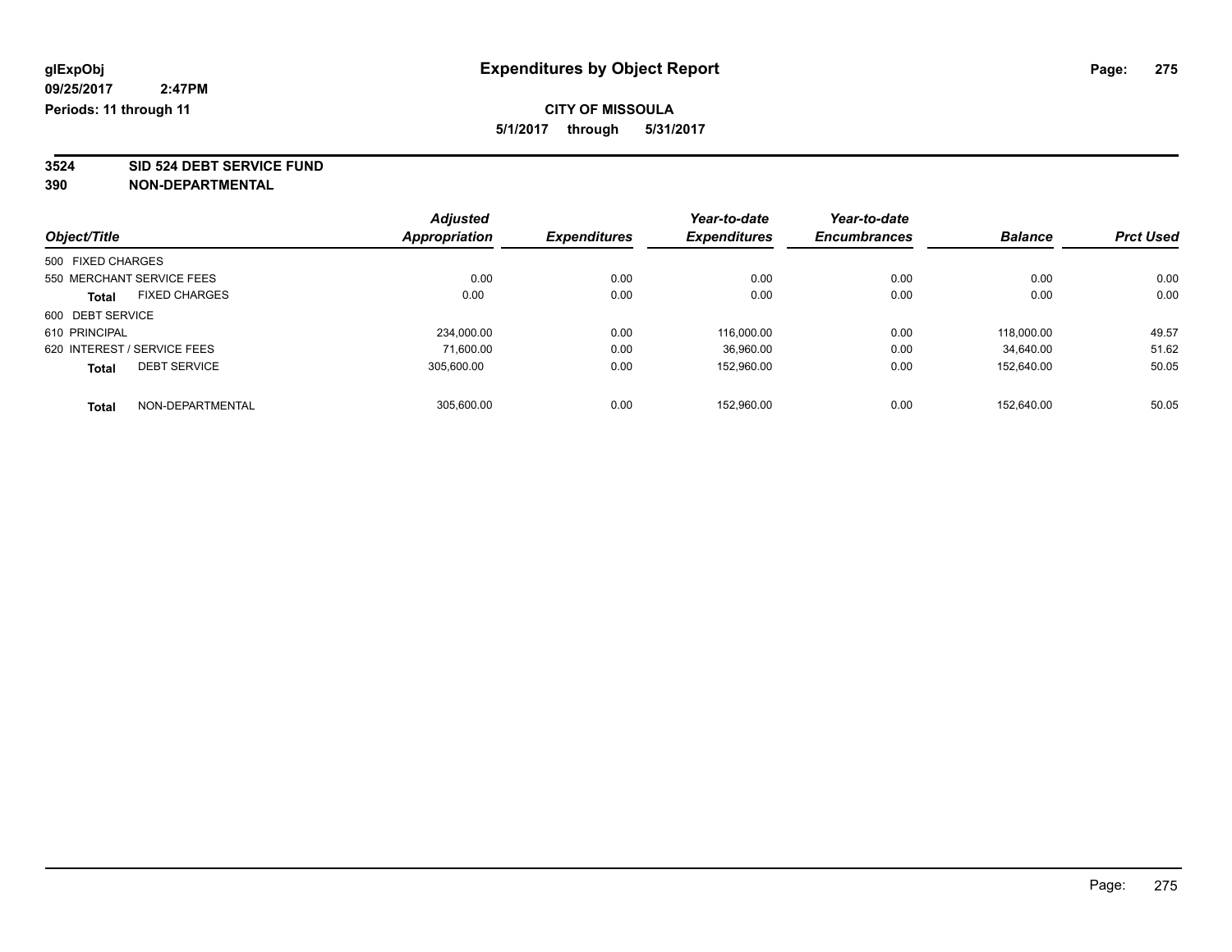glExpObj
09/25/2017 2:47PM
Periods: 11 through 11

# Expenditures by Object Report

**CITY OF MISSOULA**
**5/1/2017 through 5/31/2017**

**3524 SID 524 DEBT SERVICE FUND**
**390 NON-DEPARTMENTAL**

| Object/Title | Adjusted Appropriation | Expenditures | Year-to-date Expenditures | Year-to-date Encumbrances | Balance | Prct Used |
|---|---|---|---|---|---|---|
| 500 FIXED CHARGES | | | | | | |
| 550 MERCHANT SERVICE FEES | 0.00 | 0.00 | 0.00 | 0.00 | 0.00 | 0.00 |
| **Total** FIXED CHARGES | 0.00 | 0.00 | 0.00 | 0.00 | 0.00 | 0.00 |
| 600 DEBT SERVICE | | | | | | |
| 610 PRINCIPAL | 234,000.00 | 0.00 | 116,000.00 | 0.00 | 118,000.00 | 49.57 |
| 620 INTEREST / SERVICE FEES | 71,600.00 | 0.00 | 36,960.00 | 0.00 | 34,640.00 | 51.62 |
| **Total** DEBT SERVICE | 305,600.00 | 0.00 | 152,960.00 | 0.00 | 152,640.00 | 50.05 |
| **Total** NON-DEPARTMENTAL | 305,600.00 | 0.00 | 152,960.00 | 0.00 | 152,640.00 | 50.05 |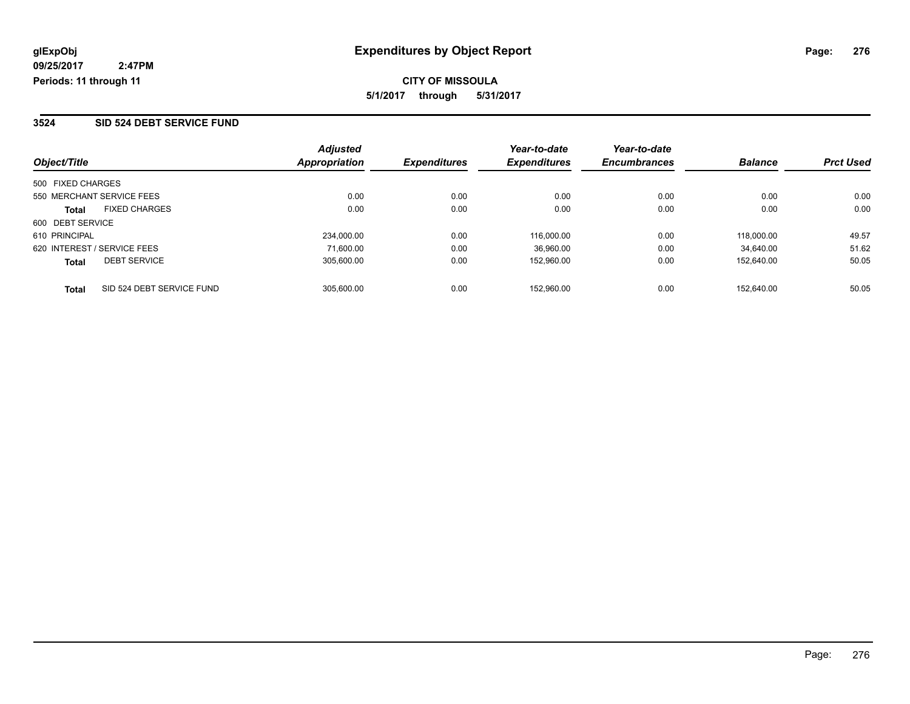**glExpObj** **Expenditures by Object Report**

**09/25/2017 2:47PM**

**Periods: 11 through 11**

**CITY OF MISSOULA**

**5/1/2017 through 5/31/2017**

## 3524 SID 524 DEBT SERVICE FUND

| Object/Title | Adjusted Appropriation | Expenditures | Year-to-date Expenditures | Year-to-date Encumbrances | Balance | Prct Used |
|---|---|---|---|---|---|---|
| 500 FIXED CHARGES | | | | | | |
| 550 MERCHANT SERVICE FEES | 0.00 | 0.00 | 0.00 | 0.00 | 0.00 | 0.00 |
| **Total** FIXED CHARGES | 0.00 | 0.00 | 0.00 | 0.00 | 0.00 | 0.00 |
| 600 DEBT SERVICE | | | | | | |
| 610 PRINCIPAL | 234,000.00 | 0.00 | 116,000.00 | 0.00 | 118,000.00 | 49.57 |
| 620 INTEREST / SERVICE FEES | 71,600.00 | 0.00 | 36,960.00 | 0.00 | 34,640.00 | 51.62 |
| **Total** DEBT SERVICE | 305,600.00 | 0.00 | 152,960.00 | 0.00 | 152,640.00 | 50.05 |
| **Total** SID 524 DEBT SERVICE FUND | 305,600.00 | 0.00 | 152,960.00 | 0.00 | 152,640.00 | 50.05 |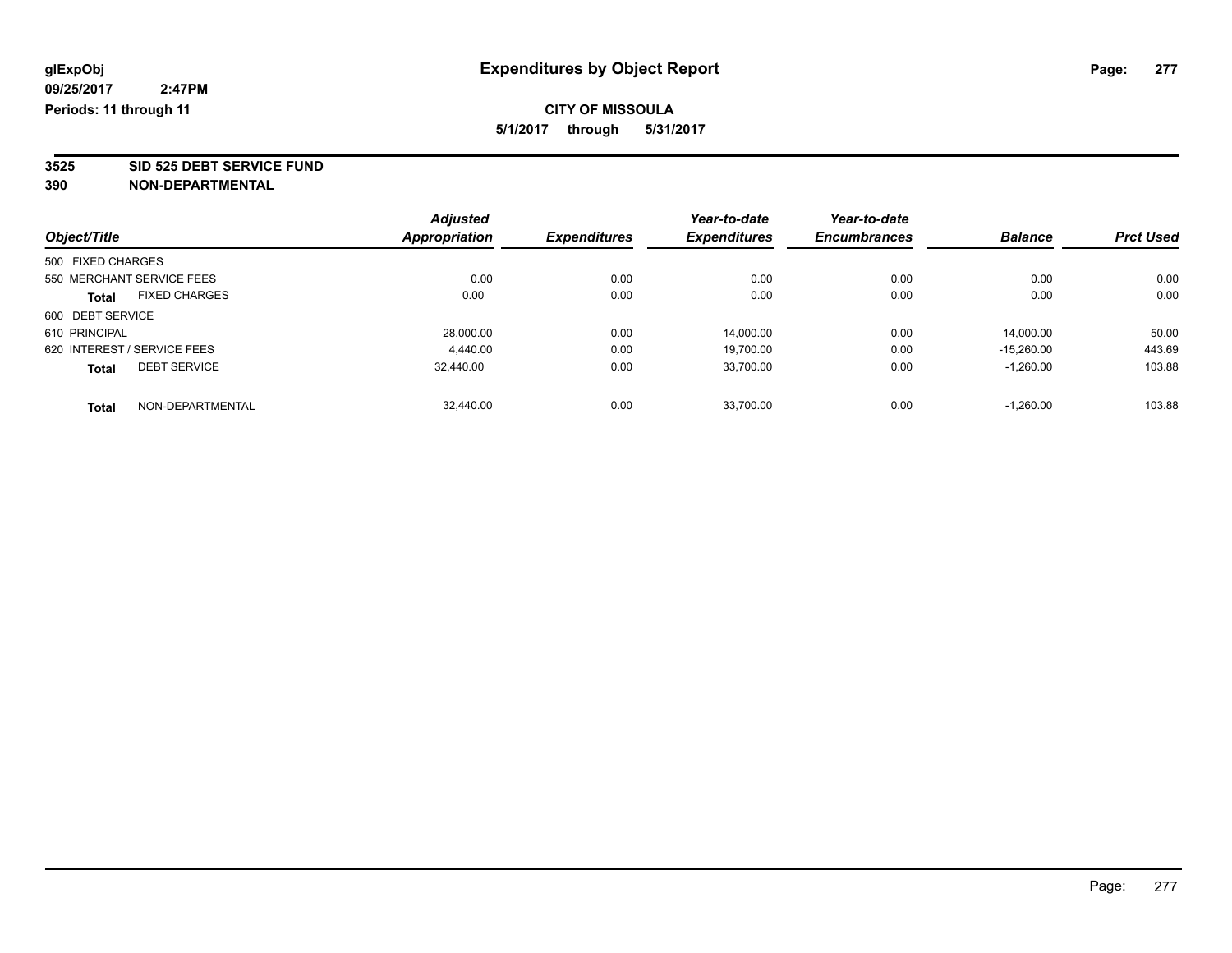glExpObj
09/25/2017 2:47PM
Periods: 11 through 11

# Expenditures by Object Report

**CITY OF MISSOULA**
**5/1/2017 through 5/31/2017**

**3525 SID 525 DEBT SERVICE FUND**
**390 NON-DEPARTMENTAL**

| Object/Title | Adjusted Appropriation | Expenditures | Year-to-date Expenditures | Year-to-date Encumbrances | Balance | Prct Used |
|---|---|---|---|---|---|---|
| 500 FIXED CHARGES | | | | | | |
| 550 MERCHANT SERVICE FEES | 0.00 | 0.00 | 0.00 | 0.00 | 0.00 | 0.00 |
| **Total** FIXED CHARGES | 0.00 | 0.00 | 0.00 | 0.00 | 0.00 | 0.00 |
| 600 DEBT SERVICE | | | | | | |
| 610 PRINCIPAL | 28,000.00 | 0.00 | 14,000.00 | 0.00 | 14,000.00 | 50.00 |
| 620 INTEREST / SERVICE FEES | 4,440.00 | 0.00 | 19,700.00 | 0.00 | -15,260.00 | 443.69 |
| **Total** DEBT SERVICE | 32,440.00 | 0.00 | 33,700.00 | 0.00 | -1,260.00 | 103.88 |
| **Total** NON-DEPARTMENTAL | 32,440.00 | 0.00 | 33,700.00 | 0.00 | -1,260.00 | 103.88 |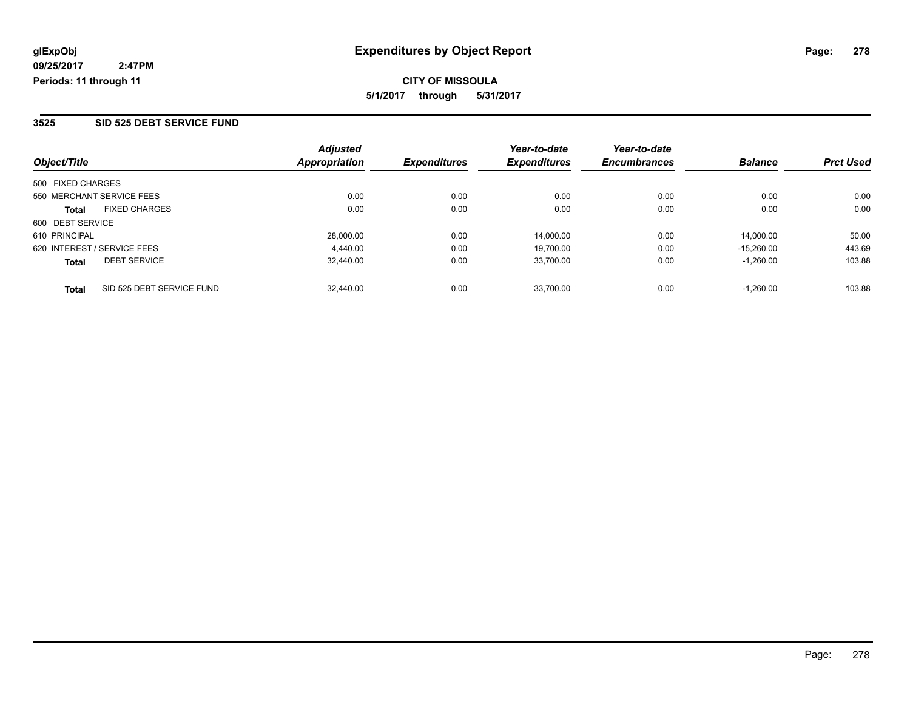glExpObj
09/25/2017 2:47PM
Periods: 11 through 11

# Expenditures by Object Report

**CITY OF MISSOULA**

**5/1/2017 through 5/31/2017**

## 3525 SID 525 DEBT SERVICE FUND

| Object/Title | | Adjusted Appropriation | Expenditures | Year-to-date Expenditures | Year-to-date Encumbrances | Balance | Prct Used |
|---|---|---|---|---|---|---|---|
| 500 FIXED CHARGES | | | | | | | |
| 550 MERCHANT SERVICE FEES | | 0.00 | 0.00 | 0.00 | 0.00 | 0.00 | 0.00 |
| **Total** | FIXED CHARGES | 0.00 | 0.00 | 0.00 | 0.00 | 0.00 | 0.00 |
| 600 DEBT SERVICE | | | | | | | |
| 610 PRINCIPAL | | 28,000.00 | 0.00 | 14,000.00 | 0.00 | 14,000.00 | 50.00 |
| 620 INTEREST / SERVICE FEES | | 4,440.00 | 0.00 | 19,700.00 | 0.00 | -15,260.00 | 443.69 |
| **Total** | DEBT SERVICE | 32,440.00 | 0.00 | 33,700.00 | 0.00 | -1,260.00 | 103.88 |
| **Total** | SID 525 DEBT SERVICE FUND | 32,440.00 | 0.00 | 33,700.00 | 0.00 | -1,260.00 | 103.88 |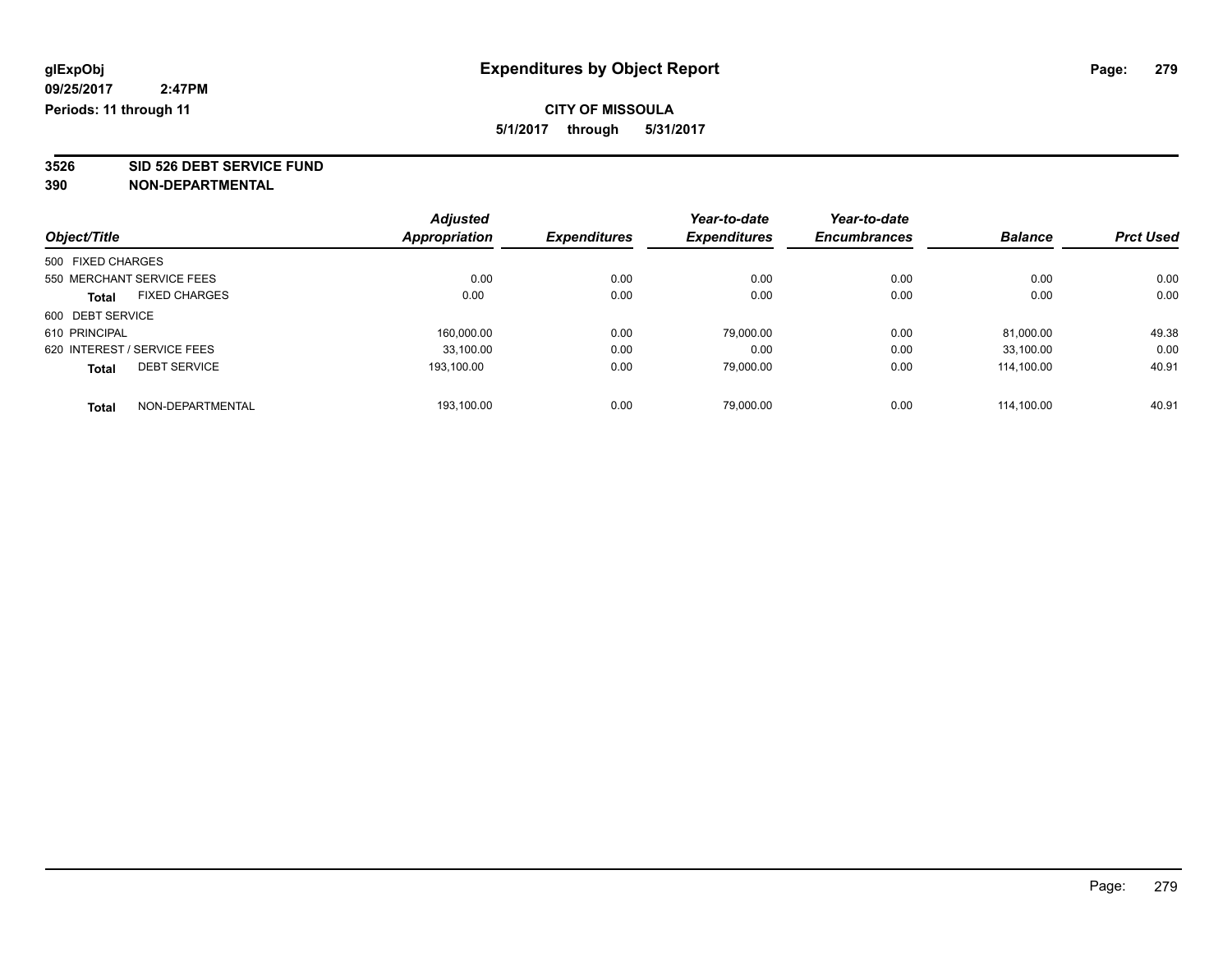# Expenditures by Object Report

glExpObj
09/25/2017 2:47PM
Periods: 11 through 11

**CITY OF MISSOULA**
**5/1/2017 through 5/31/2017**

**3526 SID 526 DEBT SERVICE FUND**
**390 NON-DEPARTMENTAL**

| Object/Title | Adjusted Appropriation | Expenditures | Year-to-date Expenditures | Year-to-date Encumbrances | Balance | Prct Used |
|---|---|---|---|---|---|---|
| 500 FIXED CHARGES | | | | | | |
| 550 MERCHANT SERVICE FEES | 0.00 | 0.00 | 0.00 | 0.00 | 0.00 | 0.00 |
| **Total** FIXED CHARGES | 0.00 | 0.00 | 0.00 | 0.00 | 0.00 | 0.00 |
| 600 DEBT SERVICE | | | | | | |
| 610 PRINCIPAL | 160,000.00 | 0.00 | 79,000.00 | 0.00 | 81,000.00 | 49.38 |
| 620 INTEREST / SERVICE FEES | 33,100.00 | 0.00 | 0.00 | 0.00 | 33,100.00 | 0.00 |
| **Total** DEBT SERVICE | 193,100.00 | 0.00 | 79,000.00 | 0.00 | 114,100.00 | 40.91 |
| **Total** NON-DEPARTMENTAL | 193,100.00 | 0.00 | 79,000.00 | 0.00 | 114,100.00 | 40.91 |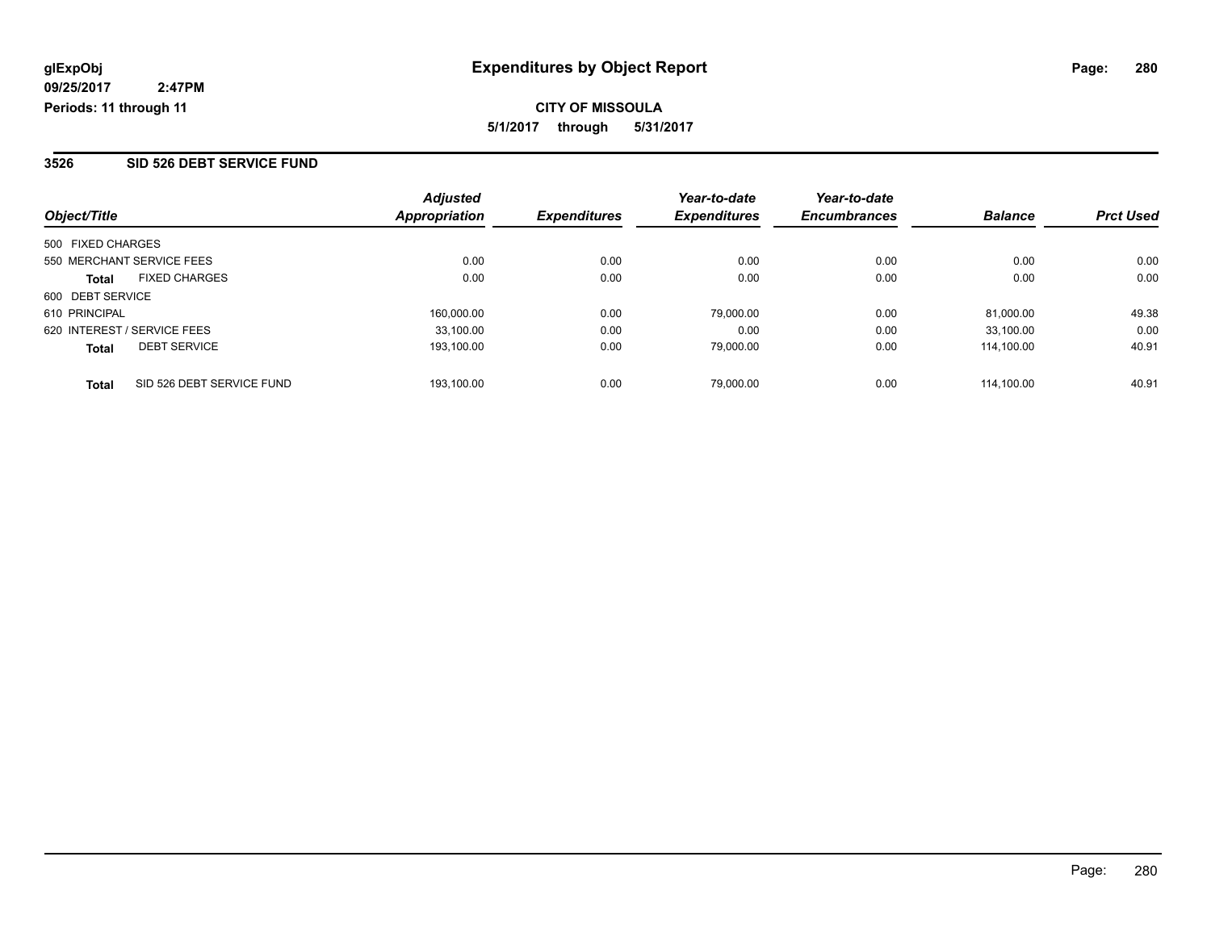# Expenditures by Object Report

glExpObj
09/25/2017 2:47PM
Periods: 11 through 11

**CITY OF MISSOULA**
**5/1/2017 through 5/31/2017**

## 3526 SID 526 DEBT SERVICE FUND

| Object/Title | | Adjusted Appropriation | Expenditures | Year-to-date Expenditures | Year-to-date Encumbrances | Balance | Prct Used |
|---|---|---|---|---|---|---|---|
| 500 FIXED CHARGES | | | | | | | |
| 550 MERCHANT SERVICE FEES | | 0.00 | 0.00 | 0.00 | 0.00 | 0.00 | 0.00 |
| **Total** | FIXED CHARGES | 0.00 | 0.00 | 0.00 | 0.00 | 0.00 | 0.00 |
| 600 DEBT SERVICE | | | | | | | |
| 610 PRINCIPAL | | 160,000.00 | 0.00 | 79,000.00 | 0.00 | 81,000.00 | 49.38 |
| 620 INTEREST / SERVICE FEES | | 33,100.00 | 0.00 | 0.00 | 0.00 | 33,100.00 | 0.00 |
| **Total** | DEBT SERVICE | 193,100.00 | 0.00 | 79,000.00 | 0.00 | 114,100.00 | 40.91 |
| **Total** | SID 526 DEBT SERVICE FUND | 193,100.00 | 0.00 | 79,000.00 | 0.00 | 114,100.00 | 40.91 |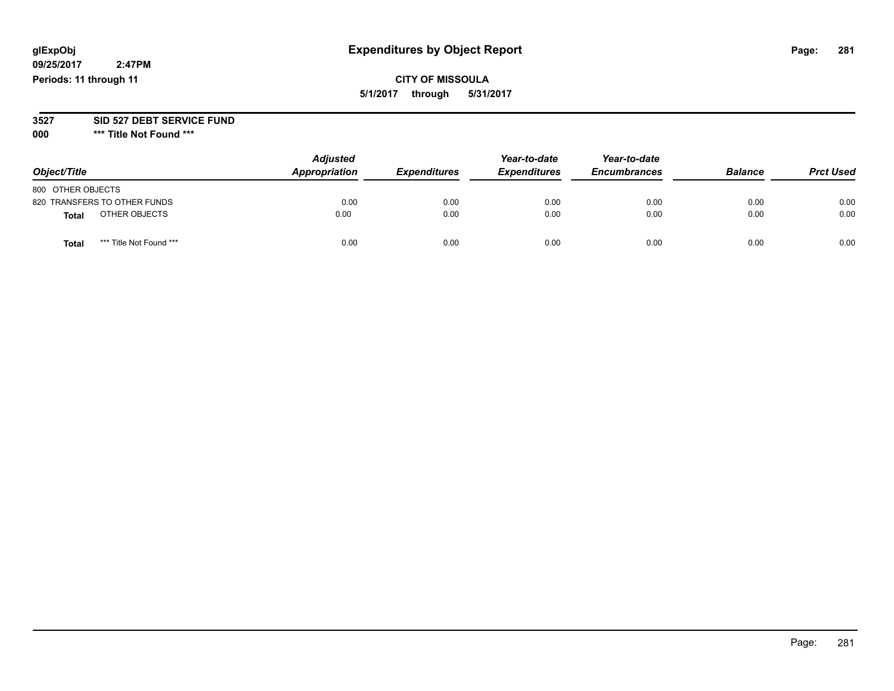# Expenditures by Object Report

glExpObj
09/25/2017 2:47PM
Periods: 11 through 11

**CITY OF MISSOULA**
**5/1/2017 through 5/31/2017**

**3527 SID 527 DEBT SERVICE FUND**
**000 \*\*\* Title Not Found \*\*\***

| Object/Title | Adjusted Appropriation | Expenditures | Year-to-date Expenditures | Year-to-date Encumbrances | Balance | Prct Used |
|---|---|---|---|---|---|---|
| 800 OTHER OBJECTS | | | | | | |
| 820 TRANSFERS TO OTHER FUNDS | 0.00 | 0.00 | 0.00 | 0.00 | 0.00 | 0.00 |
| **Total** OTHER OBJECTS | 0.00 | 0.00 | 0.00 | 0.00 | 0.00 | 0.00 |
| **Total** *** Title Not Found *** | 0.00 | 0.00 | 0.00 | 0.00 | 0.00 | 0.00 |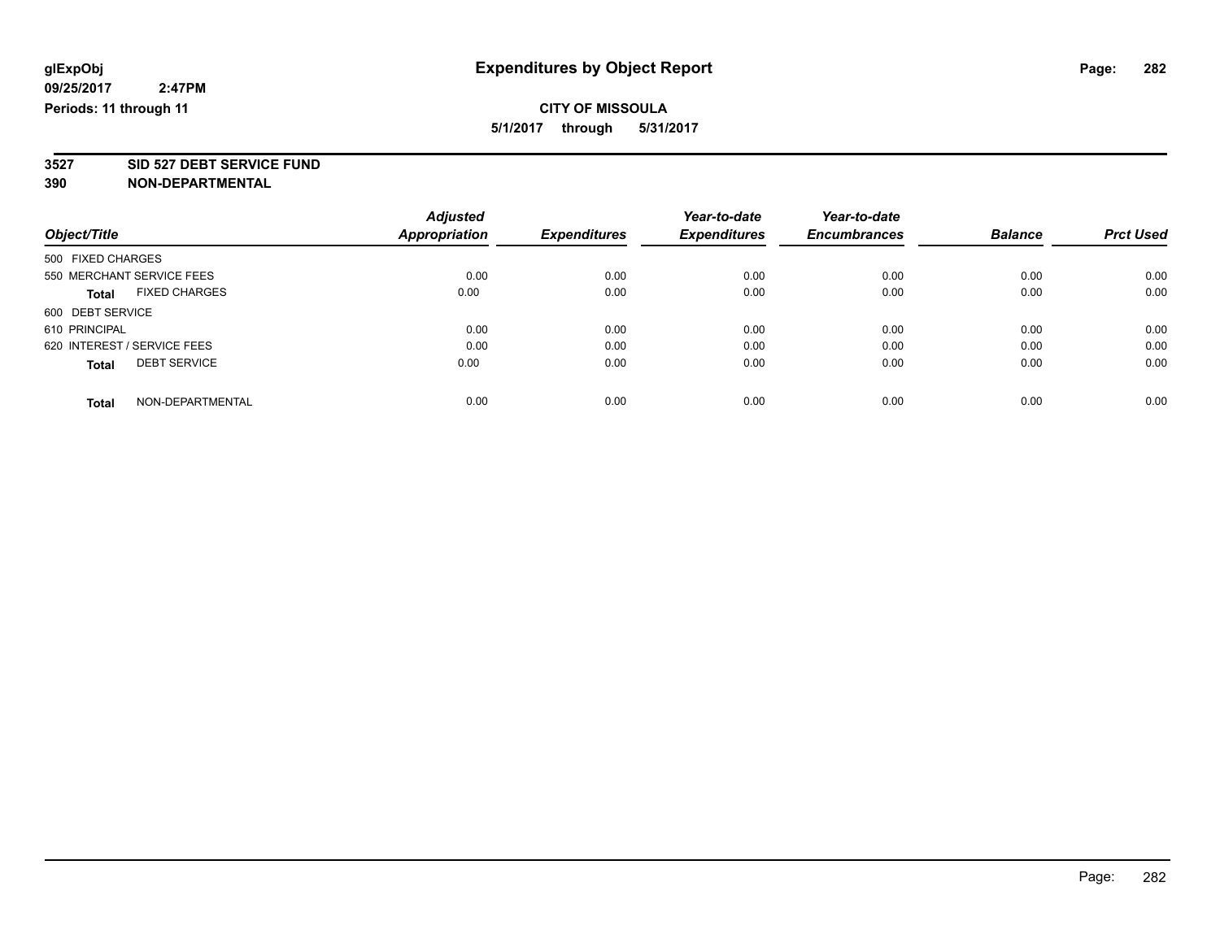**glExpObj**
**09/25/2017 2:47PM**
**Periods: 11 through 11**

# Expenditures by Object Report

**CITY OF MISSOULA**
**5/1/2017 through 5/31/2017**

**3527 SID 527 DEBT SERVICE FUND**
**390 NON-DEPARTMENTAL**

| Object/Title | Adjusted Appropriation | Expenditures | Year-to-date Expenditures | Year-to-date Encumbrances | Balance | Prct Used |
|---|---|---|---|---|---|---|
| 500 FIXED CHARGES | | | | | | |
| 550 MERCHANT SERVICE FEES | 0.00 | 0.00 | 0.00 | 0.00 | 0.00 | 0.00 |
| **Total** FIXED CHARGES | 0.00 | 0.00 | 0.00 | 0.00 | 0.00 | 0.00 |
| 600 DEBT SERVICE | | | | | | |
| 610 PRINCIPAL | 0.00 | 0.00 | 0.00 | 0.00 | 0.00 | 0.00 |
| 620 INTEREST / SERVICE FEES | 0.00 | 0.00 | 0.00 | 0.00 | 0.00 | 0.00 |
| **Total** DEBT SERVICE | 0.00 | 0.00 | 0.00 | 0.00 | 0.00 | 0.00 |
| **Total** NON-DEPARTMENTAL | 0.00 | 0.00 | 0.00 | 0.00 | 0.00 | 0.00 |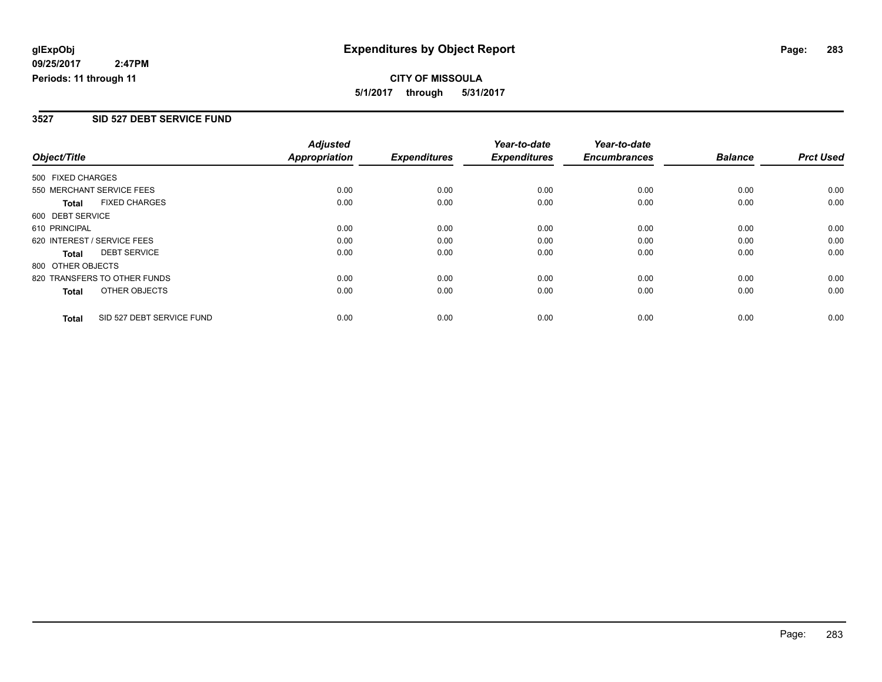**glExpObj**
**09/25/2017 2:47PM**
**Periods: 11 through 11**

# Expenditures by Object Report

**CITY OF MISSOULA**
**5/1/2017 through 5/31/2017**

## 3527 SID 527 DEBT SERVICE FUND

| Object/Title | Adjusted Appropriation | Expenditures | Year-to-date Expenditures | Year-to-date Encumbrances | Balance | Prct Used |
|---|---|---|---|---|---|---|
| 500 FIXED CHARGES | | | | | | |
| 550 MERCHANT SERVICE FEES | 0.00 | 0.00 | 0.00 | 0.00 | 0.00 | 0.00 |
| **Total** FIXED CHARGES | 0.00 | 0.00 | 0.00 | 0.00 | 0.00 | 0.00 |
| 600 DEBT SERVICE | | | | | | |
| 610 PRINCIPAL | 0.00 | 0.00 | 0.00 | 0.00 | 0.00 | 0.00 |
| 620 INTEREST / SERVICE FEES | 0.00 | 0.00 | 0.00 | 0.00 | 0.00 | 0.00 |
| **Total** DEBT SERVICE | 0.00 | 0.00 | 0.00 | 0.00 | 0.00 | 0.00 |
| 800 OTHER OBJECTS | | | | | | |
| 820 TRANSFERS TO OTHER FUNDS | 0.00 | 0.00 | 0.00 | 0.00 | 0.00 | 0.00 |
| **Total** OTHER OBJECTS | 0.00 | 0.00 | 0.00 | 0.00 | 0.00 | 0.00 |
| **Total** SID 527 DEBT SERVICE FUND | 0.00 | 0.00 | 0.00 | 0.00 | 0.00 | 0.00 |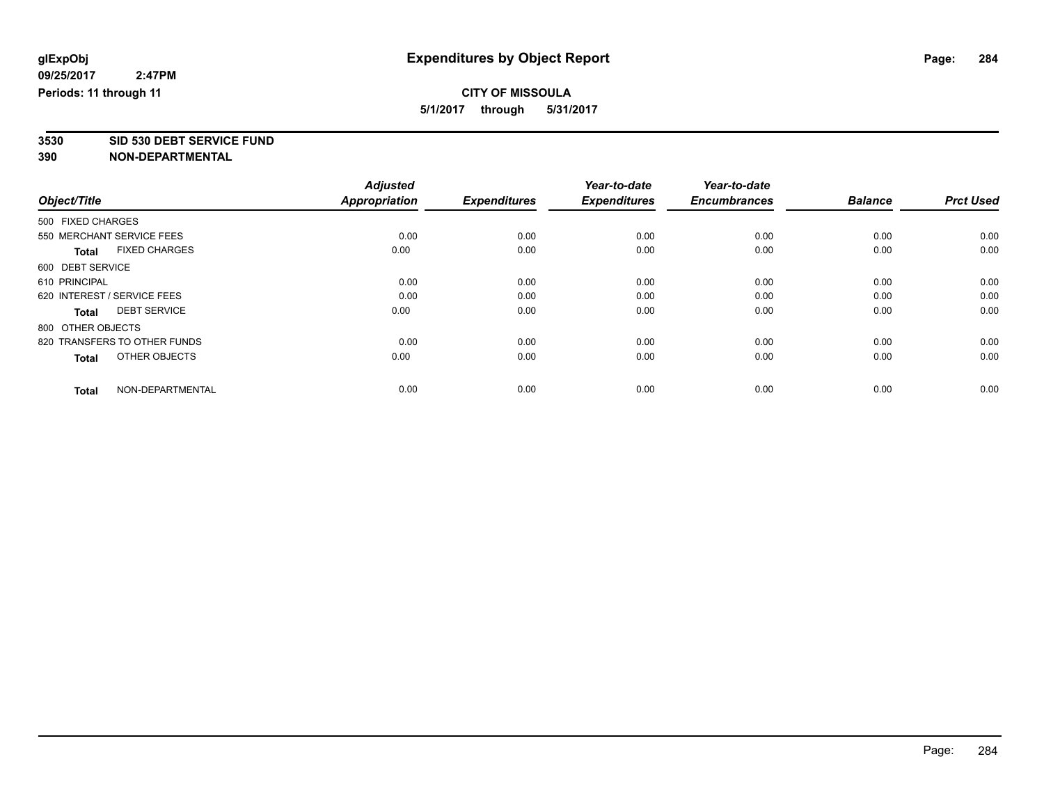**glExpObj** **Expenditures by Object Report**

**09/25/2017 2:47PM**

**Periods: 11 through 11**

**CITY OF MISSOULA**

**5/1/2017 through 5/31/2017**

**3530 SID 530 DEBT SERVICE FUND**

**390 NON-DEPARTMENTAL**

| Object/Title | | Adjusted Appropriation | Expenditures | Year-to-date Expenditures | Year-to-date Encumbrances | Balance | Prct Used |
|---|---|---|---|---|---|---|---|
| 500 FIXED CHARGES | | | | | | | |
| 550 MERCHANT SERVICE FEES | | 0.00 | 0.00 | 0.00 | 0.00 | 0.00 | 0.00 |
| **Total** | FIXED CHARGES | 0.00 | 0.00 | 0.00 | 0.00 | 0.00 | 0.00 |
| 600 DEBT SERVICE | | | | | | | |
| 610 PRINCIPAL | | 0.00 | 0.00 | 0.00 | 0.00 | 0.00 | 0.00 |
| 620 INTEREST / SERVICE FEES | | 0.00 | 0.00 | 0.00 | 0.00 | 0.00 | 0.00 |
| **Total** | DEBT SERVICE | 0.00 | 0.00 | 0.00 | 0.00 | 0.00 | 0.00 |
| 800 OTHER OBJECTS | | | | | | | |
| 820 TRANSFERS TO OTHER FUNDS | | 0.00 | 0.00 | 0.00 | 0.00 | 0.00 | 0.00 |
| **Total** | OTHER OBJECTS | 0.00 | 0.00 | 0.00 | 0.00 | 0.00 | 0.00 |
| **Total** | NON-DEPARTMENTAL | 0.00 | 0.00 | 0.00 | 0.00 | 0.00 | 0.00 |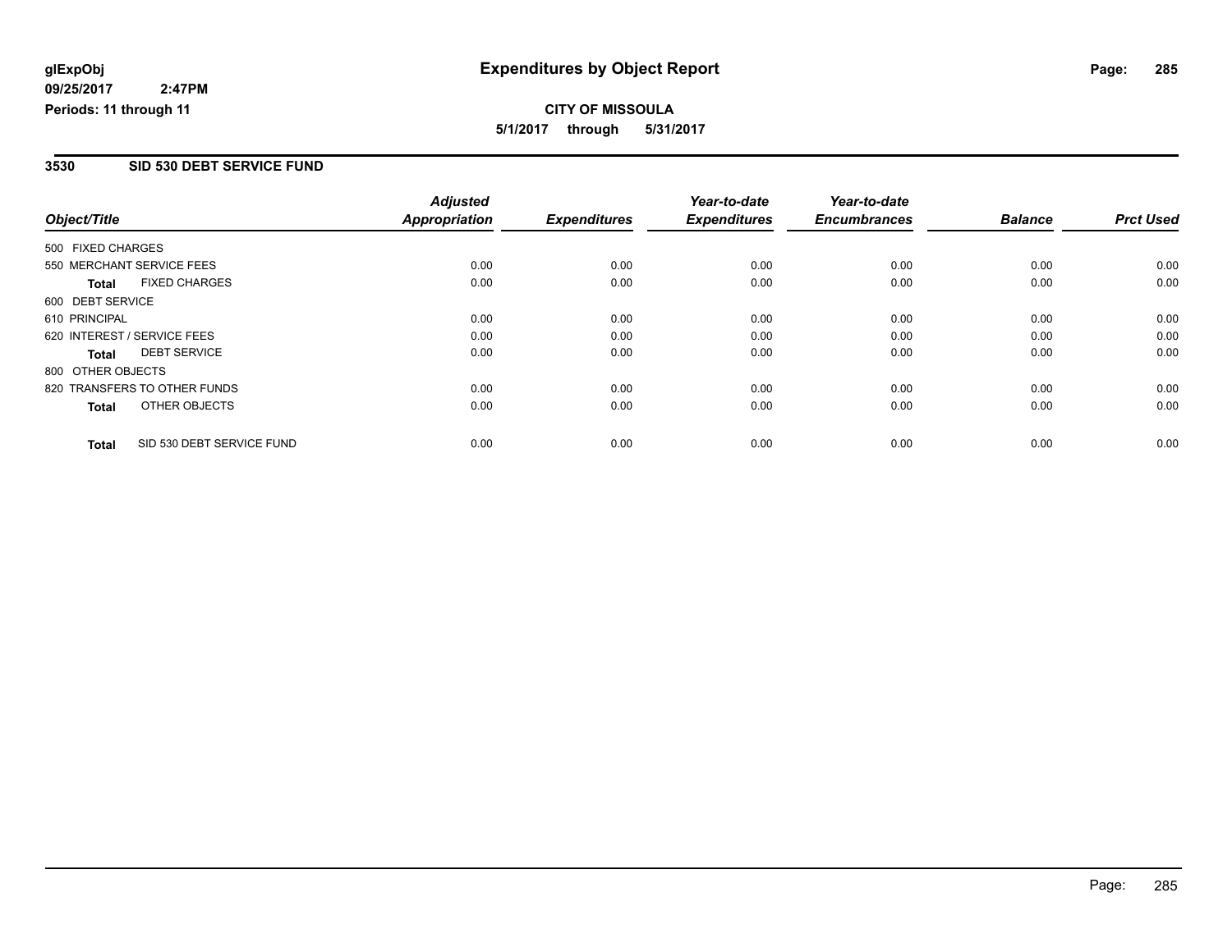**glExpObj** **Expenditures by Object Report**

**09/25/2017 2:47PM**

**Periods: 11 through 11**

**CITY OF MISSOULA**

**5/1/2017 through 5/31/2017**

## 3530 SID 530 DEBT SERVICE FUND

| Object/Title | Adjusted Appropriation | Expenditures | Year-to-date Expenditures | Year-to-date Encumbrances | Balance | Prct Used |
|---|---|---|---|---|---|---|
| 500 FIXED CHARGES | | | | | | |
| 550 MERCHANT SERVICE FEES | 0.00 | 0.00 | 0.00 | 0.00 | 0.00 | 0.00 |
| **Total** FIXED CHARGES | 0.00 | 0.00 | 0.00 | 0.00 | 0.00 | 0.00 |
| 600 DEBT SERVICE | | | | | | |
| 610 PRINCIPAL | 0.00 | 0.00 | 0.00 | 0.00 | 0.00 | 0.00 |
| 620 INTEREST / SERVICE FEES | 0.00 | 0.00 | 0.00 | 0.00 | 0.00 | 0.00 |
| **Total** DEBT SERVICE | 0.00 | 0.00 | 0.00 | 0.00 | 0.00 | 0.00 |
| 800 OTHER OBJECTS | | | | | | |
| 820 TRANSFERS TO OTHER FUNDS | 0.00 | 0.00 | 0.00 | 0.00 | 0.00 | 0.00 |
| **Total** OTHER OBJECTS | 0.00 | 0.00 | 0.00 | 0.00 | 0.00 | 0.00 |
| **Total** SID 530 DEBT SERVICE FUND | 0.00 | 0.00 | 0.00 | 0.00 | 0.00 | 0.00 |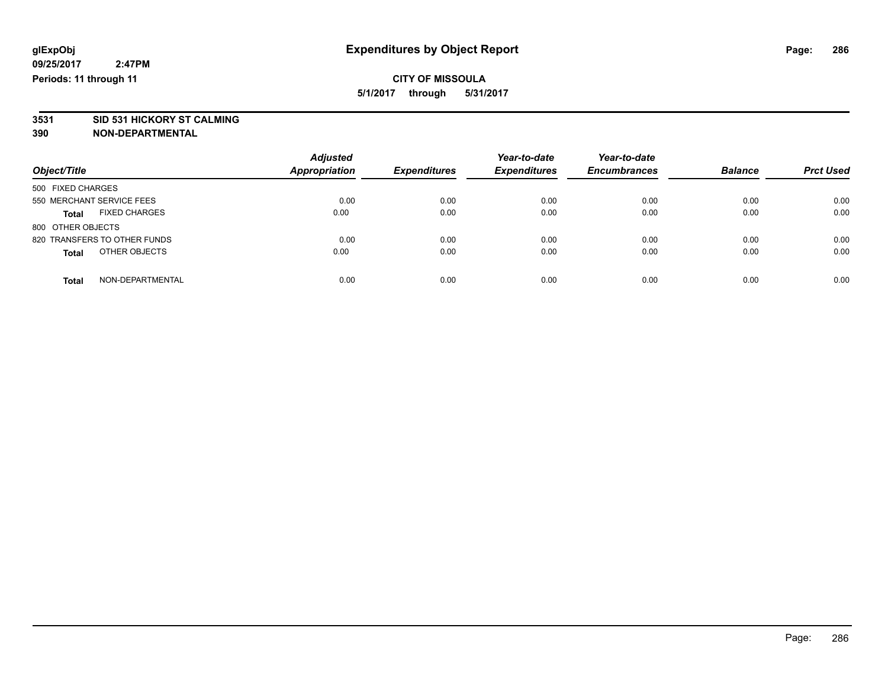glExpObj
09/25/2017 2:47PM
Periods: 11 through 11

# Expenditures by Object Report

**CITY OF MISSOULA**

**5/1/2017 through 5/31/2017**

**3531 SID 531 HICKORY ST CALMING**

**390 NON-DEPARTMENTAL**

| Object/Title | Adjusted Appropriation | Expenditures | Year-to-date Expenditures | Year-to-date Encumbrances | Balance | Prct Used |
|---|---|---|---|---|---|---|
| 500 FIXED CHARGES | | | | | | |
| 550 MERCHANT SERVICE FEES | 0.00 | 0.00 | 0.00 | 0.00 | 0.00 | 0.00 |
| **Total** FIXED CHARGES | 0.00 | 0.00 | 0.00 | 0.00 | 0.00 | 0.00 |
| 800 OTHER OBJECTS | | | | | | |
| 820 TRANSFERS TO OTHER FUNDS | 0.00 | 0.00 | 0.00 | 0.00 | 0.00 | 0.00 |
| **Total** OTHER OBJECTS | 0.00 | 0.00 | 0.00 | 0.00 | 0.00 | 0.00 |
| **Total** NON-DEPARTMENTAL | 0.00 | 0.00 | 0.00 | 0.00 | 0.00 | 0.00 |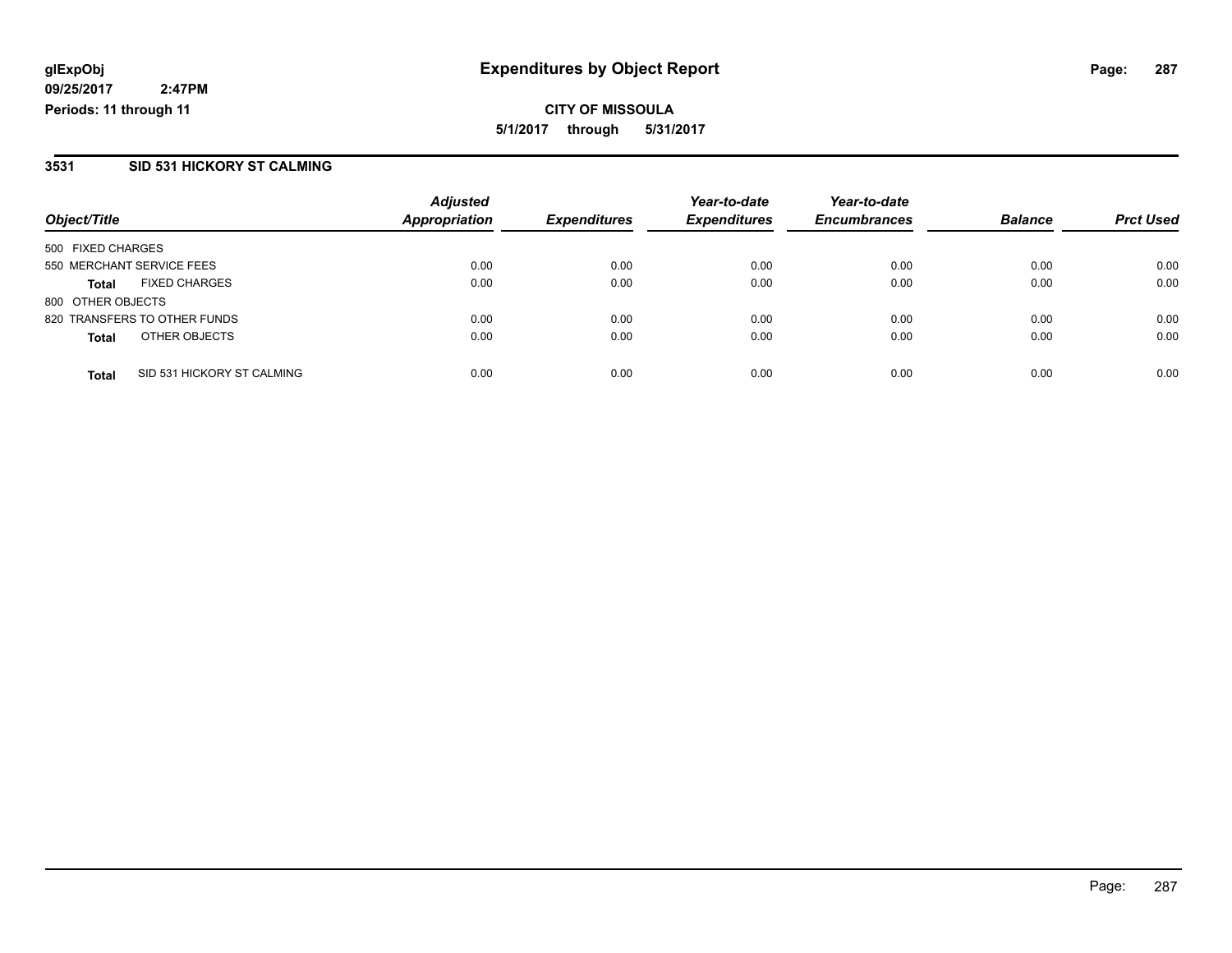**glExpObj**
**09/25/2017 2:47PM**
**Periods: 11 through 11**

# Expenditures by Object Report

**CITY OF MISSOULA**
**5/1/2017 through 5/31/2017**

## 3531 SID 531 HICKORY ST CALMING

| Object/Title | | Adjusted Appropriation | Expenditures | Year-to-date Expenditures | Year-to-date Encumbrances | Balance | Prct Used |
|---|---|---|---|---|---|---|---|
| 500 FIXED CHARGES | | | | | | | |
| 550 MERCHANT SERVICE FEES | | 0.00 | 0.00 | 0.00 | 0.00 | 0.00 | 0.00 |
| **Total** | FIXED CHARGES | 0.00 | 0.00 | 0.00 | 0.00 | 0.00 | 0.00 |
| 800 OTHER OBJECTS | | | | | | | |
| 820 TRANSFERS TO OTHER FUNDS | | 0.00 | 0.00 | 0.00 | 0.00 | 0.00 | 0.00 |
| **Total** | OTHER OBJECTS | 0.00 | 0.00 | 0.00 | 0.00 | 0.00 | 0.00 |
| **Total** | SID 531 HICKORY ST CALMING | 0.00 | 0.00 | 0.00 | 0.00 | 0.00 | 0.00 |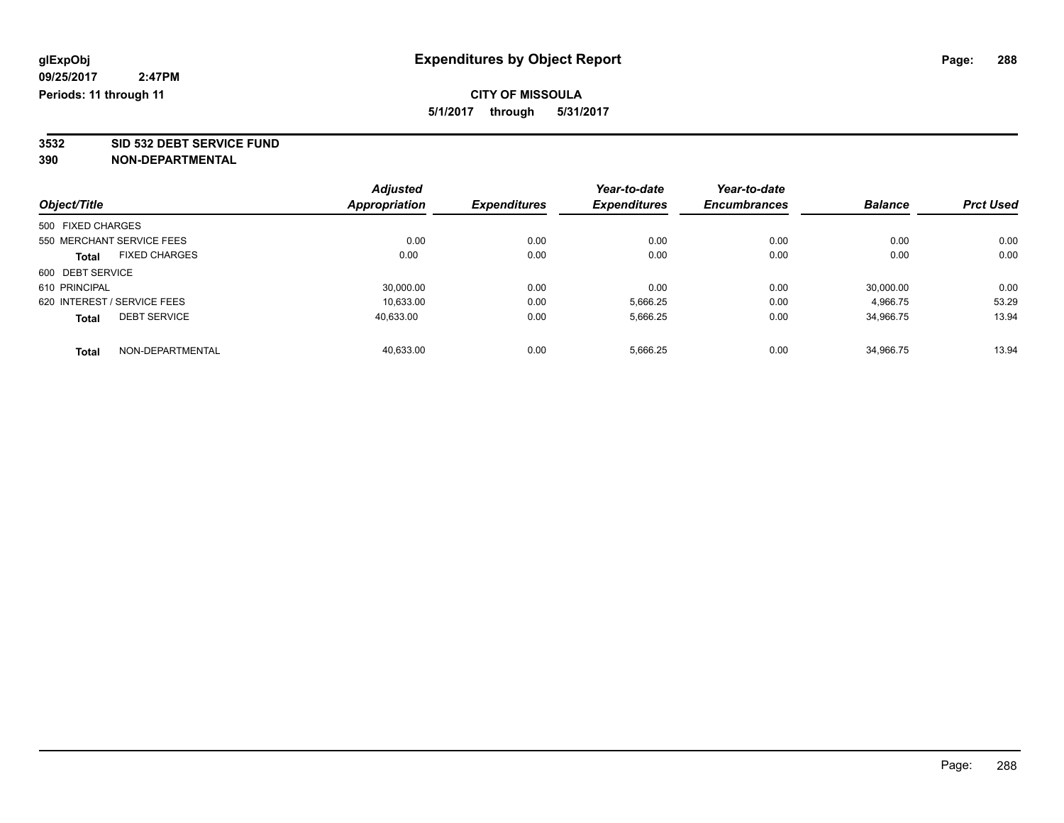glExpObj
09/25/2017 2:47PM
Periods: 11 through 11

# Expenditures by Object Report

**CITY OF MISSOULA**
**5/1/2017 through 5/31/2017**

**3532 SID 532 DEBT SERVICE FUND**
**390 NON-DEPARTMENTAL**

| Object/Title | Adjusted Appropriation | Expenditures | Year-to-date Expenditures | Year-to-date Encumbrances | Balance | Prct Used |
|---|---|---|---|---|---|---|
| 500 FIXED CHARGES | | | | | | |
| 550 MERCHANT SERVICE FEES | 0.00 | 0.00 | 0.00 | 0.00 | 0.00 | 0.00 |
| **Total** FIXED CHARGES | 0.00 | 0.00 | 0.00 | 0.00 | 0.00 | 0.00 |
| 600 DEBT SERVICE | | | | | | |
| 610 PRINCIPAL | 30,000.00 | 0.00 | 0.00 | 0.00 | 30,000.00 | 0.00 |
| 620 INTEREST / SERVICE FEES | 10,633.00 | 0.00 | 5,666.25 | 0.00 | 4,966.75 | 53.29 |
| **Total** DEBT SERVICE | 40,633.00 | 0.00 | 5,666.25 | 0.00 | 34,966.75 | 13.94 |
| **Total** NON-DEPARTMENTAL | 40,633.00 | 0.00 | 5,666.25 | 0.00 | 34,966.75 | 13.94 |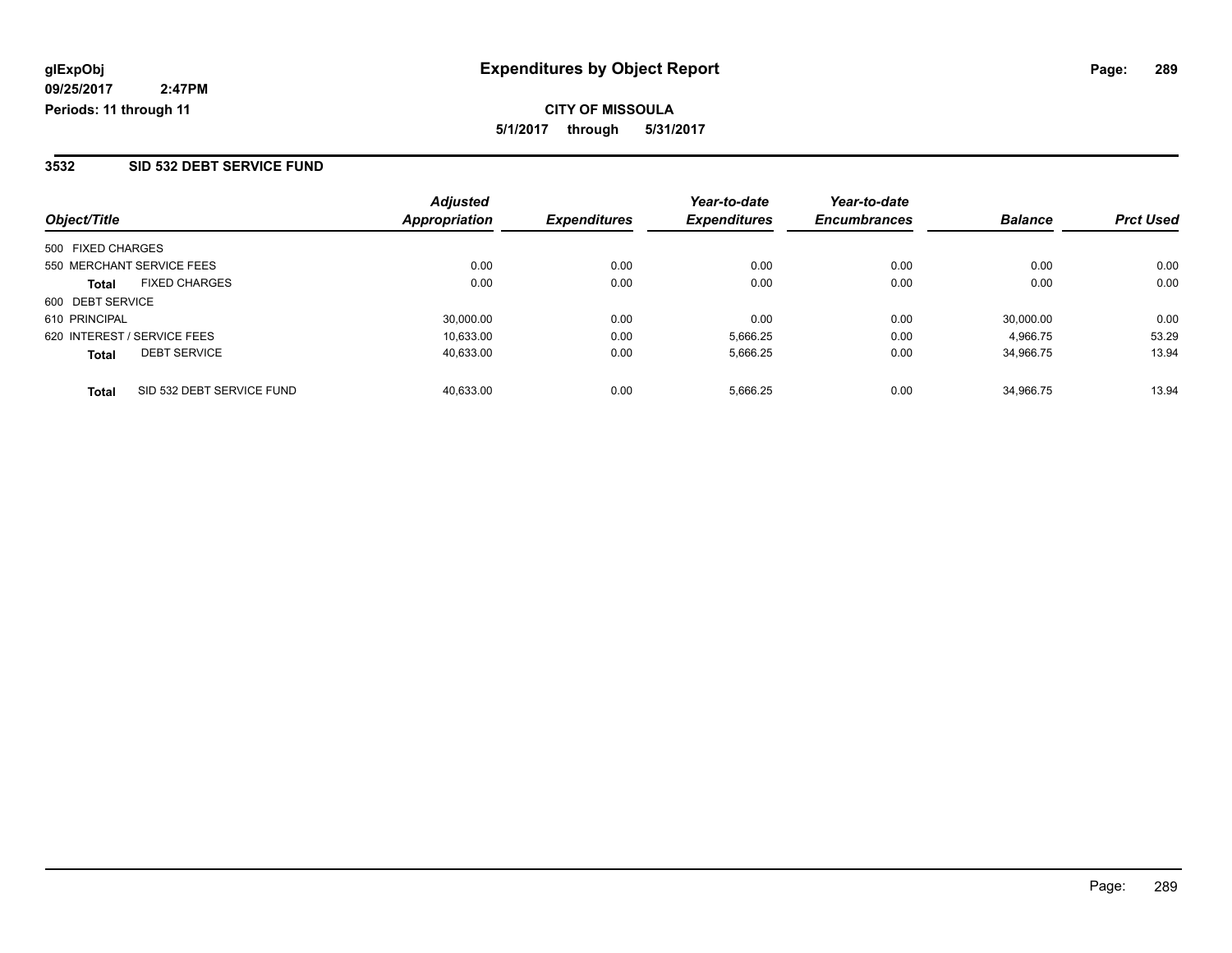**glExpObj** **Expenditures by Object Report**

**09/25/2017 2:47PM**

**Periods: 11 through 11**

**CITY OF MISSOULA**

**5/1/2017 through 5/31/2017**

## 3532 SID 532 DEBT SERVICE FUND

| Object/Title | | Adjusted Appropriation | Expenditures | Year-to-date Expenditures | Year-to-date Encumbrances | Balance | Prct Used |
|---|---|---|---|---|---|---|---|
| 500 FIXED CHARGES | | | | | | | |
| 550 MERCHANT SERVICE FEES | | 0.00 | 0.00 | 0.00 | 0.00 | 0.00 | 0.00 |
| **Total** | FIXED CHARGES | 0.00 | 0.00 | 0.00 | 0.00 | 0.00 | 0.00 |
| 600 DEBT SERVICE | | | | | | | |
| 610 PRINCIPAL | | 30,000.00 | 0.00 | 0.00 | 0.00 | 30,000.00 | 0.00 |
| 620 INTEREST / SERVICE FEES | | 10,633.00 | 0.00 | 5,666.25 | 0.00 | 4,966.75 | 53.29 |
| **Total** | DEBT SERVICE | 40,633.00 | 0.00 | 5,666.25 | 0.00 | 34,966.75 | 13.94 |
| **Total** | SID 532 DEBT SERVICE FUND | 40,633.00 | 0.00 | 5,666.25 | 0.00 | 34,966.75 | 13.94 |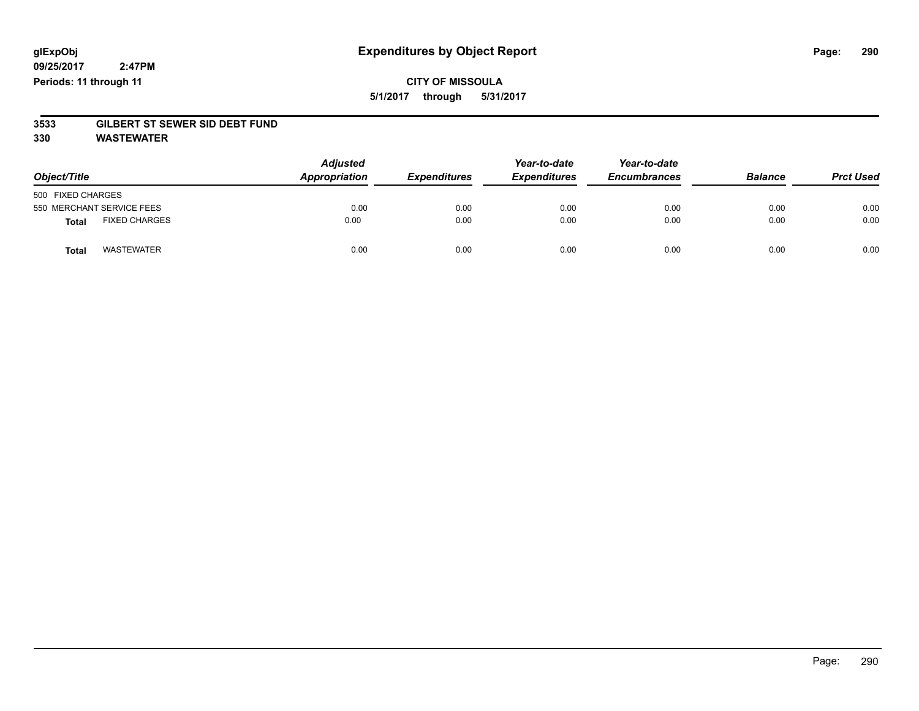**glExpObj** **Expenditures by Object Report**

**09/25/2017 2:47PM**

**Periods: 11 through 11**

**CITY OF MISSOULA**

**5/1/2017 through 5/31/2017**

**3533 GILBERT ST SEWER SID DEBT FUND**

**330 WASTEWATER**

| Object/Title | Adjusted Appropriation | Expenditures | Year-to-date Expenditures | Year-to-date Encumbrances | Balance | Prct Used |
|---|---|---|---|---|---|---|
| 500 FIXED CHARGES | | | | | | |
| 550 MERCHANT SERVICE FEES | 0.00 | 0.00 | 0.00 | 0.00 | 0.00 | 0.00 |
| **Total** FIXED CHARGES | 0.00 | 0.00 | 0.00 | 0.00 | 0.00 | 0.00 |
| **Total** WASTEWATER | 0.00 | 0.00 | 0.00 | 0.00 | 0.00 | 0.00 |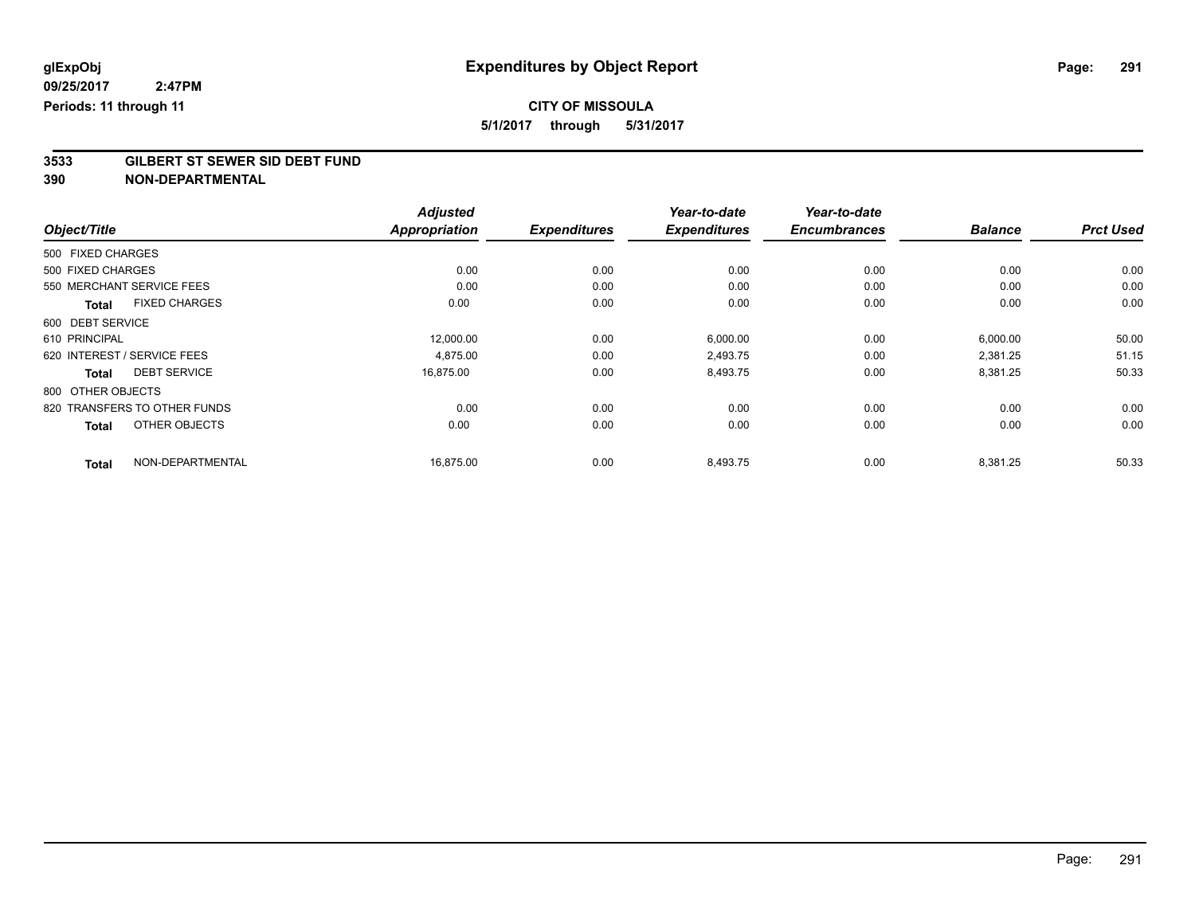**glExpObj**
**09/25/2017 2:47PM**
**Periods: 11 through 11**

# Expenditures by Object Report

**CITY OF MISSOULA**
**5/1/2017 through 5/31/2017**

## 3533 GILBERT ST SEWER SID DEBT FUND
## 390 NON-DEPARTMENTAL

| Object/Title | Adjusted Appropriation | Expenditures | Year-to-date Expenditures | Year-to-date Encumbrances | Balance | Prct Used |
|---|---|---|---|---|---|---|
| 500 FIXED CHARGES | | | | | | |
| 500 FIXED CHARGES | 0.00 | 0.00 | 0.00 | 0.00 | 0.00 | 0.00 |
| 550 MERCHANT SERVICE FEES | 0.00 | 0.00 | 0.00 | 0.00 | 0.00 | 0.00 |
| **Total** FIXED CHARGES | 0.00 | 0.00 | 0.00 | 0.00 | 0.00 | 0.00 |
| 600 DEBT SERVICE | | | | | | |
| 610 PRINCIPAL | 12,000.00 | 0.00 | 6,000.00 | 0.00 | 6,000.00 | 50.00 |
| 620 INTEREST / SERVICE FEES | 4,875.00 | 0.00 | 2,493.75 | 0.00 | 2,381.25 | 51.15 |
| **Total** DEBT SERVICE | 16,875.00 | 0.00 | 8,493.75 | 0.00 | 8,381.25 | 50.33 |
| 800 OTHER OBJECTS | | | | | | |
| 820 TRANSFERS TO OTHER FUNDS | 0.00 | 0.00 | 0.00 | 0.00 | 0.00 | 0.00 |
| **Total** OTHER OBJECTS | 0.00 | 0.00 | 0.00 | 0.00 | 0.00 | 0.00 |
| **Total** NON-DEPARTMENTAL | 16,875.00 | 0.00 | 8,493.75 | 0.00 | 8,381.25 | 50.33 |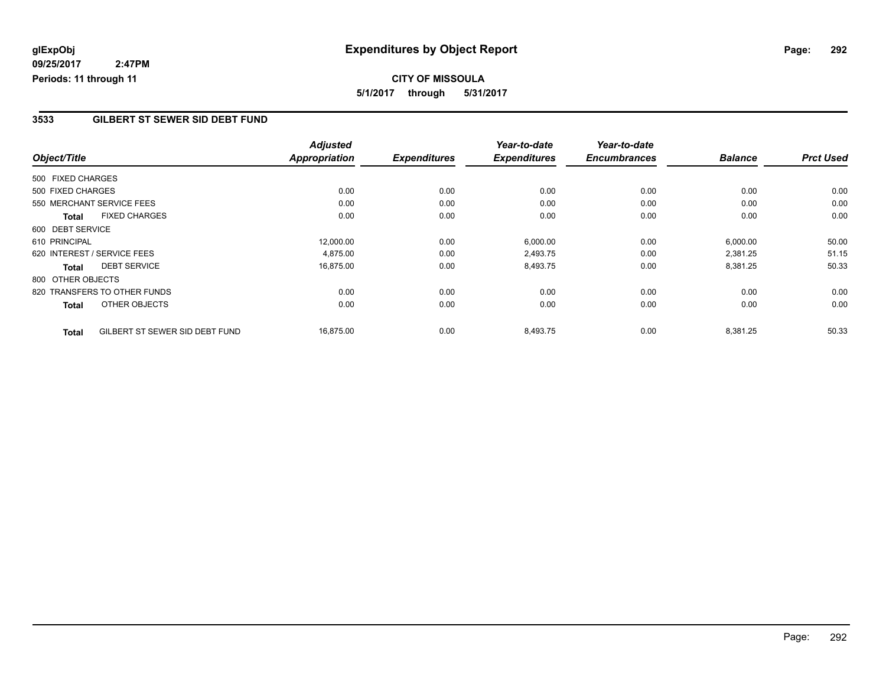**glExpObj**
**09/25/2017 2:47PM**
**Periods: 11 through 11**

# Expenditures by Object Report

**CITY OF MISSOULA**
**5/1/2017 through 5/31/2017**

## 3533 GILBERT ST SEWER SID DEBT FUND

| Object/Title | | Adjusted Appropriation | Expenditures | Year-to-date Expenditures | Year-to-date Encumbrances | Balance | Prct Used |
|---|---|---|---|---|---|---|---|
| 500 FIXED CHARGES | | | | | | | |
| 500 FIXED CHARGES | | 0.00 | 0.00 | 0.00 | 0.00 | 0.00 | 0.00 |
| 550 MERCHANT SERVICE FEES | | 0.00 | 0.00 | 0.00 | 0.00 | 0.00 | 0.00 |
| **Total** | FIXED CHARGES | 0.00 | 0.00 | 0.00 | 0.00 | 0.00 | 0.00 |
| 600 DEBT SERVICE | | | | | | | |
| 610 PRINCIPAL | | 12,000.00 | 0.00 | 6,000.00 | 0.00 | 6,000.00 | 50.00 |
| 620 INTEREST / SERVICE FEES | | 4,875.00 | 0.00 | 2,493.75 | 0.00 | 2,381.25 | 51.15 |
| **Total** | DEBT SERVICE | 16,875.00 | 0.00 | 8,493.75 | 0.00 | 8,381.25 | 50.33 |
| 800 OTHER OBJECTS | | | | | | | |
| 820 TRANSFERS TO OTHER FUNDS | | 0.00 | 0.00 | 0.00 | 0.00 | 0.00 | 0.00 |
| **Total** | OTHER OBJECTS | 0.00 | 0.00 | 0.00 | 0.00 | 0.00 | 0.00 |
| **Total** | GILBERT ST SEWER SID DEBT FUND | 16,875.00 | 0.00 | 8,493.75 | 0.00 | 8,381.25 | 50.33 |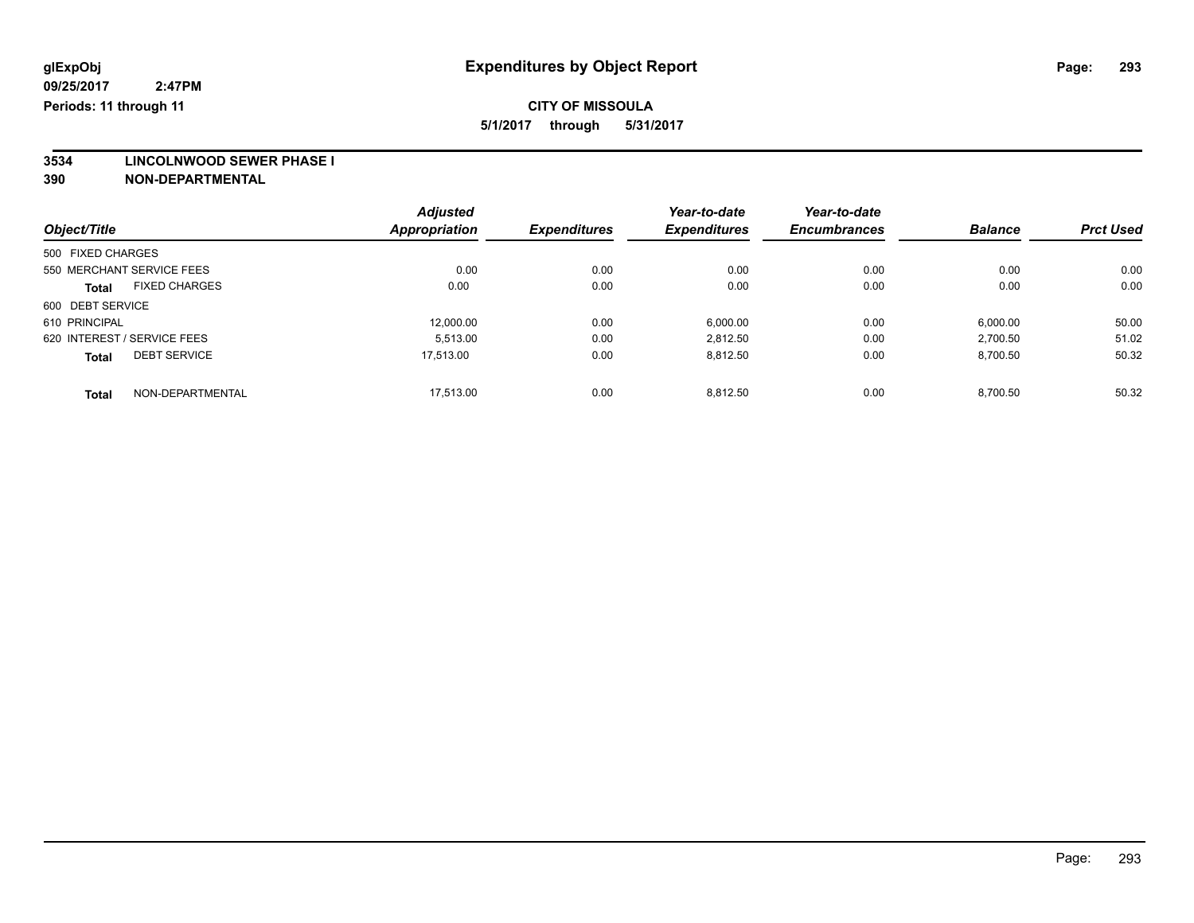**glExpObj**
**09/25/2017 2:47PM**
**Periods: 11 through 11**

# Expenditures by Object Report

**CITY OF MISSOULA**
**5/1/2017 through 5/31/2017**

**3534 LINCOLNWOOD SEWER PHASE I**
**390 NON-DEPARTMENTAL**

| Object/Title | Adjusted Appropriation | Expenditures | Year-to-date Expenditures | Year-to-date Encumbrances | Balance | Prct Used |
|---|---|---|---|---|---|---|
| 500 FIXED CHARGES | | | | | | |
| 550 MERCHANT SERVICE FEES | 0.00 | 0.00 | 0.00 | 0.00 | 0.00 | 0.00 |
| **Total** FIXED CHARGES | 0.00 | 0.00 | 0.00 | 0.00 | 0.00 | 0.00 |
| 600 DEBT SERVICE | | | | | | |
| 610 PRINCIPAL | 12,000.00 | 0.00 | 6,000.00 | 0.00 | 6,000.00 | 50.00 |
| 620 INTEREST / SERVICE FEES | 5,513.00 | 0.00 | 2,812.50 | 0.00 | 2,700.50 | 51.02 |
| **Total** DEBT SERVICE | 17,513.00 | 0.00 | 8,812.50 | 0.00 | 8,700.50 | 50.32 |
| **Total** NON-DEPARTMENTAL | 17,513.00 | 0.00 | 8,812.50 | 0.00 | 8,700.50 | 50.32 |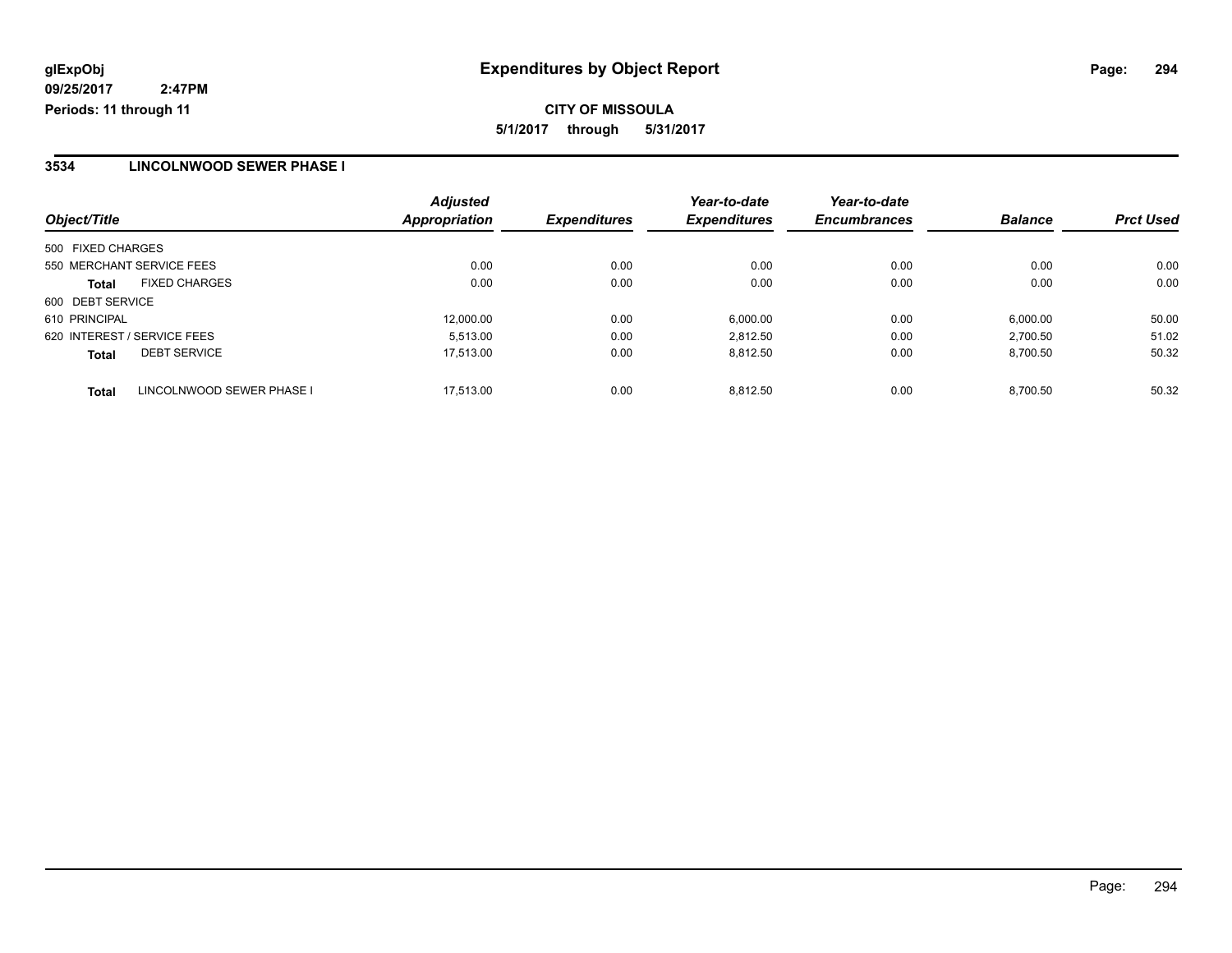**glExpObj**
**09/25/2017 2:47PM**
**Periods: 11 through 11**

# Expenditures by Object Report

**CITY OF MISSOULA**
**5/1/2017 through 5/31/2017**

## 3534 LINCOLNWOOD SEWER PHASE I

| Object/Title | Adjusted Appropriation | Expenditures | Year-to-date Expenditures | Year-to-date Encumbrances | Balance | Prct Used |
|---|---|---|---|---|---|---|
| 500 FIXED CHARGES | | | | | | |
| 550 MERCHANT SERVICE FEES | 0.00 | 0.00 | 0.00 | 0.00 | 0.00 | 0.00 |
| **Total** FIXED CHARGES | 0.00 | 0.00 | 0.00 | 0.00 | 0.00 | 0.00 |
| 600 DEBT SERVICE | | | | | | |
| 610 PRINCIPAL | 12,000.00 | 0.00 | 6,000.00 | 0.00 | 6,000.00 | 50.00 |
| 620 INTEREST / SERVICE FEES | 5,513.00 | 0.00 | 2,812.50 | 0.00 | 2,700.50 | 51.02 |
| **Total** DEBT SERVICE | 17,513.00 | 0.00 | 8,812.50 | 0.00 | 8,700.50 | 50.32 |
| **Total** LINCOLNWOOD SEWER PHASE I | 17,513.00 | 0.00 | 8,812.50 | 0.00 | 8,700.50 | 50.32 |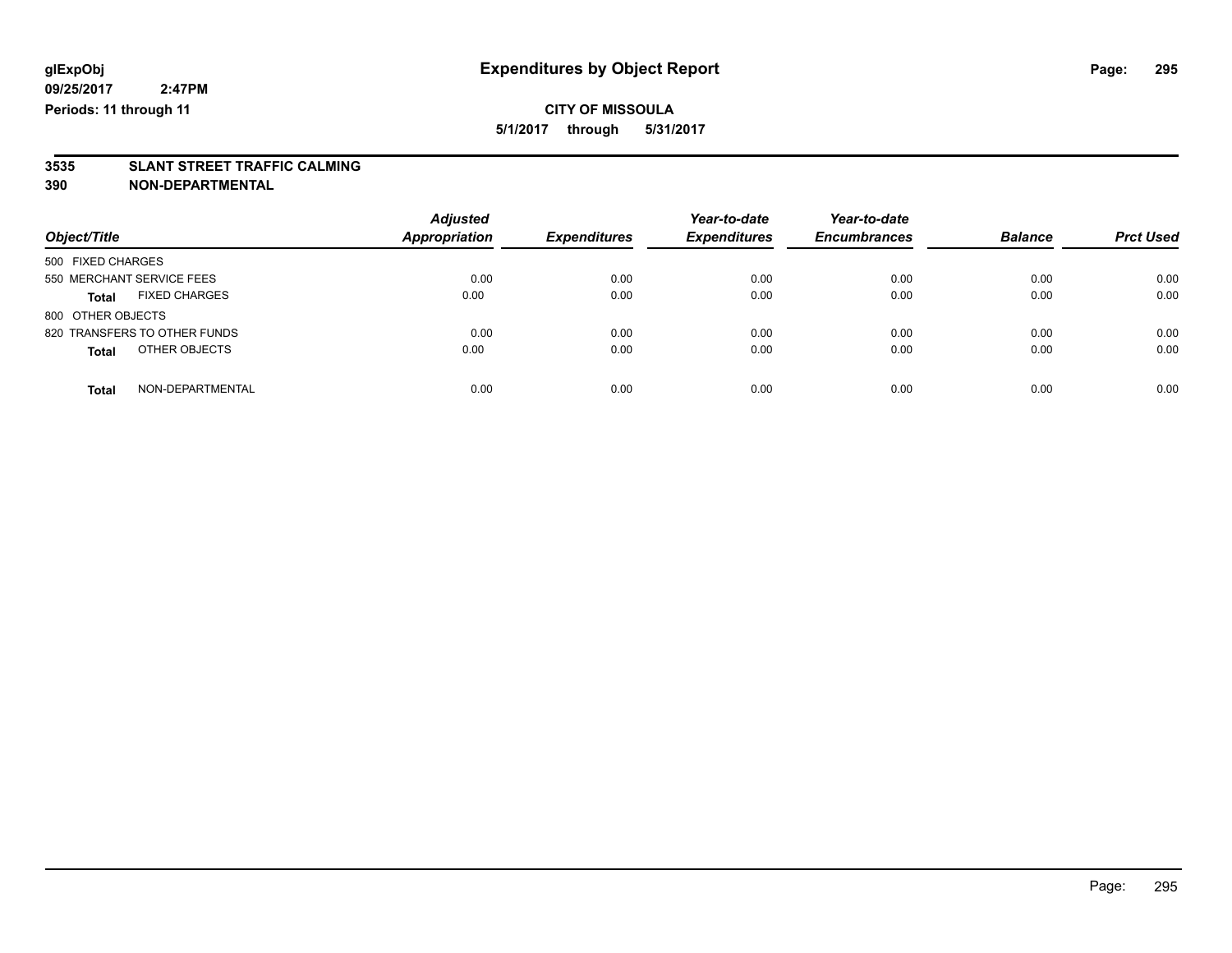**glExpObj**
**09/25/2017 2:47PM**
**Periods: 11 through 11**

# Expenditures by Object Report

**CITY OF MISSOULA**
**5/1/2017 through 5/31/2017**

## 3535 SLANT STREET TRAFFIC CALMING
## 390 NON-DEPARTMENTAL

| Object/Title | Adjusted Appropriation | Expenditures | Year-to-date Expenditures | Year-to-date Encumbrances | Balance | Prct Used |
|---|---|---|---|---|---|---|
| 500 FIXED CHARGES | | | | | | |
| 550 MERCHANT SERVICE FEES | 0.00 | 0.00 | 0.00 | 0.00 | 0.00 | 0.00 |
| **Total** FIXED CHARGES | 0.00 | 0.00 | 0.00 | 0.00 | 0.00 | 0.00 |
| 800 OTHER OBJECTS | | | | | | |
| 820 TRANSFERS TO OTHER FUNDS | 0.00 | 0.00 | 0.00 | 0.00 | 0.00 | 0.00 |
| **Total** OTHER OBJECTS | 0.00 | 0.00 | 0.00 | 0.00 | 0.00 | 0.00 |
| **Total** NON-DEPARTMENTAL | 0.00 | 0.00 | 0.00 | 0.00 | 0.00 | 0.00 |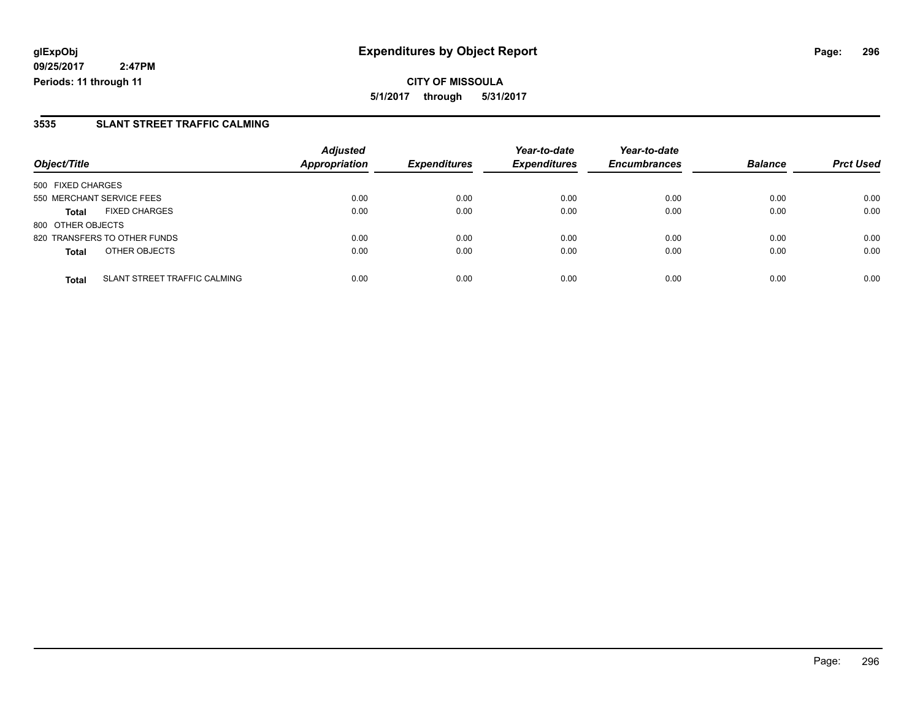**glExpObj**
**09/25/2017 2:47PM**
**Periods: 11 through 11**

# Expenditures by Object Report

**CITY OF MISSOULA**
**5/1/2017 through 5/31/2017**

## 3535 SLANT STREET TRAFFIC CALMING

| Object/Title | | Adjusted Appropriation | Expenditures | Year-to-date Expenditures | Year-to-date Encumbrances | Balance | Prct Used |
|---|---|---|---|---|---|---|---|
| 500 FIXED CHARGES | | | | | | | |
| 550 MERCHANT SERVICE FEES | | 0.00 | 0.00 | 0.00 | 0.00 | 0.00 | 0.00 |
| **Total** | FIXED CHARGES | 0.00 | 0.00 | 0.00 | 0.00 | 0.00 | 0.00 |
| 800 OTHER OBJECTS | | | | | | | |
| 820 TRANSFERS TO OTHER FUNDS | | 0.00 | 0.00 | 0.00 | 0.00 | 0.00 | 0.00 |
| **Total** | OTHER OBJECTS | 0.00 | 0.00 | 0.00 | 0.00 | 0.00 | 0.00 |
| **Total** | SLANT STREET TRAFFIC CALMING | 0.00 | 0.00 | 0.00 | 0.00 | 0.00 | 0.00 |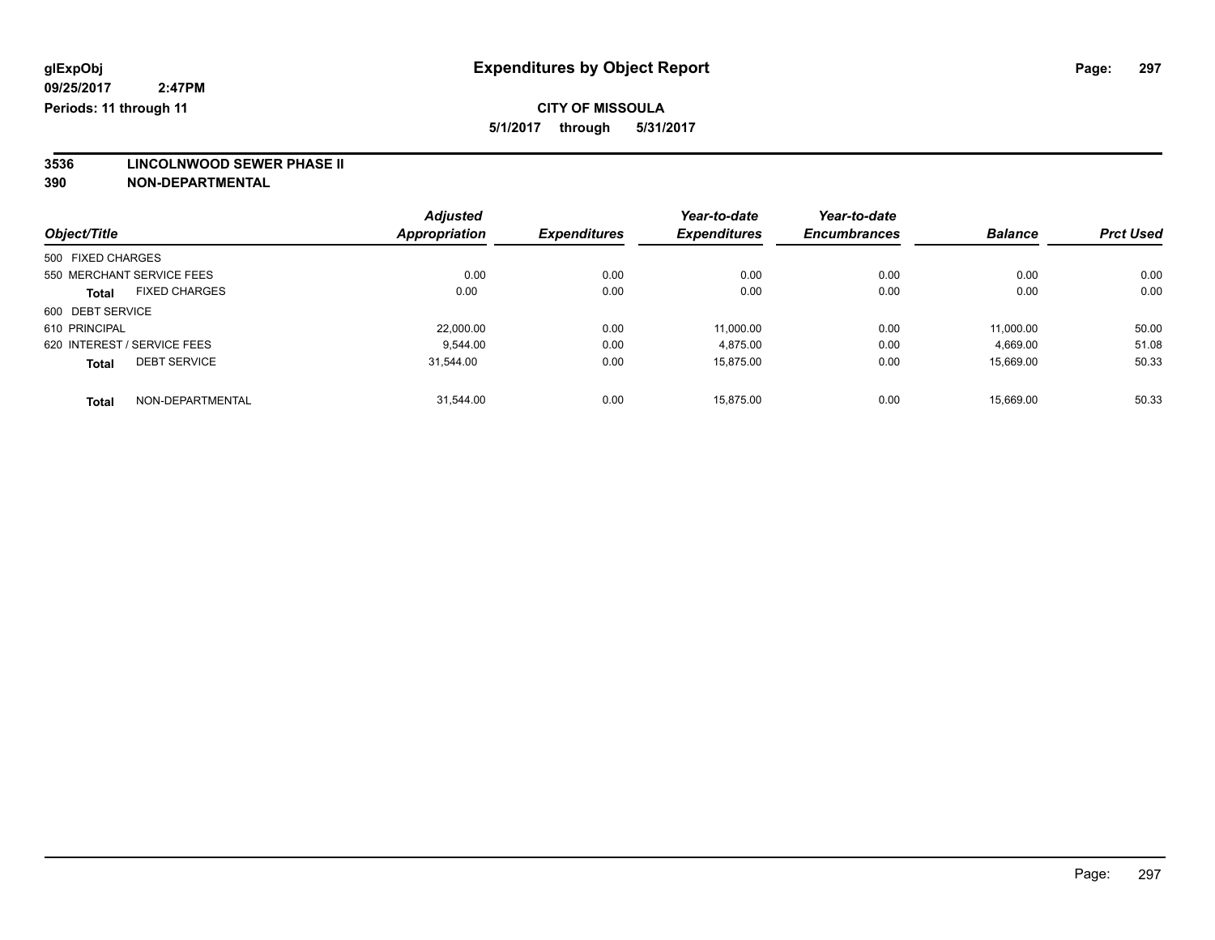glExpObj
09/25/2017 2:47PM
Periods: 11 through 11

# Expenditures by Object Report

**CITY OF MISSOULA**
**5/1/2017 through 5/31/2017**

**3536 LINCOLNWOOD SEWER PHASE II**
**390 NON-DEPARTMENTAL**

| Object/Title | Adjusted Appropriation | Expenditures | Year-to-date Expenditures | Year-to-date Encumbrances | Balance | Prct Used |
|---|---|---|---|---|---|---|
| 500 FIXED CHARGES | | | | | | |
| 550 MERCHANT SERVICE FEES | 0.00 | 0.00 | 0.00 | 0.00 | 0.00 | 0.00 |
| **Total** FIXED CHARGES | 0.00 | 0.00 | 0.00 | 0.00 | 0.00 | 0.00 |
| 600 DEBT SERVICE | | | | | | |
| 610 PRINCIPAL | 22,000.00 | 0.00 | 11,000.00 | 0.00 | 11,000.00 | 50.00 |
| 620 INTEREST / SERVICE FEES | 9,544.00 | 0.00 | 4,875.00 | 0.00 | 4,669.00 | 51.08 |
| **Total** DEBT SERVICE | 31,544.00 | 0.00 | 15,875.00 | 0.00 | 15,669.00 | 50.33 |
| **Total** NON-DEPARTMENTAL | 31,544.00 | 0.00 | 15,875.00 | 0.00 | 15,669.00 | 50.33 |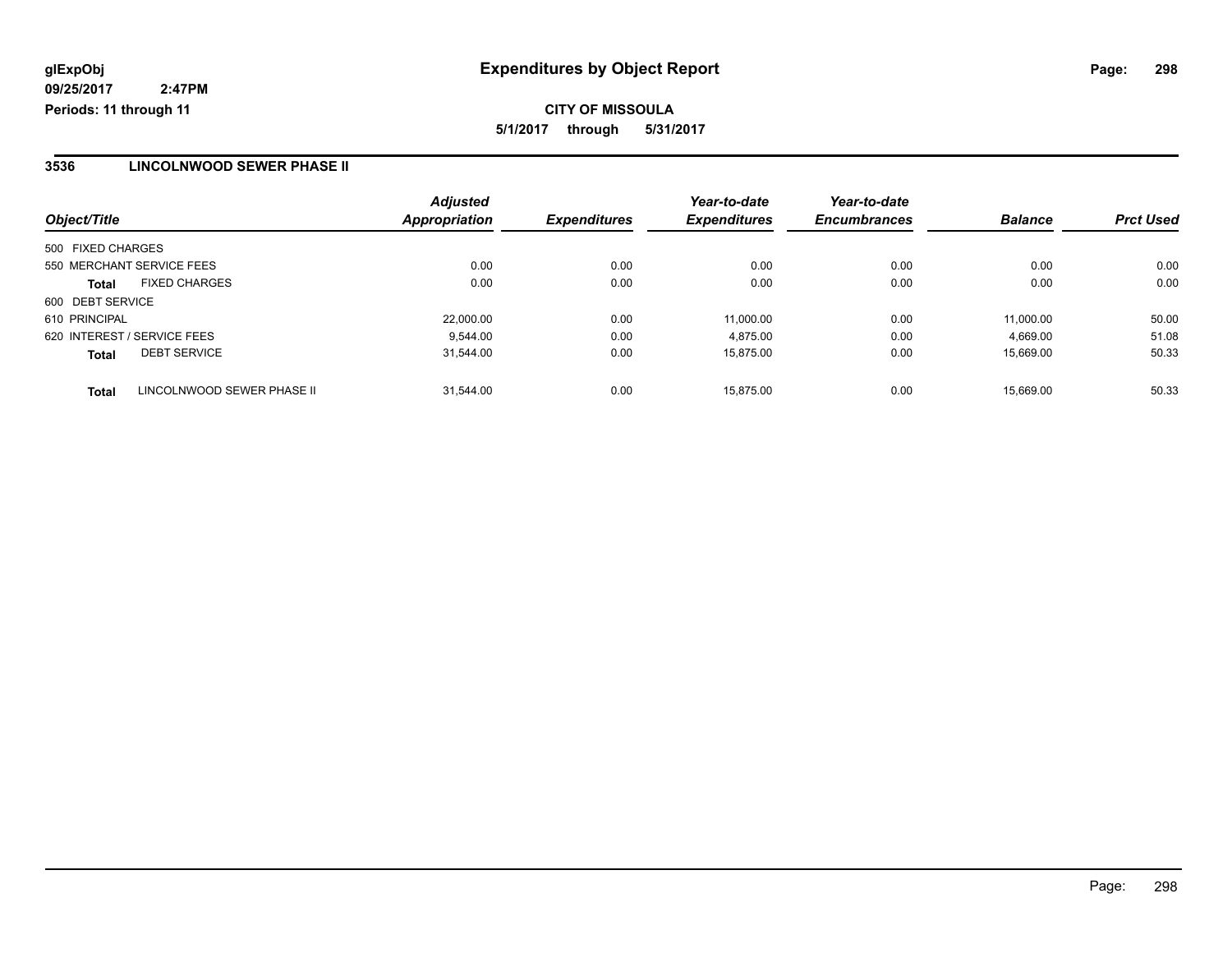**glExpObj** | **Expenditures by Object Report**

**09/25/2017 2:47PM**

**Periods: 11 through 11**

**CITY OF MISSOULA**

**5/1/2017 through 5/31/2017**

## 3536 LINCOLNWOOD SEWER PHASE II

| Object/Title | Adjusted Appropriation | Expenditures | Year-to-date Expenditures | Year-to-date Encumbrances | Balance | Prct Used |
|---|---|---|---|---|---|---|
| 500 FIXED CHARGES | | | | | | |
| 550 MERCHANT SERVICE FEES | 0.00 | 0.00 | 0.00 | 0.00 | 0.00 | 0.00 |
| **Total** FIXED CHARGES | 0.00 | 0.00 | 0.00 | 0.00 | 0.00 | 0.00 |
| 600 DEBT SERVICE | | | | | | |
| 610 PRINCIPAL | 22,000.00 | 0.00 | 11,000.00 | 0.00 | 11,000.00 | 50.00 |
| 620 INTEREST / SERVICE FEES | 9,544.00 | 0.00 | 4,875.00 | 0.00 | 4,669.00 | 51.08 |
| **Total** DEBT SERVICE | 31,544.00 | 0.00 | 15,875.00 | 0.00 | 15,669.00 | 50.33 |
| **Total** LINCOLNWOOD SEWER PHASE II | 31,544.00 | 0.00 | 15,875.00 | 0.00 | 15,669.00 | 50.33 |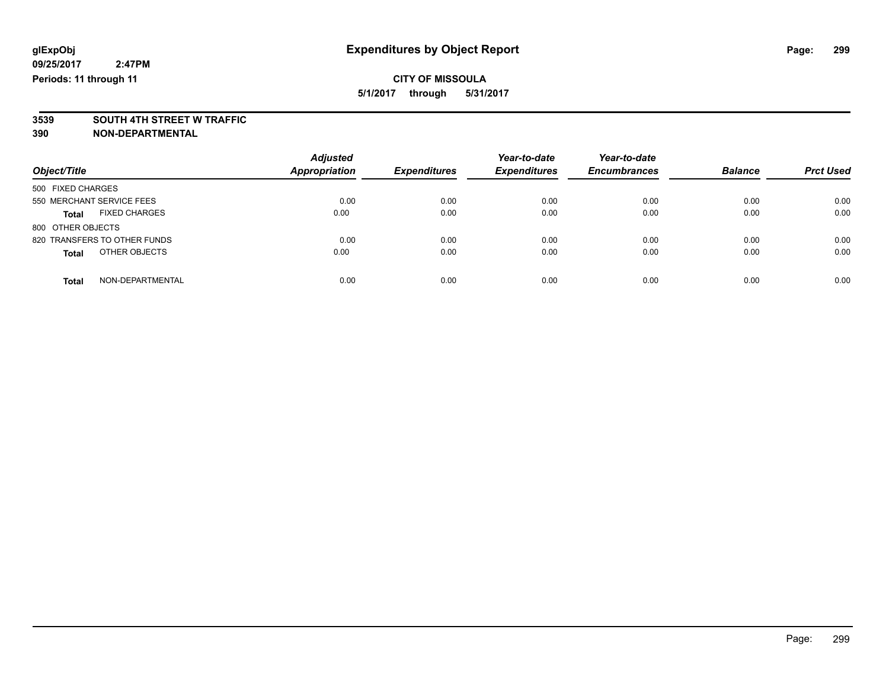**glExpObj**
**09/25/2017 2:47PM**
**Periods: 11 through 11**

# Expenditures by Object Report

**CITY OF MISSOULA**
**5/1/2017 through 5/31/2017**

**3539 SOUTH 4TH STREET W TRAFFIC**
**390 NON-DEPARTMENTAL**

| Object/Title | | Adjusted Appropriation | Expenditures | Year-to-date Expenditures | Year-to-date Encumbrances | Balance | Prct Used |
|---|---|---|---|---|---|---|---|
| 500 FIXED CHARGES | | | | | | | |
| 550 MERCHANT SERVICE FEES | | 0.00 | 0.00 | 0.00 | 0.00 | 0.00 | 0.00 |
| **Total** | FIXED CHARGES | 0.00 | 0.00 | 0.00 | 0.00 | 0.00 | 0.00 |
| 800 OTHER OBJECTS | | | | | | | |
| 820 TRANSFERS TO OTHER FUNDS | | 0.00 | 0.00 | 0.00 | 0.00 | 0.00 | 0.00 |
| **Total** | OTHER OBJECTS | 0.00 | 0.00 | 0.00 | 0.00 | 0.00 | 0.00 |
| **Total** | NON-DEPARTMENTAL | 0.00 | 0.00 | 0.00 | 0.00 | 0.00 | 0.00 |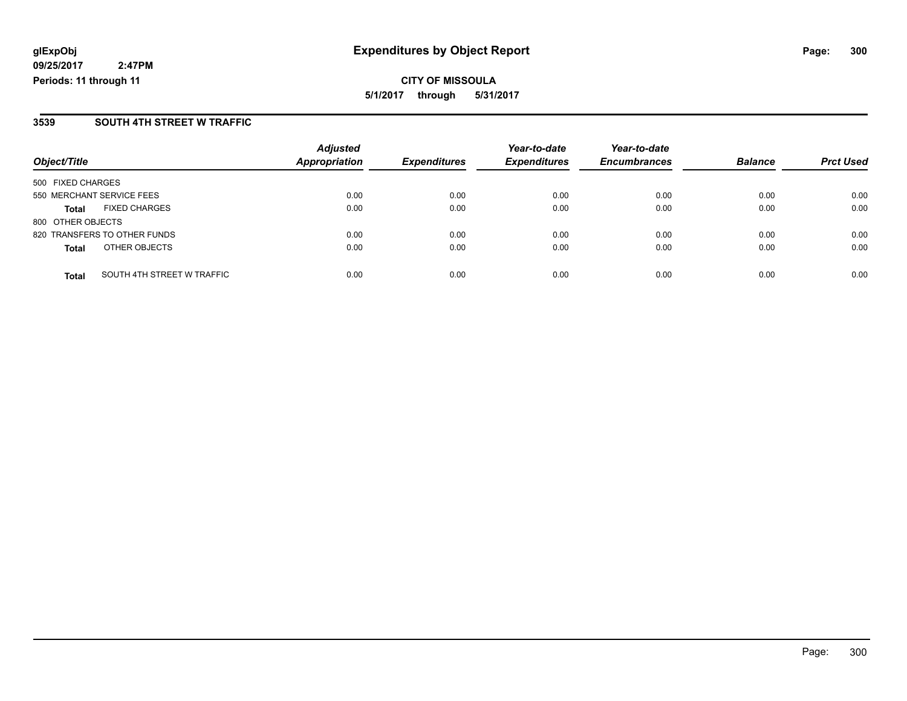**glExpObj**
**09/25/2017 2:47PM**
**Periods: 11 through 11**

# Expenditures by Object Report

**CITY OF MISSOULA**
**5/1/2017 through 5/31/2017**

## 3539 SOUTH 4TH STREET W TRAFFIC

| Object/Title | | Adjusted Appropriation | Expenditures | Year-to-date Expenditures | Year-to-date Encumbrances | Balance | Prct Used |
|---|---|---|---|---|---|---|---|
| 500 FIXED CHARGES | | | | | | | |
| 550 MERCHANT SERVICE FEES | | 0.00 | 0.00 | 0.00 | 0.00 | 0.00 | 0.00 |
| **Total** | FIXED CHARGES | 0.00 | 0.00 | 0.00 | 0.00 | 0.00 | 0.00 |
| 800 OTHER OBJECTS | | | | | | | |
| 820 TRANSFERS TO OTHER FUNDS | | 0.00 | 0.00 | 0.00 | 0.00 | 0.00 | 0.00 |
| **Total** | OTHER OBJECTS | 0.00 | 0.00 | 0.00 | 0.00 | 0.00 | 0.00 |
| **Total** | SOUTH 4TH STREET W TRAFFIC | 0.00 | 0.00 | 0.00 | 0.00 | 0.00 | 0.00 |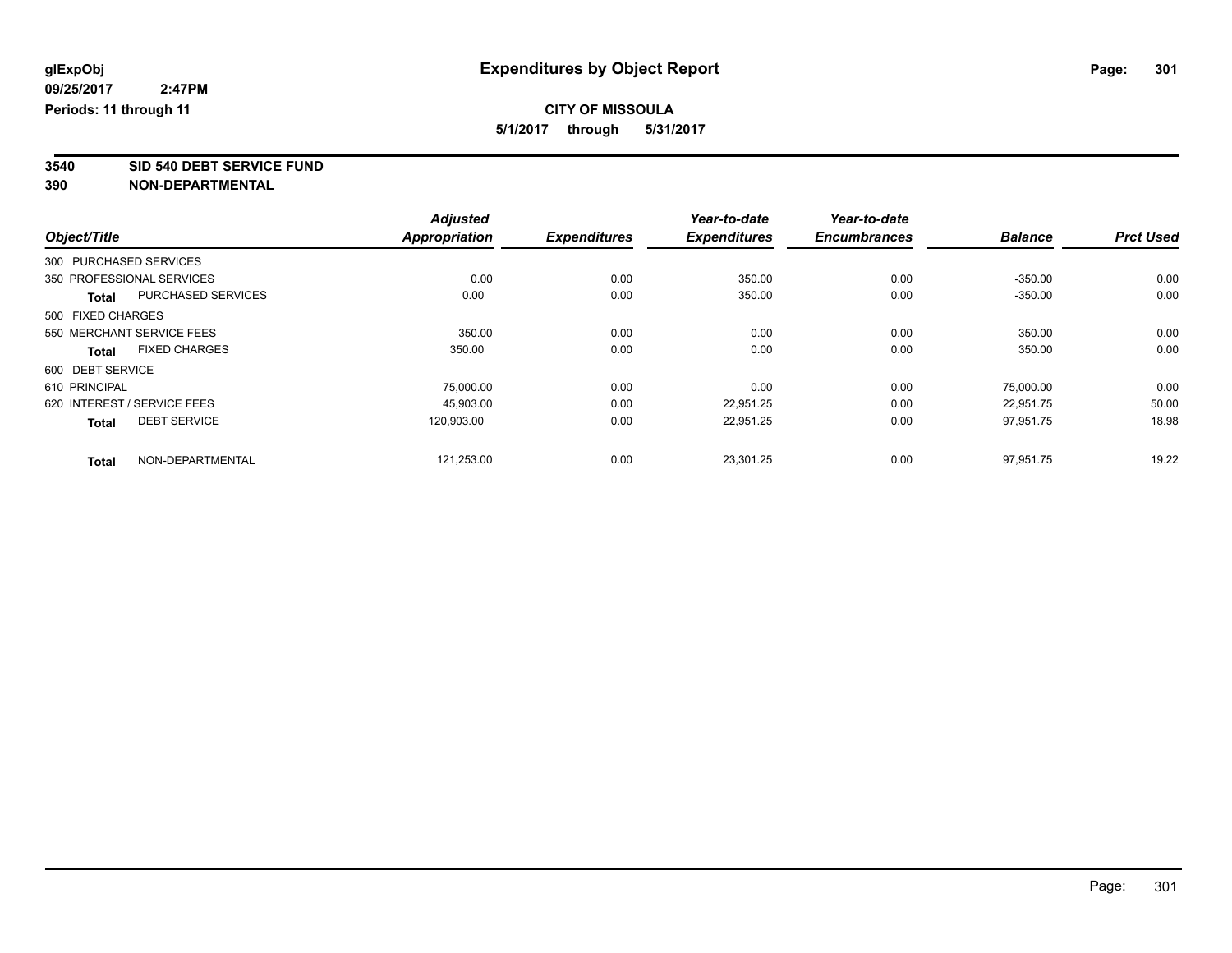glExpObj
09/25/2017 2:47PM
Periods: 11 through 11

# Expenditures by Object Report

**CITY OF MISSOULA**
**5/1/2017 through 5/31/2017**

**3540 SID 540 DEBT SERVICE FUND**
**390 NON-DEPARTMENTAL**

| Object/Title | | Adjusted Appropriation | Expenditures | Year-to-date Expenditures | Year-to-date Encumbrances | Balance | Prct Used |
|---|---|---|---|---|---|---|---|
| 300 PURCHASED SERVICES | | | | | | | |
| 350 PROFESSIONAL SERVICES | | 0.00 | 0.00 | 350.00 | 0.00 | -350.00 | 0.00 |
| **Total** | PURCHASED SERVICES | 0.00 | 0.00 | 350.00 | 0.00 | -350.00 | 0.00 |
| 500 FIXED CHARGES | | | | | | | |
| 550 MERCHANT SERVICE FEES | | 350.00 | 0.00 | 0.00 | 0.00 | 350.00 | 0.00 |
| **Total** | FIXED CHARGES | 350.00 | 0.00 | 0.00 | 0.00 | 350.00 | 0.00 |
| 600 DEBT SERVICE | | | | | | | |
| 610 PRINCIPAL | | 75,000.00 | 0.00 | 0.00 | 0.00 | 75,000.00 | 0.00 |
| 620 INTEREST / SERVICE FEES | | 45,903.00 | 0.00 | 22,951.25 | 0.00 | 22,951.75 | 50.00 |
| **Total** | DEBT SERVICE | 120,903.00 | 0.00 | 22,951.25 | 0.00 | 97,951.75 | 18.98 |
| **Total** | NON-DEPARTMENTAL | 121,253.00 | 0.00 | 23,301.25 | 0.00 | 97,951.75 | 19.22 |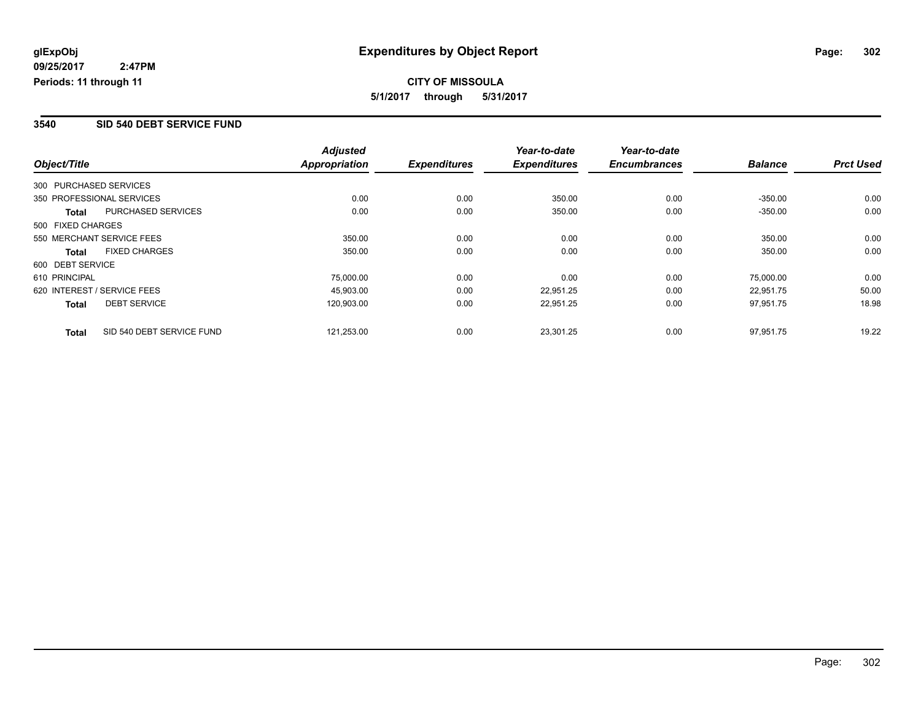**glExpObj** **Expenditures by Object Report**

**09/25/2017 2:47PM**

**Periods: 11 through 11**

**CITY OF MISSOULA**

**5/1/2017 through 5/31/2017**

## 3540 SID 540 DEBT SERVICE FUND

| Object/Title | Adjusted Appropriation | Expenditures | Year-to-date Expenditures | Year-to-date Encumbrances | Balance | Prct Used |
|---|---|---|---|---|---|---|
| 300 PURCHASED SERVICES | | | | | | |
| 350 PROFESSIONAL SERVICES | 0.00 | 0.00 | 350.00 | 0.00 | -350.00 | 0.00 |
| **Total** PURCHASED SERVICES | 0.00 | 0.00 | 350.00 | 0.00 | -350.00 | 0.00 |
| 500 FIXED CHARGES | | | | | | |
| 550 MERCHANT SERVICE FEES | 350.00 | 0.00 | 0.00 | 0.00 | 350.00 | 0.00 |
| **Total** FIXED CHARGES | 350.00 | 0.00 | 0.00 | 0.00 | 350.00 | 0.00 |
| 600 DEBT SERVICE | | | | | | |
| 610 PRINCIPAL | 75,000.00 | 0.00 | 0.00 | 0.00 | 75,000.00 | 0.00 |
| 620 INTEREST / SERVICE FEES | 45,903.00 | 0.00 | 22,951.25 | 0.00 | 22,951.75 | 50.00 |
| **Total** DEBT SERVICE | 120,903.00 | 0.00 | 22,951.25 | 0.00 | 97,951.75 | 18.98 |
| **Total** SID 540 DEBT SERVICE FUND | 121,253.00 | 0.00 | 23,301.25 | 0.00 | 97,951.75 | 19.22 |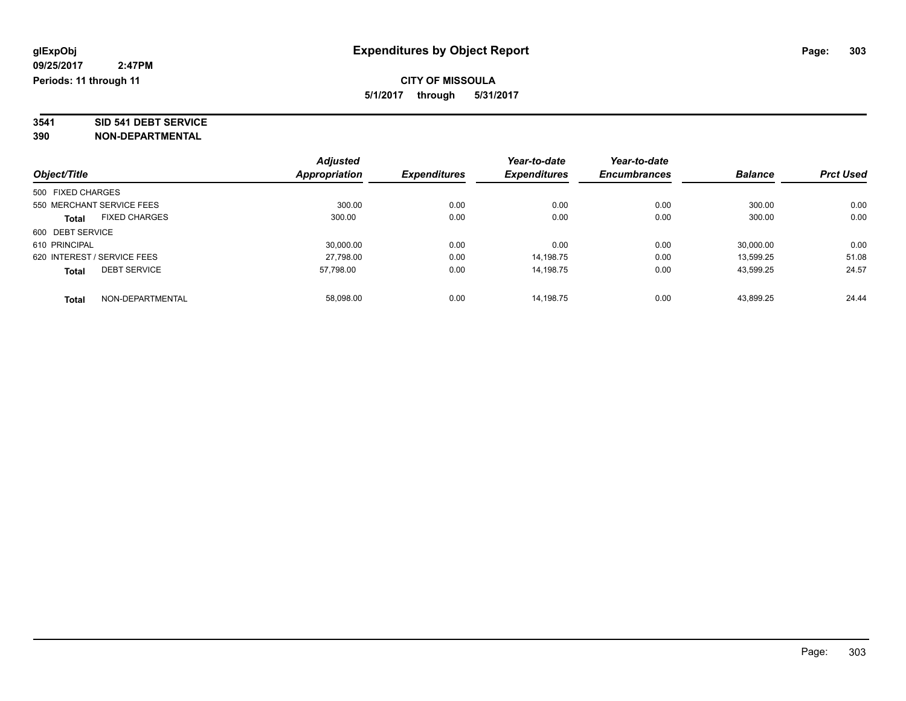# Expenditures by Object Report

glExpObj
09/25/2017 2:47PM
Periods: 11 through 11

**CITY OF MISSOULA**
**5/1/2017 through 5/31/2017**

**3541 SID 541 DEBT SERVICE**
**390 NON-DEPARTMENTAL**

| Object/Title | | Adjusted Appropriation | Expenditures | Year-to-date Expenditures | Year-to-date Encumbrances | Balance | Prct Used |
|---|---|---|---|---|---|---|---|
| 500 FIXED CHARGES | | | | | | | |
| 550 MERCHANT SERVICE FEES | | 300.00 | 0.00 | 0.00 | 0.00 | 300.00 | 0.00 |
| **Total** | FIXED CHARGES | 300.00 | 0.00 | 0.00 | 0.00 | 300.00 | 0.00 |
| 600 DEBT SERVICE | | | | | | | |
| 610 PRINCIPAL | | 30,000.00 | 0.00 | 0.00 | 0.00 | 30,000.00 | 0.00 |
| 620 INTEREST / SERVICE FEES | | 27,798.00 | 0.00 | 14,198.75 | 0.00 | 13,599.25 | 51.08 |
| **Total** | DEBT SERVICE | 57,798.00 | 0.00 | 14,198.75 | 0.00 | 43,599.25 | 24.57 |
| **Total** | NON-DEPARTMENTAL | 58,098.00 | 0.00 | 14,198.75 | 0.00 | 43,899.25 | 24.44 |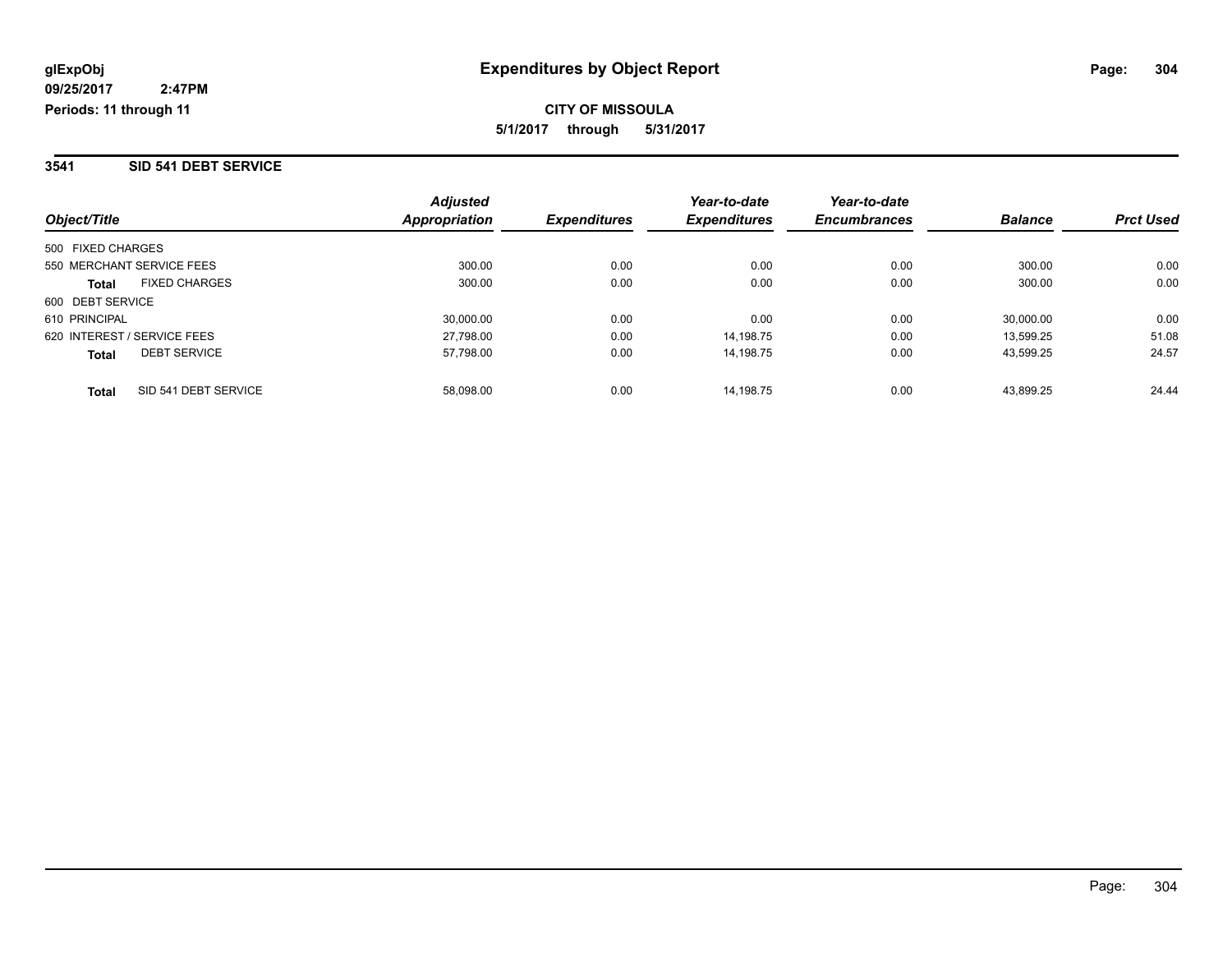**glExpObj**
**09/25/2017 2:47PM**
**Periods: 11 through 11**

# Expenditures by Object Report

**CITY OF MISSOULA**
**5/1/2017 through 5/31/2017**

## 3541 SID 541 DEBT SERVICE

| Object/Title | Adjusted Appropriation | Expenditures | Year-to-date Expenditures | Year-to-date Encumbrances | Balance | Prct Used |
|---|---|---|---|---|---|---|
| 500 FIXED CHARGES | | | | | | |
| 550 MERCHANT SERVICE FEES | 300.00 | 0.00 | 0.00 | 0.00 | 300.00 | 0.00 |
| **Total** FIXED CHARGES | 300.00 | 0.00 | 0.00 | 0.00 | 300.00 | 0.00 |
| 600 DEBT SERVICE | | | | | | |
| 610 PRINCIPAL | 30,000.00 | 0.00 | 0.00 | 0.00 | 30,000.00 | 0.00 |
| 620 INTEREST / SERVICE FEES | 27,798.00 | 0.00 | 14,198.75 | 0.00 | 13,599.25 | 51.08 |
| **Total** DEBT SERVICE | 57,798.00 | 0.00 | 14,198.75 | 0.00 | 43,599.25 | 24.57 |
| **Total** SID 541 DEBT SERVICE | 58,098.00 | 0.00 | 14,198.75 | 0.00 | 43,899.25 | 24.44 |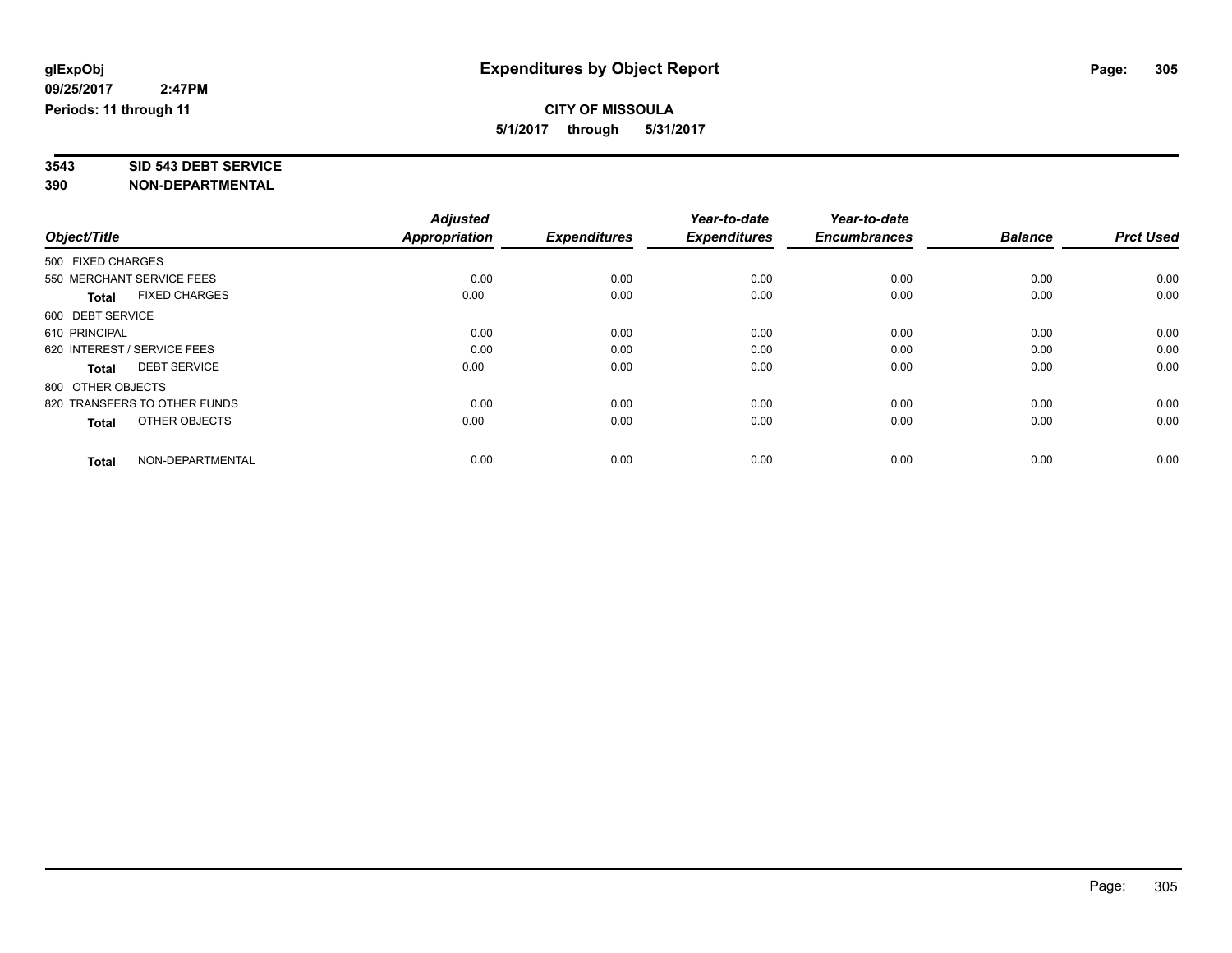glExpObj
09/25/2017 2:47PM
Periods: 11 through 11

# Expenditures by Object Report

**CITY OF MISSOULA**
**5/1/2017 through 5/31/2017**

**3543 SID 543 DEBT SERVICE**
**390 NON-DEPARTMENTAL**

| Object/Title | Adjusted Appropriation | Expenditures | Year-to-date Expenditures | Year-to-date Encumbrances | Balance | Prct Used |
|---|---|---|---|---|---|---|
| 500 FIXED CHARGES | | | | | | |
| 550 MERCHANT SERVICE FEES | 0.00 | 0.00 | 0.00 | 0.00 | 0.00 | 0.00 |
| **Total** FIXED CHARGES | 0.00 | 0.00 | 0.00 | 0.00 | 0.00 | 0.00 |
| 600 DEBT SERVICE | | | | | | |
| 610 PRINCIPAL | 0.00 | 0.00 | 0.00 | 0.00 | 0.00 | 0.00 |
| 620 INTEREST / SERVICE FEES | 0.00 | 0.00 | 0.00 | 0.00 | 0.00 | 0.00 |
| **Total** DEBT SERVICE | 0.00 | 0.00 | 0.00 | 0.00 | 0.00 | 0.00 |
| 800 OTHER OBJECTS | | | | | | |
| 820 TRANSFERS TO OTHER FUNDS | 0.00 | 0.00 | 0.00 | 0.00 | 0.00 | 0.00 |
| **Total** OTHER OBJECTS | 0.00 | 0.00 | 0.00 | 0.00 | 0.00 | 0.00 |
| **Total** NON-DEPARTMENTAL | 0.00 | 0.00 | 0.00 | 0.00 | 0.00 | 0.00 |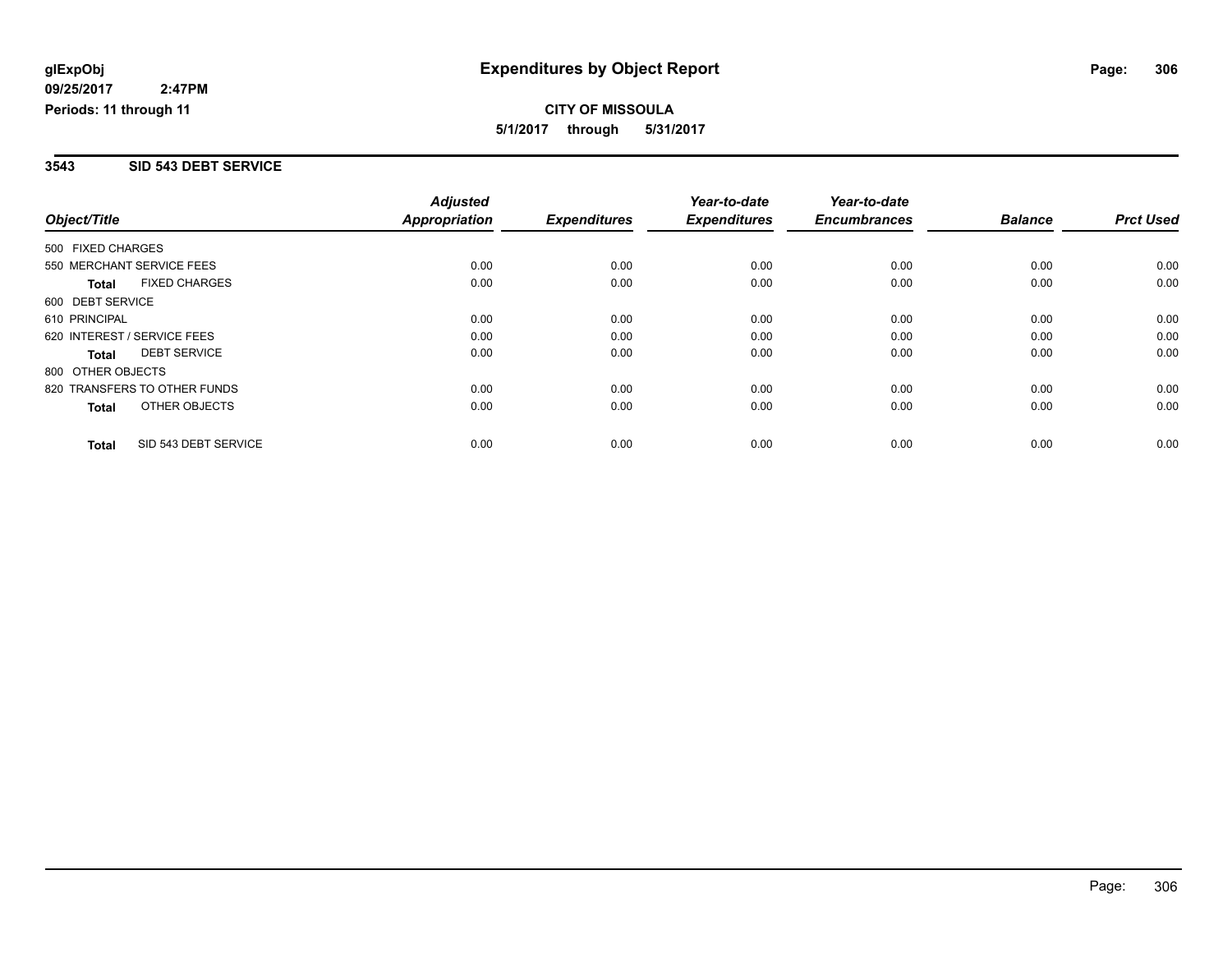# Expenditures by Object Report

glExpObj
09/25/2017 2:47PM
Periods: 11 through 11

**CITY OF MISSOULA**
**5/1/2017 through 5/31/2017**

## 3543 SID 543 DEBT SERVICE

| Object/Title | Adjusted Appropriation | Expenditures | Year-to-date Expenditures | Year-to-date Encumbrances | Balance | Prct Used |
|---|---|---|---|---|---|---|
| 500 FIXED CHARGES | | | | | | |
| 550 MERCHANT SERVICE FEES | 0.00 | 0.00 | 0.00 | 0.00 | 0.00 | 0.00 |
| **Total** FIXED CHARGES | 0.00 | 0.00 | 0.00 | 0.00 | 0.00 | 0.00 |
| 600 DEBT SERVICE | | | | | | |
| 610 PRINCIPAL | 0.00 | 0.00 | 0.00 | 0.00 | 0.00 | 0.00 |
| 620 INTEREST / SERVICE FEES | 0.00 | 0.00 | 0.00 | 0.00 | 0.00 | 0.00 |
| **Total** DEBT SERVICE | 0.00 | 0.00 | 0.00 | 0.00 | 0.00 | 0.00 |
| 800 OTHER OBJECTS | | | | | | |
| 820 TRANSFERS TO OTHER FUNDS | 0.00 | 0.00 | 0.00 | 0.00 | 0.00 | 0.00 |
| **Total** OTHER OBJECTS | 0.00 | 0.00 | 0.00 | 0.00 | 0.00 | 0.00 |
| **Total** SID 543 DEBT SERVICE | 0.00 | 0.00 | 0.00 | 0.00 | 0.00 | 0.00 |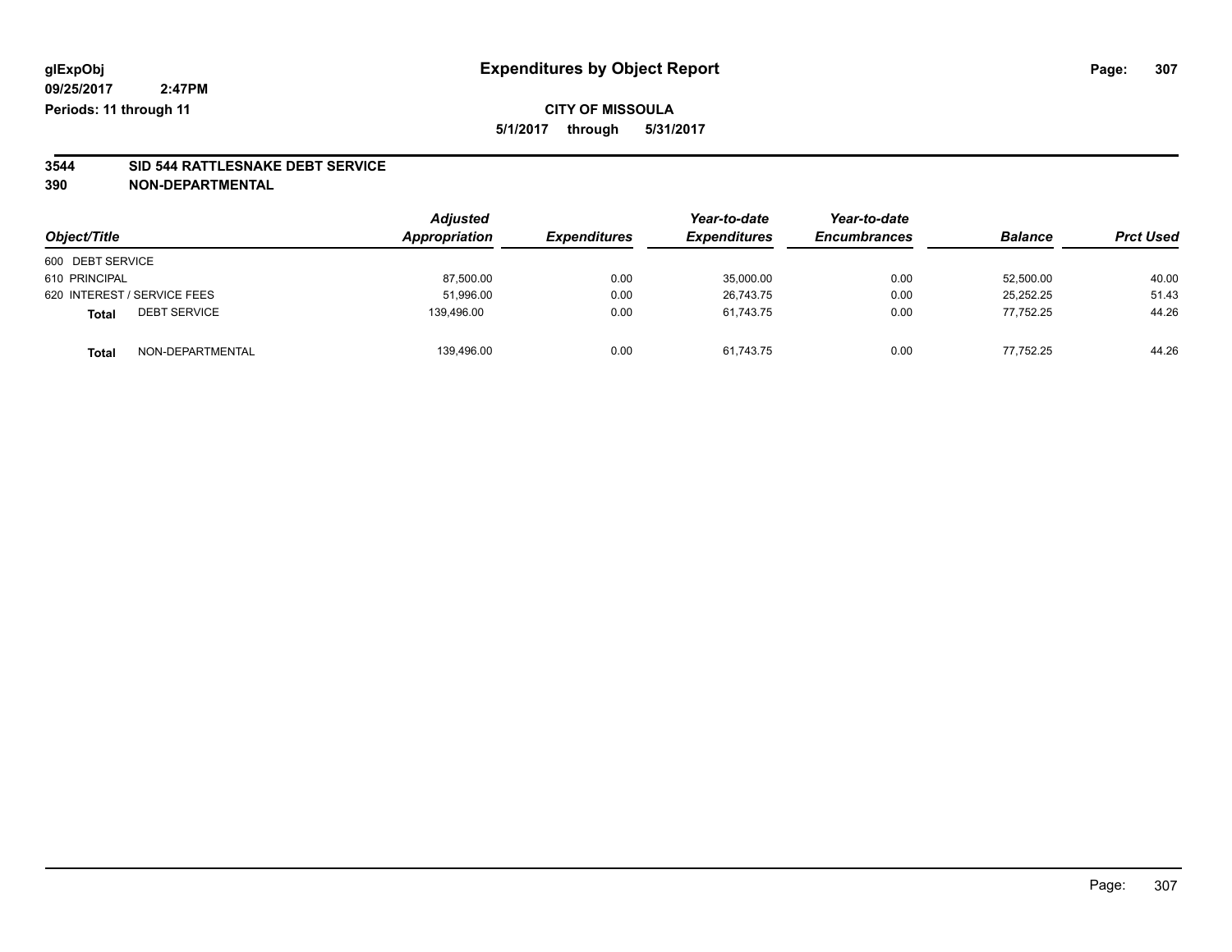**glExpObj** **Expenditures by Object Report**

**09/25/2017 2:47PM**

**Periods: 11 through 11**

**CITY OF MISSOULA**

**5/1/2017 through 5/31/2017**

**3544 SID 544 RATTLESNAKE DEBT SERVICE**

**390 NON-DEPARTMENTAL**

| Object/Title | | Adjusted Appropriation | Expenditures | Year-to-date Expenditures | Year-to-date Encumbrances | Balance | Prct Used |
|---|---|---|---|---|---|---|---|
| 600 DEBT SERVICE | | | | | | | |
| 610 PRINCIPAL | | 87,500.00 | 0.00 | 35,000.00 | 0.00 | 52,500.00 | 40.00 |
| 620 INTEREST / SERVICE FEES | | 51,996.00 | 0.00 | 26,743.75 | 0.00 | 25,252.25 | 51.43 |
| **Total** | DEBT SERVICE | 139,496.00 | 0.00 | 61,743.75 | 0.00 | 77,752.25 | 44.26 |
| **Total** | NON-DEPARTMENTAL | 139,496.00 | 0.00 | 61,743.75 | 0.00 | 77,752.25 | 44.26 |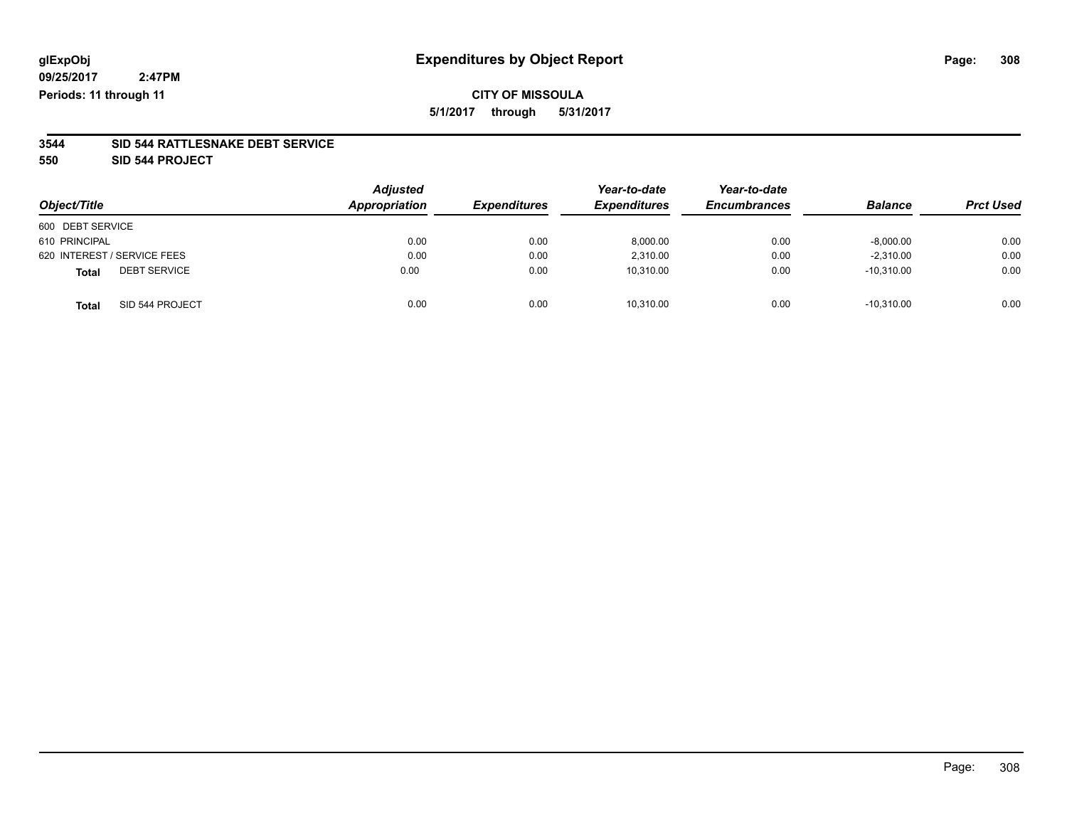**glExpObj**
**09/25/2017 2:47PM**
**Periods: 11 through 11**

# Expenditures by Object Report

**CITY OF MISSOULA**

**5/1/2017 through 5/31/2017**

**3544 SID 544 RATTLESNAKE DEBT SERVICE**
**550 SID 544 PROJECT**

| Object/Title | Adjusted Appropriation | Expenditures | Year-to-date Expenditures | Year-to-date Encumbrances | Balance | Prct Used |
|---|---|---|---|---|---|---|
| 600 DEBT SERVICE | | | | | | |
| 610 PRINCIPAL | 0.00 | 0.00 | 8,000.00 | 0.00 | -8,000.00 | 0.00 |
| 620 INTEREST / SERVICE FEES | 0.00 | 0.00 | 2,310.00 | 0.00 | -2,310.00 | 0.00 |
| **Total** DEBT SERVICE | 0.00 | 0.00 | 10,310.00 | 0.00 | -10,310.00 | 0.00 |
| **Total** SID 544 PROJECT | 0.00 | 0.00 | 10,310.00 | 0.00 | -10,310.00 | 0.00 |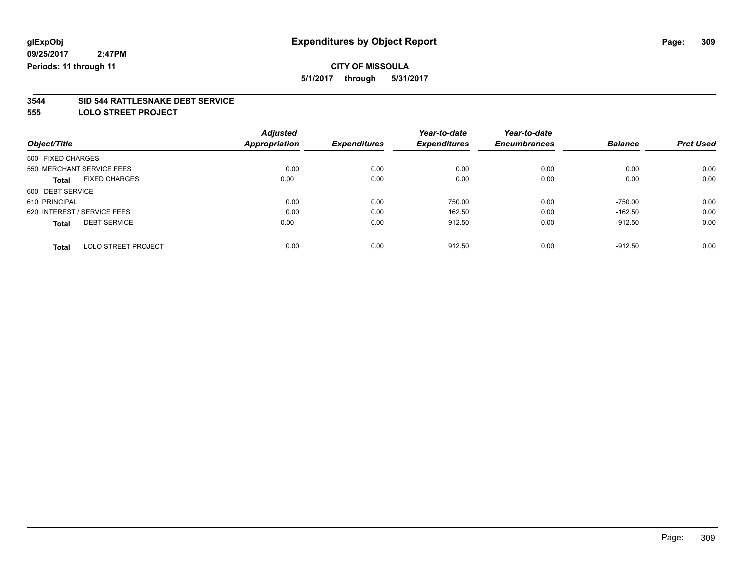glExpObj
09/25/2017 2:47PM
Periods: 11 through 11

# Expenditures by Object Report

**CITY OF MISSOULA**

**5/1/2017 through 5/31/2017**

## 3544 SID 544 RATTLESNAKE DEBT SERVICE
## 555 LOLO STREET PROJECT

| Object/Title | Adjusted Appropriation | Expenditures | Year-to-date Expenditures | Year-to-date Encumbrances | Balance | Prct Used |
|---|---|---|---|---|---|---|
| 500 FIXED CHARGES | | | | | | |
| 550 MERCHANT SERVICE FEES | 0.00 | 0.00 | 0.00 | 0.00 | 0.00 | 0.00 |
| **Total** FIXED CHARGES | 0.00 | 0.00 | 0.00 | 0.00 | 0.00 | 0.00 |
| 600 DEBT SERVICE | | | | | | |
| 610 PRINCIPAL | 0.00 | 0.00 | 750.00 | 0.00 | -750.00 | 0.00 |
| 620 INTEREST / SERVICE FEES | 0.00 | 0.00 | 162.50 | 0.00 | -162.50 | 0.00 |
| **Total** DEBT SERVICE | 0.00 | 0.00 | 912.50 | 0.00 | -912.50 | 0.00 |
| **Total** LOLO STREET PROJECT | 0.00 | 0.00 | 912.50 | 0.00 | -912.50 | 0.00 |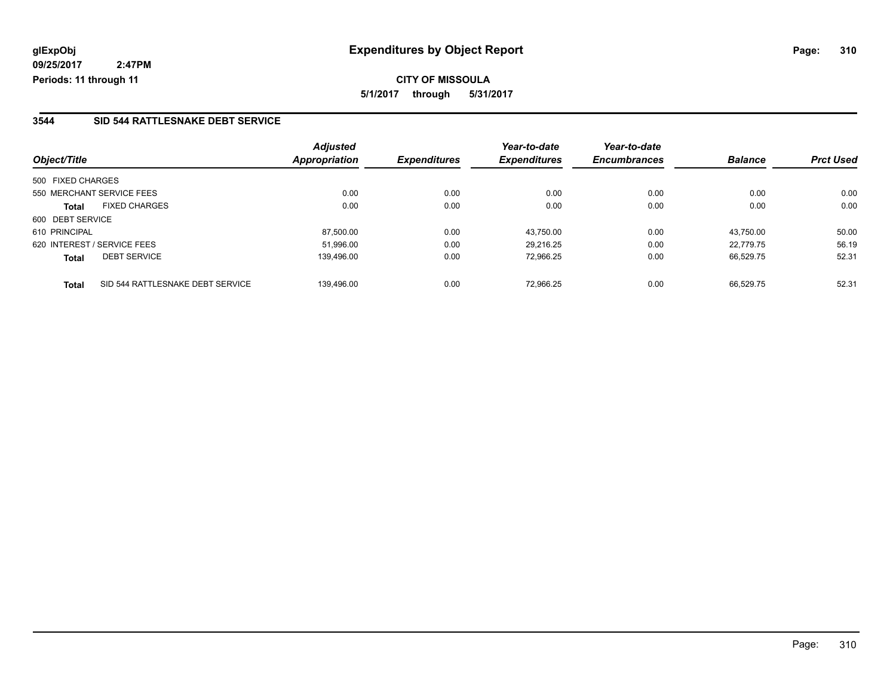glExpObj
09/25/2017 2:47PM
Periods: 11 through 11

# Expenditures by Object Report

**CITY OF MISSOULA**

**5/1/2017 through 5/31/2017**

## 3544 SID 544 RATTLESNAKE DEBT SERVICE

| Object/Title | | Adjusted Appropriation | Expenditures | Year-to-date Expenditures | Year-to-date Encumbrances | Balance | Prct Used |
|---|---|---|---|---|---|---|---|
| 500 FIXED CHARGES | | | | | | | |
| 550 MERCHANT SERVICE FEES | | 0.00 | 0.00 | 0.00 | 0.00 | 0.00 | 0.00 |
| **Total** | FIXED CHARGES | 0.00 | 0.00 | 0.00 | 0.00 | 0.00 | 0.00 |
| 600 DEBT SERVICE | | | | | | | |
| 610 PRINCIPAL | | 87,500.00 | 0.00 | 43,750.00 | 0.00 | 43,750.00 | 50.00 |
| 620 INTEREST / SERVICE FEES | | 51,996.00 | 0.00 | 29,216.25 | 0.00 | 22,779.75 | 56.19 |
| **Total** | DEBT SERVICE | 139,496.00 | 0.00 | 72,966.25 | 0.00 | 66,529.75 | 52.31 |
| **Total** | SID 544 RATTLESNAKE DEBT SERVICE | 139,496.00 | 0.00 | 72,966.25 | 0.00 | 66,529.75 | 52.31 |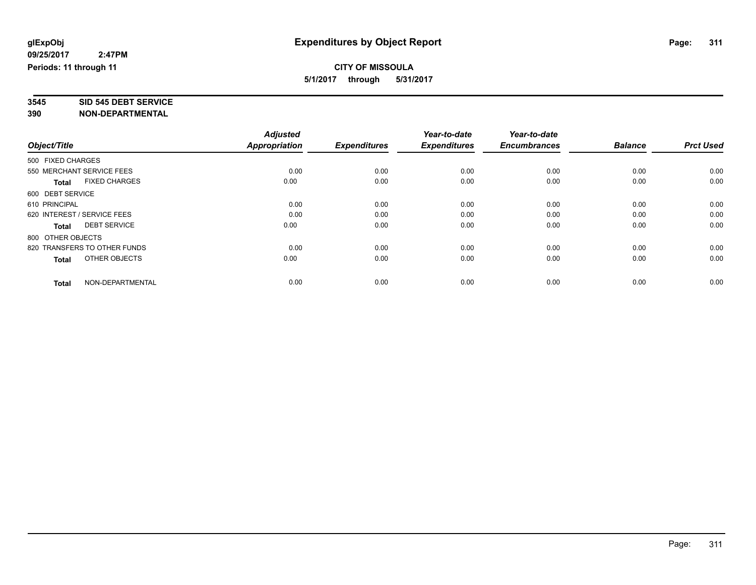**glExpObj**
**09/25/2017 2:47PM**
**Periods: 11 through 11**

# Expenditures by Object Report

**CITY OF MISSOULA**
**5/1/2017 through 5/31/2017**

**3545 SID 545 DEBT SERVICE**
**390 NON-DEPARTMENTAL**

| Object/Title | Adjusted Appropriation | Expenditures | Year-to-date Expenditures | Year-to-date Encumbrances | Balance | Prct Used |
|---|---|---|---|---|---|---|
| 500 FIXED CHARGES | | | | | | |
| 550 MERCHANT SERVICE FEES | 0.00 | 0.00 | 0.00 | 0.00 | 0.00 | 0.00 |
| **Total** FIXED CHARGES | 0.00 | 0.00 | 0.00 | 0.00 | 0.00 | 0.00 |
| 600 DEBT SERVICE | | | | | | |
| 610 PRINCIPAL | 0.00 | 0.00 | 0.00 | 0.00 | 0.00 | 0.00 |
| 620 INTEREST / SERVICE FEES | 0.00 | 0.00 | 0.00 | 0.00 | 0.00 | 0.00 |
| **Total** DEBT SERVICE | 0.00 | 0.00 | 0.00 | 0.00 | 0.00 | 0.00 |
| 800 OTHER OBJECTS | | | | | | |
| 820 TRANSFERS TO OTHER FUNDS | 0.00 | 0.00 | 0.00 | 0.00 | 0.00 | 0.00 |
| **Total** OTHER OBJECTS | 0.00 | 0.00 | 0.00 | 0.00 | 0.00 | 0.00 |
| **Total** NON-DEPARTMENTAL | 0.00 | 0.00 | 0.00 | 0.00 | 0.00 | 0.00 |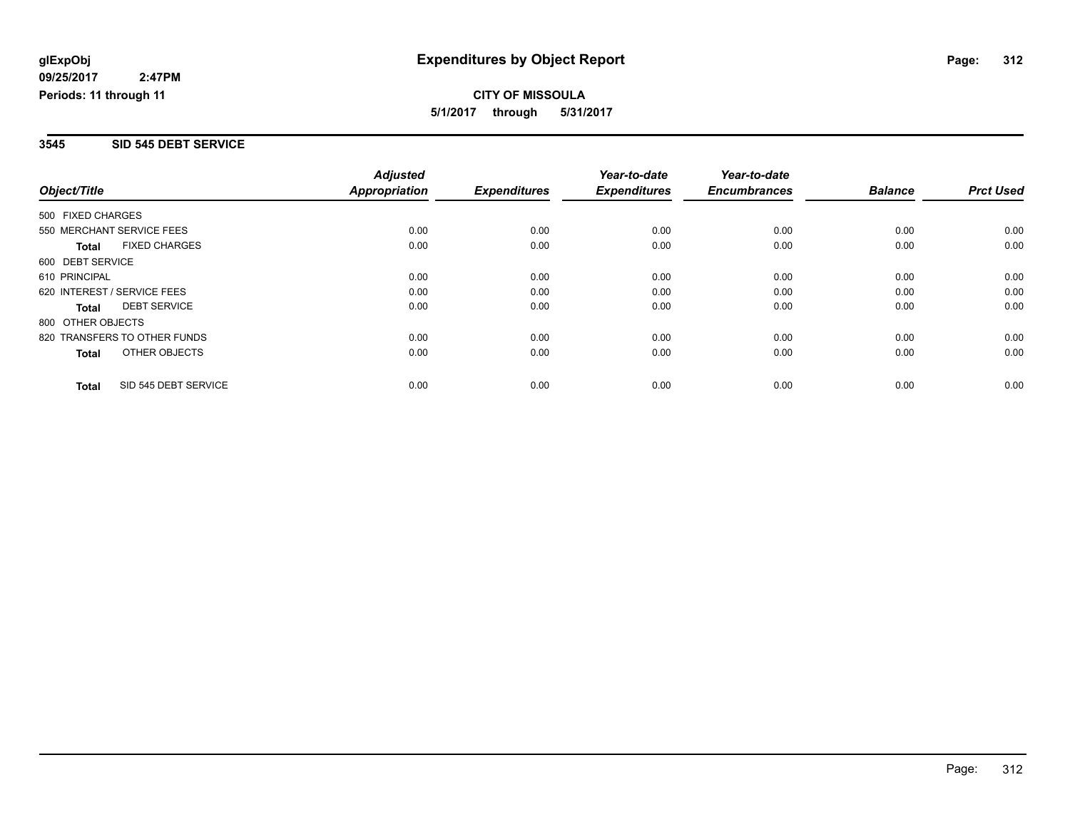**glExpObj** **Expenditures by Object Report**

**09/25/2017 2:47PM**

**Periods: 11 through 11**

**CITY OF MISSOULA**

**5/1/2017 through 5/31/2017**

## 3545 SID 545 DEBT SERVICE

| Object/Title | Adjusted Appropriation | Expenditures | Year-to-date Expenditures | Year-to-date Encumbrances | Balance | Prct Used |
|---|---|---|---|---|---|---|
| 500 FIXED CHARGES | | | | | | |
| 550 MERCHANT SERVICE FEES | 0.00 | 0.00 | 0.00 | 0.00 | 0.00 | 0.00 |
| **Total** FIXED CHARGES | 0.00 | 0.00 | 0.00 | 0.00 | 0.00 | 0.00 |
| 600 DEBT SERVICE | | | | | | |
| 610 PRINCIPAL | 0.00 | 0.00 | 0.00 | 0.00 | 0.00 | 0.00 |
| 620 INTEREST / SERVICE FEES | 0.00 | 0.00 | 0.00 | 0.00 | 0.00 | 0.00 |
| **Total** DEBT SERVICE | 0.00 | 0.00 | 0.00 | 0.00 | 0.00 | 0.00 |
| 800 OTHER OBJECTS | | | | | | |
| 820 TRANSFERS TO OTHER FUNDS | 0.00 | 0.00 | 0.00 | 0.00 | 0.00 | 0.00 |
| **Total** OTHER OBJECTS | 0.00 | 0.00 | 0.00 | 0.00 | 0.00 | 0.00 |
| **Total** SID 545 DEBT SERVICE | 0.00 | 0.00 | 0.00 | 0.00 | 0.00 | 0.00 |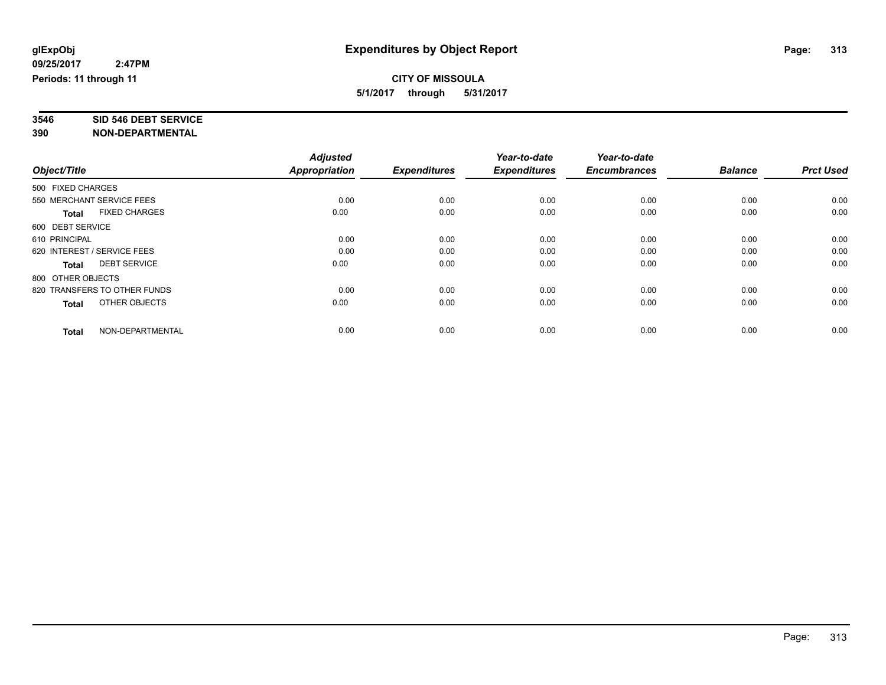# Expenditures by Object Report

glExpObj
09/25/2017 2:47PM
Periods: 11 through 11

**CITY OF MISSOULA**
**5/1/2017 through 5/31/2017**

**3546 SID 546 DEBT SERVICE**
**390 NON-DEPARTMENTAL**

| Object/Title | Adjusted Appropriation | Expenditures | Year-to-date Expenditures | Year-to-date Encumbrances | Balance | Prct Used |
|---|---|---|---|---|---|---|
| 500 FIXED CHARGES | | | | | | |
| 550 MERCHANT SERVICE FEES | 0.00 | 0.00 | 0.00 | 0.00 | 0.00 | 0.00 |
| **Total** FIXED CHARGES | 0.00 | 0.00 | 0.00 | 0.00 | 0.00 | 0.00 |
| 600 DEBT SERVICE | | | | | | |
| 610 PRINCIPAL | 0.00 | 0.00 | 0.00 | 0.00 | 0.00 | 0.00 |
| 620 INTEREST / SERVICE FEES | 0.00 | 0.00 | 0.00 | 0.00 | 0.00 | 0.00 |
| **Total** DEBT SERVICE | 0.00 | 0.00 | 0.00 | 0.00 | 0.00 | 0.00 |
| 800 OTHER OBJECTS | | | | | | |
| 820 TRANSFERS TO OTHER FUNDS | 0.00 | 0.00 | 0.00 | 0.00 | 0.00 | 0.00 |
| **Total** OTHER OBJECTS | 0.00 | 0.00 | 0.00 | 0.00 | 0.00 | 0.00 |
| **Total** NON-DEPARTMENTAL | 0.00 | 0.00 | 0.00 | 0.00 | 0.00 | 0.00 |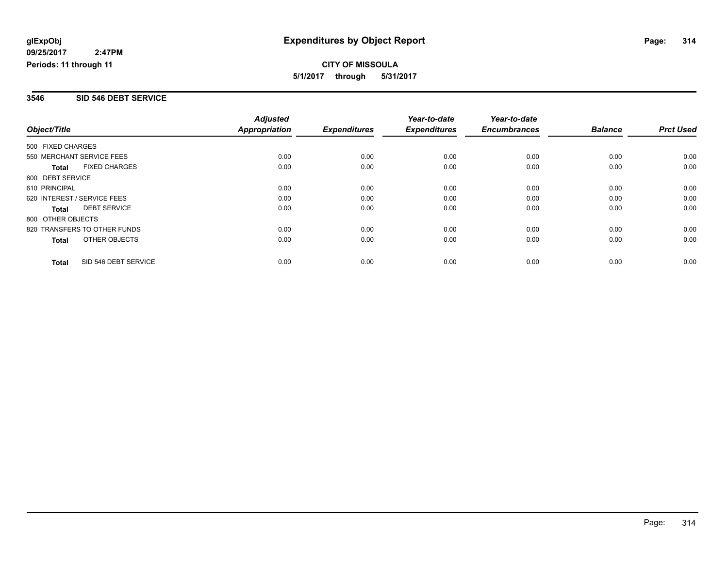**glExpObj** **Expenditures by Object Report**

**09/25/2017 2:47PM**

**Periods: 11 through 11**

**CITY OF MISSOULA**

**5/1/2017 through 5/31/2017**

## 3546 SID 546 DEBT SERVICE

| Object/Title | Adjusted Appropriation | Expenditures | Year-to-date Expenditures | Year-to-date Encumbrances | Balance | Prct Used |
|---|---|---|---|---|---|---|
| 500 FIXED CHARGES | | | | | | |
| 550 MERCHANT SERVICE FEES | 0.00 | 0.00 | 0.00 | 0.00 | 0.00 | 0.00 |
| **Total** FIXED CHARGES | 0.00 | 0.00 | 0.00 | 0.00 | 0.00 | 0.00 |
| 600 DEBT SERVICE | | | | | | |
| 610 PRINCIPAL | 0.00 | 0.00 | 0.00 | 0.00 | 0.00 | 0.00 |
| 620 INTEREST / SERVICE FEES | 0.00 | 0.00 | 0.00 | 0.00 | 0.00 | 0.00 |
| **Total** DEBT SERVICE | 0.00 | 0.00 | 0.00 | 0.00 | 0.00 | 0.00 |
| 800 OTHER OBJECTS | | | | | | |
| 820 TRANSFERS TO OTHER FUNDS | 0.00 | 0.00 | 0.00 | 0.00 | 0.00 | 0.00 |
| **Total** OTHER OBJECTS | 0.00 | 0.00 | 0.00 | 0.00 | 0.00 | 0.00 |
| **Total** SID 546 DEBT SERVICE | 0.00 | 0.00 | 0.00 | 0.00 | 0.00 | 0.00 |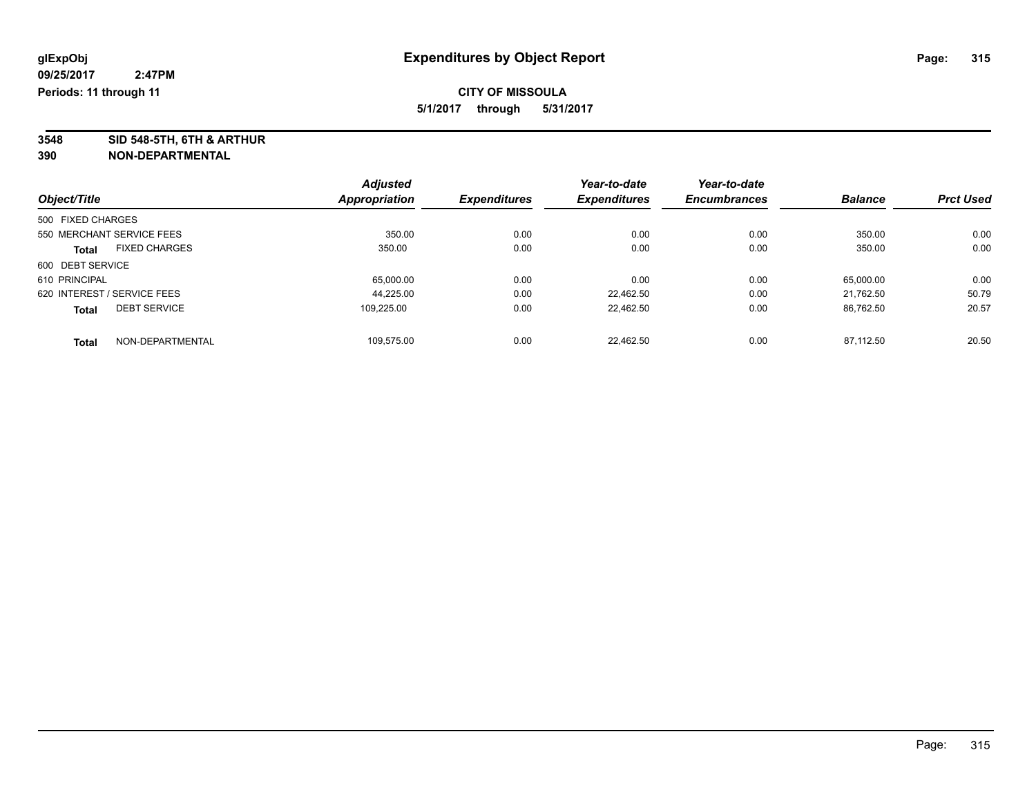**glExpObj** **Expenditures by Object Report**

**09/25/2017 2:47PM**

**Periods: 11 through 11**

**CITY OF MISSOULA**

**5/1/2017 through 5/31/2017**

**3548 SID 548-5TH, 6TH & ARTHUR**

**390 NON-DEPARTMENTAL**

| Object/Title | Adjusted Appropriation | Expenditures | Year-to-date Expenditures | Year-to-date Encumbrances | Balance | Prct Used |
|---|---|---|---|---|---|---|
| 500 FIXED CHARGES | | | | | | |
| 550 MERCHANT SERVICE FEES | 350.00 | 0.00 | 0.00 | 0.00 | 350.00 | 0.00 |
| **Total** FIXED CHARGES | 350.00 | 0.00 | 0.00 | 0.00 | 350.00 | 0.00 |
| 600 DEBT SERVICE | | | | | | |
| 610 PRINCIPAL | 65,000.00 | 0.00 | 0.00 | 0.00 | 65,000.00 | 0.00 |
| 620 INTEREST / SERVICE FEES | 44,225.00 | 0.00 | 22,462.50 | 0.00 | 21,762.50 | 50.79 |
| **Total** DEBT SERVICE | 109,225.00 | 0.00 | 22,462.50 | 0.00 | 86,762.50 | 20.57 |
| **Total** NON-DEPARTMENTAL | 109,575.00 | 0.00 | 22,462.50 | 0.00 | 87,112.50 | 20.50 |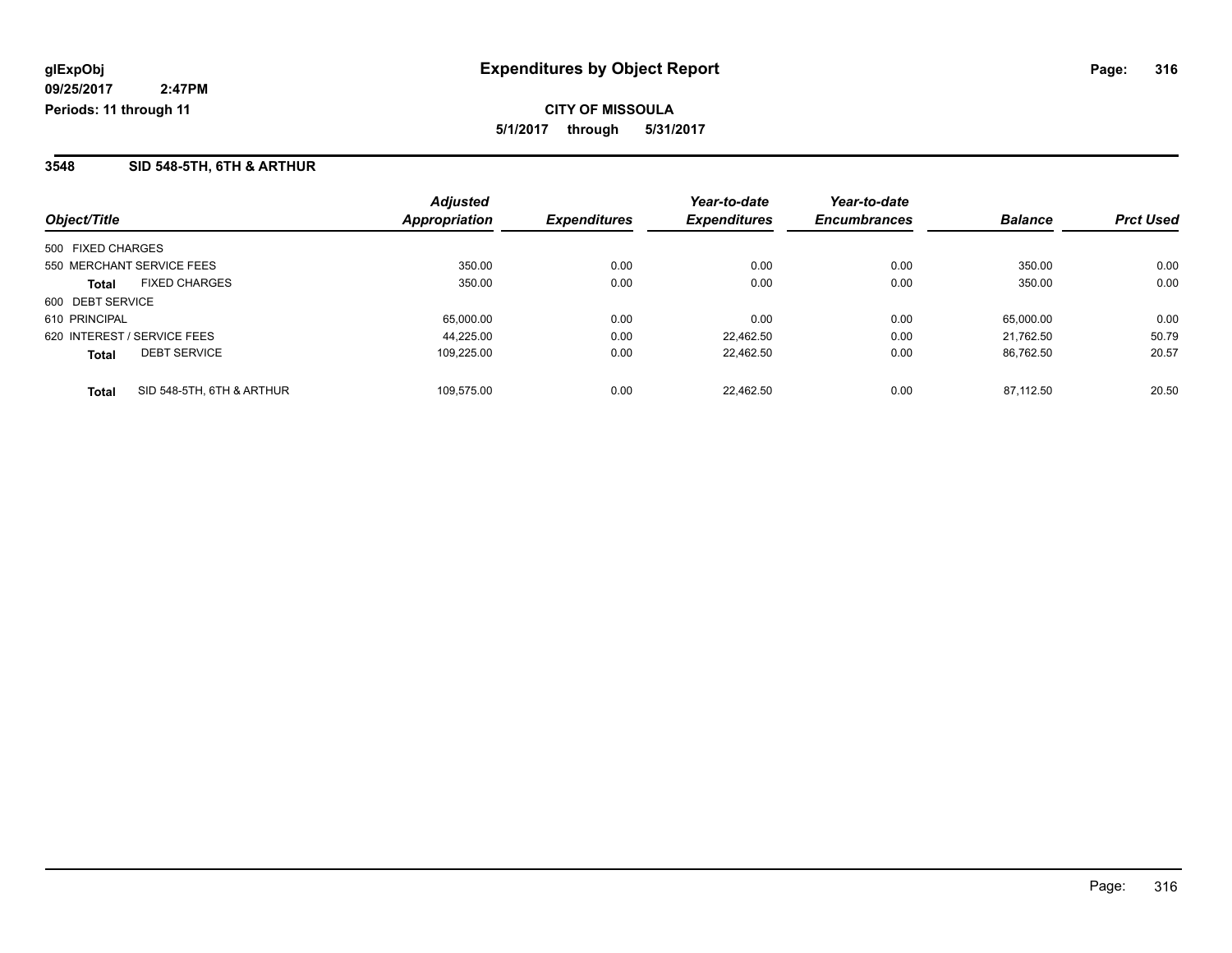**glExpObj** **Expenditures by Object Report**

**09/25/2017 2:47PM**

**Periods: 11 through 11**

**CITY OF MISSOULA**

**5/1/2017 through 5/31/2017**

## 3548 SID 548-5TH, 6TH & ARTHUR

| Object/Title | | Adjusted Appropriation | Expenditures | Year-to-date Expenditures | Year-to-date Encumbrances | Balance | Prct Used |
|---|---|---|---|---|---|---|---|
| 500 FIXED CHARGES | | | | | | | |
| 550 MERCHANT SERVICE FEES | | 350.00 | 0.00 | 0.00 | 0.00 | 350.00 | 0.00 |
| **Total** | FIXED CHARGES | 350.00 | 0.00 | 0.00 | 0.00 | 350.00 | 0.00 |
| 600 DEBT SERVICE | | | | | | | |
| 610 PRINCIPAL | | 65,000.00 | 0.00 | 0.00 | 0.00 | 65,000.00 | 0.00 |
| 620 INTEREST / SERVICE FEES | | 44,225.00 | 0.00 | 22,462.50 | 0.00 | 21,762.50 | 50.79 |
| **Total** | DEBT SERVICE | 109,225.00 | 0.00 | 22,462.50 | 0.00 | 86,762.50 | 20.57 |
| **Total** | SID 548-5TH, 6TH & ARTHUR | 109,575.00 | 0.00 | 22,462.50 | 0.00 | 87,112.50 | 20.50 |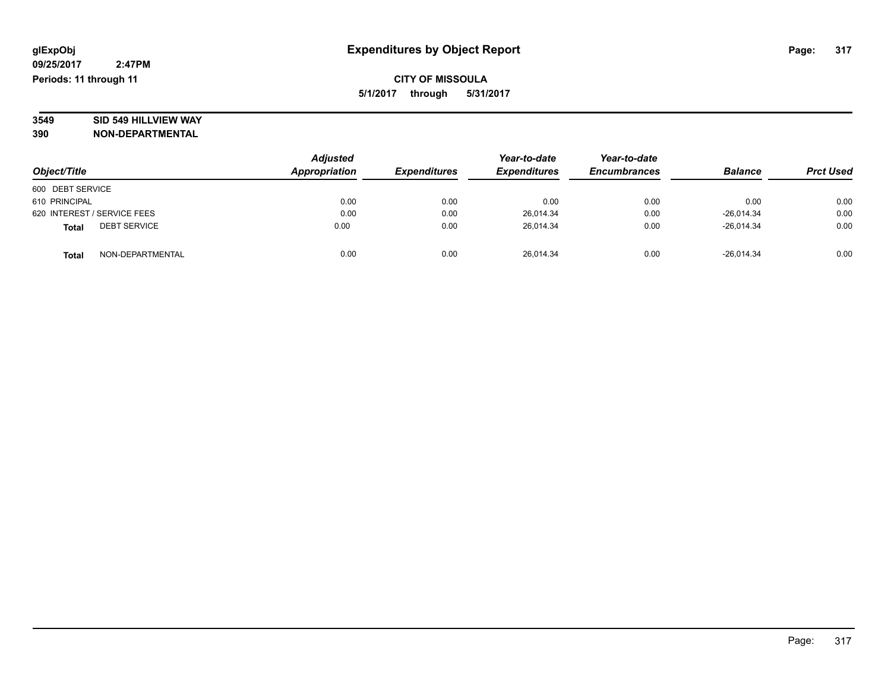**glExpObj**
**09/25/2017 2:47PM**
**Periods: 11 through 11**

# Expenditures by Object Report

**CITY OF MISSOULA**
**5/1/2017 through 5/31/2017**

**3549 SID 549 HILLVIEW WAY**
**390 NON-DEPARTMENTAL**

| Object/Title | Adjusted Appropriation | Expenditures | Year-to-date Expenditures | Year-to-date Encumbrances | Balance | Prct Used |
|---|---|---|---|---|---|---|
| 600 DEBT SERVICE | | | | | | |
| 610 PRINCIPAL | 0.00 | 0.00 | 0.00 | 0.00 | 0.00 | 0.00 |
| 620 INTEREST / SERVICE FEES | 0.00 | 0.00 | 26,014.34 | 0.00 | -26,014.34 | 0.00 |
| **Total** DEBT SERVICE | 0.00 | 0.00 | 26,014.34 | 0.00 | -26,014.34 | 0.00 |
| **Total** NON-DEPARTMENTAL | 0.00 | 0.00 | 26,014.34 | 0.00 | -26,014.34 | 0.00 |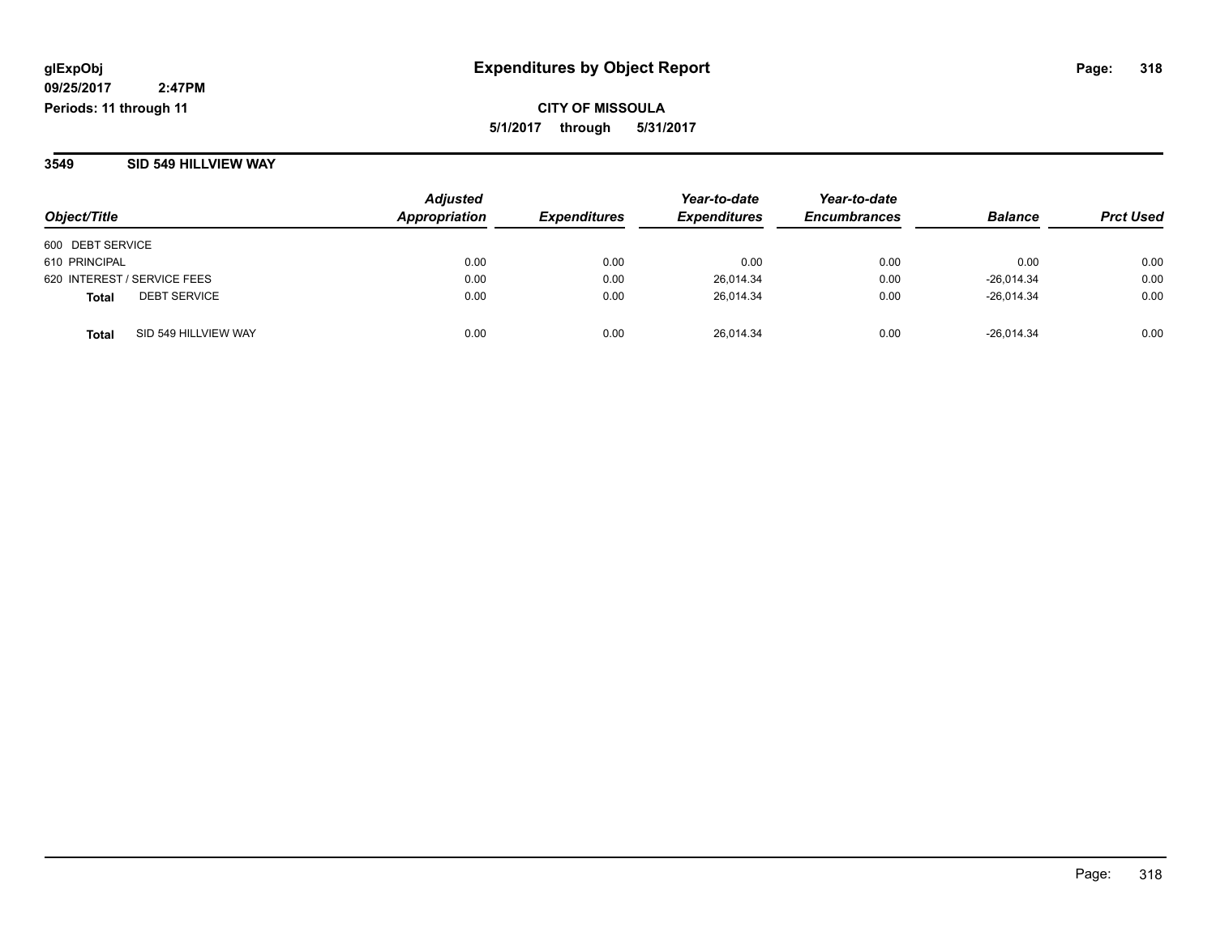**glExpObj**
**09/25/2017 2:47PM**
**Periods: 11 through 11**

# Expenditures by Object Report

**CITY OF MISSOULA**
**5/1/2017 through 5/31/2017**

## 3549 SID 549 HILLVIEW WAY

| Object/Title | Adjusted Appropriation | Expenditures | Year-to-date Expenditures | Year-to-date Encumbrances | Balance | Prct Used |
|---|---|---|---|---|---|---|
| 600 DEBT SERVICE | | | | | | |
| 610 PRINCIPAL | 0.00 | 0.00 | 0.00 | 0.00 | 0.00 | 0.00 |
| 620 INTEREST / SERVICE FEES | 0.00 | 0.00 | 26,014.34 | 0.00 | -26,014.34 | 0.00 |
| **Total** DEBT SERVICE | 0.00 | 0.00 | 26,014.34 | 0.00 | -26,014.34 | 0.00 |
| **Total** SID 549 HILLVIEW WAY | 0.00 | 0.00 | 26,014.34 | 0.00 | -26,014.34 | 0.00 |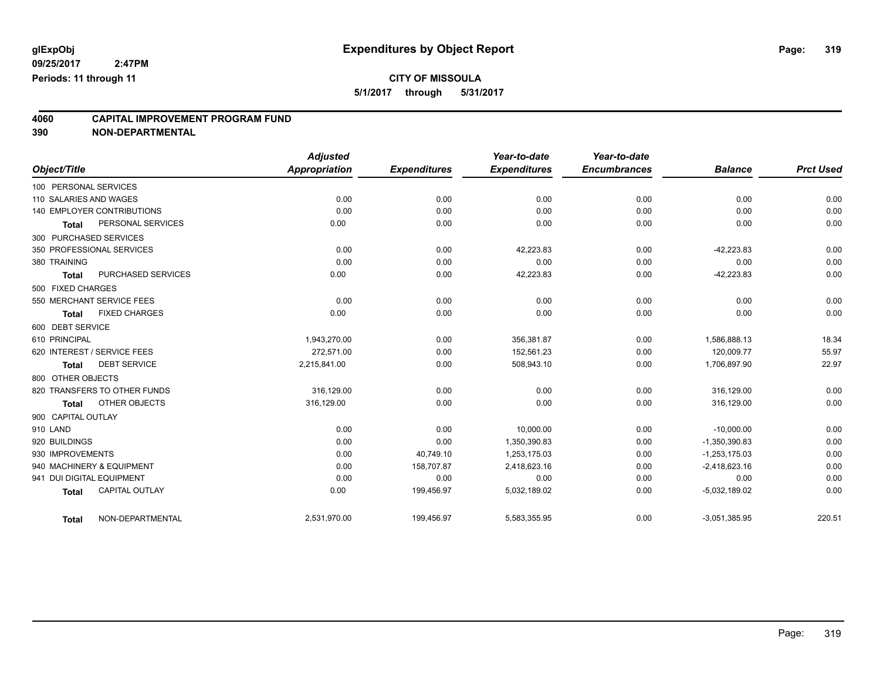glExpObj
09/25/2017 2:47PM
Periods: 11 through 11

# Expenditures by Object Report

**CITY OF MISSOULA**

**5/1/2017 through 5/31/2017**

## 4060 CAPITAL IMPROVEMENT PROGRAM FUND
## 390 NON-DEPARTMENTAL

| Object/Title | Adjusted Appropriation | Expenditures | Year-to-date Expenditures | Year-to-date Encumbrances | Balance | Prct Used |
|---|---|---|---|---|---|---|
| 100 PERSONAL SERVICES | | | | | | |
| 110 SALARIES AND WAGES | 0.00 | 0.00 | 0.00 | 0.00 | 0.00 | 0.00 |
| 140 EMPLOYER CONTRIBUTIONS | 0.00 | 0.00 | 0.00 | 0.00 | 0.00 | 0.00 |
| Total PERSONAL SERVICES | 0.00 | 0.00 | 0.00 | 0.00 | 0.00 | 0.00 |
| 300 PURCHASED SERVICES | | | | | | |
| 350 PROFESSIONAL SERVICES | 0.00 | 0.00 | 42,223.83 | 0.00 | -42,223.83 | 0.00 |
| 380 TRAINING | 0.00 | 0.00 | 0.00 | 0.00 | 0.00 | 0.00 |
| Total PURCHASED SERVICES | 0.00 | 0.00 | 42,223.83 | 0.00 | -42,223.83 | 0.00 |
| 500 FIXED CHARGES | | | | | | |
| 550 MERCHANT SERVICE FEES | 0.00 | 0.00 | 0.00 | 0.00 | 0.00 | 0.00 |
| Total FIXED CHARGES | 0.00 | 0.00 | 0.00 | 0.00 | 0.00 | 0.00 |
| 600 DEBT SERVICE | | | | | | |
| 610 PRINCIPAL | 1,943,270.00 | 0.00 | 356,381.87 | 0.00 | 1,586,888.13 | 18.34 |
| 620 INTEREST / SERVICE FEES | 272,571.00 | 0.00 | 152,561.23 | 0.00 | 120,009.77 | 55.97 |
| Total DEBT SERVICE | 2,215,841.00 | 0.00 | 508,943.10 | 0.00 | 1,706,897.90 | 22.97 |
| 800 OTHER OBJECTS | | | | | | |
| 820 TRANSFERS TO OTHER FUNDS | 316,129.00 | 0.00 | 0.00 | 0.00 | 316,129.00 | 0.00 |
| Total OTHER OBJECTS | 316,129.00 | 0.00 | 0.00 | 0.00 | 316,129.00 | 0.00 |
| 900 CAPITAL OUTLAY | | | | | | |
| 910 LAND | 0.00 | 0.00 | 10,000.00 | 0.00 | -10,000.00 | 0.00 |
| 920 BUILDINGS | 0.00 | 0.00 | 1,350,390.83 | 0.00 | -1,350,390.83 | 0.00 |
| 930 IMPROVEMENTS | 0.00 | 40,749.10 | 1,253,175.03 | 0.00 | -1,253,175.03 | 0.00 |
| 940 MACHINERY & EQUIPMENT | 0.00 | 158,707.87 | 2,418,623.16 | 0.00 | -2,418,623.16 | 0.00 |
| 941 DUI DIGITAL EQUIPMENT | 0.00 | 0.00 | 0.00 | 0.00 | 0.00 | 0.00 |
| Total CAPITAL OUTLAY | 0.00 | 199,456.97 | 5,032,189.02 | 0.00 | -5,032,189.02 | 0.00 |
| Total NON-DEPARTMENTAL | 2,531,970.00 | 199,456.97 | 5,583,355.95 | 0.00 | -3,051,385.95 | 220.51 |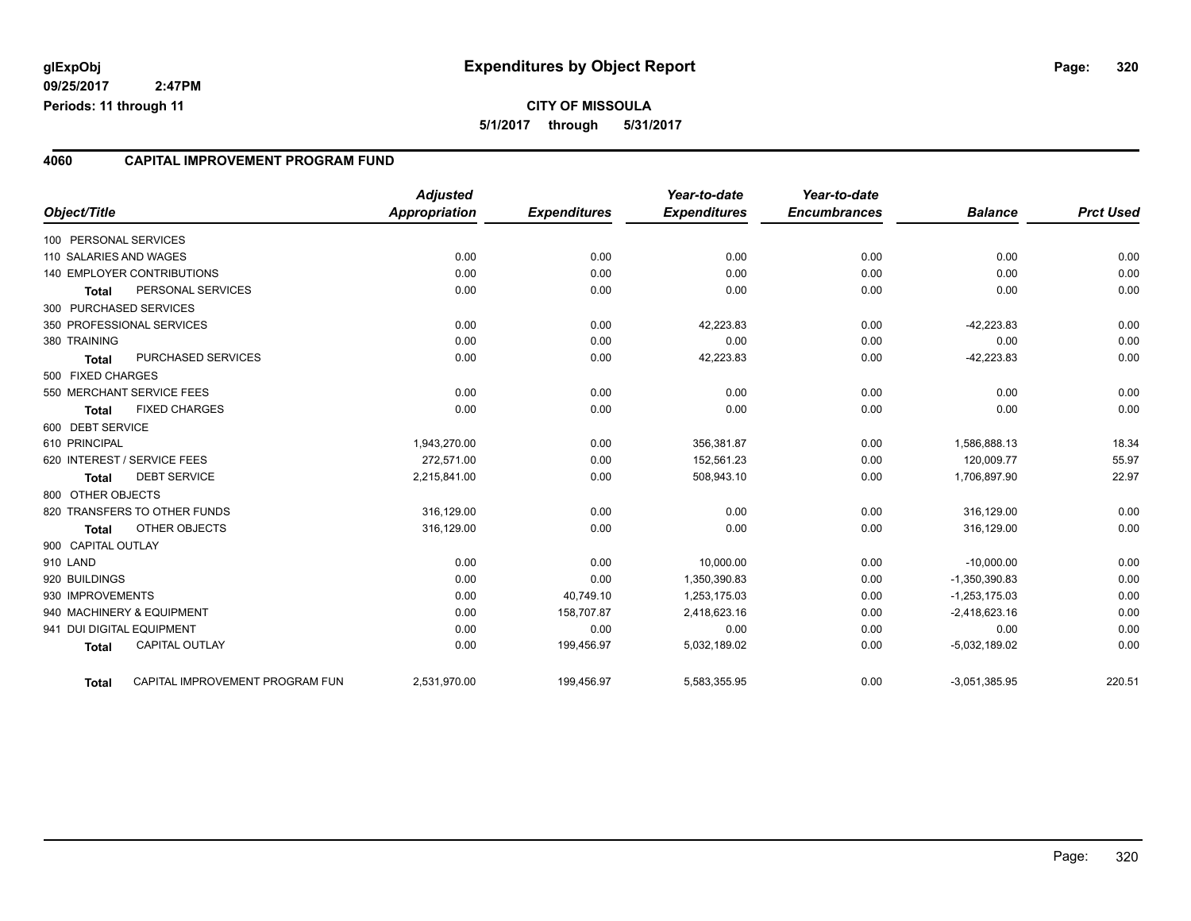# Expenditures by Object Report

glExpObj
09/25/2017 2:47PM
Periods: 11 through 11

**CITY OF MISSOULA**

**5/1/2017 through 5/31/2017**

## 4060 CAPITAL IMPROVEMENT PROGRAM FUND

| Object/Title | | Adjusted Appropriation | Expenditures | Year-to-date Expenditures | Year-to-date Encumbrances | Balance | Prct Used |
|---|---|---|---|---|---|---|---|
| 100 PERSONAL SERVICES | | | | | | | |
| 110 SALARIES AND WAGES | | 0.00 | 0.00 | 0.00 | 0.00 | 0.00 | 0.00 |
| 140 EMPLOYER CONTRIBUTIONS | | 0.00 | 0.00 | 0.00 | 0.00 | 0.00 | 0.00 |
| Total | PERSONAL SERVICES | 0.00 | 0.00 | 0.00 | 0.00 | 0.00 | 0.00 |
| 300 PURCHASED SERVICES | | | | | | | |
| 350 PROFESSIONAL SERVICES | | 0.00 | 0.00 | 42,223.83 | 0.00 | -42,223.83 | 0.00 |
| 380 TRAINING | | 0.00 | 0.00 | 0.00 | 0.00 | 0.00 | 0.00 |
| Total | PURCHASED SERVICES | 0.00 | 0.00 | 42,223.83 | 0.00 | -42,223.83 | 0.00 |
| 500 FIXED CHARGES | | | | | | | |
| 550 MERCHANT SERVICE FEES | | 0.00 | 0.00 | 0.00 | 0.00 | 0.00 | 0.00 |
| Total | FIXED CHARGES | 0.00 | 0.00 | 0.00 | 0.00 | 0.00 | 0.00 |
| 600 DEBT SERVICE | | | | | | | |
| 610 PRINCIPAL | | 1,943,270.00 | 0.00 | 356,381.87 | 0.00 | 1,586,888.13 | 18.34 |
| 620 INTEREST / SERVICE FEES | | 272,571.00 | 0.00 | 152,561.23 | 0.00 | 120,009.77 | 55.97 |
| Total | DEBT SERVICE | 2,215,841.00 | 0.00 | 508,943.10 | 0.00 | 1,706,897.90 | 22.97 |
| 800 OTHER OBJECTS | | | | | | | |
| 820 TRANSFERS TO OTHER FUNDS | | 316,129.00 | 0.00 | 0.00 | 0.00 | 316,129.00 | 0.00 |
| Total | OTHER OBJECTS | 316,129.00 | 0.00 | 0.00 | 0.00 | 316,129.00 | 0.00 |
| 900 CAPITAL OUTLAY | | | | | | | |
| 910 LAND | | 0.00 | 0.00 | 10,000.00 | 0.00 | -10,000.00 | 0.00 |
| 920 BUILDINGS | | 0.00 | 0.00 | 1,350,390.83 | 0.00 | -1,350,390.83 | 0.00 |
| 930 IMPROVEMENTS | | 0.00 | 40,749.10 | 1,253,175.03 | 0.00 | -1,253,175.03 | 0.00 |
| 940 MACHINERY & EQUIPMENT | | 0.00 | 158,707.87 | 2,418,623.16 | 0.00 | -2,418,623.16 | 0.00 |
| 941 DUI DIGITAL EQUIPMENT | | 0.00 | 0.00 | 0.00 | 0.00 | 0.00 | 0.00 |
| Total | CAPITAL OUTLAY | 0.00 | 199,456.97 | 5,032,189.02 | 0.00 | -5,032,189.02 | 0.00 |
| Total | CAPITAL IMPROVEMENT PROGRAM FUN | 2,531,970.00 | 199,456.97 | 5,583,355.95 | 0.00 | -3,051,385.95 | 220.51 |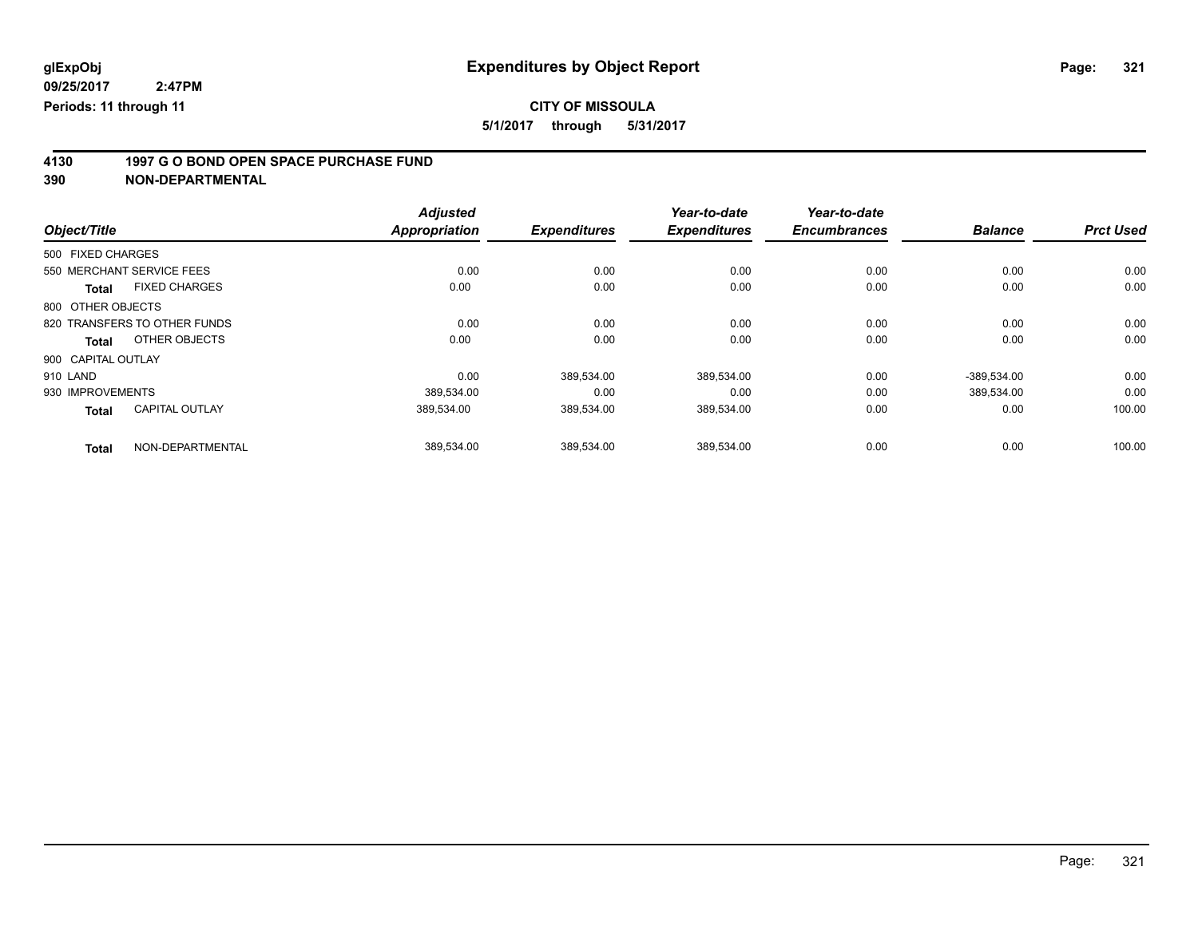# Expenditures by Object Report

glExpObj
09/25/2017 2:47PM
Periods: 11 through 11

**CITY OF MISSOULA**

**5/1/2017 through 5/31/2017**

## 4130 1997 G O BOND OPEN SPACE PURCHASE FUND
## 390 NON-DEPARTMENTAL

| Object/Title | Adjusted Appropriation | Expenditures | Year-to-date Expenditures | Year-to-date Encumbrances | Balance | Prct Used |
|---|---|---|---|---|---|---|
| 500 FIXED CHARGES | | | | | | |
| 550 MERCHANT SERVICE FEES | 0.00 | 0.00 | 0.00 | 0.00 | 0.00 | 0.00 |
| **Total** FIXED CHARGES | 0.00 | 0.00 | 0.00 | 0.00 | 0.00 | 0.00 |
| 800 OTHER OBJECTS | | | | | | |
| 820 TRANSFERS TO OTHER FUNDS | 0.00 | 0.00 | 0.00 | 0.00 | 0.00 | 0.00 |
| **Total** OTHER OBJECTS | 0.00 | 0.00 | 0.00 | 0.00 | 0.00 | 0.00 |
| 900 CAPITAL OUTLAY | | | | | | |
| 910 LAND | 0.00 | 389,534.00 | 389,534.00 | 0.00 | -389,534.00 | 0.00 |
| 930 IMPROVEMENTS | 389,534.00 | 0.00 | 0.00 | 0.00 | 389,534.00 | 0.00 |
| **Total** CAPITAL OUTLAY | 389,534.00 | 389,534.00 | 389,534.00 | 0.00 | 0.00 | 100.00 |
| **Total** NON-DEPARTMENTAL | 389,534.00 | 389,534.00 | 389,534.00 | 0.00 | 0.00 | 100.00 |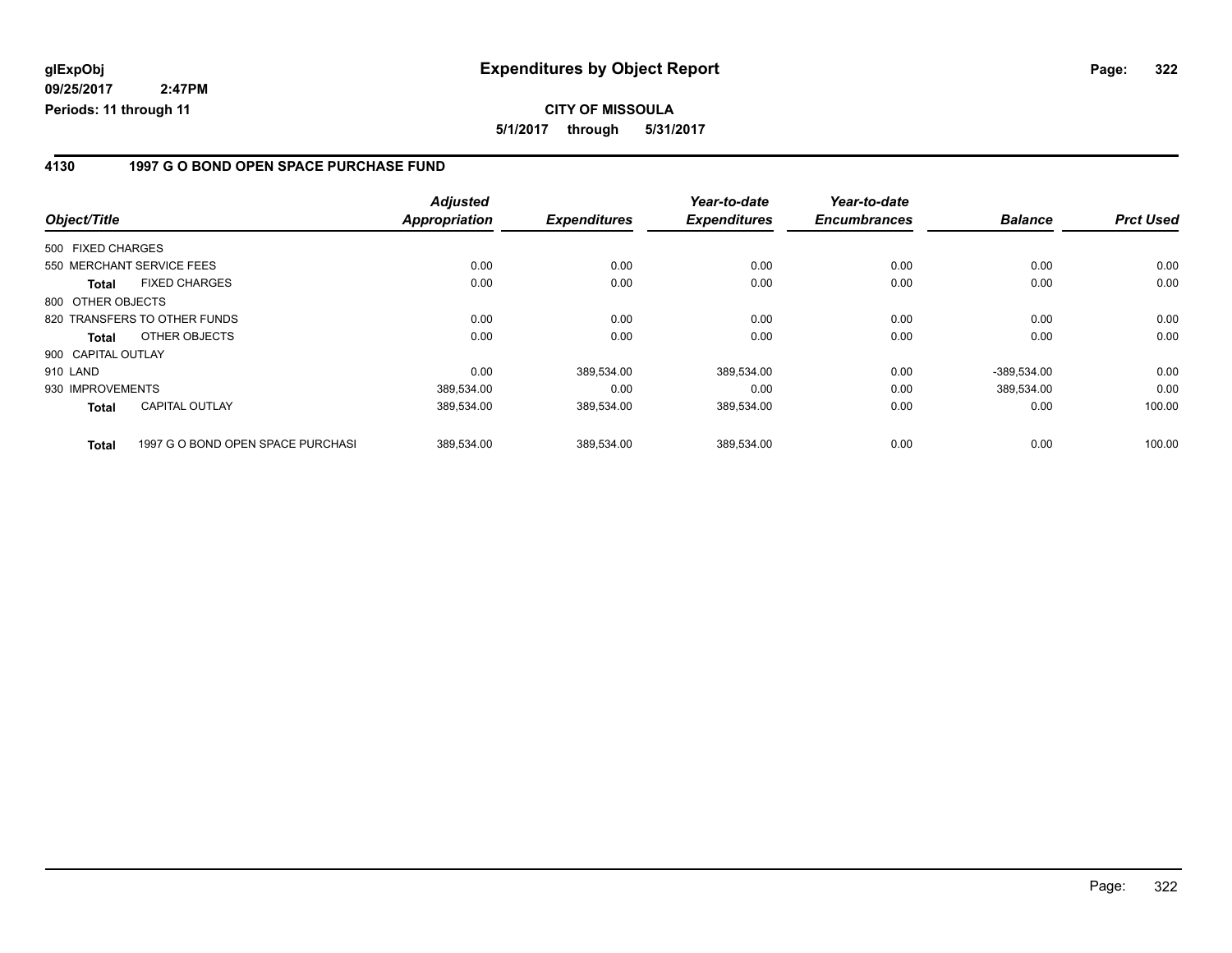# Expenditures by Object Report

glExpObj
09/25/2017 2:47PM
Periods: 11 through 11

**CITY OF MISSOULA**
**5/1/2017 through 5/31/2017**

## 4130 1997 G O BOND OPEN SPACE PURCHASE FUND

| Object/Title | | Adjusted Appropriation | Expenditures | Year-to-date Expenditures | Year-to-date Encumbrances | Balance | Prct Used |
|---|---|---|---|---|---|---|---|
| 500 FIXED CHARGES | | | | | | | |
| 550 MERCHANT SERVICE FEES | | 0.00 | 0.00 | 0.00 | 0.00 | 0.00 | 0.00 |
| **Total** | FIXED CHARGES | 0.00 | 0.00 | 0.00 | 0.00 | 0.00 | 0.00 |
| 800 OTHER OBJECTS | | | | | | | |
| 820 TRANSFERS TO OTHER FUNDS | | 0.00 | 0.00 | 0.00 | 0.00 | 0.00 | 0.00 |
| **Total** | OTHER OBJECTS | 0.00 | 0.00 | 0.00 | 0.00 | 0.00 | 0.00 |
| 900 CAPITAL OUTLAY | | | | | | | |
| 910 LAND | | 0.00 | 389,534.00 | 389,534.00 | 0.00 | -389,534.00 | 0.00 |
| 930 IMPROVEMENTS | | 389,534.00 | 0.00 | 0.00 | 0.00 | 389,534.00 | 0.00 |
| **Total** | CAPITAL OUTLAY | 389,534.00 | 389,534.00 | 389,534.00 | 0.00 | 0.00 | 100.00 |
| **Total** | 1997 G O BOND OPEN SPACE PURCHASI | 389,534.00 | 389,534.00 | 389,534.00 | 0.00 | 0.00 | 100.00 |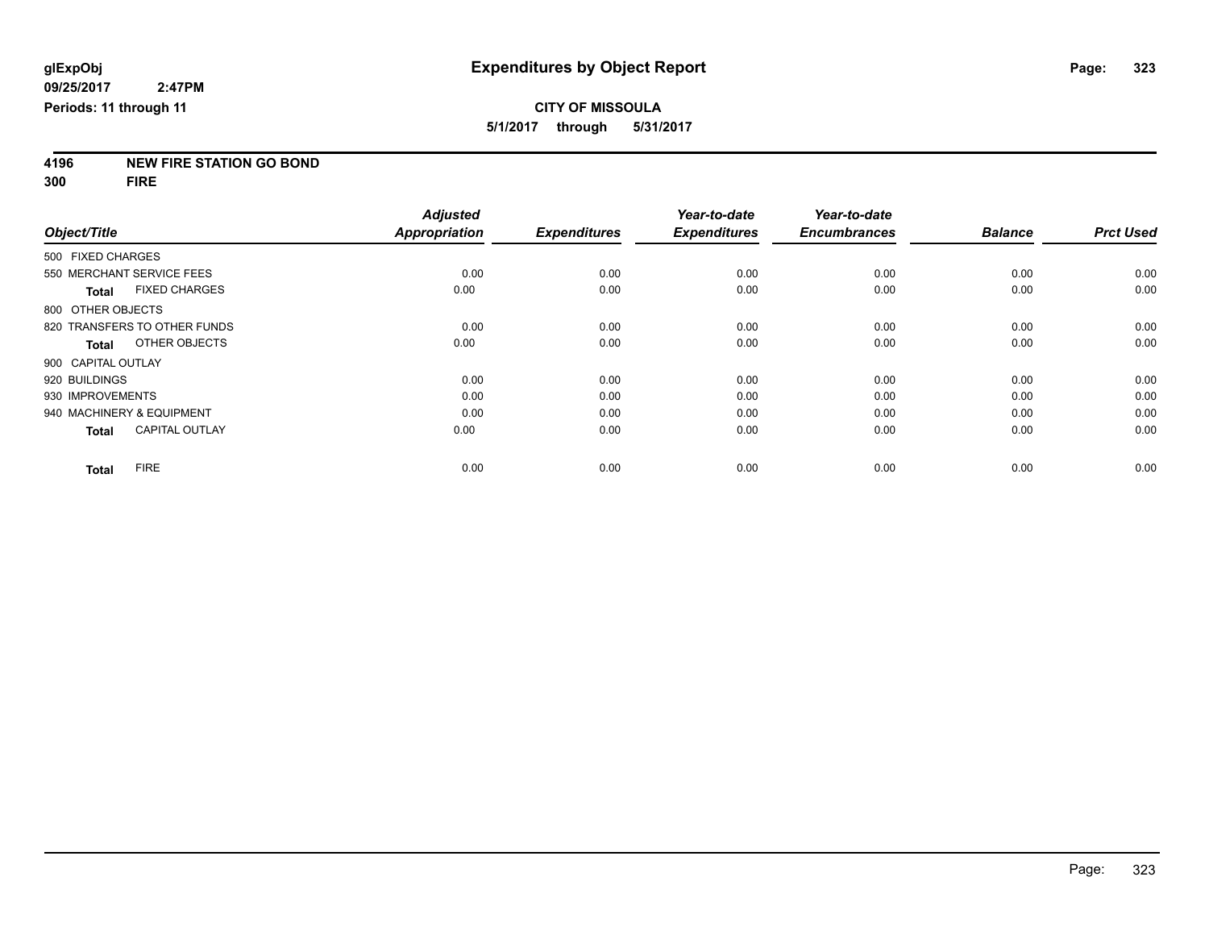**glExpObj** **Expenditures by Object Report**

**09/25/2017 2:47PM**

**Periods: 11 through 11**

**CITY OF MISSOULA**

**5/1/2017 through 5/31/2017**

**4196 NEW FIRE STATION GO BOND**

**300 FIRE**

| Object/Title | Adjusted Appropriation | Expenditures | Year-to-date Expenditures | Year-to-date Encumbrances | Balance | Prct Used |
|---|---|---|---|---|---|---|
| 500 FIXED CHARGES | | | | | | |
| 550 MERCHANT SERVICE FEES | 0.00 | 0.00 | 0.00 | 0.00 | 0.00 | 0.00 |
| **Total** FIXED CHARGES | 0.00 | 0.00 | 0.00 | 0.00 | 0.00 | 0.00 |
| 800 OTHER OBJECTS | | | | | | |
| 820 TRANSFERS TO OTHER FUNDS | 0.00 | 0.00 | 0.00 | 0.00 | 0.00 | 0.00 |
| **Total** OTHER OBJECTS | 0.00 | 0.00 | 0.00 | 0.00 | 0.00 | 0.00 |
| 900 CAPITAL OUTLAY | | | | | | |
| 920 BUILDINGS | 0.00 | 0.00 | 0.00 | 0.00 | 0.00 | 0.00 |
| 930 IMPROVEMENTS | 0.00 | 0.00 | 0.00 | 0.00 | 0.00 | 0.00 |
| 940 MACHINERY & EQUIPMENT | 0.00 | 0.00 | 0.00 | 0.00 | 0.00 | 0.00 |
| **Total** CAPITAL OUTLAY | 0.00 | 0.00 | 0.00 | 0.00 | 0.00 | 0.00 |
| **Total** FIRE | 0.00 | 0.00 | 0.00 | 0.00 | 0.00 | 0.00 |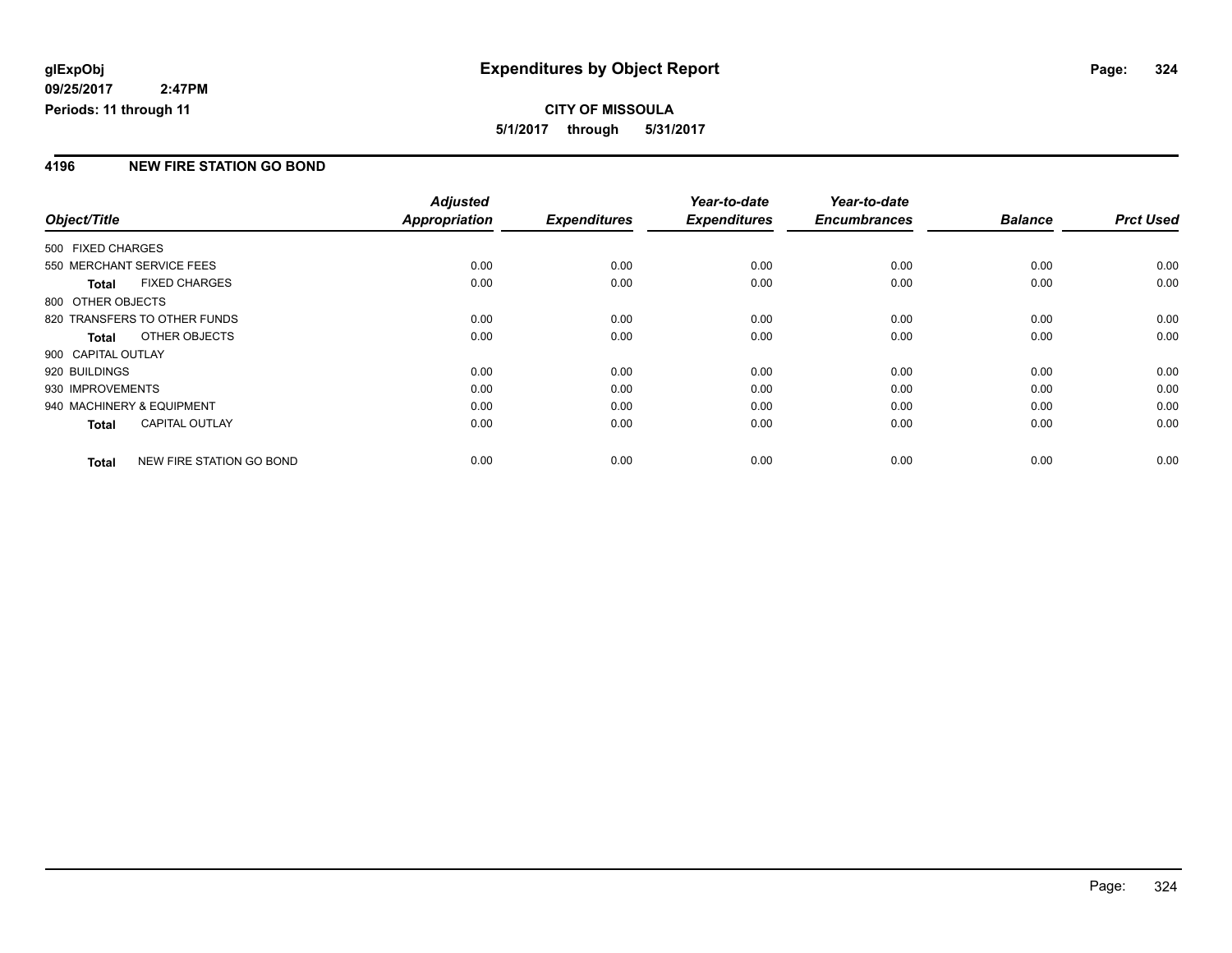**glExpObj**
**09/25/2017 2:47PM**
**Periods: 11 through 11**

# Expenditures by Object Report

**CITY OF MISSOULA**
**5/1/2017 through 5/31/2017**

## 4196 NEW FIRE STATION GO BOND

| Object/Title | Adjusted Appropriation | Expenditures | Year-to-date Expenditures | Year-to-date Encumbrances | Balance | Prct Used |
|---|---|---|---|---|---|---|
| 500 FIXED CHARGES | | | | | | |
| 550 MERCHANT SERVICE FEES | 0.00 | 0.00 | 0.00 | 0.00 | 0.00 | 0.00 |
| **Total** FIXED CHARGES | 0.00 | 0.00 | 0.00 | 0.00 | 0.00 | 0.00 |
| 800 OTHER OBJECTS | | | | | | |
| 820 TRANSFERS TO OTHER FUNDS | 0.00 | 0.00 | 0.00 | 0.00 | 0.00 | 0.00 |
| **Total** OTHER OBJECTS | 0.00 | 0.00 | 0.00 | 0.00 | 0.00 | 0.00 |
| 900 CAPITAL OUTLAY | | | | | | |
| 920 BUILDINGS | 0.00 | 0.00 | 0.00 | 0.00 | 0.00 | 0.00 |
| 930 IMPROVEMENTS | 0.00 | 0.00 | 0.00 | 0.00 | 0.00 | 0.00 |
| 940 MACHINERY & EQUIPMENT | 0.00 | 0.00 | 0.00 | 0.00 | 0.00 | 0.00 |
| **Total** CAPITAL OUTLAY | 0.00 | 0.00 | 0.00 | 0.00 | 0.00 | 0.00 |
| **Total** NEW FIRE STATION GO BOND | 0.00 | 0.00 | 0.00 | 0.00 | 0.00 | 0.00 |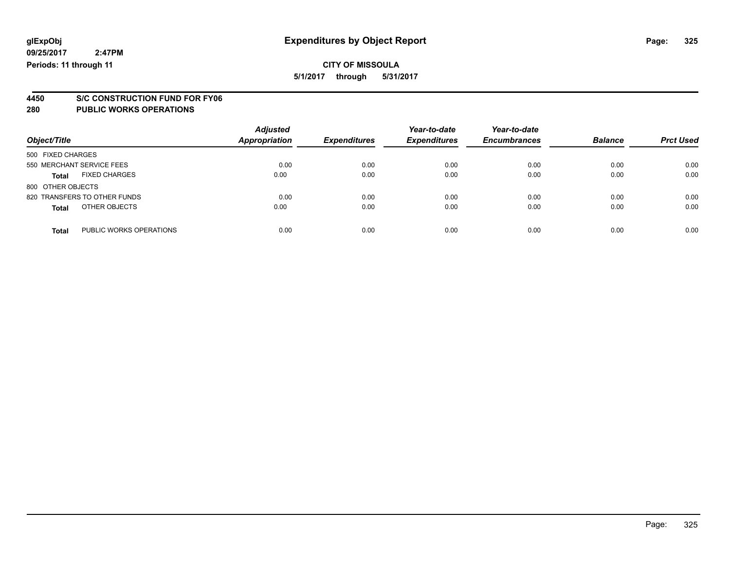# Expenditures by Object Report

glExpObj
09/25/2017 2:47PM
Periods: 11 through 11

**CITY OF MISSOULA**
**5/1/2017 through 5/31/2017**

## 4450 S/C CONSTRUCTION FUND FOR FY06
## 280 PUBLIC WORKS OPERATIONS

| Object/Title | Adjusted Appropriation | Expenditures | Year-to-date Expenditures | Year-to-date Encumbrances | Balance | Prct Used |
|---|---|---|---|---|---|---|
| 500 FIXED CHARGES | | | | | | |
| 550 MERCHANT SERVICE FEES | 0.00 | 0.00 | 0.00 | 0.00 | 0.00 | 0.00 |
| **Total** FIXED CHARGES | 0.00 | 0.00 | 0.00 | 0.00 | 0.00 | 0.00 |
| 800 OTHER OBJECTS | | | | | | |
| 820 TRANSFERS TO OTHER FUNDS | 0.00 | 0.00 | 0.00 | 0.00 | 0.00 | 0.00 |
| **Total** OTHER OBJECTS | 0.00 | 0.00 | 0.00 | 0.00 | 0.00 | 0.00 |
| **Total** PUBLIC WORKS OPERATIONS | 0.00 | 0.00 | 0.00 | 0.00 | 0.00 | 0.00 |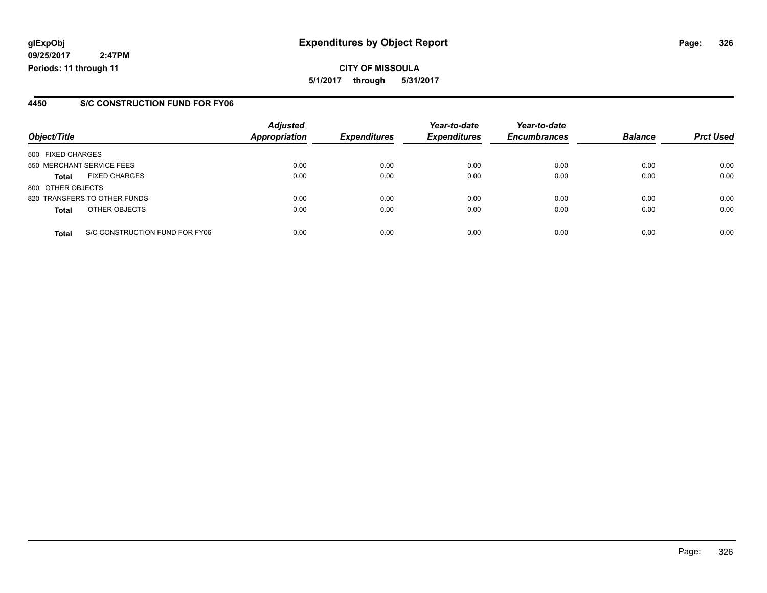**glExpObj** **Expenditures by Object Report**

**09/25/2017 2:47PM**

**Periods: 11 through 11**

**CITY OF MISSOULA**

**5/1/2017 through 5/31/2017**

## 4450 S/C CONSTRUCTION FUND FOR FY06

| Object/Title | | Adjusted Appropriation | Expenditures | Year-to-date Expenditures | Year-to-date Encumbrances | Balance | Prct Used |
|---|---|---|---|---|---|---|---|
| 500 FIXED CHARGES | | | | | | | |
| 550 MERCHANT SERVICE FEES | | 0.00 | 0.00 | 0.00 | 0.00 | 0.00 | 0.00 |
| **Total** | FIXED CHARGES | 0.00 | 0.00 | 0.00 | 0.00 | 0.00 | 0.00 |
| 800 OTHER OBJECTS | | | | | | | |
| 820 TRANSFERS TO OTHER FUNDS | | 0.00 | 0.00 | 0.00 | 0.00 | 0.00 | 0.00 |
| **Total** | OTHER OBJECTS | 0.00 | 0.00 | 0.00 | 0.00 | 0.00 | 0.00 |
| **Total** | S/C CONSTRUCTION FUND FOR FY06 | 0.00 | 0.00 | 0.00 | 0.00 | 0.00 | 0.00 |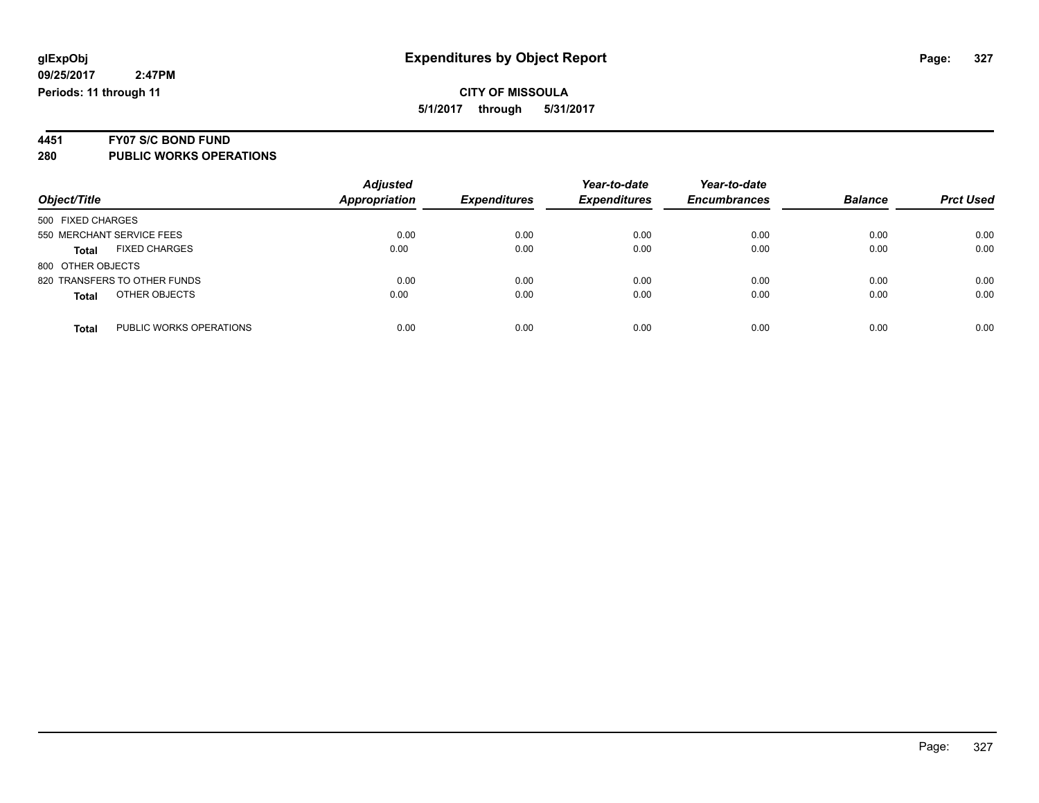**glExpObj**
**09/25/2017 2:47PM**
**Periods: 11 through 11**

# Expenditures by Object Report

**CITY OF MISSOULA**
**5/1/2017 through 5/31/2017**

## 4451 FY07 S/C BOND FUND
## 280 PUBLIC WORKS OPERATIONS

| Object/Title | Adjusted Appropriation | Expenditures | Year-to-date Expenditures | Year-to-date Encumbrances | Balance | Prct Used |
|---|---|---|---|---|---|---|
| 500 FIXED CHARGES | | | | | | |
| 550 MERCHANT SERVICE FEES | 0.00 | 0.00 | 0.00 | 0.00 | 0.00 | 0.00 |
| **Total** FIXED CHARGES | 0.00 | 0.00 | 0.00 | 0.00 | 0.00 | 0.00 |
| 800 OTHER OBJECTS | | | | | | |
| 820 TRANSFERS TO OTHER FUNDS | 0.00 | 0.00 | 0.00 | 0.00 | 0.00 | 0.00 |
| **Total** OTHER OBJECTS | 0.00 | 0.00 | 0.00 | 0.00 | 0.00 | 0.00 |
| **Total** PUBLIC WORKS OPERATIONS | 0.00 | 0.00 | 0.00 | 0.00 | 0.00 | 0.00 |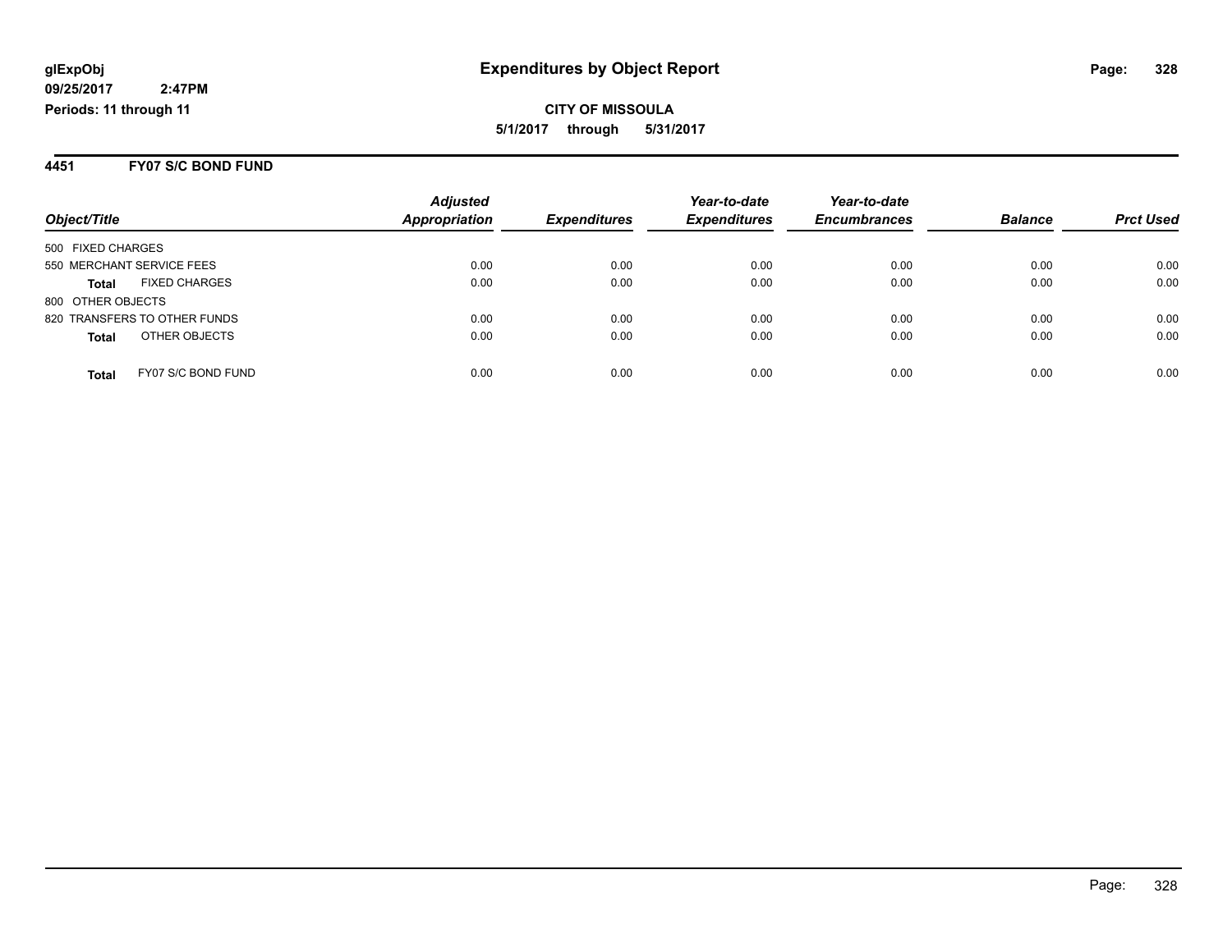glExpObj
09/25/2017 2:47PM
Periods: 11 through 11

# Expenditures by Object Report

**CITY OF MISSOULA**
**5/1/2017 through 5/31/2017**

## 4451 FY07 S/C BOND FUND

| Object/Title | Adjusted Appropriation | Expenditures | Year-to-date Expenditures | Year-to-date Encumbrances | Balance | Prct Used |
|---|---|---|---|---|---|---|
| 500 FIXED CHARGES | | | | | | |
| 550 MERCHANT SERVICE FEES | 0.00 | 0.00 | 0.00 | 0.00 | 0.00 | 0.00 |
| **Total** FIXED CHARGES | 0.00 | 0.00 | 0.00 | 0.00 | 0.00 | 0.00 |
| 800 OTHER OBJECTS | | | | | | |
| 820 TRANSFERS TO OTHER FUNDS | 0.00 | 0.00 | 0.00 | 0.00 | 0.00 | 0.00 |
| **Total** OTHER OBJECTS | 0.00 | 0.00 | 0.00 | 0.00 | 0.00 | 0.00 |
| **Total** FY07 S/C BOND FUND | 0.00 | 0.00 | 0.00 | 0.00 | 0.00 | 0.00 |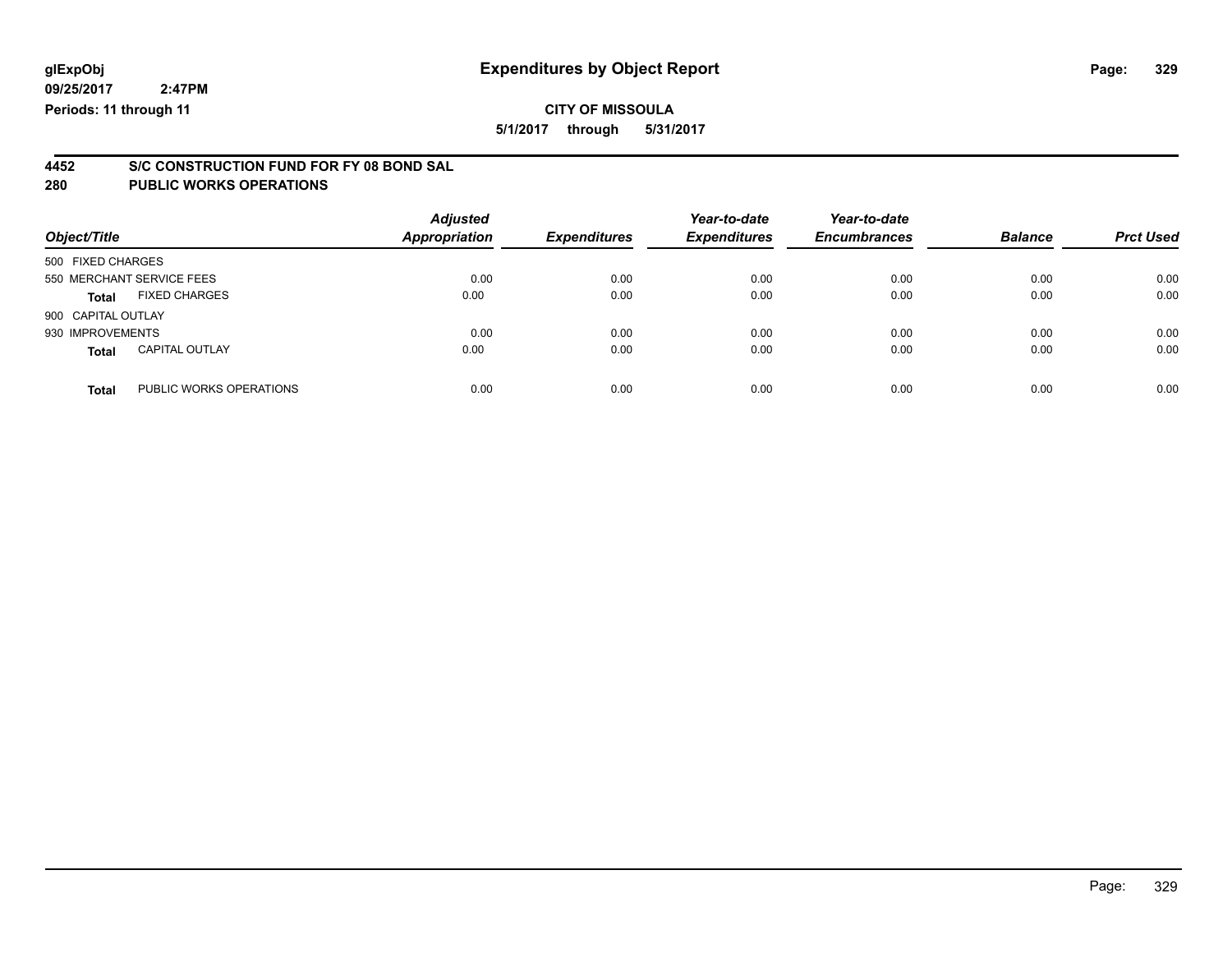**glExpObj**
**09/25/2017 2:47PM**
**Periods: 11 through 11**

# Expenditures by Object Report

**CITY OF MISSOULA**
**5/1/2017 through 5/31/2017**

## 4452 S/C CONSTRUCTION FUND FOR FY 08 BOND SAL
## 280 PUBLIC WORKS OPERATIONS

| Object/Title | Adjusted Appropriation | Expenditures | Year-to-date Expenditures | Year-to-date Encumbrances | Balance | Prct Used |
|---|---|---|---|---|---|---|
| 500 FIXED CHARGES | | | | | | |
| 550 MERCHANT SERVICE FEES | 0.00 | 0.00 | 0.00 | 0.00 | 0.00 | 0.00 |
| **Total** FIXED CHARGES | 0.00 | 0.00 | 0.00 | 0.00 | 0.00 | 0.00 |
| 900 CAPITAL OUTLAY | | | | | | |
| 930 IMPROVEMENTS | 0.00 | 0.00 | 0.00 | 0.00 | 0.00 | 0.00 |
| **Total** CAPITAL OUTLAY | 0.00 | 0.00 | 0.00 | 0.00 | 0.00 | 0.00 |
| **Total** PUBLIC WORKS OPERATIONS | 0.00 | 0.00 | 0.00 | 0.00 | 0.00 | 0.00 |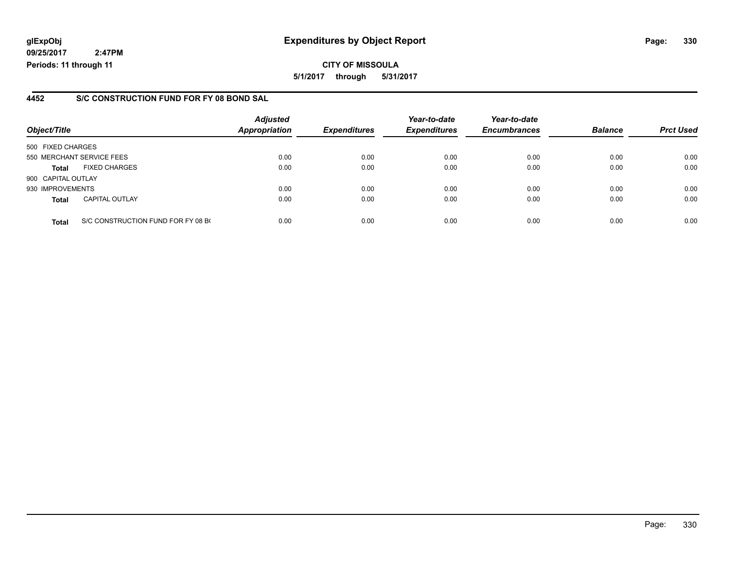glExpObj
09/25/2017 2:47PM
Periods: 11 through 11

# Expenditures by Object Report

**CITY OF MISSOULA**

**5/1/2017 through 5/31/2017**

## 4452 S/C CONSTRUCTION FUND FOR FY 08 BOND SAL

| Object/Title | | Adjusted Appropriation | Expenditures | Year-to-date Expenditures | Year-to-date Encumbrances | Balance | Prct Used |
|---|---|---|---|---|---|---|---|
| 500 FIXED CHARGES | | | | | | | |
| 550 MERCHANT SERVICE FEES | | 0.00 | 0.00 | 0.00 | 0.00 | 0.00 | 0.00 |
| **Total** | FIXED CHARGES | 0.00 | 0.00 | 0.00 | 0.00 | 0.00 | 0.00 |
| 900 CAPITAL OUTLAY | | | | | | | |
| 930 IMPROVEMENTS | | 0.00 | 0.00 | 0.00 | 0.00 | 0.00 | 0.00 |
| **Total** | CAPITAL OUTLAY | 0.00 | 0.00 | 0.00 | 0.00 | 0.00 | 0.00 |
| **Total** | S/C CONSTRUCTION FUND FOR FY 08 B( | 0.00 | 0.00 | 0.00 | 0.00 | 0.00 | 0.00 |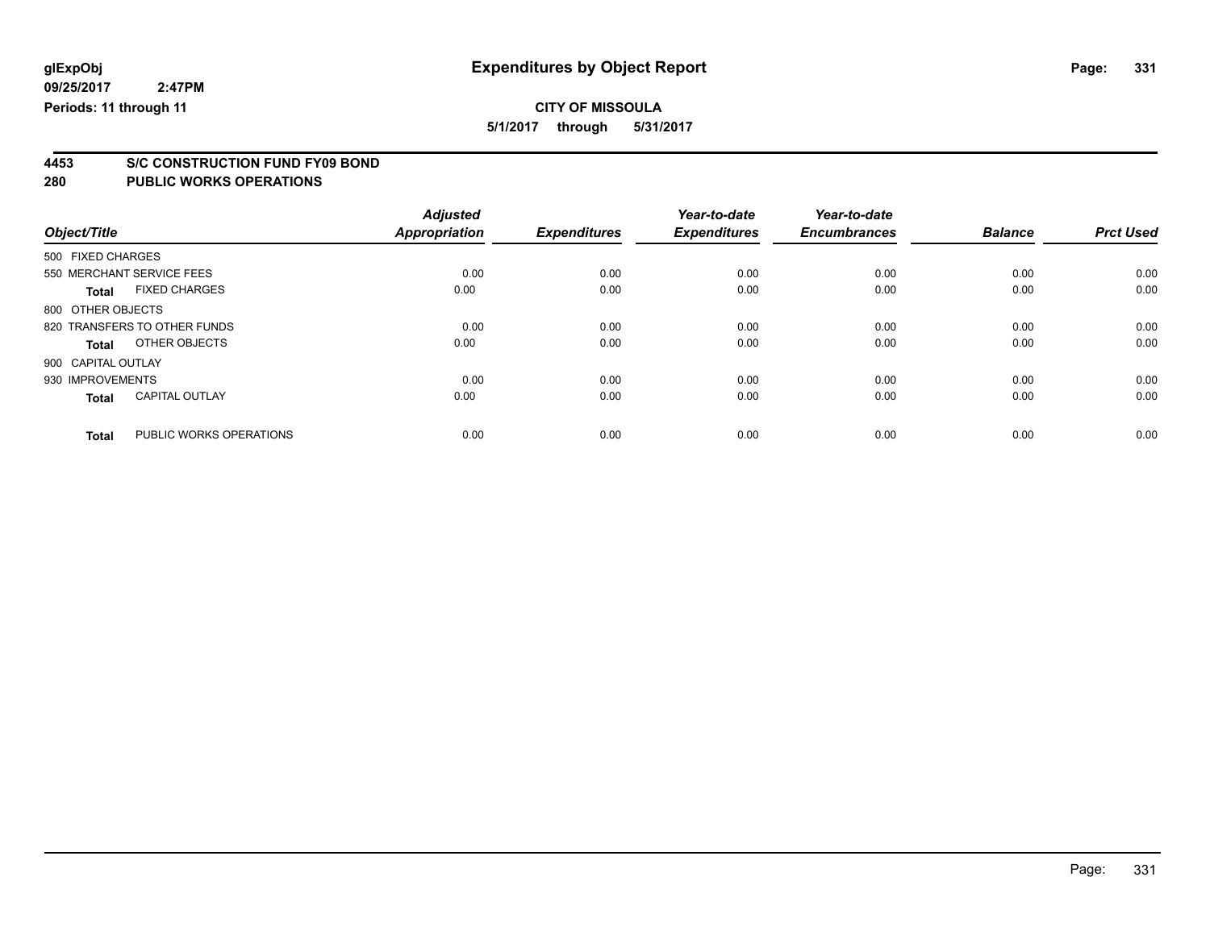**glExpObj** | **Expenditures by Object Report**

**09/25/2017 2:47PM**

**Periods: 11 through 11**

**CITY OF MISSOULA**

**5/1/2017 through 5/31/2017**

## 4453 S/C CONSTRUCTION FUND FY09 BOND

## 280 PUBLIC WORKS OPERATIONS

| Object/Title | | Adjusted Appropriation | Expenditures | Year-to-date Expenditures | Year-to-date Encumbrances | Balance | Prct Used |
|---|---|---|---|---|---|---|---|
| 500 FIXED CHARGES | | | | | | | |
| 550 MERCHANT SERVICE FEES | | 0.00 | 0.00 | 0.00 | 0.00 | 0.00 | 0.00 |
| **Total** | FIXED CHARGES | 0.00 | 0.00 | 0.00 | 0.00 | 0.00 | 0.00 |
| 800 OTHER OBJECTS | | | | | | | |
| 820 TRANSFERS TO OTHER FUNDS | | 0.00 | 0.00 | 0.00 | 0.00 | 0.00 | 0.00 |
| **Total** | OTHER OBJECTS | 0.00 | 0.00 | 0.00 | 0.00 | 0.00 | 0.00 |
| 900 CAPITAL OUTLAY | | | | | | | |
| 930 IMPROVEMENTS | | 0.00 | 0.00 | 0.00 | 0.00 | 0.00 | 0.00 |
| **Total** | CAPITAL OUTLAY | 0.00 | 0.00 | 0.00 | 0.00 | 0.00 | 0.00 |
| **Total** | PUBLIC WORKS OPERATIONS | 0.00 | 0.00 | 0.00 | 0.00 | 0.00 | 0.00 |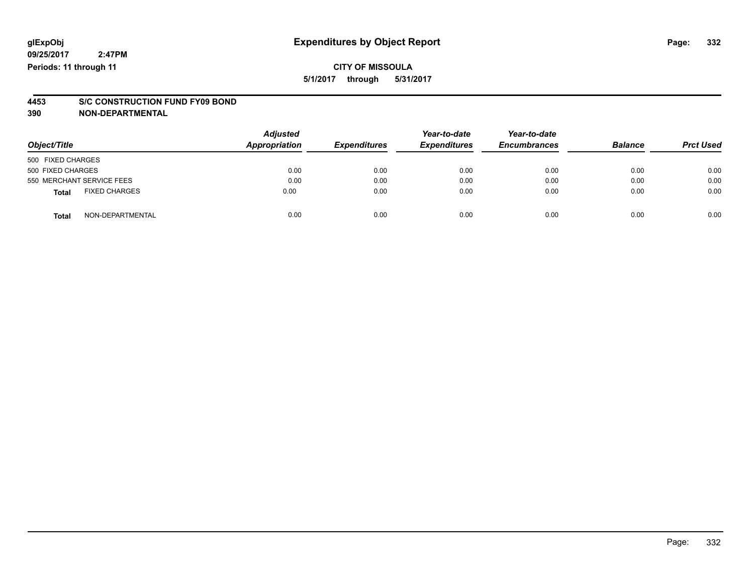# Expenditures by Object Report

glExpObj
09/25/2017 2:47PM
Periods: 11 through 11

**CITY OF MISSOULA**
**5/1/2017 through 5/31/2017**

**4453 S/C CONSTRUCTION FUND FY09 BOND**
**390 NON-DEPARTMENTAL**

| Object/Title | Adjusted Appropriation | Expenditures | Year-to-date Expenditures | Year-to-date Encumbrances | Balance | Prct Used |
|---|---|---|---|---|---|---|
| 500 FIXED CHARGES | | | | | | |
| 500 FIXED CHARGES | 0.00 | 0.00 | 0.00 | 0.00 | 0.00 | 0.00 |
| 550 MERCHANT SERVICE FEES | 0.00 | 0.00 | 0.00 | 0.00 | 0.00 | 0.00 |
| **Total** FIXED CHARGES | 0.00 | 0.00 | 0.00 | 0.00 | 0.00 | 0.00 |
| **Total** NON-DEPARTMENTAL | 0.00 | 0.00 | 0.00 | 0.00 | 0.00 | 0.00 |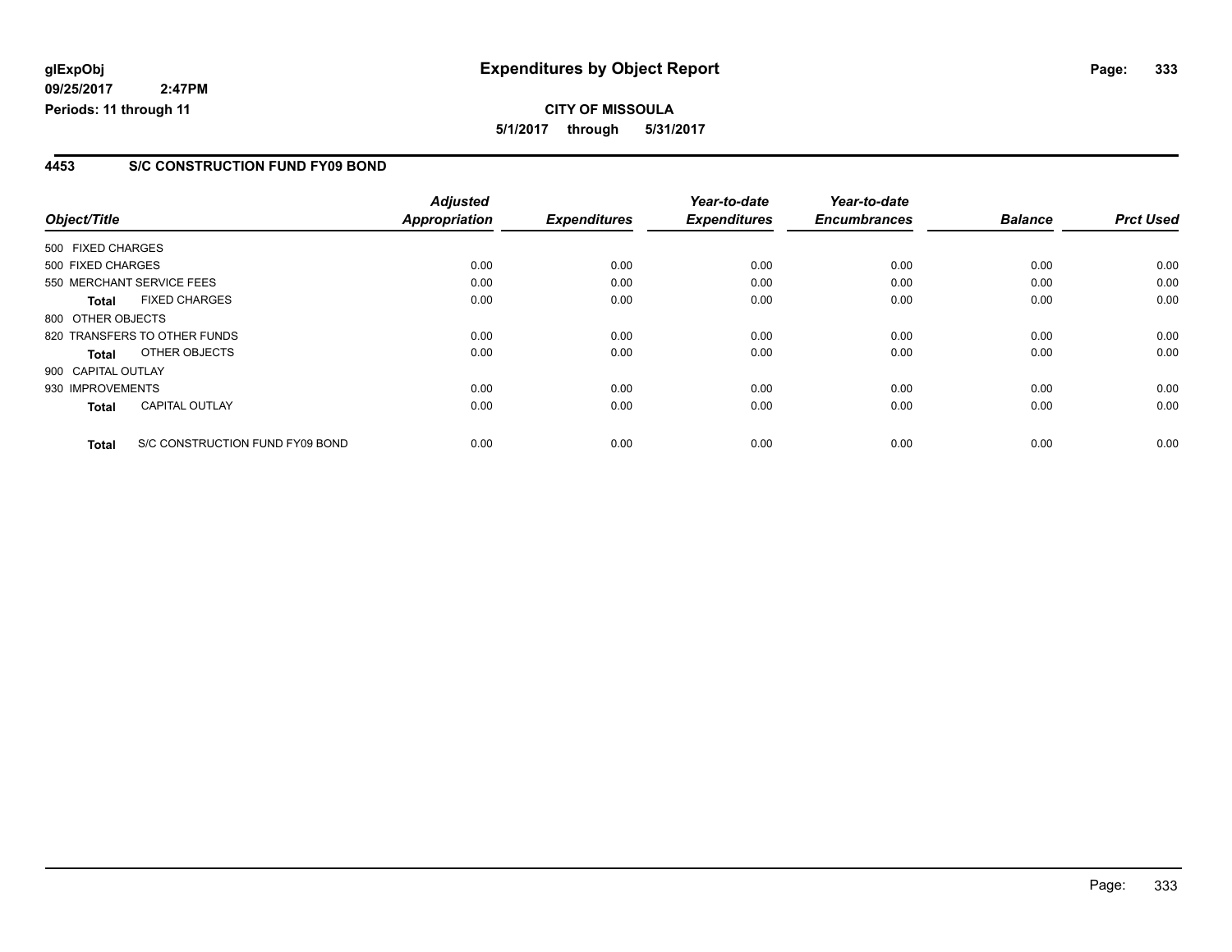**glExpObj** | **Expenditures by Object Report**

**09/25/2017 2:47PM**

**Periods: 11 through 11**

**CITY OF MISSOULA**

**5/1/2017 through 5/31/2017**

## 4453 S/C CONSTRUCTION FUND FY09 BOND

| Object/Title | Adjusted Appropriation | Expenditures | Year-to-date Expenditures | Year-to-date Encumbrances | Balance | Prct Used |
|---|---|---|---|---|---|---|
| 500 FIXED CHARGES | | | | | | |
| 500 FIXED CHARGES | 0.00 | 0.00 | 0.00 | 0.00 | 0.00 | 0.00 |
| 550 MERCHANT SERVICE FEES | 0.00 | 0.00 | 0.00 | 0.00 | 0.00 | 0.00 |
| **Total** FIXED CHARGES | 0.00 | 0.00 | 0.00 | 0.00 | 0.00 | 0.00 |
| 800 OTHER OBJECTS | | | | | | |
| 820 TRANSFERS TO OTHER FUNDS | 0.00 | 0.00 | 0.00 | 0.00 | 0.00 | 0.00 |
| **Total** OTHER OBJECTS | 0.00 | 0.00 | 0.00 | 0.00 | 0.00 | 0.00 |
| 900 CAPITAL OUTLAY | | | | | | |
| 930 IMPROVEMENTS | 0.00 | 0.00 | 0.00 | 0.00 | 0.00 | 0.00 |
| **Total** CAPITAL OUTLAY | 0.00 | 0.00 | 0.00 | 0.00 | 0.00 | 0.00 |
| **Total** S/C CONSTRUCTION FUND FY09 BOND | 0.00 | 0.00 | 0.00 | 0.00 | 0.00 | 0.00 |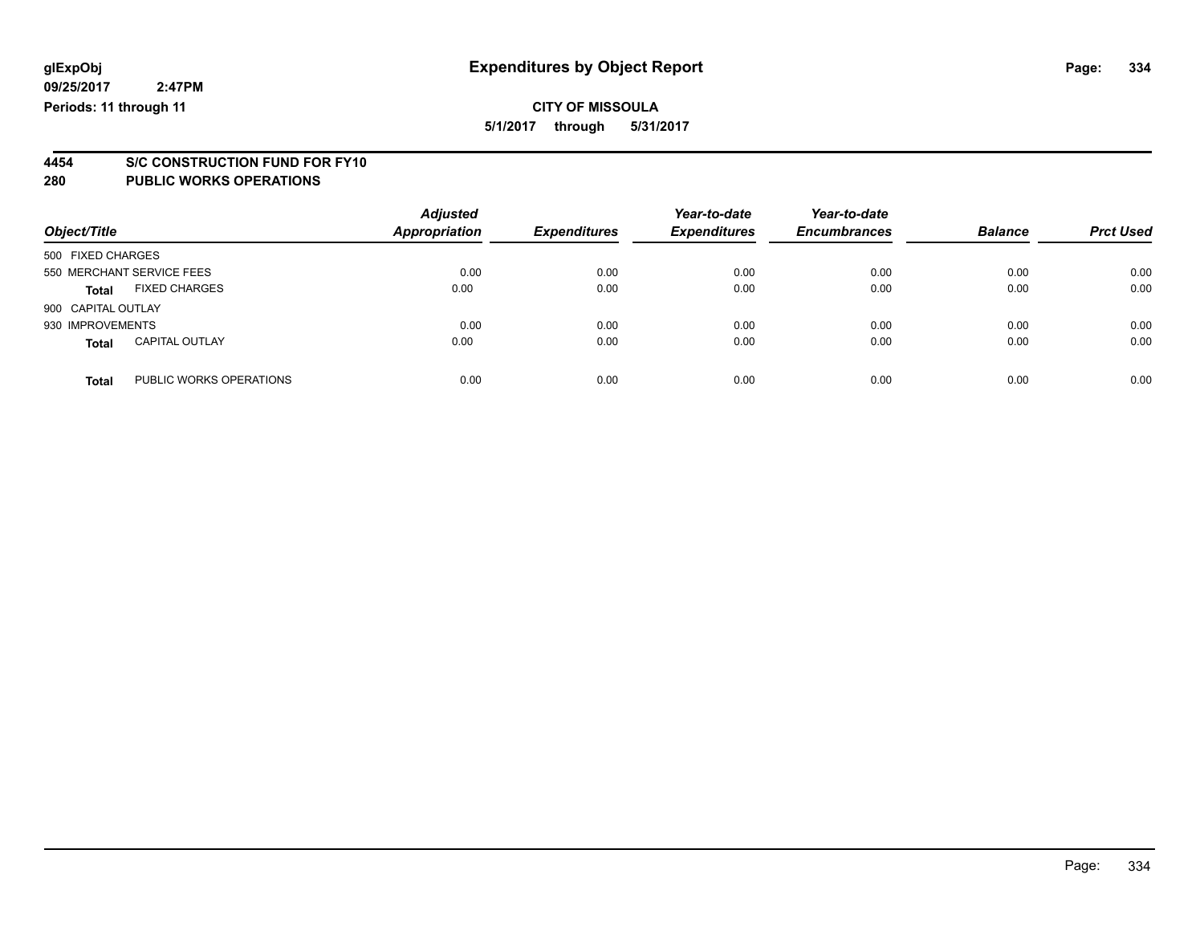glExpObj
09/25/2017 2:47PM
Periods: 11 through 11

# Expenditures by Object Report

**CITY OF MISSOULA**
**5/1/2017 through 5/31/2017**

## 4454 S/C CONSTRUCTION FUND FOR FY10
## 280 PUBLIC WORKS OPERATIONS

| Object/Title | | Adjusted Appropriation | Expenditures | Year-to-date Expenditures | Year-to-date Encumbrances | Balance | Prct Used |
|---|---|---|---|---|---|---|---|
| 500 FIXED CHARGES | | | | | | | |
| 550 MERCHANT SERVICE FEES | | 0.00 | 0.00 | 0.00 | 0.00 | 0.00 | 0.00 |
| **Total** | FIXED CHARGES | 0.00 | 0.00 | 0.00 | 0.00 | 0.00 | 0.00 |
| 900 CAPITAL OUTLAY | | | | | | | |
| 930 IMPROVEMENTS | | 0.00 | 0.00 | 0.00 | 0.00 | 0.00 | 0.00 |
| **Total** | CAPITAL OUTLAY | 0.00 | 0.00 | 0.00 | 0.00 | 0.00 | 0.00 |
| **Total** | PUBLIC WORKS OPERATIONS | 0.00 | 0.00 | 0.00 | 0.00 | 0.00 | 0.00 |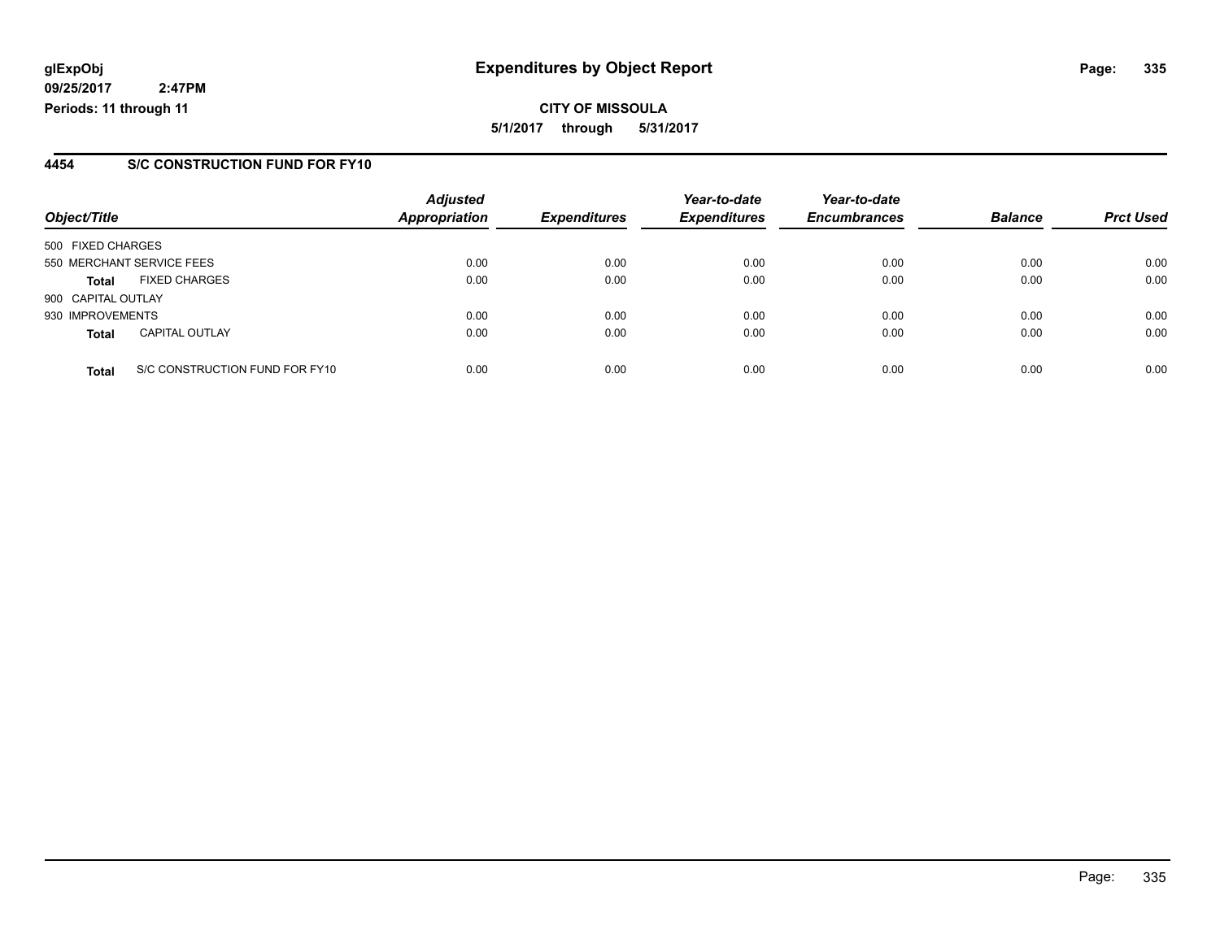**glExpObj** 

**09/25/2017 2:47PM**

**Periods: 11 through 11**

# Expenditures by Object Report

**CITY OF MISSOULA**

**5/1/2017 through 5/31/2017**

## 4454 S/C CONSTRUCTION FUND FOR FY10

| Object/Title | | Adjusted Appropriation | Expenditures | Year-to-date Expenditures | Year-to-date Encumbrances | Balance | Prct Used |
|---|---|---|---|---|---|---|---|
| 500 FIXED CHARGES | | | | | | | |
| 550 MERCHANT SERVICE FEES | | 0.00 | 0.00 | 0.00 | 0.00 | 0.00 | 0.00 |
| **Total** | FIXED CHARGES | 0.00 | 0.00 | 0.00 | 0.00 | 0.00 | 0.00 |
| 900 CAPITAL OUTLAY | | | | | | | |
| 930 IMPROVEMENTS | | 0.00 | 0.00 | 0.00 | 0.00 | 0.00 | 0.00 |
| **Total** | CAPITAL OUTLAY | 0.00 | 0.00 | 0.00 | 0.00 | 0.00 | 0.00 |
| **Total** | S/C CONSTRUCTION FUND FOR FY10 | 0.00 | 0.00 | 0.00 | 0.00 | 0.00 | 0.00 |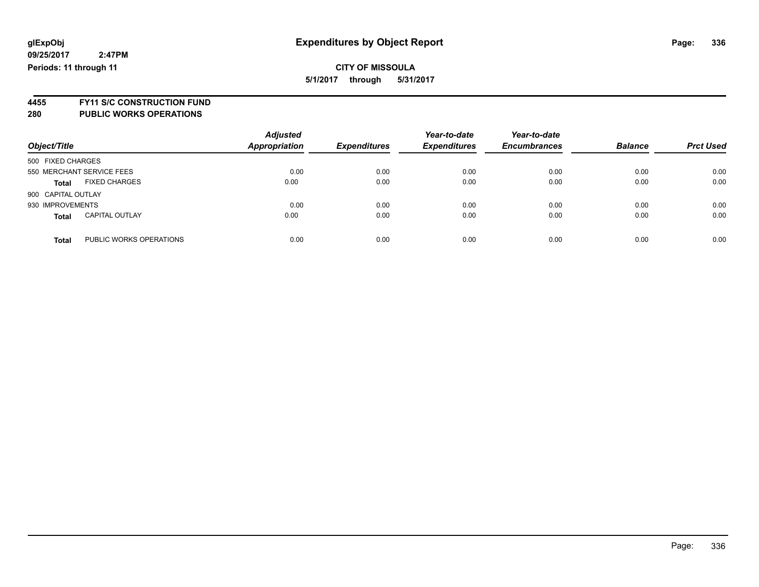glExpObj
09/25/2017 2:47PM
Periods: 11 through 11

# Expenditures by Object Report

**CITY OF MISSOULA**
**5/1/2017 through 5/31/2017**

**4455 FY11 S/C CONSTRUCTION FUND**
**280 PUBLIC WORKS OPERATIONS**

| Object/Title | | Adjusted Appropriation | Expenditures | Year-to-date Expenditures | Year-to-date Encumbrances | Balance | Prct Used |
|---|---|---|---|---|---|---|---|
| 500 FIXED CHARGES | | | | | | | |
| 550 MERCHANT SERVICE FEES | | 0.00 | 0.00 | 0.00 | 0.00 | 0.00 | 0.00 |
| **Total** | FIXED CHARGES | 0.00 | 0.00 | 0.00 | 0.00 | 0.00 | 0.00 |
| 900 CAPITAL OUTLAY | | | | | | | |
| 930 IMPROVEMENTS | | 0.00 | 0.00 | 0.00 | 0.00 | 0.00 | 0.00 |
| **Total** | CAPITAL OUTLAY | 0.00 | 0.00 | 0.00 | 0.00 | 0.00 | 0.00 |
| **Total** | PUBLIC WORKS OPERATIONS | 0.00 | 0.00 | 0.00 | 0.00 | 0.00 | 0.00 |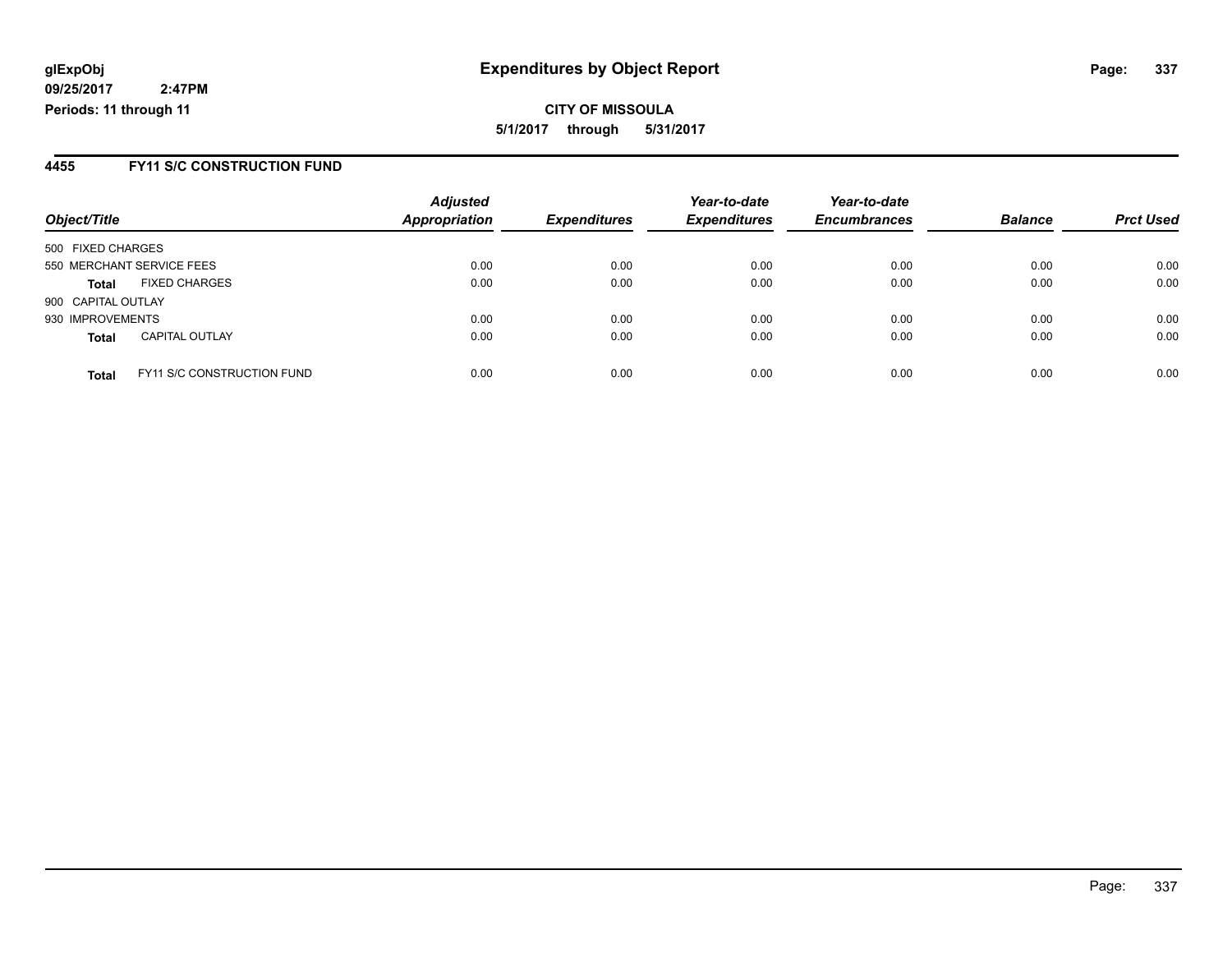**glExpObj** **Expenditures by Object Report**

**09/25/2017 2:47PM**

**Periods: 11 through 11**

**CITY OF MISSOULA**

**5/1/2017 through 5/31/2017**

## 4455 FY11 S/C CONSTRUCTION FUND

| Object/Title | | Adjusted Appropriation | Expenditures | Year-to-date Expenditures | Year-to-date Encumbrances | Balance | Prct Used |
|---|---|---|---|---|---|---|---|
| 500 FIXED CHARGES | | | | | | | |
| 550 MERCHANT SERVICE FEES | | 0.00 | 0.00 | 0.00 | 0.00 | 0.00 | 0.00 |
| **Total** | FIXED CHARGES | 0.00 | 0.00 | 0.00 | 0.00 | 0.00 | 0.00 |
| 900 CAPITAL OUTLAY | | | | | | | |
| 930 IMPROVEMENTS | | 0.00 | 0.00 | 0.00 | 0.00 | 0.00 | 0.00 |
| **Total** | CAPITAL OUTLAY | 0.00 | 0.00 | 0.00 | 0.00 | 0.00 | 0.00 |
| **Total** | FY11 S/C CONSTRUCTION FUND | 0.00 | 0.00 | 0.00 | 0.00 | 0.00 | 0.00 |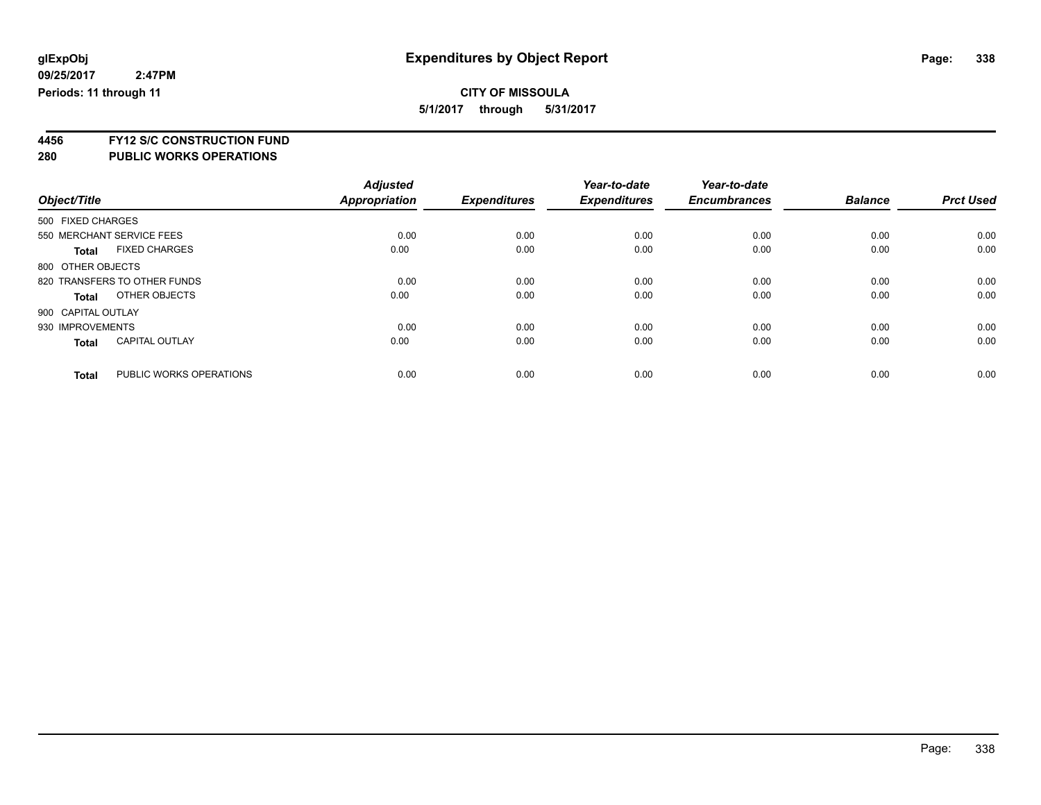**glExpObj** **Expenditures by Object Report**

**09/25/2017 2:47PM**

**Periods: 11 through 11**

**CITY OF MISSOULA**

**5/1/2017 through 5/31/2017**

**4456 FY12 S/C CONSTRUCTION FUND**

**280 PUBLIC WORKS OPERATIONS**

| Object/Title | | Adjusted Appropriation | Expenditures | Year-to-date Expenditures | Year-to-date Encumbrances | Balance | Prct Used |
|---|---|---|---|---|---|---|---|
| 500 FIXED CHARGES | | | | | | | |
| 550 MERCHANT SERVICE FEES | | 0.00 | 0.00 | 0.00 | 0.00 | 0.00 | 0.00 |
| **Total** | FIXED CHARGES | 0.00 | 0.00 | 0.00 | 0.00 | 0.00 | 0.00 |
| 800 OTHER OBJECTS | | | | | | | |
| 820 TRANSFERS TO OTHER FUNDS | | 0.00 | 0.00 | 0.00 | 0.00 | 0.00 | 0.00 |
| **Total** | OTHER OBJECTS | 0.00 | 0.00 | 0.00 | 0.00 | 0.00 | 0.00 |
| 900 CAPITAL OUTLAY | | | | | | | |
| 930 IMPROVEMENTS | | 0.00 | 0.00 | 0.00 | 0.00 | 0.00 | 0.00 |
| **Total** | CAPITAL OUTLAY | 0.00 | 0.00 | 0.00 | 0.00 | 0.00 | 0.00 |
| **Total** | PUBLIC WORKS OPERATIONS | 0.00 | 0.00 | 0.00 | 0.00 | 0.00 | 0.00 |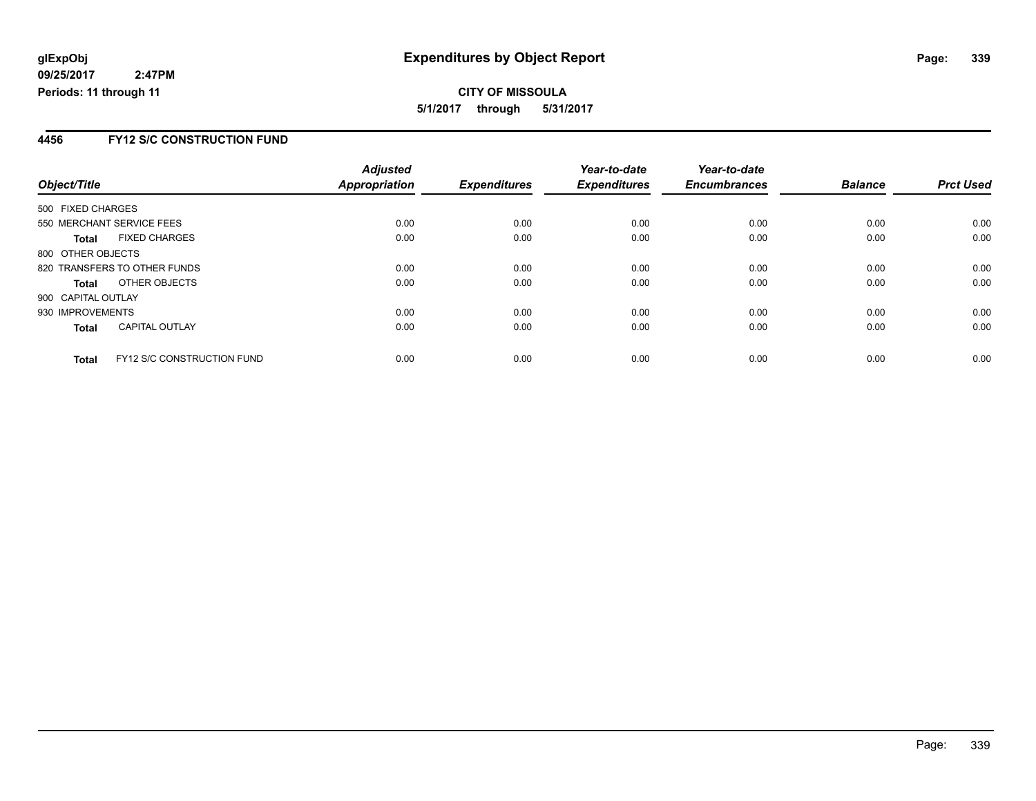**glExpObj**
**09/25/2017 2:47PM**
**Periods: 11 through 11**

# Expenditures by Object Report

**CITY OF MISSOULA**
**5/1/2017 through 5/31/2017**

## 4456 FY12 S/C CONSTRUCTION FUND

| Object/Title | Adjusted Appropriation | Expenditures | Year-to-date Expenditures | Year-to-date Encumbrances | Balance | Prct Used |
|---|---|---|---|---|---|---|
| 500 FIXED CHARGES | | | | | | |
| 550 MERCHANT SERVICE FEES | 0.00 | 0.00 | 0.00 | 0.00 | 0.00 | 0.00 |
| **Total** FIXED CHARGES | 0.00 | 0.00 | 0.00 | 0.00 | 0.00 | 0.00 |
| 800 OTHER OBJECTS | | | | | | |
| 820 TRANSFERS TO OTHER FUNDS | 0.00 | 0.00 | 0.00 | 0.00 | 0.00 | 0.00 |
| **Total** OTHER OBJECTS | 0.00 | 0.00 | 0.00 | 0.00 | 0.00 | 0.00 |
| 900 CAPITAL OUTLAY | | | | | | |
| 930 IMPROVEMENTS | 0.00 | 0.00 | 0.00 | 0.00 | 0.00 | 0.00 |
| **Total** CAPITAL OUTLAY | 0.00 | 0.00 | 0.00 | 0.00 | 0.00 | 0.00 |
| **Total** FY12 S/C CONSTRUCTION FUND | 0.00 | 0.00 | 0.00 | 0.00 | 0.00 | 0.00 |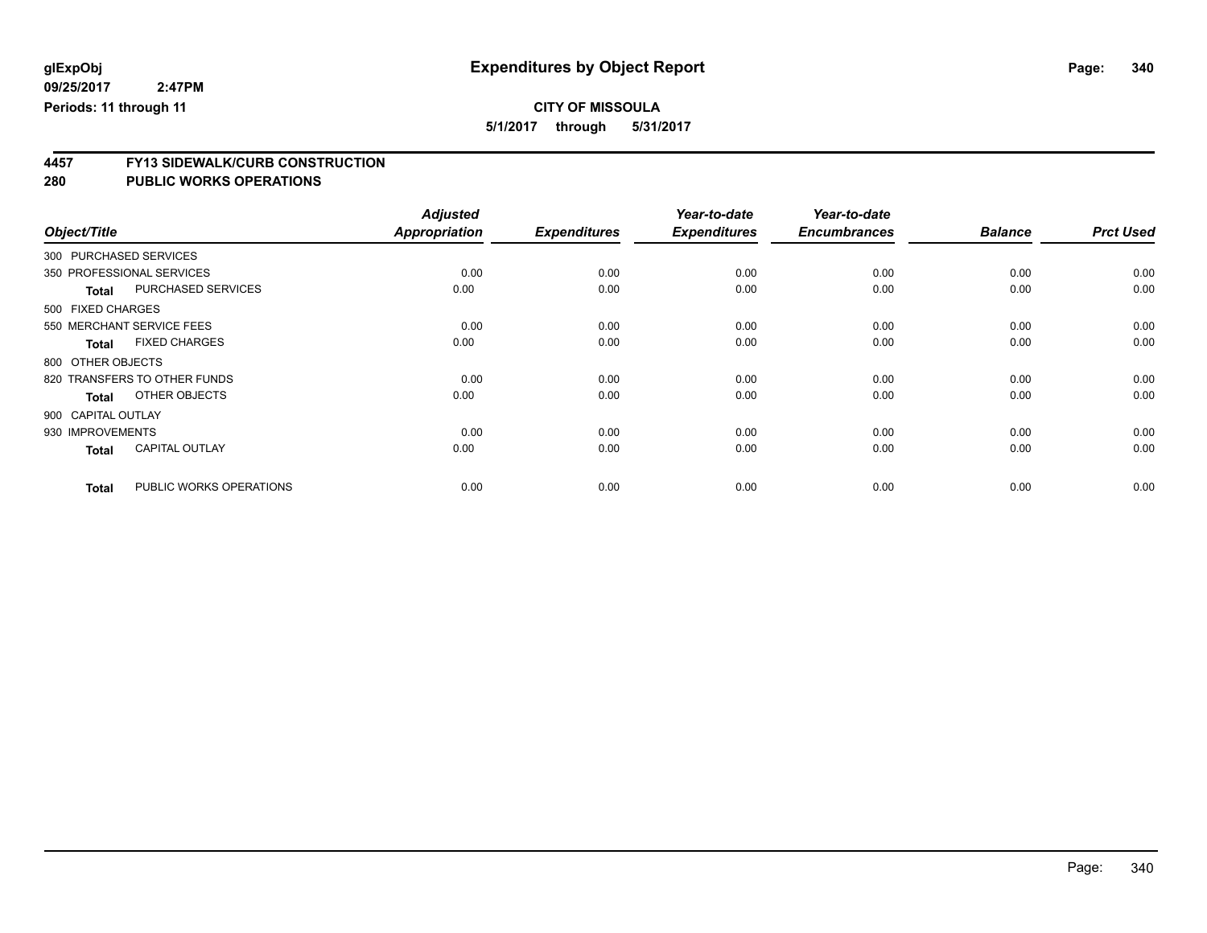**glExpObj**
**09/25/2017 2:47PM**
**Periods: 11 through 11**

# Expenditures by Object Report

**CITY OF MISSOULA**
**5/1/2017 through 5/31/2017**

## 4457 FY13 SIDEWALK/CURB CONSTRUCTION
## 280 PUBLIC WORKS OPERATIONS

| Object/Title | Adjusted Appropriation | Expenditures | Year-to-date Expenditures | Year-to-date Encumbrances | Balance | Prct Used |
|---|---|---|---|---|---|---|
| 300 PURCHASED SERVICES | | | | | | |
| 350 PROFESSIONAL SERVICES | 0.00 | 0.00 | 0.00 | 0.00 | 0.00 | 0.00 |
| **Total** PURCHASED SERVICES | 0.00 | 0.00 | 0.00 | 0.00 | 0.00 | 0.00 |
| 500 FIXED CHARGES | | | | | | |
| 550 MERCHANT SERVICE FEES | 0.00 | 0.00 | 0.00 | 0.00 | 0.00 | 0.00 |
| **Total** FIXED CHARGES | 0.00 | 0.00 | 0.00 | 0.00 | 0.00 | 0.00 |
| 800 OTHER OBJECTS | | | | | | |
| 820 TRANSFERS TO OTHER FUNDS | 0.00 | 0.00 | 0.00 | 0.00 | 0.00 | 0.00 |
| **Total** OTHER OBJECTS | 0.00 | 0.00 | 0.00 | 0.00 | 0.00 | 0.00 |
| 900 CAPITAL OUTLAY | | | | | | |
| 930 IMPROVEMENTS | 0.00 | 0.00 | 0.00 | 0.00 | 0.00 | 0.00 |
| **Total** CAPITAL OUTLAY | 0.00 | 0.00 | 0.00 | 0.00 | 0.00 | 0.00 |
| **Total** PUBLIC WORKS OPERATIONS | 0.00 | 0.00 | 0.00 | 0.00 | 0.00 | 0.00 |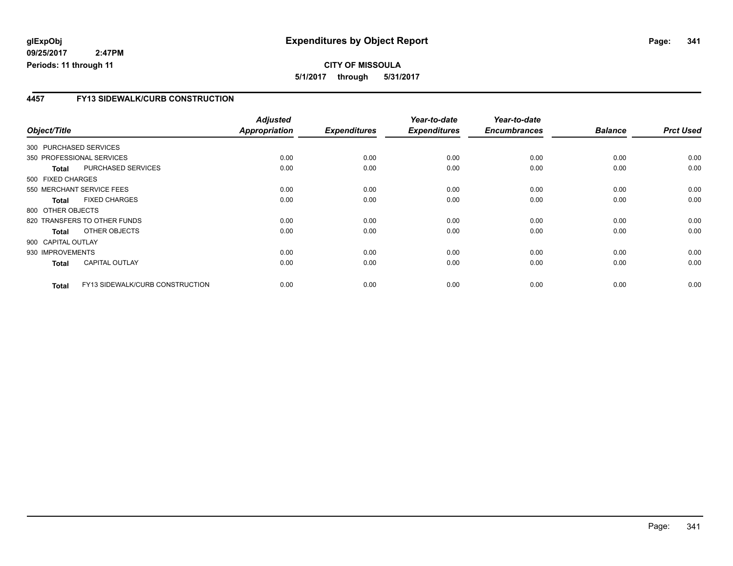**glExpObj** **Expenditures by Object Report**

**09/25/2017 2:47PM**

**Periods: 11 through 11**

**CITY OF MISSOULA**

**5/1/2017 through 5/31/2017**

## 4457 FY13 SIDEWALK/CURB CONSTRUCTION

| Object/Title | | Adjusted Appropriation | Expenditures | Year-to-date Expenditures | Year-to-date Encumbrances | Balance | Prct Used |
|---|---|---|---|---|---|---|---|
| 300 PURCHASED SERVICES | | | | | | | |
| 350 PROFESSIONAL SERVICES | | 0.00 | 0.00 | 0.00 | 0.00 | 0.00 | 0.00 |
| **Total** | PURCHASED SERVICES | 0.00 | 0.00 | 0.00 | 0.00 | 0.00 | 0.00 |
| 500 FIXED CHARGES | | | | | | | |
| 550 MERCHANT SERVICE FEES | | 0.00 | 0.00 | 0.00 | 0.00 | 0.00 | 0.00 |
| **Total** | FIXED CHARGES | 0.00 | 0.00 | 0.00 | 0.00 | 0.00 | 0.00 |
| 800 OTHER OBJECTS | | | | | | | |
| 820 TRANSFERS TO OTHER FUNDS | | 0.00 | 0.00 | 0.00 | 0.00 | 0.00 | 0.00 |
| **Total** | OTHER OBJECTS | 0.00 | 0.00 | 0.00 | 0.00 | 0.00 | 0.00 |
| 900 CAPITAL OUTLAY | | | | | | | |
| 930 IMPROVEMENTS | | 0.00 | 0.00 | 0.00 | 0.00 | 0.00 | 0.00 |
| **Total** | CAPITAL OUTLAY | 0.00 | 0.00 | 0.00 | 0.00 | 0.00 | 0.00 |
| **Total** | FY13 SIDEWALK/CURB CONSTRUCTION | 0.00 | 0.00 | 0.00 | 0.00 | 0.00 | 0.00 |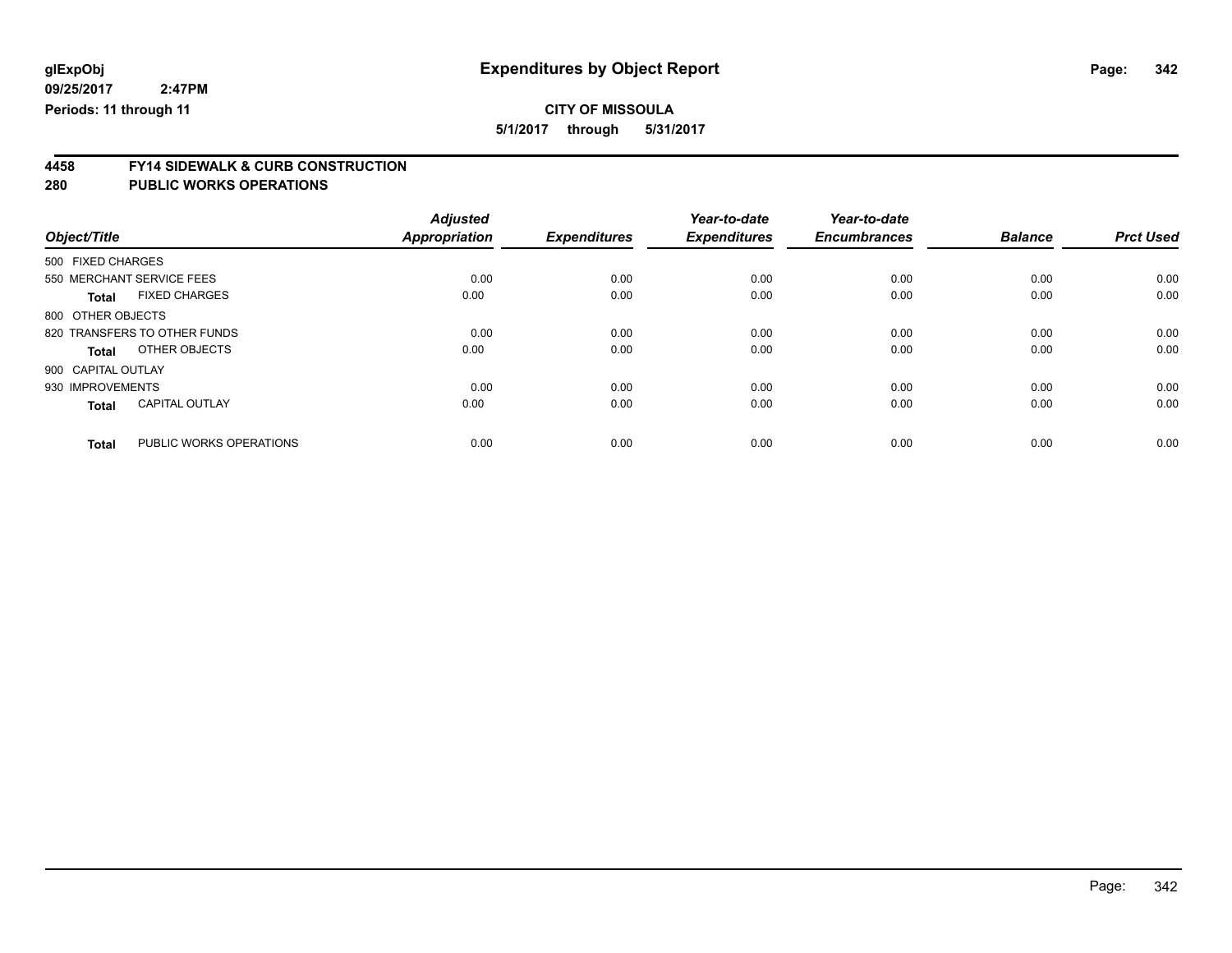# Expenditures by Object Report

glExpObj
09/25/2017 2:47PM
Periods: 11 through 11

**CITY OF MISSOULA**
5/1/2017 through 5/31/2017

## 4458 FY14 SIDEWALK & CURB CONSTRUCTION
## 280 PUBLIC WORKS OPERATIONS

| Object/Title | | Adjusted Appropriation | Expenditures | Year-to-date Expenditures | Year-to-date Encumbrances | Balance | Prct Used |
|---|---|---|---|---|---|---|---|
| 500 FIXED CHARGES | | | | | | | |
| 550 MERCHANT SERVICE FEES | | 0.00 | 0.00 | 0.00 | 0.00 | 0.00 | 0.00 |
| **Total** | FIXED CHARGES | 0.00 | 0.00 | 0.00 | 0.00 | 0.00 | 0.00 |
| 800 OTHER OBJECTS | | | | | | | |
| 820 TRANSFERS TO OTHER FUNDS | | 0.00 | 0.00 | 0.00 | 0.00 | 0.00 | 0.00 |
| **Total** | OTHER OBJECTS | 0.00 | 0.00 | 0.00 | 0.00 | 0.00 | 0.00 |
| 900 CAPITAL OUTLAY | | | | | | | |
| 930 IMPROVEMENTS | | 0.00 | 0.00 | 0.00 | 0.00 | 0.00 | 0.00 |
| **Total** | CAPITAL OUTLAY | 0.00 | 0.00 | 0.00 | 0.00 | 0.00 | 0.00 |
| **Total** | PUBLIC WORKS OPERATIONS | 0.00 | 0.00 | 0.00 | 0.00 | 0.00 | 0.00 |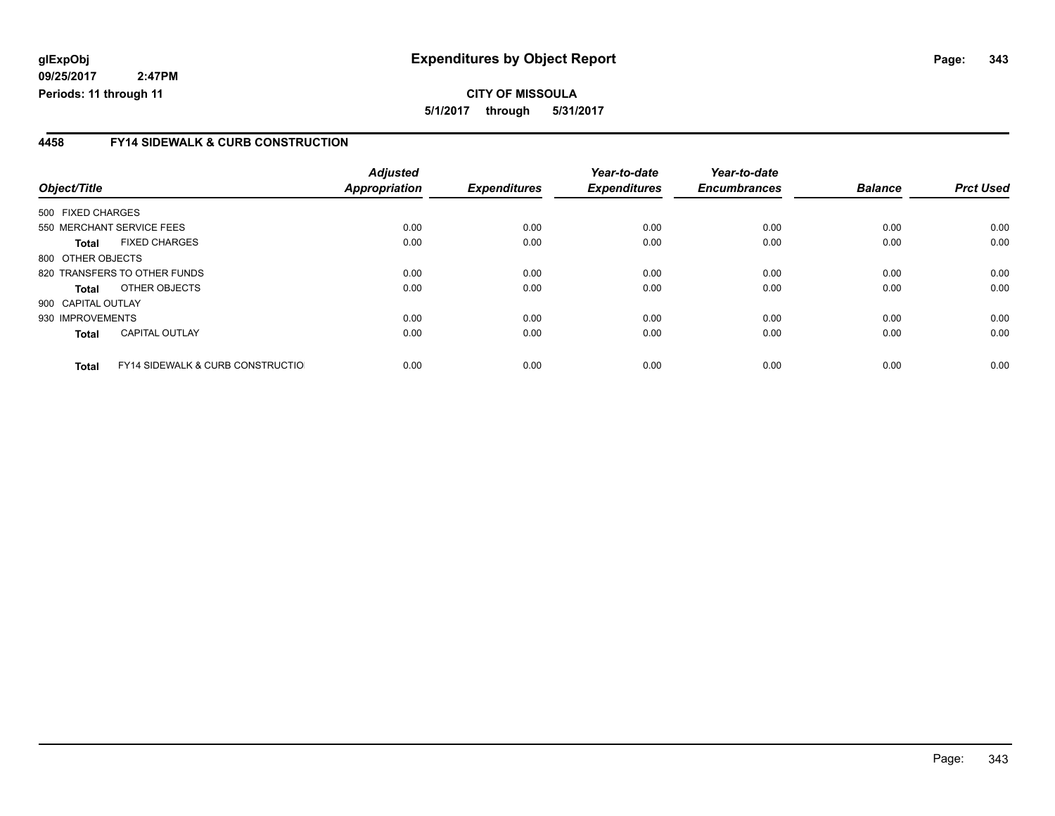**CITY OF MISSOULA**

**5/1/2017 through 5/31/2017**

## 4458 FY14 SIDEWALK & CURB CONSTRUCTION

| Object/Title | Adjusted Appropriation | Expenditures | Year-to-date Expenditures | Year-to-date Encumbrances | Balance | Prct Used |
|---|---|---|---|---|---|---|
| 500 FIXED CHARGES | | | | | | |
| 550 MERCHANT SERVICE FEES | 0.00 | 0.00 | 0.00 | 0.00 | 0.00 | 0.00 |
| **Total** FIXED CHARGES | 0.00 | 0.00 | 0.00 | 0.00 | 0.00 | 0.00 |
| 800 OTHER OBJECTS | | | | | | |
| 820 TRANSFERS TO OTHER FUNDS | 0.00 | 0.00 | 0.00 | 0.00 | 0.00 | 0.00 |
| **Total** OTHER OBJECTS | 0.00 | 0.00 | 0.00 | 0.00 | 0.00 | 0.00 |
| 900 CAPITAL OUTLAY | | | | | | |
| 930 IMPROVEMENTS | 0.00 | 0.00 | 0.00 | 0.00 | 0.00 | 0.00 |
| **Total** CAPITAL OUTLAY | 0.00 | 0.00 | 0.00 | 0.00 | 0.00 | 0.00 |
| **Total** FY14 SIDEWALK & CURB CONSTRUCTIO | 0.00 | 0.00 | 0.00 | 0.00 | 0.00 | 0.00 |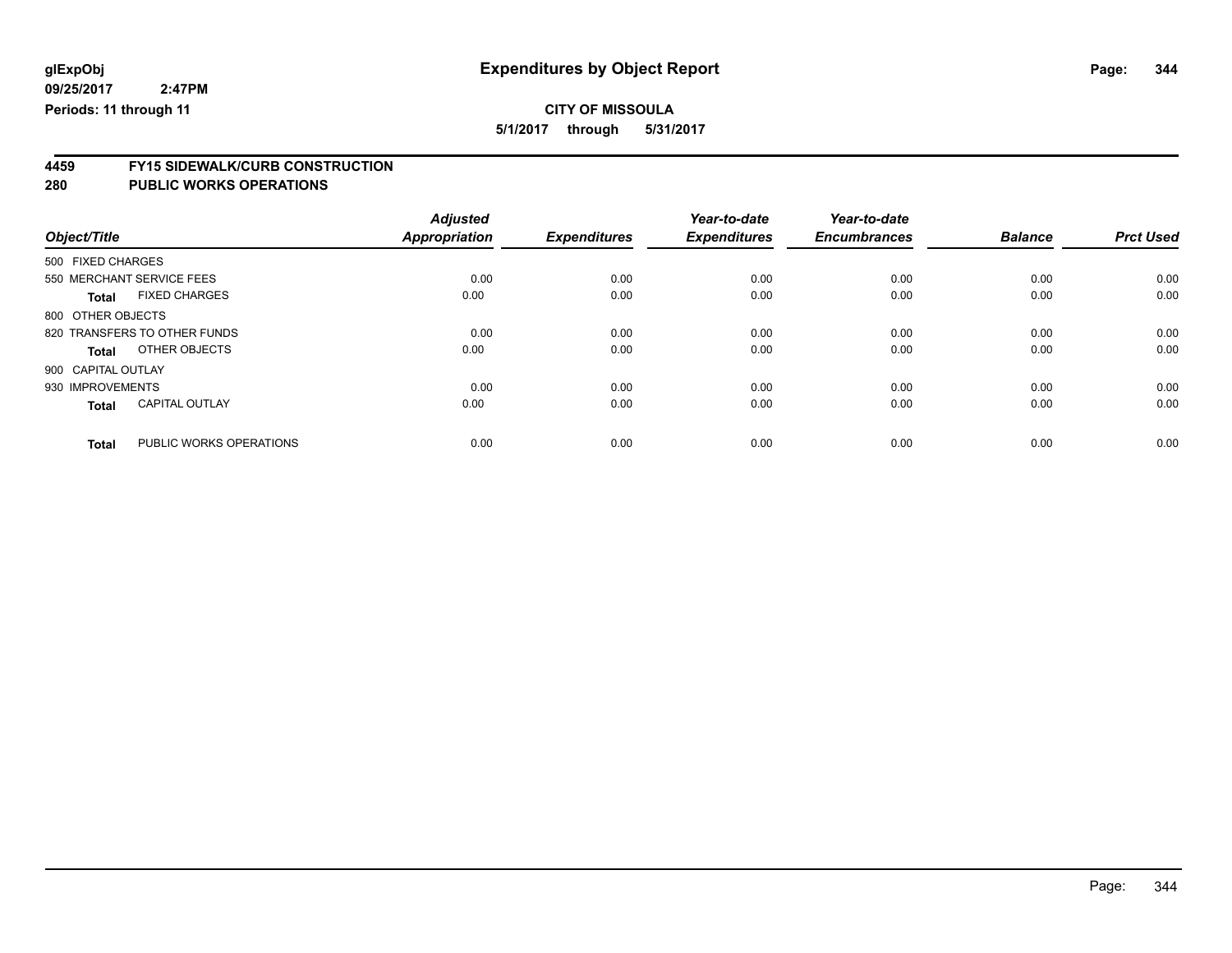**glExpObj** | **Expenditures by Object Report**

**09/25/2017 2:47PM**

**Periods: 11 through 11**

**CITY OF MISSOULA**

**5/1/2017 through 5/31/2017**

## 4459 FY15 SIDEWALK/CURB CONSTRUCTION
## 280 PUBLIC WORKS OPERATIONS

| Object/Title | | Adjusted Appropriation | Expenditures | Year-to-date Expenditures | Year-to-date Encumbrances | Balance | Prct Used |
|---|---|---|---|---|---|---|---|
| 500 FIXED CHARGES | | | | | | | |
| 550 MERCHANT SERVICE FEES | | 0.00 | 0.00 | 0.00 | 0.00 | 0.00 | 0.00 |
| **Total** | FIXED CHARGES | 0.00 | 0.00 | 0.00 | 0.00 | 0.00 | 0.00 |
| 800 OTHER OBJECTS | | | | | | | |
| 820 TRANSFERS TO OTHER FUNDS | | 0.00 | 0.00 | 0.00 | 0.00 | 0.00 | 0.00 |
| **Total** | OTHER OBJECTS | 0.00 | 0.00 | 0.00 | 0.00 | 0.00 | 0.00 |
| 900 CAPITAL OUTLAY | | | | | | | |
| 930 IMPROVEMENTS | | 0.00 | 0.00 | 0.00 | 0.00 | 0.00 | 0.00 |
| **Total** | CAPITAL OUTLAY | 0.00 | 0.00 | 0.00 | 0.00 | 0.00 | 0.00 |
| **Total** | PUBLIC WORKS OPERATIONS | 0.00 | 0.00 | 0.00 | 0.00 | 0.00 | 0.00 |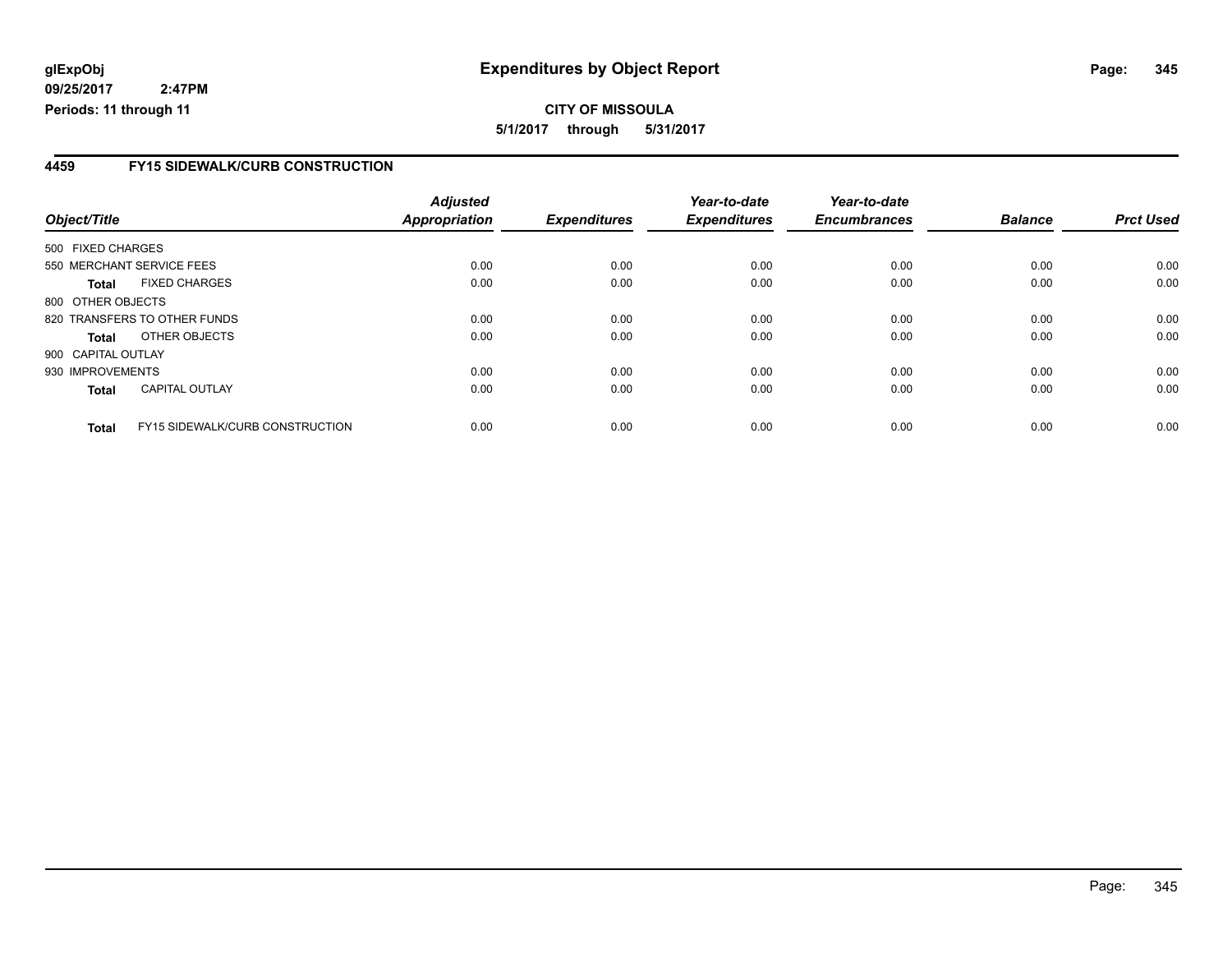**glExpObj** 
**09/25/2017 2:47PM** 
**Periods: 11 through 11**

# Expenditures by Object Report

**CITY OF MISSOULA**
**5/1/2017 through 5/31/2017**

## 4459 FY15 SIDEWALK/CURB CONSTRUCTION

| Object/Title | | Adjusted Appropriation | Expenditures | Year-to-date Expenditures | Year-to-date Encumbrances | Balance | Prct Used |
|---|---|---|---|---|---|---|---|
| 500 FIXED CHARGES | | | | | | | |
| 550 MERCHANT SERVICE FEES | | 0.00 | 0.00 | 0.00 | 0.00 | 0.00 | 0.00 |
| **Total** | FIXED CHARGES | 0.00 | 0.00 | 0.00 | 0.00 | 0.00 | 0.00 |
| 800 OTHER OBJECTS | | | | | | | |
| 820 TRANSFERS TO OTHER FUNDS | | 0.00 | 0.00 | 0.00 | 0.00 | 0.00 | 0.00 |
| **Total** | OTHER OBJECTS | 0.00 | 0.00 | 0.00 | 0.00 | 0.00 | 0.00 |
| 900 CAPITAL OUTLAY | | | | | | | |
| 930 IMPROVEMENTS | | 0.00 | 0.00 | 0.00 | 0.00 | 0.00 | 0.00 |
| **Total** | CAPITAL OUTLAY | 0.00 | 0.00 | 0.00 | 0.00 | 0.00 | 0.00 |
| **Total** | FY15 SIDEWALK/CURB CONSTRUCTION | 0.00 | 0.00 | 0.00 | 0.00 | 0.00 | 0.00 |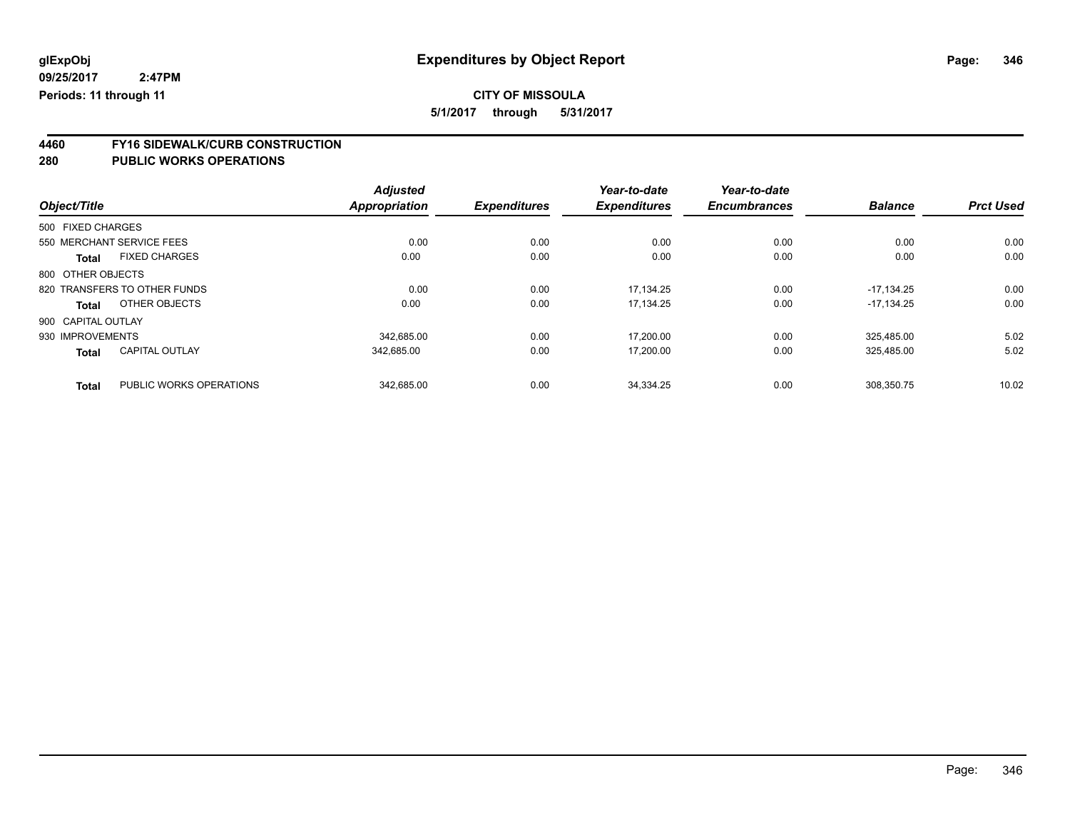**glExpObj** | **Expenditures by Object Report**

**09/25/2017 2:47PM**

**Periods: 11 through 11**

**CITY OF MISSOULA**

**5/1/2017 through 5/31/2017**

## 4460 FY16 SIDEWALK/CURB CONSTRUCTION
## 280 PUBLIC WORKS OPERATIONS

| Object/Title | | Adjusted Appropriation | Expenditures | Year-to-date Expenditures | Year-to-date Encumbrances | Balance | Prct Used |
|---|---|---|---|---|---|---|---|
| 500 FIXED CHARGES | | | | | | | |
| 550 MERCHANT SERVICE FEES | | 0.00 | 0.00 | 0.00 | 0.00 | 0.00 | 0.00 |
| **Total** | FIXED CHARGES | 0.00 | 0.00 | 0.00 | 0.00 | 0.00 | 0.00 |
| 800 OTHER OBJECTS | | | | | | | |
| 820 TRANSFERS TO OTHER FUNDS | | 0.00 | 0.00 | 17,134.25 | 0.00 | -17,134.25 | 0.00 |
| **Total** | OTHER OBJECTS | 0.00 | 0.00 | 17,134.25 | 0.00 | -17,134.25 | 0.00 |
| 900 CAPITAL OUTLAY | | | | | | | |
| 930 IMPROVEMENTS | | 342,685.00 | 0.00 | 17,200.00 | 0.00 | 325,485.00 | 5.02 |
| **Total** | CAPITAL OUTLAY | 342,685.00 | 0.00 | 17,200.00 | 0.00 | 325,485.00 | 5.02 |
| **Total** | PUBLIC WORKS OPERATIONS | 342,685.00 | 0.00 | 34,334.25 | 0.00 | 308,350.75 | 10.02 |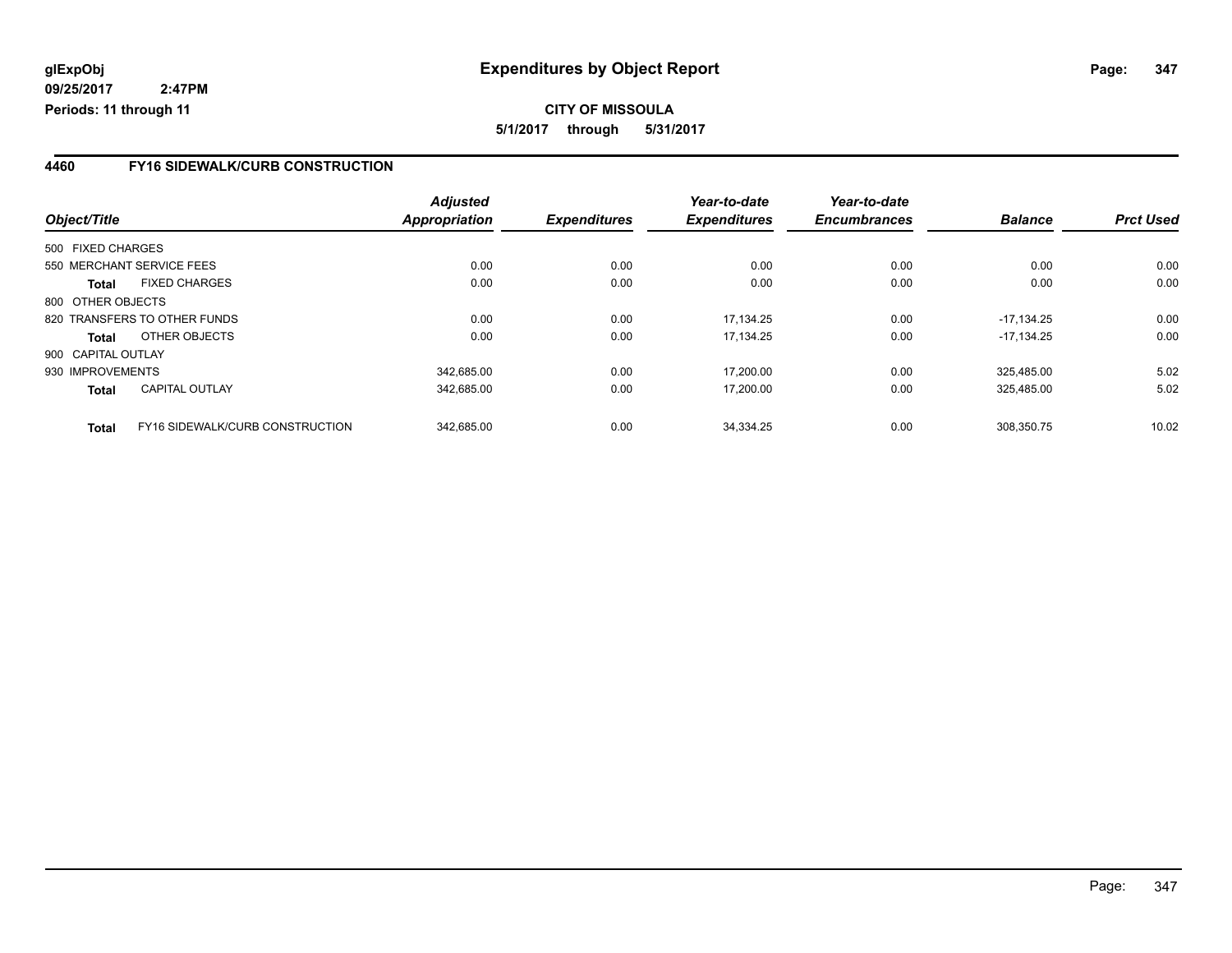# Expenditures by Object Report

glExpObj
09/25/2017 2:47PM
Periods: 11 through 11

**CITY OF MISSOULA**

**5/1/2017 through 5/31/2017**

## 4460 FY16 SIDEWALK/CURB CONSTRUCTION

| Object/Title | | Adjusted Appropriation | Expenditures | Year-to-date Expenditures | Year-to-date Encumbrances | Balance | Prct Used |
|---|---|---|---|---|---|---|---|
| 500 FIXED CHARGES | | | | | | | |
| 550 MERCHANT SERVICE FEES | | 0.00 | 0.00 | 0.00 | 0.00 | 0.00 | 0.00 |
| **Total** | FIXED CHARGES | 0.00 | 0.00 | 0.00 | 0.00 | 0.00 | 0.00 |
| 800 OTHER OBJECTS | | | | | | | |
| 820 TRANSFERS TO OTHER FUNDS | | 0.00 | 0.00 | 17,134.25 | 0.00 | -17,134.25 | 0.00 |
| **Total** | OTHER OBJECTS | 0.00 | 0.00 | 17,134.25 | 0.00 | -17,134.25 | 0.00 |
| 900 CAPITAL OUTLAY | | | | | | | |
| 930 IMPROVEMENTS | | 342,685.00 | 0.00 | 17,200.00 | 0.00 | 325,485.00 | 5.02 |
| **Total** | CAPITAL OUTLAY | 342,685.00 | 0.00 | 17,200.00 | 0.00 | 325,485.00 | 5.02 |
| **Total** | FY16 SIDEWALK/CURB CONSTRUCTION | 342,685.00 | 0.00 | 34,334.25 | 0.00 | 308,350.75 | 10.02 |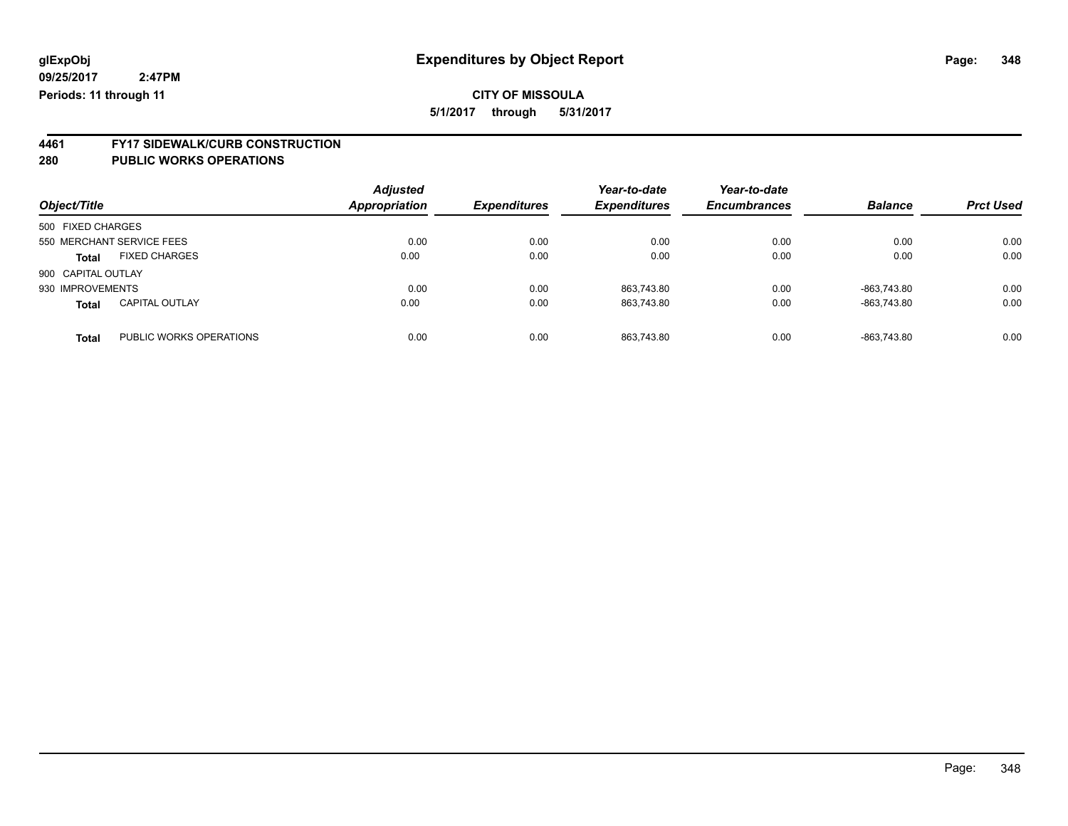**glExpObj** **Expenditures by Object Report**

**09/25/2017 2:47PM**

**Periods: 11 through 11**

**CITY OF MISSOULA**

**5/1/2017 through 5/31/2017**

## 4461 FY17 SIDEWALK/CURB CONSTRUCTION
## 280 PUBLIC WORKS OPERATIONS

| Object/Title | | *Adjusted Appropriation* | *Expenditures* | *Year-to-date Expenditures* | *Year-to-date Encumbrances* | *Balance* | *Prct Used* |
|---|---|---|---|---|---|---|---|
| 500 FIXED CHARGES | | | | | | | |
| 550 MERCHANT SERVICE FEES | | 0.00 | 0.00 | 0.00 | 0.00 | 0.00 | 0.00 |
| **Total** | FIXED CHARGES | 0.00 | 0.00 | 0.00 | 0.00 | 0.00 | 0.00 |
| 900 CAPITAL OUTLAY | | | | | | | |
| 930 IMPROVEMENTS | | 0.00 | 0.00 | 863,743.80 | 0.00 | -863,743.80 | 0.00 |
| **Total** | CAPITAL OUTLAY | 0.00 | 0.00 | 863,743.80 | 0.00 | -863,743.80 | 0.00 |
| **Total** | PUBLIC WORKS OPERATIONS | 0.00 | 0.00 | 863,743.80 | 0.00 | -863,743.80 | 0.00 |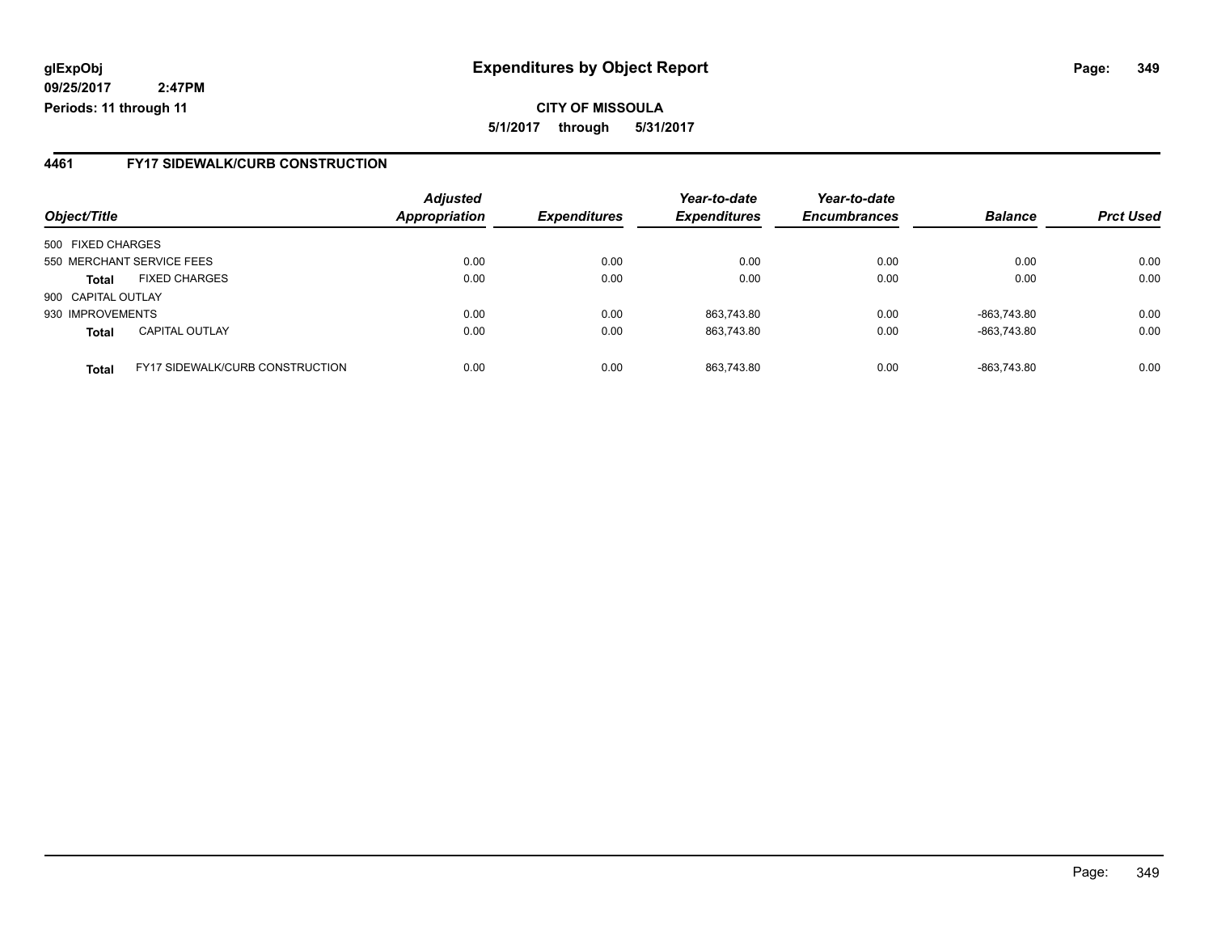# Expenditures by Object Report

glExpObj
09/25/2017 2:47PM
Periods: 11 through 11

**CITY OF MISSOULA**
**5/1/2017 through 5/31/2017**

## 4461 FY17 SIDEWALK/CURB CONSTRUCTION

| Object/Title | | Adjusted Appropriation | Expenditures | Year-to-date Expenditures | Year-to-date Encumbrances | Balance | Prct Used |
|---|---|---|---|---|---|---|---|
| 500 FIXED CHARGES | | | | | | | |
| 550 MERCHANT SERVICE FEES | | 0.00 | 0.00 | 0.00 | 0.00 | 0.00 | 0.00 |
| **Total** | FIXED CHARGES | 0.00 | 0.00 | 0.00 | 0.00 | 0.00 | 0.00 |
| 900 CAPITAL OUTLAY | | | | | | | |
| 930 IMPROVEMENTS | | 0.00 | 0.00 | 863,743.80 | 0.00 | -863,743.80 | 0.00 |
| **Total** | CAPITAL OUTLAY | 0.00 | 0.00 | 863,743.80 | 0.00 | -863,743.80 | 0.00 |
| **Total** | FY17 SIDEWALK/CURB CONSTRUCTION | 0.00 | 0.00 | 863,743.80 | 0.00 | -863,743.80 | 0.00 |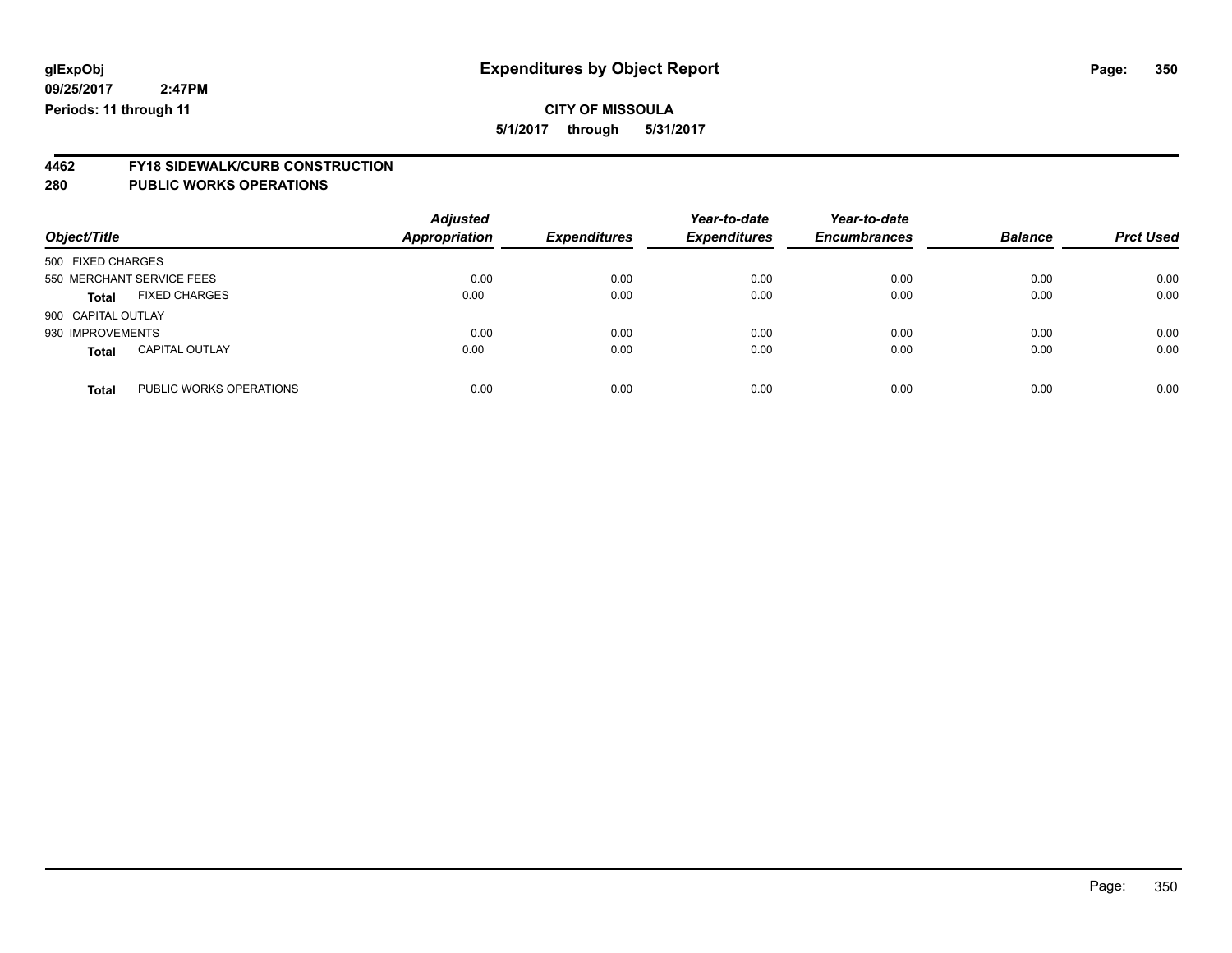glExpObj
09/25/2017 2:47PM
Periods: 11 through 11

# Expenditures by Object Report

**CITY OF MISSOULA**

**5/1/2017 through 5/31/2017**

## 4462 FY18 SIDEWALK/CURB CONSTRUCTION
## 280 PUBLIC WORKS OPERATIONS

| Object/Title | | Adjusted Appropriation | Expenditures | Year-to-date Expenditures | Year-to-date Encumbrances | Balance | Prct Used |
|---|---|---|---|---|---|---|---|
| 500 FIXED CHARGES | | | | | | | |
| 550 MERCHANT SERVICE FEES | | 0.00 | 0.00 | 0.00 | 0.00 | 0.00 | 0.00 |
| **Total** | FIXED CHARGES | 0.00 | 0.00 | 0.00 | 0.00 | 0.00 | 0.00 |
| 900 CAPITAL OUTLAY | | | | | | | |
| 930 IMPROVEMENTS | | 0.00 | 0.00 | 0.00 | 0.00 | 0.00 | 0.00 |
| **Total** | CAPITAL OUTLAY | 0.00 | 0.00 | 0.00 | 0.00 | 0.00 | 0.00 |
| **Total** | PUBLIC WORKS OPERATIONS | 0.00 | 0.00 | 0.00 | 0.00 | 0.00 | 0.00 |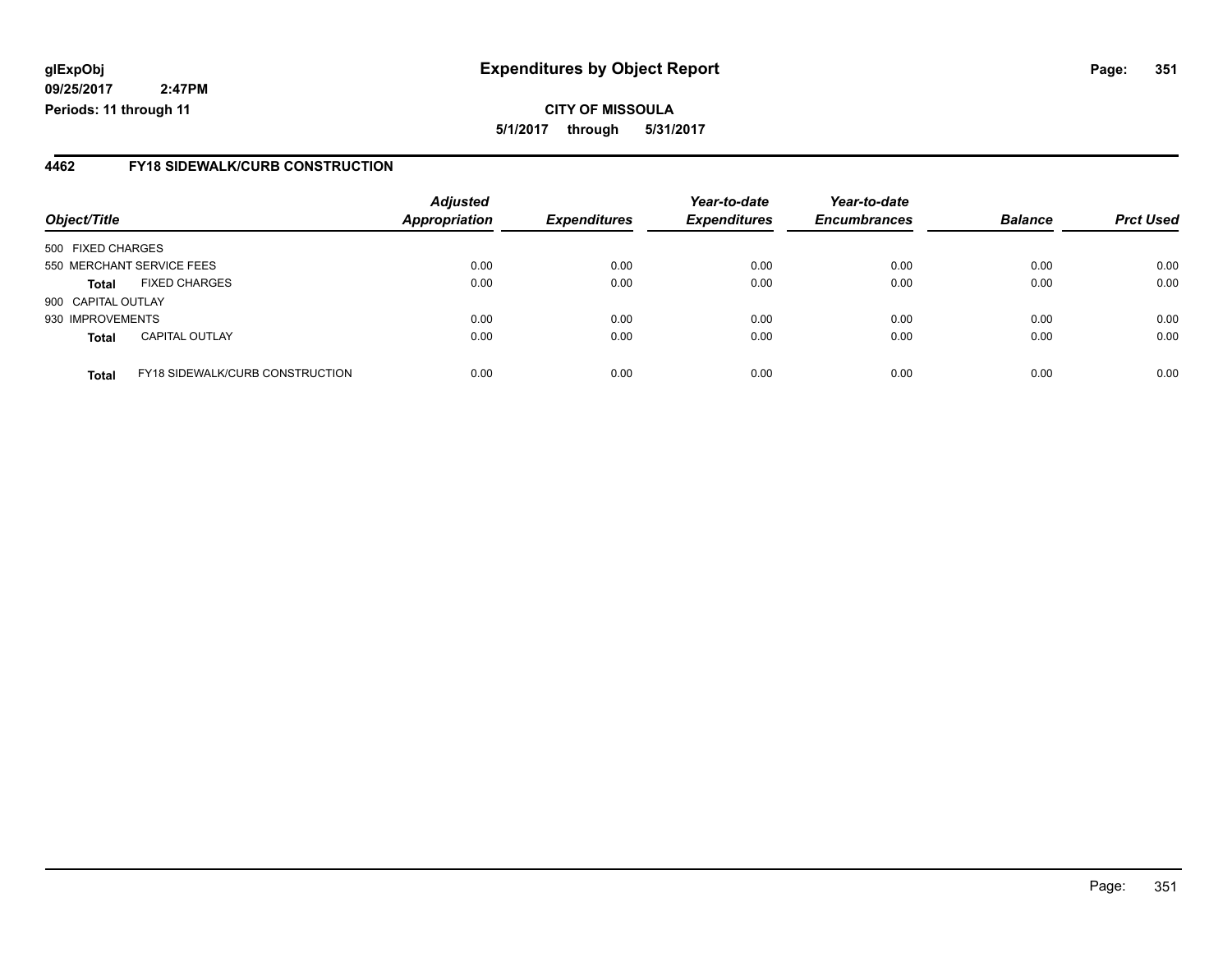**CITY OF MISSOULA**

**5/1/2017 through 5/31/2017**

## 4462 FY18 SIDEWALK/CURB CONSTRUCTION

| Object/Title | | Adjusted Appropriation | Expenditures | Year-to-date Expenditures | Year-to-date Encumbrances | Balance | Prct Used |
|---|---|---|---|---|---|---|---|
| 500 FIXED CHARGES | | | | | | | |
| 550 MERCHANT SERVICE FEES | | 0.00 | 0.00 | 0.00 | 0.00 | 0.00 | 0.00 |
| **Total** | FIXED CHARGES | 0.00 | 0.00 | 0.00 | 0.00 | 0.00 | 0.00 |
| 900 CAPITAL OUTLAY | | | | | | | |
| 930 IMPROVEMENTS | | 0.00 | 0.00 | 0.00 | 0.00 | 0.00 | 0.00 |
| **Total** | CAPITAL OUTLAY | 0.00 | 0.00 | 0.00 | 0.00 | 0.00 | 0.00 |
| **Total** | FY18 SIDEWALK/CURB CONSTRUCTION | 0.00 | 0.00 | 0.00 | 0.00 | 0.00 | 0.00 |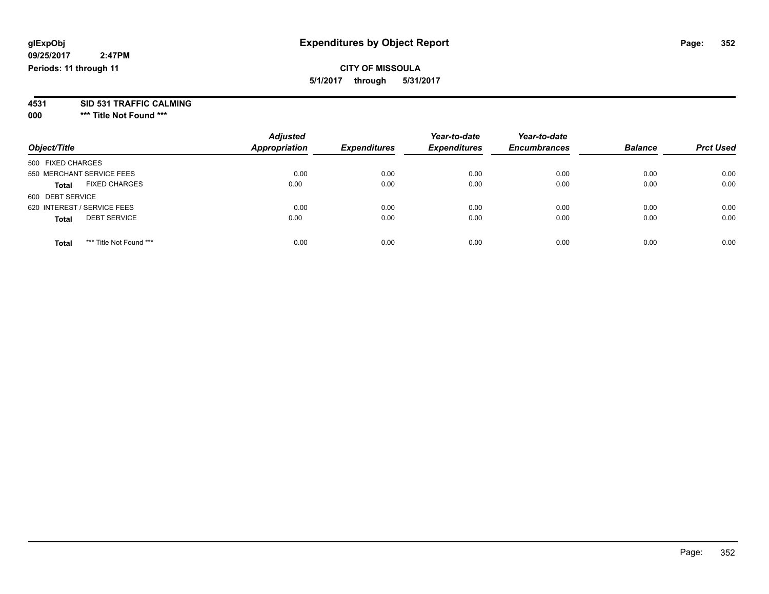**glExpObj**
**09/25/2017 2:47PM**
**Periods: 11 through 11**

# Expenditures by Object Report

**CITY OF MISSOULA**
**5/1/2017 through 5/31/2017**

**4531 SID 531 TRAFFIC CALMING**
**000 \*\*\* Title Not Found \*\*\***

| Object/Title | Adjusted Appropriation | Expenditures | Year-to-date Expenditures | Year-to-date Encumbrances | Balance | Prct Used |
|---|---|---|---|---|---|---|
| 500 FIXED CHARGES | | | | | | |
| 550 MERCHANT SERVICE FEES | 0.00 | 0.00 | 0.00 | 0.00 | 0.00 | 0.00 |
| **Total** FIXED CHARGES | 0.00 | 0.00 | 0.00 | 0.00 | 0.00 | 0.00 |
| 600 DEBT SERVICE | | | | | | |
| 620 INTEREST / SERVICE FEES | 0.00 | 0.00 | 0.00 | 0.00 | 0.00 | 0.00 |
| **Total** DEBT SERVICE | 0.00 | 0.00 | 0.00 | 0.00 | 0.00 | 0.00 |
| **Total** *** Title Not Found *** | 0.00 | 0.00 | 0.00 | 0.00 | 0.00 | 0.00 |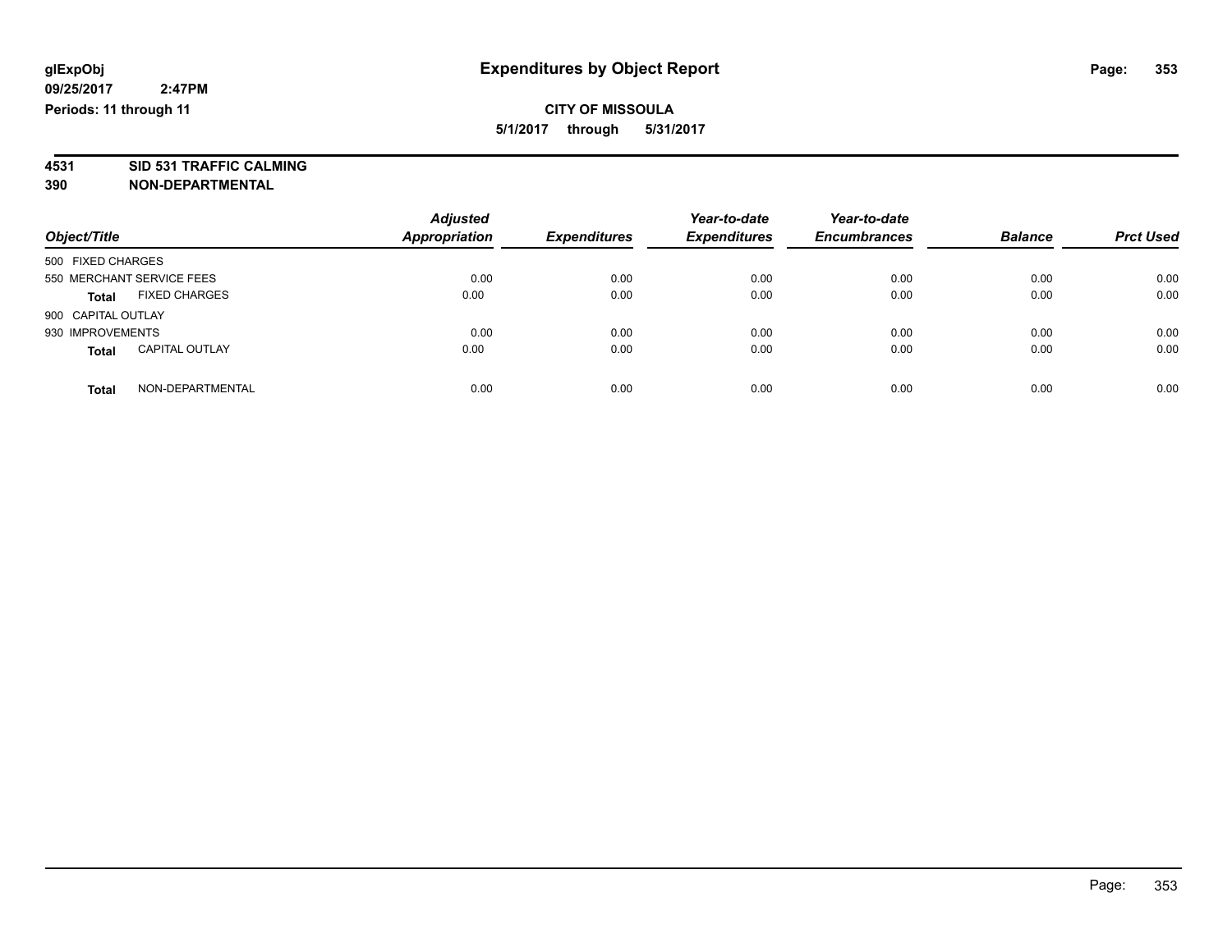glExpObj
09/25/2017 2:47PM
Periods: 11 through 11

# Expenditures by Object Report

**CITY OF MISSOULA**
**5/1/2017 through 5/31/2017**

**4531 SID 531 TRAFFIC CALMING**
**390 NON-DEPARTMENTAL**

| Object/Title | | Adjusted Appropriation | Expenditures | Year-to-date Expenditures | Year-to-date Encumbrances | Balance | Prct Used |
|---|---|---|---|---|---|---|---|
| 500 FIXED CHARGES | | | | | | | |
| 550 MERCHANT SERVICE FEES | | 0.00 | 0.00 | 0.00 | 0.00 | 0.00 | 0.00 |
| **Total** | FIXED CHARGES | 0.00 | 0.00 | 0.00 | 0.00 | 0.00 | 0.00 |
| 900 CAPITAL OUTLAY | | | | | | | |
| 930 IMPROVEMENTS | | 0.00 | 0.00 | 0.00 | 0.00 | 0.00 | 0.00 |
| **Total** | CAPITAL OUTLAY | 0.00 | 0.00 | 0.00 | 0.00 | 0.00 | 0.00 |
| **Total** | NON-DEPARTMENTAL | 0.00 | 0.00 | 0.00 | 0.00 | 0.00 | 0.00 |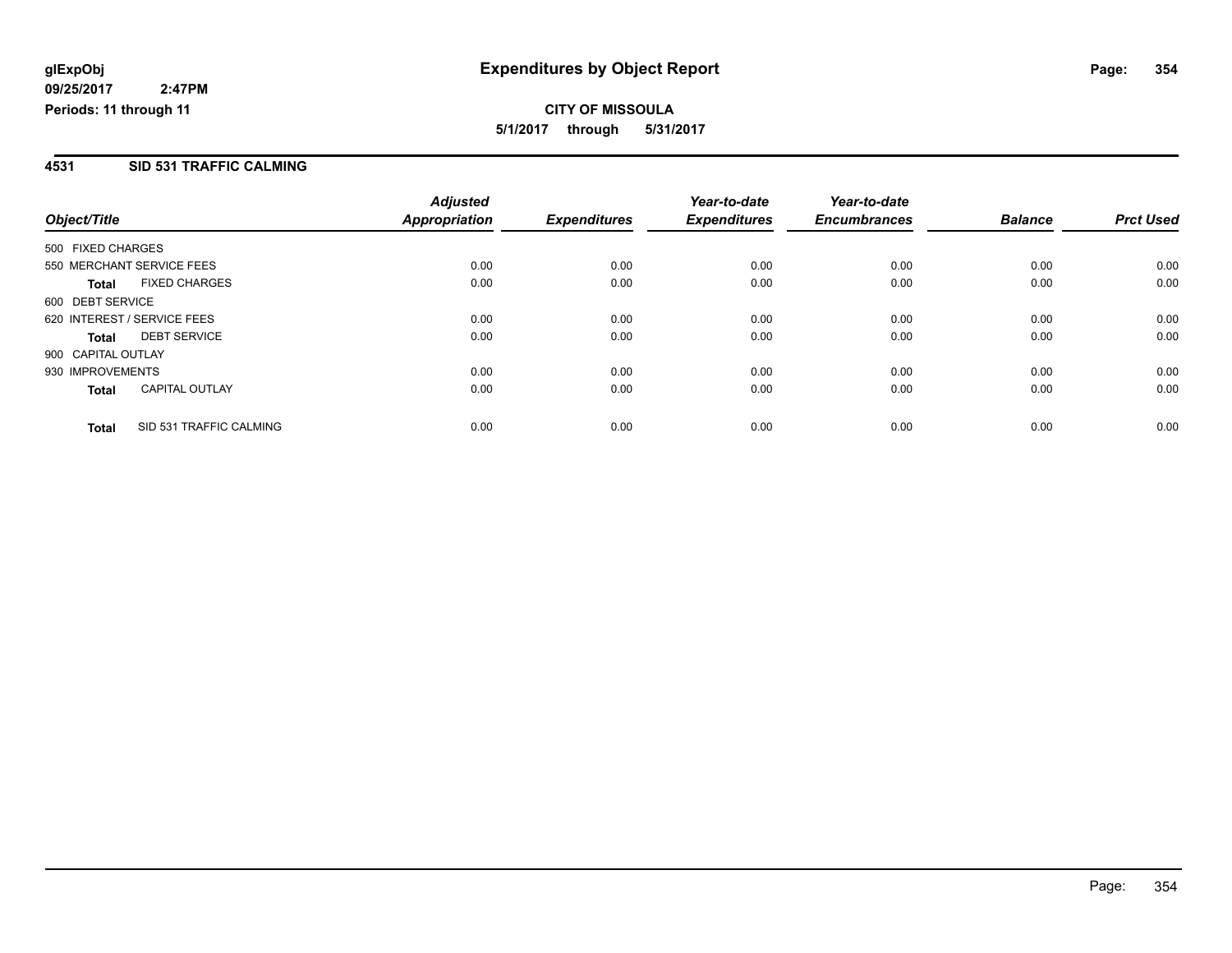# Expenditures by Object Report

glExpObj
09/25/2017 2:47PM
Periods: 11 through 11

**CITY OF MISSOULA**
**5/1/2017 through 5/31/2017**

## 4531 SID 531 TRAFFIC CALMING

| Object/Title | Adjusted Appropriation | Expenditures | Year-to-date Expenditures | Year-to-date Encumbrances | Balance | Prct Used |
|---|---|---|---|---|---|---|
| 500 FIXED CHARGES | | | | | | |
| 550 MERCHANT SERVICE FEES | 0.00 | 0.00 | 0.00 | 0.00 | 0.00 | 0.00 |
| **Total** FIXED CHARGES | 0.00 | 0.00 | 0.00 | 0.00 | 0.00 | 0.00 |
| 600 DEBT SERVICE | | | | | | |
| 620 INTEREST / SERVICE FEES | 0.00 | 0.00 | 0.00 | 0.00 | 0.00 | 0.00 |
| **Total** DEBT SERVICE | 0.00 | 0.00 | 0.00 | 0.00 | 0.00 | 0.00 |
| 900 CAPITAL OUTLAY | | | | | | |
| 930 IMPROVEMENTS | 0.00 | 0.00 | 0.00 | 0.00 | 0.00 | 0.00 |
| **Total** CAPITAL OUTLAY | 0.00 | 0.00 | 0.00 | 0.00 | 0.00 | 0.00 |
| **Total** SID 531 TRAFFIC CALMING | 0.00 | 0.00 | 0.00 | 0.00 | 0.00 | 0.00 |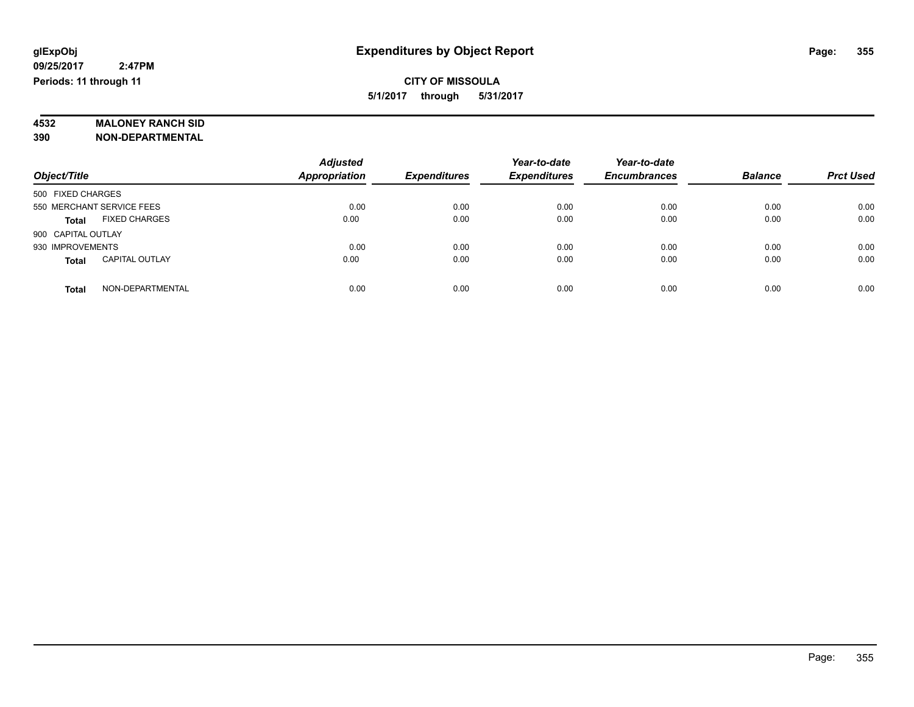**glExpObj** — **Expenditures by Object Report**

**09/25/2017 2:47PM**

**Periods: 11 through 11**

**CITY OF MISSOULA**

**5/1/2017 through 5/31/2017**

**4532 MALONEY RANCH SID**

**390 NON-DEPARTMENTAL**

| Object/Title | | Adjusted Appropriation | Expenditures | Year-to-date Expenditures | Year-to-date Encumbrances | Balance | Prct Used |
|---|---|---|---|---|---|---|---|
| 500 FIXED CHARGES | | | | | | | |
| 550 MERCHANT SERVICE FEES | | 0.00 | 0.00 | 0.00 | 0.00 | 0.00 | 0.00 |
| **Total** | FIXED CHARGES | 0.00 | 0.00 | 0.00 | 0.00 | 0.00 | 0.00 |
| 900 CAPITAL OUTLAY | | | | | | | |
| 930 IMPROVEMENTS | | 0.00 | 0.00 | 0.00 | 0.00 | 0.00 | 0.00 |
| **Total** | CAPITAL OUTLAY | 0.00 | 0.00 | 0.00 | 0.00 | 0.00 | 0.00 |
| **Total** | NON-DEPARTMENTAL | 0.00 | 0.00 | 0.00 | 0.00 | 0.00 | 0.00 |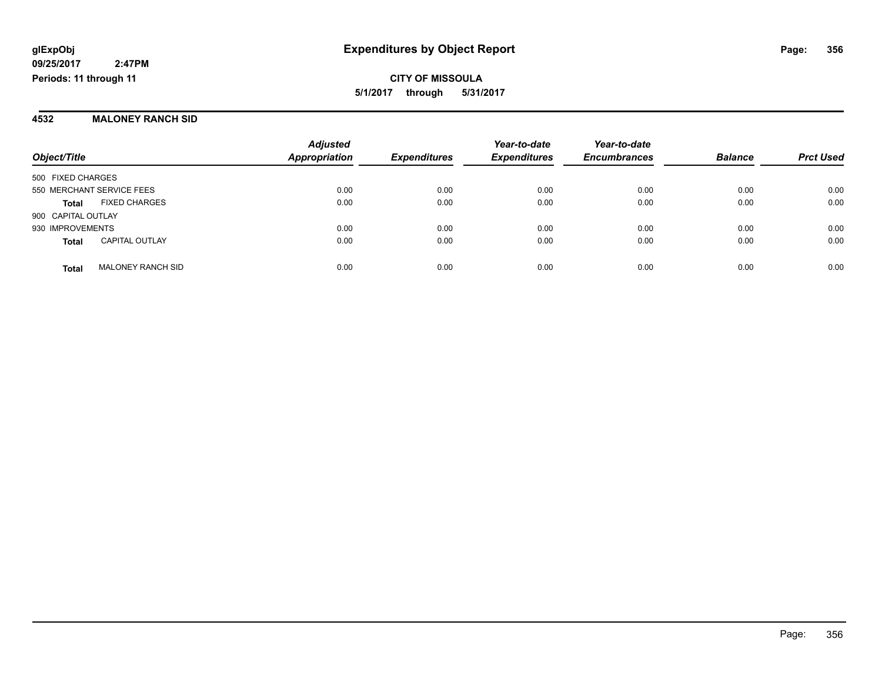**glExpObj**
**09/25/2017 2:47PM**
**Periods: 11 through 11**

# Expenditures by Object Report

**CITY OF MISSOULA**
**5/1/2017 through 5/31/2017**

## 4532 MALONEY RANCH SID

| Object/Title | Adjusted Appropriation | Expenditures | Year-to-date Expenditures | Year-to-date Encumbrances | Balance | Prct Used |
|---|---|---|---|---|---|---|
| 500 FIXED CHARGES | | | | | | |
| 550 MERCHANT SERVICE FEES | 0.00 | 0.00 | 0.00 | 0.00 | 0.00 | 0.00 |
| **Total** FIXED CHARGES | 0.00 | 0.00 | 0.00 | 0.00 | 0.00 | 0.00 |
| 900 CAPITAL OUTLAY | | | | | | |
| 930 IMPROVEMENTS | 0.00 | 0.00 | 0.00 | 0.00 | 0.00 | 0.00 |
| **Total** CAPITAL OUTLAY | 0.00 | 0.00 | 0.00 | 0.00 | 0.00 | 0.00 |
| **Total** MALONEY RANCH SID | 0.00 | 0.00 | 0.00 | 0.00 | 0.00 | 0.00 |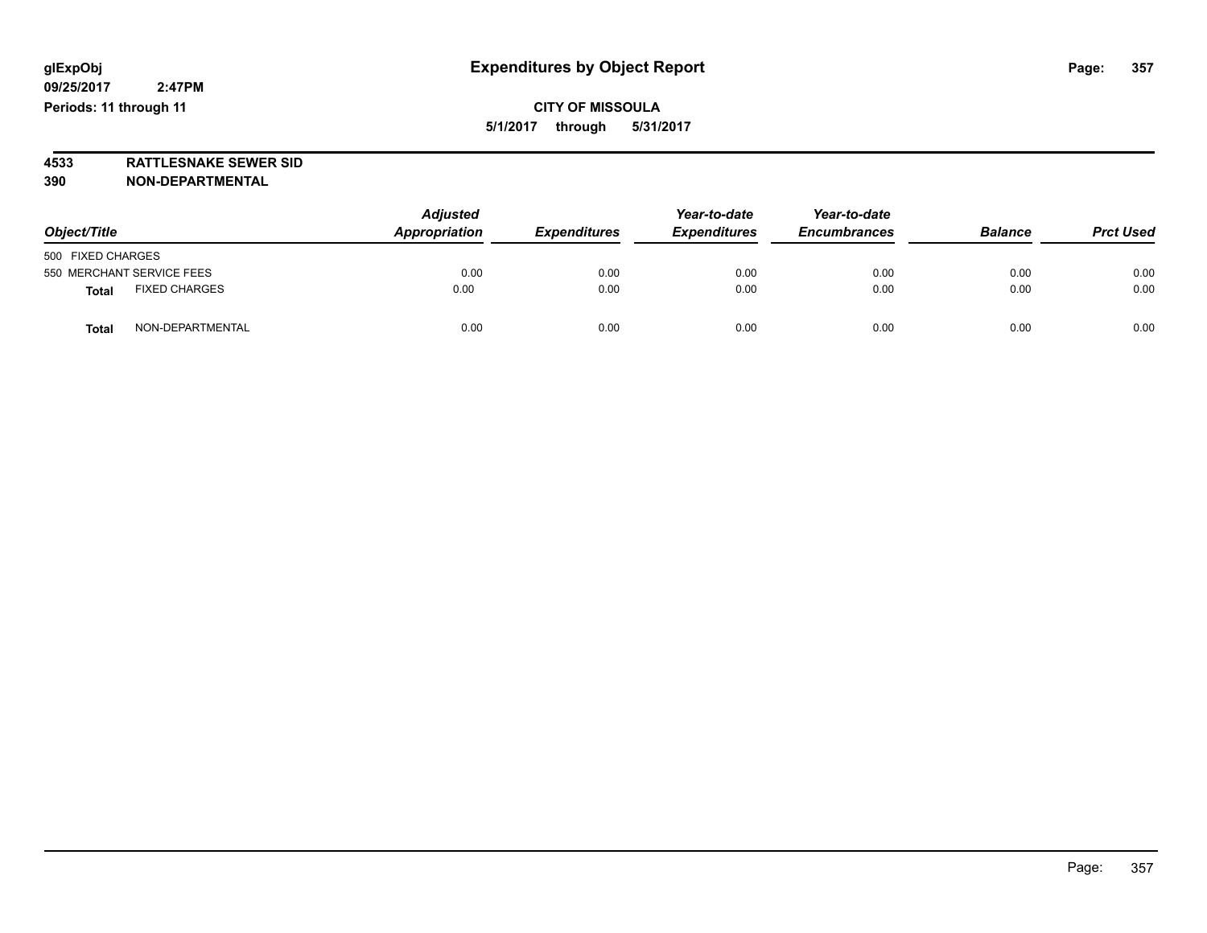**glExpObj** **Expenditures by Object Report**

**09/25/2017 2:47PM**

**Periods: 11 through 11**

**CITY OF MISSOULA**

**5/1/2017 through 5/31/2017**

**4533 RATTLESNAKE SEWER SID**

**390 NON-DEPARTMENTAL**

| Object/Title | Adjusted Appropriation | Expenditures | Year-to-date Expenditures | Year-to-date Encumbrances | Balance | Prct Used |
|---|---|---|---|---|---|---|
| 500 FIXED CHARGES | | | | | | |
| 550 MERCHANT SERVICE FEES | 0.00 | 0.00 | 0.00 | 0.00 | 0.00 | 0.00 |
| **Total** FIXED CHARGES | 0.00 | 0.00 | 0.00 | 0.00 | 0.00 | 0.00 |
| **Total** NON-DEPARTMENTAL | 0.00 | 0.00 | 0.00 | 0.00 | 0.00 | 0.00 |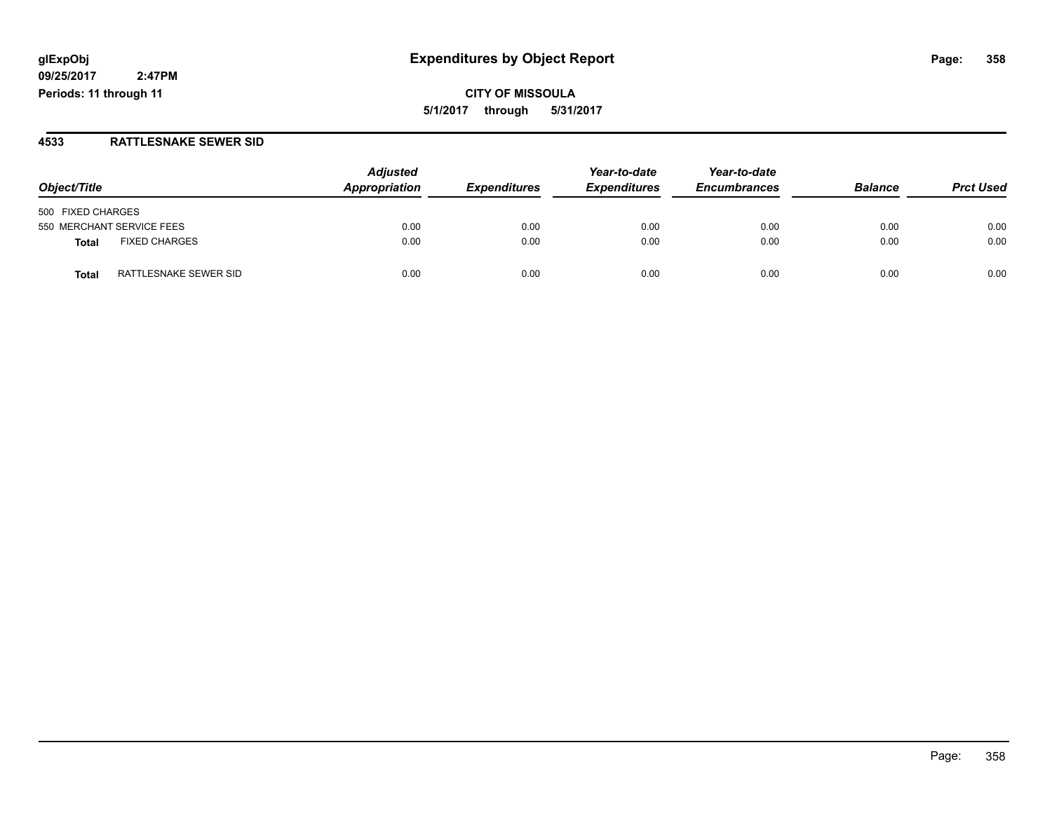**glExpObj** **Expenditures by Object Report**

**09/25/2017 2:47PM**

**Periods: 11 through 11**

**CITY OF MISSOULA**

**5/1/2017 through 5/31/2017**

## 4533 RATTLESNAKE SEWER SID

| Object/Title | | Adjusted Appropriation | Expenditures | Year-to-date Expenditures | Year-to-date Encumbrances | Balance | Prct Used |
|---|---|---|---|---|---|---|---|
| 500 FIXED CHARGES | | | | | | | |
| 550 MERCHANT SERVICE FEES | | 0.00 | 0.00 | 0.00 | 0.00 | 0.00 | 0.00 |
| **Total** | FIXED CHARGES | 0.00 | 0.00 | 0.00 | 0.00 | 0.00 | 0.00 |
| **Total** | RATTLESNAKE SEWER SID | 0.00 | 0.00 | 0.00 | 0.00 | 0.00 | 0.00 |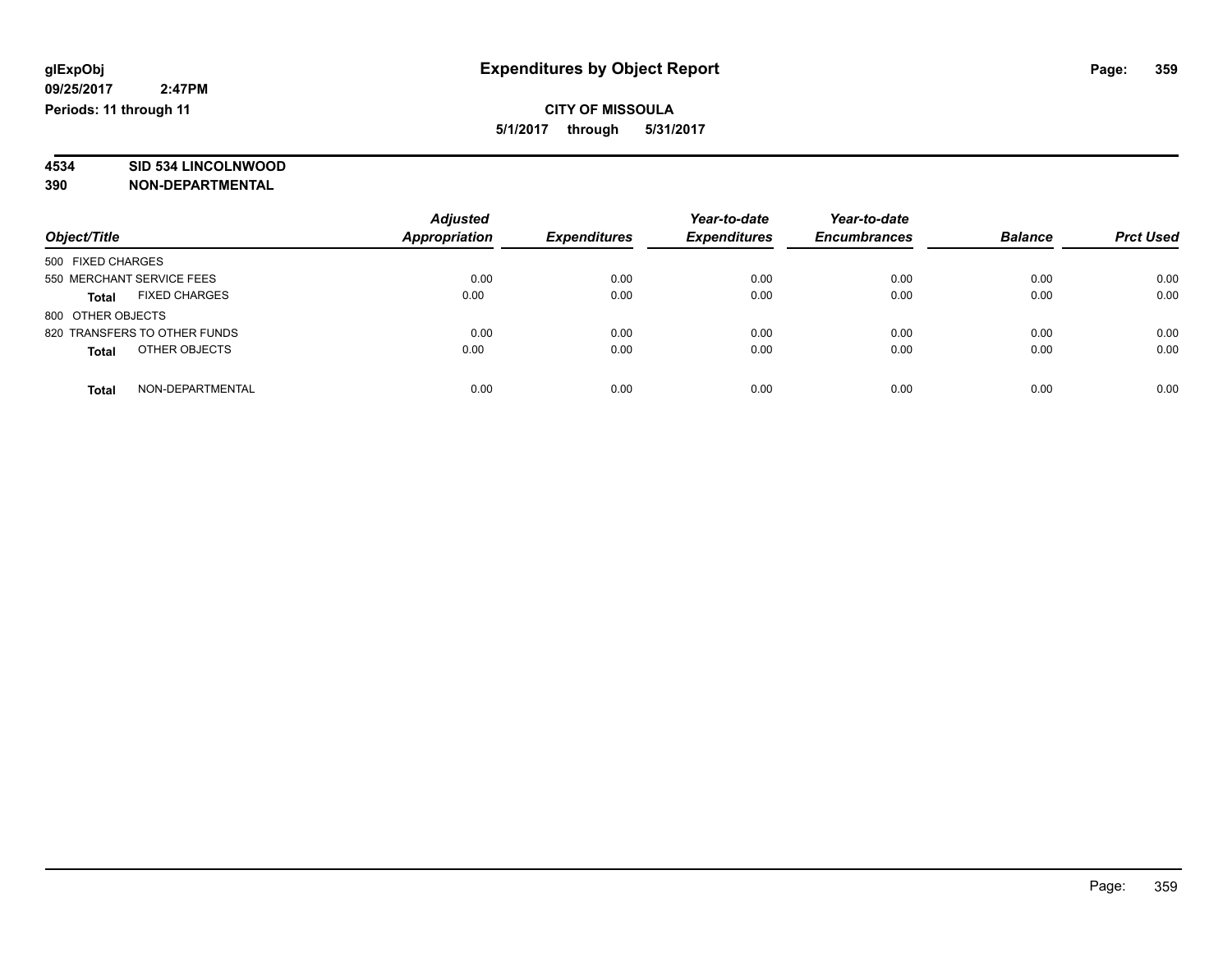**glExpObj** **Expenditures by Object Report**

**09/25/2017 2:47PM**

**Periods: 11 through 11**

**CITY OF MISSOULA**

**5/1/2017 through 5/31/2017**

**4534 SID 534 LINCOLNWOOD**

**390 NON-DEPARTMENTAL**

| Object/Title | | Adjusted Appropriation | Expenditures | Year-to-date Expenditures | Year-to-date Encumbrances | Balance | Prct Used |
|---|---|---|---|---|---|---|---|
| 500 FIXED CHARGES | | | | | | | |
| 550 MERCHANT SERVICE FEES | | 0.00 | 0.00 | 0.00 | 0.00 | 0.00 | 0.00 |
| **Total** | FIXED CHARGES | 0.00 | 0.00 | 0.00 | 0.00 | 0.00 | 0.00 |
| 800 OTHER OBJECTS | | | | | | | |
| 820 TRANSFERS TO OTHER FUNDS | | 0.00 | 0.00 | 0.00 | 0.00 | 0.00 | 0.00 |
| **Total** | OTHER OBJECTS | 0.00 | 0.00 | 0.00 | 0.00 | 0.00 | 0.00 |
| **Total** | NON-DEPARTMENTAL | 0.00 | 0.00 | 0.00 | 0.00 | 0.00 | 0.00 |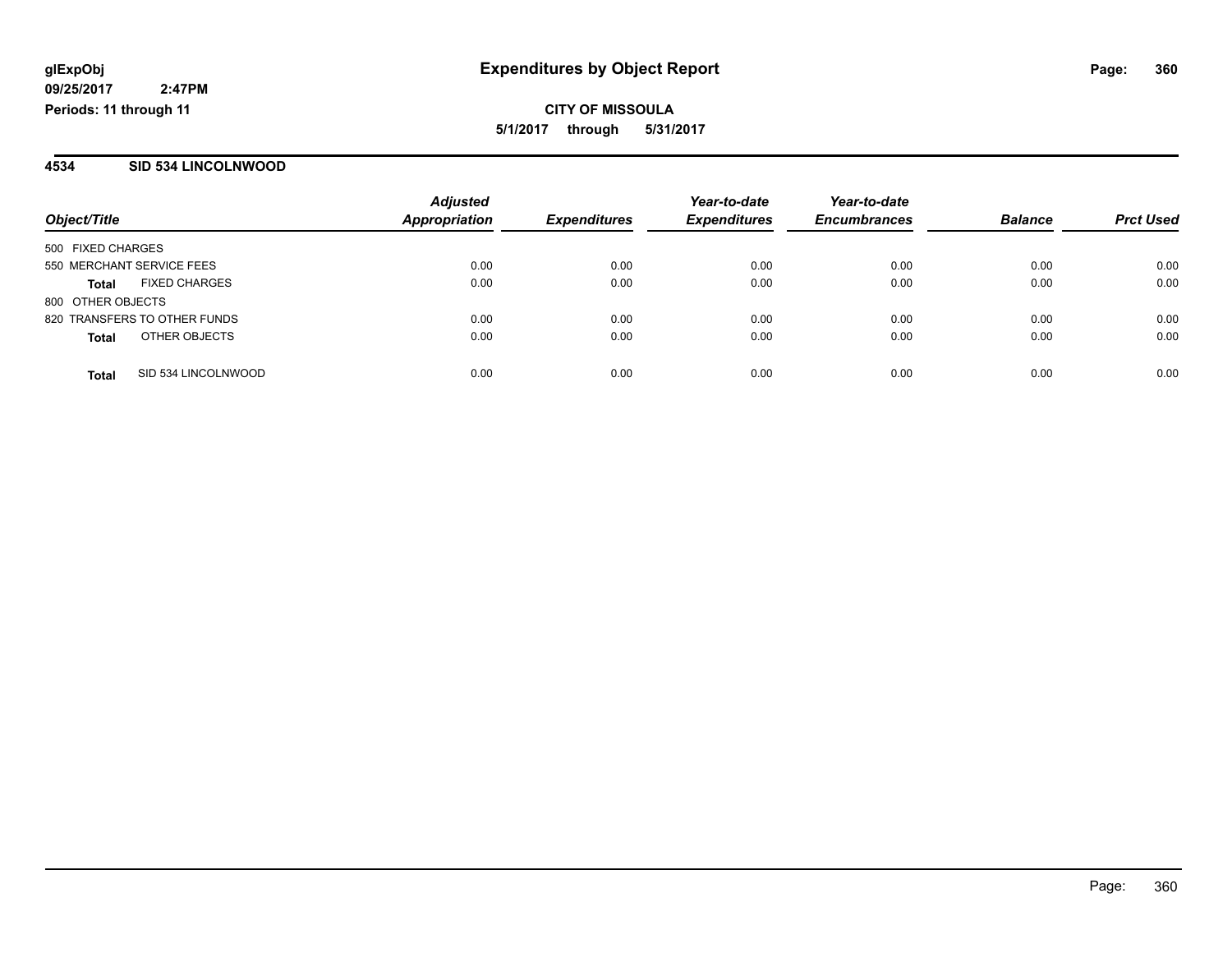**glExpObj**
**09/25/2017 2:47PM**
**Periods: 11 through 11**

# Expenditures by Object Report

**CITY OF MISSOULA**
**5/1/2017 through 5/31/2017**

## 4534 SID 534 LINCOLNWOOD

| Object/Title | Adjusted Appropriation | Expenditures | Year-to-date Expenditures | Year-to-date Encumbrances | Balance | Prct Used |
|---|---|---|---|---|---|---|
| 500 FIXED CHARGES | | | | | | |
| 550 MERCHANT SERVICE FEES | 0.00 | 0.00 | 0.00 | 0.00 | 0.00 | 0.00 |
| **Total** FIXED CHARGES | 0.00 | 0.00 | 0.00 | 0.00 | 0.00 | 0.00 |
| 800 OTHER OBJECTS | | | | | | |
| 820 TRANSFERS TO OTHER FUNDS | 0.00 | 0.00 | 0.00 | 0.00 | 0.00 | 0.00 |
| **Total** OTHER OBJECTS | 0.00 | 0.00 | 0.00 | 0.00 | 0.00 | 0.00 |
| **Total** SID 534 LINCOLNWOOD | 0.00 | 0.00 | 0.00 | 0.00 | 0.00 | 0.00 |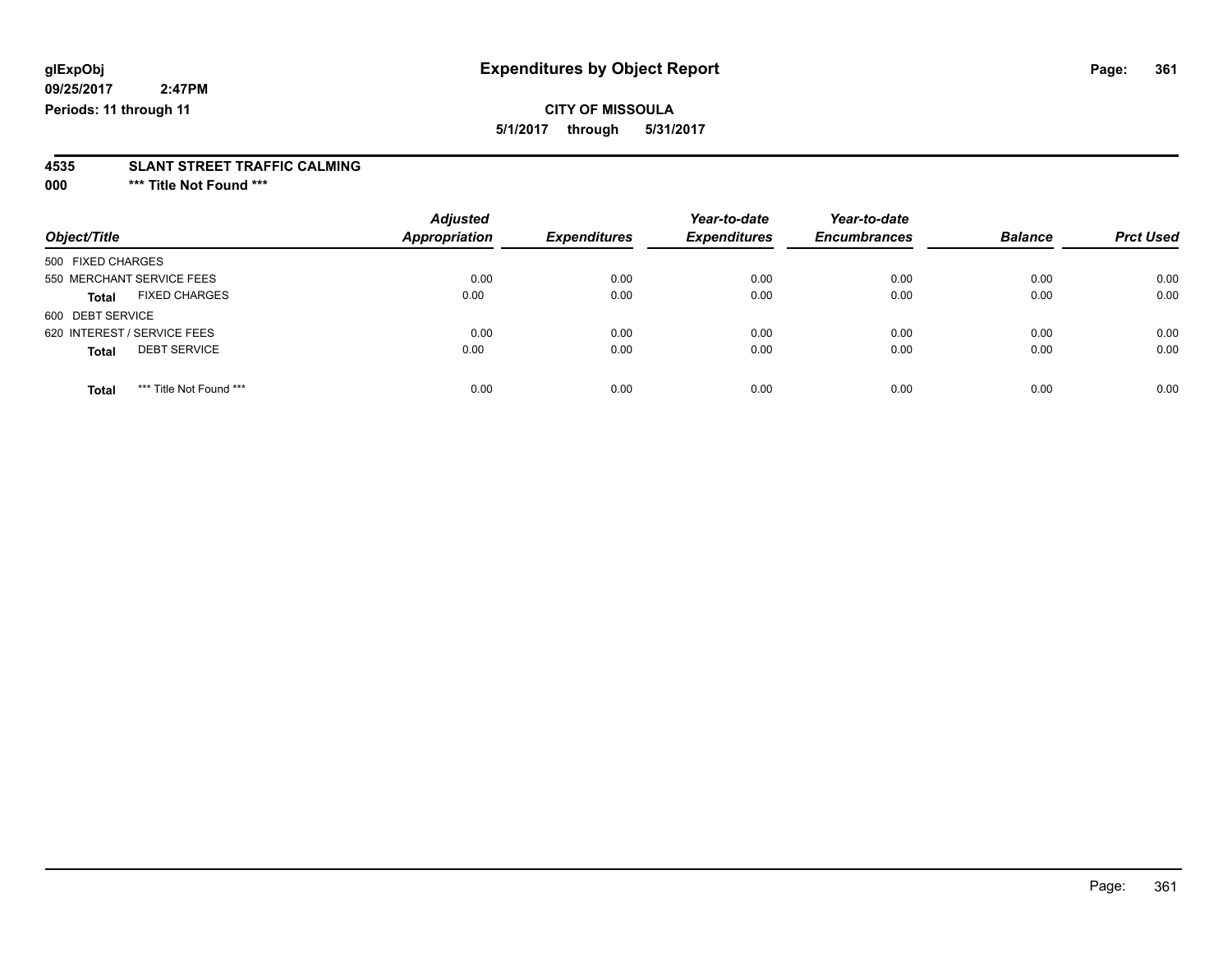glExpObj
09/25/2017 2:47PM
Periods: 11 through 11

# Expenditures by Object Report

**CITY OF MISSOULA**
**5/1/2017 through 5/31/2017**

**4535 SLANT STREET TRAFFIC CALMING**
**000 *** Title Not Found *****

| Object/Title | Adjusted Appropriation | Expenditures | Year-to-date Expenditures | Year-to-date Encumbrances | Balance | Prct Used |
|---|---|---|---|---|---|---|
| 500 FIXED CHARGES | | | | | | |
| 550 MERCHANT SERVICE FEES | 0.00 | 0.00 | 0.00 | 0.00 | 0.00 | 0.00 |
| **Total** FIXED CHARGES | 0.00 | 0.00 | 0.00 | 0.00 | 0.00 | 0.00 |
| 600 DEBT SERVICE | | | | | | |
| 620 INTEREST / SERVICE FEES | 0.00 | 0.00 | 0.00 | 0.00 | 0.00 | 0.00 |
| **Total** DEBT SERVICE | 0.00 | 0.00 | 0.00 | 0.00 | 0.00 | 0.00 |
| **Total** *** Title Not Found *** | 0.00 | 0.00 | 0.00 | 0.00 | 0.00 | 0.00 |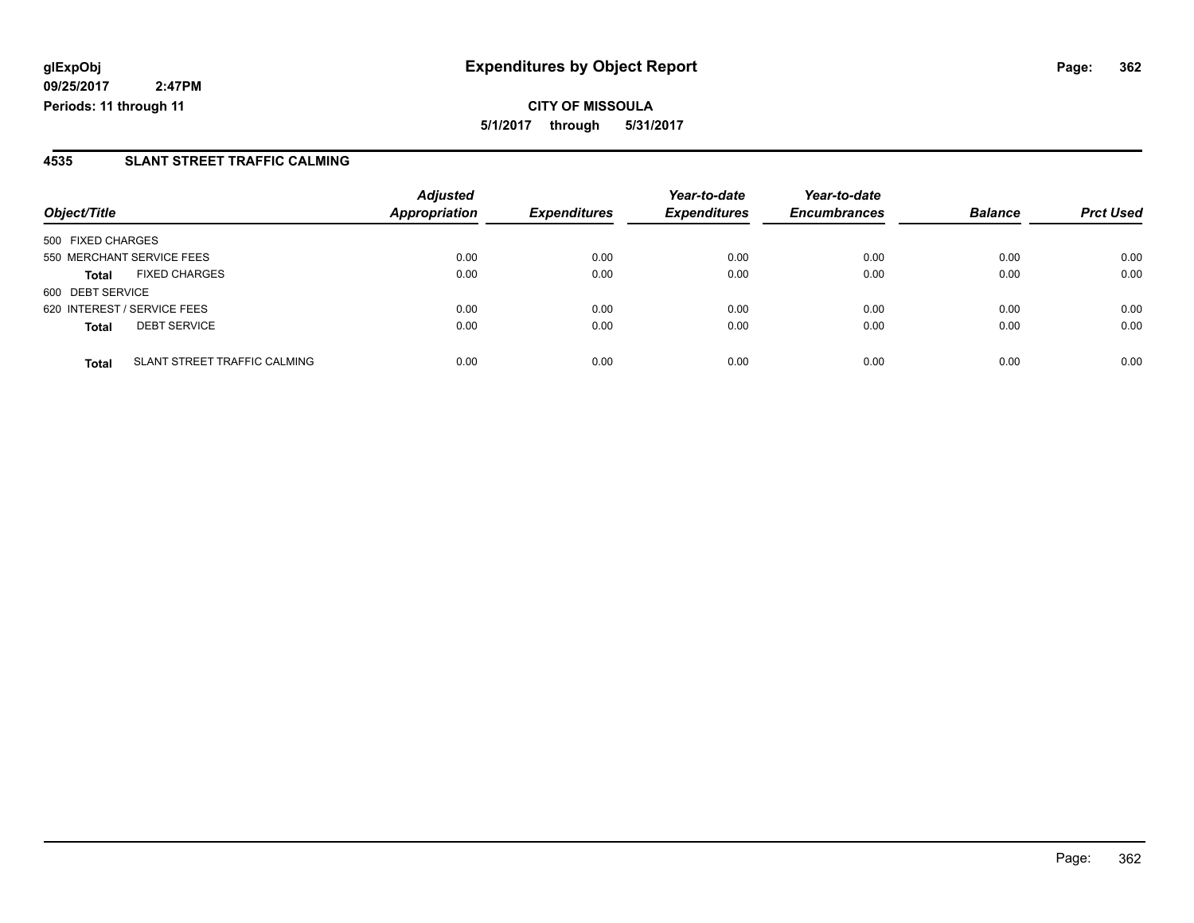# Expenditures by Object Report

glExpObj
09/25/2017 2:47PM
Periods: 11 through 11

**CITY OF MISSOULA**

**5/1/2017 through 5/31/2017**

## 4535 SLANT STREET TRAFFIC CALMING

| Object/Title | | Adjusted Appropriation | Expenditures | Year-to-date Expenditures | Year-to-date Encumbrances | Balance | Prct Used |
|---|---|---|---|---|---|---|---|
| 500 FIXED CHARGES | | | | | | | |
| 550 MERCHANT SERVICE FEES | | 0.00 | 0.00 | 0.00 | 0.00 | 0.00 | 0.00 |
| **Total** | FIXED CHARGES | 0.00 | 0.00 | 0.00 | 0.00 | 0.00 | 0.00 |
| 600 DEBT SERVICE | | | | | | | |
| 620 INTEREST / SERVICE FEES | | 0.00 | 0.00 | 0.00 | 0.00 | 0.00 | 0.00 |
| **Total** | DEBT SERVICE | 0.00 | 0.00 | 0.00 | 0.00 | 0.00 | 0.00 |
| **Total** | SLANT STREET TRAFFIC CALMING | 0.00 | 0.00 | 0.00 | 0.00 | 0.00 | 0.00 |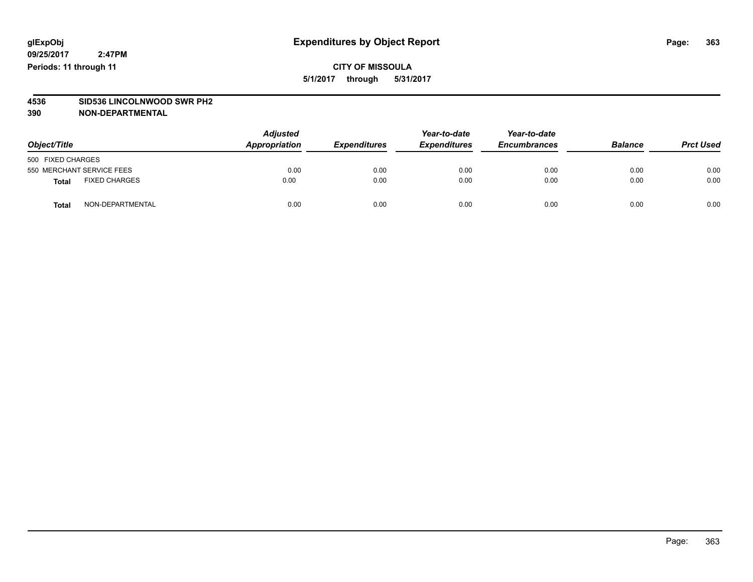**glExpObj**
**09/25/2017 2:47PM**
**Periods: 11 through 11**

# Expenditures by Object Report

**CITY OF MISSOULA**
**5/1/2017 through 5/31/2017**

**4536 SID536 LINCOLNWOOD SWR PH2**
**390 NON-DEPARTMENTAL**

| Object/Title | | Adjusted Appropriation | Expenditures | Year-to-date Expenditures | Year-to-date Encumbrances | Balance | Prct Used |
|---|---|---|---|---|---|---|---|
| 500 FIXED CHARGES | | | | | | | |
| 550 MERCHANT SERVICE FEES | | 0.00 | 0.00 | 0.00 | 0.00 | 0.00 | 0.00 |
| **Total** | FIXED CHARGES | 0.00 | 0.00 | 0.00 | 0.00 | 0.00 | 0.00 |
| **Total** | NON-DEPARTMENTAL | 0.00 | 0.00 | 0.00 | 0.00 | 0.00 | 0.00 |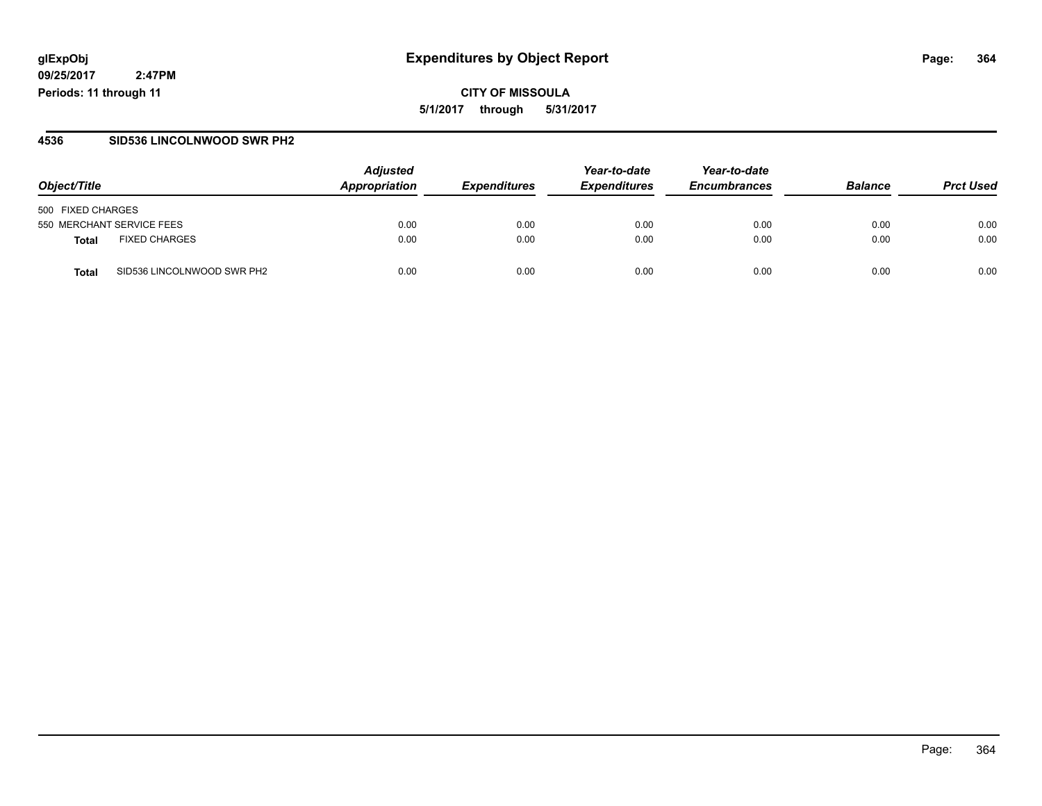# Expenditures by Object Report

glExpObj
09/25/2017 2:47PM
Periods: 11 through 11

**CITY OF MISSOULA**
**5/1/2017 through 5/31/2017**

## 4536 SID536 LINCOLNWOOD SWR PH2

| Object/Title | | Adjusted Appropriation | Expenditures | Year-to-date Expenditures | Year-to-date Encumbrances | Balance | Prct Used |
|---|---|---|---|---|---|---|---|
| 500 FIXED CHARGES | | | | | | | |
| 550 MERCHANT SERVICE FEES | | 0.00 | 0.00 | 0.00 | 0.00 | 0.00 | 0.00 |
| **Total** | FIXED CHARGES | 0.00 | 0.00 | 0.00 | 0.00 | 0.00 | 0.00 |
| **Total** | SID536 LINCOLNWOOD SWR PH2 | 0.00 | 0.00 | 0.00 | 0.00 | 0.00 | 0.00 |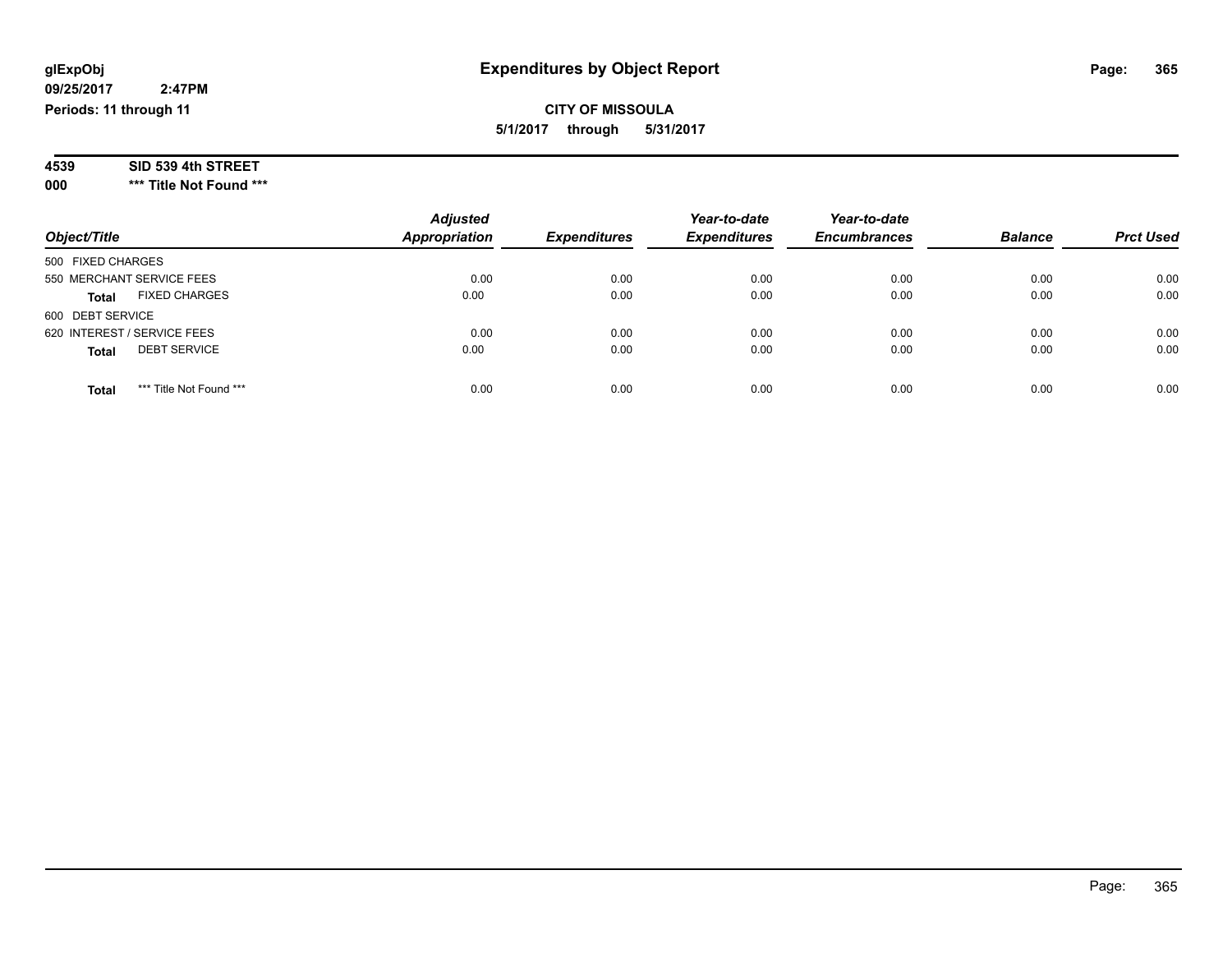glExpObj
09/25/2017 2:47PM
Periods: 11 through 11

# Expenditures by Object Report

**CITY OF MISSOULA**
**5/1/2017 through 5/31/2017**

**4539 SID 539 4th STREET**
**000 *** Title Not Found *****

| Object/Title | Adjusted Appropriation | Expenditures | Year-to-date Expenditures | Year-to-date Encumbrances | Balance | Prct Used |
|---|---|---|---|---|---|---|
| 500 FIXED CHARGES | | | | | | |
| 550 MERCHANT SERVICE FEES | 0.00 | 0.00 | 0.00 | 0.00 | 0.00 | 0.00 |
| **Total** FIXED CHARGES | 0.00 | 0.00 | 0.00 | 0.00 | 0.00 | 0.00 |
| 600 DEBT SERVICE | | | | | | |
| 620 INTEREST / SERVICE FEES | 0.00 | 0.00 | 0.00 | 0.00 | 0.00 | 0.00 |
| **Total** DEBT SERVICE | 0.00 | 0.00 | 0.00 | 0.00 | 0.00 | 0.00 |
| **Total** *** Title Not Found *** | 0.00 | 0.00 | 0.00 | 0.00 | 0.00 | 0.00 |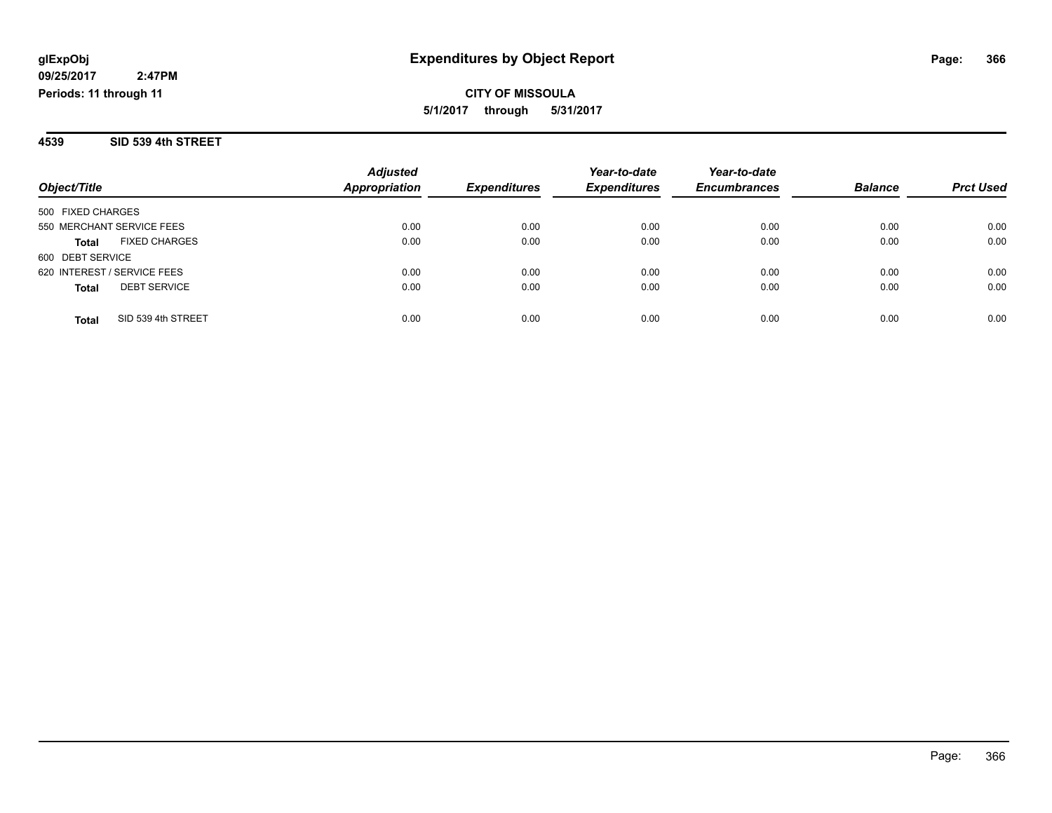glExpObj
09/25/2017 2:47PM
Periods: 11 through 11

# Expenditures by Object Report

**CITY OF MISSOULA**
**5/1/2017 through 5/31/2017**

## 4539 SID 539 4th STREET

| Object/Title | Adjusted Appropriation | Expenditures | Year-to-date Expenditures | Year-to-date Encumbrances | Balance | Prct Used |
|---|---|---|---|---|---|---|
| 500 FIXED CHARGES | | | | | | |
| 550 MERCHANT SERVICE FEES | 0.00 | 0.00 | 0.00 | 0.00 | 0.00 | 0.00 |
| **Total** FIXED CHARGES | 0.00 | 0.00 | 0.00 | 0.00 | 0.00 | 0.00 |
| 600 DEBT SERVICE | | | | | | |
| 620 INTEREST / SERVICE FEES | 0.00 | 0.00 | 0.00 | 0.00 | 0.00 | 0.00 |
| **Total** DEBT SERVICE | 0.00 | 0.00 | 0.00 | 0.00 | 0.00 | 0.00 |
| **Total** SID 539 4th STREET | 0.00 | 0.00 | 0.00 | 0.00 | 0.00 | 0.00 |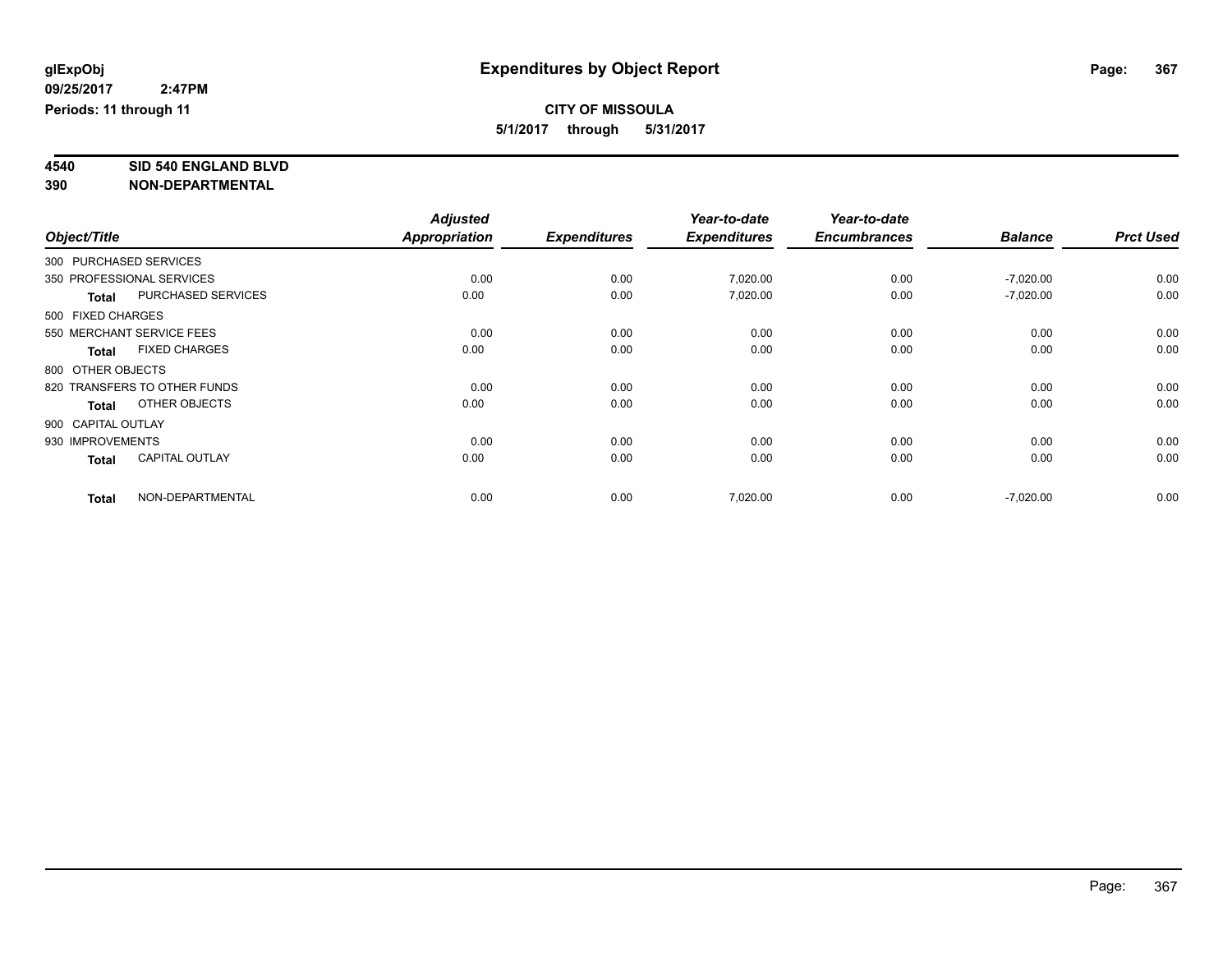**glExpObj**
**09/25/2017 2:47PM**
**Periods: 11 through 11**

# Expenditures by Object Report

**CITY OF MISSOULA**
**5/1/2017 through 5/31/2017**

**4540 SID 540 ENGLAND BLVD**
**390 NON-DEPARTMENTAL**

| Object/Title | | Adjusted Appropriation | Expenditures | Year-to-date Expenditures | Year-to-date Encumbrances | Balance | Prct Used |
|---|---|---|---|---|---|---|---|
| 300 PURCHASED SERVICES | | | | | | | |
| 350 PROFESSIONAL SERVICES | | 0.00 | 0.00 | 7,020.00 | 0.00 | -7,020.00 | 0.00 |
| **Total** | PURCHASED SERVICES | 0.00 | 0.00 | 7,020.00 | 0.00 | -7,020.00 | 0.00 |
| 500 FIXED CHARGES | | | | | | | |
| 550 MERCHANT SERVICE FEES | | 0.00 | 0.00 | 0.00 | 0.00 | 0.00 | 0.00 |
| **Total** | FIXED CHARGES | 0.00 | 0.00 | 0.00 | 0.00 | 0.00 | 0.00 |
| 800 OTHER OBJECTS | | | | | | | |
| 820 TRANSFERS TO OTHER FUNDS | | 0.00 | 0.00 | 0.00 | 0.00 | 0.00 | 0.00 |
| **Total** | OTHER OBJECTS | 0.00 | 0.00 | 0.00 | 0.00 | 0.00 | 0.00 |
| 900 CAPITAL OUTLAY | | | | | | | |
| 930 IMPROVEMENTS | | 0.00 | 0.00 | 0.00 | 0.00 | 0.00 | 0.00 |
| **Total** | CAPITAL OUTLAY | 0.00 | 0.00 | 0.00 | 0.00 | 0.00 | 0.00 |
| **Total** | NON-DEPARTMENTAL | 0.00 | 0.00 | 7,020.00 | 0.00 | -7,020.00 | 0.00 |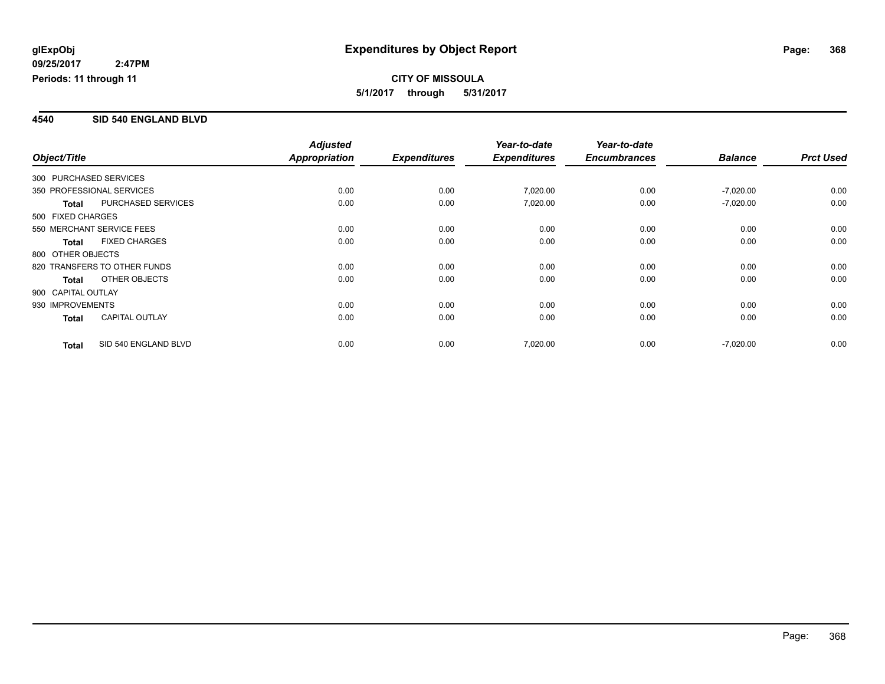# Expenditures by Object Report

glExpObj
09/25/2017 2:47PM
Periods: 11 through 11

**CITY OF MISSOULA**
**5/1/2017 through 5/31/2017**

## 4540 SID 540 ENGLAND BLVD

| Object/Title | | Adjusted Appropriation | Expenditures | Year-to-date Expenditures | Year-to-date Encumbrances | Balance | Prct Used |
|---|---|---|---|---|---|---|---|
| 300 PURCHASED SERVICES | | | | | | | |
| 350 PROFESSIONAL SERVICES | | 0.00 | 0.00 | 7,020.00 | 0.00 | -7,020.00 | 0.00 |
| **Total** | PURCHASED SERVICES | 0.00 | 0.00 | 7,020.00 | 0.00 | -7,020.00 | 0.00 |
| 500 FIXED CHARGES | | | | | | | |
| 550 MERCHANT SERVICE FEES | | 0.00 | 0.00 | 0.00 | 0.00 | 0.00 | 0.00 |
| **Total** | FIXED CHARGES | 0.00 | 0.00 | 0.00 | 0.00 | 0.00 | 0.00 |
| 800 OTHER OBJECTS | | | | | | | |
| 820 TRANSFERS TO OTHER FUNDS | | 0.00 | 0.00 | 0.00 | 0.00 | 0.00 | 0.00 |
| **Total** | OTHER OBJECTS | 0.00 | 0.00 | 0.00 | 0.00 | 0.00 | 0.00 |
| 900 CAPITAL OUTLAY | | | | | | | |
| 930 IMPROVEMENTS | | 0.00 | 0.00 | 0.00 | 0.00 | 0.00 | 0.00 |
| **Total** | CAPITAL OUTLAY | 0.00 | 0.00 | 0.00 | 0.00 | 0.00 | 0.00 |
| **Total** | SID 540 ENGLAND BLVD | 0.00 | 0.00 | 7,020.00 | 0.00 | -7,020.00 | 0.00 |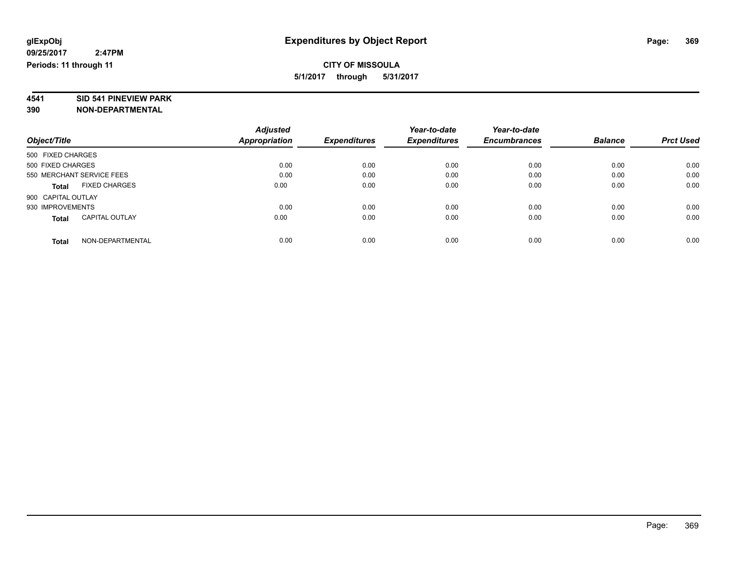**glExpObj** 
**09/25/2017 2:47PM**
**Periods: 11 through 11**

# Expenditures by Object Report

**CITY OF MISSOULA**
**5/1/2017 through 5/31/2017**

**4541 SID 541 PINEVIEW PARK**
**390 NON-DEPARTMENTAL**

| Object/Title | Adjusted Appropriation | Expenditures | Year-to-date Expenditures | Year-to-date Encumbrances | Balance | Prct Used |
|---|---|---|---|---|---|---|
| 500 FIXED CHARGES | | | | | | |
| 500 FIXED CHARGES | 0.00 | 0.00 | 0.00 | 0.00 | 0.00 | 0.00 |
| 550 MERCHANT SERVICE FEES | 0.00 | 0.00 | 0.00 | 0.00 | 0.00 | 0.00 |
| **Total** FIXED CHARGES | 0.00 | 0.00 | 0.00 | 0.00 | 0.00 | 0.00 |
| 900 CAPITAL OUTLAY | | | | | | |
| 930 IMPROVEMENTS | 0.00 | 0.00 | 0.00 | 0.00 | 0.00 | 0.00 |
| **Total** CAPITAL OUTLAY | 0.00 | 0.00 | 0.00 | 0.00 | 0.00 | 0.00 |
| **Total** NON-DEPARTMENTAL | 0.00 | 0.00 | 0.00 | 0.00 | 0.00 | 0.00 |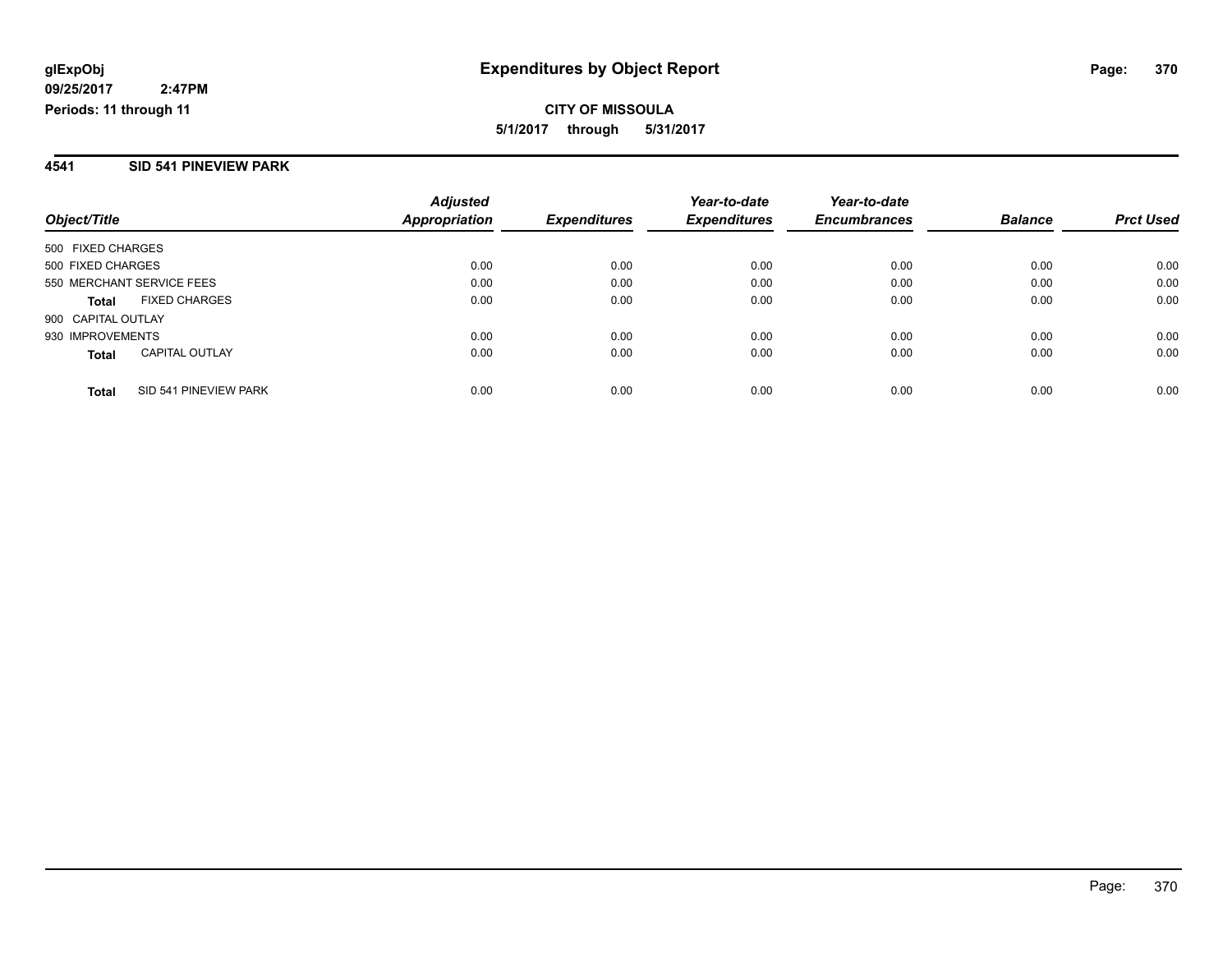**glExpObj**
**09/25/2017 2:47PM**
**Periods: 11 through 11**

# Expenditures by Object Report

**CITY OF MISSOULA**
**5/1/2017 through 5/31/2017**

## 4541 SID 541 PINEVIEW PARK

| Object/Title | Adjusted Appropriation | Expenditures | Year-to-date Expenditures | Year-to-date Encumbrances | Balance | Prct Used |
|---|---|---|---|---|---|---|
| 500 FIXED CHARGES | | | | | | |
| 500 FIXED CHARGES | 0.00 | 0.00 | 0.00 | 0.00 | 0.00 | 0.00 |
| 550 MERCHANT SERVICE FEES | 0.00 | 0.00 | 0.00 | 0.00 | 0.00 | 0.00 |
| **Total** FIXED CHARGES | 0.00 | 0.00 | 0.00 | 0.00 | 0.00 | 0.00 |
| 900 CAPITAL OUTLAY | | | | | | |
| 930 IMPROVEMENTS | 0.00 | 0.00 | 0.00 | 0.00 | 0.00 | 0.00 |
| **Total** CAPITAL OUTLAY | 0.00 | 0.00 | 0.00 | 0.00 | 0.00 | 0.00 |
| **Total** SID 541 PINEVIEW PARK | 0.00 | 0.00 | 0.00 | 0.00 | 0.00 | 0.00 |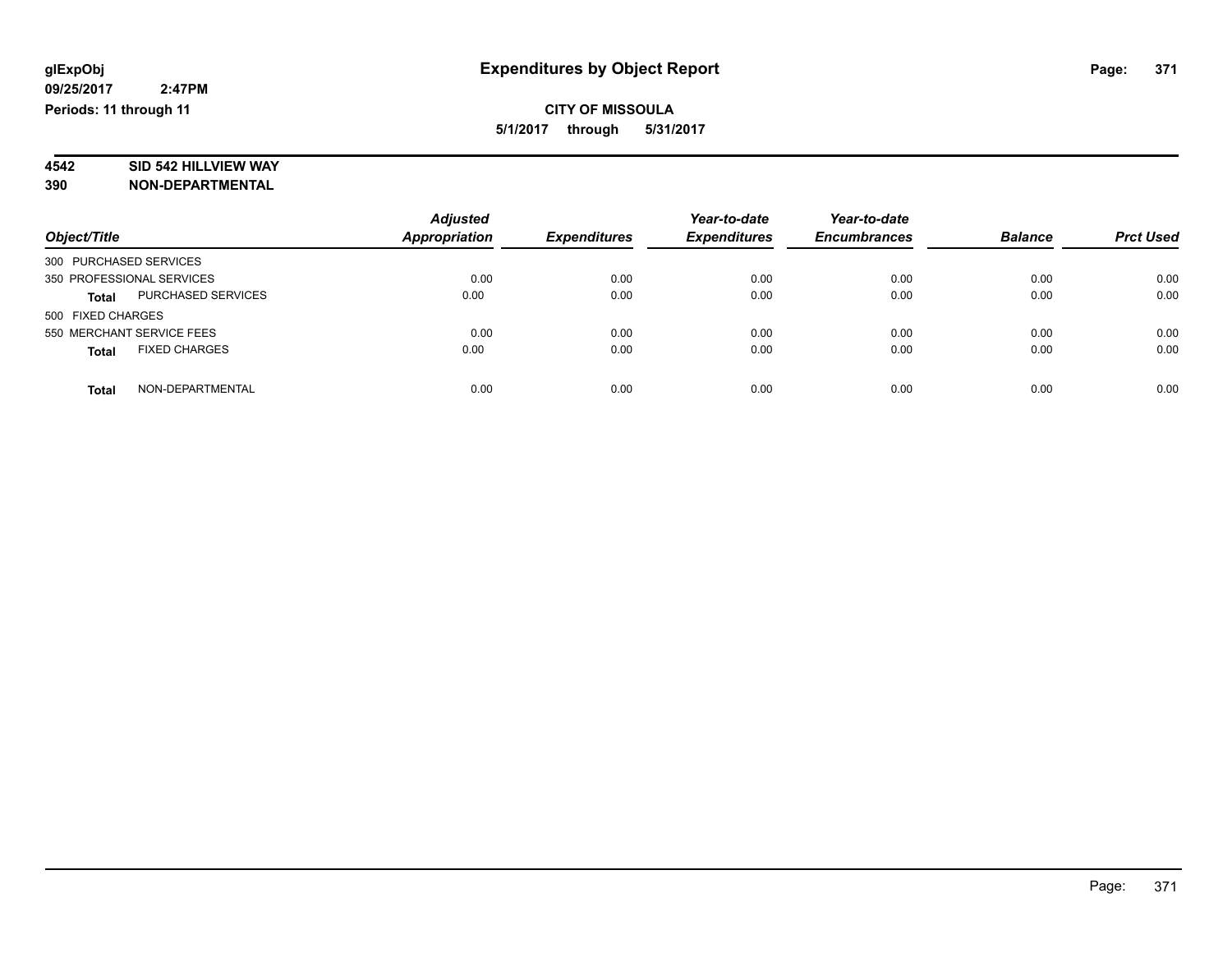glExpObj
09/25/2017 2:47PM
Periods: 11 through 11

# Expenditures by Object Report

**CITY OF MISSOULA**
**5/1/2017 through 5/31/2017**

**4542 SID 542 HILLVIEW WAY**
**390 NON-DEPARTMENTAL**

| Object/Title | Adjusted Appropriation | Expenditures | Year-to-date Expenditures | Year-to-date Encumbrances | Balance | Prct Used |
|---|---|---|---|---|---|---|
| 300 PURCHASED SERVICES | | | | | | |
| 350 PROFESSIONAL SERVICES | 0.00 | 0.00 | 0.00 | 0.00 | 0.00 | 0.00 |
| **Total** PURCHASED SERVICES | 0.00 | 0.00 | 0.00 | 0.00 | 0.00 | 0.00 |
| 500 FIXED CHARGES | | | | | | |
| 550 MERCHANT SERVICE FEES | 0.00 | 0.00 | 0.00 | 0.00 | 0.00 | 0.00 |
| **Total** FIXED CHARGES | 0.00 | 0.00 | 0.00 | 0.00 | 0.00 | 0.00 |
| **Total** NON-DEPARTMENTAL | 0.00 | 0.00 | 0.00 | 0.00 | 0.00 | 0.00 |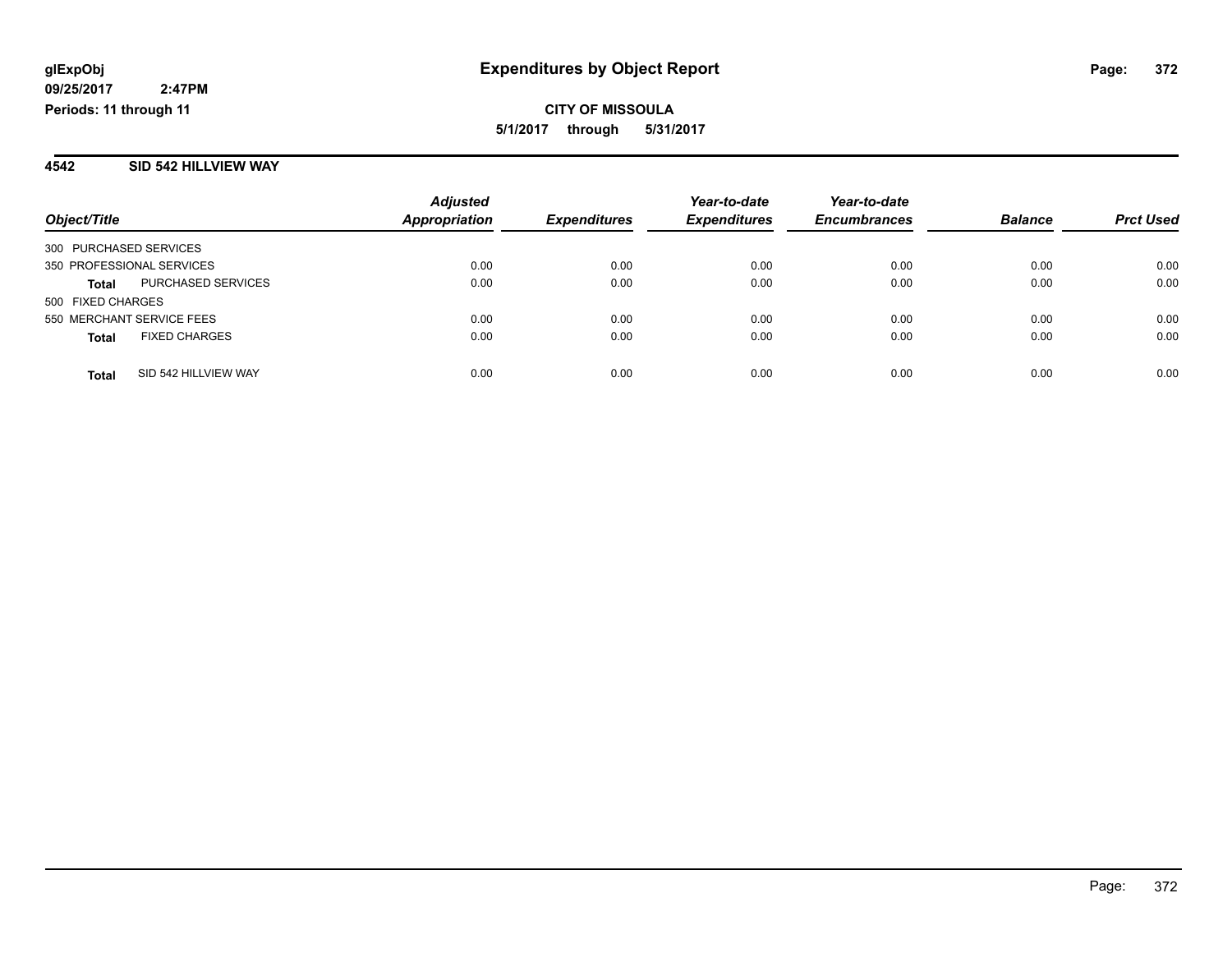**glExpObj**
**09/25/2017 2:47PM**
**Periods: 11 through 11**

# Expenditures by Object Report

**CITY OF MISSOULA**
**5/1/2017 through 5/31/2017**

## 4542 SID 542 HILLVIEW WAY

| Object/Title | | Adjusted Appropriation | Expenditures | Year-to-date Expenditures | Year-to-date Encumbrances | Balance | Prct Used |
|---|---|---|---|---|---|---|---|
| 300 PURCHASED SERVICES | | | | | | | |
| 350 PROFESSIONAL SERVICES | | 0.00 | 0.00 | 0.00 | 0.00 | 0.00 | 0.00 |
| **Total** | PURCHASED SERVICES | 0.00 | 0.00 | 0.00 | 0.00 | 0.00 | 0.00 |
| 500 FIXED CHARGES | | | | | | | |
| 550 MERCHANT SERVICE FEES | | 0.00 | 0.00 | 0.00 | 0.00 | 0.00 | 0.00 |
| **Total** | FIXED CHARGES | 0.00 | 0.00 | 0.00 | 0.00 | 0.00 | 0.00 |
| **Total** | SID 542 HILLVIEW WAY | 0.00 | 0.00 | 0.00 | 0.00 | 0.00 | 0.00 |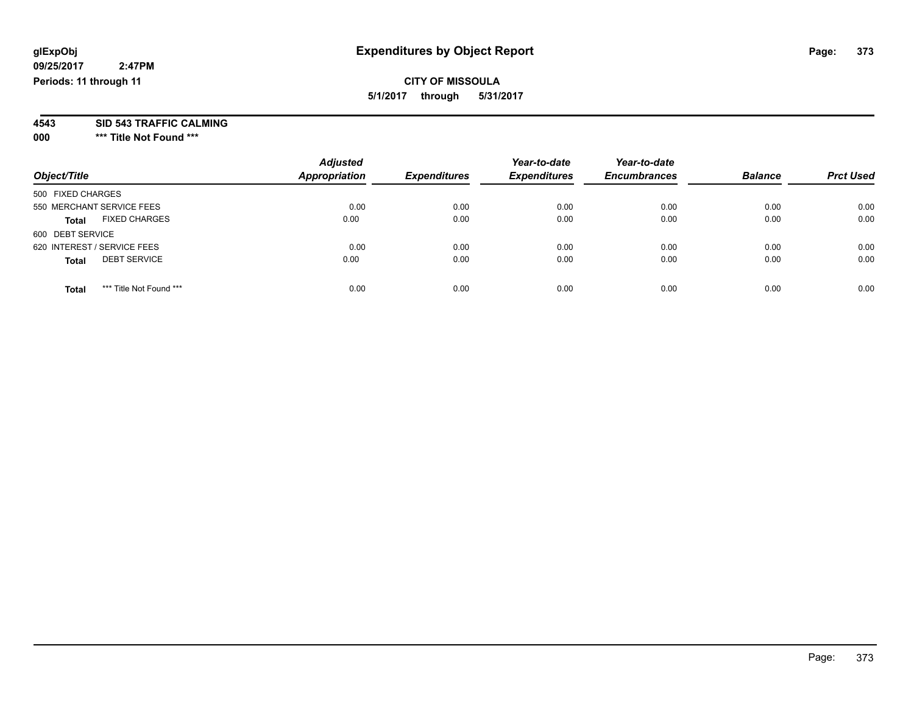glExpObj
09/25/2017 2:47PM
Periods: 11 through 11

# Expenditures by Object Report

**CITY OF MISSOULA**
**5/1/2017 through 5/31/2017**

**4543 SID 543 TRAFFIC CALMING**
**000 *** Title Not Found *****

| Object/Title | Adjusted Appropriation | Expenditures | Year-to-date Expenditures | Year-to-date Encumbrances | Balance | Prct Used |
|---|---|---|---|---|---|---|
| 500 FIXED CHARGES | | | | | | |
| 550 MERCHANT SERVICE FEES | 0.00 | 0.00 | 0.00 | 0.00 | 0.00 | 0.00 |
| **Total** FIXED CHARGES | 0.00 | 0.00 | 0.00 | 0.00 | 0.00 | 0.00 |
| 600 DEBT SERVICE | | | | | | |
| 620 INTEREST / SERVICE FEES | 0.00 | 0.00 | 0.00 | 0.00 | 0.00 | 0.00 |
| **Total** DEBT SERVICE | 0.00 | 0.00 | 0.00 | 0.00 | 0.00 | 0.00 |
| **Total** *** Title Not Found *** | 0.00 | 0.00 | 0.00 | 0.00 | 0.00 | 0.00 |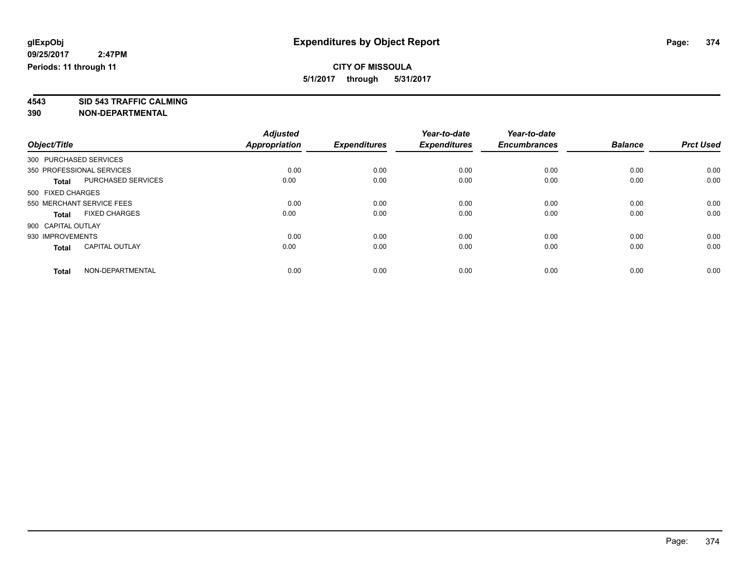**glExpObj** **Expenditures by Object Report**

**09/25/2017 2:47PM**

**Periods: 11 through 11**

**CITY OF MISSOULA**

**5/1/2017 through 5/31/2017**

**4543 SID 543 TRAFFIC CALMING**

**390 NON-DEPARTMENTAL**

| Object/Title | | *Adjusted Appropriation* | *Expenditures* | *Year-to-date Expenditures* | *Year-to-date Encumbrances* | *Balance* | *Prct Used* |
|---|---|---|---|---|---|---|---|
| 300 PURCHASED SERVICES | | | | | | | |
| 350 PROFESSIONAL SERVICES | | 0.00 | 0.00 | 0.00 | 0.00 | 0.00 | 0.00 |
| **Total** | PURCHASED SERVICES | 0.00 | 0.00 | 0.00 | 0.00 | 0.00 | 0.00 |
| 500 FIXED CHARGES | | | | | | | |
| 550 MERCHANT SERVICE FEES | | 0.00 | 0.00 | 0.00 | 0.00 | 0.00 | 0.00 |
| **Total** | FIXED CHARGES | 0.00 | 0.00 | 0.00 | 0.00 | 0.00 | 0.00 |
| 900 CAPITAL OUTLAY | | | | | | | |
| 930 IMPROVEMENTS | | 0.00 | 0.00 | 0.00 | 0.00 | 0.00 | 0.00 |
| **Total** | CAPITAL OUTLAY | 0.00 | 0.00 | 0.00 | 0.00 | 0.00 | 0.00 |
| **Total** | NON-DEPARTMENTAL | 0.00 | 0.00 | 0.00 | 0.00 | 0.00 | 0.00 |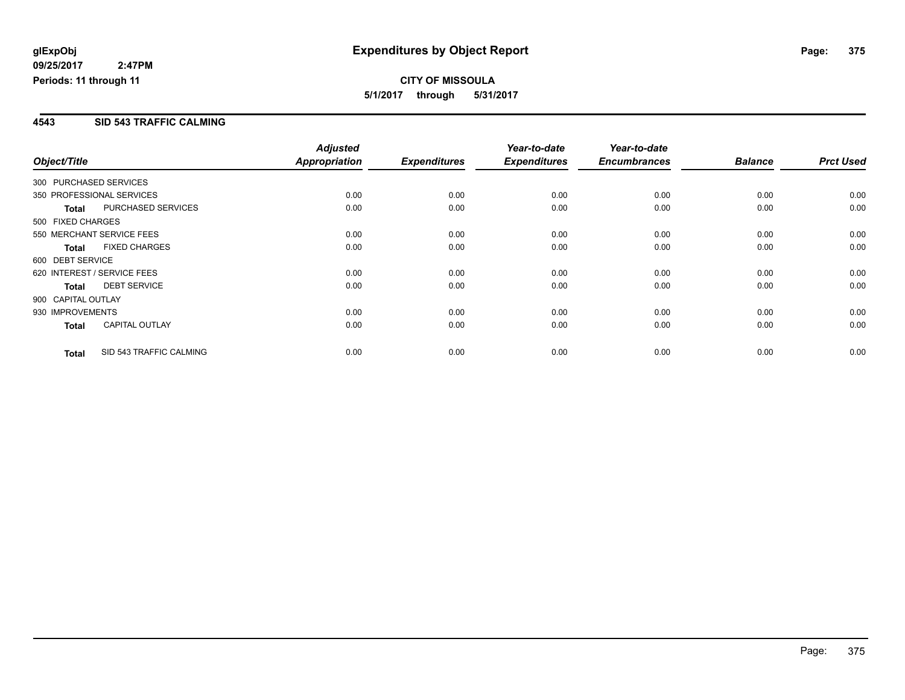**glExpObj**
**09/25/2017 2:47PM**
**Periods: 11 through 11**

# Expenditures by Object Report

**CITY OF MISSOULA**
**5/1/2017 through 5/31/2017**

## 4543 SID 543 TRAFFIC CALMING

| Object/Title | | Adjusted Appropriation | Expenditures | Year-to-date Expenditures | Year-to-date Encumbrances | Balance | Prct Used |
|---|---|---|---|---|---|---|---|
| 300 PURCHASED SERVICES | | | | | | | |
| 350 PROFESSIONAL SERVICES | | 0.00 | 0.00 | 0.00 | 0.00 | 0.00 | 0.00 |
| **Total** | PURCHASED SERVICES | 0.00 | 0.00 | 0.00 | 0.00 | 0.00 | 0.00 |
| 500 FIXED CHARGES | | | | | | | |
| 550 MERCHANT SERVICE FEES | | 0.00 | 0.00 | 0.00 | 0.00 | 0.00 | 0.00 |
| **Total** | FIXED CHARGES | 0.00 | 0.00 | 0.00 | 0.00 | 0.00 | 0.00 |
| 600 DEBT SERVICE | | | | | | | |
| 620 INTEREST / SERVICE FEES | | 0.00 | 0.00 | 0.00 | 0.00 | 0.00 | 0.00 |
| **Total** | DEBT SERVICE | 0.00 | 0.00 | 0.00 | 0.00 | 0.00 | 0.00 |
| 900 CAPITAL OUTLAY | | | | | | | |
| 930 IMPROVEMENTS | | 0.00 | 0.00 | 0.00 | 0.00 | 0.00 | 0.00 |
| **Total** | CAPITAL OUTLAY | 0.00 | 0.00 | 0.00 | 0.00 | 0.00 | 0.00 |
| **Total** | SID 543 TRAFFIC CALMING | 0.00 | 0.00 | 0.00 | 0.00 | 0.00 | 0.00 |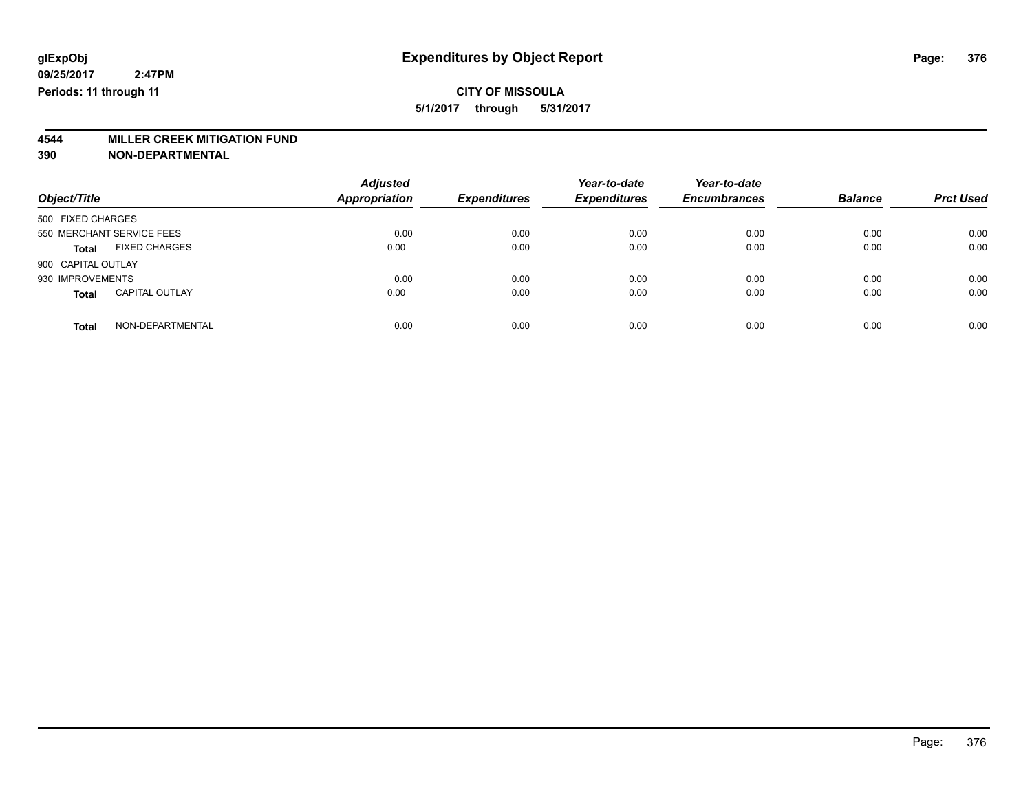**glExpObj**
**09/25/2017 2:47PM**
**Periods: 11 through 11**

# Expenditures by Object Report

**CITY OF MISSOULA**
**5/1/2017 through 5/31/2017**

**4544 MILLER CREEK MITIGATION FUND**
**390 NON-DEPARTMENTAL**

| Object/Title | | Adjusted Appropriation | Expenditures | Year-to-date Expenditures | Year-to-date Encumbrances | Balance | Prct Used |
|---|---|---|---|---|---|---|---|
| 500 FIXED CHARGES | | | | | | | |
| 550 MERCHANT SERVICE FEES | | 0.00 | 0.00 | 0.00 | 0.00 | 0.00 | 0.00 |
| **Total** | FIXED CHARGES | 0.00 | 0.00 | 0.00 | 0.00 | 0.00 | 0.00 |
| 900 CAPITAL OUTLAY | | | | | | | |
| 930 IMPROVEMENTS | | 0.00 | 0.00 | 0.00 | 0.00 | 0.00 | 0.00 |
| **Total** | CAPITAL OUTLAY | 0.00 | 0.00 | 0.00 | 0.00 | 0.00 | 0.00 |
| **Total** | NON-DEPARTMENTAL | 0.00 | 0.00 | 0.00 | 0.00 | 0.00 | 0.00 |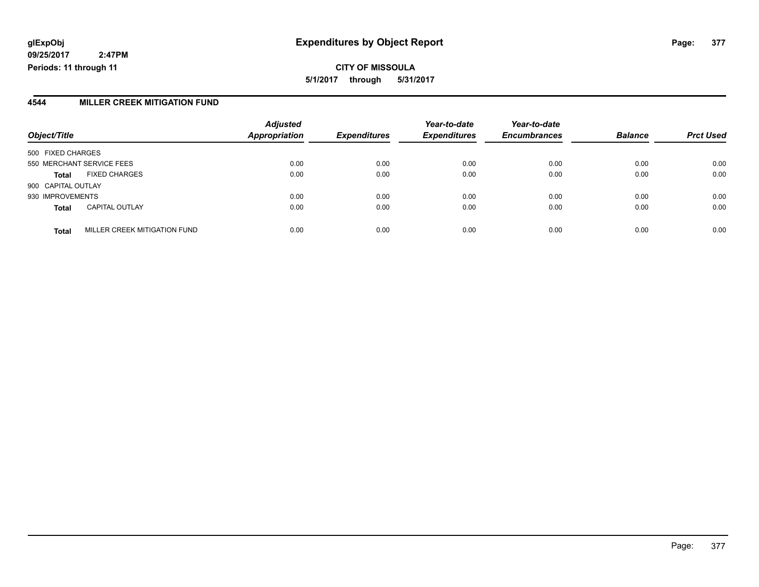# Expenditures by Object Report

glExpObj
09/25/2017 2:47PM
Periods: 11 through 11

**CITY OF MISSOULA**
**5/1/2017 through 5/31/2017**

## 4544 MILLER CREEK MITIGATION FUND

| Object/Title | | Adjusted Appropriation | Expenditures | Year-to-date Expenditures | Year-to-date Encumbrances | Balance | Prct Used |
|---|---|---|---|---|---|---|---|
| 500 FIXED CHARGES | | | | | | | |
| 550 MERCHANT SERVICE FEES | | 0.00 | 0.00 | 0.00 | 0.00 | 0.00 | 0.00 |
| **Total** | FIXED CHARGES | 0.00 | 0.00 | 0.00 | 0.00 | 0.00 | 0.00 |
| 900 CAPITAL OUTLAY | | | | | | | |
| 930 IMPROVEMENTS | | 0.00 | 0.00 | 0.00 | 0.00 | 0.00 | 0.00 |
| **Total** | CAPITAL OUTLAY | 0.00 | 0.00 | 0.00 | 0.00 | 0.00 | 0.00 |
| **Total** | MILLER CREEK MITIGATION FUND | 0.00 | 0.00 | 0.00 | 0.00 | 0.00 | 0.00 |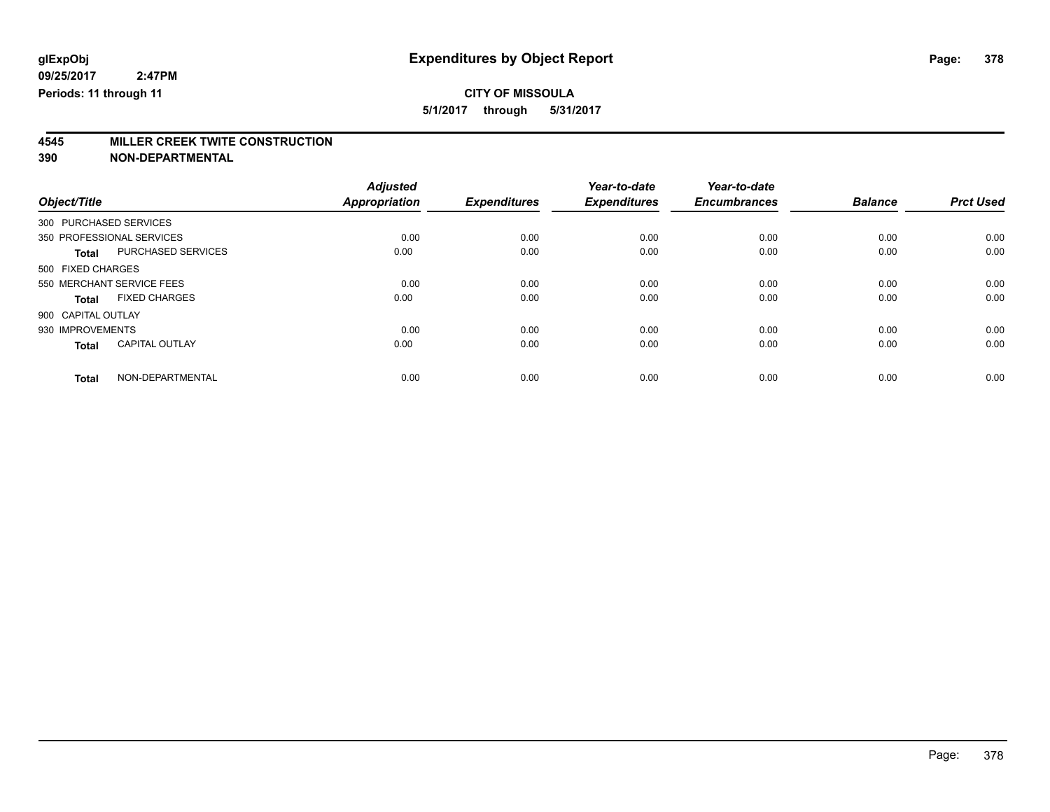**glExpObj** **Expenditures by Object Report**

**09/25/2017 2:47PM**

**Periods: 11 through 11**

**CITY OF MISSOULA**

**5/1/2017 through 5/31/2017**

**4545 MILLER CREEK TWITE CONSTRUCTION**

**390 NON-DEPARTMENTAL**

| Object/Title | | Adjusted Appropriation | Expenditures | Year-to-date Expenditures | Year-to-date Encumbrances | Balance | Prct Used |
|---|---|---|---|---|---|---|---|
| 300 PURCHASED SERVICES | | | | | | | |
| 350 PROFESSIONAL SERVICES | | 0.00 | 0.00 | 0.00 | 0.00 | 0.00 | 0.00 |
| **Total** | PURCHASED SERVICES | 0.00 | 0.00 | 0.00 | 0.00 | 0.00 | 0.00 |
| 500 FIXED CHARGES | | | | | | | |
| 550 MERCHANT SERVICE FEES | | 0.00 | 0.00 | 0.00 | 0.00 | 0.00 | 0.00 |
| **Total** | FIXED CHARGES | 0.00 | 0.00 | 0.00 | 0.00 | 0.00 | 0.00 |
| 900 CAPITAL OUTLAY | | | | | | | |
| 930 IMPROVEMENTS | | 0.00 | 0.00 | 0.00 | 0.00 | 0.00 | 0.00 |
| **Total** | CAPITAL OUTLAY | 0.00 | 0.00 | 0.00 | 0.00 | 0.00 | 0.00 |
| **Total** | NON-DEPARTMENTAL | 0.00 | 0.00 | 0.00 | 0.00 | 0.00 | 0.00 |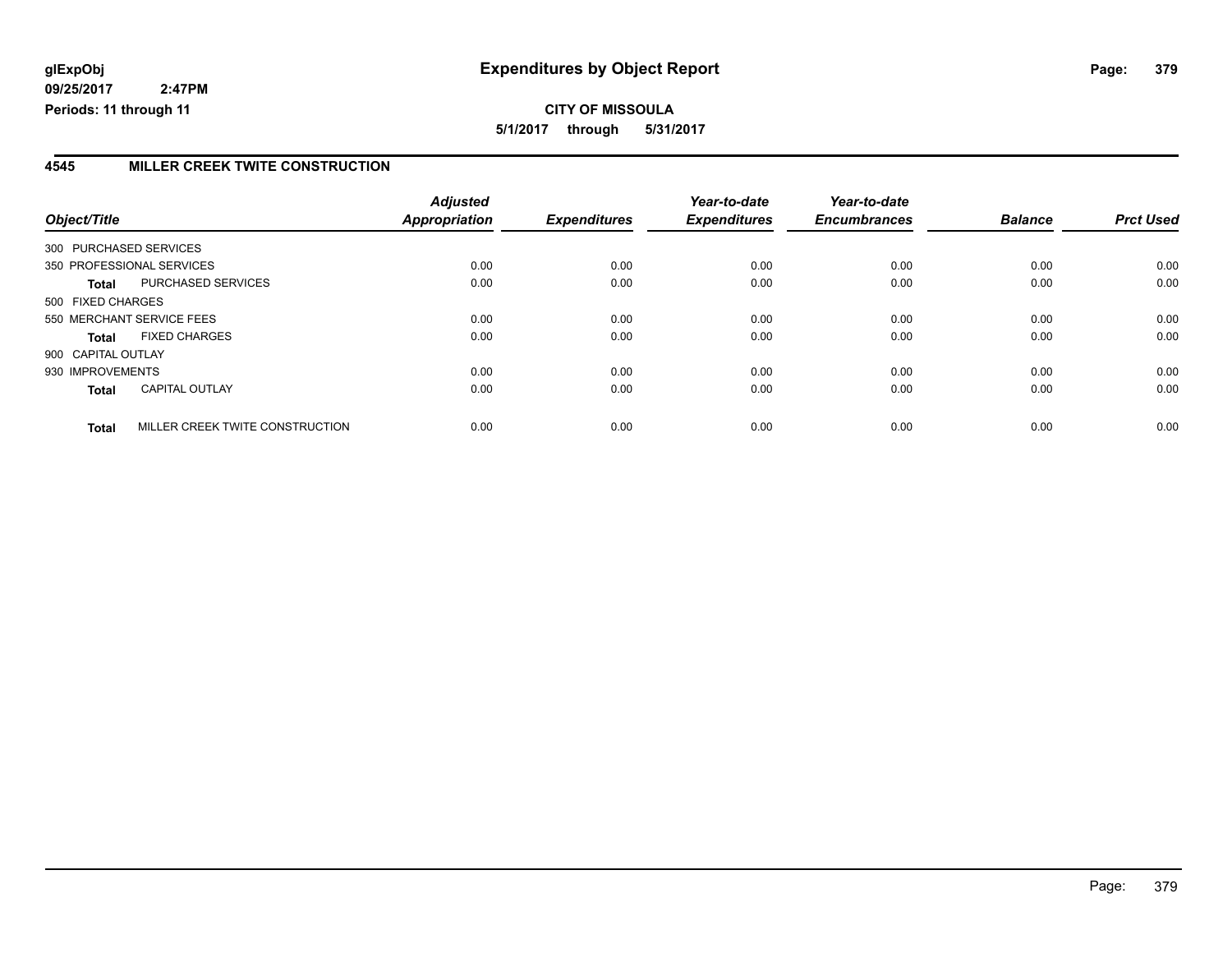**glExpObj**
**09/25/2017 2:47PM**
**Periods: 11 through 11**

# Expenditures by Object Report

**CITY OF MISSOULA**
**5/1/2017 through 5/31/2017**

## 4545 MILLER CREEK TWITE CONSTRUCTION

| Object/Title | | Adjusted Appropriation | Expenditures | Year-to-date Expenditures | Year-to-date Encumbrances | Balance | Prct Used |
|---|---|---|---|---|---|---|---|
| 300 PURCHASED SERVICES | | | | | | | |
| 350 PROFESSIONAL SERVICES | | 0.00 | 0.00 | 0.00 | 0.00 | 0.00 | 0.00 |
| **Total** | PURCHASED SERVICES | 0.00 | 0.00 | 0.00 | 0.00 | 0.00 | 0.00 |
| 500 FIXED CHARGES | | | | | | | |
| 550 MERCHANT SERVICE FEES | | 0.00 | 0.00 | 0.00 | 0.00 | 0.00 | 0.00 |
| **Total** | FIXED CHARGES | 0.00 | 0.00 | 0.00 | 0.00 | 0.00 | 0.00 |
| 900 CAPITAL OUTLAY | | | | | | | |
| 930 IMPROVEMENTS | | 0.00 | 0.00 | 0.00 | 0.00 | 0.00 | 0.00 |
| **Total** | CAPITAL OUTLAY | 0.00 | 0.00 | 0.00 | 0.00 | 0.00 | 0.00 |
| **Total** | MILLER CREEK TWITE CONSTRUCTION | 0.00 | 0.00 | 0.00 | 0.00 | 0.00 | 0.00 |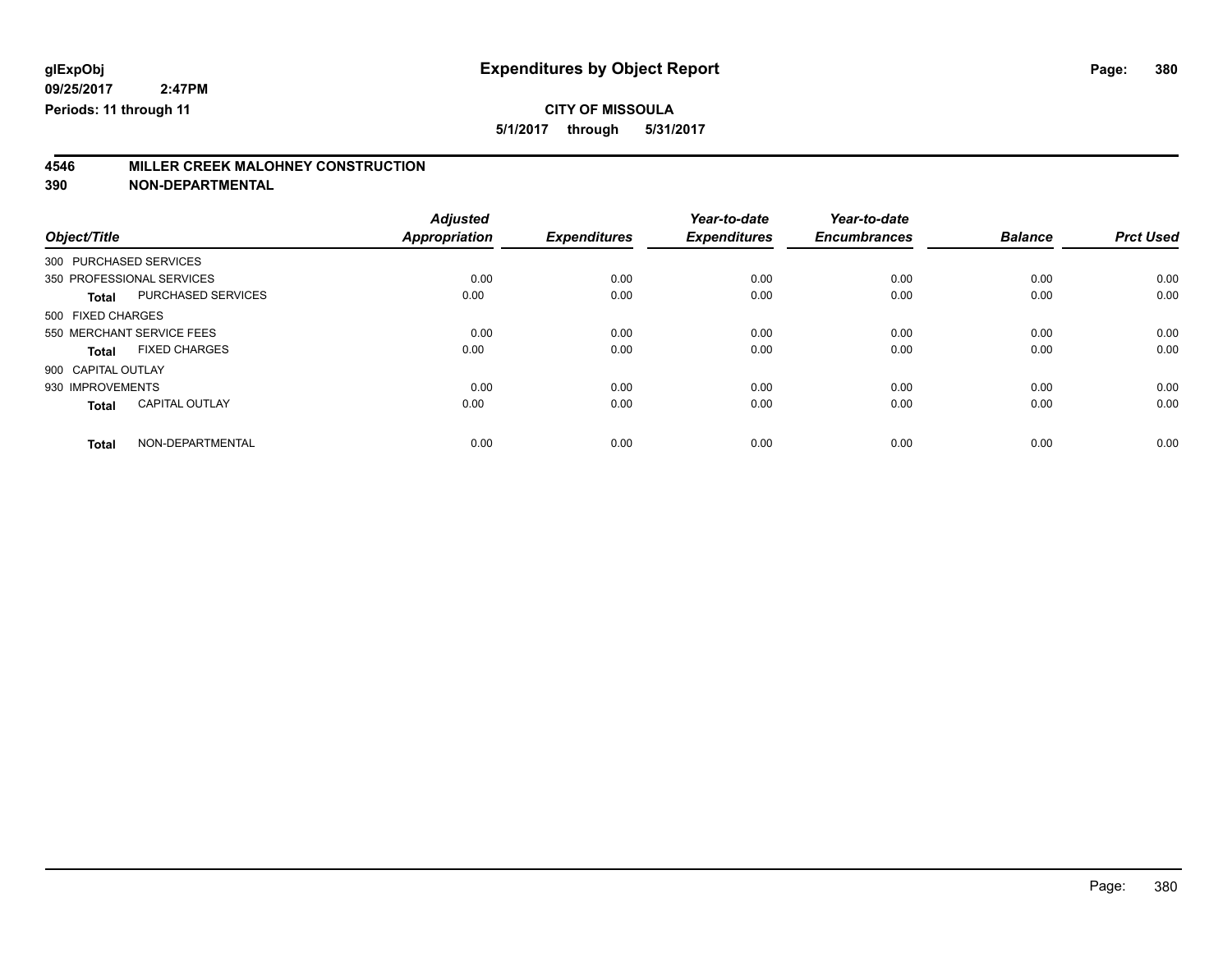**glExpObj** **Expenditures by Object Report**

**09/25/2017 2:47PM**

**Periods: 11 through 11**

**CITY OF MISSOULA**

**5/1/2017 through 5/31/2017**

## 4546 MILLER CREEK MALOHNEY CONSTRUCTION
## 390 NON-DEPARTMENTAL

| Object/Title | Adjusted Appropriation | Expenditures | Year-to-date Expenditures | Year-to-date Encumbrances | Balance | Prct Used |
|---|---|---|---|---|---|---|
| 300 PURCHASED SERVICES | | | | | | |
| 350 PROFESSIONAL SERVICES | 0.00 | 0.00 | 0.00 | 0.00 | 0.00 | 0.00 |
| **Total** PURCHASED SERVICES | 0.00 | 0.00 | 0.00 | 0.00 | 0.00 | 0.00 |
| 500 FIXED CHARGES | | | | | | |
| 550 MERCHANT SERVICE FEES | 0.00 | 0.00 | 0.00 | 0.00 | 0.00 | 0.00 |
| **Total** FIXED CHARGES | 0.00 | 0.00 | 0.00 | 0.00 | 0.00 | 0.00 |
| 900 CAPITAL OUTLAY | | | | | | |
| 930 IMPROVEMENTS | 0.00 | 0.00 | 0.00 | 0.00 | 0.00 | 0.00 |
| **Total** CAPITAL OUTLAY | 0.00 | 0.00 | 0.00 | 0.00 | 0.00 | 0.00 |
| **Total** NON-DEPARTMENTAL | 0.00 | 0.00 | 0.00 | 0.00 | 0.00 | 0.00 |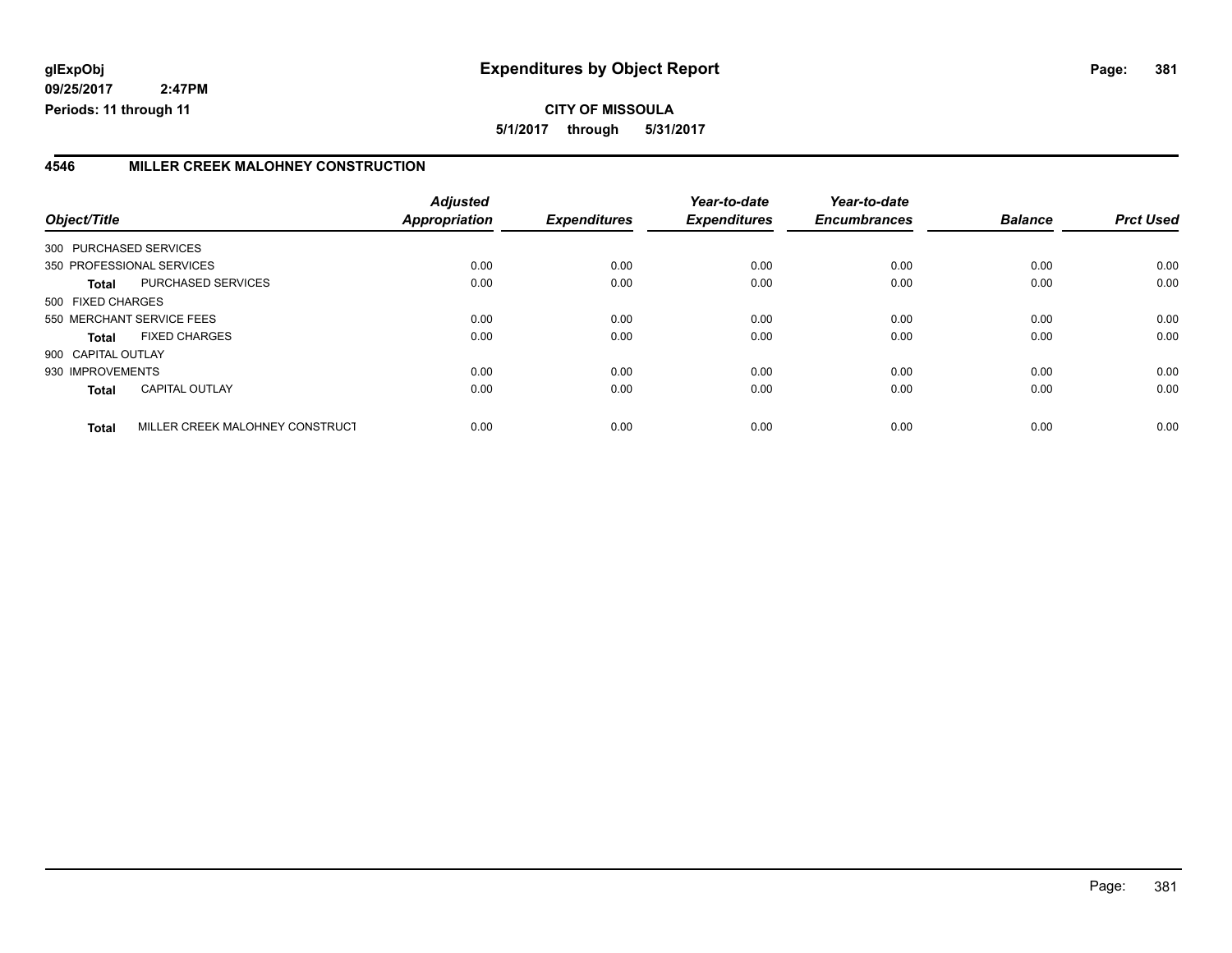**glExpObj**
**09/25/2017 2:47PM**
**Periods: 11 through 11**

# Expenditures by Object Report

**CITY OF MISSOULA**
**5/1/2017 through 5/31/2017**

## 4546 MILLER CREEK MALOHNEY CONSTRUCTION

| Object/Title | | Adjusted Appropriation | Expenditures | Year-to-date Expenditures | Year-to-date Encumbrances | Balance | Prct Used |
|---|---|---|---|---|---|---|---|
| 300 PURCHASED SERVICES | | | | | | | |
| 350 PROFESSIONAL SERVICES | | 0.00 | 0.00 | 0.00 | 0.00 | 0.00 | 0.00 |
| **Total** | PURCHASED SERVICES | 0.00 | 0.00 | 0.00 | 0.00 | 0.00 | 0.00 |
| 500 FIXED CHARGES | | | | | | | |
| 550 MERCHANT SERVICE FEES | | 0.00 | 0.00 | 0.00 | 0.00 | 0.00 | 0.00 |
| **Total** | FIXED CHARGES | 0.00 | 0.00 | 0.00 | 0.00 | 0.00 | 0.00 |
| 900 CAPITAL OUTLAY | | | | | | | |
| 930 IMPROVEMENTS | | 0.00 | 0.00 | 0.00 | 0.00 | 0.00 | 0.00 |
| **Total** | CAPITAL OUTLAY | 0.00 | 0.00 | 0.00 | 0.00 | 0.00 | 0.00 |
| **Total** | MILLER CREEK MALOHNEY CONSTRUCT | 0.00 | 0.00 | 0.00 | 0.00 | 0.00 | 0.00 |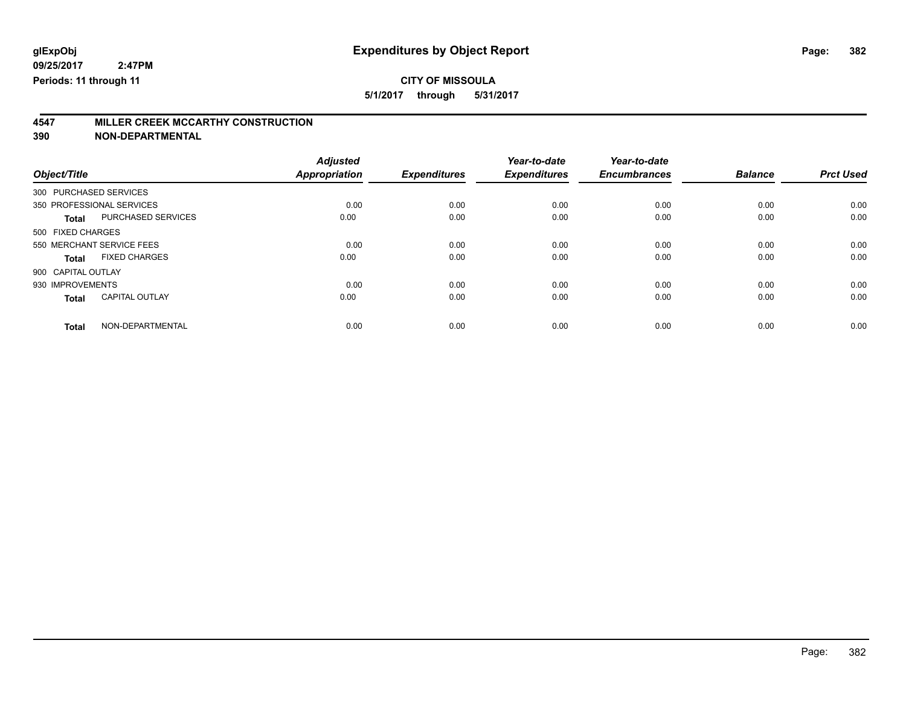**glExpObj**
**09/25/2017 2:47PM**
**Periods: 11 through 11**

# Expenditures by Object Report

**CITY OF MISSOULA**
**5/1/2017 through 5/31/2017**

## 4547 MILLER CREEK MCCARTHY CONSTRUCTION
## 390 NON-DEPARTMENTAL

| Object/Title | | Adjusted Appropriation | Expenditures | Year-to-date Expenditures | Year-to-date Encumbrances | Balance | Prct Used |
|---|---|---|---|---|---|---|---|
| 300 PURCHASED SERVICES | | | | | | | |
| 350 PROFESSIONAL SERVICES | | 0.00 | 0.00 | 0.00 | 0.00 | 0.00 | 0.00 |
| **Total** | PURCHASED SERVICES | 0.00 | 0.00 | 0.00 | 0.00 | 0.00 | 0.00 |
| 500 FIXED CHARGES | | | | | | | |
| 550 MERCHANT SERVICE FEES | | 0.00 | 0.00 | 0.00 | 0.00 | 0.00 | 0.00 |
| **Total** | FIXED CHARGES | 0.00 | 0.00 | 0.00 | 0.00 | 0.00 | 0.00 |
| 900 CAPITAL OUTLAY | | | | | | | |
| 930 IMPROVEMENTS | | 0.00 | 0.00 | 0.00 | 0.00 | 0.00 | 0.00 |
| **Total** | CAPITAL OUTLAY | 0.00 | 0.00 | 0.00 | 0.00 | 0.00 | 0.00 |
| **Total** | NON-DEPARTMENTAL | 0.00 | 0.00 | 0.00 | 0.00 | 0.00 | 0.00 |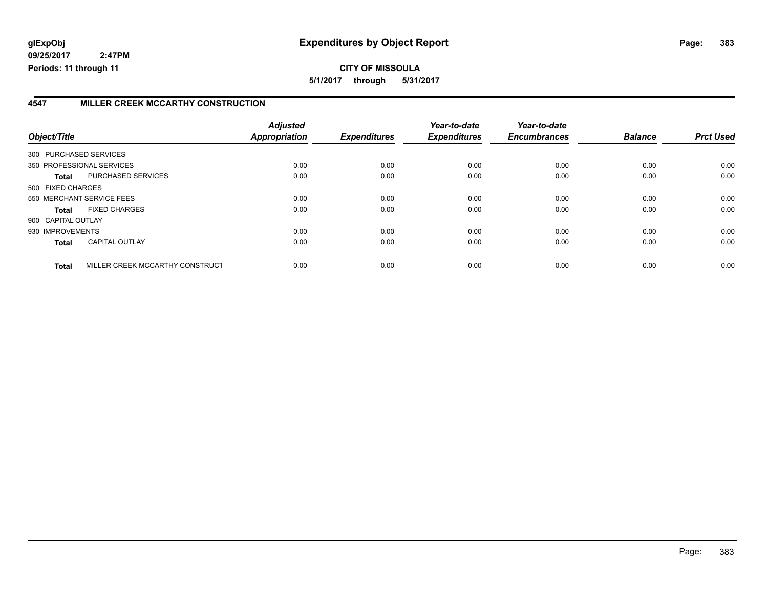**glExpObj** **Expenditures by Object Report**
**09/25/2017 2:47PM**
**Periods: 11 through 11**

**CITY OF MISSOULA**
**5/1/2017 through 5/31/2017**

## 4547 MILLER CREEK MCCARTHY CONSTRUCTION

| Object/Title | | Adjusted Appropriation | Expenditures | Year-to-date Expenditures | Year-to-date Encumbrances | Balance | Prct Used |
|---|---|---|---|---|---|---|---|
| 300 PURCHASED SERVICES | | | | | | | |
| 350 PROFESSIONAL SERVICES | | 0.00 | 0.00 | 0.00 | 0.00 | 0.00 | 0.00 |
| **Total** | PURCHASED SERVICES | 0.00 | 0.00 | 0.00 | 0.00 | 0.00 | 0.00 |
| 500 FIXED CHARGES | | | | | | | |
| 550 MERCHANT SERVICE FEES | | 0.00 | 0.00 | 0.00 | 0.00 | 0.00 | 0.00 |
| **Total** | FIXED CHARGES | 0.00 | 0.00 | 0.00 | 0.00 | 0.00 | 0.00 |
| 900 CAPITAL OUTLAY | | | | | | | |
| 930 IMPROVEMENTS | | 0.00 | 0.00 | 0.00 | 0.00 | 0.00 | 0.00 |
| **Total** | CAPITAL OUTLAY | 0.00 | 0.00 | 0.00 | 0.00 | 0.00 | 0.00 |
| **Total** | MILLER CREEK MCCARTHY CONSTRUCT | 0.00 | 0.00 | 0.00 | 0.00 | 0.00 | 0.00 |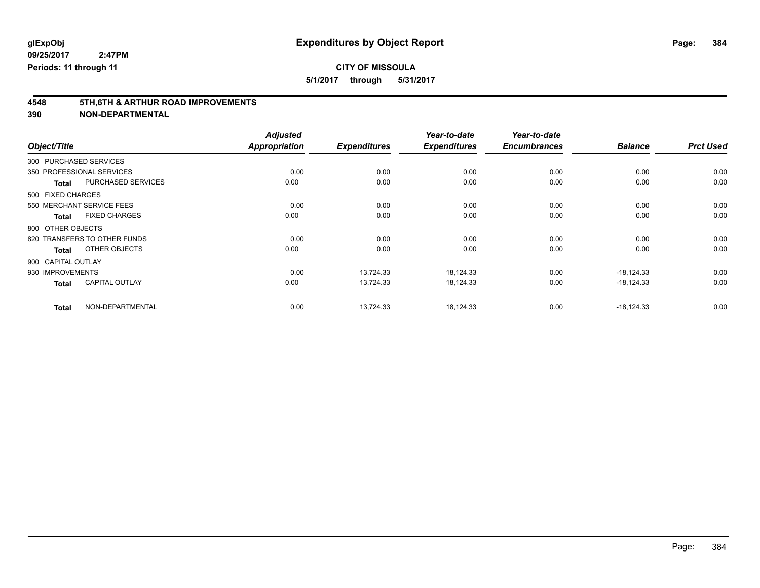# Expenditures by Object Report

**CITY OF MISSOULA**

**5/1/2017 through 5/31/2017**

glExpObj
09/25/2017 2:47PM
Periods: 11 through 11

## 4548 5TH,6TH & ARTHUR ROAD IMPROVEMENTS
## 390 NON-DEPARTMENTAL

| Object/Title | | Adjusted Appropriation | Expenditures | Year-to-date Expenditures | Year-to-date Encumbrances | Balance | Prct Used |
|---|---|---|---|---|---|---|---|
| 300 PURCHASED SERVICES | | | | | | | |
| 350 PROFESSIONAL SERVICES | | 0.00 | 0.00 | 0.00 | 0.00 | 0.00 | 0.00 |
| **Total** | PURCHASED SERVICES | 0.00 | 0.00 | 0.00 | 0.00 | 0.00 | 0.00 |
| 500 FIXED CHARGES | | | | | | | |
| 550 MERCHANT SERVICE FEES | | 0.00 | 0.00 | 0.00 | 0.00 | 0.00 | 0.00 |
| **Total** | FIXED CHARGES | 0.00 | 0.00 | 0.00 | 0.00 | 0.00 | 0.00 |
| 800 OTHER OBJECTS | | | | | | | |
| 820 TRANSFERS TO OTHER FUNDS | | 0.00 | 0.00 | 0.00 | 0.00 | 0.00 | 0.00 |
| **Total** | OTHER OBJECTS | 0.00 | 0.00 | 0.00 | 0.00 | 0.00 | 0.00 |
| 900 CAPITAL OUTLAY | | | | | | | |
| 930 IMPROVEMENTS | | 0.00 | 13,724.33 | 18,124.33 | 0.00 | -18,124.33 | 0.00 |
| **Total** | CAPITAL OUTLAY | 0.00 | 13,724.33 | 18,124.33 | 0.00 | -18,124.33 | 0.00 |
| **Total** | NON-DEPARTMENTAL | 0.00 | 13,724.33 | 18,124.33 | 0.00 | -18,124.33 | 0.00 |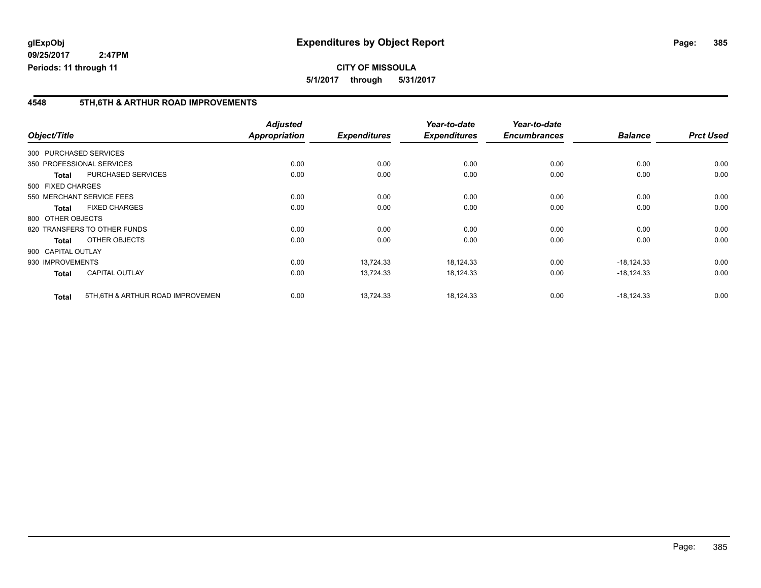# Expenditures by Object Report

glExpObj
09/25/2017 2:47PM
Periods: 11 through 11

**CITY OF MISSOULA**
**5/1/2017 through 5/31/2017**

## 4548 5TH,6TH & ARTHUR ROAD IMPROVEMENTS

| Object/Title | | Adjusted Appropriation | Expenditures | Year-to-date Expenditures | Year-to-date Encumbrances | Balance | Prct Used |
|---|---|---|---|---|---|---|---|
| 300 PURCHASED SERVICES | | | | | | | |
| 350 PROFESSIONAL SERVICES | | 0.00 | 0.00 | 0.00 | 0.00 | 0.00 | 0.00 |
| **Total** | PURCHASED SERVICES | 0.00 | 0.00 | 0.00 | 0.00 | 0.00 | 0.00 |
| 500 FIXED CHARGES | | | | | | | |
| 550 MERCHANT SERVICE FEES | | 0.00 | 0.00 | 0.00 | 0.00 | 0.00 | 0.00 |
| **Total** | FIXED CHARGES | 0.00 | 0.00 | 0.00 | 0.00 | 0.00 | 0.00 |
| 800 OTHER OBJECTS | | | | | | | |
| 820 TRANSFERS TO OTHER FUNDS | | 0.00 | 0.00 | 0.00 | 0.00 | 0.00 | 0.00 |
| **Total** | OTHER OBJECTS | 0.00 | 0.00 | 0.00 | 0.00 | 0.00 | 0.00 |
| 900 CAPITAL OUTLAY | | | | | | | |
| 930 IMPROVEMENTS | | 0.00 | 13,724.33 | 18,124.33 | 0.00 | -18,124.33 | 0.00 |
| **Total** | CAPITAL OUTLAY | 0.00 | 13,724.33 | 18,124.33 | 0.00 | -18,124.33 | 0.00 |
| **Total** | 5TH,6TH & ARTHUR ROAD IMPROVEMEN | 0.00 | 13,724.33 | 18,124.33 | 0.00 | -18,124.33 | 0.00 |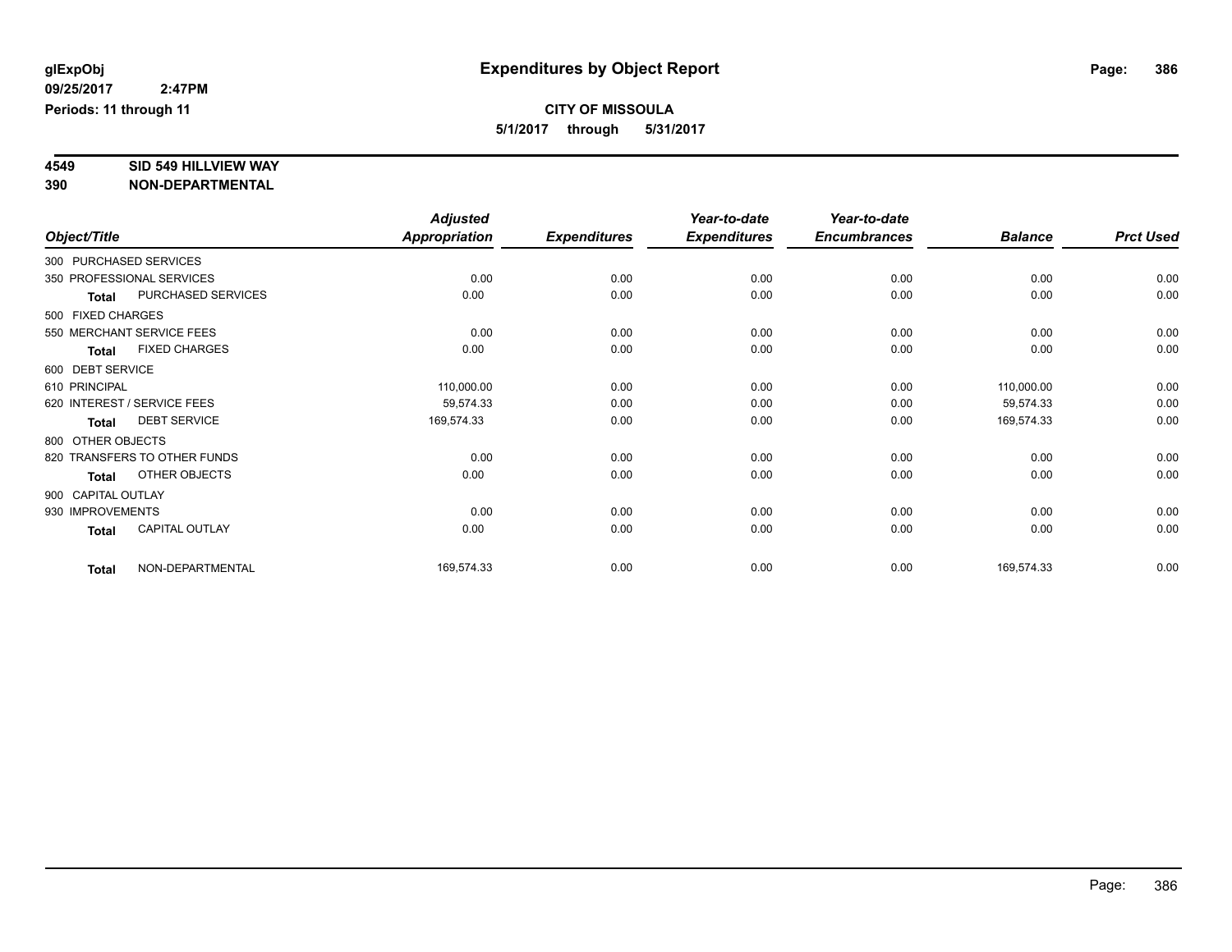**glExpObj** **Expenditures by Object Report**

**09/25/2017 2:47PM**

**Periods: 11 through 11**

**CITY OF MISSOULA**

**5/1/2017 through 5/31/2017**

**4549 SID 549 HILLVIEW WAY**

**390 NON-DEPARTMENTAL**

| Object/Title | Adjusted Appropriation | Expenditures | Year-to-date Expenditures | Year-to-date Encumbrances | Balance | Prct Used |
|---|---|---|---|---|---|---|
| 300 PURCHASED SERVICES | | | | | | |
| 350 PROFESSIONAL SERVICES | 0.00 | 0.00 | 0.00 | 0.00 | 0.00 | 0.00 |
| **Total** PURCHASED SERVICES | 0.00 | 0.00 | 0.00 | 0.00 | 0.00 | 0.00 |
| 500 FIXED CHARGES | | | | | | |
| 550 MERCHANT SERVICE FEES | 0.00 | 0.00 | 0.00 | 0.00 | 0.00 | 0.00 |
| **Total** FIXED CHARGES | 0.00 | 0.00 | 0.00 | 0.00 | 0.00 | 0.00 |
| 600 DEBT SERVICE | | | | | | |
| 610 PRINCIPAL | 110,000.00 | 0.00 | 0.00 | 0.00 | 110,000.00 | 0.00 |
| 620 INTEREST / SERVICE FEES | 59,574.33 | 0.00 | 0.00 | 0.00 | 59,574.33 | 0.00 |
| **Total** DEBT SERVICE | 169,574.33 | 0.00 | 0.00 | 0.00 | 169,574.33 | 0.00 |
| 800 OTHER OBJECTS | | | | | | |
| 820 TRANSFERS TO OTHER FUNDS | 0.00 | 0.00 | 0.00 | 0.00 | 0.00 | 0.00 |
| **Total** OTHER OBJECTS | 0.00 | 0.00 | 0.00 | 0.00 | 0.00 | 0.00 |
| 900 CAPITAL OUTLAY | | | | | | |
| 930 IMPROVEMENTS | 0.00 | 0.00 | 0.00 | 0.00 | 0.00 | 0.00 |
| **Total** CAPITAL OUTLAY | 0.00 | 0.00 | 0.00 | 0.00 | 0.00 | 0.00 |
| **Total** NON-DEPARTMENTAL | 169,574.33 | 0.00 | 0.00 | 0.00 | 169,574.33 | 0.00 |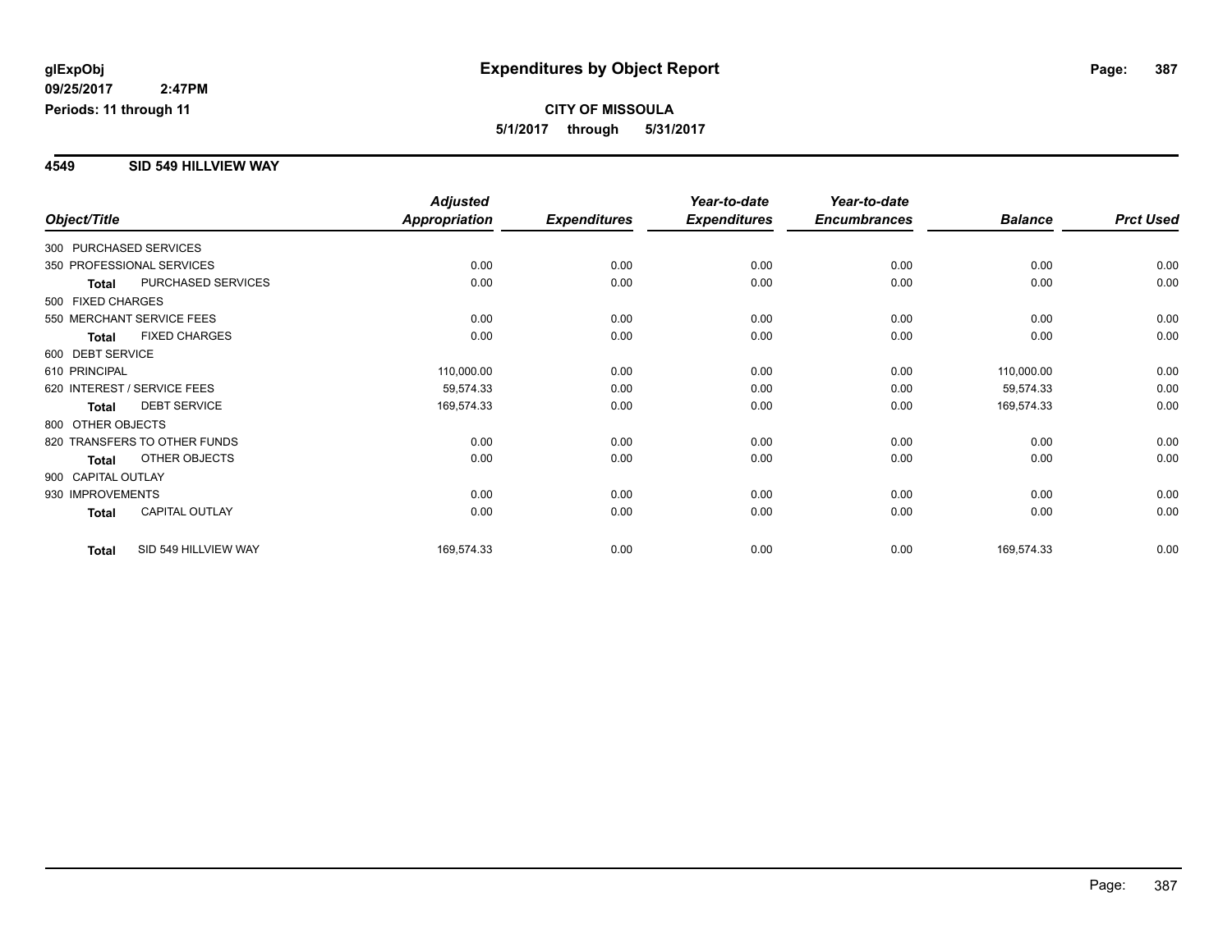# Expenditures by Object Report

glExpObj
09/25/2017 2:47PM
Periods: 11 through 11

**CITY OF MISSOULA**
**5/1/2017 through 5/31/2017**

## 4549 SID 549 HILLVIEW WAY

| Object/Title | | Adjusted Appropriation | Expenditures | Year-to-date Expenditures | Year-to-date Encumbrances | Balance | Prct Used |
|---|---|---|---|---|---|---|---|
| 300 PURCHASED SERVICES | | | | | | | |
| 350 PROFESSIONAL SERVICES | | 0.00 | 0.00 | 0.00 | 0.00 | 0.00 | 0.00 |
| **Total** | PURCHASED SERVICES | 0.00 | 0.00 | 0.00 | 0.00 | 0.00 | 0.00 |
| 500 FIXED CHARGES | | | | | | | |
| 550 MERCHANT SERVICE FEES | | 0.00 | 0.00 | 0.00 | 0.00 | 0.00 | 0.00 |
| **Total** | FIXED CHARGES | 0.00 | 0.00 | 0.00 | 0.00 | 0.00 | 0.00 |
| 600 DEBT SERVICE | | | | | | | |
| 610 PRINCIPAL | | 110,000.00 | 0.00 | 0.00 | 0.00 | 110,000.00 | 0.00 |
| 620 INTEREST / SERVICE FEES | | 59,574.33 | 0.00 | 0.00 | 0.00 | 59,574.33 | 0.00 |
| **Total** | DEBT SERVICE | 169,574.33 | 0.00 | 0.00 | 0.00 | 169,574.33 | 0.00 |
| 800 OTHER OBJECTS | | | | | | | |
| 820 TRANSFERS TO OTHER FUNDS | | 0.00 | 0.00 | 0.00 | 0.00 | 0.00 | 0.00 |
| **Total** | OTHER OBJECTS | 0.00 | 0.00 | 0.00 | 0.00 | 0.00 | 0.00 |
| 900 CAPITAL OUTLAY | | | | | | | |
| 930 IMPROVEMENTS | | 0.00 | 0.00 | 0.00 | 0.00 | 0.00 | 0.00 |
| **Total** | CAPITAL OUTLAY | 0.00 | 0.00 | 0.00 | 0.00 | 0.00 | 0.00 |
| **Total** | SID 549 HILLVIEW WAY | 169,574.33 | 0.00 | 0.00 | 0.00 | 169,574.33 | 0.00 |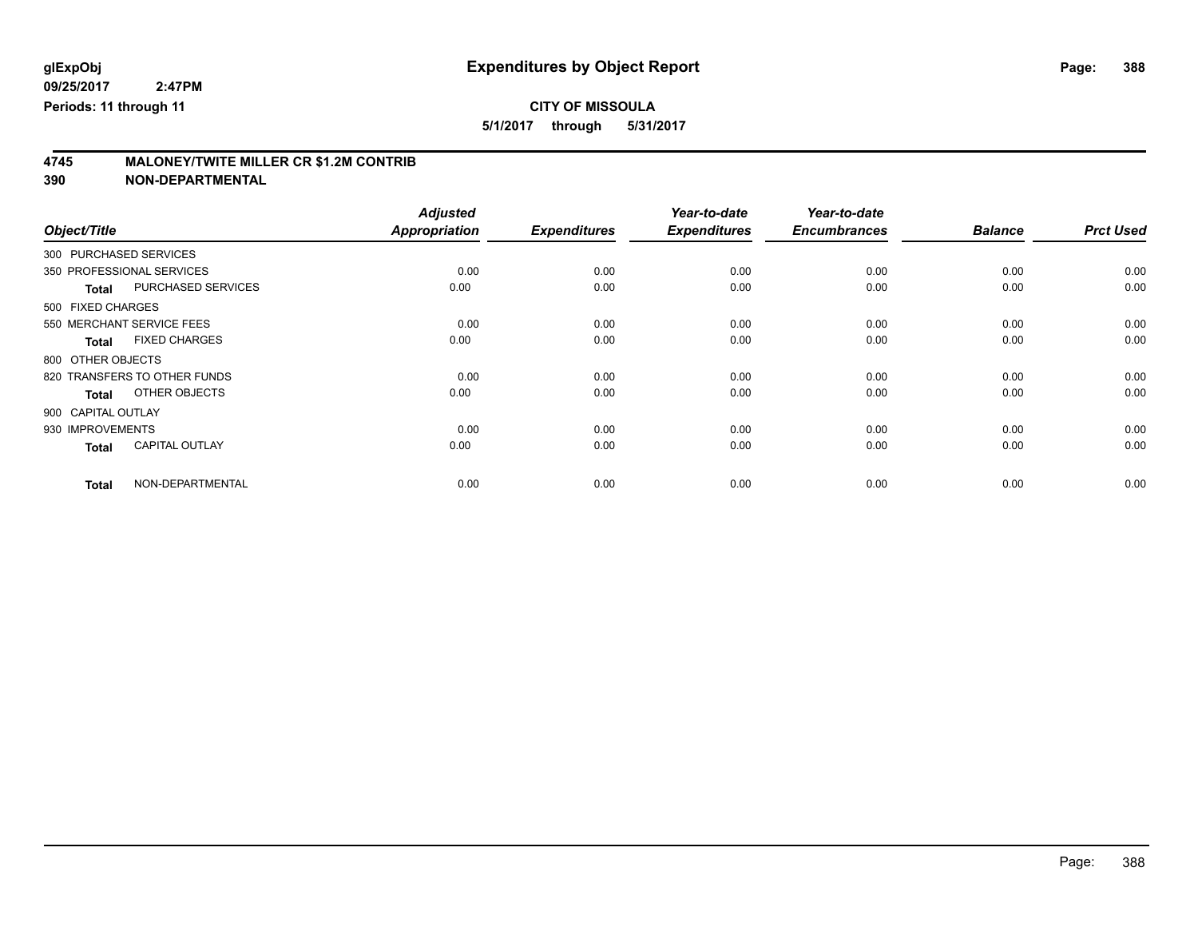**glExpObj** **Expenditures by Object Report**

**09/25/2017 2:47PM**

**Periods: 11 through 11**

**CITY OF MISSOULA**

**5/1/2017 through 5/31/2017**

## 4745 MALONEY/TWITE MILLER CR $1.2M CONTRIB

## 390 NON-DEPARTMENTAL

| Object/Title | Adjusted Appropriation | Expenditures | Year-to-date Expenditures | Year-to-date Encumbrances | Balance | Prct Used |
|---|---|---|---|---|---|---|
| 300 PURCHASED SERVICES | | | | | | |
| 350 PROFESSIONAL SERVICES | 0.00 | 0.00 | 0.00 | 0.00 | 0.00 | 0.00 |
| **Total** PURCHASED SERVICES | 0.00 | 0.00 | 0.00 | 0.00 | 0.00 | 0.00 |
| 500 FIXED CHARGES | | | | | | |
| 550 MERCHANT SERVICE FEES | 0.00 | 0.00 | 0.00 | 0.00 | 0.00 | 0.00 |
| **Total** FIXED CHARGES | 0.00 | 0.00 | 0.00 | 0.00 | 0.00 | 0.00 |
| 800 OTHER OBJECTS | | | | | | |
| 820 TRANSFERS TO OTHER FUNDS | 0.00 | 0.00 | 0.00 | 0.00 | 0.00 | 0.00 |
| **Total** OTHER OBJECTS | 0.00 | 0.00 | 0.00 | 0.00 | 0.00 | 0.00 |
| 900 CAPITAL OUTLAY | | | | | | |
| 930 IMPROVEMENTS | 0.00 | 0.00 | 0.00 | 0.00 | 0.00 | 0.00 |
| **Total** CAPITAL OUTLAY | 0.00 | 0.00 | 0.00 | 0.00 | 0.00 | 0.00 |
| **Total** NON-DEPARTMENTAL | 0.00 | 0.00 | 0.00 | 0.00 | 0.00 | 0.00 |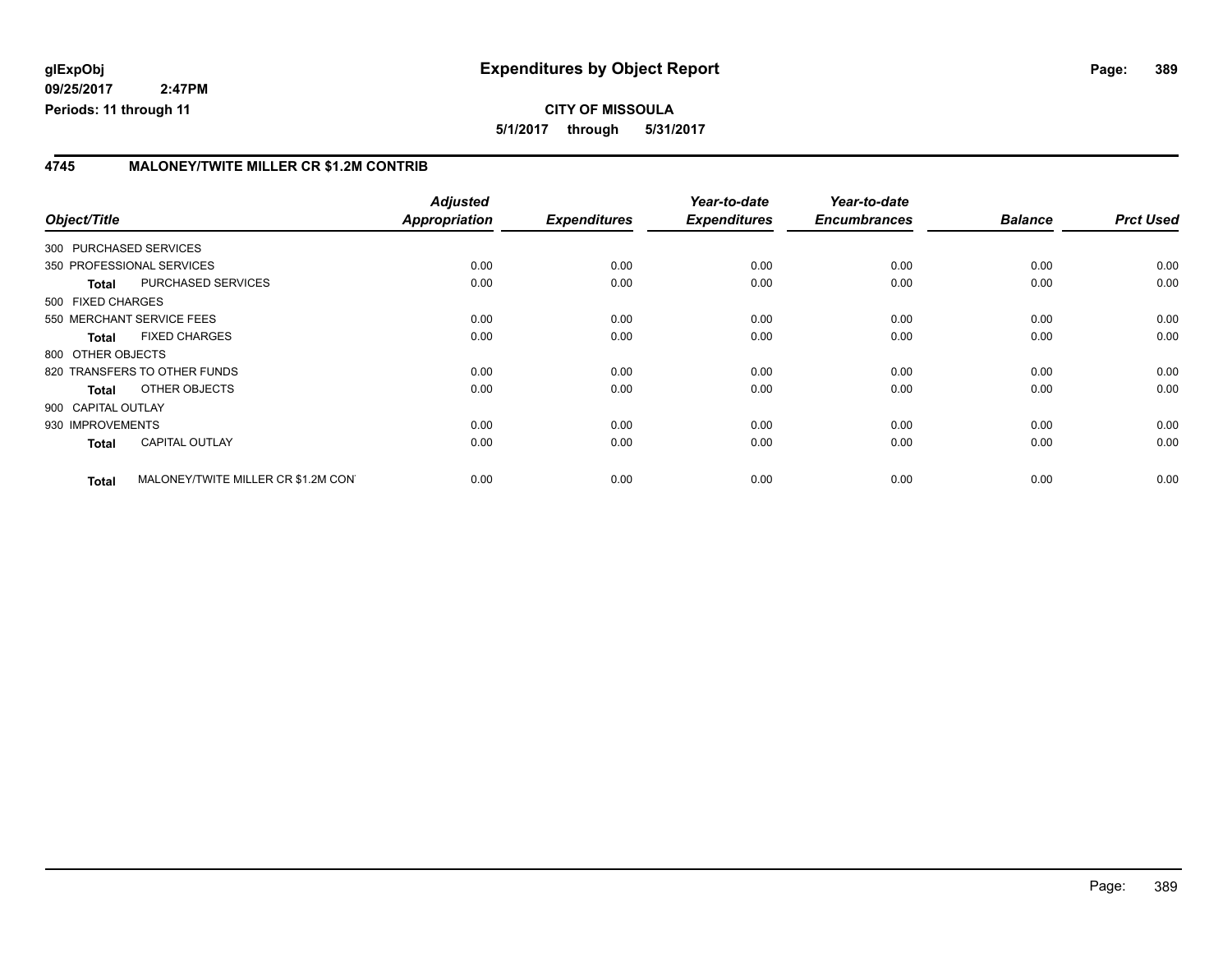**glExpObj**
**09/25/2017 2:47PM**
**Periods: 11 through 11**

# Expenditures by Object Report

**CITY OF MISSOULA**
**5/1/2017 through 5/31/2017**

## 4745 MALONEY/TWITE MILLER CR $1.2M CONTRIB

| Object/Title | | Adjusted Appropriation | Expenditures | Year-to-date Expenditures | Year-to-date Encumbrances | Balance | Prct Used |
|---|---|---|---|---|---|---|---|
| 300 PURCHASED SERVICES | | | | | | | |
| 350 PROFESSIONAL SERVICES | | 0.00 | 0.00 | 0.00 | 0.00 | 0.00 | 0.00 |
| **Total** | PURCHASED SERVICES | 0.00 | 0.00 | 0.00 | 0.00 | 0.00 | 0.00 |
| 500 FIXED CHARGES | | | | | | | |
| 550 MERCHANT SERVICE FEES | | 0.00 | 0.00 | 0.00 | 0.00 | 0.00 | 0.00 |
| **Total** | FIXED CHARGES | 0.00 | 0.00 | 0.00 | 0.00 | 0.00 | 0.00 |
| 800 OTHER OBJECTS | | | | | | | |
| 820 TRANSFERS TO OTHER FUNDS | | 0.00 | 0.00 | 0.00 | 0.00 | 0.00 | 0.00 |
| **Total** | OTHER OBJECTS | 0.00 | 0.00 | 0.00 | 0.00 | 0.00 | 0.00 |
| 900 CAPITAL OUTLAY | | | | | | | |
| 930 IMPROVEMENTS | | 0.00 | 0.00 | 0.00 | 0.00 | 0.00 | 0.00 |
| **Total** | CAPITAL OUTLAY | 0.00 | 0.00 | 0.00 | 0.00 | 0.00 | 0.00 |
| **Total** | MALONEY/TWITE MILLER CR $1.2M CON | 0.00 | 0.00 | 0.00 | 0.00 | 0.00 | 0.00 |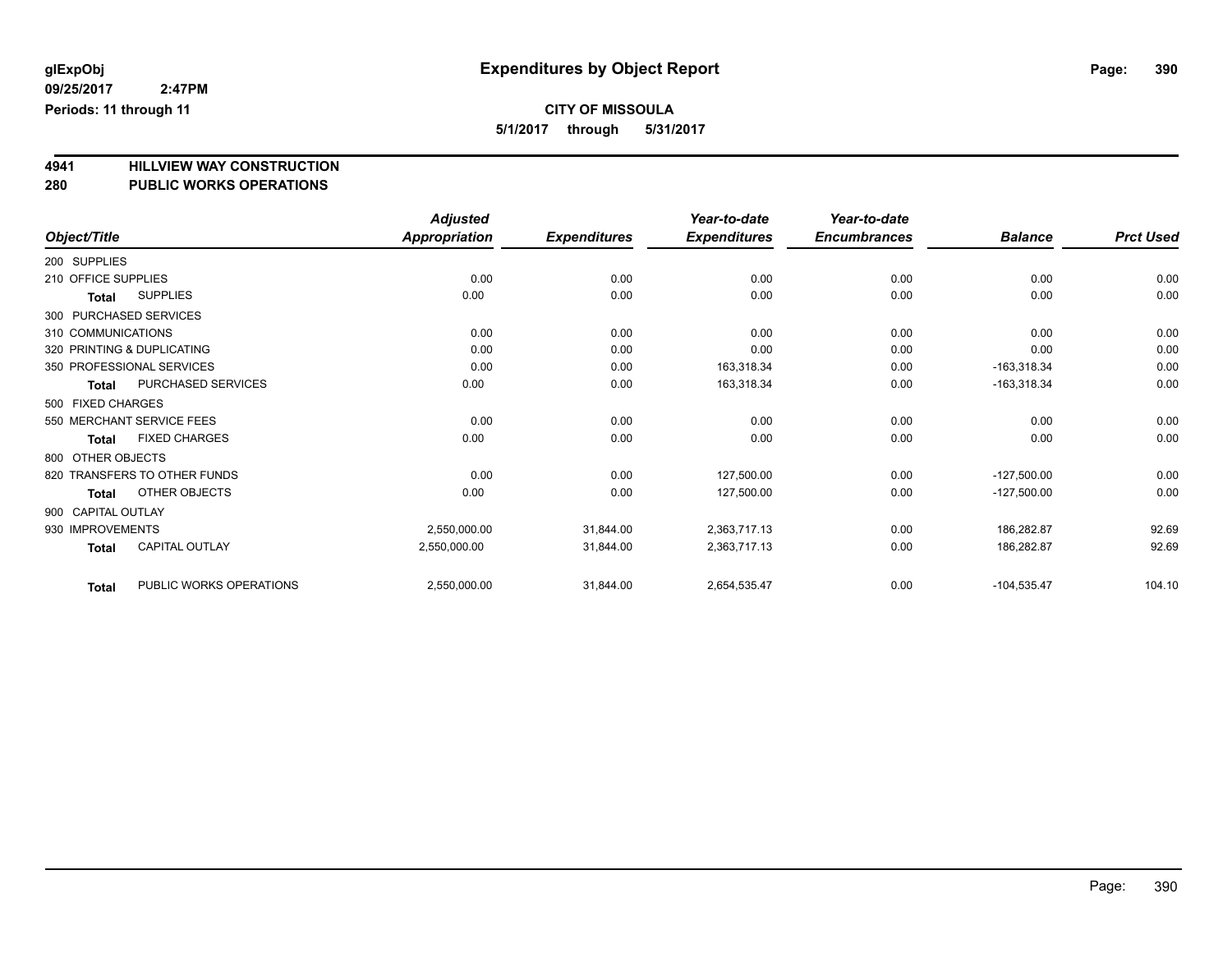# Expenditures by Object Report

glExpObj
09/25/2017 2:47PM
Periods: 11 through 11

**CITY OF MISSOULA**
5/1/2017 through 5/31/2017

## 4941 HILLVIEW WAY CONSTRUCTION
## 280 PUBLIC WORKS OPERATIONS

| Object/Title | | Adjusted Appropriation | Expenditures | Year-to-date Expenditures | Year-to-date Encumbrances | Balance | Prct Used |
|---|---|---|---|---|---|---|---|
| 200 SUPPLIES | | | | | | | |
| 210 OFFICE SUPPLIES | | 0.00 | 0.00 | 0.00 | 0.00 | 0.00 | 0.00 |
| Total | SUPPLIES | 0.00 | 0.00 | 0.00 | 0.00 | 0.00 | 0.00 |
| 300 PURCHASED SERVICES | | | | | | | |
| 310 COMMUNICATIONS | | 0.00 | 0.00 | 0.00 | 0.00 | 0.00 | 0.00 |
| 320 PRINTING & DUPLICATING | | 0.00 | 0.00 | 0.00 | 0.00 | 0.00 | 0.00 |
| 350 PROFESSIONAL SERVICES | | 0.00 | 0.00 | 163,318.34 | 0.00 | -163,318.34 | 0.00 |
| Total | PURCHASED SERVICES | 0.00 | 0.00 | 163,318.34 | 0.00 | -163,318.34 | 0.00 |
| 500 FIXED CHARGES | | | | | | | |
| 550 MERCHANT SERVICE FEES | | 0.00 | 0.00 | 0.00 | 0.00 | 0.00 | 0.00 |
| Total | FIXED CHARGES | 0.00 | 0.00 | 0.00 | 0.00 | 0.00 | 0.00 |
| 800 OTHER OBJECTS | | | | | | | |
| 820 TRANSFERS TO OTHER FUNDS | | 0.00 | 0.00 | 127,500.00 | 0.00 | -127,500.00 | 0.00 |
| Total | OTHER OBJECTS | 0.00 | 0.00 | 127,500.00 | 0.00 | -127,500.00 | 0.00 |
| 900 CAPITAL OUTLAY | | | | | | | |
| 930 IMPROVEMENTS | | 2,550,000.00 | 31,844.00 | 2,363,717.13 | 0.00 | 186,282.87 | 92.69 |
| Total | CAPITAL OUTLAY | 2,550,000.00 | 31,844.00 | 2,363,717.13 | 0.00 | 186,282.87 | 92.69 |
| Total | PUBLIC WORKS OPERATIONS | 2,550,000.00 | 31,844.00 | 2,654,535.47 | 0.00 | -104,535.47 | 104.10 |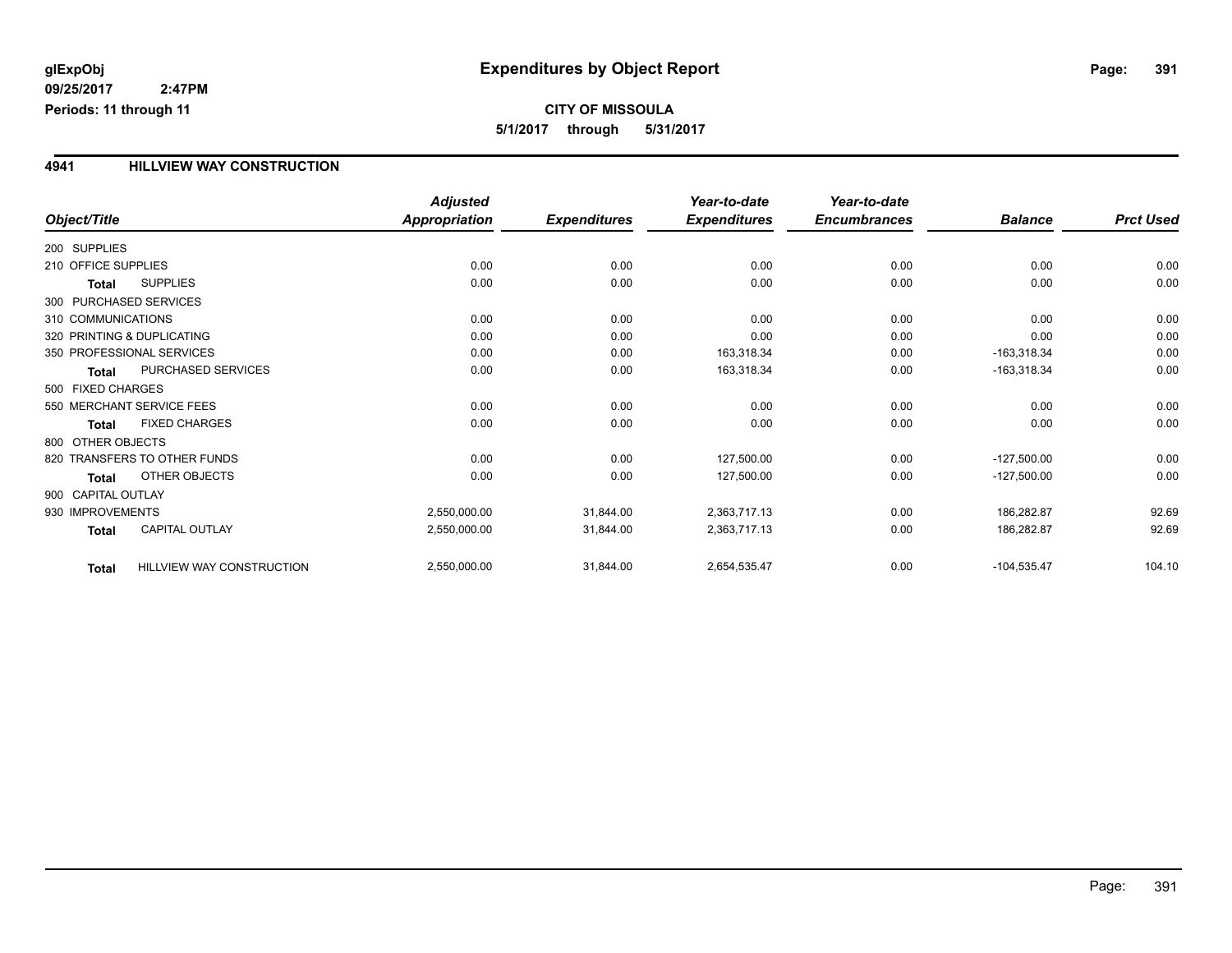glExpObj
09/25/2017 2:47PM
Periods: 11 through 11

# Expenditures by Object Report

**CITY OF MISSOULA**
**5/1/2017 through 5/31/2017**

## 4941 HILLVIEW WAY CONSTRUCTION

| Object/Title | | Adjusted Appropriation | Expenditures | Year-to-date Expenditures | Year-to-date Encumbrances | Balance | Prct Used |
|---|---|---|---|---|---|---|---|
| 200 SUPPLIES | | | | | | | |
| 210 OFFICE SUPPLIES | | 0.00 | 0.00 | 0.00 | 0.00 | 0.00 | 0.00 |
| **Total** | SUPPLIES | 0.00 | 0.00 | 0.00 | 0.00 | 0.00 | 0.00 |
| 300 PURCHASED SERVICES | | | | | | | |
| 310 COMMUNICATIONS | | 0.00 | 0.00 | 0.00 | 0.00 | 0.00 | 0.00 |
| 320 PRINTING & DUPLICATING | | 0.00 | 0.00 | 0.00 | 0.00 | 0.00 | 0.00 |
| 350 PROFESSIONAL SERVICES | | 0.00 | 0.00 | 163,318.34 | 0.00 | -163,318.34 | 0.00 |
| **Total** | PURCHASED SERVICES | 0.00 | 0.00 | 163,318.34 | 0.00 | -163,318.34 | 0.00 |
| 500 FIXED CHARGES | | | | | | | |
| 550 MERCHANT SERVICE FEES | | 0.00 | 0.00 | 0.00 | 0.00 | 0.00 | 0.00 |
| **Total** | FIXED CHARGES | 0.00 | 0.00 | 0.00 | 0.00 | 0.00 | 0.00 |
| 800 OTHER OBJECTS | | | | | | | |
| 820 TRANSFERS TO OTHER FUNDS | | 0.00 | 0.00 | 127,500.00 | 0.00 | -127,500.00 | 0.00 |
| **Total** | OTHER OBJECTS | 0.00 | 0.00 | 127,500.00 | 0.00 | -127,500.00 | 0.00 |
| 900 CAPITAL OUTLAY | | | | | | | |
| 930 IMPROVEMENTS | | 2,550,000.00 | 31,844.00 | 2,363,717.13 | 0.00 | 186,282.87 | 92.69 |
| **Total** | CAPITAL OUTLAY | 2,550,000.00 | 31,844.00 | 2,363,717.13 | 0.00 | 186,282.87 | 92.69 |
| **Total** | HILLVIEW WAY CONSTRUCTION | 2,550,000.00 | 31,844.00 | 2,654,535.47 | 0.00 | -104,535.47 | 104.10 |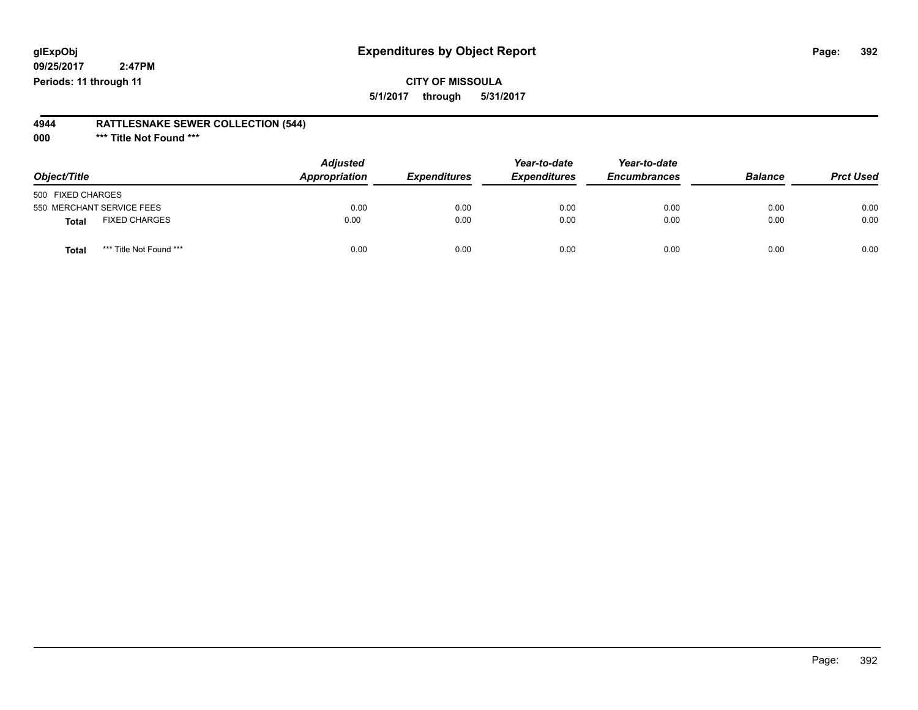**glExpObj** **Expenditures by Object Report**

**09/25/2017 2:47PM**

**Periods: 11 through 11**

**CITY OF MISSOULA**

**5/1/2017 through 5/31/2017**

**4944 RATTLESNAKE SEWER COLLECTION (544)**

**000 \*\*\* Title Not Found \*\*\***

| Object/Title | Adjusted Appropriation | Expenditures | Year-to-date Expenditures | Year-to-date Encumbrances | Balance | Prct Used |
|---|---|---|---|---|---|---|
| 500 FIXED CHARGES | | | | | | |
| 550 MERCHANT SERVICE FEES | 0.00 | 0.00 | 0.00 | 0.00 | 0.00 | 0.00 |
| **Total** FIXED CHARGES | 0.00 | 0.00 | 0.00 | 0.00 | 0.00 | 0.00 |
| **Total** \*\*\* Title Not Found \*\*\* | 0.00 | 0.00 | 0.00 | 0.00 | 0.00 | 0.00 |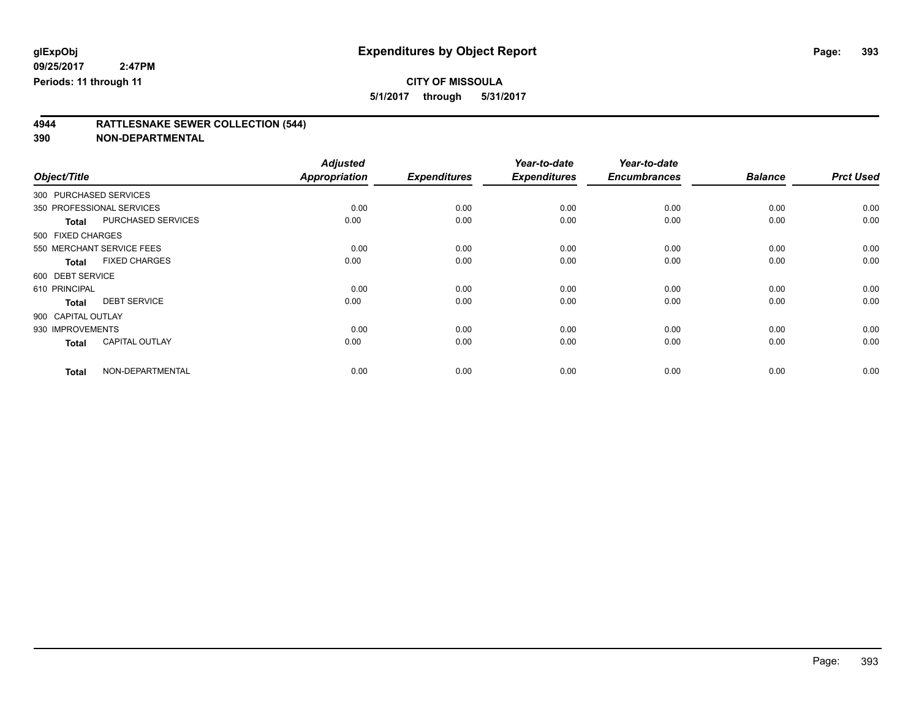# Expenditures by Object Report

glExpObj
09/25/2017 2:47PM
Periods: 11 through 11

**CITY OF MISSOULA**

**5/1/2017 through 5/31/2017**

## 4944 RATTLESNAKE SEWER COLLECTION (544)
## 390 NON-DEPARTMENTAL

| Object/Title | Adjusted Appropriation | Expenditures | Year-to-date Expenditures | Year-to-date Encumbrances | Balance | Prct Used |
|---|---|---|---|---|---|---|
| 300 PURCHASED SERVICES | | | | | | |
| 350 PROFESSIONAL SERVICES | 0.00 | 0.00 | 0.00 | 0.00 | 0.00 | 0.00 |
| **Total** PURCHASED SERVICES | 0.00 | 0.00 | 0.00 | 0.00 | 0.00 | 0.00 |
| 500 FIXED CHARGES | | | | | | |
| 550 MERCHANT SERVICE FEES | 0.00 | 0.00 | 0.00 | 0.00 | 0.00 | 0.00 |
| **Total** FIXED CHARGES | 0.00 | 0.00 | 0.00 | 0.00 | 0.00 | 0.00 |
| 600 DEBT SERVICE | | | | | | |
| 610 PRINCIPAL | 0.00 | 0.00 | 0.00 | 0.00 | 0.00 | 0.00 |
| **Total** DEBT SERVICE | 0.00 | 0.00 | 0.00 | 0.00 | 0.00 | 0.00 |
| 900 CAPITAL OUTLAY | | | | | | |
| 930 IMPROVEMENTS | 0.00 | 0.00 | 0.00 | 0.00 | 0.00 | 0.00 |
| **Total** CAPITAL OUTLAY | 0.00 | 0.00 | 0.00 | 0.00 | 0.00 | 0.00 |
| **Total** NON-DEPARTMENTAL | 0.00 | 0.00 | 0.00 | 0.00 | 0.00 | 0.00 |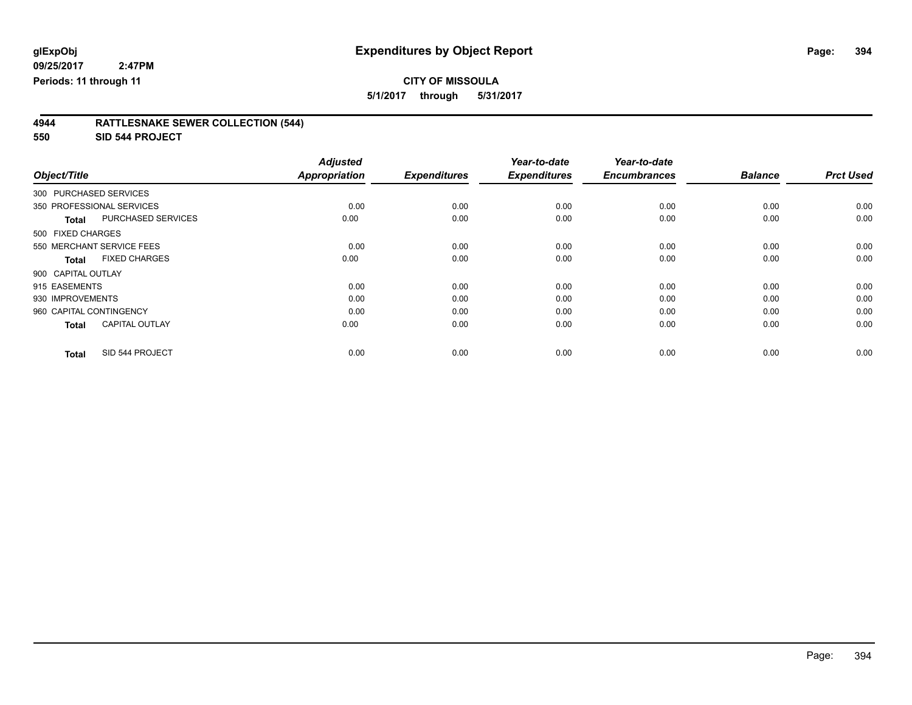# Expenditures by Object Report

glExpObj
09/25/2017 2:47PM
Periods: 11 through 11

**CITY OF MISSOULA**
**5/1/2017 through 5/31/2017**

## 4944 RATTLESNAKE SEWER COLLECTION (544)
## 550 SID 544 PROJECT

| Object/Title | Adjusted Appropriation | Expenditures | Year-to-date Expenditures | Year-to-date Encumbrances | Balance | Prct Used |
|---|---|---|---|---|---|---|
| 300 PURCHASED SERVICES | | | | | | |
| 350 PROFESSIONAL SERVICES | 0.00 | 0.00 | 0.00 | 0.00 | 0.00 | 0.00 |
| **Total** PURCHASED SERVICES | 0.00 | 0.00 | 0.00 | 0.00 | 0.00 | 0.00 |
| 500 FIXED CHARGES | | | | | | |
| 550 MERCHANT SERVICE FEES | 0.00 | 0.00 | 0.00 | 0.00 | 0.00 | 0.00 |
| **Total** FIXED CHARGES | 0.00 | 0.00 | 0.00 | 0.00 | 0.00 | 0.00 |
| 900 CAPITAL OUTLAY | | | | | | |
| 915 EASEMENTS | 0.00 | 0.00 | 0.00 | 0.00 | 0.00 | 0.00 |
| 930 IMPROVEMENTS | 0.00 | 0.00 | 0.00 | 0.00 | 0.00 | 0.00 |
| 960 CAPITAL CONTINGENCY | 0.00 | 0.00 | 0.00 | 0.00 | 0.00 | 0.00 |
| **Total** CAPITAL OUTLAY | 0.00 | 0.00 | 0.00 | 0.00 | 0.00 | 0.00 |
| **Total** SID 544 PROJECT | 0.00 | 0.00 | 0.00 | 0.00 | 0.00 | 0.00 |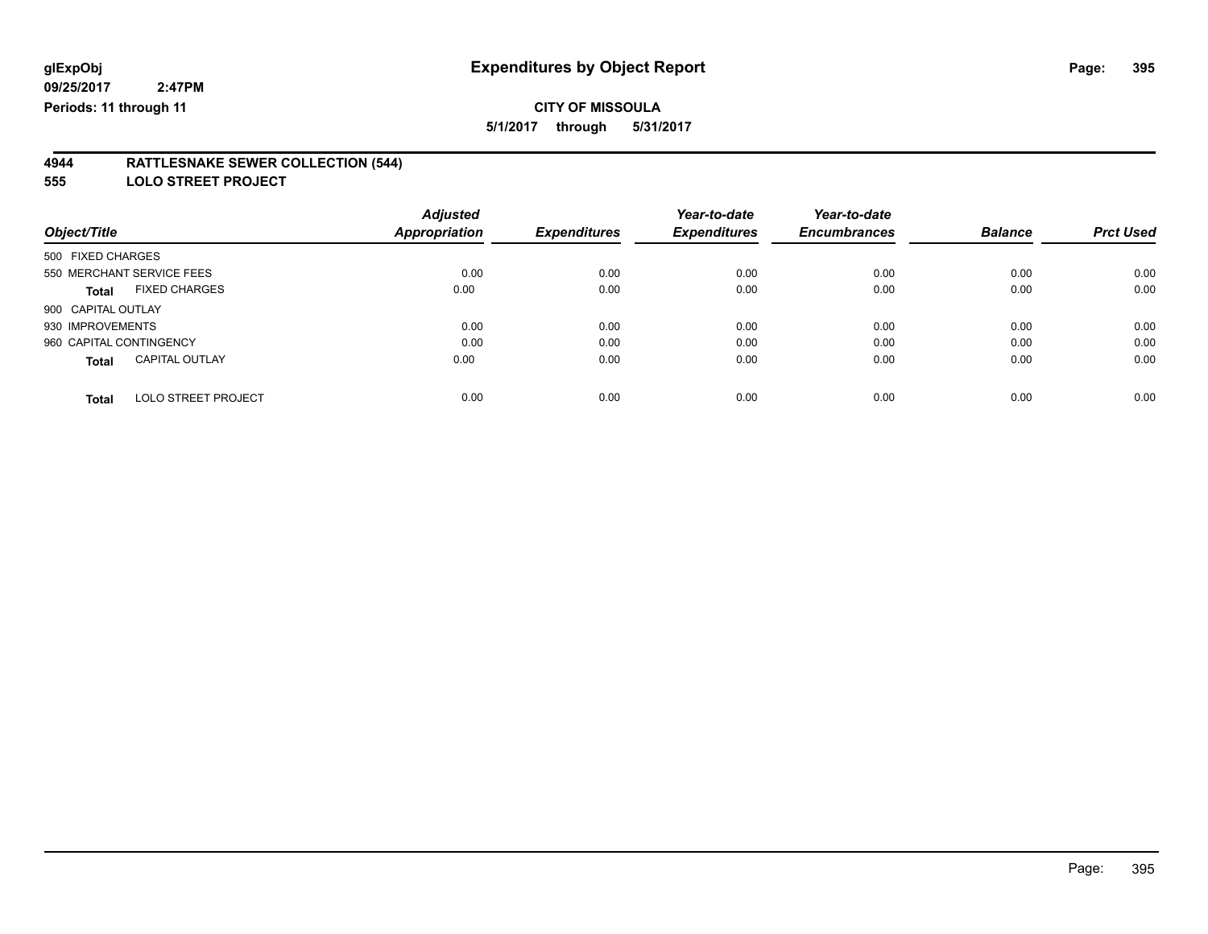glExpObj
09/25/2017 2:47PM
Periods: 11 through 11

# Expenditures by Object Report

**CITY OF MISSOULA**
**5/1/2017 through 5/31/2017**

## 4944 RATTLESNAKE SEWER COLLECTION (544)
## 555 LOLO STREET PROJECT

| Object/Title | | Adjusted Appropriation | Expenditures | Year-to-date Expenditures | Year-to-date Encumbrances | Balance | Prct Used |
|---|---|---|---|---|---|---|---|
| 500 FIXED CHARGES | | | | | | | |
| 550 MERCHANT SERVICE FEES | | 0.00 | 0.00 | 0.00 | 0.00 | 0.00 | 0.00 |
| **Total** | FIXED CHARGES | 0.00 | 0.00 | 0.00 | 0.00 | 0.00 | 0.00 |
| 900 CAPITAL OUTLAY | | | | | | | |
| 930 IMPROVEMENTS | | 0.00 | 0.00 | 0.00 | 0.00 | 0.00 | 0.00 |
| 960 CAPITAL CONTINGENCY | | 0.00 | 0.00 | 0.00 | 0.00 | 0.00 | 0.00 |
| **Total** | CAPITAL OUTLAY | 0.00 | 0.00 | 0.00 | 0.00 | 0.00 | 0.00 |
| **Total** | LOLO STREET PROJECT | 0.00 | 0.00 | 0.00 | 0.00 | 0.00 | 0.00 |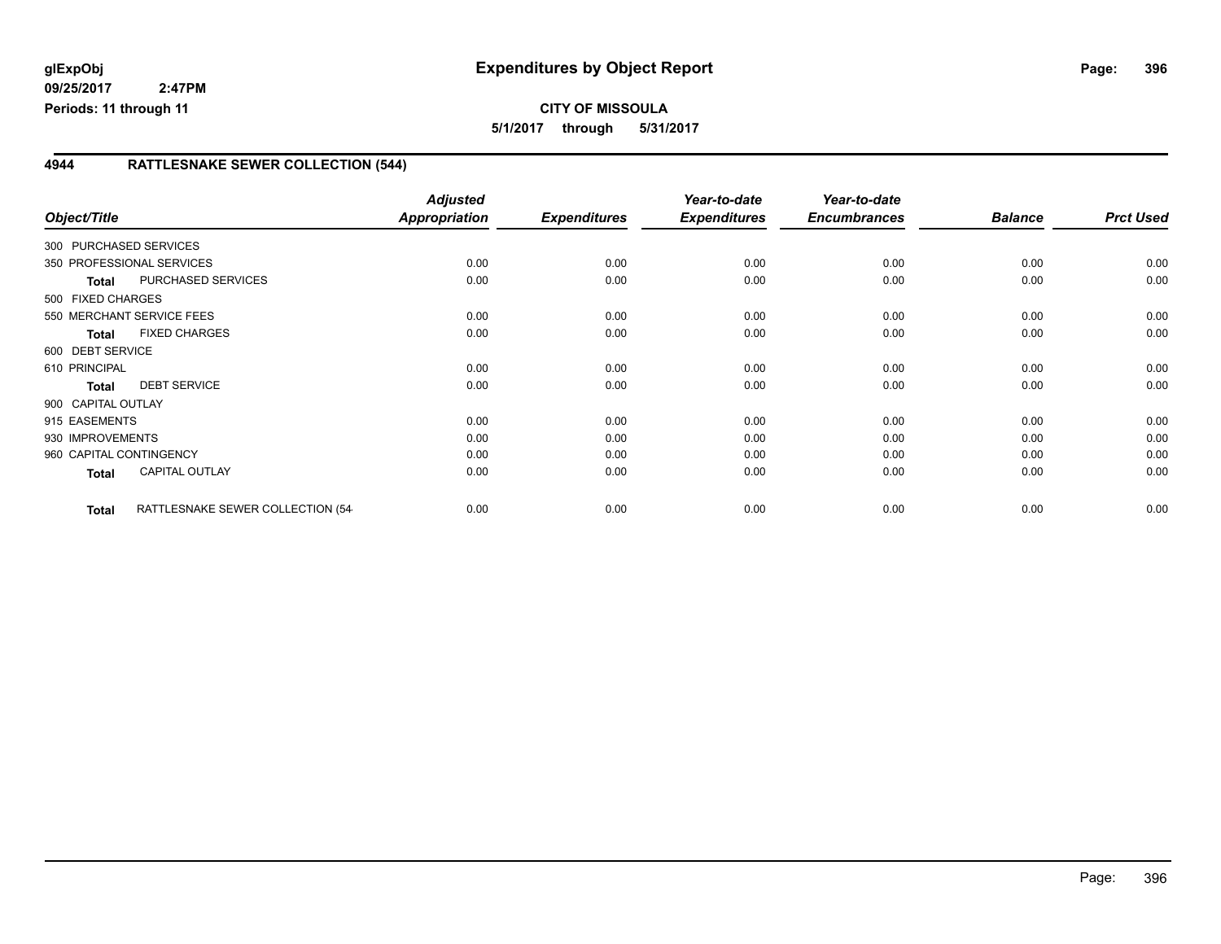**glExpObj**
**09/25/2017 2:47PM**
**Periods: 11 through 11**

# Expenditures by Object Report

**CITY OF MISSOULA**
**5/1/2017 through 5/31/2017**

## 4944 RATTLESNAKE SEWER COLLECTION (544)

| Object/Title | | *Adjusted Appropriation* | *Expenditures* | *Year-to-date Expenditures* | *Year-to-date Encumbrances* | *Balance* | *Prct Used* |
|---|---|---|---|---|---|---|---|
| 300 PURCHASED SERVICES | | | | | | | |
| 350 PROFESSIONAL SERVICES | | 0.00 | 0.00 | 0.00 | 0.00 | 0.00 | 0.00 |
| **Total** | PURCHASED SERVICES | 0.00 | 0.00 | 0.00 | 0.00 | 0.00 | 0.00 |
| 500 FIXED CHARGES | | | | | | | |
| 550 MERCHANT SERVICE FEES | | 0.00 | 0.00 | 0.00 | 0.00 | 0.00 | 0.00 |
| **Total** | FIXED CHARGES | 0.00 | 0.00 | 0.00 | 0.00 | 0.00 | 0.00 |
| 600 DEBT SERVICE | | | | | | | |
| 610 PRINCIPAL | | 0.00 | 0.00 | 0.00 | 0.00 | 0.00 | 0.00 |
| **Total** | DEBT SERVICE | 0.00 | 0.00 | 0.00 | 0.00 | 0.00 | 0.00 |
| 900 CAPITAL OUTLAY | | | | | | | |
| 915 EASEMENTS | | 0.00 | 0.00 | 0.00 | 0.00 | 0.00 | 0.00 |
| 930 IMPROVEMENTS | | 0.00 | 0.00 | 0.00 | 0.00 | 0.00 | 0.00 |
| 960 CAPITAL CONTINGENCY | | 0.00 | 0.00 | 0.00 | 0.00 | 0.00 | 0.00 |
| **Total** | CAPITAL OUTLAY | 0.00 | 0.00 | 0.00 | 0.00 | 0.00 | 0.00 |
| **Total** | RATTLESNAKE SEWER COLLECTION (54 | 0.00 | 0.00 | 0.00 | 0.00 | 0.00 | 0.00 |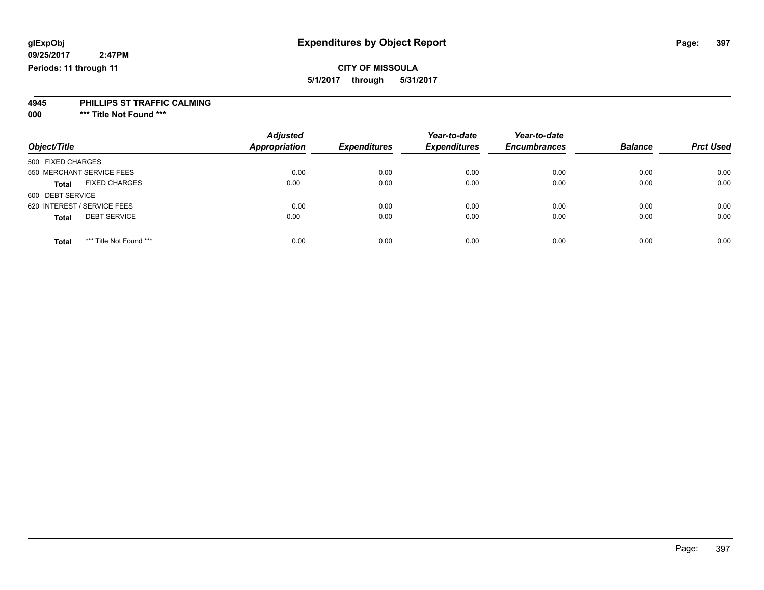**glExpObj** **Expenditures by Object Report**

**09/25/2017 2:47PM**

**Periods: 11 through 11**

**CITY OF MISSOULA**

**5/1/2017 through 5/31/2017**

**4945 PHILLIPS ST TRAFFIC CALMING**

**000 \*\*\* Title Not Found \*\*\***

| Object/Title | Adjusted Appropriation | Expenditures | Year-to-date Expenditures | Year-to-date Encumbrances | Balance | Prct Used |
|---|---|---|---|---|---|---|
| 500 FIXED CHARGES | | | | | | |
| 550 MERCHANT SERVICE FEES | 0.00 | 0.00 | 0.00 | 0.00 | 0.00 | 0.00 |
| **Total** FIXED CHARGES | 0.00 | 0.00 | 0.00 | 0.00 | 0.00 | 0.00 |
| 600 DEBT SERVICE | | | | | | |
| 620 INTEREST / SERVICE FEES | 0.00 | 0.00 | 0.00 | 0.00 | 0.00 | 0.00 |
| **Total** DEBT SERVICE | 0.00 | 0.00 | 0.00 | 0.00 | 0.00 | 0.00 |
| **Total** \*\*\* Title Not Found \*\*\* | 0.00 | 0.00 | 0.00 | 0.00 | 0.00 | 0.00 |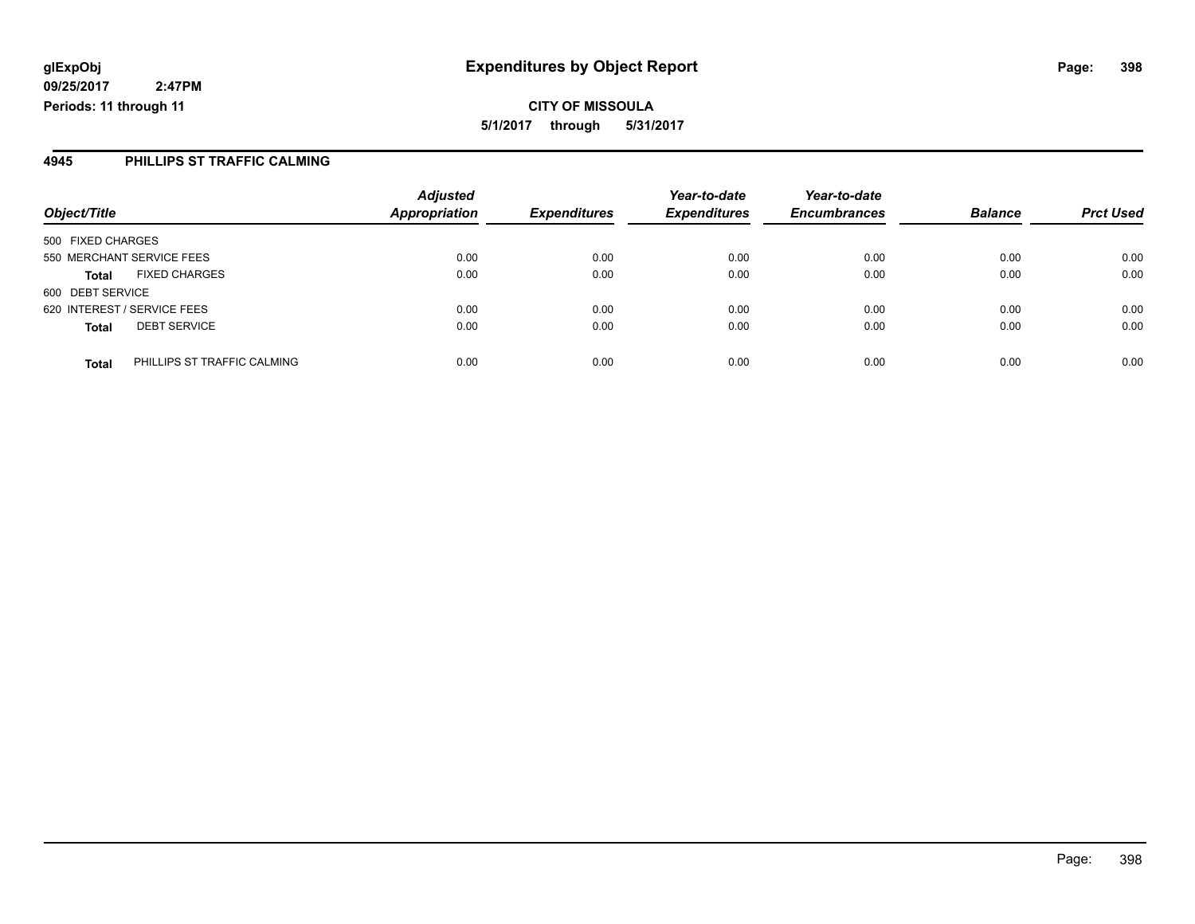**glExpObj** | **Expenditures by Object Report**

**09/25/2017 2:47PM**

**Periods: 11 through 11**

**CITY OF MISSOULA**

**5/1/2017 through 5/31/2017**

## 4945 PHILLIPS ST TRAFFIC CALMING

| Object/Title | Adjusted Appropriation | Expenditures | Year-to-date Expenditures | Year-to-date Encumbrances | Balance | Prct Used |
|---|---|---|---|---|---|---|
| 500 FIXED CHARGES | | | | | | |
| 550 MERCHANT SERVICE FEES | 0.00 | 0.00 | 0.00 | 0.00 | 0.00 | 0.00 |
| **Total** FIXED CHARGES | 0.00 | 0.00 | 0.00 | 0.00 | 0.00 | 0.00 |
| 600 DEBT SERVICE | | | | | | |
| 620 INTEREST / SERVICE FEES | 0.00 | 0.00 | 0.00 | 0.00 | 0.00 | 0.00 |
| **Total** DEBT SERVICE | 0.00 | 0.00 | 0.00 | 0.00 | 0.00 | 0.00 |
| **Total** PHILLIPS ST TRAFFIC CALMING | 0.00 | 0.00 | 0.00 | 0.00 | 0.00 | 0.00 |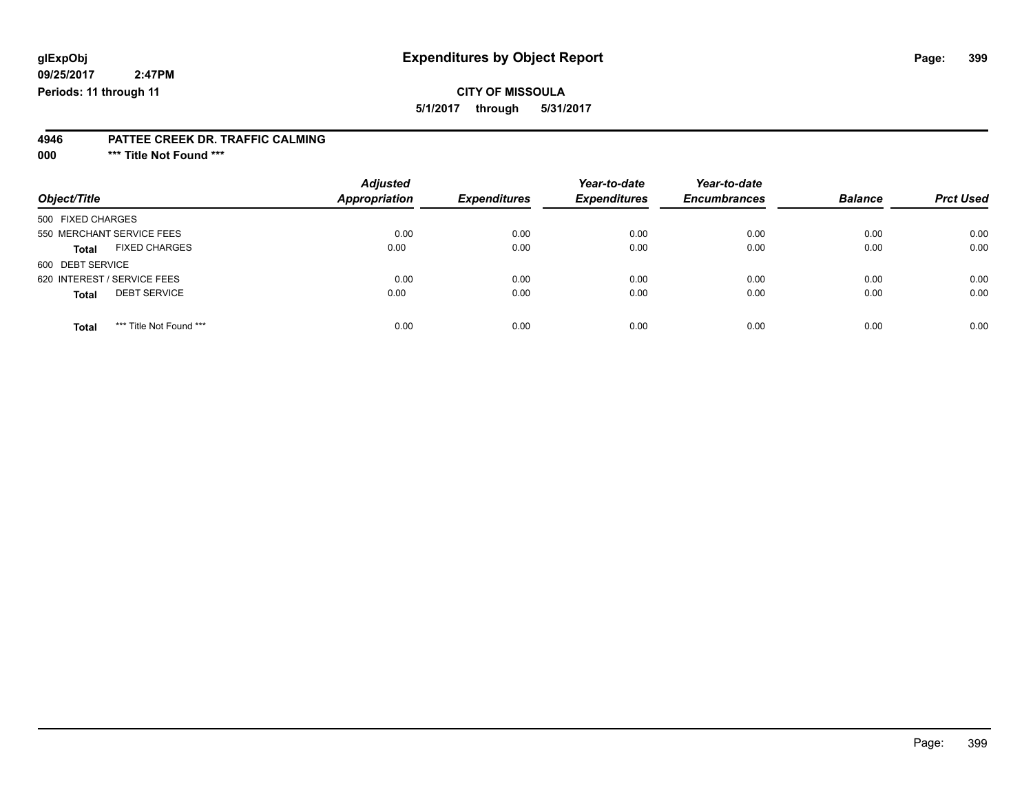**glExpObj**
**09/25/2017 2:47PM**
**Periods: 11 through 11**

# Expenditures by Object Report

**CITY OF MISSOULA**
**5/1/2017 through 5/31/2017**

**4946 PATTEE CREEK DR. TRAFFIC CALMING**
**000 \*\*\* Title Not Found \*\*\***

| Object/Title | Adjusted Appropriation | Expenditures | Year-to-date Expenditures | Year-to-date Encumbrances | Balance | Prct Used |
|---|---|---|---|---|---|---|
| 500 FIXED CHARGES | | | | | | |
| 550 MERCHANT SERVICE FEES | 0.00 | 0.00 | 0.00 | 0.00 | 0.00 | 0.00 |
| **Total** FIXED CHARGES | 0.00 | 0.00 | 0.00 | 0.00 | 0.00 | 0.00 |
| 600 DEBT SERVICE | | | | | | |
| 620 INTEREST / SERVICE FEES | 0.00 | 0.00 | 0.00 | 0.00 | 0.00 | 0.00 |
| **Total** DEBT SERVICE | 0.00 | 0.00 | 0.00 | 0.00 | 0.00 | 0.00 |
| **Total** *** Title Not Found *** | 0.00 | 0.00 | 0.00 | 0.00 | 0.00 | 0.00 |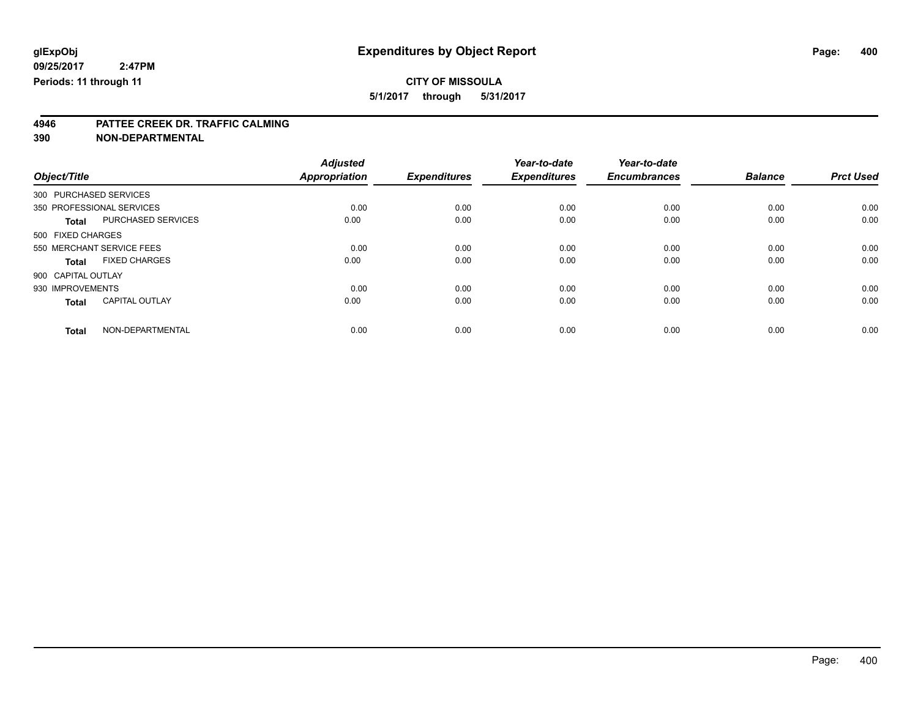**glExpObj**
**09/25/2017 2:47PM**
**Periods: 11 through 11**

# Expenditures by Object Report

**CITY OF MISSOULA**
**5/1/2017 through 5/31/2017**

**4946 PATTEE CREEK DR. TRAFFIC CALMING**
**390 NON-DEPARTMENTAL**

| Object/Title | | *Adjusted Appropriation* | *Expenditures* | *Year-to-date Expenditures* | *Year-to-date Encumbrances* | *Balance* | *Prct Used* |
|---|---|---|---|---|---|---|---|
| 300 PURCHASED SERVICES | | | | | | | |
| 350 PROFESSIONAL SERVICES | | 0.00 | 0.00 | 0.00 | 0.00 | 0.00 | 0.00 |
| **Total** | PURCHASED SERVICES | 0.00 | 0.00 | 0.00 | 0.00 | 0.00 | 0.00 |
| 500 FIXED CHARGES | | | | | | | |
| 550 MERCHANT SERVICE FEES | | 0.00 | 0.00 | 0.00 | 0.00 | 0.00 | 0.00 |
| **Total** | FIXED CHARGES | 0.00 | 0.00 | 0.00 | 0.00 | 0.00 | 0.00 |
| 900 CAPITAL OUTLAY | | | | | | | |
| 930 IMPROVEMENTS | | 0.00 | 0.00 | 0.00 | 0.00 | 0.00 | 0.00 |
| **Total** | CAPITAL OUTLAY | 0.00 | 0.00 | 0.00 | 0.00 | 0.00 | 0.00 |
| **Total** | NON-DEPARTMENTAL | 0.00 | 0.00 | 0.00 | 0.00 | 0.00 | 0.00 |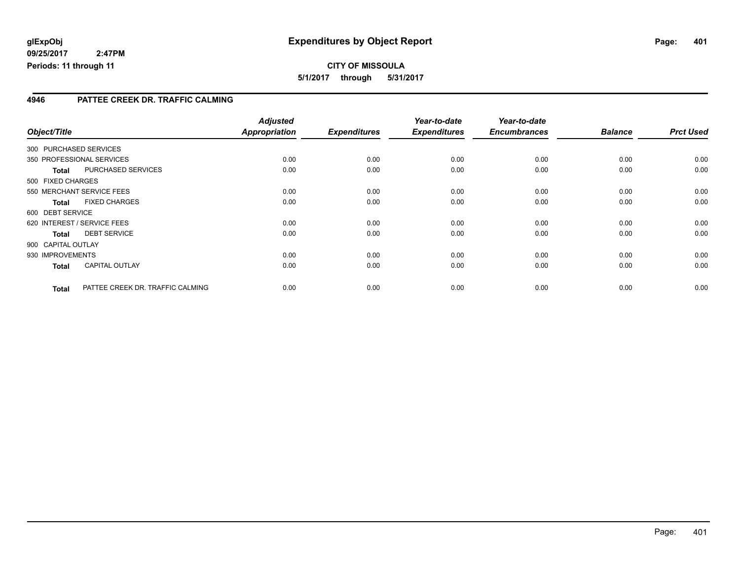**glExpObj** **Expenditures by Object Report**

**09/25/2017 2:47PM**

**Periods: 11 through 11**

**CITY OF MISSOULA**

**5/1/2017 through 5/31/2017**

## 4946 PATTEE CREEK DR. TRAFFIC CALMING

| Object/Title | | Adjusted Appropriation | Expenditures | Year-to-date Expenditures | Year-to-date Encumbrances | Balance | Prct Used |
|---|---|---|---|---|---|---|---|
| 300 PURCHASED SERVICES | | | | | | | |
| 350 PROFESSIONAL SERVICES | | 0.00 | 0.00 | 0.00 | 0.00 | 0.00 | 0.00 |
| **Total** | PURCHASED SERVICES | 0.00 | 0.00 | 0.00 | 0.00 | 0.00 | 0.00 |
| 500 FIXED CHARGES | | | | | | | |
| 550 MERCHANT SERVICE FEES | | 0.00 | 0.00 | 0.00 | 0.00 | 0.00 | 0.00 |
| **Total** | FIXED CHARGES | 0.00 | 0.00 | 0.00 | 0.00 | 0.00 | 0.00 |
| 600 DEBT SERVICE | | | | | | | |
| 620 INTEREST / SERVICE FEES | | 0.00 | 0.00 | 0.00 | 0.00 | 0.00 | 0.00 |
| **Total** | DEBT SERVICE | 0.00 | 0.00 | 0.00 | 0.00 | 0.00 | 0.00 |
| 900 CAPITAL OUTLAY | | | | | | | |
| 930 IMPROVEMENTS | | 0.00 | 0.00 | 0.00 | 0.00 | 0.00 | 0.00 |
| **Total** | CAPITAL OUTLAY | 0.00 | 0.00 | 0.00 | 0.00 | 0.00 | 0.00 |
| **Total** | PATTEE CREEK DR. TRAFFIC CALMING | 0.00 | 0.00 | 0.00 | 0.00 | 0.00 | 0.00 |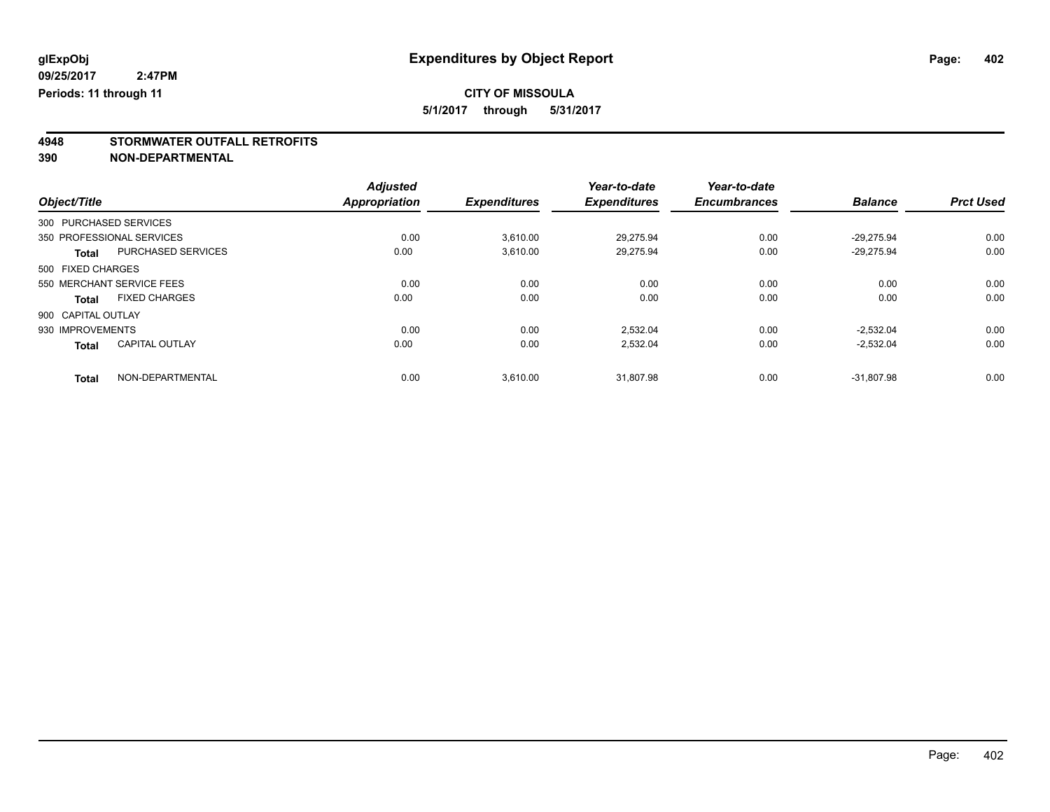glExpObj
09/25/2017 2:47PM
Periods: 11 through 11

# Expenditures by Object Report

**CITY OF MISSOULA**

**5/1/2017 through 5/31/2017**

## 4948 STORMWATER OUTFALL RETROFITS
## 390 NON-DEPARTMENTAL

| Object/Title | Adjusted Appropriation | Expenditures | Year-to-date Expenditures | Year-to-date Encumbrances | Balance | Prct Used |
|---|---|---|---|---|---|---|
| 300 PURCHASED SERVICES | | | | | | |
| 350 PROFESSIONAL SERVICES | 0.00 | 3,610.00 | 29,275.94 | 0.00 | -29,275.94 | 0.00 |
| **Total** PURCHASED SERVICES | 0.00 | 3,610.00 | 29,275.94 | 0.00 | -29,275.94 | 0.00 |
| 500 FIXED CHARGES | | | | | | |
| 550 MERCHANT SERVICE FEES | 0.00 | 0.00 | 0.00 | 0.00 | 0.00 | 0.00 |
| **Total** FIXED CHARGES | 0.00 | 0.00 | 0.00 | 0.00 | 0.00 | 0.00 |
| 900 CAPITAL OUTLAY | | | | | | |
| 930 IMPROVEMENTS | 0.00 | 0.00 | 2,532.04 | 0.00 | -2,532.04 | 0.00 |
| **Total** CAPITAL OUTLAY | 0.00 | 0.00 | 2,532.04 | 0.00 | -2,532.04 | 0.00 |
| **Total** NON-DEPARTMENTAL | 0.00 | 3,610.00 | 31,807.98 | 0.00 | -31,807.98 | 0.00 |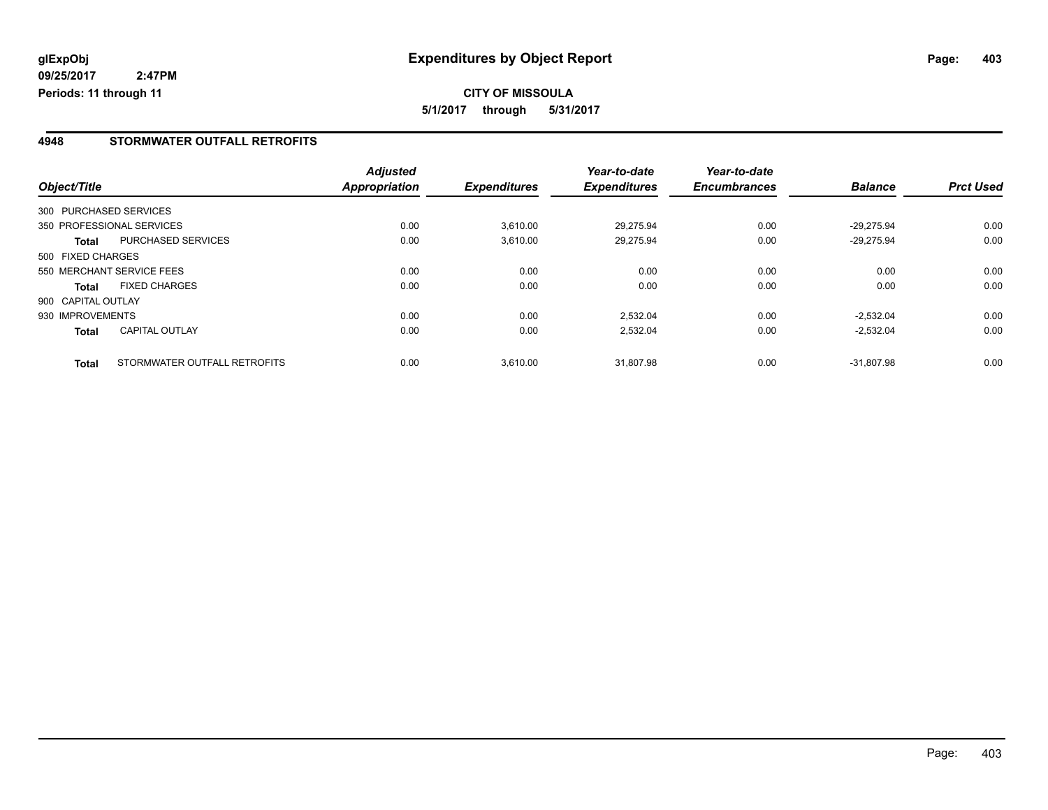**glExpObj** | **Expenditures by Object Report**

**09/25/2017 2:47PM**

**Periods: 11 through 11**

**CITY OF MISSOULA**

**5/1/2017 through 5/31/2017**

## 4948 STORMWATER OUTFALL RETROFITS

| Object/Title | | Adjusted Appropriation | Expenditures | Year-to-date Expenditures | Year-to-date Encumbrances | Balance | Prct Used |
|---|---|---|---|---|---|---|---|
| 300 PURCHASED SERVICES | | | | | | | |
| 350 PROFESSIONAL SERVICES | | 0.00 | 3,610.00 | 29,275.94 | 0.00 | -29,275.94 | 0.00 |
| **Total** | PURCHASED SERVICES | 0.00 | 3,610.00 | 29,275.94 | 0.00 | -29,275.94 | 0.00 |
| 500 FIXED CHARGES | | | | | | | |
| 550 MERCHANT SERVICE FEES | | 0.00 | 0.00 | 0.00 | 0.00 | 0.00 | 0.00 |
| **Total** | FIXED CHARGES | 0.00 | 0.00 | 0.00 | 0.00 | 0.00 | 0.00 |
| 900 CAPITAL OUTLAY | | | | | | | |
| 930 IMPROVEMENTS | | 0.00 | 0.00 | 2,532.04 | 0.00 | -2,532.04 | 0.00 |
| **Total** | CAPITAL OUTLAY | 0.00 | 0.00 | 2,532.04 | 0.00 | -2,532.04 | 0.00 |
| **Total** | STORMWATER OUTFALL RETROFITS | 0.00 | 3,610.00 | 31,807.98 | 0.00 | -31,807.98 | 0.00 |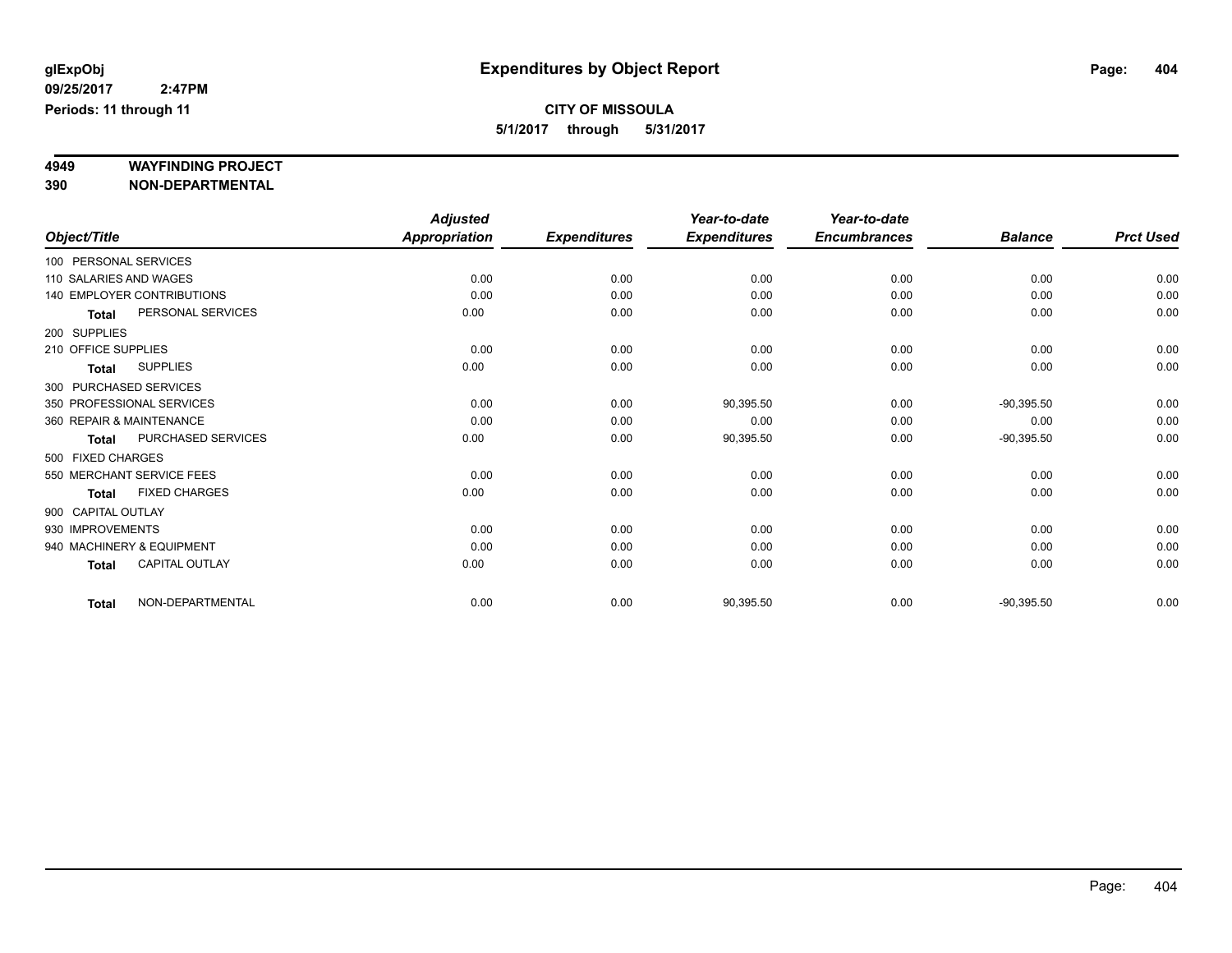glExpObj
09/25/2017 2:47PM
Periods: 11 through 11

# Expenditures by Object Report

**CITY OF MISSOULA**
**5/1/2017 through 5/31/2017**

**4949 WAYFINDING PROJECT**
**390 NON-DEPARTMENTAL**

| Object/Title | Adjusted Appropriation | Expenditures | Year-to-date Expenditures | Year-to-date Encumbrances | Balance | Prct Used |
|---|---|---|---|---|---|---|
| 100 PERSONAL SERVICES | | | | | | |
| 110 SALARIES AND WAGES | 0.00 | 0.00 | 0.00 | 0.00 | 0.00 | 0.00 |
| 140 EMPLOYER CONTRIBUTIONS | 0.00 | 0.00 | 0.00 | 0.00 | 0.00 | 0.00 |
| Total PERSONAL SERVICES | 0.00 | 0.00 | 0.00 | 0.00 | 0.00 | 0.00 |
| 200 SUPPLIES | | | | | | |
| 210 OFFICE SUPPLIES | 0.00 | 0.00 | 0.00 | 0.00 | 0.00 | 0.00 |
| Total SUPPLIES | 0.00 | 0.00 | 0.00 | 0.00 | 0.00 | 0.00 |
| 300 PURCHASED SERVICES | | | | | | |
| 350 PROFESSIONAL SERVICES | 0.00 | 0.00 | 90,395.50 | 0.00 | -90,395.50 | 0.00 |
| 360 REPAIR & MAINTENANCE | 0.00 | 0.00 | 0.00 | 0.00 | 0.00 | 0.00 |
| Total PURCHASED SERVICES | 0.00 | 0.00 | 90,395.50 | 0.00 | -90,395.50 | 0.00 |
| 500 FIXED CHARGES | | | | | | |
| 550 MERCHANT SERVICE FEES | 0.00 | 0.00 | 0.00 | 0.00 | 0.00 | 0.00 |
| Total FIXED CHARGES | 0.00 | 0.00 | 0.00 | 0.00 | 0.00 | 0.00 |
| 900 CAPITAL OUTLAY | | | | | | |
| 930 IMPROVEMENTS | 0.00 | 0.00 | 0.00 | 0.00 | 0.00 | 0.00 |
| 940 MACHINERY & EQUIPMENT | 0.00 | 0.00 | 0.00 | 0.00 | 0.00 | 0.00 |
| Total CAPITAL OUTLAY | 0.00 | 0.00 | 0.00 | 0.00 | 0.00 | 0.00 |
| Total NON-DEPARTMENTAL | 0.00 | 0.00 | 90,395.50 | 0.00 | -90,395.50 | 0.00 |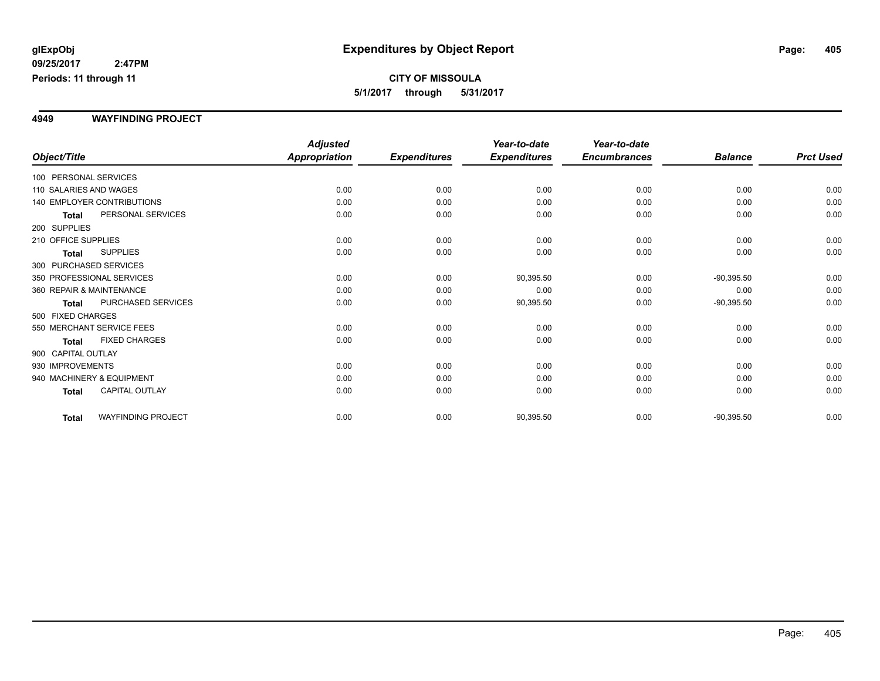# Expenditures by Object Report

glExpObj
09/25/2017 2:47PM
Periods: 11 through 11

**CITY OF MISSOULA**
**5/1/2017 through 5/31/2017**

## 4949 WAYFINDING PROJECT

| Object/Title | | Adjusted Appropriation | Expenditures | Year-to-date Expenditures | Year-to-date Encumbrances | Balance | Prct Used |
|---|---|---|---|---|---|---|---|
| 100 PERSONAL SERVICES | | | | | | | |
| 110 SALARIES AND WAGES | | 0.00 | 0.00 | 0.00 | 0.00 | 0.00 | 0.00 |
| 140 EMPLOYER CONTRIBUTIONS | | 0.00 | 0.00 | 0.00 | 0.00 | 0.00 | 0.00 |
| **Total** | PERSONAL SERVICES | 0.00 | 0.00 | 0.00 | 0.00 | 0.00 | 0.00 |
| 200 SUPPLIES | | | | | | | |
| 210 OFFICE SUPPLIES | | 0.00 | 0.00 | 0.00 | 0.00 | 0.00 | 0.00 |
| **Total** | SUPPLIES | 0.00 | 0.00 | 0.00 | 0.00 | 0.00 | 0.00 |
| 300 PURCHASED SERVICES | | | | | | | |
| 350 PROFESSIONAL SERVICES | | 0.00 | 0.00 | 90,395.50 | 0.00 | -90,395.50 | 0.00 |
| 360 REPAIR & MAINTENANCE | | 0.00 | 0.00 | 0.00 | 0.00 | 0.00 | 0.00 |
| **Total** | PURCHASED SERVICES | 0.00 | 0.00 | 90,395.50 | 0.00 | -90,395.50 | 0.00 |
| 500 FIXED CHARGES | | | | | | | |
| 550 MERCHANT SERVICE FEES | | 0.00 | 0.00 | 0.00 | 0.00 | 0.00 | 0.00 |
| **Total** | FIXED CHARGES | 0.00 | 0.00 | 0.00 | 0.00 | 0.00 | 0.00 |
| 900 CAPITAL OUTLAY | | | | | | | |
| 930 IMPROVEMENTS | | 0.00 | 0.00 | 0.00 | 0.00 | 0.00 | 0.00 |
| 940 MACHINERY & EQUIPMENT | | 0.00 | 0.00 | 0.00 | 0.00 | 0.00 | 0.00 |
| **Total** | CAPITAL OUTLAY | 0.00 | 0.00 | 0.00 | 0.00 | 0.00 | 0.00 |
| **Total** | WAYFINDING PROJECT | 0.00 | 0.00 | 90,395.50 | 0.00 | -90,395.50 | 0.00 |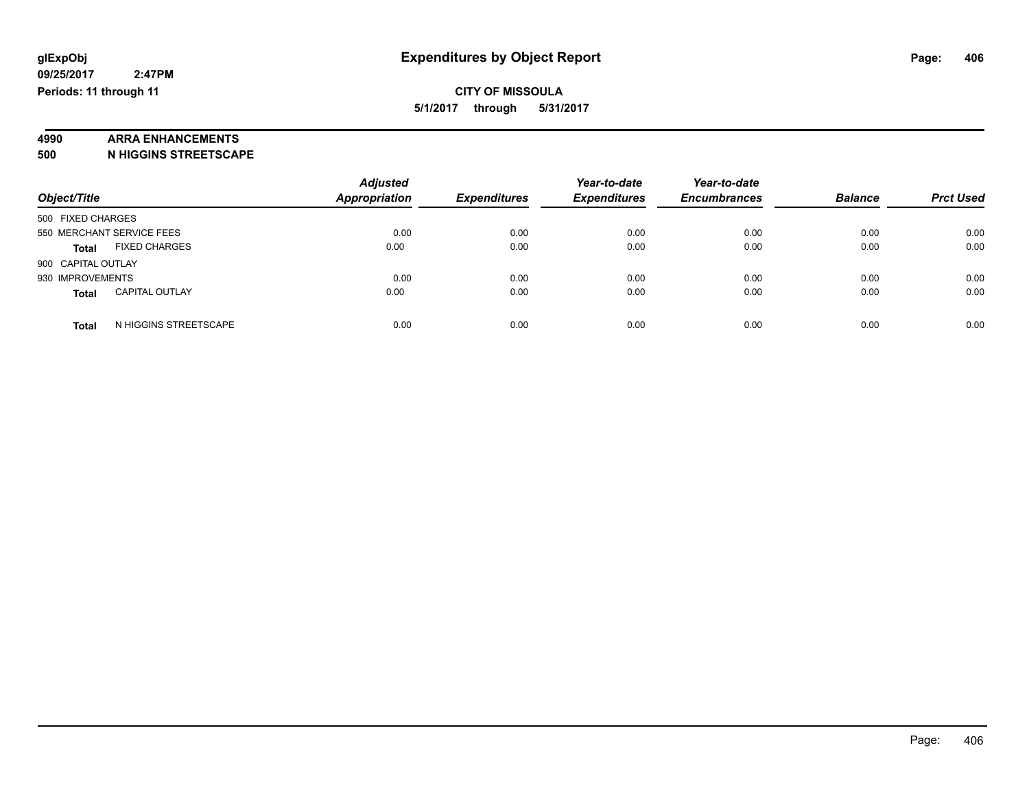**glExpObj** **Expenditures by Object Report**

**09/25/2017 2:47PM**

**Periods: 11 through 11**

**CITY OF MISSOULA**

**5/1/2017 through 5/31/2017**

**4990 ARRA ENHANCEMENTS**

**500 N HIGGINS STREETSCAPE**

| Object/Title | | Adjusted Appropriation | Expenditures | Year-to-date Expenditures | Year-to-date Encumbrances | Balance | Prct Used |
|---|---|---|---|---|---|---|---|
| 500 FIXED CHARGES | | | | | | | |
| 550 MERCHANT SERVICE FEES | | 0.00 | 0.00 | 0.00 | 0.00 | 0.00 | 0.00 |
| **Total** | FIXED CHARGES | 0.00 | 0.00 | 0.00 | 0.00 | 0.00 | 0.00 |
| 900 CAPITAL OUTLAY | | | | | | | |
| 930 IMPROVEMENTS | | 0.00 | 0.00 | 0.00 | 0.00 | 0.00 | 0.00 |
| **Total** | CAPITAL OUTLAY | 0.00 | 0.00 | 0.00 | 0.00 | 0.00 | 0.00 |
| **Total** | N HIGGINS STREETSCAPE | 0.00 | 0.00 | 0.00 | 0.00 | 0.00 | 0.00 |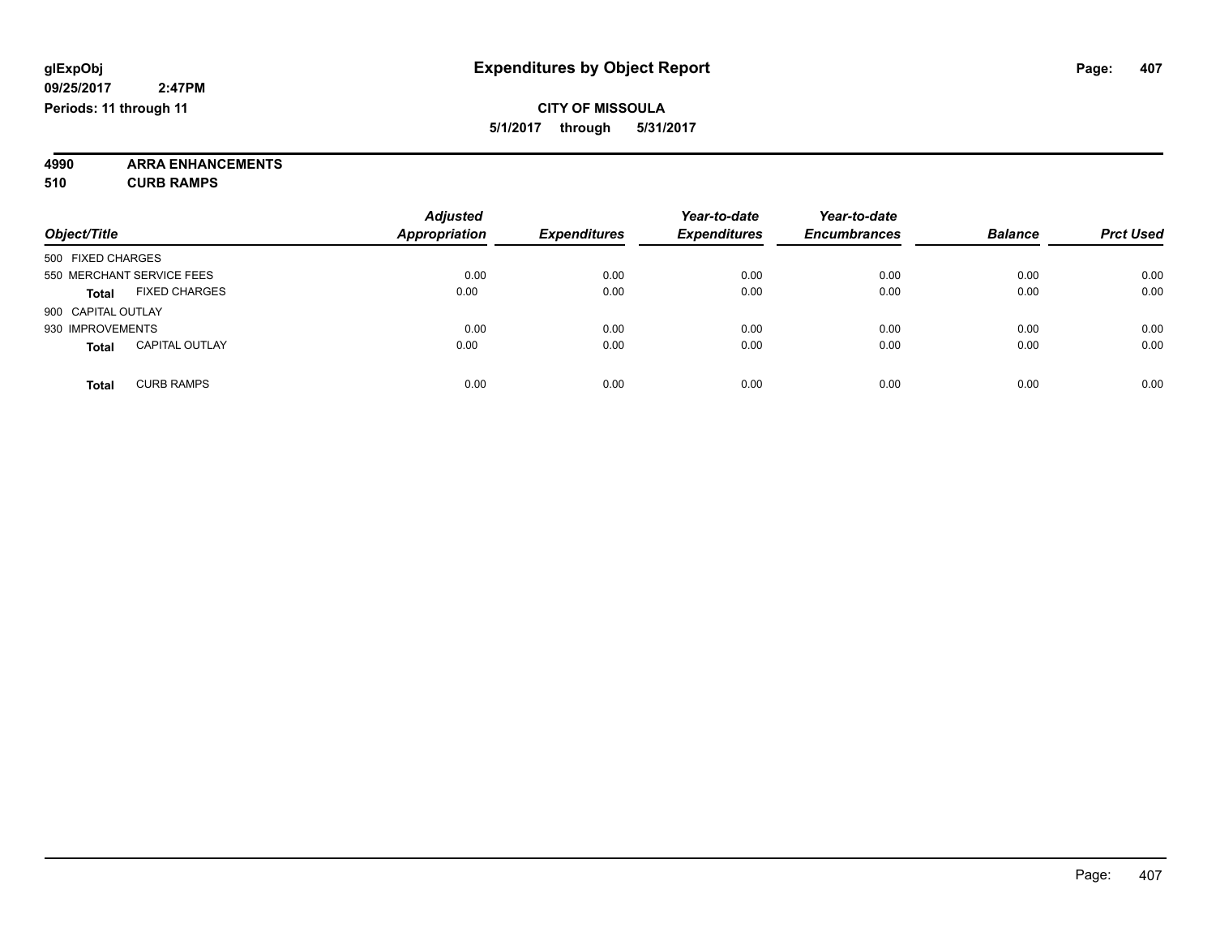**glExpObj**
**09/25/2017 2:47PM**
**Periods: 11 through 11**

# Expenditures by Object Report

**CITY OF MISSOULA**
**5/1/2017 through 5/31/2017**

**4990 ARRA ENHANCEMENTS**
**510 CURB RAMPS**

| Object/Title | Adjusted Appropriation | Expenditures | Year-to-date Expenditures | Year-to-date Encumbrances | Balance | Prct Used |
|---|---|---|---|---|---|---|
| 500 FIXED CHARGES | | | | | | |
| 550 MERCHANT SERVICE FEES | 0.00 | 0.00 | 0.00 | 0.00 | 0.00 | 0.00 |
| **Total** FIXED CHARGES | 0.00 | 0.00 | 0.00 | 0.00 | 0.00 | 0.00 |
| 900 CAPITAL OUTLAY | | | | | | |
| 930 IMPROVEMENTS | 0.00 | 0.00 | 0.00 | 0.00 | 0.00 | 0.00 |
| **Total** CAPITAL OUTLAY | 0.00 | 0.00 | 0.00 | 0.00 | 0.00 | 0.00 |
| **Total** CURB RAMPS | 0.00 | 0.00 | 0.00 | 0.00 | 0.00 | 0.00 |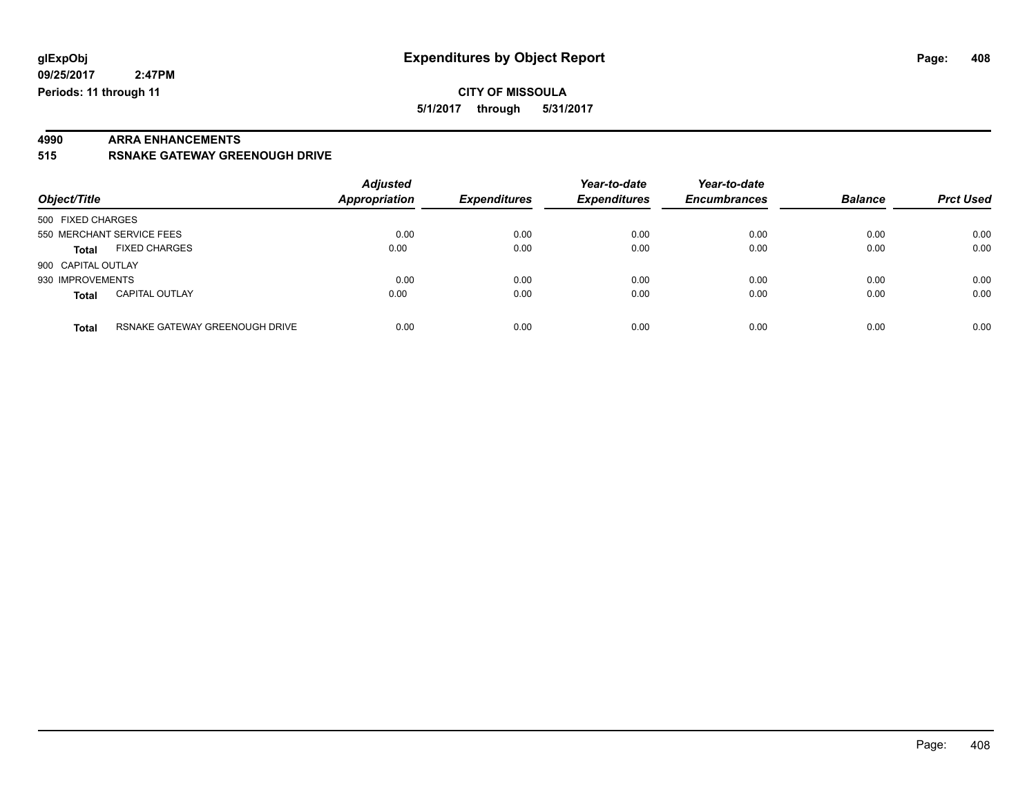**glExpObj** **Expenditures by Object Report**

**09/25/2017 2:47PM**

**Periods: 11 through 11**

**CITY OF MISSOULA**

**5/1/2017 through 5/31/2017**

**4990 ARRA ENHANCEMENTS**

**515 RSNAKE GATEWAY GREENOUGH DRIVE**

| Object/Title | | Adjusted Appropriation | Expenditures | Year-to-date Expenditures | Year-to-date Encumbrances | Balance | Prct Used |
|---|---|---|---|---|---|---|---|
| 500 FIXED CHARGES | | | | | | | |
| 550 MERCHANT SERVICE FEES | | 0.00 | 0.00 | 0.00 | 0.00 | 0.00 | 0.00 |
| **Total** | FIXED CHARGES | 0.00 | 0.00 | 0.00 | 0.00 | 0.00 | 0.00 |
| 900 CAPITAL OUTLAY | | | | | | | |
| 930 IMPROVEMENTS | | 0.00 | 0.00 | 0.00 | 0.00 | 0.00 | 0.00 |
| **Total** | CAPITAL OUTLAY | 0.00 | 0.00 | 0.00 | 0.00 | 0.00 | 0.00 |
| **Total** | RSNAKE GATEWAY GREENOUGH DRIVE | 0.00 | 0.00 | 0.00 | 0.00 | 0.00 | 0.00 |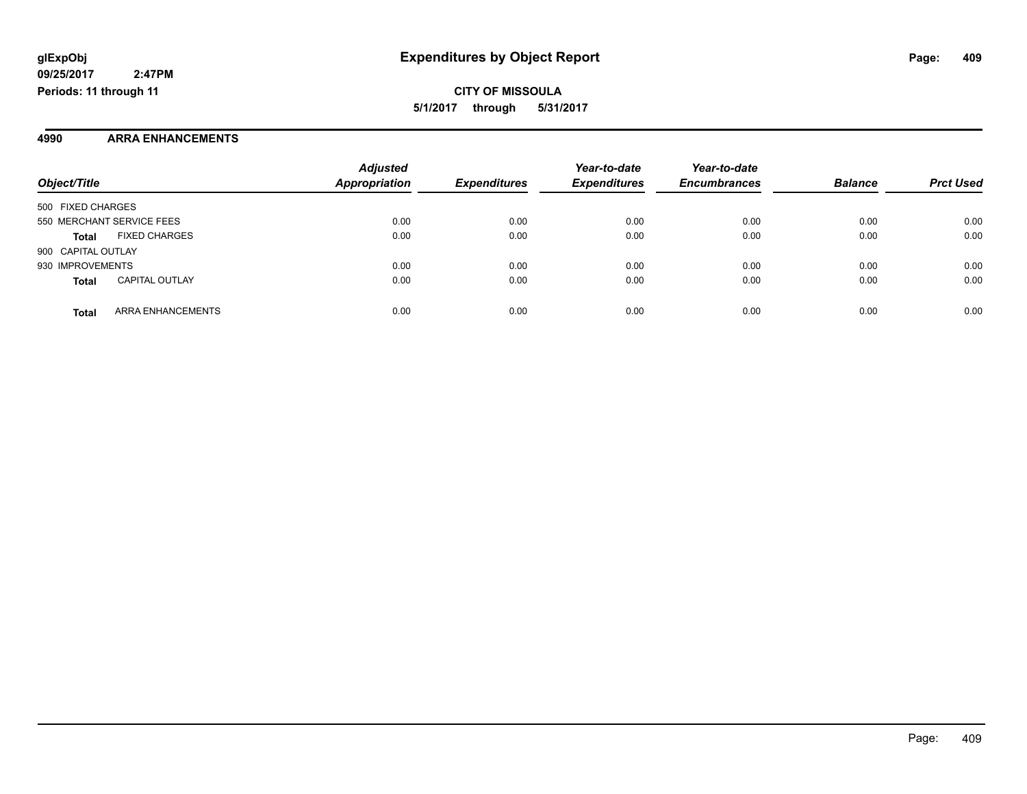# Expenditures by Object Report

**glExpObj**
**09/25/2017 2:47PM**
**Periods: 11 through 11**

**CITY OF MISSOULA**
**5/1/2017 through 5/31/2017**

## 4990 ARRA ENHANCEMENTS

| Object/Title | Adjusted Appropriation | Expenditures | Year-to-date Expenditures | Year-to-date Encumbrances | Balance | Prct Used |
|---|---|---|---|---|---|---|
| 500 FIXED CHARGES | | | | | | |
| 550 MERCHANT SERVICE FEES | 0.00 | 0.00 | 0.00 | 0.00 | 0.00 | 0.00 |
| **Total** FIXED CHARGES | 0.00 | 0.00 | 0.00 | 0.00 | 0.00 | 0.00 |
| 900 CAPITAL OUTLAY | | | | | | |
| 930 IMPROVEMENTS | 0.00 | 0.00 | 0.00 | 0.00 | 0.00 | 0.00 |
| **Total** CAPITAL OUTLAY | 0.00 | 0.00 | 0.00 | 0.00 | 0.00 | 0.00 |
| **Total** ARRA ENHANCEMENTS | 0.00 | 0.00 | 0.00 | 0.00 | 0.00 | 0.00 |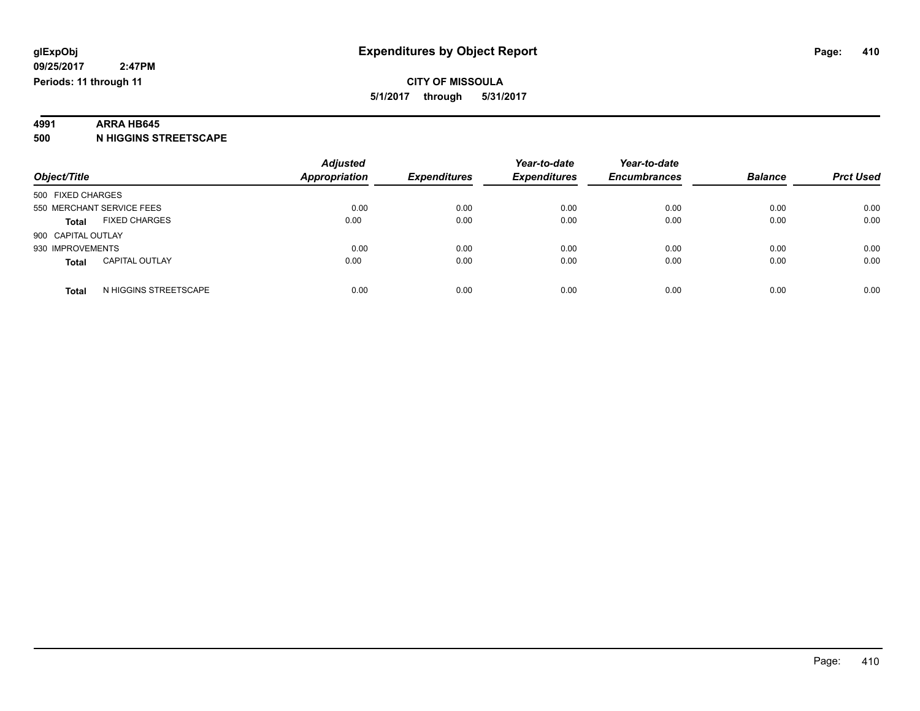**glExpObj** **Expenditures by Object Report**

**09/25/2017 2:47PM**

**Periods: 11 through 11**

**CITY OF MISSOULA**

**5/1/2017 through 5/31/2017**

**4991 ARRA HB645**

**500 N HIGGINS STREETSCAPE**

| Object/Title | Adjusted Appropriation | Expenditures | Year-to-date Expenditures | Year-to-date Encumbrances | Balance | Prct Used |
|---|---|---|---|---|---|---|
| 500 FIXED CHARGES | | | | | | |
| 550 MERCHANT SERVICE FEES | 0.00 | 0.00 | 0.00 | 0.00 | 0.00 | 0.00 |
| **Total** FIXED CHARGES | 0.00 | 0.00 | 0.00 | 0.00 | 0.00 | 0.00 |
| 900 CAPITAL OUTLAY | | | | | | |
| 930 IMPROVEMENTS | 0.00 | 0.00 | 0.00 | 0.00 | 0.00 | 0.00 |
| **Total** CAPITAL OUTLAY | 0.00 | 0.00 | 0.00 | 0.00 | 0.00 | 0.00 |
| **Total** N HIGGINS STREETSCAPE | 0.00 | 0.00 | 0.00 | 0.00 | 0.00 | 0.00 |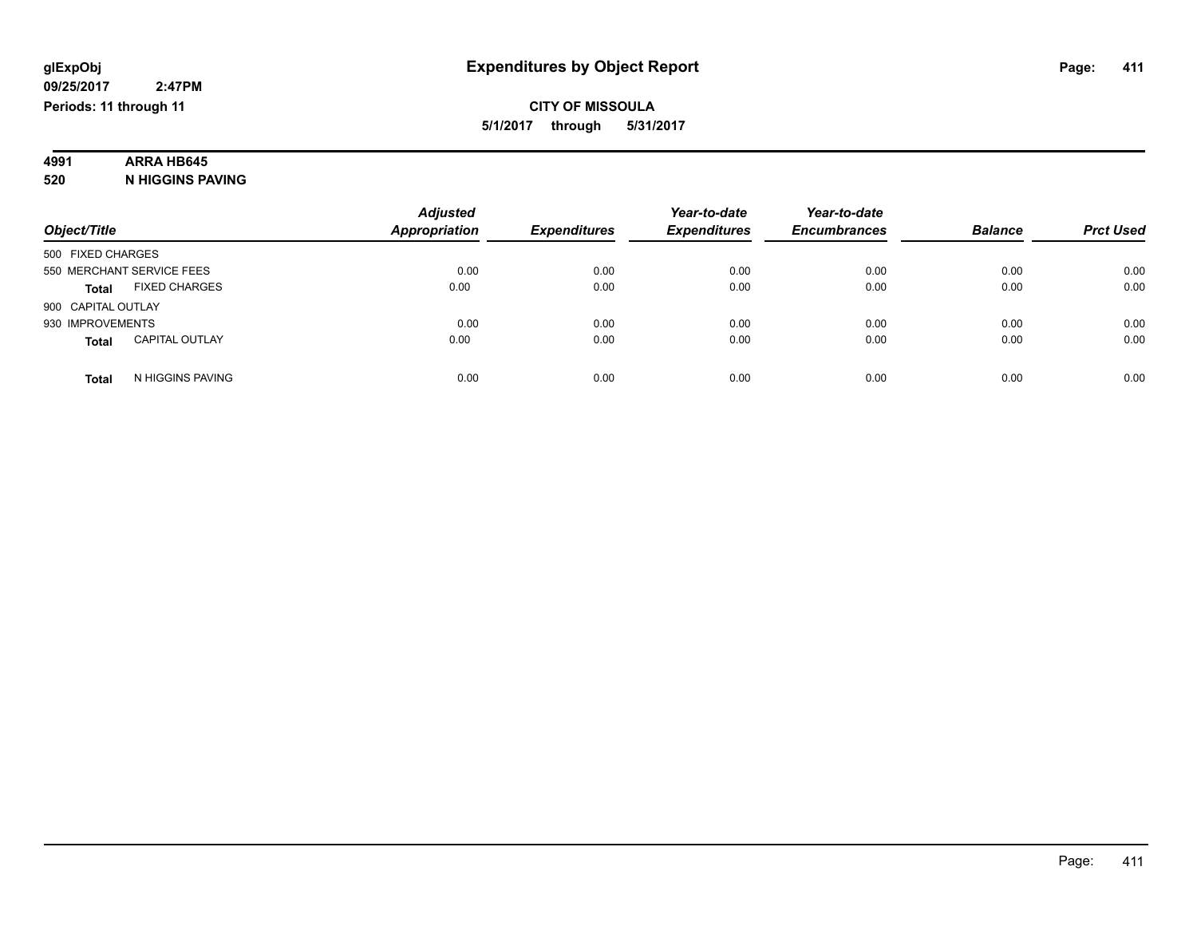**glExpObj**
**09/25/2017 2:47PM**
**Periods: 11 through 11**

# Expenditures by Object Report

**CITY OF MISSOULA**
**5/1/2017 through 5/31/2017**

**4991 ARRA HB645**
**520 N HIGGINS PAVING**

| Object/Title | | *Adjusted Appropriation* | *Expenditures* | *Year-to-date Expenditures* | *Year-to-date Encumbrances* | *Balance* | *Prct Used* |
|---|---|---|---|---|---|---|---|
| 500 FIXED CHARGES | | | | | | | |
| 550 MERCHANT SERVICE FEES | | 0.00 | 0.00 | 0.00 | 0.00 | 0.00 | 0.00 |
| **Total** | FIXED CHARGES | 0.00 | 0.00 | 0.00 | 0.00 | 0.00 | 0.00 |
| 900 CAPITAL OUTLAY | | | | | | | |
| 930 IMPROVEMENTS | | 0.00 | 0.00 | 0.00 | 0.00 | 0.00 | 0.00 |
| **Total** | CAPITAL OUTLAY | 0.00 | 0.00 | 0.00 | 0.00 | 0.00 | 0.00 |
| **Total** | N HIGGINS PAVING | 0.00 | 0.00 | 0.00 | 0.00 | 0.00 | 0.00 |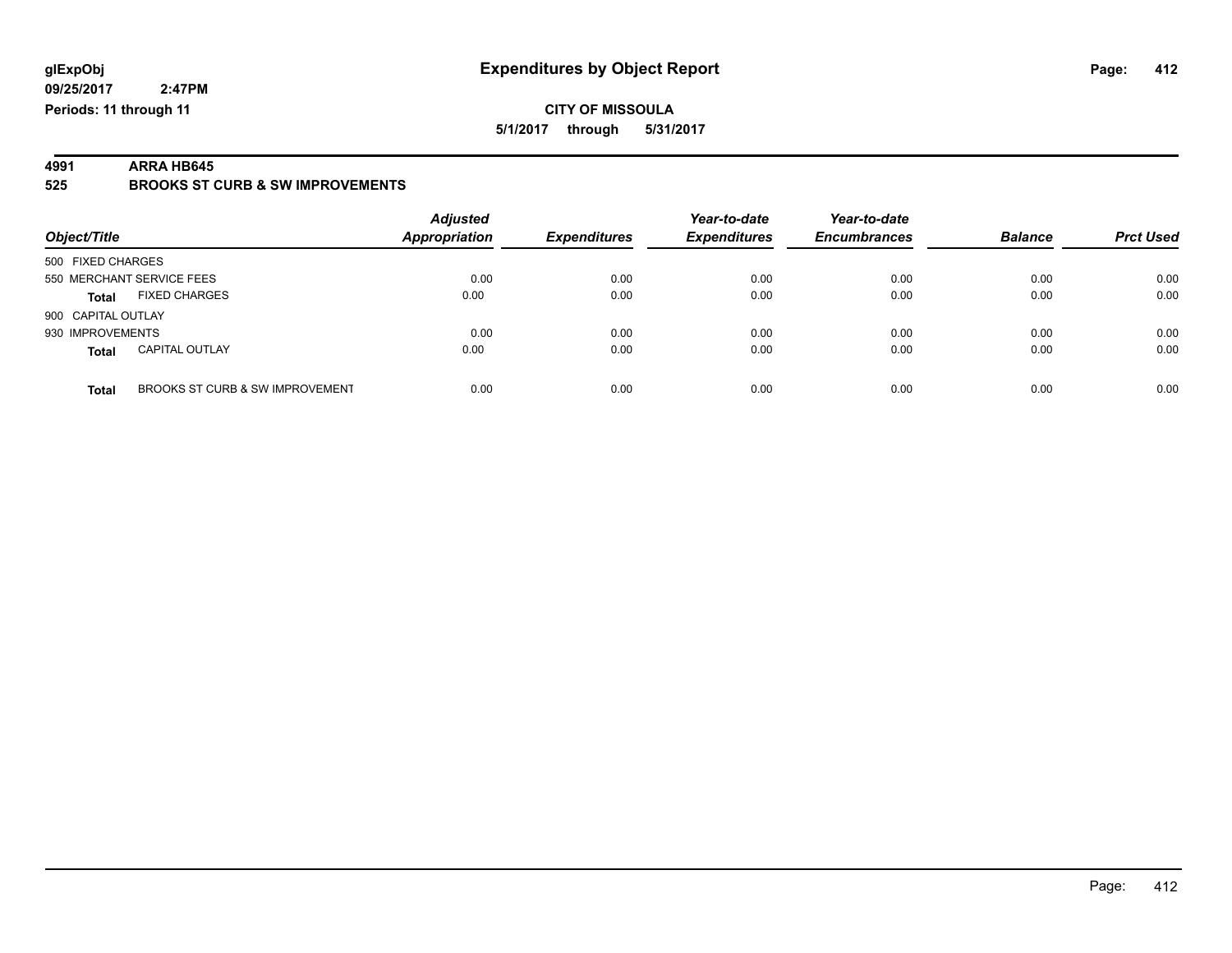# Expenditures by Object Report

glExpObj
09/25/2017 2:47PM
Periods: 11 through 11

**CITY OF MISSOULA**
**5/1/2017 through 5/31/2017**

## 4991 ARRA HB645
## 525 BROOKS ST CURB & SW IMPROVEMENTS

| Object/Title | | Adjusted Appropriation | Expenditures | Year-to-date Expenditures | Year-to-date Encumbrances | Balance | Prct Used |
|---|---|---|---|---|---|---|---|
| 500 FIXED CHARGES | | | | | | | |
| 550 MERCHANT SERVICE FEES | | 0.00 | 0.00 | 0.00 | 0.00 | 0.00 | 0.00 |
| **Total** | FIXED CHARGES | 0.00 | 0.00 | 0.00 | 0.00 | 0.00 | 0.00 |
| 900 CAPITAL OUTLAY | | | | | | | |
| 930 IMPROVEMENTS | | 0.00 | 0.00 | 0.00 | 0.00 | 0.00 | 0.00 |
| **Total** | CAPITAL OUTLAY | 0.00 | 0.00 | 0.00 | 0.00 | 0.00 | 0.00 |
| **Total** | BROOKS ST CURB & SW IMPROVEMENT | 0.00 | 0.00 | 0.00 | 0.00 | 0.00 | 0.00 |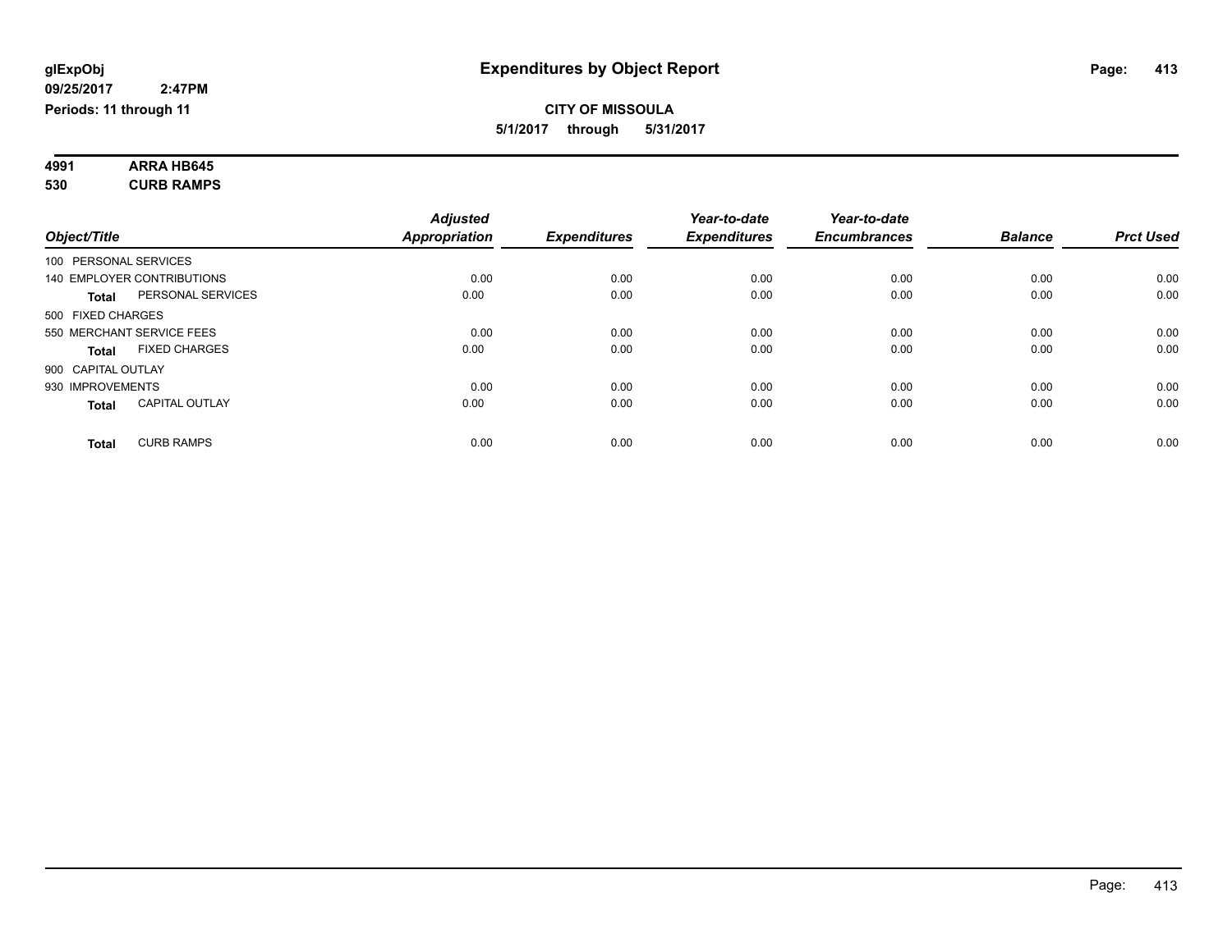**glExpObj**
**09/25/2017 2:47PM**
**Periods: 11 through 11**

# Expenditures by Object Report

**CITY OF MISSOULA**
**5/1/2017 through 5/31/2017**

**4991 ARRA HB645**
**530 CURB RAMPS**

| Object/Title | | Adjusted Appropriation | Expenditures | Year-to-date Expenditures | Year-to-date Encumbrances | Balance | Prct Used |
|---|---|---|---|---|---|---|---|
| 100 PERSONAL SERVICES | | | | | | | |
| 140 EMPLOYER CONTRIBUTIONS | | 0.00 | 0.00 | 0.00 | 0.00 | 0.00 | 0.00 |
| **Total** | PERSONAL SERVICES | 0.00 | 0.00 | 0.00 | 0.00 | 0.00 | 0.00 |
| 500 FIXED CHARGES | | | | | | | |
| 550 MERCHANT SERVICE FEES | | 0.00 | 0.00 | 0.00 | 0.00 | 0.00 | 0.00 |
| **Total** | FIXED CHARGES | 0.00 | 0.00 | 0.00 | 0.00 | 0.00 | 0.00 |
| 900 CAPITAL OUTLAY | | | | | | | |
| 930 IMPROVEMENTS | | 0.00 | 0.00 | 0.00 | 0.00 | 0.00 | 0.00 |
| **Total** | CAPITAL OUTLAY | 0.00 | 0.00 | 0.00 | 0.00 | 0.00 | 0.00 |
| **Total** | CURB RAMPS | 0.00 | 0.00 | 0.00 | 0.00 | 0.00 | 0.00 |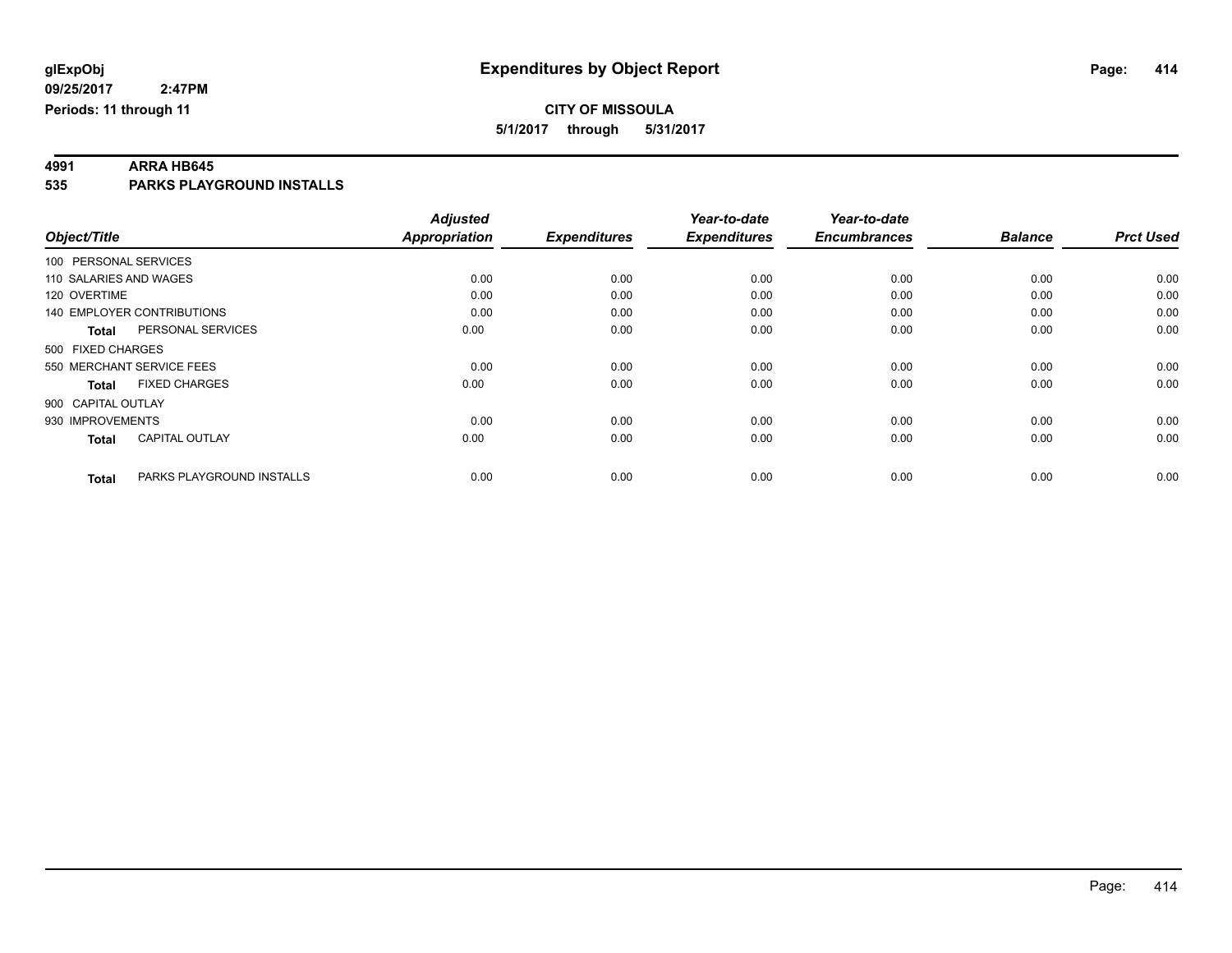glExpObj
09/25/2017 2:47PM
Periods: 11 through 11

# Expenditures by Object Report

**CITY OF MISSOULA**
**5/1/2017 through 5/31/2017**

## 4991 ARRA HB645
## 535 PARKS PLAYGROUND INSTALLS

| Object/Title | | Adjusted Appropriation | Expenditures | Year-to-date Expenditures | Year-to-date Encumbrances | Balance | Prct Used |
|---|---|---|---|---|---|---|---|
| 100 PERSONAL SERVICES | | | | | | | |
| 110 SALARIES AND WAGES | | 0.00 | 0.00 | 0.00 | 0.00 | 0.00 | 0.00 |
| 120 OVERTIME | | 0.00 | 0.00 | 0.00 | 0.00 | 0.00 | 0.00 |
| 140 EMPLOYER CONTRIBUTIONS | | 0.00 | 0.00 | 0.00 | 0.00 | 0.00 | 0.00 |
| **Total** | PERSONAL SERVICES | 0.00 | 0.00 | 0.00 | 0.00 | 0.00 | 0.00 |
| 500 FIXED CHARGES | | | | | | | |
| 550 MERCHANT SERVICE FEES | | 0.00 | 0.00 | 0.00 | 0.00 | 0.00 | 0.00 |
| **Total** | FIXED CHARGES | 0.00 | 0.00 | 0.00 | 0.00 | 0.00 | 0.00 |
| 900 CAPITAL OUTLAY | | | | | | | |
| 930 IMPROVEMENTS | | 0.00 | 0.00 | 0.00 | 0.00 | 0.00 | 0.00 |
| **Total** | CAPITAL OUTLAY | 0.00 | 0.00 | 0.00 | 0.00 | 0.00 | 0.00 |
| **Total** | PARKS PLAYGROUND INSTALLS | 0.00 | 0.00 | 0.00 | 0.00 | 0.00 | 0.00 |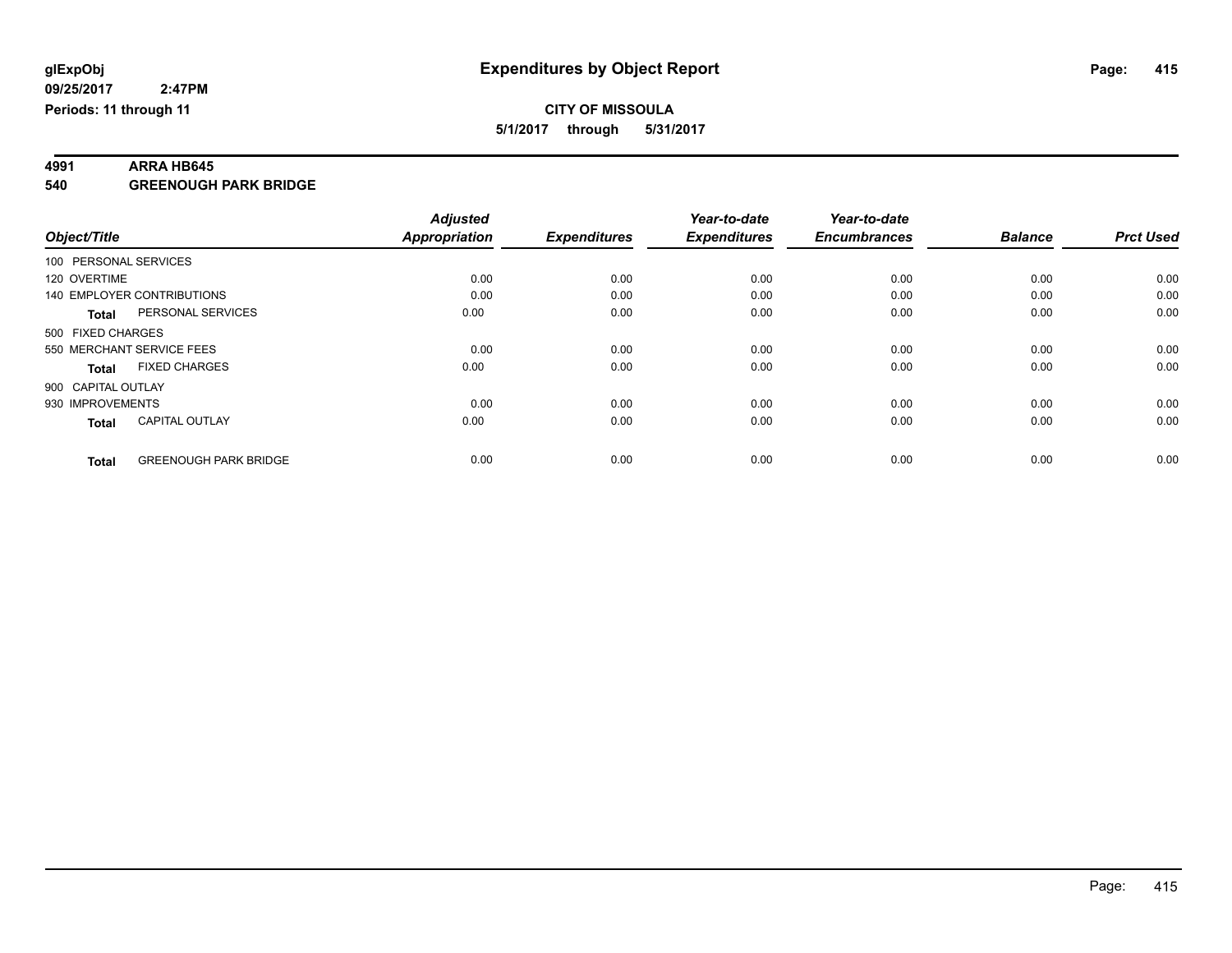**glExpObj**
**09/25/2017 2:47PM**
**Periods: 11 through 11**

# Expenditures by Object Report

**CITY OF MISSOULA**
**5/1/2017 through 5/31/2017**

**4991 ARRA HB645**
**540 GREENOUGH PARK BRIDGE**

| Object/Title | Adjusted Appropriation | Expenditures | Year-to-date Expenditures | Year-to-date Encumbrances | Balance | Prct Used |
|---|---|---|---|---|---|---|
| 100 PERSONAL SERVICES | | | | | | |
| 120 OVERTIME | 0.00 | 0.00 | 0.00 | 0.00 | 0.00 | 0.00 |
| 140 EMPLOYER CONTRIBUTIONS | 0.00 | 0.00 | 0.00 | 0.00 | 0.00 | 0.00 |
| **Total** PERSONAL SERVICES | 0.00 | 0.00 | 0.00 | 0.00 | 0.00 | 0.00 |
| 500 FIXED CHARGES | | | | | | |
| 550 MERCHANT SERVICE FEES | 0.00 | 0.00 | 0.00 | 0.00 | 0.00 | 0.00 |
| **Total** FIXED CHARGES | 0.00 | 0.00 | 0.00 | 0.00 | 0.00 | 0.00 |
| 900 CAPITAL OUTLAY | | | | | | |
| 930 IMPROVEMENTS | 0.00 | 0.00 | 0.00 | 0.00 | 0.00 | 0.00 |
| **Total** CAPITAL OUTLAY | 0.00 | 0.00 | 0.00 | 0.00 | 0.00 | 0.00 |
| **Total** GREENOUGH PARK BRIDGE | 0.00 | 0.00 | 0.00 | 0.00 | 0.00 | 0.00 |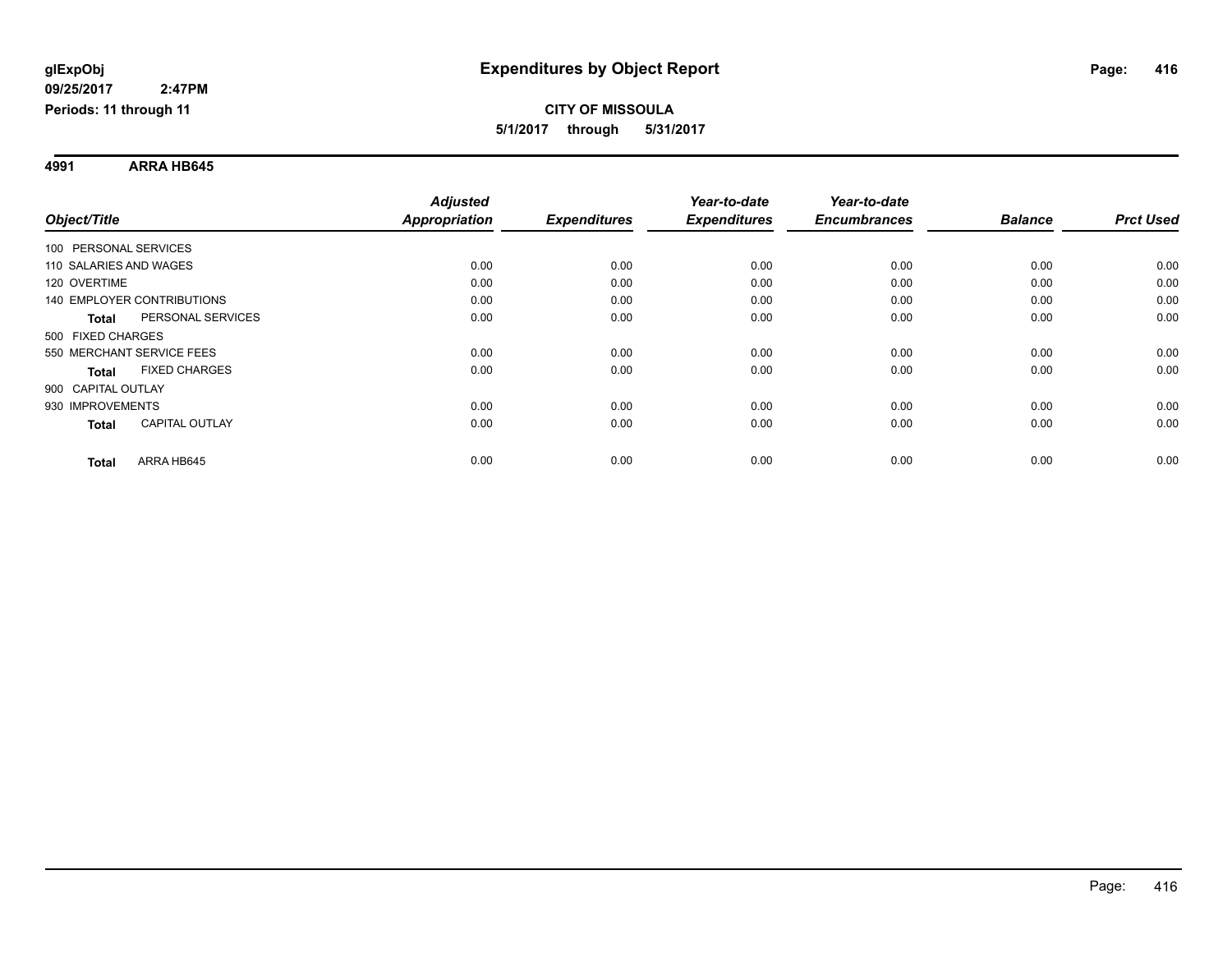**glExpObj**
**09/25/2017 2:47PM**
**Periods: 11 through 11**

# Expenditures by Object Report

**CITY OF MISSOULA**
**5/1/2017 through 5/31/2017**

**4991 ARRA HB645**

| Object/Title | | Adjusted Appropriation | Expenditures | Year-to-date Expenditures | Year-to-date Encumbrances | Balance | Prct Used |
|---|---|---|---|---|---|---|---|
| 100 PERSONAL SERVICES | | | | | | | |
| 110 SALARIES AND WAGES | | 0.00 | 0.00 | 0.00 | 0.00 | 0.00 | 0.00 |
| 120 OVERTIME | | 0.00 | 0.00 | 0.00 | 0.00 | 0.00 | 0.00 |
| 140 EMPLOYER CONTRIBUTIONS | | 0.00 | 0.00 | 0.00 | 0.00 | 0.00 | 0.00 |
| **Total** | PERSONAL SERVICES | 0.00 | 0.00 | 0.00 | 0.00 | 0.00 | 0.00 |
| 500 FIXED CHARGES | | | | | | | |
| 550 MERCHANT SERVICE FEES | | 0.00 | 0.00 | 0.00 | 0.00 | 0.00 | 0.00 |
| **Total** | FIXED CHARGES | 0.00 | 0.00 | 0.00 | 0.00 | 0.00 | 0.00 |
| 900 CAPITAL OUTLAY | | | | | | | |
| 930 IMPROVEMENTS | | 0.00 | 0.00 | 0.00 | 0.00 | 0.00 | 0.00 |
| **Total** | CAPITAL OUTLAY | 0.00 | 0.00 | 0.00 | 0.00 | 0.00 | 0.00 |
| **Total** | ARRA HB645 | 0.00 | 0.00 | 0.00 | 0.00 | 0.00 | 0.00 |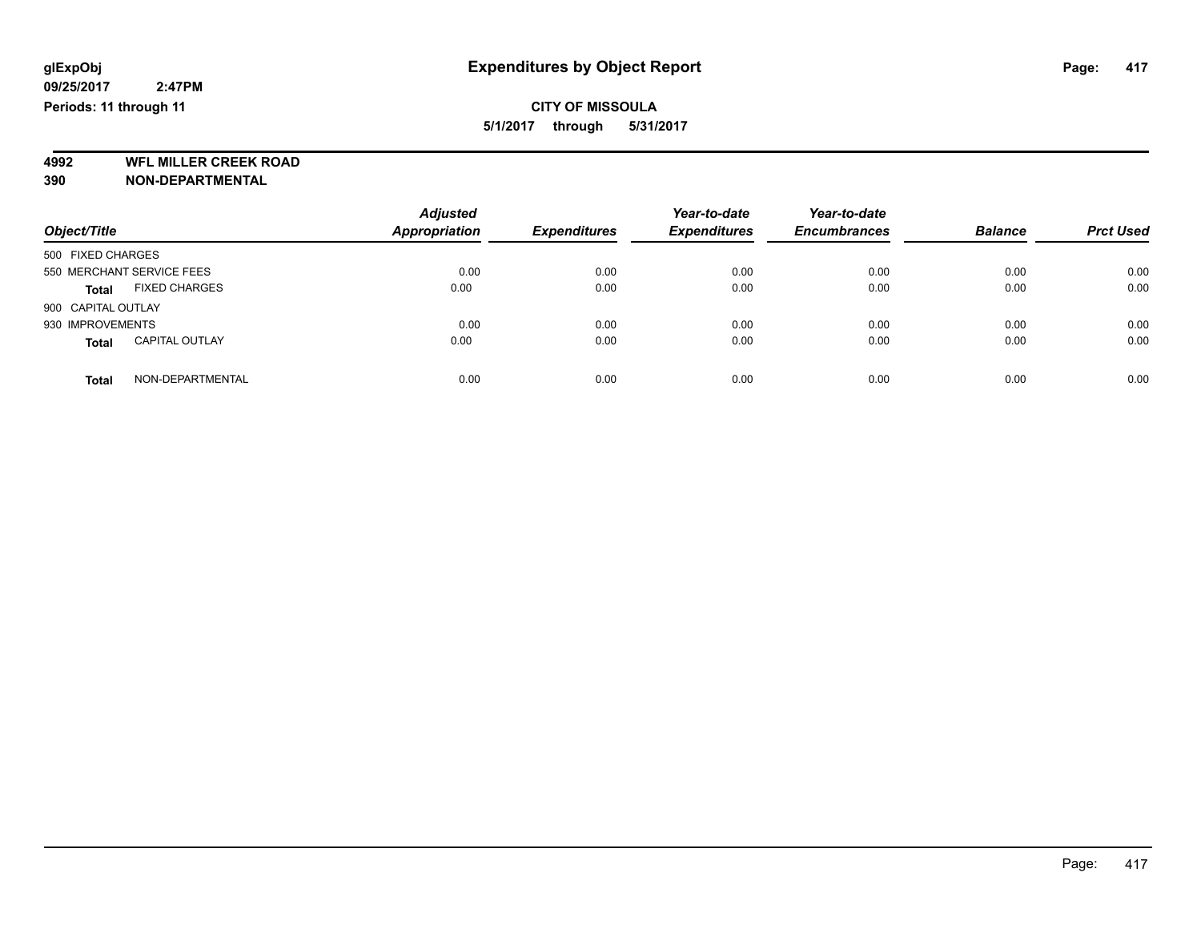**glExpObj** **Expenditures by Object Report**

**09/25/2017 2:47PM**

**Periods: 11 through 11**

**CITY OF MISSOULA**

**5/1/2017 through 5/31/2017**

**4992 WFL MILLER CREEK ROAD**

**390 NON-DEPARTMENTAL**

| Object/Title | | Adjusted Appropriation | Expenditures | Year-to-date Expenditures | Year-to-date Encumbrances | Balance | Prct Used |
|---|---|---|---|---|---|---|---|
| 500 FIXED CHARGES | | | | | | | |
| 550 MERCHANT SERVICE FEES | | 0.00 | 0.00 | 0.00 | 0.00 | 0.00 | 0.00 |
| **Total** | FIXED CHARGES | 0.00 | 0.00 | 0.00 | 0.00 | 0.00 | 0.00 |
| 900 CAPITAL OUTLAY | | | | | | | |
| 930 IMPROVEMENTS | | 0.00 | 0.00 | 0.00 | 0.00 | 0.00 | 0.00 |
| **Total** | CAPITAL OUTLAY | 0.00 | 0.00 | 0.00 | 0.00 | 0.00 | 0.00 |
| **Total** | NON-DEPARTMENTAL | 0.00 | 0.00 | 0.00 | 0.00 | 0.00 | 0.00 |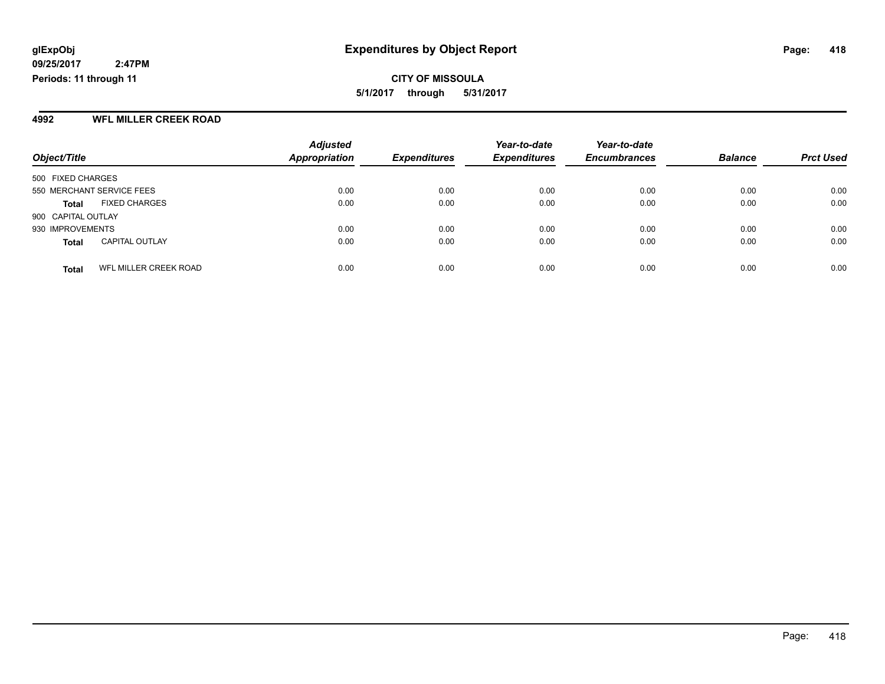# Expenditures by Object Report

glExpObj
09/25/2017 2:47PM
Periods: 11 through 11

**CITY OF MISSOULA**
**5/1/2017 through 5/31/2017**

### 4992 WFL MILLER CREEK ROAD

| Object/Title | Adjusted Appropriation | Expenditures | Year-to-date Expenditures | Year-to-date Encumbrances | Balance | Prct Used |
|---|---|---|---|---|---|---|
| 500 FIXED CHARGES | | | | | | |
| 550 MERCHANT SERVICE FEES | 0.00 | 0.00 | 0.00 | 0.00 | 0.00 | 0.00 |
| **Total** FIXED CHARGES | 0.00 | 0.00 | 0.00 | 0.00 | 0.00 | 0.00 |
| 900 CAPITAL OUTLAY | | | | | | |
| 930 IMPROVEMENTS | 0.00 | 0.00 | 0.00 | 0.00 | 0.00 | 0.00 |
| **Total** CAPITAL OUTLAY | 0.00 | 0.00 | 0.00 | 0.00 | 0.00 | 0.00 |
| **Total** WFL MILLER CREEK ROAD | 0.00 | 0.00 | 0.00 | 0.00 | 0.00 | 0.00 |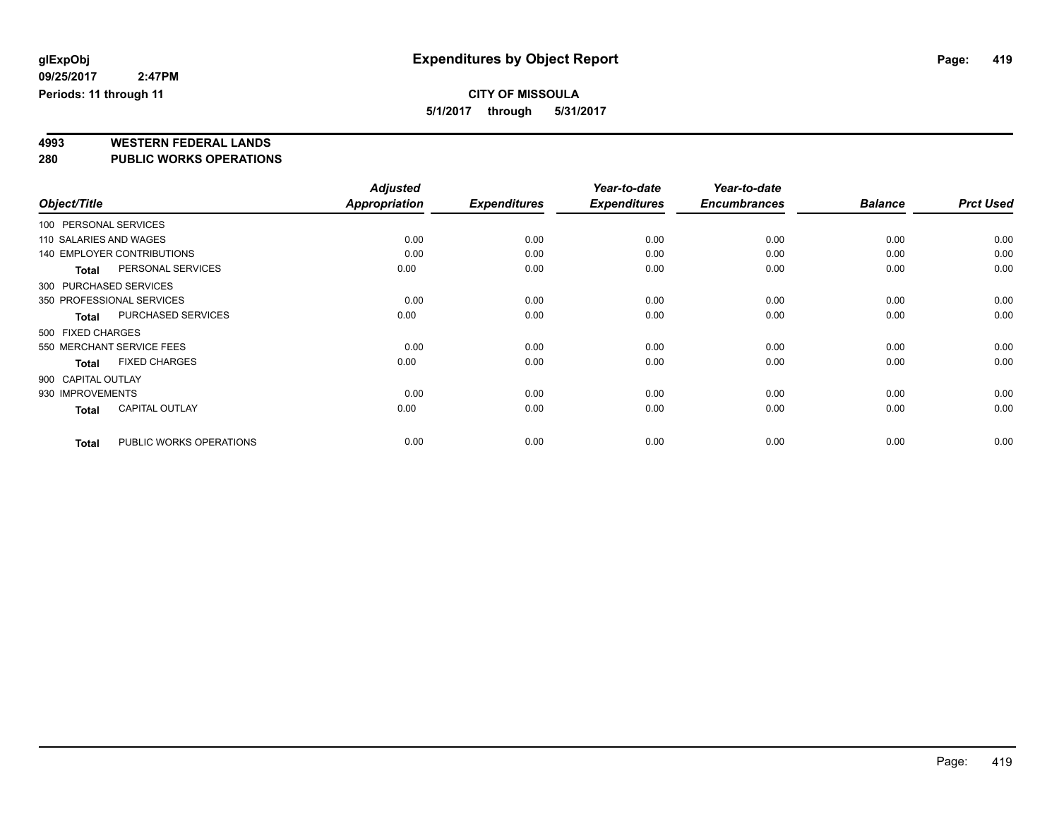**glExpObj**
**09/25/2017 2:47PM**
**Periods: 11 through 11**

# Expenditures by Object Report

**CITY OF MISSOULA**
**5/1/2017 through 5/31/2017**

## 4993 WESTERN FEDERAL LANDS
## 280 PUBLIC WORKS OPERATIONS

| Object/Title | Adjusted Appropriation | Expenditures | Year-to-date Expenditures | Year-to-date Encumbrances | Balance | Prct Used |
|---|---|---|---|---|---|---|
| 100 PERSONAL SERVICES | | | | | | |
| 110 SALARIES AND WAGES | 0.00 | 0.00 | 0.00 | 0.00 | 0.00 | 0.00 |
| 140 EMPLOYER CONTRIBUTIONS | 0.00 | 0.00 | 0.00 | 0.00 | 0.00 | 0.00 |
| **Total** PERSONAL SERVICES | 0.00 | 0.00 | 0.00 | 0.00 | 0.00 | 0.00 |
| 300 PURCHASED SERVICES | | | | | | |
| 350 PROFESSIONAL SERVICES | 0.00 | 0.00 | 0.00 | 0.00 | 0.00 | 0.00 |
| **Total** PURCHASED SERVICES | 0.00 | 0.00 | 0.00 | 0.00 | 0.00 | 0.00 |
| 500 FIXED CHARGES | | | | | | |
| 550 MERCHANT SERVICE FEES | 0.00 | 0.00 | 0.00 | 0.00 | 0.00 | 0.00 |
| **Total** FIXED CHARGES | 0.00 | 0.00 | 0.00 | 0.00 | 0.00 | 0.00 |
| 900 CAPITAL OUTLAY | | | | | | |
| 930 IMPROVEMENTS | 0.00 | 0.00 | 0.00 | 0.00 | 0.00 | 0.00 |
| **Total** CAPITAL OUTLAY | 0.00 | 0.00 | 0.00 | 0.00 | 0.00 | 0.00 |
| **Total** PUBLIC WORKS OPERATIONS | 0.00 | 0.00 | 0.00 | 0.00 | 0.00 | 0.00 |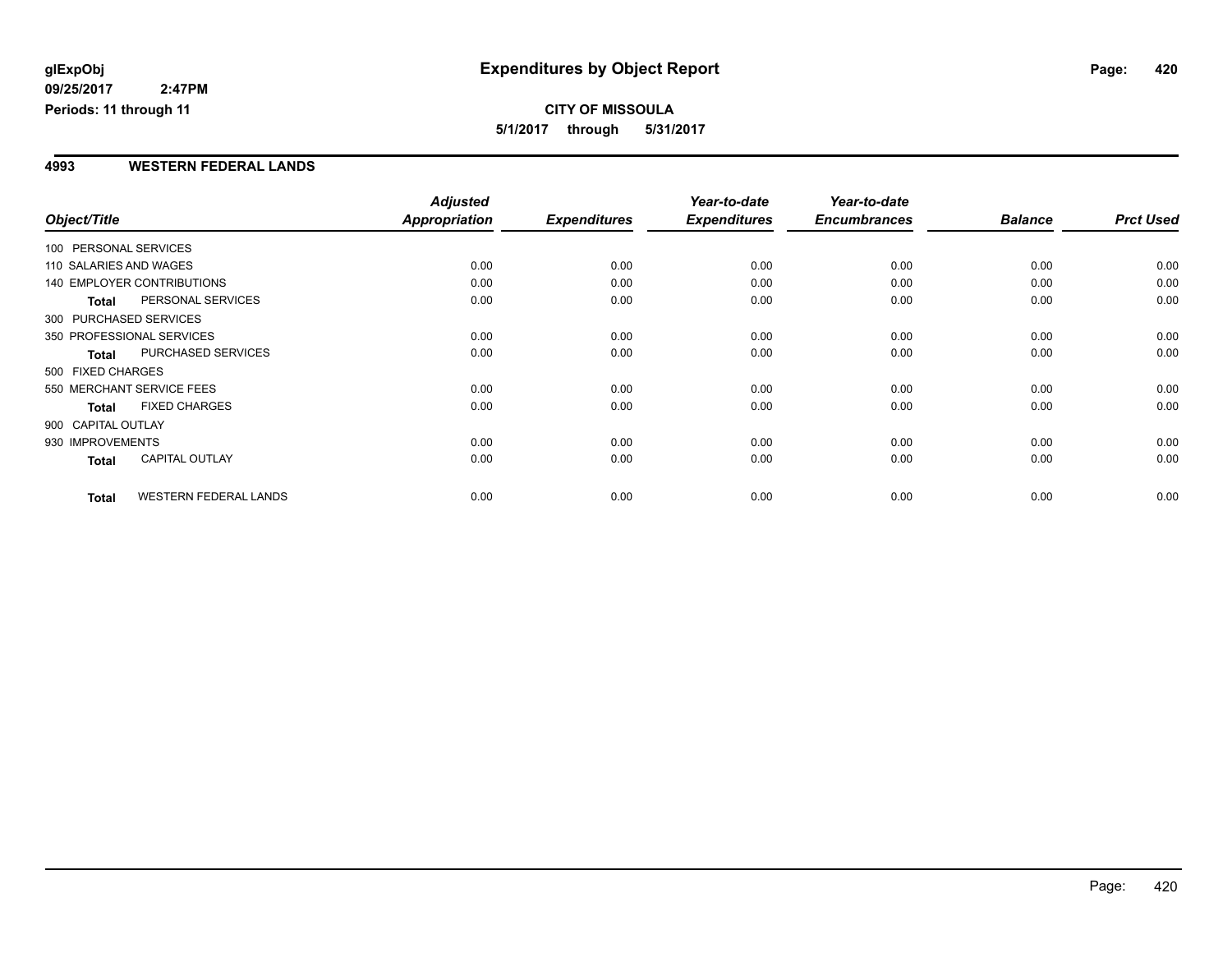glExpObj
09/25/2017 2:47PM
Periods: 11 through 11

# Expenditures by Object Report

**CITY OF MISSOULA**
**5/1/2017 through 5/31/2017**

## 4993 WESTERN FEDERAL LANDS

| Object/Title | | Adjusted Appropriation | Expenditures | Year-to-date Expenditures | Year-to-date Encumbrances | Balance | Prct Used |
|---|---|---|---|---|---|---|---|
| 100 PERSONAL SERVICES | | | | | | | |
| 110 SALARIES AND WAGES | | 0.00 | 0.00 | 0.00 | 0.00 | 0.00 | 0.00 |
| 140 EMPLOYER CONTRIBUTIONS | | 0.00 | 0.00 | 0.00 | 0.00 | 0.00 | 0.00 |
| **Total** | PERSONAL SERVICES | 0.00 | 0.00 | 0.00 | 0.00 | 0.00 | 0.00 |
| 300 PURCHASED SERVICES | | | | | | | |
| 350 PROFESSIONAL SERVICES | | 0.00 | 0.00 | 0.00 | 0.00 | 0.00 | 0.00 |
| **Total** | PURCHASED SERVICES | 0.00 | 0.00 | 0.00 | 0.00 | 0.00 | 0.00 |
| 500 FIXED CHARGES | | | | | | | |
| 550 MERCHANT SERVICE FEES | | 0.00 | 0.00 | 0.00 | 0.00 | 0.00 | 0.00 |
| **Total** | FIXED CHARGES | 0.00 | 0.00 | 0.00 | 0.00 | 0.00 | 0.00 |
| 900 CAPITAL OUTLAY | | | | | | | |
| 930 IMPROVEMENTS | | 0.00 | 0.00 | 0.00 | 0.00 | 0.00 | 0.00 |
| **Total** | CAPITAL OUTLAY | 0.00 | 0.00 | 0.00 | 0.00 | 0.00 | 0.00 |
| **Total** | WESTERN FEDERAL LANDS | 0.00 | 0.00 | 0.00 | 0.00 | 0.00 | 0.00 |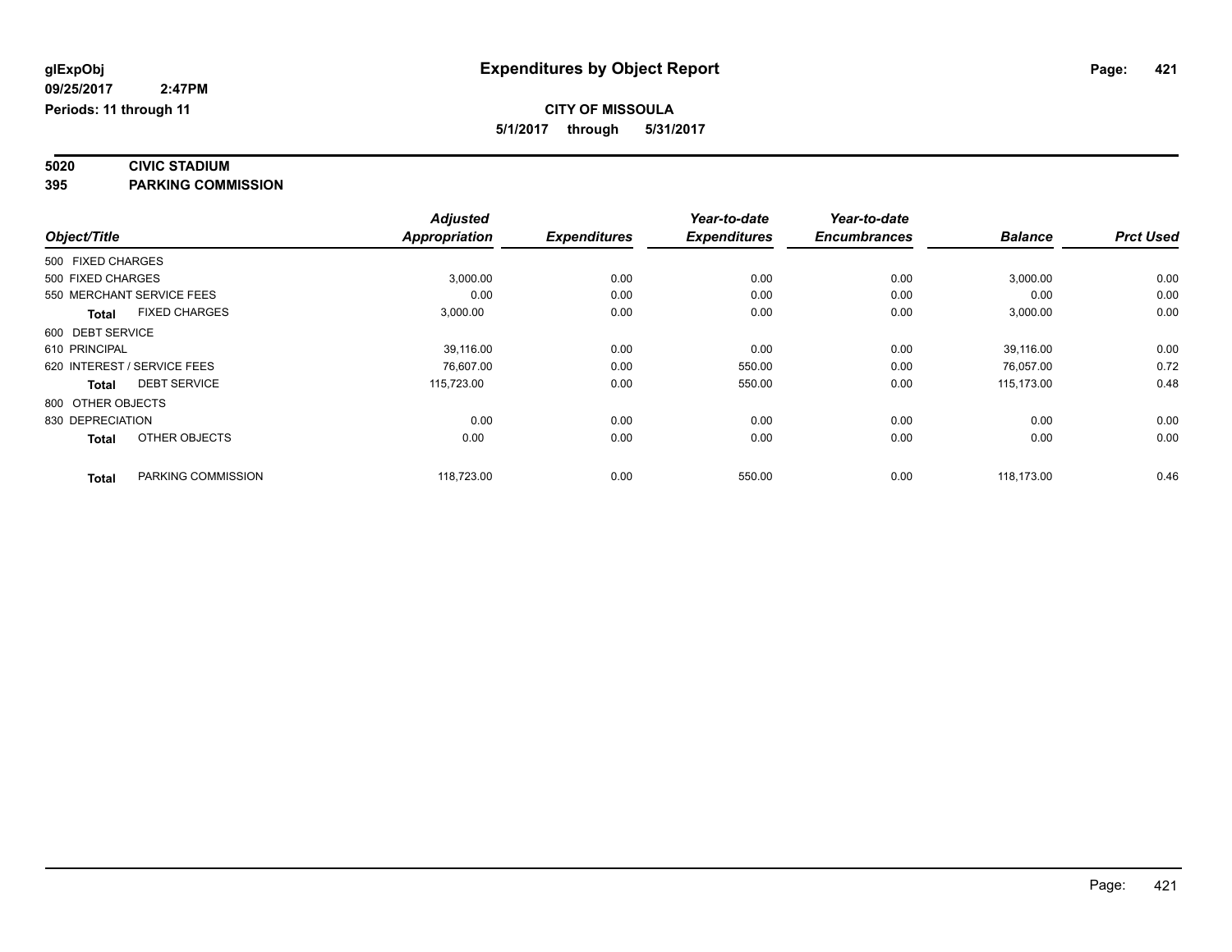# Expenditures by Object Report

glExpObj
09/25/2017 2:47PM
Periods: 11 through 11

**CITY OF MISSOULA**
**5/1/2017 through 5/31/2017**

**5020 CIVIC STADIUM**
**395 PARKING COMMISSION**

| Object/Title | Adjusted Appropriation | Expenditures | Year-to-date Expenditures | Year-to-date Encumbrances | Balance | Prct Used |
|---|---|---|---|---|---|---|
| 500 FIXED CHARGES | | | | | | |
| 500 FIXED CHARGES | 3,000.00 | 0.00 | 0.00 | 0.00 | 3,000.00 | 0.00 |
| 550 MERCHANT SERVICE FEES | 0.00 | 0.00 | 0.00 | 0.00 | 0.00 | 0.00 |
| **Total** FIXED CHARGES | 3,000.00 | 0.00 | 0.00 | 0.00 | 3,000.00 | 0.00 |
| 600 DEBT SERVICE | | | | | | |
| 610 PRINCIPAL | 39,116.00 | 0.00 | 0.00 | 0.00 | 39,116.00 | 0.00 |
| 620 INTEREST / SERVICE FEES | 76,607.00 | 0.00 | 550.00 | 0.00 | 76,057.00 | 0.72 |
| **Total** DEBT SERVICE | 115,723.00 | 0.00 | 550.00 | 0.00 | 115,173.00 | 0.48 |
| 800 OTHER OBJECTS | | | | | | |
| 830 DEPRECIATION | 0.00 | 0.00 | 0.00 | 0.00 | 0.00 | 0.00 |
| **Total** OTHER OBJECTS | 0.00 | 0.00 | 0.00 | 0.00 | 0.00 | 0.00 |
| **Total** PARKING COMMISSION | 118,723.00 | 0.00 | 550.00 | 0.00 | 118,173.00 | 0.46 |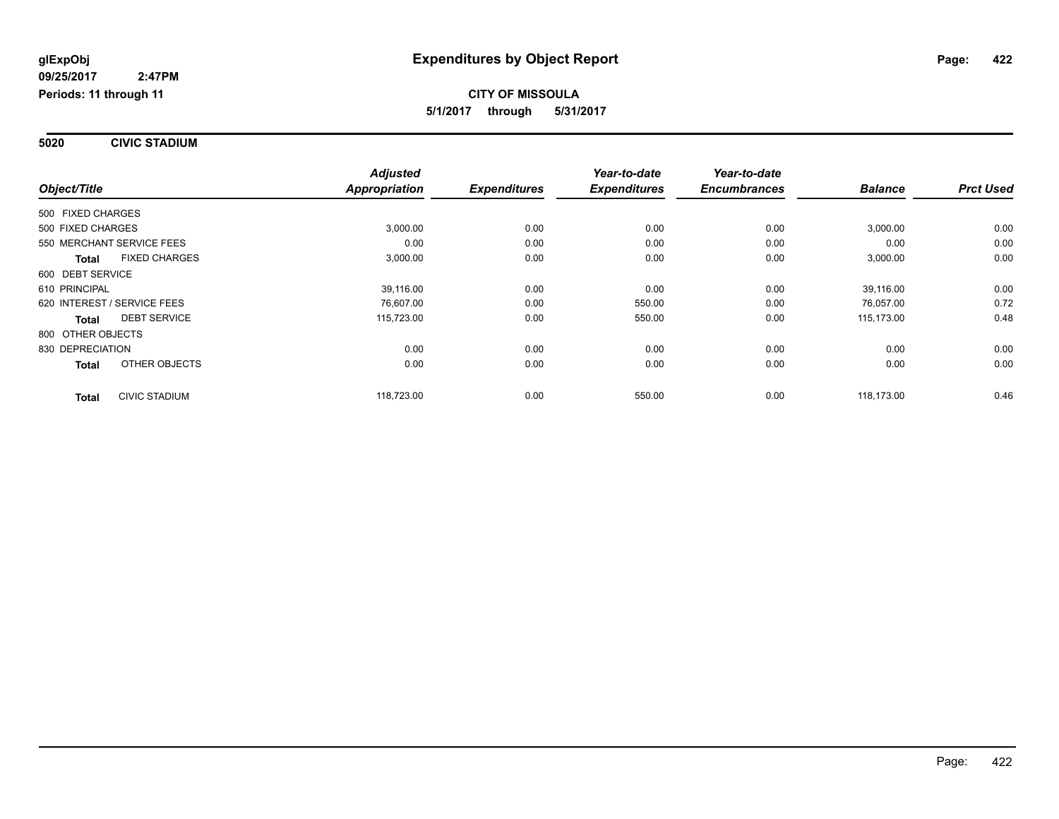**glExpObj**
**09/25/2017 2:47PM**
**Periods: 11 through 11**

# Expenditures by Object Report

**CITY OF MISSOULA**
**5/1/2017 through 5/31/2017**

## 5020 CIVIC STADIUM

| Object/Title | Adjusted Appropriation | Expenditures | Year-to-date Expenditures | Year-to-date Encumbrances | Balance | Prct Used |
|---|---|---|---|---|---|---|
| 500 FIXED CHARGES | | | | | | |
| 500 FIXED CHARGES | 3,000.00 | 0.00 | 0.00 | 0.00 | 3,000.00 | 0.00 |
| 550 MERCHANT SERVICE FEES | 0.00 | 0.00 | 0.00 | 0.00 | 0.00 | 0.00 |
| **Total** FIXED CHARGES | 3,000.00 | 0.00 | 0.00 | 0.00 | 3,000.00 | 0.00 |
| 600 DEBT SERVICE | | | | | | |
| 610 PRINCIPAL | 39,116.00 | 0.00 | 0.00 | 0.00 | 39,116.00 | 0.00 |
| 620 INTEREST / SERVICE FEES | 76,607.00 | 0.00 | 550.00 | 0.00 | 76,057.00 | 0.72 |
| **Total** DEBT SERVICE | 115,723.00 | 0.00 | 550.00 | 0.00 | 115,173.00 | 0.48 |
| 800 OTHER OBJECTS | | | | | | |
| 830 DEPRECIATION | 0.00 | 0.00 | 0.00 | 0.00 | 0.00 | 0.00 |
| **Total** OTHER OBJECTS | 0.00 | 0.00 | 0.00 | 0.00 | 0.00 | 0.00 |
| **Total** CIVIC STADIUM | 118,723.00 | 0.00 | 550.00 | 0.00 | 118,173.00 | 0.46 |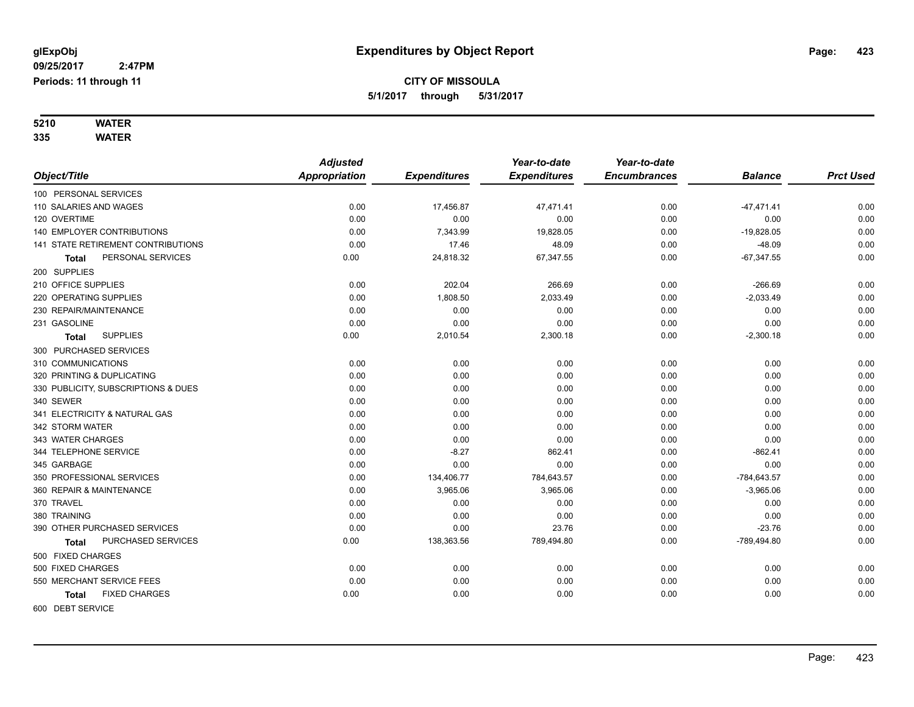glExpObj
09/25/2017 2:47PM
Periods: 11 through 11

# Expenditures by Object Report

**CITY OF MISSOULA**
**5/1/2017 through 5/31/2017**

**5210 WATER**
**335 WATER**

| Object/Title | Adjusted Appropriation | Expenditures | Year-to-date Expenditures | Year-to-date Encumbrances | Balance | Prct Used |
|---|---|---|---|---|---|---|
| 100 PERSONAL SERVICES | | | | | | |
| 110 SALARIES AND WAGES | 0.00 | 17,456.87 | 47,471.41 | 0.00 | -47,471.41 | 0.00 |
| 120 OVERTIME | 0.00 | 0.00 | 0.00 | 0.00 | 0.00 | 0.00 |
| 140 EMPLOYER CONTRIBUTIONS | 0.00 | 7,343.99 | 19,828.05 | 0.00 | -19,828.05 | 0.00 |
| 141 STATE RETIREMENT CONTRIBUTIONS | 0.00 | 17.46 | 48.09 | 0.00 | -48.09 | 0.00 |
| **Total** PERSONAL SERVICES | 0.00 | 24,818.32 | 67,347.55 | 0.00 | -67,347.55 | 0.00 |
| 200 SUPPLIES | | | | | | |
| 210 OFFICE SUPPLIES | 0.00 | 202.04 | 266.69 | 0.00 | -266.69 | 0.00 |
| 220 OPERATING SUPPLIES | 0.00 | 1,808.50 | 2,033.49 | 0.00 | -2,033.49 | 0.00 |
| 230 REPAIR/MAINTENANCE | 0.00 | 0.00 | 0.00 | 0.00 | 0.00 | 0.00 |
| 231 GASOLINE | 0.00 | 0.00 | 0.00 | 0.00 | 0.00 | 0.00 |
| **Total** SUPPLIES | 0.00 | 2,010.54 | 2,300.18 | 0.00 | -2,300.18 | 0.00 |
| 300 PURCHASED SERVICES | | | | | | |
| 310 COMMUNICATIONS | 0.00 | 0.00 | 0.00 | 0.00 | 0.00 | 0.00 |
| 320 PRINTING & DUPLICATING | 0.00 | 0.00 | 0.00 | 0.00 | 0.00 | 0.00 |
| 330 PUBLICITY, SUBSCRIPTIONS & DUES | 0.00 | 0.00 | 0.00 | 0.00 | 0.00 | 0.00 |
| 340 SEWER | 0.00 | 0.00 | 0.00 | 0.00 | 0.00 | 0.00 |
| 341 ELECTRICITY & NATURAL GAS | 0.00 | 0.00 | 0.00 | 0.00 | 0.00 | 0.00 |
| 342 STORM WATER | 0.00 | 0.00 | 0.00 | 0.00 | 0.00 | 0.00 |
| 343 WATER CHARGES | 0.00 | 0.00 | 0.00 | 0.00 | 0.00 | 0.00 |
| 344 TELEPHONE SERVICE | 0.00 | -8.27 | 862.41 | 0.00 | -862.41 | 0.00 |
| 345 GARBAGE | 0.00 | 0.00 | 0.00 | 0.00 | 0.00 | 0.00 |
| 350 PROFESSIONAL SERVICES | 0.00 | 134,406.77 | 784,643.57 | 0.00 | -784,643.57 | 0.00 |
| 360 REPAIR & MAINTENANCE | 0.00 | 3,965.06 | 3,965.06 | 0.00 | -3,965.06 | 0.00 |
| 370 TRAVEL | 0.00 | 0.00 | 0.00 | 0.00 | 0.00 | 0.00 |
| 380 TRAINING | 0.00 | 0.00 | 0.00 | 0.00 | 0.00 | 0.00 |
| 390 OTHER PURCHASED SERVICES | 0.00 | 0.00 | 23.76 | 0.00 | -23.76 | 0.00 |
| **Total** PURCHASED SERVICES | 0.00 | 138,363.56 | 789,494.80 | 0.00 | -789,494.80 | 0.00 |
| 500 FIXED CHARGES | | | | | | |
| 500 FIXED CHARGES | 0.00 | 0.00 | 0.00 | 0.00 | 0.00 | 0.00 |
| 550 MERCHANT SERVICE FEES | 0.00 | 0.00 | 0.00 | 0.00 | 0.00 | 0.00 |
| **Total** FIXED CHARGES | 0.00 | 0.00 | 0.00 | 0.00 | 0.00 | 0.00 |
| 600 DEBT SERVICE | | | | | | |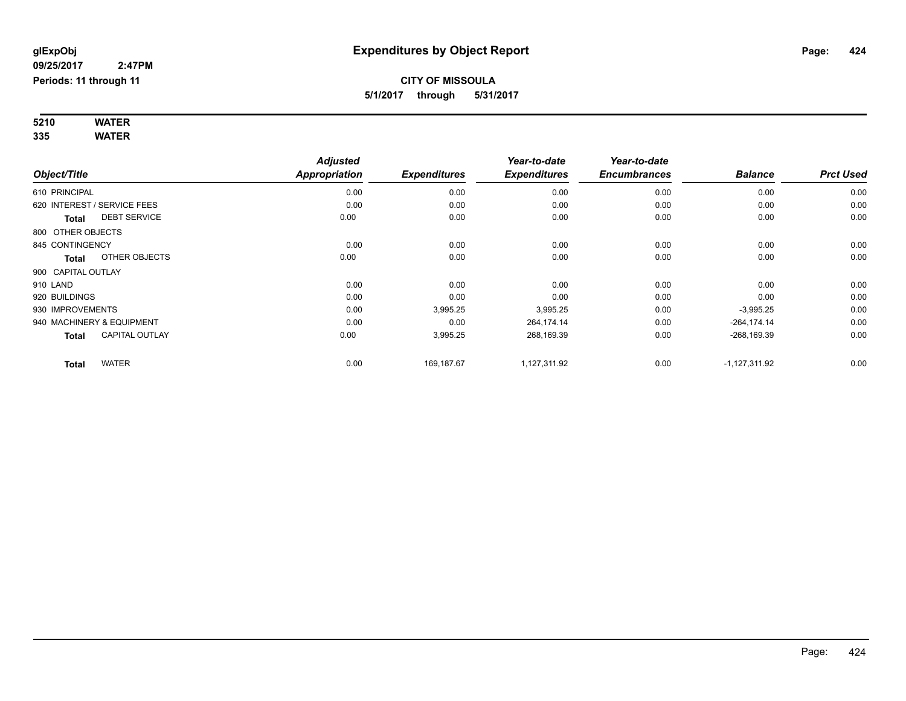# Expenditures by Object Report

glExpObj
09/25/2017 2:47PM
Periods: 11 through 11

**CITY OF MISSOULA**
**5/1/2017 through 5/31/2017**

**5210 WATER**
**335 WATER**

| Object/Title | Adjusted Appropriation | Expenditures | Year-to-date Expenditures | Year-to-date Encumbrances | Balance | Prct Used |
|---|---|---|---|---|---|---|
| 610 PRINCIPAL | 0.00 | 0.00 | 0.00 | 0.00 | 0.00 | 0.00 |
| 620 INTEREST / SERVICE FEES | 0.00 | 0.00 | 0.00 | 0.00 | 0.00 | 0.00 |
| **Total** DEBT SERVICE | 0.00 | 0.00 | 0.00 | 0.00 | 0.00 | 0.00 |
| 800 OTHER OBJECTS | | | | | | |
| 845 CONTINGENCY | 0.00 | 0.00 | 0.00 | 0.00 | 0.00 | 0.00 |
| **Total** OTHER OBJECTS | 0.00 | 0.00 | 0.00 | 0.00 | 0.00 | 0.00 |
| 900 CAPITAL OUTLAY | | | | | | |
| 910 LAND | 0.00 | 0.00 | 0.00 | 0.00 | 0.00 | 0.00 |
| 920 BUILDINGS | 0.00 | 0.00 | 0.00 | 0.00 | 0.00 | 0.00 |
| 930 IMPROVEMENTS | 0.00 | 3,995.25 | 3,995.25 | 0.00 | -3,995.25 | 0.00 |
| 940 MACHINERY & EQUIPMENT | 0.00 | 0.00 | 264,174.14 | 0.00 | -264,174.14 | 0.00 |
| **Total** CAPITAL OUTLAY | 0.00 | 3,995.25 | 268,169.39 | 0.00 | -268,169.39 | 0.00 |
| **Total** WATER | 0.00 | 169,187.67 | 1,127,311.92 | 0.00 | -1,127,311.92 | 0.00 |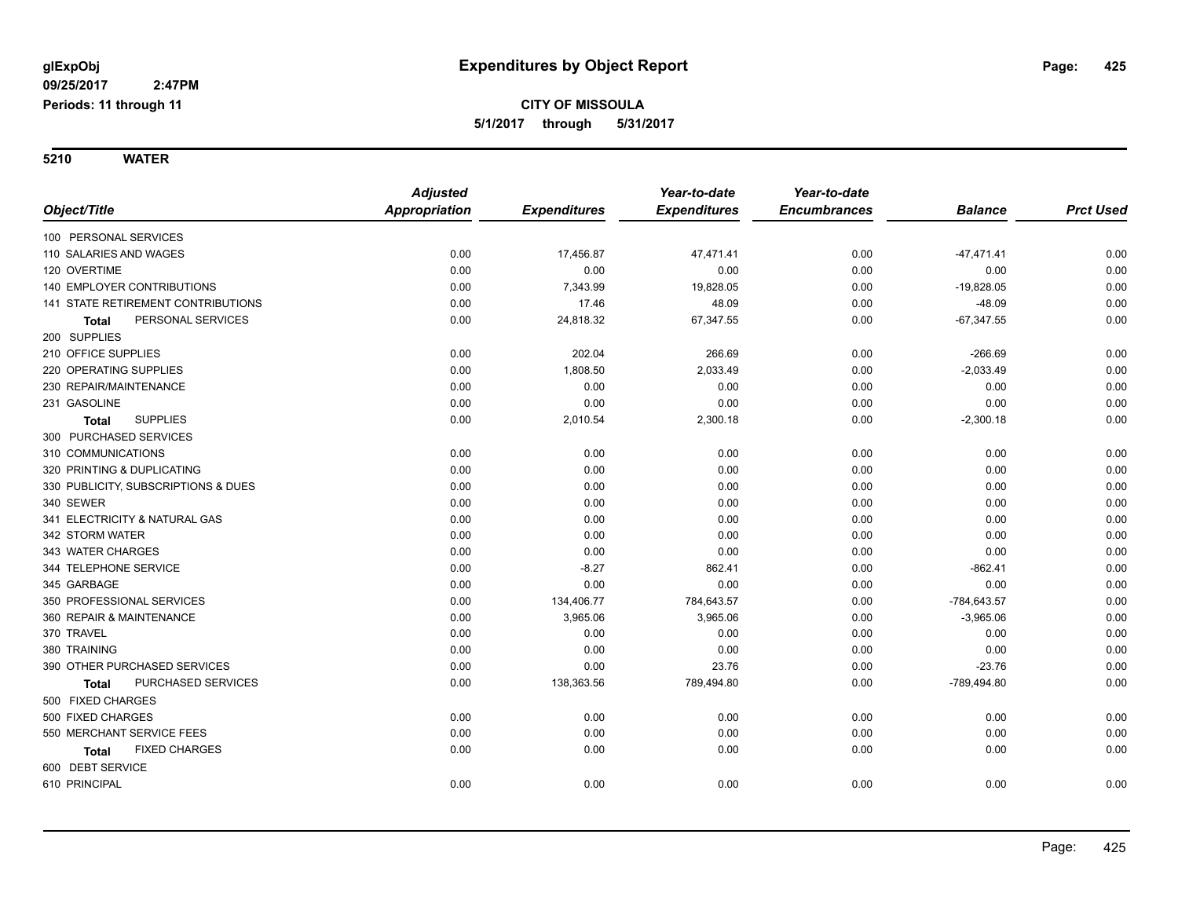glExpObj
09/25/2017 2:47PM
Periods: 11 through 11

# Expenditures by Object Report

**CITY OF MISSOULA**
**5/1/2017 through 5/31/2017**

**5210 WATER**

| Object/Title | Adjusted Appropriation | Expenditures | Year-to-date Expenditures | Year-to-date Encumbrances | Balance | Prct Used |
|---|---|---|---|---|---|---|
| 100 PERSONAL SERVICES | | | | | | |
| 110 SALARIES AND WAGES | 0.00 | 17,456.87 | 47,471.41 | 0.00 | -47,471.41 | 0.00 |
| 120 OVERTIME | 0.00 | 0.00 | 0.00 | 0.00 | 0.00 | 0.00 |
| 140 EMPLOYER CONTRIBUTIONS | 0.00 | 7,343.99 | 19,828.05 | 0.00 | -19,828.05 | 0.00 |
| 141 STATE RETIREMENT CONTRIBUTIONS | 0.00 | 17.46 | 48.09 | 0.00 | -48.09 | 0.00 |
| **Total** PERSONAL SERVICES | 0.00 | 24,818.32 | 67,347.55 | 0.00 | -67,347.55 | 0.00 |
| 200 SUPPLIES | | | | | | |
| 210 OFFICE SUPPLIES | 0.00 | 202.04 | 266.69 | 0.00 | -266.69 | 0.00 |
| 220 OPERATING SUPPLIES | 0.00 | 1,808.50 | 2,033.49 | 0.00 | -2,033.49 | 0.00 |
| 230 REPAIR/MAINTENANCE | 0.00 | 0.00 | 0.00 | 0.00 | 0.00 | 0.00 |
| 231 GASOLINE | 0.00 | 0.00 | 0.00 | 0.00 | 0.00 | 0.00 |
| **Total** SUPPLIES | 0.00 | 2,010.54 | 2,300.18 | 0.00 | -2,300.18 | 0.00 |
| 300 PURCHASED SERVICES | | | | | | |
| 310 COMMUNICATIONS | 0.00 | 0.00 | 0.00 | 0.00 | 0.00 | 0.00 |
| 320 PRINTING & DUPLICATING | 0.00 | 0.00 | 0.00 | 0.00 | 0.00 | 0.00 |
| 330 PUBLICITY, SUBSCRIPTIONS & DUES | 0.00 | 0.00 | 0.00 | 0.00 | 0.00 | 0.00 |
| 340 SEWER | 0.00 | 0.00 | 0.00 | 0.00 | 0.00 | 0.00 |
| 341 ELECTRICITY & NATURAL GAS | 0.00 | 0.00 | 0.00 | 0.00 | 0.00 | 0.00 |
| 342 STORM WATER | 0.00 | 0.00 | 0.00 | 0.00 | 0.00 | 0.00 |
| 343 WATER CHARGES | 0.00 | 0.00 | 0.00 | 0.00 | 0.00 | 0.00 |
| 344 TELEPHONE SERVICE | 0.00 | -8.27 | 862.41 | 0.00 | -862.41 | 0.00 |
| 345 GARBAGE | 0.00 | 0.00 | 0.00 | 0.00 | 0.00 | 0.00 |
| 350 PROFESSIONAL SERVICES | 0.00 | 134,406.77 | 784,643.57 | 0.00 | -784,643.57 | 0.00 |
| 360 REPAIR & MAINTENANCE | 0.00 | 3,965.06 | 3,965.06 | 0.00 | -3,965.06 | 0.00 |
| 370 TRAVEL | 0.00 | 0.00 | 0.00 | 0.00 | 0.00 | 0.00 |
| 380 TRAINING | 0.00 | 0.00 | 0.00 | 0.00 | 0.00 | 0.00 |
| 390 OTHER PURCHASED SERVICES | 0.00 | 0.00 | 23.76 | 0.00 | -23.76 | 0.00 |
| **Total** PURCHASED SERVICES | 0.00 | 138,363.56 | 789,494.80 | 0.00 | -789,494.80 | 0.00 |
| 500 FIXED CHARGES | | | | | | |
| 500 FIXED CHARGES | 0.00 | 0.00 | 0.00 | 0.00 | 0.00 | 0.00 |
| 550 MERCHANT SERVICE FEES | 0.00 | 0.00 | 0.00 | 0.00 | 0.00 | 0.00 |
| **Total** FIXED CHARGES | 0.00 | 0.00 | 0.00 | 0.00 | 0.00 | 0.00 |
| 600 DEBT SERVICE | | | | | | |
| 610 PRINCIPAL | 0.00 | 0.00 | 0.00 | 0.00 | 0.00 | 0.00 |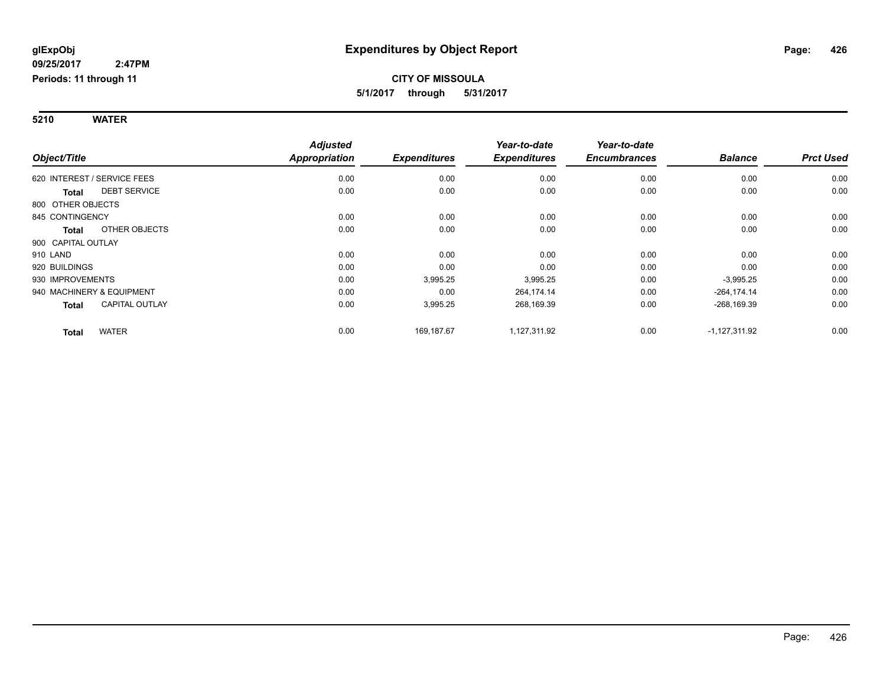glExpObj
09/25/2017 2:47PM
Periods: 11 through 11

# Expenditures by Object Report

**CITY OF MISSOULA**
**5/1/2017 through 5/31/2017**

## 5210 WATER

| Object/Title | Adjusted Appropriation | Expenditures | Year-to-date Expenditures | Year-to-date Encumbrances | Balance | Prct Used |
|---|---|---|---|---|---|---|
| 620 INTEREST / SERVICE FEES | 0.00 | 0.00 | 0.00 | 0.00 | 0.00 | 0.00 |
| **Total** DEBT SERVICE | 0.00 | 0.00 | 0.00 | 0.00 | 0.00 | 0.00 |
| 800 OTHER OBJECTS | | | | | | |
| 845 CONTINGENCY | 0.00 | 0.00 | 0.00 | 0.00 | 0.00 | 0.00 |
| **Total** OTHER OBJECTS | 0.00 | 0.00 | 0.00 | 0.00 | 0.00 | 0.00 |
| 900 CAPITAL OUTLAY | | | | | | |
| 910 LAND | 0.00 | 0.00 | 0.00 | 0.00 | 0.00 | 0.00 |
| 920 BUILDINGS | 0.00 | 0.00 | 0.00 | 0.00 | 0.00 | 0.00 |
| 930 IMPROVEMENTS | 0.00 | 3,995.25 | 3,995.25 | 0.00 | -3,995.25 | 0.00 |
| 940 MACHINERY & EQUIPMENT | 0.00 | 0.00 | 264,174.14 | 0.00 | -264,174.14 | 0.00 |
| **Total** CAPITAL OUTLAY | 0.00 | 3,995.25 | 268,169.39 | 0.00 | -268,169.39 | 0.00 |
| **Total** WATER | 0.00 | 169,187.67 | 1,127,311.92 | 0.00 | -1,127,311.92 | 0.00 |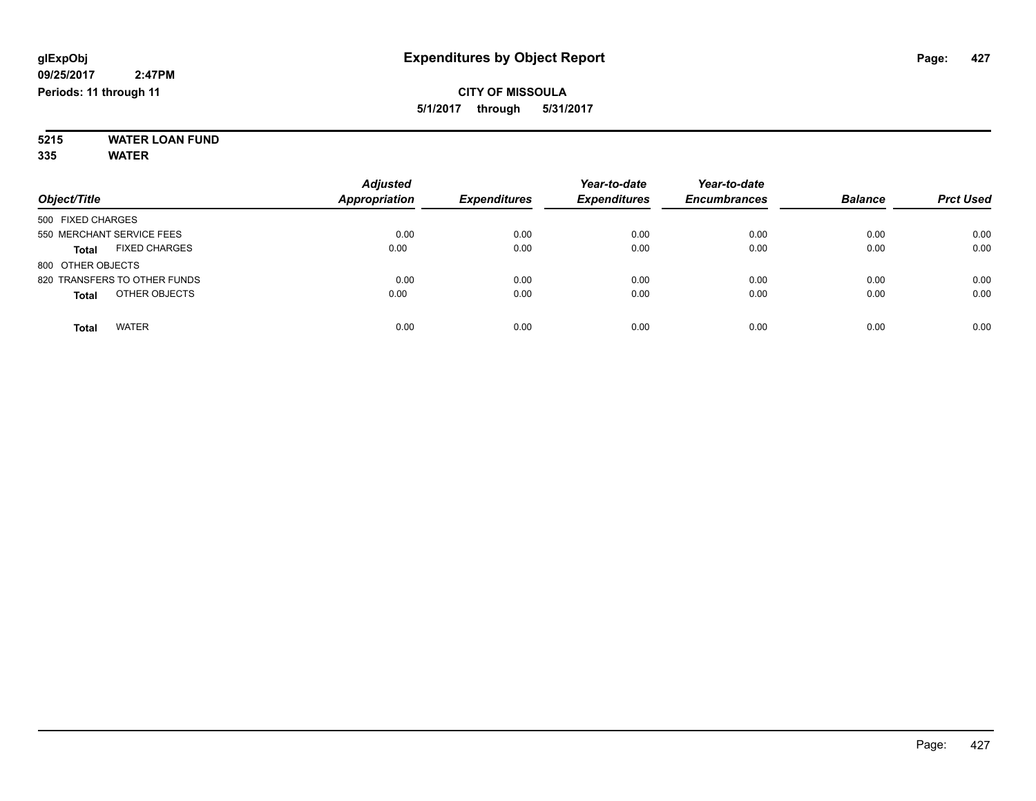# Expenditures by Object Report

glExpObj
09/25/2017 2:47PM
Periods: 11 through 11

**CITY OF MISSOULA**
**5/1/2017 through 5/31/2017**

**5215 WATER LOAN FUND**
**335 WATER**

| Object/Title | Adjusted Appropriation | Expenditures | Year-to-date Expenditures | Year-to-date Encumbrances | Balance | Prct Used |
|---|---|---|---|---|---|---|
| 500 FIXED CHARGES | | | | | | |
| 550 MERCHANT SERVICE FEES | 0.00 | 0.00 | 0.00 | 0.00 | 0.00 | 0.00 |
| **Total** FIXED CHARGES | 0.00 | 0.00 | 0.00 | 0.00 | 0.00 | 0.00 |
| 800 OTHER OBJECTS | | | | | | |
| 820 TRANSFERS TO OTHER FUNDS | 0.00 | 0.00 | 0.00 | 0.00 | 0.00 | 0.00 |
| **Total** OTHER OBJECTS | 0.00 | 0.00 | 0.00 | 0.00 | 0.00 | 0.00 |
| **Total** WATER | 0.00 | 0.00 | 0.00 | 0.00 | 0.00 | 0.00 |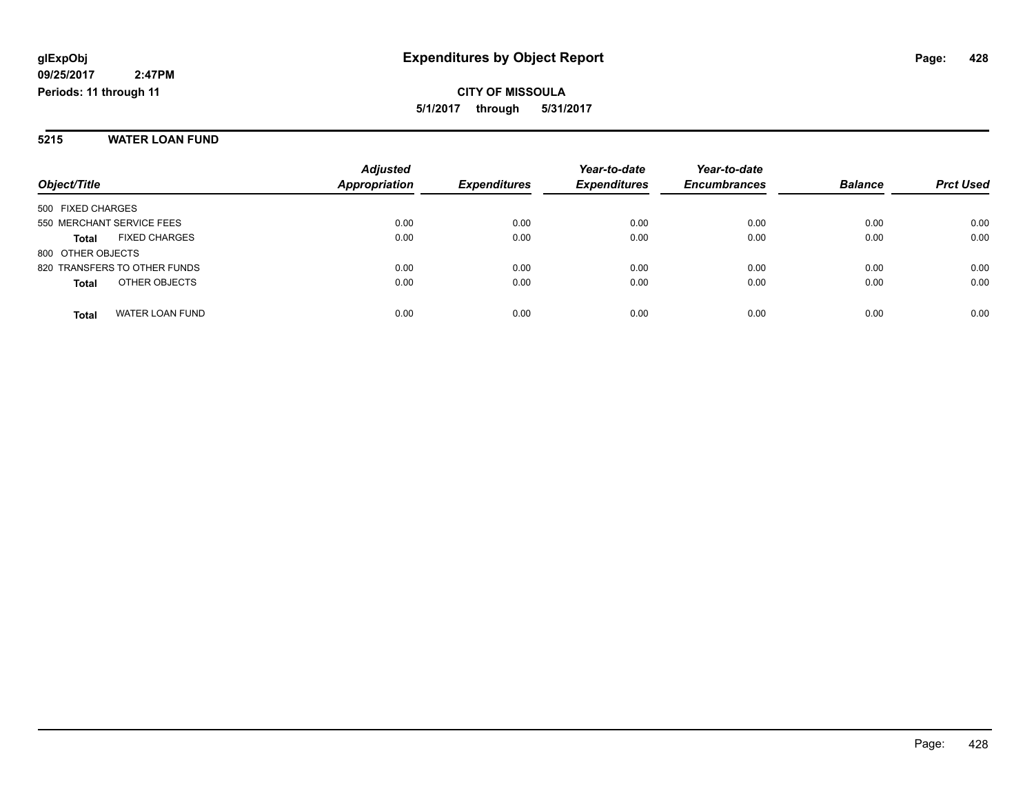glExpObj
09/25/2017 2:47PM
Periods: 11 through 11

# Expenditures by Object Report

**CITY OF MISSOULA**
**5/1/2017 through 5/31/2017**

## 5215 WATER LOAN FUND

| Object/Title | Adjusted Appropriation | Expenditures | Year-to-date Expenditures | Year-to-date Encumbrances | Balance | Prct Used |
|---|---|---|---|---|---|---|
| 500 FIXED CHARGES | | | | | | |
| 550 MERCHANT SERVICE FEES | 0.00 | 0.00 | 0.00 | 0.00 | 0.00 | 0.00 |
| **Total** FIXED CHARGES | 0.00 | 0.00 | 0.00 | 0.00 | 0.00 | 0.00 |
| 800 OTHER OBJECTS | | | | | | |
| 820 TRANSFERS TO OTHER FUNDS | 0.00 | 0.00 | 0.00 | 0.00 | 0.00 | 0.00 |
| **Total** OTHER OBJECTS | 0.00 | 0.00 | 0.00 | 0.00 | 0.00 | 0.00 |
| **Total** WATER LOAN FUND | 0.00 | 0.00 | 0.00 | 0.00 | 0.00 | 0.00 |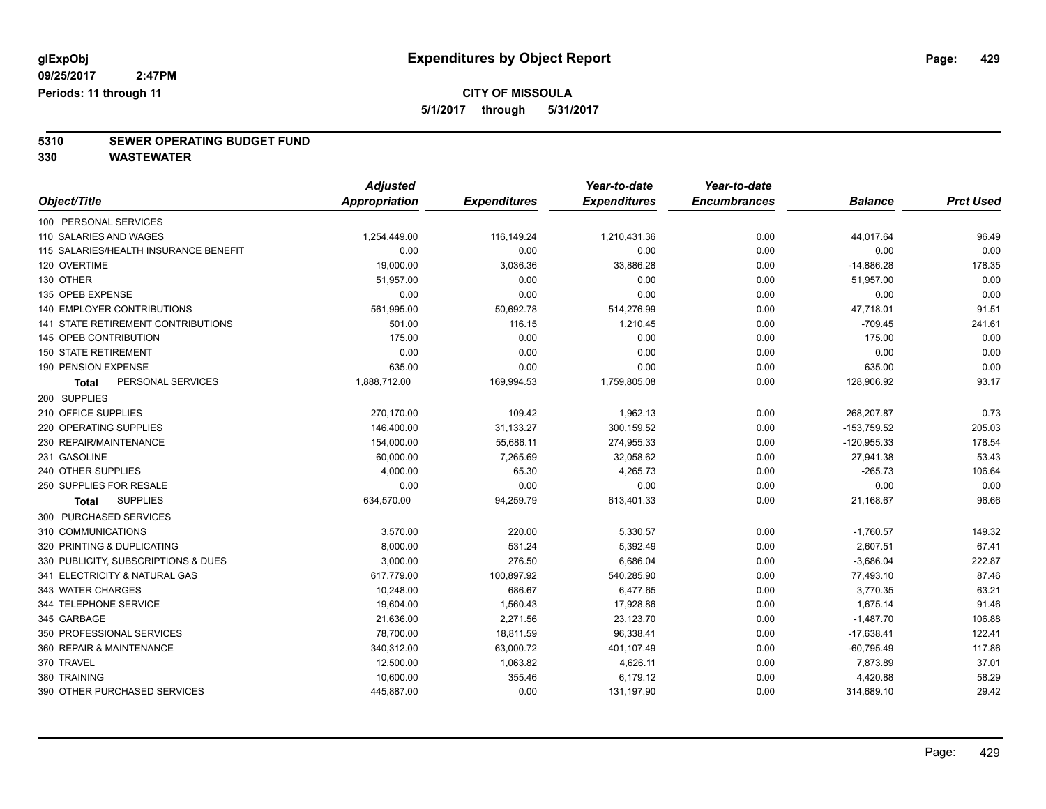**glExpObj** | **Expenditures by Object Report**

09/25/2017 2:47PM

Periods: 11 through 11

**CITY OF MISSOULA**

**5/1/2017 through 5/31/2017**

## 5310 SEWER OPERATING BUDGET FUND

## 330 WASTEWATER

| Object/Title | Adjusted Appropriation | Expenditures | Year-to-date Expenditures | Year-to-date Encumbrances | Balance | Prct Used |
|---|---|---|---|---|---|---|
| 100 PERSONAL SERVICES | | | | | | |
| 110 SALARIES AND WAGES | 1,254,449.00 | 116,149.24 | 1,210,431.36 | 0.00 | 44,017.64 | 96.49 |
| 115 SALARIES/HEALTH INSURANCE BENEFIT | 0.00 | 0.00 | 0.00 | 0.00 | 0.00 | 0.00 |
| 120 OVERTIME | 19,000.00 | 3,036.36 | 33,886.28 | 0.00 | -14,886.28 | 178.35 |
| 130 OTHER | 51,957.00 | 0.00 | 0.00 | 0.00 | 51,957.00 | 0.00 |
| 135 OPEB EXPENSE | 0.00 | 0.00 | 0.00 | 0.00 | 0.00 | 0.00 |
| 140 EMPLOYER CONTRIBUTIONS | 561,995.00 | 50,692.78 | 514,276.99 | 0.00 | 47,718.01 | 91.51 |
| 141 STATE RETIREMENT CONTRIBUTIONS | 501.00 | 116.15 | 1,210.45 | 0.00 | -709.45 | 241.61 |
| 145 OPEB CONTRIBUTION | 175.00 | 0.00 | 0.00 | 0.00 | 175.00 | 0.00 |
| 150 STATE RETIREMENT | 0.00 | 0.00 | 0.00 | 0.00 | 0.00 | 0.00 |
| 190 PENSION EXPENSE | 635.00 | 0.00 | 0.00 | 0.00 | 635.00 | 0.00 |
| **Total** PERSONAL SERVICES | 1,888,712.00 | 169,994.53 | 1,759,805.08 | 0.00 | 128,906.92 | 93.17 |
| 200 SUPPLIES | | | | | | |
| 210 OFFICE SUPPLIES | 270,170.00 | 109.42 | 1,962.13 | 0.00 | 268,207.87 | 0.73 |
| 220 OPERATING SUPPLIES | 146,400.00 | 31,133.27 | 300,159.52 | 0.00 | -153,759.52 | 205.03 |
| 230 REPAIR/MAINTENANCE | 154,000.00 | 55,686.11 | 274,955.33 | 0.00 | -120,955.33 | 178.54 |
| 231 GASOLINE | 60,000.00 | 7,265.69 | 32,058.62 | 0.00 | 27,941.38 | 53.43 |
| 240 OTHER SUPPLIES | 4,000.00 | 65.30 | 4,265.73 | 0.00 | -265.73 | 106.64 |
| 250 SUPPLIES FOR RESALE | 0.00 | 0.00 | 0.00 | 0.00 | 0.00 | 0.00 |
| **Total** SUPPLIES | 634,570.00 | 94,259.79 | 613,401.33 | 0.00 | 21,168.67 | 96.66 |
| 300 PURCHASED SERVICES | | | | | | |
| 310 COMMUNICATIONS | 3,570.00 | 220.00 | 5,330.57 | 0.00 | -1,760.57 | 149.32 |
| 320 PRINTING & DUPLICATING | 8,000.00 | 531.24 | 5,392.49 | 0.00 | 2,607.51 | 67.41 |
| 330 PUBLICITY, SUBSCRIPTIONS & DUES | 3,000.00 | 276.50 | 6,686.04 | 0.00 | -3,686.04 | 222.87 |
| 341 ELECTRICITY & NATURAL GAS | 617,779.00 | 100,897.92 | 540,285.90 | 0.00 | 77,493.10 | 87.46 |
| 343 WATER CHARGES | 10,248.00 | 686.67 | 6,477.65 | 0.00 | 3,770.35 | 63.21 |
| 344 TELEPHONE SERVICE | 19,604.00 | 1,560.43 | 17,928.86 | 0.00 | 1,675.14 | 91.46 |
| 345 GARBAGE | 21,636.00 | 2,271.56 | 23,123.70 | 0.00 | -1,487.70 | 106.88 |
| 350 PROFESSIONAL SERVICES | 78,700.00 | 18,811.59 | 96,338.41 | 0.00 | -17,638.41 | 122.41 |
| 360 REPAIR & MAINTENANCE | 340,312.00 | 63,000.72 | 401,107.49 | 0.00 | -60,795.49 | 117.86 |
| 370 TRAVEL | 12,500.00 | 1,063.82 | 4,626.11 | 0.00 | 7,873.89 | 37.01 |
| 380 TRAINING | 10,600.00 | 355.46 | 6,179.12 | 0.00 | 4,420.88 | 58.29 |
| 390 OTHER PURCHASED SERVICES | 445,887.00 | 0.00 | 131,197.90 | 0.00 | 314,689.10 | 29.42 |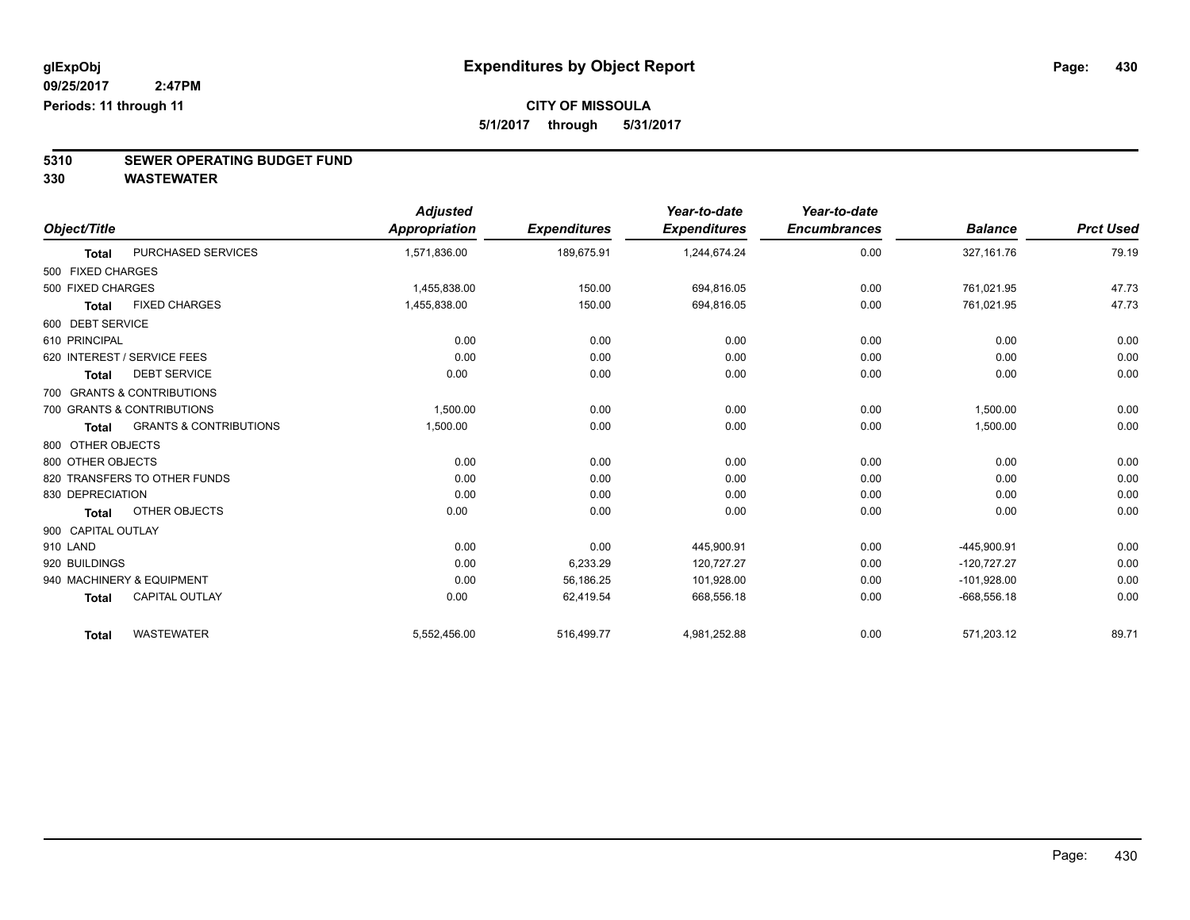glExpObj
09/25/2017 2:47PM
Periods: 11 through 11

# Expenditures by Object Report

**CITY OF MISSOULA**
**5/1/2017 through 5/31/2017**

## 5310 SEWER OPERATING BUDGET FUND
## 330 WASTEWATER

| Object/Title | | Adjusted Appropriation | Expenditures | Year-to-date Expenditures | Year-to-date Encumbrances | Balance | Prct Used |
|---|---|---|---|---|---|---|---|
| **Total** | PURCHASED SERVICES | 1,571,836.00 | 189,675.91 | 1,244,674.24 | 0.00 | 327,161.76 | 79.19 |
| 500 FIXED CHARGES | | | | | | | |
| 500 FIXED CHARGES | | 1,455,838.00 | 150.00 | 694,816.05 | 0.00 | 761,021.95 | 47.73 |
| **Total** | FIXED CHARGES | 1,455,838.00 | 150.00 | 694,816.05 | 0.00 | 761,021.95 | 47.73 |
| 600 DEBT SERVICE | | | | | | | |
| 610 PRINCIPAL | | 0.00 | 0.00 | 0.00 | 0.00 | 0.00 | 0.00 |
| 620 INTEREST / SERVICE FEES | | 0.00 | 0.00 | 0.00 | 0.00 | 0.00 | 0.00 |
| **Total** | DEBT SERVICE | 0.00 | 0.00 | 0.00 | 0.00 | 0.00 | 0.00 |
| 700 GRANTS & CONTRIBUTIONS | | | | | | | |
| 700 GRANTS & CONTRIBUTIONS | | 1,500.00 | 0.00 | 0.00 | 0.00 | 1,500.00 | 0.00 |
| **Total** | GRANTS & CONTRIBUTIONS | 1,500.00 | 0.00 | 0.00 | 0.00 | 1,500.00 | 0.00 |
| 800 OTHER OBJECTS | | | | | | | |
| 800 OTHER OBJECTS | | 0.00 | 0.00 | 0.00 | 0.00 | 0.00 | 0.00 |
| 820 TRANSFERS TO OTHER FUNDS | | 0.00 | 0.00 | 0.00 | 0.00 | 0.00 | 0.00 |
| 830 DEPRECIATION | | 0.00 | 0.00 | 0.00 | 0.00 | 0.00 | 0.00 |
| **Total** | OTHER OBJECTS | 0.00 | 0.00 | 0.00 | 0.00 | 0.00 | 0.00 |
| 900 CAPITAL OUTLAY | | | | | | | |
| 910 LAND | | 0.00 | 0.00 | 445,900.91 | 0.00 | -445,900.91 | 0.00 |
| 920 BUILDINGS | | 0.00 | 6,233.29 | 120,727.27 | 0.00 | -120,727.27 | 0.00 |
| 940 MACHINERY & EQUIPMENT | | 0.00 | 56,186.25 | 101,928.00 | 0.00 | -101,928.00 | 0.00 |
| **Total** | CAPITAL OUTLAY | 0.00 | 62,419.54 | 668,556.18 | 0.00 | -668,556.18 | 0.00 |
| **Total** | WASTEWATER | 5,552,456.00 | 516,499.77 | 4,981,252.88 | 0.00 | 571,203.12 | 89.71 |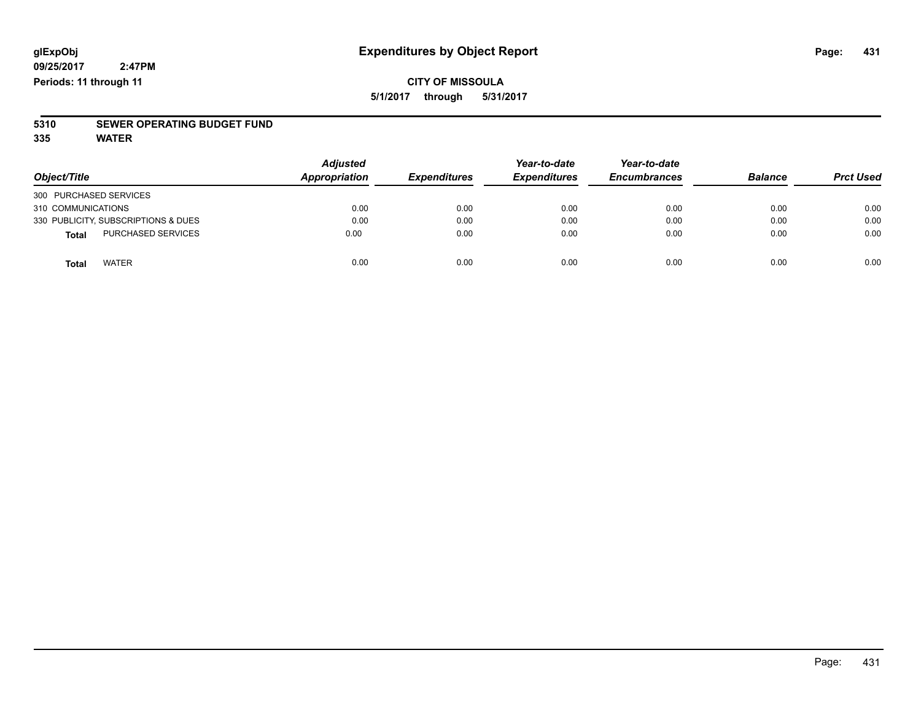**glExpObj** **Expenditures by Object Report**

**09/25/2017 2:47PM**

**Periods: 11 through 11**

**CITY OF MISSOULA**

**5/1/2017 through 5/31/2017**

**5310 SEWER OPERATING BUDGET FUND**

**335 WATER**

| Object/Title | Adjusted Appropriation | Expenditures | Year-to-date Expenditures | Year-to-date Encumbrances | Balance | Prct Used |
|---|---|---|---|---|---|---|
| 300 PURCHASED SERVICES | | | | | | |
| 310 COMMUNICATIONS | 0.00 | 0.00 | 0.00 | 0.00 | 0.00 | 0.00 |
| 330 PUBLICITY, SUBSCRIPTIONS & DUES | 0.00 | 0.00 | 0.00 | 0.00 | 0.00 | 0.00 |
| **Total** PURCHASED SERVICES | 0.00 | 0.00 | 0.00 | 0.00 | 0.00 | 0.00 |
| **Total** WATER | 0.00 | 0.00 | 0.00 | 0.00 | 0.00 | 0.00 |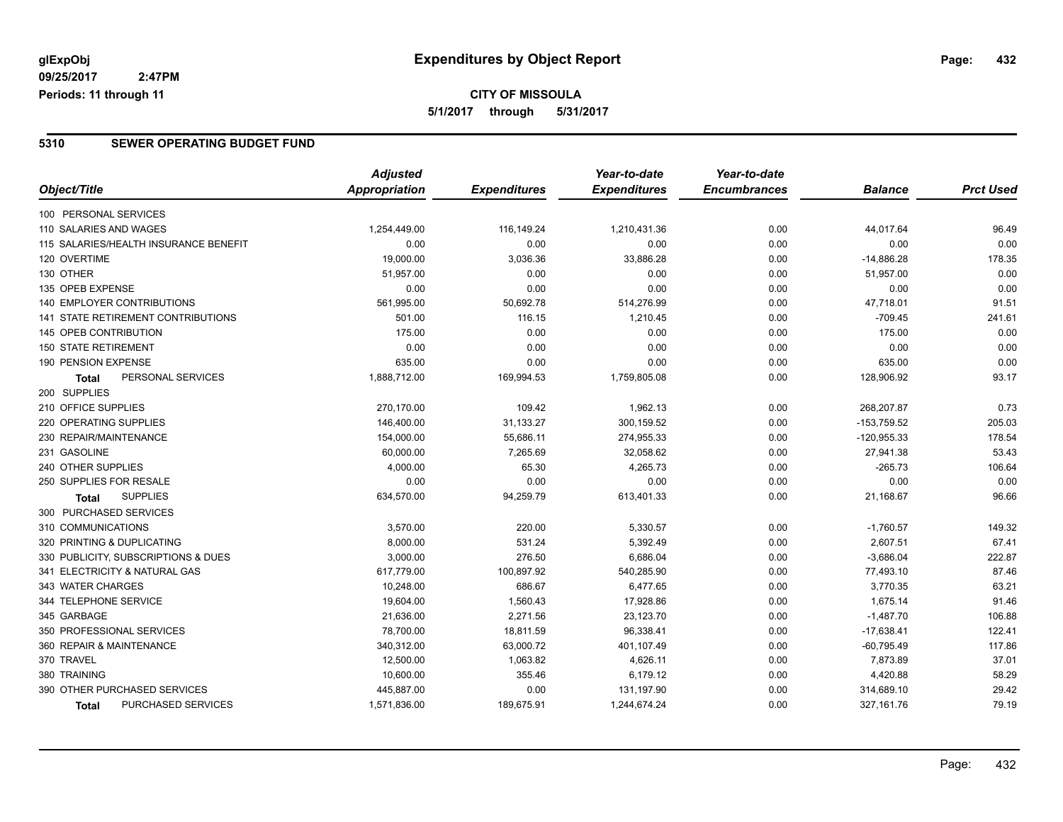# Expenditures by Object Report

glExpObj
09/25/2017 2:47PM
Periods: 11 through 11

**CITY OF MISSOULA**
**5/1/2017 through 5/31/2017**

## 5310 SEWER OPERATING BUDGET FUND

| Object/Title | Adjusted Appropriation | Expenditures | Year-to-date Expenditures | Year-to-date Encumbrances | Balance | Prct Used |
|---|---|---|---|---|---|---|
| 100 PERSONAL SERVICES | | | | | | |
| 110 SALARIES AND WAGES | 1,254,449.00 | 116,149.24 | 1,210,431.36 | 0.00 | 44,017.64 | 96.49 |
| 115 SALARIES/HEALTH INSURANCE BENEFIT | 0.00 | 0.00 | 0.00 | 0.00 | 0.00 | 0.00 |
| 120 OVERTIME | 19,000.00 | 3,036.36 | 33,886.28 | 0.00 | -14,886.28 | 178.35 |
| 130 OTHER | 51,957.00 | 0.00 | 0.00 | 0.00 | 51,957.00 | 0.00 |
| 135 OPEB EXPENSE | 0.00 | 0.00 | 0.00 | 0.00 | 0.00 | 0.00 |
| 140 EMPLOYER CONTRIBUTIONS | 561,995.00 | 50,692.78 | 514,276.99 | 0.00 | 47,718.01 | 91.51 |
| 141 STATE RETIREMENT CONTRIBUTIONS | 501.00 | 116.15 | 1,210.45 | 0.00 | -709.45 | 241.61 |
| 145 OPEB CONTRIBUTION | 175.00 | 0.00 | 0.00 | 0.00 | 175.00 | 0.00 |
| 150 STATE RETIREMENT | 0.00 | 0.00 | 0.00 | 0.00 | 0.00 | 0.00 |
| 190 PENSION EXPENSE | 635.00 | 0.00 | 0.00 | 0.00 | 635.00 | 0.00 |
| **Total** PERSONAL SERVICES | 1,888,712.00 | 169,994.53 | 1,759,805.08 | 0.00 | 128,906.92 | 93.17 |
| 200 SUPPLIES | | | | | | |
| 210 OFFICE SUPPLIES | 270,170.00 | 109.42 | 1,962.13 | 0.00 | 268,207.87 | 0.73 |
| 220 OPERATING SUPPLIES | 146,400.00 | 31,133.27 | 300,159.52 | 0.00 | -153,759.52 | 205.03 |
| 230 REPAIR/MAINTENANCE | 154,000.00 | 55,686.11 | 274,955.33 | 0.00 | -120,955.33 | 178.54 |
| 231 GASOLINE | 60,000.00 | 7,265.69 | 32,058.62 | 0.00 | 27,941.38 | 53.43 |
| 240 OTHER SUPPLIES | 4,000.00 | 65.30 | 4,265.73 | 0.00 | -265.73 | 106.64 |
| 250 SUPPLIES FOR RESALE | 0.00 | 0.00 | 0.00 | 0.00 | 0.00 | 0.00 |
| **Total** SUPPLIES | 634,570.00 | 94,259.79 | 613,401.33 | 0.00 | 21,168.67 | 96.66 |
| 300 PURCHASED SERVICES | | | | | | |
| 310 COMMUNICATIONS | 3,570.00 | 220.00 | 5,330.57 | 0.00 | -1,760.57 | 149.32 |
| 320 PRINTING & DUPLICATING | 8,000.00 | 531.24 | 5,392.49 | 0.00 | 2,607.51 | 67.41 |
| 330 PUBLICITY, SUBSCRIPTIONS & DUES | 3,000.00 | 276.50 | 6,686.04 | 0.00 | -3,686.04 | 222.87 |
| 341 ELECTRICITY & NATURAL GAS | 617,779.00 | 100,897.92 | 540,285.90 | 0.00 | 77,493.10 | 87.46 |
| 343 WATER CHARGES | 10,248.00 | 686.67 | 6,477.65 | 0.00 | 3,770.35 | 63.21 |
| 344 TELEPHONE SERVICE | 19,604.00 | 1,560.43 | 17,928.86 | 0.00 | 1,675.14 | 91.46 |
| 345 GARBAGE | 21,636.00 | 2,271.56 | 23,123.70 | 0.00 | -1,487.70 | 106.88 |
| 350 PROFESSIONAL SERVICES | 78,700.00 | 18,811.59 | 96,338.41 | 0.00 | -17,638.41 | 122.41 |
| 360 REPAIR & MAINTENANCE | 340,312.00 | 63,000.72 | 401,107.49 | 0.00 | -60,795.49 | 117.86 |
| 370 TRAVEL | 12,500.00 | 1,063.82 | 4,626.11 | 0.00 | 7,873.89 | 37.01 |
| 380 TRAINING | 10,600.00 | 355.46 | 6,179.12 | 0.00 | 4,420.88 | 58.29 |
| 390 OTHER PURCHASED SERVICES | 445,887.00 | 0.00 | 131,197.90 | 0.00 | 314,689.10 | 29.42 |
| **Total** PURCHASED SERVICES | 1,571,836.00 | 189,675.91 | 1,244,674.24 | 0.00 | 327,161.76 | 79.19 |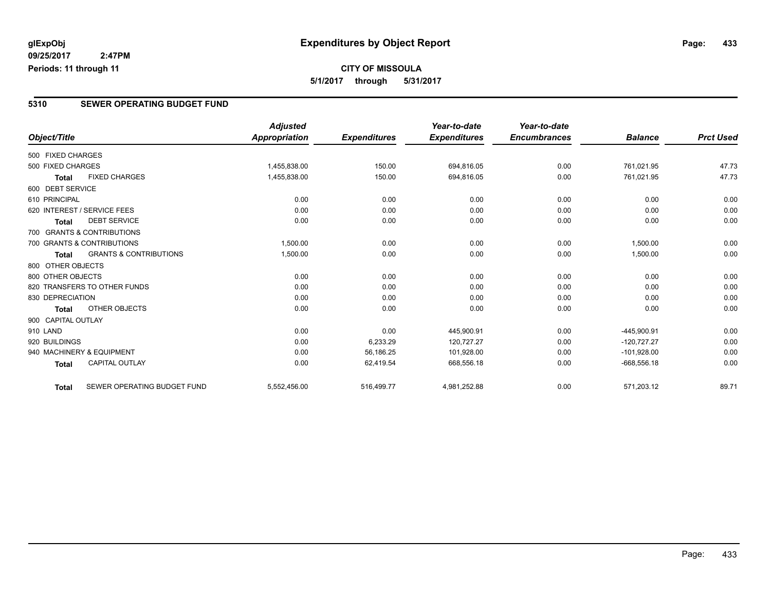**glExpObj** **Expenditures by Object Report**
**09/25/2017 2:47PM**
**Periods: 11 through 11**

**CITY OF MISSOULA**
**5/1/2017 through 5/31/2017**

## 5310 SEWER OPERATING BUDGET FUND

| Object/Title | | Adjusted Appropriation | Expenditures | Year-to-date Expenditures | Year-to-date Encumbrances | Balance | Prct Used |
|---|---|---|---|---|---|---|---|
| 500 FIXED CHARGES | | | | | | | |
| 500 FIXED CHARGES | | 1,455,838.00 | 150.00 | 694,816.05 | 0.00 | 761,021.95 | 47.73 |
| **Total** | FIXED CHARGES | 1,455,838.00 | 150.00 | 694,816.05 | 0.00 | 761,021.95 | 47.73 |
| 600 DEBT SERVICE | | | | | | | |
| 610 PRINCIPAL | | 0.00 | 0.00 | 0.00 | 0.00 | 0.00 | 0.00 |
| 620 INTEREST / SERVICE FEES | | 0.00 | 0.00 | 0.00 | 0.00 | 0.00 | 0.00 |
| **Total** | DEBT SERVICE | 0.00 | 0.00 | 0.00 | 0.00 | 0.00 | 0.00 |
| 700 GRANTS & CONTRIBUTIONS | | | | | | | |
| 700 GRANTS & CONTRIBUTIONS | | 1,500.00 | 0.00 | 0.00 | 0.00 | 1,500.00 | 0.00 |
| **Total** | GRANTS & CONTRIBUTIONS | 1,500.00 | 0.00 | 0.00 | 0.00 | 1,500.00 | 0.00 |
| 800 OTHER OBJECTS | | | | | | | |
| 800 OTHER OBJECTS | | 0.00 | 0.00 | 0.00 | 0.00 | 0.00 | 0.00 |
| 820 TRANSFERS TO OTHER FUNDS | | 0.00 | 0.00 | 0.00 | 0.00 | 0.00 | 0.00 |
| 830 DEPRECIATION | | 0.00 | 0.00 | 0.00 | 0.00 | 0.00 | 0.00 |
| **Total** | OTHER OBJECTS | 0.00 | 0.00 | 0.00 | 0.00 | 0.00 | 0.00 |
| 900 CAPITAL OUTLAY | | | | | | | |
| 910 LAND | | 0.00 | 0.00 | 445,900.91 | 0.00 | -445,900.91 | 0.00 |
| 920 BUILDINGS | | 0.00 | 6,233.29 | 120,727.27 | 0.00 | -120,727.27 | 0.00 |
| 940 MACHINERY & EQUIPMENT | | 0.00 | 56,186.25 | 101,928.00 | 0.00 | -101,928.00 | 0.00 |
| **Total** | CAPITAL OUTLAY | 0.00 | 62,419.54 | 668,556.18 | 0.00 | -668,556.18 | 0.00 |
| **Total** | SEWER OPERATING BUDGET FUND | 5,552,456.00 | 516,499.77 | 4,981,252.88 | 0.00 | 571,203.12 | 89.71 |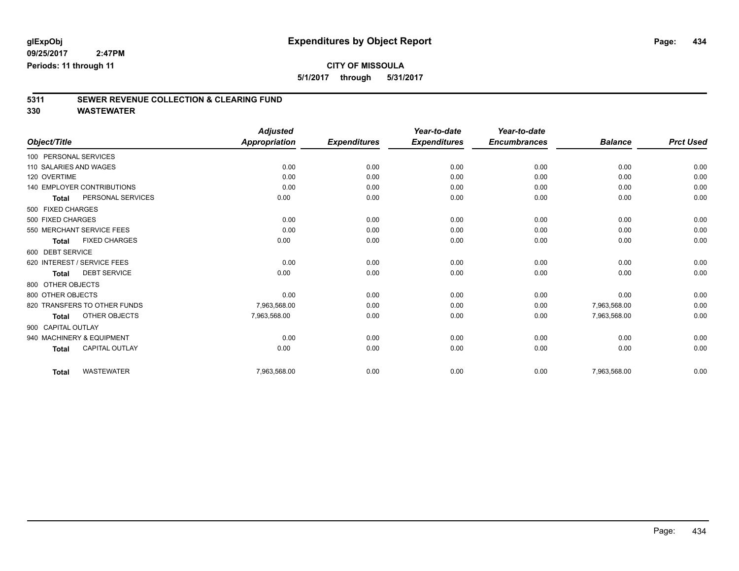glExpObj
09/25/2017 2:47PM
Periods: 11 through 11

# Expenditures by Object Report

**CITY OF MISSOULA**

**5/1/2017 through 5/31/2017**

## 5311 SEWER REVENUE COLLECTION & CLEARING FUND
## 330 WASTEWATER

| Object/Title | Adjusted Appropriation | Expenditures | Year-to-date Expenditures | Year-to-date Encumbrances | Balance | Prct Used |
|---|---|---|---|---|---|---|
| 100 PERSONAL SERVICES | | | | | | |
| 110 SALARIES AND WAGES | 0.00 | 0.00 | 0.00 | 0.00 | 0.00 | 0.00 |
| 120 OVERTIME | 0.00 | 0.00 | 0.00 | 0.00 | 0.00 | 0.00 |
| 140 EMPLOYER CONTRIBUTIONS | 0.00 | 0.00 | 0.00 | 0.00 | 0.00 | 0.00 |
| **Total** PERSONAL SERVICES | 0.00 | 0.00 | 0.00 | 0.00 | 0.00 | 0.00 |
| 500 FIXED CHARGES | | | | | | |
| 500 FIXED CHARGES | 0.00 | 0.00 | 0.00 | 0.00 | 0.00 | 0.00 |
| 550 MERCHANT SERVICE FEES | 0.00 | 0.00 | 0.00 | 0.00 | 0.00 | 0.00 |
| **Total** FIXED CHARGES | 0.00 | 0.00 | 0.00 | 0.00 | 0.00 | 0.00 |
| 600 DEBT SERVICE | | | | | | |
| 620 INTEREST / SERVICE FEES | 0.00 | 0.00 | 0.00 | 0.00 | 0.00 | 0.00 |
| **Total** DEBT SERVICE | 0.00 | 0.00 | 0.00 | 0.00 | 0.00 | 0.00 |
| 800 OTHER OBJECTS | | | | | | |
| 800 OTHER OBJECTS | 0.00 | 0.00 | 0.00 | 0.00 | 0.00 | 0.00 |
| 820 TRANSFERS TO OTHER FUNDS | 7,963,568.00 | 0.00 | 0.00 | 0.00 | 7,963,568.00 | 0.00 |
| **Total** OTHER OBJECTS | 7,963,568.00 | 0.00 | 0.00 | 0.00 | 7,963,568.00 | 0.00 |
| 900 CAPITAL OUTLAY | | | | | | |
| 940 MACHINERY & EQUIPMENT | 0.00 | 0.00 | 0.00 | 0.00 | 0.00 | 0.00 |
| **Total** CAPITAL OUTLAY | 0.00 | 0.00 | 0.00 | 0.00 | 0.00 | 0.00 |
| **Total** WASTEWATER | 7,963,568.00 | 0.00 | 0.00 | 0.00 | 7,963,568.00 | 0.00 |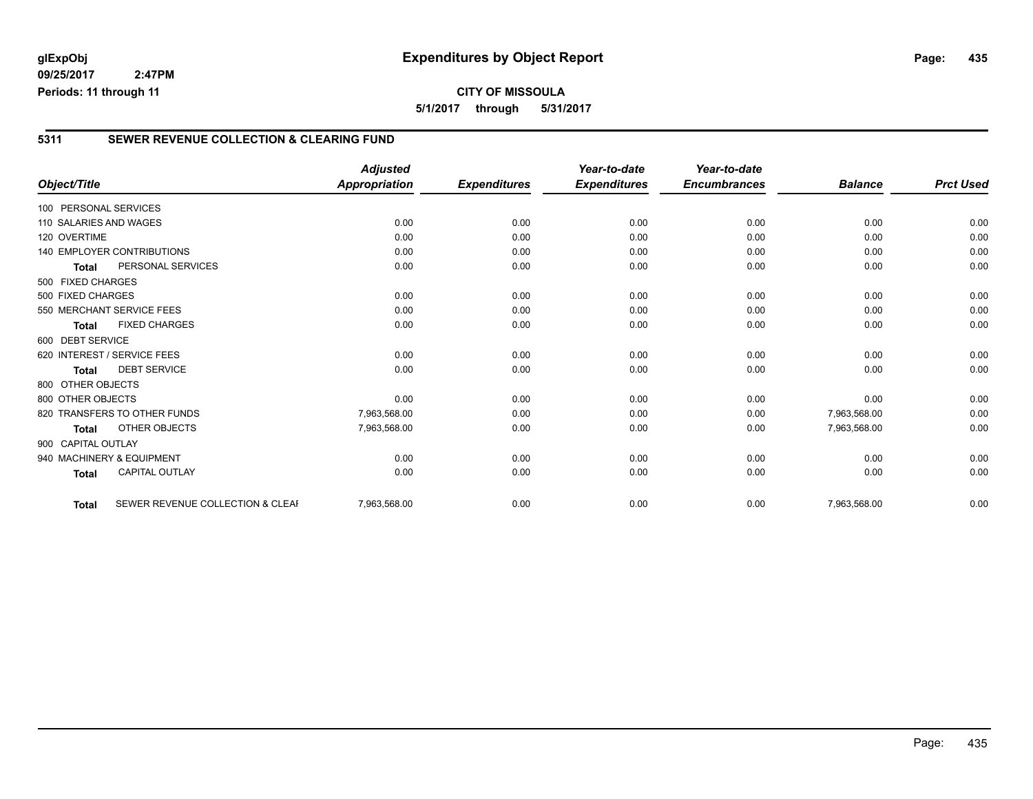# Expenditures by Object Report

glExpObj
09/25/2017 2:47PM
Periods: 11 through 11

**CITY OF MISSOULA**

**5/1/2017 through 5/31/2017**

## 5311 SEWER REVENUE COLLECTION & CLEARING FUND

| Object/Title | | Adjusted Appropriation | Expenditures | Year-to-date Expenditures | Year-to-date Encumbrances | Balance | Prct Used |
|---|---|---|---|---|---|---|---|
| 100 PERSONAL SERVICES | | | | | | | |
| 110 SALARIES AND WAGES | | 0.00 | 0.00 | 0.00 | 0.00 | 0.00 | 0.00 |
| 120 OVERTIME | | 0.00 | 0.00 | 0.00 | 0.00 | 0.00 | 0.00 |
| 140 EMPLOYER CONTRIBUTIONS | | 0.00 | 0.00 | 0.00 | 0.00 | 0.00 | 0.00 |
| **Total** | PERSONAL SERVICES | 0.00 | 0.00 | 0.00 | 0.00 | 0.00 | 0.00 |
| 500 FIXED CHARGES | | | | | | | |
| 500 FIXED CHARGES | | 0.00 | 0.00 | 0.00 | 0.00 | 0.00 | 0.00 |
| 550 MERCHANT SERVICE FEES | | 0.00 | 0.00 | 0.00 | 0.00 | 0.00 | 0.00 |
| **Total** | FIXED CHARGES | 0.00 | 0.00 | 0.00 | 0.00 | 0.00 | 0.00 |
| 600 DEBT SERVICE | | | | | | | |
| 620 INTEREST / SERVICE FEES | | 0.00 | 0.00 | 0.00 | 0.00 | 0.00 | 0.00 |
| **Total** | DEBT SERVICE | 0.00 | 0.00 | 0.00 | 0.00 | 0.00 | 0.00 |
| 800 OTHER OBJECTS | | | | | | | |
| 800 OTHER OBJECTS | | 0.00 | 0.00 | 0.00 | 0.00 | 0.00 | 0.00 |
| 820 TRANSFERS TO OTHER FUNDS | | 7,963,568.00 | 0.00 | 0.00 | 0.00 | 7,963,568.00 | 0.00 |
| **Total** | OTHER OBJECTS | 7,963,568.00 | 0.00 | 0.00 | 0.00 | 7,963,568.00 | 0.00 |
| 900 CAPITAL OUTLAY | | | | | | | |
| 940 MACHINERY & EQUIPMENT | | 0.00 | 0.00 | 0.00 | 0.00 | 0.00 | 0.00 |
| **Total** | CAPITAL OUTLAY | 0.00 | 0.00 | 0.00 | 0.00 | 0.00 | 0.00 |
| **Total** | SEWER REVENUE COLLECTION & CLEAI | 7,963,568.00 | 0.00 | 0.00 | 0.00 | 7,963,568.00 | 0.00 |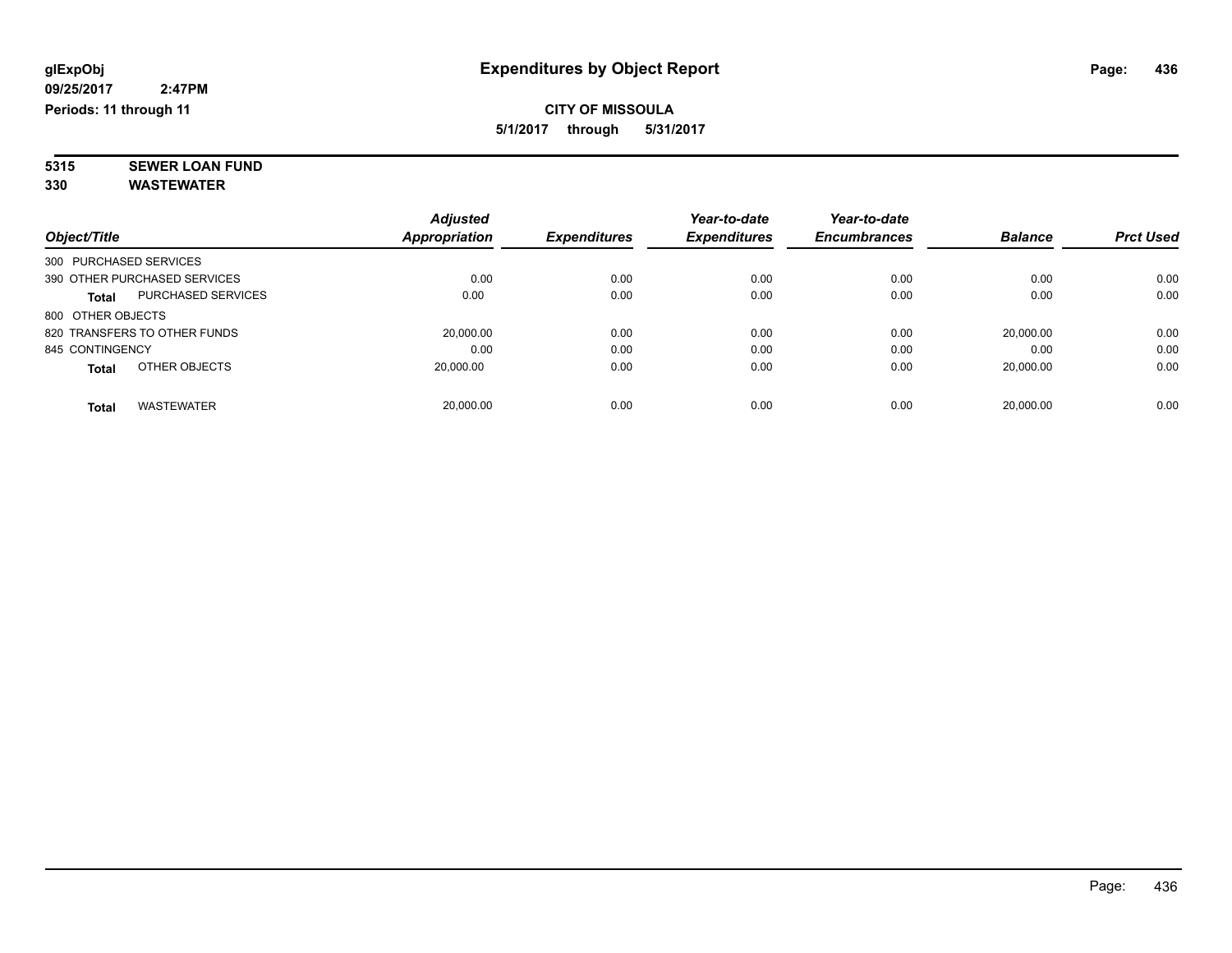# Expenditures by Object Report

glExpObj
09/25/2017 2:47PM
Periods: 11 through 11

**CITY OF MISSOULA**
**5/1/2017 through 5/31/2017**

**5315 SEWER LOAN FUND**
**330 WASTEWATER**

| Object/Title | | Adjusted Appropriation | Expenditures | Year-to-date Expenditures | Year-to-date Encumbrances | Balance | Prct Used |
|---|---|---|---|---|---|---|---|
| 300 PURCHASED SERVICES | | | | | | | |
| 390 OTHER PURCHASED SERVICES | | 0.00 | 0.00 | 0.00 | 0.00 | 0.00 | 0.00 |
| **Total** | PURCHASED SERVICES | 0.00 | 0.00 | 0.00 | 0.00 | 0.00 | 0.00 |
| 800 OTHER OBJECTS | | | | | | | |
| 820 TRANSFERS TO OTHER FUNDS | | 20,000.00 | 0.00 | 0.00 | 0.00 | 20,000.00 | 0.00 |
| 845 CONTINGENCY | | 0.00 | 0.00 | 0.00 | 0.00 | 0.00 | 0.00 |
| **Total** | OTHER OBJECTS | 20,000.00 | 0.00 | 0.00 | 0.00 | 20,000.00 | 0.00 |
| **Total** | WASTEWATER | 20,000.00 | 0.00 | 0.00 | 0.00 | 20,000.00 | 0.00 |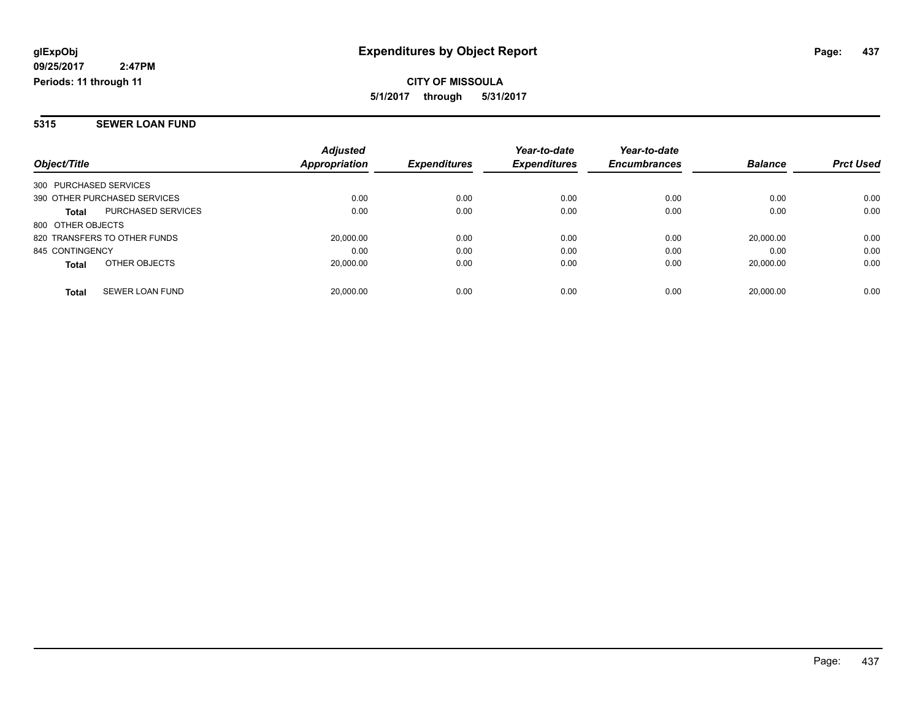**glExpObj** **Expenditures by Object Report**

**09/25/2017 2:47PM**

**Periods: 11 through 11**

**CITY OF MISSOULA**

**5/1/2017 through 5/31/2017**

## 5315 SEWER LOAN FUND

| Object/Title | Adjusted Appropriation | Expenditures | Year-to-date Expenditures | Year-to-date Encumbrances | Balance | Prct Used |
|---|---|---|---|---|---|---|
| 300 PURCHASED SERVICES | | | | | | |
| 390 OTHER PURCHASED SERVICES | 0.00 | 0.00 | 0.00 | 0.00 | 0.00 | 0.00 |
| **Total** PURCHASED SERVICES | 0.00 | 0.00 | 0.00 | 0.00 | 0.00 | 0.00 |
| 800 OTHER OBJECTS | | | | | | |
| 820 TRANSFERS TO OTHER FUNDS | 20,000.00 | 0.00 | 0.00 | 0.00 | 20,000.00 | 0.00 |
| 845 CONTINGENCY | 0.00 | 0.00 | 0.00 | 0.00 | 0.00 | 0.00 |
| **Total** OTHER OBJECTS | 20,000.00 | 0.00 | 0.00 | 0.00 | 20,000.00 | 0.00 |
| **Total** SEWER LOAN FUND | 20,000.00 | 0.00 | 0.00 | 0.00 | 20,000.00 | 0.00 |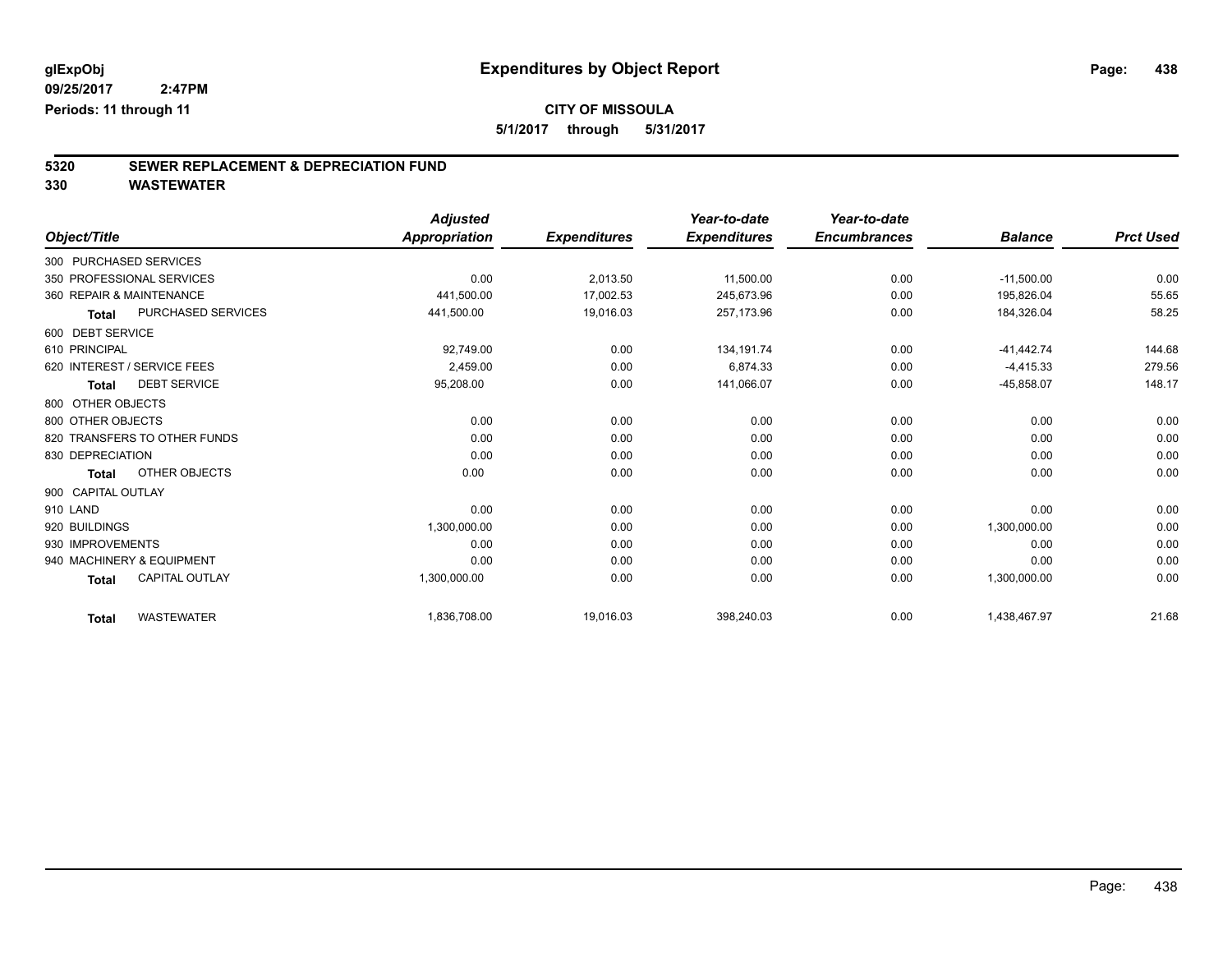# Expenditures by Object Report

glExpObj
09/25/2017 2:47PM
Periods: 11 through 11

**CITY OF MISSOULA**
5/1/2017 through 5/31/2017

## 5320 SEWER REPLACEMENT & DEPRECIATION FUND
## 330 WASTEWATER

| Object/Title | | Adjusted Appropriation | Expenditures | Year-to-date Expenditures | Year-to-date Encumbrances | Balance | Prct Used |
|---|---|---|---|---|---|---|---|
| 300 PURCHASED SERVICES | | | | | | | |
| 350 PROFESSIONAL SERVICES | | 0.00 | 2,013.50 | 11,500.00 | 0.00 | -11,500.00 | 0.00 |
| 360 REPAIR & MAINTENANCE | | 441,500.00 | 17,002.53 | 245,673.96 | 0.00 | 195,826.04 | 55.65 |
| Total | PURCHASED SERVICES | 441,500.00 | 19,016.03 | 257,173.96 | 0.00 | 184,326.04 | 58.25 |
| 600 DEBT SERVICE | | | | | | | |
| 610 PRINCIPAL | | 92,749.00 | 0.00 | 134,191.74 | 0.00 | -41,442.74 | 144.68 |
| 620 INTEREST / SERVICE FEES | | 2,459.00 | 0.00 | 6,874.33 | 0.00 | -4,415.33 | 279.56 |
| Total | DEBT SERVICE | 95,208.00 | 0.00 | 141,066.07 | 0.00 | -45,858.07 | 148.17 |
| 800 OTHER OBJECTS | | | | | | | |
| 800 OTHER OBJECTS | | 0.00 | 0.00 | 0.00 | 0.00 | 0.00 | 0.00 |
| 820 TRANSFERS TO OTHER FUNDS | | 0.00 | 0.00 | 0.00 | 0.00 | 0.00 | 0.00 |
| 830 DEPRECIATION | | 0.00 | 0.00 | 0.00 | 0.00 | 0.00 | 0.00 |
| Total | OTHER OBJECTS | 0.00 | 0.00 | 0.00 | 0.00 | 0.00 | 0.00 |
| 900 CAPITAL OUTLAY | | | | | | | |
| 910 LAND | | 0.00 | 0.00 | 0.00 | 0.00 | 0.00 | 0.00 |
| 920 BUILDINGS | | 1,300,000.00 | 0.00 | 0.00 | 0.00 | 1,300,000.00 | 0.00 |
| 930 IMPROVEMENTS | | 0.00 | 0.00 | 0.00 | 0.00 | 0.00 | 0.00 |
| 940 MACHINERY & EQUIPMENT | | 0.00 | 0.00 | 0.00 | 0.00 | 0.00 | 0.00 |
| Total | CAPITAL OUTLAY | 1,300,000.00 | 0.00 | 0.00 | 0.00 | 1,300,000.00 | 0.00 |
| Total | WASTEWATER | 1,836,708.00 | 19,016.03 | 398,240.03 | 0.00 | 1,438,467.97 | 21.68 |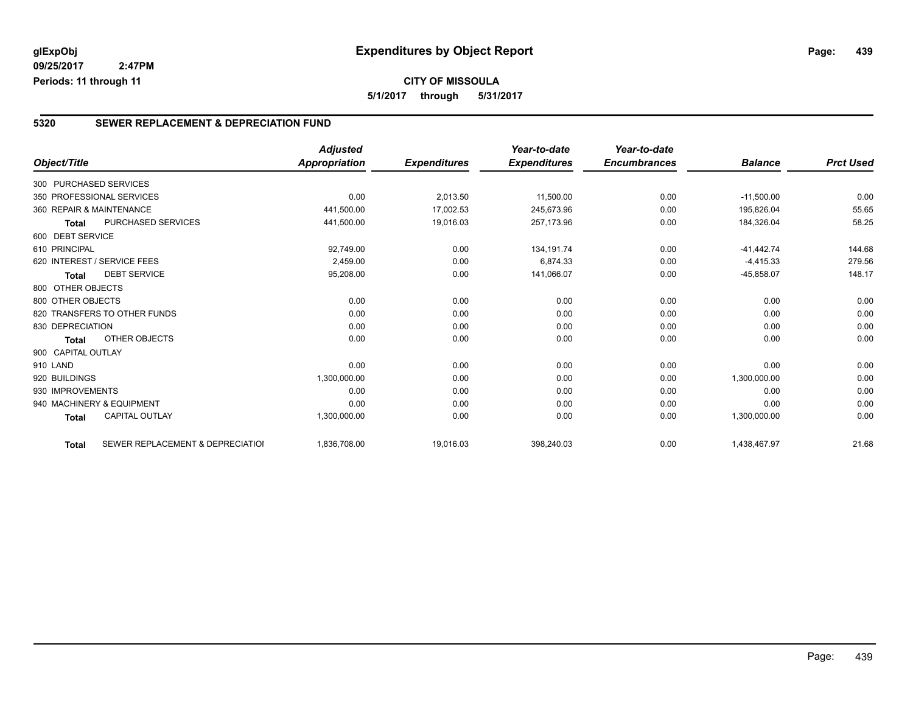# Expenditures by Object Report

glExpObj
09/25/2017 2:47PM
Periods: 11 through 11

**CITY OF MISSOULA**
5/1/2017 through 5/31/2017

## 5320 SEWER REPLACEMENT & DEPRECIATION FUND

| Object/Title | | Adjusted Appropriation | Expenditures | Year-to-date Expenditures | Year-to-date Encumbrances | Balance | Prct Used |
|---|---|---|---|---|---|---|---|
| 300 PURCHASED SERVICES | | | | | | | |
| 350 PROFESSIONAL SERVICES | | 0.00 | 2,013.50 | 11,500.00 | 0.00 | -11,500.00 | 0.00 |
| 360 REPAIR & MAINTENANCE | | 441,500.00 | 17,002.53 | 245,673.96 | 0.00 | 195,826.04 | 55.65 |
| Total | PURCHASED SERVICES | 441,500.00 | 19,016.03 | 257,173.96 | 0.00 | 184,326.04 | 58.25 |
| 600 DEBT SERVICE | | | | | | | |
| 610 PRINCIPAL | | 92,749.00 | 0.00 | 134,191.74 | 0.00 | -41,442.74 | 144.68 |
| 620 INTEREST / SERVICE FEES | | 2,459.00 | 0.00 | 6,874.33 | 0.00 | -4,415.33 | 279.56 |
| Total | DEBT SERVICE | 95,208.00 | 0.00 | 141,066.07 | 0.00 | -45,858.07 | 148.17 |
| 800 OTHER OBJECTS | | | | | | | |
| 800 OTHER OBJECTS | | 0.00 | 0.00 | 0.00 | 0.00 | 0.00 | 0.00 |
| 820 TRANSFERS TO OTHER FUNDS | | 0.00 | 0.00 | 0.00 | 0.00 | 0.00 | 0.00 |
| 830 DEPRECIATION | | 0.00 | 0.00 | 0.00 | 0.00 | 0.00 | 0.00 |
| Total | OTHER OBJECTS | 0.00 | 0.00 | 0.00 | 0.00 | 0.00 | 0.00 |
| 900 CAPITAL OUTLAY | | | | | | | |
| 910 LAND | | 0.00 | 0.00 | 0.00 | 0.00 | 0.00 | 0.00 |
| 920 BUILDINGS | | 1,300,000.00 | 0.00 | 0.00 | 0.00 | 1,300,000.00 | 0.00 |
| 930 IMPROVEMENTS | | 0.00 | 0.00 | 0.00 | 0.00 | 0.00 | 0.00 |
| 940 MACHINERY & EQUIPMENT | | 0.00 | 0.00 | 0.00 | 0.00 | 0.00 | 0.00 |
| Total | CAPITAL OUTLAY | 1,300,000.00 | 0.00 | 0.00 | 0.00 | 1,300,000.00 | 0.00 |
| Total | SEWER REPLACEMENT & DEPRECIATIOI | 1,836,708.00 | 19,016.03 | 398,240.03 | 0.00 | 1,438,467.97 | 21.68 |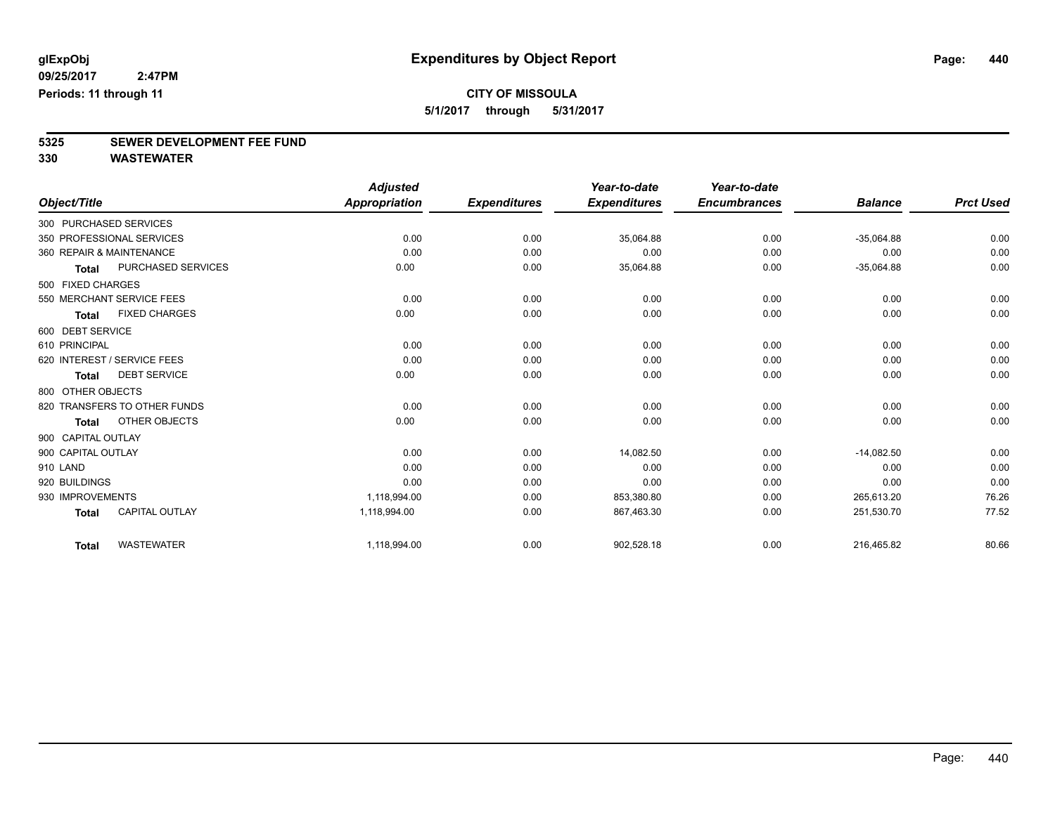**glExpObj** **Expenditures by Object Report**

**09/25/2017 2:47PM**

**Periods: 11 through 11**

**CITY OF MISSOULA**

**5/1/2017 through 5/31/2017**

## 5325 SEWER DEVELOPMENT FEE FUND

## 330 WASTEWATER

| Object/Title | Adjusted Appropriation | Expenditures | Year-to-date Expenditures | Year-to-date Encumbrances | Balance | Prct Used |
|---|---|---|---|---|---|---|
| 300 PURCHASED SERVICES | | | | | | |
| 350 PROFESSIONAL SERVICES | 0.00 | 0.00 | 35,064.88 | 0.00 | -35,064.88 | 0.00 |
| 360 REPAIR & MAINTENANCE | 0.00 | 0.00 | 0.00 | 0.00 | 0.00 | 0.00 |
| Total PURCHASED SERVICES | 0.00 | 0.00 | 35,064.88 | 0.00 | -35,064.88 | 0.00 |
| 500 FIXED CHARGES | | | | | | |
| 550 MERCHANT SERVICE FEES | 0.00 | 0.00 | 0.00 | 0.00 | 0.00 | 0.00 |
| Total FIXED CHARGES | 0.00 | 0.00 | 0.00 | 0.00 | 0.00 | 0.00 |
| 600 DEBT SERVICE | | | | | | |
| 610 PRINCIPAL | 0.00 | 0.00 | 0.00 | 0.00 | 0.00 | 0.00 |
| 620 INTEREST / SERVICE FEES | 0.00 | 0.00 | 0.00 | 0.00 | 0.00 | 0.00 |
| Total DEBT SERVICE | 0.00 | 0.00 | 0.00 | 0.00 | 0.00 | 0.00 |
| 800 OTHER OBJECTS | | | | | | |
| 820 TRANSFERS TO OTHER FUNDS | 0.00 | 0.00 | 0.00 | 0.00 | 0.00 | 0.00 |
| Total OTHER OBJECTS | 0.00 | 0.00 | 0.00 | 0.00 | 0.00 | 0.00 |
| 900 CAPITAL OUTLAY | | | | | | |
| 900 CAPITAL OUTLAY | 0.00 | 0.00 | 14,082.50 | 0.00 | -14,082.50 | 0.00 |
| 910 LAND | 0.00 | 0.00 | 0.00 | 0.00 | 0.00 | 0.00 |
| 920 BUILDINGS | 0.00 | 0.00 | 0.00 | 0.00 | 0.00 | 0.00 |
| 930 IMPROVEMENTS | 1,118,994.00 | 0.00 | 853,380.80 | 0.00 | 265,613.20 | 76.26 |
| Total CAPITAL OUTLAY | 1,118,994.00 | 0.00 | 867,463.30 | 0.00 | 251,530.70 | 77.52 |
| Total WASTEWATER | 1,118,994.00 | 0.00 | 902,528.18 | 0.00 | 216,465.82 | 80.66 |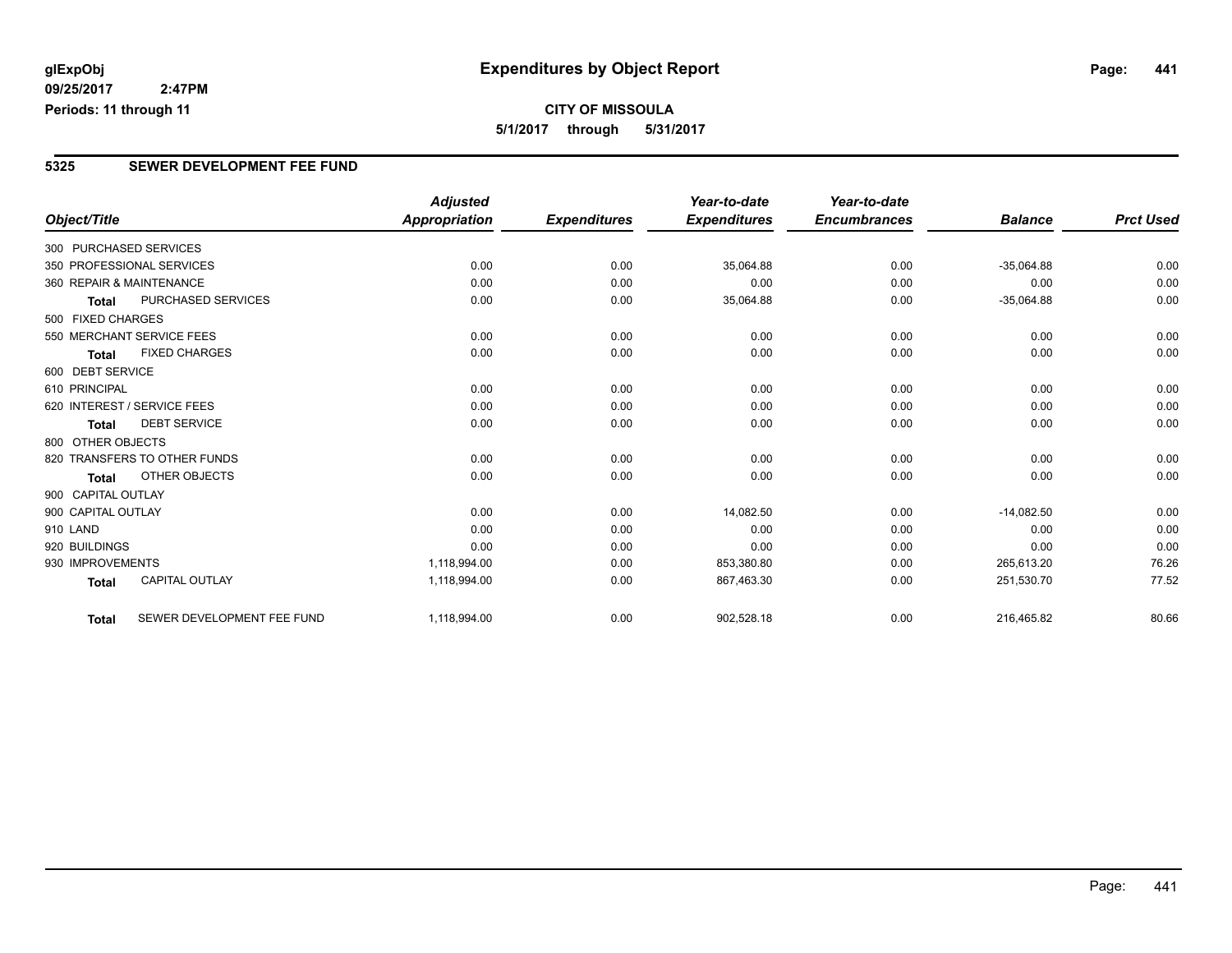# Expenditures by Object Report

glExpObj
09/25/2017 2:47PM
Periods: 11 through 11

**CITY OF MISSOULA**
**5/1/2017 through 5/31/2017**

## 5325 SEWER DEVELOPMENT FEE FUND

| Object/Title | Adjusted Appropriation | Expenditures | Year-to-date Expenditures | Year-to-date Encumbrances | Balance | Prct Used |
|---|---|---|---|---|---|---|
| 300 PURCHASED SERVICES | | | | | | |
| 350 PROFESSIONAL SERVICES | 0.00 | 0.00 | 35,064.88 | 0.00 | -35,064.88 | 0.00 |
| 360 REPAIR & MAINTENANCE | 0.00 | 0.00 | 0.00 | 0.00 | 0.00 | 0.00 |
| **Total** PURCHASED SERVICES | 0.00 | 0.00 | 35,064.88 | 0.00 | -35,064.88 | 0.00 |
| 500 FIXED CHARGES | | | | | | |
| 550 MERCHANT SERVICE FEES | 0.00 | 0.00 | 0.00 | 0.00 | 0.00 | 0.00 |
| **Total** FIXED CHARGES | 0.00 | 0.00 | 0.00 | 0.00 | 0.00 | 0.00 |
| 600 DEBT SERVICE | | | | | | |
| 610 PRINCIPAL | 0.00 | 0.00 | 0.00 | 0.00 | 0.00 | 0.00 |
| 620 INTEREST / SERVICE FEES | 0.00 | 0.00 | 0.00 | 0.00 | 0.00 | 0.00 |
| **Total** DEBT SERVICE | 0.00 | 0.00 | 0.00 | 0.00 | 0.00 | 0.00 |
| 800 OTHER OBJECTS | | | | | | |
| 820 TRANSFERS TO OTHER FUNDS | 0.00 | 0.00 | 0.00 | 0.00 | 0.00 | 0.00 |
| **Total** OTHER OBJECTS | 0.00 | 0.00 | 0.00 | 0.00 | 0.00 | 0.00 |
| 900 CAPITAL OUTLAY | | | | | | |
| 900 CAPITAL OUTLAY | 0.00 | 0.00 | 14,082.50 | 0.00 | -14,082.50 | 0.00 |
| 910 LAND | 0.00 | 0.00 | 0.00 | 0.00 | 0.00 | 0.00 |
| 920 BUILDINGS | 0.00 | 0.00 | 0.00 | 0.00 | 0.00 | 0.00 |
| 930 IMPROVEMENTS | 1,118,994.00 | 0.00 | 853,380.80 | 0.00 | 265,613.20 | 76.26 |
| **Total** CAPITAL OUTLAY | 1,118,994.00 | 0.00 | 867,463.30 | 0.00 | 251,530.70 | 77.52 |
| **Total** SEWER DEVELOPMENT FEE FUND | 1,118,994.00 | 0.00 | 902,528.18 | 0.00 | 216,465.82 | 80.66 |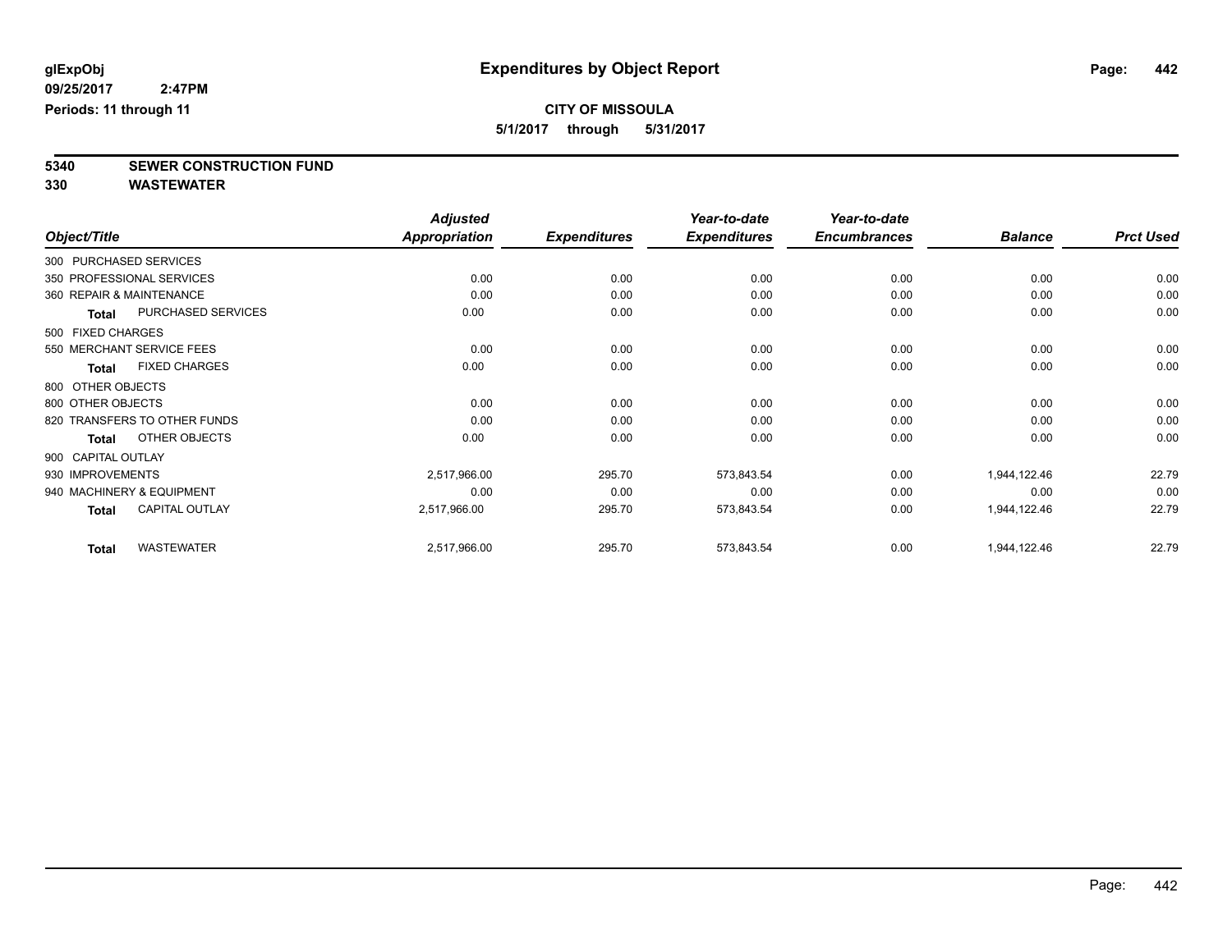**glExpObj** 09/25/2017 2:47PM Periods: 11 through 11

# Expenditures by Object Report

**CITY OF MISSOULA**
**5/1/2017 through 5/31/2017**

## 5340 SEWER CONSTRUCTION FUND
## 330 WASTEWATER

| Object/Title | Adjusted Appropriation | Expenditures | Year-to-date Expenditures | Year-to-date Encumbrances | Balance | Prct Used |
|---|---|---|---|---|---|---|
| 300 PURCHASED SERVICES | | | | | | |
| 350 PROFESSIONAL SERVICES | 0.00 | 0.00 | 0.00 | 0.00 | 0.00 | 0.00 |
| 360 REPAIR & MAINTENANCE | 0.00 | 0.00 | 0.00 | 0.00 | 0.00 | 0.00 |
| **Total** PURCHASED SERVICES | 0.00 | 0.00 | 0.00 | 0.00 | 0.00 | 0.00 |
| 500 FIXED CHARGES | | | | | | |
| 550 MERCHANT SERVICE FEES | 0.00 | 0.00 | 0.00 | 0.00 | 0.00 | 0.00 |
| **Total** FIXED CHARGES | 0.00 | 0.00 | 0.00 | 0.00 | 0.00 | 0.00 |
| 800 OTHER OBJECTS | | | | | | |
| 800 OTHER OBJECTS | 0.00 | 0.00 | 0.00 | 0.00 | 0.00 | 0.00 |
| 820 TRANSFERS TO OTHER FUNDS | 0.00 | 0.00 | 0.00 | 0.00 | 0.00 | 0.00 |
| **Total** OTHER OBJECTS | 0.00 | 0.00 | 0.00 | 0.00 | 0.00 | 0.00 |
| 900 CAPITAL OUTLAY | | | | | | |
| 930 IMPROVEMENTS | 2,517,966.00 | 295.70 | 573,843.54 | 0.00 | 1,944,122.46 | 22.79 |
| 940 MACHINERY & EQUIPMENT | 0.00 | 0.00 | 0.00 | 0.00 | 0.00 | 0.00 |
| **Total** CAPITAL OUTLAY | 2,517,966.00 | 295.70 | 573,843.54 | 0.00 | 1,944,122.46 | 22.79 |
| **Total** WASTEWATER | 2,517,966.00 | 295.70 | 573,843.54 | 0.00 | 1,944,122.46 | 22.79 |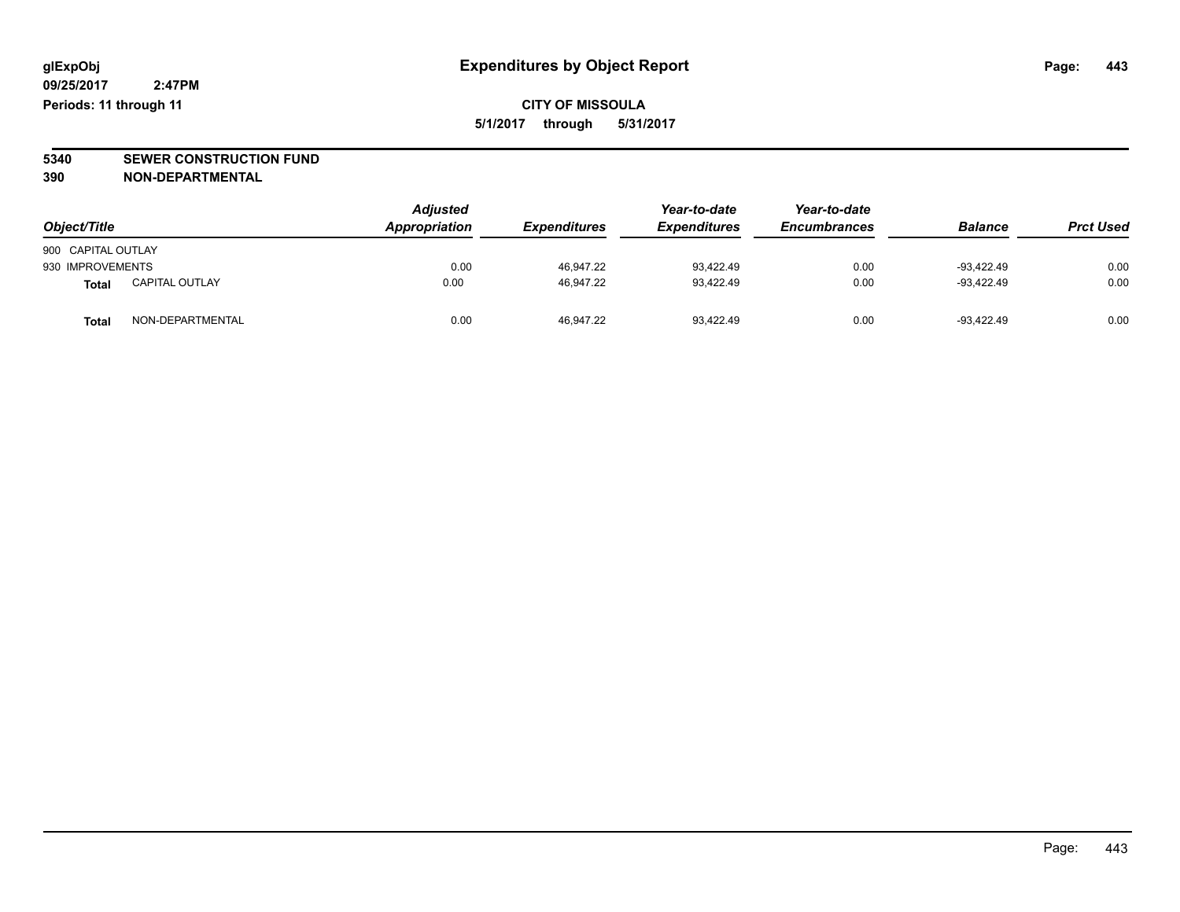**glExpObj**
**09/25/2017 2:47PM**
**Periods: 11 through 11**

# Expenditures by Object Report

**CITY OF MISSOULA**
**5/1/2017 through 5/31/2017**

**5340 SEWER CONSTRUCTION FUND**
**390 NON-DEPARTMENTAL**

| Object/Title | | Adjusted Appropriation | Expenditures | Year-to-date Expenditures | Year-to-date Encumbrances | Balance | Prct Used |
|---|---|---|---|---|---|---|---|
| 900 CAPITAL OUTLAY | | | | | | | |
| 930 IMPROVEMENTS | | 0.00 | 46,947.22 | 93,422.49 | 0.00 | -93,422.49 | 0.00 |
| **Total** | CAPITAL OUTLAY | 0.00 | 46,947.22 | 93,422.49 | 0.00 | -93,422.49 | 0.00 |
| **Total** | NON-DEPARTMENTAL | 0.00 | 46,947.22 | 93,422.49 | 0.00 | -93,422.49 | 0.00 |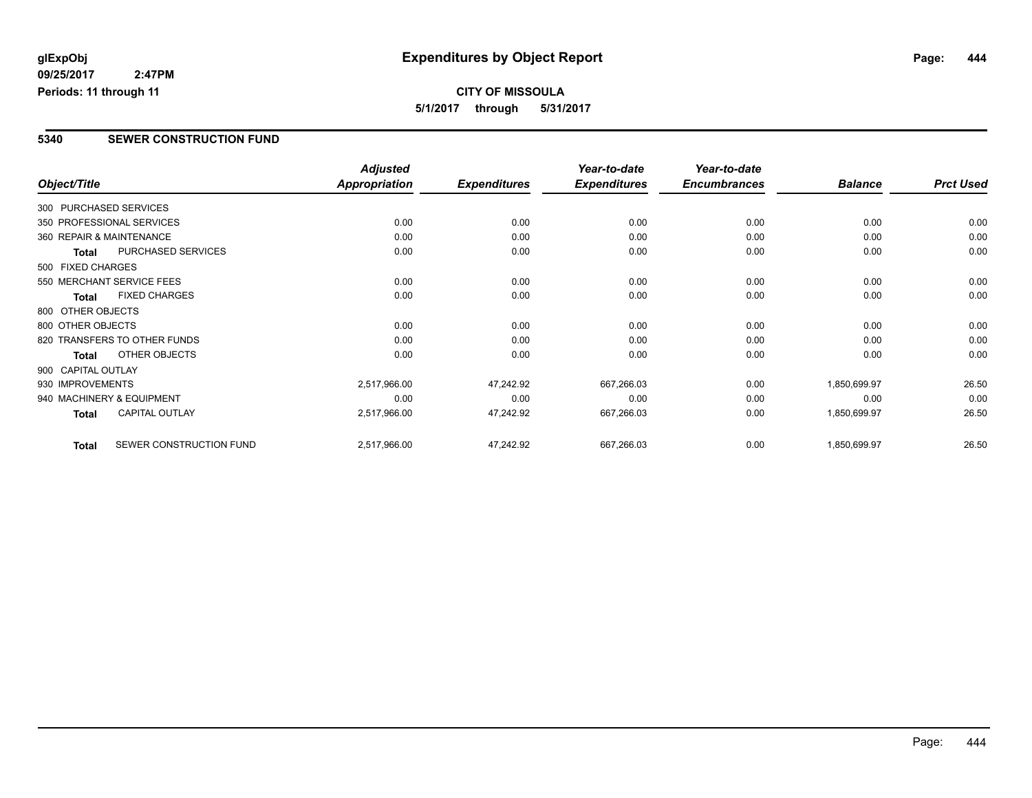**glExpObj** — **Expenditures by Object Report**

**09/25/2017 2:47PM**

**Periods: 11 through 11**

**CITY OF MISSOULA**

**5/1/2017 through 5/31/2017**

## 5340 SEWER CONSTRUCTION FUND

| Object/Title | Adjusted Appropriation | Expenditures | Year-to-date Expenditures | Year-to-date Encumbrances | Balance | Prct Used |
|---|---|---|---|---|---|---|
| 300 PURCHASED SERVICES | | | | | | |
| 350 PROFESSIONAL SERVICES | 0.00 | 0.00 | 0.00 | 0.00 | 0.00 | 0.00 |
| 360 REPAIR & MAINTENANCE | 0.00 | 0.00 | 0.00 | 0.00 | 0.00 | 0.00 |
| **Total** PURCHASED SERVICES | 0.00 | 0.00 | 0.00 | 0.00 | 0.00 | 0.00 |
| 500 FIXED CHARGES | | | | | | |
| 550 MERCHANT SERVICE FEES | 0.00 | 0.00 | 0.00 | 0.00 | 0.00 | 0.00 |
| **Total** FIXED CHARGES | 0.00 | 0.00 | 0.00 | 0.00 | 0.00 | 0.00 |
| 800 OTHER OBJECTS | | | | | | |
| 800 OTHER OBJECTS | 0.00 | 0.00 | 0.00 | 0.00 | 0.00 | 0.00 |
| 820 TRANSFERS TO OTHER FUNDS | 0.00 | 0.00 | 0.00 | 0.00 | 0.00 | 0.00 |
| **Total** OTHER OBJECTS | 0.00 | 0.00 | 0.00 | 0.00 | 0.00 | 0.00 |
| 900 CAPITAL OUTLAY | | | | | | |
| 930 IMPROVEMENTS | 2,517,966.00 | 47,242.92 | 667,266.03 | 0.00 | 1,850,699.97 | 26.50 |
| 940 MACHINERY & EQUIPMENT | 0.00 | 0.00 | 0.00 | 0.00 | 0.00 | 0.00 |
| **Total** CAPITAL OUTLAY | 2,517,966.00 | 47,242.92 | 667,266.03 | 0.00 | 1,850,699.97 | 26.50 |
| **Total** SEWER CONSTRUCTION FUND | 2,517,966.00 | 47,242.92 | 667,266.03 | 0.00 | 1,850,699.97 | 26.50 |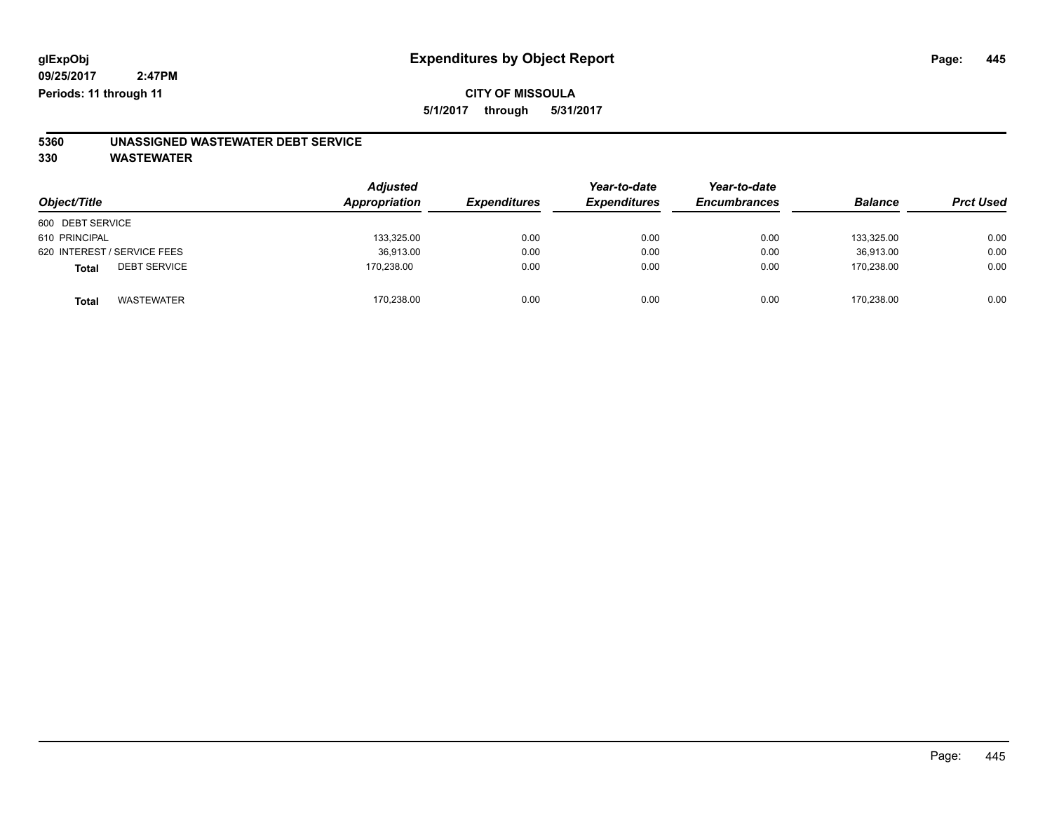**glExpObj**
**09/25/2017 2:47PM**
**Periods: 11 through 11**

# Expenditures by Object Report

**CITY OF MISSOULA**
**5/1/2017 through 5/31/2017**

## 5360 UNASSIGNED WASTEWATER DEBT SERVICE
## 330 WASTEWATER

| Object/Title | Adjusted Appropriation | Expenditures | Year-to-date Expenditures | Year-to-date Encumbrances | Balance | Prct Used |
|---|---|---|---|---|---|---|
| 600 DEBT SERVICE | | | | | | |
| 610 PRINCIPAL | 133,325.00 | 0.00 | 0.00 | 0.00 | 133,325.00 | 0.00 |
| 620 INTEREST / SERVICE FEES | 36,913.00 | 0.00 | 0.00 | 0.00 | 36,913.00 | 0.00 |
| **Total** DEBT SERVICE | 170,238.00 | 0.00 | 0.00 | 0.00 | 170,238.00 | 0.00 |
| **Total** WASTEWATER | 170,238.00 | 0.00 | 0.00 | 0.00 | 170,238.00 | 0.00 |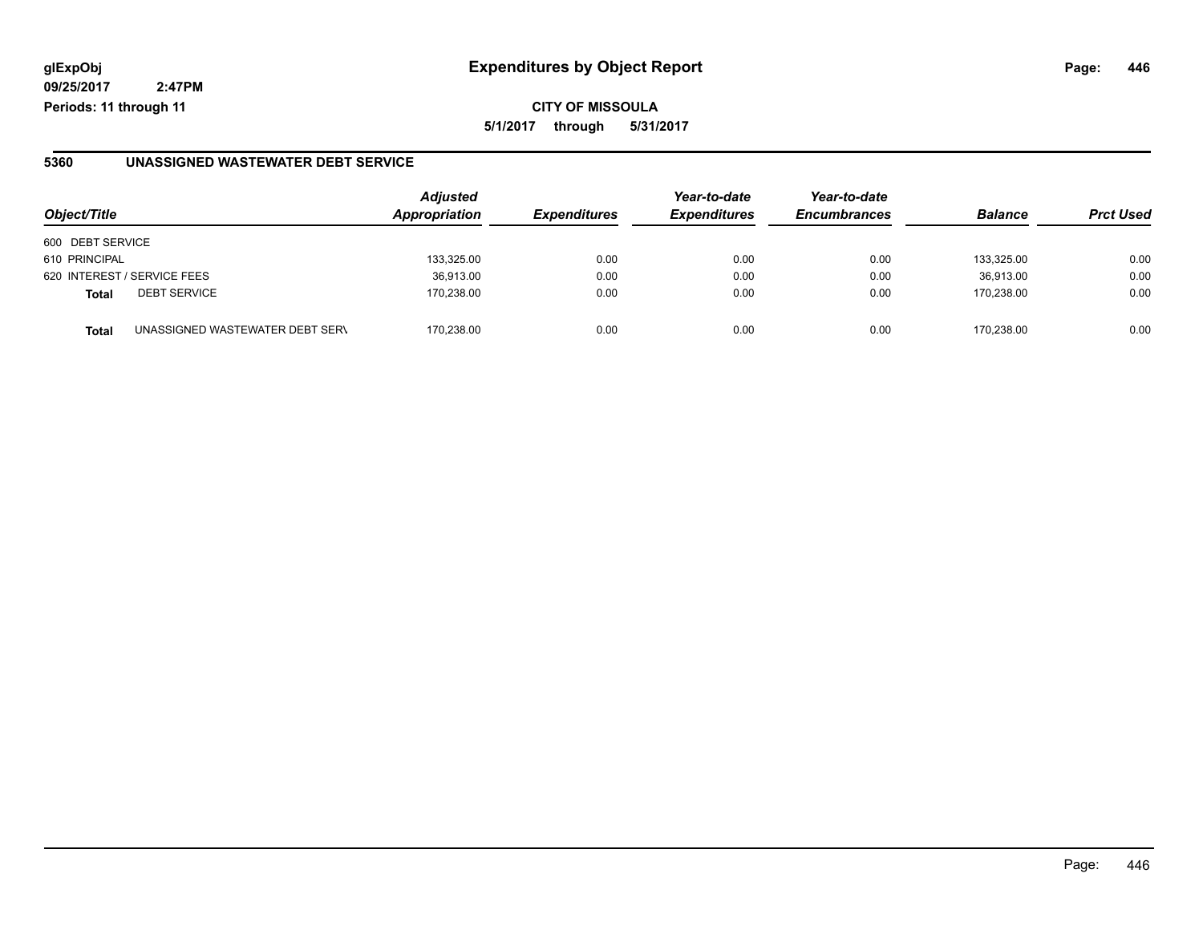**glExpObj** **Expenditures by Object Report**

**09/25/2017 2:47PM**

**Periods: 11 through 11**

**CITY OF MISSOULA**

**5/1/2017 through 5/31/2017**

## 5360 UNASSIGNED WASTEWATER DEBT SERVICE

| Object/Title | | Adjusted Appropriation | Expenditures | Year-to-date Expenditures | Year-to-date Encumbrances | Balance | Prct Used |
|---|---|---|---|---|---|---|---|
| 600 DEBT SERVICE | | | | | | | |
| 610 PRINCIPAL | | 133,325.00 | 0.00 | 0.00 | 0.00 | 133,325.00 | 0.00 |
| 620 INTEREST / SERVICE FEES | | 36,913.00 | 0.00 | 0.00 | 0.00 | 36,913.00 | 0.00 |
| **Total** | DEBT SERVICE | 170,238.00 | 0.00 | 0.00 | 0.00 | 170,238.00 | 0.00 |
| **Total** | UNASSIGNED WASTEWATER DEBT SERV | 170,238.00 | 0.00 | 0.00 | 0.00 | 170,238.00 | 0.00 |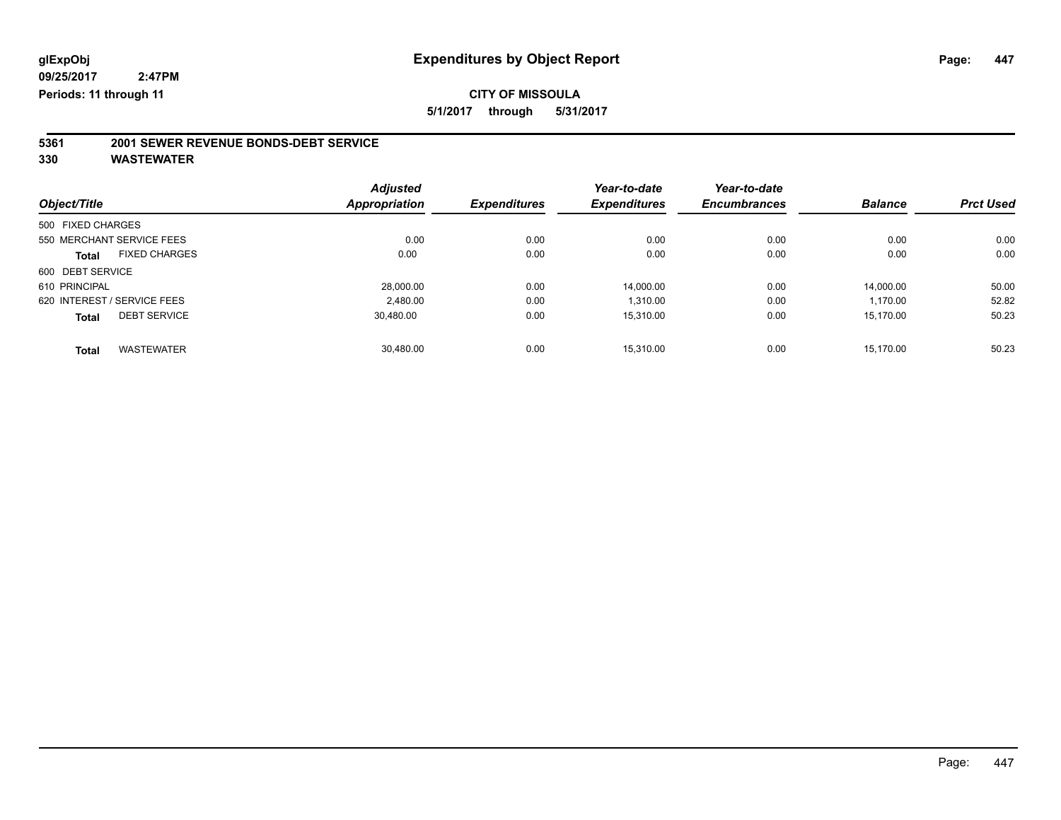glExpObj
09/25/2017 2:47PM
Periods: 11 through 11

# Expenditures by Object Report

**CITY OF MISSOULA**

**5/1/2017 through 5/31/2017**

## 5361 2001 SEWER REVENUE BONDS-DEBT SERVICE

## 330 WASTEWATER

| Object/Title | Adjusted Appropriation | Expenditures | Year-to-date Expenditures | Year-to-date Encumbrances | Balance | Prct Used |
|---|---|---|---|---|---|---|
| 500 FIXED CHARGES | | | | | | |
| 550 MERCHANT SERVICE FEES | 0.00 | 0.00 | 0.00 | 0.00 | 0.00 | 0.00 |
| **Total** FIXED CHARGES | 0.00 | 0.00 | 0.00 | 0.00 | 0.00 | 0.00 |
| 600 DEBT SERVICE | | | | | | |
| 610 PRINCIPAL | 28,000.00 | 0.00 | 14,000.00 | 0.00 | 14,000.00 | 50.00 |
| 620 INTEREST / SERVICE FEES | 2,480.00 | 0.00 | 1,310.00 | 0.00 | 1,170.00 | 52.82 |
| **Total** DEBT SERVICE | 30,480.00 | 0.00 | 15,310.00 | 0.00 | 15,170.00 | 50.23 |
| **Total** WASTEWATER | 30,480.00 | 0.00 | 15,310.00 | 0.00 | 15,170.00 | 50.23 |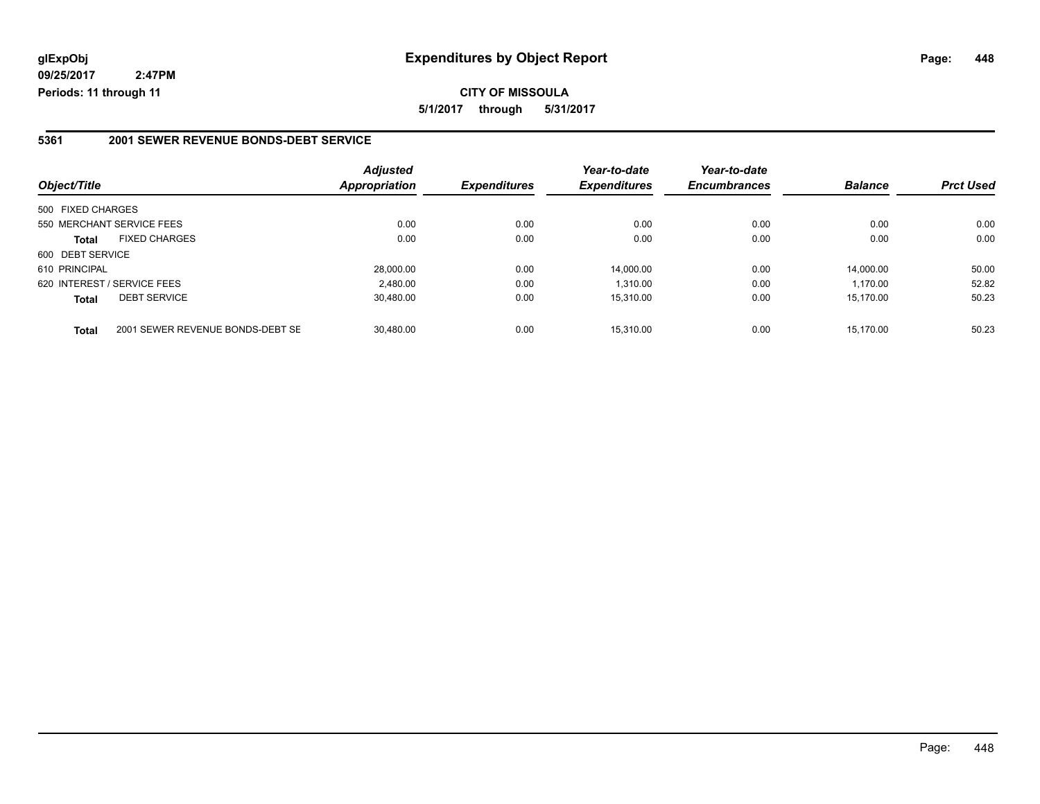# Expenditures by Object Report

glExpObj
09/25/2017 2:47PM
Periods: 11 through 11

**CITY OF MISSOULA**

5/1/2017 through 5/31/2017

## 5361 2001 SEWER REVENUE BONDS-DEBT SERVICE

| Object/Title | | Adjusted Appropriation | Expenditures | Year-to-date Expenditures | Year-to-date Encumbrances | Balance | Prct Used |
|---|---|---|---|---|---|---|---|
| 500 FIXED CHARGES | | | | | | | |
| 550 MERCHANT SERVICE FEES | | 0.00 | 0.00 | 0.00 | 0.00 | 0.00 | 0.00 |
| **Total** | FIXED CHARGES | 0.00 | 0.00 | 0.00 | 0.00 | 0.00 | 0.00 |
| 600 DEBT SERVICE | | | | | | | |
| 610 PRINCIPAL | | 28,000.00 | 0.00 | 14,000.00 | 0.00 | 14,000.00 | 50.00 |
| 620 INTEREST / SERVICE FEES | | 2,480.00 | 0.00 | 1,310.00 | 0.00 | 1,170.00 | 52.82 |
| **Total** | DEBT SERVICE | 30,480.00 | 0.00 | 15,310.00 | 0.00 | 15,170.00 | 50.23 |
| **Total** | 2001 SEWER REVENUE BONDS-DEBT SE | 30,480.00 | 0.00 | 15,310.00 | 0.00 | 15,170.00 | 50.23 |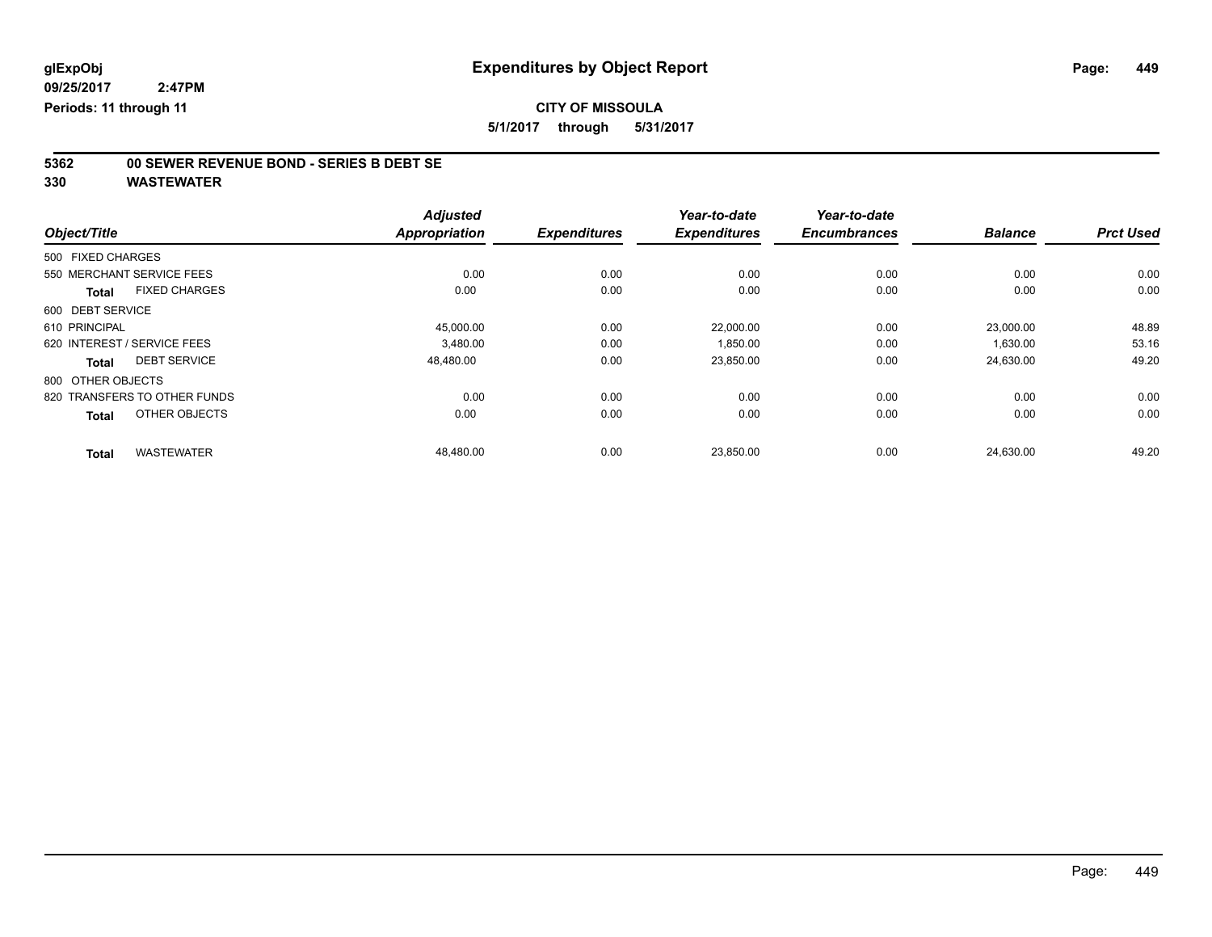**glExpObj** 
**09/25/2017 2:47PM** 
**Periods: 11 through 11**

# Expenditures by Object Report

**CITY OF MISSOULA**

**5/1/2017 through 5/31/2017**

**5362 00 SEWER REVENUE BOND - SERIES B DEBT SE**

**330 WASTEWATER**

| Object/Title | Adjusted Appropriation | Expenditures | Year-to-date Expenditures | Year-to-date Encumbrances | Balance | Prct Used |
|---|---|---|---|---|---|---|
| 500 FIXED CHARGES | | | | | | |
| 550 MERCHANT SERVICE FEES | 0.00 | 0.00 | 0.00 | 0.00 | 0.00 | 0.00 |
| **Total** FIXED CHARGES | 0.00 | 0.00 | 0.00 | 0.00 | 0.00 | 0.00 |
| 600 DEBT SERVICE | | | | | | |
| 610 PRINCIPAL | 45,000.00 | 0.00 | 22,000.00 | 0.00 | 23,000.00 | 48.89 |
| 620 INTEREST / SERVICE FEES | 3,480.00 | 0.00 | 1,850.00 | 0.00 | 1,630.00 | 53.16 |
| **Total** DEBT SERVICE | 48,480.00 | 0.00 | 23,850.00 | 0.00 | 24,630.00 | 49.20 |
| 800 OTHER OBJECTS | | | | | | |
| 820 TRANSFERS TO OTHER FUNDS | 0.00 | 0.00 | 0.00 | 0.00 | 0.00 | 0.00 |
| **Total** OTHER OBJECTS | 0.00 | 0.00 | 0.00 | 0.00 | 0.00 | 0.00 |
| **Total** WASTEWATER | 48,480.00 | 0.00 | 23,850.00 | 0.00 | 24,630.00 | 49.20 |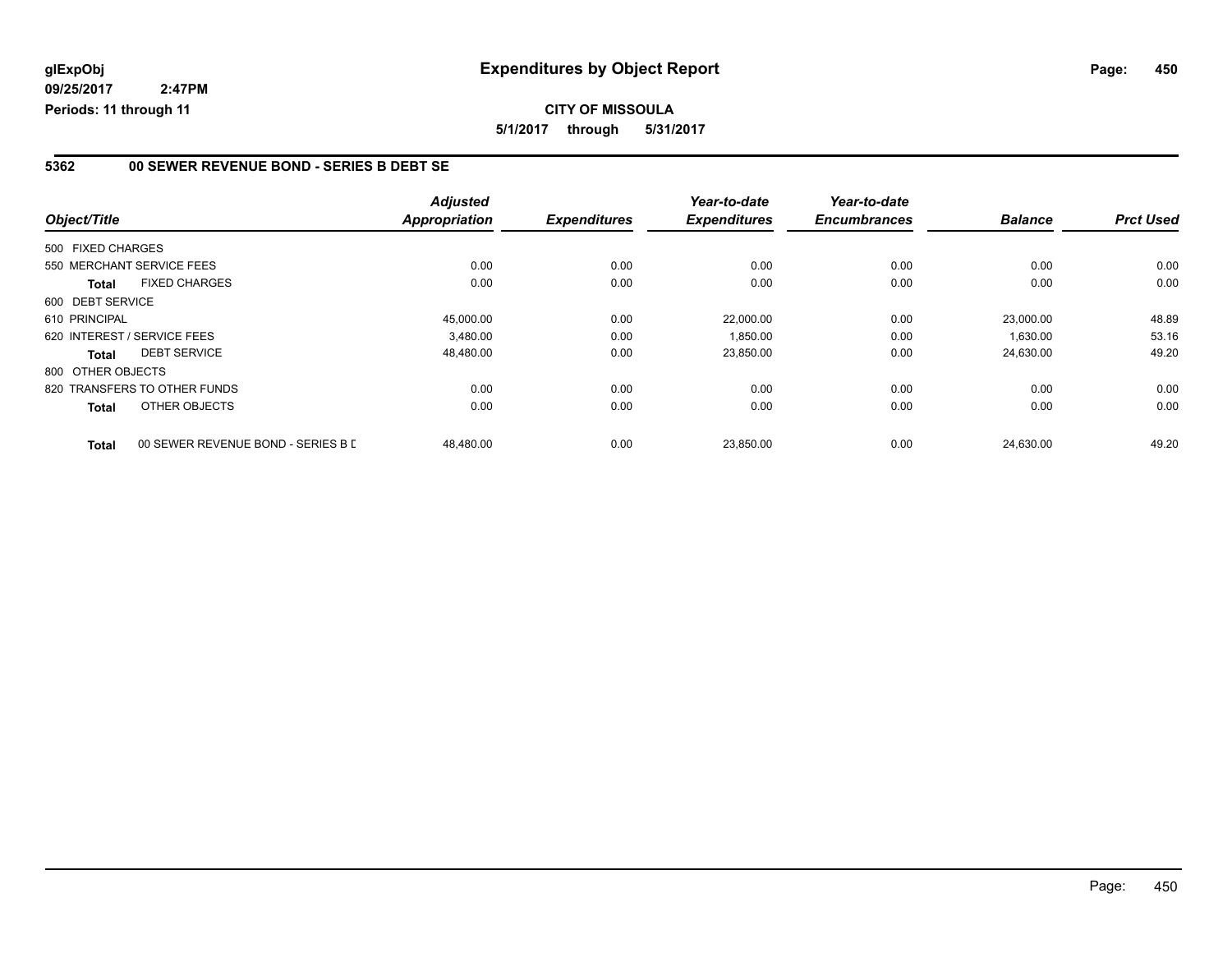# Expenditures by Object Report

glExpObj
09/25/2017 2:47PM
Periods: 11 through 11

**CITY OF MISSOULA**
5/1/2017 through 5/31/2017

## 5362 00 SEWER REVENUE BOND - SERIES B DEBT SE

| Object/Title | | Adjusted Appropriation | Expenditures | Year-to-date Expenditures | Year-to-date Encumbrances | Balance | Prct Used |
|---|---|---|---|---|---|---|---|
| 500 FIXED CHARGES | | | | | | | |
| 550 MERCHANT SERVICE FEES | | 0.00 | 0.00 | 0.00 | 0.00 | 0.00 | 0.00 |
| **Total** | FIXED CHARGES | 0.00 | 0.00 | 0.00 | 0.00 | 0.00 | 0.00 |
| 600 DEBT SERVICE | | | | | | | |
| 610 PRINCIPAL | | 45,000.00 | 0.00 | 22,000.00 | 0.00 | 23,000.00 | 48.89 |
| 620 INTEREST / SERVICE FEES | | 3,480.00 | 0.00 | 1,850.00 | 0.00 | 1,630.00 | 53.16 |
| **Total** | DEBT SERVICE | 48,480.00 | 0.00 | 23,850.00 | 0.00 | 24,630.00 | 49.20 |
| 800 OTHER OBJECTS | | | | | | | |
| 820 TRANSFERS TO OTHER FUNDS | | 0.00 | 0.00 | 0.00 | 0.00 | 0.00 | 0.00 |
| **Total** | OTHER OBJECTS | 0.00 | 0.00 | 0.00 | 0.00 | 0.00 | 0.00 |
| **Total** | 00 SEWER REVENUE BOND - SERIES B D | 48,480.00 | 0.00 | 23,850.00 | 0.00 | 24,630.00 | 49.20 |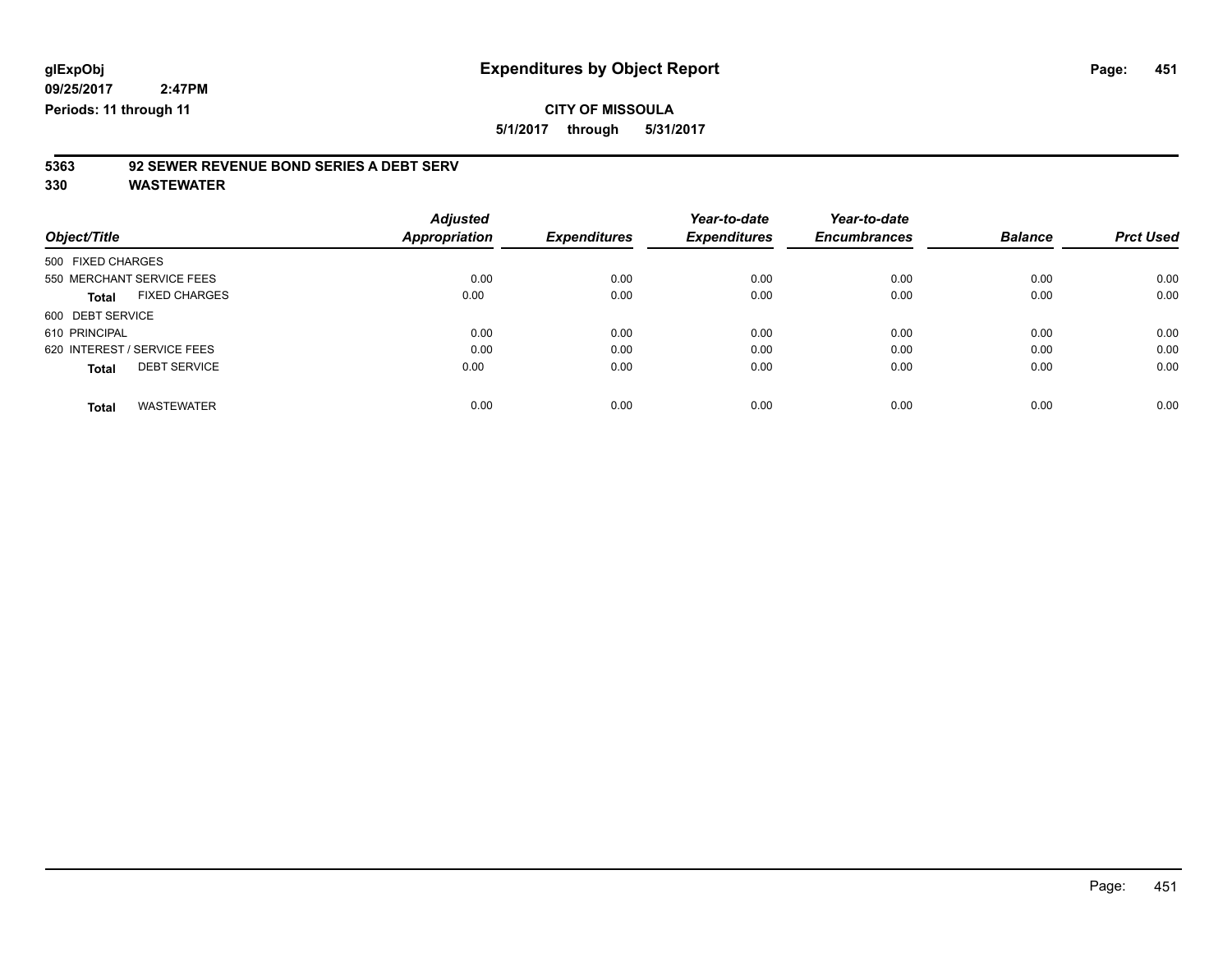**glExpObj**
**09/25/2017 2:47PM**
**Periods: 11 through 11**

# Expenditures by Object Report

**CITY OF MISSOULA**
**5/1/2017 through 5/31/2017**

**5363 92 SEWER REVENUE BOND SERIES A DEBT SERV**
**330 WASTEWATER**

| Object/Title | Adjusted Appropriation | Expenditures | Year-to-date Expenditures | Year-to-date Encumbrances | Balance | Prct Used |
|---|---|---|---|---|---|---|
| 500 FIXED CHARGES | | | | | | |
| 550 MERCHANT SERVICE FEES | 0.00 | 0.00 | 0.00 | 0.00 | 0.00 | 0.00 |
| **Total** FIXED CHARGES | 0.00 | 0.00 | 0.00 | 0.00 | 0.00 | 0.00 |
| 600 DEBT SERVICE | | | | | | |
| 610 PRINCIPAL | 0.00 | 0.00 | 0.00 | 0.00 | 0.00 | 0.00 |
| 620 INTEREST / SERVICE FEES | 0.00 | 0.00 | 0.00 | 0.00 | 0.00 | 0.00 |
| **Total** DEBT SERVICE | 0.00 | 0.00 | 0.00 | 0.00 | 0.00 | 0.00 |
| **Total** WASTEWATER | 0.00 | 0.00 | 0.00 | 0.00 | 0.00 | 0.00 |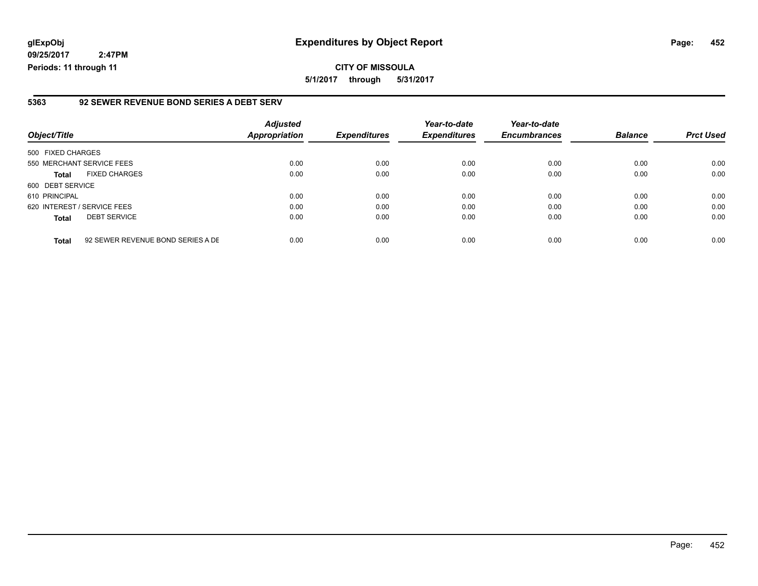**glExpObj** **Expenditures by Object Report**

**09/25/2017 2:47PM**

**Periods: 11 through 11**

**CITY OF MISSOULA**

**5/1/2017 through 5/31/2017**

## 5363 92 SEWER REVENUE BOND SERIES A DEBT SERV

| Object/Title | | Adjusted Appropriation | Expenditures | Year-to-date Expenditures | Year-to-date Encumbrances | Balance | Prct Used |
|---|---|---|---|---|---|---|---|
| 500 FIXED CHARGES | | | | | | | |
| 550 MERCHANT SERVICE FEES | | 0.00 | 0.00 | 0.00 | 0.00 | 0.00 | 0.00 |
| **Total** | FIXED CHARGES | 0.00 | 0.00 | 0.00 | 0.00 | 0.00 | 0.00 |
| 600 DEBT SERVICE | | | | | | | |
| 610 PRINCIPAL | | 0.00 | 0.00 | 0.00 | 0.00 | 0.00 | 0.00 |
| 620 INTEREST / SERVICE FEES | | 0.00 | 0.00 | 0.00 | 0.00 | 0.00 | 0.00 |
| **Total** | DEBT SERVICE | 0.00 | 0.00 | 0.00 | 0.00 | 0.00 | 0.00 |
| **Total** | 92 SEWER REVENUE BOND SERIES A DE | 0.00 | 0.00 | 0.00 | 0.00 | 0.00 | 0.00 |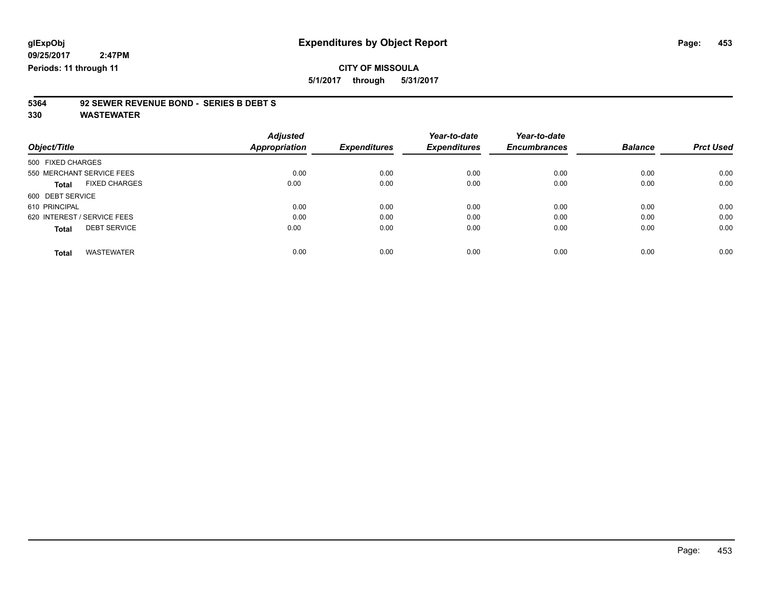glExpObj
09/25/2017 2:47PM
Periods: 11 through 11

# Expenditures by Object Report

**CITY OF MISSOULA**
**5/1/2017 through 5/31/2017**

## 5364 92 SEWER REVENUE BOND - SERIES B DEBT S
## 330 WASTEWATER

| Object/Title | Adjusted Appropriation | Expenditures | Year-to-date Expenditures | Year-to-date Encumbrances | Balance | Prct Used |
|---|---|---|---|---|---|---|
| 500 FIXED CHARGES | | | | | | |
| 550 MERCHANT SERVICE FEES | 0.00 | 0.00 | 0.00 | 0.00 | 0.00 | 0.00 |
| **Total** FIXED CHARGES | 0.00 | 0.00 | 0.00 | 0.00 | 0.00 | 0.00 |
| 600 DEBT SERVICE | | | | | | |
| 610 PRINCIPAL | 0.00 | 0.00 | 0.00 | 0.00 | 0.00 | 0.00 |
| 620 INTEREST / SERVICE FEES | 0.00 | 0.00 | 0.00 | 0.00 | 0.00 | 0.00 |
| **Total** DEBT SERVICE | 0.00 | 0.00 | 0.00 | 0.00 | 0.00 | 0.00 |
| **Total** WASTEWATER | 0.00 | 0.00 | 0.00 | 0.00 | 0.00 | 0.00 |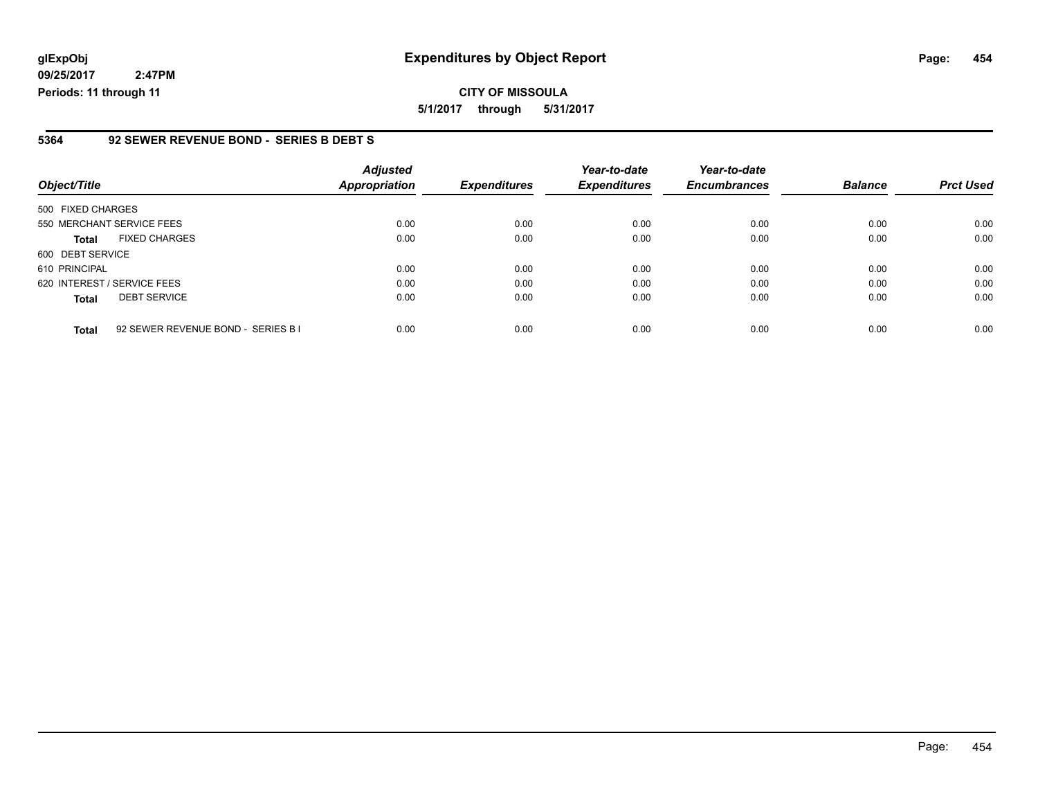glExpObj
09/25/2017 2:47PM
Periods: 11 through 11

# Expenditures by Object Report

**CITY OF MISSOULA**

**5/1/2017 through 5/31/2017**

## 5364 92 SEWER REVENUE BOND - SERIES B DEBT S

| Object/Title | | Adjusted Appropriation | Expenditures | Year-to-date Expenditures | Year-to-date Encumbrances | Balance | Prct Used |
|---|---|---|---|---|---|---|---|
| 500 FIXED CHARGES | | | | | | | |
| 550 MERCHANT SERVICE FEES | | 0.00 | 0.00 | 0.00 | 0.00 | 0.00 | 0.00 |
| **Total** | FIXED CHARGES | 0.00 | 0.00 | 0.00 | 0.00 | 0.00 | 0.00 |
| 600 DEBT SERVICE | | | | | | | |
| 610 PRINCIPAL | | 0.00 | 0.00 | 0.00 | 0.00 | 0.00 | 0.00 |
| 620 INTEREST / SERVICE FEES | | 0.00 | 0.00 | 0.00 | 0.00 | 0.00 | 0.00 |
| **Total** | DEBT SERVICE | 0.00 | 0.00 | 0.00 | 0.00 | 0.00 | 0.00 |
| **Total** | 92 SEWER REVENUE BOND - SERIES B I | 0.00 | 0.00 | 0.00 | 0.00 | 0.00 | 0.00 |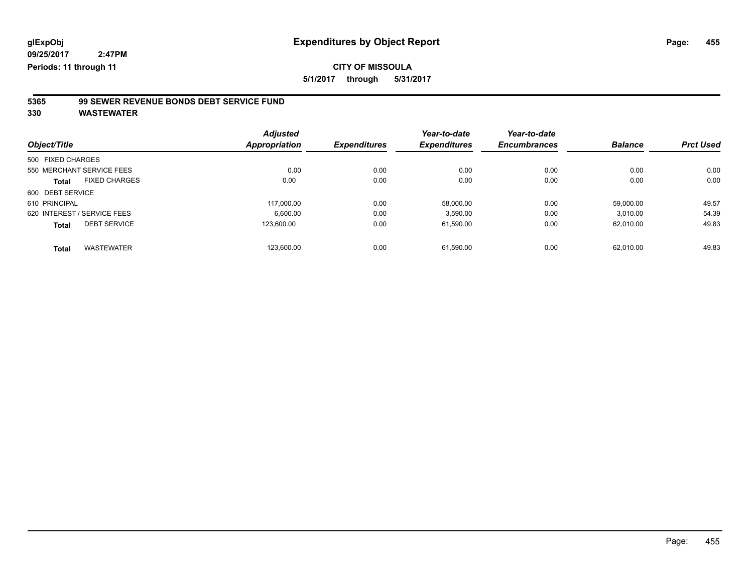**glExpObj** **Expenditures by Object Report**

**09/25/2017 2:47PM**

**Periods: 11 through 11**

**CITY OF MISSOULA**

**5/1/2017 through 5/31/2017**

## 5365 99 SEWER REVENUE BONDS DEBT SERVICE FUND

## 330 WASTEWATER

| Object/Title | | Adjusted Appropriation | Expenditures | Year-to-date Expenditures | Year-to-date Encumbrances | Balance | Prct Used |
|---|---|---|---|---|---|---|---|
| 500 FIXED CHARGES | | | | | | | |
| 550 MERCHANT SERVICE FEES | | 0.00 | 0.00 | 0.00 | 0.00 | 0.00 | 0.00 |
| **Total** | FIXED CHARGES | 0.00 | 0.00 | 0.00 | 0.00 | 0.00 | 0.00 |
| 600 DEBT SERVICE | | | | | | | |
| 610 PRINCIPAL | | 117,000.00 | 0.00 | 58,000.00 | 0.00 | 59,000.00 | 49.57 |
| 620 INTEREST / SERVICE FEES | | 6,600.00 | 0.00 | 3,590.00 | 0.00 | 3,010.00 | 54.39 |
| **Total** | DEBT SERVICE | 123,600.00 | 0.00 | 61,590.00 | 0.00 | 62,010.00 | 49.83 |
| **Total** | WASTEWATER | 123,600.00 | 0.00 | 61,590.00 | 0.00 | 62,010.00 | 49.83 |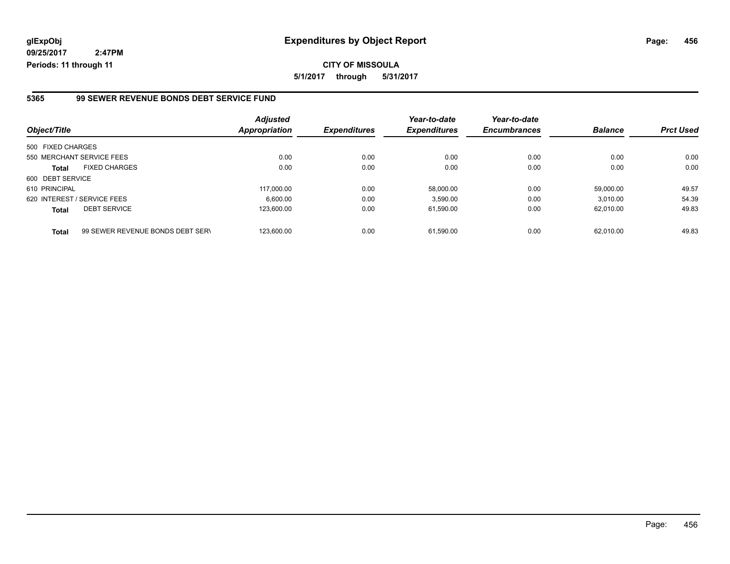glExpObj
09/25/2017 2:47PM
Periods: 11 through 11

# Expenditures by Object Report

**CITY OF MISSOULA**

**5/1/2017 through 5/31/2017**

## 5365 99 SEWER REVENUE BONDS DEBT SERVICE FUND

| Object/Title | | Adjusted Appropriation | Expenditures | Year-to-date Expenditures | Year-to-date Encumbrances | Balance | Prct Used |
|---|---|---|---|---|---|---|---|
| 500 FIXED CHARGES | | | | | | | |
| 550 MERCHANT SERVICE FEES | | 0.00 | 0.00 | 0.00 | 0.00 | 0.00 | 0.00 |
| **Total** | FIXED CHARGES | 0.00 | 0.00 | 0.00 | 0.00 | 0.00 | 0.00 |
| 600 DEBT SERVICE | | | | | | | |
| 610 PRINCIPAL | | 117,000.00 | 0.00 | 58,000.00 | 0.00 | 59,000.00 | 49.57 |
| 620 INTEREST / SERVICE FEES | | 6,600.00 | 0.00 | 3,590.00 | 0.00 | 3,010.00 | 54.39 |
| **Total** | DEBT SERVICE | 123,600.00 | 0.00 | 61,590.00 | 0.00 | 62,010.00 | 49.83 |
| **Total** | 99 SEWER REVENUE BONDS DEBT SERV | 123,600.00 | 0.00 | 61,590.00 | 0.00 | 62,010.00 | 49.83 |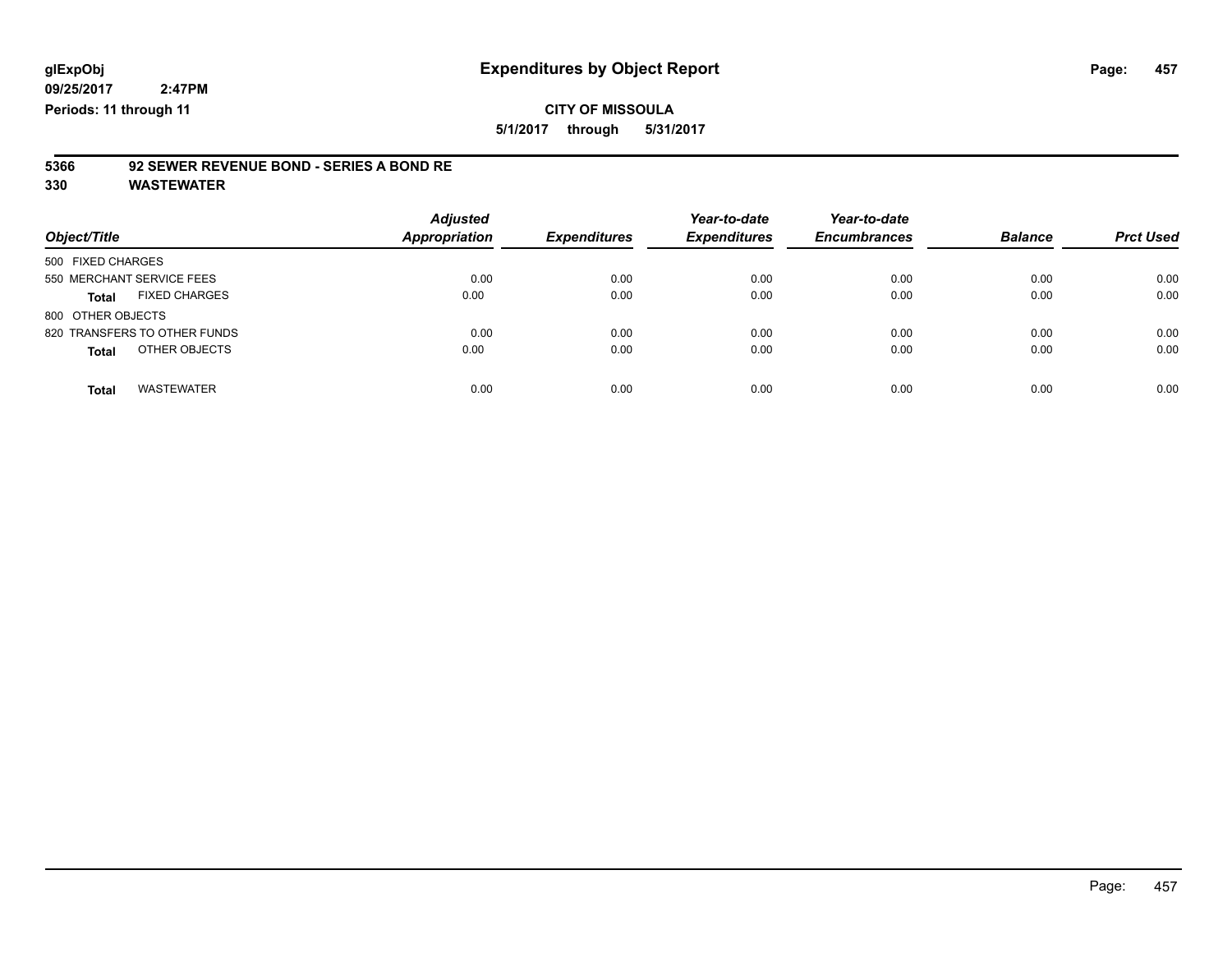# Expenditures by Object Report

glExpObj
09/25/2017 2:47PM
Periods: 11 through 11

**CITY OF MISSOULA**

**5/1/2017 through 5/31/2017**

**5366 92 SEWER REVENUE BOND - SERIES A BOND RE**

**330 WASTEWATER**

| Object/Title | Adjusted Appropriation | Expenditures | Year-to-date Expenditures | Year-to-date Encumbrances | Balance | Prct Used |
|---|---|---|---|---|---|---|
| 500 FIXED CHARGES | | | | | | |
| 550 MERCHANT SERVICE FEES | 0.00 | 0.00 | 0.00 | 0.00 | 0.00 | 0.00 |
| **Total** FIXED CHARGES | 0.00 | 0.00 | 0.00 | 0.00 | 0.00 | 0.00 |
| 800 OTHER OBJECTS | | | | | | |
| 820 TRANSFERS TO OTHER FUNDS | 0.00 | 0.00 | 0.00 | 0.00 | 0.00 | 0.00 |
| **Total** OTHER OBJECTS | 0.00 | 0.00 | 0.00 | 0.00 | 0.00 | 0.00 |
| **Total** WASTEWATER | 0.00 | 0.00 | 0.00 | 0.00 | 0.00 | 0.00 |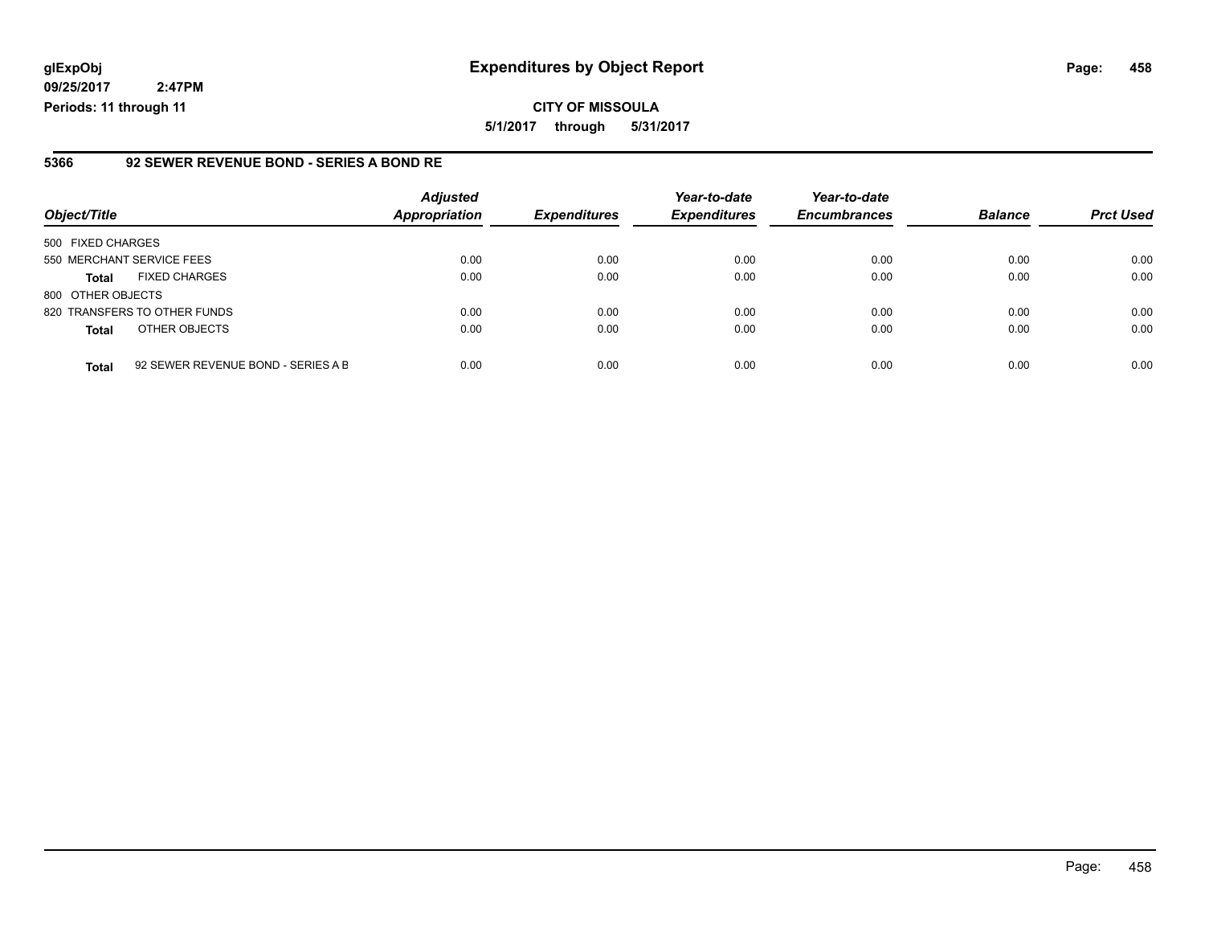**glExpObj** **Expenditures by Object Report**

**09/25/2017 2:47PM**

**Periods: 11 through 11**

**CITY OF MISSOULA**

**5/1/2017 through 5/31/2017**

## 5366 92 SEWER REVENUE BOND - SERIES A BOND RE

| Object/Title | | Adjusted Appropriation | Expenditures | Year-to-date Expenditures | Year-to-date Encumbrances | Balance | Prct Used |
|---|---|---|---|---|---|---|---|
| 500 FIXED CHARGES | | | | | | | |
| 550 MERCHANT SERVICE FEES | | 0.00 | 0.00 | 0.00 | 0.00 | 0.00 | 0.00 |
| **Total** | FIXED CHARGES | 0.00 | 0.00 | 0.00 | 0.00 | 0.00 | 0.00 |
| 800 OTHER OBJECTS | | | | | | | |
| 820 TRANSFERS TO OTHER FUNDS | | 0.00 | 0.00 | 0.00 | 0.00 | 0.00 | 0.00 |
| **Total** | OTHER OBJECTS | 0.00 | 0.00 | 0.00 | 0.00 | 0.00 | 0.00 |
| **Total** | 92 SEWER REVENUE BOND - SERIES A B | 0.00 | 0.00 | 0.00 | 0.00 | 0.00 | 0.00 |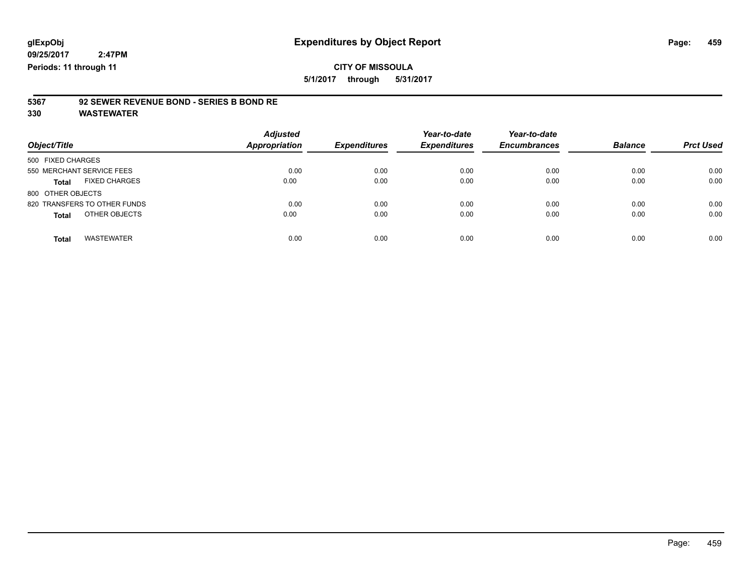glExpObj
09/25/2017 2:47PM
Periods: 11 through 11

# Expenditures by Object Report

**CITY OF MISSOULA**

**5/1/2017 through 5/31/2017**

**5367 92 SEWER REVENUE BOND - SERIES B BOND RE**

**330 WASTEWATER**

| Object/Title | Adjusted Appropriation | Expenditures | Year-to-date Expenditures | Year-to-date Encumbrances | Balance | Prct Used |
|---|---|---|---|---|---|---|
| 500 FIXED CHARGES | | | | | | |
| 550 MERCHANT SERVICE FEES | 0.00 | 0.00 | 0.00 | 0.00 | 0.00 | 0.00 |
| **Total** FIXED CHARGES | 0.00 | 0.00 | 0.00 | 0.00 | 0.00 | 0.00 |
| 800 OTHER OBJECTS | | | | | | |
| 820 TRANSFERS TO OTHER FUNDS | 0.00 | 0.00 | 0.00 | 0.00 | 0.00 | 0.00 |
| **Total** OTHER OBJECTS | 0.00 | 0.00 | 0.00 | 0.00 | 0.00 | 0.00 |
| **Total** WASTEWATER | 0.00 | 0.00 | 0.00 | 0.00 | 0.00 | 0.00 |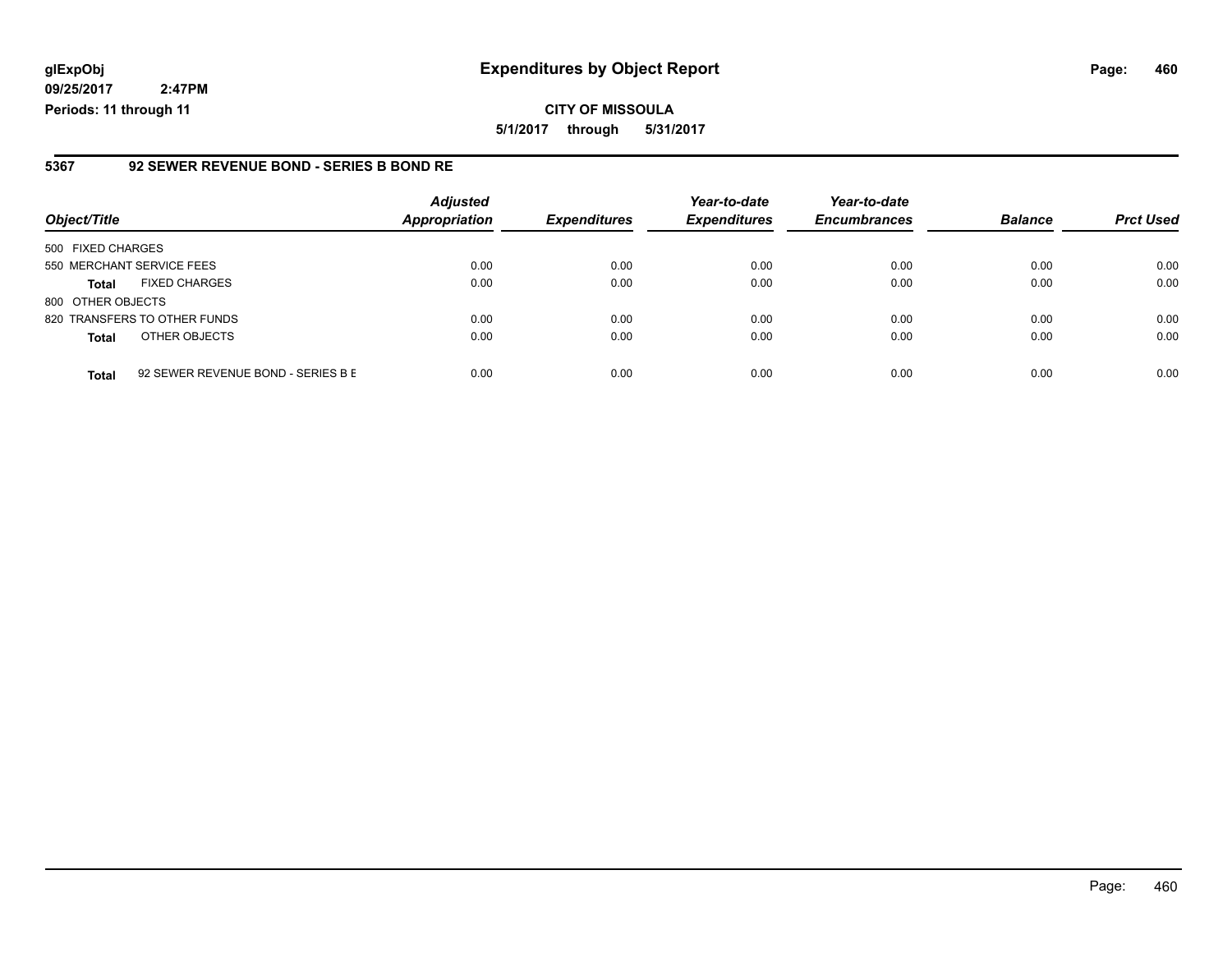# Expenditures by Object Report

glExpObj
09/25/2017 2:47PM
Periods: 11 through 11

**CITY OF MISSOULA**
**5/1/2017 through 5/31/2017**

## 5367 92 SEWER REVENUE BOND - SERIES B BOND RE

| Object/Title | | Adjusted Appropriation | Expenditures | Year-to-date Expenditures | Year-to-date Encumbrances | Balance | Prct Used |
|---|---|---|---|---|---|---|---|
| 500 FIXED CHARGES | | | | | | | |
| 550 MERCHANT SERVICE FEES | | 0.00 | 0.00 | 0.00 | 0.00 | 0.00 | 0.00 |
| **Total** | FIXED CHARGES | 0.00 | 0.00 | 0.00 | 0.00 | 0.00 | 0.00 |
| 800 OTHER OBJECTS | | | | | | | |
| 820 TRANSFERS TO OTHER FUNDS | | 0.00 | 0.00 | 0.00 | 0.00 | 0.00 | 0.00 |
| **Total** | OTHER OBJECTS | 0.00 | 0.00 | 0.00 | 0.00 | 0.00 | 0.00 |
| **Total** | 92 SEWER REVENUE BOND - SERIES B E | 0.00 | 0.00 | 0.00 | 0.00 | 0.00 | 0.00 |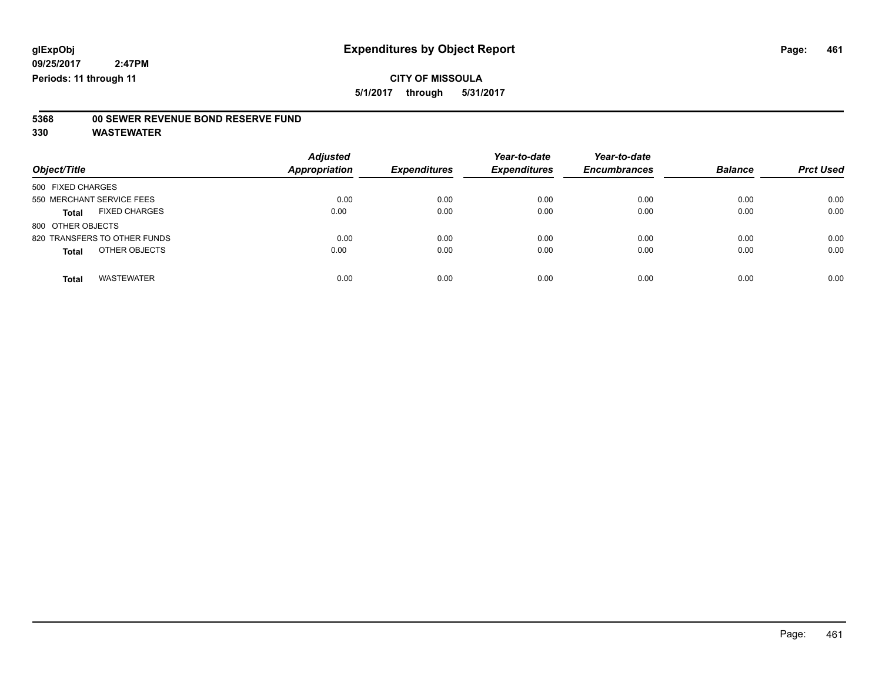**glExpObj** | **Expenditures by Object Report**
**09/25/2017 2:47PM**
**Periods: 11 through 11**

**CITY OF MISSOULA**
**5/1/2017 through 5/31/2017**

## 5368 00 SEWER REVENUE BOND RESERVE FUND
## 330 WASTEWATER

| Object/Title | Adjusted Appropriation | Expenditures | Year-to-date Expenditures | Year-to-date Encumbrances | Balance | Prct Used |
|---|---|---|---|---|---|---|
| 500 FIXED CHARGES | | | | | | |
| 550 MERCHANT SERVICE FEES | 0.00 | 0.00 | 0.00 | 0.00 | 0.00 | 0.00 |
| **Total** FIXED CHARGES | 0.00 | 0.00 | 0.00 | 0.00 | 0.00 | 0.00 |
| 800 OTHER OBJECTS | | | | | | |
| 820 TRANSFERS TO OTHER FUNDS | 0.00 | 0.00 | 0.00 | 0.00 | 0.00 | 0.00 |
| **Total** OTHER OBJECTS | 0.00 | 0.00 | 0.00 | 0.00 | 0.00 | 0.00 |
| **Total** WASTEWATER | 0.00 | 0.00 | 0.00 | 0.00 | 0.00 | 0.00 |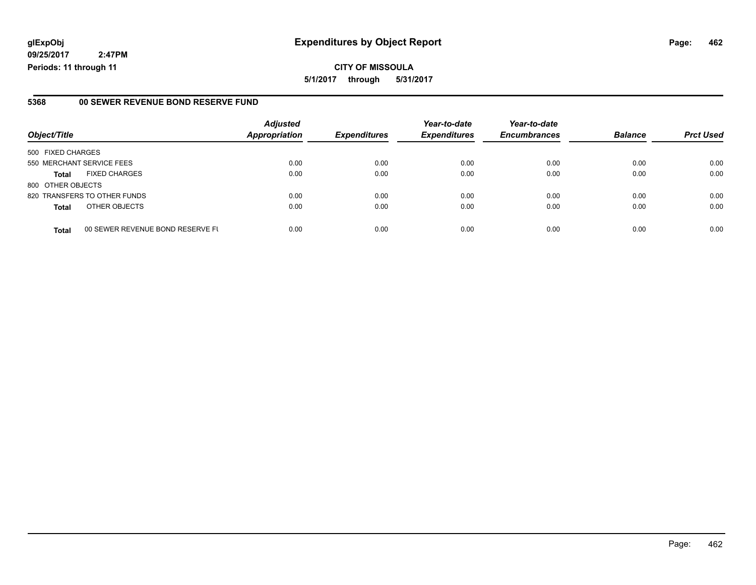**glExpObj** **Expenditures by Object Report**

**09/25/2017 2:47PM**

**Periods: 11 through 11**

**CITY OF MISSOULA**

**5/1/2017 through 5/31/2017**

## 5368 00 SEWER REVENUE BOND RESERVE FUND

| Object/Title | | Adjusted Appropriation | Expenditures | Year-to-date Expenditures | Year-to-date Encumbrances | Balance | Prct Used |
|---|---|---|---|---|---|---|---|
| 500 FIXED CHARGES | | | | | | | |
| 550 MERCHANT SERVICE FEES | | 0.00 | 0.00 | 0.00 | 0.00 | 0.00 | 0.00 |
| **Total** | FIXED CHARGES | 0.00 | 0.00 | 0.00 | 0.00 | 0.00 | 0.00 |
| 800 OTHER OBJECTS | | | | | | | |
| 820 TRANSFERS TO OTHER FUNDS | | 0.00 | 0.00 | 0.00 | 0.00 | 0.00 | 0.00 |
| **Total** | OTHER OBJECTS | 0.00 | 0.00 | 0.00 | 0.00 | 0.00 | 0.00 |
| **Total** | 00 SEWER REVENUE BOND RESERVE FU | 0.00 | 0.00 | 0.00 | 0.00 | 0.00 | 0.00 |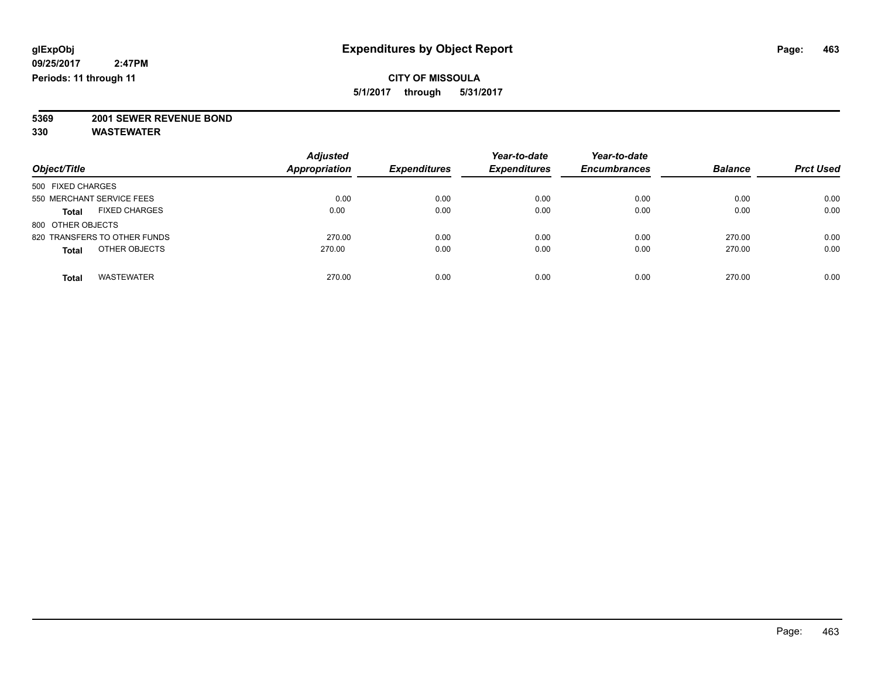glExpObj
09/25/2017 2:47PM
Periods: 11 through 11

# Expenditures by Object Report

**CITY OF MISSOULA**
**5/1/2017 through 5/31/2017**

**5369 2001 SEWER REVENUE BOND**
**330 WASTEWATER**

| Object/Title | Adjusted Appropriation | Expenditures | Year-to-date Expenditures | Year-to-date Encumbrances | Balance | Prct Used |
|---|---|---|---|---|---|---|
| 500 FIXED CHARGES | | | | | | |
| 550 MERCHANT SERVICE FEES | 0.00 | 0.00 | 0.00 | 0.00 | 0.00 | 0.00 |
| **Total** FIXED CHARGES | 0.00 | 0.00 | 0.00 | 0.00 | 0.00 | 0.00 |
| 800 OTHER OBJECTS | | | | | | |
| 820 TRANSFERS TO OTHER FUNDS | 270.00 | 0.00 | 0.00 | 0.00 | 270.00 | 0.00 |
| **Total** OTHER OBJECTS | 270.00 | 0.00 | 0.00 | 0.00 | 270.00 | 0.00 |
| **Total** WASTEWATER | 270.00 | 0.00 | 0.00 | 0.00 | 270.00 | 0.00 |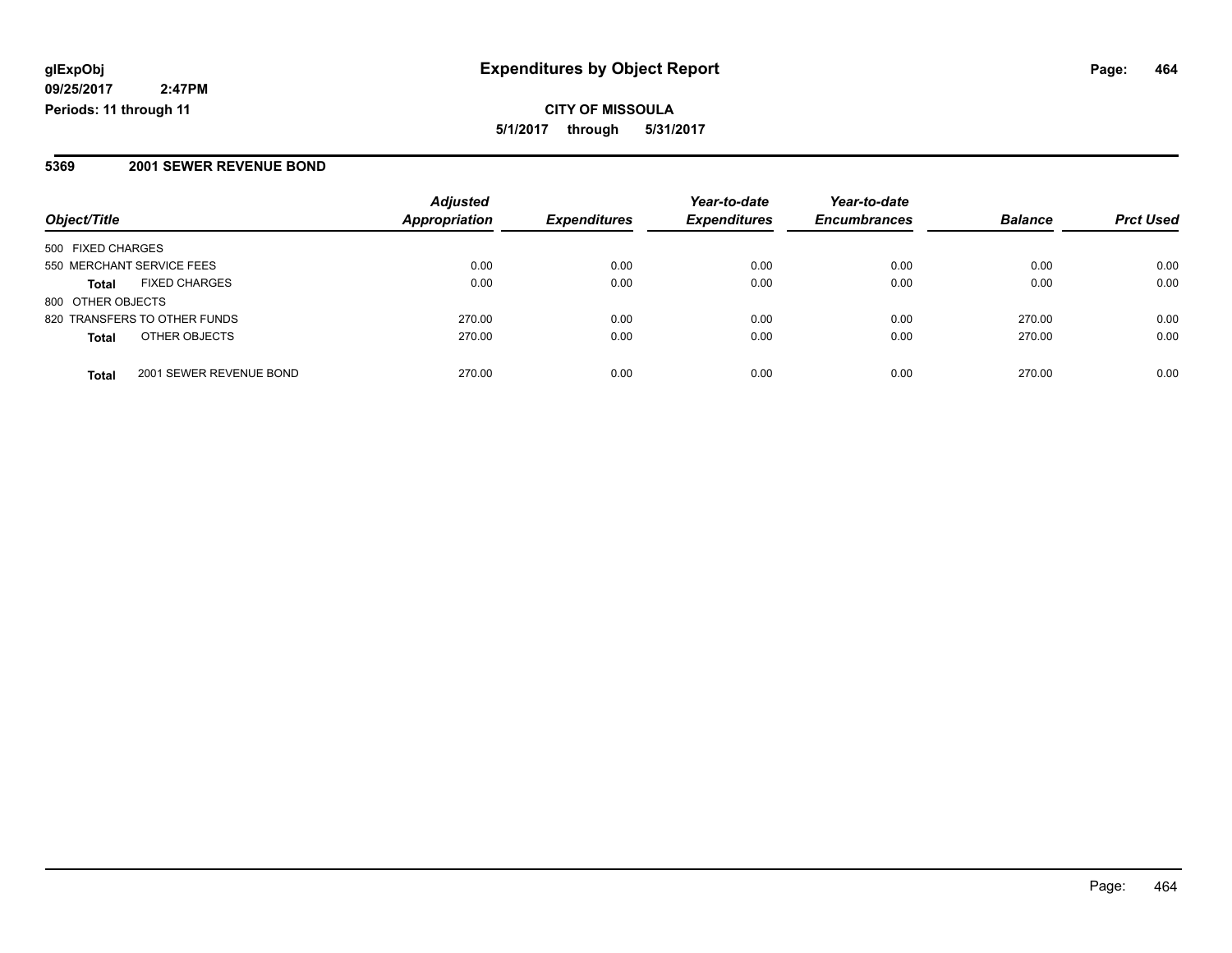# Expenditures by Object Report

**CITY OF MISSOULA**

**5/1/2017 through 5/31/2017**

glExpObj
09/25/2017 2:47PM
Periods: 11 through 11

## 5369 2001 SEWER REVENUE BOND

| Object/Title | Adjusted Appropriation | Expenditures | Year-to-date Expenditures | Year-to-date Encumbrances | Balance | Prct Used |
|---|---|---|---|---|---|---|
| 500 FIXED CHARGES | | | | | | |
| 550 MERCHANT SERVICE FEES | 0.00 | 0.00 | 0.00 | 0.00 | 0.00 | 0.00 |
| **Total** FIXED CHARGES | 0.00 | 0.00 | 0.00 | 0.00 | 0.00 | 0.00 |
| 800 OTHER OBJECTS | | | | | | |
| 820 TRANSFERS TO OTHER FUNDS | 270.00 | 0.00 | 0.00 | 0.00 | 270.00 | 0.00 |
| **Total** OTHER OBJECTS | 270.00 | 0.00 | 0.00 | 0.00 | 270.00 | 0.00 |
| **Total** 2001 SEWER REVENUE BOND | 270.00 | 0.00 | 0.00 | 0.00 | 270.00 | 0.00 |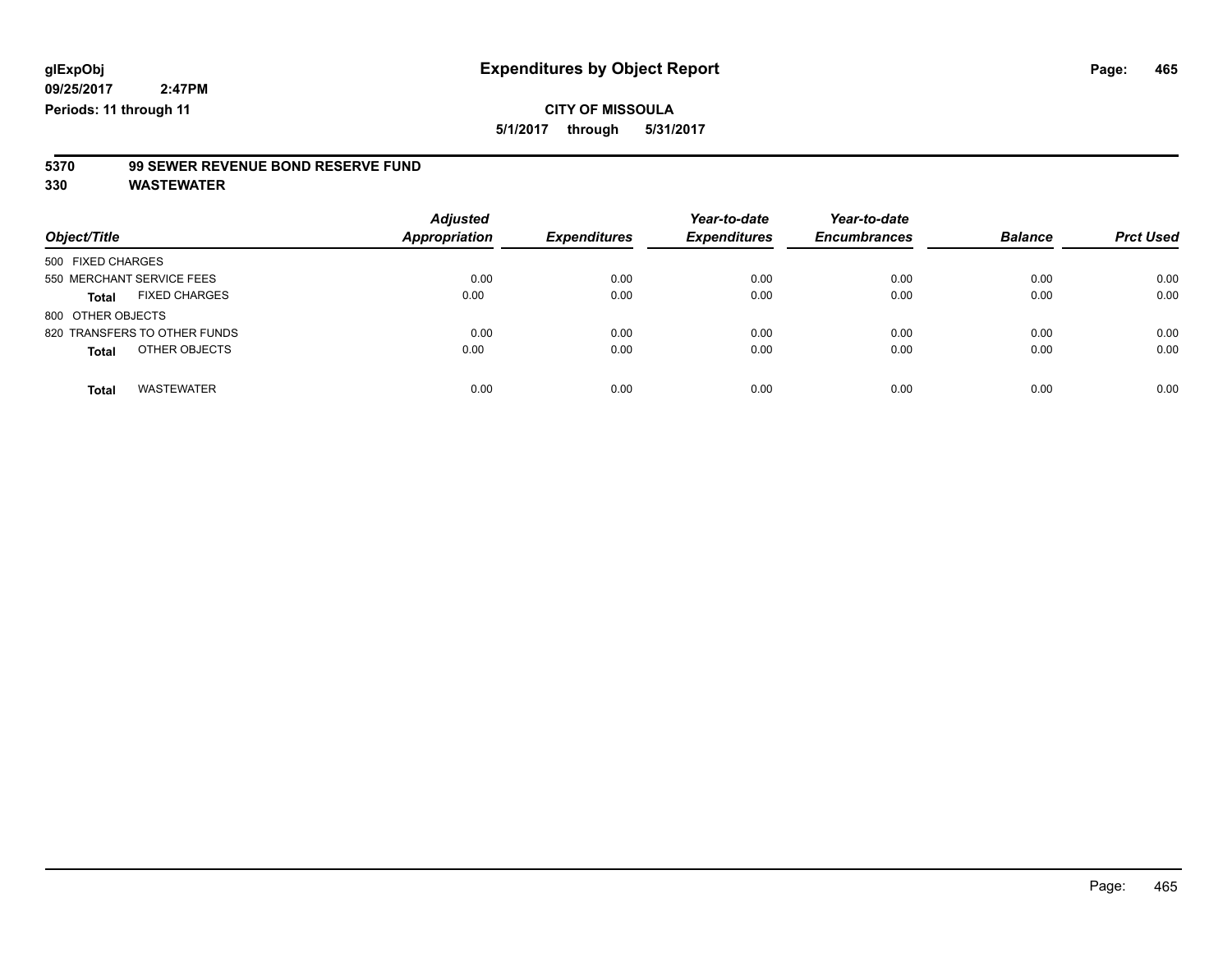**glExpObj** **Expenditures by Object Report**

**09/25/2017 2:47PM**

**Periods: 11 through 11**

**CITY OF MISSOULA**

**5/1/2017 through 5/31/2017**

**5370 99 SEWER REVENUE BOND RESERVE FUND**

**330 WASTEWATER**

| Object/Title | Adjusted Appropriation | Expenditures | Year-to-date Expenditures | Year-to-date Encumbrances | Balance | Prct Used |
|---|---|---|---|---|---|---|
| 500 FIXED CHARGES | | | | | | |
| 550 MERCHANT SERVICE FEES | 0.00 | 0.00 | 0.00 | 0.00 | 0.00 | 0.00 |
| **Total** FIXED CHARGES | 0.00 | 0.00 | 0.00 | 0.00 | 0.00 | 0.00 |
| 800 OTHER OBJECTS | | | | | | |
| 820 TRANSFERS TO OTHER FUNDS | 0.00 | 0.00 | 0.00 | 0.00 | 0.00 | 0.00 |
| **Total** OTHER OBJECTS | 0.00 | 0.00 | 0.00 | 0.00 | 0.00 | 0.00 |
| **Total** WASTEWATER | 0.00 | 0.00 | 0.00 | 0.00 | 0.00 | 0.00 |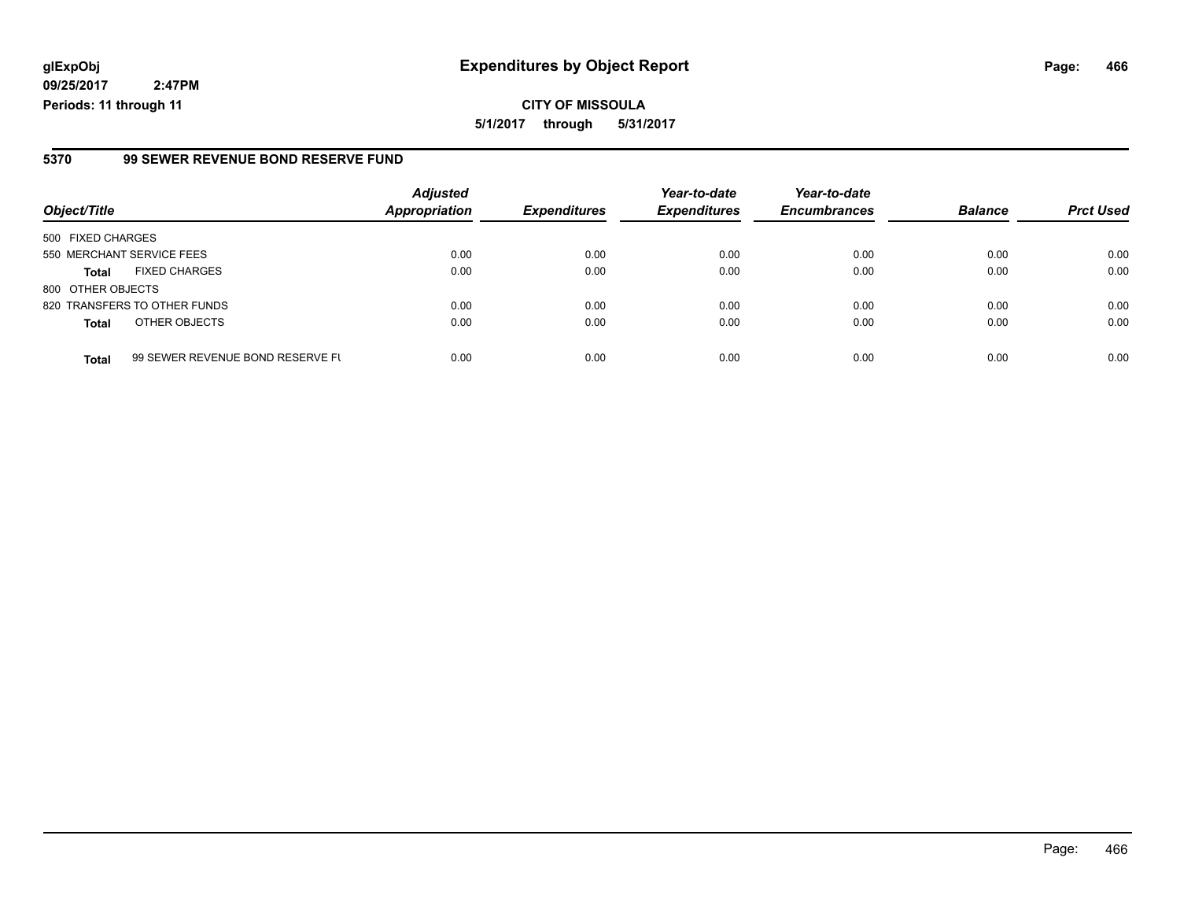glExpObj
09/25/2017 2:47PM
Periods: 11 through 11

# Expenditures by Object Report

**CITY OF MISSOULA**
**5/1/2017 through 5/31/2017**

## 5370 99 SEWER REVENUE BOND RESERVE FUND

| Object/Title | | Adjusted Appropriation | Expenditures | Year-to-date Expenditures | Year-to-date Encumbrances | Balance | Prct Used |
|---|---|---|---|---|---|---|---|
| 500 FIXED CHARGES | | | | | | | |
| 550 MERCHANT SERVICE FEES | | 0.00 | 0.00 | 0.00 | 0.00 | 0.00 | 0.00 |
| **Total** | FIXED CHARGES | 0.00 | 0.00 | 0.00 | 0.00 | 0.00 | 0.00 |
| 800 OTHER OBJECTS | | | | | | | |
| 820 TRANSFERS TO OTHER FUNDS | | 0.00 | 0.00 | 0.00 | 0.00 | 0.00 | 0.00 |
| **Total** | OTHER OBJECTS | 0.00 | 0.00 | 0.00 | 0.00 | 0.00 | 0.00 |
| **Total** | 99 SEWER REVENUE BOND RESERVE FU | 0.00 | 0.00 | 0.00 | 0.00 | 0.00 | 0.00 |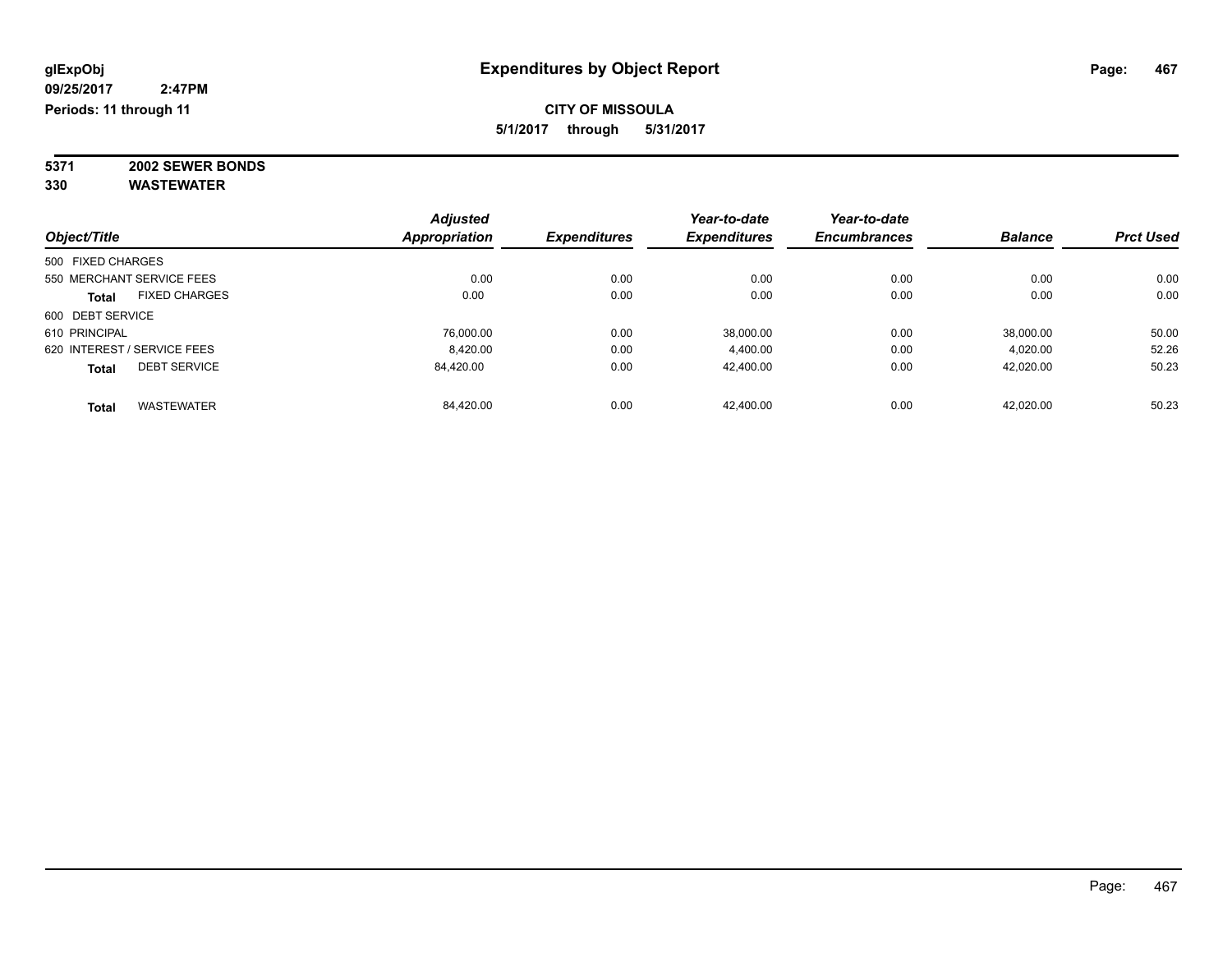**glExpObj** **Expenditures by Object Report**

**09/25/2017 2:47PM**

**Periods: 11 through 11**

**CITY OF MISSOULA**

**5/1/2017 through 5/31/2017**

**5371 2002 SEWER BONDS**

**330 WASTEWATER**

| Object/Title | Adjusted Appropriation | Expenditures | Year-to-date Expenditures | Year-to-date Encumbrances | Balance | Prct Used |
|---|---|---|---|---|---|---|
| 500 FIXED CHARGES | | | | | | |
| 550 MERCHANT SERVICE FEES | 0.00 | 0.00 | 0.00 | 0.00 | 0.00 | 0.00 |
| **Total** FIXED CHARGES | 0.00 | 0.00 | 0.00 | 0.00 | 0.00 | 0.00 |
| 600 DEBT SERVICE | | | | | | |
| 610 PRINCIPAL | 76,000.00 | 0.00 | 38,000.00 | 0.00 | 38,000.00 | 50.00 |
| 620 INTEREST / SERVICE FEES | 8,420.00 | 0.00 | 4,400.00 | 0.00 | 4,020.00 | 52.26 |
| **Total** DEBT SERVICE | 84,420.00 | 0.00 | 42,400.00 | 0.00 | 42,020.00 | 50.23 |
| **Total** WASTEWATER | 84,420.00 | 0.00 | 42,400.00 | 0.00 | 42,020.00 | 50.23 |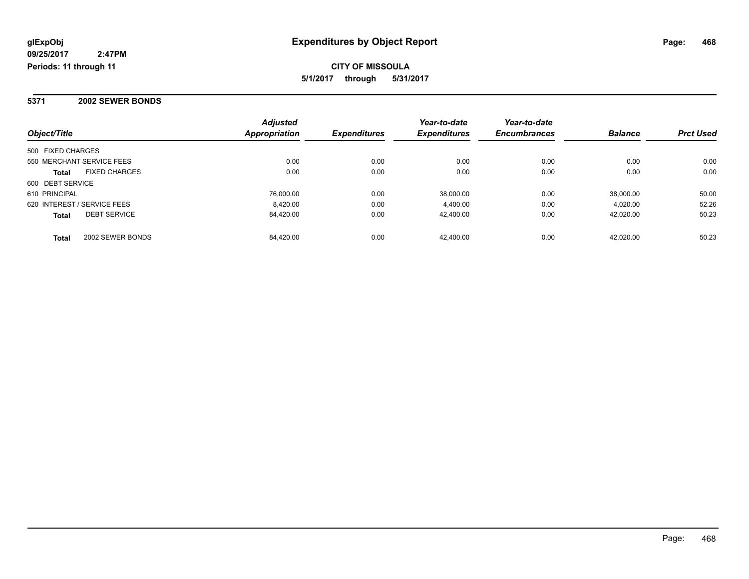**glExpObj**
**09/25/2017 2:47PM**
**Periods: 11 through 11**

# Expenditures by Object Report

**CITY OF MISSOULA**
**5/1/2017 through 5/31/2017**

## 5371 2002 SEWER BONDS

| Object/Title | | Adjusted Appropriation | Expenditures | Year-to-date Expenditures | Year-to-date Encumbrances | Balance | Prct Used |
|---|---|---|---|---|---|---|---|
| 500 FIXED CHARGES | | | | | | | |
| 550 MERCHANT SERVICE FEES | | 0.00 | 0.00 | 0.00 | 0.00 | 0.00 | 0.00 |
| **Total** | FIXED CHARGES | 0.00 | 0.00 | 0.00 | 0.00 | 0.00 | 0.00 |
| 600 DEBT SERVICE | | | | | | | |
| 610 PRINCIPAL | | 76,000.00 | 0.00 | 38,000.00 | 0.00 | 38,000.00 | 50.00 |
| 620 INTEREST / SERVICE FEES | | 8,420.00 | 0.00 | 4,400.00 | 0.00 | 4,020.00 | 52.26 |
| **Total** | DEBT SERVICE | 84,420.00 | 0.00 | 42,400.00 | 0.00 | 42,020.00 | 50.23 |
| **Total** | 2002 SEWER BONDS | 84,420.00 | 0.00 | 42,400.00 | 0.00 | 42,020.00 | 50.23 |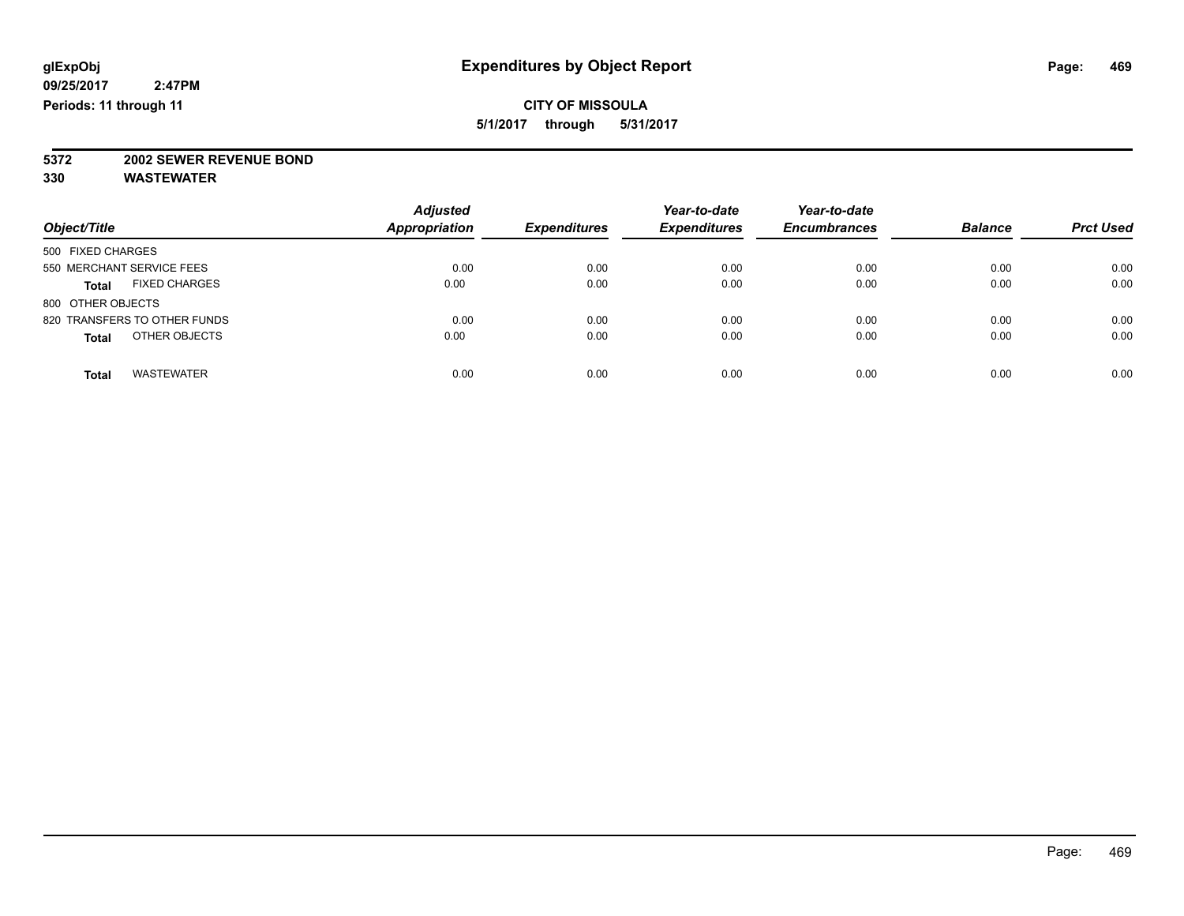# Expenditures by Object Report

glExpObj
09/25/2017 2:47PM
Periods: 11 through 11

**CITY OF MISSOULA**
**5/1/2017 through 5/31/2017**

**5372 2002 SEWER REVENUE BOND**
**330 WASTEWATER**

| Object/Title | Adjusted Appropriation | Expenditures | Year-to-date Expenditures | Year-to-date Encumbrances | Balance | Prct Used |
|---|---|---|---|---|---|---|
| 500 FIXED CHARGES | | | | | | |
| 550 MERCHANT SERVICE FEES | 0.00 | 0.00 | 0.00 | 0.00 | 0.00 | 0.00 |
| **Total** FIXED CHARGES | 0.00 | 0.00 | 0.00 | 0.00 | 0.00 | 0.00 |
| 800 OTHER OBJECTS | | | | | | |
| 820 TRANSFERS TO OTHER FUNDS | 0.00 | 0.00 | 0.00 | 0.00 | 0.00 | 0.00 |
| **Total** OTHER OBJECTS | 0.00 | 0.00 | 0.00 | 0.00 | 0.00 | 0.00 |
| **Total** WASTEWATER | 0.00 | 0.00 | 0.00 | 0.00 | 0.00 | 0.00 |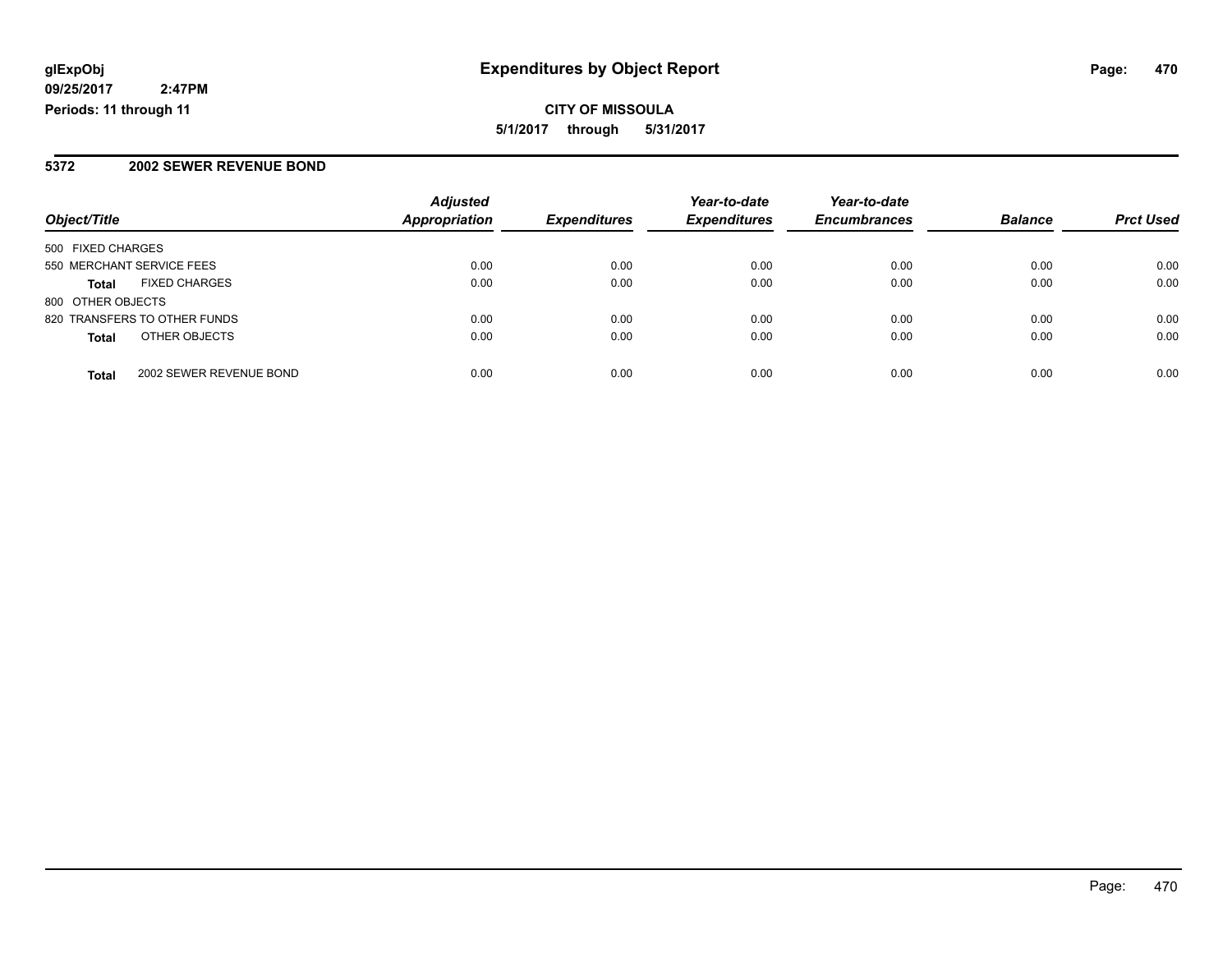# Expenditures by Object Report

glExpObj
09/25/2017 2:47PM
Periods: 11 through 11

**CITY OF MISSOULA**

**5/1/2017 through 5/31/2017**

## 5372 2002 SEWER REVENUE BOND

| Object/Title | | Adjusted Appropriation | Expenditures | Year-to-date Expenditures | Year-to-date Encumbrances | Balance | Prct Used |
|---|---|---|---|---|---|---|---|
| 500 FIXED CHARGES | | | | | | | |
| 550 MERCHANT SERVICE FEES | | 0.00 | 0.00 | 0.00 | 0.00 | 0.00 | 0.00 |
| **Total** | FIXED CHARGES | 0.00 | 0.00 | 0.00 | 0.00 | 0.00 | 0.00 |
| 800 OTHER OBJECTS | | | | | | | |
| 820 TRANSFERS TO OTHER FUNDS | | 0.00 | 0.00 | 0.00 | 0.00 | 0.00 | 0.00 |
| **Total** | OTHER OBJECTS | 0.00 | 0.00 | 0.00 | 0.00 | 0.00 | 0.00 |
| **Total** | 2002 SEWER REVENUE BOND | 0.00 | 0.00 | 0.00 | 0.00 | 0.00 | 0.00 |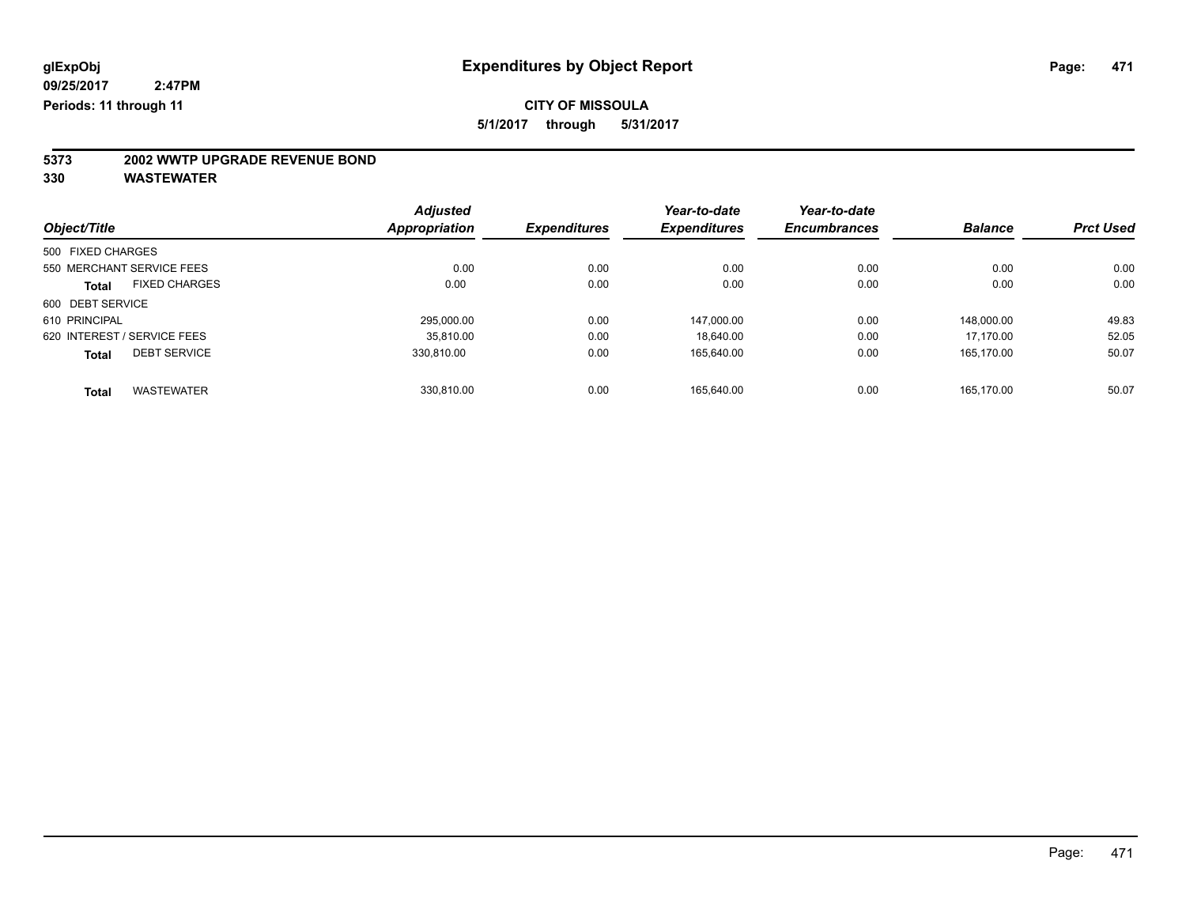glExpObj
09/25/2017 2:47PM
Periods: 11 through 11

# Expenditures by Object Report

**CITY OF MISSOULA**
**5/1/2017 through 5/31/2017**

## 5373 2002 WWTP UPGRADE REVENUE BOND
## 330 WASTEWATER

| Object/Title | Adjusted Appropriation | Expenditures | Year-to-date Expenditures | Year-to-date Encumbrances | Balance | Prct Used |
|---|---|---|---|---|---|---|
| 500 FIXED CHARGES | | | | | | |
| 550 MERCHANT SERVICE FEES | 0.00 | 0.00 | 0.00 | 0.00 | 0.00 | 0.00 |
| **Total** FIXED CHARGES | 0.00 | 0.00 | 0.00 | 0.00 | 0.00 | 0.00 |
| 600 DEBT SERVICE | | | | | | |
| 610 PRINCIPAL | 295,000.00 | 0.00 | 147,000.00 | 0.00 | 148,000.00 | 49.83 |
| 620 INTEREST / SERVICE FEES | 35,810.00 | 0.00 | 18,640.00 | 0.00 | 17,170.00 | 52.05 |
| **Total** DEBT SERVICE | 330,810.00 | 0.00 | 165,640.00 | 0.00 | 165,170.00 | 50.07 |
| **Total** WASTEWATER | 330,810.00 | 0.00 | 165,640.00 | 0.00 | 165,170.00 | 50.07 |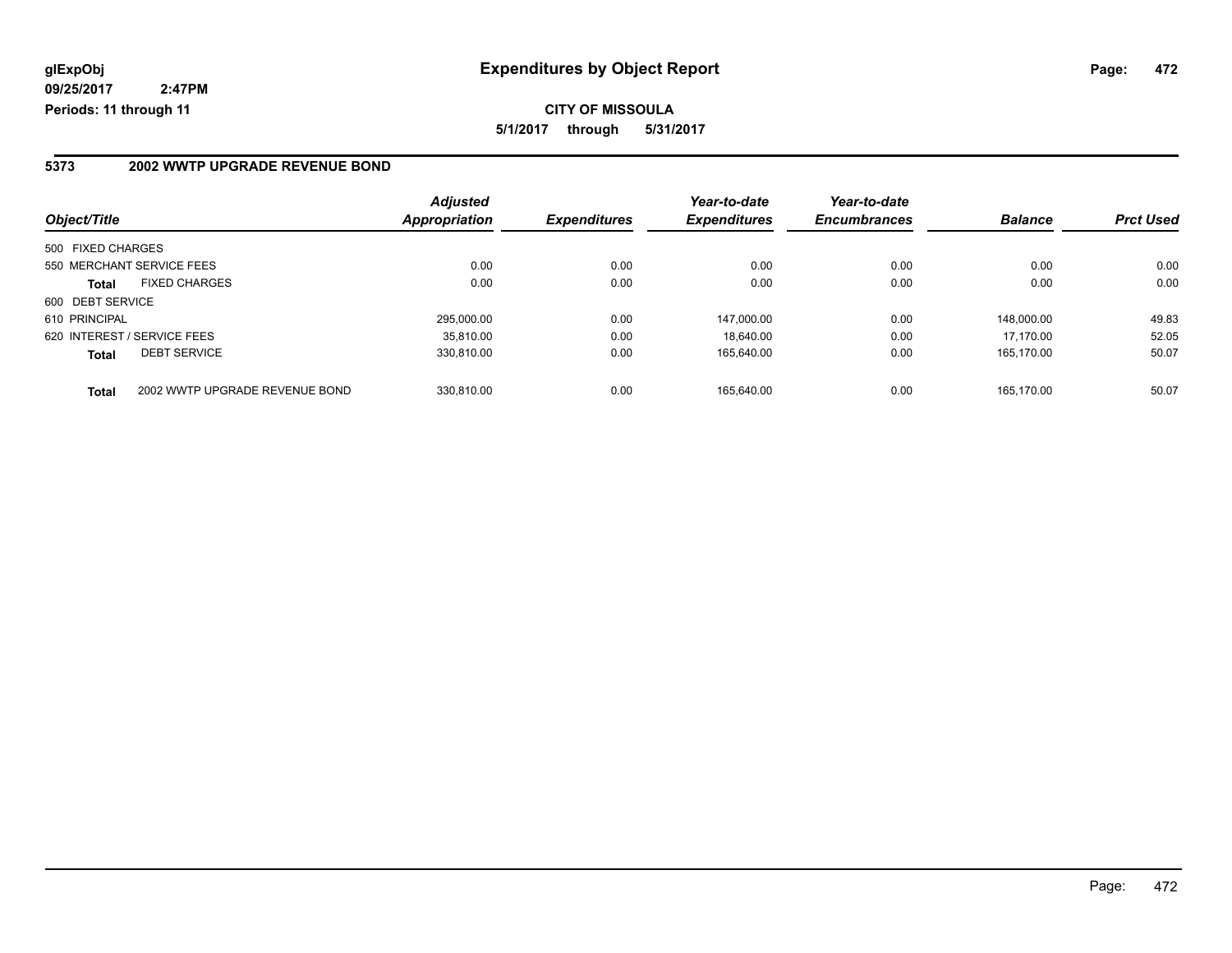**glExpObj** **Expenditures by Object Report**

**09/25/2017 2:47PM**

**Periods: 11 through 11**

**CITY OF MISSOULA**

**5/1/2017 through 5/31/2017**

## 5373 2002 WWTP UPGRADE REVENUE BOND

| Object/Title | Adjusted Appropriation | Expenditures | Year-to-date Expenditures | Year-to-date Encumbrances | Balance | Prct Used |
|---|---|---|---|---|---|---|
| 500 FIXED CHARGES | | | | | | |
| 550 MERCHANT SERVICE FEES | 0.00 | 0.00 | 0.00 | 0.00 | 0.00 | 0.00 |
| **Total** FIXED CHARGES | 0.00 | 0.00 | 0.00 | 0.00 | 0.00 | 0.00 |
| 600 DEBT SERVICE | | | | | | |
| 610 PRINCIPAL | 295,000.00 | 0.00 | 147,000.00 | 0.00 | 148,000.00 | 49.83 |
| 620 INTEREST / SERVICE FEES | 35,810.00 | 0.00 | 18,640.00 | 0.00 | 17,170.00 | 52.05 |
| **Total** DEBT SERVICE | 330,810.00 | 0.00 | 165,640.00 | 0.00 | 165,170.00 | 50.07 |
| **Total** 2002 WWTP UPGRADE REVENUE BOND | 330,810.00 | 0.00 | 165,640.00 | 0.00 | 165,170.00 | 50.07 |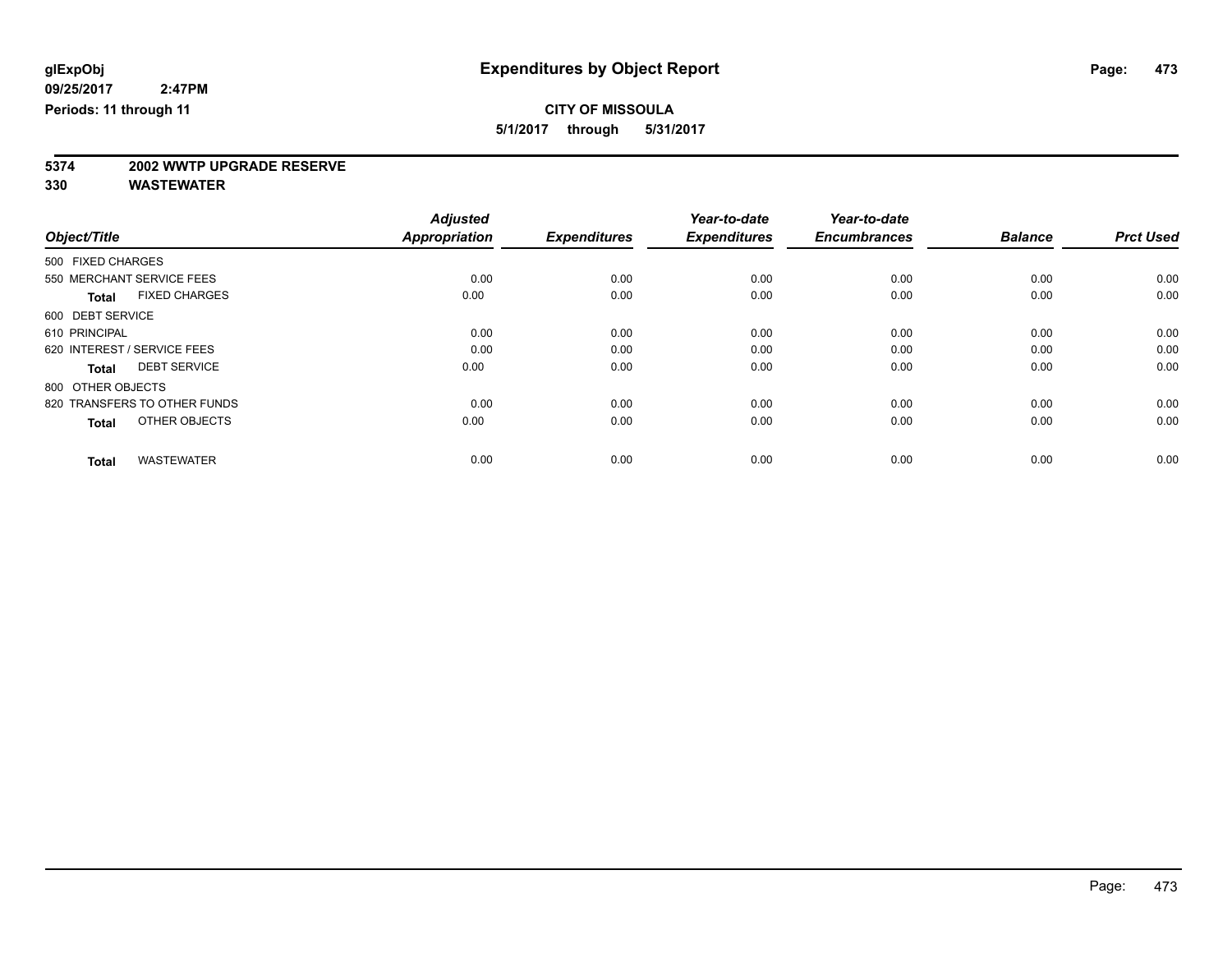glExpObj
09/25/2017 2:47PM
Periods: 11 through 11

# Expenditures by Object Report

**CITY OF MISSOULA**

**5/1/2017 through 5/31/2017**

**5374 2002 WWTP UPGRADE RESERVE**

**330 WASTEWATER**

| Object/Title | Adjusted Appropriation | Expenditures | Year-to-date Expenditures | Year-to-date Encumbrances | Balance | Prct Used |
|---|---|---|---|---|---|---|
| 500 FIXED CHARGES | | | | | | |
| 550 MERCHANT SERVICE FEES | 0.00 | 0.00 | 0.00 | 0.00 | 0.00 | 0.00 |
| **Total** FIXED CHARGES | 0.00 | 0.00 | 0.00 | 0.00 | 0.00 | 0.00 |
| 600 DEBT SERVICE | | | | | | |
| 610 PRINCIPAL | 0.00 | 0.00 | 0.00 | 0.00 | 0.00 | 0.00 |
| 620 INTEREST / SERVICE FEES | 0.00 | 0.00 | 0.00 | 0.00 | 0.00 | 0.00 |
| **Total** DEBT SERVICE | 0.00 | 0.00 | 0.00 | 0.00 | 0.00 | 0.00 |
| 800 OTHER OBJECTS | | | | | | |
| 820 TRANSFERS TO OTHER FUNDS | 0.00 | 0.00 | 0.00 | 0.00 | 0.00 | 0.00 |
| **Total** OTHER OBJECTS | 0.00 | 0.00 | 0.00 | 0.00 | 0.00 | 0.00 |
| **Total** WASTEWATER | 0.00 | 0.00 | 0.00 | 0.00 | 0.00 | 0.00 |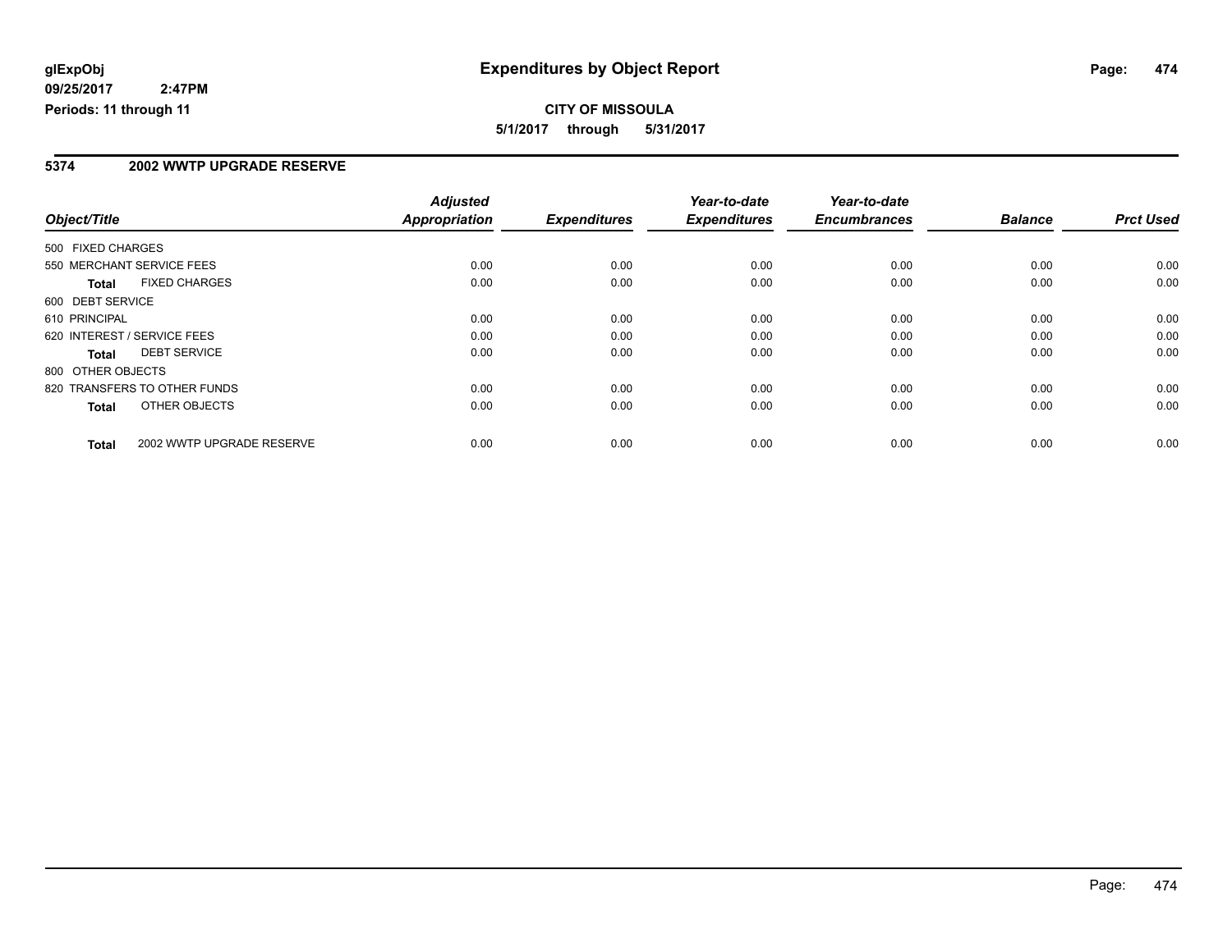**glExpObj**
**09/25/2017 2:47PM**
**Periods: 11 through 11**

# Expenditures by Object Report

**CITY OF MISSOULA**
**5/1/2017 through 5/31/2017**

## 5374 2002 WWTP UPGRADE RESERVE

| Object/Title | Adjusted Appropriation | Expenditures | Year-to-date Expenditures | Year-to-date Encumbrances | Balance | Prct Used |
|---|---|---|---|---|---|---|
| 500 FIXED CHARGES | | | | | | |
| 550 MERCHANT SERVICE FEES | 0.00 | 0.00 | 0.00 | 0.00 | 0.00 | 0.00 |
| **Total** FIXED CHARGES | 0.00 | 0.00 | 0.00 | 0.00 | 0.00 | 0.00 |
| 600 DEBT SERVICE | | | | | | |
| 610 PRINCIPAL | 0.00 | 0.00 | 0.00 | 0.00 | 0.00 | 0.00 |
| 620 INTEREST / SERVICE FEES | 0.00 | 0.00 | 0.00 | 0.00 | 0.00 | 0.00 |
| **Total** DEBT SERVICE | 0.00 | 0.00 | 0.00 | 0.00 | 0.00 | 0.00 |
| 800 OTHER OBJECTS | | | | | | |
| 820 TRANSFERS TO OTHER FUNDS | 0.00 | 0.00 | 0.00 | 0.00 | 0.00 | 0.00 |
| **Total** OTHER OBJECTS | 0.00 | 0.00 | 0.00 | 0.00 | 0.00 | 0.00 |
| **Total** 2002 WWTP UPGRADE RESERVE | 0.00 | 0.00 | 0.00 | 0.00 | 0.00 | 0.00 |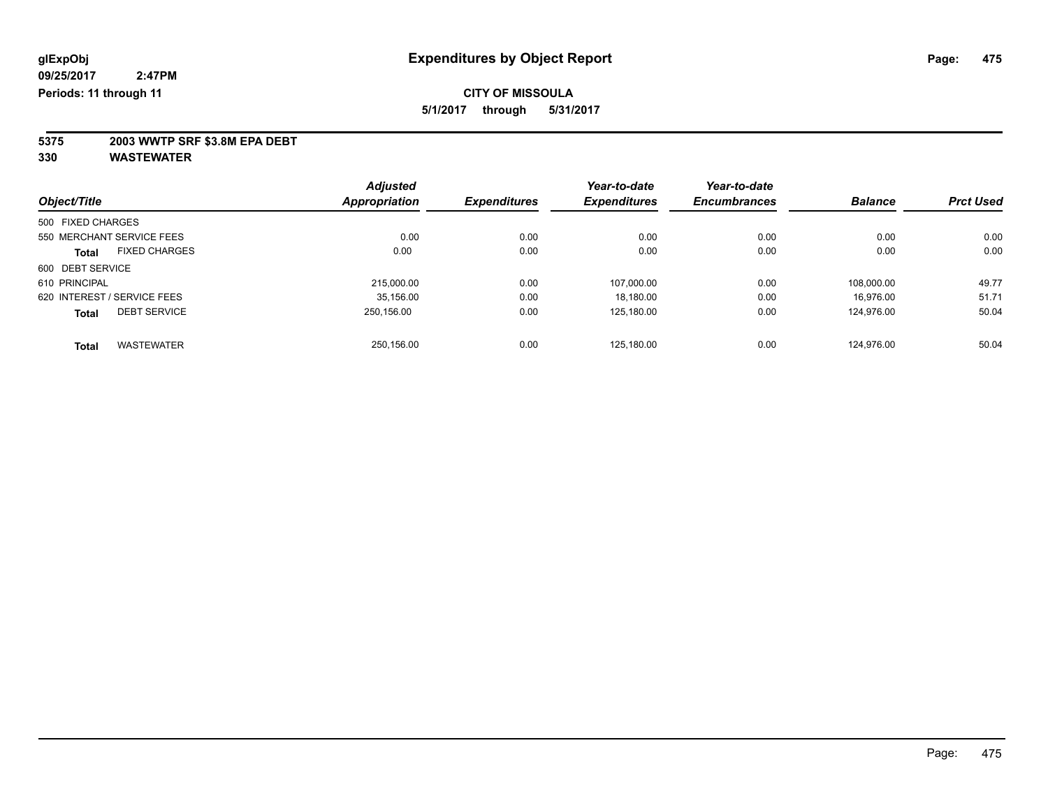# Expenditures by Object Report

**glExpObj**
**09/25/2017 2:47PM**
**Periods: 11 through 11**

**CITY OF MISSOULA**
**5/1/2017 through 5/31/2017**

**5375 2003 WWTP SRF $3.8M EPA DEBT**
**330 WASTEWATER**

| Object/Title | Adjusted Appropriation | Expenditures | Year-to-date Expenditures | Year-to-date Encumbrances | Balance | Prct Used |
|---|---|---|---|---|---|---|
| 500 FIXED CHARGES | | | | | | |
| 550 MERCHANT SERVICE FEES | 0.00 | 0.00 | 0.00 | 0.00 | 0.00 | 0.00 |
| **Total** FIXED CHARGES | 0.00 | 0.00 | 0.00 | 0.00 | 0.00 | 0.00 |
| 600 DEBT SERVICE | | | | | | |
| 610 PRINCIPAL | 215,000.00 | 0.00 | 107,000.00 | 0.00 | 108,000.00 | 49.77 |
| 620 INTEREST / SERVICE FEES | 35,156.00 | 0.00 | 18,180.00 | 0.00 | 16,976.00 | 51.71 |
| **Total** DEBT SERVICE | 250,156.00 | 0.00 | 125,180.00 | 0.00 | 124,976.00 | 50.04 |
| **Total** WASTEWATER | 250,156.00 | 0.00 | 125,180.00 | 0.00 | 124,976.00 | 50.04 |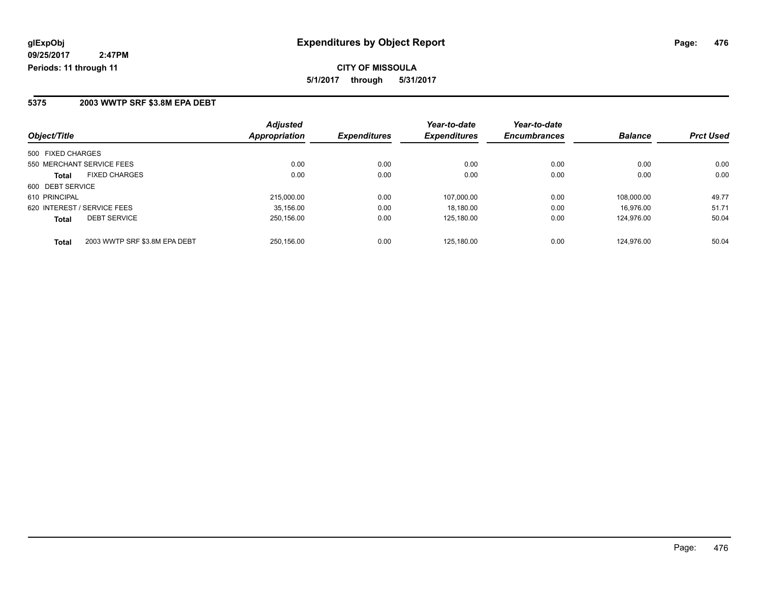**glExpObj**
**09/25/2017 2:47PM**
**Periods: 11 through 11**

# Expenditures by Object Report

**CITY OF MISSOULA**
**5/1/2017 through 5/31/2017**

## 5375 2003 WWTP SRF $3.8M EPA DEBT

| Object/Title | | Adjusted Appropriation | Expenditures | Year-to-date Expenditures | Year-to-date Encumbrances | Balance | Prct Used |
|---|---|---|---|---|---|---|---|
| 500 FIXED CHARGES | | | | | | | |
| 550 MERCHANT SERVICE FEES | | 0.00 | 0.00 | 0.00 | 0.00 | 0.00 | 0.00 |
| **Total** | FIXED CHARGES | 0.00 | 0.00 | 0.00 | 0.00 | 0.00 | 0.00 |
| 600 DEBT SERVICE | | | | | | | |
| 610 PRINCIPAL | | 215,000.00 | 0.00 | 107,000.00 | 0.00 | 108,000.00 | 49.77 |
| 620 INTEREST / SERVICE FEES | | 35,156.00 | 0.00 | 18,180.00 | 0.00 | 16,976.00 | 51.71 |
| **Total** | DEBT SERVICE | 250,156.00 | 0.00 | 125,180.00 | 0.00 | 124,976.00 | 50.04 |
| **Total** | 2003 WWTP SRF $3.8M EPA DEBT | 250,156.00 | 0.00 | 125,180.00 | 0.00 | 124,976.00 | 50.04 |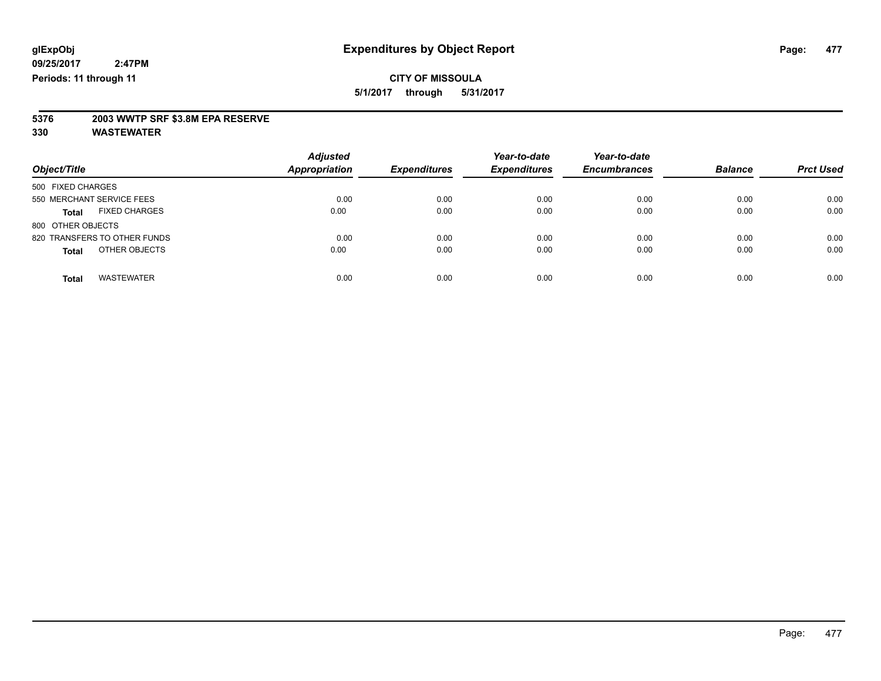**glExpObj**
**09/25/2017 2:47PM**
**Periods: 11 through 11**

# Expenditures by Object Report

**CITY OF MISSOULA**
**5/1/2017 through 5/31/2017**

**5376 2003 WWTP SRF $3.8M EPA RESERVE**
**330 WASTEWATER**

| Object/Title | Adjusted Appropriation | Expenditures | Year-to-date Expenditures | Year-to-date Encumbrances | Balance | Prct Used |
|---|---|---|---|---|---|---|
| 500 FIXED CHARGES | | | | | | |
| 550 MERCHANT SERVICE FEES | 0.00 | 0.00 | 0.00 | 0.00 | 0.00 | 0.00 |
| **Total** FIXED CHARGES | 0.00 | 0.00 | 0.00 | 0.00 | 0.00 | 0.00 |
| 800 OTHER OBJECTS | | | | | | |
| 820 TRANSFERS TO OTHER FUNDS | 0.00 | 0.00 | 0.00 | 0.00 | 0.00 | 0.00 |
| **Total** OTHER OBJECTS | 0.00 | 0.00 | 0.00 | 0.00 | 0.00 | 0.00 |
| **Total** WASTEWATER | 0.00 | 0.00 | 0.00 | 0.00 | 0.00 | 0.00 |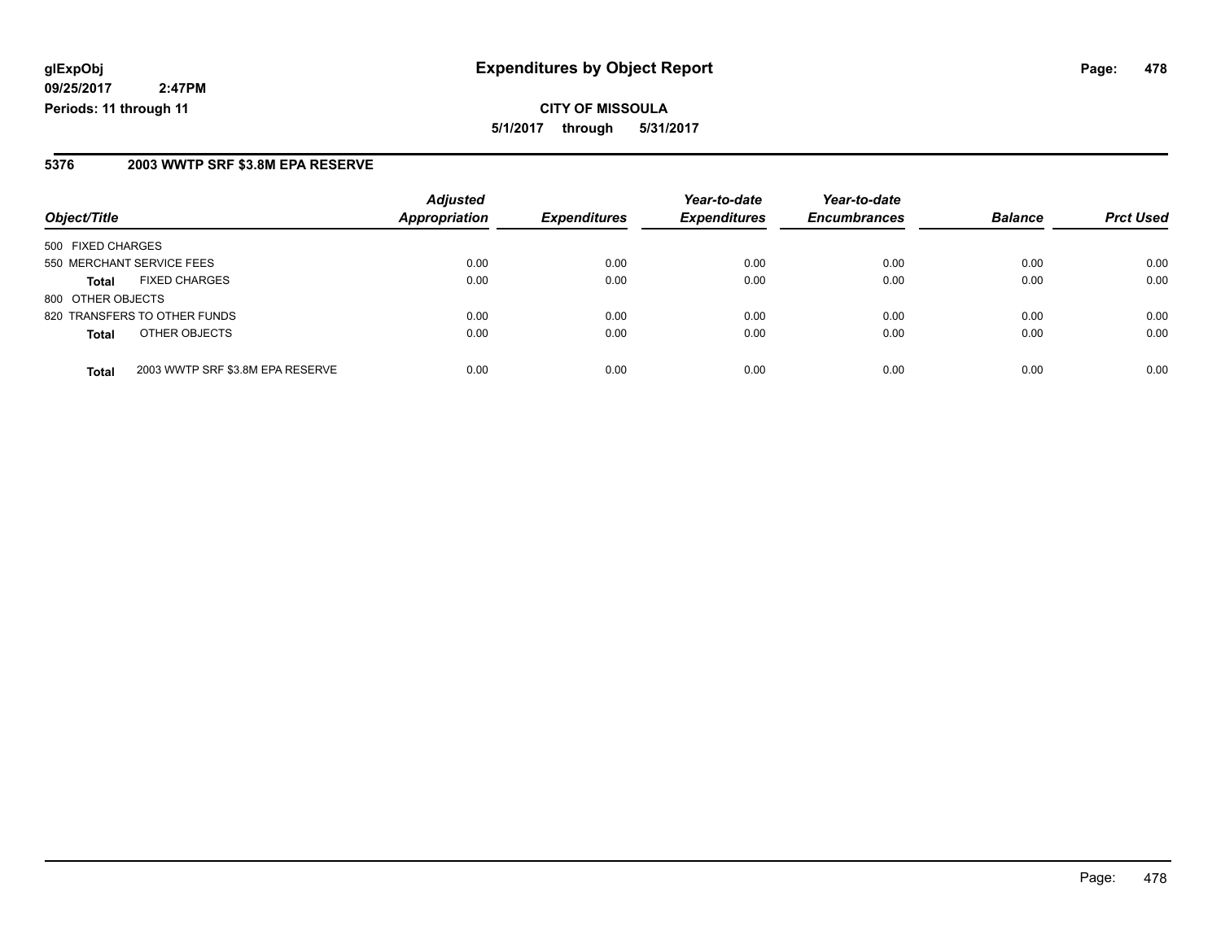**glExpObj**
**09/25/2017 2:47PM**
**Periods: 11 through 11**

# Expenditures by Object Report

**CITY OF MISSOULA**
**5/1/2017 through 5/31/2017**

## 5376 2003 WWTP SRF $3.8M EPA RESERVE

| Object/Title | | Adjusted Appropriation | Expenditures | Year-to-date Expenditures | Year-to-date Encumbrances | Balance | Prct Used |
|---|---|---|---|---|---|---|---|
| 500 FIXED CHARGES | | | | | | | |
| 550 MERCHANT SERVICE FEES | | 0.00 | 0.00 | 0.00 | 0.00 | 0.00 | 0.00 |
| **Total** | FIXED CHARGES | 0.00 | 0.00 | 0.00 | 0.00 | 0.00 | 0.00 |
| 800 OTHER OBJECTS | | | | | | | |
| 820 TRANSFERS TO OTHER FUNDS | | 0.00 | 0.00 | 0.00 | 0.00 | 0.00 | 0.00 |
| **Total** | OTHER OBJECTS | 0.00 | 0.00 | 0.00 | 0.00 | 0.00 | 0.00 |
| **Total** | 2003 WWTP SRF $3.8M EPA RESERVE | 0.00 | 0.00 | 0.00 | 0.00 | 0.00 | 0.00 |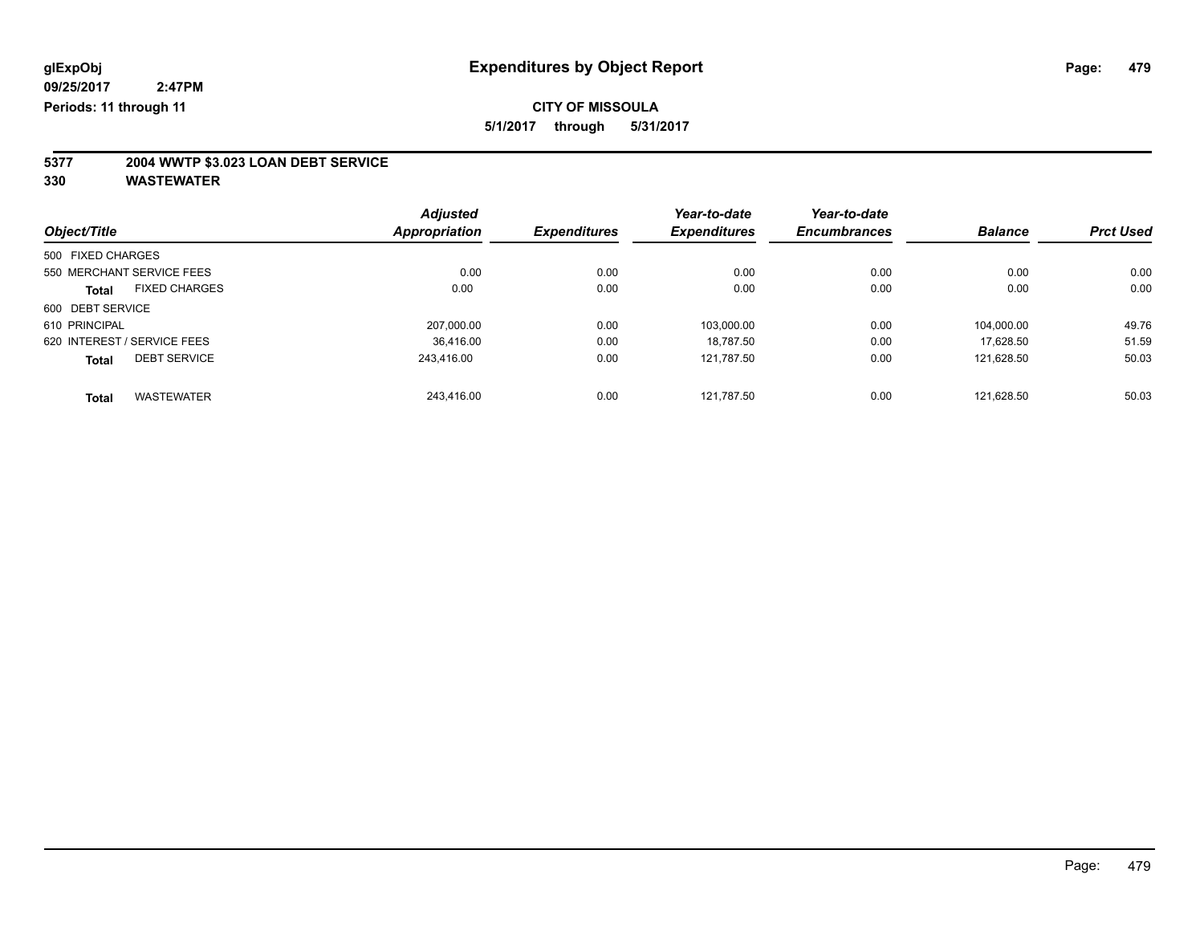glExpObj
09/25/2017 2:47PM
Periods: 11 through 11

# Expenditures by Object Report

**CITY OF MISSOULA**

**5/1/2017 through 5/31/2017**

## 5377 2004 WWTP $3.023 LOAN DEBT SERVICE

## 330 WASTEWATER

| Object/Title | Adjusted Appropriation | Expenditures | Year-to-date Expenditures | Year-to-date Encumbrances | Balance | Prct Used |
|---|---|---|---|---|---|---|
| 500 FIXED CHARGES | | | | | | |
| 550 MERCHANT SERVICE FEES | 0.00 | 0.00 | 0.00 | 0.00 | 0.00 | 0.00 |
| **Total** FIXED CHARGES | 0.00 | 0.00 | 0.00 | 0.00 | 0.00 | 0.00 |
| 600 DEBT SERVICE | | | | | | |
| 610 PRINCIPAL | 207,000.00 | 0.00 | 103,000.00 | 0.00 | 104,000.00 | 49.76 |
| 620 INTEREST / SERVICE FEES | 36,416.00 | 0.00 | 18,787.50 | 0.00 | 17,628.50 | 51.59 |
| **Total** DEBT SERVICE | 243,416.00 | 0.00 | 121,787.50 | 0.00 | 121,628.50 | 50.03 |
| **Total** WASTEWATER | 243,416.00 | 0.00 | 121,787.50 | 0.00 | 121,628.50 | 50.03 |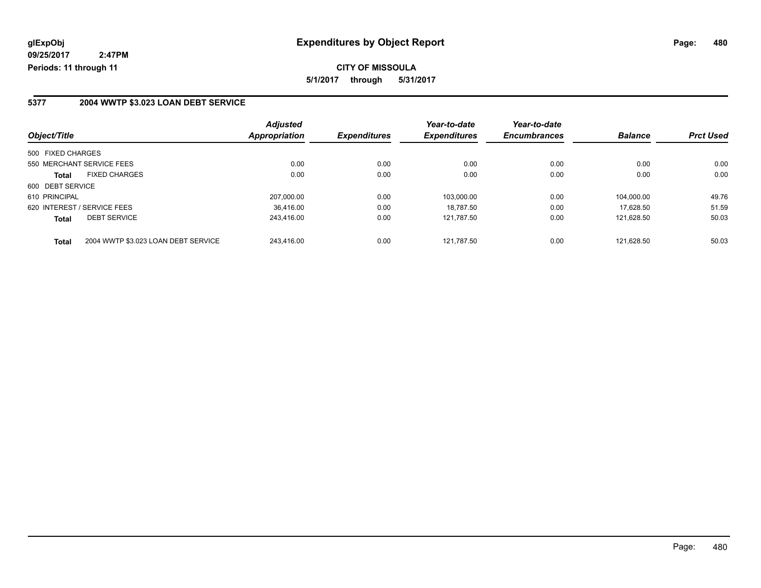glExpObj
09/25/2017 2:47PM
Periods: 11 through 11

# Expenditures by Object Report

CITY OF MISSOULA

5/1/2017 through 5/31/2017

## 5377 2004 WWTP $3.023 LOAN DEBT SERVICE

| Object/Title | | Adjusted Appropriation | Expenditures | Year-to-date Expenditures | Year-to-date Encumbrances | Balance | Prct Used |
|---|---|---|---|---|---|---|---|
| 500 FIXED CHARGES | | | | | | | |
| 550 MERCHANT SERVICE FEES | | 0.00 | 0.00 | 0.00 | 0.00 | 0.00 | 0.00 |
| **Total** | FIXED CHARGES | 0.00 | 0.00 | 0.00 | 0.00 | 0.00 | 0.00 |
| 600 DEBT SERVICE | | | | | | | |
| 610 PRINCIPAL | | 207,000.00 | 0.00 | 103,000.00 | 0.00 | 104,000.00 | 49.76 |
| 620 INTEREST / SERVICE FEES | | 36,416.00 | 0.00 | 18,787.50 | 0.00 | 17,628.50 | 51.59 |
| **Total** | DEBT SERVICE | 243,416.00 | 0.00 | 121,787.50 | 0.00 | 121,628.50 | 50.03 |
| **Total** | 2004 WWTP $3.023 LOAN DEBT SERVICE | 243,416.00 | 0.00 | 121,787.50 | 0.00 | 121,628.50 | 50.03 |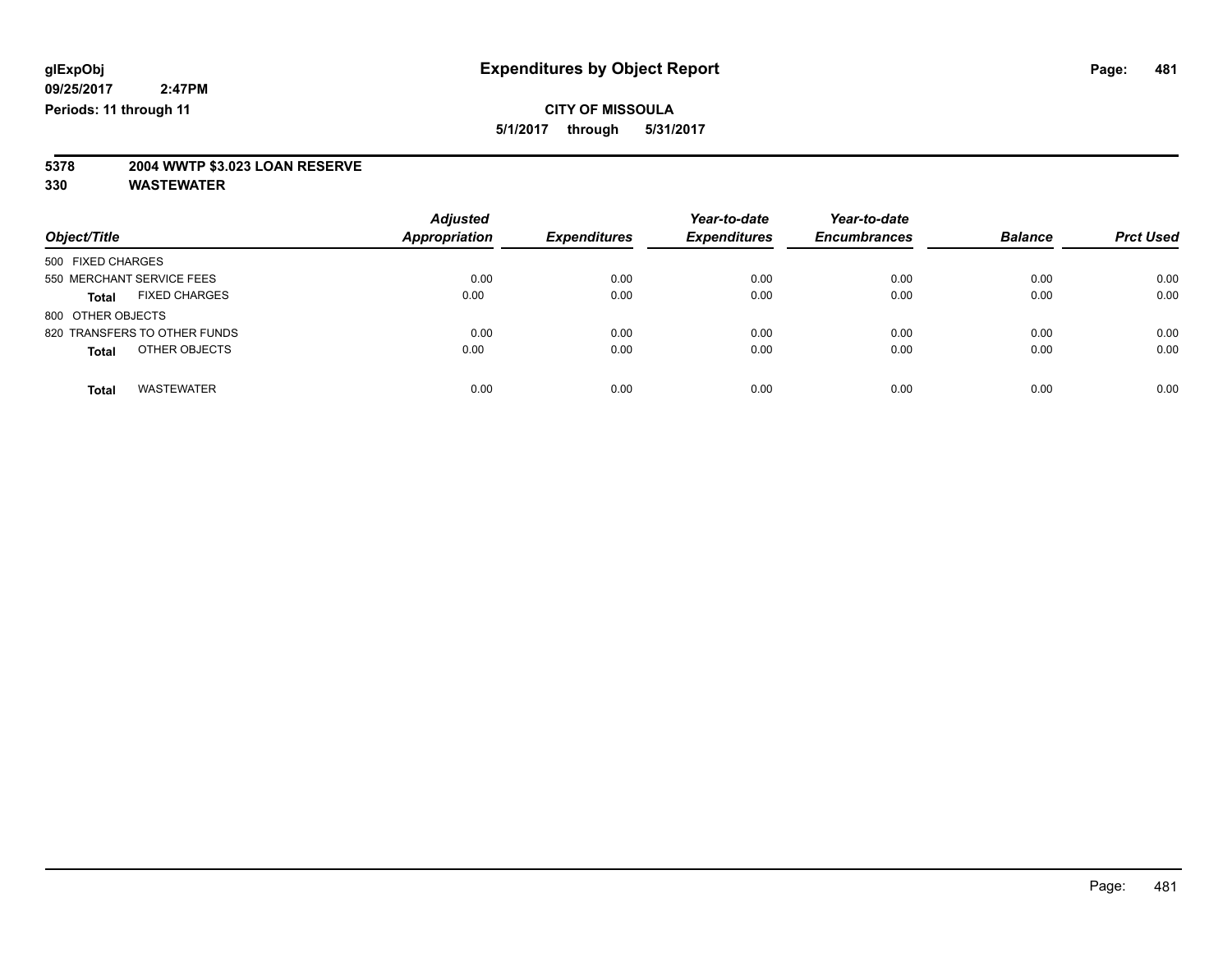**glExpObj** **Expenditures by Object Report**

**09/25/2017 2:47PM**

**Periods: 11 through 11**

**CITY OF MISSOULA**

**5/1/2017 through 5/31/2017**

**5378 2004 WWTP $3.023 LOAN RESERVE**

**330 WASTEWATER**

| Object/Title | Adjusted Appropriation | Expenditures | Year-to-date Expenditures | Year-to-date Encumbrances | Balance | Prct Used |
|---|---|---|---|---|---|---|
| 500 FIXED CHARGES | | | | | | |
| 550 MERCHANT SERVICE FEES | 0.00 | 0.00 | 0.00 | 0.00 | 0.00 | 0.00 |
| **Total** FIXED CHARGES | 0.00 | 0.00 | 0.00 | 0.00 | 0.00 | 0.00 |
| 800 OTHER OBJECTS | | | | | | |
| 820 TRANSFERS TO OTHER FUNDS | 0.00 | 0.00 | 0.00 | 0.00 | 0.00 | 0.00 |
| **Total** OTHER OBJECTS | 0.00 | 0.00 | 0.00 | 0.00 | 0.00 | 0.00 |
| **Total** WASTEWATER | 0.00 | 0.00 | 0.00 | 0.00 | 0.00 | 0.00 |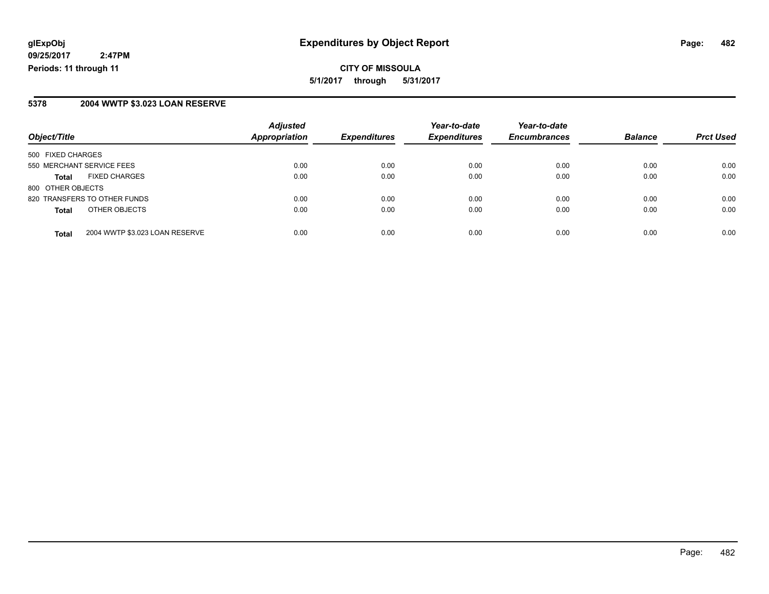**glExpObj**
**09/25/2017 2:47PM**
**Periods: 11 through 11**

# Expenditures by Object Report

**CITY OF MISSOULA**
**5/1/2017 through 5/31/2017**

## 5378 2004 WWTP $3.023 LOAN RESERVE

| Object/Title | | Adjusted Appropriation | Expenditures | Year-to-date Expenditures | Year-to-date Encumbrances | Balance | Prct Used |
|---|---|---|---|---|---|---|---|
| 500 FIXED CHARGES | | | | | | | |
| 550 MERCHANT SERVICE FEES | | 0.00 | 0.00 | 0.00 | 0.00 | 0.00 | 0.00 |
| **Total** | FIXED CHARGES | 0.00 | 0.00 | 0.00 | 0.00 | 0.00 | 0.00 |
| 800 OTHER OBJECTS | | | | | | | |
| 820 TRANSFERS TO OTHER FUNDS | | 0.00 | 0.00 | 0.00 | 0.00 | 0.00 | 0.00 |
| **Total** | OTHER OBJECTS | 0.00 | 0.00 | 0.00 | 0.00 | 0.00 | 0.00 |
| **Total** | 2004 WWTP $3.023 LOAN RESERVE | 0.00 | 0.00 | 0.00 | 0.00 | 0.00 | 0.00 |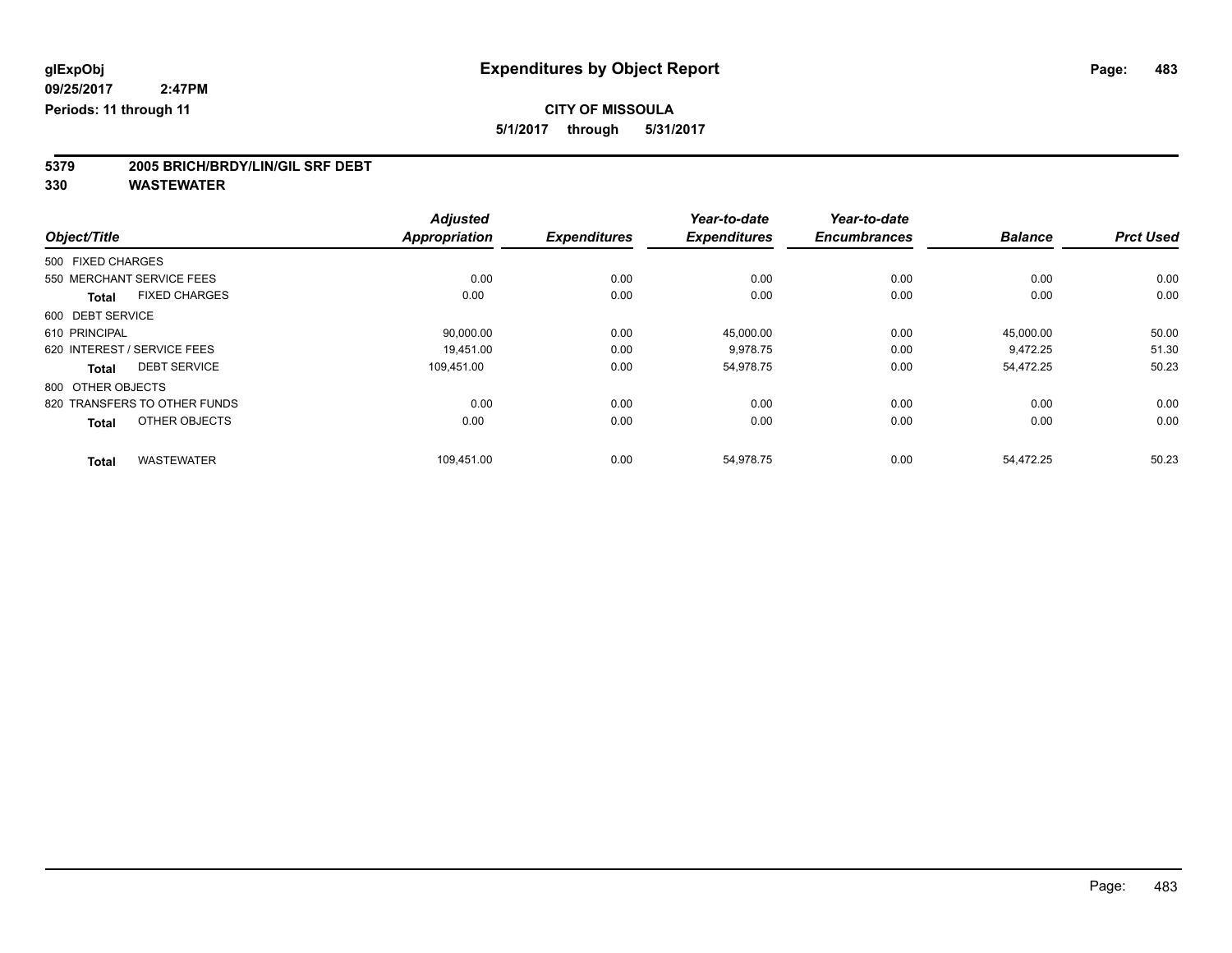# Expenditures by Object Report

glExpObj
09/25/2017 2:47PM
Periods: 11 through 11

**CITY OF MISSOULA**
**5/1/2017 through 5/31/2017**

**5379 2005 BRICH/BRDY/LIN/GIL SRF DEBT**
**330 WASTEWATER**

| Object/Title | Adjusted Appropriation | Expenditures | Year-to-date Expenditures | Year-to-date Encumbrances | Balance | Prct Used |
|---|---|---|---|---|---|---|
| 500 FIXED CHARGES | | | | | | |
| 550 MERCHANT SERVICE FEES | 0.00 | 0.00 | 0.00 | 0.00 | 0.00 | 0.00 |
| **Total** FIXED CHARGES | 0.00 | 0.00 | 0.00 | 0.00 | 0.00 | 0.00 |
| 600 DEBT SERVICE | | | | | | |
| 610 PRINCIPAL | 90,000.00 | 0.00 | 45,000.00 | 0.00 | 45,000.00 | 50.00 |
| 620 INTEREST / SERVICE FEES | 19,451.00 | 0.00 | 9,978.75 | 0.00 | 9,472.25 | 51.30 |
| **Total** DEBT SERVICE | 109,451.00 | 0.00 | 54,978.75 | 0.00 | 54,472.25 | 50.23 |
| 800 OTHER OBJECTS | | | | | | |
| 820 TRANSFERS TO OTHER FUNDS | 0.00 | 0.00 | 0.00 | 0.00 | 0.00 | 0.00 |
| **Total** OTHER OBJECTS | 0.00 | 0.00 | 0.00 | 0.00 | 0.00 | 0.00 |
| **Total** WASTEWATER | 109,451.00 | 0.00 | 54,978.75 | 0.00 | 54,472.25 | 50.23 |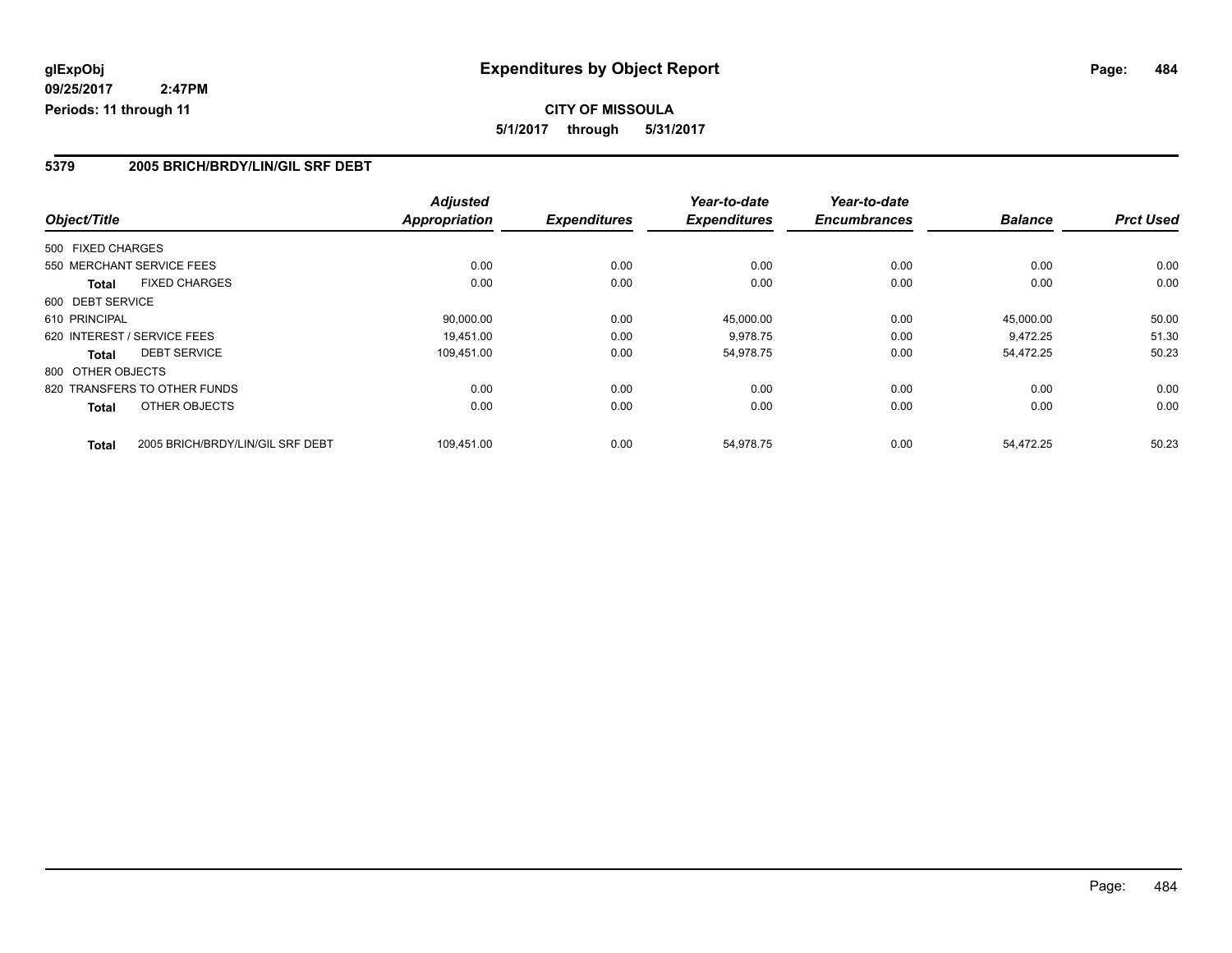**glExpObj** **Expenditures by Object Report**

**09/25/2017 2:47PM**

**Periods: 11 through 11**

**CITY OF MISSOULA**

**5/1/2017 through 5/31/2017**

## 5379 2005 BRICH/BRDY/LIN/GIL SRF DEBT

| Object/Title | Adjusted Appropriation | Expenditures | Year-to-date Expenditures | Year-to-date Encumbrances | Balance | Prct Used |
|---|---|---|---|---|---|---|
| 500 FIXED CHARGES | | | | | | |
| 550 MERCHANT SERVICE FEES | 0.00 | 0.00 | 0.00 | 0.00 | 0.00 | 0.00 |
| **Total** FIXED CHARGES | 0.00 | 0.00 | 0.00 | 0.00 | 0.00 | 0.00 |
| 600 DEBT SERVICE | | | | | | |
| 610 PRINCIPAL | 90,000.00 | 0.00 | 45,000.00 | 0.00 | 45,000.00 | 50.00 |
| 620 INTEREST / SERVICE FEES | 19,451.00 | 0.00 | 9,978.75 | 0.00 | 9,472.25 | 51.30 |
| **Total** DEBT SERVICE | 109,451.00 | 0.00 | 54,978.75 | 0.00 | 54,472.25 | 50.23 |
| 800 OTHER OBJECTS | | | | | | |
| 820 TRANSFERS TO OTHER FUNDS | 0.00 | 0.00 | 0.00 | 0.00 | 0.00 | 0.00 |
| **Total** OTHER OBJECTS | 0.00 | 0.00 | 0.00 | 0.00 | 0.00 | 0.00 |
| **Total** 2005 BRICH/BRDY/LIN/GIL SRF DEBT | 109,451.00 | 0.00 | 54,978.75 | 0.00 | 54,472.25 | 50.23 |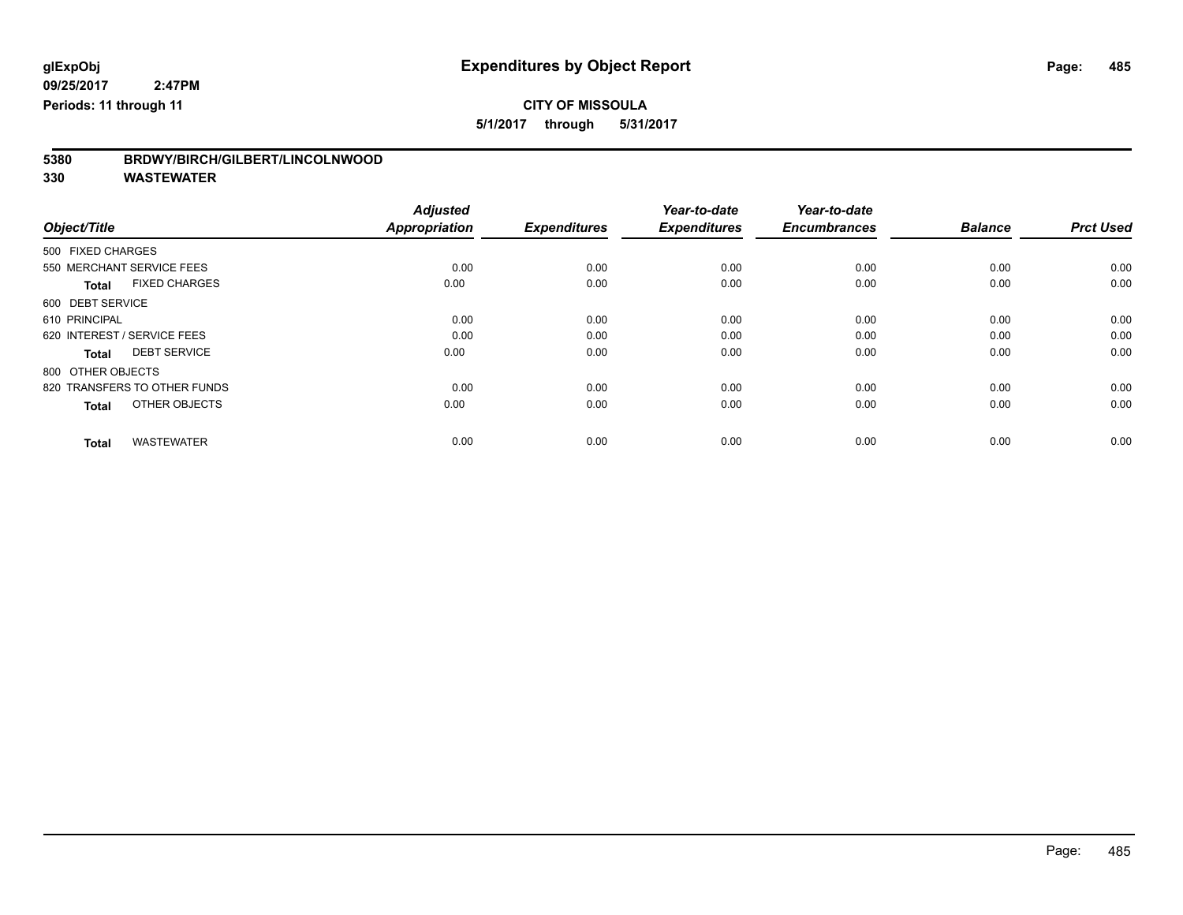**glExpObj**
**09/25/2017 2:47PM**
**Periods: 11 through 11**

# Expenditures by Object Report

**CITY OF MISSOULA**
**5/1/2017 through 5/31/2017**

**5380 BRDWY/BIRCH/GILBERT/LINCOLNWOOD**
**330 WASTEWATER**

| Object/Title | Adjusted Appropriation | Expenditures | Year-to-date Expenditures | Year-to-date Encumbrances | Balance | Prct Used |
|---|---|---|---|---|---|---|
| 500 FIXED CHARGES | | | | | | |
| 550 MERCHANT SERVICE FEES | 0.00 | 0.00 | 0.00 | 0.00 | 0.00 | 0.00 |
| **Total** FIXED CHARGES | 0.00 | 0.00 | 0.00 | 0.00 | 0.00 | 0.00 |
| 600 DEBT SERVICE | | | | | | |
| 610 PRINCIPAL | 0.00 | 0.00 | 0.00 | 0.00 | 0.00 | 0.00 |
| 620 INTEREST / SERVICE FEES | 0.00 | 0.00 | 0.00 | 0.00 | 0.00 | 0.00 |
| **Total** DEBT SERVICE | 0.00 | 0.00 | 0.00 | 0.00 | 0.00 | 0.00 |
| 800 OTHER OBJECTS | | | | | | |
| 820 TRANSFERS TO OTHER FUNDS | 0.00 | 0.00 | 0.00 | 0.00 | 0.00 | 0.00 |
| **Total** OTHER OBJECTS | 0.00 | 0.00 | 0.00 | 0.00 | 0.00 | 0.00 |
| **Total** WASTEWATER | 0.00 | 0.00 | 0.00 | 0.00 | 0.00 | 0.00 |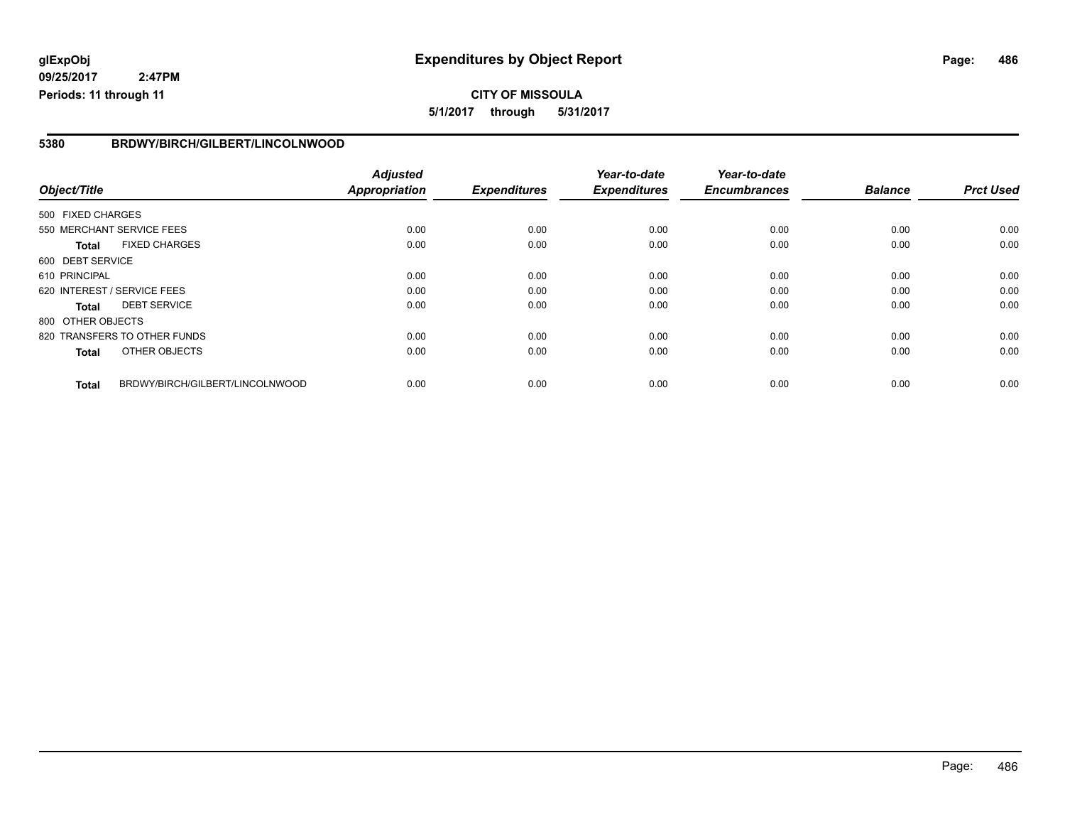# Expenditures by Object Report

glExpObj
09/25/2017 2:47PM
Periods: 11 through 11

**CITY OF MISSOULA**
**5/1/2017 through 5/31/2017**

## 5380 BRDWY/BIRCH/GILBERT/LINCOLNWOOD

| Object/Title | Adjusted Appropriation | Expenditures | Year-to-date Expenditures | Year-to-date Encumbrances | Balance | Prct Used |
|---|---|---|---|---|---|---|
| 500 FIXED CHARGES | | | | | | |
| 550 MERCHANT SERVICE FEES | 0.00 | 0.00 | 0.00 | 0.00 | 0.00 | 0.00 |
| **Total** FIXED CHARGES | 0.00 | 0.00 | 0.00 | 0.00 | 0.00 | 0.00 |
| 600 DEBT SERVICE | | | | | | |
| 610 PRINCIPAL | 0.00 | 0.00 | 0.00 | 0.00 | 0.00 | 0.00 |
| 620 INTEREST / SERVICE FEES | 0.00 | 0.00 | 0.00 | 0.00 | 0.00 | 0.00 |
| **Total** DEBT SERVICE | 0.00 | 0.00 | 0.00 | 0.00 | 0.00 | 0.00 |
| 800 OTHER OBJECTS | | | | | | |
| 820 TRANSFERS TO OTHER FUNDS | 0.00 | 0.00 | 0.00 | 0.00 | 0.00 | 0.00 |
| **Total** OTHER OBJECTS | 0.00 | 0.00 | 0.00 | 0.00 | 0.00 | 0.00 |
| **Total** BRDWY/BIRCH/GILBERT/LINCOLNWOOD | 0.00 | 0.00 | 0.00 | 0.00 | 0.00 | 0.00 |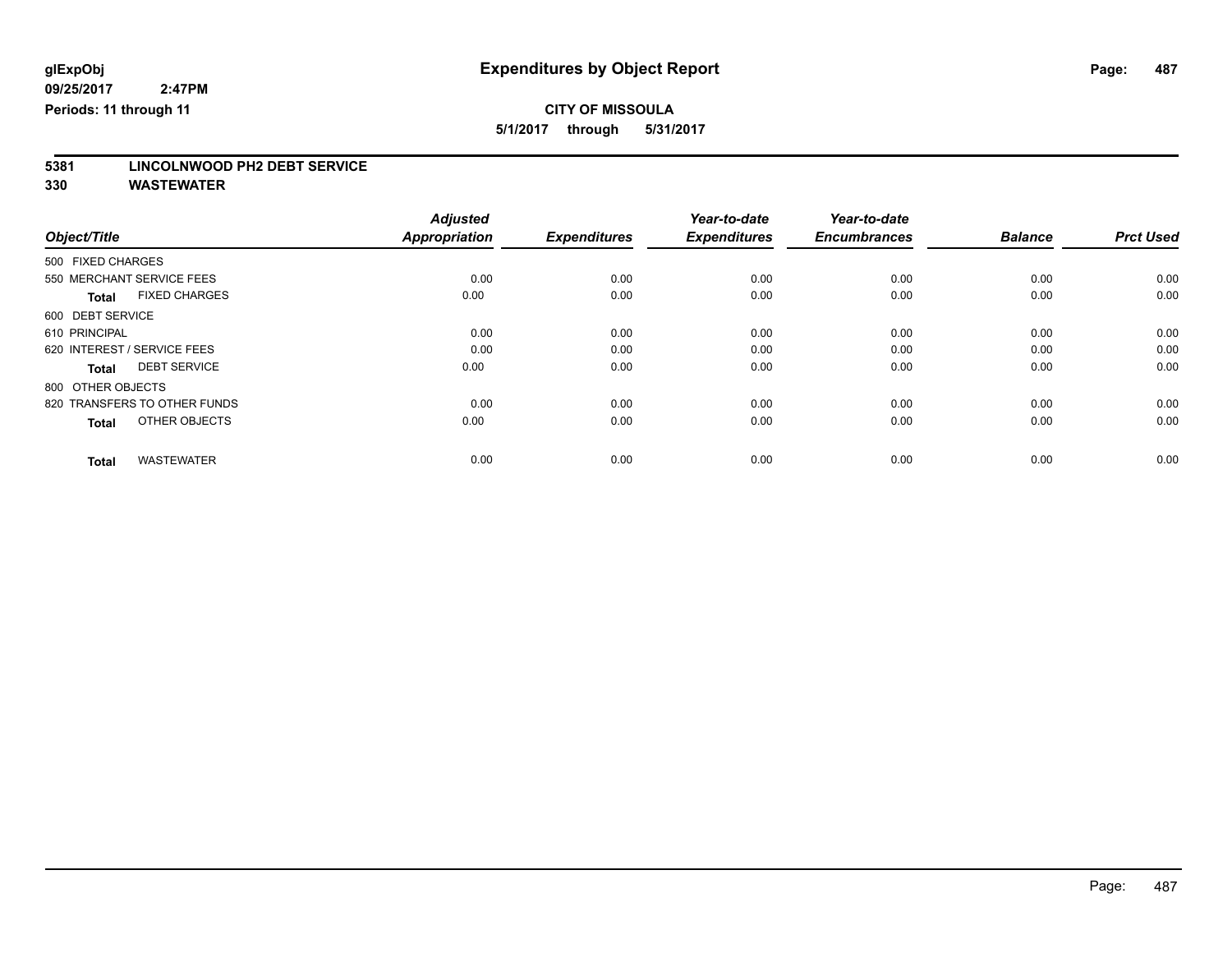**glExpObj** | **Expenditures by Object Report**

**09/25/2017 2:47PM**

**Periods: 11 through 11**

**CITY OF MISSOULA**

**5/1/2017 through 5/31/2017**

## 5381 LINCOLNWOOD PH2 DEBT SERVICE

## 330 WASTEWATER

| Object/Title | Adjusted Appropriation | Expenditures | Year-to-date Expenditures | Year-to-date Encumbrances | Balance | Prct Used |
|---|---|---|---|---|---|---|
| 500 FIXED CHARGES | | | | | | |
| 550 MERCHANT SERVICE FEES | 0.00 | 0.00 | 0.00 | 0.00 | 0.00 | 0.00 |
| **Total** FIXED CHARGES | 0.00 | 0.00 | 0.00 | 0.00 | 0.00 | 0.00 |
| 600 DEBT SERVICE | | | | | | |
| 610 PRINCIPAL | 0.00 | 0.00 | 0.00 | 0.00 | 0.00 | 0.00 |
| 620 INTEREST / SERVICE FEES | 0.00 | 0.00 | 0.00 | 0.00 | 0.00 | 0.00 |
| **Total** DEBT SERVICE | 0.00 | 0.00 | 0.00 | 0.00 | 0.00 | 0.00 |
| 800 OTHER OBJECTS | | | | | | |
| 820 TRANSFERS TO OTHER FUNDS | 0.00 | 0.00 | 0.00 | 0.00 | 0.00 | 0.00 |
| **Total** OTHER OBJECTS | 0.00 | 0.00 | 0.00 | 0.00 | 0.00 | 0.00 |
| **Total** WASTEWATER | 0.00 | 0.00 | 0.00 | 0.00 | 0.00 | 0.00 |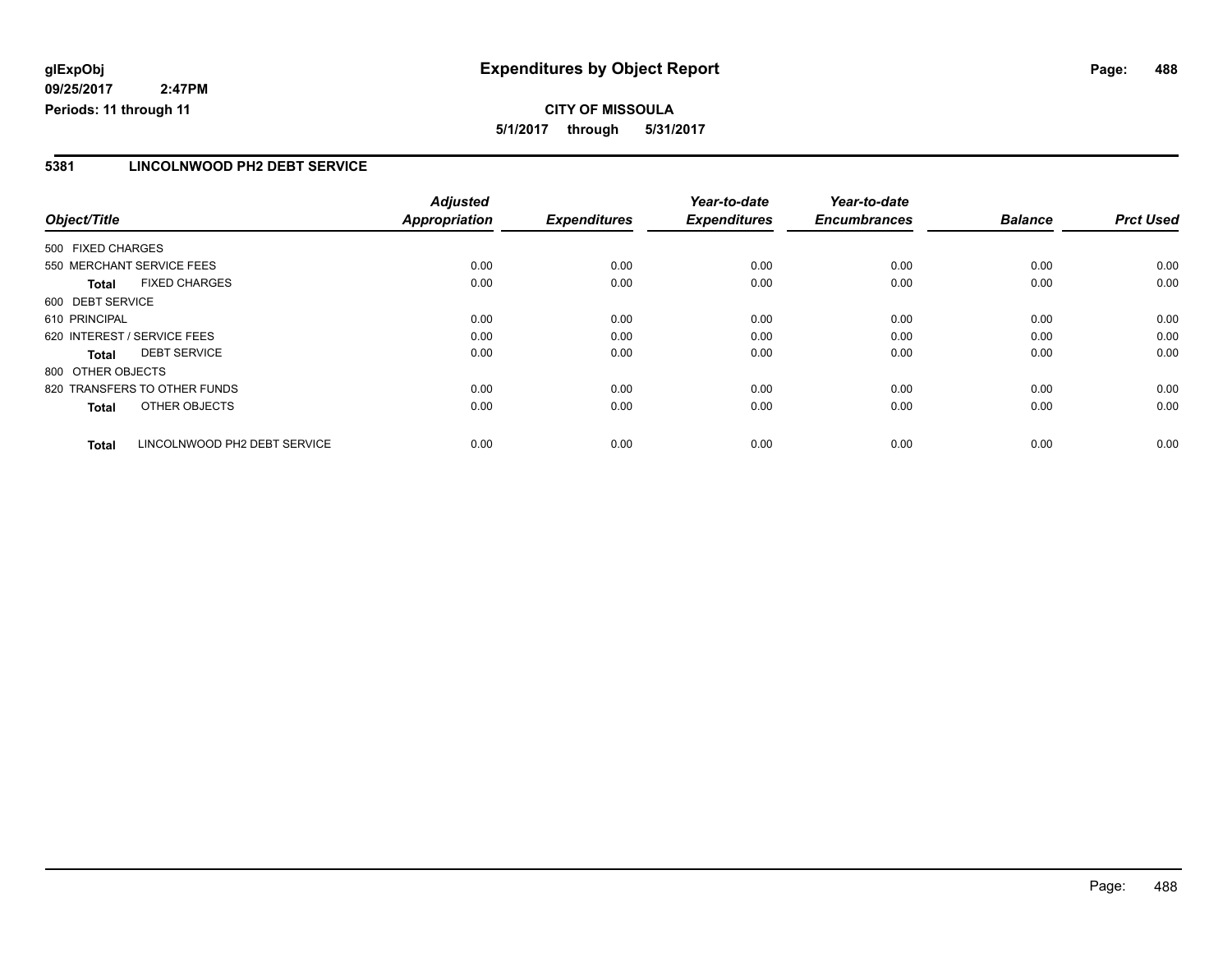**glExpObj** **Expenditures by Object Report**

**09/25/2017 2:47PM**

**Periods: 11 through 11**

**CITY OF MISSOULA**

**5/1/2017 through 5/31/2017**

## 5381 LINCOLNWOOD PH2 DEBT SERVICE

| Object/Title | Adjusted Appropriation | Expenditures | Year-to-date Expenditures | Year-to-date Encumbrances | Balance | Prct Used |
|---|---|---|---|---|---|---|
| 500 FIXED CHARGES | | | | | | |
| 550 MERCHANT SERVICE FEES | 0.00 | 0.00 | 0.00 | 0.00 | 0.00 | 0.00 |
| **Total** FIXED CHARGES | 0.00 | 0.00 | 0.00 | 0.00 | 0.00 | 0.00 |
| 600 DEBT SERVICE | | | | | | |
| 610 PRINCIPAL | 0.00 | 0.00 | 0.00 | 0.00 | 0.00 | 0.00 |
| 620 INTEREST / SERVICE FEES | 0.00 | 0.00 | 0.00 | 0.00 | 0.00 | 0.00 |
| **Total** DEBT SERVICE | 0.00 | 0.00 | 0.00 | 0.00 | 0.00 | 0.00 |
| 800 OTHER OBJECTS | | | | | | |
| 820 TRANSFERS TO OTHER FUNDS | 0.00 | 0.00 | 0.00 | 0.00 | 0.00 | 0.00 |
| **Total** OTHER OBJECTS | 0.00 | 0.00 | 0.00 | 0.00 | 0.00 | 0.00 |
| **Total** LINCOLNWOOD PH2 DEBT SERVICE | 0.00 | 0.00 | 0.00 | 0.00 | 0.00 | 0.00 |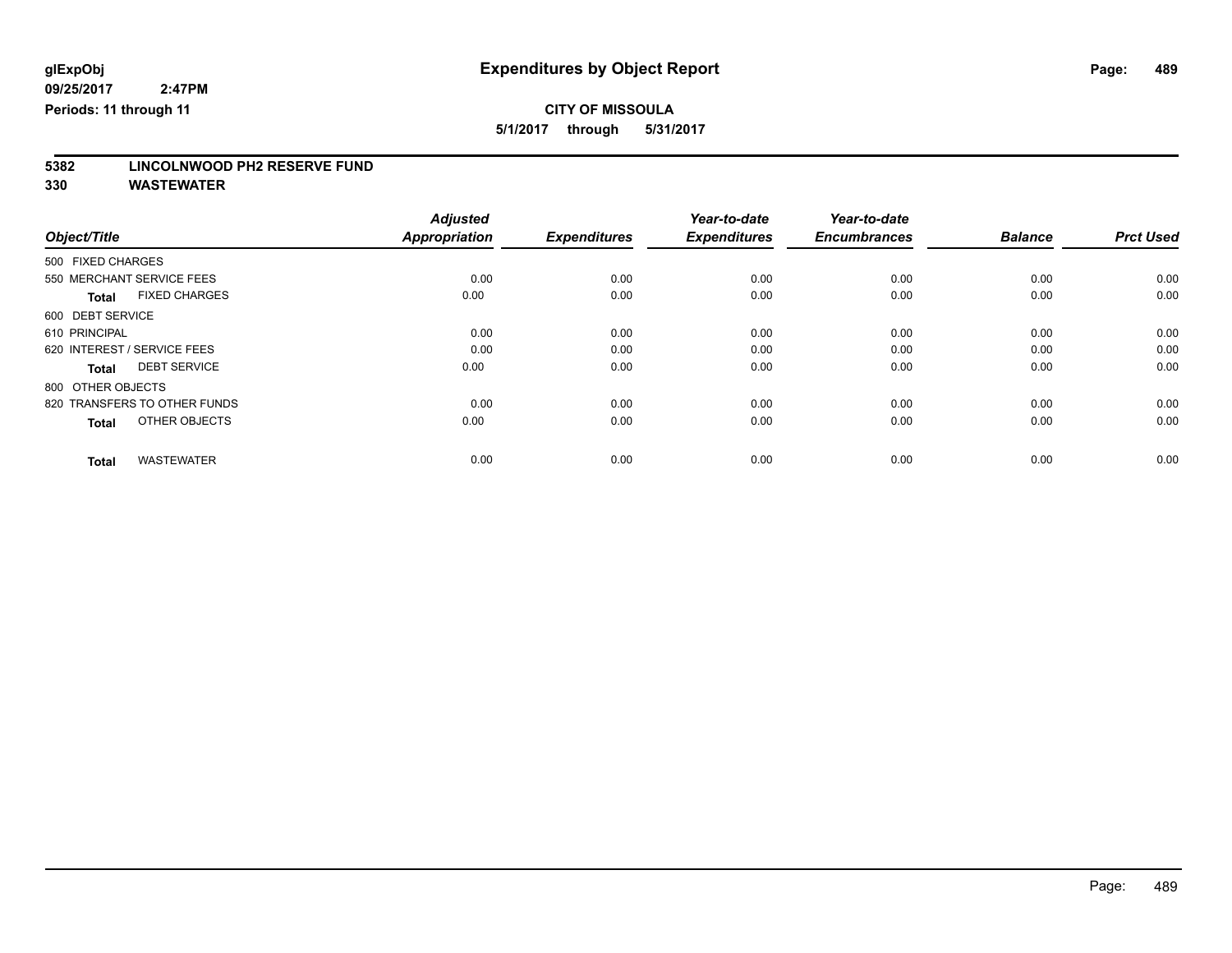**glExpObj**
**09/25/2017 2:47PM**
**Periods: 11 through 11**

# Expenditures by Object Report

**CITY OF MISSOULA**
**5/1/2017 through 5/31/2017**

**5382 LINCOLNWOOD PH2 RESERVE FUND**
**330 WASTEWATER**

| Object/Title | Adjusted Appropriation | Expenditures | Year-to-date Expenditures | Year-to-date Encumbrances | Balance | Prct Used |
|---|---|---|---|---|---|---|
| 500 FIXED CHARGES | | | | | | |
| 550 MERCHANT SERVICE FEES | 0.00 | 0.00 | 0.00 | 0.00 | 0.00 | 0.00 |
| **Total** FIXED CHARGES | 0.00 | 0.00 | 0.00 | 0.00 | 0.00 | 0.00 |
| 600 DEBT SERVICE | | | | | | |
| 610 PRINCIPAL | 0.00 | 0.00 | 0.00 | 0.00 | 0.00 | 0.00 |
| 620 INTEREST / SERVICE FEES | 0.00 | 0.00 | 0.00 | 0.00 | 0.00 | 0.00 |
| **Total** DEBT SERVICE | 0.00 | 0.00 | 0.00 | 0.00 | 0.00 | 0.00 |
| 800 OTHER OBJECTS | | | | | | |
| 820 TRANSFERS TO OTHER FUNDS | 0.00 | 0.00 | 0.00 | 0.00 | 0.00 | 0.00 |
| **Total** OTHER OBJECTS | 0.00 | 0.00 | 0.00 | 0.00 | 0.00 | 0.00 |
| **Total** WASTEWATER | 0.00 | 0.00 | 0.00 | 0.00 | 0.00 | 0.00 |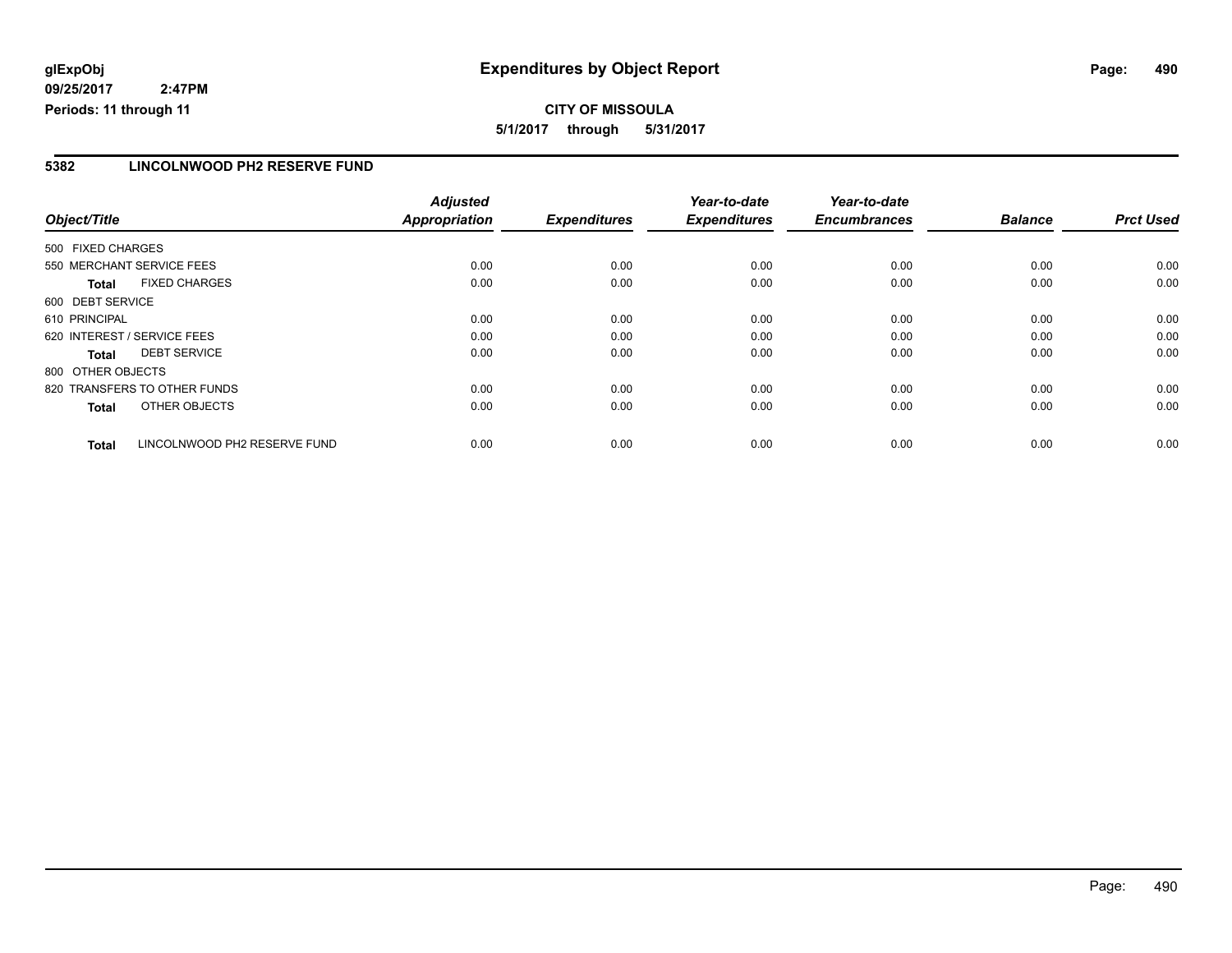**glExpObj**
**09/25/2017 2:47PM**
**Periods: 11 through 11**

# Expenditures by Object Report

**CITY OF MISSOULA**
**5/1/2017 through 5/31/2017**

## 5382 LINCOLNWOOD PH2 RESERVE FUND

| Object/Title | Adjusted Appropriation | Expenditures | Year-to-date Expenditures | Year-to-date Encumbrances | Balance | Prct Used |
|---|---|---|---|---|---|---|
| 500 FIXED CHARGES | | | | | | |
| 550 MERCHANT SERVICE FEES | 0.00 | 0.00 | 0.00 | 0.00 | 0.00 | 0.00 |
| **Total** FIXED CHARGES | 0.00 | 0.00 | 0.00 | 0.00 | 0.00 | 0.00 |
| 600 DEBT SERVICE | | | | | | |
| 610 PRINCIPAL | 0.00 | 0.00 | 0.00 | 0.00 | 0.00 | 0.00 |
| 620 INTEREST / SERVICE FEES | 0.00 | 0.00 | 0.00 | 0.00 | 0.00 | 0.00 |
| **Total** DEBT SERVICE | 0.00 | 0.00 | 0.00 | 0.00 | 0.00 | 0.00 |
| 800 OTHER OBJECTS | | | | | | |
| 820 TRANSFERS TO OTHER FUNDS | 0.00 | 0.00 | 0.00 | 0.00 | 0.00 | 0.00 |
| **Total** OTHER OBJECTS | 0.00 | 0.00 | 0.00 | 0.00 | 0.00 | 0.00 |
| **Total** LINCOLNWOOD PH2 RESERVE FUND | 0.00 | 0.00 | 0.00 | 0.00 | 0.00 | 0.00 |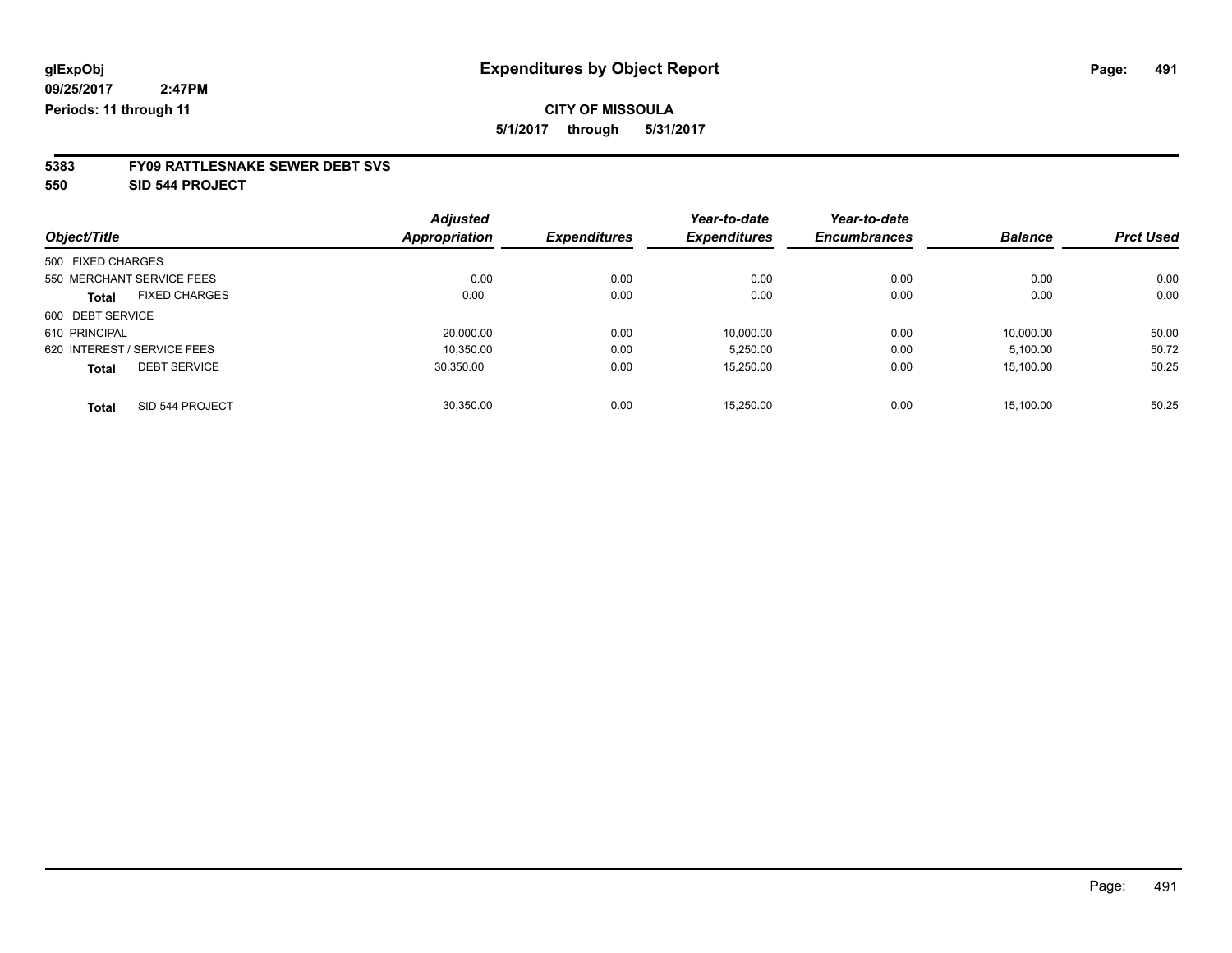**glExpObj** **Expenditures by Object Report**

**09/25/2017 2:47PM**

**Periods: 11 through 11**

**CITY OF MISSOULA**

**5/1/2017 through 5/31/2017**

**5383 FY09 RATTLESNAKE SEWER DEBT SVS**

**550 SID 544 PROJECT**

| Object/Title | Adjusted Appropriation | Expenditures | Year-to-date Expenditures | Year-to-date Encumbrances | Balance | Prct Used |
|---|---|---|---|---|---|---|
| 500 FIXED CHARGES | | | | | | |
| 550 MERCHANT SERVICE FEES | 0.00 | 0.00 | 0.00 | 0.00 | 0.00 | 0.00 |
| **Total** FIXED CHARGES | 0.00 | 0.00 | 0.00 | 0.00 | 0.00 | 0.00 |
| 600 DEBT SERVICE | | | | | | |
| 610 PRINCIPAL | 20,000.00 | 0.00 | 10,000.00 | 0.00 | 10,000.00 | 50.00 |
| 620 INTEREST / SERVICE FEES | 10,350.00 | 0.00 | 5,250.00 | 0.00 | 5,100.00 | 50.72 |
| **Total** DEBT SERVICE | 30,350.00 | 0.00 | 15,250.00 | 0.00 | 15,100.00 | 50.25 |
| **Total** SID 544 PROJECT | 30,350.00 | 0.00 | 15,250.00 | 0.00 | 15,100.00 | 50.25 |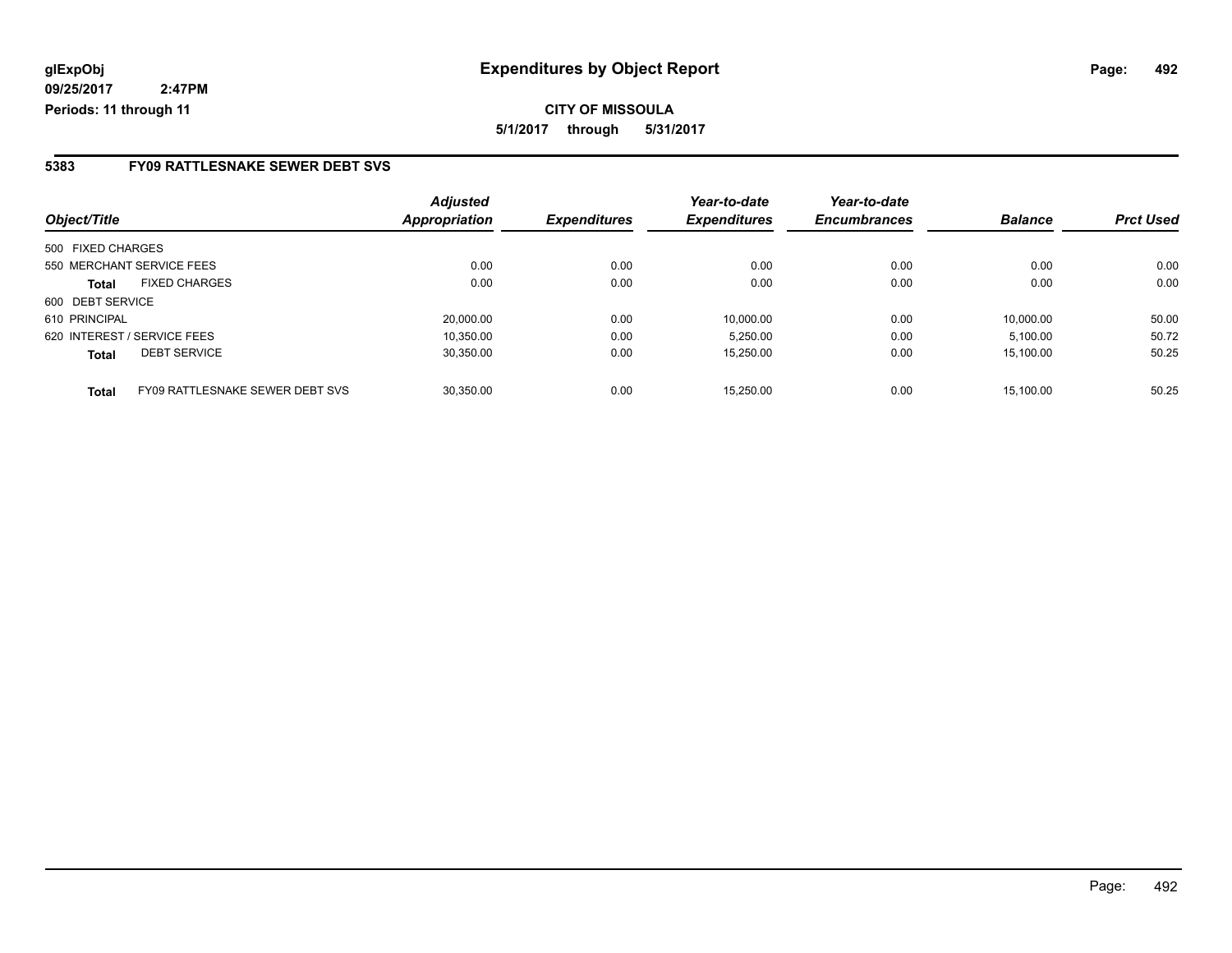**glExpObj** **Expenditures by Object Report**

**09/25/2017 2:47PM**

**Periods: 11 through 11**

**CITY OF MISSOULA**

**5/1/2017 through 5/31/2017**

## 5383 FY09 RATTLESNAKE SEWER DEBT SVS

| Object/Title | Adjusted Appropriation | Expenditures | Year-to-date Expenditures | Year-to-date Encumbrances | Balance | Prct Used |
|---|---|---|---|---|---|---|
| 500 FIXED CHARGES | | | | | | |
| 550 MERCHANT SERVICE FEES | 0.00 | 0.00 | 0.00 | 0.00 | 0.00 | 0.00 |
| **Total** FIXED CHARGES | 0.00 | 0.00 | 0.00 | 0.00 | 0.00 | 0.00 |
| 600 DEBT SERVICE | | | | | | |
| 610 PRINCIPAL | 20,000.00 | 0.00 | 10,000.00 | 0.00 | 10,000.00 | 50.00 |
| 620 INTEREST / SERVICE FEES | 10,350.00 | 0.00 | 5,250.00 | 0.00 | 5,100.00 | 50.72 |
| **Total** DEBT SERVICE | 30,350.00 | 0.00 | 15,250.00 | 0.00 | 15,100.00 | 50.25 |
| **Total** FY09 RATTLESNAKE SEWER DEBT SVS | 30,350.00 | 0.00 | 15,250.00 | 0.00 | 15,100.00 | 50.25 |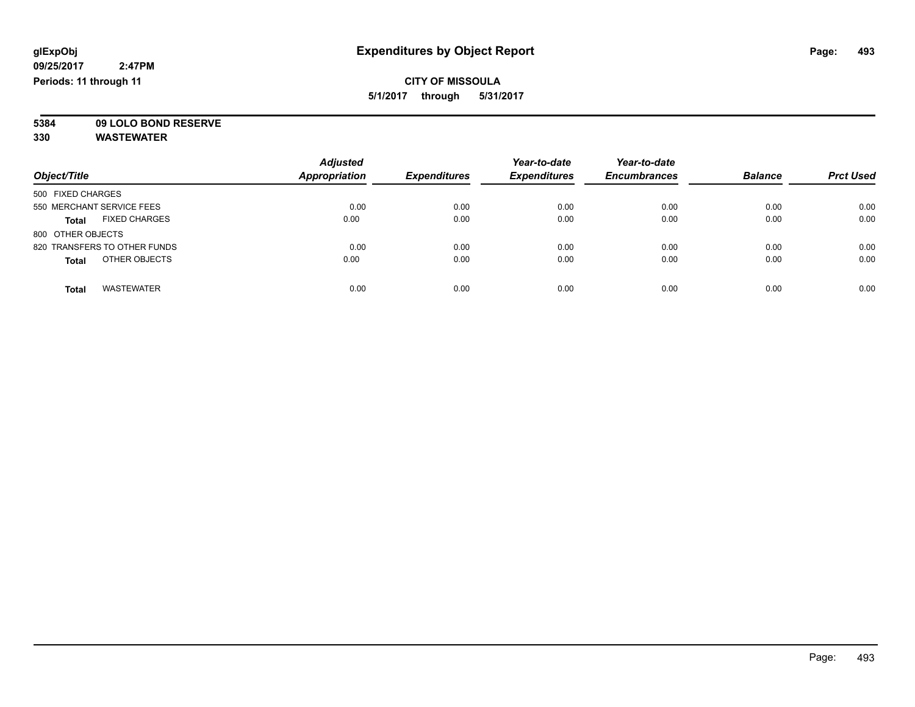**glExpObj** **Expenditures by Object Report**

**09/25/2017 2:47PM**

**Periods: 11 through 11**

**CITY OF MISSOULA**

**5/1/2017 through 5/31/2017**

**5384 09 LOLO BOND RESERVE**

**330 WASTEWATER**

| Object/Title | Adjusted Appropriation | Expenditures | Year-to-date Expenditures | Year-to-date Encumbrances | Balance | Prct Used |
|---|---|---|---|---|---|---|
| 500 FIXED CHARGES | | | | | | |
| 550 MERCHANT SERVICE FEES | 0.00 | 0.00 | 0.00 | 0.00 | 0.00 | 0.00 |
| **Total** FIXED CHARGES | 0.00 | 0.00 | 0.00 | 0.00 | 0.00 | 0.00 |
| 800 OTHER OBJECTS | | | | | | |
| 820 TRANSFERS TO OTHER FUNDS | 0.00 | 0.00 | 0.00 | 0.00 | 0.00 | 0.00 |
| **Total** OTHER OBJECTS | 0.00 | 0.00 | 0.00 | 0.00 | 0.00 | 0.00 |
| **Total** WASTEWATER | 0.00 | 0.00 | 0.00 | 0.00 | 0.00 | 0.00 |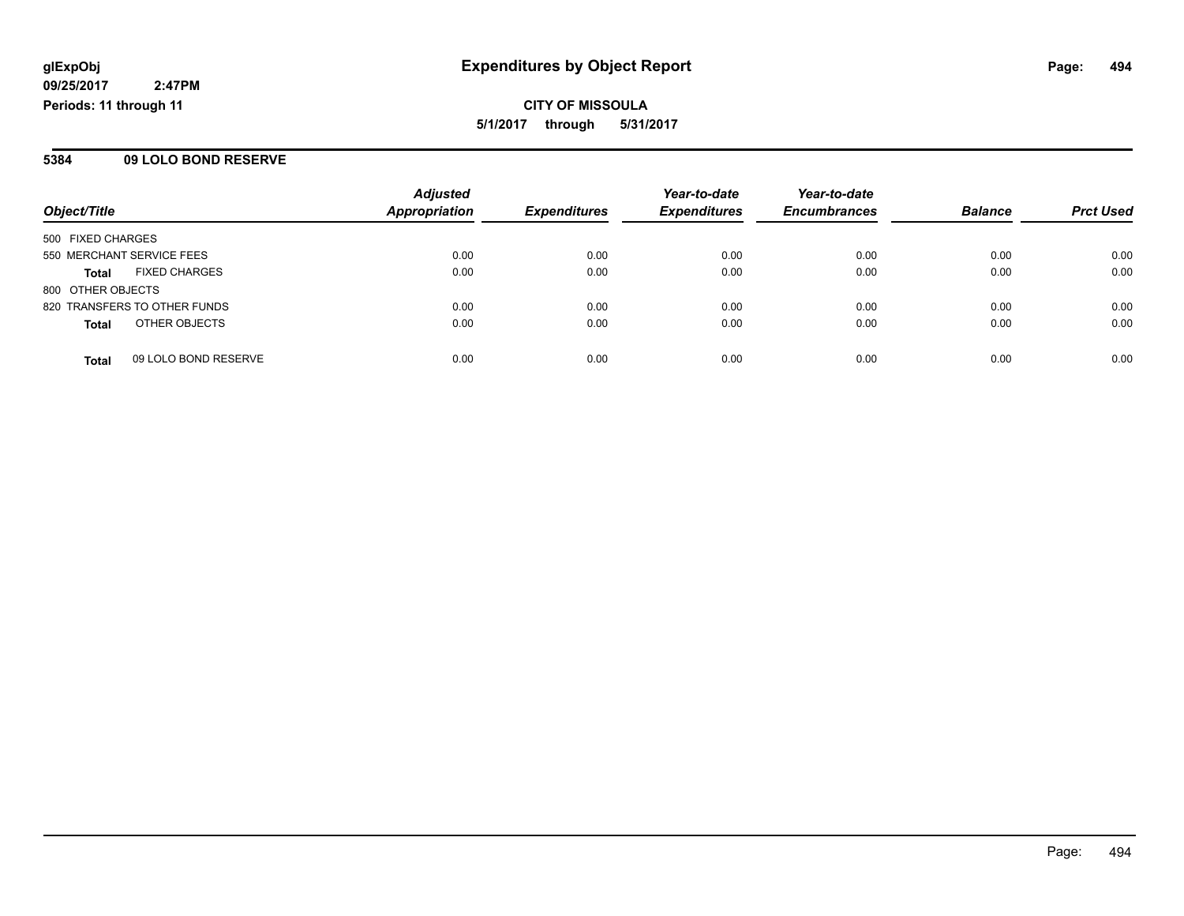# Expenditures by Object Report

glExpObj
09/25/2017 2:47PM
Periods: 11 through 11

**CITY OF MISSOULA**

**5/1/2017 through 5/31/2017**

## 5384 09 LOLO BOND RESERVE

| Object/Title | Adjusted Appropriation | Expenditures | Year-to-date Expenditures | Year-to-date Encumbrances | Balance | Prct Used |
|---|---|---|---|---|---|---|
| 500 FIXED CHARGES | | | | | | |
| 550 MERCHANT SERVICE FEES | 0.00 | 0.00 | 0.00 | 0.00 | 0.00 | 0.00 |
| **Total** FIXED CHARGES | 0.00 | 0.00 | 0.00 | 0.00 | 0.00 | 0.00 |
| 800 OTHER OBJECTS | | | | | | |
| 820 TRANSFERS TO OTHER FUNDS | 0.00 | 0.00 | 0.00 | 0.00 | 0.00 | 0.00 |
| **Total** OTHER OBJECTS | 0.00 | 0.00 | 0.00 | 0.00 | 0.00 | 0.00 |
| **Total** 09 LOLO BOND RESERVE | 0.00 | 0.00 | 0.00 | 0.00 | 0.00 | 0.00 |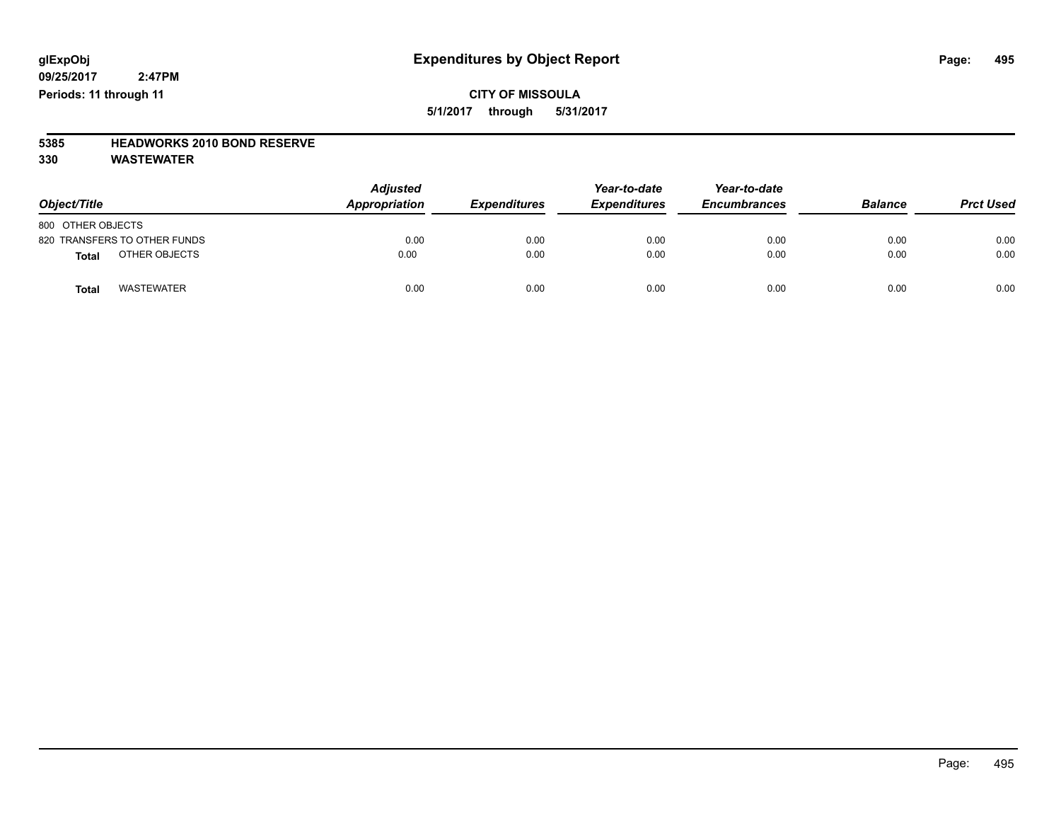**glExpObj**
**09/25/2017 2:47PM**
**Periods: 11 through 11**

# Expenditures by Object Report

**CITY OF MISSOULA**
**5/1/2017 through 5/31/2017**

**5385 HEADWORKS 2010 BOND RESERVE**
**330 WASTEWATER**

| Object/Title | Adjusted Appropriation | Expenditures | Year-to-date Expenditures | Year-to-date Encumbrances | Balance | Prct Used |
|---|---|---|---|---|---|---|
| 800 OTHER OBJECTS | | | | | | |
| 820 TRANSFERS TO OTHER FUNDS | 0.00 | 0.00 | 0.00 | 0.00 | 0.00 | 0.00 |
| **Total** OTHER OBJECTS | 0.00 | 0.00 | 0.00 | 0.00 | 0.00 | 0.00 |
| **Total** WASTEWATER | 0.00 | 0.00 | 0.00 | 0.00 | 0.00 | 0.00 |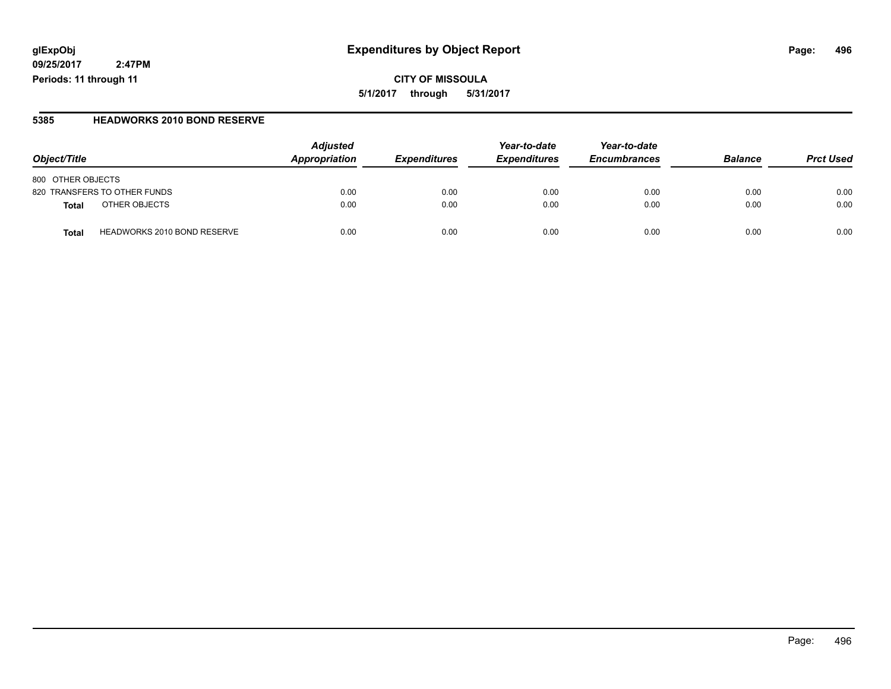# Expenditures by Object Report

glExpObj
09/25/2017 2:47PM
Periods: 11 through 11

**CITY OF MISSOULA**
**5/1/2017 through 5/31/2017**

## 5385 HEADWORKS 2010 BOND RESERVE

| Object/Title | Adjusted Appropriation | Expenditures | Year-to-date Expenditures | Year-to-date Encumbrances | Balance | Prct Used |
|---|---|---|---|---|---|---|
| 800 OTHER OBJECTS | | | | | | |
| 820 TRANSFERS TO OTHER FUNDS | 0.00 | 0.00 | 0.00 | 0.00 | 0.00 | 0.00 |
| **Total** OTHER OBJECTS | 0.00 | 0.00 | 0.00 | 0.00 | 0.00 | 0.00 |
| **Total** HEADWORKS 2010 BOND RESERVE | 0.00 | 0.00 | 0.00 | 0.00 | 0.00 | 0.00 |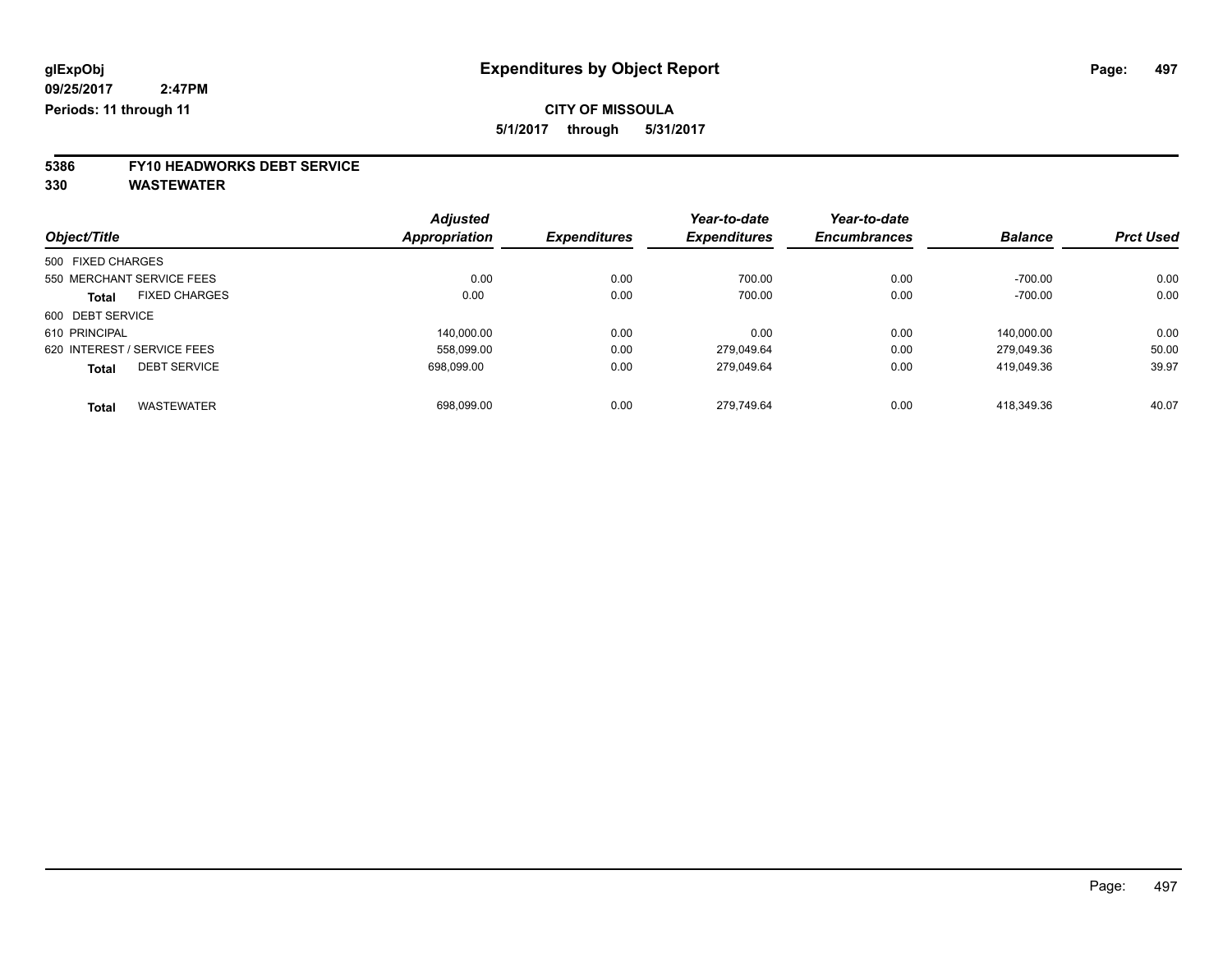glExpObj
09/25/2017 2:47PM
Periods: 11 through 11

# Expenditures by Object Report

**CITY OF MISSOULA**

**5/1/2017 through 5/31/2017**

**5386 FY10 HEADWORKS DEBT SERVICE**
**330 WASTEWATER**

| Object/Title | Adjusted Appropriation | Expenditures | Year-to-date Expenditures | Year-to-date Encumbrances | Balance | Prct Used |
|---|---|---|---|---|---|---|
| 500 FIXED CHARGES | | | | | | |
| 550 MERCHANT SERVICE FEES | 0.00 | 0.00 | 700.00 | 0.00 | -700.00 | 0.00 |
| **Total** FIXED CHARGES | 0.00 | 0.00 | 700.00 | 0.00 | -700.00 | 0.00 |
| 600 DEBT SERVICE | | | | | | |
| 610 PRINCIPAL | 140,000.00 | 0.00 | 0.00 | 0.00 | 140,000.00 | 0.00 |
| 620 INTEREST / SERVICE FEES | 558,099.00 | 0.00 | 279,049.64 | 0.00 | 279,049.36 | 50.00 |
| **Total** DEBT SERVICE | 698,099.00 | 0.00 | 279,049.64 | 0.00 | 419,049.36 | 39.97 |
| **Total** WASTEWATER | 698,099.00 | 0.00 | 279,749.64 | 0.00 | 418,349.36 | 40.07 |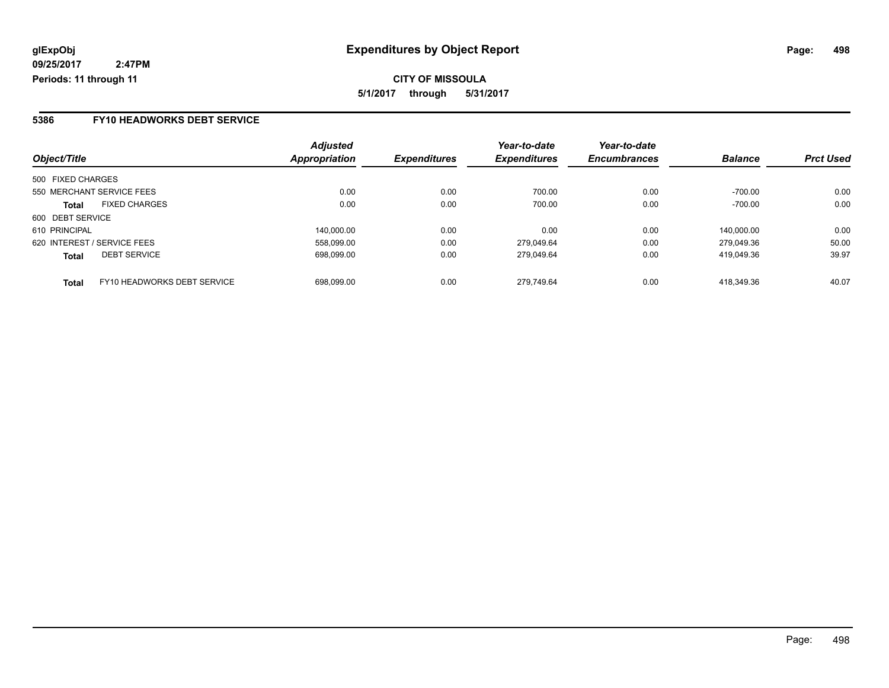**CITY OF MISSOULA**

**5/1/2017 through 5/31/2017**

## 5386 FY10 HEADWORKS DEBT SERVICE

| Object/Title | | Adjusted Appropriation | Expenditures | Year-to-date Expenditures | Year-to-date Encumbrances | Balance | Prct Used |
|---|---|---|---|---|---|---|---|
| 500 FIXED CHARGES | | | | | | | |
| 550 MERCHANT SERVICE FEES | | 0.00 | 0.00 | 700.00 | 0.00 | -700.00 | 0.00 |
| **Total** | FIXED CHARGES | 0.00 | 0.00 | 700.00 | 0.00 | -700.00 | 0.00 |
| 600 DEBT SERVICE | | | | | | | |
| 610 PRINCIPAL | | 140,000.00 | 0.00 | 0.00 | 0.00 | 140,000.00 | 0.00 |
| 620 INTEREST / SERVICE FEES | | 558,099.00 | 0.00 | 279,049.64 | 0.00 | 279,049.36 | 50.00 |
| **Total** | DEBT SERVICE | 698,099.00 | 0.00 | 279,049.64 | 0.00 | 419,049.36 | 39.97 |
| **Total** | FY10 HEADWORKS DEBT SERVICE | 698,099.00 | 0.00 | 279,749.64 | 0.00 | 418,349.36 | 40.07 |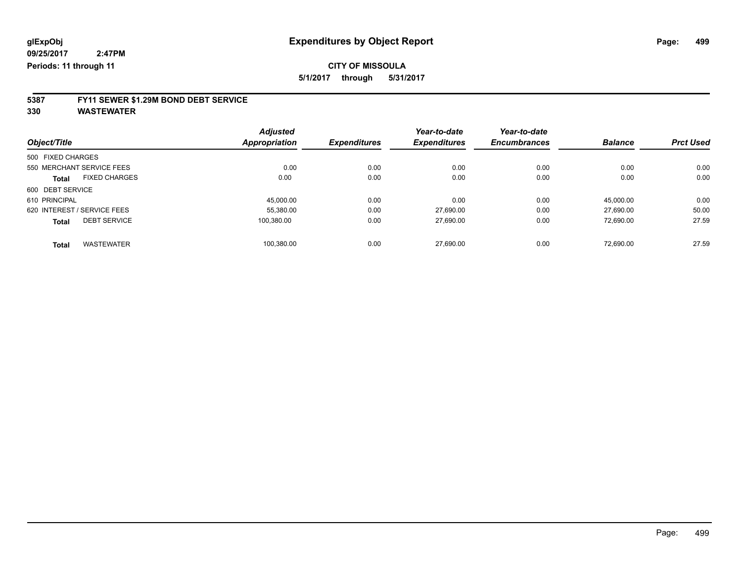**glExpObj**
**09/25/2017 2:47PM**
**Periods: 11 through 11**

# Expenditures by Object Report

**CITY OF MISSOULA**
**5/1/2017 through 5/31/2017**

## 5387 FY11 SEWER $1.29M BOND DEBT SERVICE
## 330 WASTEWATER

| Object/Title | Adjusted Appropriation | Expenditures | Year-to-date Expenditures | Year-to-date Encumbrances | Balance | Prct Used |
|---|---|---|---|---|---|---|
| 500 FIXED CHARGES | | | | | | |
| 550 MERCHANT SERVICE FEES | 0.00 | 0.00 | 0.00 | 0.00 | 0.00 | 0.00 |
| **Total** FIXED CHARGES | 0.00 | 0.00 | 0.00 | 0.00 | 0.00 | 0.00 |
| 600 DEBT SERVICE | | | | | | |
| 610 PRINCIPAL | 45,000.00 | 0.00 | 0.00 | 0.00 | 45,000.00 | 0.00 |
| 620 INTEREST / SERVICE FEES | 55,380.00 | 0.00 | 27,690.00 | 0.00 | 27,690.00 | 50.00 |
| **Total** DEBT SERVICE | 100,380.00 | 0.00 | 27,690.00 | 0.00 | 72,690.00 | 27.59 |
| **Total** WASTEWATER | 100,380.00 | 0.00 | 27,690.00 | 0.00 | 72,690.00 | 27.59 |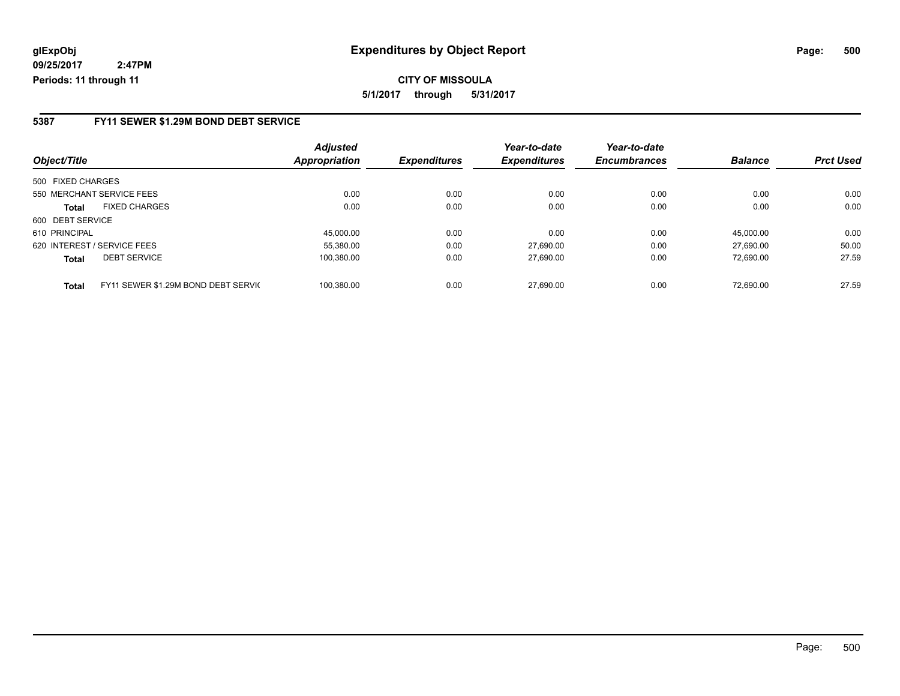**glExpObj**
**09/25/2017 2:47PM**
**Periods: 11 through 11**

# Expenditures by Object Report

**CITY OF MISSOULA**
**5/1/2017 through 5/31/2017**

## 5387 FY11 SEWER $1.29M BOND DEBT SERVICE

| Object/Title | | Adjusted Appropriation | Expenditures | Year-to-date Expenditures | Year-to-date Encumbrances | Balance | Prct Used |
|---|---|---|---|---|---|---|---|
| 500 FIXED CHARGES | | | | | | | |
| 550 MERCHANT SERVICE FEES | | 0.00 | 0.00 | 0.00 | 0.00 | 0.00 | 0.00 |
| **Total** | FIXED CHARGES | 0.00 | 0.00 | 0.00 | 0.00 | 0.00 | 0.00 |
| 600 DEBT SERVICE | | | | | | | |
| 610 PRINCIPAL | | 45,000.00 | 0.00 | 0.00 | 0.00 | 45,000.00 | 0.00 |
| 620 INTEREST / SERVICE FEES | | 55,380.00 | 0.00 | 27,690.00 | 0.00 | 27,690.00 | 50.00 |
| **Total** | DEBT SERVICE | 100,380.00 | 0.00 | 27,690.00 | 0.00 | 72,690.00 | 27.59 |
| **Total** | FY11 SEWER $1.29M BOND DEBT SERVIC | 100,380.00 | 0.00 | 27,690.00 | 0.00 | 72,690.00 | 27.59 |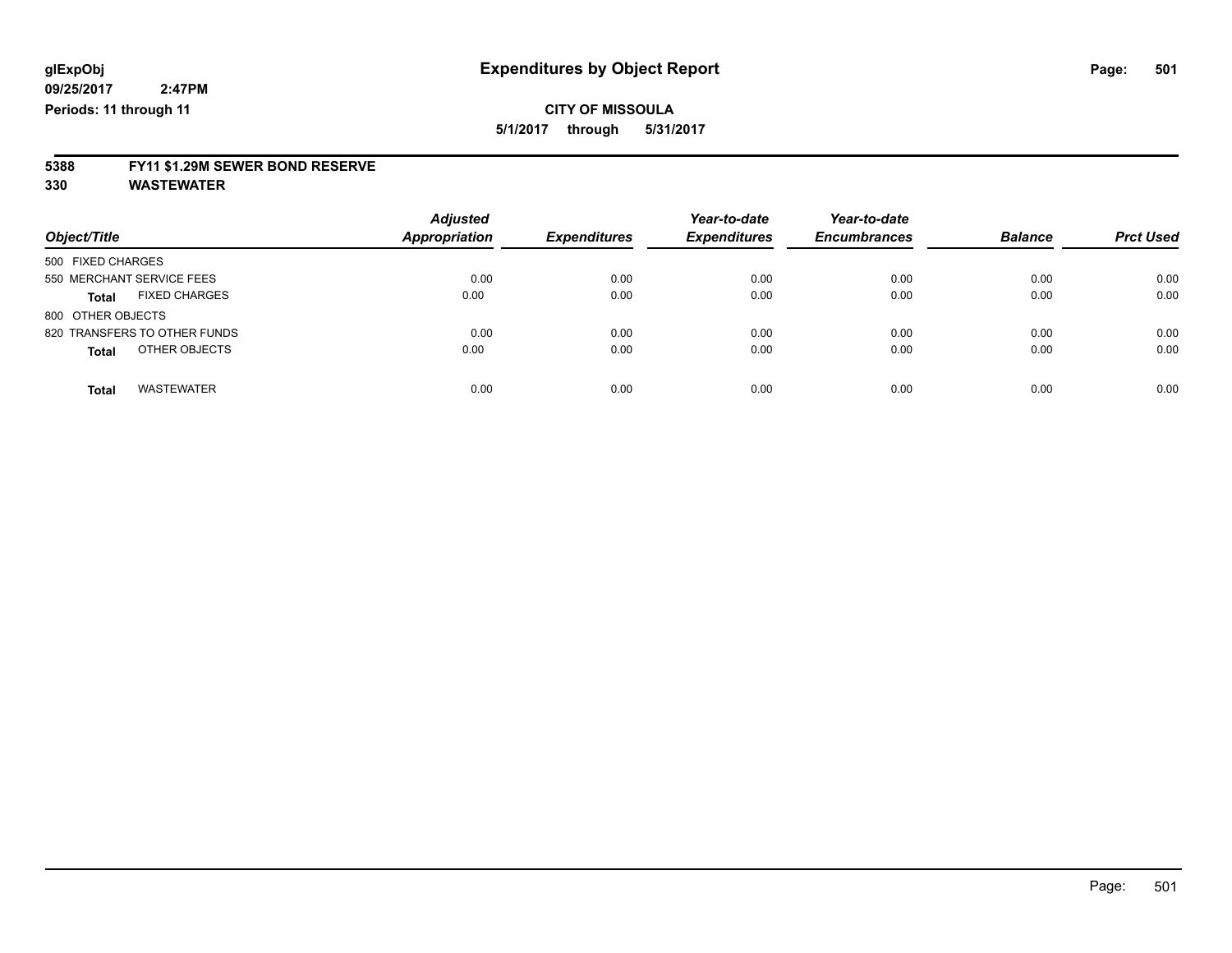glExpObj
09/25/2017 2:47PM
Periods: 11 through 11

# Expenditures by Object Report

**CITY OF MISSOULA**

**5/1/2017 through 5/31/2017**

## 5388 FY11 $1.29M SEWER BOND RESERVE
## 330 WASTEWATER

| Object/Title | Adjusted Appropriation | Expenditures | Year-to-date Expenditures | Year-to-date Encumbrances | Balance | Prct Used |
|---|---|---|---|---|---|---|
| 500 FIXED CHARGES | | | | | | |
| 550 MERCHANT SERVICE FEES | 0.00 | 0.00 | 0.00 | 0.00 | 0.00 | 0.00 |
| **Total** FIXED CHARGES | 0.00 | 0.00 | 0.00 | 0.00 | 0.00 | 0.00 |
| 800 OTHER OBJECTS | | | | | | |
| 820 TRANSFERS TO OTHER FUNDS | 0.00 | 0.00 | 0.00 | 0.00 | 0.00 | 0.00 |
| **Total** OTHER OBJECTS | 0.00 | 0.00 | 0.00 | 0.00 | 0.00 | 0.00 |
| **Total** WASTEWATER | 0.00 | 0.00 | 0.00 | 0.00 | 0.00 | 0.00 |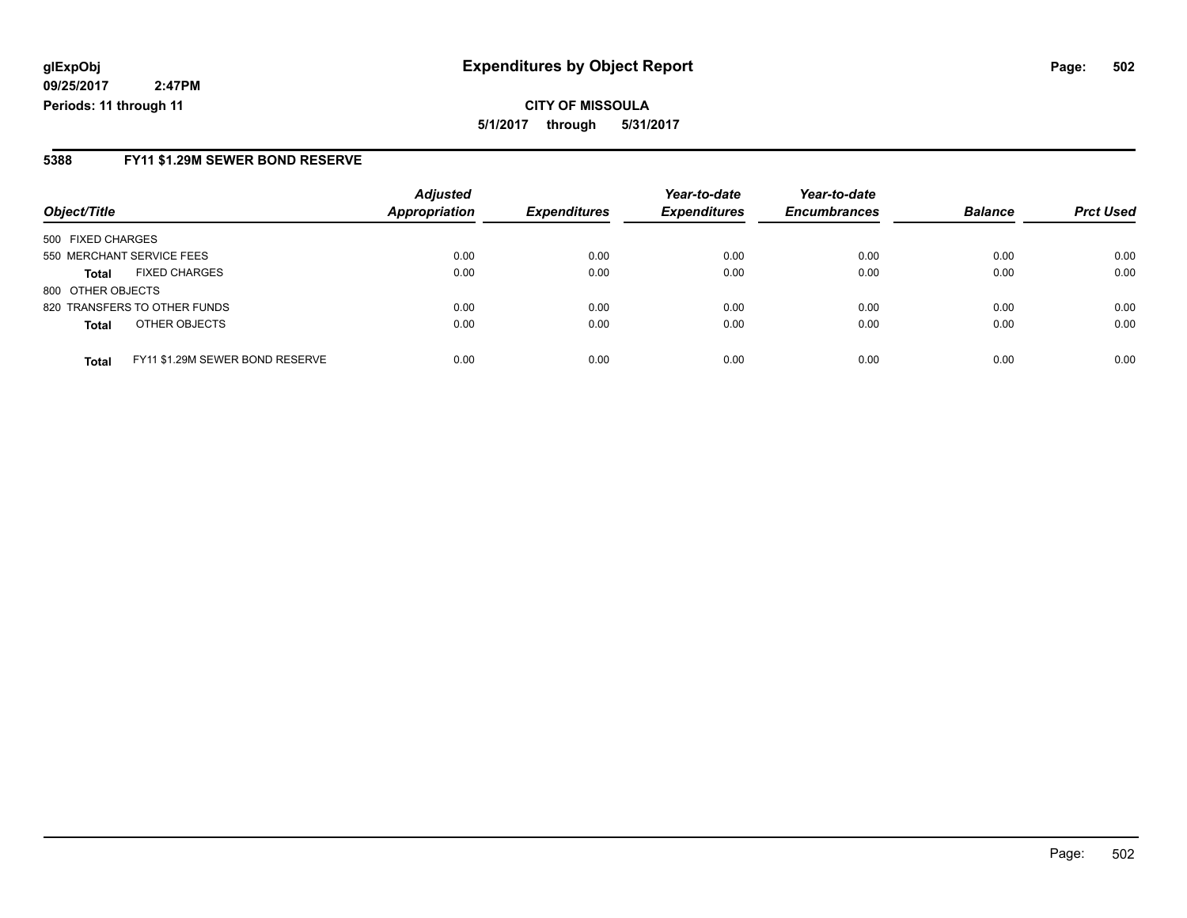**glExpObj** **Expenditures by Object Report**

**09/25/2017 2:47PM**

**Periods: 11 through 11**

**CITY OF MISSOULA**

**5/1/2017 through 5/31/2017**

## 5388 FY11 $1.29M SEWER BOND RESERVE

| Object/Title | | *Adjusted Appropriation* | *Expenditures* | *Year-to-date Expenditures* | *Year-to-date Encumbrances* | *Balance* | *Prct Used* |
|---|---|---|---|---|---|---|---|
| 500 FIXED CHARGES | | | | | | | |
| 550 MERCHANT SERVICE FEES | | 0.00 | 0.00 | 0.00 | 0.00 | 0.00 | 0.00 |
| **Total** | FIXED CHARGES | 0.00 | 0.00 | 0.00 | 0.00 | 0.00 | 0.00 |
| 800 OTHER OBJECTS | | | | | | | |
| 820 TRANSFERS TO OTHER FUNDS | | 0.00 | 0.00 | 0.00 | 0.00 | 0.00 | 0.00 |
| **Total** | OTHER OBJECTS | 0.00 | 0.00 | 0.00 | 0.00 | 0.00 | 0.00 |
| **Total** | FY11 $1.29M SEWER BOND RESERVE | 0.00 | 0.00 | 0.00 | 0.00 | 0.00 | 0.00 |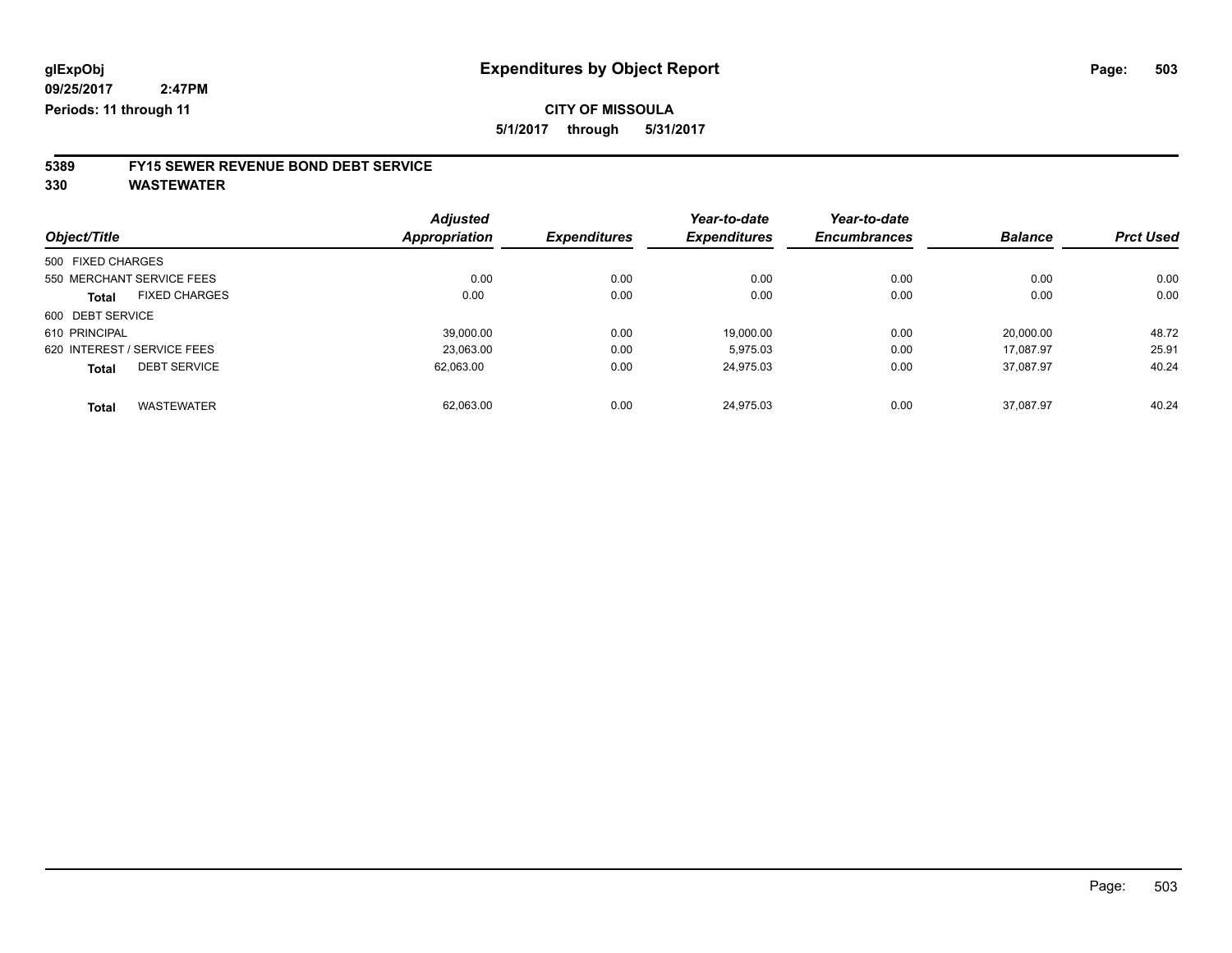glExpObj
09/25/2017 2:47PM
Periods: 11 through 11

# Expenditures by Object Report

**CITY OF MISSOULA**

**5/1/2017 through 5/31/2017**

## 5389 FY15 SEWER REVENUE BOND DEBT SERVICE
## 330 WASTEWATER

| Object/Title | Adjusted Appropriation | Expenditures | Year-to-date Expenditures | Year-to-date Encumbrances | Balance | Prct Used |
|---|---|---|---|---|---|---|
| 500 FIXED CHARGES | | | | | | |
| 550 MERCHANT SERVICE FEES | 0.00 | 0.00 | 0.00 | 0.00 | 0.00 | 0.00 |
| **Total** FIXED CHARGES | 0.00 | 0.00 | 0.00 | 0.00 | 0.00 | 0.00 |
| 600 DEBT SERVICE | | | | | | |
| 610 PRINCIPAL | 39,000.00 | 0.00 | 19,000.00 | 0.00 | 20,000.00 | 48.72 |
| 620 INTEREST / SERVICE FEES | 23,063.00 | 0.00 | 5,975.03 | 0.00 | 17,087.97 | 25.91 |
| **Total** DEBT SERVICE | 62,063.00 | 0.00 | 24,975.03 | 0.00 | 37,087.97 | 40.24 |
| **Total** WASTEWATER | 62,063.00 | 0.00 | 24,975.03 | 0.00 | 37,087.97 | 40.24 |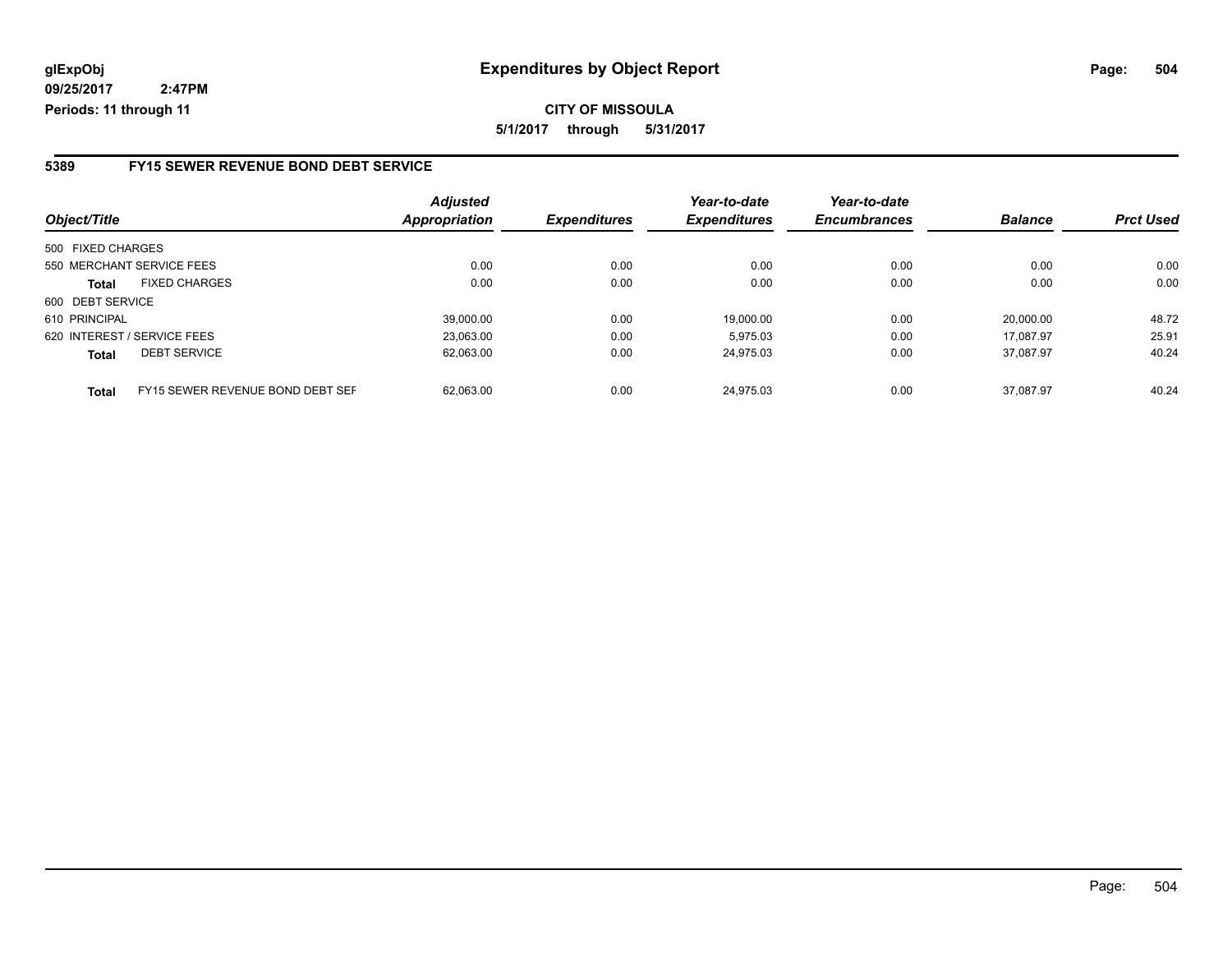**glExpObj** **Expenditures by Object Report**

**09/25/2017 2:47PM**

**Periods: 11 through 11**

**CITY OF MISSOULA**

**5/1/2017 through 5/31/2017**

## 5389 FY15 SEWER REVENUE BOND DEBT SERVICE

| Object/Title | | Adjusted Appropriation | Expenditures | Year-to-date Expenditures | Year-to-date Encumbrances | Balance | Prct Used |
|---|---|---|---|---|---|---|---|
| 500 FIXED CHARGES | | | | | | | |
| 550 MERCHANT SERVICE FEES | | 0.00 | 0.00 | 0.00 | 0.00 | 0.00 | 0.00 |
| **Total** | FIXED CHARGES | 0.00 | 0.00 | 0.00 | 0.00 | 0.00 | 0.00 |
| 600 DEBT SERVICE | | | | | | | |
| 610 PRINCIPAL | | 39,000.00 | 0.00 | 19,000.00 | 0.00 | 20,000.00 | 48.72 |
| 620 INTEREST / SERVICE FEES | | 23,063.00 | 0.00 | 5,975.03 | 0.00 | 17,087.97 | 25.91 |
| **Total** | DEBT SERVICE | 62,063.00 | 0.00 | 24,975.03 | 0.00 | 37,087.97 | 40.24 |
| **Total** | FY15 SEWER REVENUE BOND DEBT SEF | 62,063.00 | 0.00 | 24,975.03 | 0.00 | 37,087.97 | 40.24 |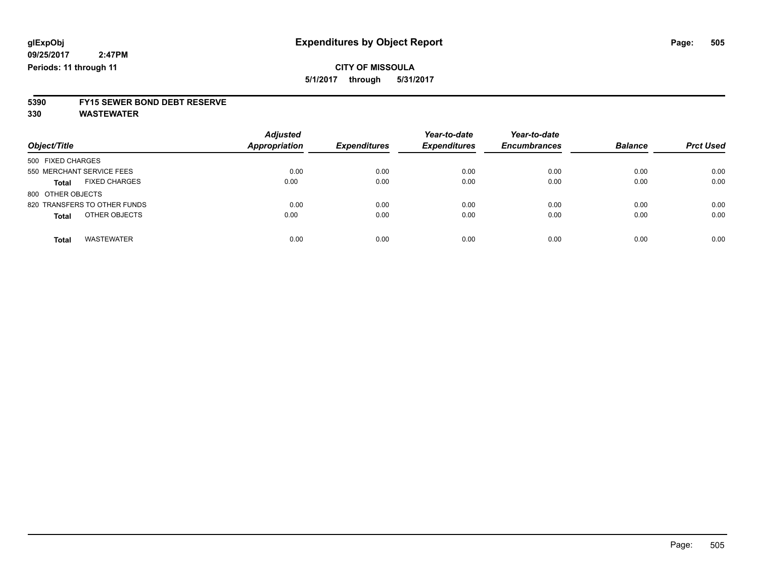# Expenditures by Object Report

glExpObj
09/25/2017 2:47PM
Periods: 11 through 11

**CITY OF MISSOULA**
**5/1/2017 through 5/31/2017**

**5390 FY15 SEWER BOND DEBT RESERVE**
**330 WASTEWATER**

| Object/Title | Adjusted Appropriation | Expenditures | Year-to-date Expenditures | Year-to-date Encumbrances | Balance | Prct Used |
|---|---|---|---|---|---|---|
| 500 FIXED CHARGES | | | | | | |
| 550 MERCHANT SERVICE FEES | 0.00 | 0.00 | 0.00 | 0.00 | 0.00 | 0.00 |
| **Total** FIXED CHARGES | 0.00 | 0.00 | 0.00 | 0.00 | 0.00 | 0.00 |
| 800 OTHER OBJECTS | | | | | | |
| 820 TRANSFERS TO OTHER FUNDS | 0.00 | 0.00 | 0.00 | 0.00 | 0.00 | 0.00 |
| **Total** OTHER OBJECTS | 0.00 | 0.00 | 0.00 | 0.00 | 0.00 | 0.00 |
| **Total** WASTEWATER | 0.00 | 0.00 | 0.00 | 0.00 | 0.00 | 0.00 |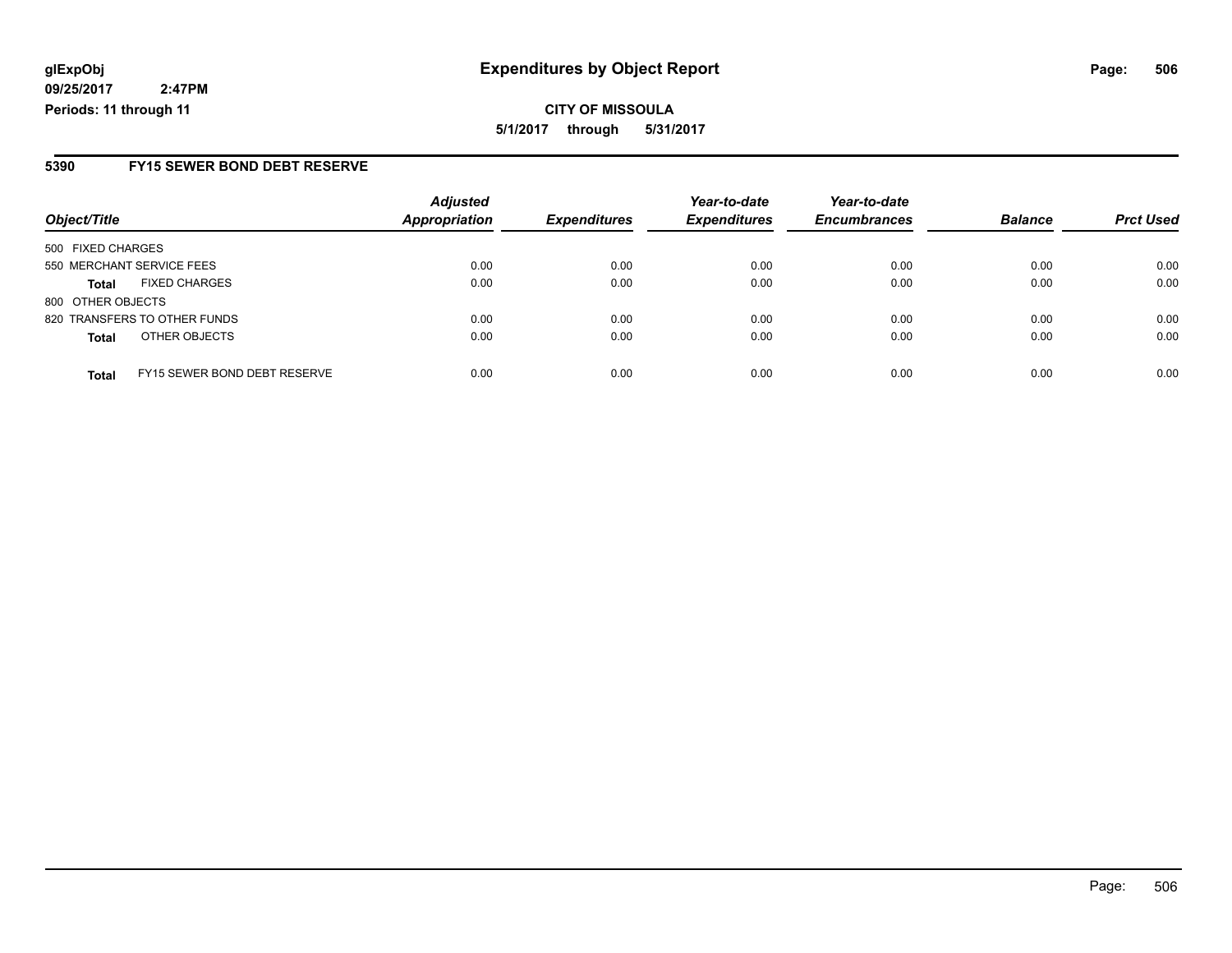**glExpObj** **Expenditures by Object Report**

**09/25/2017 2:47PM**

**Periods: 11 through 11**

**CITY OF MISSOULA**

**5/1/2017 through 5/31/2017**

## 5390 FY15 SEWER BOND DEBT RESERVE

| Object/Title | | Adjusted Appropriation | Expenditures | Year-to-date Expenditures | Year-to-date Encumbrances | Balance | Prct Used |
|---|---|---|---|---|---|---|---|
| 500 FIXED CHARGES | | | | | | | |
| 550 MERCHANT SERVICE FEES | | 0.00 | 0.00 | 0.00 | 0.00 | 0.00 | 0.00 |
| **Total** | FIXED CHARGES | 0.00 | 0.00 | 0.00 | 0.00 | 0.00 | 0.00 |
| 800 OTHER OBJECTS | | | | | | | |
| 820 TRANSFERS TO OTHER FUNDS | | 0.00 | 0.00 | 0.00 | 0.00 | 0.00 | 0.00 |
| **Total** | OTHER OBJECTS | 0.00 | 0.00 | 0.00 | 0.00 | 0.00 | 0.00 |
| **Total** | FY15 SEWER BOND DEBT RESERVE | 0.00 | 0.00 | 0.00 | 0.00 | 0.00 | 0.00 |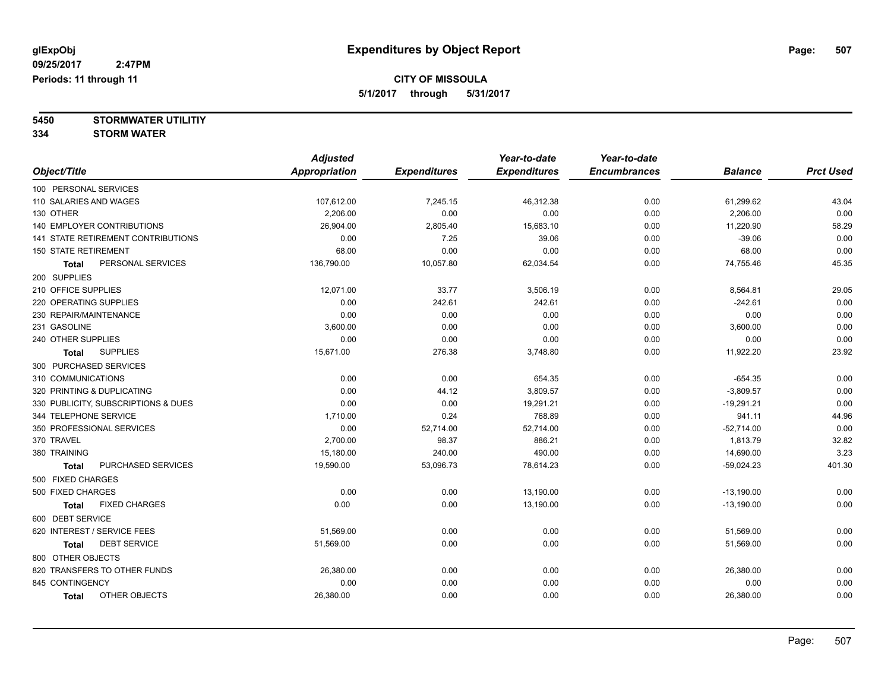glExpObj
09/25/2017 2:47PM
Periods: 11 through 11

# Expenditures by Object Report

**CITY OF MISSOULA**
**5/1/2017 through 5/31/2017**

**5450 STORMWATER UTILITIY**
**334 STORM WATER**

| Object/Title | Adjusted Appropriation | Expenditures | Year-to-date Expenditures | Year-to-date Encumbrances | Balance | Prct Used |
|---|---|---|---|---|---|---|
| 100 PERSONAL SERVICES | | | | | | |
| 110 SALARIES AND WAGES | 107,612.00 | 7,245.15 | 46,312.38 | 0.00 | 61,299.62 | 43.04 |
| 130 OTHER | 2,206.00 | 0.00 | 0.00 | 0.00 | 2,206.00 | 0.00 |
| 140 EMPLOYER CONTRIBUTIONS | 26,904.00 | 2,805.40 | 15,683.10 | 0.00 | 11,220.90 | 58.29 |
| 141 STATE RETIREMENT CONTRIBUTIONS | 0.00 | 7.25 | 39.06 | 0.00 | -39.06 | 0.00 |
| 150 STATE RETIREMENT | 68.00 | 0.00 | 0.00 | 0.00 | 68.00 | 0.00 |
| **Total** PERSONAL SERVICES | 136,790.00 | 10,057.80 | 62,034.54 | 0.00 | 74,755.46 | 45.35 |
| 200 SUPPLIES | | | | | | |
| 210 OFFICE SUPPLIES | 12,071.00 | 33.77 | 3,506.19 | 0.00 | 8,564.81 | 29.05 |
| 220 OPERATING SUPPLIES | 0.00 | 242.61 | 242.61 | 0.00 | -242.61 | 0.00 |
| 230 REPAIR/MAINTENANCE | 0.00 | 0.00 | 0.00 | 0.00 | 0.00 | 0.00 |
| 231 GASOLINE | 3,600.00 | 0.00 | 0.00 | 0.00 | 3,600.00 | 0.00 |
| 240 OTHER SUPPLIES | 0.00 | 0.00 | 0.00 | 0.00 | 0.00 | 0.00 |
| **Total** SUPPLIES | 15,671.00 | 276.38 | 3,748.80 | 0.00 | 11,922.20 | 23.92 |
| 300 PURCHASED SERVICES | | | | | | |
| 310 COMMUNICATIONS | 0.00 | 0.00 | 654.35 | 0.00 | -654.35 | 0.00 |
| 320 PRINTING & DUPLICATING | 0.00 | 44.12 | 3,809.57 | 0.00 | -3,809.57 | 0.00 |
| 330 PUBLICITY, SUBSCRIPTIONS & DUES | 0.00 | 0.00 | 19,291.21 | 0.00 | -19,291.21 | 0.00 |
| 344 TELEPHONE SERVICE | 1,710.00 | 0.24 | 768.89 | 0.00 | 941.11 | 44.96 |
| 350 PROFESSIONAL SERVICES | 0.00 | 52,714.00 | 52,714.00 | 0.00 | -52,714.00 | 0.00 |
| 370 TRAVEL | 2,700.00 | 98.37 | 886.21 | 0.00 | 1,813.79 | 32.82 |
| 380 TRAINING | 15,180.00 | 240.00 | 490.00 | 0.00 | 14,690.00 | 3.23 |
| **Total** PURCHASED SERVICES | 19,590.00 | 53,096.73 | 78,614.23 | 0.00 | -59,024.23 | 401.30 |
| 500 FIXED CHARGES | | | | | | |
| 500 FIXED CHARGES | 0.00 | 0.00 | 13,190.00 | 0.00 | -13,190.00 | 0.00 |
| **Total** FIXED CHARGES | 0.00 | 0.00 | 13,190.00 | 0.00 | -13,190.00 | 0.00 |
| 600 DEBT SERVICE | | | | | | |
| 620 INTEREST / SERVICE FEES | 51,569.00 | 0.00 | 0.00 | 0.00 | 51,569.00 | 0.00 |
| **Total** DEBT SERVICE | 51,569.00 | 0.00 | 0.00 | 0.00 | 51,569.00 | 0.00 |
| 800 OTHER OBJECTS | | | | | | |
| 820 TRANSFERS TO OTHER FUNDS | 26,380.00 | 0.00 | 0.00 | 0.00 | 26,380.00 | 0.00 |
| 845 CONTINGENCY | 0.00 | 0.00 | 0.00 | 0.00 | 0.00 | 0.00 |
| **Total** OTHER OBJECTS | 26,380.00 | 0.00 | 0.00 | 0.00 | 26,380.00 | 0.00 |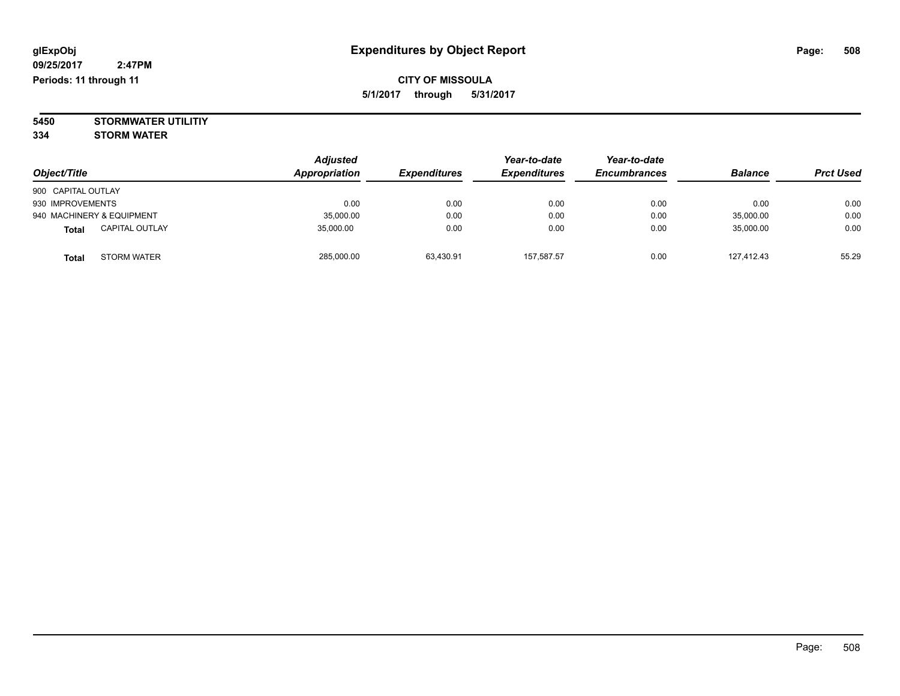# Expenditures by Object Report

glExpObj
09/25/2017 2:47PM
Periods: 11 through 11

**CITY OF MISSOULA**
**5/1/2017 through 5/31/2017**

**5450 STORMWATER UTILITIY**
**334 STORM WATER**

| Object/Title | | Adjusted Appropriation | Expenditures | Year-to-date Expenditures | Year-to-date Encumbrances | Balance | Prct Used |
|---|---|---|---|---|---|---|---|
| 900 CAPITAL OUTLAY | | | | | | | |
| 930 IMPROVEMENTS | | 0.00 | 0.00 | 0.00 | 0.00 | 0.00 | 0.00 |
| 940 MACHINERY & EQUIPMENT | | 35,000.00 | 0.00 | 0.00 | 0.00 | 35,000.00 | 0.00 |
| **Total** | CAPITAL OUTLAY | 35,000.00 | 0.00 | 0.00 | 0.00 | 35,000.00 | 0.00 |
| **Total** | STORM WATER | 285,000.00 | 63,430.91 | 157,587.57 | 0.00 | 127,412.43 | 55.29 |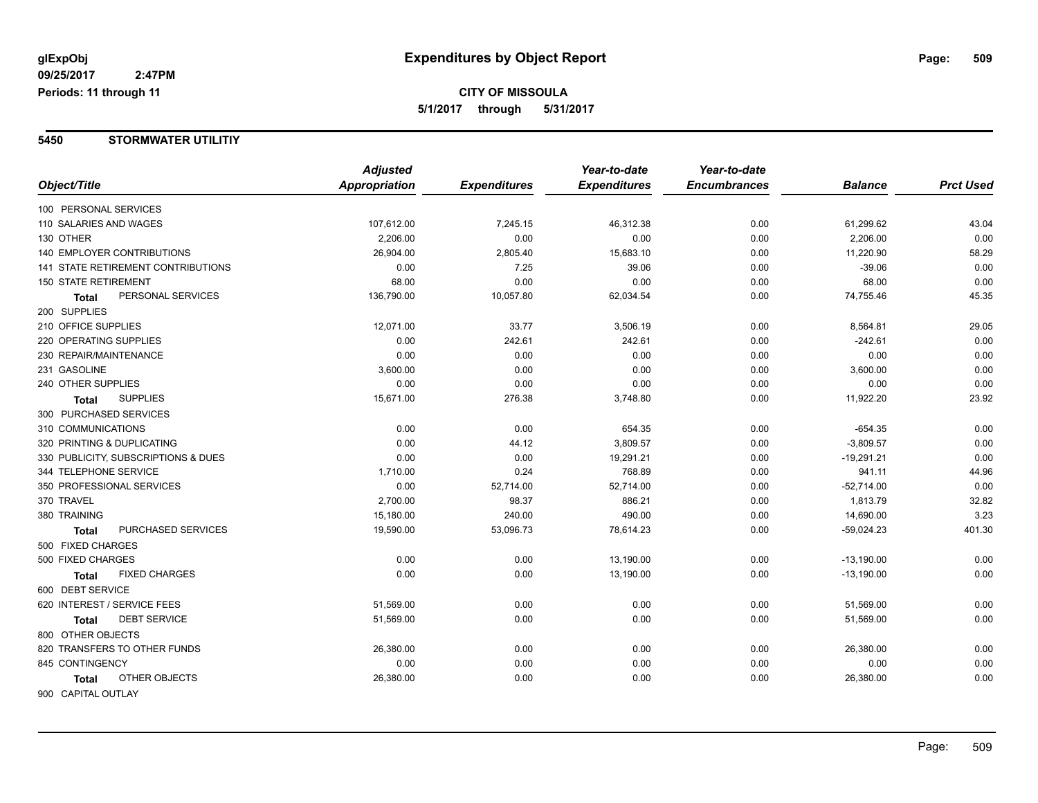**glExpObj** **Expenditures by Object Report**

**09/25/2017 2:47PM**

**Periods: 11 through 11**

**CITY OF MISSOULA**

**5/1/2017 through 5/31/2017**

## 5450 STORMWATER UTILITIY

| Object/Title | *Adjusted Appropriation* | *Expenditures* | *Year-to-date Expenditures* | *Year-to-date Encumbrances* | *Balance* | *Prct Used* |
|---|---|---|---|---|---|---|
| 100 PERSONAL SERVICES | | | | | | |
| 110 SALARIES AND WAGES | 107,612.00 | 7,245.15 | 46,312.38 | 0.00 | 61,299.62 | 43.04 |
| 130 OTHER | 2,206.00 | 0.00 | 0.00 | 0.00 | 2,206.00 | 0.00 |
| 140 EMPLOYER CONTRIBUTIONS | 26,904.00 | 2,805.40 | 15,683.10 | 0.00 | 11,220.90 | 58.29 |
| 141 STATE RETIREMENT CONTRIBUTIONS | 0.00 | 7.25 | 39.06 | 0.00 | -39.06 | 0.00 |
| 150 STATE RETIREMENT | 68.00 | 0.00 | 0.00 | 0.00 | 68.00 | 0.00 |
| **Total** PERSONAL SERVICES | 136,790.00 | 10,057.80 | 62,034.54 | 0.00 | 74,755.46 | 45.35 |
| 200 SUPPLIES | | | | | | |
| 210 OFFICE SUPPLIES | 12,071.00 | 33.77 | 3,506.19 | 0.00 | 8,564.81 | 29.05 |
| 220 OPERATING SUPPLIES | 0.00 | 242.61 | 242.61 | 0.00 | -242.61 | 0.00 |
| 230 REPAIR/MAINTENANCE | 0.00 | 0.00 | 0.00 | 0.00 | 0.00 | 0.00 |
| 231 GASOLINE | 3,600.00 | 0.00 | 0.00 | 0.00 | 3,600.00 | 0.00 |
| 240 OTHER SUPPLIES | 0.00 | 0.00 | 0.00 | 0.00 | 0.00 | 0.00 |
| **Total** SUPPLIES | 15,671.00 | 276.38 | 3,748.80 | 0.00 | 11,922.20 | 23.92 |
| 300 PURCHASED SERVICES | | | | | | |
| 310 COMMUNICATIONS | 0.00 | 0.00 | 654.35 | 0.00 | -654.35 | 0.00 |
| 320 PRINTING & DUPLICATING | 0.00 | 44.12 | 3,809.57 | 0.00 | -3,809.57 | 0.00 |
| 330 PUBLICITY, SUBSCRIPTIONS & DUES | 0.00 | 0.00 | 19,291.21 | 0.00 | -19,291.21 | 0.00 |
| 344 TELEPHONE SERVICE | 1,710.00 | 0.24 | 768.89 | 0.00 | 941.11 | 44.96 |
| 350 PROFESSIONAL SERVICES | 0.00 | 52,714.00 | 52,714.00 | 0.00 | -52,714.00 | 0.00 |
| 370 TRAVEL | 2,700.00 | 98.37 | 886.21 | 0.00 | 1,813.79 | 32.82 |
| 380 TRAINING | 15,180.00 | 240.00 | 490.00 | 0.00 | 14,690.00 | 3.23 |
| **Total** PURCHASED SERVICES | 19,590.00 | 53,096.73 | 78,614.23 | 0.00 | -59,024.23 | 401.30 |
| 500 FIXED CHARGES | | | | | | |
| 500 FIXED CHARGES | 0.00 | 0.00 | 13,190.00 | 0.00 | -13,190.00 | 0.00 |
| **Total** FIXED CHARGES | 0.00 | 0.00 | 13,190.00 | 0.00 | -13,190.00 | 0.00 |
| 600 DEBT SERVICE | | | | | | |
| 620 INTEREST / SERVICE FEES | 51,569.00 | 0.00 | 0.00 | 0.00 | 51,569.00 | 0.00 |
| **Total** DEBT SERVICE | 51,569.00 | 0.00 | 0.00 | 0.00 | 51,569.00 | 0.00 |
| 800 OTHER OBJECTS | | | | | | |
| 820 TRANSFERS TO OTHER FUNDS | 26,380.00 | 0.00 | 0.00 | 0.00 | 26,380.00 | 0.00 |
| 845 CONTINGENCY | 0.00 | 0.00 | 0.00 | 0.00 | 0.00 | 0.00 |
| **Total** OTHER OBJECTS | 26,380.00 | 0.00 | 0.00 | 0.00 | 26,380.00 | 0.00 |
| 900 CAPITAL OUTLAY | | | | | | |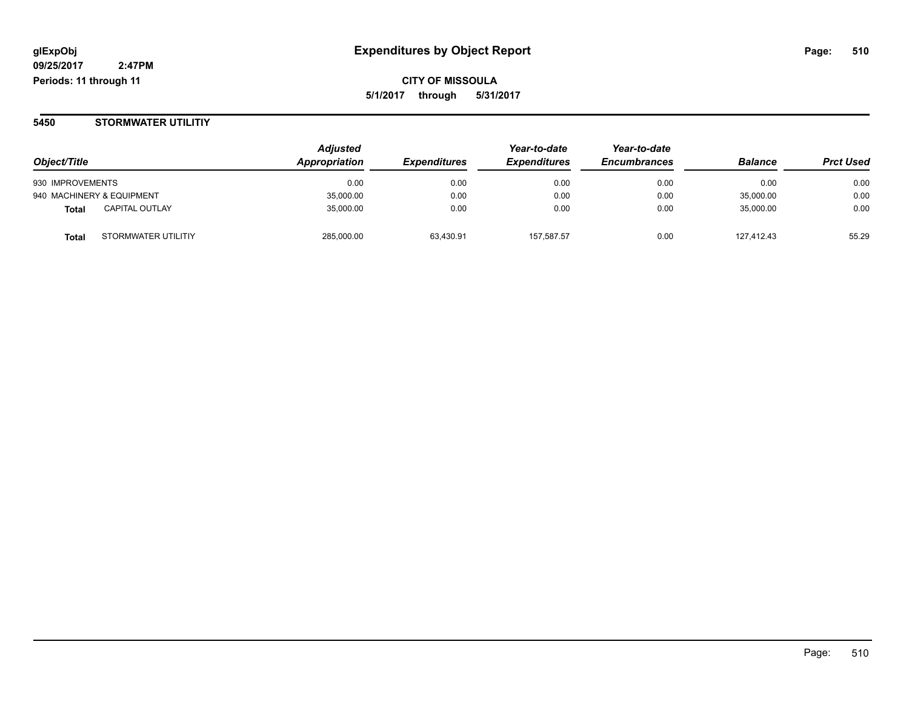**glExpObj**
**09/25/2017 2:47PM**
**Periods: 11 through 11**

# Expenditures by Object Report

**CITY OF MISSOULA**
**5/1/2017 through 5/31/2017**

## 5450 STORMWATER UTILITIY

| Object/Title | | Adjusted Appropriation | Expenditures | Year-to-date Expenditures | Year-to-date Encumbrances | Balance | Prct Used |
|---|---|---|---|---|---|---|---|
| 930 IMPROVEMENTS | | 0.00 | 0.00 | 0.00 | 0.00 | 0.00 | 0.00 |
| 940 MACHINERY & EQUIPMENT | | 35,000.00 | 0.00 | 0.00 | 0.00 | 35,000.00 | 0.00 |
| **Total** | CAPITAL OUTLAY | 35,000.00 | 0.00 | 0.00 | 0.00 | 35,000.00 | 0.00 |
| **Total** | STORMWATER UTILITIY | 285,000.00 | 63,430.91 | 157,587.57 | 0.00 | 127,412.43 | 55.29 |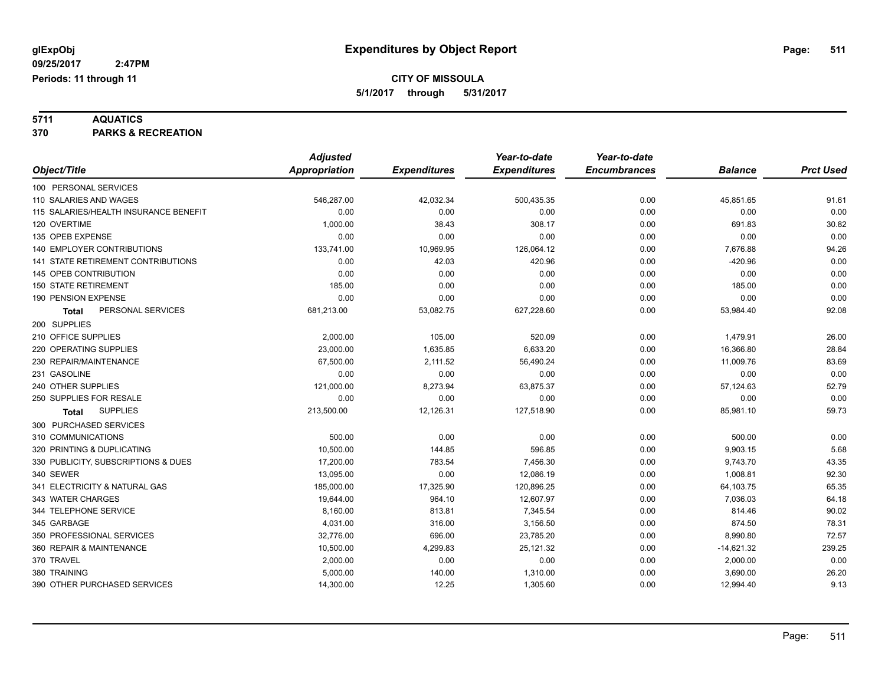# Expenditures by Object Report

glExpObj
09/25/2017 2:47PM
Periods: 11 through 11

**CITY OF MISSOULA**
**5/1/2017 through 5/31/2017**

**5711 AQUATICS**
**370 PARKS & RECREATION**

| Object/Title | Adjusted Appropriation | Expenditures | Year-to-date Expenditures | Year-to-date Encumbrances | Balance | Prct Used |
|---|---|---|---|---|---|---|
| 100 PERSONAL SERVICES | | | | | | |
| 110 SALARIES AND WAGES | 546,287.00 | 42,032.34 | 500,435.35 | 0.00 | 45,851.65 | 91.61 |
| 115 SALARIES/HEALTH INSURANCE BENEFIT | 0.00 | 0.00 | 0.00 | 0.00 | 0.00 | 0.00 |
| 120 OVERTIME | 1,000.00 | 38.43 | 308.17 | 0.00 | 691.83 | 30.82 |
| 135 OPEB EXPENSE | 0.00 | 0.00 | 0.00 | 0.00 | 0.00 | 0.00 |
| 140 EMPLOYER CONTRIBUTIONS | 133,741.00 | 10,969.95 | 126,064.12 | 0.00 | 7,676.88 | 94.26 |
| 141 STATE RETIREMENT CONTRIBUTIONS | 0.00 | 42.03 | 420.96 | 0.00 | -420.96 | 0.00 |
| 145 OPEB CONTRIBUTION | 0.00 | 0.00 | 0.00 | 0.00 | 0.00 | 0.00 |
| 150 STATE RETIREMENT | 185.00 | 0.00 | 0.00 | 0.00 | 185.00 | 0.00 |
| 190 PENSION EXPENSE | 0.00 | 0.00 | 0.00 | 0.00 | 0.00 | 0.00 |
| **Total** PERSONAL SERVICES | 681,213.00 | 53,082.75 | 627,228.60 | 0.00 | 53,984.40 | 92.08 |
| 200 SUPPLIES | | | | | | |
| 210 OFFICE SUPPLIES | 2,000.00 | 105.00 | 520.09 | 0.00 | 1,479.91 | 26.00 |
| 220 OPERATING SUPPLIES | 23,000.00 | 1,635.85 | 6,633.20 | 0.00 | 16,366.80 | 28.84 |
| 230 REPAIR/MAINTENANCE | 67,500.00 | 2,111.52 | 56,490.24 | 0.00 | 11,009.76 | 83.69 |
| 231 GASOLINE | 0.00 | 0.00 | 0.00 | 0.00 | 0.00 | 0.00 |
| 240 OTHER SUPPLIES | 121,000.00 | 8,273.94 | 63,875.37 | 0.00 | 57,124.63 | 52.79 |
| 250 SUPPLIES FOR RESALE | 0.00 | 0.00 | 0.00 | 0.00 | 0.00 | 0.00 |
| **Total** SUPPLIES | 213,500.00 | 12,126.31 | 127,518.90 | 0.00 | 85,981.10 | 59.73 |
| 300 PURCHASED SERVICES | | | | | | |
| 310 COMMUNICATIONS | 500.00 | 0.00 | 0.00 | 0.00 | 500.00 | 0.00 |
| 320 PRINTING & DUPLICATING | 10,500.00 | 144.85 | 596.85 | 0.00 | 9,903.15 | 5.68 |
| 330 PUBLICITY, SUBSCRIPTIONS & DUES | 17,200.00 | 783.54 | 7,456.30 | 0.00 | 9,743.70 | 43.35 |
| 340 SEWER | 13,095.00 | 0.00 | 12,086.19 | 0.00 | 1,008.81 | 92.30 |
| 341 ELECTRICITY & NATURAL GAS | 185,000.00 | 17,325.90 | 120,896.25 | 0.00 | 64,103.75 | 65.35 |
| 343 WATER CHARGES | 19,644.00 | 964.10 | 12,607.97 | 0.00 | 7,036.03 | 64.18 |
| 344 TELEPHONE SERVICE | 8,160.00 | 813.81 | 7,345.54 | 0.00 | 814.46 | 90.02 |
| 345 GARBAGE | 4,031.00 | 316.00 | 3,156.50 | 0.00 | 874.50 | 78.31 |
| 350 PROFESSIONAL SERVICES | 32,776.00 | 696.00 | 23,785.20 | 0.00 | 8,990.80 | 72.57 |
| 360 REPAIR & MAINTENANCE | 10,500.00 | 4,299.83 | 25,121.32 | 0.00 | -14,621.32 | 239.25 |
| 370 TRAVEL | 2,000.00 | 0.00 | 0.00 | 0.00 | 2,000.00 | 0.00 |
| 380 TRAINING | 5,000.00 | 140.00 | 1,310.00 | 0.00 | 3,690.00 | 26.20 |
| 390 OTHER PURCHASED SERVICES | 14,300.00 | 12.25 | 1,305.60 | 0.00 | 12,994.40 | 9.13 |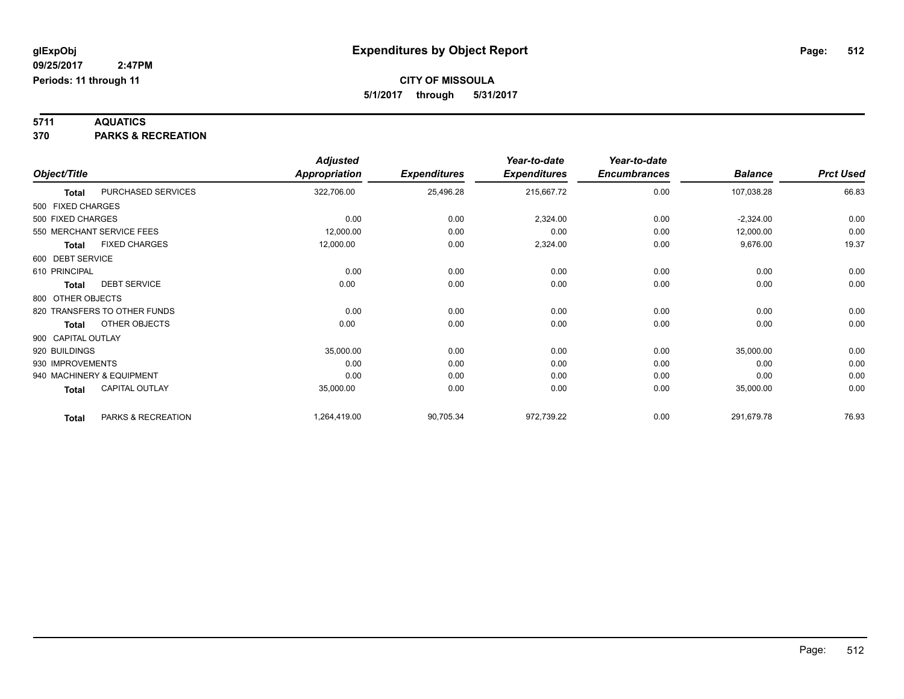**glExpObj**
**09/25/2017 2:47PM**
**Periods: 11 through 11**

# Expenditures by Object Report

**CITY OF MISSOULA**
**5/1/2017 through 5/31/2017**

**5711 AQUATICS**
**370 PARKS & RECREATION**

| Object/Title | | Adjusted Appropriation | Expenditures | Year-to-date Expenditures | Year-to-date Encumbrances | Balance | Prct Used |
|---|---|---|---|---|---|---|---|
| **Total** | PURCHASED SERVICES | 322,706.00 | 25,496.28 | 215,667.72 | 0.00 | 107,038.28 | 66.83 |
| 500 FIXED CHARGES | | | | | | | |
| 500 FIXED CHARGES | | 0.00 | 0.00 | 2,324.00 | 0.00 | -2,324.00 | 0.00 |
| 550 MERCHANT SERVICE FEES | | 12,000.00 | 0.00 | 0.00 | 0.00 | 12,000.00 | 0.00 |
| **Total** | FIXED CHARGES | 12,000.00 | 0.00 | 2,324.00 | 0.00 | 9,676.00 | 19.37 |
| 600 DEBT SERVICE | | | | | | | |
| 610 PRINCIPAL | | 0.00 | 0.00 | 0.00 | 0.00 | 0.00 | 0.00 |
| **Total** | DEBT SERVICE | 0.00 | 0.00 | 0.00 | 0.00 | 0.00 | 0.00 |
| 800 OTHER OBJECTS | | | | | | | |
| 820 TRANSFERS TO OTHER FUNDS | | 0.00 | 0.00 | 0.00 | 0.00 | 0.00 | 0.00 |
| **Total** | OTHER OBJECTS | 0.00 | 0.00 | 0.00 | 0.00 | 0.00 | 0.00 |
| 900 CAPITAL OUTLAY | | | | | | | |
| 920 BUILDINGS | | 35,000.00 | 0.00 | 0.00 | 0.00 | 35,000.00 | 0.00 |
| 930 IMPROVEMENTS | | 0.00 | 0.00 | 0.00 | 0.00 | 0.00 | 0.00 |
| 940 MACHINERY & EQUIPMENT | | 0.00 | 0.00 | 0.00 | 0.00 | 0.00 | 0.00 |
| **Total** | CAPITAL OUTLAY | 35,000.00 | 0.00 | 0.00 | 0.00 | 35,000.00 | 0.00 |
| **Total** | PARKS & RECREATION | 1,264,419.00 | 90,705.34 | 972,739.22 | 0.00 | 291,679.78 | 76.93 |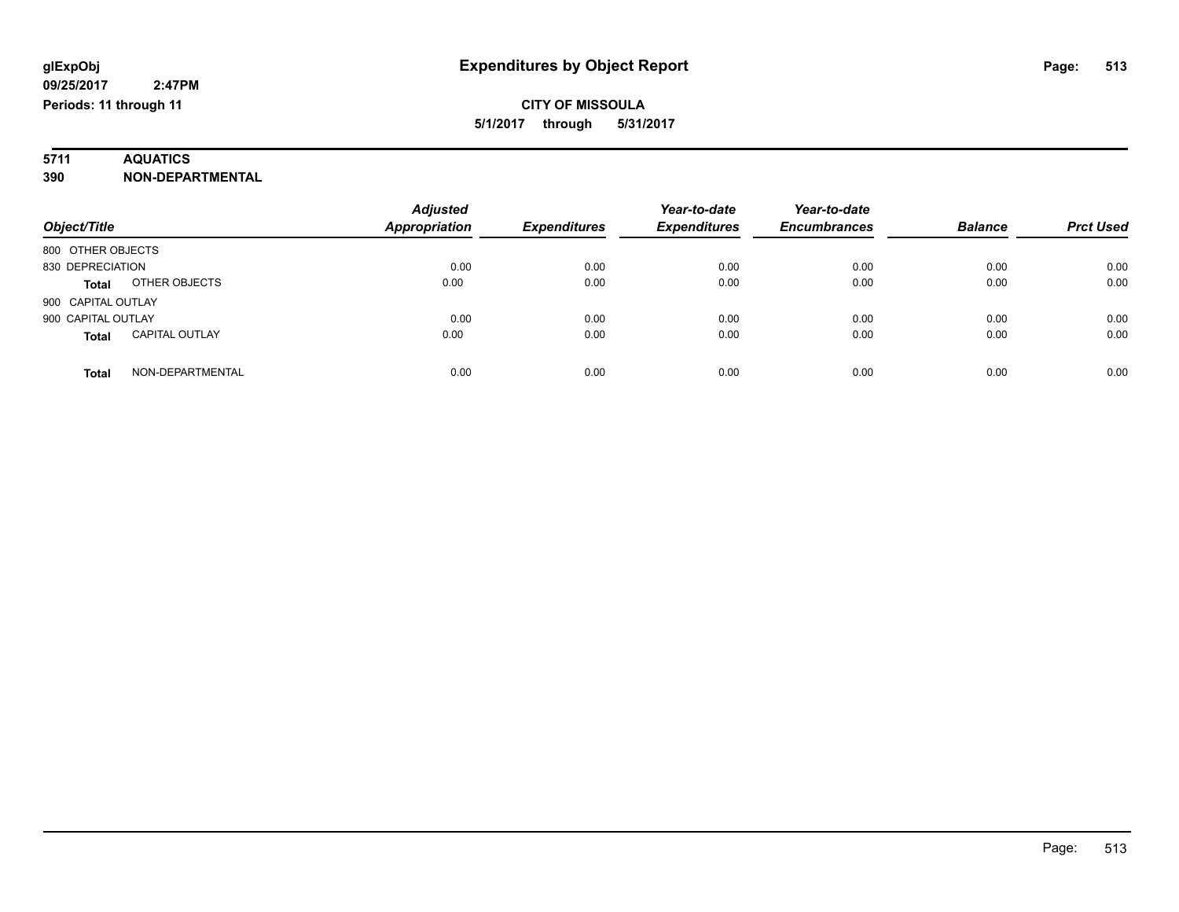# Expenditures by Object Report

glExpObj
09/25/2017 2:47PM
Periods: 11 through 11

**CITY OF MISSOULA**
**5/1/2017 through 5/31/2017**

**5711 AQUATICS**
**390 NON-DEPARTMENTAL**

| Object/Title | | Adjusted Appropriation | Expenditures | Year-to-date Expenditures | Year-to-date Encumbrances | Balance | Prct Used |
|---|---|---|---|---|---|---|---|
| 800 OTHER OBJECTS | | | | | | | |
| 830 DEPRECIATION | | 0.00 | 0.00 | 0.00 | 0.00 | 0.00 | 0.00 |
| **Total** | OTHER OBJECTS | 0.00 | 0.00 | 0.00 | 0.00 | 0.00 | 0.00 |
| 900 CAPITAL OUTLAY | | | | | | | |
| 900 CAPITAL OUTLAY | | 0.00 | 0.00 | 0.00 | 0.00 | 0.00 | 0.00 |
| **Total** | CAPITAL OUTLAY | 0.00 | 0.00 | 0.00 | 0.00 | 0.00 | 0.00 |
| **Total** | NON-DEPARTMENTAL | 0.00 | 0.00 | 0.00 | 0.00 | 0.00 | 0.00 |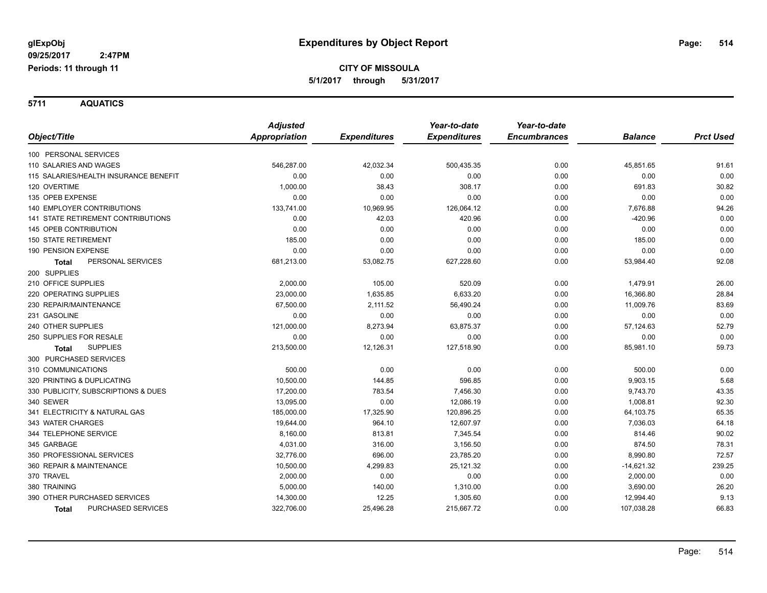# Expenditures by Object Report

glExpObj
09/25/2017 2:47PM
Periods: 11 through 11

**CITY OF MISSOULA**
**5/1/2017 through 5/31/2017**

## 5711 AQUATICS

| Object/Title | Adjusted Appropriation | Expenditures | Year-to-date Expenditures | Year-to-date Encumbrances | Balance | Prct Used |
|---|---|---|---|---|---|---|
| 100 PERSONAL SERVICES | | | | | | |
| 110 SALARIES AND WAGES | 546,287.00 | 42,032.34 | 500,435.35 | 0.00 | 45,851.65 | 91.61 |
| 115 SALARIES/HEALTH INSURANCE BENEFIT | 0.00 | 0.00 | 0.00 | 0.00 | 0.00 | 0.00 |
| 120 OVERTIME | 1,000.00 | 38.43 | 308.17 | 0.00 | 691.83 | 30.82 |
| 135 OPEB EXPENSE | 0.00 | 0.00 | 0.00 | 0.00 | 0.00 | 0.00 |
| 140 EMPLOYER CONTRIBUTIONS | 133,741.00 | 10,969.95 | 126,064.12 | 0.00 | 7,676.88 | 94.26 |
| 141 STATE RETIREMENT CONTRIBUTIONS | 0.00 | 42.03 | 420.96 | 0.00 | -420.96 | 0.00 |
| 145 OPEB CONTRIBUTION | 0.00 | 0.00 | 0.00 | 0.00 | 0.00 | 0.00 |
| 150 STATE RETIREMENT | 185.00 | 0.00 | 0.00 | 0.00 | 185.00 | 0.00 |
| 190 PENSION EXPENSE | 0.00 | 0.00 | 0.00 | 0.00 | 0.00 | 0.00 |
| **Total** PERSONAL SERVICES | 681,213.00 | 53,082.75 | 627,228.60 | 0.00 | 53,984.40 | 92.08 |
| 200 SUPPLIES | | | | | | |
| 210 OFFICE SUPPLIES | 2,000.00 | 105.00 | 520.09 | 0.00 | 1,479.91 | 26.00 |
| 220 OPERATING SUPPLIES | 23,000.00 | 1,635.85 | 6,633.20 | 0.00 | 16,366.80 | 28.84 |
| 230 REPAIR/MAINTENANCE | 67,500.00 | 2,111.52 | 56,490.24 | 0.00 | 11,009.76 | 83.69 |
| 231 GASOLINE | 0.00 | 0.00 | 0.00 | 0.00 | 0.00 | 0.00 |
| 240 OTHER SUPPLIES | 121,000.00 | 8,273.94 | 63,875.37 | 0.00 | 57,124.63 | 52.79 |
| 250 SUPPLIES FOR RESALE | 0.00 | 0.00 | 0.00 | 0.00 | 0.00 | 0.00 |
| **Total** SUPPLIES | 213,500.00 | 12,126.31 | 127,518.90 | 0.00 | 85,981.10 | 59.73 |
| 300 PURCHASED SERVICES | | | | | | |
| 310 COMMUNICATIONS | 500.00 | 0.00 | 0.00 | 0.00 | 500.00 | 0.00 |
| 320 PRINTING & DUPLICATING | 10,500.00 | 144.85 | 596.85 | 0.00 | 9,903.15 | 5.68 |
| 330 PUBLICITY, SUBSCRIPTIONS & DUES | 17,200.00 | 783.54 | 7,456.30 | 0.00 | 9,743.70 | 43.35 |
| 340 SEWER | 13,095.00 | 0.00 | 12,086.19 | 0.00 | 1,008.81 | 92.30 |
| 341 ELECTRICITY & NATURAL GAS | 185,000.00 | 17,325.90 | 120,896.25 | 0.00 | 64,103.75 | 65.35 |
| 343 WATER CHARGES | 19,644.00 | 964.10 | 12,607.97 | 0.00 | 7,036.03 | 64.18 |
| 344 TELEPHONE SERVICE | 8,160.00 | 813.81 | 7,345.54 | 0.00 | 814.46 | 90.02 |
| 345 GARBAGE | 4,031.00 | 316.00 | 3,156.50 | 0.00 | 874.50 | 78.31 |
| 350 PROFESSIONAL SERVICES | 32,776.00 | 696.00 | 23,785.20 | 0.00 | 8,990.80 | 72.57 |
| 360 REPAIR & MAINTENANCE | 10,500.00 | 4,299.83 | 25,121.32 | 0.00 | -14,621.32 | 239.25 |
| 370 TRAVEL | 2,000.00 | 0.00 | 0.00 | 0.00 | 2,000.00 | 0.00 |
| 380 TRAINING | 5,000.00 | 140.00 | 1,310.00 | 0.00 | 3,690.00 | 26.20 |
| 390 OTHER PURCHASED SERVICES | 14,300.00 | 12.25 | 1,305.60 | 0.00 | 12,994.40 | 9.13 |
| **Total** PURCHASED SERVICES | 322,706.00 | 25,496.28 | 215,667.72 | 0.00 | 107,038.28 | 66.83 |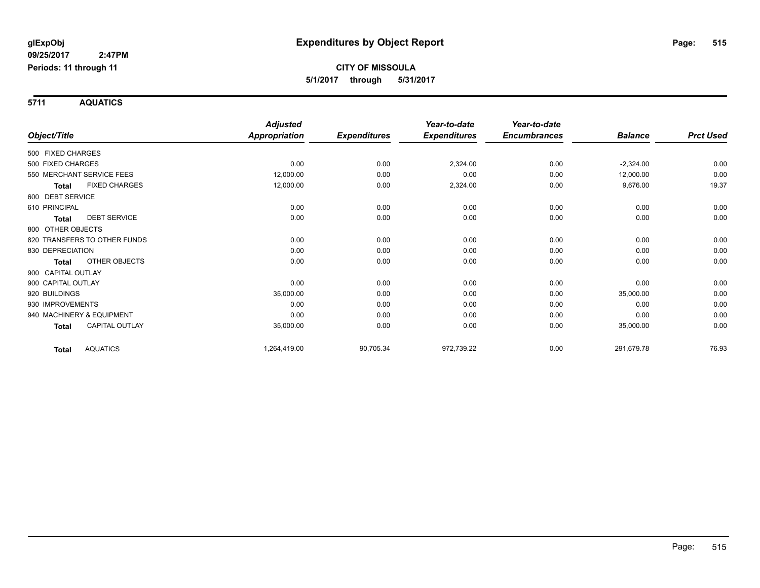# Expenditures by Object Report

glExpObj
09/25/2017 2:47PM
Periods: 11 through 11

**CITY OF MISSOULA**
**5/1/2017 through 5/31/2017**

## 5711 AQUATICS

| Object/Title | | Adjusted Appropriation | Expenditures | Year-to-date Expenditures | Year-to-date Encumbrances | Balance | Prct Used |
|---|---|---|---|---|---|---|---|
| 500 FIXED CHARGES | | | | | | | |
| 500 FIXED CHARGES | | 0.00 | 0.00 | 2,324.00 | 0.00 | -2,324.00 | 0.00 |
| 550 MERCHANT SERVICE FEES | | 12,000.00 | 0.00 | 0.00 | 0.00 | 12,000.00 | 0.00 |
| **Total** | FIXED CHARGES | 12,000.00 | 0.00 | 2,324.00 | 0.00 | 9,676.00 | 19.37 |
| 600 DEBT SERVICE | | | | | | | |
| 610 PRINCIPAL | | 0.00 | 0.00 | 0.00 | 0.00 | 0.00 | 0.00 |
| **Total** | DEBT SERVICE | 0.00 | 0.00 | 0.00 | 0.00 | 0.00 | 0.00 |
| 800 OTHER OBJECTS | | | | | | | |
| 820 TRANSFERS TO OTHER FUNDS | | 0.00 | 0.00 | 0.00 | 0.00 | 0.00 | 0.00 |
| 830 DEPRECIATION | | 0.00 | 0.00 | 0.00 | 0.00 | 0.00 | 0.00 |
| **Total** | OTHER OBJECTS | 0.00 | 0.00 | 0.00 | 0.00 | 0.00 | 0.00 |
| 900 CAPITAL OUTLAY | | | | | | | |
| 900 CAPITAL OUTLAY | | 0.00 | 0.00 | 0.00 | 0.00 | 0.00 | 0.00 |
| 920 BUILDINGS | | 35,000.00 | 0.00 | 0.00 | 0.00 | 35,000.00 | 0.00 |
| 930 IMPROVEMENTS | | 0.00 | 0.00 | 0.00 | 0.00 | 0.00 | 0.00 |
| 940 MACHINERY & EQUIPMENT | | 0.00 | 0.00 | 0.00 | 0.00 | 0.00 | 0.00 |
| **Total** | CAPITAL OUTLAY | 35,000.00 | 0.00 | 0.00 | 0.00 | 35,000.00 | 0.00 |
| **Total** | AQUATICS | 1,264,419.00 | 90,705.34 | 972,739.22 | 0.00 | 291,679.78 | 76.93 |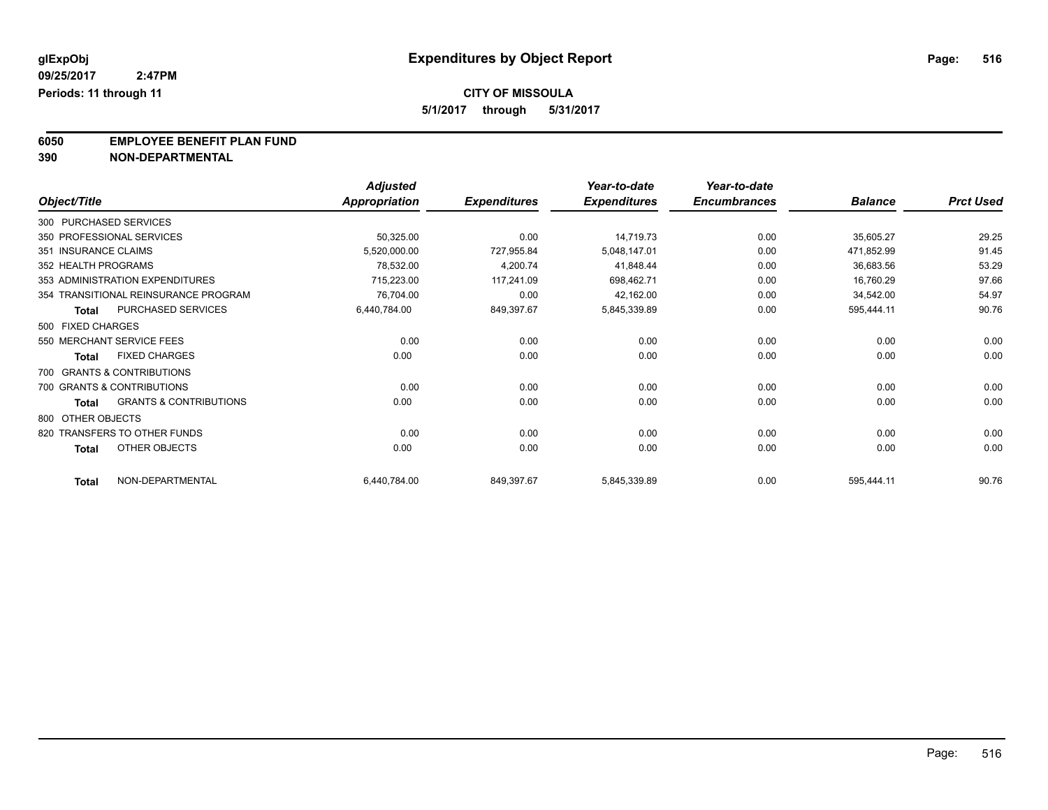# Expenditures by Object Report

glExpObj
09/25/2017 2:47PM
Periods: 11 through 11

**CITY OF MISSOULA**
**5/1/2017 through 5/31/2017**

## 6050 EMPLOYEE BENEFIT PLAN FUND
## 390 NON-DEPARTMENTAL

| Object/Title | Adjusted Appropriation | Expenditures | Year-to-date Expenditures | Year-to-date Encumbrances | Balance | Prct Used |
|---|---|---|---|---|---|---|
| 300 PURCHASED SERVICES | | | | | | |
| 350 PROFESSIONAL SERVICES | 50,325.00 | 0.00 | 14,719.73 | 0.00 | 35,605.27 | 29.25 |
| 351 INSURANCE CLAIMS | 5,520,000.00 | 727,955.84 | 5,048,147.01 | 0.00 | 471,852.99 | 91.45 |
| 352 HEALTH PROGRAMS | 78,532.00 | 4,200.74 | 41,848.44 | 0.00 | 36,683.56 | 53.29 |
| 353 ADMINISTRATION EXPENDITURES | 715,223.00 | 117,241.09 | 698,462.71 | 0.00 | 16,760.29 | 97.66 |
| 354 TRANSITIONAL REINSURANCE PROGRAM | 76,704.00 | 0.00 | 42,162.00 | 0.00 | 34,542.00 | 54.97 |
| **Total** PURCHASED SERVICES | 6,440,784.00 | 849,397.67 | 5,845,339.89 | 0.00 | 595,444.11 | 90.76 |
| 500 FIXED CHARGES | | | | | | |
| 550 MERCHANT SERVICE FEES | 0.00 | 0.00 | 0.00 | 0.00 | 0.00 | 0.00 |
| **Total** FIXED CHARGES | 0.00 | 0.00 | 0.00 | 0.00 | 0.00 | 0.00 |
| 700 GRANTS & CONTRIBUTIONS | | | | | | |
| 700 GRANTS & CONTRIBUTIONS | 0.00 | 0.00 | 0.00 | 0.00 | 0.00 | 0.00 |
| **Total** GRANTS & CONTRIBUTIONS | 0.00 | 0.00 | 0.00 | 0.00 | 0.00 | 0.00 |
| 800 OTHER OBJECTS | | | | | | |
| 820 TRANSFERS TO OTHER FUNDS | 0.00 | 0.00 | 0.00 | 0.00 | 0.00 | 0.00 |
| **Total** OTHER OBJECTS | 0.00 | 0.00 | 0.00 | 0.00 | 0.00 | 0.00 |
| **Total** NON-DEPARTMENTAL | 6,440,784.00 | 849,397.67 | 5,845,339.89 | 0.00 | 595,444.11 | 90.76 |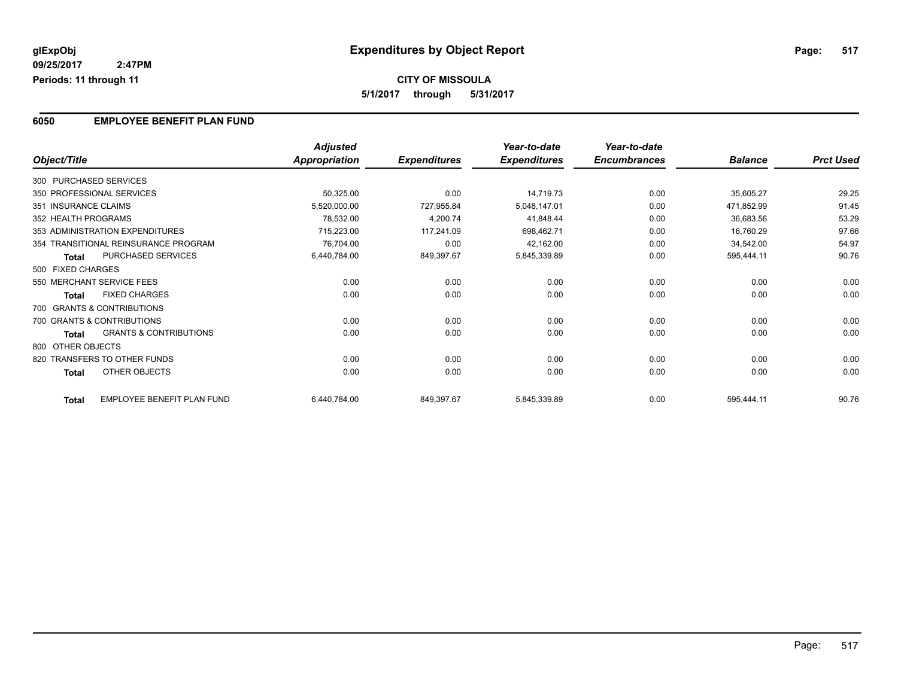**glExpObj**
**09/25/2017 2:47PM**
**Periods: 11 through 11**

# Expenditures by Object Report

**CITY OF MISSOULA**
**5/1/2017 through 5/31/2017**

## 6050 EMPLOYEE BENEFIT PLAN FUND

| Object/Title | Adjusted Appropriation | Expenditures | Year-to-date Expenditures | Year-to-date Encumbrances | Balance | Prct Used |
|---|---|---|---|---|---|---|
| 300 PURCHASED SERVICES | | | | | | |
| 350 PROFESSIONAL SERVICES | 50,325.00 | 0.00 | 14,719.73 | 0.00 | 35,605.27 | 29.25 |
| 351 INSURANCE CLAIMS | 5,520,000.00 | 727,955.84 | 5,048,147.01 | 0.00 | 471,852.99 | 91.45 |
| 352 HEALTH PROGRAMS | 78,532.00 | 4,200.74 | 41,848.44 | 0.00 | 36,683.56 | 53.29 |
| 353 ADMINISTRATION EXPENDITURES | 715,223.00 | 117,241.09 | 698,462.71 | 0.00 | 16,760.29 | 97.66 |
| 354 TRANSITIONAL REINSURANCE PROGRAM | 76,704.00 | 0.00 | 42,162.00 | 0.00 | 34,542.00 | 54.97 |
| **Total** PURCHASED SERVICES | 6,440,784.00 | 849,397.67 | 5,845,339.89 | 0.00 | 595,444.11 | 90.76 |
| 500 FIXED CHARGES | | | | | | |
| 550 MERCHANT SERVICE FEES | 0.00 | 0.00 | 0.00 | 0.00 | 0.00 | 0.00 |
| **Total** FIXED CHARGES | 0.00 | 0.00 | 0.00 | 0.00 | 0.00 | 0.00 |
| 700 GRANTS & CONTRIBUTIONS | | | | | | |
| 700 GRANTS & CONTRIBUTIONS | 0.00 | 0.00 | 0.00 | 0.00 | 0.00 | 0.00 |
| **Total** GRANTS & CONTRIBUTIONS | 0.00 | 0.00 | 0.00 | 0.00 | 0.00 | 0.00 |
| 800 OTHER OBJECTS | | | | | | |
| 820 TRANSFERS TO OTHER FUNDS | 0.00 | 0.00 | 0.00 | 0.00 | 0.00 | 0.00 |
| **Total** OTHER OBJECTS | 0.00 | 0.00 | 0.00 | 0.00 | 0.00 | 0.00 |
| **Total** EMPLOYEE BENEFIT PLAN FUND | 6,440,784.00 | 849,397.67 | 5,845,339.89 | 0.00 | 595,444.11 | 90.76 |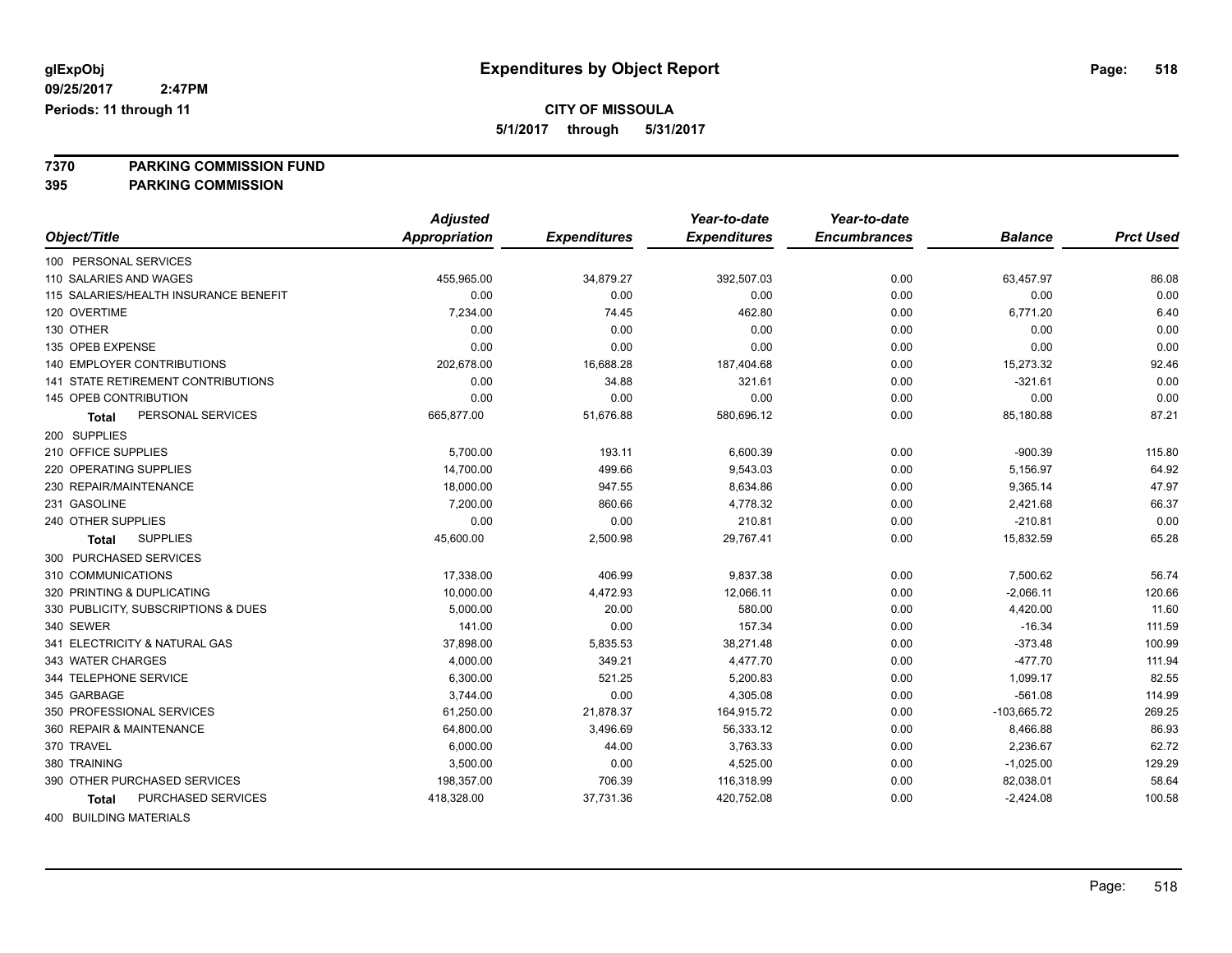**glExpObj**
**09/25/2017 2:47PM**
**Periods: 11 through 11**

# Expenditures by Object Report

**CITY OF MISSOULA**
**5/1/2017 through 5/31/2017**

**7370 PARKING COMMISSION FUND**
**395 PARKING COMMISSION**

| Object/Title | Adjusted Appropriation | Expenditures | Year-to-date Expenditures | Year-to-date Encumbrances | Balance | Prct Used |
|---|---|---|---|---|---|---|
| 100 PERSONAL SERVICES | | | | | | |
| 110 SALARIES AND WAGES | 455,965.00 | 34,879.27 | 392,507.03 | 0.00 | 63,457.97 | 86.08 |
| 115 SALARIES/HEALTH INSURANCE BENEFIT | 0.00 | 0.00 | 0.00 | 0.00 | 0.00 | 0.00 |
| 120 OVERTIME | 7,234.00 | 74.45 | 462.80 | 0.00 | 6,771.20 | 6.40 |
| 130 OTHER | 0.00 | 0.00 | 0.00 | 0.00 | 0.00 | 0.00 |
| 135 OPEB EXPENSE | 0.00 | 0.00 | 0.00 | 0.00 | 0.00 | 0.00 |
| 140 EMPLOYER CONTRIBUTIONS | 202,678.00 | 16,688.28 | 187,404.68 | 0.00 | 15,273.32 | 92.46 |
| 141 STATE RETIREMENT CONTRIBUTIONS | 0.00 | 34.88 | 321.61 | 0.00 | -321.61 | 0.00 |
| 145 OPEB CONTRIBUTION | 0.00 | 0.00 | 0.00 | 0.00 | 0.00 | 0.00 |
| **Total** PERSONAL SERVICES | 665,877.00 | 51,676.88 | 580,696.12 | 0.00 | 85,180.88 | 87.21 |
| 200 SUPPLIES | | | | | | |
| 210 OFFICE SUPPLIES | 5,700.00 | 193.11 | 6,600.39 | 0.00 | -900.39 | 115.80 |
| 220 OPERATING SUPPLIES | 14,700.00 | 499.66 | 9,543.03 | 0.00 | 5,156.97 | 64.92 |
| 230 REPAIR/MAINTENANCE | 18,000.00 | 947.55 | 8,634.86 | 0.00 | 9,365.14 | 47.97 |
| 231 GASOLINE | 7,200.00 | 860.66 | 4,778.32 | 0.00 | 2,421.68 | 66.37 |
| 240 OTHER SUPPLIES | 0.00 | 0.00 | 210.81 | 0.00 | -210.81 | 0.00 |
| **Total** SUPPLIES | 45,600.00 | 2,500.98 | 29,767.41 | 0.00 | 15,832.59 | 65.28 |
| 300 PURCHASED SERVICES | | | | | | |
| 310 COMMUNICATIONS | 17,338.00 | 406.99 | 9,837.38 | 0.00 | 7,500.62 | 56.74 |
| 320 PRINTING & DUPLICATING | 10,000.00 | 4,472.93 | 12,066.11 | 0.00 | -2,066.11 | 120.66 |
| 330 PUBLICITY, SUBSCRIPTIONS & DUES | 5,000.00 | 20.00 | 580.00 | 0.00 | 4,420.00 | 11.60 |
| 340 SEWER | 141.00 | 0.00 | 157.34 | 0.00 | -16.34 | 111.59 |
| 341 ELECTRICITY & NATURAL GAS | 37,898.00 | 5,835.53 | 38,271.48 | 0.00 | -373.48 | 100.99 |
| 343 WATER CHARGES | 4,000.00 | 349.21 | 4,477.70 | 0.00 | -477.70 | 111.94 |
| 344 TELEPHONE SERVICE | 6,300.00 | 521.25 | 5,200.83 | 0.00 | 1,099.17 | 82.55 |
| 345 GARBAGE | 3,744.00 | 0.00 | 4,305.08 | 0.00 | -561.08 | 114.99 |
| 350 PROFESSIONAL SERVICES | 61,250.00 | 21,878.37 | 164,915.72 | 0.00 | -103,665.72 | 269.25 |
| 360 REPAIR & MAINTENANCE | 64,800.00 | 3,496.69 | 56,333.12 | 0.00 | 8,466.88 | 86.93 |
| 370 TRAVEL | 6,000.00 | 44.00 | 3,763.33 | 0.00 | 2,236.67 | 62.72 |
| 380 TRAINING | 3,500.00 | 0.00 | 4,525.00 | 0.00 | -1,025.00 | 129.29 |
| 390 OTHER PURCHASED SERVICES | 198,357.00 | 706.39 | 116,318.99 | 0.00 | 82,038.01 | 58.64 |
| **Total** PURCHASED SERVICES | 418,328.00 | 37,731.36 | 420,752.08 | 0.00 | -2,424.08 | 100.58 |
| 400 BUILDING MATERIALS | | | | | | |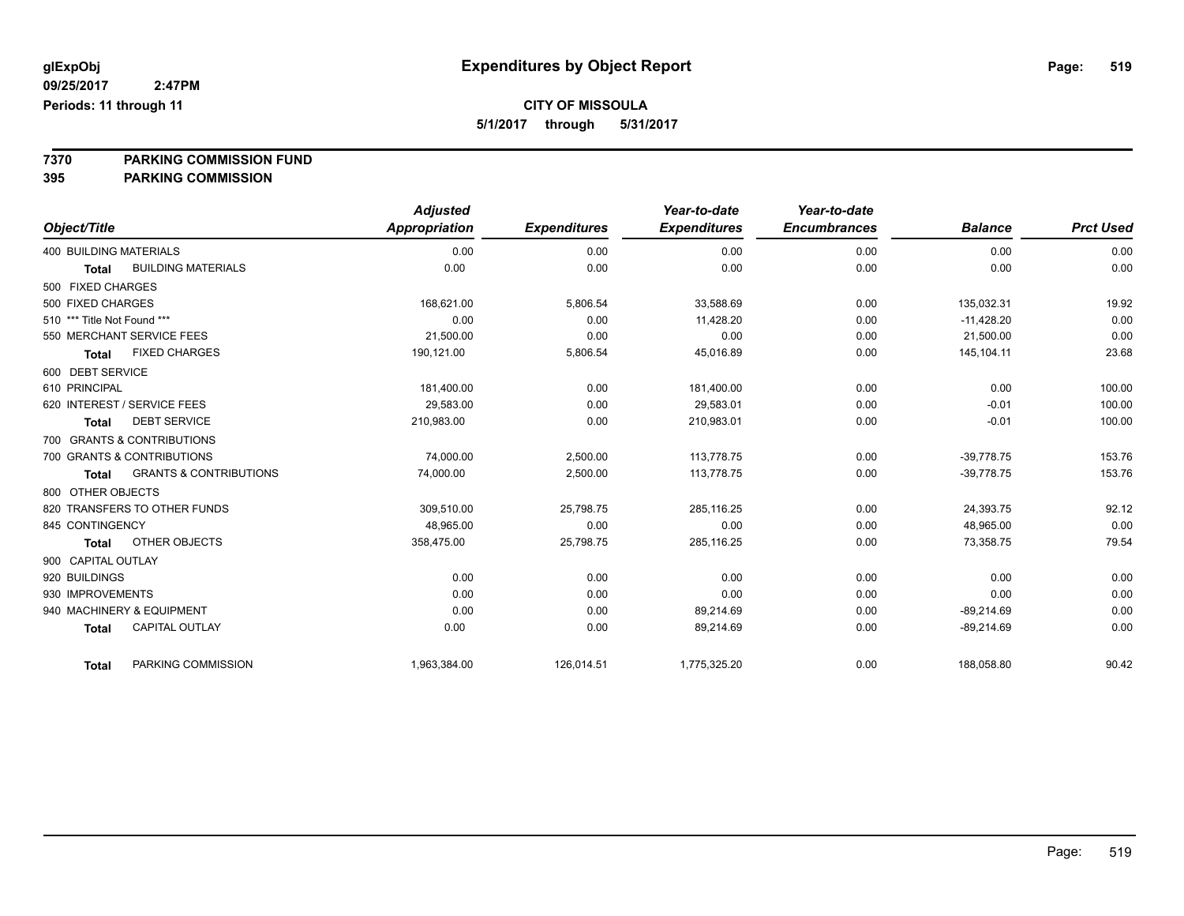**glExpObj**
**09/25/2017 2:47PM**
**Periods: 11 through 11**

# Expenditures by Object Report

**CITY OF MISSOULA**
**5/1/2017 through 5/31/2017**

**7370 PARKING COMMISSION FUND**
**395 PARKING COMMISSION**

| Object/Title | Adjusted Appropriation | Expenditures | Year-to-date Expenditures | Year-to-date Encumbrances | Balance | Prct Used |
|---|---|---|---|---|---|---|
| 400 BUILDING MATERIALS | 0.00 | 0.00 | 0.00 | 0.00 | 0.00 | 0.00 |
| **Total** BUILDING MATERIALS | 0.00 | 0.00 | 0.00 | 0.00 | 0.00 | 0.00 |
| 500 FIXED CHARGES | | | | | | |
| 500 FIXED CHARGES | 168,621.00 | 5,806.54 | 33,588.69 | 0.00 | 135,032.31 | 19.92 |
| 510 *** Title Not Found *** | 0.00 | 0.00 | 11,428.20 | 0.00 | -11,428.20 | 0.00 |
| 550 MERCHANT SERVICE FEES | 21,500.00 | 0.00 | 0.00 | 0.00 | 21,500.00 | 0.00 |
| **Total** FIXED CHARGES | 190,121.00 | 5,806.54 | 45,016.89 | 0.00 | 145,104.11 | 23.68 |
| 600 DEBT SERVICE | | | | | | |
| 610 PRINCIPAL | 181,400.00 | 0.00 | 181,400.00 | 0.00 | 0.00 | 100.00 |
| 620 INTEREST / SERVICE FEES | 29,583.00 | 0.00 | 29,583.01 | 0.00 | -0.01 | 100.00 |
| **Total** DEBT SERVICE | 210,983.00 | 0.00 | 210,983.01 | 0.00 | -0.01 | 100.00 |
| 700 GRANTS & CONTRIBUTIONS | | | | | | |
| 700 GRANTS & CONTRIBUTIONS | 74,000.00 | 2,500.00 | 113,778.75 | 0.00 | -39,778.75 | 153.76 |
| **Total** GRANTS & CONTRIBUTIONS | 74,000.00 | 2,500.00 | 113,778.75 | 0.00 | -39,778.75 | 153.76 |
| 800 OTHER OBJECTS | | | | | | |
| 820 TRANSFERS TO OTHER FUNDS | 309,510.00 | 25,798.75 | 285,116.25 | 0.00 | 24,393.75 | 92.12 |
| 845 CONTINGENCY | 48,965.00 | 0.00 | 0.00 | 0.00 | 48,965.00 | 0.00 |
| **Total** OTHER OBJECTS | 358,475.00 | 25,798.75 | 285,116.25 | 0.00 | 73,358.75 | 79.54 |
| 900 CAPITAL OUTLAY | | | | | | |
| 920 BUILDINGS | 0.00 | 0.00 | 0.00 | 0.00 | 0.00 | 0.00 |
| 930 IMPROVEMENTS | 0.00 | 0.00 | 0.00 | 0.00 | 0.00 | 0.00 |
| 940 MACHINERY & EQUIPMENT | 0.00 | 0.00 | 89,214.69 | 0.00 | -89,214.69 | 0.00 |
| **Total** CAPITAL OUTLAY | 0.00 | 0.00 | 89,214.69 | 0.00 | -89,214.69 | 0.00 |
| **Total** PARKING COMMISSION | 1,963,384.00 | 126,014.51 | 1,775,325.20 | 0.00 | 188,058.80 | 90.42 |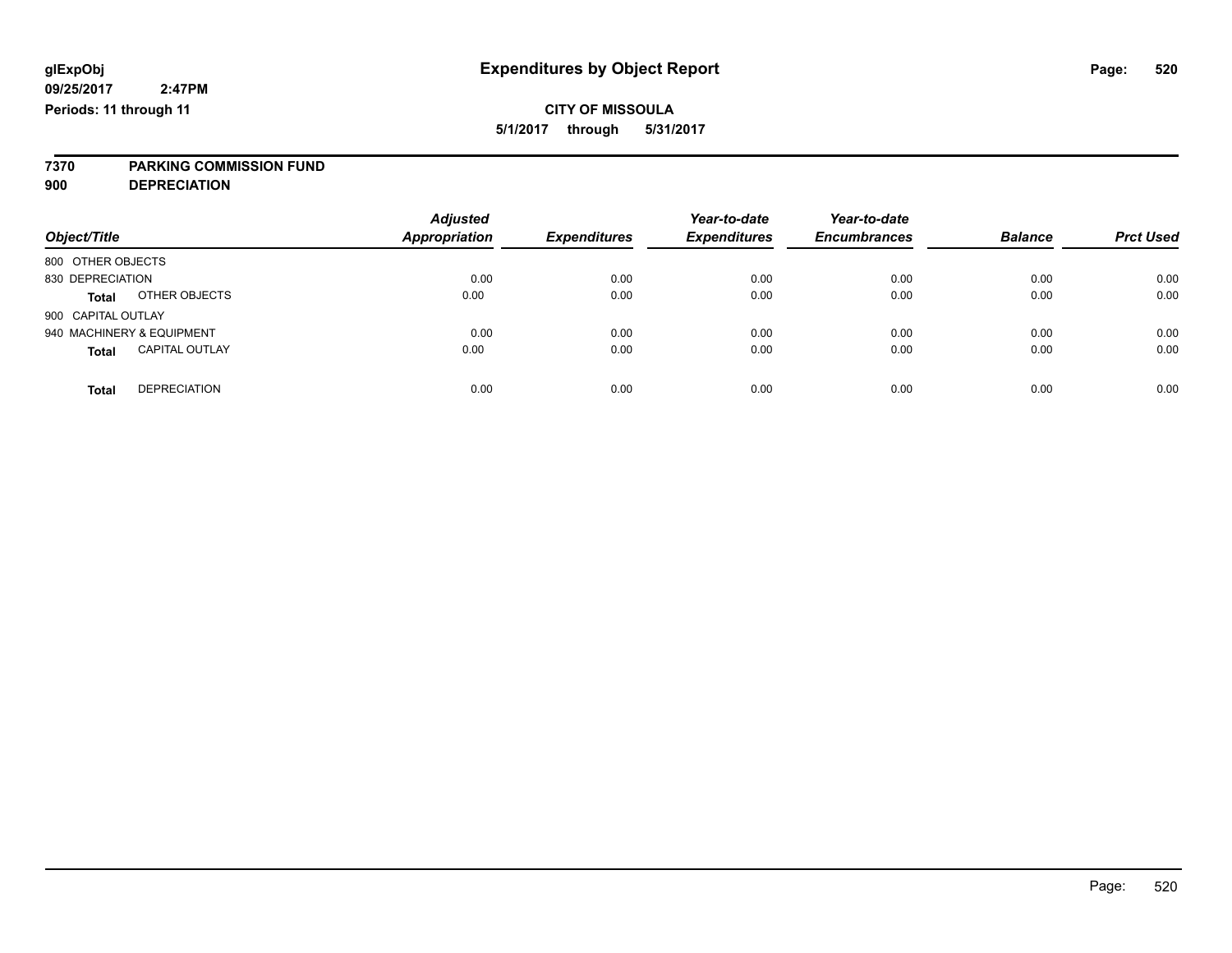**glExpObj**
**09/25/2017 2:47PM**
**Periods: 11 through 11**

# Expenditures by Object Report

**CITY OF MISSOULA**
**5/1/2017 through 5/31/2017**

**7370 PARKING COMMISSION FUND**
**900 DEPRECIATION**

| Object/Title | Adjusted Appropriation | Expenditures | Year-to-date Expenditures | Year-to-date Encumbrances | Balance | Prct Used |
|---|---|---|---|---|---|---|
| 800 OTHER OBJECTS | | | | | | |
| 830 DEPRECIATION | 0.00 | 0.00 | 0.00 | 0.00 | 0.00 | 0.00 |
| **Total** OTHER OBJECTS | 0.00 | 0.00 | 0.00 | 0.00 | 0.00 | 0.00 |
| 900 CAPITAL OUTLAY | | | | | | |
| 940 MACHINERY & EQUIPMENT | 0.00 | 0.00 | 0.00 | 0.00 | 0.00 | 0.00 |
| **Total** CAPITAL OUTLAY | 0.00 | 0.00 | 0.00 | 0.00 | 0.00 | 0.00 |
| **Total** DEPRECIATION | 0.00 | 0.00 | 0.00 | 0.00 | 0.00 | 0.00 |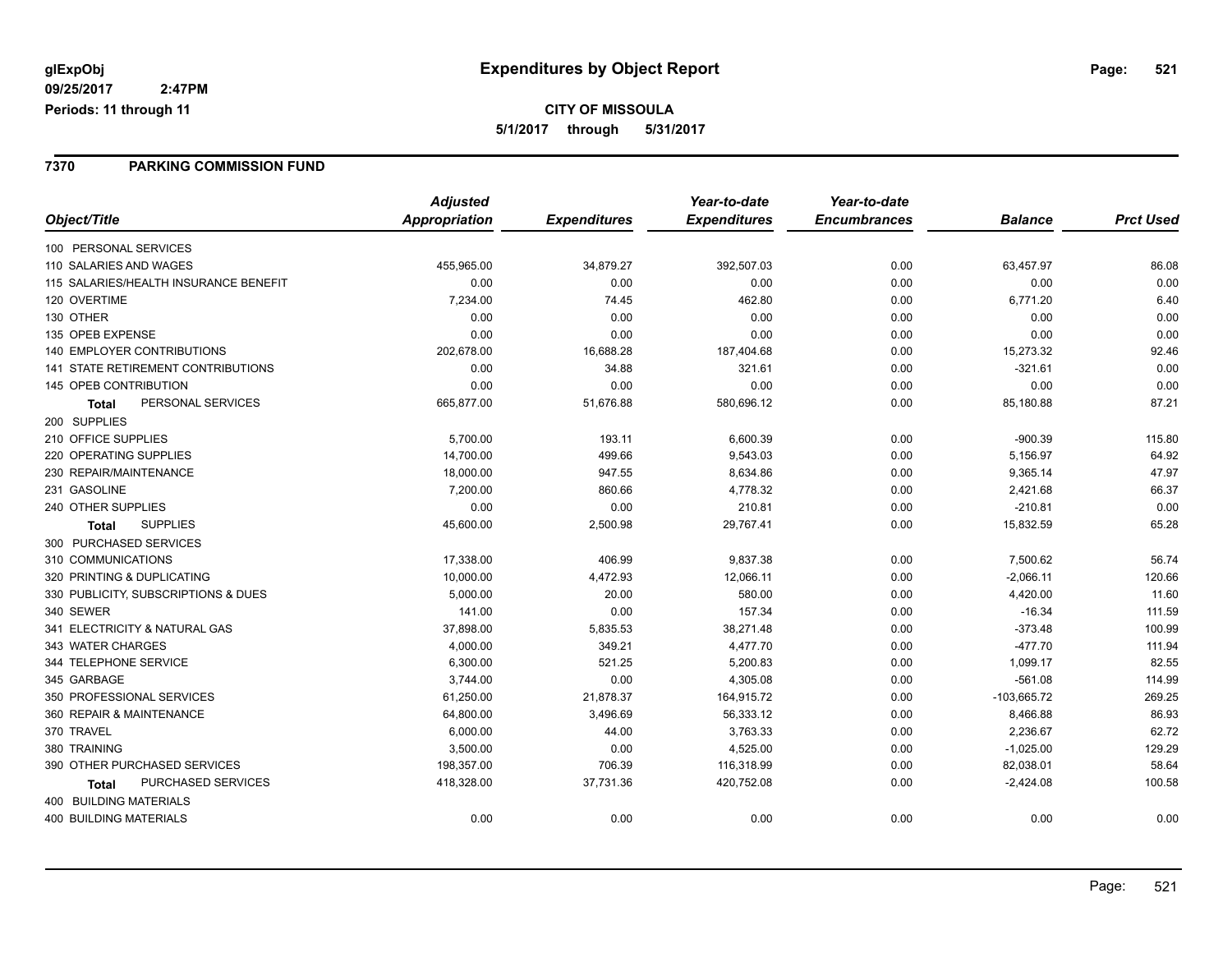glExpObj
09/25/2017 2:47PM
Periods: 11 through 11

# Expenditures by Object Report

**CITY OF MISSOULA**
**5/1/2017 through 5/31/2017**

## 7370 PARKING COMMISSION FUND

| Object/Title | Adjusted Appropriation | Expenditures | Year-to-date Expenditures | Year-to-date Encumbrances | Balance | Prct Used |
|---|---|---|---|---|---|---|
| 100 PERSONAL SERVICES | | | | | | |
| 110 SALARIES AND WAGES | 455,965.00 | 34,879.27 | 392,507.03 | 0.00 | 63,457.97 | 86.08 |
| 115 SALARIES/HEALTH INSURANCE BENEFIT | 0.00 | 0.00 | 0.00 | 0.00 | 0.00 | 0.00 |
| 120 OVERTIME | 7,234.00 | 74.45 | 462.80 | 0.00 | 6,771.20 | 6.40 |
| 130 OTHER | 0.00 | 0.00 | 0.00 | 0.00 | 0.00 | 0.00 |
| 135 OPEB EXPENSE | 0.00 | 0.00 | 0.00 | 0.00 | 0.00 | 0.00 |
| 140 EMPLOYER CONTRIBUTIONS | 202,678.00 | 16,688.28 | 187,404.68 | 0.00 | 15,273.32 | 92.46 |
| 141 STATE RETIREMENT CONTRIBUTIONS | 0.00 | 34.88 | 321.61 | 0.00 | -321.61 | 0.00 |
| 145 OPEB CONTRIBUTION | 0.00 | 0.00 | 0.00 | 0.00 | 0.00 | 0.00 |
| **Total** PERSONAL SERVICES | 665,877.00 | 51,676.88 | 580,696.12 | 0.00 | 85,180.88 | 87.21 |
| 200 SUPPLIES | | | | | | |
| 210 OFFICE SUPPLIES | 5,700.00 | 193.11 | 6,600.39 | 0.00 | -900.39 | 115.80 |
| 220 OPERATING SUPPLIES | 14,700.00 | 499.66 | 9,543.03 | 0.00 | 5,156.97 | 64.92 |
| 230 REPAIR/MAINTENANCE | 18,000.00 | 947.55 | 8,634.86 | 0.00 | 9,365.14 | 47.97 |
| 231 GASOLINE | 7,200.00 | 860.66 | 4,778.32 | 0.00 | 2,421.68 | 66.37 |
| 240 OTHER SUPPLIES | 0.00 | 0.00 | 210.81 | 0.00 | -210.81 | 0.00 |
| **Total** SUPPLIES | 45,600.00 | 2,500.98 | 29,767.41 | 0.00 | 15,832.59 | 65.28 |
| 300 PURCHASED SERVICES | | | | | | |
| 310 COMMUNICATIONS | 17,338.00 | 406.99 | 9,837.38 | 0.00 | 7,500.62 | 56.74 |
| 320 PRINTING & DUPLICATING | 10,000.00 | 4,472.93 | 12,066.11 | 0.00 | -2,066.11 | 120.66 |
| 330 PUBLICITY, SUBSCRIPTIONS & DUES | 5,000.00 | 20.00 | 580.00 | 0.00 | 4,420.00 | 11.60 |
| 340 SEWER | 141.00 | 0.00 | 157.34 | 0.00 | -16.34 | 111.59 |
| 341 ELECTRICITY & NATURAL GAS | 37,898.00 | 5,835.53 | 38,271.48 | 0.00 | -373.48 | 100.99 |
| 343 WATER CHARGES | 4,000.00 | 349.21 | 4,477.70 | 0.00 | -477.70 | 111.94 |
| 344 TELEPHONE SERVICE | 6,300.00 | 521.25 | 5,200.83 | 0.00 | 1,099.17 | 82.55 |
| 345 GARBAGE | 3,744.00 | 0.00 | 4,305.08 | 0.00 | -561.08 | 114.99 |
| 350 PROFESSIONAL SERVICES | 61,250.00 | 21,878.37 | 164,915.72 | 0.00 | -103,665.72 | 269.25 |
| 360 REPAIR & MAINTENANCE | 64,800.00 | 3,496.69 | 56,333.12 | 0.00 | 8,466.88 | 86.93 |
| 370 TRAVEL | 6,000.00 | 44.00 | 3,763.33 | 0.00 | 2,236.67 | 62.72 |
| 380 TRAINING | 3,500.00 | 0.00 | 4,525.00 | 0.00 | -1,025.00 | 129.29 |
| 390 OTHER PURCHASED SERVICES | 198,357.00 | 706.39 | 116,318.99 | 0.00 | 82,038.01 | 58.64 |
| **Total** PURCHASED SERVICES | 418,328.00 | 37,731.36 | 420,752.08 | 0.00 | -2,424.08 | 100.58 |
| 400 BUILDING MATERIALS | | | | | | |
| 400 BUILDING MATERIALS | 0.00 | 0.00 | 0.00 | 0.00 | 0.00 | 0.00 |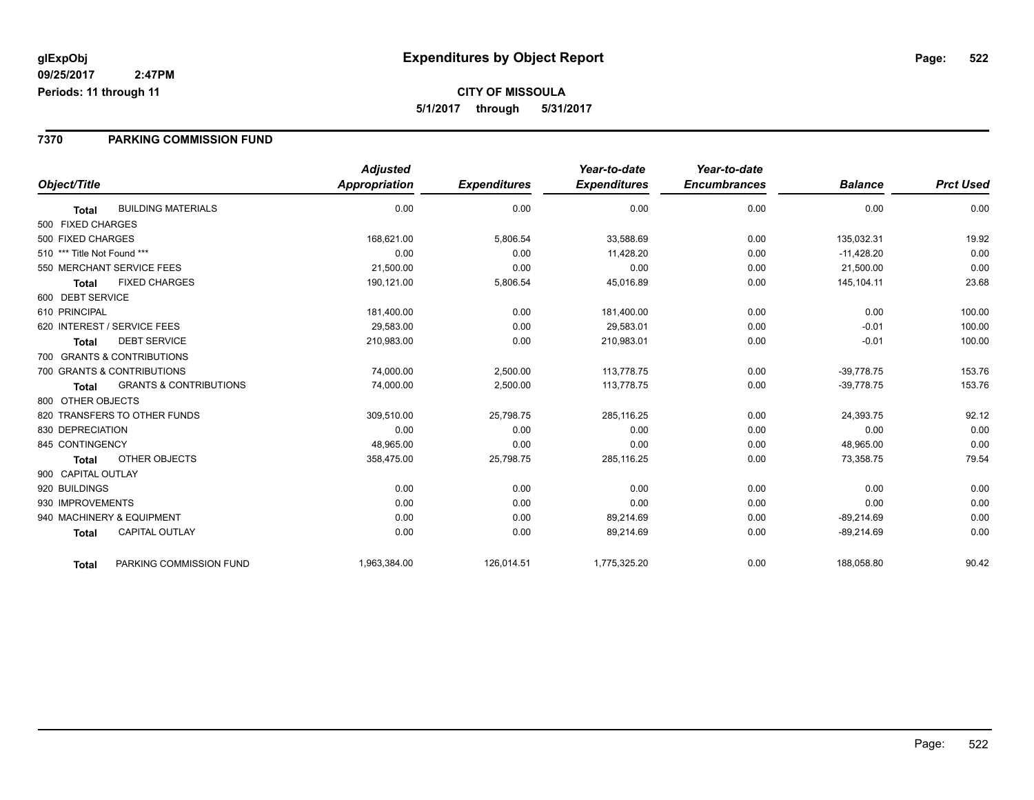# Expenditures by Object Report

glExpObj
09/25/2017 2:47PM
Periods: 11 through 11

**CITY OF MISSOULA**
**5/1/2017 through 5/31/2017**

## 7370 PARKING COMMISSION FUND

| Object/Title | Adjusted Appropriation | Expenditures | Year-to-date Expenditures | Year-to-date Encumbrances | Balance | Prct Used |
|---|---|---|---|---|---|---|
| **Total** BUILDING MATERIALS | 0.00 | 0.00 | 0.00 | 0.00 | 0.00 | 0.00 |
| 500 FIXED CHARGES | | | | | | |
| 500 FIXED CHARGES | 168,621.00 | 5,806.54 | 33,588.69 | 0.00 | 135,032.31 | 19.92 |
| 510 *** Title Not Found *** | 0.00 | 0.00 | 11,428.20 | 0.00 | -11,428.20 | 0.00 |
| 550 MERCHANT SERVICE FEES | 21,500.00 | 0.00 | 0.00 | 0.00 | 21,500.00 | 0.00 |
| **Total** FIXED CHARGES | 190,121.00 | 5,806.54 | 45,016.89 | 0.00 | 145,104.11 | 23.68 |
| 600 DEBT SERVICE | | | | | | |
| 610 PRINCIPAL | 181,400.00 | 0.00 | 181,400.00 | 0.00 | 0.00 | 100.00 |
| 620 INTEREST / SERVICE FEES | 29,583.00 | 0.00 | 29,583.01 | 0.00 | -0.01 | 100.00 |
| **Total** DEBT SERVICE | 210,983.00 | 0.00 | 210,983.01 | 0.00 | -0.01 | 100.00 |
| 700 GRANTS & CONTRIBUTIONS | | | | | | |
| 700 GRANTS & CONTRIBUTIONS | 74,000.00 | 2,500.00 | 113,778.75 | 0.00 | -39,778.75 | 153.76 |
| **Total** GRANTS & CONTRIBUTIONS | 74,000.00 | 2,500.00 | 113,778.75 | 0.00 | -39,778.75 | 153.76 |
| 800 OTHER OBJECTS | | | | | | |
| 820 TRANSFERS TO OTHER FUNDS | 309,510.00 | 25,798.75 | 285,116.25 | 0.00 | 24,393.75 | 92.12 |
| 830 DEPRECIATION | 0.00 | 0.00 | 0.00 | 0.00 | 0.00 | 0.00 |
| 845 CONTINGENCY | 48,965.00 | 0.00 | 0.00 | 0.00 | 48,965.00 | 0.00 |
| **Total** OTHER OBJECTS | 358,475.00 | 25,798.75 | 285,116.25 | 0.00 | 73,358.75 | 79.54 |
| 900 CAPITAL OUTLAY | | | | | | |
| 920 BUILDINGS | 0.00 | 0.00 | 0.00 | 0.00 | 0.00 | 0.00 |
| 930 IMPROVEMENTS | 0.00 | 0.00 | 0.00 | 0.00 | 0.00 | 0.00 |
| 940 MACHINERY & EQUIPMENT | 0.00 | 0.00 | 89,214.69 | 0.00 | -89,214.69 | 0.00 |
| **Total** CAPITAL OUTLAY | 0.00 | 0.00 | 89,214.69 | 0.00 | -89,214.69 | 0.00 |
| **Total** PARKING COMMISSION FUND | 1,963,384.00 | 126,014.51 | 1,775,325.20 | 0.00 | 188,058.80 | 90.42 |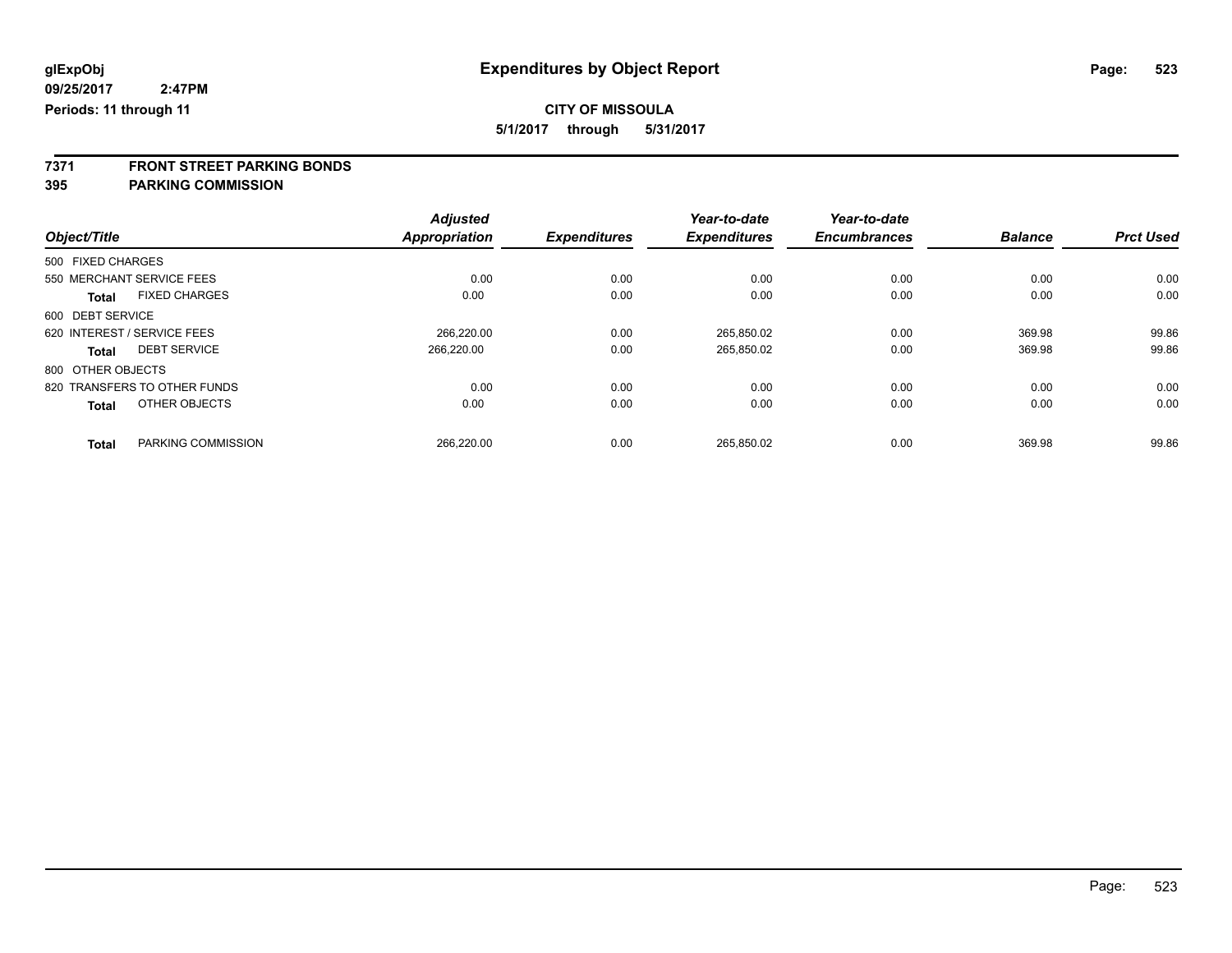**glExpObj**
**09/25/2017 2:47PM**
**Periods: 11 through 11**

# Expenditures by Object Report

**CITY OF MISSOULA**
**5/1/2017 through 5/31/2017**

**7371 FRONT STREET PARKING BONDS**
**395 PARKING COMMISSION**

| Object/Title | Adjusted Appropriation | Expenditures | Year-to-date Expenditures | Year-to-date Encumbrances | Balance | Prct Used |
|---|---|---|---|---|---|---|
| 500 FIXED CHARGES | | | | | | |
| 550 MERCHANT SERVICE FEES | 0.00 | 0.00 | 0.00 | 0.00 | 0.00 | 0.00 |
| **Total** FIXED CHARGES | 0.00 | 0.00 | 0.00 | 0.00 | 0.00 | 0.00 |
| 600 DEBT SERVICE | | | | | | |
| 620 INTEREST / SERVICE FEES | 266,220.00 | 0.00 | 265,850.02 | 0.00 | 369.98 | 99.86 |
| **Total** DEBT SERVICE | 266,220.00 | 0.00 | 265,850.02 | 0.00 | 369.98 | 99.86 |
| 800 OTHER OBJECTS | | | | | | |
| 820 TRANSFERS TO OTHER FUNDS | 0.00 | 0.00 | 0.00 | 0.00 | 0.00 | 0.00 |
| **Total** OTHER OBJECTS | 0.00 | 0.00 | 0.00 | 0.00 | 0.00 | 0.00 |
| **Total** PARKING COMMISSION | 266,220.00 | 0.00 | 265,850.02 | 0.00 | 369.98 | 99.86 |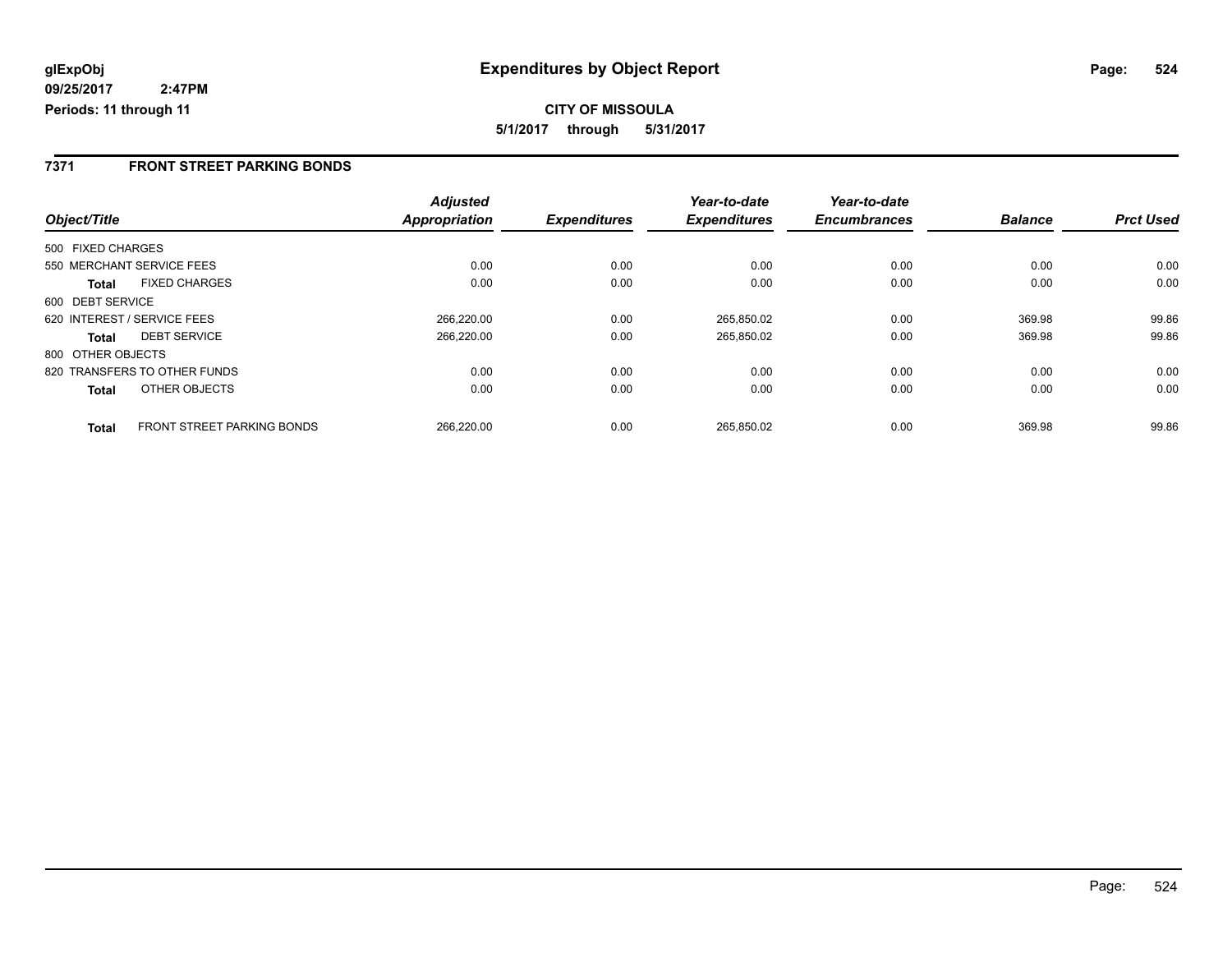**glExpObj** **Expenditures by Object Report**
**09/25/2017 2:47PM**
**Periods: 11 through 11**

**CITY OF MISSOULA**
**5/1/2017 through 5/31/2017**

## 7371 FRONT STREET PARKING BONDS

| Object/Title | | Adjusted Appropriation | Expenditures | Year-to-date Expenditures | Year-to-date Encumbrances | Balance | Prct Used |
|---|---|---|---|---|---|---|---|
| 500 FIXED CHARGES | | | | | | | |
| 550 MERCHANT SERVICE FEES | | 0.00 | 0.00 | 0.00 | 0.00 | 0.00 | 0.00 |
| **Total** | FIXED CHARGES | 0.00 | 0.00 | 0.00 | 0.00 | 0.00 | 0.00 |
| 600 DEBT SERVICE | | | | | | | |
| 620 INTEREST / SERVICE FEES | | 266,220.00 | 0.00 | 265,850.02 | 0.00 | 369.98 | 99.86 |
| **Total** | DEBT SERVICE | 266,220.00 | 0.00 | 265,850.02 | 0.00 | 369.98 | 99.86 |
| 800 OTHER OBJECTS | | | | | | | |
| 820 TRANSFERS TO OTHER FUNDS | | 0.00 | 0.00 | 0.00 | 0.00 | 0.00 | 0.00 |
| **Total** | OTHER OBJECTS | 0.00 | 0.00 | 0.00 | 0.00 | 0.00 | 0.00 |
| **Total** | FRONT STREET PARKING BONDS | 266,220.00 | 0.00 | 265,850.02 | 0.00 | 369.98 | 99.86 |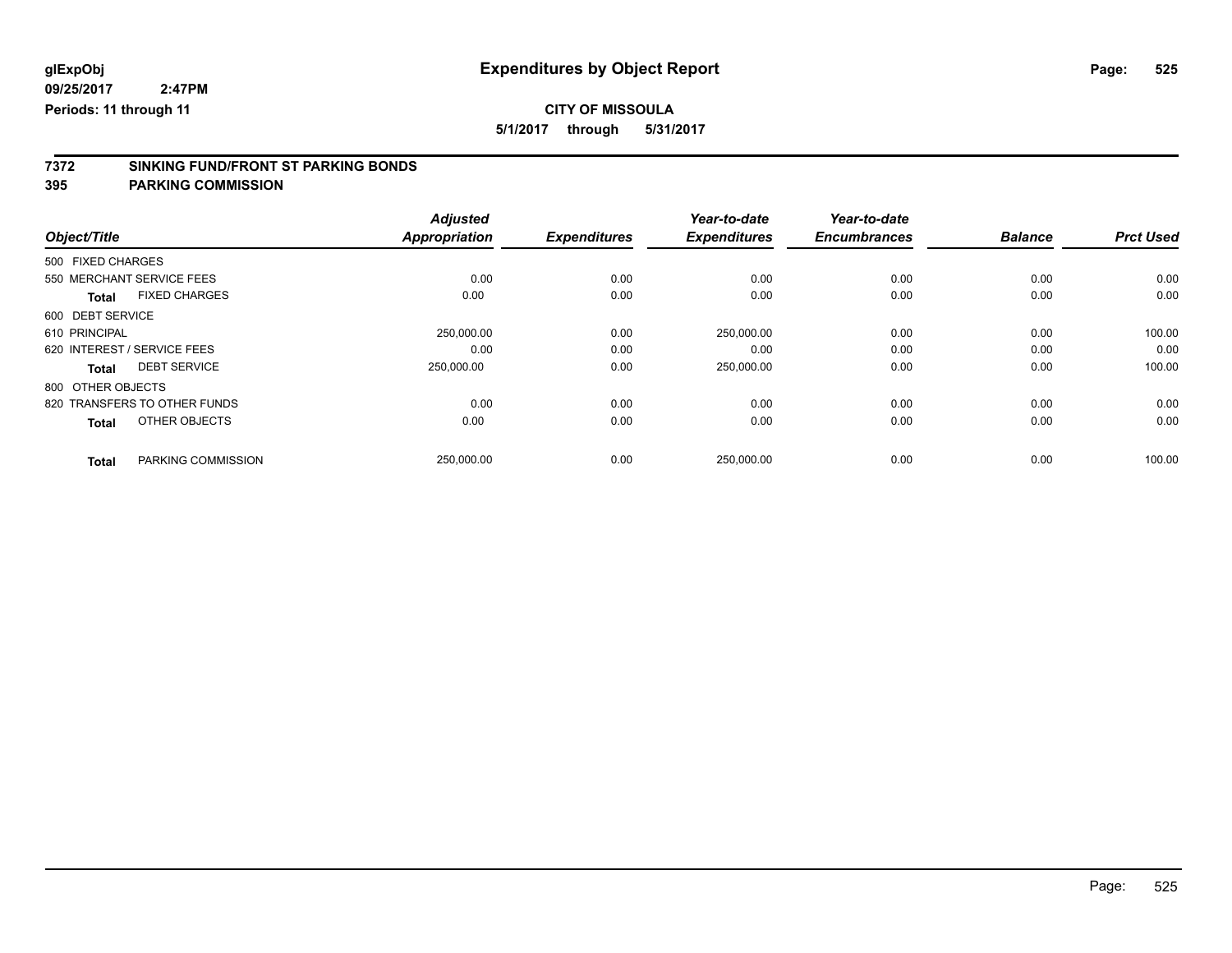**glExpObj** **Expenditures by Object Report**

**09/25/2017 2:47PM**

**Periods: 11 through 11**

**CITY OF MISSOULA**

**5/1/2017 through 5/31/2017**

## 7372 SINKING FUND/FRONT ST PARKING BONDS

## 395 PARKING COMMISSION

| Object/Title | Adjusted Appropriation | Expenditures | Year-to-date Expenditures | Year-to-date Encumbrances | Balance | Prct Used |
|---|---|---|---|---|---|---|
| 500 FIXED CHARGES | | | | | | |
| 550 MERCHANT SERVICE FEES | 0.00 | 0.00 | 0.00 | 0.00 | 0.00 | 0.00 |
| **Total** FIXED CHARGES | 0.00 | 0.00 | 0.00 | 0.00 | 0.00 | 0.00 |
| 600 DEBT SERVICE | | | | | | |
| 610 PRINCIPAL | 250,000.00 | 0.00 | 250,000.00 | 0.00 | 0.00 | 100.00 |
| 620 INTEREST / SERVICE FEES | 0.00 | 0.00 | 0.00 | 0.00 | 0.00 | 0.00 |
| **Total** DEBT SERVICE | 250,000.00 | 0.00 | 250,000.00 | 0.00 | 0.00 | 100.00 |
| 800 OTHER OBJECTS | | | | | | |
| 820 TRANSFERS TO OTHER FUNDS | 0.00 | 0.00 | 0.00 | 0.00 | 0.00 | 0.00 |
| **Total** OTHER OBJECTS | 0.00 | 0.00 | 0.00 | 0.00 | 0.00 | 0.00 |
| **Total** PARKING COMMISSION | 250,000.00 | 0.00 | 250,000.00 | 0.00 | 0.00 | 100.00 |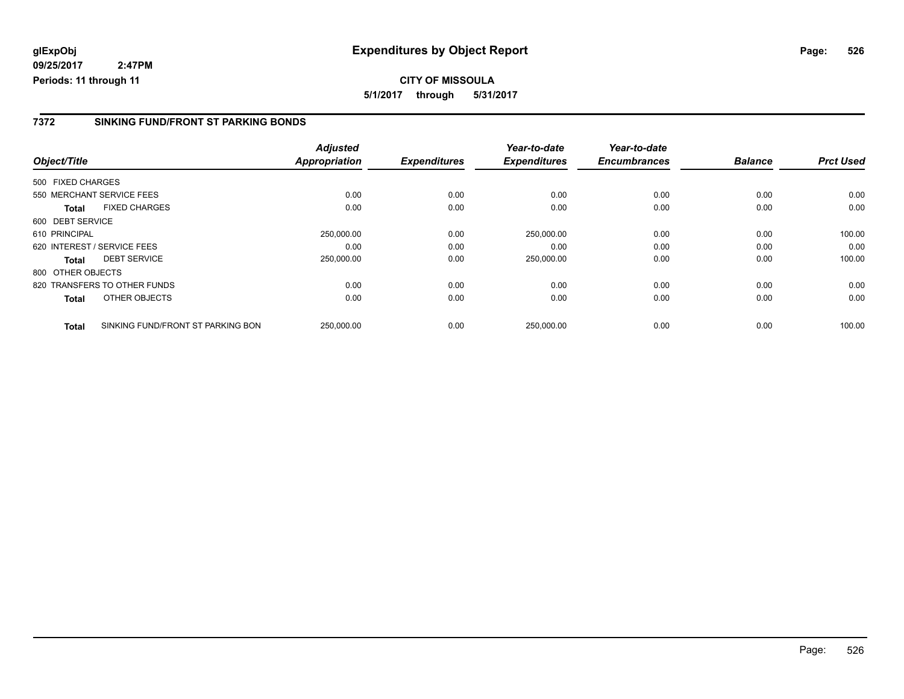# Expenditures by Object Report

glExpObj
09/25/2017 2:47PM
Periods: 11 through 11

**CITY OF MISSOULA**

**5/1/2017 through 5/31/2017**

## 7372 SINKING FUND/FRONT ST PARKING BONDS

| Object/Title | | Adjusted Appropriation | Expenditures | Year-to-date Expenditures | Year-to-date Encumbrances | Balance | Prct Used |
|---|---|---|---|---|---|---|---|
| 500 FIXED CHARGES | | | | | | | |
| 550 MERCHANT SERVICE FEES | | 0.00 | 0.00 | 0.00 | 0.00 | 0.00 | 0.00 |
| **Total** | FIXED CHARGES | 0.00 | 0.00 | 0.00 | 0.00 | 0.00 | 0.00 |
| 600 DEBT SERVICE | | | | | | | |
| 610 PRINCIPAL | | 250,000.00 | 0.00 | 250,000.00 | 0.00 | 0.00 | 100.00 |
| 620 INTEREST / SERVICE FEES | | 0.00 | 0.00 | 0.00 | 0.00 | 0.00 | 0.00 |
| **Total** | DEBT SERVICE | 250,000.00 | 0.00 | 250,000.00 | 0.00 | 0.00 | 100.00 |
| 800 OTHER OBJECTS | | | | | | | |
| 820 TRANSFERS TO OTHER FUNDS | | 0.00 | 0.00 | 0.00 | 0.00 | 0.00 | 0.00 |
| **Total** | OTHER OBJECTS | 0.00 | 0.00 | 0.00 | 0.00 | 0.00 | 0.00 |
| **Total** | SINKING FUND/FRONT ST PARKING BON | 250,000.00 | 0.00 | 250,000.00 | 0.00 | 0.00 | 100.00 |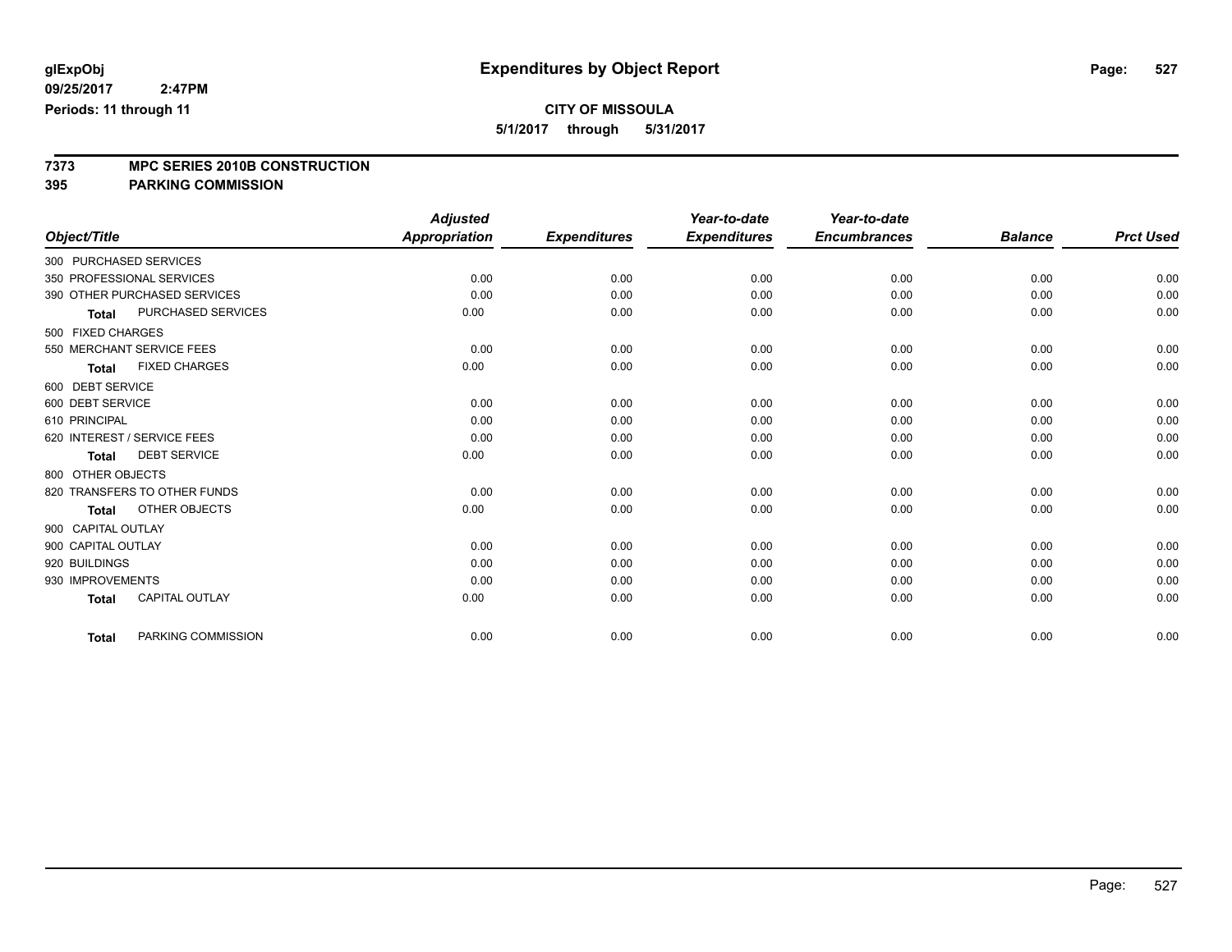# Expenditures by Object Report

glExpObj
09/25/2017 2:47PM
Periods: 11 through 11

**CITY OF MISSOULA**
**5/1/2017 through 5/31/2017**

## 7373 MPC SERIES 2010B CONSTRUCTION
## 395 PARKING COMMISSION

| Object/Title | Adjusted Appropriation | Expenditures | Year-to-date Expenditures | Year-to-date Encumbrances | Balance | Prct Used |
|---|---|---|---|---|---|---|
| 300 PURCHASED SERVICES | | | | | | |
| 350 PROFESSIONAL SERVICES | 0.00 | 0.00 | 0.00 | 0.00 | 0.00 | 0.00 |
| 390 OTHER PURCHASED SERVICES | 0.00 | 0.00 | 0.00 | 0.00 | 0.00 | 0.00 |
| **Total** PURCHASED SERVICES | 0.00 | 0.00 | 0.00 | 0.00 | 0.00 | 0.00 |
| 500 FIXED CHARGES | | | | | | |
| 550 MERCHANT SERVICE FEES | 0.00 | 0.00 | 0.00 | 0.00 | 0.00 | 0.00 |
| **Total** FIXED CHARGES | 0.00 | 0.00 | 0.00 | 0.00 | 0.00 | 0.00 |
| 600 DEBT SERVICE | | | | | | |
| 600 DEBT SERVICE | 0.00 | 0.00 | 0.00 | 0.00 | 0.00 | 0.00 |
| 610 PRINCIPAL | 0.00 | 0.00 | 0.00 | 0.00 | 0.00 | 0.00 |
| 620 INTEREST / SERVICE FEES | 0.00 | 0.00 | 0.00 | 0.00 | 0.00 | 0.00 |
| **Total** DEBT SERVICE | 0.00 | 0.00 | 0.00 | 0.00 | 0.00 | 0.00 |
| 800 OTHER OBJECTS | | | | | | |
| 820 TRANSFERS TO OTHER FUNDS | 0.00 | 0.00 | 0.00 | 0.00 | 0.00 | 0.00 |
| **Total** OTHER OBJECTS | 0.00 | 0.00 | 0.00 | 0.00 | 0.00 | 0.00 |
| 900 CAPITAL OUTLAY | | | | | | |
| 900 CAPITAL OUTLAY | 0.00 | 0.00 | 0.00 | 0.00 | 0.00 | 0.00 |
| 920 BUILDINGS | 0.00 | 0.00 | 0.00 | 0.00 | 0.00 | 0.00 |
| 930 IMPROVEMENTS | 0.00 | 0.00 | 0.00 | 0.00 | 0.00 | 0.00 |
| **Total** CAPITAL OUTLAY | 0.00 | 0.00 | 0.00 | 0.00 | 0.00 | 0.00 |
| **Total** PARKING COMMISSION | 0.00 | 0.00 | 0.00 | 0.00 | 0.00 | 0.00 |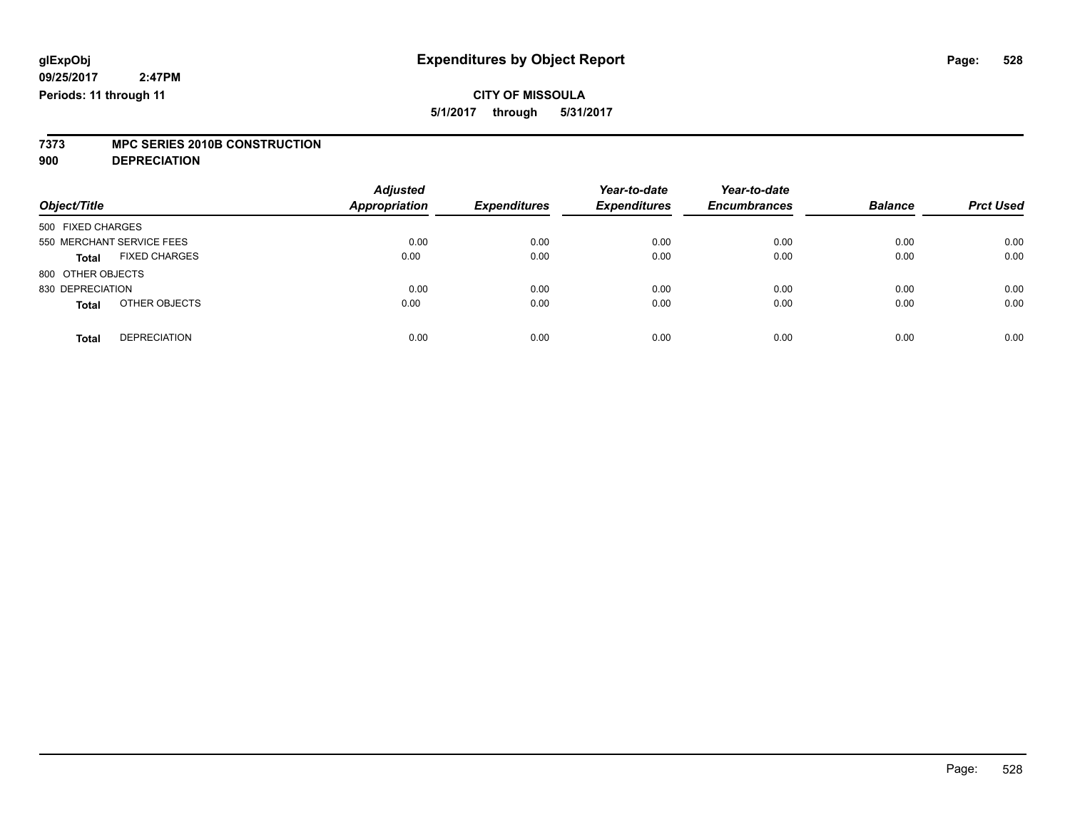**CITY OF MISSOULA**

**5/1/2017 through 5/31/2017**

## 7373 MPC SERIES 2010B CONSTRUCTION
## 900 DEPRECIATION

| Object/Title | Adjusted Appropriation | Expenditures | Year-to-date Expenditures | Year-to-date Encumbrances | Balance | Prct Used |
|---|---|---|---|---|---|---|
| 500 FIXED CHARGES | | | | | | |
| 550 MERCHANT SERVICE FEES | 0.00 | 0.00 | 0.00 | 0.00 | 0.00 | 0.00 |
| **Total** FIXED CHARGES | 0.00 | 0.00 | 0.00 | 0.00 | 0.00 | 0.00 |
| 800 OTHER OBJECTS | | | | | | |
| 830 DEPRECIATION | 0.00 | 0.00 | 0.00 | 0.00 | 0.00 | 0.00 |
| **Total** OTHER OBJECTS | 0.00 | 0.00 | 0.00 | 0.00 | 0.00 | 0.00 |
| **Total** DEPRECIATION | 0.00 | 0.00 | 0.00 | 0.00 | 0.00 | 0.00 |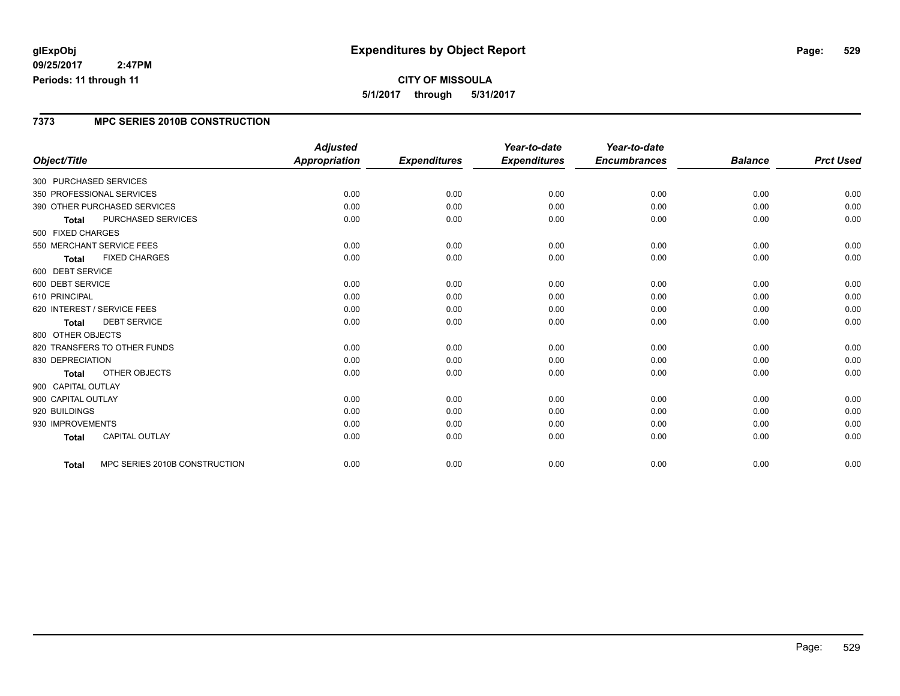# Expenditures by Object Report

glExpObj
09/25/2017 2:47PM
Periods: 11 through 11

**CITY OF MISSOULA**
**5/1/2017 through 5/31/2017**

## 7373 MPC SERIES 2010B CONSTRUCTION

| Object/Title | Adjusted Appropriation | Expenditures | Year-to-date Expenditures | Year-to-date Encumbrances | Balance | Prct Used |
|---|---|---|---|---|---|---|
| 300 PURCHASED SERVICES | | | | | | |
| 350 PROFESSIONAL SERVICES | 0.00 | 0.00 | 0.00 | 0.00 | 0.00 | 0.00 |
| 390 OTHER PURCHASED SERVICES | 0.00 | 0.00 | 0.00 | 0.00 | 0.00 | 0.00 |
| **Total** PURCHASED SERVICES | 0.00 | 0.00 | 0.00 | 0.00 | 0.00 | 0.00 |
| 500 FIXED CHARGES | | | | | | |
| 550 MERCHANT SERVICE FEES | 0.00 | 0.00 | 0.00 | 0.00 | 0.00 | 0.00 |
| **Total** FIXED CHARGES | 0.00 | 0.00 | 0.00 | 0.00 | 0.00 | 0.00 |
| 600 DEBT SERVICE | | | | | | |
| 600 DEBT SERVICE | 0.00 | 0.00 | 0.00 | 0.00 | 0.00 | 0.00 |
| 610 PRINCIPAL | 0.00 | 0.00 | 0.00 | 0.00 | 0.00 | 0.00 |
| 620 INTEREST / SERVICE FEES | 0.00 | 0.00 | 0.00 | 0.00 | 0.00 | 0.00 |
| **Total** DEBT SERVICE | 0.00 | 0.00 | 0.00 | 0.00 | 0.00 | 0.00 |
| 800 OTHER OBJECTS | | | | | | |
| 820 TRANSFERS TO OTHER FUNDS | 0.00 | 0.00 | 0.00 | 0.00 | 0.00 | 0.00 |
| 830 DEPRECIATION | 0.00 | 0.00 | 0.00 | 0.00 | 0.00 | 0.00 |
| **Total** OTHER OBJECTS | 0.00 | 0.00 | 0.00 | 0.00 | 0.00 | 0.00 |
| 900 CAPITAL OUTLAY | | | | | | |
| 900 CAPITAL OUTLAY | 0.00 | 0.00 | 0.00 | 0.00 | 0.00 | 0.00 |
| 920 BUILDINGS | 0.00 | 0.00 | 0.00 | 0.00 | 0.00 | 0.00 |
| 930 IMPROVEMENTS | 0.00 | 0.00 | 0.00 | 0.00 | 0.00 | 0.00 |
| **Total** CAPITAL OUTLAY | 0.00 | 0.00 | 0.00 | 0.00 | 0.00 | 0.00 |
| **Total** MPC SERIES 2010B CONSTRUCTION | 0.00 | 0.00 | 0.00 | 0.00 | 0.00 | 0.00 |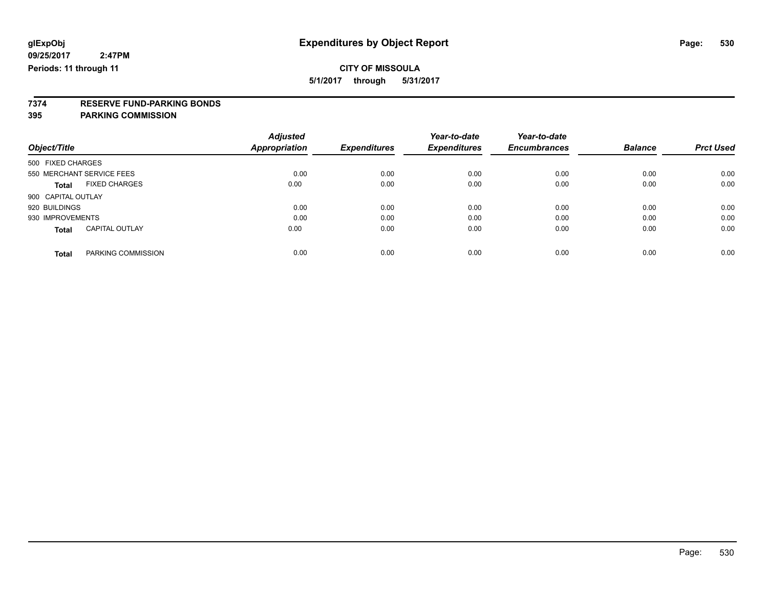# Expenditures by Object Report

glExpObj
09/25/2017 2:47PM
Periods: 11 through 11

**CITY OF MISSOULA**

**5/1/2017 through 5/31/2017**

**7374 RESERVE FUND-PARKING BONDS**
**395 PARKING COMMISSION**

| Object/Title | Adjusted Appropriation | Expenditures | Year-to-date Expenditures | Year-to-date Encumbrances | Balance | Prct Used |
|---|---|---|---|---|---|---|
| 500 FIXED CHARGES | | | | | | |
| 550 MERCHANT SERVICE FEES | 0.00 | 0.00 | 0.00 | 0.00 | 0.00 | 0.00 |
| **Total** FIXED CHARGES | 0.00 | 0.00 | 0.00 | 0.00 | 0.00 | 0.00 |
| 900 CAPITAL OUTLAY | | | | | | |
| 920 BUILDINGS | 0.00 | 0.00 | 0.00 | 0.00 | 0.00 | 0.00 |
| 930 IMPROVEMENTS | 0.00 | 0.00 | 0.00 | 0.00 | 0.00 | 0.00 |
| **Total** CAPITAL OUTLAY | 0.00 | 0.00 | 0.00 | 0.00 | 0.00 | 0.00 |
| **Total** PARKING COMMISSION | 0.00 | 0.00 | 0.00 | 0.00 | 0.00 | 0.00 |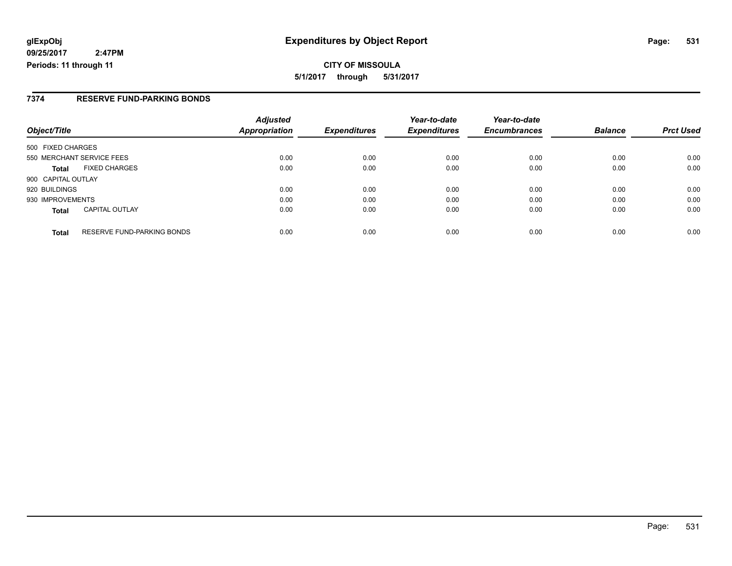# Expenditures by Object Report

**glExpObj**
**09/25/2017 2:47PM**
**Periods: 11 through 11**

**CITY OF MISSOULA**
**5/1/2017 through 5/31/2017**

## 7374 RESERVE FUND-PARKING BONDS

| Object/Title | | Adjusted Appropriation | Expenditures | Year-to-date Expenditures | Year-to-date Encumbrances | Balance | Prct Used |
|---|---|---|---|---|---|---|---|
| 500 FIXED CHARGES | | | | | | | |
| 550 MERCHANT SERVICE FEES | | 0.00 | 0.00 | 0.00 | 0.00 | 0.00 | 0.00 |
| **Total** | FIXED CHARGES | 0.00 | 0.00 | 0.00 | 0.00 | 0.00 | 0.00 |
| 900 CAPITAL OUTLAY | | | | | | | |
| 920 BUILDINGS | | 0.00 | 0.00 | 0.00 | 0.00 | 0.00 | 0.00 |
| 930 IMPROVEMENTS | | 0.00 | 0.00 | 0.00 | 0.00 | 0.00 | 0.00 |
| **Total** | CAPITAL OUTLAY | 0.00 | 0.00 | 0.00 | 0.00 | 0.00 | 0.00 |
| **Total** | RESERVE FUND-PARKING BONDS | 0.00 | 0.00 | 0.00 | 0.00 | 0.00 | 0.00 |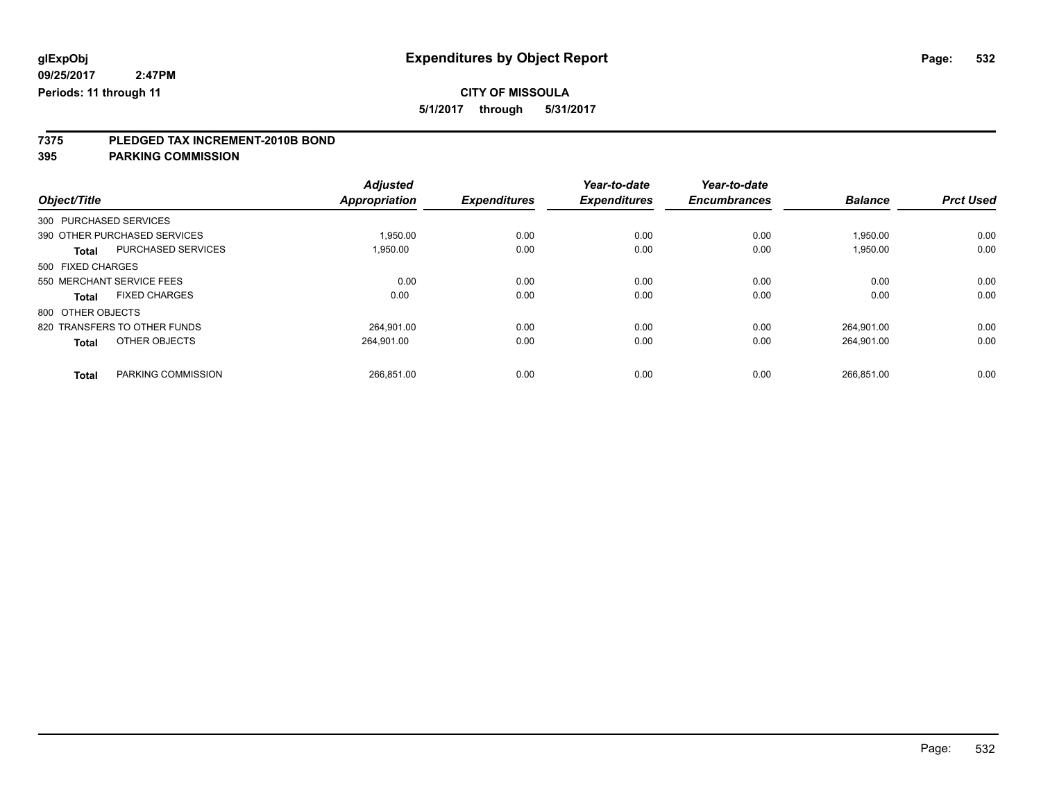# Expenditures by Object Report

glExpObj
09/25/2017 2:47PM
Periods: 11 through 11

**CITY OF MISSOULA**
**5/1/2017 through 5/31/2017**

## 7375 PLEDGED TAX INCREMENT-2010B BOND
## 395 PARKING COMMISSION

| Object/Title | Adjusted Appropriation | Expenditures | Year-to-date Expenditures | Year-to-date Encumbrances | Balance | Prct Used |
|---|---|---|---|---|---|---|
| 300 PURCHASED SERVICES | | | | | | |
| 390 OTHER PURCHASED SERVICES | 1,950.00 | 0.00 | 0.00 | 0.00 | 1,950.00 | 0.00 |
| **Total** PURCHASED SERVICES | 1,950.00 | 0.00 | 0.00 | 0.00 | 1,950.00 | 0.00 |
| 500 FIXED CHARGES | | | | | | |
| 550 MERCHANT SERVICE FEES | 0.00 | 0.00 | 0.00 | 0.00 | 0.00 | 0.00 |
| **Total** FIXED CHARGES | 0.00 | 0.00 | 0.00 | 0.00 | 0.00 | 0.00 |
| 800 OTHER OBJECTS | | | | | | |
| 820 TRANSFERS TO OTHER FUNDS | 264,901.00 | 0.00 | 0.00 | 0.00 | 264,901.00 | 0.00 |
| **Total** OTHER OBJECTS | 264,901.00 | 0.00 | 0.00 | 0.00 | 264,901.00 | 0.00 |
| **Total** PARKING COMMISSION | 266,851.00 | 0.00 | 0.00 | 0.00 | 266,851.00 | 0.00 |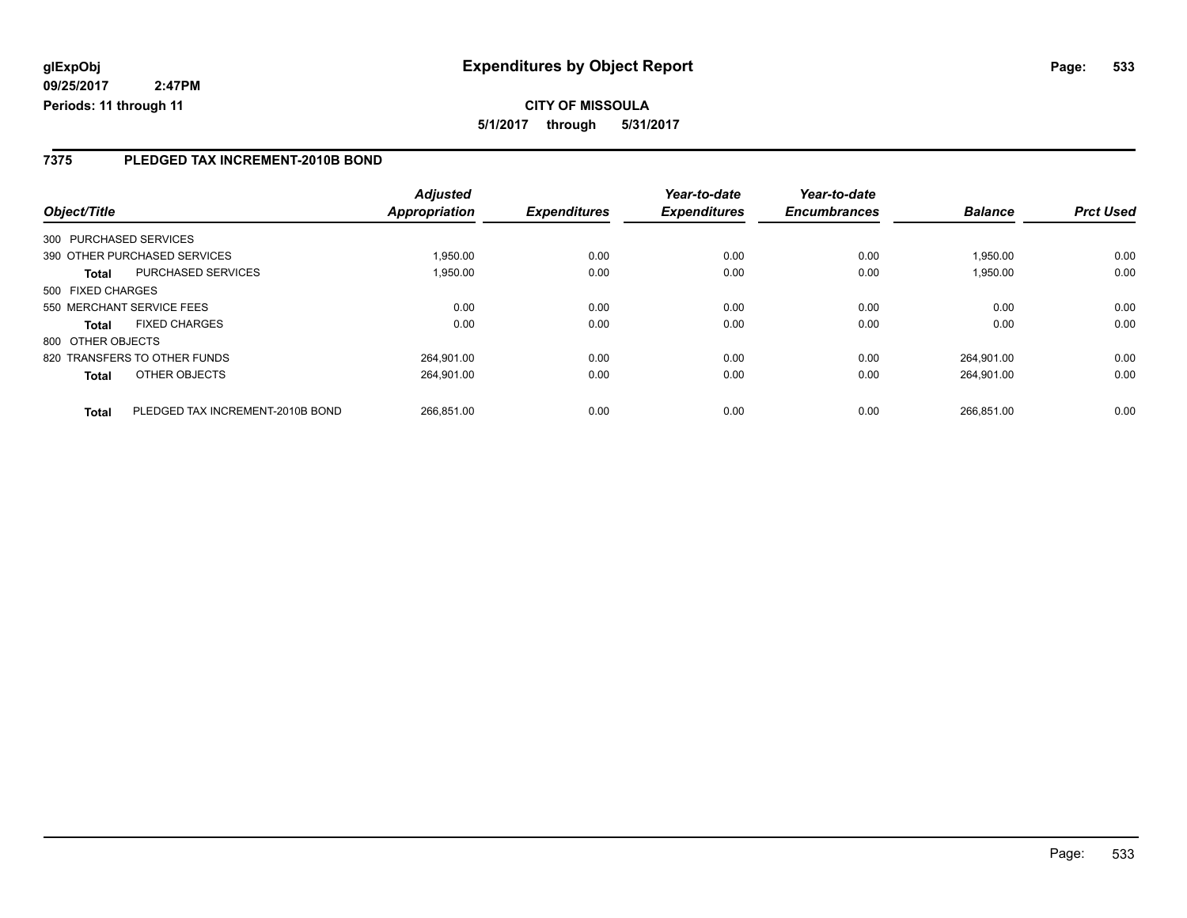# Expenditures by Object Report

glExpObj
09/25/2017 2:47PM
Periods: 11 through 11

**CITY OF MISSOULA**

**5/1/2017 through 5/31/2017**

## 7375 PLEDGED TAX INCREMENT-2010B BOND

| Object/Title | | Adjusted Appropriation | Expenditures | Year-to-date Expenditures | Year-to-date Encumbrances | Balance | Prct Used |
|---|---|---|---|---|---|---|---|
| 300 PURCHASED SERVICES | | | | | | | |
| 390 OTHER PURCHASED SERVICES | | 1,950.00 | 0.00 | 0.00 | 0.00 | 1,950.00 | 0.00 |
| **Total** | PURCHASED SERVICES | 1,950.00 | 0.00 | 0.00 | 0.00 | 1,950.00 | 0.00 |
| 500 FIXED CHARGES | | | | | | | |
| 550 MERCHANT SERVICE FEES | | 0.00 | 0.00 | 0.00 | 0.00 | 0.00 | 0.00 |
| **Total** | FIXED CHARGES | 0.00 | 0.00 | 0.00 | 0.00 | 0.00 | 0.00 |
| 800 OTHER OBJECTS | | | | | | | |
| 820 TRANSFERS TO OTHER FUNDS | | 264,901.00 | 0.00 | 0.00 | 0.00 | 264,901.00 | 0.00 |
| **Total** | OTHER OBJECTS | 264,901.00 | 0.00 | 0.00 | 0.00 | 264,901.00 | 0.00 |
| **Total** | PLEDGED TAX INCREMENT-2010B BOND | 266,851.00 | 0.00 | 0.00 | 0.00 | 266,851.00 | 0.00 |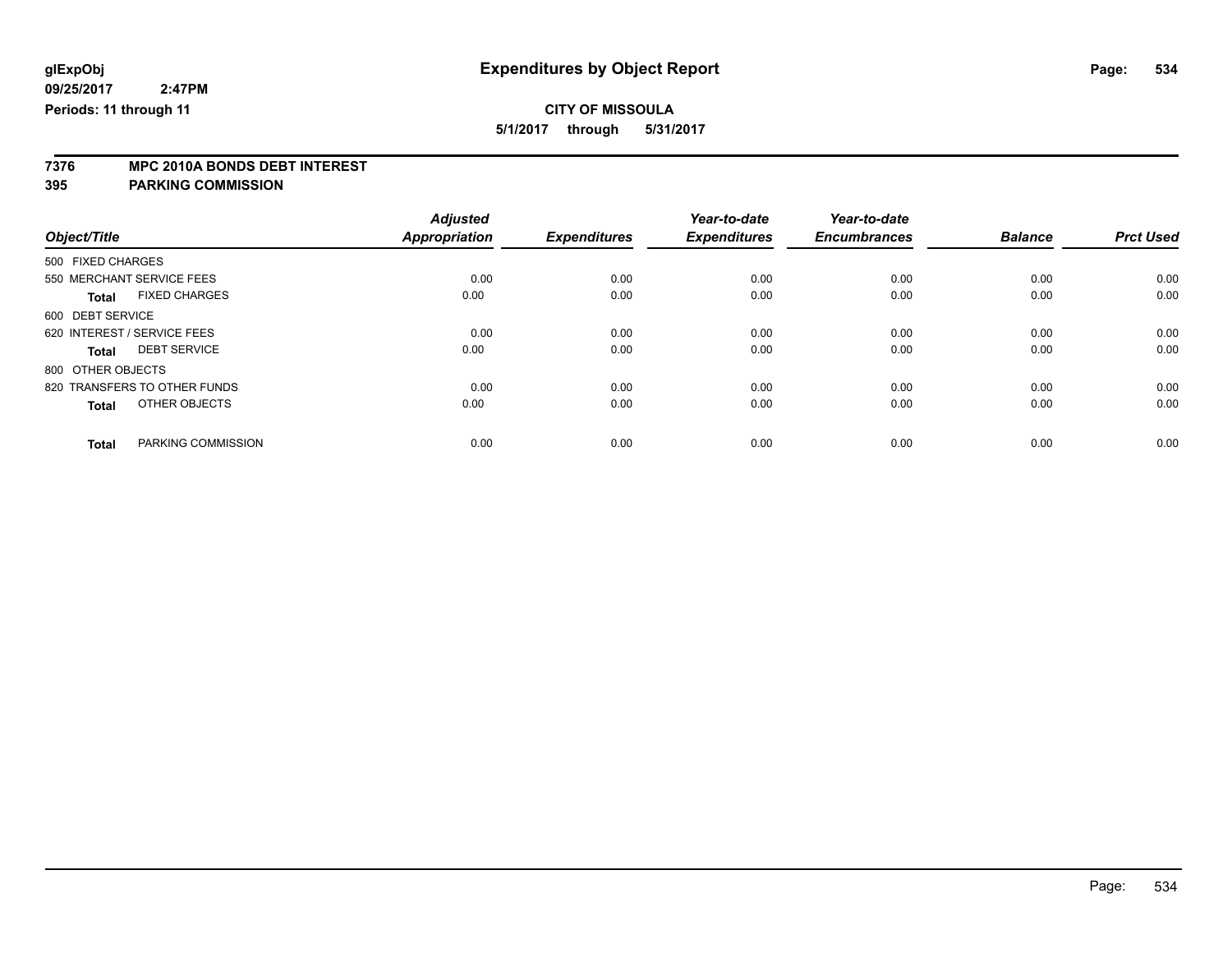# Expenditures by Object Report

glExpObj
09/25/2017 2:47PM
Periods: 11 through 11

**CITY OF MISSOULA**
**5/1/2017 through 5/31/2017**

**7376 MPC 2010A BONDS DEBT INTEREST**
**395 PARKING COMMISSION**

| Object/Title | Adjusted Appropriation | Expenditures | Year-to-date Expenditures | Year-to-date Encumbrances | Balance | Prct Used |
|---|---|---|---|---|---|---|
| 500 FIXED CHARGES | | | | | | |
| 550 MERCHANT SERVICE FEES | 0.00 | 0.00 | 0.00 | 0.00 | 0.00 | 0.00 |
| **Total** FIXED CHARGES | 0.00 | 0.00 | 0.00 | 0.00 | 0.00 | 0.00 |
| 600 DEBT SERVICE | | | | | | |
| 620 INTEREST / SERVICE FEES | 0.00 | 0.00 | 0.00 | 0.00 | 0.00 | 0.00 |
| **Total** DEBT SERVICE | 0.00 | 0.00 | 0.00 | 0.00 | 0.00 | 0.00 |
| 800 OTHER OBJECTS | | | | | | |
| 820 TRANSFERS TO OTHER FUNDS | 0.00 | 0.00 | 0.00 | 0.00 | 0.00 | 0.00 |
| **Total** OTHER OBJECTS | 0.00 | 0.00 | 0.00 | 0.00 | 0.00 | 0.00 |
| **Total** PARKING COMMISSION | 0.00 | 0.00 | 0.00 | 0.00 | 0.00 | 0.00 |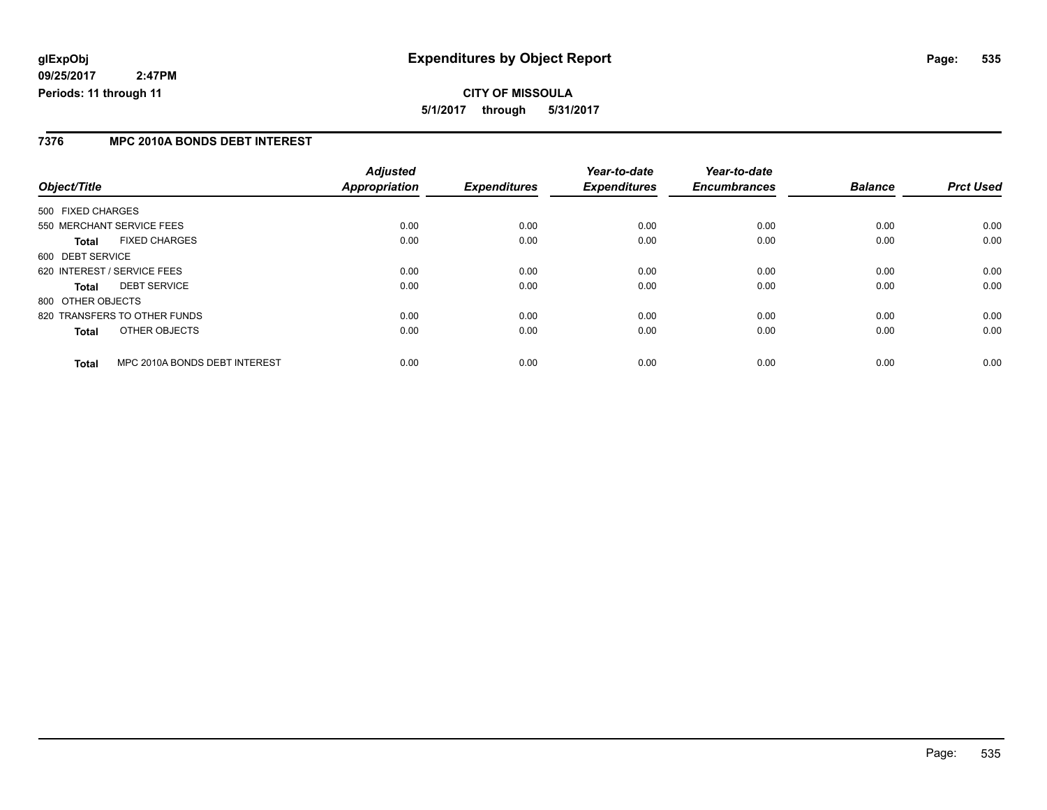# Expenditures by Object Report

glExpObj
09/25/2017 2:47PM
Periods: 11 through 11

**CITY OF MISSOULA**

**5/1/2017 through 5/31/2017**

## 7376 MPC 2010A BONDS DEBT INTEREST

| Object/Title | | *Adjusted Appropriation* | *Expenditures* | *Year-to-date Expenditures* | *Year-to-date Encumbrances* | *Balance* | *Prct Used* |
|---|---|---|---|---|---|---|---|
| 500 FIXED CHARGES | | | | | | | |
| 550 MERCHANT SERVICE FEES | | 0.00 | 0.00 | 0.00 | 0.00 | 0.00 | 0.00 |
| **Total** | FIXED CHARGES | 0.00 | 0.00 | 0.00 | 0.00 | 0.00 | 0.00 |
| 600 DEBT SERVICE | | | | | | | |
| 620 INTEREST / SERVICE FEES | | 0.00 | 0.00 | 0.00 | 0.00 | 0.00 | 0.00 |
| **Total** | DEBT SERVICE | 0.00 | 0.00 | 0.00 | 0.00 | 0.00 | 0.00 |
| 800 OTHER OBJECTS | | | | | | | |
| 820 TRANSFERS TO OTHER FUNDS | | 0.00 | 0.00 | 0.00 | 0.00 | 0.00 | 0.00 |
| **Total** | OTHER OBJECTS | 0.00 | 0.00 | 0.00 | 0.00 | 0.00 | 0.00 |
| **Total** | MPC 2010A BONDS DEBT INTEREST | 0.00 | 0.00 | 0.00 | 0.00 | 0.00 | 0.00 |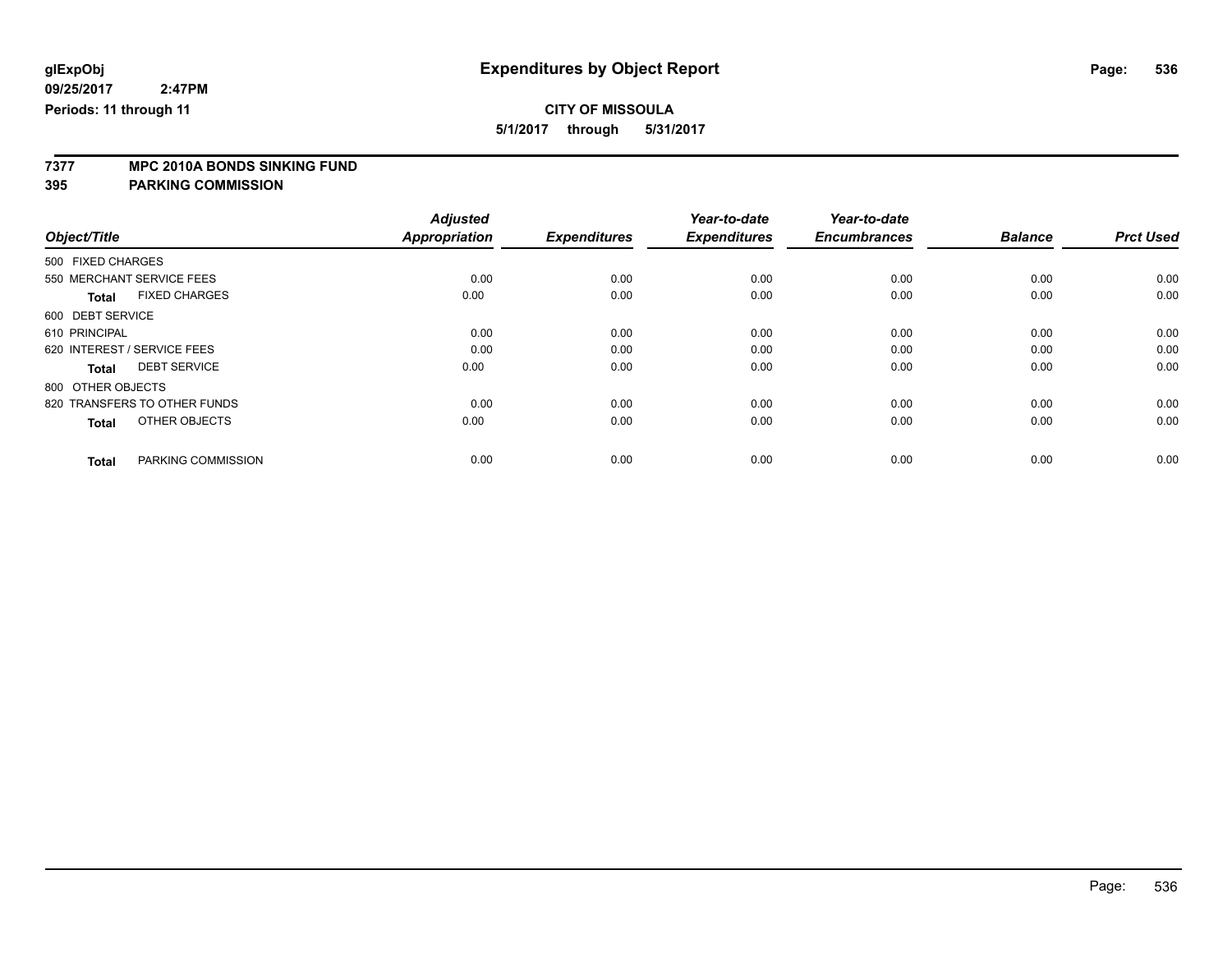**glExpObj**
**09/25/2017 2:47PM**
**Periods: 11 through 11**

# Expenditures by Object Report

**CITY OF MISSOULA**
**5/1/2017 through 5/31/2017**

**7377 MPC 2010A BONDS SINKING FUND**
**395 PARKING COMMISSION**

| Object/Title | Adjusted Appropriation | Expenditures | Year-to-date Expenditures | Year-to-date Encumbrances | Balance | Prct Used |
|---|---|---|---|---|---|---|
| 500 FIXED CHARGES | | | | | | |
| 550 MERCHANT SERVICE FEES | 0.00 | 0.00 | 0.00 | 0.00 | 0.00 | 0.00 |
| **Total** FIXED CHARGES | 0.00 | 0.00 | 0.00 | 0.00 | 0.00 | 0.00 |
| 600 DEBT SERVICE | | | | | | |
| 610 PRINCIPAL | 0.00 | 0.00 | 0.00 | 0.00 | 0.00 | 0.00 |
| 620 INTEREST / SERVICE FEES | 0.00 | 0.00 | 0.00 | 0.00 | 0.00 | 0.00 |
| **Total** DEBT SERVICE | 0.00 | 0.00 | 0.00 | 0.00 | 0.00 | 0.00 |
| 800 OTHER OBJECTS | | | | | | |
| 820 TRANSFERS TO OTHER FUNDS | 0.00 | 0.00 | 0.00 | 0.00 | 0.00 | 0.00 |
| **Total** OTHER OBJECTS | 0.00 | 0.00 | 0.00 | 0.00 | 0.00 | 0.00 |
| **Total** PARKING COMMISSION | 0.00 | 0.00 | 0.00 | 0.00 | 0.00 | 0.00 |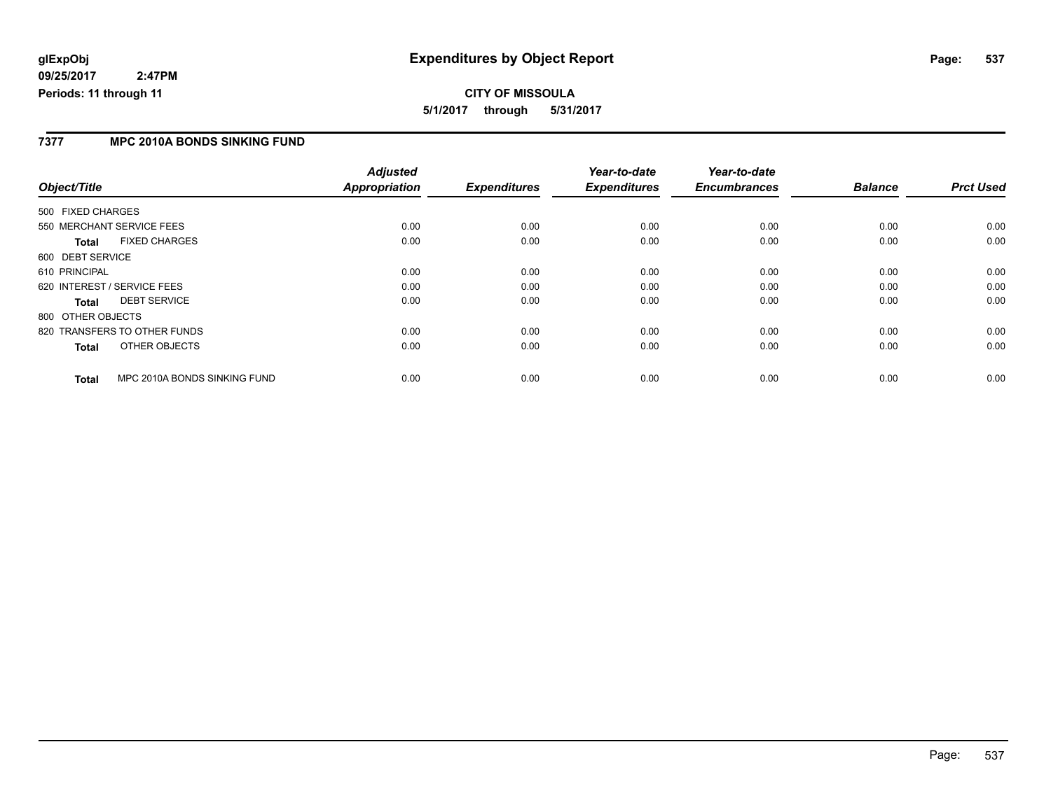**glExpObj** **Expenditures by Object Report**

**09/25/2017 2:47PM**

**Periods: 11 through 11**

**CITY OF MISSOULA**

**5/1/2017 through 5/31/2017**

## 7377 MPC 2010A BONDS SINKING FUND

| Object/Title | Adjusted Appropriation | Expenditures | Year-to-date Expenditures | Year-to-date Encumbrances | Balance | Prct Used |
|---|---|---|---|---|---|---|
| 500 FIXED CHARGES | | | | | | |
| 550 MERCHANT SERVICE FEES | 0.00 | 0.00 | 0.00 | 0.00 | 0.00 | 0.00 |
| **Total** FIXED CHARGES | 0.00 | 0.00 | 0.00 | 0.00 | 0.00 | 0.00 |
| 600 DEBT SERVICE | | | | | | |
| 610 PRINCIPAL | 0.00 | 0.00 | 0.00 | 0.00 | 0.00 | 0.00 |
| 620 INTEREST / SERVICE FEES | 0.00 | 0.00 | 0.00 | 0.00 | 0.00 | 0.00 |
| **Total** DEBT SERVICE | 0.00 | 0.00 | 0.00 | 0.00 | 0.00 | 0.00 |
| 800 OTHER OBJECTS | | | | | | |
| 820 TRANSFERS TO OTHER FUNDS | 0.00 | 0.00 | 0.00 | 0.00 | 0.00 | 0.00 |
| **Total** OTHER OBJECTS | 0.00 | 0.00 | 0.00 | 0.00 | 0.00 | 0.00 |
| **Total** MPC 2010A BONDS SINKING FUND | 0.00 | 0.00 | 0.00 | 0.00 | 0.00 | 0.00 |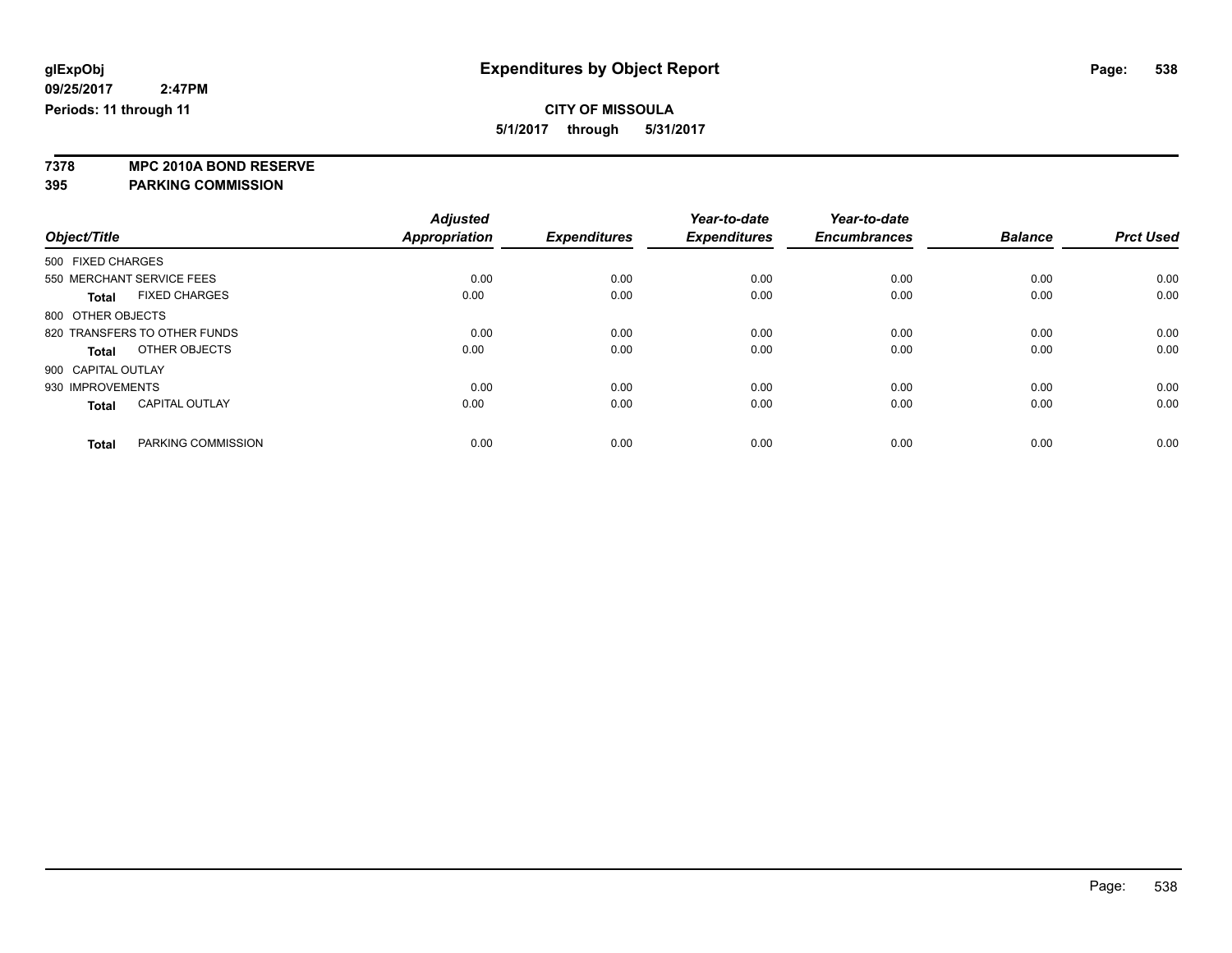# Expenditures by Object Report

glExpObj
09/25/2017 2:47PM
Periods: 11 through 11

**CITY OF MISSOULA**
**5/1/2017 through 5/31/2017**

**7378 MPC 2010A BOND RESERVE**
**395 PARKING COMMISSION**

| Object/Title | | Adjusted Appropriation | Expenditures | Year-to-date Expenditures | Year-to-date Encumbrances | Balance | Prct Used |
|---|---|---|---|---|---|---|---|
| 500 FIXED CHARGES | | | | | | | |
| 550 MERCHANT SERVICE FEES | | 0.00 | 0.00 | 0.00 | 0.00 | 0.00 | 0.00 |
| **Total** | FIXED CHARGES | 0.00 | 0.00 | 0.00 | 0.00 | 0.00 | 0.00 |
| 800 OTHER OBJECTS | | | | | | | |
| 820 TRANSFERS TO OTHER FUNDS | | 0.00 | 0.00 | 0.00 | 0.00 | 0.00 | 0.00 |
| **Total** | OTHER OBJECTS | 0.00 | 0.00 | 0.00 | 0.00 | 0.00 | 0.00 |
| 900 CAPITAL OUTLAY | | | | | | | |
| 930 IMPROVEMENTS | | 0.00 | 0.00 | 0.00 | 0.00 | 0.00 | 0.00 |
| **Total** | CAPITAL OUTLAY | 0.00 | 0.00 | 0.00 | 0.00 | 0.00 | 0.00 |
| **Total** | PARKING COMMISSION | 0.00 | 0.00 | 0.00 | 0.00 | 0.00 | 0.00 |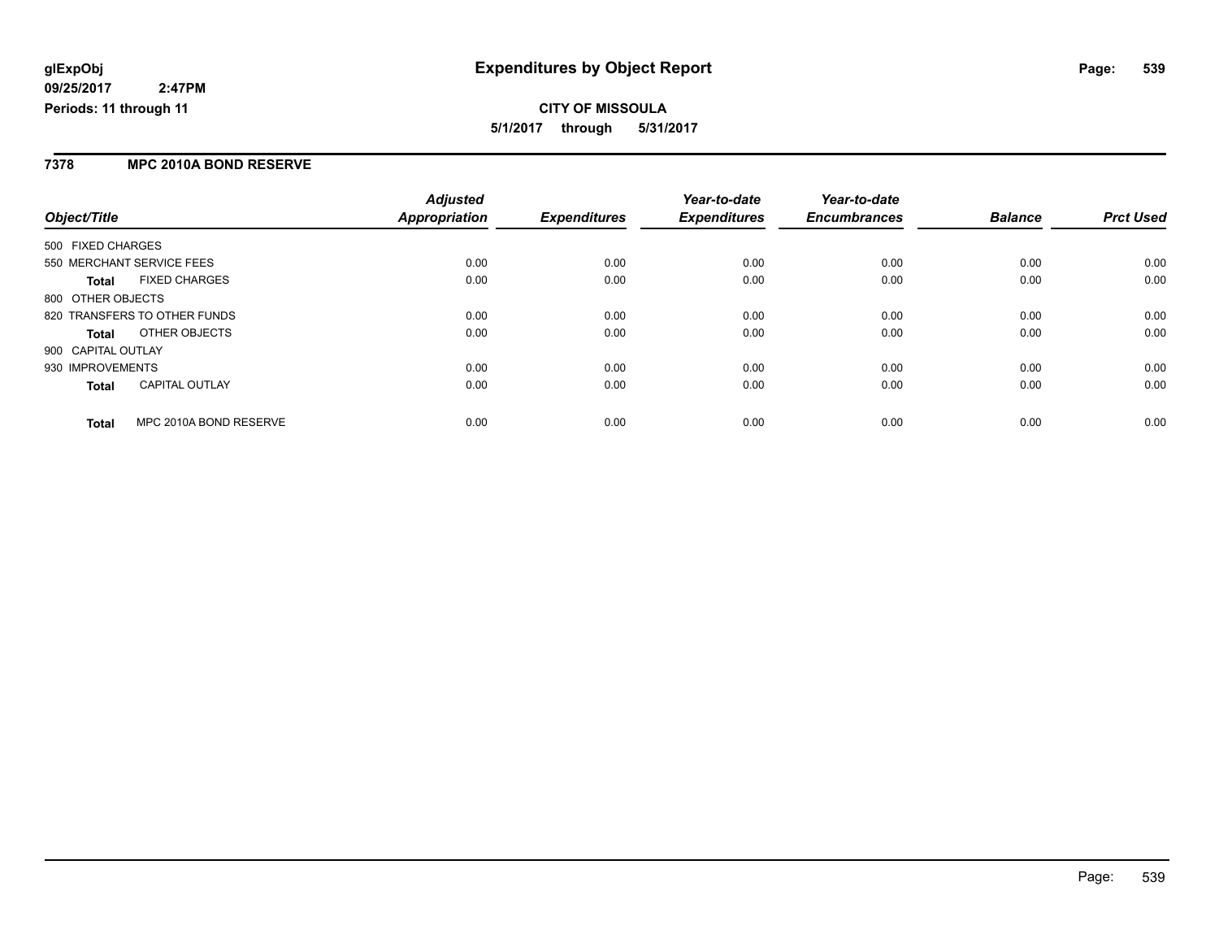# Expenditures by Object Report

glExpObj
09/25/2017 2:47PM
Periods: 11 through 11

**CITY OF MISSOULA**
**5/1/2017 through 5/31/2017**

## 7378 MPC 2010A BOND RESERVE

| Object/Title | | Adjusted Appropriation | Expenditures | Year-to-date Expenditures | Year-to-date Encumbrances | Balance | Prct Used |
|---|---|---|---|---|---|---|---|
| 500 FIXED CHARGES | | | | | | | |
| 550 MERCHANT SERVICE FEES | | 0.00 | 0.00 | 0.00 | 0.00 | 0.00 | 0.00 |
| **Total** | FIXED CHARGES | 0.00 | 0.00 | 0.00 | 0.00 | 0.00 | 0.00 |
| 800 OTHER OBJECTS | | | | | | | |
| 820 TRANSFERS TO OTHER FUNDS | | 0.00 | 0.00 | 0.00 | 0.00 | 0.00 | 0.00 |
| **Total** | OTHER OBJECTS | 0.00 | 0.00 | 0.00 | 0.00 | 0.00 | 0.00 |
| 900 CAPITAL OUTLAY | | | | | | | |
| 930 IMPROVEMENTS | | 0.00 | 0.00 | 0.00 | 0.00 | 0.00 | 0.00 |
| **Total** | CAPITAL OUTLAY | 0.00 | 0.00 | 0.00 | 0.00 | 0.00 | 0.00 |
| **Total** | MPC 2010A BOND RESERVE | 0.00 | 0.00 | 0.00 | 0.00 | 0.00 | 0.00 |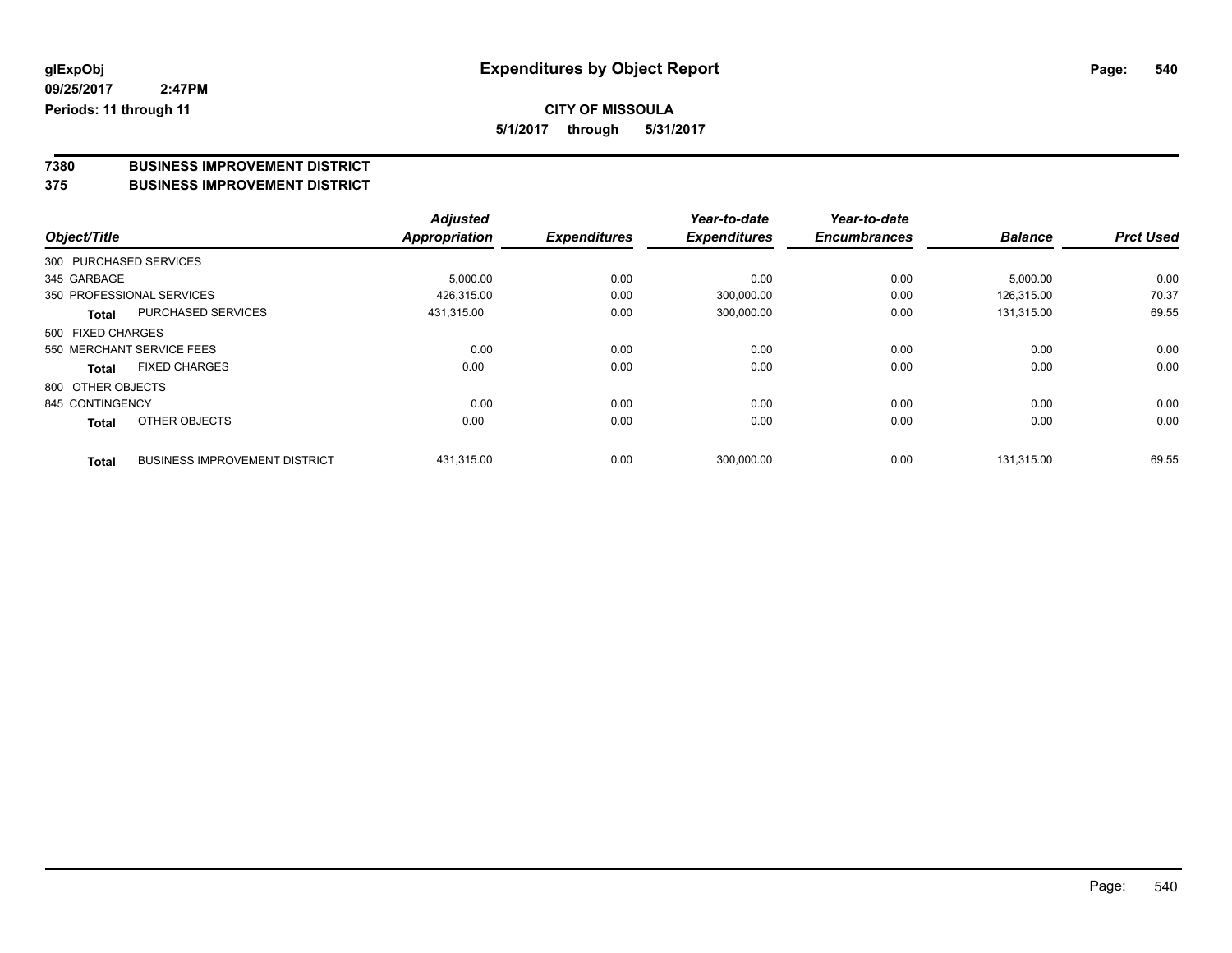glExpObj
09/25/2017 2:47PM
Periods: 11 through 11

# Expenditures by Object Report

**CITY OF MISSOULA**

**5/1/2017 through 5/31/2017**

**7380 BUSINESS IMPROVEMENT DISTRICT**
**375 BUSINESS IMPROVEMENT DISTRICT**

| Object/Title | | Adjusted Appropriation | Expenditures | Year-to-date Expenditures | Year-to-date Encumbrances | Balance | Prct Used |
|---|---|---|---|---|---|---|---|
| 300 PURCHASED SERVICES | | | | | | | |
| 345 GARBAGE | | 5,000.00 | 0.00 | 0.00 | 0.00 | 5,000.00 | 0.00 |
| 350 PROFESSIONAL SERVICES | | 426,315.00 | 0.00 | 300,000.00 | 0.00 | 126,315.00 | 70.37 |
| Total | PURCHASED SERVICES | 431,315.00 | 0.00 | 300,000.00 | 0.00 | 131,315.00 | 69.55 |
| 500 FIXED CHARGES | | | | | | | |
| 550 MERCHANT SERVICE FEES | | 0.00 | 0.00 | 0.00 | 0.00 | 0.00 | 0.00 |
| Total | FIXED CHARGES | 0.00 | 0.00 | 0.00 | 0.00 | 0.00 | 0.00 |
| 800 OTHER OBJECTS | | | | | | | |
| 845 CONTINGENCY | | 0.00 | 0.00 | 0.00 | 0.00 | 0.00 | 0.00 |
| Total | OTHER OBJECTS | 0.00 | 0.00 | 0.00 | 0.00 | 0.00 | 0.00 |
| Total | BUSINESS IMPROVEMENT DISTRICT | 431,315.00 | 0.00 | 300,000.00 | 0.00 | 131,315.00 | 69.55 |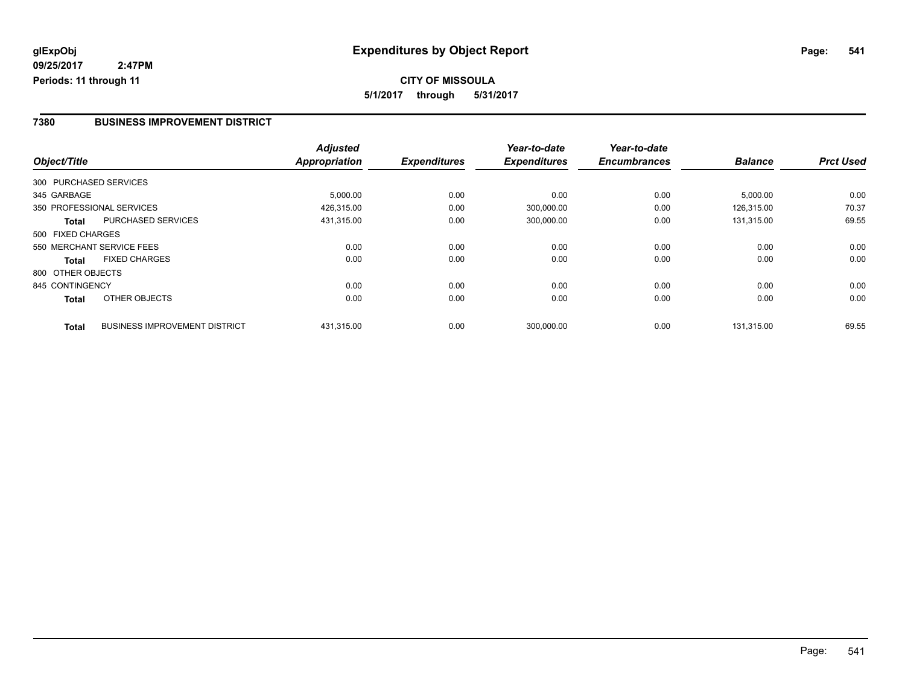# Expenditures by Object Report

glExpObj
09/25/2017 2:47PM
Periods: 11 through 11

**CITY OF MISSOULA**
5/1/2017 through 5/31/2017

## 7380 BUSINESS IMPROVEMENT DISTRICT

| Object/Title | | Adjusted Appropriation | Expenditures | Year-to-date Expenditures | Year-to-date Encumbrances | Balance | Prct Used |
|---|---|---|---|---|---|---|---|
| 300 PURCHASED SERVICES | | | | | | | |
| 345 GARBAGE | | 5,000.00 | 0.00 | 0.00 | 0.00 | 5,000.00 | 0.00 |
| 350 PROFESSIONAL SERVICES | | 426,315.00 | 0.00 | 300,000.00 | 0.00 | 126,315.00 | 70.37 |
| **Total** | PURCHASED SERVICES | 431,315.00 | 0.00 | 300,000.00 | 0.00 | 131,315.00 | 69.55 |
| 500 FIXED CHARGES | | | | | | | |
| 550 MERCHANT SERVICE FEES | | 0.00 | 0.00 | 0.00 | 0.00 | 0.00 | 0.00 |
| **Total** | FIXED CHARGES | 0.00 | 0.00 | 0.00 | 0.00 | 0.00 | 0.00 |
| 800 OTHER OBJECTS | | | | | | | |
| 845 CONTINGENCY | | 0.00 | 0.00 | 0.00 | 0.00 | 0.00 | 0.00 |
| **Total** | OTHER OBJECTS | 0.00 | 0.00 | 0.00 | 0.00 | 0.00 | 0.00 |
| **Total** | BUSINESS IMPROVEMENT DISTRICT | 431,315.00 | 0.00 | 300,000.00 | 0.00 | 131,315.00 | 69.55 |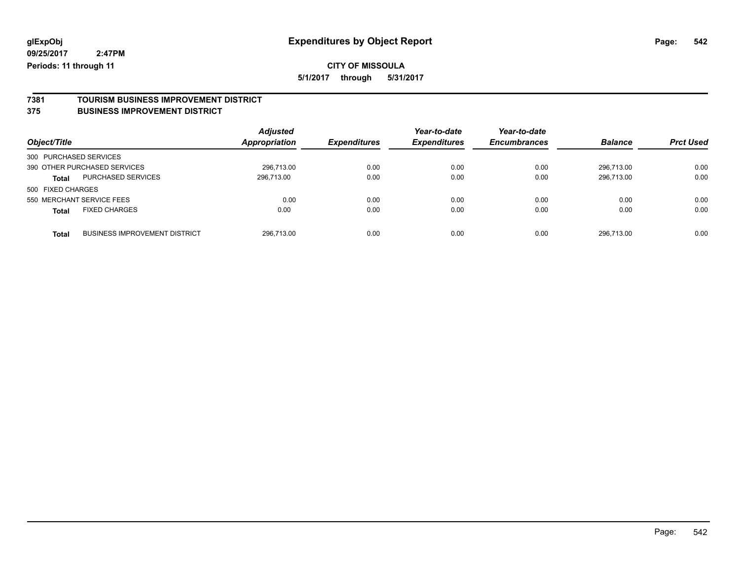# Expenditures by Object Report

glExpObj
09/25/2017 2:47PM
Periods: 11 through 11

**CITY OF MISSOULA**
**5/1/2017 through 5/31/2017**

## 7381 TOURISM BUSINESS IMPROVEMENT DISTRICT
## 375 BUSINESS IMPROVEMENT DISTRICT

| Object/Title | | Adjusted Appropriation | Expenditures | Year-to-date Expenditures | Year-to-date Encumbrances | Balance | Prct Used |
|---|---|---|---|---|---|---|---|
| 300 PURCHASED SERVICES | | | | | | | |
| 390 OTHER PURCHASED SERVICES | | 296,713.00 | 0.00 | 0.00 | 0.00 | 296,713.00 | 0.00 |
| **Total** | PURCHASED SERVICES | 296,713.00 | 0.00 | 0.00 | 0.00 | 296,713.00 | 0.00 |
| 500 FIXED CHARGES | | | | | | | |
| 550 MERCHANT SERVICE FEES | | 0.00 | 0.00 | 0.00 | 0.00 | 0.00 | 0.00 |
| **Total** | FIXED CHARGES | 0.00 | 0.00 | 0.00 | 0.00 | 0.00 | 0.00 |
| **Total** | BUSINESS IMPROVEMENT DISTRICT | 296,713.00 | 0.00 | 0.00 | 0.00 | 296,713.00 | 0.00 |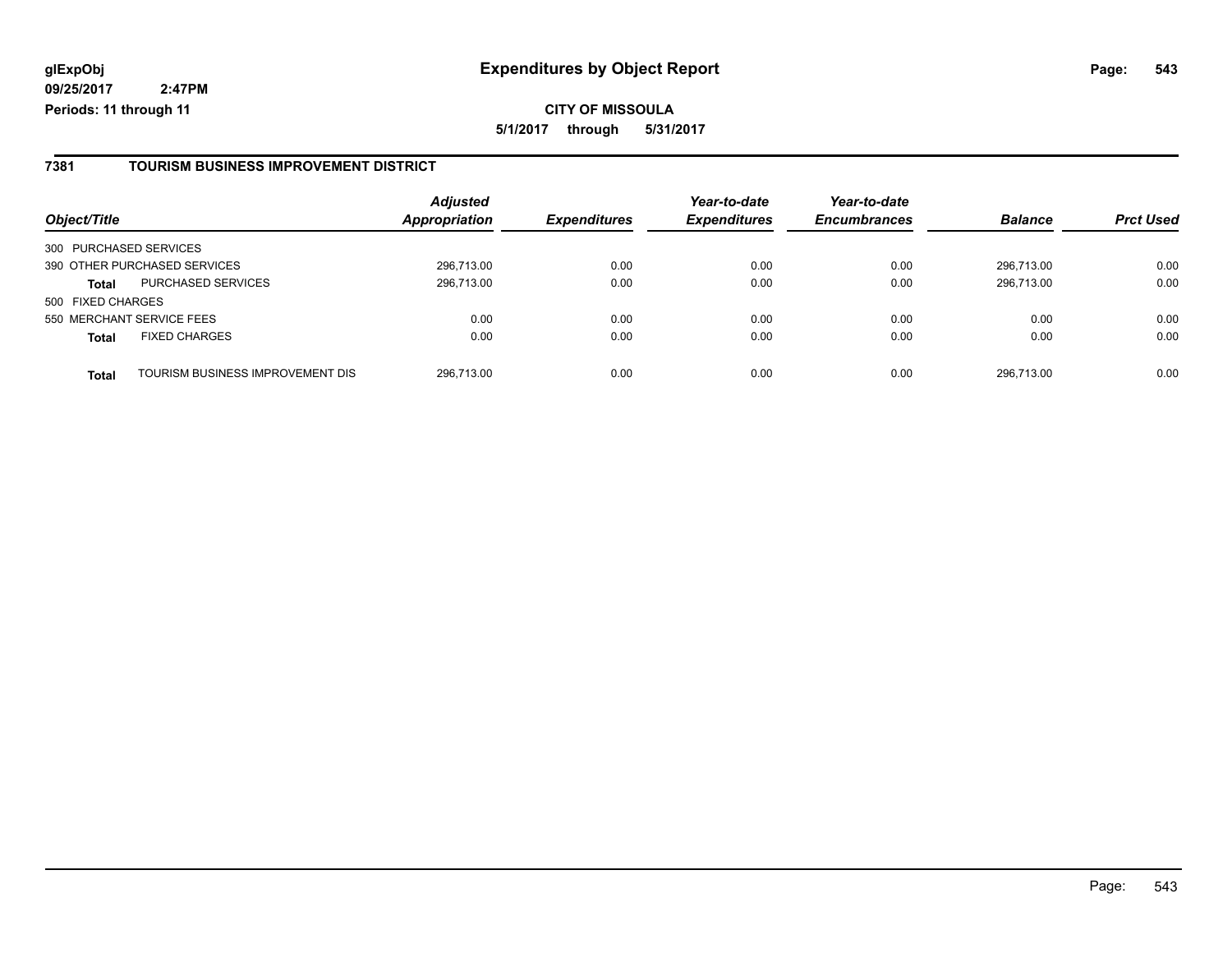**glExpObj** **Expenditures by Object Report**

**09/25/2017 2:47PM**

**Periods: 11 through 11**

**CITY OF MISSOULA**

**5/1/2017 through 5/31/2017**

## 7381 TOURISM BUSINESS IMPROVEMENT DISTRICT

| Object/Title | | Adjusted Appropriation | Expenditures | Year-to-date Expenditures | Year-to-date Encumbrances | Balance | Prct Used |
|---|---|---|---|---|---|---|---|
| 300 PURCHASED SERVICES | | | | | | | |
| 390 OTHER PURCHASED SERVICES | | 296,713.00 | 0.00 | 0.00 | 0.00 | 296,713.00 | 0.00 |
| **Total** | PURCHASED SERVICES | 296,713.00 | 0.00 | 0.00 | 0.00 | 296,713.00 | 0.00 |
| 500 FIXED CHARGES | | | | | | | |
| 550 MERCHANT SERVICE FEES | | 0.00 | 0.00 | 0.00 | 0.00 | 0.00 | 0.00 |
| **Total** | FIXED CHARGES | 0.00 | 0.00 | 0.00 | 0.00 | 0.00 | 0.00 |
| **Total** | TOURISM BUSINESS IMPROVEMENT DIS | 296,713.00 | 0.00 | 0.00 | 0.00 | 296,713.00 | 0.00 |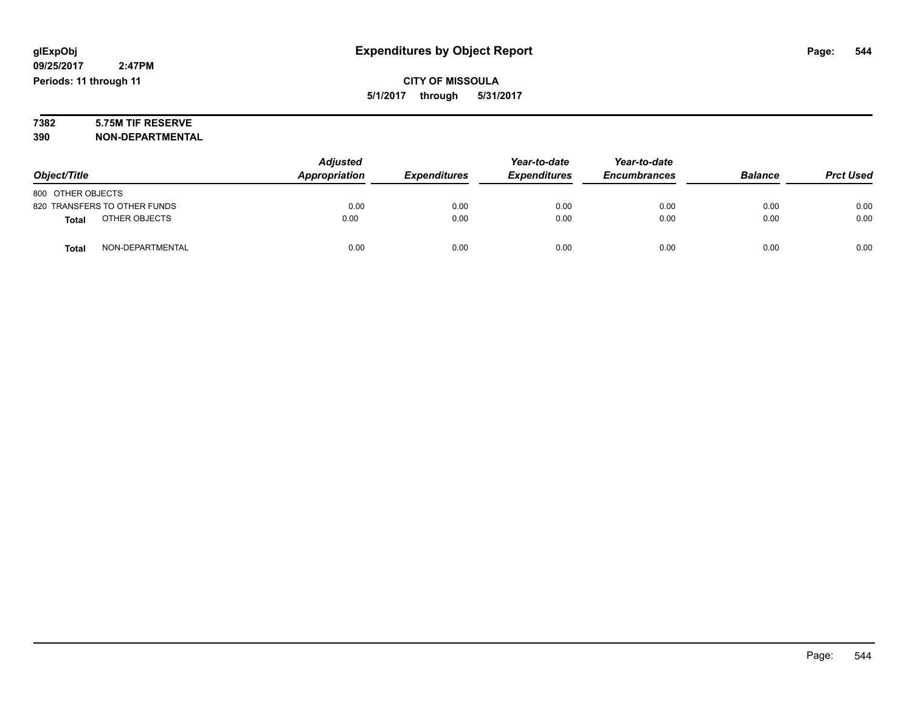glExpObj
09/25/2017 2:47PM
Periods: 11 through 11

# Expenditures by Object Report

**CITY OF MISSOULA**

**5/1/2017 through 5/31/2017**

**7382 5.75M TIF RESERVE**
**390 NON-DEPARTMENTAL**

| Object/Title | Adjusted Appropriation | Expenditures | Year-to-date Expenditures | Year-to-date Encumbrances | Balance | Prct Used |
|---|---|---|---|---|---|---|
| 800 OTHER OBJECTS | | | | | | |
| 820 TRANSFERS TO OTHER FUNDS | 0.00 | 0.00 | 0.00 | 0.00 | 0.00 | 0.00 |
| **Total** OTHER OBJECTS | 0.00 | 0.00 | 0.00 | 0.00 | 0.00 | 0.00 |
| **Total** NON-DEPARTMENTAL | 0.00 | 0.00 | 0.00 | 0.00 | 0.00 | 0.00 |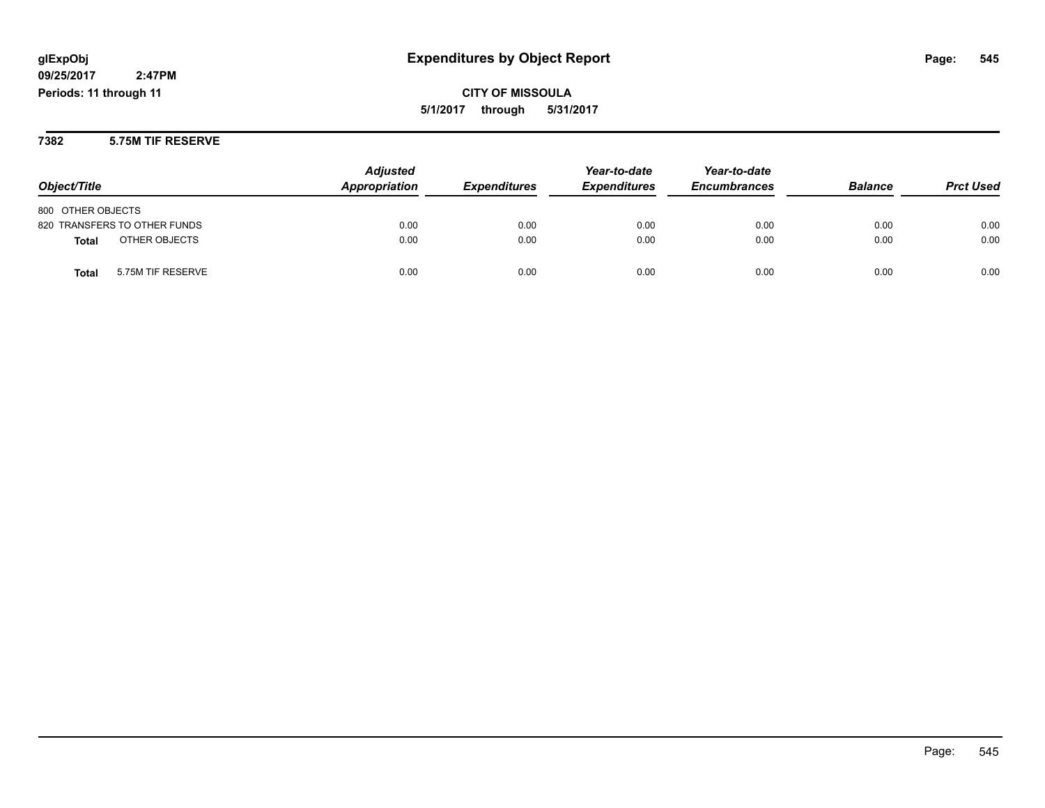glExpObj
09/25/2017 2:47PM
Periods: 11 through 11

# Expenditures by Object Report

**CITY OF MISSOULA**
**5/1/2017 through 5/31/2017**

## 7382 5.75M TIF RESERVE

| Object/Title | Adjusted Appropriation | Expenditures | Year-to-date Expenditures | Year-to-date Encumbrances | Balance | Prct Used |
|---|---|---|---|---|---|---|
| 800 OTHER OBJECTS | | | | | | |
| 820 TRANSFERS TO OTHER FUNDS | 0.00 | 0.00 | 0.00 | 0.00 | 0.00 | 0.00 |
| **Total** OTHER OBJECTS | 0.00 | 0.00 | 0.00 | 0.00 | 0.00 | 0.00 |
| **Total** 5.75M TIF RESERVE | 0.00 | 0.00 | 0.00 | 0.00 | 0.00 | 0.00 |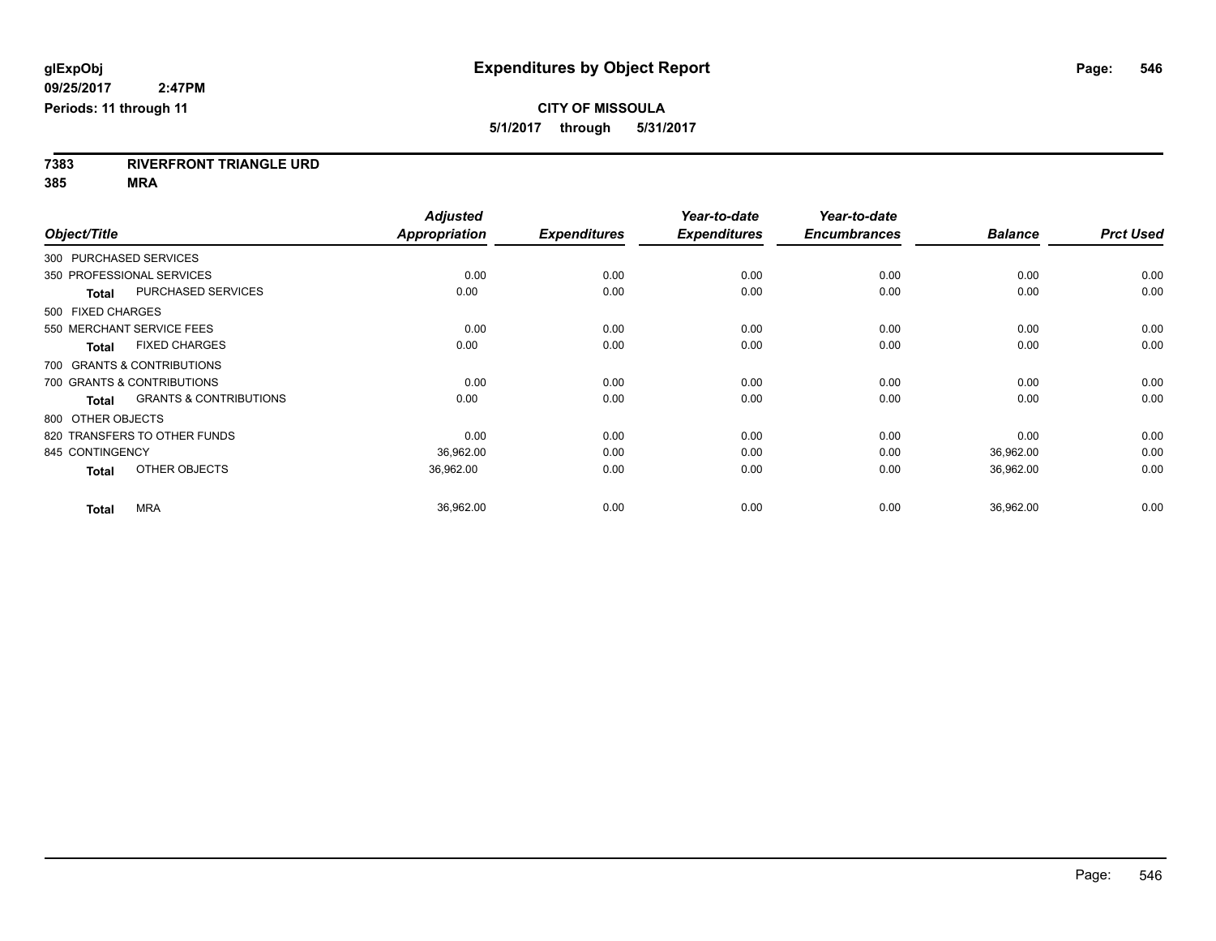# Expenditures by Object Report

**glExpObj**
**09/25/2017 2:47PM**
**Periods: 11 through 11**

**CITY OF MISSOULA**
**5/1/2017 through 5/31/2017**

**7383 RIVERFRONT TRIANGLE URD**
**385 MRA**

| Object/Title | Adjusted Appropriation | Expenditures | Year-to-date Expenditures | Year-to-date Encumbrances | Balance | Prct Used |
|---|---|---|---|---|---|---|
| 300 PURCHASED SERVICES | | | | | | |
| 350 PROFESSIONAL SERVICES | 0.00 | 0.00 | 0.00 | 0.00 | 0.00 | 0.00 |
| **Total** PURCHASED SERVICES | 0.00 | 0.00 | 0.00 | 0.00 | 0.00 | 0.00 |
| 500 FIXED CHARGES | | | | | | |
| 550 MERCHANT SERVICE FEES | 0.00 | 0.00 | 0.00 | 0.00 | 0.00 | 0.00 |
| **Total** FIXED CHARGES | 0.00 | 0.00 | 0.00 | 0.00 | 0.00 | 0.00 |
| 700 GRANTS & CONTRIBUTIONS | | | | | | |
| 700 GRANTS & CONTRIBUTIONS | 0.00 | 0.00 | 0.00 | 0.00 | 0.00 | 0.00 |
| **Total** GRANTS & CONTRIBUTIONS | 0.00 | 0.00 | 0.00 | 0.00 | 0.00 | 0.00 |
| 800 OTHER OBJECTS | | | | | | |
| 820 TRANSFERS TO OTHER FUNDS | 0.00 | 0.00 | 0.00 | 0.00 | 0.00 | 0.00 |
| 845 CONTINGENCY | 36,962.00 | 0.00 | 0.00 | 0.00 | 36,962.00 | 0.00 |
| **Total** OTHER OBJECTS | 36,962.00 | 0.00 | 0.00 | 0.00 | 36,962.00 | 0.00 |
| **Total** MRA | 36,962.00 | 0.00 | 0.00 | 0.00 | 36,962.00 | 0.00 |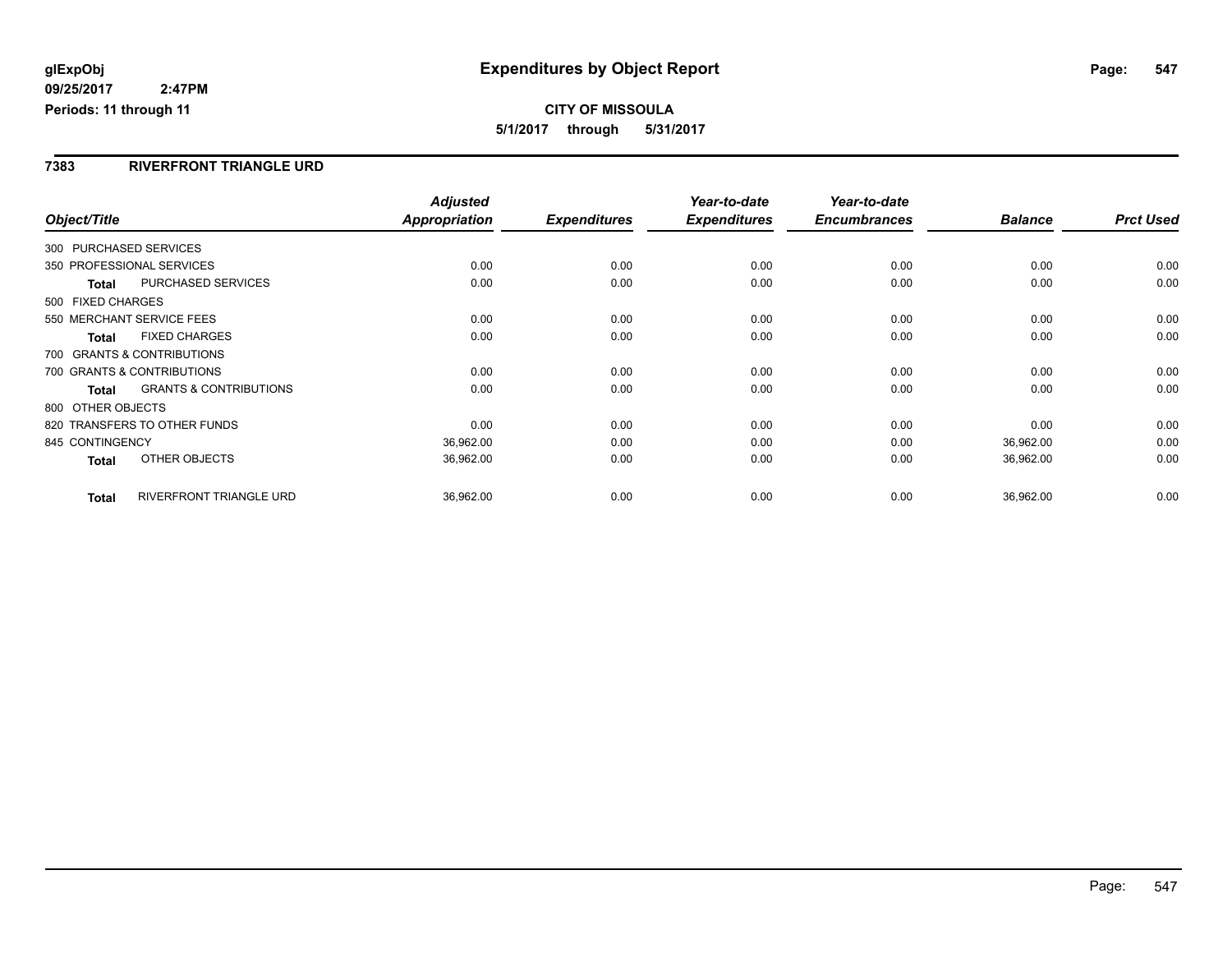**glExpObj**
**09/25/2017 2:47PM**
**Periods: 11 through 11**

# Expenditures by Object Report

**CITY OF MISSOULA**
**5/1/2017 through 5/31/2017**

## 7383 RIVERFRONT TRIANGLE URD

| Object/Title | | Adjusted Appropriation | Expenditures | Year-to-date Expenditures | Year-to-date Encumbrances | Balance | Prct Used |
|---|---|---|---|---|---|---|---|
| 300 PURCHASED SERVICES | | | | | | | |
| 350 PROFESSIONAL SERVICES | | 0.00 | 0.00 | 0.00 | 0.00 | 0.00 | 0.00 |
| **Total** | PURCHASED SERVICES | 0.00 | 0.00 | 0.00 | 0.00 | 0.00 | 0.00 |
| 500 FIXED CHARGES | | | | | | | |
| 550 MERCHANT SERVICE FEES | | 0.00 | 0.00 | 0.00 | 0.00 | 0.00 | 0.00 |
| **Total** | FIXED CHARGES | 0.00 | 0.00 | 0.00 | 0.00 | 0.00 | 0.00 |
| 700 GRANTS & CONTRIBUTIONS | | | | | | | |
| 700 GRANTS & CONTRIBUTIONS | | 0.00 | 0.00 | 0.00 | 0.00 | 0.00 | 0.00 |
| **Total** | GRANTS & CONTRIBUTIONS | 0.00 | 0.00 | 0.00 | 0.00 | 0.00 | 0.00 |
| 800 OTHER OBJECTS | | | | | | | |
| 820 TRANSFERS TO OTHER FUNDS | | 0.00 | 0.00 | 0.00 | 0.00 | 0.00 | 0.00 |
| 845 CONTINGENCY | | 36,962.00 | 0.00 | 0.00 | 0.00 | 36,962.00 | 0.00 |
| **Total** | OTHER OBJECTS | 36,962.00 | 0.00 | 0.00 | 0.00 | 36,962.00 | 0.00 |
| **Total** | RIVERFRONT TRIANGLE URD | 36,962.00 | 0.00 | 0.00 | 0.00 | 36,962.00 | 0.00 |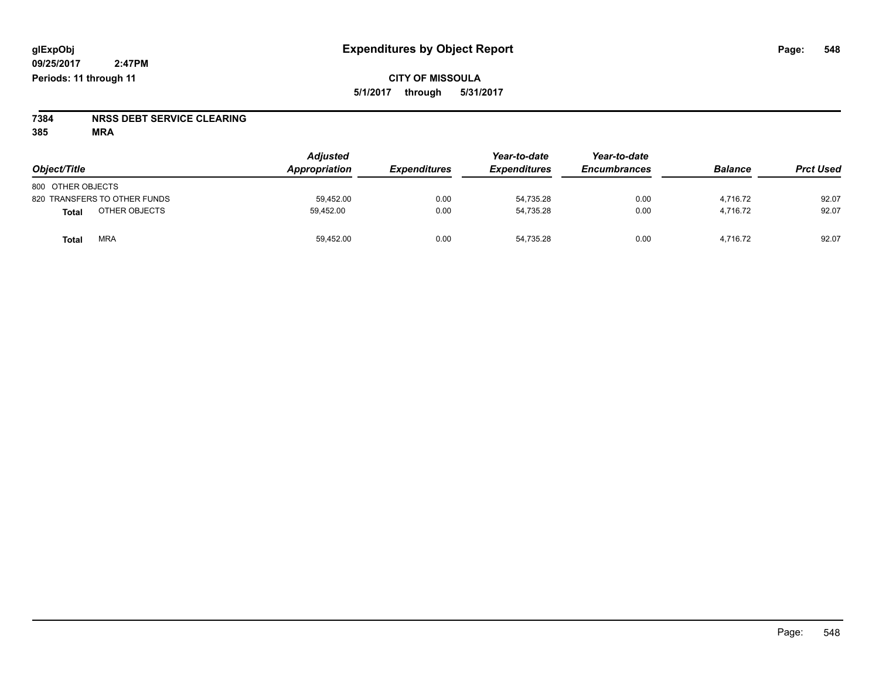# Expenditures by Object Report

glExpObj
09/25/2017 2:47PM
Periods: 11 through 11

**CITY OF MISSOULA**
**5/1/2017 through 5/31/2017**

**7384 NRSS DEBT SERVICE CLEARING**
**385 MRA**

| Object/Title | Adjusted Appropriation | Expenditures | Year-to-date Expenditures | Year-to-date Encumbrances | Balance | Prct Used |
|---|---|---|---|---|---|---|
| 800 OTHER OBJECTS | | | | | | |
| 820 TRANSFERS TO OTHER FUNDS | 59,452.00 | 0.00 | 54,735.28 | 0.00 | 4,716.72 | 92.07 |
| **Total** OTHER OBJECTS | 59,452.00 | 0.00 | 54,735.28 | 0.00 | 4,716.72 | 92.07 |
| **Total** MRA | 59,452.00 | 0.00 | 54,735.28 | 0.00 | 4,716.72 | 92.07 |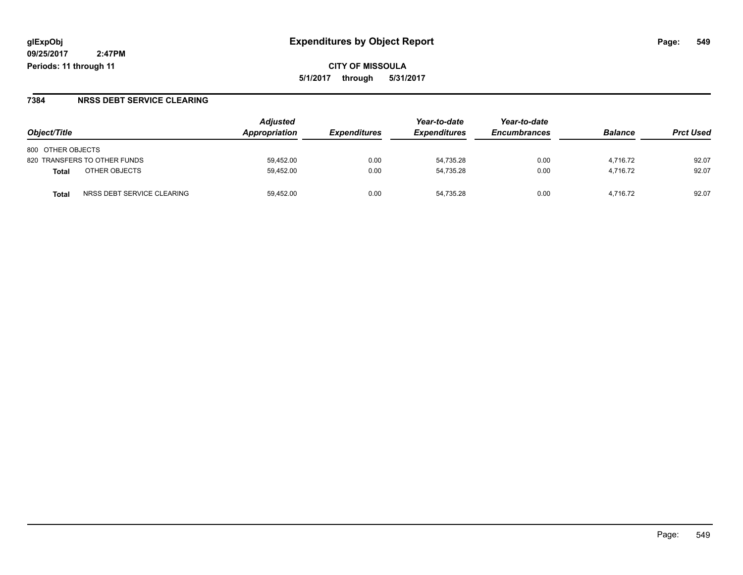glExpObj
09/25/2017 2:47PM
Periods: 11 through 11

# Expenditures by Object Report

CITY OF MISSOULA
5/1/2017 through 5/31/2017

## 7384 NRSS DEBT SERVICE CLEARING

| Object/Title | Adjusted Appropriation | Expenditures | Year-to-date Expenditures | Year-to-date Encumbrances | Balance | Prct Used |
|---|---|---|---|---|---|---|
| 800 OTHER OBJECTS | | | | | | |
| 820 TRANSFERS TO OTHER FUNDS | 59,452.00 | 0.00 | 54,735.28 | 0.00 | 4,716.72 | 92.07 |
| **Total** OTHER OBJECTS | 59,452.00 | 0.00 | 54,735.28 | 0.00 | 4,716.72 | 92.07 |
| **Total** NRSS DEBT SERVICE CLEARING | 59,452.00 | 0.00 | 54,735.28 | 0.00 | 4,716.72 | 92.07 |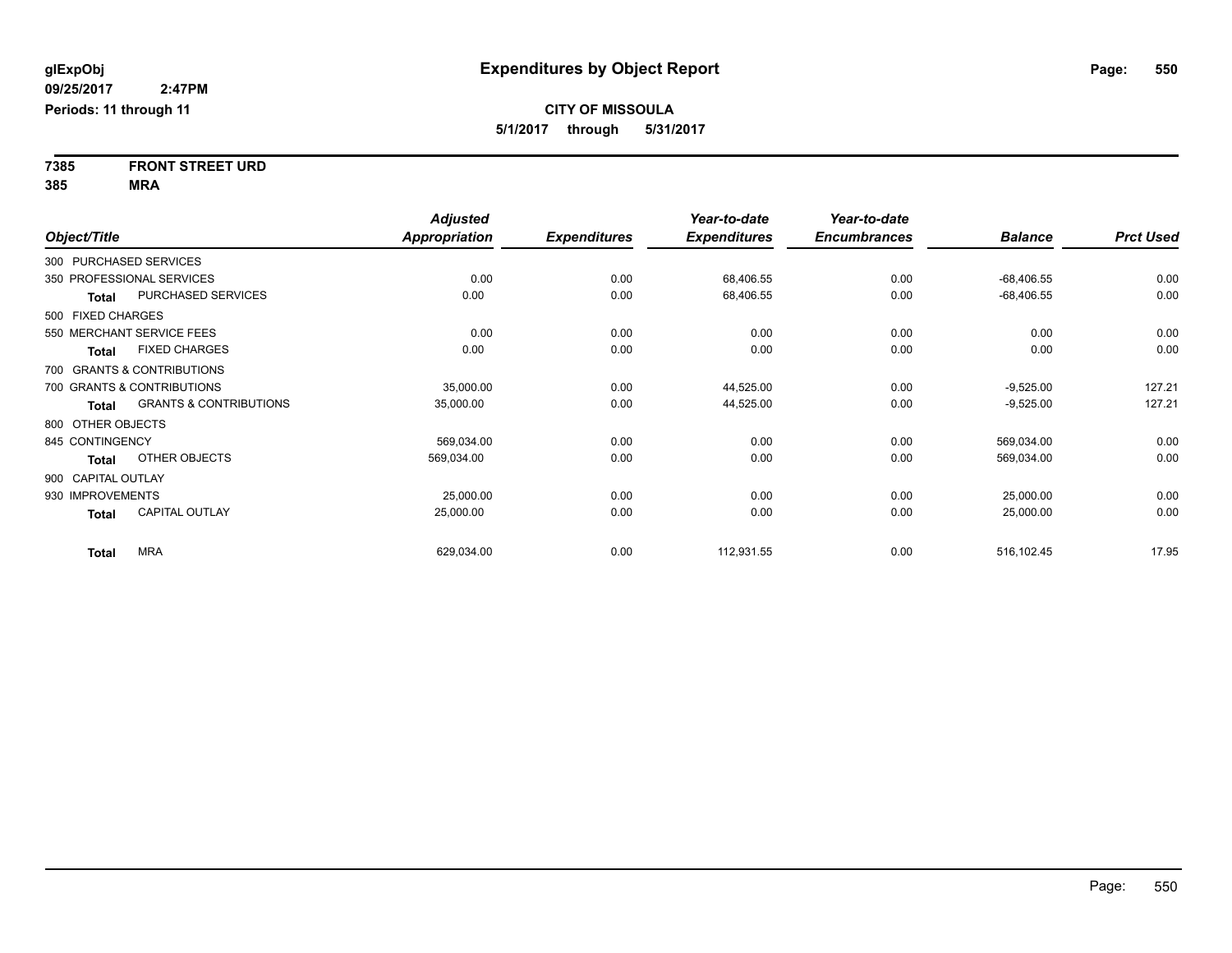**glExpObj** **Expenditures by Object Report**

**09/25/2017 2:47PM**

**Periods: 11 through 11**

**CITY OF MISSOULA**

**5/1/2017 through 5/31/2017**

**7385 FRONT STREET URD**

**385 MRA**

| Object/Title | | Adjusted Appropriation | Expenditures | Year-to-date Expenditures | Year-to-date Encumbrances | Balance | Prct Used |
|---|---|---|---|---|---|---|---|
| 300 PURCHASED SERVICES | | | | | | | |
| 350 PROFESSIONAL SERVICES | | 0.00 | 0.00 | 68,406.55 | 0.00 | -68,406.55 | 0.00 |
| **Total** | PURCHASED SERVICES | 0.00 | 0.00 | 68,406.55 | 0.00 | -68,406.55 | 0.00 |
| 500 FIXED CHARGES | | | | | | | |
| 550 MERCHANT SERVICE FEES | | 0.00 | 0.00 | 0.00 | 0.00 | 0.00 | 0.00 |
| **Total** | FIXED CHARGES | 0.00 | 0.00 | 0.00 | 0.00 | 0.00 | 0.00 |
| 700 GRANTS & CONTRIBUTIONS | | | | | | | |
| 700 GRANTS & CONTRIBUTIONS | | 35,000.00 | 0.00 | 44,525.00 | 0.00 | -9,525.00 | 127.21 |
| **Total** | GRANTS & CONTRIBUTIONS | 35,000.00 | 0.00 | 44,525.00 | 0.00 | -9,525.00 | 127.21 |
| 800 OTHER OBJECTS | | | | | | | |
| 845 CONTINGENCY | | 569,034.00 | 0.00 | 0.00 | 0.00 | 569,034.00 | 0.00 |
| **Total** | OTHER OBJECTS | 569,034.00 | 0.00 | 0.00 | 0.00 | 569,034.00 | 0.00 |
| 900 CAPITAL OUTLAY | | | | | | | |
| 930 IMPROVEMENTS | | 25,000.00 | 0.00 | 0.00 | 0.00 | 25,000.00 | 0.00 |
| **Total** | CAPITAL OUTLAY | 25,000.00 | 0.00 | 0.00 | 0.00 | 25,000.00 | 0.00 |
| **Total** | MRA | 629,034.00 | 0.00 | 112,931.55 | 0.00 | 516,102.45 | 17.95 |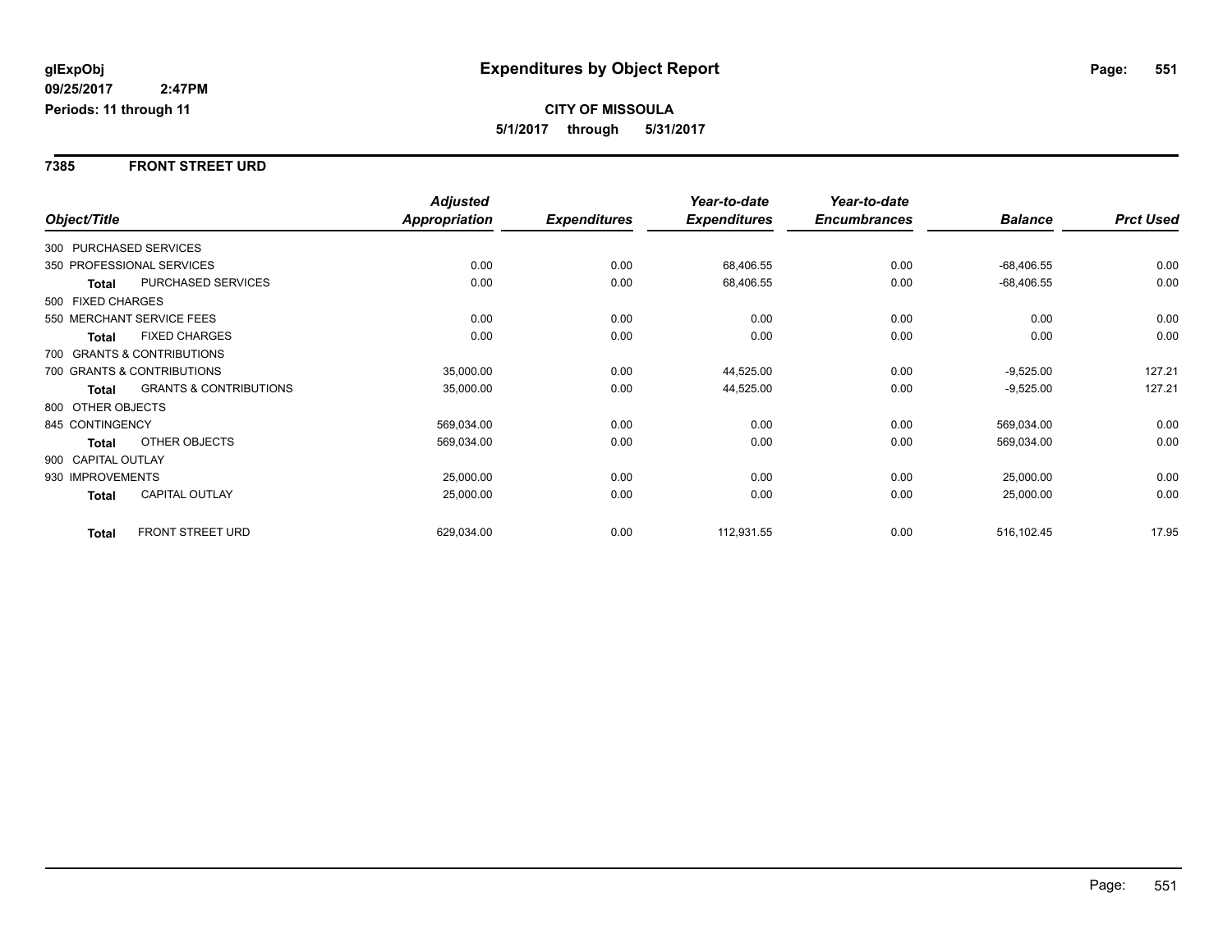# Expenditures by Object Report

glExpObj
09/25/2017 2:47PM
Periods: 11 through 11

**CITY OF MISSOULA**
**5/1/2017 through 5/31/2017**

## 7385 FRONT STREET URD

| Object/Title | | Adjusted Appropriation | Expenditures | Year-to-date Expenditures | Year-to-date Encumbrances | Balance | Prct Used |
|---|---|---|---|---|---|---|---|
| 300 PURCHASED SERVICES | | | | | | | |
| 350 PROFESSIONAL SERVICES | | 0.00 | 0.00 | 68,406.55 | 0.00 | -68,406.55 | 0.00 |
| **Total** | PURCHASED SERVICES | 0.00 | 0.00 | 68,406.55 | 0.00 | -68,406.55 | 0.00 |
| 500 FIXED CHARGES | | | | | | | |
| 550 MERCHANT SERVICE FEES | | 0.00 | 0.00 | 0.00 | 0.00 | 0.00 | 0.00 |
| **Total** | FIXED CHARGES | 0.00 | 0.00 | 0.00 | 0.00 | 0.00 | 0.00 |
| 700 GRANTS & CONTRIBUTIONS | | | | | | | |
| 700 GRANTS & CONTRIBUTIONS | | 35,000.00 | 0.00 | 44,525.00 | 0.00 | -9,525.00 | 127.21 |
| **Total** | GRANTS & CONTRIBUTIONS | 35,000.00 | 0.00 | 44,525.00 | 0.00 | -9,525.00 | 127.21 |
| 800 OTHER OBJECTS | | | | | | | |
| 845 CONTINGENCY | | 569,034.00 | 0.00 | 0.00 | 0.00 | 569,034.00 | 0.00 |
| **Total** | OTHER OBJECTS | 569,034.00 | 0.00 | 0.00 | 0.00 | 569,034.00 | 0.00 |
| 900 CAPITAL OUTLAY | | | | | | | |
| 930 IMPROVEMENTS | | 25,000.00 | 0.00 | 0.00 | 0.00 | 25,000.00 | 0.00 |
| **Total** | CAPITAL OUTLAY | 25,000.00 | 0.00 | 0.00 | 0.00 | 25,000.00 | 0.00 |
| **Total** | FRONT STREET URD | 629,034.00 | 0.00 | 112,931.55 | 0.00 | 516,102.45 | 17.95 |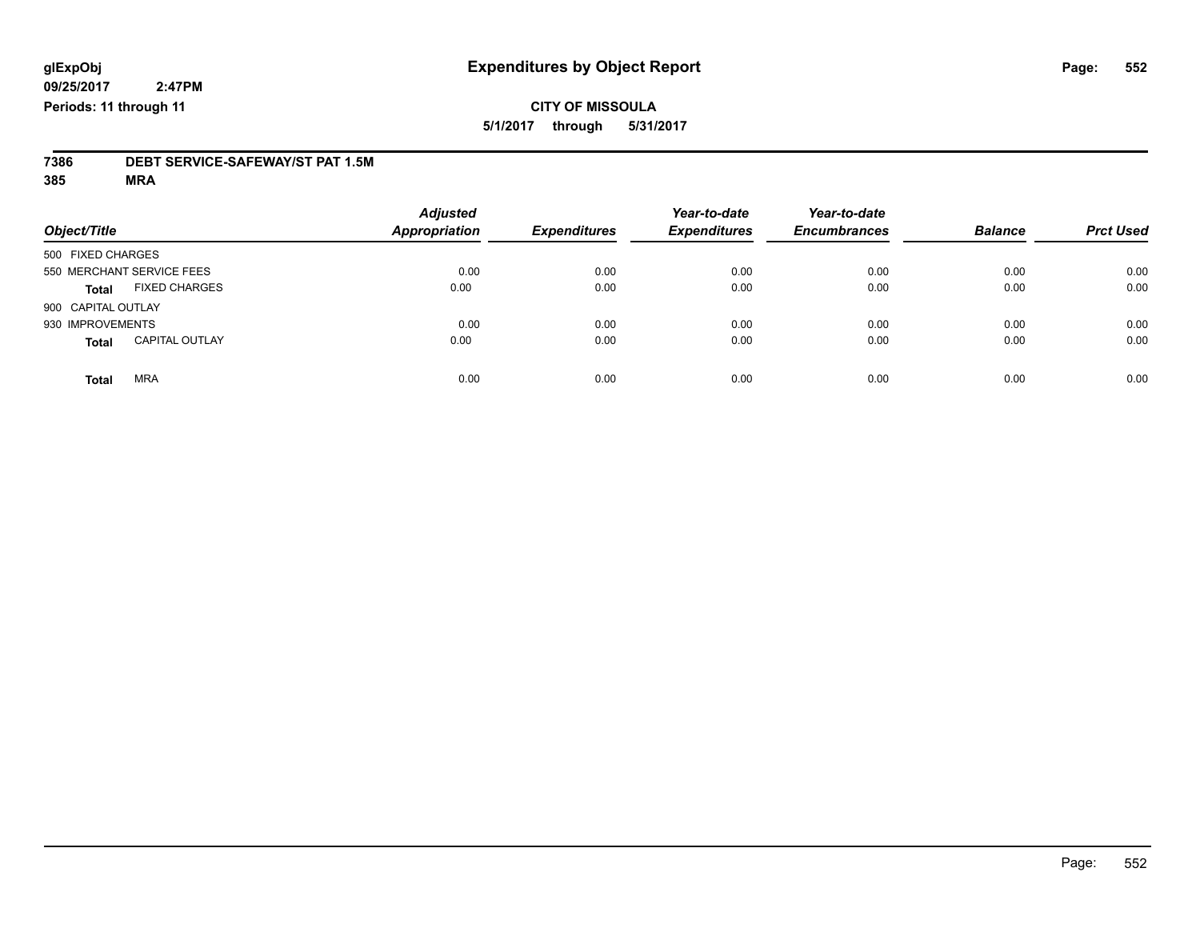glExpObj
09/25/2017 2:47PM
Periods: 11 through 11

# Expenditures by Object Report

**CITY OF MISSOULA**
**5/1/2017 through 5/31/2017**

**7386 DEBT SERVICE-SAFEWAY/ST PAT 1.5M**
**385 MRA**

| Object/Title | Adjusted Appropriation | Expenditures | Year-to-date Expenditures | Year-to-date Encumbrances | Balance | Prct Used |
|---|---|---|---|---|---|---|
| 500 FIXED CHARGES | | | | | | |
| 550 MERCHANT SERVICE FEES | 0.00 | 0.00 | 0.00 | 0.00 | 0.00 | 0.00 |
| **Total** FIXED CHARGES | 0.00 | 0.00 | 0.00 | 0.00 | 0.00 | 0.00 |
| 900 CAPITAL OUTLAY | | | | | | |
| 930 IMPROVEMENTS | 0.00 | 0.00 | 0.00 | 0.00 | 0.00 | 0.00 |
| **Total** CAPITAL OUTLAY | 0.00 | 0.00 | 0.00 | 0.00 | 0.00 | 0.00 |
| **Total** MRA | 0.00 | 0.00 | 0.00 | 0.00 | 0.00 | 0.00 |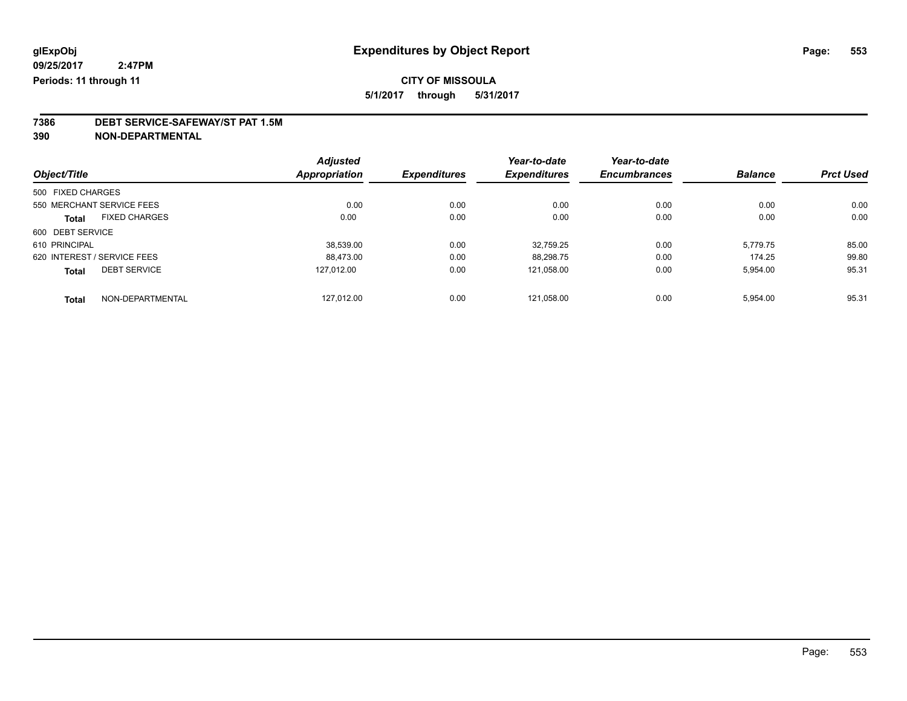**glExpObj**
**09/25/2017 2:47PM**
**Periods: 11 through 11**

# Expenditures by Object Report

**CITY OF MISSOULA**
**5/1/2017 through 5/31/2017**

**7386 DEBT SERVICE-SAFEWAY/ST PAT 1.5M**
**390 NON-DEPARTMENTAL**

| Object/Title | Adjusted Appropriation | Expenditures | Year-to-date Expenditures | Year-to-date Encumbrances | Balance | Prct Used |
|---|---|---|---|---|---|---|
| 500 FIXED CHARGES | | | | | | |
| 550 MERCHANT SERVICE FEES | 0.00 | 0.00 | 0.00 | 0.00 | 0.00 | 0.00 |
| **Total** FIXED CHARGES | 0.00 | 0.00 | 0.00 | 0.00 | 0.00 | 0.00 |
| 600 DEBT SERVICE | | | | | | |
| 610 PRINCIPAL | 38,539.00 | 0.00 | 32,759.25 | 0.00 | 5,779.75 | 85.00 |
| 620 INTEREST / SERVICE FEES | 88,473.00 | 0.00 | 88,298.75 | 0.00 | 174.25 | 99.80 |
| **Total** DEBT SERVICE | 127,012.00 | 0.00 | 121,058.00 | 0.00 | 5,954.00 | 95.31 |
| **Total** NON-DEPARTMENTAL | 127,012.00 | 0.00 | 121,058.00 | 0.00 | 5,954.00 | 95.31 |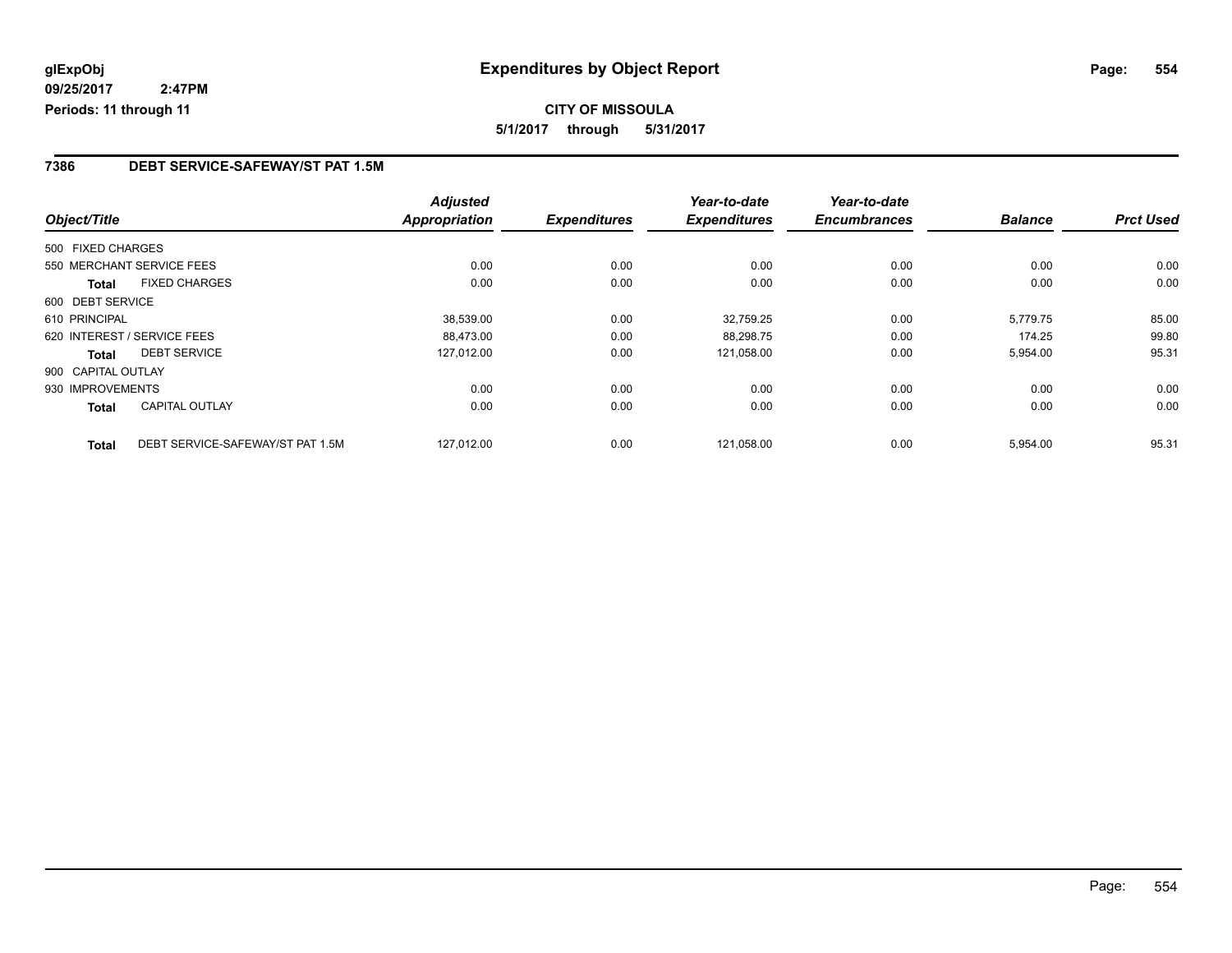**glExpObj**
**09/25/2017 2:47PM**
**Periods: 11 through 11**

# Expenditures by Object Report

**CITY OF MISSOULA**
**5/1/2017 through 5/31/2017**

## 7386 DEBT SERVICE-SAFEWAY/ST PAT 1.5M

| Object/Title | | Adjusted Appropriation | Expenditures | Year-to-date Expenditures | Year-to-date Encumbrances | Balance | Prct Used |
|---|---|---|---|---|---|---|---|
| 500 FIXED CHARGES | | | | | | | |
| 550 MERCHANT SERVICE FEES | | 0.00 | 0.00 | 0.00 | 0.00 | 0.00 | 0.00 |
| **Total** | FIXED CHARGES | 0.00 | 0.00 | 0.00 | 0.00 | 0.00 | 0.00 |
| 600 DEBT SERVICE | | | | | | | |
| 610 PRINCIPAL | | 38,539.00 | 0.00 | 32,759.25 | 0.00 | 5,779.75 | 85.00 |
| 620 INTEREST / SERVICE FEES | | 88,473.00 | 0.00 | 88,298.75 | 0.00 | 174.25 | 99.80 |
| **Total** | DEBT SERVICE | 127,012.00 | 0.00 | 121,058.00 | 0.00 | 5,954.00 | 95.31 |
| 900 CAPITAL OUTLAY | | | | | | | |
| 930 IMPROVEMENTS | | 0.00 | 0.00 | 0.00 | 0.00 | 0.00 | 0.00 |
| **Total** | CAPITAL OUTLAY | 0.00 | 0.00 | 0.00 | 0.00 | 0.00 | 0.00 |
| **Total** | DEBT SERVICE-SAFEWAY/ST PAT 1.5M | 127,012.00 | 0.00 | 121,058.00 | 0.00 | 5,954.00 | 95.31 |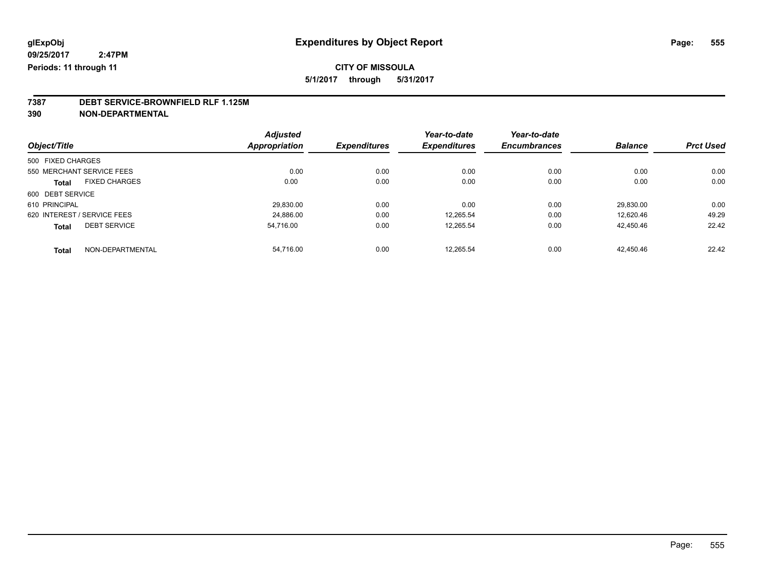**glExpObj** **Expenditures by Object Report**

**09/25/2017 2:47PM**

**Periods: 11 through 11**

**CITY OF MISSOULA**

**5/1/2017 through 5/31/2017**

## 7387 DEBT SERVICE-BROWNFIELD RLF 1.125M

## 390 NON-DEPARTMENTAL

| Object/Title | Adjusted Appropriation | Expenditures | Year-to-date Expenditures | Year-to-date Encumbrances | Balance | Prct Used |
|---|---|---|---|---|---|---|
| 500 FIXED CHARGES | | | | | | |
| 550 MERCHANT SERVICE FEES | 0.00 | 0.00 | 0.00 | 0.00 | 0.00 | 0.00 |
| **Total** FIXED CHARGES | 0.00 | 0.00 | 0.00 | 0.00 | 0.00 | 0.00 |
| 600 DEBT SERVICE | | | | | | |
| 610 PRINCIPAL | 29,830.00 | 0.00 | 0.00 | 0.00 | 29,830.00 | 0.00 |
| 620 INTEREST / SERVICE FEES | 24,886.00 | 0.00 | 12,265.54 | 0.00 | 12,620.46 | 49.29 |
| **Total** DEBT SERVICE | 54,716.00 | 0.00 | 12,265.54 | 0.00 | 42,450.46 | 22.42 |
| **Total** NON-DEPARTMENTAL | 54,716.00 | 0.00 | 12,265.54 | 0.00 | 42,450.46 | 22.42 |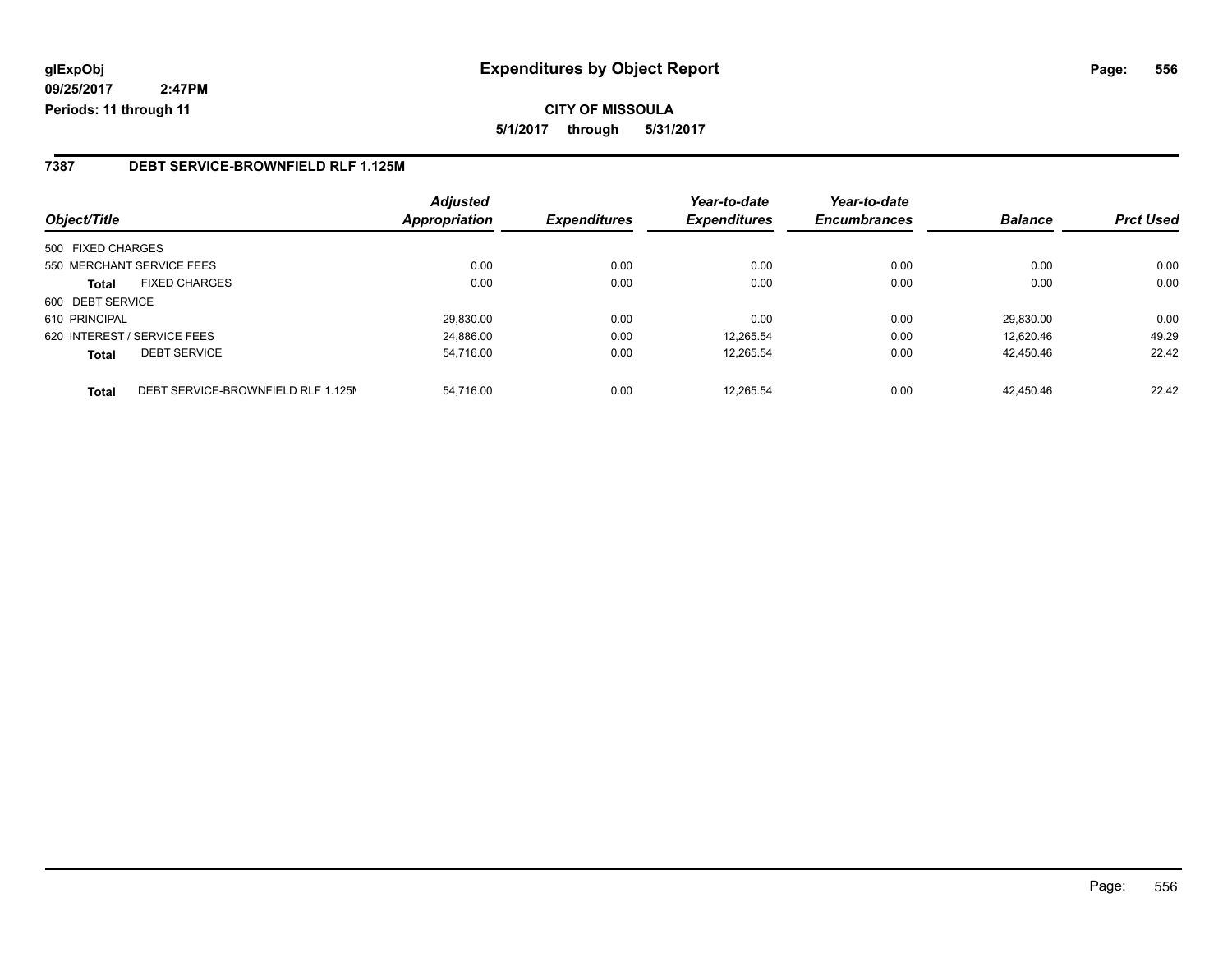# Expenditures by Object Report

glExpObj
09/25/2017 2:47PM
Periods: 11 through 11

**CITY OF MISSOULA**

**5/1/2017 through 5/31/2017**

## 7387 DEBT SERVICE-BROWNFIELD RLF 1.125M

| Object/Title | | Adjusted Appropriation | Expenditures | Year-to-date Expenditures | Year-to-date Encumbrances | Balance | Prct Used |
|---|---|---|---|---|---|---|---|
| 500 FIXED CHARGES | | | | | | | |
| 550 MERCHANT SERVICE FEES | | 0.00 | 0.00 | 0.00 | 0.00 | 0.00 | 0.00 |
| **Total** | FIXED CHARGES | 0.00 | 0.00 | 0.00 | 0.00 | 0.00 | 0.00 |
| 600 DEBT SERVICE | | | | | | | |
| 610 PRINCIPAL | | 29,830.00 | 0.00 | 0.00 | 0.00 | 29,830.00 | 0.00 |
| 620 INTEREST / SERVICE FEES | | 24,886.00 | 0.00 | 12,265.54 | 0.00 | 12,620.46 | 49.29 |
| **Total** | DEBT SERVICE | 54,716.00 | 0.00 | 12,265.54 | 0.00 | 42,450.46 | 22.42 |
| **Total** | DEBT SERVICE-BROWNFIELD RLF 1.125M | 54,716.00 | 0.00 | 12,265.54 | 0.00 | 42,450.46 | 22.42 |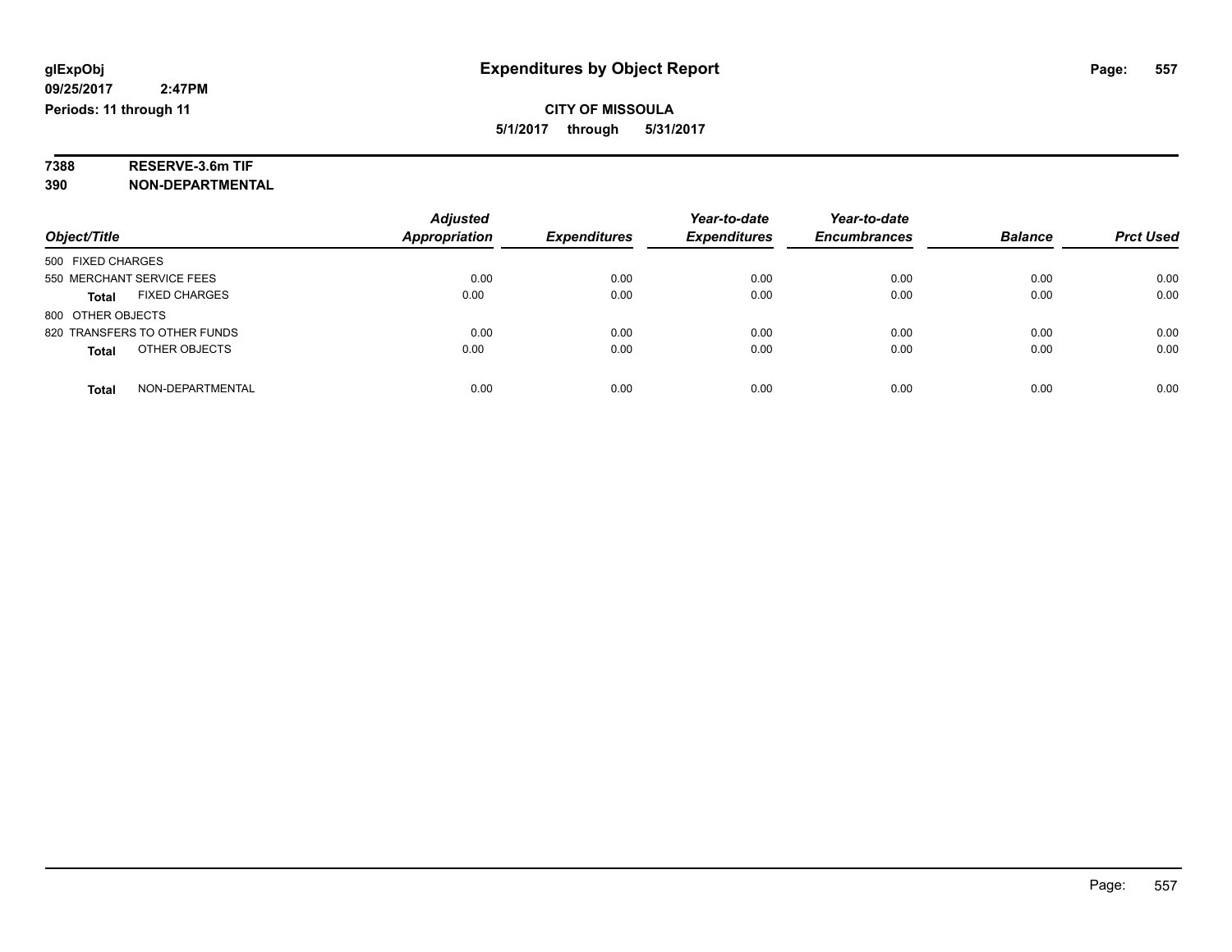**glExpObj** **Expenditures by Object Report**

**09/25/2017 2:47PM**

**Periods: 11 through 11**

**CITY OF MISSOULA**

**5/1/2017 through 5/31/2017**

**7388 RESERVE-3.6m TIF**

**390 NON-DEPARTMENTAL**

| Object/Title | Adjusted Appropriation | Expenditures | Year-to-date Expenditures | Year-to-date Encumbrances | Balance | Prct Used |
|---|---|---|---|---|---|---|
| 500 FIXED CHARGES | | | | | | |
| 550 MERCHANT SERVICE FEES | 0.00 | 0.00 | 0.00 | 0.00 | 0.00 | 0.00 |
| **Total** FIXED CHARGES | 0.00 | 0.00 | 0.00 | 0.00 | 0.00 | 0.00 |
| 800 OTHER OBJECTS | | | | | | |
| 820 TRANSFERS TO OTHER FUNDS | 0.00 | 0.00 | 0.00 | 0.00 | 0.00 | 0.00 |
| **Total** OTHER OBJECTS | 0.00 | 0.00 | 0.00 | 0.00 | 0.00 | 0.00 |
| **Total** NON-DEPARTMENTAL | 0.00 | 0.00 | 0.00 | 0.00 | 0.00 | 0.00 |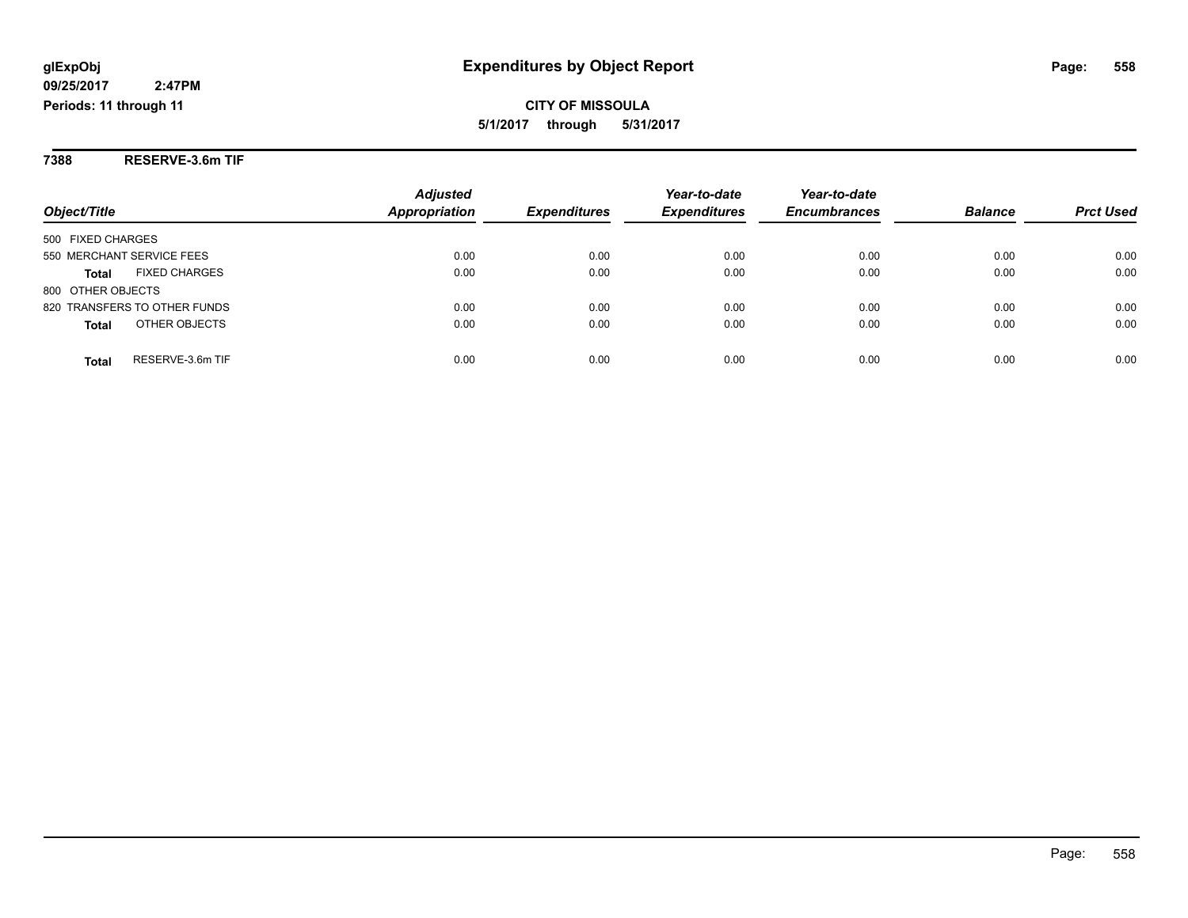# Expenditures by Object Report

glExpObj
09/25/2017 2:47PM
Periods: 11 through 11

**CITY OF MISSOULA**
**5/1/2017 through 5/31/2017**

## 7388 RESERVE-3.6m TIF

| Object/Title | Adjusted Appropriation | Expenditures | Year-to-date Expenditures | Year-to-date Encumbrances | Balance | Prct Used |
|---|---|---|---|---|---|---|
| 500 FIXED CHARGES | | | | | | |
| 550 MERCHANT SERVICE FEES | 0.00 | 0.00 | 0.00 | 0.00 | 0.00 | 0.00 |
| **Total** FIXED CHARGES | 0.00 | 0.00 | 0.00 | 0.00 | 0.00 | 0.00 |
| 800 OTHER OBJECTS | | | | | | |
| 820 TRANSFERS TO OTHER FUNDS | 0.00 | 0.00 | 0.00 | 0.00 | 0.00 | 0.00 |
| **Total** OTHER OBJECTS | 0.00 | 0.00 | 0.00 | 0.00 | 0.00 | 0.00 |
| **Total** RESERVE-3.6m TIF | 0.00 | 0.00 | 0.00 | 0.00 | 0.00 | 0.00 |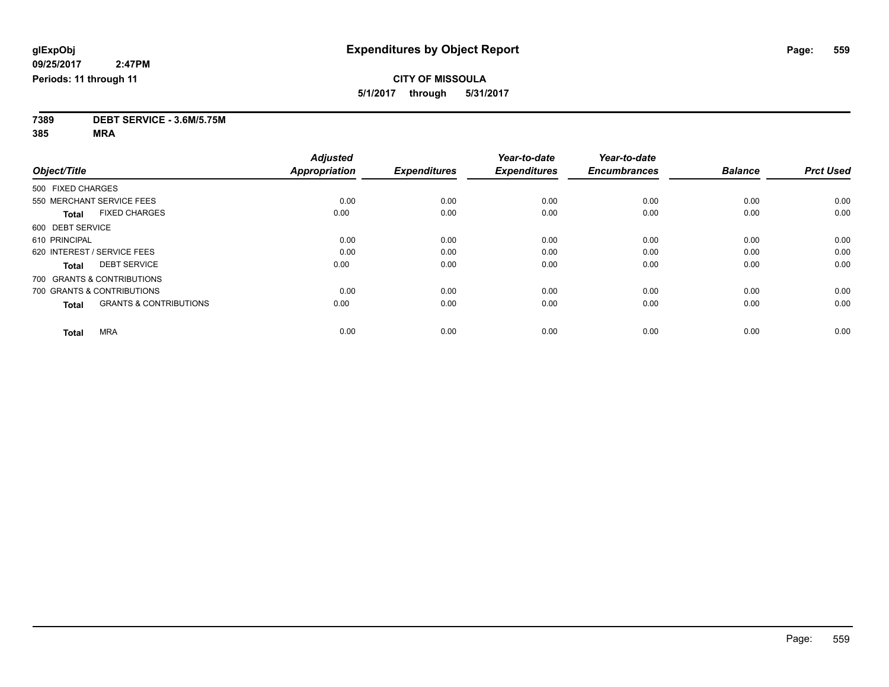**glExpObj**
**09/25/2017 2:47PM**
**Periods: 11 through 11**

# Expenditures by Object Report

**CITY OF MISSOULA**
**5/1/2017 through 5/31/2017**

**7389 DEBT SERVICE - 3.6M/5.75M**
**385 MRA**

| Object/Title | Adjusted Appropriation | Expenditures | Year-to-date Expenditures | Year-to-date Encumbrances | Balance | Prct Used |
|---|---|---|---|---|---|---|
| 500 FIXED CHARGES | | | | | | |
| 550 MERCHANT SERVICE FEES | 0.00 | 0.00 | 0.00 | 0.00 | 0.00 | 0.00 |
| **Total** FIXED CHARGES | 0.00 | 0.00 | 0.00 | 0.00 | 0.00 | 0.00 |
| 600 DEBT SERVICE | | | | | | |
| 610 PRINCIPAL | 0.00 | 0.00 | 0.00 | 0.00 | 0.00 | 0.00 |
| 620 INTEREST / SERVICE FEES | 0.00 | 0.00 | 0.00 | 0.00 | 0.00 | 0.00 |
| **Total** DEBT SERVICE | 0.00 | 0.00 | 0.00 | 0.00 | 0.00 | 0.00 |
| 700 GRANTS & CONTRIBUTIONS | | | | | | |
| 700 GRANTS & CONTRIBUTIONS | 0.00 | 0.00 | 0.00 | 0.00 | 0.00 | 0.00 |
| **Total** GRANTS & CONTRIBUTIONS | 0.00 | 0.00 | 0.00 | 0.00 | 0.00 | 0.00 |
| **Total** MRA | 0.00 | 0.00 | 0.00 | 0.00 | 0.00 | 0.00 |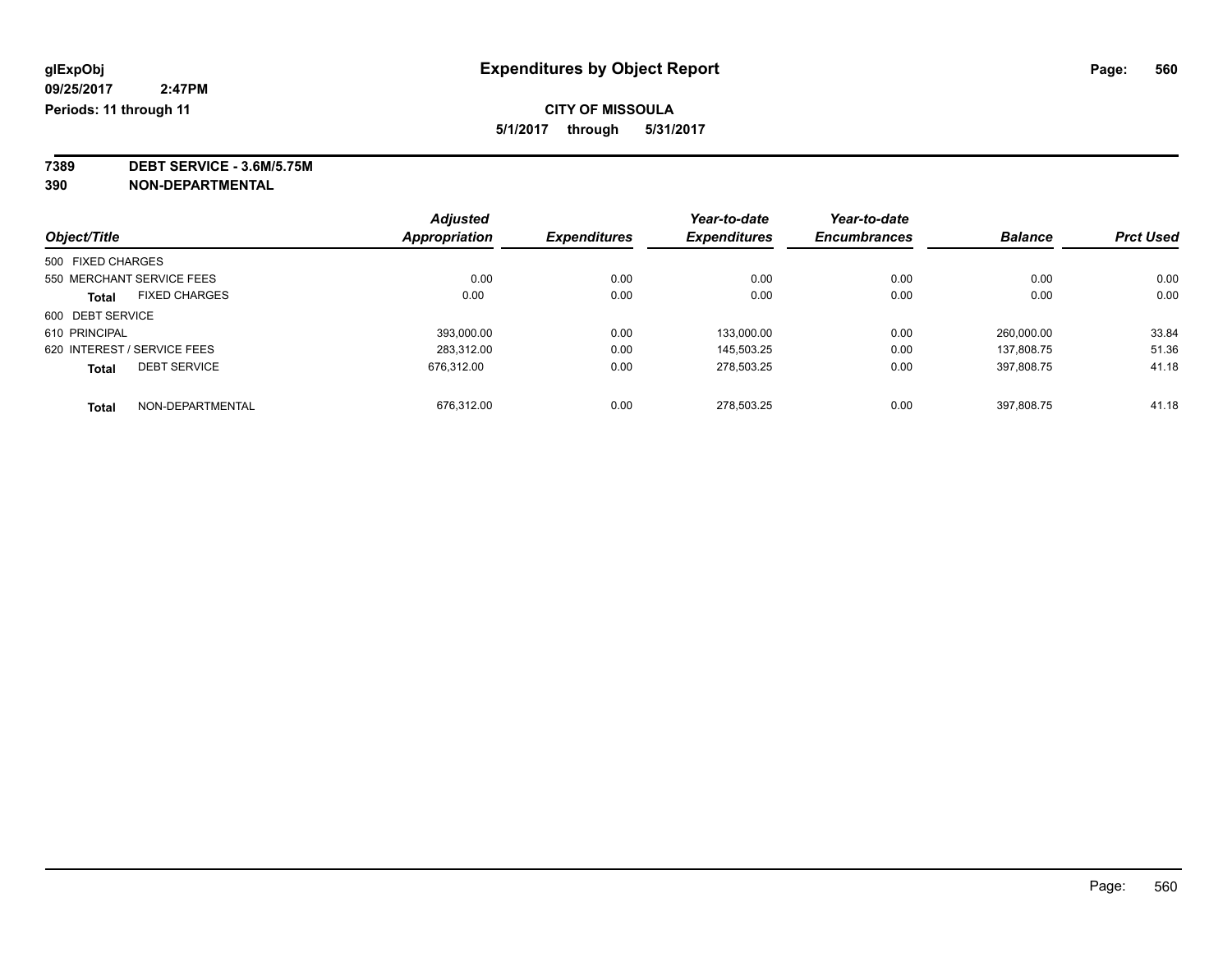# Expenditures by Object Report

glExpObj
09/25/2017 2:47PM
Periods: 11 through 11

**CITY OF MISSOULA**
5/1/2017 through 5/31/2017

**7389 DEBT SERVICE - 3.6M/5.75M**
**390 NON-DEPARTMENTAL**

| Object/Title | Adjusted Appropriation | Expenditures | Year-to-date Expenditures | Year-to-date Encumbrances | Balance | Prct Used |
|---|---|---|---|---|---|---|
| 500 FIXED CHARGES | | | | | | |
| 550 MERCHANT SERVICE FEES | 0.00 | 0.00 | 0.00 | 0.00 | 0.00 | 0.00 |
| **Total** FIXED CHARGES | 0.00 | 0.00 | 0.00 | 0.00 | 0.00 | 0.00 |
| 600 DEBT SERVICE | | | | | | |
| 610 PRINCIPAL | 393,000.00 | 0.00 | 133,000.00 | 0.00 | 260,000.00 | 33.84 |
| 620 INTEREST / SERVICE FEES | 283,312.00 | 0.00 | 145,503.25 | 0.00 | 137,808.75 | 51.36 |
| **Total** DEBT SERVICE | 676,312.00 | 0.00 | 278,503.25 | 0.00 | 397,808.75 | 41.18 |
| **Total** NON-DEPARTMENTAL | 676,312.00 | 0.00 | 278,503.25 | 0.00 | 397,808.75 | 41.18 |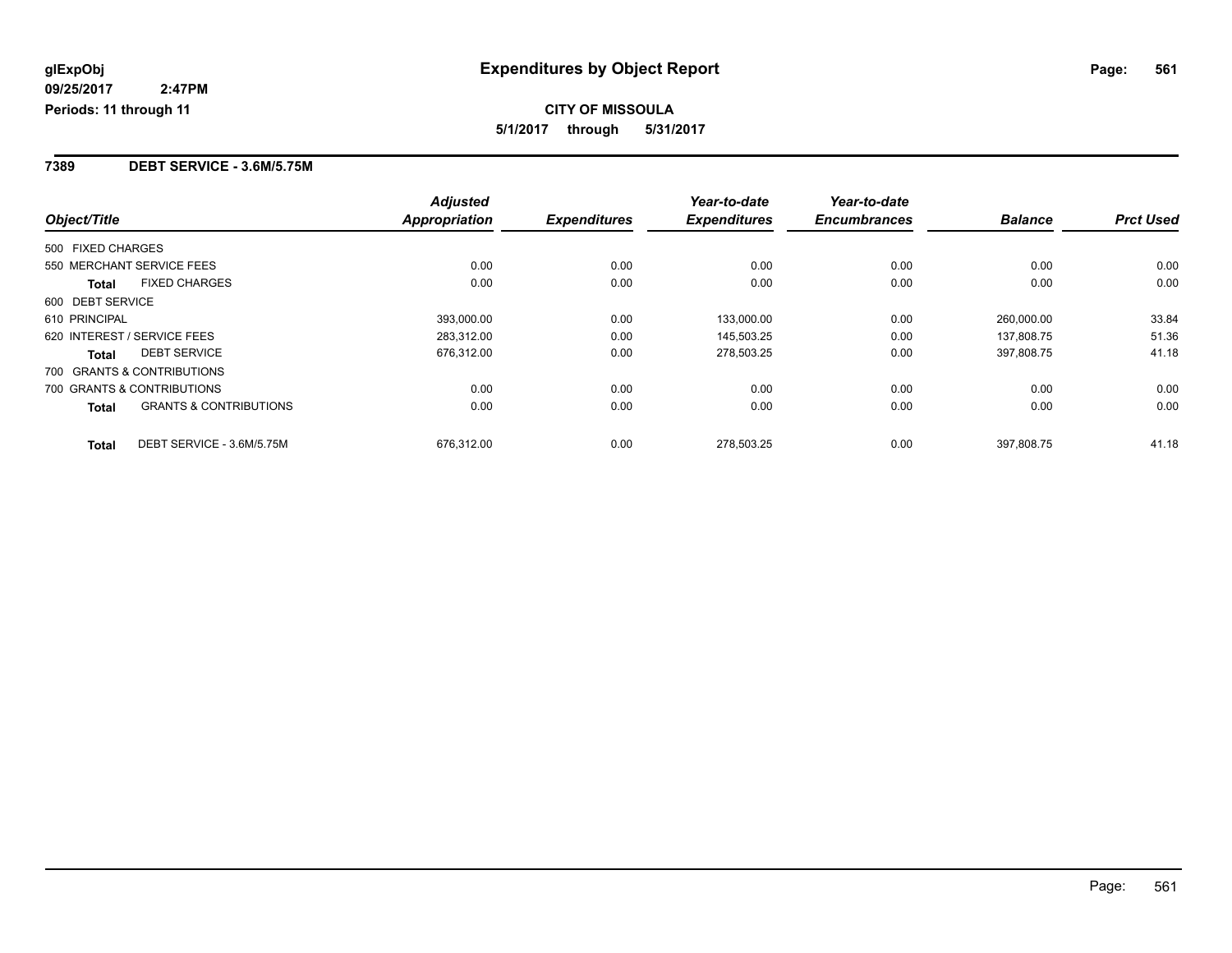**glExpObj**
**09/25/2017 2:47PM**
**Periods: 11 through 11**

# Expenditures by Object Report

**CITY OF MISSOULA**
**5/1/2017 through 5/31/2017**

## 7389 DEBT SERVICE - 3.6M/5.75M

| Object/Title | Adjusted Appropriation | Expenditures | Year-to-date Expenditures | Year-to-date Encumbrances | Balance | Prct Used |
|---|---|---|---|---|---|---|
| 500 FIXED CHARGES | | | | | | |
| 550 MERCHANT SERVICE FEES | 0.00 | 0.00 | 0.00 | 0.00 | 0.00 | 0.00 |
| **Total** FIXED CHARGES | 0.00 | 0.00 | 0.00 | 0.00 | 0.00 | 0.00 |
| 600 DEBT SERVICE | | | | | | |
| 610 PRINCIPAL | 393,000.00 | 0.00 | 133,000.00 | 0.00 | 260,000.00 | 33.84 |
| 620 INTEREST / SERVICE FEES | 283,312.00 | 0.00 | 145,503.25 | 0.00 | 137,808.75 | 51.36 |
| **Total** DEBT SERVICE | 676,312.00 | 0.00 | 278,503.25 | 0.00 | 397,808.75 | 41.18 |
| 700 GRANTS & CONTRIBUTIONS | | | | | | |
| 700 GRANTS & CONTRIBUTIONS | 0.00 | 0.00 | 0.00 | 0.00 | 0.00 | 0.00 |
| **Total** GRANTS & CONTRIBUTIONS | 0.00 | 0.00 | 0.00 | 0.00 | 0.00 | 0.00 |
| **Total** DEBT SERVICE - 3.6M/5.75M | 676,312.00 | 0.00 | 278,503.25 | 0.00 | 397,808.75 | 41.18 |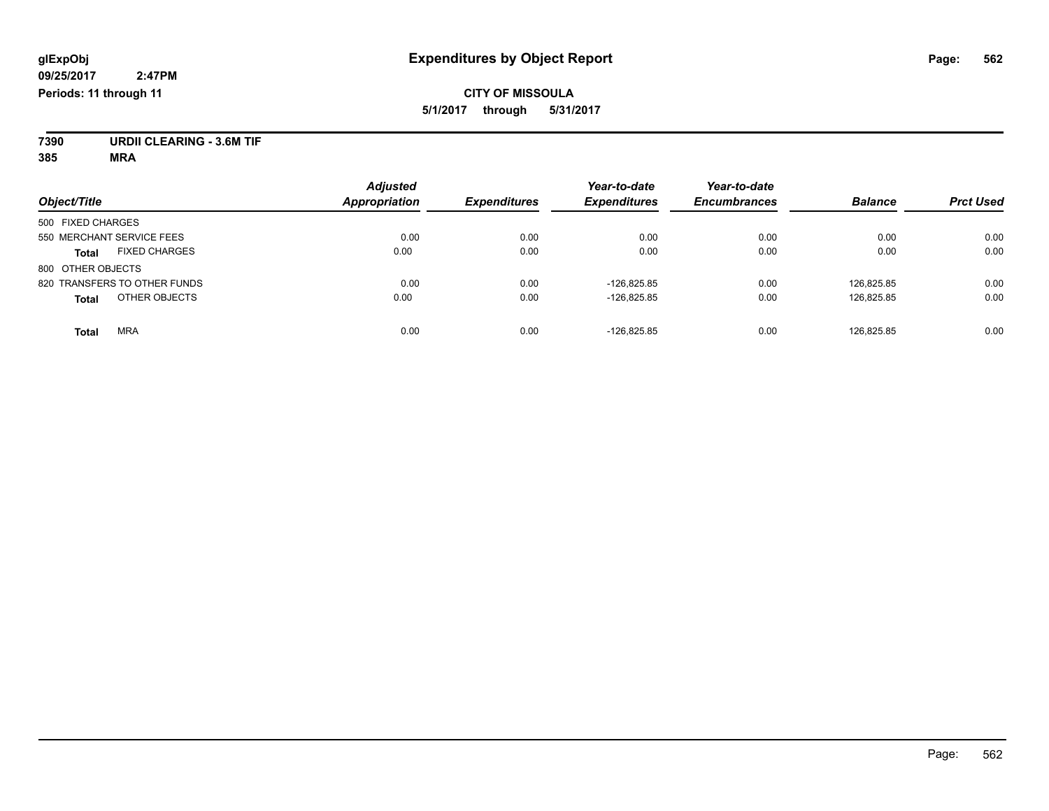**glExpObj**
**09/25/2017 2:47PM**
**Periods: 11 through 11**

# Expenditures by Object Report

**CITY OF MISSOULA**
**5/1/2017 through 5/31/2017**

**7390 URDII CLEARING - 3.6M TIF**
**385 MRA**

| Object/Title | Adjusted Appropriation | Expenditures | Year-to-date Expenditures | Year-to-date Encumbrances | Balance | Prct Used |
|---|---|---|---|---|---|---|
| 500 FIXED CHARGES | | | | | | |
| 550 MERCHANT SERVICE FEES | 0.00 | 0.00 | 0.00 | 0.00 | 0.00 | 0.00 |
| **Total** FIXED CHARGES | 0.00 | 0.00 | 0.00 | 0.00 | 0.00 | 0.00 |
| 800 OTHER OBJECTS | | | | | | |
| 820 TRANSFERS TO OTHER FUNDS | 0.00 | 0.00 | -126,825.85 | 0.00 | 126,825.85 | 0.00 |
| **Total** OTHER OBJECTS | 0.00 | 0.00 | -126,825.85 | 0.00 | 126,825.85 | 0.00 |
| **Total** MRA | 0.00 | 0.00 | -126,825.85 | 0.00 | 126,825.85 | 0.00 |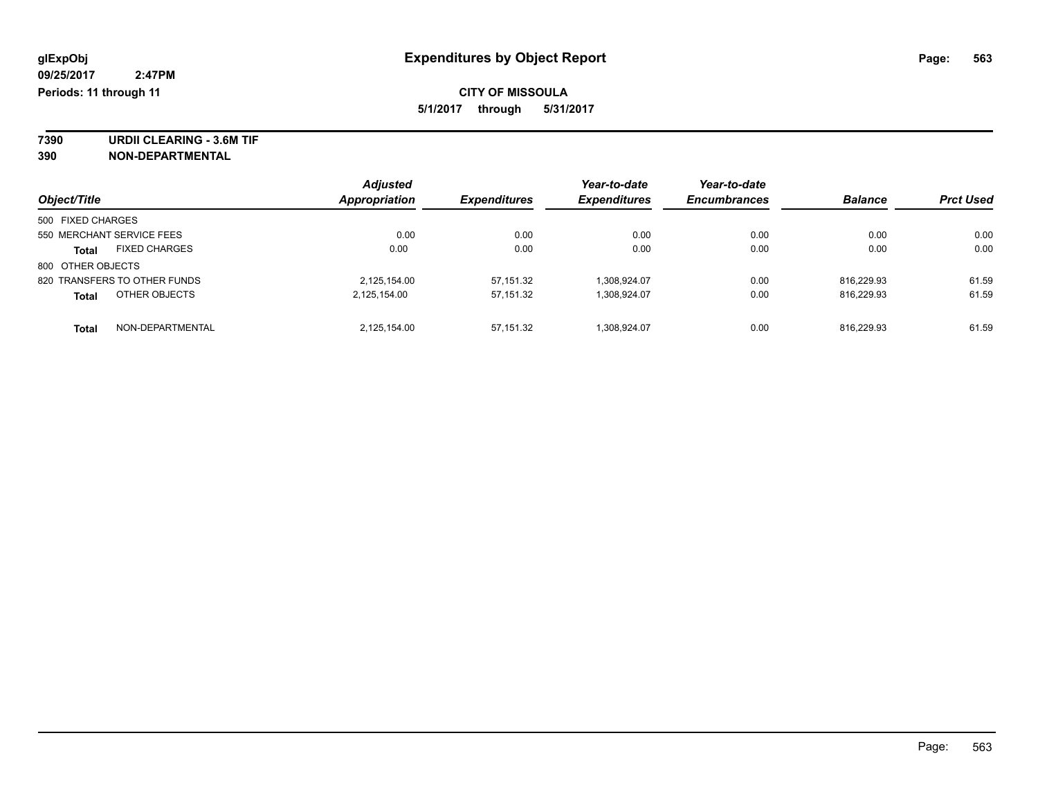glExpObj
09/25/2017 2:47PM
Periods: 11 through 11

# Expenditures by Object Report

**CITY OF MISSOULA**

**5/1/2017 through 5/31/2017**

**7390 URDII CLEARING - 3.6M TIF**
**390 NON-DEPARTMENTAL**

| Object/Title | Adjusted Appropriation | Expenditures | Year-to-date Expenditures | Year-to-date Encumbrances | Balance | Prct Used |
|---|---|---|---|---|---|---|
| 500 FIXED CHARGES | | | | | | |
| 550 MERCHANT SERVICE FEES | 0.00 | 0.00 | 0.00 | 0.00 | 0.00 | 0.00 |
| **Total** FIXED CHARGES | 0.00 | 0.00 | 0.00 | 0.00 | 0.00 | 0.00 |
| 800 OTHER OBJECTS | | | | | | |
| 820 TRANSFERS TO OTHER FUNDS | 2,125,154.00 | 57,151.32 | 1,308,924.07 | 0.00 | 816,229.93 | 61.59 |
| **Total** OTHER OBJECTS | 2,125,154.00 | 57,151.32 | 1,308,924.07 | 0.00 | 816,229.93 | 61.59 |
| **Total** NON-DEPARTMENTAL | 2,125,154.00 | 57,151.32 | 1,308,924.07 | 0.00 | 816,229.93 | 61.59 |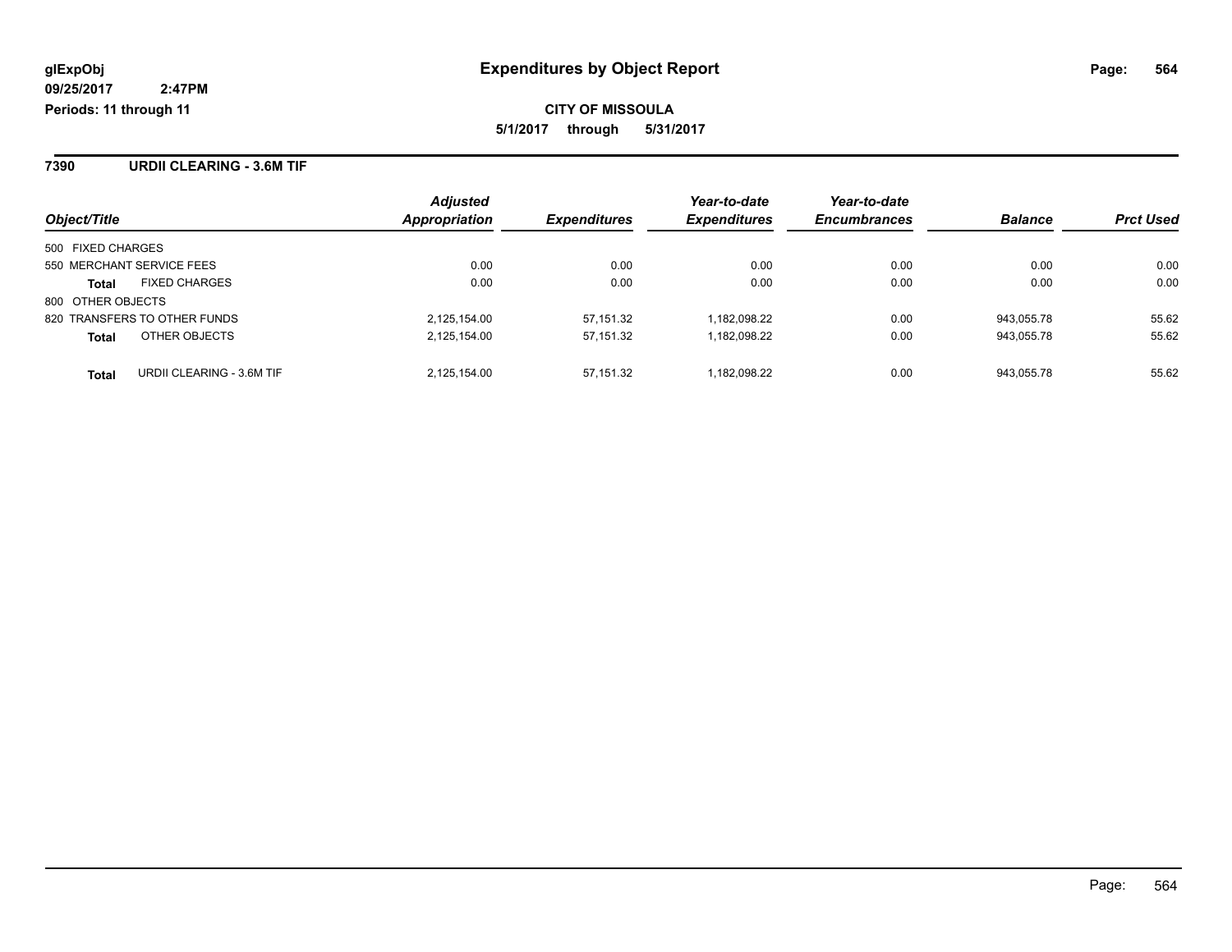glExpObj
09/25/2017 2:47PM
Periods: 11 through 11

# Expenditures by Object Report

**CITY OF MISSOULA**

**5/1/2017 through 5/31/2017**

## 7390 URDII CLEARING - 3.6M TIF

| Object/Title | | Adjusted Appropriation | Expenditures | Year-to-date Expenditures | Year-to-date Encumbrances | Balance | Prct Used |
|---|---|---|---|---|---|---|---|
| 500 FIXED CHARGES | | | | | | | |
| 550 MERCHANT SERVICE FEES | | 0.00 | 0.00 | 0.00 | 0.00 | 0.00 | 0.00 |
| **Total** | FIXED CHARGES | 0.00 | 0.00 | 0.00 | 0.00 | 0.00 | 0.00 |
| 800 OTHER OBJECTS | | | | | | | |
| 820 TRANSFERS TO OTHER FUNDS | | 2,125,154.00 | 57,151.32 | 1,182,098.22 | 0.00 | 943,055.78 | 55.62 |
| **Total** | OTHER OBJECTS | 2,125,154.00 | 57,151.32 | 1,182,098.22 | 0.00 | 943,055.78 | 55.62 |
| **Total** | URDII CLEARING - 3.6M TIF | 2,125,154.00 | 57,151.32 | 1,182,098.22 | 0.00 | 943,055.78 | 55.62 |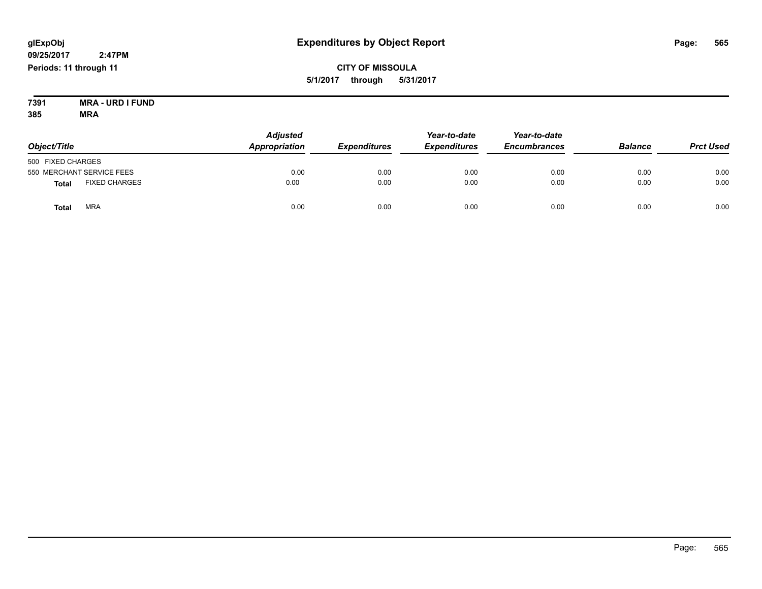# Expenditures by Object Report

glExpObj
09/25/2017 2:47PM
Periods: 11 through 11

**CITY OF MISSOULA**
**5/1/2017 through 5/31/2017**

**7391 MRA - URD I FUND**
**385 MRA**

| Object/Title | Adjusted Appropriation | Expenditures | Year-to-date Expenditures | Year-to-date Encumbrances | Balance | Prct Used |
|---|---|---|---|---|---|---|
| 500 FIXED CHARGES | | | | | | |
| 550 MERCHANT SERVICE FEES | 0.00 | 0.00 | 0.00 | 0.00 | 0.00 | 0.00 |
| **Total** FIXED CHARGES | 0.00 | 0.00 | 0.00 | 0.00 | 0.00 | 0.00 |
| **Total** MRA | 0.00 | 0.00 | 0.00 | 0.00 | 0.00 | 0.00 |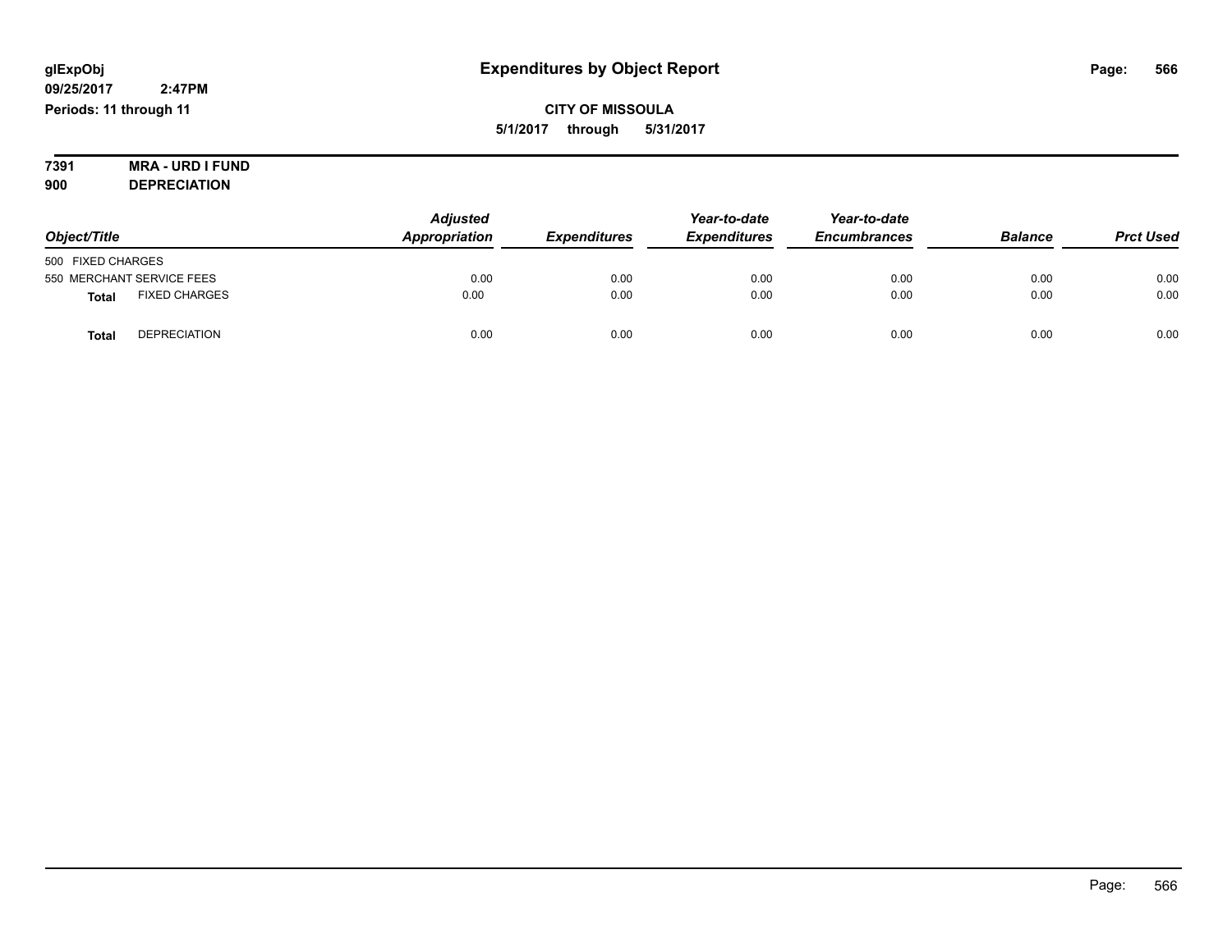glExpObj
09/25/2017 2:47PM
Periods: 11 through 11

# Expenditures by Object Report

**CITY OF MISSOULA**
**5/1/2017 through 5/31/2017**

**7391 MRA - URD I FUND**
**900 DEPRECIATION**

| Object/Title | Adjusted Appropriation | Expenditures | Year-to-date Expenditures | Year-to-date Encumbrances | Balance | Prct Used |
|---|---|---|---|---|---|---|
| 500 FIXED CHARGES | | | | | | |
| 550 MERCHANT SERVICE FEES | 0.00 | 0.00 | 0.00 | 0.00 | 0.00 | 0.00 |
| **Total** FIXED CHARGES | 0.00 | 0.00 | 0.00 | 0.00 | 0.00 | 0.00 |
| **Total** DEPRECIATION | 0.00 | 0.00 | 0.00 | 0.00 | 0.00 | 0.00 |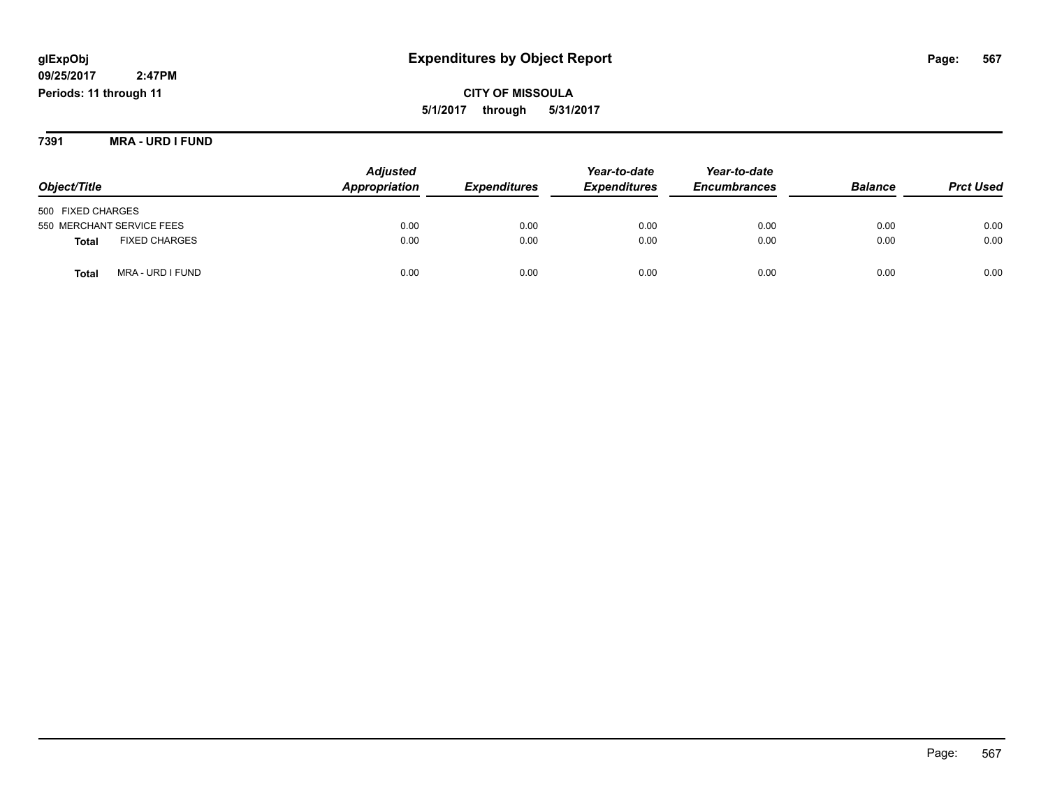**glExpObj**
**09/25/2017 2:47PM**
**Periods: 11 through 11**

# Expenditures by Object Report

**CITY OF MISSOULA**
**5/1/2017 through 5/31/2017**

## 7391 MRA - URD I FUND

| Object/Title | | Adjusted Appropriation | Expenditures | Year-to-date Expenditures | Year-to-date Encumbrances | Balance | Prct Used |
|---|---|---|---|---|---|---|---|
| 500 FIXED CHARGES | | | | | | | |
| 550 MERCHANT SERVICE FEES | | 0.00 | 0.00 | 0.00 | 0.00 | 0.00 | 0.00 |
| **Total** | FIXED CHARGES | 0.00 | 0.00 | 0.00 | 0.00 | 0.00 | 0.00 |
| **Total** | MRA - URD I FUND | 0.00 | 0.00 | 0.00 | 0.00 | 0.00 | 0.00 |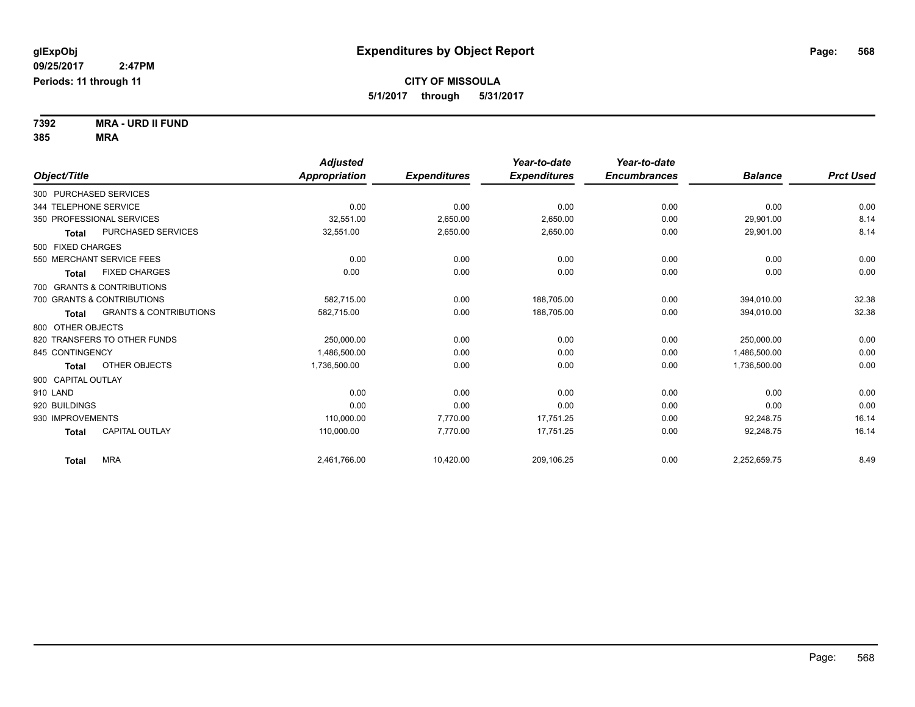glExpObj
09/25/2017 2:47PM
Periods: 11 through 11

# Expenditures by Object Report

**CITY OF MISSOULA**
**5/1/2017 through 5/31/2017**

**7392 MRA - URD II FUND**
**385 MRA**

| Object/Title | Adjusted Appropriation | Expenditures | Year-to-date Expenditures | Year-to-date Encumbrances | Balance | Prct Used |
|---|---|---|---|---|---|---|
| 300 PURCHASED SERVICES | | | | | | |
| 344 TELEPHONE SERVICE | 0.00 | 0.00 | 0.00 | 0.00 | 0.00 | 0.00 |
| 350 PROFESSIONAL SERVICES | 32,551.00 | 2,650.00 | 2,650.00 | 0.00 | 29,901.00 | 8.14 |
| **Total** PURCHASED SERVICES | 32,551.00 | 2,650.00 | 2,650.00 | 0.00 | 29,901.00 | 8.14 |
| 500 FIXED CHARGES | | | | | | |
| 550 MERCHANT SERVICE FEES | 0.00 | 0.00 | 0.00 | 0.00 | 0.00 | 0.00 |
| **Total** FIXED CHARGES | 0.00 | 0.00 | 0.00 | 0.00 | 0.00 | 0.00 |
| 700 GRANTS & CONTRIBUTIONS | | | | | | |
| 700 GRANTS & CONTRIBUTIONS | 582,715.00 | 0.00 | 188,705.00 | 0.00 | 394,010.00 | 32.38 |
| **Total** GRANTS & CONTRIBUTIONS | 582,715.00 | 0.00 | 188,705.00 | 0.00 | 394,010.00 | 32.38 |
| 800 OTHER OBJECTS | | | | | | |
| 820 TRANSFERS TO OTHER FUNDS | 250,000.00 | 0.00 | 0.00 | 0.00 | 250,000.00 | 0.00 |
| 845 CONTINGENCY | 1,486,500.00 | 0.00 | 0.00 | 0.00 | 1,486,500.00 | 0.00 |
| **Total** OTHER OBJECTS | 1,736,500.00 | 0.00 | 0.00 | 0.00 | 1,736,500.00 | 0.00 |
| 900 CAPITAL OUTLAY | | | | | | |
| 910 LAND | 0.00 | 0.00 | 0.00 | 0.00 | 0.00 | 0.00 |
| 920 BUILDINGS | 0.00 | 0.00 | 0.00 | 0.00 | 0.00 | 0.00 |
| 930 IMPROVEMENTS | 110,000.00 | 7,770.00 | 17,751.25 | 0.00 | 92,248.75 | 16.14 |
| **Total** CAPITAL OUTLAY | 110,000.00 | 7,770.00 | 17,751.25 | 0.00 | 92,248.75 | 16.14 |
| **Total** MRA | 2,461,766.00 | 10,420.00 | 209,106.25 | 0.00 | 2,252,659.75 | 8.49 |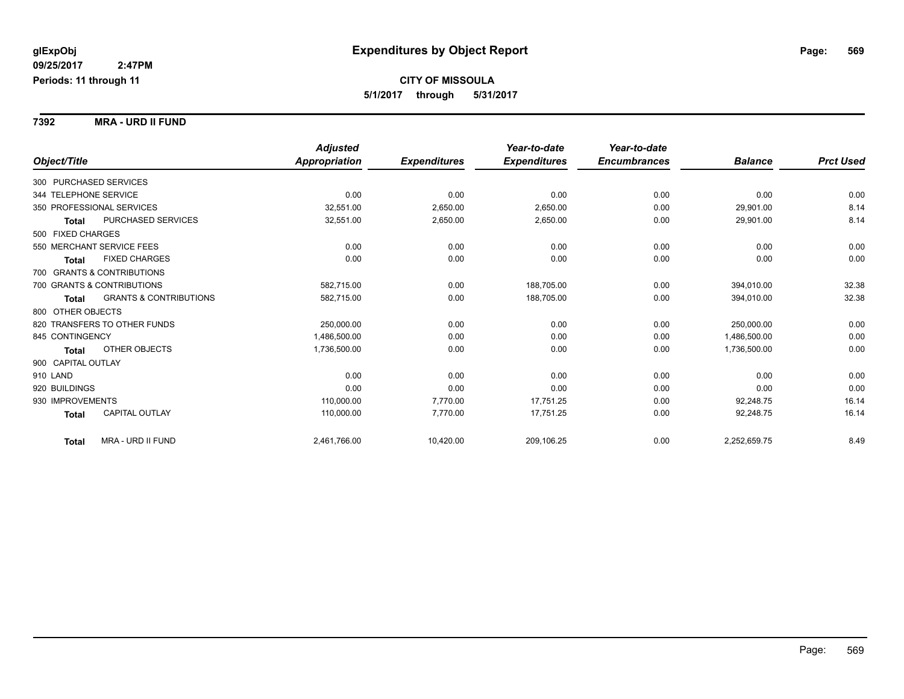**glExpObj**
**09/25/2017 2:47PM**
**Periods: 11 through 11**

# Expenditures by Object Report

**CITY OF MISSOULA**
**5/1/2017 through 5/31/2017**

## 7392 MRA - URD II FUND

| Object/Title | Adjusted Appropriation | Expenditures | Year-to-date Expenditures | Year-to-date Encumbrances | Balance | Prct Used |
|---|---|---|---|---|---|---|
| 300 PURCHASED SERVICES | | | | | | |
| 344 TELEPHONE SERVICE | 0.00 | 0.00 | 0.00 | 0.00 | 0.00 | 0.00 |
| 350 PROFESSIONAL SERVICES | 32,551.00 | 2,650.00 | 2,650.00 | 0.00 | 29,901.00 | 8.14 |
| **Total** PURCHASED SERVICES | 32,551.00 | 2,650.00 | 2,650.00 | 0.00 | 29,901.00 | 8.14 |
| 500 FIXED CHARGES | | | | | | |
| 550 MERCHANT SERVICE FEES | 0.00 | 0.00 | 0.00 | 0.00 | 0.00 | 0.00 |
| **Total** FIXED CHARGES | 0.00 | 0.00 | 0.00 | 0.00 | 0.00 | 0.00 |
| 700 GRANTS & CONTRIBUTIONS | | | | | | |
| 700 GRANTS & CONTRIBUTIONS | 582,715.00 | 0.00 | 188,705.00 | 0.00 | 394,010.00 | 32.38 |
| **Total** GRANTS & CONTRIBUTIONS | 582,715.00 | 0.00 | 188,705.00 | 0.00 | 394,010.00 | 32.38 |
| 800 OTHER OBJECTS | | | | | | |
| 820 TRANSFERS TO OTHER FUNDS | 250,000.00 | 0.00 | 0.00 | 0.00 | 250,000.00 | 0.00 |
| 845 CONTINGENCY | 1,486,500.00 | 0.00 | 0.00 | 0.00 | 1,486,500.00 | 0.00 |
| **Total** OTHER OBJECTS | 1,736,500.00 | 0.00 | 0.00 | 0.00 | 1,736,500.00 | 0.00 |
| 900 CAPITAL OUTLAY | | | | | | |
| 910 LAND | 0.00 | 0.00 | 0.00 | 0.00 | 0.00 | 0.00 |
| 920 BUILDINGS | 0.00 | 0.00 | 0.00 | 0.00 | 0.00 | 0.00 |
| 930 IMPROVEMENTS | 110,000.00 | 7,770.00 | 17,751.25 | 0.00 | 92,248.75 | 16.14 |
| **Total** CAPITAL OUTLAY | 110,000.00 | 7,770.00 | 17,751.25 | 0.00 | 92,248.75 | 16.14 |
| **Total** MRA - URD II FUND | 2,461,766.00 | 10,420.00 | 209,106.25 | 0.00 | 2,252,659.75 | 8.49 |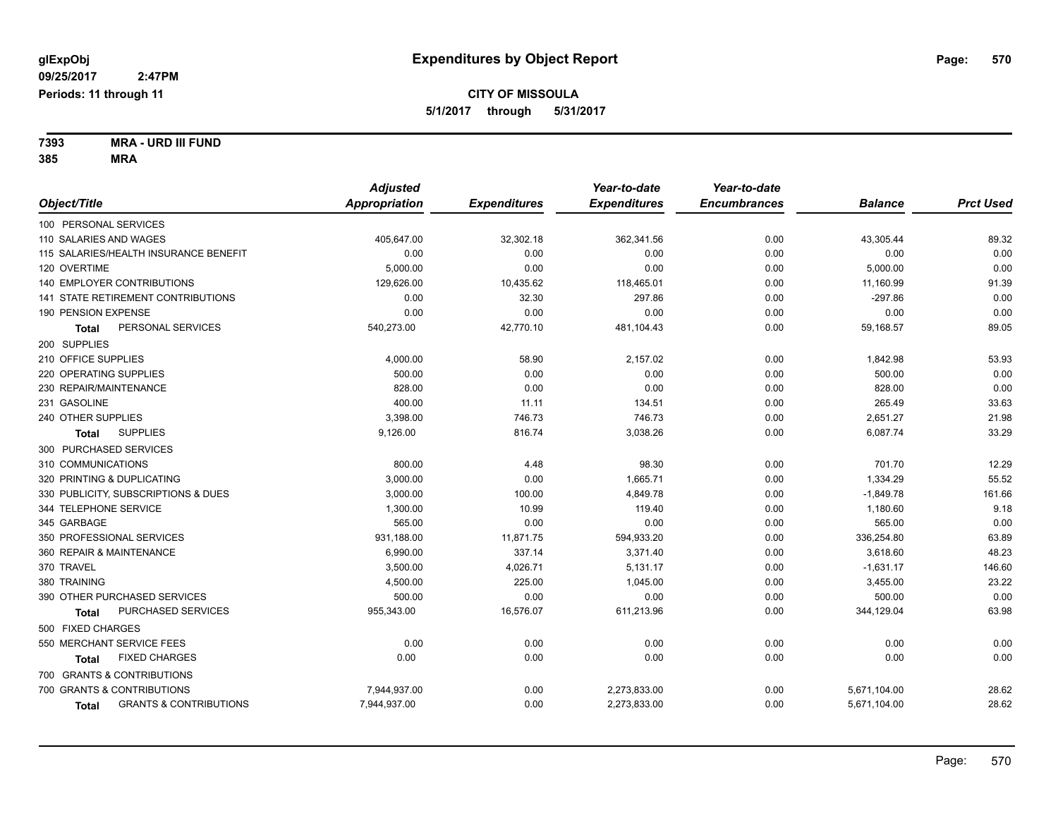**glExpObj** 09/25/2017 2:47PM
**Periods: 11 through 11**

# Expenditures by Object Report

**CITY OF MISSOULA**
**5/1/2017 through 5/31/2017**

**7393 MRA - URD III FUND**
**385 MRA**

| Object/Title | Adjusted Appropriation | Expenditures | Year-to-date Expenditures | Year-to-date Encumbrances | Balance | Prct Used |
|---|---|---|---|---|---|---|
| 100 PERSONAL SERVICES | | | | | | |
| 110 SALARIES AND WAGES | 405,647.00 | 32,302.18 | 362,341.56 | 0.00 | 43,305.44 | 89.32 |
| 115 SALARIES/HEALTH INSURANCE BENEFIT | 0.00 | 0.00 | 0.00 | 0.00 | 0.00 | 0.00 |
| 120 OVERTIME | 5,000.00 | 0.00 | 0.00 | 0.00 | 5,000.00 | 0.00 |
| 140 EMPLOYER CONTRIBUTIONS | 129,626.00 | 10,435.62 | 118,465.01 | 0.00 | 11,160.99 | 91.39 |
| 141 STATE RETIREMENT CONTRIBUTIONS | 0.00 | 32.30 | 297.86 | 0.00 | -297.86 | 0.00 |
| 190 PENSION EXPENSE | 0.00 | 0.00 | 0.00 | 0.00 | 0.00 | 0.00 |
| **Total** PERSONAL SERVICES | 540,273.00 | 42,770.10 | 481,104.43 | 0.00 | 59,168.57 | 89.05 |
| 200 SUPPLIES | | | | | | |
| 210 OFFICE SUPPLIES | 4,000.00 | 58.90 | 2,157.02 | 0.00 | 1,842.98 | 53.93 |
| 220 OPERATING SUPPLIES | 500.00 | 0.00 | 0.00 | 0.00 | 500.00 | 0.00 |
| 230 REPAIR/MAINTENANCE | 828.00 | 0.00 | 0.00 | 0.00 | 828.00 | 0.00 |
| 231 GASOLINE | 400.00 | 11.11 | 134.51 | 0.00 | 265.49 | 33.63 |
| 240 OTHER SUPPLIES | 3,398.00 | 746.73 | 746.73 | 0.00 | 2,651.27 | 21.98 |
| **Total** SUPPLIES | 9,126.00 | 816.74 | 3,038.26 | 0.00 | 6,087.74 | 33.29 |
| 300 PURCHASED SERVICES | | | | | | |
| 310 COMMUNICATIONS | 800.00 | 4.48 | 98.30 | 0.00 | 701.70 | 12.29 |
| 320 PRINTING & DUPLICATING | 3,000.00 | 0.00 | 1,665.71 | 0.00 | 1,334.29 | 55.52 |
| 330 PUBLICITY, SUBSCRIPTIONS & DUES | 3,000.00 | 100.00 | 4,849.78 | 0.00 | -1,849.78 | 161.66 |
| 344 TELEPHONE SERVICE | 1,300.00 | 10.99 | 119.40 | 0.00 | 1,180.60 | 9.18 |
| 345 GARBAGE | 565.00 | 0.00 | 0.00 | 0.00 | 565.00 | 0.00 |
| 350 PROFESSIONAL SERVICES | 931,188.00 | 11,871.75 | 594,933.20 | 0.00 | 336,254.80 | 63.89 |
| 360 REPAIR & MAINTENANCE | 6,990.00 | 337.14 | 3,371.40 | 0.00 | 3,618.60 | 48.23 |
| 370 TRAVEL | 3,500.00 | 4,026.71 | 5,131.17 | 0.00 | -1,631.17 | 146.60 |
| 380 TRAINING | 4,500.00 | 225.00 | 1,045.00 | 0.00 | 3,455.00 | 23.22 |
| 390 OTHER PURCHASED SERVICES | 500.00 | 0.00 | 0.00 | 0.00 | 500.00 | 0.00 |
| **Total** PURCHASED SERVICES | 955,343.00 | 16,576.07 | 611,213.96 | 0.00 | 344,129.04 | 63.98 |
| 500 FIXED CHARGES | | | | | | |
| 550 MERCHANT SERVICE FEES | 0.00 | 0.00 | 0.00 | 0.00 | 0.00 | 0.00 |
| **Total** FIXED CHARGES | 0.00 | 0.00 | 0.00 | 0.00 | 0.00 | 0.00 |
| 700 GRANTS & CONTRIBUTIONS | | | | | | |
| 700 GRANTS & CONTRIBUTIONS | 7,944,937.00 | 0.00 | 2,273,833.00 | 0.00 | 5,671,104.00 | 28.62 |
| **Total** GRANTS & CONTRIBUTIONS | 7,944,937.00 | 0.00 | 2,273,833.00 | 0.00 | 5,671,104.00 | 28.62 |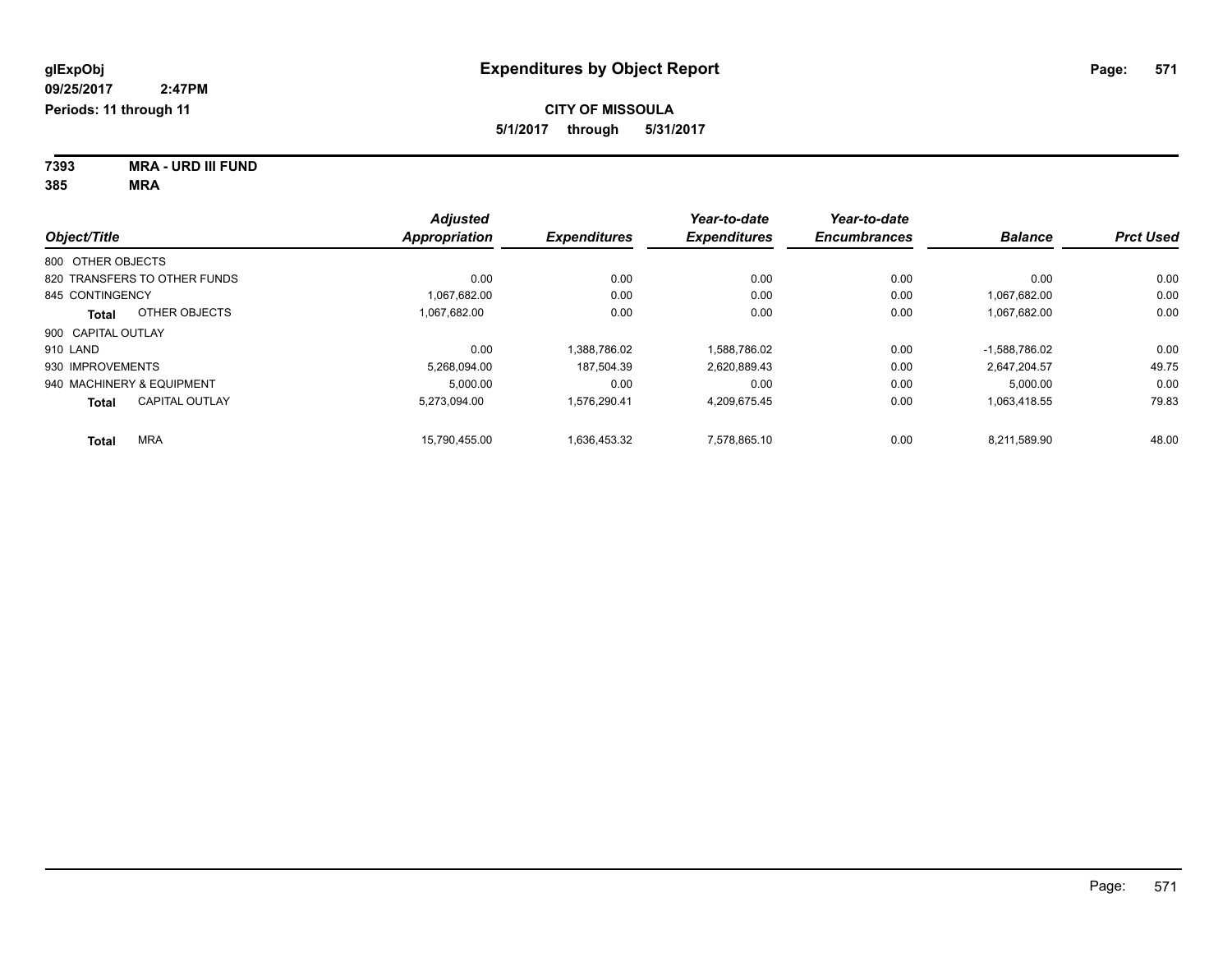glExpObj
09/25/2017 2:47PM
Periods: 11 through 11

# Expenditures by Object Report

**CITY OF MISSOULA**
**5/1/2017 through 5/31/2017**

**7393 MRA - URD III FUND**
**385 MRA**

| Object/Title | Adjusted Appropriation | Expenditures | Year-to-date Expenditures | Year-to-date Encumbrances | Balance | Prct Used |
|---|---|---|---|---|---|---|
| 800 OTHER OBJECTS | | | | | | |
| 820 TRANSFERS TO OTHER FUNDS | 0.00 | 0.00 | 0.00 | 0.00 | 0.00 | 0.00 |
| 845 CONTINGENCY | 1,067,682.00 | 0.00 | 0.00 | 0.00 | 1,067,682.00 | 0.00 |
| **Total** OTHER OBJECTS | 1,067,682.00 | 0.00 | 0.00 | 0.00 | 1,067,682.00 | 0.00 |
| 900 CAPITAL OUTLAY | | | | | | |
| 910 LAND | 0.00 | 1,388,786.02 | 1,588,786.02 | 0.00 | -1,588,786.02 | 0.00 |
| 930 IMPROVEMENTS | 5,268,094.00 | 187,504.39 | 2,620,889.43 | 0.00 | 2,647,204.57 | 49.75 |
| 940 MACHINERY & EQUIPMENT | 5,000.00 | 0.00 | 0.00 | 0.00 | 5,000.00 | 0.00 |
| **Total** CAPITAL OUTLAY | 5,273,094.00 | 1,576,290.41 | 4,209,675.45 | 0.00 | 1,063,418.55 | 79.83 |
| **Total** MRA | 15,790,455.00 | 1,636,453.32 | 7,578,865.10 | 0.00 | 8,211,589.90 | 48.00 |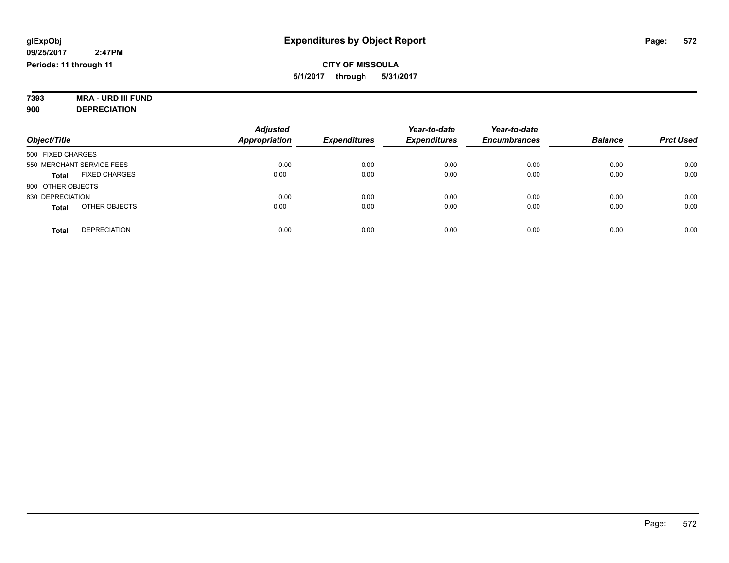# Expenditures by Object Report

glExpObj
09/25/2017 2:47PM
Periods: 11 through 11

**CITY OF MISSOULA**
**5/1/2017 through 5/31/2017**

**7393 MRA - URD III FUND**
**900 DEPRECIATION**

| Object/Title | | Adjusted Appropriation | Expenditures | Year-to-date Expenditures | Year-to-date Encumbrances | Balance | Prct Used |
|---|---|---|---|---|---|---|---|
| 500 FIXED CHARGES | | | | | | | |
| 550 MERCHANT SERVICE FEES | | 0.00 | 0.00 | 0.00 | 0.00 | 0.00 | 0.00 |
| **Total** | FIXED CHARGES | 0.00 | 0.00 | 0.00 | 0.00 | 0.00 | 0.00 |
| 800 OTHER OBJECTS | | | | | | | |
| 830 DEPRECIATION | | 0.00 | 0.00 | 0.00 | 0.00 | 0.00 | 0.00 |
| **Total** | OTHER OBJECTS | 0.00 | 0.00 | 0.00 | 0.00 | 0.00 | 0.00 |
| **Total** | DEPRECIATION | 0.00 | 0.00 | 0.00 | 0.00 | 0.00 | 0.00 |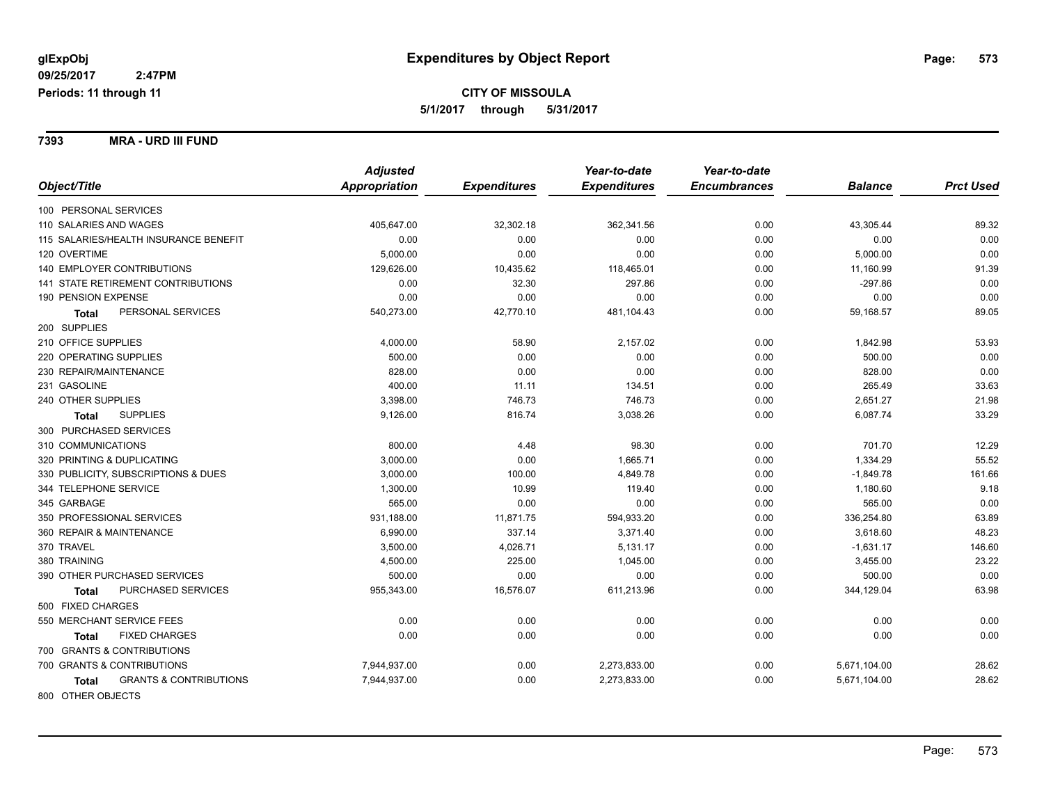glExpObj
09/25/2017 2:47PM
Periods: 11 through 11

# Expenditures by Object Report

**CITY OF MISSOULA**
**5/1/2017 through 5/31/2017**

**7393 MRA - URD III FUND**

| Object/Title | Adjusted Appropriation | Expenditures | Year-to-date Expenditures | Year-to-date Encumbrances | Balance | Prct Used |
|---|---|---|---|---|---|---|
| 100 PERSONAL SERVICES | | | | | | |
| 110 SALARIES AND WAGES | 405,647.00 | 32,302.18 | 362,341.56 | 0.00 | 43,305.44 | 89.32 |
| 115 SALARIES/HEALTH INSURANCE BENEFIT | 0.00 | 0.00 | 0.00 | 0.00 | 0.00 | 0.00 |
| 120 OVERTIME | 5,000.00 | 0.00 | 0.00 | 0.00 | 5,000.00 | 0.00 |
| 140 EMPLOYER CONTRIBUTIONS | 129,626.00 | 10,435.62 | 118,465.01 | 0.00 | 11,160.99 | 91.39 |
| 141 STATE RETIREMENT CONTRIBUTIONS | 0.00 | 32.30 | 297.86 | 0.00 | -297.86 | 0.00 |
| 190 PENSION EXPENSE | 0.00 | 0.00 | 0.00 | 0.00 | 0.00 | 0.00 |
| **Total** PERSONAL SERVICES | 540,273.00 | 42,770.10 | 481,104.43 | 0.00 | 59,168.57 | 89.05 |
| 200 SUPPLIES | | | | | | |
| 210 OFFICE SUPPLIES | 4,000.00 | 58.90 | 2,157.02 | 0.00 | 1,842.98 | 53.93 |
| 220 OPERATING SUPPLIES | 500.00 | 0.00 | 0.00 | 0.00 | 500.00 | 0.00 |
| 230 REPAIR/MAINTENANCE | 828.00 | 0.00 | 0.00 | 0.00 | 828.00 | 0.00 |
| 231 GASOLINE | 400.00 | 11.11 | 134.51 | 0.00 | 265.49 | 33.63 |
| 240 OTHER SUPPLIES | 3,398.00 | 746.73 | 746.73 | 0.00 | 2,651.27 | 21.98 |
| **Total** SUPPLIES | 9,126.00 | 816.74 | 3,038.26 | 0.00 | 6,087.74 | 33.29 |
| 300 PURCHASED SERVICES | | | | | | |
| 310 COMMUNICATIONS | 800.00 | 4.48 | 98.30 | 0.00 | 701.70 | 12.29 |
| 320 PRINTING & DUPLICATING | 3,000.00 | 0.00 | 1,665.71 | 0.00 | 1,334.29 | 55.52 |
| 330 PUBLICITY, SUBSCRIPTIONS & DUES | 3,000.00 | 100.00 | 4,849.78 | 0.00 | -1,849.78 | 161.66 |
| 344 TELEPHONE SERVICE | 1,300.00 | 10.99 | 119.40 | 0.00 | 1,180.60 | 9.18 |
| 345 GARBAGE | 565.00 | 0.00 | 0.00 | 0.00 | 565.00 | 0.00 |
| 350 PROFESSIONAL SERVICES | 931,188.00 | 11,871.75 | 594,933.20 | 0.00 | 336,254.80 | 63.89 |
| 360 REPAIR & MAINTENANCE | 6,990.00 | 337.14 | 3,371.40 | 0.00 | 3,618.60 | 48.23 |
| 370 TRAVEL | 3,500.00 | 4,026.71 | 5,131.17 | 0.00 | -1,631.17 | 146.60 |
| 380 TRAINING | 4,500.00 | 225.00 | 1,045.00 | 0.00 | 3,455.00 | 23.22 |
| 390 OTHER PURCHASED SERVICES | 500.00 | 0.00 | 0.00 | 0.00 | 500.00 | 0.00 |
| **Total** PURCHASED SERVICES | 955,343.00 | 16,576.07 | 611,213.96 | 0.00 | 344,129.04 | 63.98 |
| 500 FIXED CHARGES | | | | | | |
| 550 MERCHANT SERVICE FEES | 0.00 | 0.00 | 0.00 | 0.00 | 0.00 | 0.00 |
| **Total** FIXED CHARGES | 0.00 | 0.00 | 0.00 | 0.00 | 0.00 | 0.00 |
| 700 GRANTS & CONTRIBUTIONS | | | | | | |
| 700 GRANTS & CONTRIBUTIONS | 7,944,937.00 | 0.00 | 2,273,833.00 | 0.00 | 5,671,104.00 | 28.62 |
| **Total** GRANTS & CONTRIBUTIONS | 7,944,937.00 | 0.00 | 2,273,833.00 | 0.00 | 5,671,104.00 | 28.62 |
| 800 OTHER OBJECTS | | | | | | |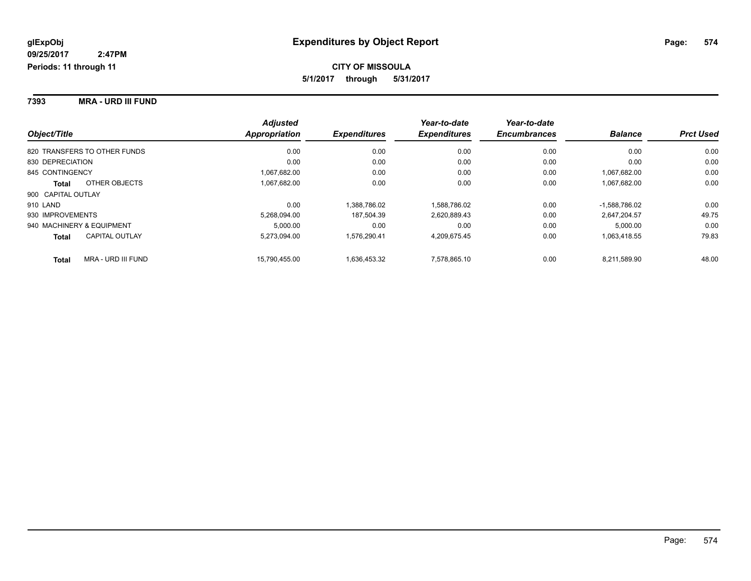**glExpObj** | **Expenditures by Object Report**

**09/25/2017 2:47PM**

**Periods: 11 through 11**

**CITY OF MISSOULA**

**5/1/2017 through 5/31/2017**

## 7393 MRA - URD III FUND

| Object/Title | Adjusted Appropriation | Expenditures | Year-to-date Expenditures | Year-to-date Encumbrances | Balance | Prct Used |
|---|---|---|---|---|---|---|
| 820 TRANSFERS TO OTHER FUNDS | 0.00 | 0.00 | 0.00 | 0.00 | 0.00 | 0.00 |
| 830 DEPRECIATION | 0.00 | 0.00 | 0.00 | 0.00 | 0.00 | 0.00 |
| 845 CONTINGENCY | 1,067,682.00 | 0.00 | 0.00 | 0.00 | 1,067,682.00 | 0.00 |
| **Total** OTHER OBJECTS | 1,067,682.00 | 0.00 | 0.00 | 0.00 | 1,067,682.00 | 0.00 |
| 900 CAPITAL OUTLAY | | | | | | |
| 910 LAND | 0.00 | 1,388,786.02 | 1,588,786.02 | 0.00 | -1,588,786.02 | 0.00 |
| 930 IMPROVEMENTS | 5,268,094.00 | 187,504.39 | 2,620,889.43 | 0.00 | 2,647,204.57 | 49.75 |
| 940 MACHINERY & EQUIPMENT | 5,000.00 | 0.00 | 0.00 | 0.00 | 5,000.00 | 0.00 |
| **Total** CAPITAL OUTLAY | 5,273,094.00 | 1,576,290.41 | 4,209,675.45 | 0.00 | 1,063,418.55 | 79.83 |
| **Total** MRA - URD III FUND | 15,790,455.00 | 1,636,453.32 | 7,578,865.10 | 0.00 | 8,211,589.90 | 48.00 |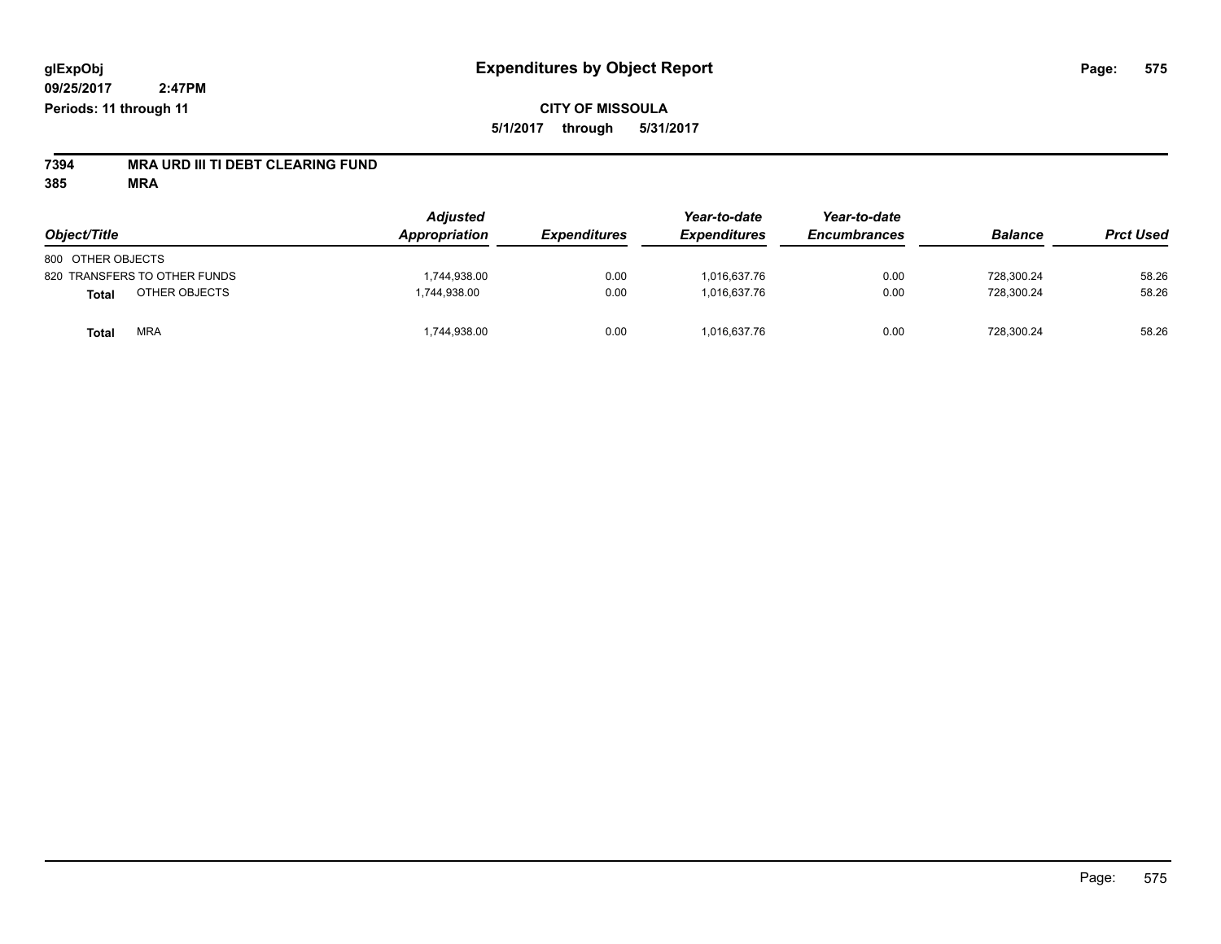glExpObj
09/25/2017 2:47PM
Periods: 11 through 11

# Expenditures by Object Report

**CITY OF MISSOULA**

**5/1/2017 through 5/31/2017**

**7394 MRA URD III TI DEBT CLEARING FUND**

**385 MRA**

| Object/Title | | Adjusted Appropriation | Expenditures | Year-to-date Expenditures | Year-to-date Encumbrances | Balance | Prct Used |
|---|---|---|---|---|---|---|---|
| 800 OTHER OBJECTS | | | | | | | |
| 820 TRANSFERS TO OTHER FUNDS | | 1,744,938.00 | 0.00 | 1,016,637.76 | 0.00 | 728,300.24 | 58.26 |
| **Total** | OTHER OBJECTS | 1,744,938.00 | 0.00 | 1,016,637.76 | 0.00 | 728,300.24 | 58.26 |
| **Total** | MRA | 1,744,938.00 | 0.00 | 1,016,637.76 | 0.00 | 728,300.24 | 58.26 |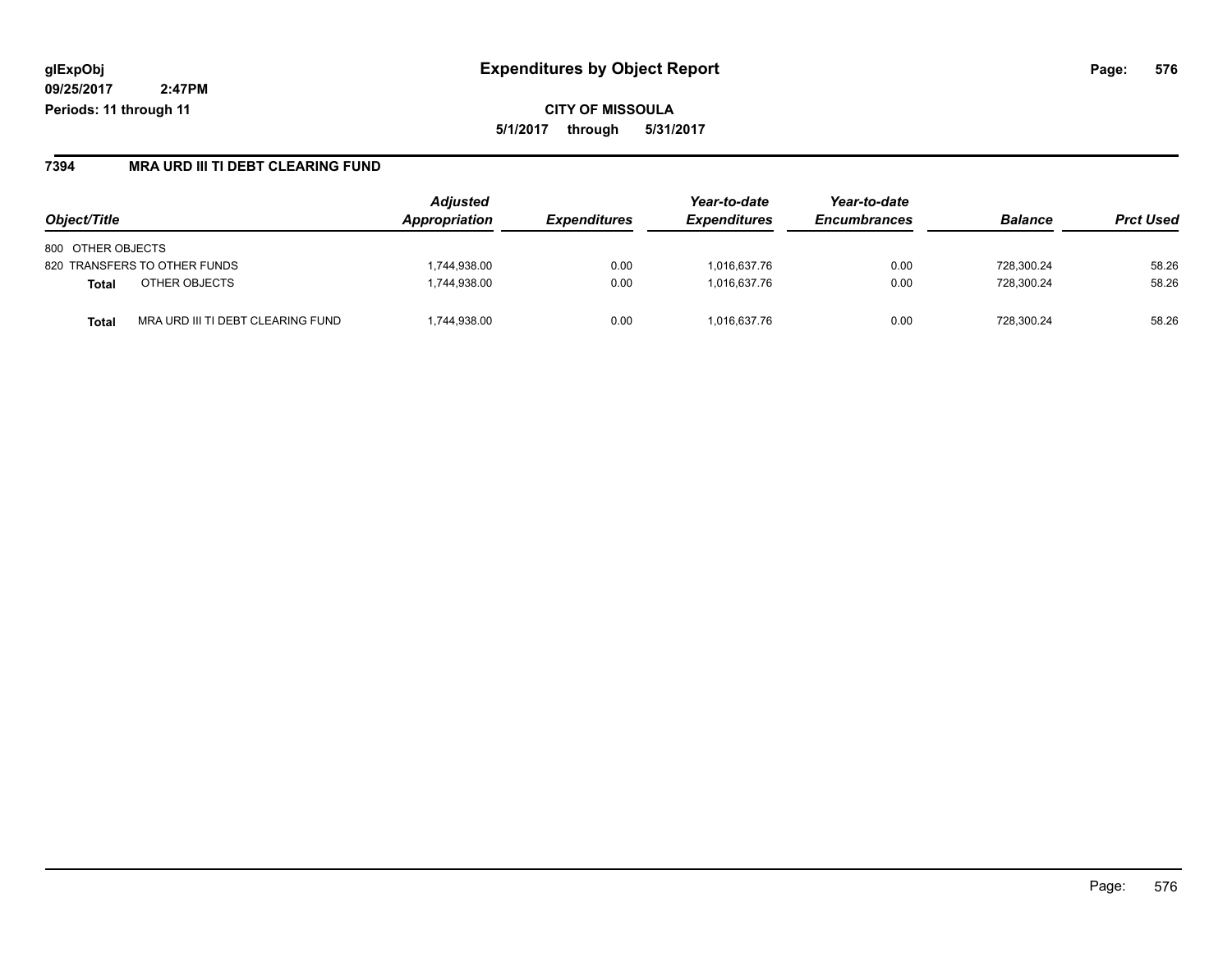**glExpObj** **Expenditures by Object Report**

**09/25/2017 2:47PM**

**Periods: 11 through 11**

**CITY OF MISSOULA**

**5/1/2017 through 5/31/2017**

## 7394 MRA URD III TI DEBT CLEARING FUND

| Object/Title | | Adjusted Appropriation | Expenditures | Year-to-date Expenditures | Year-to-date Encumbrances | Balance | Prct Used |
|---|---|---|---|---|---|---|---|
| 800 OTHER OBJECTS | | | | | | | |
| 820 TRANSFERS TO OTHER FUNDS | | 1,744,938.00 | 0.00 | 1,016,637.76 | 0.00 | 728,300.24 | 58.26 |
| **Total** | OTHER OBJECTS | 1,744,938.00 | 0.00 | 1,016,637.76 | 0.00 | 728,300.24 | 58.26 |
| **Total** | MRA URD III TI DEBT CLEARING FUND | 1,744,938.00 | 0.00 | 1,016,637.76 | 0.00 | 728,300.24 | 58.26 |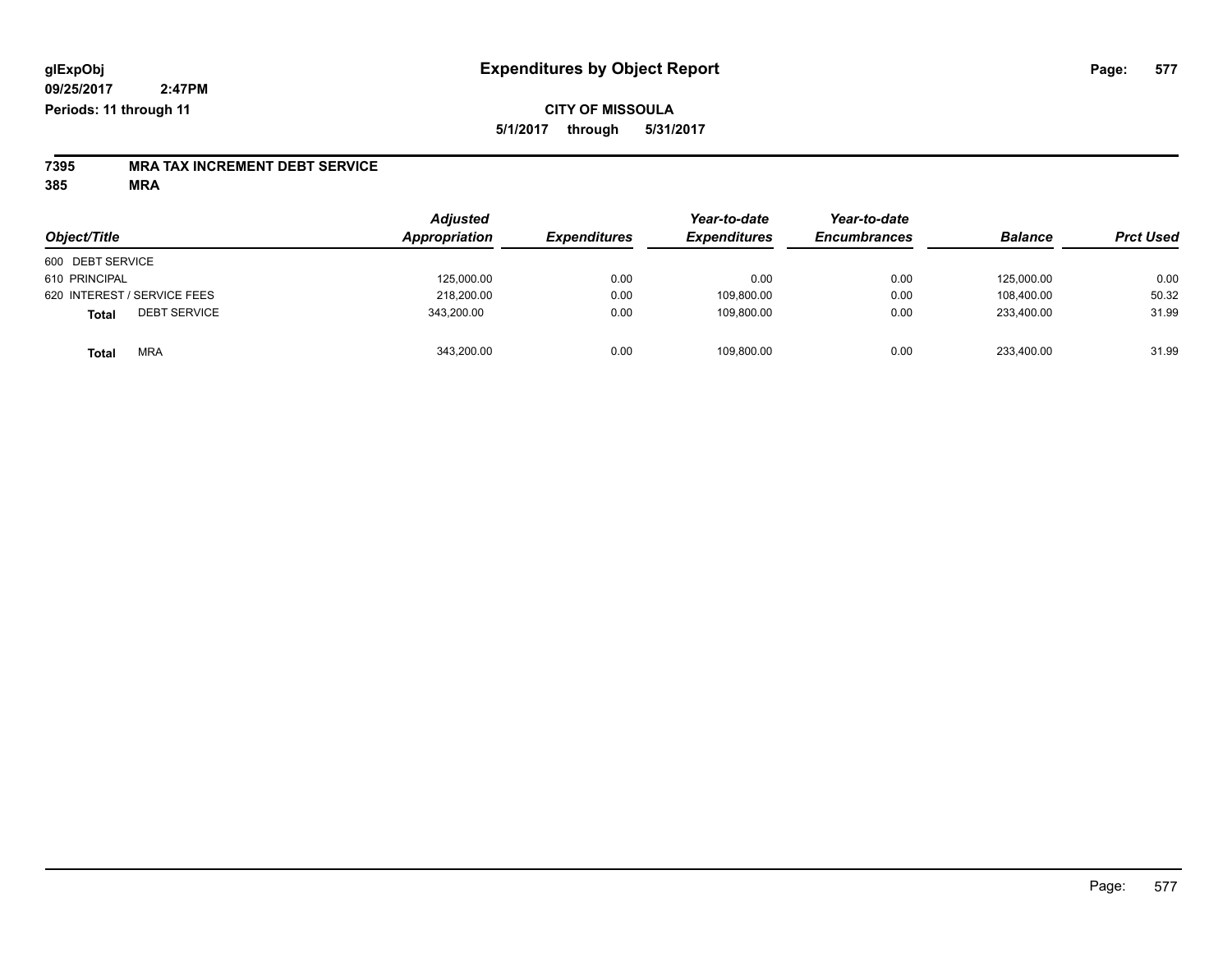glExpObj
09/25/2017 2:47PM
Periods: 11 through 11

# Expenditures by Object Report

CITY OF MISSOULA
5/1/2017 through 5/31/2017

**7395 MRA TAX INCREMENT DEBT SERVICE**
**385 MRA**

| Object/Title | Adjusted Appropriation | Expenditures | Year-to-date Expenditures | Year-to-date Encumbrances | Balance | Prct Used |
|---|---|---|---|---|---|---|
| 600 DEBT SERVICE | | | | | | |
| 610 PRINCIPAL | 125,000.00 | 0.00 | 0.00 | 0.00 | 125,000.00 | 0.00 |
| 620 INTEREST / SERVICE FEES | 218,200.00 | 0.00 | 109,800.00 | 0.00 | 108,400.00 | 50.32 |
| **Total** DEBT SERVICE | 343,200.00 | 0.00 | 109,800.00 | 0.00 | 233,400.00 | 31.99 |
| **Total** MRA | 343,200.00 | 0.00 | 109,800.00 | 0.00 | 233,400.00 | 31.99 |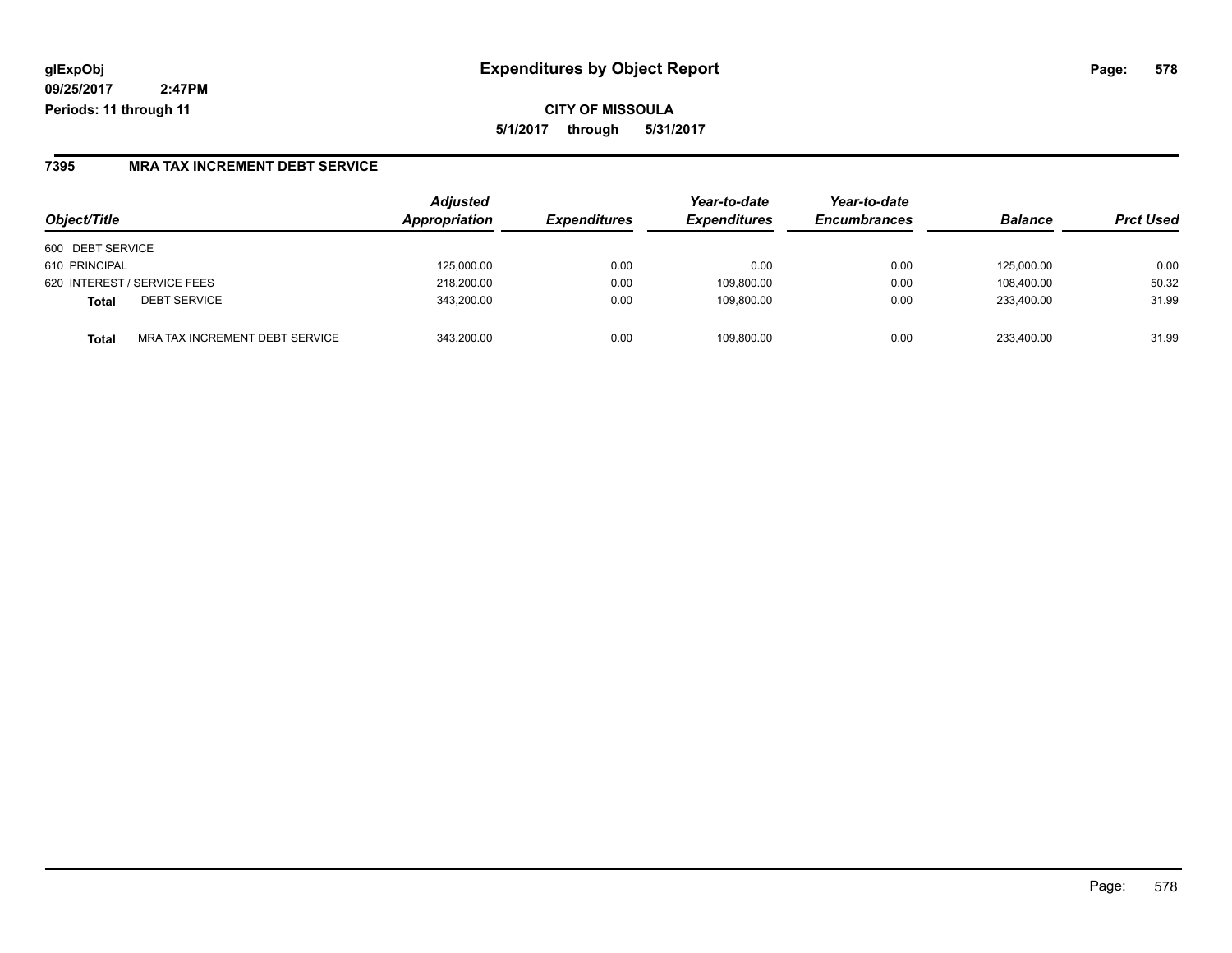**glExpObj**
**09/25/2017 2:47PM**
**Periods: 11 through 11**

# Expenditures by Object Report

**CITY OF MISSOULA**
**5/1/2017 through 5/31/2017**

## 7395 MRA TAX INCREMENT DEBT SERVICE

| Object/Title | | *Adjusted Appropriation* | *Expenditures* | *Year-to-date Expenditures* | *Year-to-date Encumbrances* | *Balance* | *Prct Used* |
|---|---|---|---|---|---|---|---|
| 600 DEBT SERVICE | | | | | | | |
| 610 PRINCIPAL | | 125,000.00 | 0.00 | 0.00 | 0.00 | 125,000.00 | 0.00 |
| 620 INTEREST / SERVICE FEES | | 218,200.00 | 0.00 | 109,800.00 | 0.00 | 108,400.00 | 50.32 |
| **Total** | DEBT SERVICE | 343,200.00 | 0.00 | 109,800.00 | 0.00 | 233,400.00 | 31.99 |
| **Total** | MRA TAX INCREMENT DEBT SERVICE | 343,200.00 | 0.00 | 109,800.00 | 0.00 | 233,400.00 | 31.99 |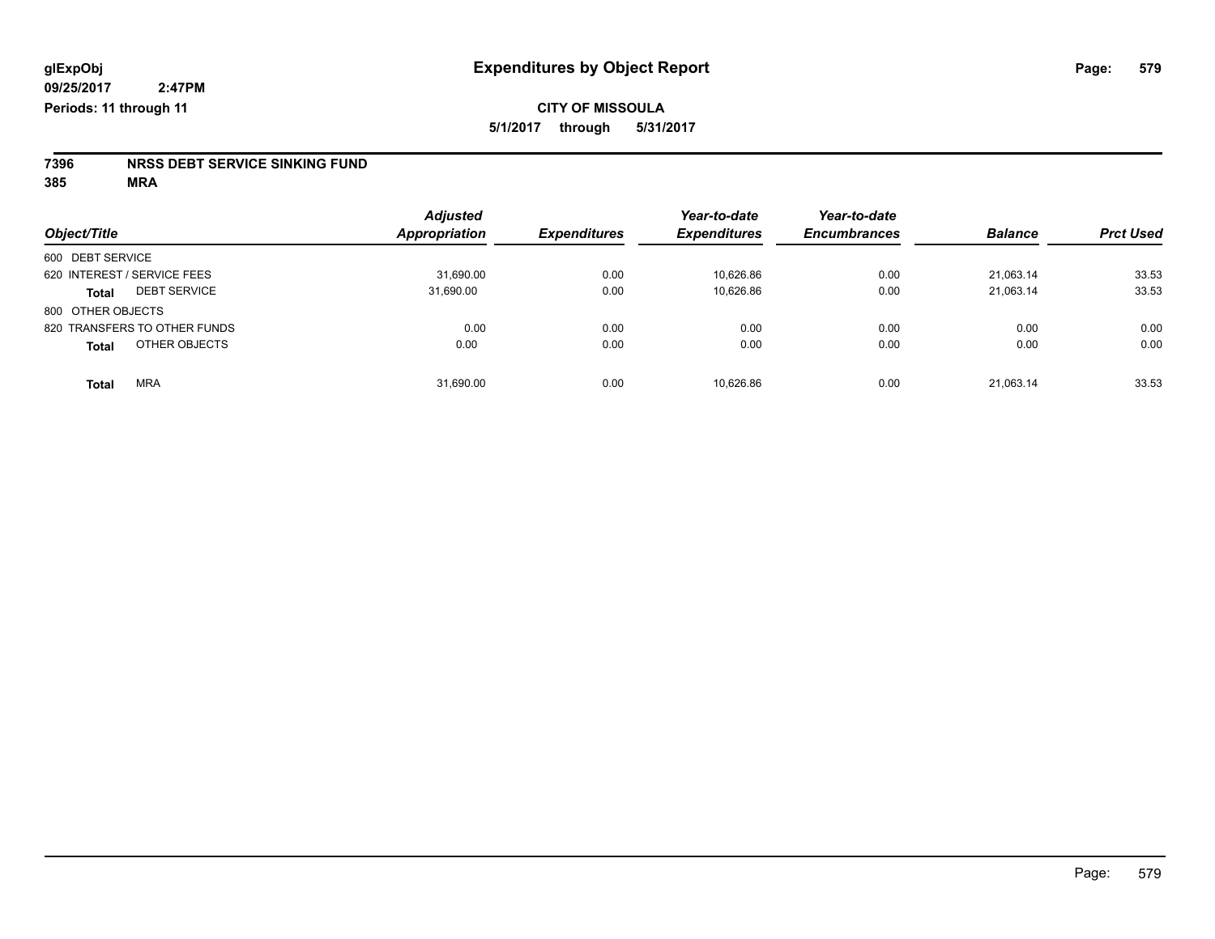glExpObj
09/25/2017 2:47PM
Periods: 11 through 11

# Expenditures by Object Report

**CITY OF MISSOULA**

**5/1/2017 through 5/31/2017**

**7396 NRSS DEBT SERVICE SINKING FUND**

**385 MRA**

| Object/Title | Adjusted Appropriation | Expenditures | Year-to-date Expenditures | Year-to-date Encumbrances | Balance | Prct Used |
|---|---|---|---|---|---|---|
| 600 DEBT SERVICE | | | | | | |
| 620 INTEREST / SERVICE FEES | 31,690.00 | 0.00 | 10,626.86 | 0.00 | 21,063.14 | 33.53 |
| **Total** DEBT SERVICE | 31,690.00 | 0.00 | 10,626.86 | 0.00 | 21,063.14 | 33.53 |
| 800 OTHER OBJECTS | | | | | | |
| 820 TRANSFERS TO OTHER FUNDS | 0.00 | 0.00 | 0.00 | 0.00 | 0.00 | 0.00 |
| **Total** OTHER OBJECTS | 0.00 | 0.00 | 0.00 | 0.00 | 0.00 | 0.00 |
| **Total** MRA | 31,690.00 | 0.00 | 10,626.86 | 0.00 | 21,063.14 | 33.53 |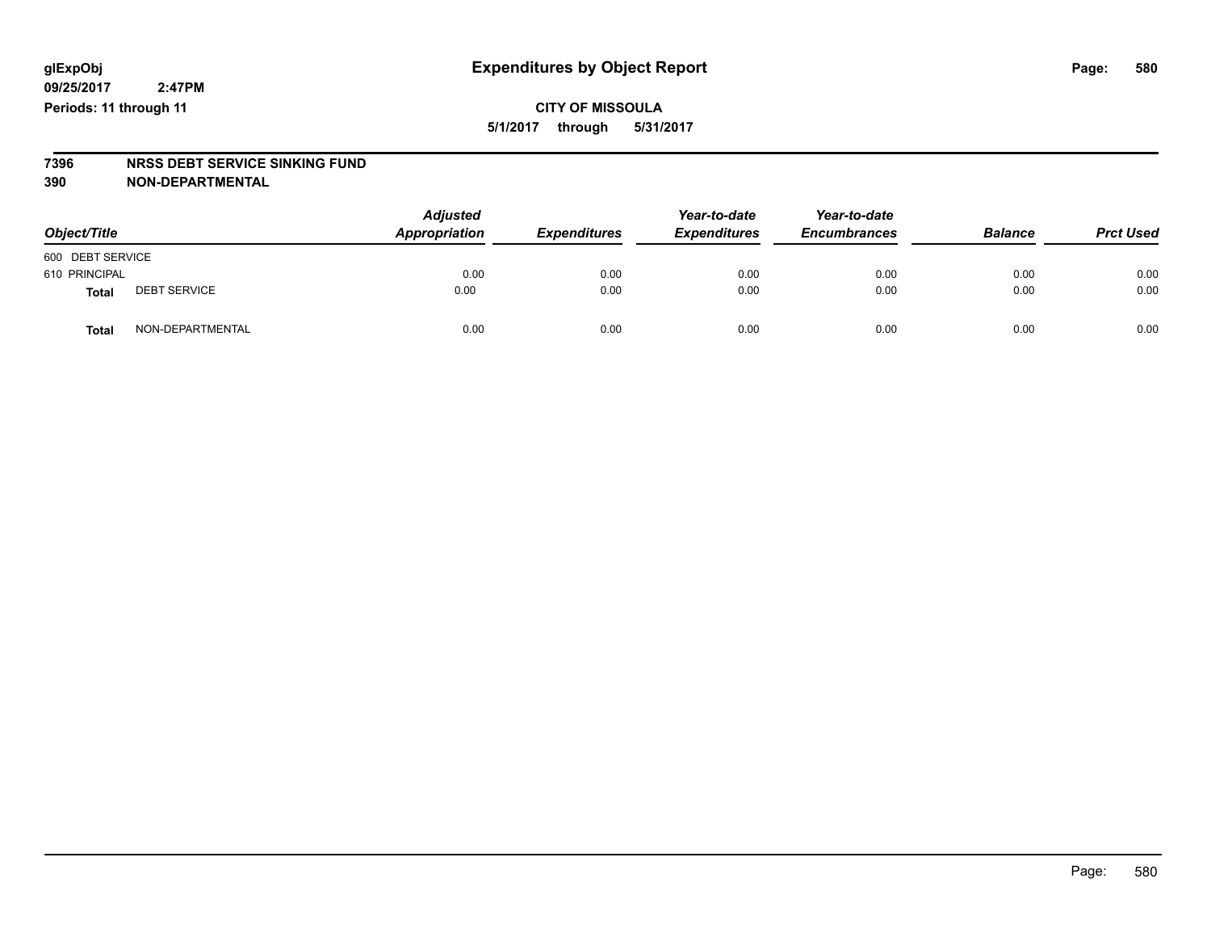glExpObj **Expenditures by Object Report**

09/25/2017 2:47PM

Periods: 11 through 11

**CITY OF MISSOULA**

**5/1/2017 through 5/31/2017**

**7396 NRSS DEBT SERVICE SINKING FUND**

**390 NON-DEPARTMENTAL**

| Object/Title | | Adjusted Appropriation | Expenditures | Year-to-date Expenditures | Year-to-date Encumbrances | Balance | Prct Used |
|---|---|---|---|---|---|---|---|
| 600 DEBT SERVICE | | | | | | | |
| 610 PRINCIPAL | | 0.00 | 0.00 | 0.00 | 0.00 | 0.00 | 0.00 |
| **Total** | DEBT SERVICE | 0.00 | 0.00 | 0.00 | 0.00 | 0.00 | 0.00 |
| **Total** | NON-DEPARTMENTAL | 0.00 | 0.00 | 0.00 | 0.00 | 0.00 | 0.00 |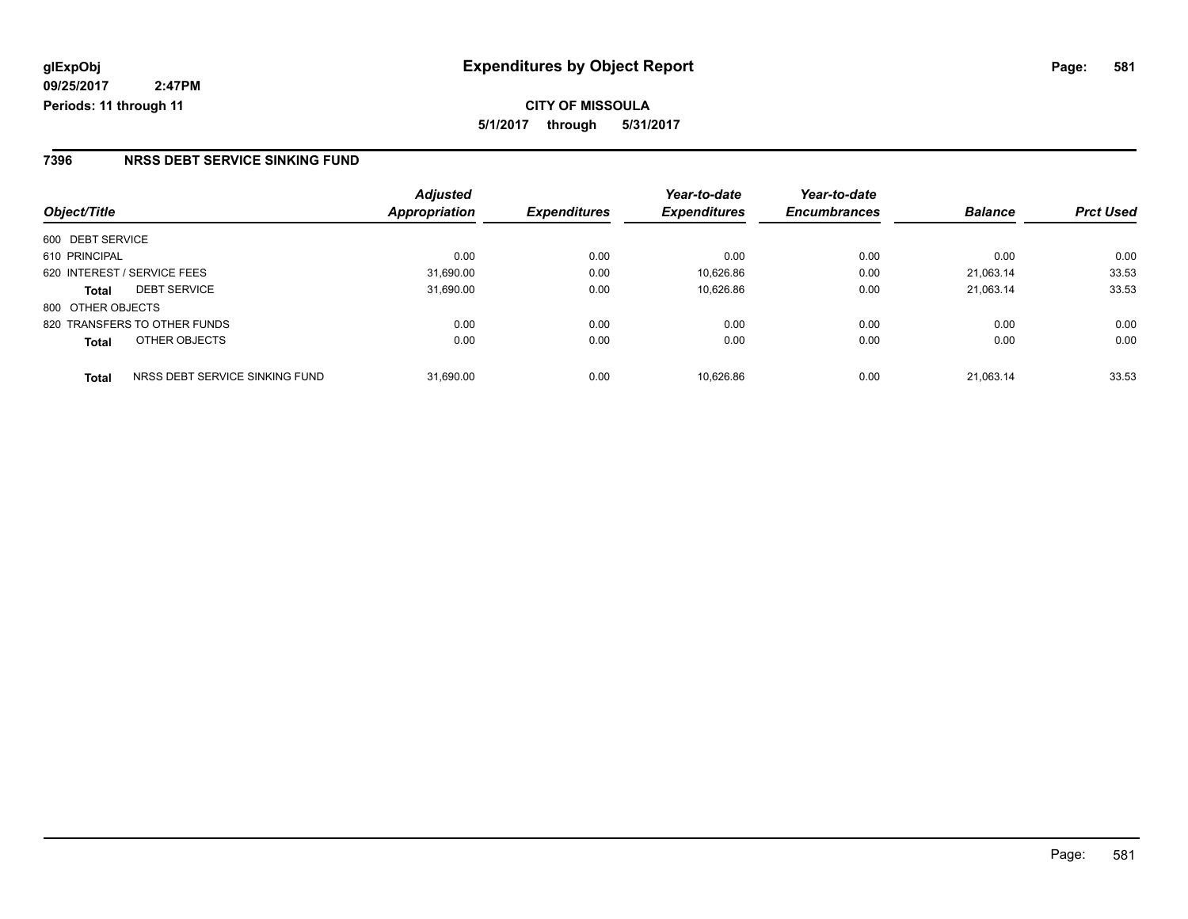**glExpObj**
**09/25/2017 2:47PM**
**Periods: 11 through 11**

# Expenditures by Object Report

**CITY OF MISSOULA**
**5/1/2017 through 5/31/2017**

## 7396 NRSS DEBT SERVICE SINKING FUND

| Object/Title | | Adjusted Appropriation | Expenditures | Year-to-date Expenditures | Year-to-date Encumbrances | Balance | Prct Used |
|---|---|---|---|---|---|---|---|
| 600 DEBT SERVICE | | | | | | | |
| 610 PRINCIPAL | | 0.00 | 0.00 | 0.00 | 0.00 | 0.00 | 0.00 |
| 620 INTEREST / SERVICE FEES | | 31,690.00 | 0.00 | 10,626.86 | 0.00 | 21,063.14 | 33.53 |
| **Total** | DEBT SERVICE | 31,690.00 | 0.00 | 10,626.86 | 0.00 | 21,063.14 | 33.53 |
| 800 OTHER OBJECTS | | | | | | | |
| 820 TRANSFERS TO OTHER FUNDS | | 0.00 | 0.00 | 0.00 | 0.00 | 0.00 | 0.00 |
| **Total** | OTHER OBJECTS | 0.00 | 0.00 | 0.00 | 0.00 | 0.00 | 0.00 |
| **Total** | NRSS DEBT SERVICE SINKING FUND | 31,690.00 | 0.00 | 10,626.86 | 0.00 | 21,063.14 | 33.53 |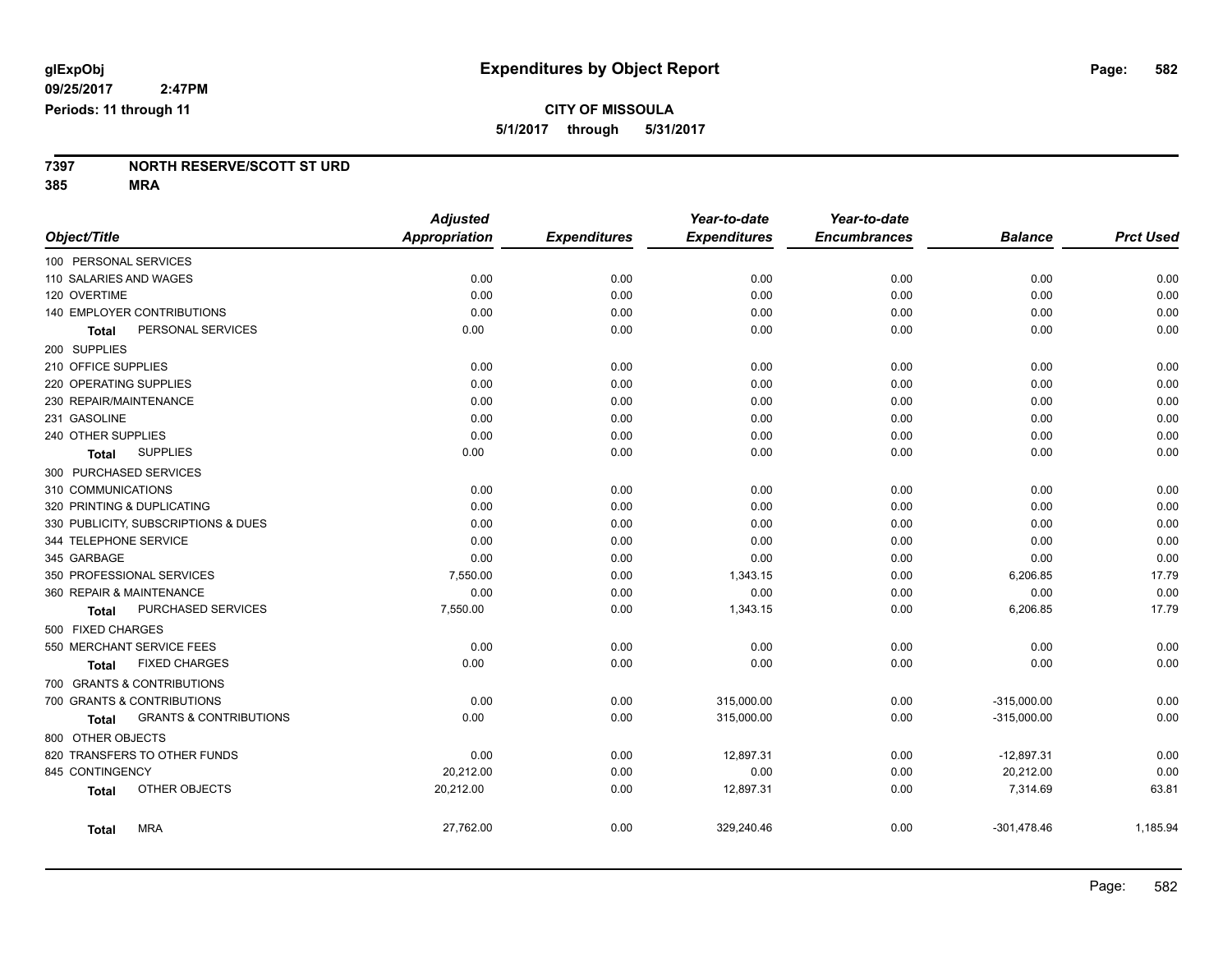**glExpObj** **Expenditures by Object Report**

**09/25/2017 2:47PM**

**Periods: 11 through 11**

**CITY OF MISSOULA**

**5/1/2017 through 5/31/2017**

**7397 NORTH RESERVE/SCOTT ST URD**

**385 MRA**

| Object/Title | Adjusted Appropriation | Expenditures | Year-to-date Expenditures | Year-to-date Encumbrances | Balance | Prct Used |
|---|---|---|---|---|---|---|
| 100 PERSONAL SERVICES | | | | | | |
| 110 SALARIES AND WAGES | 0.00 | 0.00 | 0.00 | 0.00 | 0.00 | 0.00 |
| 120 OVERTIME | 0.00 | 0.00 | 0.00 | 0.00 | 0.00 | 0.00 |
| 140 EMPLOYER CONTRIBUTIONS | 0.00 | 0.00 | 0.00 | 0.00 | 0.00 | 0.00 |
| **Total** PERSONAL SERVICES | 0.00 | 0.00 | 0.00 | 0.00 | 0.00 | 0.00 |
| 200 SUPPLIES | | | | | | |
| 210 OFFICE SUPPLIES | 0.00 | 0.00 | 0.00 | 0.00 | 0.00 | 0.00 |
| 220 OPERATING SUPPLIES | 0.00 | 0.00 | 0.00 | 0.00 | 0.00 | 0.00 |
| 230 REPAIR/MAINTENANCE | 0.00 | 0.00 | 0.00 | 0.00 | 0.00 | 0.00 |
| 231 GASOLINE | 0.00 | 0.00 | 0.00 | 0.00 | 0.00 | 0.00 |
| 240 OTHER SUPPLIES | 0.00 | 0.00 | 0.00 | 0.00 | 0.00 | 0.00 |
| **Total** SUPPLIES | 0.00 | 0.00 | 0.00 | 0.00 | 0.00 | 0.00 |
| 300 PURCHASED SERVICES | | | | | | |
| 310 COMMUNICATIONS | 0.00 | 0.00 | 0.00 | 0.00 | 0.00 | 0.00 |
| 320 PRINTING & DUPLICATING | 0.00 | 0.00 | 0.00 | 0.00 | 0.00 | 0.00 |
| 330 PUBLICITY, SUBSCRIPTIONS & DUES | 0.00 | 0.00 | 0.00 | 0.00 | 0.00 | 0.00 |
| 344 TELEPHONE SERVICE | 0.00 | 0.00 | 0.00 | 0.00 | 0.00 | 0.00 |
| 345 GARBAGE | 0.00 | 0.00 | 0.00 | 0.00 | 0.00 | 0.00 |
| 350 PROFESSIONAL SERVICES | 7,550.00 | 0.00 | 1,343.15 | 0.00 | 6,206.85 | 17.79 |
| 360 REPAIR & MAINTENANCE | 0.00 | 0.00 | 0.00 | 0.00 | 0.00 | 0.00 |
| **Total** PURCHASED SERVICES | 7,550.00 | 0.00 | 1,343.15 | 0.00 | 6,206.85 | 17.79 |
| 500 FIXED CHARGES | | | | | | |
| 550 MERCHANT SERVICE FEES | 0.00 | 0.00 | 0.00 | 0.00 | 0.00 | 0.00 |
| **Total** FIXED CHARGES | 0.00 | 0.00 | 0.00 | 0.00 | 0.00 | 0.00 |
| 700 GRANTS & CONTRIBUTIONS | | | | | | |
| 700 GRANTS & CONTRIBUTIONS | 0.00 | 0.00 | 315,000.00 | 0.00 | -315,000.00 | 0.00 |
| **Total** GRANTS & CONTRIBUTIONS | 0.00 | 0.00 | 315,000.00 | 0.00 | -315,000.00 | 0.00 |
| 800 OTHER OBJECTS | | | | | | |
| 820 TRANSFERS TO OTHER FUNDS | 0.00 | 0.00 | 12,897.31 | 0.00 | -12,897.31 | 0.00 |
| 845 CONTINGENCY | 20,212.00 | 0.00 | 0.00 | 0.00 | 20,212.00 | 0.00 |
| **Total** OTHER OBJECTS | 20,212.00 | 0.00 | 12,897.31 | 0.00 | 7,314.69 | 63.81 |
| **Total** MRA | 27,762.00 | 0.00 | 329,240.46 | 0.00 | -301,478.46 | 1,185.94 |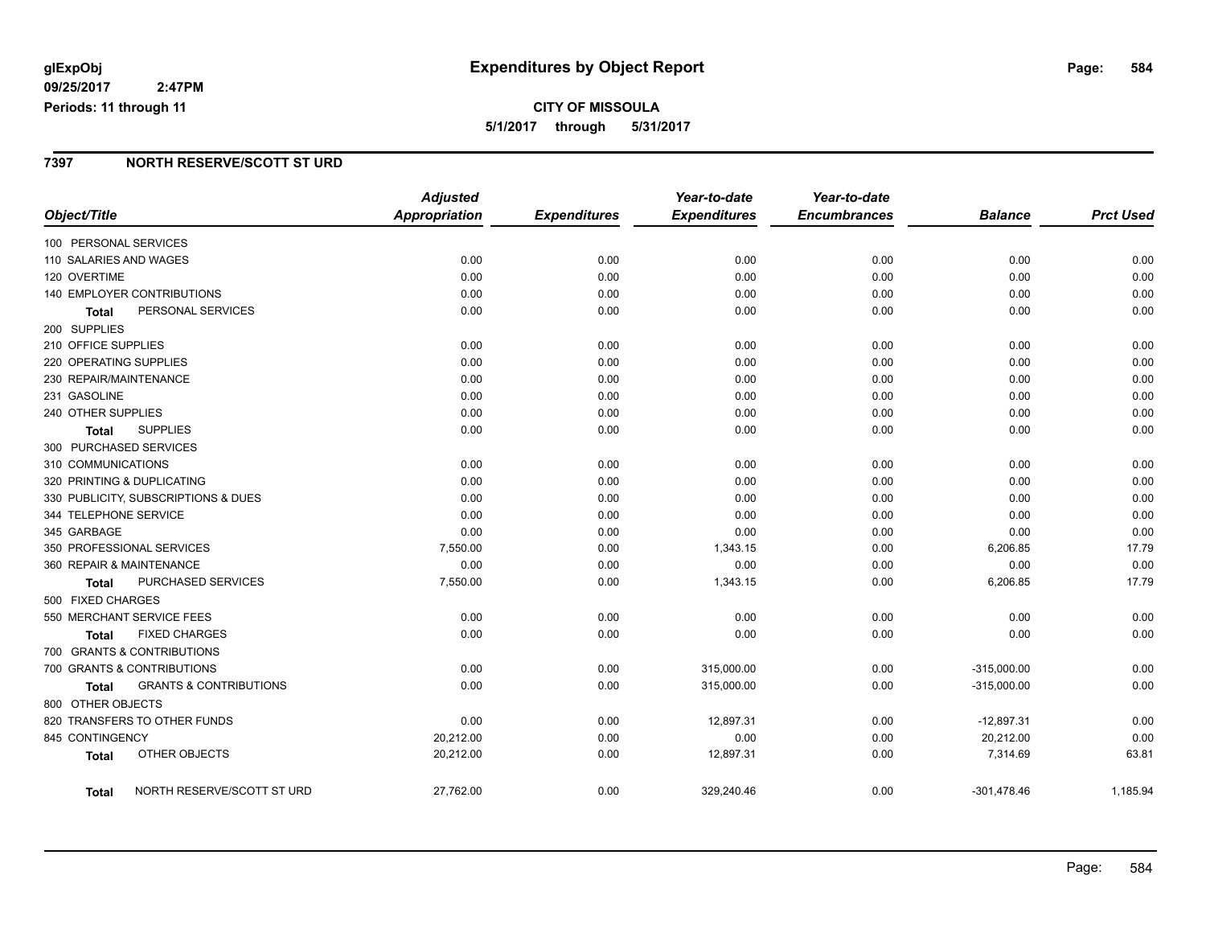# Expenditures by Object Report

glExpObj
09/25/2017 2:47PM
Periods: 11 through 11

**CITY OF MISSOULA**
5/1/2017 through 5/31/2017

## 7397 NORTH RESERVE/SCOTT ST URD

| Object/Title | Adjusted Appropriation | Expenditures | Year-to-date Expenditures | Year-to-date Encumbrances | Balance | Prct Used |
|---|---|---|---|---|---|---|
| 100 PERSONAL SERVICES | | | | | | |
| 110 SALARIES AND WAGES | 0.00 | 0.00 | 0.00 | 0.00 | 0.00 | 0.00 |
| 120 OVERTIME | 0.00 | 0.00 | 0.00 | 0.00 | 0.00 | 0.00 |
| 140 EMPLOYER CONTRIBUTIONS | 0.00 | 0.00 | 0.00 | 0.00 | 0.00 | 0.00 |
| Total PERSONAL SERVICES | 0.00 | 0.00 | 0.00 | 0.00 | 0.00 | 0.00 |
| 200 SUPPLIES | | | | | | |
| 210 OFFICE SUPPLIES | 0.00 | 0.00 | 0.00 | 0.00 | 0.00 | 0.00 |
| 220 OPERATING SUPPLIES | 0.00 | 0.00 | 0.00 | 0.00 | 0.00 | 0.00 |
| 230 REPAIR/MAINTENANCE | 0.00 | 0.00 | 0.00 | 0.00 | 0.00 | 0.00 |
| 231 GASOLINE | 0.00 | 0.00 | 0.00 | 0.00 | 0.00 | 0.00 |
| 240 OTHER SUPPLIES | 0.00 | 0.00 | 0.00 | 0.00 | 0.00 | 0.00 |
| Total SUPPLIES | 0.00 | 0.00 | 0.00 | 0.00 | 0.00 | 0.00 |
| 300 PURCHASED SERVICES | | | | | | |
| 310 COMMUNICATIONS | 0.00 | 0.00 | 0.00 | 0.00 | 0.00 | 0.00 |
| 320 PRINTING & DUPLICATING | 0.00 | 0.00 | 0.00 | 0.00 | 0.00 | 0.00 |
| 330 PUBLICITY, SUBSCRIPTIONS & DUES | 0.00 | 0.00 | 0.00 | 0.00 | 0.00 | 0.00 |
| 344 TELEPHONE SERVICE | 0.00 | 0.00 | 0.00 | 0.00 | 0.00 | 0.00 |
| 345 GARBAGE | 0.00 | 0.00 | 0.00 | 0.00 | 0.00 | 0.00 |
| 350 PROFESSIONAL SERVICES | 7,550.00 | 0.00 | 1,343.15 | 0.00 | 6,206.85 | 17.79 |
| 360 REPAIR & MAINTENANCE | 0.00 | 0.00 | 0.00 | 0.00 | 0.00 | 0.00 |
| Total PURCHASED SERVICES | 7,550.00 | 0.00 | 1,343.15 | 0.00 | 6,206.85 | 17.79 |
| 500 FIXED CHARGES | | | | | | |
| 550 MERCHANT SERVICE FEES | 0.00 | 0.00 | 0.00 | 0.00 | 0.00 | 0.00 |
| Total FIXED CHARGES | 0.00 | 0.00 | 0.00 | 0.00 | 0.00 | 0.00 |
| 700 GRANTS & CONTRIBUTIONS | | | | | | |
| 700 GRANTS & CONTRIBUTIONS | 0.00 | 0.00 | 315,000.00 | 0.00 | -315,000.00 | 0.00 |
| Total GRANTS & CONTRIBUTIONS | 0.00 | 0.00 | 315,000.00 | 0.00 | -315,000.00 | 0.00 |
| 800 OTHER OBJECTS | | | | | | |
| 820 TRANSFERS TO OTHER FUNDS | 0.00 | 0.00 | 12,897.31 | 0.00 | -12,897.31 | 0.00 |
| 845 CONTINGENCY | 20,212.00 | 0.00 | 0.00 | 0.00 | 20,212.00 | 0.00 |
| Total OTHER OBJECTS | 20,212.00 | 0.00 | 12,897.31 | 0.00 | 7,314.69 | 63.81 |
| Total NORTH RESERVE/SCOTT ST URD | 27,762.00 | 0.00 | 329,240.46 | 0.00 | -301,478.46 | 1,185.94 |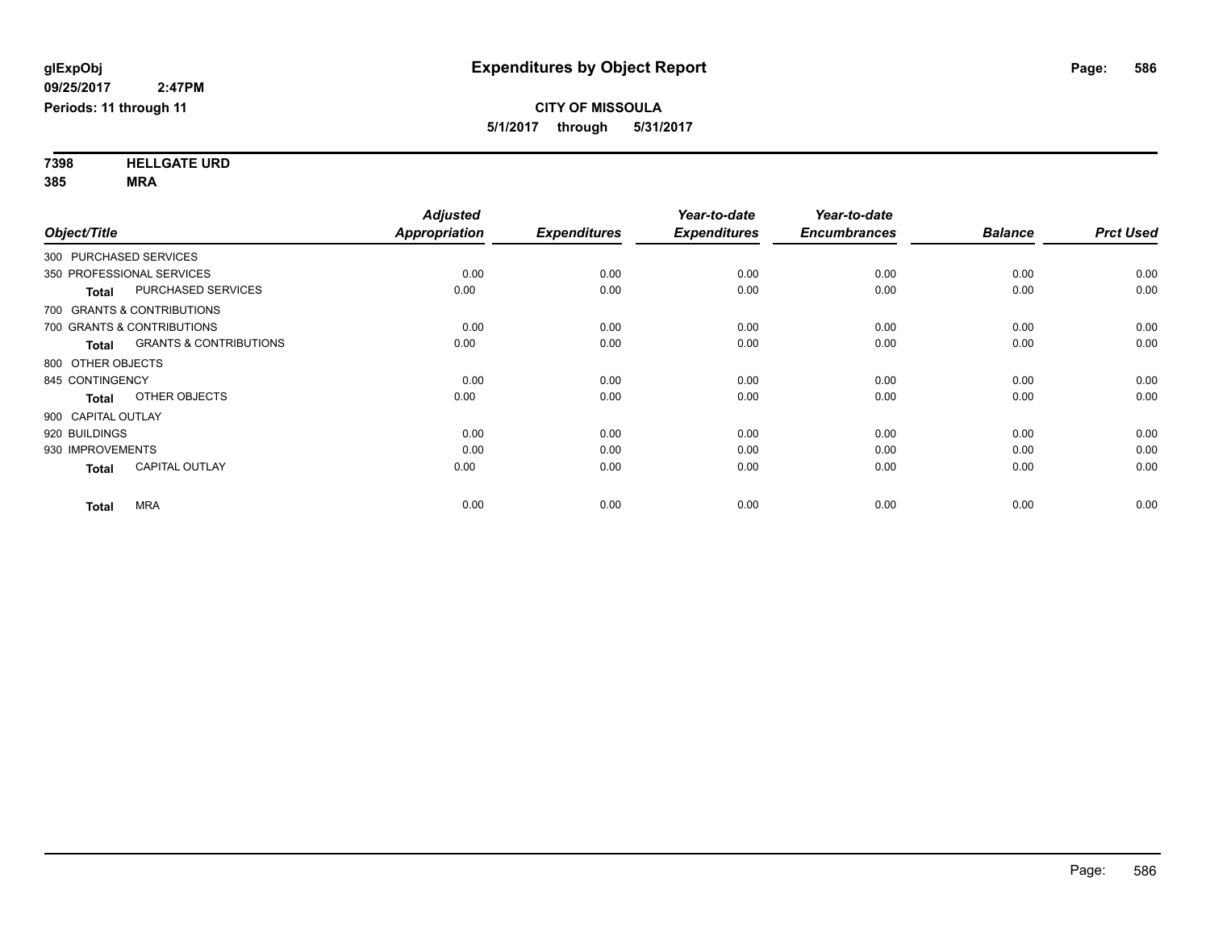# Expenditures by Object Report

**glExpObj**
**09/25/2017 2:47PM**
**Periods: 11 through 11**

**CITY OF MISSOULA**
**5/1/2017 through 5/31/2017**

**7398 HELLGATE URD**
**385 MRA**

| Object/Title | | Adjusted Appropriation | Expenditures | Year-to-date Expenditures | Year-to-date Encumbrances | Balance | Prct Used |
|---|---|---|---|---|---|---|---|
| 300 PURCHASED SERVICES | | | | | | | |
| 350 PROFESSIONAL SERVICES | | 0.00 | 0.00 | 0.00 | 0.00 | 0.00 | 0.00 |
| **Total** | PURCHASED SERVICES | 0.00 | 0.00 | 0.00 | 0.00 | 0.00 | 0.00 |
| 700 GRANTS & CONTRIBUTIONS | | | | | | | |
| 700 GRANTS & CONTRIBUTIONS | | 0.00 | 0.00 | 0.00 | 0.00 | 0.00 | 0.00 |
| **Total** | GRANTS & CONTRIBUTIONS | 0.00 | 0.00 | 0.00 | 0.00 | 0.00 | 0.00 |
| 800 OTHER OBJECTS | | | | | | | |
| 845 CONTINGENCY | | 0.00 | 0.00 | 0.00 | 0.00 | 0.00 | 0.00 |
| **Total** | OTHER OBJECTS | 0.00 | 0.00 | 0.00 | 0.00 | 0.00 | 0.00 |
| 900 CAPITAL OUTLAY | | | | | | | |
| 920 BUILDINGS | | 0.00 | 0.00 | 0.00 | 0.00 | 0.00 | 0.00 |
| 930 IMPROVEMENTS | | 0.00 | 0.00 | 0.00 | 0.00 | 0.00 | 0.00 |
| **Total** | CAPITAL OUTLAY | 0.00 | 0.00 | 0.00 | 0.00 | 0.00 | 0.00 |
| **Total** | MRA | 0.00 | 0.00 | 0.00 | 0.00 | 0.00 | 0.00 |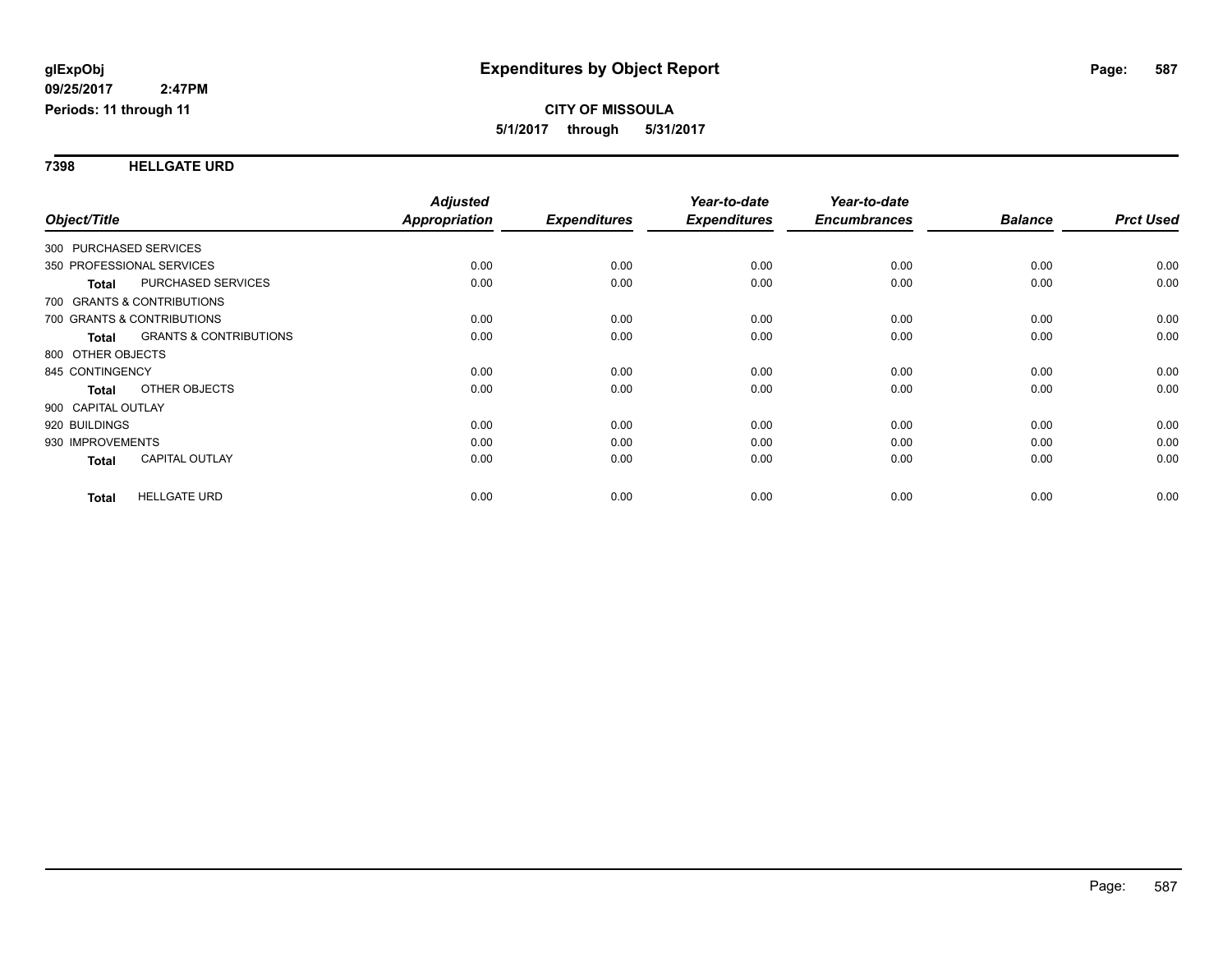# Expenditures by Object Report

glExpObj
09/25/2017 2:47PM
Periods: 11 through 11

**CITY OF MISSOULA**
**5/1/2017 through 5/31/2017**

## 7398 HELLGATE URD

| Object/Title | | Adjusted Appropriation | Expenditures | Year-to-date Expenditures | Year-to-date Encumbrances | Balance | Prct Used |
|---|---|---|---|---|---|---|---|
| 300 PURCHASED SERVICES | | | | | | | |
| 350 PROFESSIONAL SERVICES | | 0.00 | 0.00 | 0.00 | 0.00 | 0.00 | 0.00 |
| **Total** | PURCHASED SERVICES | 0.00 | 0.00 | 0.00 | 0.00 | 0.00 | 0.00 |
| 700 GRANTS & CONTRIBUTIONS | | | | | | | |
| 700 GRANTS & CONTRIBUTIONS | | 0.00 | 0.00 | 0.00 | 0.00 | 0.00 | 0.00 |
| **Total** | GRANTS & CONTRIBUTIONS | 0.00 | 0.00 | 0.00 | 0.00 | 0.00 | 0.00 |
| 800 OTHER OBJECTS | | | | | | | |
| 845 CONTINGENCY | | 0.00 | 0.00 | 0.00 | 0.00 | 0.00 | 0.00 |
| **Total** | OTHER OBJECTS | 0.00 | 0.00 | 0.00 | 0.00 | 0.00 | 0.00 |
| 900 CAPITAL OUTLAY | | | | | | | |
| 920 BUILDINGS | | 0.00 | 0.00 | 0.00 | 0.00 | 0.00 | 0.00 |
| 930 IMPROVEMENTS | | 0.00 | 0.00 | 0.00 | 0.00 | 0.00 | 0.00 |
| **Total** | CAPITAL OUTLAY | 0.00 | 0.00 | 0.00 | 0.00 | 0.00 | 0.00 |
| **Total** | HELLGATE URD | 0.00 | 0.00 | 0.00 | 0.00 | 0.00 | 0.00 |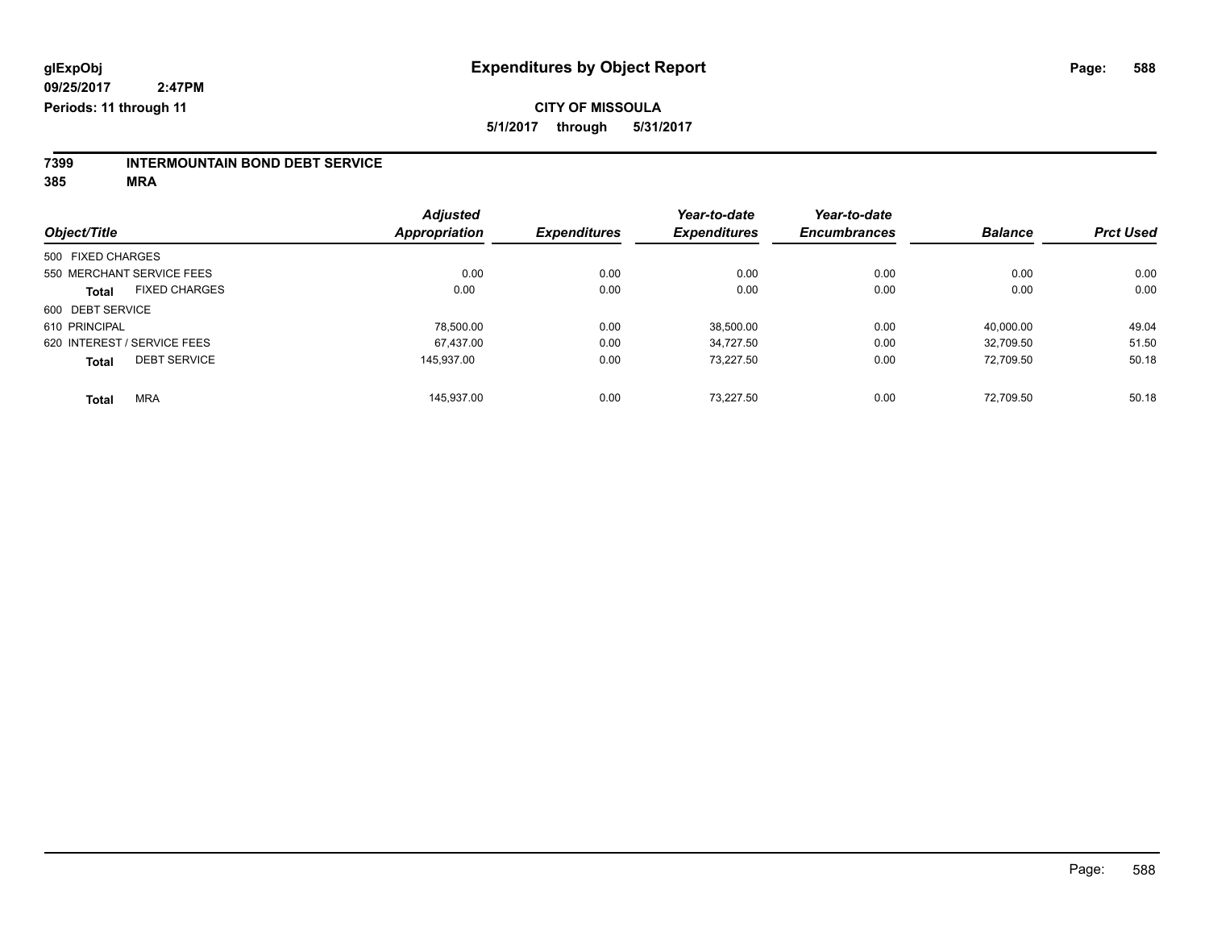**glExpObj** **Expenditures by Object Report**

**09/25/2017 2:47PM**

**Periods: 11 through 11**

**CITY OF MISSOULA**

**5/1/2017 through 5/31/2017**

**7399 INTERMOUNTAIN BOND DEBT SERVICE**

**385 MRA**

| Object/Title | Adjusted Appropriation | Expenditures | Year-to-date Expenditures | Year-to-date Encumbrances | Balance | Prct Used |
|---|---|---|---|---|---|---|
| 500 FIXED CHARGES | | | | | | |
| 550 MERCHANT SERVICE FEES | 0.00 | 0.00 | 0.00 | 0.00 | 0.00 | 0.00 |
| **Total** FIXED CHARGES | 0.00 | 0.00 | 0.00 | 0.00 | 0.00 | 0.00 |
| 600 DEBT SERVICE | | | | | | |
| 610 PRINCIPAL | 78,500.00 | 0.00 | 38,500.00 | 0.00 | 40,000.00 | 49.04 |
| 620 INTEREST / SERVICE FEES | 67,437.00 | 0.00 | 34,727.50 | 0.00 | 32,709.50 | 51.50 |
| **Total** DEBT SERVICE | 145,937.00 | 0.00 | 73,227.50 | 0.00 | 72,709.50 | 50.18 |
| **Total** MRA | 145,937.00 | 0.00 | 73,227.50 | 0.00 | 72,709.50 | 50.18 |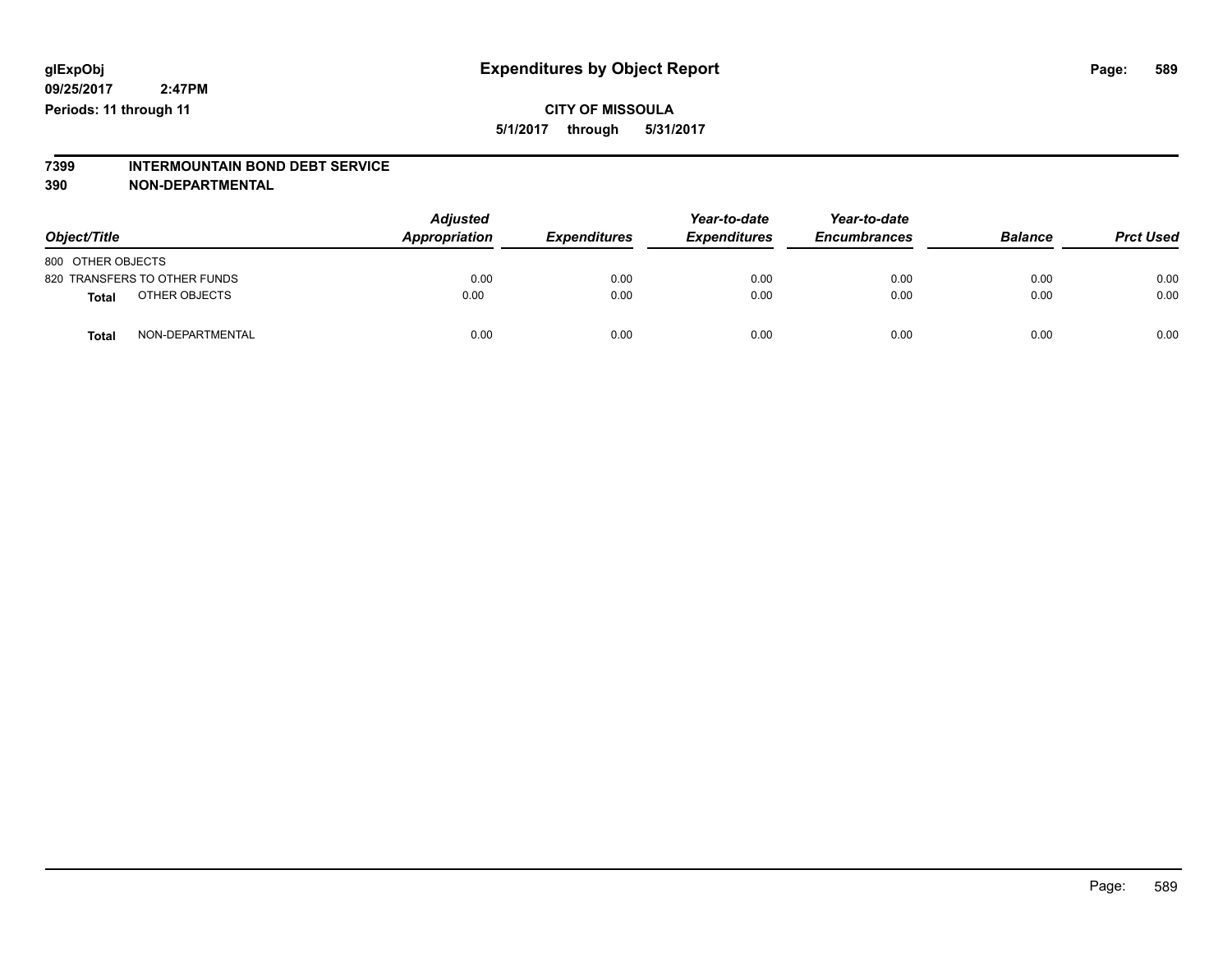glExpObj
09/25/2017 2:47PM
Periods: 11 through 11

# Expenditures by Object Report

**CITY OF MISSOULA**

**5/1/2017 through 5/31/2017**

## 7399 INTERMOUNTAIN BOND DEBT SERVICE
## 390 NON-DEPARTMENTAL

| Object/Title | Adjusted Appropriation | Expenditures | Year-to-date Expenditures | Year-to-date Encumbrances | Balance | Prct Used |
|---|---|---|---|---|---|---|
| 800 OTHER OBJECTS | | | | | | |
| 820 TRANSFERS TO OTHER FUNDS | 0.00 | 0.00 | 0.00 | 0.00 | 0.00 | 0.00 |
| **Total** OTHER OBJECTS | 0.00 | 0.00 | 0.00 | 0.00 | 0.00 | 0.00 |
| **Total** NON-DEPARTMENTAL | 0.00 | 0.00 | 0.00 | 0.00 | 0.00 | 0.00 |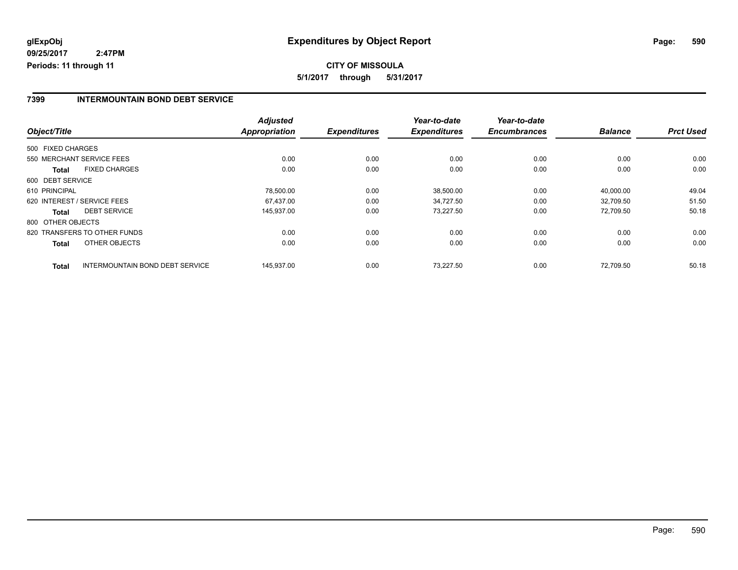glExpObj
09/25/2017 2:47PM
Periods: 11 through 11

# Expenditures by Object Report

**CITY OF MISSOULA**

**5/1/2017 through 5/31/2017**

## 7399 INTERMOUNTAIN BOND DEBT SERVICE

| Object/Title | | Adjusted Appropriation | Expenditures | Year-to-date Expenditures | Year-to-date Encumbrances | Balance | Prct Used |
|---|---|---|---|---|---|---|---|
| 500 FIXED CHARGES | | | | | | | |
| 550 MERCHANT SERVICE FEES | | 0.00 | 0.00 | 0.00 | 0.00 | 0.00 | 0.00 |
| **Total** | FIXED CHARGES | 0.00 | 0.00 | 0.00 | 0.00 | 0.00 | 0.00 |
| 600 DEBT SERVICE | | | | | | | |
| 610 PRINCIPAL | | 78,500.00 | 0.00 | 38,500.00 | 0.00 | 40,000.00 | 49.04 |
| 620 INTEREST / SERVICE FEES | | 67,437.00 | 0.00 | 34,727.50 | 0.00 | 32,709.50 | 51.50 |
| **Total** | DEBT SERVICE | 145,937.00 | 0.00 | 73,227.50 | 0.00 | 72,709.50 | 50.18 |
| 800 OTHER OBJECTS | | | | | | | |
| 820 TRANSFERS TO OTHER FUNDS | | 0.00 | 0.00 | 0.00 | 0.00 | 0.00 | 0.00 |
| **Total** | OTHER OBJECTS | 0.00 | 0.00 | 0.00 | 0.00 | 0.00 | 0.00 |
| **Total** | INTERMOUNTAIN BOND DEBT SERVICE | 145,937.00 | 0.00 | 73,227.50 | 0.00 | 72,709.50 | 50.18 |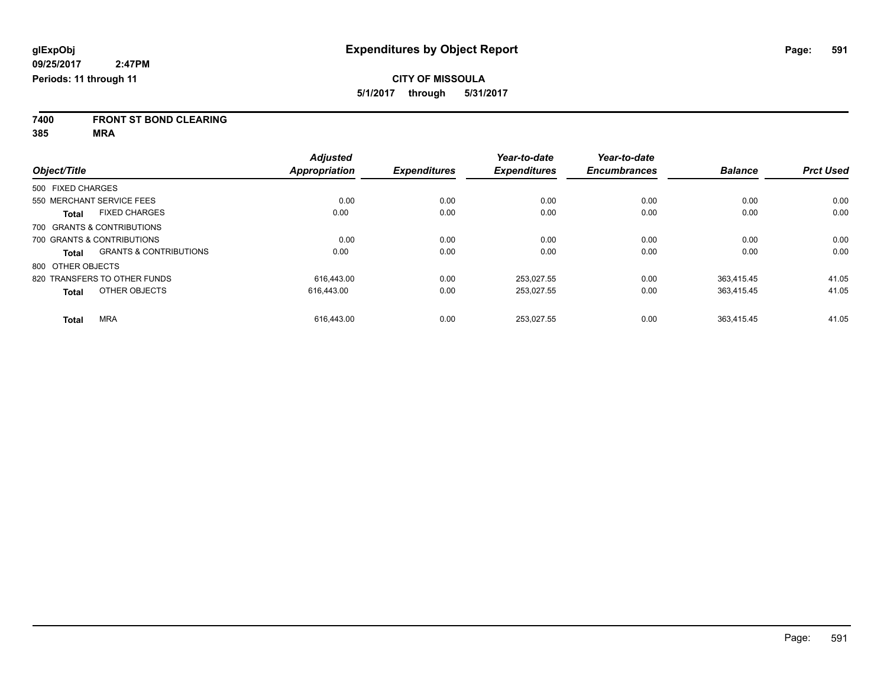glExpObj
09/25/2017 2:47PM
Periods: 11 through 11

# Expenditures by Object Report

CITY OF MISSOULA
5/1/2017 through 5/31/2017

**7400 FRONT ST BOND CLEARING**
**385 MRA**

| Object/Title | Adjusted Appropriation | Expenditures | Year-to-date Expenditures | Year-to-date Encumbrances | Balance | Prct Used |
|---|---|---|---|---|---|---|
| 500 FIXED CHARGES | | | | | | |
| 550 MERCHANT SERVICE FEES | 0.00 | 0.00 | 0.00 | 0.00 | 0.00 | 0.00 |
| **Total** FIXED CHARGES | 0.00 | 0.00 | 0.00 | 0.00 | 0.00 | 0.00 |
| 700 GRANTS & CONTRIBUTIONS | | | | | | |
| 700 GRANTS & CONTRIBUTIONS | 0.00 | 0.00 | 0.00 | 0.00 | 0.00 | 0.00 |
| **Total** GRANTS & CONTRIBUTIONS | 0.00 | 0.00 | 0.00 | 0.00 | 0.00 | 0.00 |
| 800 OTHER OBJECTS | | | | | | |
| 820 TRANSFERS TO OTHER FUNDS | 616,443.00 | 0.00 | 253,027.55 | 0.00 | 363,415.45 | 41.05 |
| **Total** OTHER OBJECTS | 616,443.00 | 0.00 | 253,027.55 | 0.00 | 363,415.45 | 41.05 |
| **Total** MRA | 616,443.00 | 0.00 | 253,027.55 | 0.00 | 363,415.45 | 41.05 |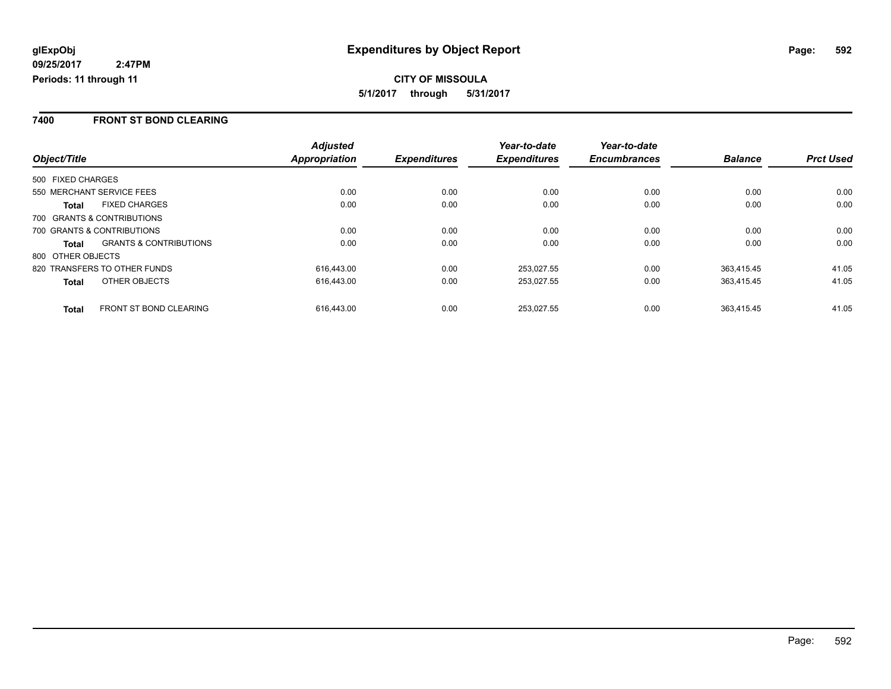**glExpObj**
**09/25/2017 2:47PM**
**Periods: 11 through 11**

# Expenditures by Object Report

**CITY OF MISSOULA**
**5/1/2017 through 5/31/2017**

## 7400 FRONT ST BOND CLEARING

| Object/Title | Adjusted Appropriation | Expenditures | Year-to-date Expenditures | Year-to-date Encumbrances | Balance | Prct Used |
|---|---|---|---|---|---|---|
| 500 FIXED CHARGES | | | | | | |
| 550 MERCHANT SERVICE FEES | 0.00 | 0.00 | 0.00 | 0.00 | 0.00 | 0.00 |
| **Total** FIXED CHARGES | 0.00 | 0.00 | 0.00 | 0.00 | 0.00 | 0.00 |
| 700 GRANTS & CONTRIBUTIONS | | | | | | |
| 700 GRANTS & CONTRIBUTIONS | 0.00 | 0.00 | 0.00 | 0.00 | 0.00 | 0.00 |
| **Total** GRANTS & CONTRIBUTIONS | 0.00 | 0.00 | 0.00 | 0.00 | 0.00 | 0.00 |
| 800 OTHER OBJECTS | | | | | | |
| 820 TRANSFERS TO OTHER FUNDS | 616,443.00 | 0.00 | 253,027.55 | 0.00 | 363,415.45 | 41.05 |
| **Total** OTHER OBJECTS | 616,443.00 | 0.00 | 253,027.55 | 0.00 | 363,415.45 | 41.05 |
| **Total** FRONT ST BOND CLEARING | 616,443.00 | 0.00 | 253,027.55 | 0.00 | 363,415.45 | 41.05 |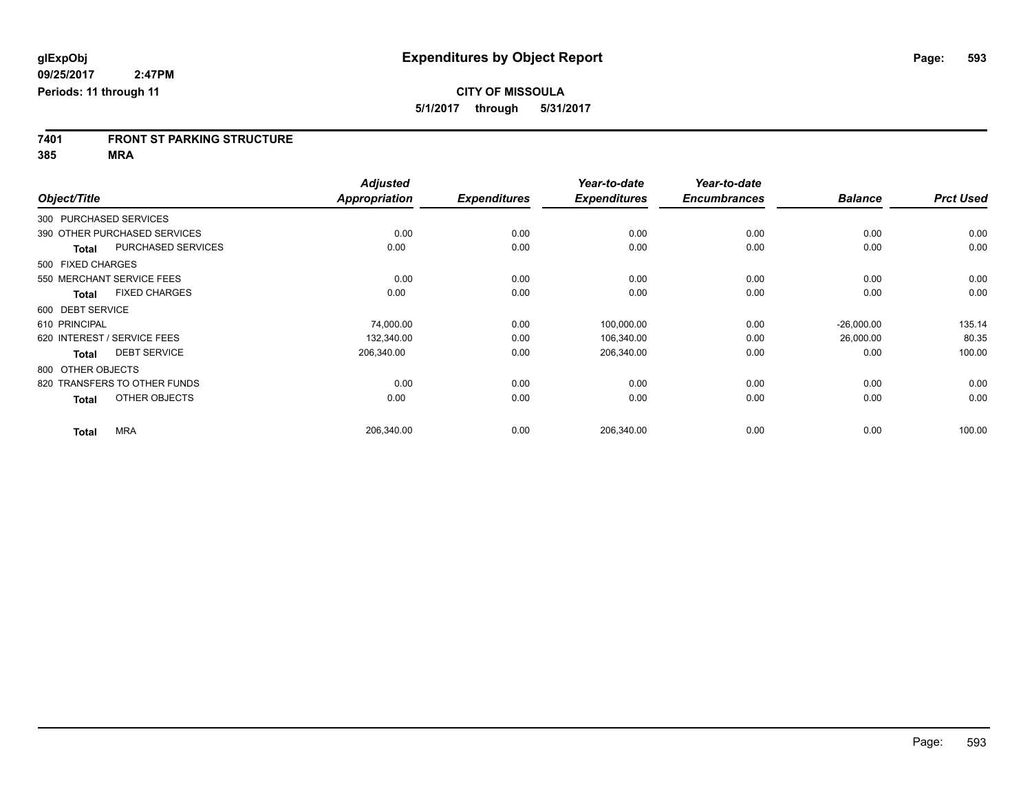**glExpObj** **Expenditures by Object Report**

**09/25/2017 2:47PM**

**Periods: 11 through 11**

**CITY OF MISSOULA**

**5/1/2017 through 5/31/2017**

## 7401 FRONT ST PARKING STRUCTURE

## 385 MRA

| Object/Title | Adjusted Appropriation | Expenditures | Year-to-date Expenditures | Year-to-date Encumbrances | Balance | Prct Used |
|---|---|---|---|---|---|---|
| 300 PURCHASED SERVICES | | | | | | |
| 390 OTHER PURCHASED SERVICES | 0.00 | 0.00 | 0.00 | 0.00 | 0.00 | 0.00 |
| **Total** PURCHASED SERVICES | 0.00 | 0.00 | 0.00 | 0.00 | 0.00 | 0.00 |
| 500 FIXED CHARGES | | | | | | |
| 550 MERCHANT SERVICE FEES | 0.00 | 0.00 | 0.00 | 0.00 | 0.00 | 0.00 |
| **Total** FIXED CHARGES | 0.00 | 0.00 | 0.00 | 0.00 | 0.00 | 0.00 |
| 600 DEBT SERVICE | | | | | | |
| 610 PRINCIPAL | 74,000.00 | 0.00 | 100,000.00 | 0.00 | -26,000.00 | 135.14 |
| 620 INTEREST / SERVICE FEES | 132,340.00 | 0.00 | 106,340.00 | 0.00 | 26,000.00 | 80.35 |
| **Total** DEBT SERVICE | 206,340.00 | 0.00 | 206,340.00 | 0.00 | 0.00 | 100.00 |
| 800 OTHER OBJECTS | | | | | | |
| 820 TRANSFERS TO OTHER FUNDS | 0.00 | 0.00 | 0.00 | 0.00 | 0.00 | 0.00 |
| **Total** OTHER OBJECTS | 0.00 | 0.00 | 0.00 | 0.00 | 0.00 | 0.00 |
| **Total** MRA | 206,340.00 | 0.00 | 206,340.00 | 0.00 | 0.00 | 100.00 |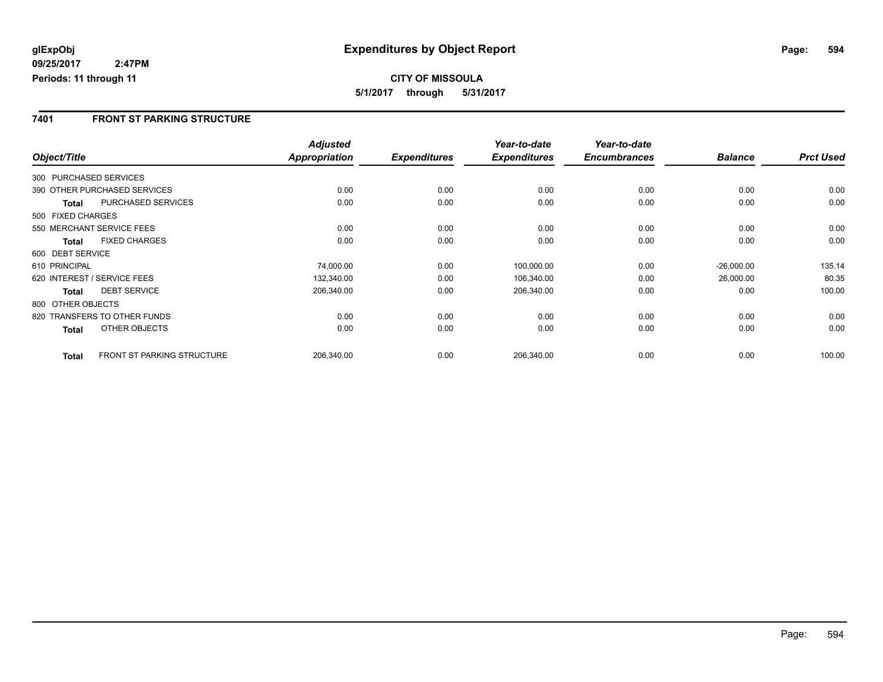**glExpObj**
**09/25/2017 2:47PM**
**Periods: 11 through 11**

# Expenditures by Object Report

**CITY OF MISSOULA**
**5/1/2017 through 5/31/2017**

## 7401 FRONT ST PARKING STRUCTURE

| Object/Title | | Adjusted Appropriation | Expenditures | Year-to-date Expenditures | Year-to-date Encumbrances | Balance | Prct Used |
|---|---|---|---|---|---|---|---|
| 300 PURCHASED SERVICES | | | | | | | |
| 390 OTHER PURCHASED SERVICES | | 0.00 | 0.00 | 0.00 | 0.00 | 0.00 | 0.00 |
| **Total** | PURCHASED SERVICES | 0.00 | 0.00 | 0.00 | 0.00 | 0.00 | 0.00 |
| 500 FIXED CHARGES | | | | | | | |
| 550 MERCHANT SERVICE FEES | | 0.00 | 0.00 | 0.00 | 0.00 | 0.00 | 0.00 |
| **Total** | FIXED CHARGES | 0.00 | 0.00 | 0.00 | 0.00 | 0.00 | 0.00 |
| 600 DEBT SERVICE | | | | | | | |
| 610 PRINCIPAL | | 74,000.00 | 0.00 | 100,000.00 | 0.00 | -26,000.00 | 135.14 |
| 620 INTEREST / SERVICE FEES | | 132,340.00 | 0.00 | 106,340.00 | 0.00 | 26,000.00 | 80.35 |
| **Total** | DEBT SERVICE | 206,340.00 | 0.00 | 206,340.00 | 0.00 | 0.00 | 100.00 |
| 800 OTHER OBJECTS | | | | | | | |
| 820 TRANSFERS TO OTHER FUNDS | | 0.00 | 0.00 | 0.00 | 0.00 | 0.00 | 0.00 |
| **Total** | OTHER OBJECTS | 0.00 | 0.00 | 0.00 | 0.00 | 0.00 | 0.00 |
| **Total** | FRONT ST PARKING STRUCTURE | 206,340.00 | 0.00 | 206,340.00 | 0.00 | 0.00 | 100.00 |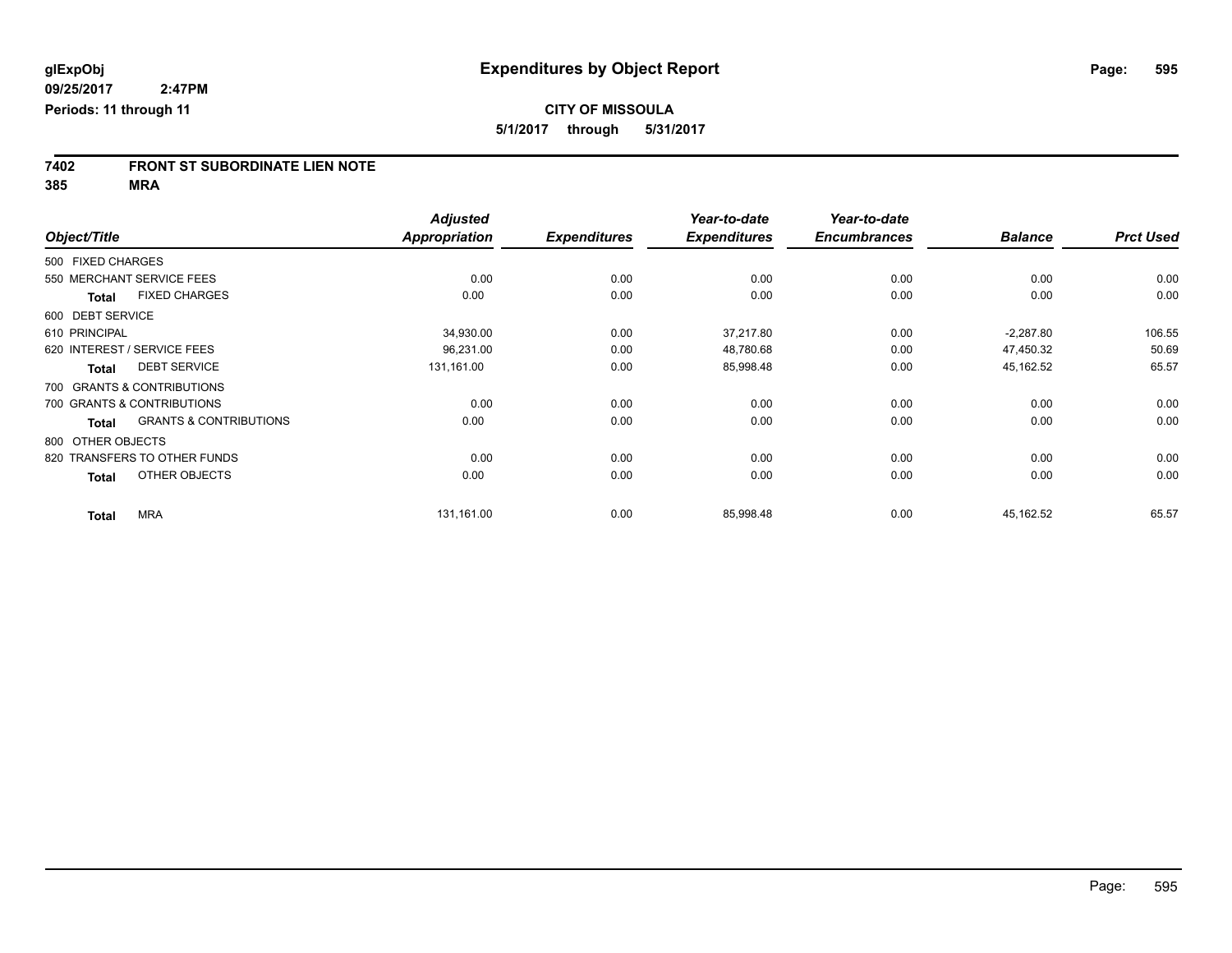**glExpObj**
**09/25/2017 2:47PM**
**Periods: 11 through 11**

# Expenditures by Object Report

**CITY OF MISSOULA**
**5/1/2017 through 5/31/2017**

## 7402 FRONT ST SUBORDINATE LIEN NOTE
## 385 MRA

| Object/Title | Adjusted Appropriation | Expenditures | Year-to-date Expenditures | Year-to-date Encumbrances | Balance | Prct Used |
|---|---|---|---|---|---|---|
| 500 FIXED CHARGES | | | | | | |
| 550 MERCHANT SERVICE FEES | 0.00 | 0.00 | 0.00 | 0.00 | 0.00 | 0.00 |
| **Total** FIXED CHARGES | 0.00 | 0.00 | 0.00 | 0.00 | 0.00 | 0.00 |
| 600 DEBT SERVICE | | | | | | |
| 610 PRINCIPAL | 34,930.00 | 0.00 | 37,217.80 | 0.00 | -2,287.80 | 106.55 |
| 620 INTEREST / SERVICE FEES | 96,231.00 | 0.00 | 48,780.68 | 0.00 | 47,450.32 | 50.69 |
| **Total** DEBT SERVICE | 131,161.00 | 0.00 | 85,998.48 | 0.00 | 45,162.52 | 65.57 |
| 700 GRANTS & CONTRIBUTIONS | | | | | | |
| 700 GRANTS & CONTRIBUTIONS | 0.00 | 0.00 | 0.00 | 0.00 | 0.00 | 0.00 |
| **Total** GRANTS & CONTRIBUTIONS | 0.00 | 0.00 | 0.00 | 0.00 | 0.00 | 0.00 |
| 800 OTHER OBJECTS | | | | | | |
| 820 TRANSFERS TO OTHER FUNDS | 0.00 | 0.00 | 0.00 | 0.00 | 0.00 | 0.00 |
| **Total** OTHER OBJECTS | 0.00 | 0.00 | 0.00 | 0.00 | 0.00 | 0.00 |
| **Total** MRA | 131,161.00 | 0.00 | 85,998.48 | 0.00 | 45,162.52 | 65.57 |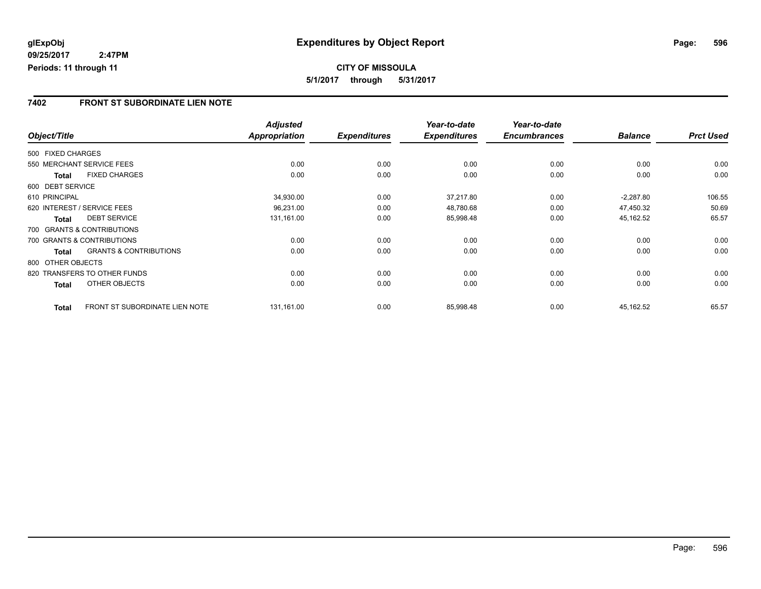# Expenditures by Object Report

glExpObj
09/25/2017 2:47PM
Periods: 11 through 11

**CITY OF MISSOULA**

**5/1/2017 through 5/31/2017**

## 7402 FRONT ST SUBORDINATE LIEN NOTE

| Object/Title | | Adjusted Appropriation | Expenditures | Year-to-date Expenditures | Year-to-date Encumbrances | Balance | Prct Used |
|---|---|---|---|---|---|---|---|
| 500 FIXED CHARGES | | | | | | | |
| 550 MERCHANT SERVICE FEES | | 0.00 | 0.00 | 0.00 | 0.00 | 0.00 | 0.00 |
| **Total** | FIXED CHARGES | 0.00 | 0.00 | 0.00 | 0.00 | 0.00 | 0.00 |
| 600 DEBT SERVICE | | | | | | | |
| 610 PRINCIPAL | | 34,930.00 | 0.00 | 37,217.80 | 0.00 | -2,287.80 | 106.55 |
| 620 INTEREST / SERVICE FEES | | 96,231.00 | 0.00 | 48,780.68 | 0.00 | 47,450.32 | 50.69 |
| **Total** | DEBT SERVICE | 131,161.00 | 0.00 | 85,998.48 | 0.00 | 45,162.52 | 65.57 |
| 700 GRANTS & CONTRIBUTIONS | | | | | | | |
| 700 GRANTS & CONTRIBUTIONS | | 0.00 | 0.00 | 0.00 | 0.00 | 0.00 | 0.00 |
| **Total** | GRANTS & CONTRIBUTIONS | 0.00 | 0.00 | 0.00 | 0.00 | 0.00 | 0.00 |
| 800 OTHER OBJECTS | | | | | | | |
| 820 TRANSFERS TO OTHER FUNDS | | 0.00 | 0.00 | 0.00 | 0.00 | 0.00 | 0.00 |
| **Total** | OTHER OBJECTS | 0.00 | 0.00 | 0.00 | 0.00 | 0.00 | 0.00 |
| **Total** | FRONT ST SUBORDINATE LIEN NOTE | 131,161.00 | 0.00 | 85,998.48 | 0.00 | 45,162.52 | 65.57 |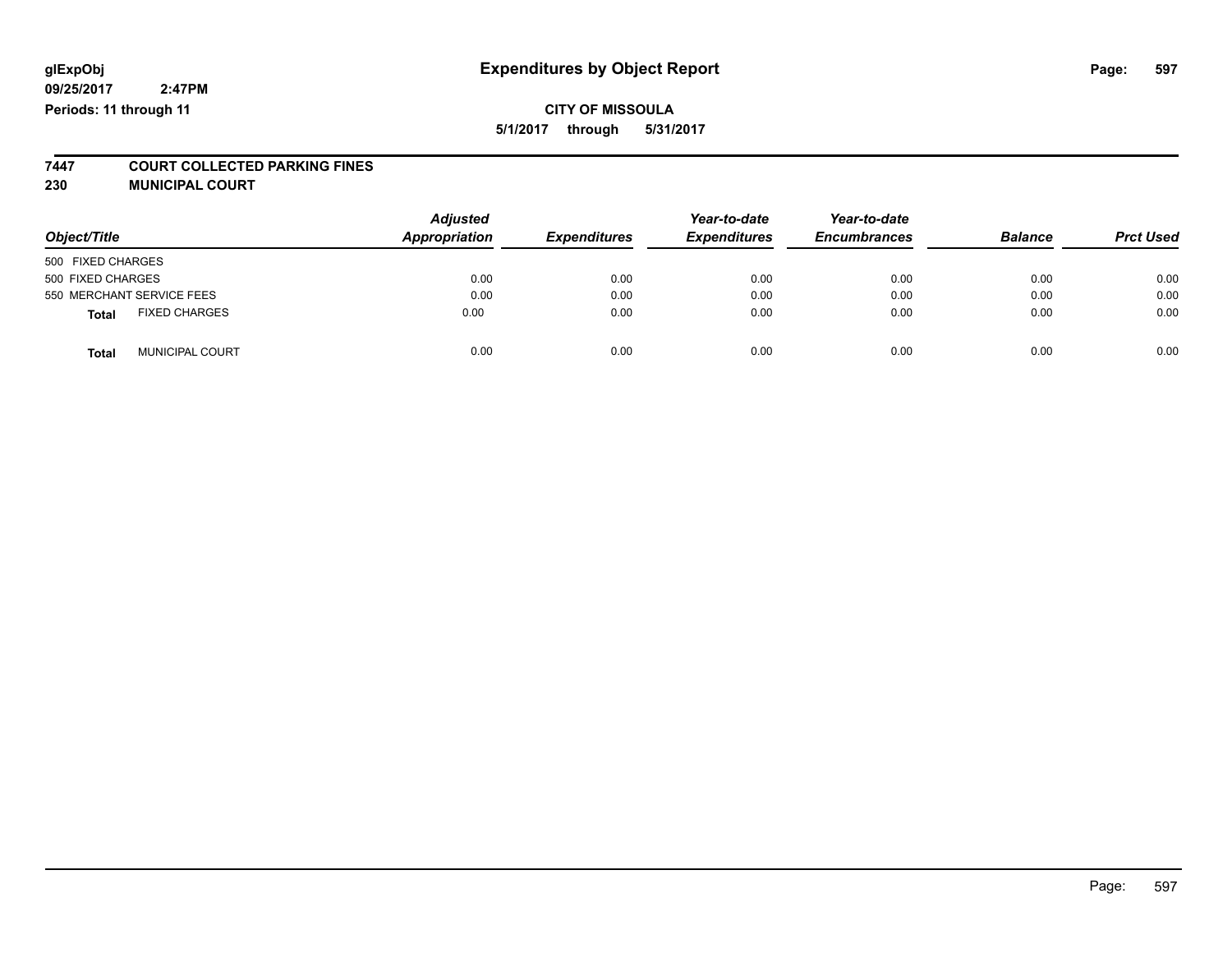**glExpObj**
**09/25/2017 2:47PM**
**Periods: 11 through 11**

# Expenditures by Object Report

**CITY OF MISSOULA**
**5/1/2017 through 5/31/2017**

## 7447 COURT COLLECTED PARKING FINES
## 230 MUNICIPAL COURT

| Object/Title | | Adjusted Appropriation | Expenditures | Year-to-date Expenditures | Year-to-date Encumbrances | Balance | Prct Used |
|---|---|---|---|---|---|---|---|
| 500 FIXED CHARGES | | | | | | | |
| 500 FIXED CHARGES | | 0.00 | 0.00 | 0.00 | 0.00 | 0.00 | 0.00 |
| 550 MERCHANT SERVICE FEES | | 0.00 | 0.00 | 0.00 | 0.00 | 0.00 | 0.00 |
| **Total** | FIXED CHARGES | 0.00 | 0.00 | 0.00 | 0.00 | 0.00 | 0.00 |
| **Total** | MUNICIPAL COURT | 0.00 | 0.00 | 0.00 | 0.00 | 0.00 | 0.00 |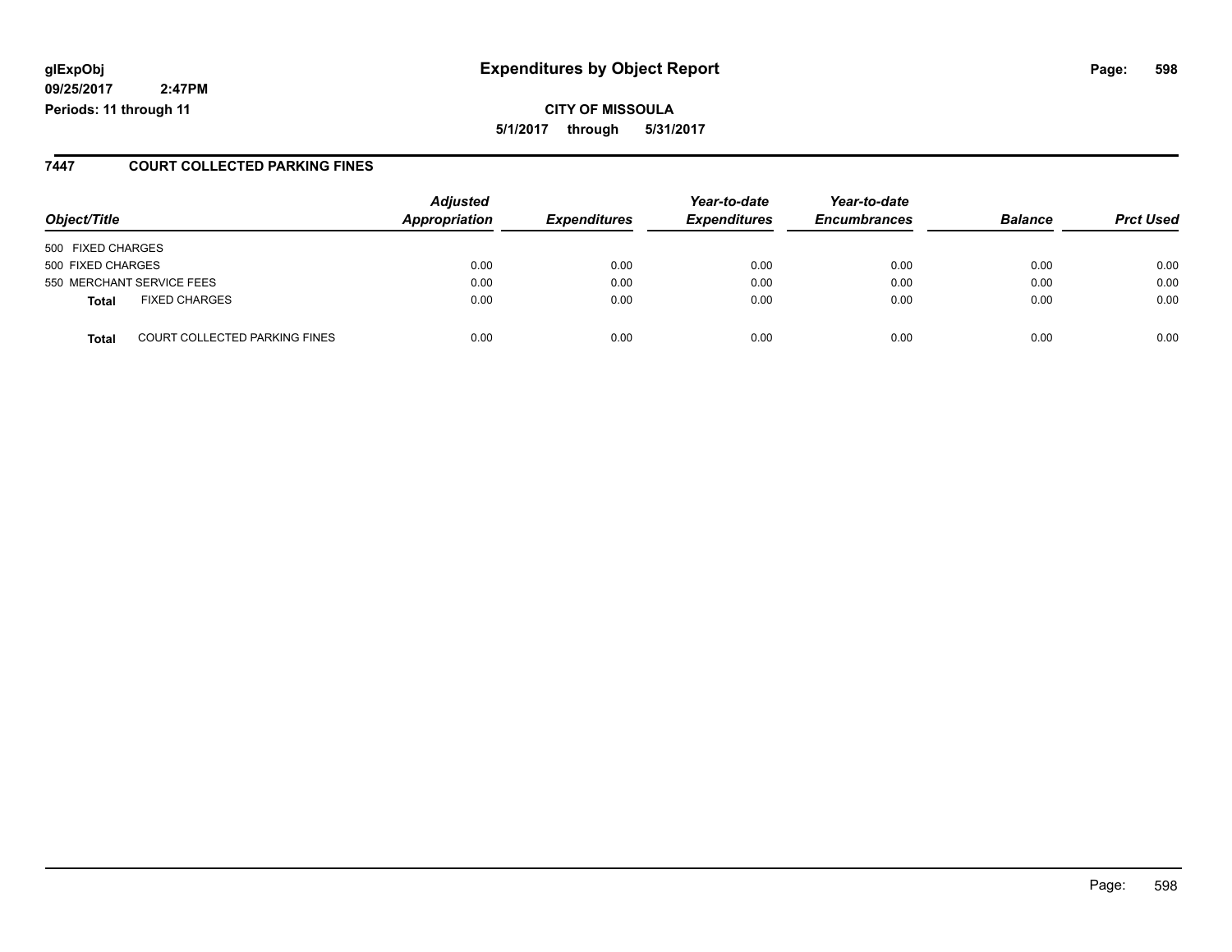# Expenditures by Object Report

glExpObj
09/25/2017 2:47PM
Periods: 11 through 11

**CITY OF MISSOULA**

**5/1/2017 through 5/31/2017**

## 7447 COURT COLLECTED PARKING FINES

| Object/Title | | Adjusted Appropriation | Expenditures | Year-to-date Expenditures | Year-to-date Encumbrances | Balance | Prct Used |
|---|---|---|---|---|---|---|---|
| 500 FIXED CHARGES | | | | | | | |
| 500 FIXED CHARGES | | 0.00 | 0.00 | 0.00 | 0.00 | 0.00 | 0.00 |
| 550 MERCHANT SERVICE FEES | | 0.00 | 0.00 | 0.00 | 0.00 | 0.00 | 0.00 |
| **Total** | FIXED CHARGES | 0.00 | 0.00 | 0.00 | 0.00 | 0.00 | 0.00 |
| **Total** | COURT COLLECTED PARKING FINES | 0.00 | 0.00 | 0.00 | 0.00 | 0.00 | 0.00 |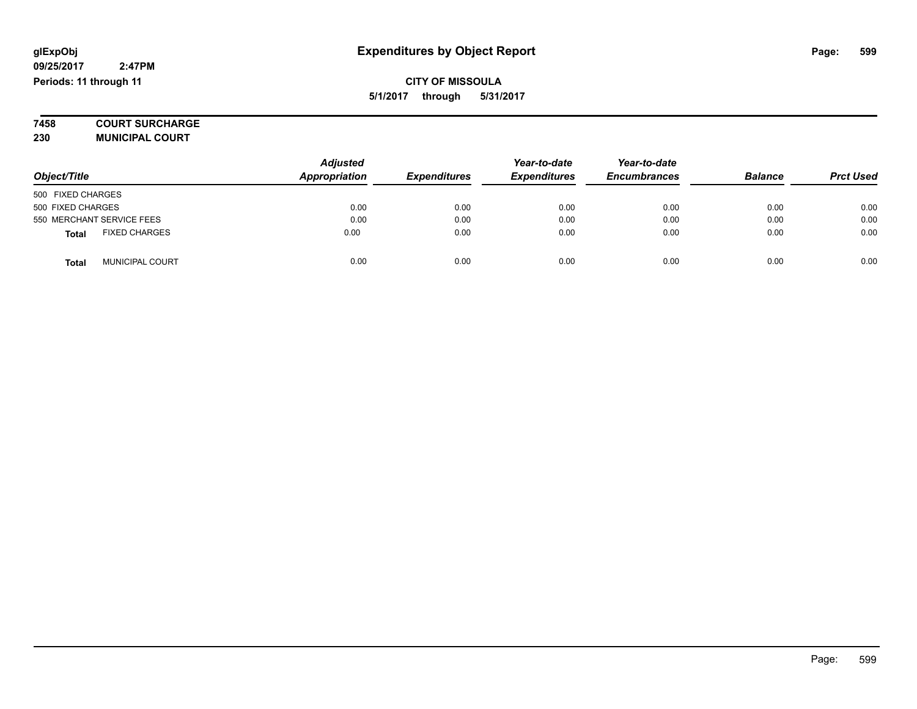# Expenditures by Object Report

glExpObj
09/25/2017 2:47PM
Periods: 11 through 11

**CITY OF MISSOULA**
**5/1/2017 through 5/31/2017**

**7458 COURT SURCHARGE**
**230 MUNICIPAL COURT**

| Object/Title | Adjusted Appropriation | Expenditures | Year-to-date Expenditures | Year-to-date Encumbrances | Balance | Prct Used |
|---|---|---|---|---|---|---|
| 500 FIXED CHARGES | | | | | | |
| 500 FIXED CHARGES | 0.00 | 0.00 | 0.00 | 0.00 | 0.00 | 0.00 |
| 550 MERCHANT SERVICE FEES | 0.00 | 0.00 | 0.00 | 0.00 | 0.00 | 0.00 |
| **Total** FIXED CHARGES | 0.00 | 0.00 | 0.00 | 0.00 | 0.00 | 0.00 |
| **Total** MUNICIPAL COURT | 0.00 | 0.00 | 0.00 | 0.00 | 0.00 | 0.00 |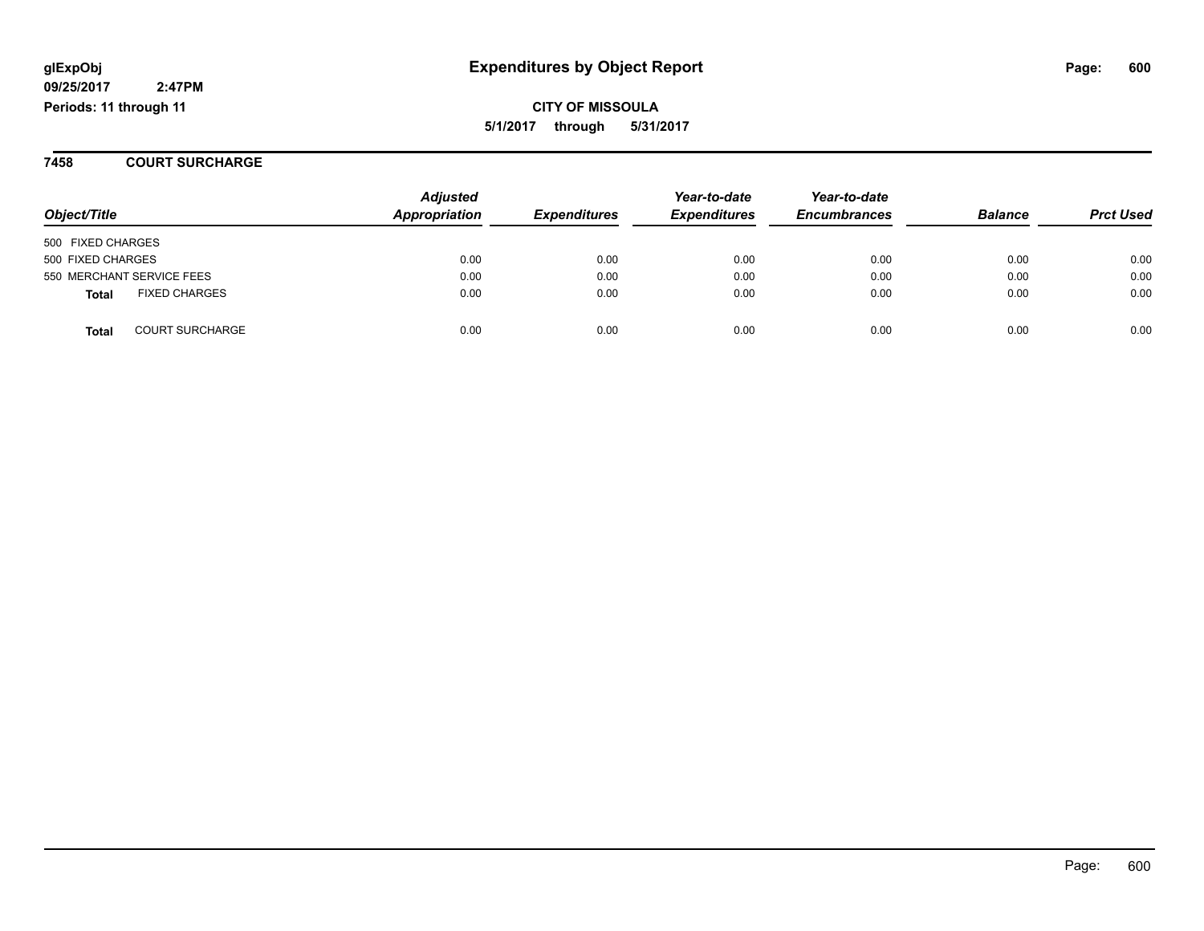**glExpObj**
**09/25/2017 2:47PM**
**Periods: 11 through 11**

# Expenditures by Object Report

**CITY OF MISSOULA**
**5/1/2017 through 5/31/2017**

## 7458 COURT SURCHARGE

| Object/Title | Adjusted Appropriation | Expenditures | Year-to-date Expenditures | Year-to-date Encumbrances | Balance | Prct Used |
|---|---|---|---|---|---|---|
| 500 FIXED CHARGES | | | | | | |
| 500 FIXED CHARGES | 0.00 | 0.00 | 0.00 | 0.00 | 0.00 | 0.00 |
| 550 MERCHANT SERVICE FEES | 0.00 | 0.00 | 0.00 | 0.00 | 0.00 | 0.00 |
| **Total** FIXED CHARGES | 0.00 | 0.00 | 0.00 | 0.00 | 0.00 | 0.00 |
| **Total** COURT SURCHARGE | 0.00 | 0.00 | 0.00 | 0.00 | 0.00 | 0.00 |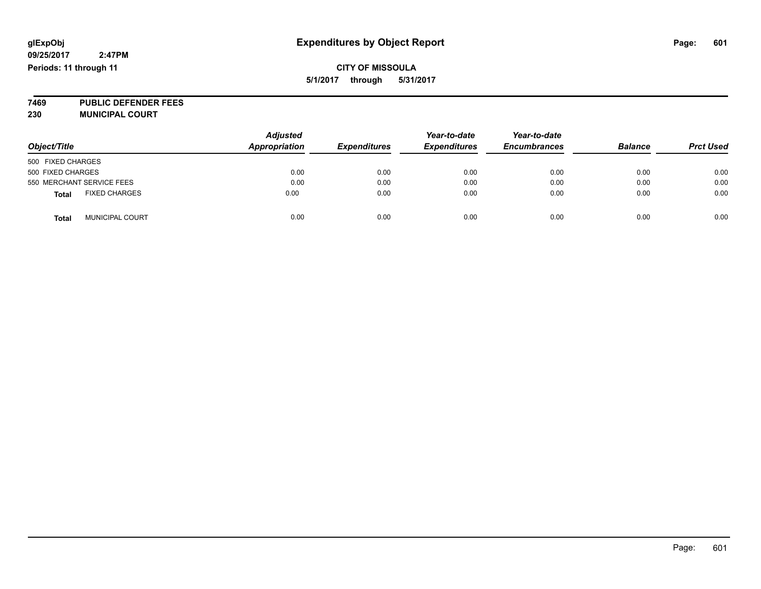# Expenditures by Object Report

glExpObj
09/25/2017 2:47PM
Periods: 11 through 11

**CITY OF MISSOULA**
**5/1/2017 through 5/31/2017**

**7469 PUBLIC DEFENDER FEES**
**230 MUNICIPAL COURT**

| Object/Title | Adjusted Appropriation | Expenditures | Year-to-date Expenditures | Year-to-date Encumbrances | Balance | Prct Used |
|---|---|---|---|---|---|---|
| 500 FIXED CHARGES | | | | | | |
| 500 FIXED CHARGES | 0.00 | 0.00 | 0.00 | 0.00 | 0.00 | 0.00 |
| 550 MERCHANT SERVICE FEES | 0.00 | 0.00 | 0.00 | 0.00 | 0.00 | 0.00 |
| **Total** FIXED CHARGES | 0.00 | 0.00 | 0.00 | 0.00 | 0.00 | 0.00 |
| **Total** MUNICIPAL COURT | 0.00 | 0.00 | 0.00 | 0.00 | 0.00 | 0.00 |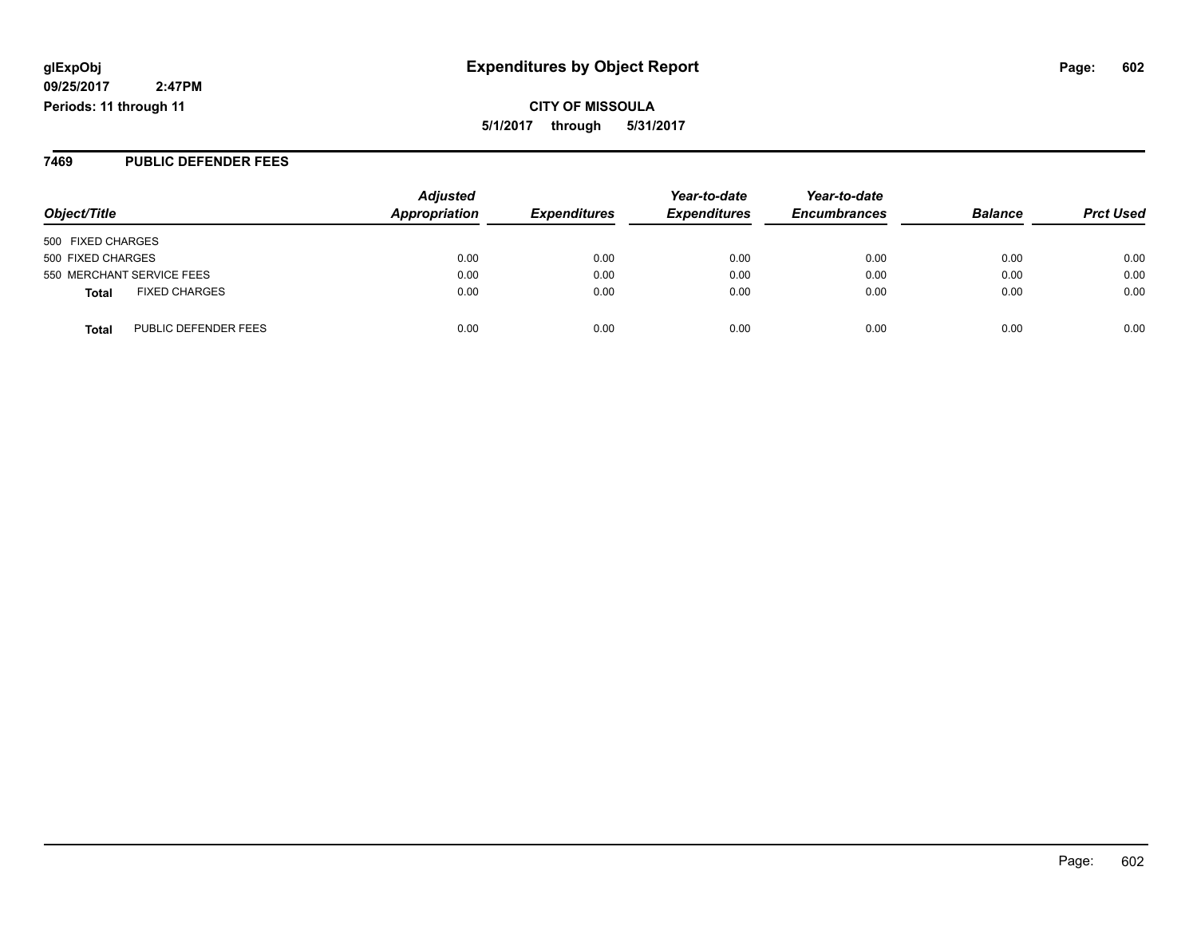**glExpObj**
**09/25/2017 2:47PM**
**Periods: 11 through 11**

# Expenditures by Object Report

**CITY OF MISSOULA**
**5/1/2017 through 5/31/2017**

## 7469 PUBLIC DEFENDER FEES

| Object/Title | Adjusted Appropriation | Expenditures | Year-to-date Expenditures | Year-to-date Encumbrances | Balance | Prct Used |
|---|---|---|---|---|---|---|
| 500 FIXED CHARGES | | | | | | |
| 500 FIXED CHARGES | 0.00 | 0.00 | 0.00 | 0.00 | 0.00 | 0.00 |
| 550 MERCHANT SERVICE FEES | 0.00 | 0.00 | 0.00 | 0.00 | 0.00 | 0.00 |
| **Total** FIXED CHARGES | 0.00 | 0.00 | 0.00 | 0.00 | 0.00 | 0.00 |
| **Total** PUBLIC DEFENDER FEES | 0.00 | 0.00 | 0.00 | 0.00 | 0.00 | 0.00 |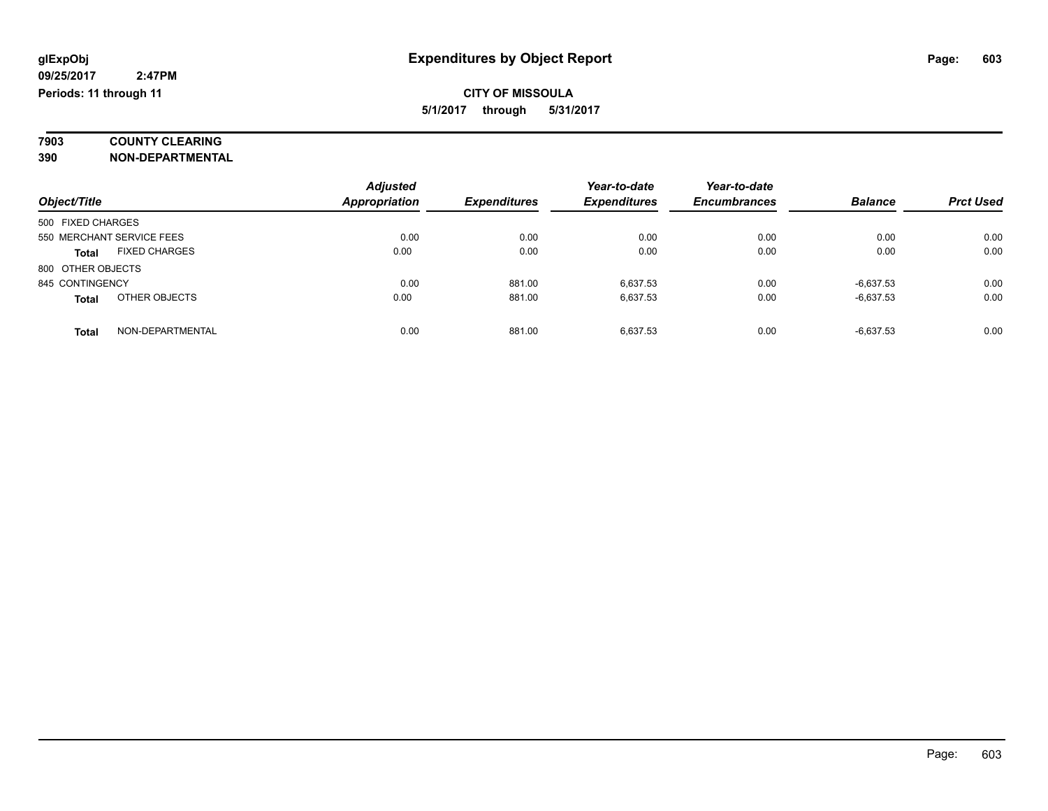**glExpObj**
**09/25/2017 2:47PM**
**Periods: 11 through 11**

# Expenditures by Object Report

**CITY OF MISSOULA**
**5/1/2017 through 5/31/2017**

**7903 COUNTY CLEARING**
**390 NON-DEPARTMENTAL**

| Object/Title | Adjusted Appropriation | Expenditures | Year-to-date Expenditures | Year-to-date Encumbrances | Balance | Prct Used |
|---|---|---|---|---|---|---|
| 500 FIXED CHARGES | | | | | | |
| 550 MERCHANT SERVICE FEES | 0.00 | 0.00 | 0.00 | 0.00 | 0.00 | 0.00 |
| **Total** FIXED CHARGES | 0.00 | 0.00 | 0.00 | 0.00 | 0.00 | 0.00 |
| 800 OTHER OBJECTS | | | | | | |
| 845 CONTINGENCY | 0.00 | 881.00 | 6,637.53 | 0.00 | -6,637.53 | 0.00 |
| **Total** OTHER OBJECTS | 0.00 | 881.00 | 6,637.53 | 0.00 | -6,637.53 | 0.00 |
| **Total** NON-DEPARTMENTAL | 0.00 | 881.00 | 6,637.53 | 0.00 | -6,637.53 | 0.00 |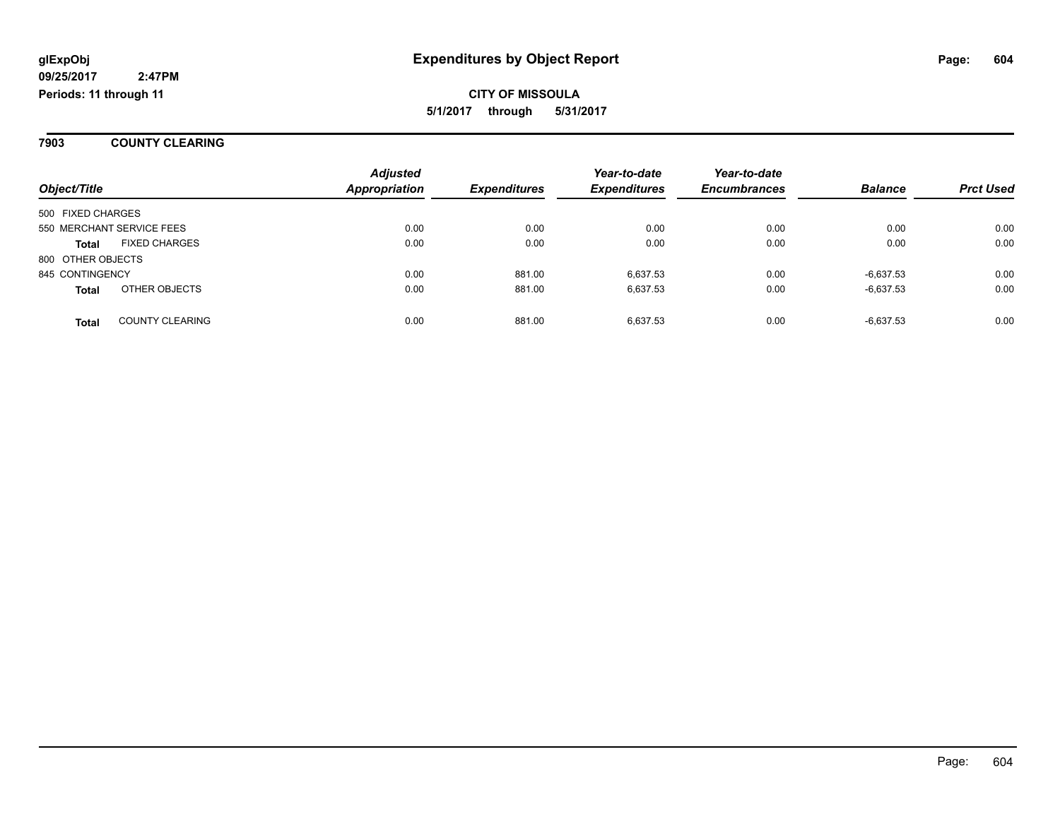glExpObj
09/25/2017 2:47PM
Periods: 11 through 11

# Expenditures by Object Report

CITY OF MISSOULA
5/1/2017 through 5/31/2017

## 7903 COUNTY CLEARING

| Object/Title | | Adjusted Appropriation | Expenditures | Year-to-date Expenditures | Year-to-date Encumbrances | Balance | Prct Used |
|---|---|---|---|---|---|---|---|
| 500 FIXED CHARGES | | | | | | | |
| 550 MERCHANT SERVICE FEES | | 0.00 | 0.00 | 0.00 | 0.00 | 0.00 | 0.00 |
| **Total** | FIXED CHARGES | 0.00 | 0.00 | 0.00 | 0.00 | 0.00 | 0.00 |
| 800 OTHER OBJECTS | | | | | | | |
| 845 CONTINGENCY | | 0.00 | 881.00 | 6,637.53 | 0.00 | -6,637.53 | 0.00 |
| **Total** | OTHER OBJECTS | 0.00 | 881.00 | 6,637.53 | 0.00 | -6,637.53 | 0.00 |
| **Total** | COUNTY CLEARING | 0.00 | 881.00 | 6,637.53 | 0.00 | -6,637.53 | 0.00 |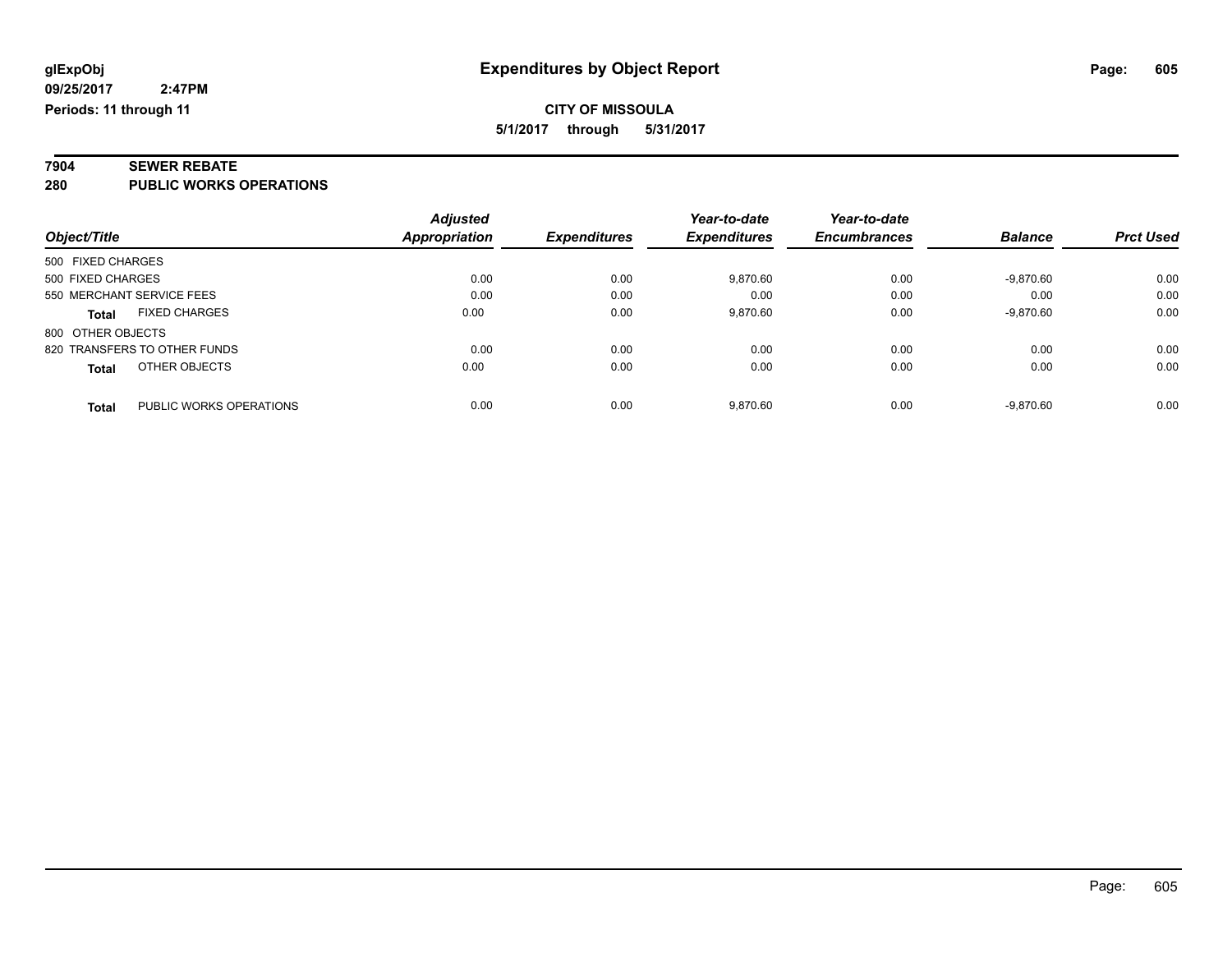glExpObj
09/25/2017 2:47PM
Periods: 11 through 11

# Expenditures by Object Report

**CITY OF MISSOULA**
**5/1/2017 through 5/31/2017**

## 7904 SEWER REBATE
## 280 PUBLIC WORKS OPERATIONS

| Object/Title | Adjusted Appropriation | Expenditures | Year-to-date Expenditures | Year-to-date Encumbrances | Balance | Prct Used |
|---|---|---|---|---|---|---|
| 500 FIXED CHARGES | | | | | | |
| 500 FIXED CHARGES | 0.00 | 0.00 | 9,870.60 | 0.00 | -9,870.60 | 0.00 |
| 550 MERCHANT SERVICE FEES | 0.00 | 0.00 | 0.00 | 0.00 | 0.00 | 0.00 |
| **Total** FIXED CHARGES | 0.00 | 0.00 | 9,870.60 | 0.00 | -9,870.60 | 0.00 |
| 800 OTHER OBJECTS | | | | | | |
| 820 TRANSFERS TO OTHER FUNDS | 0.00 | 0.00 | 0.00 | 0.00 | 0.00 | 0.00 |
| **Total** OTHER OBJECTS | 0.00 | 0.00 | 0.00 | 0.00 | 0.00 | 0.00 |
| **Total** PUBLIC WORKS OPERATIONS | 0.00 | 0.00 | 9,870.60 | 0.00 | -9,870.60 | 0.00 |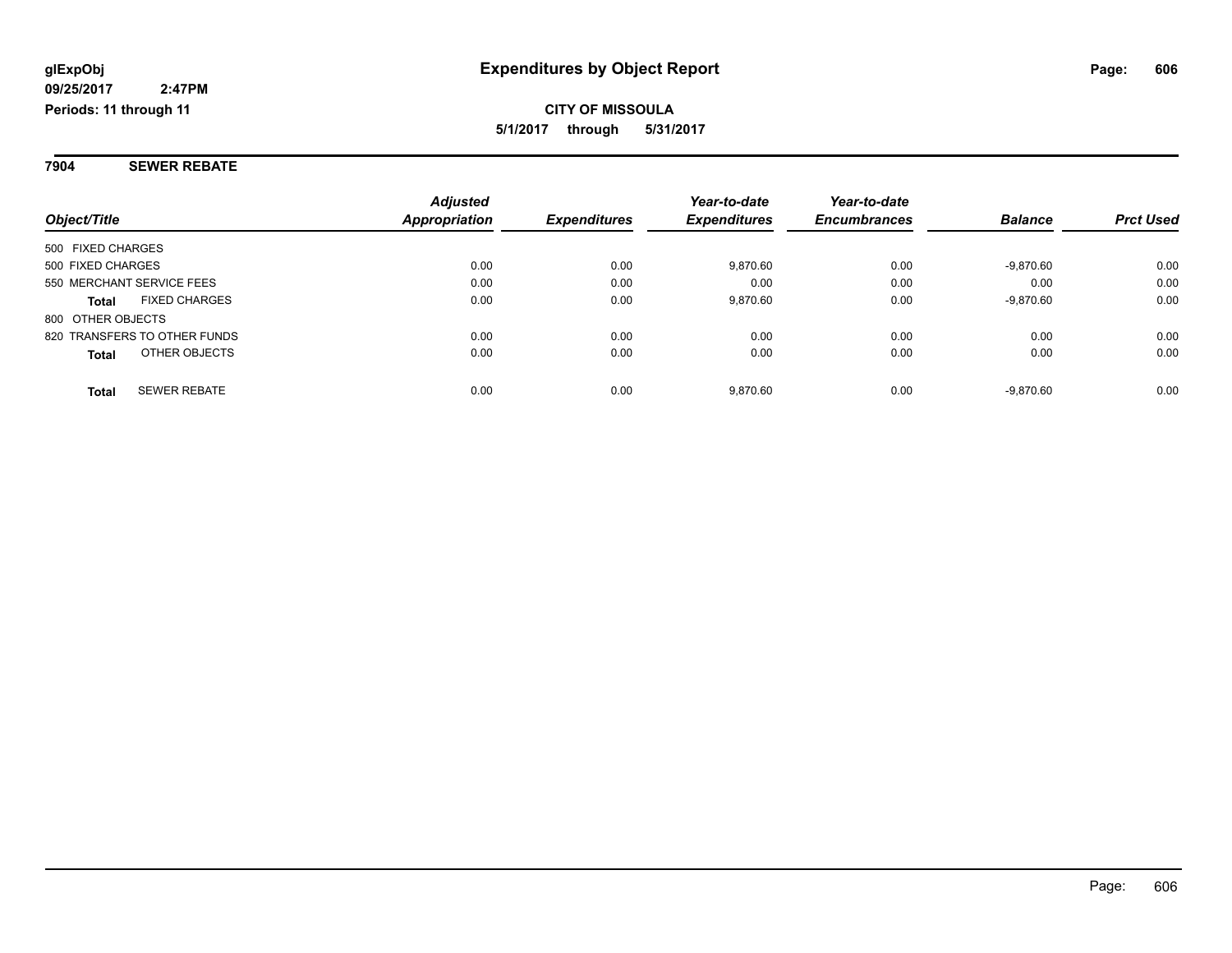glExpObj
09/25/2017 2:47PM
Periods: 11 through 11

# Expenditures by Object Report

**CITY OF MISSOULA**
**5/1/2017 through 5/31/2017**

## 7904 SEWER REBATE

| Object/Title | Adjusted Appropriation | Expenditures | Year-to-date Expenditures | Year-to-date Encumbrances | Balance | Prct Used |
|---|---|---|---|---|---|---|
| 500 FIXED CHARGES | | | | | | |
| 500 FIXED CHARGES | 0.00 | 0.00 | 9,870.60 | 0.00 | -9,870.60 | 0.00 |
| 550 MERCHANT SERVICE FEES | 0.00 | 0.00 | 0.00 | 0.00 | 0.00 | 0.00 |
| **Total** FIXED CHARGES | 0.00 | 0.00 | 9,870.60 | 0.00 | -9,870.60 | 0.00 |
| 800 OTHER OBJECTS | | | | | | |
| 820 TRANSFERS TO OTHER FUNDS | 0.00 | 0.00 | 0.00 | 0.00 | 0.00 | 0.00 |
| **Total** OTHER OBJECTS | 0.00 | 0.00 | 0.00 | 0.00 | 0.00 | 0.00 |
| **Total** SEWER REBATE | 0.00 | 0.00 | 9,870.60 | 0.00 | -9,870.60 | 0.00 |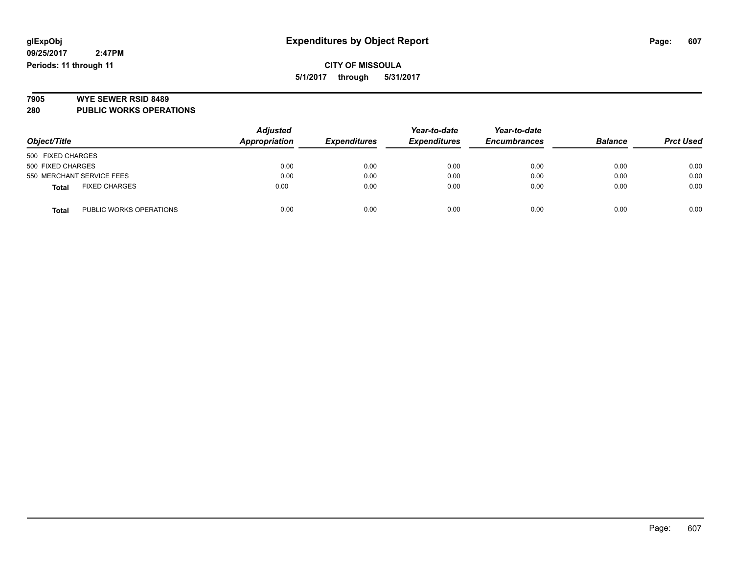# Expenditures by Object Report

**glExpObj**
**09/25/2017 2:47PM**
**Periods: 11 through 11**

**CITY OF MISSOULA**
**5/1/2017 through 5/31/2017**

**7905 WYE SEWER RSID 8489**
**280 PUBLIC WORKS OPERATIONS**

| Object/Title | | Adjusted Appropriation | Expenditures | Year-to-date Expenditures | Year-to-date Encumbrances | Balance | Prct Used |
|---|---|---|---|---|---|---|---|
| 500 FIXED CHARGES | | | | | | | |
| 500 FIXED CHARGES | | 0.00 | 0.00 | 0.00 | 0.00 | 0.00 | 0.00 |
| 550 MERCHANT SERVICE FEES | | 0.00 | 0.00 | 0.00 | 0.00 | 0.00 | 0.00 |
| **Total** | FIXED CHARGES | 0.00 | 0.00 | 0.00 | 0.00 | 0.00 | 0.00 |
| **Total** | PUBLIC WORKS OPERATIONS | 0.00 | 0.00 | 0.00 | 0.00 | 0.00 | 0.00 |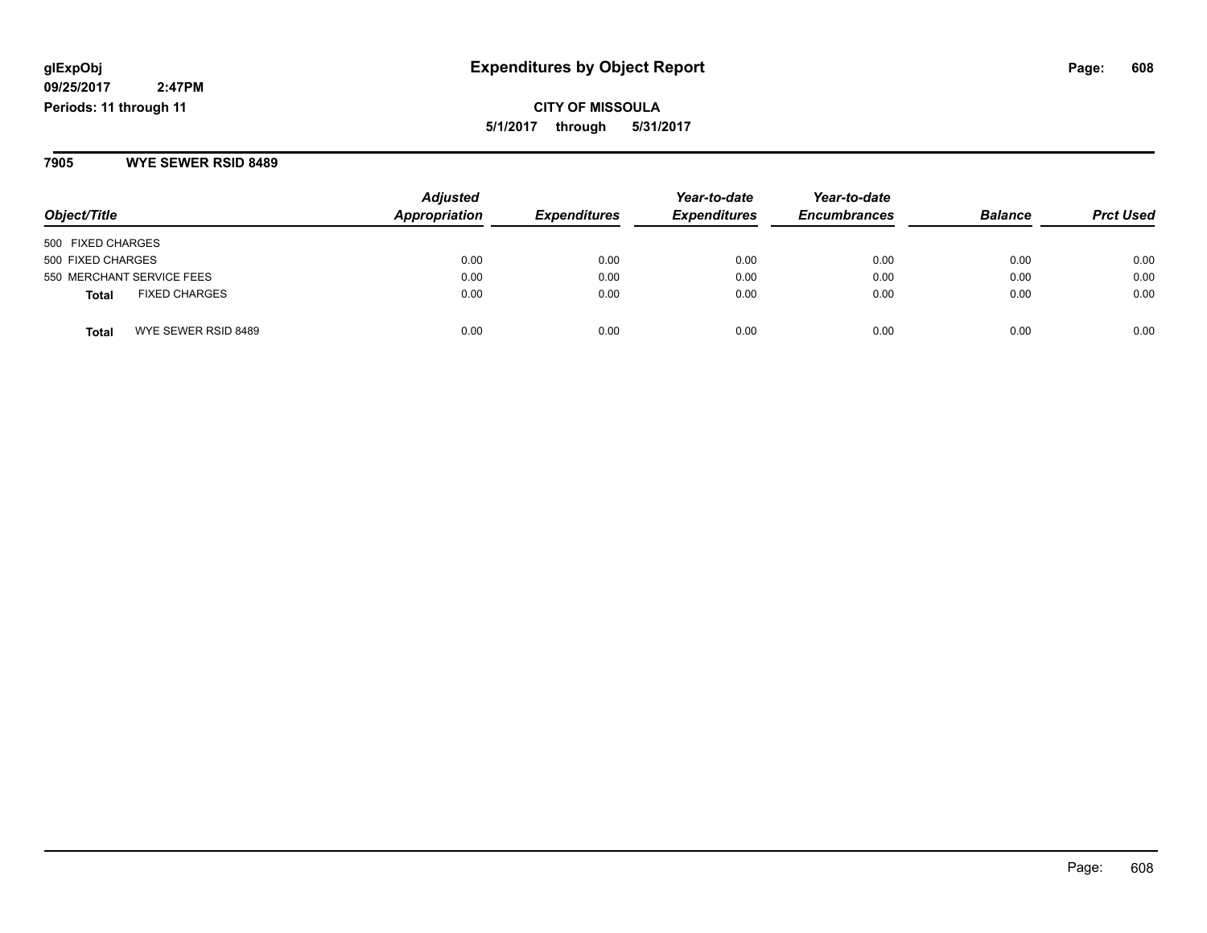# Expenditures by Object Report

glExpObj
09/25/2017 2:47PM
Periods: 11 through 11

**CITY OF MISSOULA**
**5/1/2017 through 5/31/2017**

## 7905 WYE SEWER RSID 8489

| Object/Title | Adjusted Appropriation | Expenditures | Year-to-date Expenditures | Year-to-date Encumbrances | Balance | Prct Used |
|---|---|---|---|---|---|---|
| 500 FIXED CHARGES | | | | | | |
| 500 FIXED CHARGES | 0.00 | 0.00 | 0.00 | 0.00 | 0.00 | 0.00 |
| 550 MERCHANT SERVICE FEES | 0.00 | 0.00 | 0.00 | 0.00 | 0.00 | 0.00 |
| **Total** FIXED CHARGES | 0.00 | 0.00 | 0.00 | 0.00 | 0.00 | 0.00 |
| **Total** WYE SEWER RSID 8489 | 0.00 | 0.00 | 0.00 | 0.00 | 0.00 | 0.00 |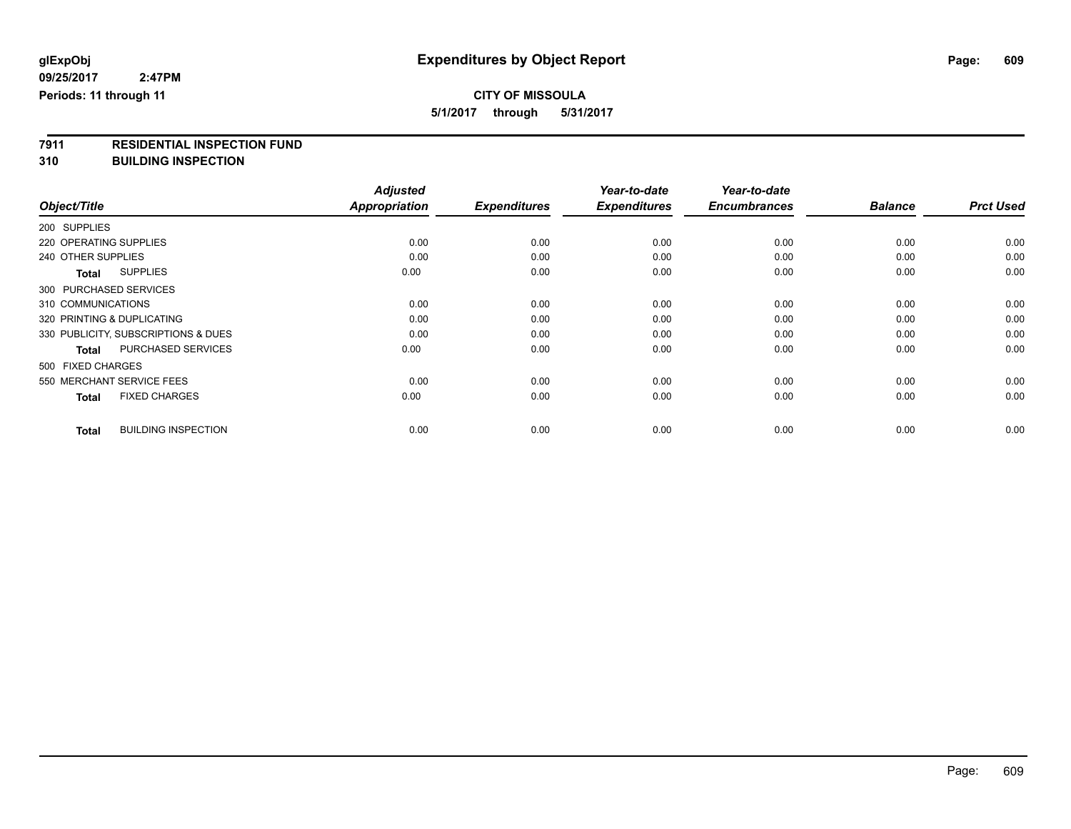**glExpObj** **Expenditures by Object Report**

**09/25/2017 2:47PM**

**Periods: 11 through 11**

**CITY OF MISSOULA**

**5/1/2017 through 5/31/2017**

**7911 RESIDENTIAL INSPECTION FUND**

**310 BUILDING INSPECTION**

| Object/Title | Adjusted Appropriation | Expenditures | Year-to-date Expenditures | Year-to-date Encumbrances | Balance | Prct Used |
|---|---|---|---|---|---|---|
| 200 SUPPLIES | | | | | | |
| 220 OPERATING SUPPLIES | 0.00 | 0.00 | 0.00 | 0.00 | 0.00 | 0.00 |
| 240 OTHER SUPPLIES | 0.00 | 0.00 | 0.00 | 0.00 | 0.00 | 0.00 |
| **Total** SUPPLIES | 0.00 | 0.00 | 0.00 | 0.00 | 0.00 | 0.00 |
| 300 PURCHASED SERVICES | | | | | | |
| 310 COMMUNICATIONS | 0.00 | 0.00 | 0.00 | 0.00 | 0.00 | 0.00 |
| 320 PRINTING & DUPLICATING | 0.00 | 0.00 | 0.00 | 0.00 | 0.00 | 0.00 |
| 330 PUBLICITY, SUBSCRIPTIONS & DUES | 0.00 | 0.00 | 0.00 | 0.00 | 0.00 | 0.00 |
| **Total** PURCHASED SERVICES | 0.00 | 0.00 | 0.00 | 0.00 | 0.00 | 0.00 |
| 500 FIXED CHARGES | | | | | | |
| 550 MERCHANT SERVICE FEES | 0.00 | 0.00 | 0.00 | 0.00 | 0.00 | 0.00 |
| **Total** FIXED CHARGES | 0.00 | 0.00 | 0.00 | 0.00 | 0.00 | 0.00 |
| **Total** BUILDING INSPECTION | 0.00 | 0.00 | 0.00 | 0.00 | 0.00 | 0.00 |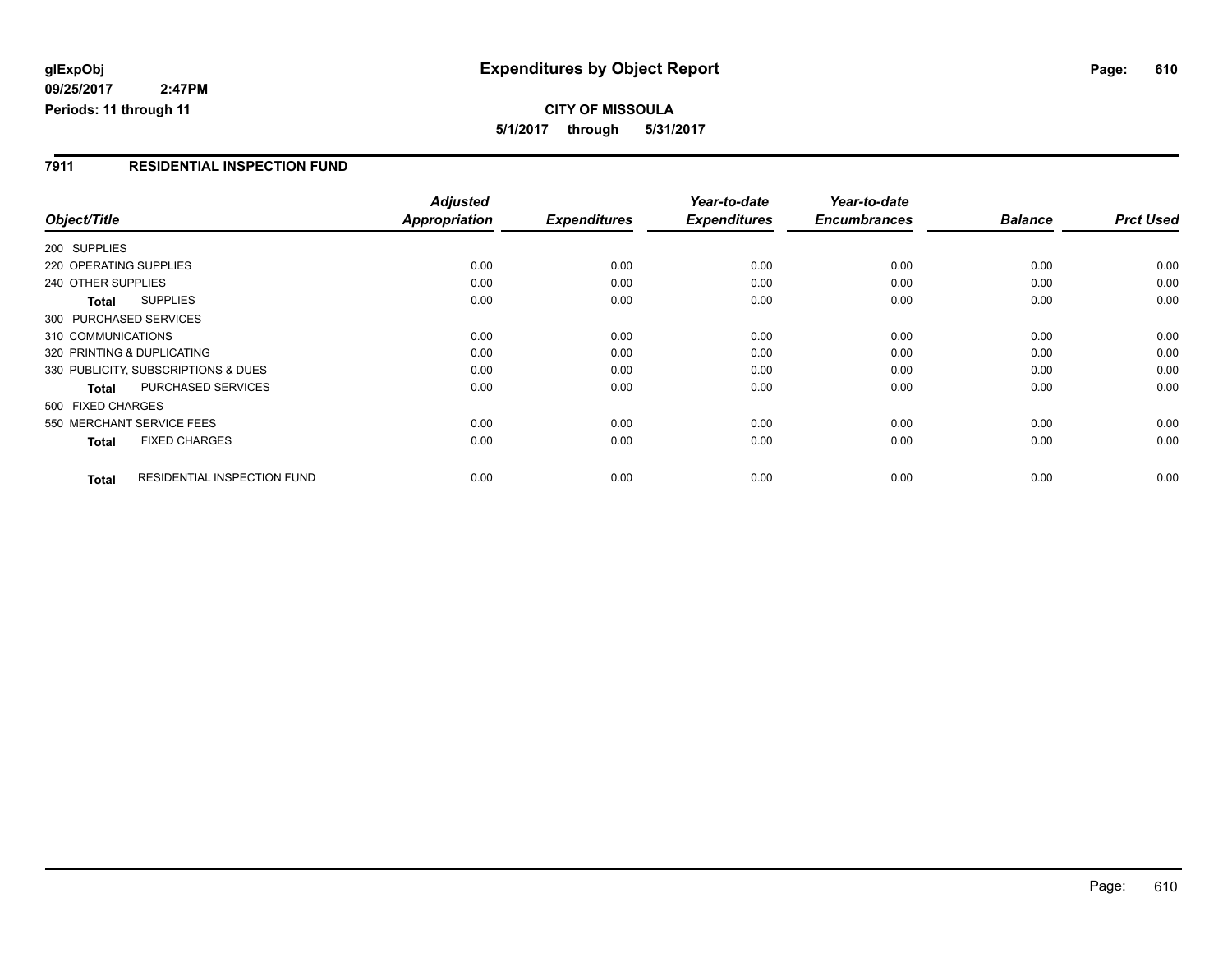# Expenditures by Object Report

glExpObj
09/25/2017 2:47PM
Periods: 11 through 11

**CITY OF MISSOULA**
**5/1/2017 through 5/31/2017**

## 7911 RESIDENTIAL INSPECTION FUND

| Object/Title | Adjusted Appropriation | Expenditures | Year-to-date Expenditures | Year-to-date Encumbrances | Balance | Prct Used |
|---|---|---|---|---|---|---|
| 200 SUPPLIES | | | | | | |
| 220 OPERATING SUPPLIES | 0.00 | 0.00 | 0.00 | 0.00 | 0.00 | 0.00 |
| 240 OTHER SUPPLIES | 0.00 | 0.00 | 0.00 | 0.00 | 0.00 | 0.00 |
| **Total** SUPPLIES | 0.00 | 0.00 | 0.00 | 0.00 | 0.00 | 0.00 |
| 300 PURCHASED SERVICES | | | | | | |
| 310 COMMUNICATIONS | 0.00 | 0.00 | 0.00 | 0.00 | 0.00 | 0.00 |
| 320 PRINTING & DUPLICATING | 0.00 | 0.00 | 0.00 | 0.00 | 0.00 | 0.00 |
| 330 PUBLICITY, SUBSCRIPTIONS & DUES | 0.00 | 0.00 | 0.00 | 0.00 | 0.00 | 0.00 |
| **Total** PURCHASED SERVICES | 0.00 | 0.00 | 0.00 | 0.00 | 0.00 | 0.00 |
| 500 FIXED CHARGES | | | | | | |
| 550 MERCHANT SERVICE FEES | 0.00 | 0.00 | 0.00 | 0.00 | 0.00 | 0.00 |
| **Total** FIXED CHARGES | 0.00 | 0.00 | 0.00 | 0.00 | 0.00 | 0.00 |
| **Total** RESIDENTIAL INSPECTION FUND | 0.00 | 0.00 | 0.00 | 0.00 | 0.00 | 0.00 |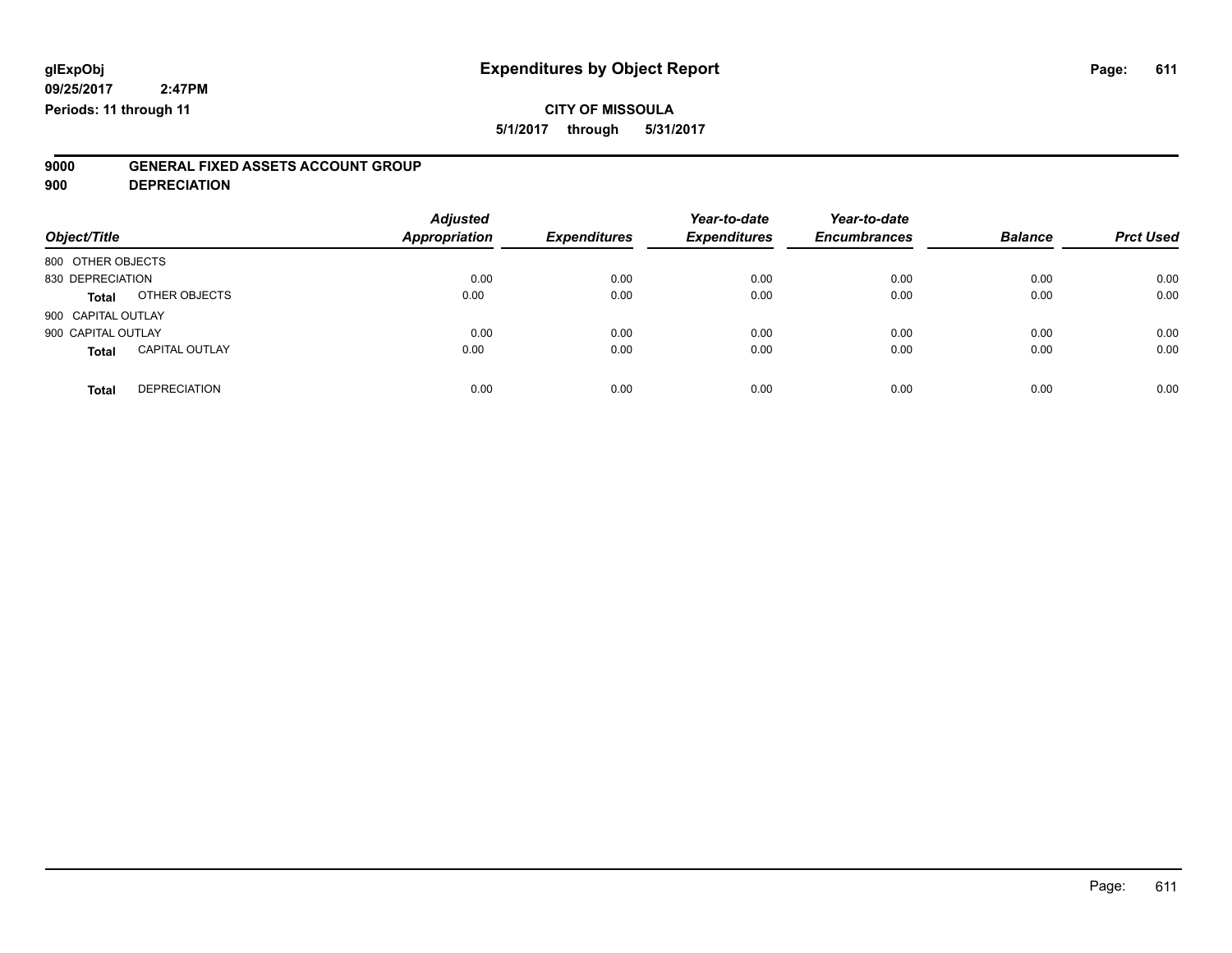**glExpObj**
**09/25/2017 2:47PM**
**Periods: 11 through 11**

# Expenditures by Object Report

**CITY OF MISSOULA**
**5/1/2017 through 5/31/2017**

**9000 GENERAL FIXED ASSETS ACCOUNT GROUP**
**900 DEPRECIATION**

| Object/Title | | *Adjusted Appropriation* | *Expenditures* | *Year-to-date Expenditures* | *Year-to-date Encumbrances* | *Balance* | *Prct Used* |
|---|---|---|---|---|---|---|---|
| 800 OTHER OBJECTS | | | | | | | |
| 830 DEPRECIATION | | 0.00 | 0.00 | 0.00 | 0.00 | 0.00 | 0.00 |
| **Total** | OTHER OBJECTS | 0.00 | 0.00 | 0.00 | 0.00 | 0.00 | 0.00 |
| 900 CAPITAL OUTLAY | | | | | | | |
| 900 CAPITAL OUTLAY | | 0.00 | 0.00 | 0.00 | 0.00 | 0.00 | 0.00 |
| **Total** | CAPITAL OUTLAY | 0.00 | 0.00 | 0.00 | 0.00 | 0.00 | 0.00 |
| **Total** | DEPRECIATION | 0.00 | 0.00 | 0.00 | 0.00 | 0.00 | 0.00 |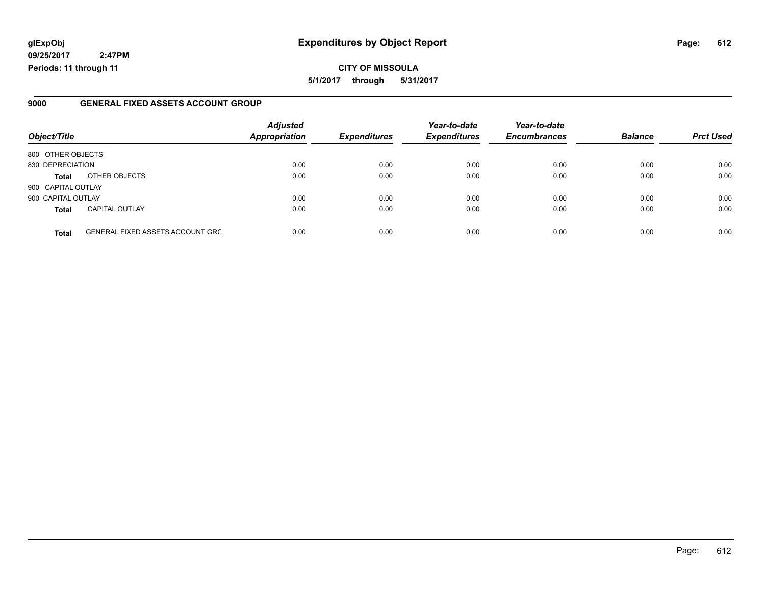**glExpObj** **Expenditures by Object Report**

**09/25/2017 2:47PM**

**Periods: 11 through 11**

**CITY OF MISSOULA**

**5/1/2017 through 5/31/2017**

## 9000 GENERAL FIXED ASSETS ACCOUNT GROUP

| Object/Title | | Adjusted Appropriation | Expenditures | Year-to-date Expenditures | Year-to-date Encumbrances | Balance | Prct Used |
|---|---|---|---|---|---|---|---|
| 800 OTHER OBJECTS | | | | | | | |
| 830 DEPRECIATION | | 0.00 | 0.00 | 0.00 | 0.00 | 0.00 | 0.00 |
| **Total** | OTHER OBJECTS | 0.00 | 0.00 | 0.00 | 0.00 | 0.00 | 0.00 |
| 900 CAPITAL OUTLAY | | | | | | | |
| 900 CAPITAL OUTLAY | | 0.00 | 0.00 | 0.00 | 0.00 | 0.00 | 0.00 |
| **Total** | CAPITAL OUTLAY | 0.00 | 0.00 | 0.00 | 0.00 | 0.00 | 0.00 |
| **Total** | GENERAL FIXED ASSETS ACCOUNT GRC | 0.00 | 0.00 | 0.00 | 0.00 | 0.00 | 0.00 |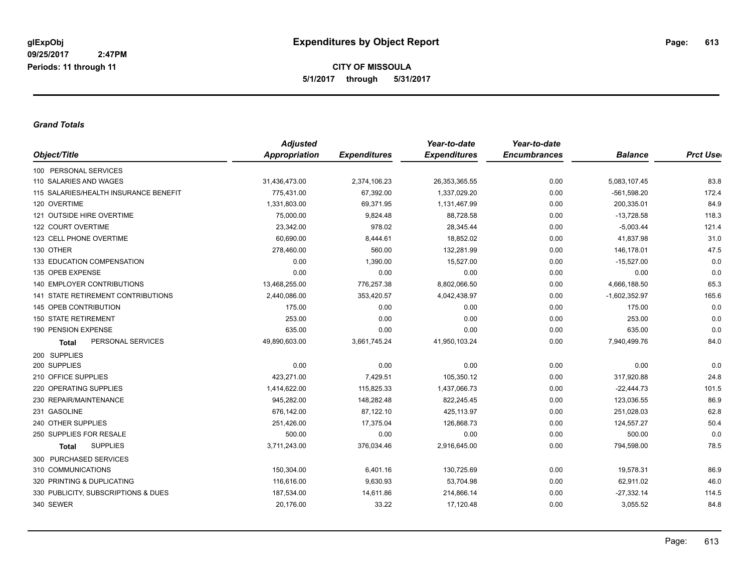**glExpObj** **Expenditures by Object Report**

09/25/2017 2:47PM

Periods: 11 through 11

**CITY OF MISSOULA**

**5/1/2017 through 5/31/2017**

***Grand Totals***

| Object/Title | Adjusted Appropriation | Expenditures | Year-to-date Expenditures | Year-to-date Encumbrances | Balance | Prct Used |
|---|---|---|---|---|---|---|
| 100 PERSONAL SERVICES | | | | | | |
| 110 SALARIES AND WAGES | 31,436,473.00 | 2,374,106.23 | 26,353,365.55 | 0.00 | 5,083,107.45 | 83.8 |
| 115 SALARIES/HEALTH INSURANCE BENEFIT | 775,431.00 | 67,392.00 | 1,337,029.20 | 0.00 | -561,598.20 | 172.4 |
| 120 OVERTIME | 1,331,803.00 | 69,371.95 | 1,131,467.99 | 0.00 | 200,335.01 | 84.9 |
| 121 OUTSIDE HIRE OVERTIME | 75,000.00 | 9,824.48 | 88,728.58 | 0.00 | -13,728.58 | 118.3 |
| 122 COURT OVERTIME | 23,342.00 | 978.02 | 28,345.44 | 0.00 | -5,003.44 | 121.4 |
| 123 CELL PHONE OVERTIME | 60,690.00 | 8,444.61 | 18,852.02 | 0.00 | 41,837.98 | 31.0 |
| 130 OTHER | 278,460.00 | 560.00 | 132,281.99 | 0.00 | 146,178.01 | 47.5 |
| 133 EDUCATION COMPENSATION | 0.00 | 1,390.00 | 15,527.00 | 0.00 | -15,527.00 | 0.0 |
| 135 OPEB EXPENSE | 0.00 | 0.00 | 0.00 | 0.00 | 0.00 | 0.0 |
| 140 EMPLOYER CONTRIBUTIONS | 13,468,255.00 | 776,257.38 | 8,802,066.50 | 0.00 | 4,666,188.50 | 65.3 |
| 141 STATE RETIREMENT CONTRIBUTIONS | 2,440,086.00 | 353,420.57 | 4,042,438.97 | 0.00 | -1,602,352.97 | 165.6 |
| 145 OPEB CONTRIBUTION | 175.00 | 0.00 | 0.00 | 0.00 | 175.00 | 0.0 |
| 150 STATE RETIREMENT | 253.00 | 0.00 | 0.00 | 0.00 | 253.00 | 0.0 |
| 190 PENSION EXPENSE | 635.00 | 0.00 | 0.00 | 0.00 | 635.00 | 0.0 |
| **Total** PERSONAL SERVICES | 49,890,603.00 | 3,661,745.24 | 41,950,103.24 | 0.00 | 7,940,499.76 | 84.0 |
| 200 SUPPLIES | | | | | | |
| 200 SUPPLIES | 0.00 | 0.00 | 0.00 | 0.00 | 0.00 | 0.0 |
| 210 OFFICE SUPPLIES | 423,271.00 | 7,429.51 | 105,350.12 | 0.00 | 317,920.88 | 24.8 |
| 220 OPERATING SUPPLIES | 1,414,622.00 | 115,825.33 | 1,437,066.73 | 0.00 | -22,444.73 | 101.5 |
| 230 REPAIR/MAINTENANCE | 945,282.00 | 148,282.48 | 822,245.45 | 0.00 | 123,036.55 | 86.9 |
| 231 GASOLINE | 676,142.00 | 87,122.10 | 425,113.97 | 0.00 | 251,028.03 | 62.8 |
| 240 OTHER SUPPLIES | 251,426.00 | 17,375.04 | 126,868.73 | 0.00 | 124,557.27 | 50.4 |
| 250 SUPPLIES FOR RESALE | 500.00 | 0.00 | 0.00 | 0.00 | 500.00 | 0.0 |
| **Total** SUPPLIES | 3,711,243.00 | 376,034.46 | 2,916,645.00 | 0.00 | 794,598.00 | 78.5 |
| 300 PURCHASED SERVICES | | | | | | |
| 310 COMMUNICATIONS | 150,304.00 | 6,401.16 | 130,725.69 | 0.00 | 19,578.31 | 86.9 |
| 320 PRINTING & DUPLICATING | 116,616.00 | 9,630.93 | 53,704.98 | 0.00 | 62,911.02 | 46.0 |
| 330 PUBLICITY, SUBSCRIPTIONS & DUES | 187,534.00 | 14,611.86 | 214,866.14 | 0.00 | -27,332.14 | 114.5 |
| 340 SEWER | 20,176.00 | 33.22 | 17,120.48 | 0.00 | 3,055.52 | 84.8 |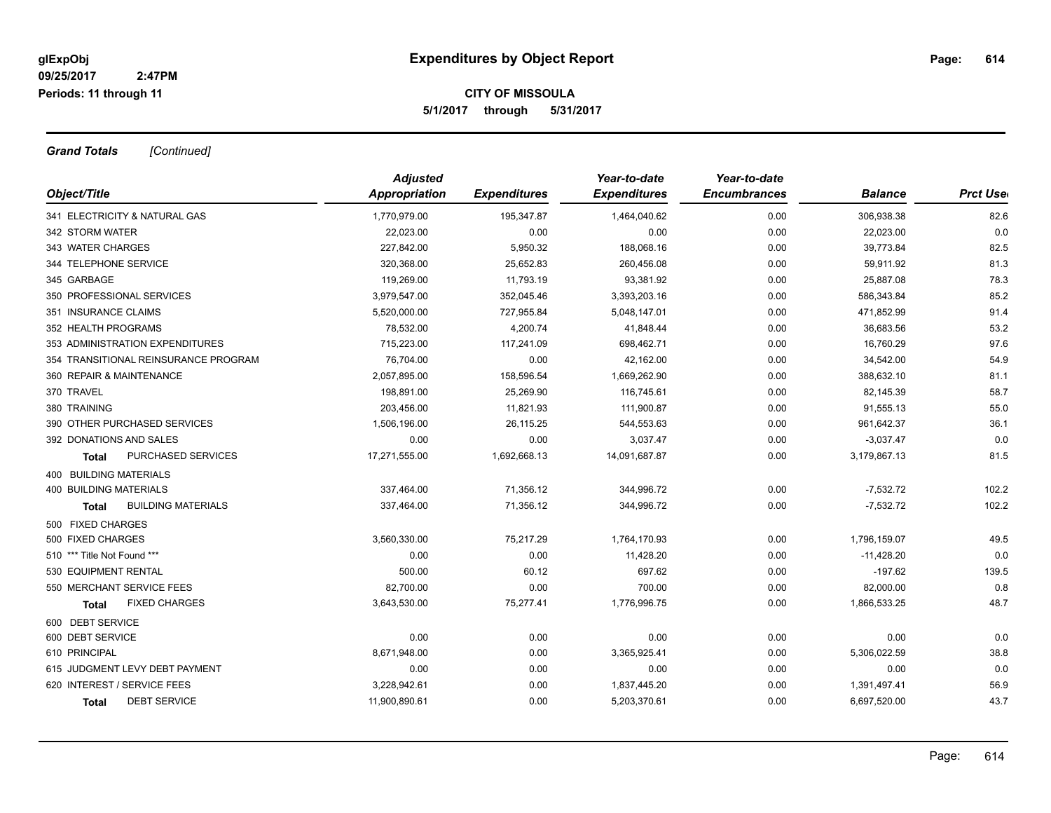# Expenditures by Object Report

glExpObj
09/25/2017 2:47PM
Periods: 11 through 11

**CITY OF MISSOULA**
**5/1/2017 through 5/31/2017**

***Grand Totals*** *[Continued]*

| Object/Title | Adjusted Appropriation | Expenditures | Year-to-date Expenditures | Year-to-date Encumbrances | Balance | Prct Used |
|---|---|---|---|---|---|---|
| 341 ELECTRICITY & NATURAL GAS | 1,770,979.00 | 195,347.87 | 1,464,040.62 | 0.00 | 306,938.38 | 82.6 |
| 342 STORM WATER | 22,023.00 | 0.00 | 0.00 | 0.00 | 22,023.00 | 0.0 |
| 343 WATER CHARGES | 227,842.00 | 5,950.32 | 188,068.16 | 0.00 | 39,773.84 | 82.5 |
| 344 TELEPHONE SERVICE | 320,368.00 | 25,652.83 | 260,456.08 | 0.00 | 59,911.92 | 81.3 |
| 345 GARBAGE | 119,269.00 | 11,793.19 | 93,381.92 | 0.00 | 25,887.08 | 78.3 |
| 350 PROFESSIONAL SERVICES | 3,979,547.00 | 352,045.46 | 3,393,203.16 | 0.00 | 586,343.84 | 85.2 |
| 351 INSURANCE CLAIMS | 5,520,000.00 | 727,955.84 | 5,048,147.01 | 0.00 | 471,852.99 | 91.4 |
| 352 HEALTH PROGRAMS | 78,532.00 | 4,200.74 | 41,848.44 | 0.00 | 36,683.56 | 53.2 |
| 353 ADMINISTRATION EXPENDITURES | 715,223.00 | 117,241.09 | 698,462.71 | 0.00 | 16,760.29 | 97.6 |
| 354 TRANSITIONAL REINSURANCE PROGRAM | 76,704.00 | 0.00 | 42,162.00 | 0.00 | 34,542.00 | 54.9 |
| 360 REPAIR & MAINTENANCE | 2,057,895.00 | 158,596.54 | 1,669,262.90 | 0.00 | 388,632.10 | 81.1 |
| 370 TRAVEL | 198,891.00 | 25,269.90 | 116,745.61 | 0.00 | 82,145.39 | 58.7 |
| 380 TRAINING | 203,456.00 | 11,821.93 | 111,900.87 | 0.00 | 91,555.13 | 55.0 |
| 390 OTHER PURCHASED SERVICES | 1,506,196.00 | 26,115.25 | 544,553.63 | 0.00 | 961,642.37 | 36.1 |
| 392 DONATIONS AND SALES | 0.00 | 0.00 | 3,037.47 | 0.00 | -3,037.47 | 0.0 |
| **Total** PURCHASED SERVICES | 17,271,555.00 | 1,692,668.13 | 14,091,687.87 | 0.00 | 3,179,867.13 | 81.5 |
| 400 BUILDING MATERIALS | | | | | | |
| 400 BUILDING MATERIALS | 337,464.00 | 71,356.12 | 344,996.72 | 0.00 | -7,532.72 | 102.2 |
| **Total** BUILDING MATERIALS | 337,464.00 | 71,356.12 | 344,996.72 | 0.00 | -7,532.72 | 102.2 |
| 500 FIXED CHARGES | | | | | | |
| 500 FIXED CHARGES | 3,560,330.00 | 75,217.29 | 1,764,170.93 | 0.00 | 1,796,159.07 | 49.5 |
| 510 *** Title Not Found *** | 0.00 | 0.00 | 11,428.20 | 0.00 | -11,428.20 | 0.0 |
| 530 EQUIPMENT RENTAL | 500.00 | 60.12 | 697.62 | 0.00 | -197.62 | 139.5 |
| 550 MERCHANT SERVICE FEES | 82,700.00 | 0.00 | 700.00 | 0.00 | 82,000.00 | 0.8 |
| **Total** FIXED CHARGES | 3,643,530.00 | 75,277.41 | 1,776,996.75 | 0.00 | 1,866,533.25 | 48.7 |
| 600 DEBT SERVICE | | | | | | |
| 600 DEBT SERVICE | 0.00 | 0.00 | 0.00 | 0.00 | 0.00 | 0.0 |
| 610 PRINCIPAL | 8,671,948.00 | 0.00 | 3,365,925.41 | 0.00 | 5,306,022.59 | 38.8 |
| 615 JUDGMENT LEVY DEBT PAYMENT | 0.00 | 0.00 | 0.00 | 0.00 | 0.00 | 0.0 |
| 620 INTEREST / SERVICE FEES | 3,228,942.61 | 0.00 | 1,837,445.20 | 0.00 | 1,391,497.41 | 56.9 |
| **Total** DEBT SERVICE | 11,900,890.61 | 0.00 | 5,203,370.61 | 0.00 | 6,697,520.00 | 43.7 |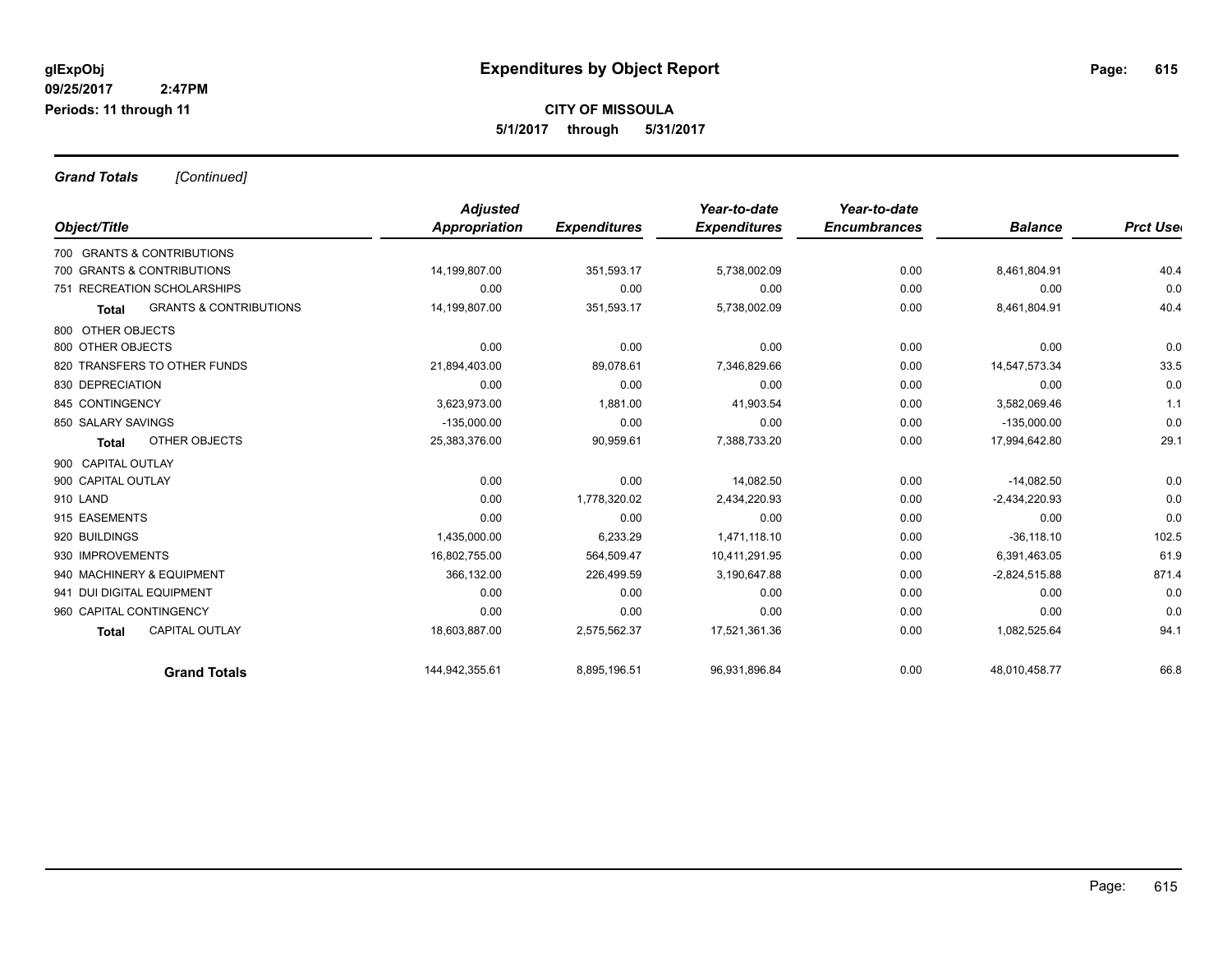**glExpObj** **Expenditures by Object Report**

**09/25/2017 2:47PM**

**Periods: 11 through 11**

**CITY OF MISSOULA**

**5/1/2017 through 5/31/2017**

***Grand Totals*** *[Continued]*

| *Object/Title* | *Adjusted Appropriation* | *Expenditures* | *Year-to-date Expenditures* | *Year-to-date Encumbrances* | *Balance* | *Prct Used* |
|---|---|---|---|---|---|---|
| 700 GRANTS & CONTRIBUTIONS | | | | | | |
| 700 GRANTS & CONTRIBUTIONS | 14,199,807.00 | 351,593.17 | 5,738,002.09 | 0.00 | 8,461,804.91 | 40.4 |
| 751 RECREATION SCHOLARSHIPS | 0.00 | 0.00 | 0.00 | 0.00 | 0.00 | 0.0 |
| **Total** GRANTS & CONTRIBUTIONS | 14,199,807.00 | 351,593.17 | 5,738,002.09 | 0.00 | 8,461,804.91 | 40.4 |
| 800 OTHER OBJECTS | | | | | | |
| 800 OTHER OBJECTS | 0.00 | 0.00 | 0.00 | 0.00 | 0.00 | 0.0 |
| 820 TRANSFERS TO OTHER FUNDS | 21,894,403.00 | 89,078.61 | 7,346,829.66 | 0.00 | 14,547,573.34 | 33.5 |
| 830 DEPRECIATION | 0.00 | 0.00 | 0.00 | 0.00 | 0.00 | 0.0 |
| 845 CONTINGENCY | 3,623,973.00 | 1,881.00 | 41,903.54 | 0.00 | 3,582,069.46 | 1.1 |
| 850 SALARY SAVINGS | -135,000.00 | 0.00 | 0.00 | 0.00 | -135,000.00 | 0.0 |
| **Total** OTHER OBJECTS | 25,383,376.00 | 90,959.61 | 7,388,733.20 | 0.00 | 17,994,642.80 | 29.1 |
| 900 CAPITAL OUTLAY | | | | | | |
| 900 CAPITAL OUTLAY | 0.00 | 0.00 | 14,082.50 | 0.00 | -14,082.50 | 0.0 |
| 910 LAND | 0.00 | 1,778,320.02 | 2,434,220.93 | 0.00 | -2,434,220.93 | 0.0 |
| 915 EASEMENTS | 0.00 | 0.00 | 0.00 | 0.00 | 0.00 | 0.0 |
| 920 BUILDINGS | 1,435,000.00 | 6,233.29 | 1,471,118.10 | 0.00 | -36,118.10 | 102.5 |
| 930 IMPROVEMENTS | 16,802,755.00 | 564,509.47 | 10,411,291.95 | 0.00 | 6,391,463.05 | 61.9 |
| 940 MACHINERY & EQUIPMENT | 366,132.00 | 226,499.59 | 3,190,647.88 | 0.00 | -2,824,515.88 | 871.4 |
| 941 DUI DIGITAL EQUIPMENT | 0.00 | 0.00 | 0.00 | 0.00 | 0.00 | 0.0 |
| 960 CAPITAL CONTINGENCY | 0.00 | 0.00 | 0.00 | 0.00 | 0.00 | 0.0 |
| **Total** CAPITAL OUTLAY | 18,603,887.00 | 2,575,562.37 | 17,521,361.36 | 0.00 | 1,082,525.64 | 94.1 |
| **Grand Totals** | 144,942,355.61 | 8,895,196.51 | 96,931,896.84 | 0.00 | 48,010,458.77 | 66.8 |